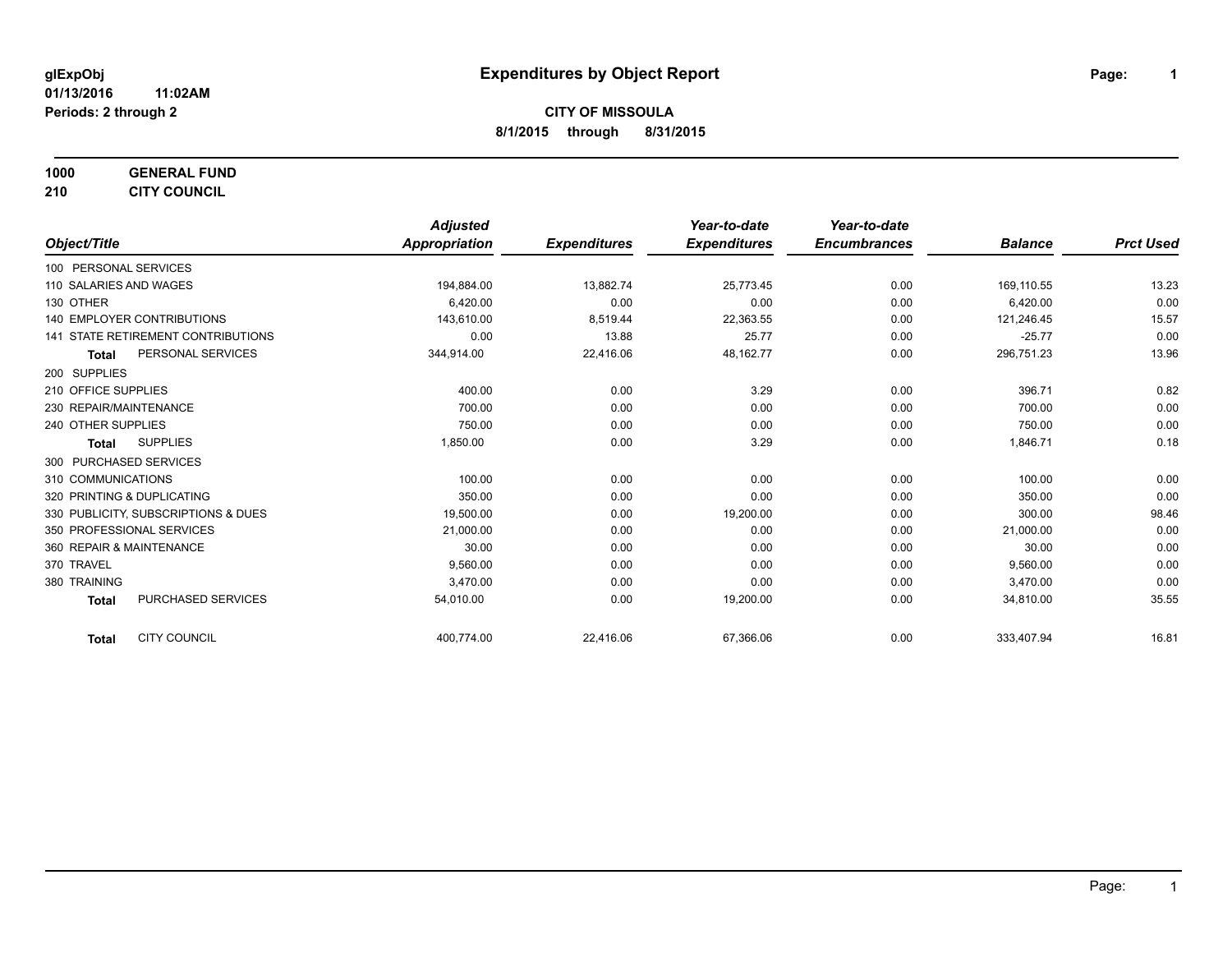# Expenditures by Object Report

glExpObj
01/13/2016 11:02AM
Periods: 2 through 2

**CITY OF MISSOULA**
**8/1/2015 through 8/31/2015**

**1000 GENERAL FUND**
**210 CITY COUNCIL**

| Object/Title | Adjusted Appropriation | Expenditures | Year-to-date Expenditures | Year-to-date Encumbrances | Balance | Prct Used |
|---|---|---|---|---|---|---|
| 100 PERSONAL SERVICES | | | | | | |
| 110 SALARIES AND WAGES | 194,884.00 | 13,882.74 | 25,773.45 | 0.00 | 169,110.55 | 13.23 |
| 130 OTHER | 6,420.00 | 0.00 | 0.00 | 0.00 | 6,420.00 | 0.00 |
| 140 EMPLOYER CONTRIBUTIONS | 143,610.00 | 8,519.44 | 22,363.55 | 0.00 | 121,246.45 | 15.57 |
| 141 STATE RETIREMENT CONTRIBUTIONS | 0.00 | 13.88 | 25.77 | 0.00 | -25.77 | 0.00 |
| **Total** PERSONAL SERVICES | 344,914.00 | 22,416.06 | 48,162.77 | 0.00 | 296,751.23 | 13.96 |
| 200 SUPPLIES | | | | | | |
| 210 OFFICE SUPPLIES | 400.00 | 0.00 | 3.29 | 0.00 | 396.71 | 0.82 |
| 230 REPAIR/MAINTENANCE | 700.00 | 0.00 | 0.00 | 0.00 | 700.00 | 0.00 |
| 240 OTHER SUPPLIES | 750.00 | 0.00 | 0.00 | 0.00 | 750.00 | 0.00 |
| **Total** SUPPLIES | 1,850.00 | 0.00 | 3.29 | 0.00 | 1,846.71 | 0.18 |
| 300 PURCHASED SERVICES | | | | | | |
| 310 COMMUNICATIONS | 100.00 | 0.00 | 0.00 | 0.00 | 100.00 | 0.00 |
| 320 PRINTING & DUPLICATING | 350.00 | 0.00 | 0.00 | 0.00 | 350.00 | 0.00 |
| 330 PUBLICITY, SUBSCRIPTIONS & DUES | 19,500.00 | 0.00 | 19,200.00 | 0.00 | 300.00 | 98.46 |
| 350 PROFESSIONAL SERVICES | 21,000.00 | 0.00 | 0.00 | 0.00 | 21,000.00 | 0.00 |
| 360 REPAIR & MAINTENANCE | 30.00 | 0.00 | 0.00 | 0.00 | 30.00 | 0.00 |
| 370 TRAVEL | 9,560.00 | 0.00 | 0.00 | 0.00 | 9,560.00 | 0.00 |
| 380 TRAINING | 3,470.00 | 0.00 | 0.00 | 0.00 | 3,470.00 | 0.00 |
| **Total** PURCHASED SERVICES | 54,010.00 | 0.00 | 19,200.00 | 0.00 | 34,810.00 | 35.55 |
| **Total** CITY COUNCIL | 400,774.00 | 22,416.06 | 67,366.06 | 0.00 | 333,407.94 | 16.81 |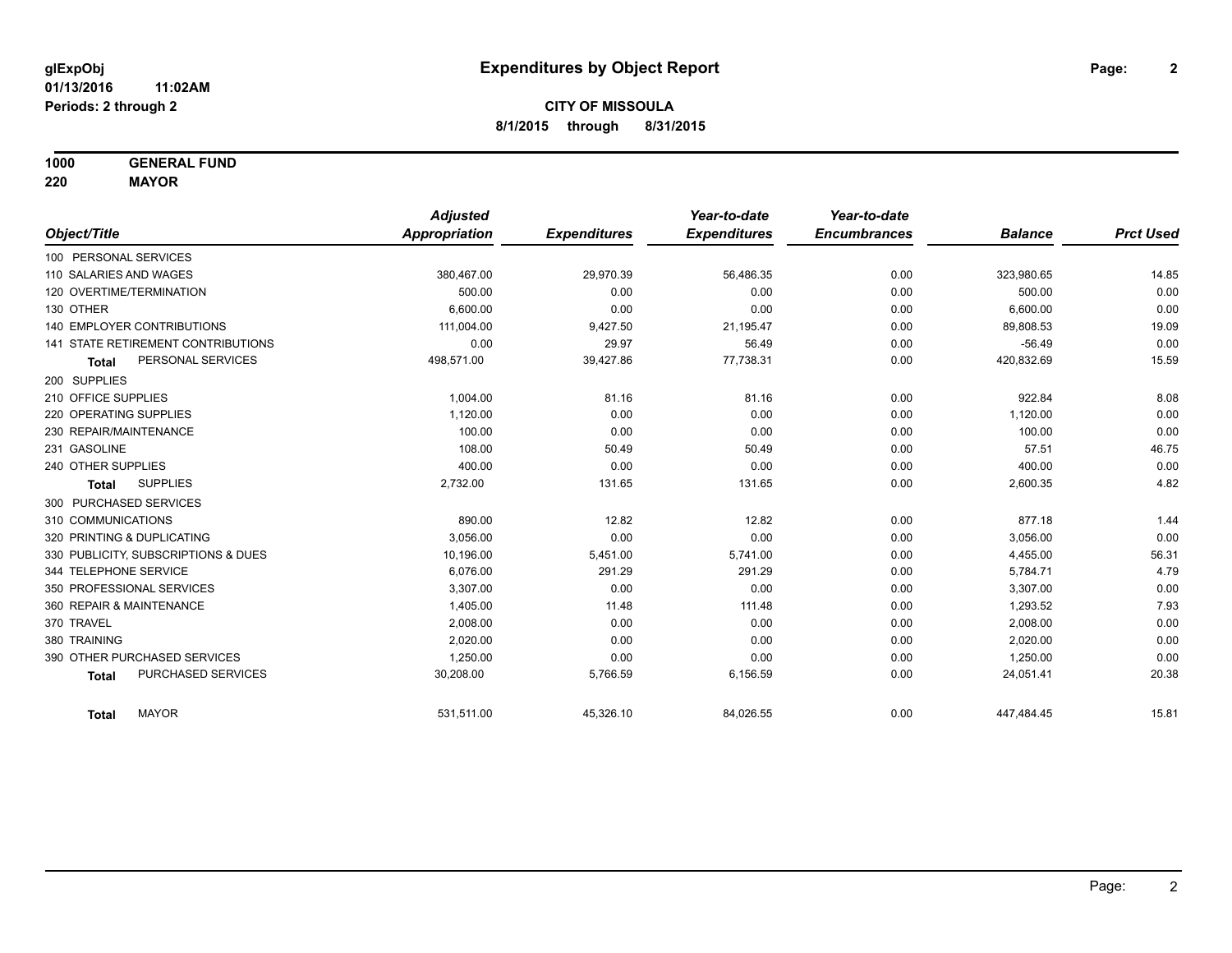# Expenditures by Object Report

glExpObj
01/13/2016 11:02AM
Periods: 2 through 2

**CITY OF MISSOULA**
**8/1/2015 through 8/31/2015**

**1000 GENERAL FUND**
**220 MAYOR**

| Object/Title | Adjusted Appropriation | Expenditures | Year-to-date Expenditures | Year-to-date Encumbrances | Balance | Prct Used |
|---|---|---|---|---|---|---|
| 100 PERSONAL SERVICES | | | | | | |
| 110 SALARIES AND WAGES | 380,467.00 | 29,970.39 | 56,486.35 | 0.00 | 323,980.65 | 14.85 |
| 120 OVERTIME/TERMINATION | 500.00 | 0.00 | 0.00 | 0.00 | 500.00 | 0.00 |
| 130 OTHER | 6,600.00 | 0.00 | 0.00 | 0.00 | 6,600.00 | 0.00 |
| 140 EMPLOYER CONTRIBUTIONS | 111,004.00 | 9,427.50 | 21,195.47 | 0.00 | 89,808.53 | 19.09 |
| 141 STATE RETIREMENT CONTRIBUTIONS | 0.00 | 29.97 | 56.49 | 0.00 | -56.49 | 0.00 |
| **Total** PERSONAL SERVICES | 498,571.00 | 39,427.86 | 77,738.31 | 0.00 | 420,832.69 | 15.59 |
| 200 SUPPLIES | | | | | | |
| 210 OFFICE SUPPLIES | 1,004.00 | 81.16 | 81.16 | 0.00 | 922.84 | 8.08 |
| 220 OPERATING SUPPLIES | 1,120.00 | 0.00 | 0.00 | 0.00 | 1,120.00 | 0.00 |
| 230 REPAIR/MAINTENANCE | 100.00 | 0.00 | 0.00 | 0.00 | 100.00 | 0.00 |
| 231 GASOLINE | 108.00 | 50.49 | 50.49 | 0.00 | 57.51 | 46.75 |
| 240 OTHER SUPPLIES | 400.00 | 0.00 | 0.00 | 0.00 | 400.00 | 0.00 |
| **Total** SUPPLIES | 2,732.00 | 131.65 | 131.65 | 0.00 | 2,600.35 | 4.82 |
| 300 PURCHASED SERVICES | | | | | | |
| 310 COMMUNICATIONS | 890.00 | 12.82 | 12.82 | 0.00 | 877.18 | 1.44 |
| 320 PRINTING & DUPLICATING | 3,056.00 | 0.00 | 0.00 | 0.00 | 3,056.00 | 0.00 |
| 330 PUBLICITY, SUBSCRIPTIONS & DUES | 10,196.00 | 5,451.00 | 5,741.00 | 0.00 | 4,455.00 | 56.31 |
| 344 TELEPHONE SERVICE | 6,076.00 | 291.29 | 291.29 | 0.00 | 5,784.71 | 4.79 |
| 350 PROFESSIONAL SERVICES | 3,307.00 | 0.00 | 0.00 | 0.00 | 3,307.00 | 0.00 |
| 360 REPAIR & MAINTENANCE | 1,405.00 | 11.48 | 111.48 | 0.00 | 1,293.52 | 7.93 |
| 370 TRAVEL | 2,008.00 | 0.00 | 0.00 | 0.00 | 2,008.00 | 0.00 |
| 380 TRAINING | 2,020.00 | 0.00 | 0.00 | 0.00 | 2,020.00 | 0.00 |
| 390 OTHER PURCHASED SERVICES | 1,250.00 | 0.00 | 0.00 | 0.00 | 1,250.00 | 0.00 |
| **Total** PURCHASED SERVICES | 30,208.00 | 5,766.59 | 6,156.59 | 0.00 | 24,051.41 | 20.38 |
| **Total** MAYOR | 531,511.00 | 45,326.10 | 84,026.55 | 0.00 | 447,484.45 | 15.81 |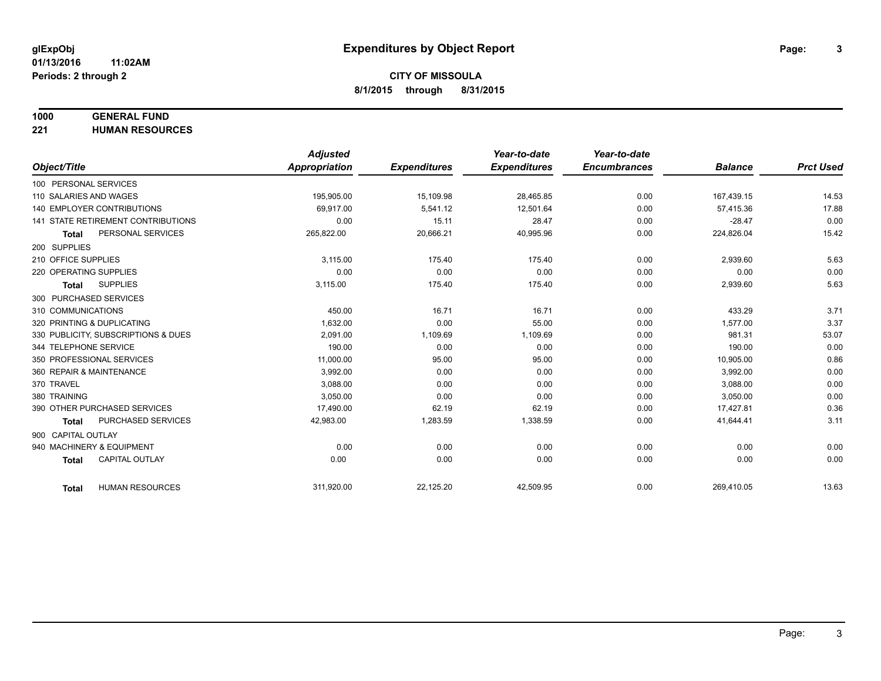glExpObj
01/13/2016 11:02AM
Periods: 2 through 2

# Expenditures by Object Report

**CITY OF MISSOULA**
**8/1/2015 through 8/31/2015**

**1000 GENERAL FUND**
**221 HUMAN RESOURCES**

| Object/Title | Adjusted Appropriation | Expenditures | Year-to-date Expenditures | Year-to-date Encumbrances | Balance | Prct Used |
|---|---|---|---|---|---|---|
| 100 PERSONAL SERVICES | | | | | | |
| 110 SALARIES AND WAGES | 195,905.00 | 15,109.98 | 28,465.85 | 0.00 | 167,439.15 | 14.53 |
| 140 EMPLOYER CONTRIBUTIONS | 69,917.00 | 5,541.12 | 12,501.64 | 0.00 | 57,415.36 | 17.88 |
| 141 STATE RETIREMENT CONTRIBUTIONS | 0.00 | 15.11 | 28.47 | 0.00 | -28.47 | 0.00 |
| **Total** PERSONAL SERVICES | 265,822.00 | 20,666.21 | 40,995.96 | 0.00 | 224,826.04 | 15.42 |
| 200 SUPPLIES | | | | | | |
| 210 OFFICE SUPPLIES | 3,115.00 | 175.40 | 175.40 | 0.00 | 2,939.60 | 5.63 |
| 220 OPERATING SUPPLIES | 0.00 | 0.00 | 0.00 | 0.00 | 0.00 | 0.00 |
| **Total** SUPPLIES | 3,115.00 | 175.40 | 175.40 | 0.00 | 2,939.60 | 5.63 |
| 300 PURCHASED SERVICES | | | | | | |
| 310 COMMUNICATIONS | 450.00 | 16.71 | 16.71 | 0.00 | 433.29 | 3.71 |
| 320 PRINTING & DUPLICATING | 1,632.00 | 0.00 | 55.00 | 0.00 | 1,577.00 | 3.37 |
| 330 PUBLICITY, SUBSCRIPTIONS & DUES | 2,091.00 | 1,109.69 | 1,109.69 | 0.00 | 981.31 | 53.07 |
| 344 TELEPHONE SERVICE | 190.00 | 0.00 | 0.00 | 0.00 | 190.00 | 0.00 |
| 350 PROFESSIONAL SERVICES | 11,000.00 | 95.00 | 95.00 | 0.00 | 10,905.00 | 0.86 |
| 360 REPAIR & MAINTENANCE | 3,992.00 | 0.00 | 0.00 | 0.00 | 3,992.00 | 0.00 |
| 370 TRAVEL | 3,088.00 | 0.00 | 0.00 | 0.00 | 3,088.00 | 0.00 |
| 380 TRAINING | 3,050.00 | 0.00 | 0.00 | 0.00 | 3,050.00 | 0.00 |
| 390 OTHER PURCHASED SERVICES | 17,490.00 | 62.19 | 62.19 | 0.00 | 17,427.81 | 0.36 |
| **Total** PURCHASED SERVICES | 42,983.00 | 1,283.59 | 1,338.59 | 0.00 | 41,644.41 | 3.11 |
| 900 CAPITAL OUTLAY | | | | | | |
| 940 MACHINERY & EQUIPMENT | 0.00 | 0.00 | 0.00 | 0.00 | 0.00 | 0.00 |
| **Total** CAPITAL OUTLAY | 0.00 | 0.00 | 0.00 | 0.00 | 0.00 | 0.00 |
| **Total** HUMAN RESOURCES | 311,920.00 | 22,125.20 | 42,509.95 | 0.00 | 269,410.05 | 13.63 |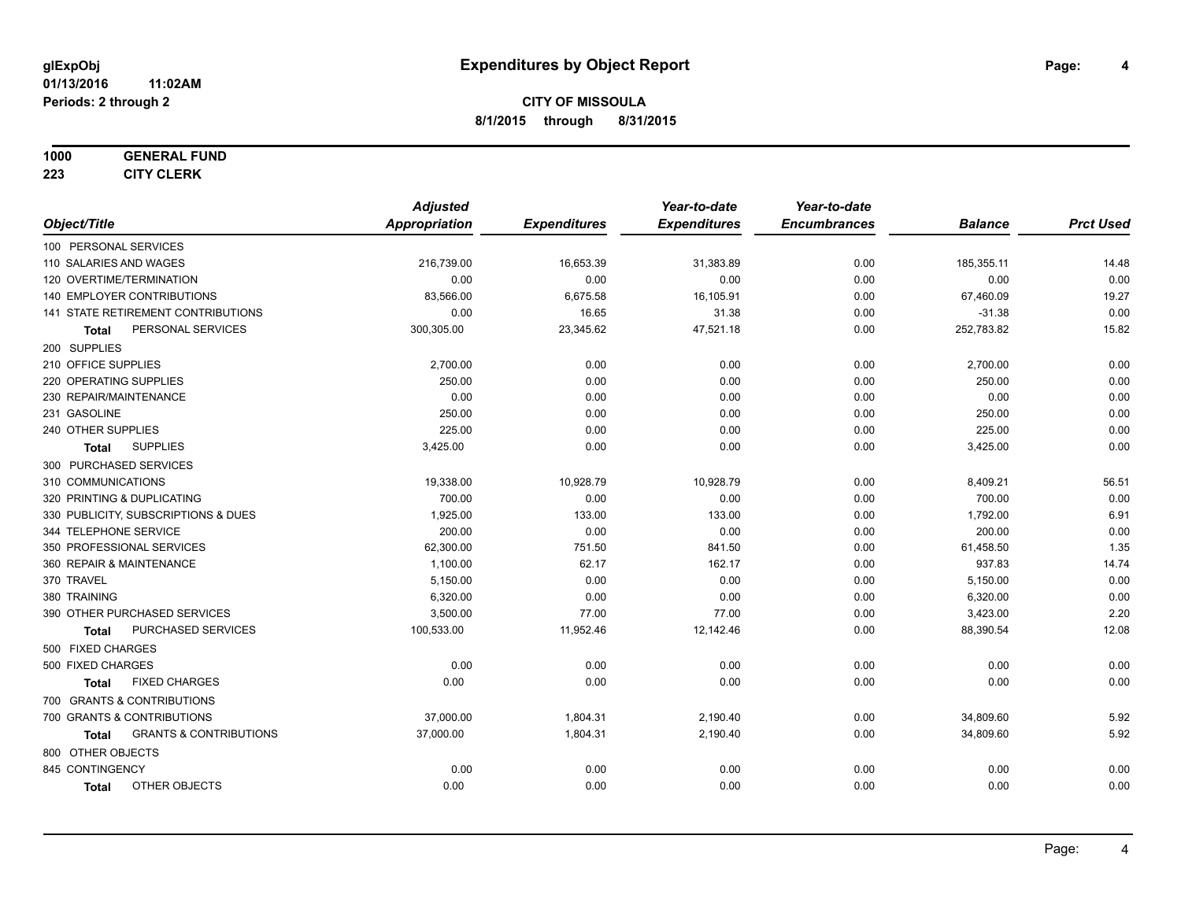**glExpObj**
**01/13/2016 11:02AM**
**Periods: 2 through 2**

# Expenditures by Object Report

**CITY OF MISSOULA**
**8/1/2015 through 8/31/2015**

**1000 GENERAL FUND**
**223 CITY CLERK**

| Object/Title | Adjusted Appropriation | Expenditures | Year-to-date Expenditures | Year-to-date Encumbrances | Balance | Prct Used |
|---|---|---|---|---|---|---|
| 100 PERSONAL SERVICES | | | | | | |
| 110 SALARIES AND WAGES | 216,739.00 | 16,653.39 | 31,383.89 | 0.00 | 185,355.11 | 14.48 |
| 120 OVERTIME/TERMINATION | 0.00 | 0.00 | 0.00 | 0.00 | 0.00 | 0.00 |
| 140 EMPLOYER CONTRIBUTIONS | 83,566.00 | 6,675.58 | 16,105.91 | 0.00 | 67,460.09 | 19.27 |
| 141 STATE RETIREMENT CONTRIBUTIONS | 0.00 | 16.65 | 31.38 | 0.00 | -31.38 | 0.00 |
| **Total** PERSONAL SERVICES | 300,305.00 | 23,345.62 | 47,521.18 | 0.00 | 252,783.82 | 15.82 |
| 200 SUPPLIES | | | | | | |
| 210 OFFICE SUPPLIES | 2,700.00 | 0.00 | 0.00 | 0.00 | 2,700.00 | 0.00 |
| 220 OPERATING SUPPLIES | 250.00 | 0.00 | 0.00 | 0.00 | 250.00 | 0.00 |
| 230 REPAIR/MAINTENANCE | 0.00 | 0.00 | 0.00 | 0.00 | 0.00 | 0.00 |
| 231 GASOLINE | 250.00 | 0.00 | 0.00 | 0.00 | 250.00 | 0.00 |
| 240 OTHER SUPPLIES | 225.00 | 0.00 | 0.00 | 0.00 | 225.00 | 0.00 |
| **Total** SUPPLIES | 3,425.00 | 0.00 | 0.00 | 0.00 | 3,425.00 | 0.00 |
| 300 PURCHASED SERVICES | | | | | | |
| 310 COMMUNICATIONS | 19,338.00 | 10,928.79 | 10,928.79 | 0.00 | 8,409.21 | 56.51 |
| 320 PRINTING & DUPLICATING | 700.00 | 0.00 | 0.00 | 0.00 | 700.00 | 0.00 |
| 330 PUBLICITY, SUBSCRIPTIONS & DUES | 1,925.00 | 133.00 | 133.00 | 0.00 | 1,792.00 | 6.91 |
| 344 TELEPHONE SERVICE | 200.00 | 0.00 | 0.00 | 0.00 | 200.00 | 0.00 |
| 350 PROFESSIONAL SERVICES | 62,300.00 | 751.50 | 841.50 | 0.00 | 61,458.50 | 1.35 |
| 360 REPAIR & MAINTENANCE | 1,100.00 | 62.17 | 162.17 | 0.00 | 937.83 | 14.74 |
| 370 TRAVEL | 5,150.00 | 0.00 | 0.00 | 0.00 | 5,150.00 | 0.00 |
| 380 TRAINING | 6,320.00 | 0.00 | 0.00 | 0.00 | 6,320.00 | 0.00 |
| 390 OTHER PURCHASED SERVICES | 3,500.00 | 77.00 | 77.00 | 0.00 | 3,423.00 | 2.20 |
| **Total** PURCHASED SERVICES | 100,533.00 | 11,952.46 | 12,142.46 | 0.00 | 88,390.54 | 12.08 |
| 500 FIXED CHARGES | | | | | | |
| 500 FIXED CHARGES | 0.00 | 0.00 | 0.00 | 0.00 | 0.00 | 0.00 |
| **Total** FIXED CHARGES | 0.00 | 0.00 | 0.00 | 0.00 | 0.00 | 0.00 |
| 700 GRANTS & CONTRIBUTIONS | | | | | | |
| 700 GRANTS & CONTRIBUTIONS | 37,000.00 | 1,804.31 | 2,190.40 | 0.00 | 34,809.60 | 5.92 |
| **Total** GRANTS & CONTRIBUTIONS | 37,000.00 | 1,804.31 | 2,190.40 | 0.00 | 34,809.60 | 5.92 |
| 800 OTHER OBJECTS | | | | | | |
| 845 CONTINGENCY | 0.00 | 0.00 | 0.00 | 0.00 | 0.00 | 0.00 |
| **Total** OTHER OBJECTS | 0.00 | 0.00 | 0.00 | 0.00 | 0.00 | 0.00 |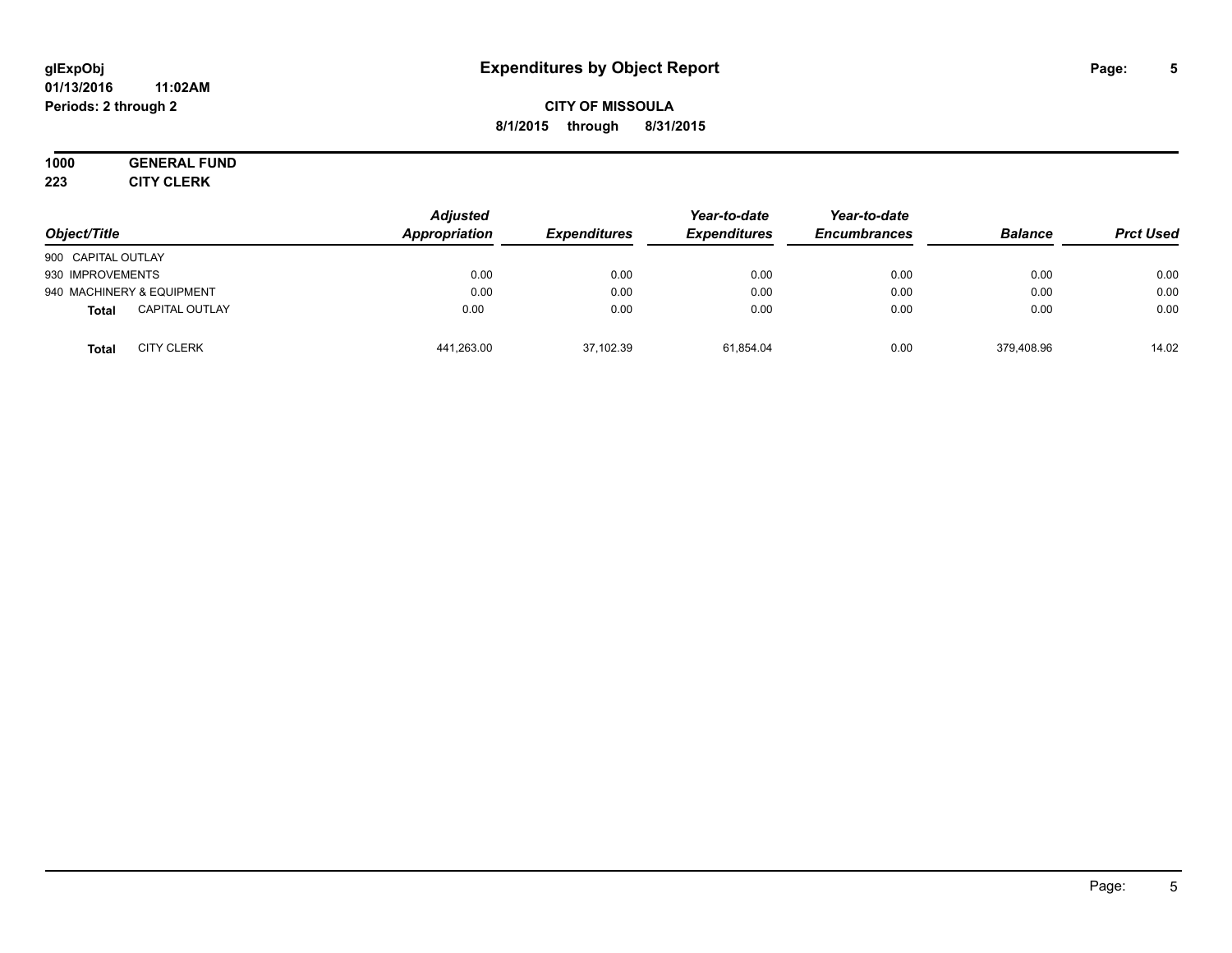**glExpObj** 
**01/13/2016 11:02AM**
**Periods: 2 through 2**

# Expenditures by Object Report

**CITY OF MISSOULA**
**8/1/2015 through 8/31/2015**

**1000 GENERAL FUND**
**223 CITY CLERK**

| Object/Title | Adjusted Appropriation | Expenditures | Year-to-date Expenditures | Year-to-date Encumbrances | Balance | Prct Used |
|---|---|---|---|---|---|---|
| 900 CAPITAL OUTLAY | | | | | | |
| 930 IMPROVEMENTS | 0.00 | 0.00 | 0.00 | 0.00 | 0.00 | 0.00 |
| 940 MACHINERY & EQUIPMENT | 0.00 | 0.00 | 0.00 | 0.00 | 0.00 | 0.00 |
| **Total** CAPITAL OUTLAY | 0.00 | 0.00 | 0.00 | 0.00 | 0.00 | 0.00 |
| **Total** CITY CLERK | 441,263.00 | 37,102.39 | 61,854.04 | 0.00 | 379,408.96 | 14.02 |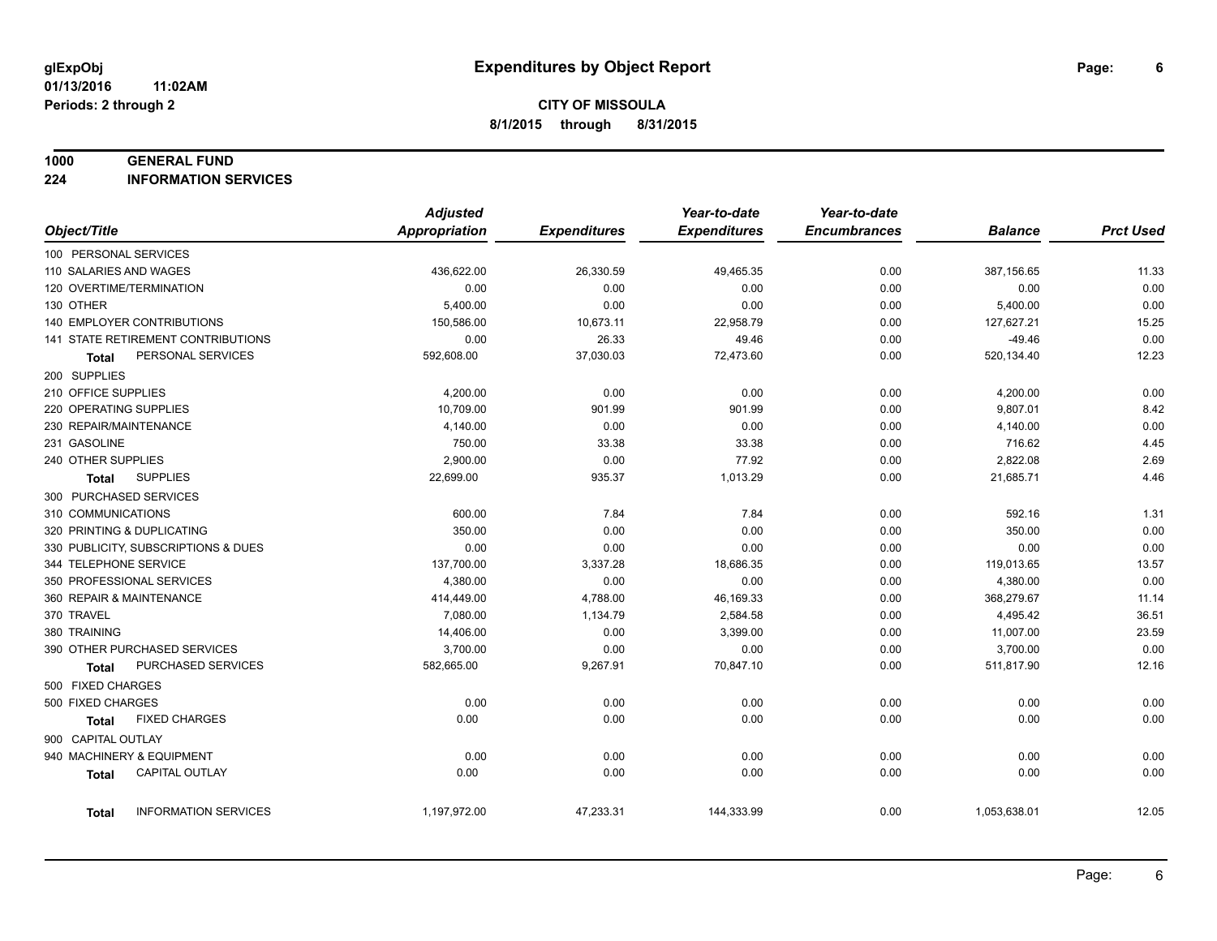# Expenditures by Object Report

glExpObj
01/13/2016 11:02AM
Periods: 2 through 2

**CITY OF MISSOULA**
**8/1/2015 through 8/31/2015**

**1000 GENERAL FUND**
**224 INFORMATION SERVICES**

| Object/Title | Adjusted Appropriation | Expenditures | Year-to-date Expenditures | Year-to-date Encumbrances | Balance | Prct Used |
|---|---|---|---|---|---|---|
| 100 PERSONAL SERVICES | | | | | | |
| 110 SALARIES AND WAGES | 436,622.00 | 26,330.59 | 49,465.35 | 0.00 | 387,156.65 | 11.33 |
| 120 OVERTIME/TERMINATION | 0.00 | 0.00 | 0.00 | 0.00 | 0.00 | 0.00 |
| 130 OTHER | 5,400.00 | 0.00 | 0.00 | 0.00 | 5,400.00 | 0.00 |
| 140 EMPLOYER CONTRIBUTIONS | 150,586.00 | 10,673.11 | 22,958.79 | 0.00 | 127,627.21 | 15.25 |
| 141 STATE RETIREMENT CONTRIBUTIONS | 0.00 | 26.33 | 49.46 | 0.00 | -49.46 | 0.00 |
| **Total** PERSONAL SERVICES | 592,608.00 | 37,030.03 | 72,473.60 | 0.00 | 520,134.40 | 12.23 |
| 200 SUPPLIES | | | | | | |
| 210 OFFICE SUPPLIES | 4,200.00 | 0.00 | 0.00 | 0.00 | 4,200.00 | 0.00 |
| 220 OPERATING SUPPLIES | 10,709.00 | 901.99 | 901.99 | 0.00 | 9,807.01 | 8.42 |
| 230 REPAIR/MAINTENANCE | 4,140.00 | 0.00 | 0.00 | 0.00 | 4,140.00 | 0.00 |
| 231 GASOLINE | 750.00 | 33.38 | 33.38 | 0.00 | 716.62 | 4.45 |
| 240 OTHER SUPPLIES | 2,900.00 | 0.00 | 77.92 | 0.00 | 2,822.08 | 2.69 |
| **Total** SUPPLIES | 22,699.00 | 935.37 | 1,013.29 | 0.00 | 21,685.71 | 4.46 |
| 300 PURCHASED SERVICES | | | | | | |
| 310 COMMUNICATIONS | 600.00 | 7.84 | 7.84 | 0.00 | 592.16 | 1.31 |
| 320 PRINTING & DUPLICATING | 350.00 | 0.00 | 0.00 | 0.00 | 350.00 | 0.00 |
| 330 PUBLICITY, SUBSCRIPTIONS & DUES | 0.00 | 0.00 | 0.00 | 0.00 | 0.00 | 0.00 |
| 344 TELEPHONE SERVICE | 137,700.00 | 3,337.28 | 18,686.35 | 0.00 | 119,013.65 | 13.57 |
| 350 PROFESSIONAL SERVICES | 4,380.00 | 0.00 | 0.00 | 0.00 | 4,380.00 | 0.00 |
| 360 REPAIR & MAINTENANCE | 414,449.00 | 4,788.00 | 46,169.33 | 0.00 | 368,279.67 | 11.14 |
| 370 TRAVEL | 7,080.00 | 1,134.79 | 2,584.58 | 0.00 | 4,495.42 | 36.51 |
| 380 TRAINING | 14,406.00 | 0.00 | 3,399.00 | 0.00 | 11,007.00 | 23.59 |
| 390 OTHER PURCHASED SERVICES | 3,700.00 | 0.00 | 0.00 | 0.00 | 3,700.00 | 0.00 |
| **Total** PURCHASED SERVICES | 582,665.00 | 9,267.91 | 70,847.10 | 0.00 | 511,817.90 | 12.16 |
| 500 FIXED CHARGES | | | | | | |
| 500 FIXED CHARGES | 0.00 | 0.00 | 0.00 | 0.00 | 0.00 | 0.00 |
| **Total** FIXED CHARGES | 0.00 | 0.00 | 0.00 | 0.00 | 0.00 | 0.00 |
| 900 CAPITAL OUTLAY | | | | | | |
| 940 MACHINERY & EQUIPMENT | 0.00 | 0.00 | 0.00 | 0.00 | 0.00 | 0.00 |
| **Total** CAPITAL OUTLAY | 0.00 | 0.00 | 0.00 | 0.00 | 0.00 | 0.00 |
| **Total** INFORMATION SERVICES | 1,197,972.00 | 47,233.31 | 144,333.99 | 0.00 | 1,053,638.01 | 12.05 |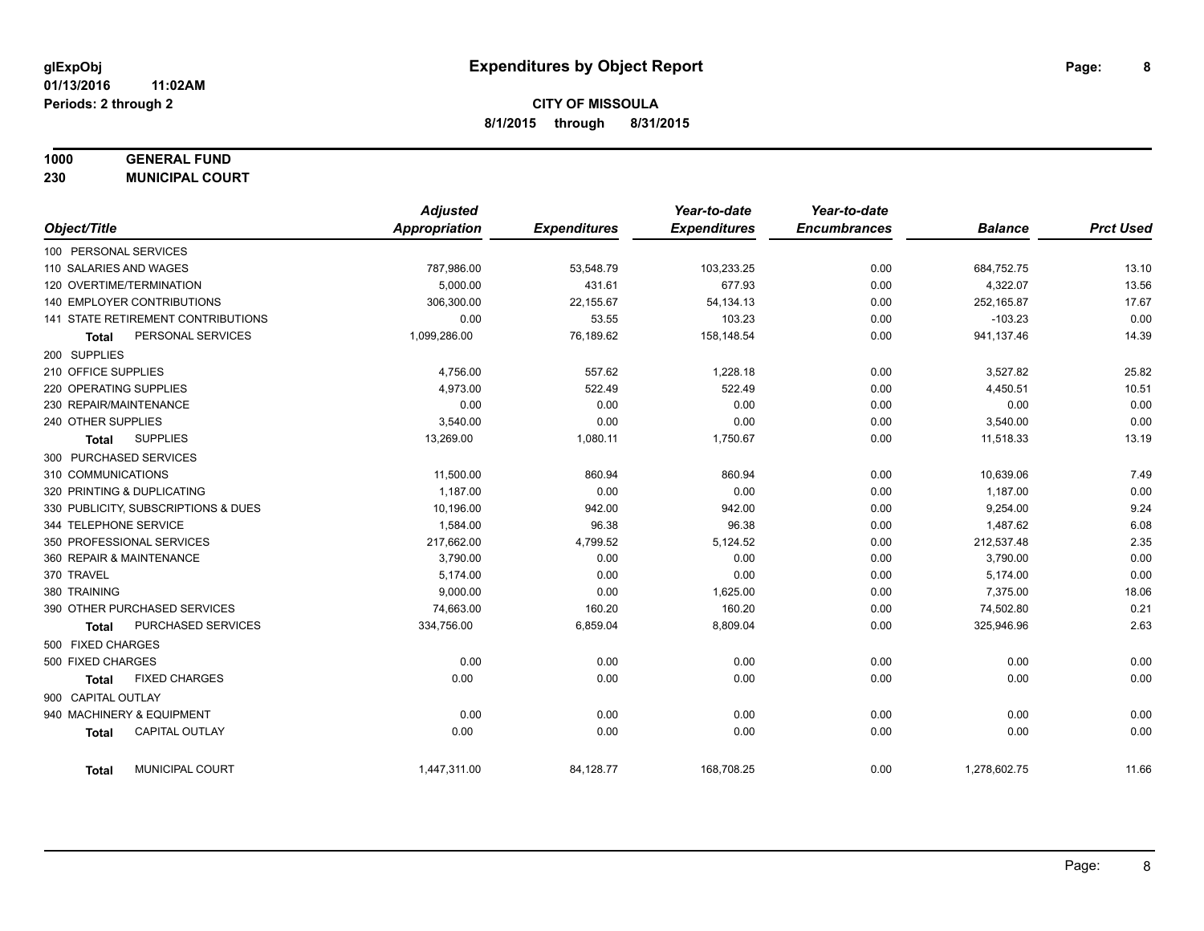**glExpObj**
**01/13/2016 11:02AM**
**Periods: 2 through 2**

# Expenditures by Object Report

**CITY OF MISSOULA**
**8/1/2015 through 8/31/2015**

**1000 GENERAL FUND**
**230 MUNICIPAL COURT**

| Object/Title | Adjusted Appropriation | Expenditures | Year-to-date Expenditures | Year-to-date Encumbrances | Balance | Prct Used |
|---|---|---|---|---|---|---|
| 100 PERSONAL SERVICES | | | | | | |
| 110 SALARIES AND WAGES | 787,986.00 | 53,548.79 | 103,233.25 | 0.00 | 684,752.75 | 13.10 |
| 120 OVERTIME/TERMINATION | 5,000.00 | 431.61 | 677.93 | 0.00 | 4,322.07 | 13.56 |
| 140 EMPLOYER CONTRIBUTIONS | 306,300.00 | 22,155.67 | 54,134.13 | 0.00 | 252,165.87 | 17.67 |
| 141 STATE RETIREMENT CONTRIBUTIONS | 0.00 | 53.55 | 103.23 | 0.00 | -103.23 | 0.00 |
| **Total** PERSONAL SERVICES | 1,099,286.00 | 76,189.62 | 158,148.54 | 0.00 | 941,137.46 | 14.39 |
| 200 SUPPLIES | | | | | | |
| 210 OFFICE SUPPLIES | 4,756.00 | 557.62 | 1,228.18 | 0.00 | 3,527.82 | 25.82 |
| 220 OPERATING SUPPLIES | 4,973.00 | 522.49 | 522.49 | 0.00 | 4,450.51 | 10.51 |
| 230 REPAIR/MAINTENANCE | 0.00 | 0.00 | 0.00 | 0.00 | 0.00 | 0.00 |
| 240 OTHER SUPPLIES | 3,540.00 | 0.00 | 0.00 | 0.00 | 3,540.00 | 0.00 |
| **Total** SUPPLIES | 13,269.00 | 1,080.11 | 1,750.67 | 0.00 | 11,518.33 | 13.19 |
| 300 PURCHASED SERVICES | | | | | | |
| 310 COMMUNICATIONS | 11,500.00 | 860.94 | 860.94 | 0.00 | 10,639.06 | 7.49 |
| 320 PRINTING & DUPLICATING | 1,187.00 | 0.00 | 0.00 | 0.00 | 1,187.00 | 0.00 |
| 330 PUBLICITY, SUBSCRIPTIONS & DUES | 10,196.00 | 942.00 | 942.00 | 0.00 | 9,254.00 | 9.24 |
| 344 TELEPHONE SERVICE | 1,584.00 | 96.38 | 96.38 | 0.00 | 1,487.62 | 6.08 |
| 350 PROFESSIONAL SERVICES | 217,662.00 | 4,799.52 | 5,124.52 | 0.00 | 212,537.48 | 2.35 |
| 360 REPAIR & MAINTENANCE | 3,790.00 | 0.00 | 0.00 | 0.00 | 3,790.00 | 0.00 |
| 370 TRAVEL | 5,174.00 | 0.00 | 0.00 | 0.00 | 5,174.00 | 0.00 |
| 380 TRAINING | 9,000.00 | 0.00 | 1,625.00 | 0.00 | 7,375.00 | 18.06 |
| 390 OTHER PURCHASED SERVICES | 74,663.00 | 160.20 | 160.20 | 0.00 | 74,502.80 | 0.21 |
| **Total** PURCHASED SERVICES | 334,756.00 | 6,859.04 | 8,809.04 | 0.00 | 325,946.96 | 2.63 |
| 500 FIXED CHARGES | | | | | | |
| 500 FIXED CHARGES | 0.00 | 0.00 | 0.00 | 0.00 | 0.00 | 0.00 |
| **Total** FIXED CHARGES | 0.00 | 0.00 | 0.00 | 0.00 | 0.00 | 0.00 |
| 900 CAPITAL OUTLAY | | | | | | |
| 940 MACHINERY & EQUIPMENT | 0.00 | 0.00 | 0.00 | 0.00 | 0.00 | 0.00 |
| **Total** CAPITAL OUTLAY | 0.00 | 0.00 | 0.00 | 0.00 | 0.00 | 0.00 |
| **Total** MUNICIPAL COURT | 1,447,311.00 | 84,128.77 | 168,708.25 | 0.00 | 1,278,602.75 | 11.66 |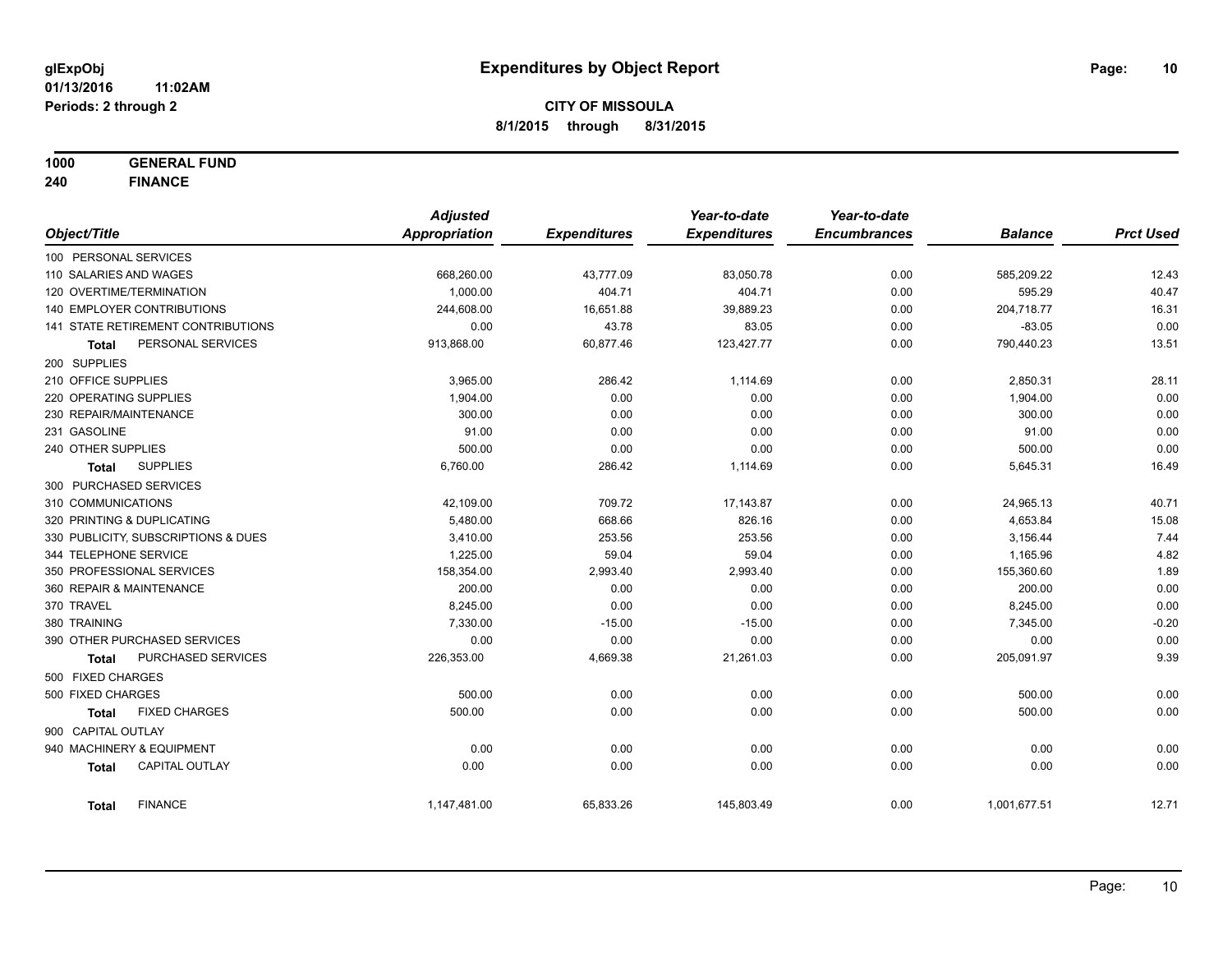**glExpObj**
**01/13/2016 11:02AM**
**Periods: 2 through 2**

# Expenditures by Object Report

**CITY OF MISSOULA**
**8/1/2015 through 8/31/2015**

**1000 GENERAL FUND**
**240 FINANCE**

| Object/Title | Adjusted Appropriation | Expenditures | Year-to-date Expenditures | Year-to-date Encumbrances | Balance | Prct Used |
|---|---|---|---|---|---|---|
| 100 PERSONAL SERVICES | | | | | | |
| 110 SALARIES AND WAGES | 668,260.00 | 43,777.09 | 83,050.78 | 0.00 | 585,209.22 | 12.43 |
| 120 OVERTIME/TERMINATION | 1,000.00 | 404.71 | 404.71 | 0.00 | 595.29 | 40.47 |
| 140 EMPLOYER CONTRIBUTIONS | 244,608.00 | 16,651.88 | 39,889.23 | 0.00 | 204,718.77 | 16.31 |
| 141 STATE RETIREMENT CONTRIBUTIONS | 0.00 | 43.78 | 83.05 | 0.00 | -83.05 | 0.00 |
| **Total** PERSONAL SERVICES | 913,868.00 | 60,877.46 | 123,427.77 | 0.00 | 790,440.23 | 13.51 |
| 200 SUPPLIES | | | | | | |
| 210 OFFICE SUPPLIES | 3,965.00 | 286.42 | 1,114.69 | 0.00 | 2,850.31 | 28.11 |
| 220 OPERATING SUPPLIES | 1,904.00 | 0.00 | 0.00 | 0.00 | 1,904.00 | 0.00 |
| 230 REPAIR/MAINTENANCE | 300.00 | 0.00 | 0.00 | 0.00 | 300.00 | 0.00 |
| 231 GASOLINE | 91.00 | 0.00 | 0.00 | 0.00 | 91.00 | 0.00 |
| 240 OTHER SUPPLIES | 500.00 | 0.00 | 0.00 | 0.00 | 500.00 | 0.00 |
| **Total** SUPPLIES | 6,760.00 | 286.42 | 1,114.69 | 0.00 | 5,645.31 | 16.49 |
| 300 PURCHASED SERVICES | | | | | | |
| 310 COMMUNICATIONS | 42,109.00 | 709.72 | 17,143.87 | 0.00 | 24,965.13 | 40.71 |
| 320 PRINTING & DUPLICATING | 5,480.00 | 668.66 | 826.16 | 0.00 | 4,653.84 | 15.08 |
| 330 PUBLICITY, SUBSCRIPTIONS & DUES | 3,410.00 | 253.56 | 253.56 | 0.00 | 3,156.44 | 7.44 |
| 344 TELEPHONE SERVICE | 1,225.00 | 59.04 | 59.04 | 0.00 | 1,165.96 | 4.82 |
| 350 PROFESSIONAL SERVICES | 158,354.00 | 2,993.40 | 2,993.40 | 0.00 | 155,360.60 | 1.89 |
| 360 REPAIR & MAINTENANCE | 200.00 | 0.00 | 0.00 | 0.00 | 200.00 | 0.00 |
| 370 TRAVEL | 8,245.00 | 0.00 | 0.00 | 0.00 | 8,245.00 | 0.00 |
| 380 TRAINING | 7,330.00 | -15.00 | -15.00 | 0.00 | 7,345.00 | -0.20 |
| 390 OTHER PURCHASED SERVICES | 0.00 | 0.00 | 0.00 | 0.00 | 0.00 | 0.00 |
| **Total** PURCHASED SERVICES | 226,353.00 | 4,669.38 | 21,261.03 | 0.00 | 205,091.97 | 9.39 |
| 500 FIXED CHARGES | | | | | | |
| 500 FIXED CHARGES | 500.00 | 0.00 | 0.00 | 0.00 | 500.00 | 0.00 |
| **Total** FIXED CHARGES | 500.00 | 0.00 | 0.00 | 0.00 | 500.00 | 0.00 |
| 900 CAPITAL OUTLAY | | | | | | |
| 940 MACHINERY & EQUIPMENT | 0.00 | 0.00 | 0.00 | 0.00 | 0.00 | 0.00 |
| **Total** CAPITAL OUTLAY | 0.00 | 0.00 | 0.00 | 0.00 | 0.00 | 0.00 |
| **Total** FINANCE | 1,147,481.00 | 65,833.26 | 145,803.49 | 0.00 | 1,001,677.51 | 12.71 |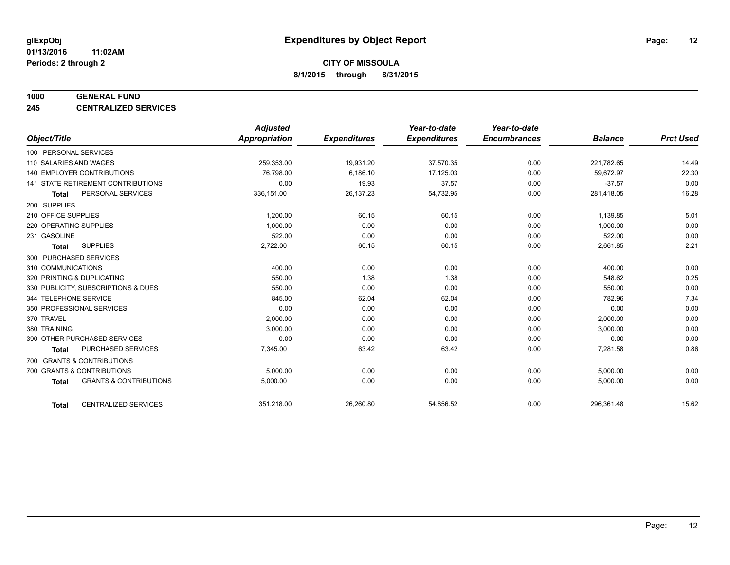# Expenditures by Object Report

glExpObj
01/13/2016 11:02AM
Periods: 2 through 2

**CITY OF MISSOULA**
**8/1/2015 through 8/31/2015**

**1000 GENERAL FUND**
**245 CENTRALIZED SERVICES**

| Object/Title | Adjusted Appropriation | Expenditures | Year-to-date Expenditures | Year-to-date Encumbrances | Balance | Prct Used |
|---|---|---|---|---|---|---|
| 100 PERSONAL SERVICES | | | | | | |
| 110 SALARIES AND WAGES | 259,353.00 | 19,931.20 | 37,570.35 | 0.00 | 221,782.65 | 14.49 |
| 140 EMPLOYER CONTRIBUTIONS | 76,798.00 | 6,186.10 | 17,125.03 | 0.00 | 59,672.97 | 22.30 |
| 141 STATE RETIREMENT CONTRIBUTIONS | 0.00 | 19.93 | 37.57 | 0.00 | -37.57 | 0.00 |
| **Total** PERSONAL SERVICES | 336,151.00 | 26,137.23 | 54,732.95 | 0.00 | 281,418.05 | 16.28 |
| 200 SUPPLIES | | | | | | |
| 210 OFFICE SUPPLIES | 1,200.00 | 60.15 | 60.15 | 0.00 | 1,139.85 | 5.01 |
| 220 OPERATING SUPPLIES | 1,000.00 | 0.00 | 0.00 | 0.00 | 1,000.00 | 0.00 |
| 231 GASOLINE | 522.00 | 0.00 | 0.00 | 0.00 | 522.00 | 0.00 |
| **Total** SUPPLIES | 2,722.00 | 60.15 | 60.15 | 0.00 | 2,661.85 | 2.21 |
| 300 PURCHASED SERVICES | | | | | | |
| 310 COMMUNICATIONS | 400.00 | 0.00 | 0.00 | 0.00 | 400.00 | 0.00 |
| 320 PRINTING & DUPLICATING | 550.00 | 1.38 | 1.38 | 0.00 | 548.62 | 0.25 |
| 330 PUBLICITY, SUBSCRIPTIONS & DUES | 550.00 | 0.00 | 0.00 | 0.00 | 550.00 | 0.00 |
| 344 TELEPHONE SERVICE | 845.00 | 62.04 | 62.04 | 0.00 | 782.96 | 7.34 |
| 350 PROFESSIONAL SERVICES | 0.00 | 0.00 | 0.00 | 0.00 | 0.00 | 0.00 |
| 370 TRAVEL | 2,000.00 | 0.00 | 0.00 | 0.00 | 2,000.00 | 0.00 |
| 380 TRAINING | 3,000.00 | 0.00 | 0.00 | 0.00 | 3,000.00 | 0.00 |
| 390 OTHER PURCHASED SERVICES | 0.00 | 0.00 | 0.00 | 0.00 | 0.00 | 0.00 |
| **Total** PURCHASED SERVICES | 7,345.00 | 63.42 | 63.42 | 0.00 | 7,281.58 | 0.86 |
| 700 GRANTS & CONTRIBUTIONS | | | | | | |
| 700 GRANTS & CONTRIBUTIONS | 5,000.00 | 0.00 | 0.00 | 0.00 | 5,000.00 | 0.00 |
| **Total** GRANTS & CONTRIBUTIONS | 5,000.00 | 0.00 | 0.00 | 0.00 | 5,000.00 | 0.00 |
| **Total** CENTRALIZED SERVICES | 351,218.00 | 26,260.80 | 54,856.52 | 0.00 | 296,361.48 | 15.62 |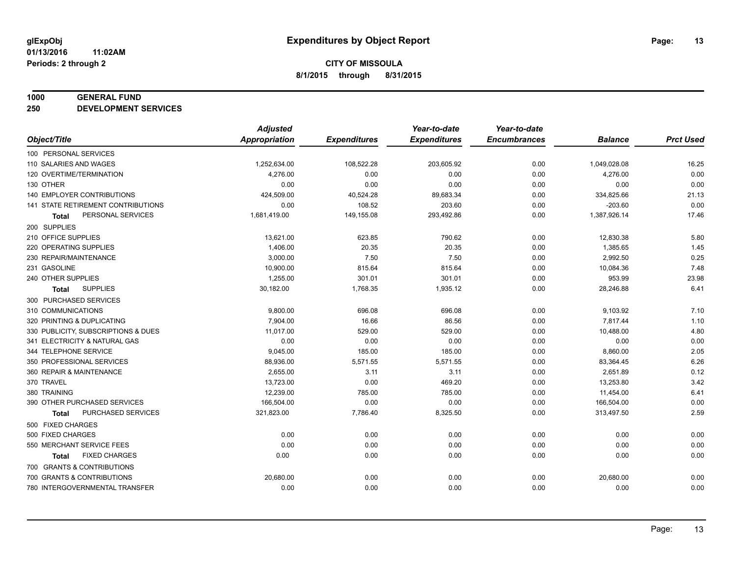**glExpObj**
**01/13/2016 11:02AM**
**Periods: 2 through 2**

# Expenditures by Object Report

**CITY OF MISSOULA**
**8/1/2015 through 8/31/2015**

**1000 GENERAL FUND**
**250 DEVELOPMENT SERVICES**

| Object/Title | Adjusted Appropriation | Expenditures | Year-to-date Expenditures | Year-to-date Encumbrances | Balance | Prct Used |
|---|---|---|---|---|---|---|
| 100 PERSONAL SERVICES | | | | | | |
| 110 SALARIES AND WAGES | 1,252,634.00 | 108,522.28 | 203,605.92 | 0.00 | 1,049,028.08 | 16.25 |
| 120 OVERTIME/TERMINATION | 4,276.00 | 0.00 | 0.00 | 0.00 | 4,276.00 | 0.00 |
| 130 OTHER | 0.00 | 0.00 | 0.00 | 0.00 | 0.00 | 0.00 |
| 140 EMPLOYER CONTRIBUTIONS | 424,509.00 | 40,524.28 | 89,683.34 | 0.00 | 334,825.66 | 21.13 |
| 141 STATE RETIREMENT CONTRIBUTIONS | 0.00 | 108.52 | 203.60 | 0.00 | -203.60 | 0.00 |
| **Total** PERSONAL SERVICES | 1,681,419.00 | 149,155.08 | 293,492.86 | 0.00 | 1,387,926.14 | 17.46 |
| 200 SUPPLIES | | | | | | |
| 210 OFFICE SUPPLIES | 13,621.00 | 623.85 | 790.62 | 0.00 | 12,830.38 | 5.80 |
| 220 OPERATING SUPPLIES | 1,406.00 | 20.35 | 20.35 | 0.00 | 1,385.65 | 1.45 |
| 230 REPAIR/MAINTENANCE | 3,000.00 | 7.50 | 7.50 | 0.00 | 2,992.50 | 0.25 |
| 231 GASOLINE | 10,900.00 | 815.64 | 815.64 | 0.00 | 10,084.36 | 7.48 |
| 240 OTHER SUPPLIES | 1,255.00 | 301.01 | 301.01 | 0.00 | 953.99 | 23.98 |
| **Total** SUPPLIES | 30,182.00 | 1,768.35 | 1,935.12 | 0.00 | 28,246.88 | 6.41 |
| 300 PURCHASED SERVICES | | | | | | |
| 310 COMMUNICATIONS | 9,800.00 | 696.08 | 696.08 | 0.00 | 9,103.92 | 7.10 |
| 320 PRINTING & DUPLICATING | 7,904.00 | 16.66 | 86.56 | 0.00 | 7,817.44 | 1.10 |
| 330 PUBLICITY, SUBSCRIPTIONS & DUES | 11,017.00 | 529.00 | 529.00 | 0.00 | 10,488.00 | 4.80 |
| 341 ELECTRICITY & NATURAL GAS | 0.00 | 0.00 | 0.00 | 0.00 | 0.00 | 0.00 |
| 344 TELEPHONE SERVICE | 9,045.00 | 185.00 | 185.00 | 0.00 | 8,860.00 | 2.05 |
| 350 PROFESSIONAL SERVICES | 88,936.00 | 5,571.55 | 5,571.55 | 0.00 | 83,364.45 | 6.26 |
| 360 REPAIR & MAINTENANCE | 2,655.00 | 3.11 | 3.11 | 0.00 | 2,651.89 | 0.12 |
| 370 TRAVEL | 13,723.00 | 0.00 | 469.20 | 0.00 | 13,253.80 | 3.42 |
| 380 TRAINING | 12,239.00 | 785.00 | 785.00 | 0.00 | 11,454.00 | 6.41 |
| 390 OTHER PURCHASED SERVICES | 166,504.00 | 0.00 | 0.00 | 0.00 | 166,504.00 | 0.00 |
| **Total** PURCHASED SERVICES | 321,823.00 | 7,786.40 | 8,325.50 | 0.00 | 313,497.50 | 2.59 |
| 500 FIXED CHARGES | | | | | | |
| 500 FIXED CHARGES | 0.00 | 0.00 | 0.00 | 0.00 | 0.00 | 0.00 |
| 550 MERCHANT SERVICE FEES | 0.00 | 0.00 | 0.00 | 0.00 | 0.00 | 0.00 |
| **Total** FIXED CHARGES | 0.00 | 0.00 | 0.00 | 0.00 | 0.00 | 0.00 |
| 700 GRANTS & CONTRIBUTIONS | | | | | | |
| 700 GRANTS & CONTRIBUTIONS | 20,680.00 | 0.00 | 0.00 | 0.00 | 20,680.00 | 0.00 |
| 780 INTERGOVERNMENTAL TRANSFER | 0.00 | 0.00 | 0.00 | 0.00 | 0.00 | 0.00 |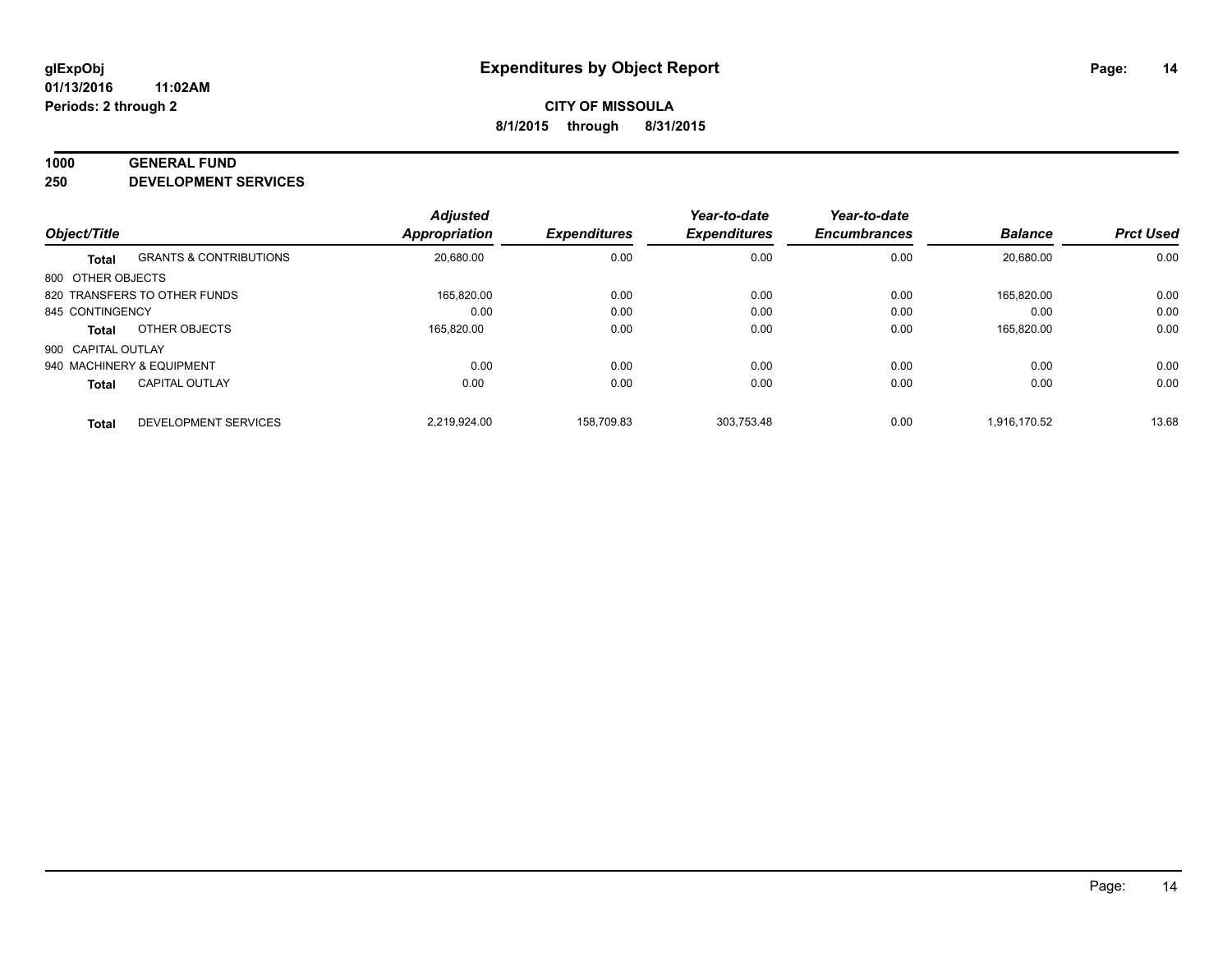# Expenditures by Object Report

glExpObj
01/13/2016 11:02AM
Periods: 2 through 2

**CITY OF MISSOULA**
**8/1/2015 through 8/31/2015**

**1000 GENERAL FUND**
**250 DEVELOPMENT SERVICES**

| Object/Title | | Adjusted Appropriation | Expenditures | Year-to-date Expenditures | Year-to-date Encumbrances | Balance | Prct Used |
|---|---|---|---|---|---|---|---|
| **Total** | GRANTS & CONTRIBUTIONS | 20,680.00 | 0.00 | 0.00 | 0.00 | 20,680.00 | 0.00 |
| 800 OTHER OBJECTS | | | | | | | |
| 820 TRANSFERS TO OTHER FUNDS | | 165,820.00 | 0.00 | 0.00 | 0.00 | 165,820.00 | 0.00 |
| 845 CONTINGENCY | | 0.00 | 0.00 | 0.00 | 0.00 | 0.00 | 0.00 |
| **Total** | OTHER OBJECTS | 165,820.00 | 0.00 | 0.00 | 0.00 | 165,820.00 | 0.00 |
| 900 CAPITAL OUTLAY | | | | | | | |
| 940 MACHINERY & EQUIPMENT | | 0.00 | 0.00 | 0.00 | 0.00 | 0.00 | 0.00 |
| **Total** | CAPITAL OUTLAY | 0.00 | 0.00 | 0.00 | 0.00 | 0.00 | 0.00 |
| **Total** | DEVELOPMENT SERVICES | 2,219,924.00 | 158,709.83 | 303,753.48 | 0.00 | 1,916,170.52 | 13.68 |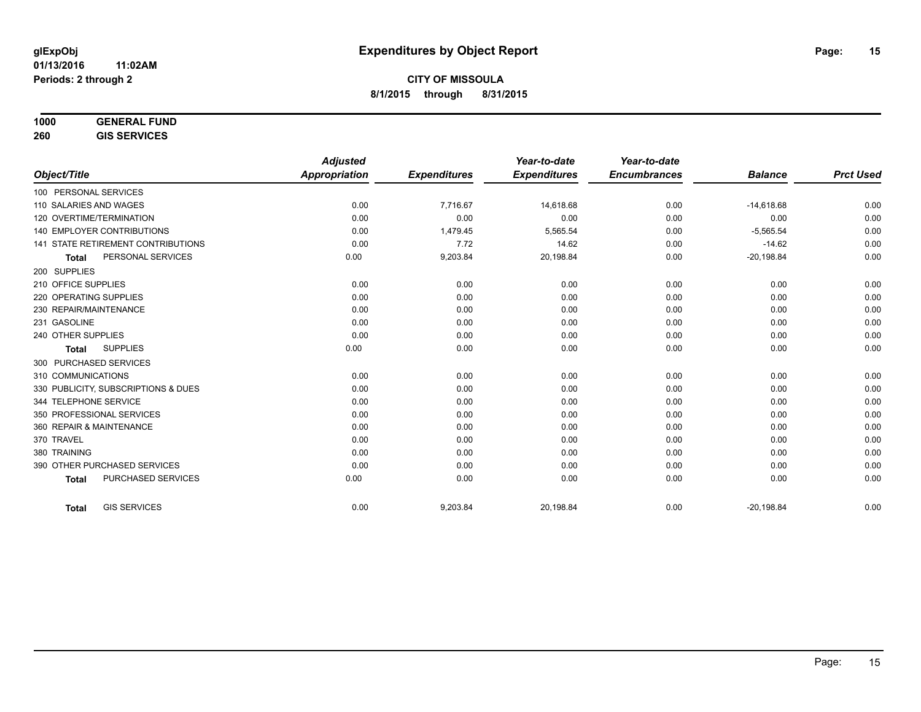# Expenditures by Object Report

glExpObj
01/13/2016 11:02AM
Periods: 2 through 2

**CITY OF MISSOULA**
**8/1/2015 through 8/31/2015**

**1000 GENERAL FUND**
**260 GIS SERVICES**

| Object/Title | Adjusted Appropriation | Expenditures | Year-to-date Expenditures | Year-to-date Encumbrances | Balance | Prct Used |
|---|---|---|---|---|---|---|
| 100 PERSONAL SERVICES | | | | | | |
| 110 SALARIES AND WAGES | 0.00 | 7,716.67 | 14,618.68 | 0.00 | -14,618.68 | 0.00 |
| 120 OVERTIME/TERMINATION | 0.00 | 0.00 | 0.00 | 0.00 | 0.00 | 0.00 |
| 140 EMPLOYER CONTRIBUTIONS | 0.00 | 1,479.45 | 5,565.54 | 0.00 | -5,565.54 | 0.00 |
| 141 STATE RETIREMENT CONTRIBUTIONS | 0.00 | 7.72 | 14.62 | 0.00 | -14.62 | 0.00 |
| **Total** PERSONAL SERVICES | 0.00 | 9,203.84 | 20,198.84 | 0.00 | -20,198.84 | 0.00 |
| 200 SUPPLIES | | | | | | |
| 210 OFFICE SUPPLIES | 0.00 | 0.00 | 0.00 | 0.00 | 0.00 | 0.00 |
| 220 OPERATING SUPPLIES | 0.00 | 0.00 | 0.00 | 0.00 | 0.00 | 0.00 |
| 230 REPAIR/MAINTENANCE | 0.00 | 0.00 | 0.00 | 0.00 | 0.00 | 0.00 |
| 231 GASOLINE | 0.00 | 0.00 | 0.00 | 0.00 | 0.00 | 0.00 |
| 240 OTHER SUPPLIES | 0.00 | 0.00 | 0.00 | 0.00 | 0.00 | 0.00 |
| **Total** SUPPLIES | 0.00 | 0.00 | 0.00 | 0.00 | 0.00 | 0.00 |
| 300 PURCHASED SERVICES | | | | | | |
| 310 COMMUNICATIONS | 0.00 | 0.00 | 0.00 | 0.00 | 0.00 | 0.00 |
| 330 PUBLICITY, SUBSCRIPTIONS & DUES | 0.00 | 0.00 | 0.00 | 0.00 | 0.00 | 0.00 |
| 344 TELEPHONE SERVICE | 0.00 | 0.00 | 0.00 | 0.00 | 0.00 | 0.00 |
| 350 PROFESSIONAL SERVICES | 0.00 | 0.00 | 0.00 | 0.00 | 0.00 | 0.00 |
| 360 REPAIR & MAINTENANCE | 0.00 | 0.00 | 0.00 | 0.00 | 0.00 | 0.00 |
| 370 TRAVEL | 0.00 | 0.00 | 0.00 | 0.00 | 0.00 | 0.00 |
| 380 TRAINING | 0.00 | 0.00 | 0.00 | 0.00 | 0.00 | 0.00 |
| 390 OTHER PURCHASED SERVICES | 0.00 | 0.00 | 0.00 | 0.00 | 0.00 | 0.00 |
| **Total** PURCHASED SERVICES | 0.00 | 0.00 | 0.00 | 0.00 | 0.00 | 0.00 |
| **Total** GIS SERVICES | 0.00 | 9,203.84 | 20,198.84 | 0.00 | -20,198.84 | 0.00 |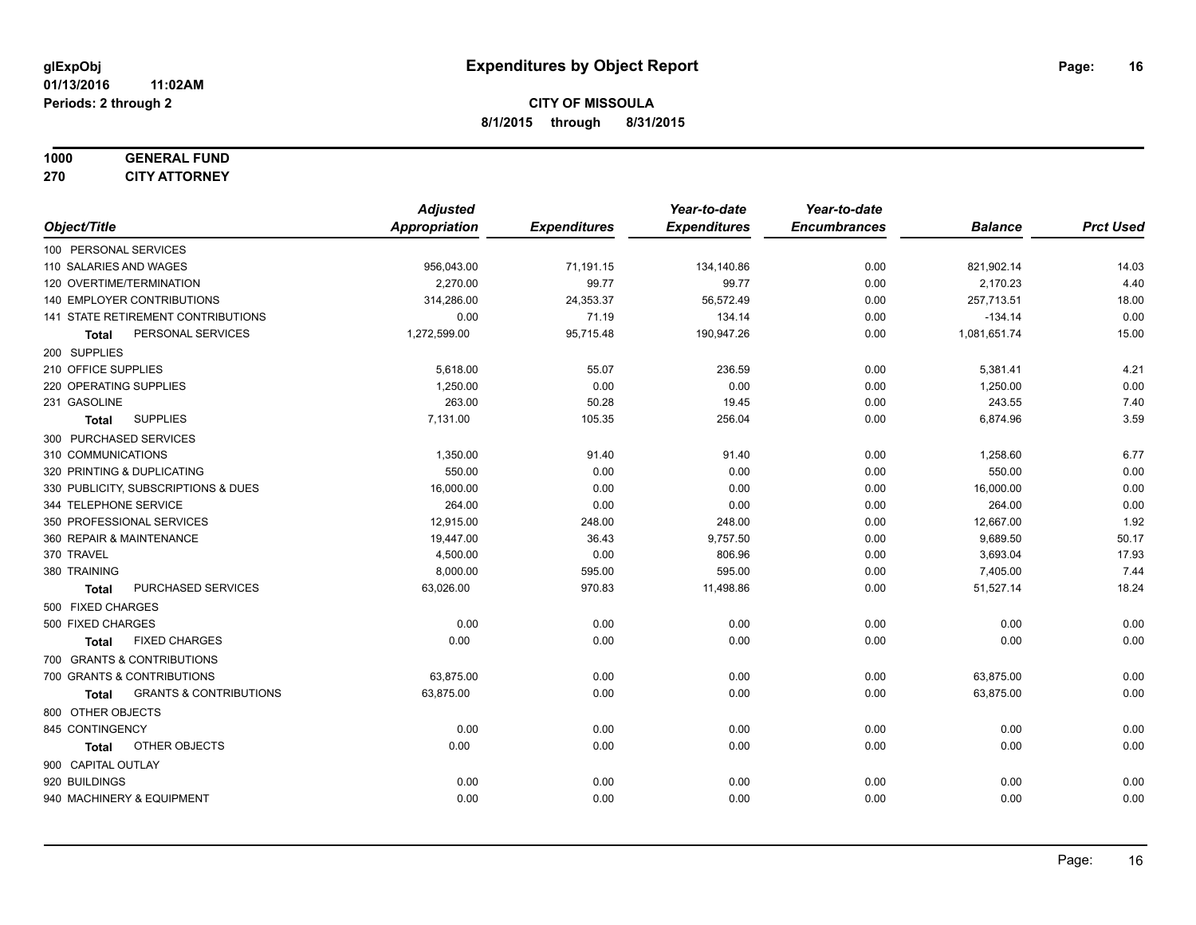# Expenditures by Object Report

glExpObj
01/13/2016 11:02AM
Periods: 2 through 2

**CITY OF MISSOULA**
**8/1/2015 through 8/31/2015**

**1000 GENERAL FUND**
**270 CITY ATTORNEY**

| Object/Title | Adjusted Appropriation | Expenditures | Year-to-date Expenditures | Year-to-date Encumbrances | Balance | Prct Used |
|---|---|---|---|---|---|---|
| 100 PERSONAL SERVICES | | | | | | |
| 110 SALARIES AND WAGES | 956,043.00 | 71,191.15 | 134,140.86 | 0.00 | 821,902.14 | 14.03 |
| 120 OVERTIME/TERMINATION | 2,270.00 | 99.77 | 99.77 | 0.00 | 2,170.23 | 4.40 |
| 140 EMPLOYER CONTRIBUTIONS | 314,286.00 | 24,353.37 | 56,572.49 | 0.00 | 257,713.51 | 18.00 |
| 141 STATE RETIREMENT CONTRIBUTIONS | 0.00 | 71.19 | 134.14 | 0.00 | -134.14 | 0.00 |
| **Total** PERSONAL SERVICES | 1,272,599.00 | 95,715.48 | 190,947.26 | 0.00 | 1,081,651.74 | 15.00 |
| 200 SUPPLIES | | | | | | |
| 210 OFFICE SUPPLIES | 5,618.00 | 55.07 | 236.59 | 0.00 | 5,381.41 | 4.21 |
| 220 OPERATING SUPPLIES | 1,250.00 | 0.00 | 0.00 | 0.00 | 1,250.00 | 0.00 |
| 231 GASOLINE | 263.00 | 50.28 | 19.45 | 0.00 | 243.55 | 7.40 |
| **Total** SUPPLIES | 7,131.00 | 105.35 | 256.04 | 0.00 | 6,874.96 | 3.59 |
| 300 PURCHASED SERVICES | | | | | | |
| 310 COMMUNICATIONS | 1,350.00 | 91.40 | 91.40 | 0.00 | 1,258.60 | 6.77 |
| 320 PRINTING & DUPLICATING | 550.00 | 0.00 | 0.00 | 0.00 | 550.00 | 0.00 |
| 330 PUBLICITY, SUBSCRIPTIONS & DUES | 16,000.00 | 0.00 | 0.00 | 0.00 | 16,000.00 | 0.00 |
| 344 TELEPHONE SERVICE | 264.00 | 0.00 | 0.00 | 0.00 | 264.00 | 0.00 |
| 350 PROFESSIONAL SERVICES | 12,915.00 | 248.00 | 248.00 | 0.00 | 12,667.00 | 1.92 |
| 360 REPAIR & MAINTENANCE | 19,447.00 | 36.43 | 9,757.50 | 0.00 | 9,689.50 | 50.17 |
| 370 TRAVEL | 4,500.00 | 0.00 | 806.96 | 0.00 | 3,693.04 | 17.93 |
| 380 TRAINING | 8,000.00 | 595.00 | 595.00 | 0.00 | 7,405.00 | 7.44 |
| **Total** PURCHASED SERVICES | 63,026.00 | 970.83 | 11,498.86 | 0.00 | 51,527.14 | 18.24 |
| 500 FIXED CHARGES | | | | | | |
| 500 FIXED CHARGES | 0.00 | 0.00 | 0.00 | 0.00 | 0.00 | 0.00 |
| **Total** FIXED CHARGES | 0.00 | 0.00 | 0.00 | 0.00 | 0.00 | 0.00 |
| 700 GRANTS & CONTRIBUTIONS | | | | | | |
| 700 GRANTS & CONTRIBUTIONS | 63,875.00 | 0.00 | 0.00 | 0.00 | 63,875.00 | 0.00 |
| **Total** GRANTS & CONTRIBUTIONS | 63,875.00 | 0.00 | 0.00 | 0.00 | 63,875.00 | 0.00 |
| 800 OTHER OBJECTS | | | | | | |
| 845 CONTINGENCY | 0.00 | 0.00 | 0.00 | 0.00 | 0.00 | 0.00 |
| **Total** OTHER OBJECTS | 0.00 | 0.00 | 0.00 | 0.00 | 0.00 | 0.00 |
| 900 CAPITAL OUTLAY | | | | | | |
| 920 BUILDINGS | 0.00 | 0.00 | 0.00 | 0.00 | 0.00 | 0.00 |
| 940 MACHINERY & EQUIPMENT | 0.00 | 0.00 | 0.00 | 0.00 | 0.00 | 0.00 |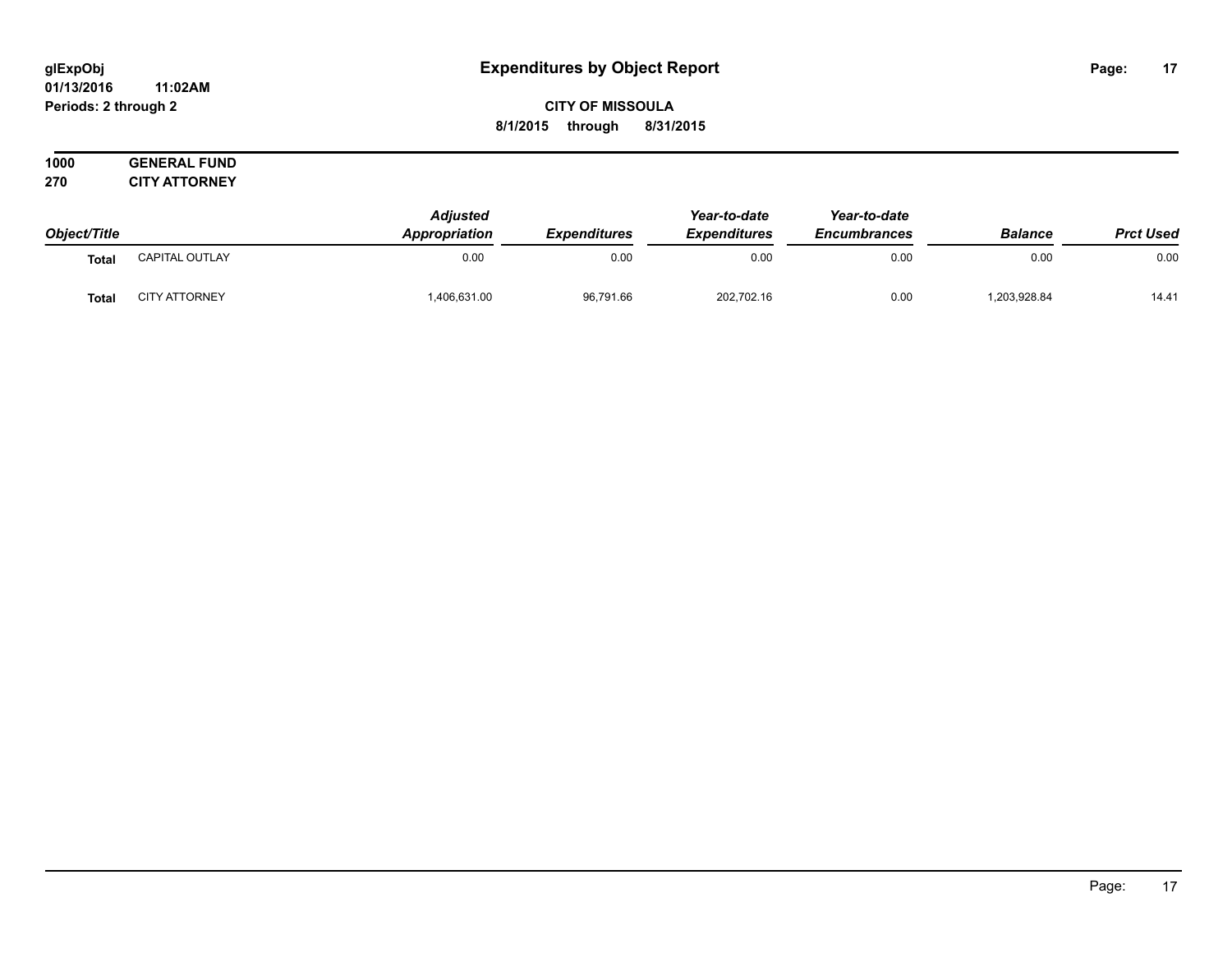# Expenditures by Object Report

glExpObj
01/13/2016 11:02AM
Periods: 2 through 2

**CITY OF MISSOULA**
**8/1/2015 through 8/31/2015**

**1000 GENERAL FUND**
**270 CITY ATTORNEY**

| Object/Title | | Adjusted Appropriation | Expenditures | Year-to-date Expenditures | Year-to-date Encumbrances | Balance | Prct Used |
|---|---|---|---|---|---|---|---|
| **Total** | CAPITAL OUTLAY | 0.00 | 0.00 | 0.00 | 0.00 | 0.00 | 0.00 |
| **Total** | CITY ATTORNEY | 1,406,631.00 | 96,791.66 | 202,702.16 | 0.00 | 1,203,928.84 | 14.41 |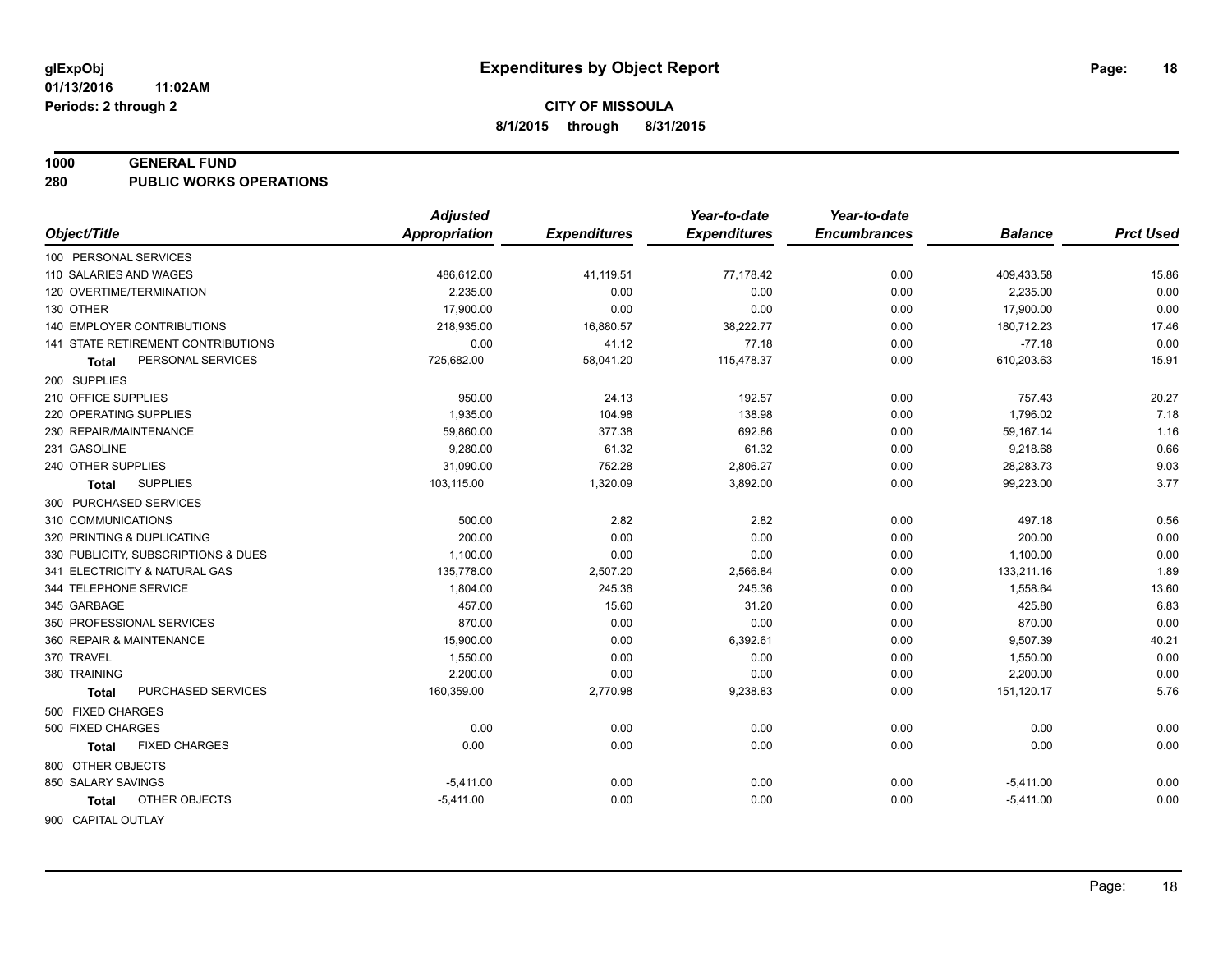# Expenditures by Object Report

glExpObj
01/13/2016 11:02AM
Periods: 2 through 2

**CITY OF MISSOULA**
**8/1/2015 through 8/31/2015**

**1000 GENERAL FUND**
**280 PUBLIC WORKS OPERATIONS**

| Object/Title | Adjusted Appropriation | Expenditures | Year-to-date Expenditures | Year-to-date Encumbrances | Balance | Prct Used |
|---|---|---|---|---|---|---|
| 100 PERSONAL SERVICES | | | | | | |
| 110 SALARIES AND WAGES | 486,612.00 | 41,119.51 | 77,178.42 | 0.00 | 409,433.58 | 15.86 |
| 120 OVERTIME/TERMINATION | 2,235.00 | 0.00 | 0.00 | 0.00 | 2,235.00 | 0.00 |
| 130 OTHER | 17,900.00 | 0.00 | 0.00 | 0.00 | 17,900.00 | 0.00 |
| 140 EMPLOYER CONTRIBUTIONS | 218,935.00 | 16,880.57 | 38,222.77 | 0.00 | 180,712.23 | 17.46 |
| 141 STATE RETIREMENT CONTRIBUTIONS | 0.00 | 41.12 | 77.18 | 0.00 | -77.18 | 0.00 |
| **Total** PERSONAL SERVICES | 725,682.00 | 58,041.20 | 115,478.37 | 0.00 | 610,203.63 | 15.91 |
| 200 SUPPLIES | | | | | | |
| 210 OFFICE SUPPLIES | 950.00 | 24.13 | 192.57 | 0.00 | 757.43 | 20.27 |
| 220 OPERATING SUPPLIES | 1,935.00 | 104.98 | 138.98 | 0.00 | 1,796.02 | 7.18 |
| 230 REPAIR/MAINTENANCE | 59,860.00 | 377.38 | 692.86 | 0.00 | 59,167.14 | 1.16 |
| 231 GASOLINE | 9,280.00 | 61.32 | 61.32 | 0.00 | 9,218.68 | 0.66 |
| 240 OTHER SUPPLIES | 31,090.00 | 752.28 | 2,806.27 | 0.00 | 28,283.73 | 9.03 |
| **Total** SUPPLIES | 103,115.00 | 1,320.09 | 3,892.00 | 0.00 | 99,223.00 | 3.77 |
| 300 PURCHASED SERVICES | | | | | | |
| 310 COMMUNICATIONS | 500.00 | 2.82 | 2.82 | 0.00 | 497.18 | 0.56 |
| 320 PRINTING & DUPLICATING | 200.00 | 0.00 | 0.00 | 0.00 | 200.00 | 0.00 |
| 330 PUBLICITY, SUBSCRIPTIONS & DUES | 1,100.00 | 0.00 | 0.00 | 0.00 | 1,100.00 | 0.00 |
| 341 ELECTRICITY & NATURAL GAS | 135,778.00 | 2,507.20 | 2,566.84 | 0.00 | 133,211.16 | 1.89 |
| 344 TELEPHONE SERVICE | 1,804.00 | 245.36 | 245.36 | 0.00 | 1,558.64 | 13.60 |
| 345 GARBAGE | 457.00 | 15.60 | 31.20 | 0.00 | 425.80 | 6.83 |
| 350 PROFESSIONAL SERVICES | 870.00 | 0.00 | 0.00 | 0.00 | 870.00 | 0.00 |
| 360 REPAIR & MAINTENANCE | 15,900.00 | 0.00 | 6,392.61 | 0.00 | 9,507.39 | 40.21 |
| 370 TRAVEL | 1,550.00 | 0.00 | 0.00 | 0.00 | 1,550.00 | 0.00 |
| 380 TRAINING | 2,200.00 | 0.00 | 0.00 | 0.00 | 2,200.00 | 0.00 |
| **Total** PURCHASED SERVICES | 160,359.00 | 2,770.98 | 9,238.83 | 0.00 | 151,120.17 | 5.76 |
| 500 FIXED CHARGES | | | | | | |
| 500 FIXED CHARGES | 0.00 | 0.00 | 0.00 | 0.00 | 0.00 | 0.00 |
| **Total** FIXED CHARGES | 0.00 | 0.00 | 0.00 | 0.00 | 0.00 | 0.00 |
| 800 OTHER OBJECTS | | | | | | |
| 850 SALARY SAVINGS | -5,411.00 | 0.00 | 0.00 | 0.00 | -5,411.00 | 0.00 |
| **Total** OTHER OBJECTS | -5,411.00 | 0.00 | 0.00 | 0.00 | -5,411.00 | 0.00 |
| 900 CAPITAL OUTLAY | | | | | | |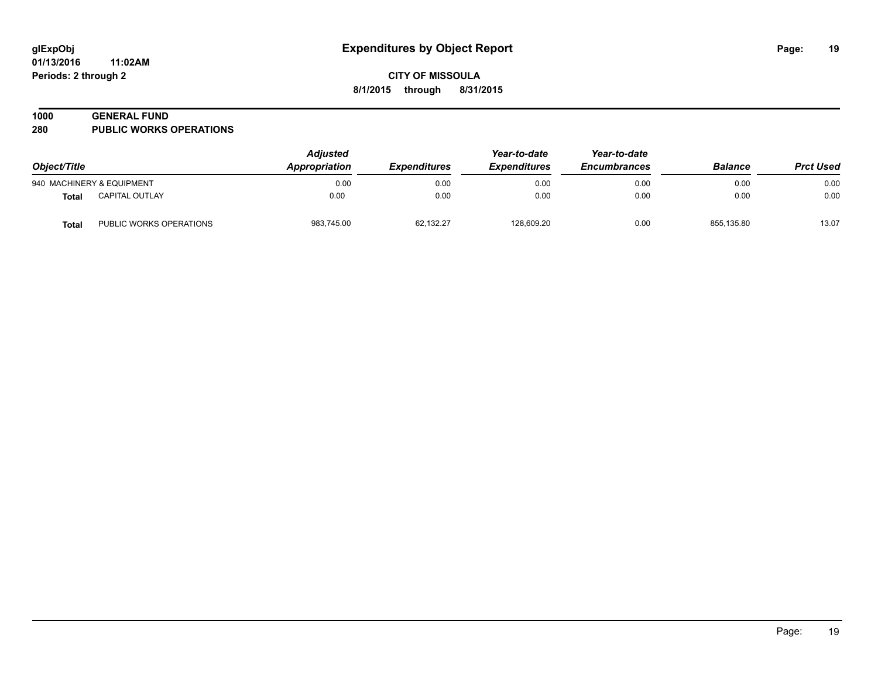**glExpObj**
**01/13/2016 11:02AM**
**Periods: 2 through 2**

# Expenditures by Object Report

**CITY OF MISSOULA**
**8/1/2015 through 8/31/2015**

## 1000 GENERAL FUND
## 280 PUBLIC WORKS OPERATIONS

| Object/Title | | Adjusted Appropriation | Expenditures | Year-to-date Expenditures | Year-to-date Encumbrances | Balance | Prct Used |
|---|---|---|---|---|---|---|---|
| 940 MACHINERY & EQUIPMENT | | 0.00 | 0.00 | 0.00 | 0.00 | 0.00 | 0.00 |
| **Total** | CAPITAL OUTLAY | 0.00 | 0.00 | 0.00 | 0.00 | 0.00 | 0.00 |
| **Total** | PUBLIC WORKS OPERATIONS | 983,745.00 | 62,132.27 | 128,609.20 | 0.00 | 855,135.80 | 13.07 |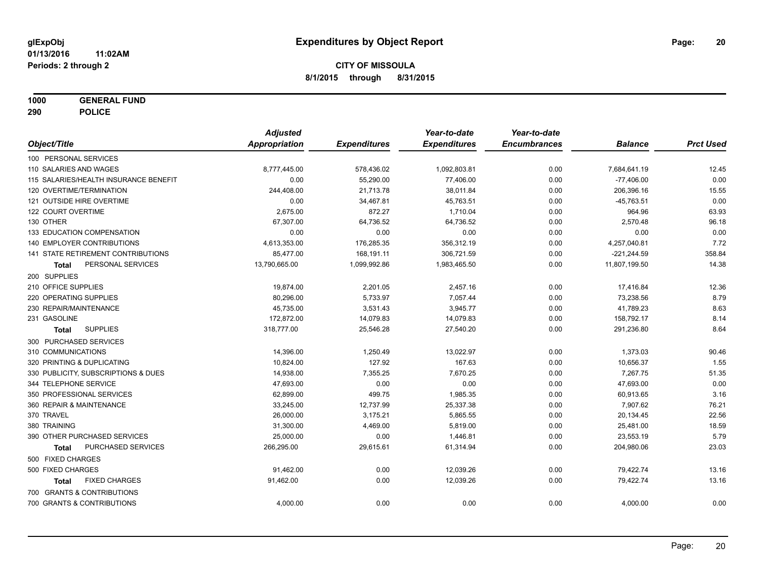**glExpObj**
**01/13/2016 11:02AM**
**Periods: 2 through 2**

# Expenditures by Object Report

**CITY OF MISSOULA**
**8/1/2015 through 8/31/2015**

**1000 GENERAL FUND**
**290 POLICE**

| Object/Title | Adjusted Appropriation | Expenditures | Year-to-date Expenditures | Year-to-date Encumbrances | Balance | Prct Used |
|---|---|---|---|---|---|---|
| 100 PERSONAL SERVICES | | | | | | |
| 110 SALARIES AND WAGES | 8,777,445.00 | 578,436.02 | 1,092,803.81 | 0.00 | 7,684,641.19 | 12.45 |
| 115 SALARIES/HEALTH INSURANCE BENEFIT | 0.00 | 55,290.00 | 77,406.00 | 0.00 | -77,406.00 | 0.00 |
| 120 OVERTIME/TERMINATION | 244,408.00 | 21,713.78 | 38,011.84 | 0.00 | 206,396.16 | 15.55 |
| 121 OUTSIDE HIRE OVERTIME | 0.00 | 34,467.81 | 45,763.51 | 0.00 | -45,763.51 | 0.00 |
| 122 COURT OVERTIME | 2,675.00 | 872.27 | 1,710.04 | 0.00 | 964.96 | 63.93 |
| 130 OTHER | 67,307.00 | 64,736.52 | 64,736.52 | 0.00 | 2,570.48 | 96.18 |
| 133 EDUCATION COMPENSATION | 0.00 | 0.00 | 0.00 | 0.00 | 0.00 | 0.00 |
| 140 EMPLOYER CONTRIBUTIONS | 4,613,353.00 | 176,285.35 | 356,312.19 | 0.00 | 4,257,040.81 | 7.72 |
| 141 STATE RETIREMENT CONTRIBUTIONS | 85,477.00 | 168,191.11 | 306,721.59 | 0.00 | -221,244.59 | 358.84 |
| **Total** PERSONAL SERVICES | 13,790,665.00 | 1,099,992.86 | 1,983,465.50 | 0.00 | 11,807,199.50 | 14.38 |
| 200 SUPPLIES | | | | | | |
| 210 OFFICE SUPPLIES | 19,874.00 | 2,201.05 | 2,457.16 | 0.00 | 17,416.84 | 12.36 |
| 220 OPERATING SUPPLIES | 80,296.00 | 5,733.97 | 7,057.44 | 0.00 | 73,238.56 | 8.79 |
| 230 REPAIR/MAINTENANCE | 45,735.00 | 3,531.43 | 3,945.77 | 0.00 | 41,789.23 | 8.63 |
| 231 GASOLINE | 172,872.00 | 14,079.83 | 14,079.83 | 0.00 | 158,792.17 | 8.14 |
| **Total** SUPPLIES | 318,777.00 | 25,546.28 | 27,540.20 | 0.00 | 291,236.80 | 8.64 |
| 300 PURCHASED SERVICES | | | | | | |
| 310 COMMUNICATIONS | 14,396.00 | 1,250.49 | 13,022.97 | 0.00 | 1,373.03 | 90.46 |
| 320 PRINTING & DUPLICATING | 10,824.00 | 127.92 | 167.63 | 0.00 | 10,656.37 | 1.55 |
| 330 PUBLICITY, SUBSCRIPTIONS & DUES | 14,938.00 | 7,355.25 | 7,670.25 | 0.00 | 7,267.75 | 51.35 |
| 344 TELEPHONE SERVICE | 47,693.00 | 0.00 | 0.00 | 0.00 | 47,693.00 | 0.00 |
| 350 PROFESSIONAL SERVICES | 62,899.00 | 499.75 | 1,985.35 | 0.00 | 60,913.65 | 3.16 |
| 360 REPAIR & MAINTENANCE | 33,245.00 | 12,737.99 | 25,337.38 | 0.00 | 7,907.62 | 76.21 |
| 370 TRAVEL | 26,000.00 | 3,175.21 | 5,865.55 | 0.00 | 20,134.45 | 22.56 |
| 380 TRAINING | 31,300.00 | 4,469.00 | 5,819.00 | 0.00 | 25,481.00 | 18.59 |
| 390 OTHER PURCHASED SERVICES | 25,000.00 | 0.00 | 1,446.81 | 0.00 | 23,553.19 | 5.79 |
| **Total** PURCHASED SERVICES | 266,295.00 | 29,615.61 | 61,314.94 | 0.00 | 204,980.06 | 23.03 |
| 500 FIXED CHARGES | | | | | | |
| 500 FIXED CHARGES | 91,462.00 | 0.00 | 12,039.26 | 0.00 | 79,422.74 | 13.16 |
| **Total** FIXED CHARGES | 91,462.00 | 0.00 | 12,039.26 | 0.00 | 79,422.74 | 13.16 |
| 700 GRANTS & CONTRIBUTIONS | | | | | | |
| 700 GRANTS & CONTRIBUTIONS | 4,000.00 | 0.00 | 0.00 | 0.00 | 4,000.00 | 0.00 |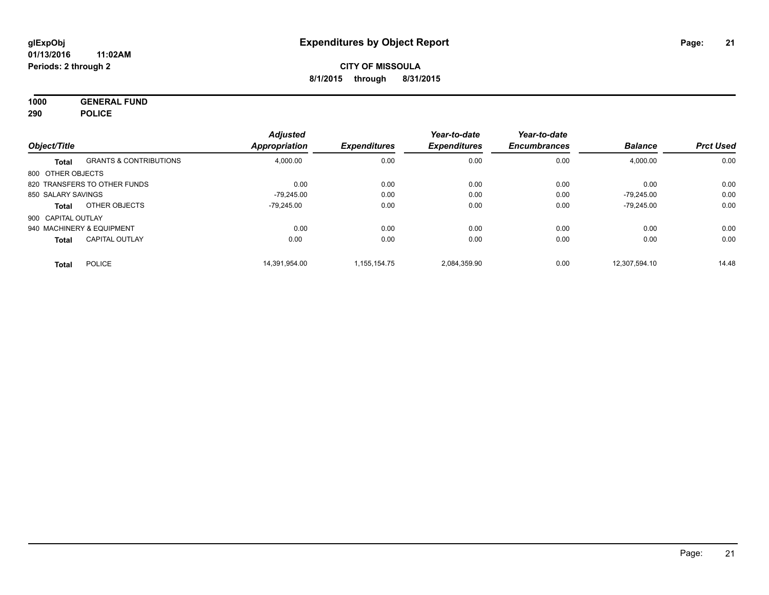**glExpObj** **Expenditures by Object Report**

**01/13/2016 11:02AM**

**Periods: 2 through 2**

**CITY OF MISSOULA**

**8/1/2015 through 8/31/2015**

**1000 GENERAL FUND**

**290 POLICE**

| Object/Title | | Adjusted Appropriation | Expenditures | Year-to-date Expenditures | Year-to-date Encumbrances | Balance | Prct Used |
|---|---|---|---|---|---|---|---|
| **Total** | GRANTS & CONTRIBUTIONS | 4,000.00 | 0.00 | 0.00 | 0.00 | 4,000.00 | 0.00 |
| 800 OTHER OBJECTS | | | | | | | |
| 820 TRANSFERS TO OTHER FUNDS | | 0.00 | 0.00 | 0.00 | 0.00 | 0.00 | 0.00 |
| 850 SALARY SAVINGS | | -79,245.00 | 0.00 | 0.00 | 0.00 | -79,245.00 | 0.00 |
| **Total** | OTHER OBJECTS | -79,245.00 | 0.00 | 0.00 | 0.00 | -79,245.00 | 0.00 |
| 900 CAPITAL OUTLAY | | | | | | | |
| 940 MACHINERY & EQUIPMENT | | 0.00 | 0.00 | 0.00 | 0.00 | 0.00 | 0.00 |
| **Total** | CAPITAL OUTLAY | 0.00 | 0.00 | 0.00 | 0.00 | 0.00 | 0.00 |
| **Total** | POLICE | 14,391,954.00 | 1,155,154.75 | 2,084,359.90 | 0.00 | 12,307,594.10 | 14.48 |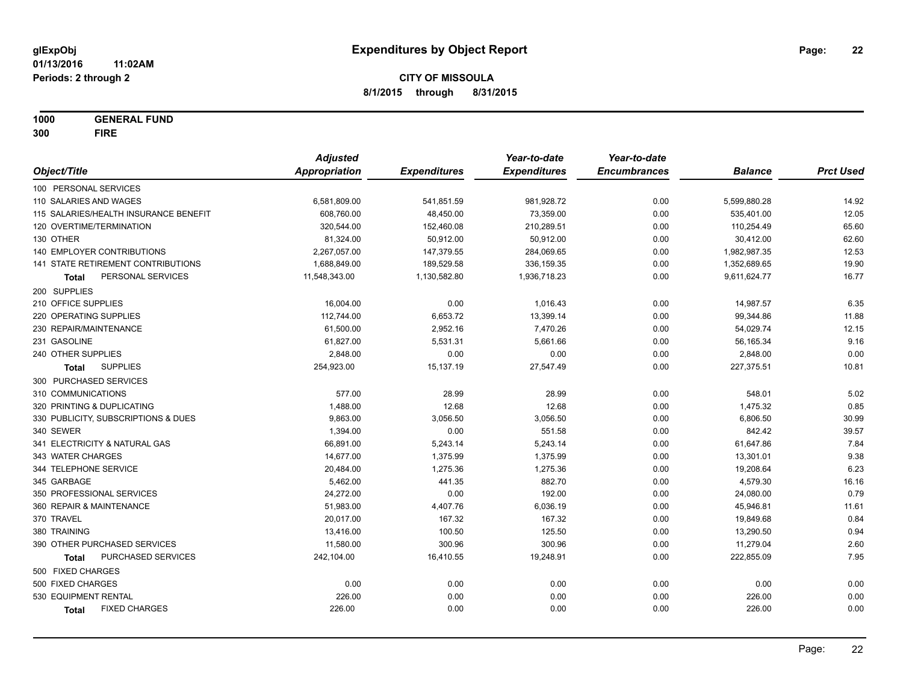# Expenditures by Object Report

glExpObj
01/13/2016 11:02AM
Periods: 2 through 2

**CITY OF MISSOULA**
**8/1/2015 through 8/31/2015**

**1000 GENERAL FUND**
**300 FIRE**

| Object/Title | Adjusted Appropriation | Expenditures | Year-to-date Expenditures | Year-to-date Encumbrances | Balance | Prct Used |
|---|---|---|---|---|---|---|
| 100 PERSONAL SERVICES | | | | | | |
| 110 SALARIES AND WAGES | 6,581,809.00 | 541,851.59 | 981,928.72 | 0.00 | 5,599,880.28 | 14.92 |
| 115 SALARIES/HEALTH INSURANCE BENEFIT | 608,760.00 | 48,450.00 | 73,359.00 | 0.00 | 535,401.00 | 12.05 |
| 120 OVERTIME/TERMINATION | 320,544.00 | 152,460.08 | 210,289.51 | 0.00 | 110,254.49 | 65.60 |
| 130 OTHER | 81,324.00 | 50,912.00 | 50,912.00 | 0.00 | 30,412.00 | 62.60 |
| 140 EMPLOYER CONTRIBUTIONS | 2,267,057.00 | 147,379.55 | 284,069.65 | 0.00 | 1,982,987.35 | 12.53 |
| 141 STATE RETIREMENT CONTRIBUTIONS | 1,688,849.00 | 189,529.58 | 336,159.35 | 0.00 | 1,352,689.65 | 19.90 |
| **Total** PERSONAL SERVICES | 11,548,343.00 | 1,130,582.80 | 1,936,718.23 | 0.00 | 9,611,624.77 | 16.77 |
| 200 SUPPLIES | | | | | | |
| 210 OFFICE SUPPLIES | 16,004.00 | 0.00 | 1,016.43 | 0.00 | 14,987.57 | 6.35 |
| 220 OPERATING SUPPLIES | 112,744.00 | 6,653.72 | 13,399.14 | 0.00 | 99,344.86 | 11.88 |
| 230 REPAIR/MAINTENANCE | 61,500.00 | 2,952.16 | 7,470.26 | 0.00 | 54,029.74 | 12.15 |
| 231 GASOLINE | 61,827.00 | 5,531.31 | 5,661.66 | 0.00 | 56,165.34 | 9.16 |
| 240 OTHER SUPPLIES | 2,848.00 | 0.00 | 0.00 | 0.00 | 2,848.00 | 0.00 |
| **Total** SUPPLIES | 254,923.00 | 15,137.19 | 27,547.49 | 0.00 | 227,375.51 | 10.81 |
| 300 PURCHASED SERVICES | | | | | | |
| 310 COMMUNICATIONS | 577.00 | 28.99 | 28.99 | 0.00 | 548.01 | 5.02 |
| 320 PRINTING & DUPLICATING | 1,488.00 | 12.68 | 12.68 | 0.00 | 1,475.32 | 0.85 |
| 330 PUBLICITY, SUBSCRIPTIONS & DUES | 9,863.00 | 3,056.50 | 3,056.50 | 0.00 | 6,806.50 | 30.99 |
| 340 SEWER | 1,394.00 | 0.00 | 551.58 | 0.00 | 842.42 | 39.57 |
| 341 ELECTRICITY & NATURAL GAS | 66,891.00 | 5,243.14 | 5,243.14 | 0.00 | 61,647.86 | 7.84 |
| 343 WATER CHARGES | 14,677.00 | 1,375.99 | 1,375.99 | 0.00 | 13,301.01 | 9.38 |
| 344 TELEPHONE SERVICE | 20,484.00 | 1,275.36 | 1,275.36 | 0.00 | 19,208.64 | 6.23 |
| 345 GARBAGE | 5,462.00 | 441.35 | 882.70 | 0.00 | 4,579.30 | 16.16 |
| 350 PROFESSIONAL SERVICES | 24,272.00 | 0.00 | 192.00 | 0.00 | 24,080.00 | 0.79 |
| 360 REPAIR & MAINTENANCE | 51,983.00 | 4,407.76 | 6,036.19 | 0.00 | 45,946.81 | 11.61 |
| 370 TRAVEL | 20,017.00 | 167.32 | 167.32 | 0.00 | 19,849.68 | 0.84 |
| 380 TRAINING | 13,416.00 | 100.50 | 125.50 | 0.00 | 13,290.50 | 0.94 |
| 390 OTHER PURCHASED SERVICES | 11,580.00 | 300.96 | 300.96 | 0.00 | 11,279.04 | 2.60 |
| **Total** PURCHASED SERVICES | 242,104.00 | 16,410.55 | 19,248.91 | 0.00 | 222,855.09 | 7.95 |
| 500 FIXED CHARGES | | | | | | |
| 500 FIXED CHARGES | 0.00 | 0.00 | 0.00 | 0.00 | 0.00 | 0.00 |
| 530 EQUIPMENT RENTAL | 226.00 | 0.00 | 0.00 | 0.00 | 226.00 | 0.00 |
| **Total** FIXED CHARGES | 226.00 | 0.00 | 0.00 | 0.00 | 226.00 | 0.00 |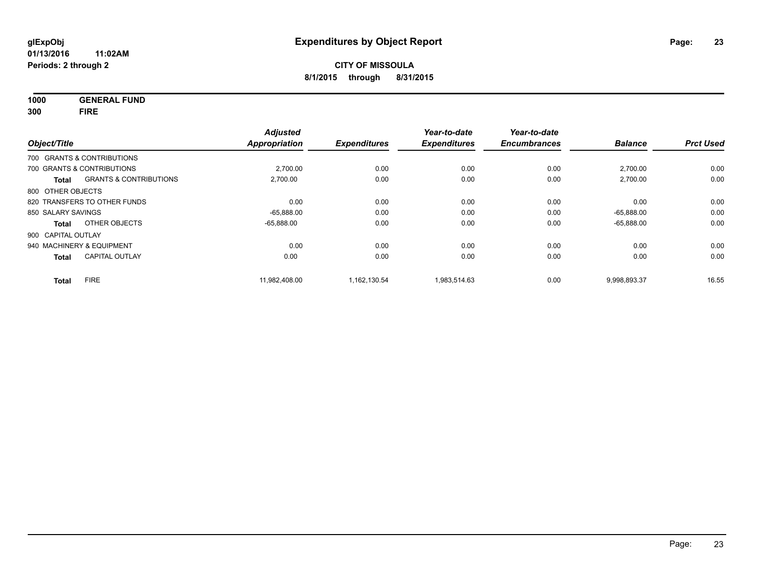# Expenditures by Object Report

glExpObj
01/13/2016 11:02AM
Periods: 2 through 2

**CITY OF MISSOULA**
**8/1/2015 through 8/31/2015**

**1000 GENERAL FUND**
**300 FIRE**

| Object/Title | | Adjusted Appropriation | Expenditures | Year-to-date Expenditures | Year-to-date Encumbrances | Balance | Prct Used |
|---|---|---|---|---|---|---|---|
| 700 GRANTS & CONTRIBUTIONS | | | | | | | |
| 700 GRANTS & CONTRIBUTIONS | | 2,700.00 | 0.00 | 0.00 | 0.00 | 2,700.00 | 0.00 |
| **Total** | GRANTS & CONTRIBUTIONS | 2,700.00 | 0.00 | 0.00 | 0.00 | 2,700.00 | 0.00 |
| 800 OTHER OBJECTS | | | | | | | |
| 820 TRANSFERS TO OTHER FUNDS | | 0.00 | 0.00 | 0.00 | 0.00 | 0.00 | 0.00 |
| 850 SALARY SAVINGS | | -65,888.00 | 0.00 | 0.00 | 0.00 | -65,888.00 | 0.00 |
| **Total** | OTHER OBJECTS | -65,888.00 | 0.00 | 0.00 | 0.00 | -65,888.00 | 0.00 |
| 900 CAPITAL OUTLAY | | | | | | | |
| 940 MACHINERY & EQUIPMENT | | 0.00 | 0.00 | 0.00 | 0.00 | 0.00 | 0.00 |
| **Total** | CAPITAL OUTLAY | 0.00 | 0.00 | 0.00 | 0.00 | 0.00 | 0.00 |
| **Total** | FIRE | 11,982,408.00 | 1,162,130.54 | 1,983,514.63 | 0.00 | 9,998,893.37 | 16.55 |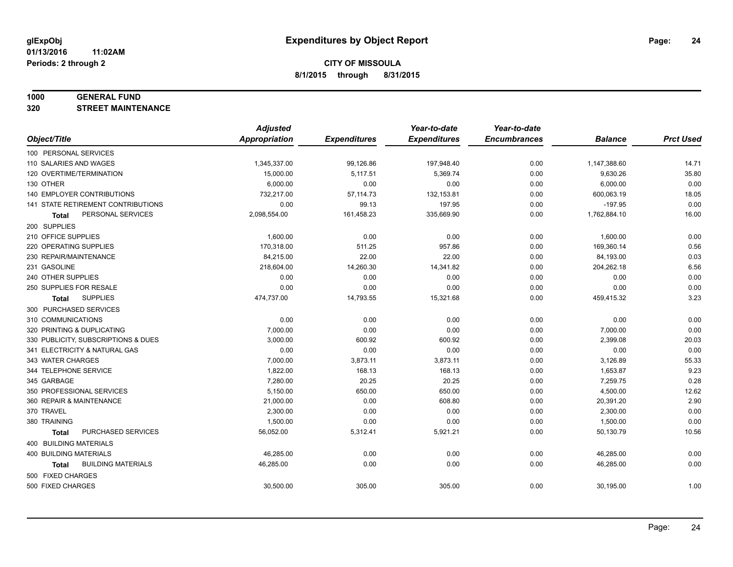# Expenditures by Object Report

**glExpObj**
**01/13/2016 11:02AM**
**Periods: 2 through 2**

**CITY OF MISSOULA**
**8/1/2015 through 8/31/2015**

**1000 GENERAL FUND**
**320 STREET MAINTENANCE**

| Object/Title | Adjusted Appropriation | Expenditures | Year-to-date Expenditures | Year-to-date Encumbrances | Balance | Prct Used |
|---|---|---|---|---|---|---|
| 100 PERSONAL SERVICES | | | | | | |
| 110 SALARIES AND WAGES | 1,345,337.00 | 99,126.86 | 197,948.40 | 0.00 | 1,147,388.60 | 14.71 |
| 120 OVERTIME/TERMINATION | 15,000.00 | 5,117.51 | 5,369.74 | 0.00 | 9,630.26 | 35.80 |
| 130 OTHER | 6,000.00 | 0.00 | 0.00 | 0.00 | 6,000.00 | 0.00 |
| 140 EMPLOYER CONTRIBUTIONS | 732,217.00 | 57,114.73 | 132,153.81 | 0.00 | 600,063.19 | 18.05 |
| 141 STATE RETIREMENT CONTRIBUTIONS | 0.00 | 99.13 | 197.95 | 0.00 | -197.95 | 0.00 |
| **Total** PERSONAL SERVICES | 2,098,554.00 | 161,458.23 | 335,669.90 | 0.00 | 1,762,884.10 | 16.00 |
| 200 SUPPLIES | | | | | | |
| 210 OFFICE SUPPLIES | 1,600.00 | 0.00 | 0.00 | 0.00 | 1,600.00 | 0.00 |
| 220 OPERATING SUPPLIES | 170,318.00 | 511.25 | 957.86 | 0.00 | 169,360.14 | 0.56 |
| 230 REPAIR/MAINTENANCE | 84,215.00 | 22.00 | 22.00 | 0.00 | 84,193.00 | 0.03 |
| 231 GASOLINE | 218,604.00 | 14,260.30 | 14,341.82 | 0.00 | 204,262.18 | 6.56 |
| 240 OTHER SUPPLIES | 0.00 | 0.00 | 0.00 | 0.00 | 0.00 | 0.00 |
| 250 SUPPLIES FOR RESALE | 0.00 | 0.00 | 0.00 | 0.00 | 0.00 | 0.00 |
| **Total** SUPPLIES | 474,737.00 | 14,793.55 | 15,321.68 | 0.00 | 459,415.32 | 3.23 |
| 300 PURCHASED SERVICES | | | | | | |
| 310 COMMUNICATIONS | 0.00 | 0.00 | 0.00 | 0.00 | 0.00 | 0.00 |
| 320 PRINTING & DUPLICATING | 7,000.00 | 0.00 | 0.00 | 0.00 | 7,000.00 | 0.00 |
| 330 PUBLICITY, SUBSCRIPTIONS & DUES | 3,000.00 | 600.92 | 600.92 | 0.00 | 2,399.08 | 20.03 |
| 341 ELECTRICITY & NATURAL GAS | 0.00 | 0.00 | 0.00 | 0.00 | 0.00 | 0.00 |
| 343 WATER CHARGES | 7,000.00 | 3,873.11 | 3,873.11 | 0.00 | 3,126.89 | 55.33 |
| 344 TELEPHONE SERVICE | 1,822.00 | 168.13 | 168.13 | 0.00 | 1,653.87 | 9.23 |
| 345 GARBAGE | 7,280.00 | 20.25 | 20.25 | 0.00 | 7,259.75 | 0.28 |
| 350 PROFESSIONAL SERVICES | 5,150.00 | 650.00 | 650.00 | 0.00 | 4,500.00 | 12.62 |
| 360 REPAIR & MAINTENANCE | 21,000.00 | 0.00 | 608.80 | 0.00 | 20,391.20 | 2.90 |
| 370 TRAVEL | 2,300.00 | 0.00 | 0.00 | 0.00 | 2,300.00 | 0.00 |
| 380 TRAINING | 1,500.00 | 0.00 | 0.00 | 0.00 | 1,500.00 | 0.00 |
| **Total** PURCHASED SERVICES | 56,052.00 | 5,312.41 | 5,921.21 | 0.00 | 50,130.79 | 10.56 |
| 400 BUILDING MATERIALS | | | | | | |
| 400 BUILDING MATERIALS | 46,285.00 | 0.00 | 0.00 | 0.00 | 46,285.00 | 0.00 |
| **Total** BUILDING MATERIALS | 46,285.00 | 0.00 | 0.00 | 0.00 | 46,285.00 | 0.00 |
| 500 FIXED CHARGES | | | | | | |
| 500 FIXED CHARGES | 30,500.00 | 305.00 | 305.00 | 0.00 | 30,195.00 | 1.00 |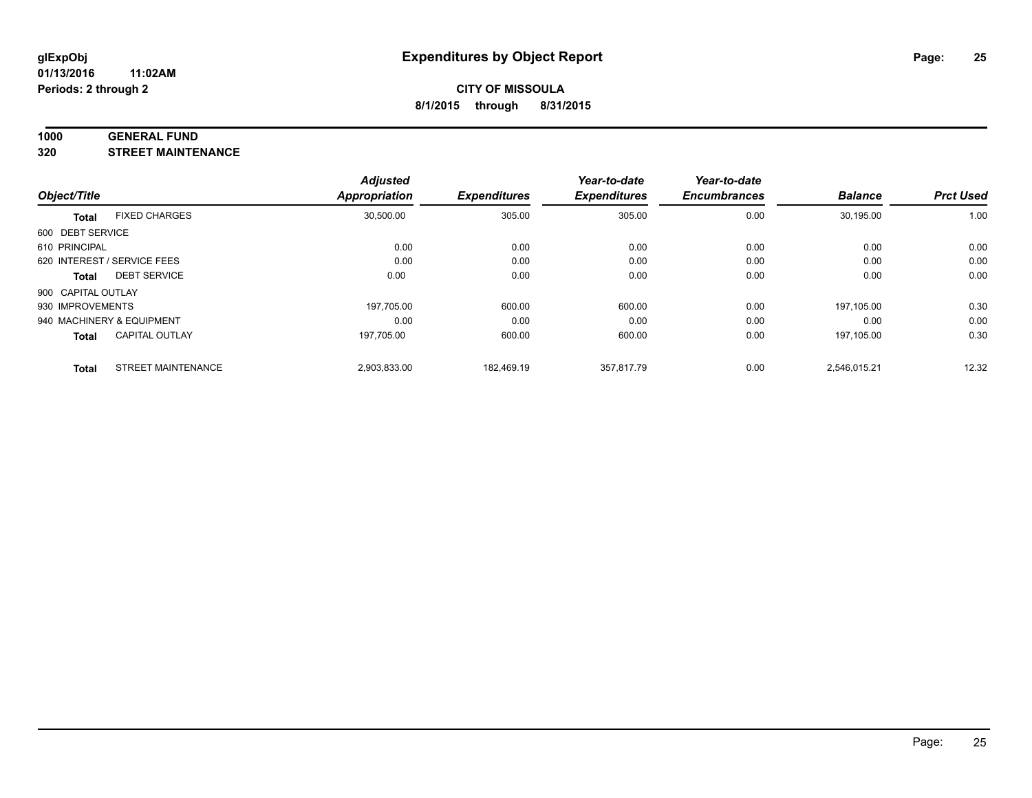**glExpObj**
**01/13/2016 11:02AM**
**Periods: 2 through 2**

# Expenditures by Object Report

**CITY OF MISSOULA**
**8/1/2015 through 8/31/2015**

**1000 GENERAL FUND**
**320 STREET MAINTENANCE**

| Object/Title | | Adjusted Appropriation | Expenditures | Year-to-date Expenditures | Year-to-date Encumbrances | Balance | Prct Used |
|---|---|---|---|---|---|---|---|
| **Total** | FIXED CHARGES | 30,500.00 | 305.00 | 305.00 | 0.00 | 30,195.00 | 1.00 |
| 600 DEBT SERVICE | | | | | | | |
| 610 PRINCIPAL | | 0.00 | 0.00 | 0.00 | 0.00 | 0.00 | 0.00 |
| 620 INTEREST / SERVICE FEES | | 0.00 | 0.00 | 0.00 | 0.00 | 0.00 | 0.00 |
| **Total** | DEBT SERVICE | 0.00 | 0.00 | 0.00 | 0.00 | 0.00 | 0.00 |
| 900 CAPITAL OUTLAY | | | | | | | |
| 930 IMPROVEMENTS | | 197,705.00 | 600.00 | 600.00 | 0.00 | 197,105.00 | 0.30 |
| 940 MACHINERY & EQUIPMENT | | 0.00 | 0.00 | 0.00 | 0.00 | 0.00 | 0.00 |
| **Total** | CAPITAL OUTLAY | 197,705.00 | 600.00 | 600.00 | 0.00 | 197,105.00 | 0.30 |
| **Total** | STREET MAINTENANCE | 2,903,833.00 | 182,469.19 | 357,817.79 | 0.00 | 2,546,015.21 | 12.32 |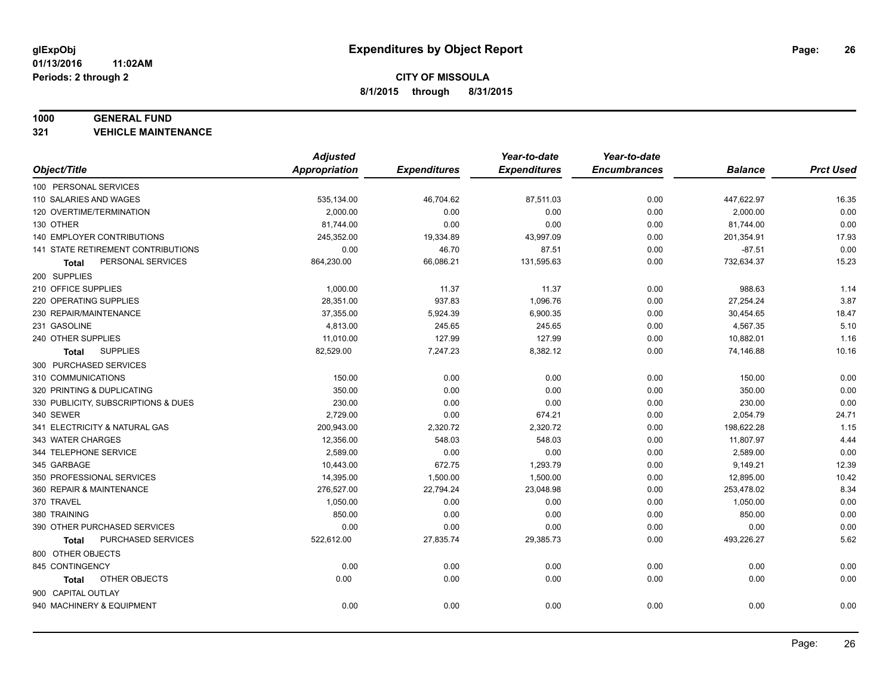**glExpObj**
**01/13/2016 11:02AM**
**Periods: 2 through 2**

# Expenditures by Object Report

**CITY OF MISSOULA**
**8/1/2015 through 8/31/2015**

**1000 GENERAL FUND**
**321 VEHICLE MAINTENANCE**

| Object/Title | Adjusted Appropriation | Expenditures | Year-to-date Expenditures | Year-to-date Encumbrances | Balance | Prct Used |
|---|---|---|---|---|---|---|
| 100 PERSONAL SERVICES | | | | | | |
| 110 SALARIES AND WAGES | 535,134.00 | 46,704.62 | 87,511.03 | 0.00 | 447,622.97 | 16.35 |
| 120 OVERTIME/TERMINATION | 2,000.00 | 0.00 | 0.00 | 0.00 | 2,000.00 | 0.00 |
| 130 OTHER | 81,744.00 | 0.00 | 0.00 | 0.00 | 81,744.00 | 0.00 |
| 140 EMPLOYER CONTRIBUTIONS | 245,352.00 | 19,334.89 | 43,997.09 | 0.00 | 201,354.91 | 17.93 |
| 141 STATE RETIREMENT CONTRIBUTIONS | 0.00 | 46.70 | 87.51 | 0.00 | -87.51 | 0.00 |
| **Total** PERSONAL SERVICES | 864,230.00 | 66,086.21 | 131,595.63 | 0.00 | 732,634.37 | 15.23 |
| 200 SUPPLIES | | | | | | |
| 210 OFFICE SUPPLIES | 1,000.00 | 11.37 | 11.37 | 0.00 | 988.63 | 1.14 |
| 220 OPERATING SUPPLIES | 28,351.00 | 937.83 | 1,096.76 | 0.00 | 27,254.24 | 3.87 |
| 230 REPAIR/MAINTENANCE | 37,355.00 | 5,924.39 | 6,900.35 | 0.00 | 30,454.65 | 18.47 |
| 231 GASOLINE | 4,813.00 | 245.65 | 245.65 | 0.00 | 4,567.35 | 5.10 |
| 240 OTHER SUPPLIES | 11,010.00 | 127.99 | 127.99 | 0.00 | 10,882.01 | 1.16 |
| **Total** SUPPLIES | 82,529.00 | 7,247.23 | 8,382.12 | 0.00 | 74,146.88 | 10.16 |
| 300 PURCHASED SERVICES | | | | | | |
| 310 COMMUNICATIONS | 150.00 | 0.00 | 0.00 | 0.00 | 150.00 | 0.00 |
| 320 PRINTING & DUPLICATING | 350.00 | 0.00 | 0.00 | 0.00 | 350.00 | 0.00 |
| 330 PUBLICITY, SUBSCRIPTIONS & DUES | 230.00 | 0.00 | 0.00 | 0.00 | 230.00 | 0.00 |
| 340 SEWER | 2,729.00 | 0.00 | 674.21 | 0.00 | 2,054.79 | 24.71 |
| 341 ELECTRICITY & NATURAL GAS | 200,943.00 | 2,320.72 | 2,320.72 | 0.00 | 198,622.28 | 1.15 |
| 343 WATER CHARGES | 12,356.00 | 548.03 | 548.03 | 0.00 | 11,807.97 | 4.44 |
| 344 TELEPHONE SERVICE | 2,589.00 | 0.00 | 0.00 | 0.00 | 2,589.00 | 0.00 |
| 345 GARBAGE | 10,443.00 | 672.75 | 1,293.79 | 0.00 | 9,149.21 | 12.39 |
| 350 PROFESSIONAL SERVICES | 14,395.00 | 1,500.00 | 1,500.00 | 0.00 | 12,895.00 | 10.42 |
| 360 REPAIR & MAINTENANCE | 276,527.00 | 22,794.24 | 23,048.98 | 0.00 | 253,478.02 | 8.34 |
| 370 TRAVEL | 1,050.00 | 0.00 | 0.00 | 0.00 | 1,050.00 | 0.00 |
| 380 TRAINING | 850.00 | 0.00 | 0.00 | 0.00 | 850.00 | 0.00 |
| 390 OTHER PURCHASED SERVICES | 0.00 | 0.00 | 0.00 | 0.00 | 0.00 | 0.00 |
| **Total** PURCHASED SERVICES | 522,612.00 | 27,835.74 | 29,385.73 | 0.00 | 493,226.27 | 5.62 |
| 800 OTHER OBJECTS | | | | | | |
| 845 CONTINGENCY | 0.00 | 0.00 | 0.00 | 0.00 | 0.00 | 0.00 |
| **Total** OTHER OBJECTS | 0.00 | 0.00 | 0.00 | 0.00 | 0.00 | 0.00 |
| 900 CAPITAL OUTLAY | | | | | | |
| 940 MACHINERY & EQUIPMENT | 0.00 | 0.00 | 0.00 | 0.00 | 0.00 | 0.00 |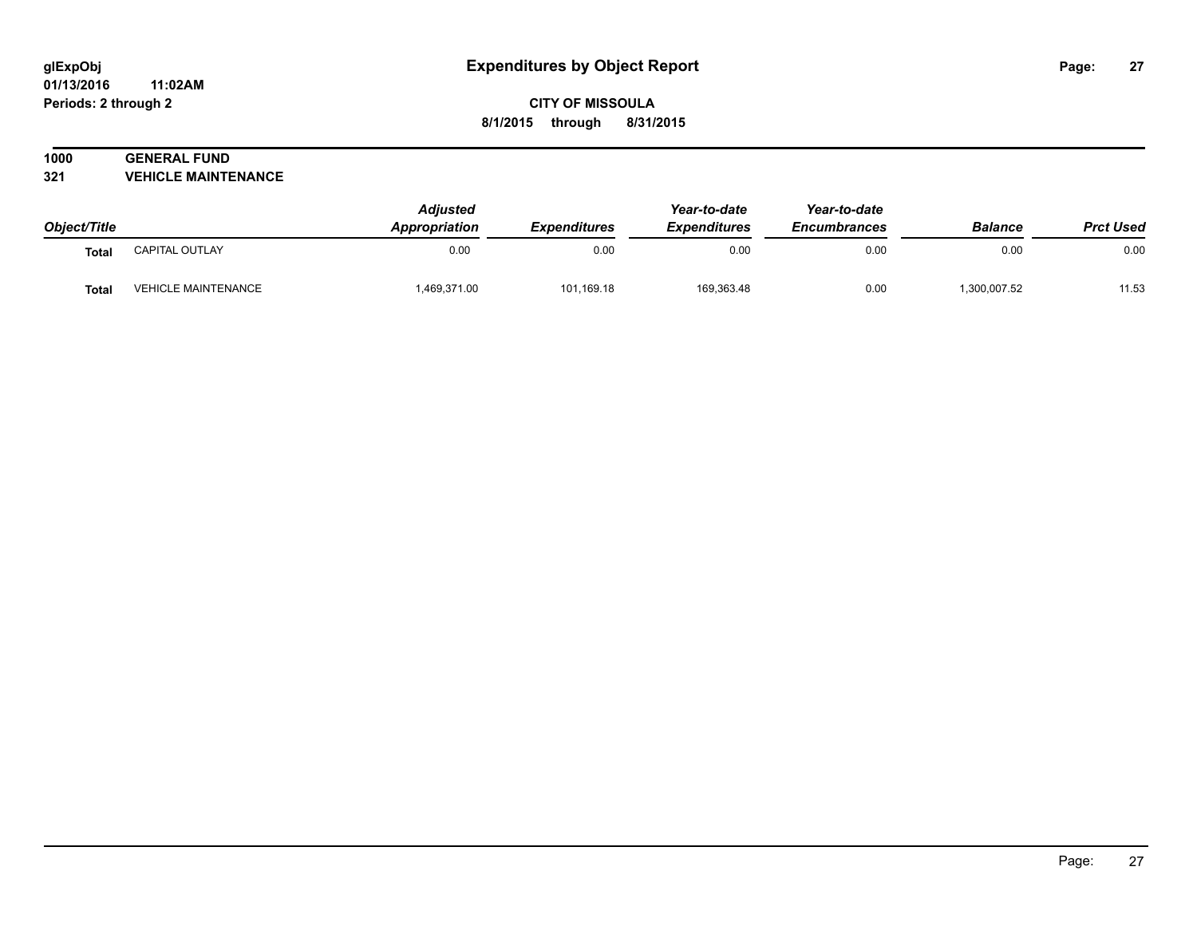# Expenditures by Object Report

glExpObj
01/13/2016 11:02AM
Periods: 2 through 2

**CITY OF MISSOULA**
**8/1/2015 through 8/31/2015**

**1000 GENERAL FUND**
**321 VEHICLE MAINTENANCE**

| Object/Title | | Adjusted Appropriation | Expenditures | Year-to-date Expenditures | Year-to-date Encumbrances | Balance | Prct Used |
|---|---|---|---|---|---|---|---|
| **Total** | CAPITAL OUTLAY | 0.00 | 0.00 | 0.00 | 0.00 | 0.00 | 0.00 |
| **Total** | VEHICLE MAINTENANCE | 1,469,371.00 | 101,169.18 | 169,363.48 | 0.00 | 1,300,007.52 | 11.53 |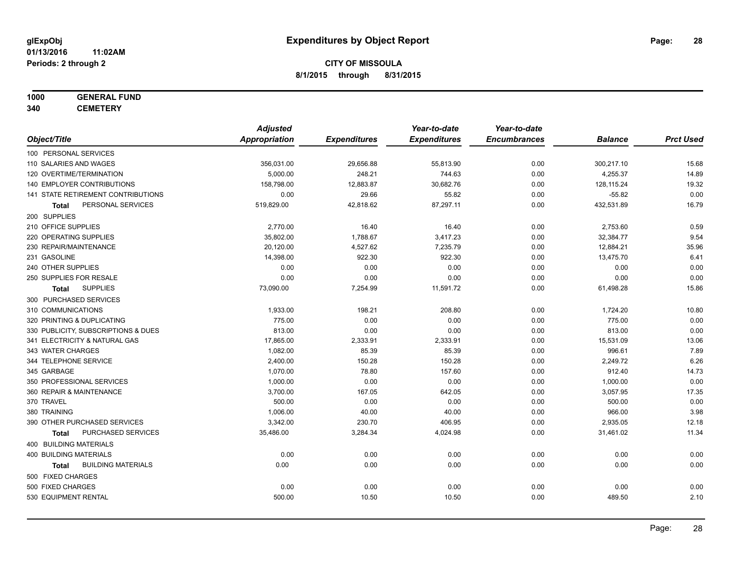# Expenditures by Object Report

glExpObj
01/13/2016 11:02AM
Periods: 2 through 2

**CITY OF MISSOULA**
**8/1/2015 through 8/31/2015**

**1000 GENERAL FUND**
**340 CEMETERY**

| Object/Title | Adjusted Appropriation | Expenditures | Year-to-date Expenditures | Year-to-date Encumbrances | Balance | Prct Used |
|---|---|---|---|---|---|---|
| 100 PERSONAL SERVICES | | | | | | |
| 110 SALARIES AND WAGES | 356,031.00 | 29,656.88 | 55,813.90 | 0.00 | 300,217.10 | 15.68 |
| 120 OVERTIME/TERMINATION | 5,000.00 | 248.21 | 744.63 | 0.00 | 4,255.37 | 14.89 |
| 140 EMPLOYER CONTRIBUTIONS | 158,798.00 | 12,883.87 | 30,682.76 | 0.00 | 128,115.24 | 19.32 |
| 141 STATE RETIREMENT CONTRIBUTIONS | 0.00 | 29.66 | 55.82 | 0.00 | -55.82 | 0.00 |
| **Total** PERSONAL SERVICES | 519,829.00 | 42,818.62 | 87,297.11 | 0.00 | 432,531.89 | 16.79 |
| 200 SUPPLIES | | | | | | |
| 210 OFFICE SUPPLIES | 2,770.00 | 16.40 | 16.40 | 0.00 | 2,753.60 | 0.59 |
| 220 OPERATING SUPPLIES | 35,802.00 | 1,788.67 | 3,417.23 | 0.00 | 32,384.77 | 9.54 |
| 230 REPAIR/MAINTENANCE | 20,120.00 | 4,527.62 | 7,235.79 | 0.00 | 12,884.21 | 35.96 |
| 231 GASOLINE | 14,398.00 | 922.30 | 922.30 | 0.00 | 13,475.70 | 6.41 |
| 240 OTHER SUPPLIES | 0.00 | 0.00 | 0.00 | 0.00 | 0.00 | 0.00 |
| 250 SUPPLIES FOR RESALE | 0.00 | 0.00 | 0.00 | 0.00 | 0.00 | 0.00 |
| **Total** SUPPLIES | 73,090.00 | 7,254.99 | 11,591.72 | 0.00 | 61,498.28 | 15.86 |
| 300 PURCHASED SERVICES | | | | | | |
| 310 COMMUNICATIONS | 1,933.00 | 198.21 | 208.80 | 0.00 | 1,724.20 | 10.80 |
| 320 PRINTING & DUPLICATING | 775.00 | 0.00 | 0.00 | 0.00 | 775.00 | 0.00 |
| 330 PUBLICITY, SUBSCRIPTIONS & DUES | 813.00 | 0.00 | 0.00 | 0.00 | 813.00 | 0.00 |
| 341 ELECTRICITY & NATURAL GAS | 17,865.00 | 2,333.91 | 2,333.91 | 0.00 | 15,531.09 | 13.06 |
| 343 WATER CHARGES | 1,082.00 | 85.39 | 85.39 | 0.00 | 996.61 | 7.89 |
| 344 TELEPHONE SERVICE | 2,400.00 | 150.28 | 150.28 | 0.00 | 2,249.72 | 6.26 |
| 345 GARBAGE | 1,070.00 | 78.80 | 157.60 | 0.00 | 912.40 | 14.73 |
| 350 PROFESSIONAL SERVICES | 1,000.00 | 0.00 | 0.00 | 0.00 | 1,000.00 | 0.00 |
| 360 REPAIR & MAINTENANCE | 3,700.00 | 167.05 | 642.05 | 0.00 | 3,057.95 | 17.35 |
| 370 TRAVEL | 500.00 | 0.00 | 0.00 | 0.00 | 500.00 | 0.00 |
| 380 TRAINING | 1,006.00 | 40.00 | 40.00 | 0.00 | 966.00 | 3.98 |
| 390 OTHER PURCHASED SERVICES | 3,342.00 | 230.70 | 406.95 | 0.00 | 2,935.05 | 12.18 |
| **Total** PURCHASED SERVICES | 35,486.00 | 3,284.34 | 4,024.98 | 0.00 | 31,461.02 | 11.34 |
| 400 BUILDING MATERIALS | | | | | | |
| 400 BUILDING MATERIALS | 0.00 | 0.00 | 0.00 | 0.00 | 0.00 | 0.00 |
| **Total** BUILDING MATERIALS | 0.00 | 0.00 | 0.00 | 0.00 | 0.00 | 0.00 |
| 500 FIXED CHARGES | | | | | | |
| 500 FIXED CHARGES | 0.00 | 0.00 | 0.00 | 0.00 | 0.00 | 0.00 |
| 530 EQUIPMENT RENTAL | 500.00 | 10.50 | 10.50 | 0.00 | 489.50 | 2.10 |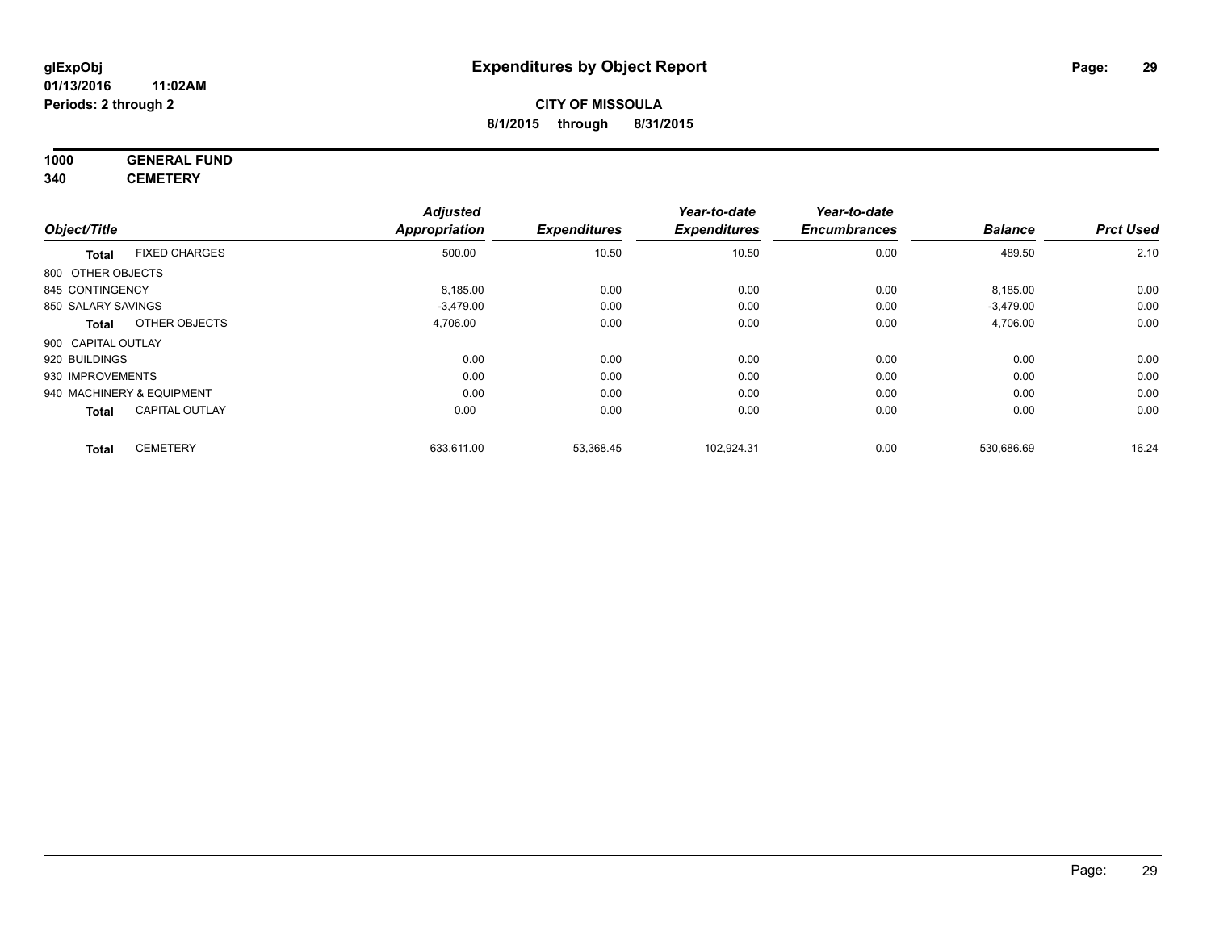**glExpObj**
**01/13/2016 11:02AM**
**Periods: 2 through 2**

# Expenditures by Object Report

**CITY OF MISSOULA**
**8/1/2015 through 8/31/2015**

**1000 GENERAL FUND**
**340 CEMETERY**

| Object/Title | | Adjusted Appropriation | Expenditures | Year-to-date Expenditures | Year-to-date Encumbrances | Balance | Prct Used |
|---|---|---|---|---|---|---|---|
| **Total** | FIXED CHARGES | 500.00 | 10.50 | 10.50 | 0.00 | 489.50 | 2.10 |
| 800 OTHER OBJECTS | | | | | | | |
| 845 CONTINGENCY | | 8,185.00 | 0.00 | 0.00 | 0.00 | 8,185.00 | 0.00 |
| 850 SALARY SAVINGS | | -3,479.00 | 0.00 | 0.00 | 0.00 | -3,479.00 | 0.00 |
| **Total** | OTHER OBJECTS | 4,706.00 | 0.00 | 0.00 | 0.00 | 4,706.00 | 0.00 |
| 900 CAPITAL OUTLAY | | | | | | | |
| 920 BUILDINGS | | 0.00 | 0.00 | 0.00 | 0.00 | 0.00 | 0.00 |
| 930 IMPROVEMENTS | | 0.00 | 0.00 | 0.00 | 0.00 | 0.00 | 0.00 |
| 940 MACHINERY & EQUIPMENT | | 0.00 | 0.00 | 0.00 | 0.00 | 0.00 | 0.00 |
| **Total** | CAPITAL OUTLAY | 0.00 | 0.00 | 0.00 | 0.00 | 0.00 | 0.00 |
| **Total** | CEMETERY | 633,611.00 | 53,368.45 | 102,924.31 | 0.00 | 530,686.69 | 16.24 |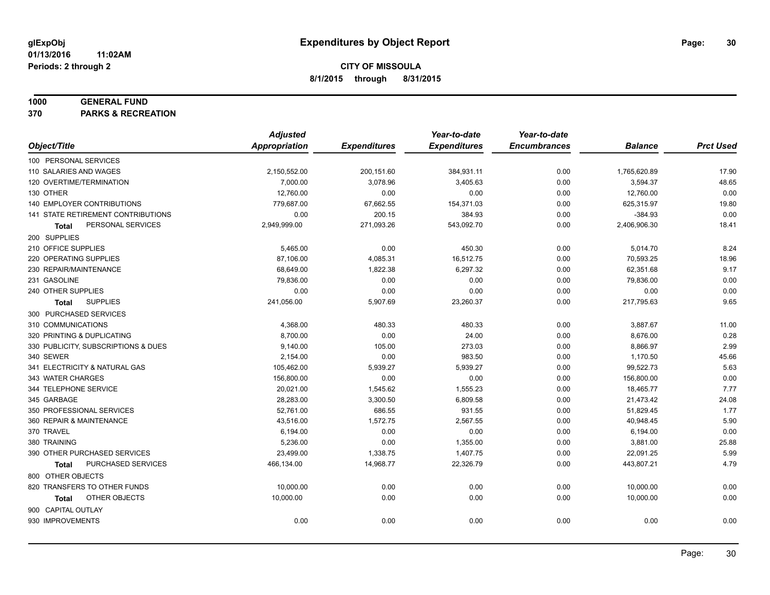# Expenditures by Object Report

glExpObj
01/13/2016 11:02AM
Periods: 2 through 2

**CITY OF MISSOULA**
**8/1/2015 through 8/31/2015**

**1000 GENERAL FUND**
**370 PARKS & RECREATION**

| Object/Title | Adjusted Appropriation | Expenditures | Year-to-date Expenditures | Year-to-date Encumbrances | Balance | Prct Used |
|---|---|---|---|---|---|---|
| 100 PERSONAL SERVICES | | | | | | |
| 110 SALARIES AND WAGES | 2,150,552.00 | 200,151.60 | 384,931.11 | 0.00 | 1,765,620.89 | 17.90 |
| 120 OVERTIME/TERMINATION | 7,000.00 | 3,078.96 | 3,405.63 | 0.00 | 3,594.37 | 48.65 |
| 130 OTHER | 12,760.00 | 0.00 | 0.00 | 0.00 | 12,760.00 | 0.00 |
| 140 EMPLOYER CONTRIBUTIONS | 779,687.00 | 67,662.55 | 154,371.03 | 0.00 | 625,315.97 | 19.80 |
| 141 STATE RETIREMENT CONTRIBUTIONS | 0.00 | 200.15 | 384.93 | 0.00 | -384.93 | 0.00 |
| **Total** PERSONAL SERVICES | 2,949,999.00 | 271,093.26 | 543,092.70 | 0.00 | 2,406,906.30 | 18.41 |
| 200 SUPPLIES | | | | | | |
| 210 OFFICE SUPPLIES | 5,465.00 | 0.00 | 450.30 | 0.00 | 5,014.70 | 8.24 |
| 220 OPERATING SUPPLIES | 87,106.00 | 4,085.31 | 16,512.75 | 0.00 | 70,593.25 | 18.96 |
| 230 REPAIR/MAINTENANCE | 68,649.00 | 1,822.38 | 6,297.32 | 0.00 | 62,351.68 | 9.17 |
| 231 GASOLINE | 79,836.00 | 0.00 | 0.00 | 0.00 | 79,836.00 | 0.00 |
| 240 OTHER SUPPLIES | 0.00 | 0.00 | 0.00 | 0.00 | 0.00 | 0.00 |
| **Total** SUPPLIES | 241,056.00 | 5,907.69 | 23,260.37 | 0.00 | 217,795.63 | 9.65 |
| 300 PURCHASED SERVICES | | | | | | |
| 310 COMMUNICATIONS | 4,368.00 | 480.33 | 480.33 | 0.00 | 3,887.67 | 11.00 |
| 320 PRINTING & DUPLICATING | 8,700.00 | 0.00 | 24.00 | 0.00 | 8,676.00 | 0.28 |
| 330 PUBLICITY, SUBSCRIPTIONS & DUES | 9,140.00 | 105.00 | 273.03 | 0.00 | 8,866.97 | 2.99 |
| 340 SEWER | 2,154.00 | 0.00 | 983.50 | 0.00 | 1,170.50 | 45.66 |
| 341 ELECTRICITY & NATURAL GAS | 105,462.00 | 5,939.27 | 5,939.27 | 0.00 | 99,522.73 | 5.63 |
| 343 WATER CHARGES | 156,800.00 | 0.00 | 0.00 | 0.00 | 156,800.00 | 0.00 |
| 344 TELEPHONE SERVICE | 20,021.00 | 1,545.62 | 1,555.23 | 0.00 | 18,465.77 | 7.77 |
| 345 GARBAGE | 28,283.00 | 3,300.50 | 6,809.58 | 0.00 | 21,473.42 | 24.08 |
| 350 PROFESSIONAL SERVICES | 52,761.00 | 686.55 | 931.55 | 0.00 | 51,829.45 | 1.77 |
| 360 REPAIR & MAINTENANCE | 43,516.00 | 1,572.75 | 2,567.55 | 0.00 | 40,948.45 | 5.90 |
| 370 TRAVEL | 6,194.00 | 0.00 | 0.00 | 0.00 | 6,194.00 | 0.00 |
| 380 TRAINING | 5,236.00 | 0.00 | 1,355.00 | 0.00 | 3,881.00 | 25.88 |
| 390 OTHER PURCHASED SERVICES | 23,499.00 | 1,338.75 | 1,407.75 | 0.00 | 22,091.25 | 5.99 |
| **Total** PURCHASED SERVICES | 466,134.00 | 14,968.77 | 22,326.79 | 0.00 | 443,807.21 | 4.79 |
| 800 OTHER OBJECTS | | | | | | |
| 820 TRANSFERS TO OTHER FUNDS | 10,000.00 | 0.00 | 0.00 | 0.00 | 10,000.00 | 0.00 |
| **Total** OTHER OBJECTS | 10,000.00 | 0.00 | 0.00 | 0.00 | 10,000.00 | 0.00 |
| 900 CAPITAL OUTLAY | | | | | | |
| 930 IMPROVEMENTS | 0.00 | 0.00 | 0.00 | 0.00 | 0.00 | 0.00 |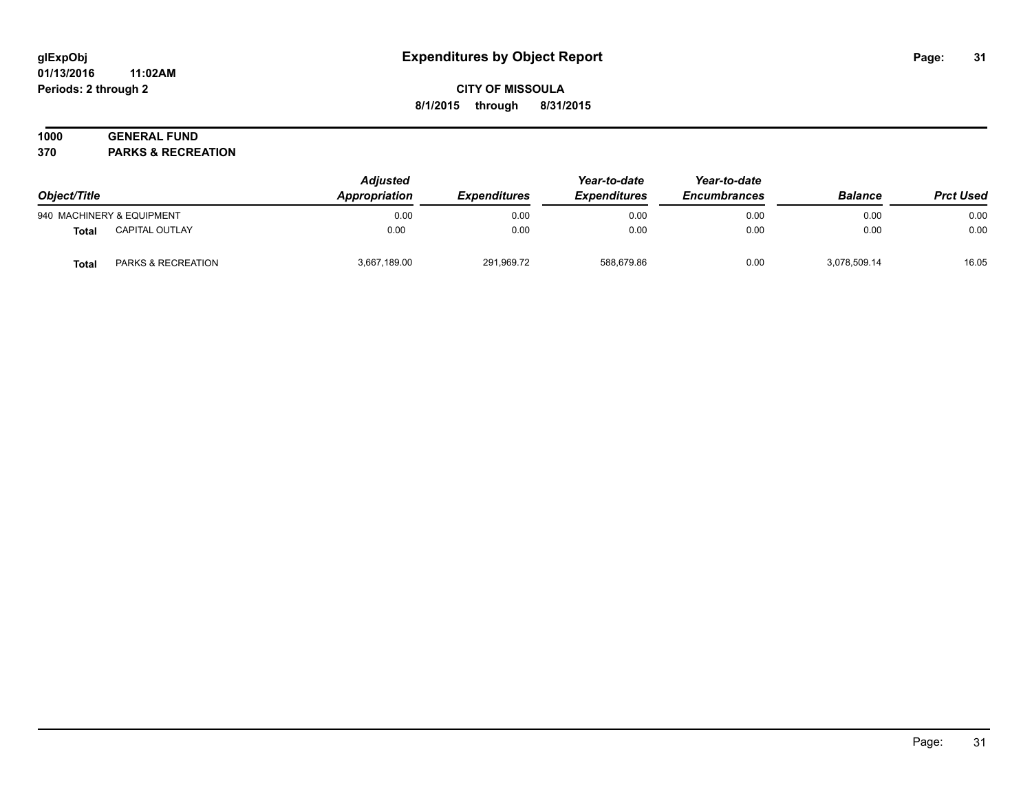# Expenditures by Object Report

glExpObj
01/13/2016 11:02AM
Periods: 2 through 2

**CITY OF MISSOULA**
**8/1/2015 through 8/31/2015**

**1000 GENERAL FUND**
**370 PARKS & RECREATION**

| Object/Title | | *Adjusted Appropriation* | *Expenditures* | *Year-to-date Expenditures* | *Year-to-date Encumbrances* | *Balance* | *Prct Used* |
|---|---|---|---|---|---|---|---|
| 940 MACHINERY & EQUIPMENT | | 0.00 | 0.00 | 0.00 | 0.00 | 0.00 | 0.00 |
| **Total** | CAPITAL OUTLAY | 0.00 | 0.00 | 0.00 | 0.00 | 0.00 | 0.00 |
| **Total** | PARKS & RECREATION | 3,667,189.00 | 291,969.72 | 588,679.86 | 0.00 | 3,078,509.14 | 16.05 |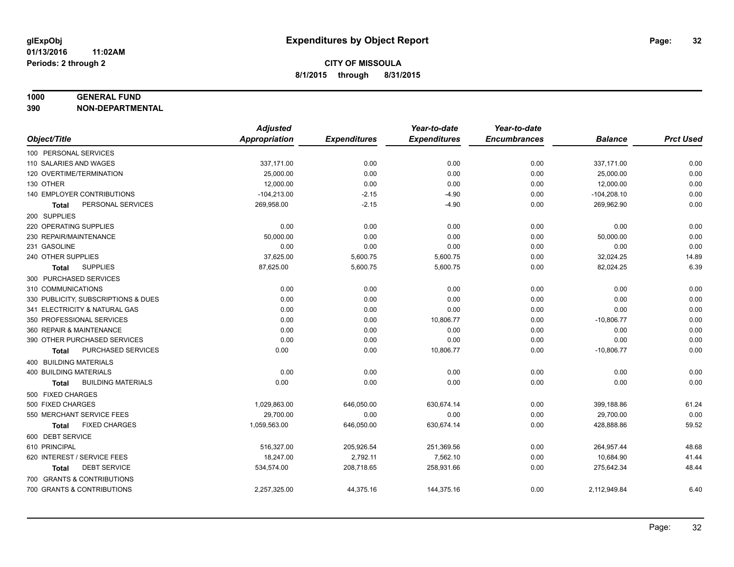**glExpObj**
**01/13/2016 11:02AM**
**Periods: 2 through 2**

# Expenditures by Object Report

## CITY OF MISSOULA

**8/1/2015 through 8/31/2015**

**1000 GENERAL FUND**
**390 NON-DEPARTMENTAL**

| Object/Title | Adjusted Appropriation | Expenditures | Year-to-date Expenditures | Year-to-date Encumbrances | Balance | Prct Used |
|---|---|---|---|---|---|---|
| 100 PERSONAL SERVICES | | | | | | |
| 110 SALARIES AND WAGES | 337,171.00 | 0.00 | 0.00 | 0.00 | 337,171.00 | 0.00 |
| 120 OVERTIME/TERMINATION | 25,000.00 | 0.00 | 0.00 | 0.00 | 25,000.00 | 0.00 |
| 130 OTHER | 12,000.00 | 0.00 | 0.00 | 0.00 | 12,000.00 | 0.00 |
| 140 EMPLOYER CONTRIBUTIONS | -104,213.00 | -2.15 | -4.90 | 0.00 | -104,208.10 | 0.00 |
| **Total** PERSONAL SERVICES | 269,958.00 | -2.15 | -4.90 | 0.00 | 269,962.90 | 0.00 |
| 200 SUPPLIES | | | | | | |
| 220 OPERATING SUPPLIES | 0.00 | 0.00 | 0.00 | 0.00 | 0.00 | 0.00 |
| 230 REPAIR/MAINTENANCE | 50,000.00 | 0.00 | 0.00 | 0.00 | 50,000.00 | 0.00 |
| 231 GASOLINE | 0.00 | 0.00 | 0.00 | 0.00 | 0.00 | 0.00 |
| 240 OTHER SUPPLIES | 37,625.00 | 5,600.75 | 5,600.75 | 0.00 | 32,024.25 | 14.89 |
| **Total** SUPPLIES | 87,625.00 | 5,600.75 | 5,600.75 | 0.00 | 82,024.25 | 6.39 |
| 300 PURCHASED SERVICES | | | | | | |
| 310 COMMUNICATIONS | 0.00 | 0.00 | 0.00 | 0.00 | 0.00 | 0.00 |
| 330 PUBLICITY, SUBSCRIPTIONS & DUES | 0.00 | 0.00 | 0.00 | 0.00 | 0.00 | 0.00 |
| 341 ELECTRICITY & NATURAL GAS | 0.00 | 0.00 | 0.00 | 0.00 | 0.00 | 0.00 |
| 350 PROFESSIONAL SERVICES | 0.00 | 0.00 | 10,806.77 | 0.00 | -10,806.77 | 0.00 |
| 360 REPAIR & MAINTENANCE | 0.00 | 0.00 | 0.00 | 0.00 | 0.00 | 0.00 |
| 390 OTHER PURCHASED SERVICES | 0.00 | 0.00 | 0.00 | 0.00 | 0.00 | 0.00 |
| **Total** PURCHASED SERVICES | 0.00 | 0.00 | 10,806.77 | 0.00 | -10,806.77 | 0.00 |
| 400 BUILDING MATERIALS | | | | | | |
| 400 BUILDING MATERIALS | 0.00 | 0.00 | 0.00 | 0.00 | 0.00 | 0.00 |
| **Total** BUILDING MATERIALS | 0.00 | 0.00 | 0.00 | 0.00 | 0.00 | 0.00 |
| 500 FIXED CHARGES | | | | | | |
| 500 FIXED CHARGES | 1,029,863.00 | 646,050.00 | 630,674.14 | 0.00 | 399,188.86 | 61.24 |
| 550 MERCHANT SERVICE FEES | 29,700.00 | 0.00 | 0.00 | 0.00 | 29,700.00 | 0.00 |
| **Total** FIXED CHARGES | 1,059,563.00 | 646,050.00 | 630,674.14 | 0.00 | 428,888.86 | 59.52 |
| 600 DEBT SERVICE | | | | | | |
| 610 PRINCIPAL | 516,327.00 | 205,926.54 | 251,369.56 | 0.00 | 264,957.44 | 48.68 |
| 620 INTEREST / SERVICE FEES | 18,247.00 | 2,792.11 | 7,562.10 | 0.00 | 10,684.90 | 41.44 |
| **Total** DEBT SERVICE | 534,574.00 | 208,718.65 | 258,931.66 | 0.00 | 275,642.34 | 48.44 |
| 700 GRANTS & CONTRIBUTIONS | | | | | | |
| 700 GRANTS & CONTRIBUTIONS | 2,257,325.00 | 44,375.16 | 144,375.16 | 0.00 | 2,112,949.84 | 6.40 |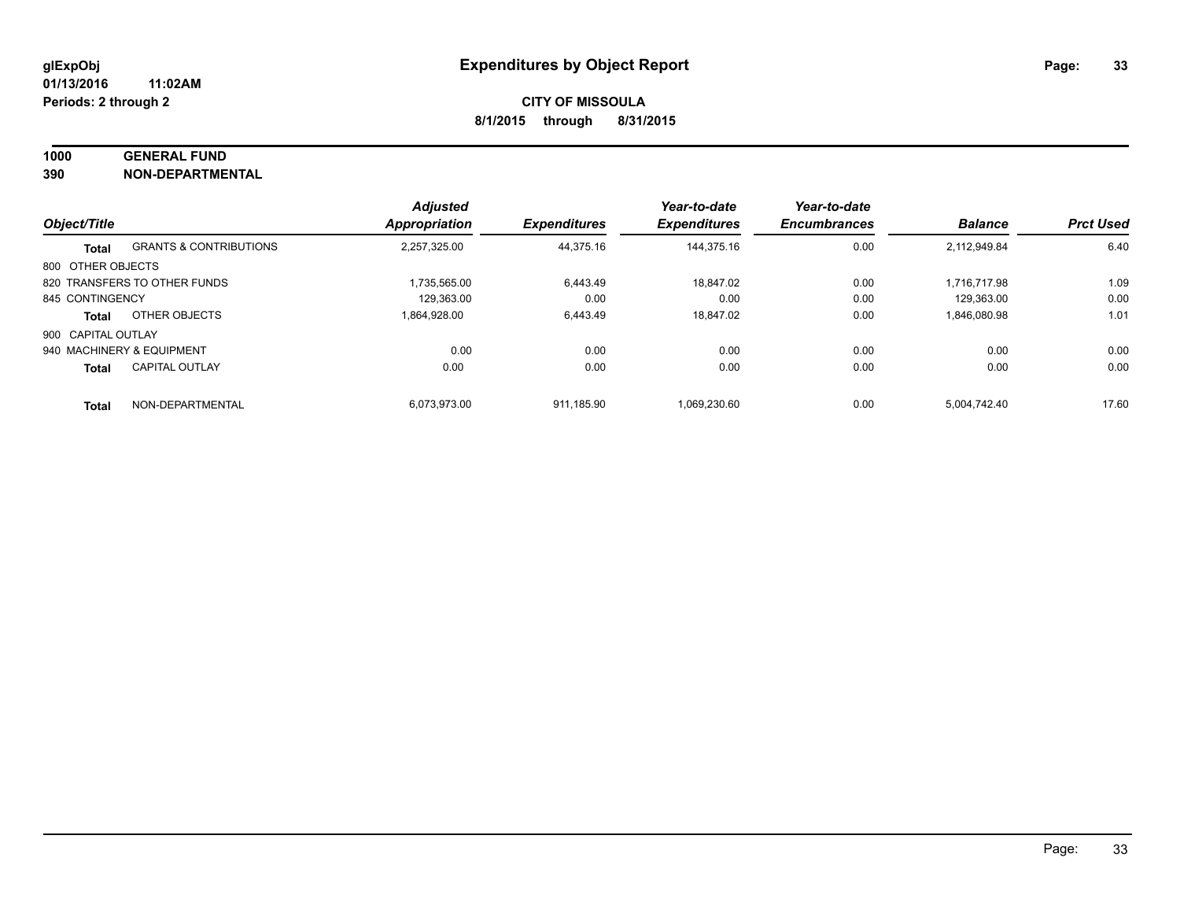**glExpObj**
**01/13/2016 11:02AM**
**Periods: 2 through 2**

# Expenditures by Object Report

**CITY OF MISSOULA**
**8/1/2015 through 8/31/2015**

**1000 GENERAL FUND**
**390 NON-DEPARTMENTAL**

| Object/Title | | Adjusted Appropriation | Expenditures | Year-to-date Expenditures | Year-to-date Encumbrances | Balance | Prct Used |
|---|---|---|---|---|---|---|---|
| **Total** | GRANTS & CONTRIBUTIONS | 2,257,325.00 | 44,375.16 | 144,375.16 | 0.00 | 2,112,949.84 | 6.40 |
| 800 OTHER OBJECTS | | | | | | | |
| 820 TRANSFERS TO OTHER FUNDS | | 1,735,565.00 | 6,443.49 | 18,847.02 | 0.00 | 1,716,717.98 | 1.09 |
| 845 CONTINGENCY | | 129,363.00 | 0.00 | 0.00 | 0.00 | 129,363.00 | 0.00 |
| **Total** | OTHER OBJECTS | 1,864,928.00 | 6,443.49 | 18,847.02 | 0.00 | 1,846,080.98 | 1.01 |
| 900 CAPITAL OUTLAY | | | | | | | |
| 940 MACHINERY & EQUIPMENT | | 0.00 | 0.00 | 0.00 | 0.00 | 0.00 | 0.00 |
| **Total** | CAPITAL OUTLAY | 0.00 | 0.00 | 0.00 | 0.00 | 0.00 | 0.00 |
| **Total** | NON-DEPARTMENTAL | 6,073,973.00 | 911,185.90 | 1,069,230.60 | 0.00 | 5,004,742.40 | 17.60 |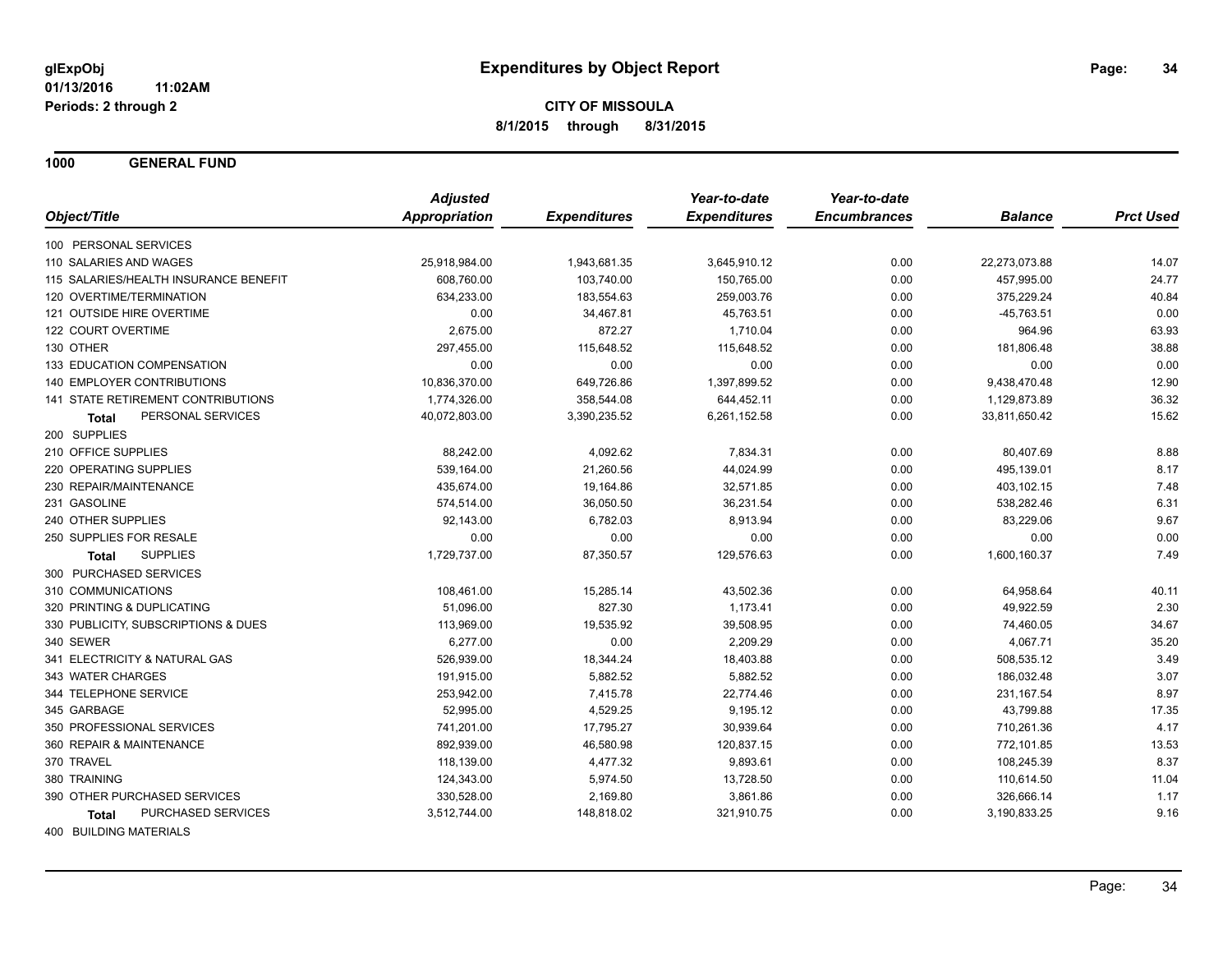**glExpObj**
**01/13/2016 11:02AM**
**Periods: 2 through 2**

# Expenditures by Object Report

**CITY OF MISSOULA**
**8/1/2015 through 8/31/2015**

## 1000 GENERAL FUND

| Object/Title | Adjusted Appropriation | Expenditures | Year-to-date Expenditures | Year-to-date Encumbrances | Balance | Prct Used |
|---|---|---|---|---|---|---|
| 100 PERSONAL SERVICES | | | | | | |
| 110 SALARIES AND WAGES | 25,918,984.00 | 1,943,681.35 | 3,645,910.12 | 0.00 | 22,273,073.88 | 14.07 |
| 115 SALARIES/HEALTH INSURANCE BENEFIT | 608,760.00 | 103,740.00 | 150,765.00 | 0.00 | 457,995.00 | 24.77 |
| 120 OVERTIME/TERMINATION | 634,233.00 | 183,554.63 | 259,003.76 | 0.00 | 375,229.24 | 40.84 |
| 121 OUTSIDE HIRE OVERTIME | 0.00 | 34,467.81 | 45,763.51 | 0.00 | -45,763.51 | 0.00 |
| 122 COURT OVERTIME | 2,675.00 | 872.27 | 1,710.04 | 0.00 | 964.96 | 63.93 |
| 130 OTHER | 297,455.00 | 115,648.52 | 115,648.52 | 0.00 | 181,806.48 | 38.88 |
| 133 EDUCATION COMPENSATION | 0.00 | 0.00 | 0.00 | 0.00 | 0.00 | 0.00 |
| 140 EMPLOYER CONTRIBUTIONS | 10,836,370.00 | 649,726.86 | 1,397,899.52 | 0.00 | 9,438,470.48 | 12.90 |
| 141 STATE RETIREMENT CONTRIBUTIONS | 1,774,326.00 | 358,544.08 | 644,452.11 | 0.00 | 1,129,873.89 | 36.32 |
| **Total** PERSONAL SERVICES | 40,072,803.00 | 3,390,235.52 | 6,261,152.58 | 0.00 | 33,811,650.42 | 15.62 |
| 200 SUPPLIES | | | | | | |
| 210 OFFICE SUPPLIES | 88,242.00 | 4,092.62 | 7,834.31 | 0.00 | 80,407.69 | 8.88 |
| 220 OPERATING SUPPLIES | 539,164.00 | 21,260.56 | 44,024.99 | 0.00 | 495,139.01 | 8.17 |
| 230 REPAIR/MAINTENANCE | 435,674.00 | 19,164.86 | 32,571.85 | 0.00 | 403,102.15 | 7.48 |
| 231 GASOLINE | 574,514.00 | 36,050.50 | 36,231.54 | 0.00 | 538,282.46 | 6.31 |
| 240 OTHER SUPPLIES | 92,143.00 | 6,782.03 | 8,913.94 | 0.00 | 83,229.06 | 9.67 |
| 250 SUPPLIES FOR RESALE | 0.00 | 0.00 | 0.00 | 0.00 | 0.00 | 0.00 |
| **Total** SUPPLIES | 1,729,737.00 | 87,350.57 | 129,576.63 | 0.00 | 1,600,160.37 | 7.49 |
| 300 PURCHASED SERVICES | | | | | | |
| 310 COMMUNICATIONS | 108,461.00 | 15,285.14 | 43,502.36 | 0.00 | 64,958.64 | 40.11 |
| 320 PRINTING & DUPLICATING | 51,096.00 | 827.30 | 1,173.41 | 0.00 | 49,922.59 | 2.30 |
| 330 PUBLICITY, SUBSCRIPTIONS & DUES | 113,969.00 | 19,535.92 | 39,508.95 | 0.00 | 74,460.05 | 34.67 |
| 340 SEWER | 6,277.00 | 0.00 | 2,209.29 | 0.00 | 4,067.71 | 35.20 |
| 341 ELECTRICITY & NATURAL GAS | 526,939.00 | 18,344.24 | 18,403.88 | 0.00 | 508,535.12 | 3.49 |
| 343 WATER CHARGES | 191,915.00 | 5,882.52 | 5,882.52 | 0.00 | 186,032.48 | 3.07 |
| 344 TELEPHONE SERVICE | 253,942.00 | 7,415.78 | 22,774.46 | 0.00 | 231,167.54 | 8.97 |
| 345 GARBAGE | 52,995.00 | 4,529.25 | 9,195.12 | 0.00 | 43,799.88 | 17.35 |
| 350 PROFESSIONAL SERVICES | 741,201.00 | 17,795.27 | 30,939.64 | 0.00 | 710,261.36 | 4.17 |
| 360 REPAIR & MAINTENANCE | 892,939.00 | 46,580.98 | 120,837.15 | 0.00 | 772,101.85 | 13.53 |
| 370 TRAVEL | 118,139.00 | 4,477.32 | 9,893.61 | 0.00 | 108,245.39 | 8.37 |
| 380 TRAINING | 124,343.00 | 5,974.50 | 13,728.50 | 0.00 | 110,614.50 | 11.04 |
| 390 OTHER PURCHASED SERVICES | 330,528.00 | 2,169.80 | 3,861.86 | 0.00 | 326,666.14 | 1.17 |
| **Total** PURCHASED SERVICES | 3,512,744.00 | 148,818.02 | 321,910.75 | 0.00 | 3,190,833.25 | 9.16 |
| 400 BUILDING MATERIALS | | | | | | |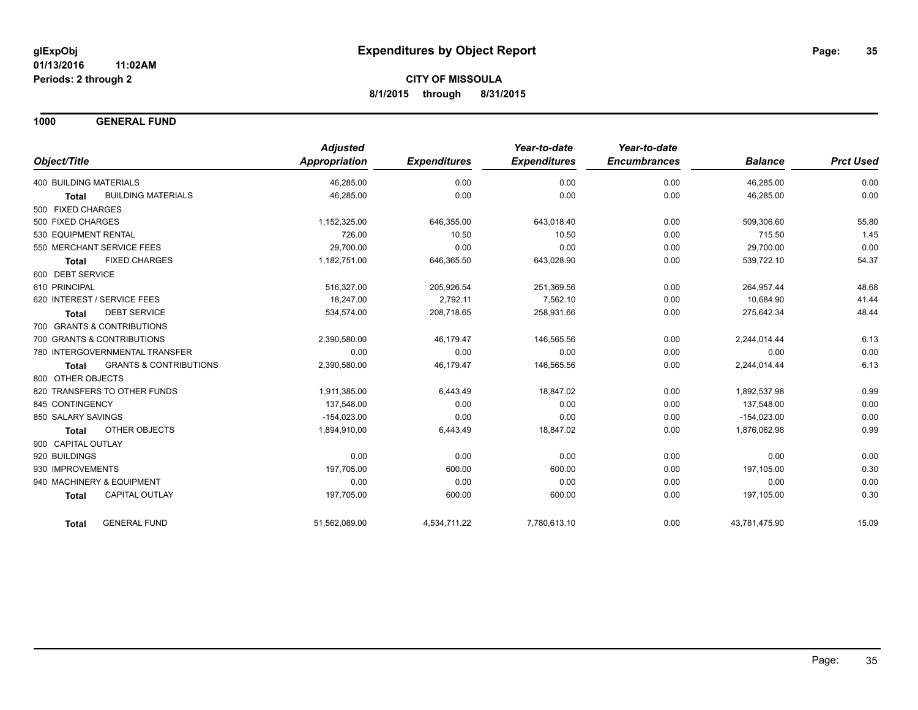# Expenditures by Object Report

glExpObj
01/13/2016 11:02AM
Periods: 2 through 2

**CITY OF MISSOULA**
**8/1/2015 through 8/31/2015**

## 1000 GENERAL FUND

| Object/Title | | Adjusted Appropriation | Expenditures | Year-to-date Expenditures | Year-to-date Encumbrances | Balance | Prct Used |
|---|---|---|---|---|---|---|---|
| 400 BUILDING MATERIALS | | 46,285.00 | 0.00 | 0.00 | 0.00 | 46,285.00 | 0.00 |
| **Total** | BUILDING MATERIALS | 46,285.00 | 0.00 | 0.00 | 0.00 | 46,285.00 | 0.00 |
| 500 FIXED CHARGES | | | | | | | |
| 500 FIXED CHARGES | | 1,152,325.00 | 646,355.00 | 643,018.40 | 0.00 | 509,306.60 | 55.80 |
| 530 EQUIPMENT RENTAL | | 726.00 | 10.50 | 10.50 | 0.00 | 715.50 | 1.45 |
| 550 MERCHANT SERVICE FEES | | 29,700.00 | 0.00 | 0.00 | 0.00 | 29,700.00 | 0.00 |
| **Total** | FIXED CHARGES | 1,182,751.00 | 646,365.50 | 643,028.90 | 0.00 | 539,722.10 | 54.37 |
| 600 DEBT SERVICE | | | | | | | |
| 610 PRINCIPAL | | 516,327.00 | 205,926.54 | 251,369.56 | 0.00 | 264,957.44 | 48.68 |
| 620 INTEREST / SERVICE FEES | | 18,247.00 | 2,792.11 | 7,562.10 | 0.00 | 10,684.90 | 41.44 |
| **Total** | DEBT SERVICE | 534,574.00 | 208,718.65 | 258,931.66 | 0.00 | 275,642.34 | 48.44 |
| 700 GRANTS & CONTRIBUTIONS | | | | | | | |
| 700 GRANTS & CONTRIBUTIONS | | 2,390,580.00 | 46,179.47 | 146,565.56 | 0.00 | 2,244,014.44 | 6.13 |
| 780 INTERGOVERNMENTAL TRANSFER | | 0.00 | 0.00 | 0.00 | 0.00 | 0.00 | 0.00 |
| **Total** | GRANTS & CONTRIBUTIONS | 2,390,580.00 | 46,179.47 | 146,565.56 | 0.00 | 2,244,014.44 | 6.13 |
| 800 OTHER OBJECTS | | | | | | | |
| 820 TRANSFERS TO OTHER FUNDS | | 1,911,385.00 | 6,443.49 | 18,847.02 | 0.00 | 1,892,537.98 | 0.99 |
| 845 CONTINGENCY | | 137,548.00 | 0.00 | 0.00 | 0.00 | 137,548.00 | 0.00 |
| 850 SALARY SAVINGS | | -154,023.00 | 0.00 | 0.00 | 0.00 | -154,023.00 | 0.00 |
| **Total** | OTHER OBJECTS | 1,894,910.00 | 6,443.49 | 18,847.02 | 0.00 | 1,876,062.98 | 0.99 |
| 900 CAPITAL OUTLAY | | | | | | | |
| 920 BUILDINGS | | 0.00 | 0.00 | 0.00 | 0.00 | 0.00 | 0.00 |
| 930 IMPROVEMENTS | | 197,705.00 | 600.00 | 600.00 | 0.00 | 197,105.00 | 0.30 |
| 940 MACHINERY & EQUIPMENT | | 0.00 | 0.00 | 0.00 | 0.00 | 0.00 | 0.00 |
| **Total** | CAPITAL OUTLAY | 197,705.00 | 600.00 | 600.00 | 0.00 | 197,105.00 | 0.30 |
| **Total** | GENERAL FUND | 51,562,089.00 | 4,534,711.22 | 7,780,613.10 | 0.00 | 43,781,475.90 | 15.09 |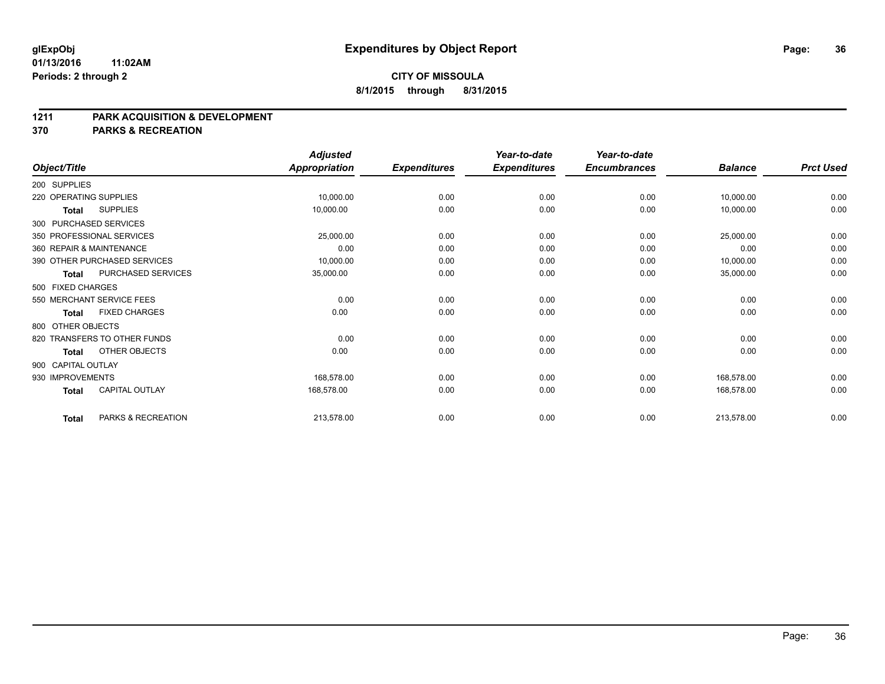# Expenditures by Object Report

glExpObj
01/13/2016 11:02AM
Periods: 2 through 2

**CITY OF MISSOULA**
**8/1/2015 through 8/31/2015**

## 1211 PARK ACQUISITION & DEVELOPMENT
## 370 PARKS & RECREATION

| Object/Title | Adjusted Appropriation | Expenditures | Year-to-date Expenditures | Year-to-date Encumbrances | Balance | Prct Used |
|---|---|---|---|---|---|---|
| 200 SUPPLIES | | | | | | |
| 220 OPERATING SUPPLIES | 10,000.00 | 0.00 | 0.00 | 0.00 | 10,000.00 | 0.00 |
| **Total** SUPPLIES | 10,000.00 | 0.00 | 0.00 | 0.00 | 10,000.00 | 0.00 |
| 300 PURCHASED SERVICES | | | | | | |
| 350 PROFESSIONAL SERVICES | 25,000.00 | 0.00 | 0.00 | 0.00 | 25,000.00 | 0.00 |
| 360 REPAIR & MAINTENANCE | 0.00 | 0.00 | 0.00 | 0.00 | 0.00 | 0.00 |
| 390 OTHER PURCHASED SERVICES | 10,000.00 | 0.00 | 0.00 | 0.00 | 10,000.00 | 0.00 |
| **Total** PURCHASED SERVICES | 35,000.00 | 0.00 | 0.00 | 0.00 | 35,000.00 | 0.00 |
| 500 FIXED CHARGES | | | | | | |
| 550 MERCHANT SERVICE FEES | 0.00 | 0.00 | 0.00 | 0.00 | 0.00 | 0.00 |
| **Total** FIXED CHARGES | 0.00 | 0.00 | 0.00 | 0.00 | 0.00 | 0.00 |
| 800 OTHER OBJECTS | | | | | | |
| 820 TRANSFERS TO OTHER FUNDS | 0.00 | 0.00 | 0.00 | 0.00 | 0.00 | 0.00 |
| **Total** OTHER OBJECTS | 0.00 | 0.00 | 0.00 | 0.00 | 0.00 | 0.00 |
| 900 CAPITAL OUTLAY | | | | | | |
| 930 IMPROVEMENTS | 168,578.00 | 0.00 | 0.00 | 0.00 | 168,578.00 | 0.00 |
| **Total** CAPITAL OUTLAY | 168,578.00 | 0.00 | 0.00 | 0.00 | 168,578.00 | 0.00 |
| **Total** PARKS & RECREATION | 213,578.00 | 0.00 | 0.00 | 0.00 | 213,578.00 | 0.00 |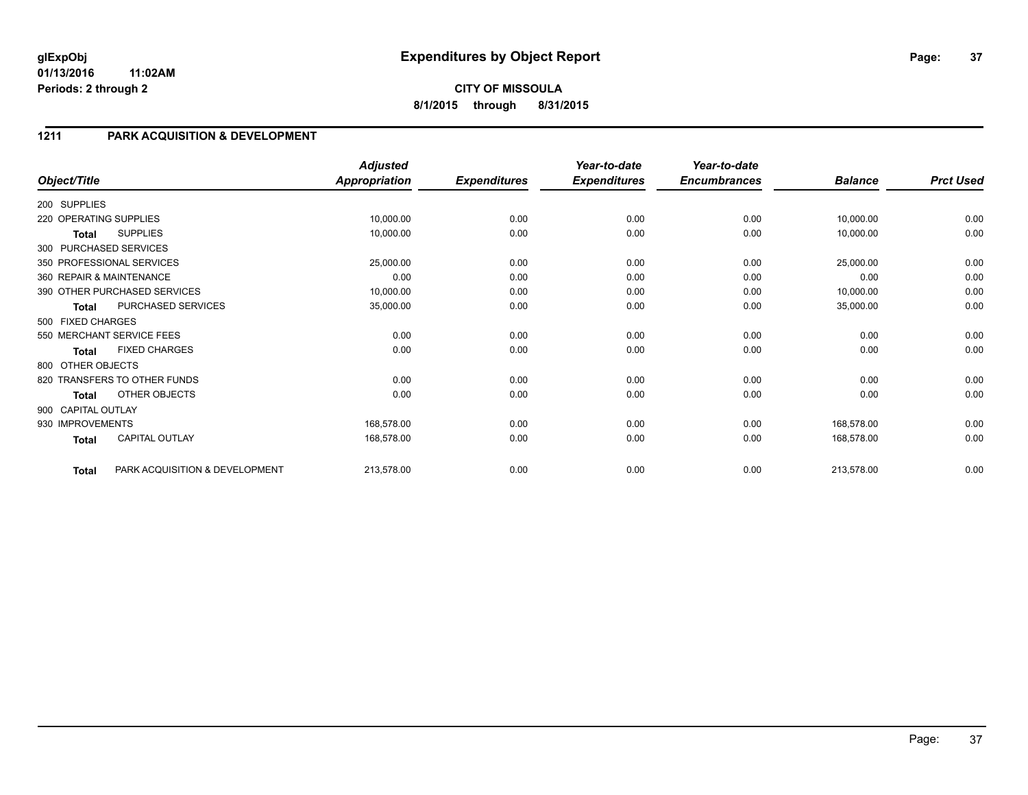**glExpObj** **Expenditures by Object Report**
**01/13/2016 11:02AM**
**Periods: 2 through 2**

**CITY OF MISSOULA**
**8/1/2015 through 8/31/2015**

## 1211 PARK ACQUISITION & DEVELOPMENT

| Object/Title | | Adjusted Appropriation | Expenditures | Year-to-date Expenditures | Year-to-date Encumbrances | Balance | Prct Used |
|---|---|---|---|---|---|---|---|
| 200 SUPPLIES | | | | | | | |
| 220 OPERATING SUPPLIES | | 10,000.00 | 0.00 | 0.00 | 0.00 | 10,000.00 | 0.00 |
| **Total** | SUPPLIES | 10,000.00 | 0.00 | 0.00 | 0.00 | 10,000.00 | 0.00 |
| 300 PURCHASED SERVICES | | | | | | | |
| 350 PROFESSIONAL SERVICES | | 25,000.00 | 0.00 | 0.00 | 0.00 | 25,000.00 | 0.00 |
| 360 REPAIR & MAINTENANCE | | 0.00 | 0.00 | 0.00 | 0.00 | 0.00 | 0.00 |
| 390 OTHER PURCHASED SERVICES | | 10,000.00 | 0.00 | 0.00 | 0.00 | 10,000.00 | 0.00 |
| **Total** | PURCHASED SERVICES | 35,000.00 | 0.00 | 0.00 | 0.00 | 35,000.00 | 0.00 |
| 500 FIXED CHARGES | | | | | | | |
| 550 MERCHANT SERVICE FEES | | 0.00 | 0.00 | 0.00 | 0.00 | 0.00 | 0.00 |
| **Total** | FIXED CHARGES | 0.00 | 0.00 | 0.00 | 0.00 | 0.00 | 0.00 |
| 800 OTHER OBJECTS | | | | | | | |
| 820 TRANSFERS TO OTHER FUNDS | | 0.00 | 0.00 | 0.00 | 0.00 | 0.00 | 0.00 |
| **Total** | OTHER OBJECTS | 0.00 | 0.00 | 0.00 | 0.00 | 0.00 | 0.00 |
| 900 CAPITAL OUTLAY | | | | | | | |
| 930 IMPROVEMENTS | | 168,578.00 | 0.00 | 0.00 | 0.00 | 168,578.00 | 0.00 |
| **Total** | CAPITAL OUTLAY | 168,578.00 | 0.00 | 0.00 | 0.00 | 168,578.00 | 0.00 |
| **Total** | PARK ACQUISITION & DEVELOPMENT | 213,578.00 | 0.00 | 0.00 | 0.00 | 213,578.00 | 0.00 |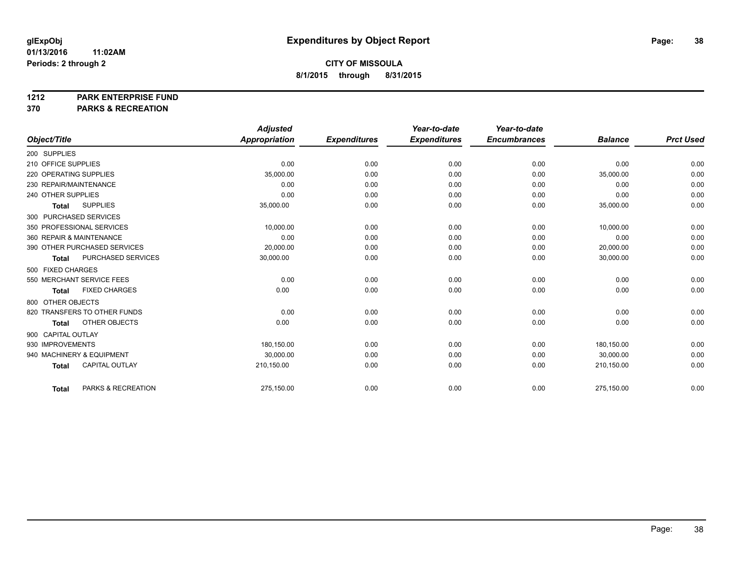**glExpObj**
**01/13/2016 11:02AM**
**Periods: 2 through 2**

# Expenditures by Object Report

**CITY OF MISSOULA**
**8/1/2015 through 8/31/2015**

**1212 PARK ENTERPRISE FUND**
**370 PARKS & RECREATION**

| Object/Title | Adjusted Appropriation | Expenditures | Year-to-date Expenditures | Year-to-date Encumbrances | Balance | Prct Used |
|---|---|---|---|---|---|---|
| 200 SUPPLIES | | | | | | |
| 210 OFFICE SUPPLIES | 0.00 | 0.00 | 0.00 | 0.00 | 0.00 | 0.00 |
| 220 OPERATING SUPPLIES | 35,000.00 | 0.00 | 0.00 | 0.00 | 35,000.00 | 0.00 |
| 230 REPAIR/MAINTENANCE | 0.00 | 0.00 | 0.00 | 0.00 | 0.00 | 0.00 |
| 240 OTHER SUPPLIES | 0.00 | 0.00 | 0.00 | 0.00 | 0.00 | 0.00 |
| **Total** SUPPLIES | 35,000.00 | 0.00 | 0.00 | 0.00 | 35,000.00 | 0.00 |
| 300 PURCHASED SERVICES | | | | | | |
| 350 PROFESSIONAL SERVICES | 10,000.00 | 0.00 | 0.00 | 0.00 | 10,000.00 | 0.00 |
| 360 REPAIR & MAINTENANCE | 0.00 | 0.00 | 0.00 | 0.00 | 0.00 | 0.00 |
| 390 OTHER PURCHASED SERVICES | 20,000.00 | 0.00 | 0.00 | 0.00 | 20,000.00 | 0.00 |
| **Total** PURCHASED SERVICES | 30,000.00 | 0.00 | 0.00 | 0.00 | 30,000.00 | 0.00 |
| 500 FIXED CHARGES | | | | | | |
| 550 MERCHANT SERVICE FEES | 0.00 | 0.00 | 0.00 | 0.00 | 0.00 | 0.00 |
| **Total** FIXED CHARGES | 0.00 | 0.00 | 0.00 | 0.00 | 0.00 | 0.00 |
| 800 OTHER OBJECTS | | | | | | |
| 820 TRANSFERS TO OTHER FUNDS | 0.00 | 0.00 | 0.00 | 0.00 | 0.00 | 0.00 |
| **Total** OTHER OBJECTS | 0.00 | 0.00 | 0.00 | 0.00 | 0.00 | 0.00 |
| 900 CAPITAL OUTLAY | | | | | | |
| 930 IMPROVEMENTS | 180,150.00 | 0.00 | 0.00 | 0.00 | 180,150.00 | 0.00 |
| 940 MACHINERY & EQUIPMENT | 30,000.00 | 0.00 | 0.00 | 0.00 | 30,000.00 | 0.00 |
| **Total** CAPITAL OUTLAY | 210,150.00 | 0.00 | 0.00 | 0.00 | 210,150.00 | 0.00 |
| **Total** PARKS & RECREATION | 275,150.00 | 0.00 | 0.00 | 0.00 | 275,150.00 | 0.00 |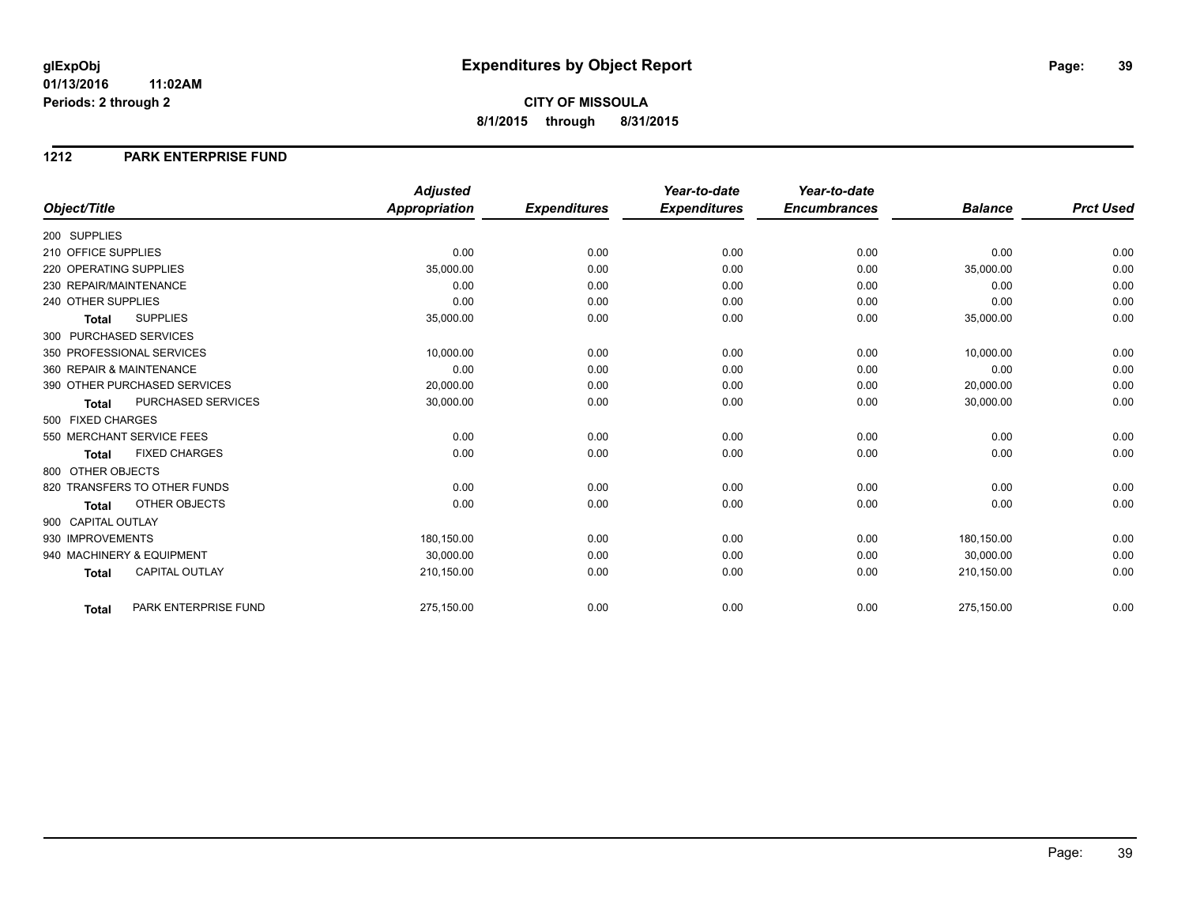# Expenditures by Object Report

glExpObj
01/13/2016 11:02AM
Periods: 2 through 2

**CITY OF MISSOULA**
**8/1/2015 through 8/31/2015**

## 1212 PARK ENTERPRISE FUND

| Object/Title | Adjusted Appropriation | Expenditures | Year-to-date Expenditures | Year-to-date Encumbrances | Balance | Prct Used |
|---|---|---|---|---|---|---|
| 200 SUPPLIES | | | | | | |
| 210 OFFICE SUPPLIES | 0.00 | 0.00 | 0.00 | 0.00 | 0.00 | 0.00 |
| 220 OPERATING SUPPLIES | 35,000.00 | 0.00 | 0.00 | 0.00 | 35,000.00 | 0.00 |
| 230 REPAIR/MAINTENANCE | 0.00 | 0.00 | 0.00 | 0.00 | 0.00 | 0.00 |
| 240 OTHER SUPPLIES | 0.00 | 0.00 | 0.00 | 0.00 | 0.00 | 0.00 |
| **Total** SUPPLIES | 35,000.00 | 0.00 | 0.00 | 0.00 | 35,000.00 | 0.00 |
| 300 PURCHASED SERVICES | | | | | | |
| 350 PROFESSIONAL SERVICES | 10,000.00 | 0.00 | 0.00 | 0.00 | 10,000.00 | 0.00 |
| 360 REPAIR & MAINTENANCE | 0.00 | 0.00 | 0.00 | 0.00 | 0.00 | 0.00 |
| 390 OTHER PURCHASED SERVICES | 20,000.00 | 0.00 | 0.00 | 0.00 | 20,000.00 | 0.00 |
| **Total** PURCHASED SERVICES | 30,000.00 | 0.00 | 0.00 | 0.00 | 30,000.00 | 0.00 |
| 500 FIXED CHARGES | | | | | | |
| 550 MERCHANT SERVICE FEES | 0.00 | 0.00 | 0.00 | 0.00 | 0.00 | 0.00 |
| **Total** FIXED CHARGES | 0.00 | 0.00 | 0.00 | 0.00 | 0.00 | 0.00 |
| 800 OTHER OBJECTS | | | | | | |
| 820 TRANSFERS TO OTHER FUNDS | 0.00 | 0.00 | 0.00 | 0.00 | 0.00 | 0.00 |
| **Total** OTHER OBJECTS | 0.00 | 0.00 | 0.00 | 0.00 | 0.00 | 0.00 |
| 900 CAPITAL OUTLAY | | | | | | |
| 930 IMPROVEMENTS | 180,150.00 | 0.00 | 0.00 | 0.00 | 180,150.00 | 0.00 |
| 940 MACHINERY & EQUIPMENT | 30,000.00 | 0.00 | 0.00 | 0.00 | 30,000.00 | 0.00 |
| **Total** CAPITAL OUTLAY | 210,150.00 | 0.00 | 0.00 | 0.00 | 210,150.00 | 0.00 |
| **Total** PARK ENTERPRISE FUND | 275,150.00 | 0.00 | 0.00 | 0.00 | 275,150.00 | 0.00 |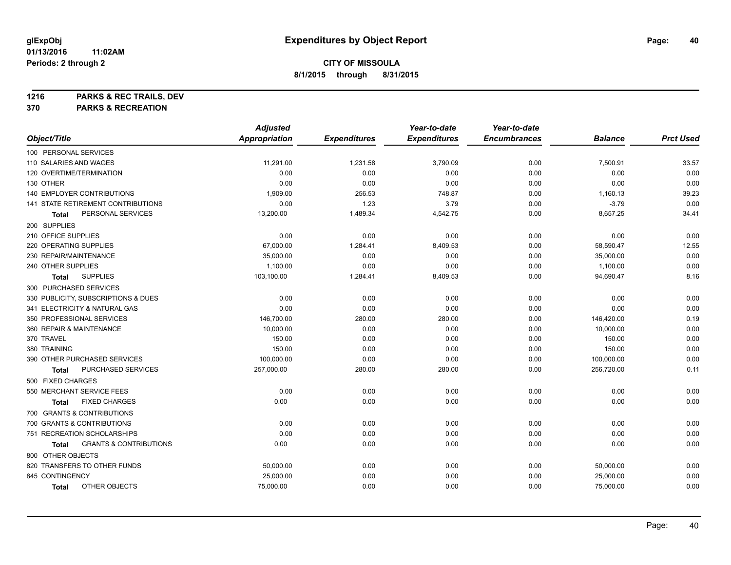# Expenditures by Object Report

glExpObj
01/13/2016 11:02AM
Periods: 2 through 2

**CITY OF MISSOULA**
**8/1/2015 through 8/31/2015**

**1216 PARKS & REC TRAILS, DEV**
**370 PARKS & RECREATION**

| Object/Title | Adjusted Appropriation | Expenditures | Year-to-date Expenditures | Year-to-date Encumbrances | Balance | Prct Used |
|---|---|---|---|---|---|---|
| 100 PERSONAL SERVICES | | | | | | |
| 110 SALARIES AND WAGES | 11,291.00 | 1,231.58 | 3,790.09 | 0.00 | 7,500.91 | 33.57 |
| 120 OVERTIME/TERMINATION | 0.00 | 0.00 | 0.00 | 0.00 | 0.00 | 0.00 |
| 130 OTHER | 0.00 | 0.00 | 0.00 | 0.00 | 0.00 | 0.00 |
| 140 EMPLOYER CONTRIBUTIONS | 1,909.00 | 256.53 | 748.87 | 0.00 | 1,160.13 | 39.23 |
| 141 STATE RETIREMENT CONTRIBUTIONS | 0.00 | 1.23 | 3.79 | 0.00 | -3.79 | 0.00 |
| **Total** PERSONAL SERVICES | 13,200.00 | 1,489.34 | 4,542.75 | 0.00 | 8,657.25 | 34.41 |
| 200 SUPPLIES | | | | | | |
| 210 OFFICE SUPPLIES | 0.00 | 0.00 | 0.00 | 0.00 | 0.00 | 0.00 |
| 220 OPERATING SUPPLIES | 67,000.00 | 1,284.41 | 8,409.53 | 0.00 | 58,590.47 | 12.55 |
| 230 REPAIR/MAINTENANCE | 35,000.00 | 0.00 | 0.00 | 0.00 | 35,000.00 | 0.00 |
| 240 OTHER SUPPLIES | 1,100.00 | 0.00 | 0.00 | 0.00 | 1,100.00 | 0.00 |
| **Total** SUPPLIES | 103,100.00 | 1,284.41 | 8,409.53 | 0.00 | 94,690.47 | 8.16 |
| 300 PURCHASED SERVICES | | | | | | |
| 330 PUBLICITY, SUBSCRIPTIONS & DUES | 0.00 | 0.00 | 0.00 | 0.00 | 0.00 | 0.00 |
| 341 ELECTRICITY & NATURAL GAS | 0.00 | 0.00 | 0.00 | 0.00 | 0.00 | 0.00 |
| 350 PROFESSIONAL SERVICES | 146,700.00 | 280.00 | 280.00 | 0.00 | 146,420.00 | 0.19 |
| 360 REPAIR & MAINTENANCE | 10,000.00 | 0.00 | 0.00 | 0.00 | 10,000.00 | 0.00 |
| 370 TRAVEL | 150.00 | 0.00 | 0.00 | 0.00 | 150.00 | 0.00 |
| 380 TRAINING | 150.00 | 0.00 | 0.00 | 0.00 | 150.00 | 0.00 |
| 390 OTHER PURCHASED SERVICES | 100,000.00 | 0.00 | 0.00 | 0.00 | 100,000.00 | 0.00 |
| **Total** PURCHASED SERVICES | 257,000.00 | 280.00 | 280.00 | 0.00 | 256,720.00 | 0.11 |
| 500 FIXED CHARGES | | | | | | |
| 550 MERCHANT SERVICE FEES | 0.00 | 0.00 | 0.00 | 0.00 | 0.00 | 0.00 |
| **Total** FIXED CHARGES | 0.00 | 0.00 | 0.00 | 0.00 | 0.00 | 0.00 |
| 700 GRANTS & CONTRIBUTIONS | | | | | | |
| 700 GRANTS & CONTRIBUTIONS | 0.00 | 0.00 | 0.00 | 0.00 | 0.00 | 0.00 |
| 751 RECREATION SCHOLARSHIPS | 0.00 | 0.00 | 0.00 | 0.00 | 0.00 | 0.00 |
| **Total** GRANTS & CONTRIBUTIONS | 0.00 | 0.00 | 0.00 | 0.00 | 0.00 | 0.00 |
| 800 OTHER OBJECTS | | | | | | |
| 820 TRANSFERS TO OTHER FUNDS | 50,000.00 | 0.00 | 0.00 | 0.00 | 50,000.00 | 0.00 |
| 845 CONTINGENCY | 25,000.00 | 0.00 | 0.00 | 0.00 | 25,000.00 | 0.00 |
| **Total** OTHER OBJECTS | 75,000.00 | 0.00 | 0.00 | 0.00 | 75,000.00 | 0.00 |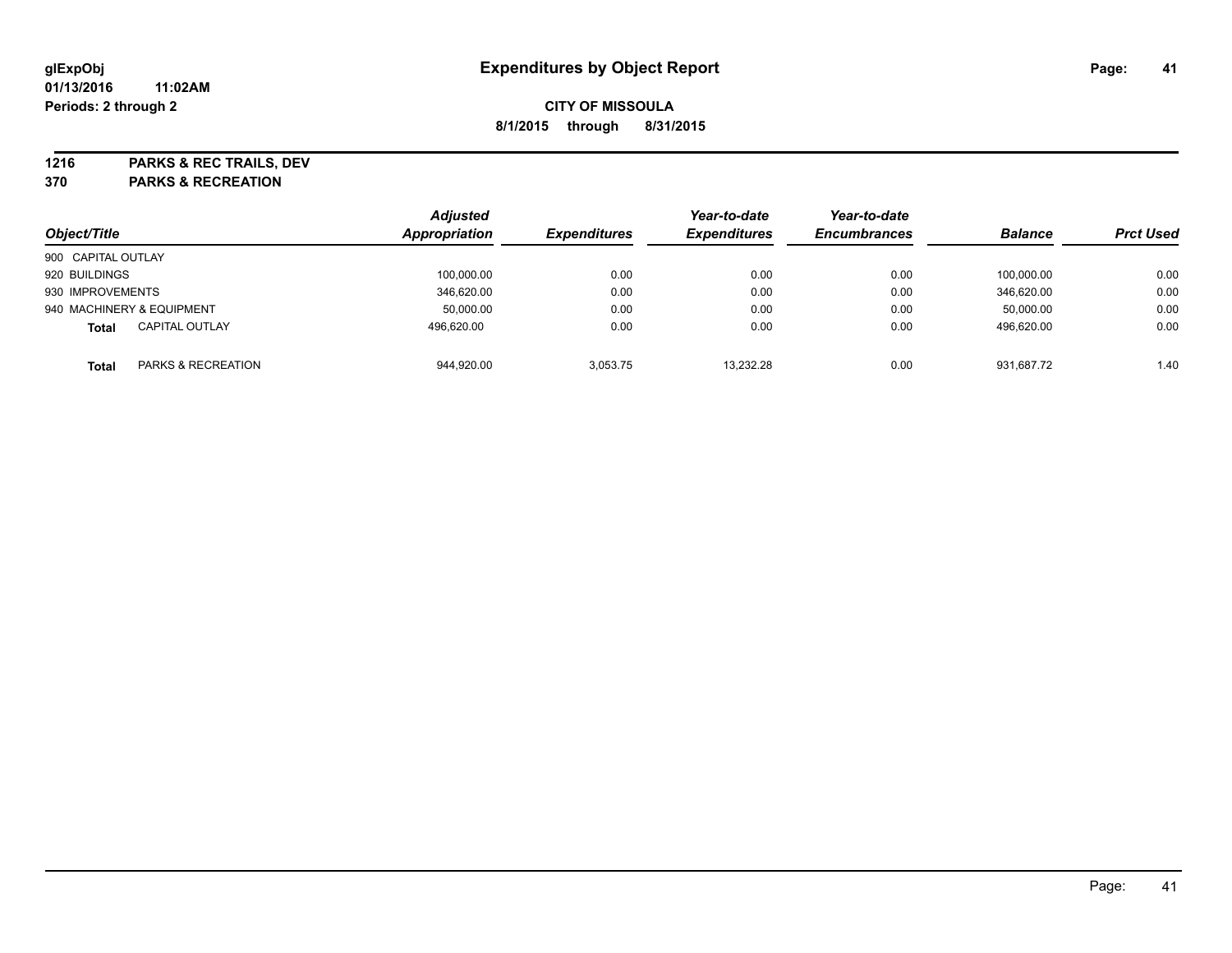**glExpObj**
**01/13/2016 11:02AM**
**Periods: 2 through 2**

# Expenditures by Object Report

**CITY OF MISSOULA**
**8/1/2015 through 8/31/2015**

**1216 PARKS & REC TRAILS, DEV**
**370 PARKS & RECREATION**

| Object/Title | Adjusted Appropriation | Expenditures | Year-to-date Expenditures | Year-to-date Encumbrances | Balance | Prct Used |
|---|---|---|---|---|---|---|
| 900 CAPITAL OUTLAY | | | | | | |
| 920 BUILDINGS | 100,000.00 | 0.00 | 0.00 | 0.00 | 100,000.00 | 0.00 |
| 930 IMPROVEMENTS | 346,620.00 | 0.00 | 0.00 | 0.00 | 346,620.00 | 0.00 |
| 940 MACHINERY & EQUIPMENT | 50,000.00 | 0.00 | 0.00 | 0.00 | 50,000.00 | 0.00 |
| **Total** CAPITAL OUTLAY | 496,620.00 | 0.00 | 0.00 | 0.00 | 496,620.00 | 0.00 |
| **Total** PARKS & RECREATION | 944,920.00 | 3,053.75 | 13,232.28 | 0.00 | 931,687.72 | 1.40 |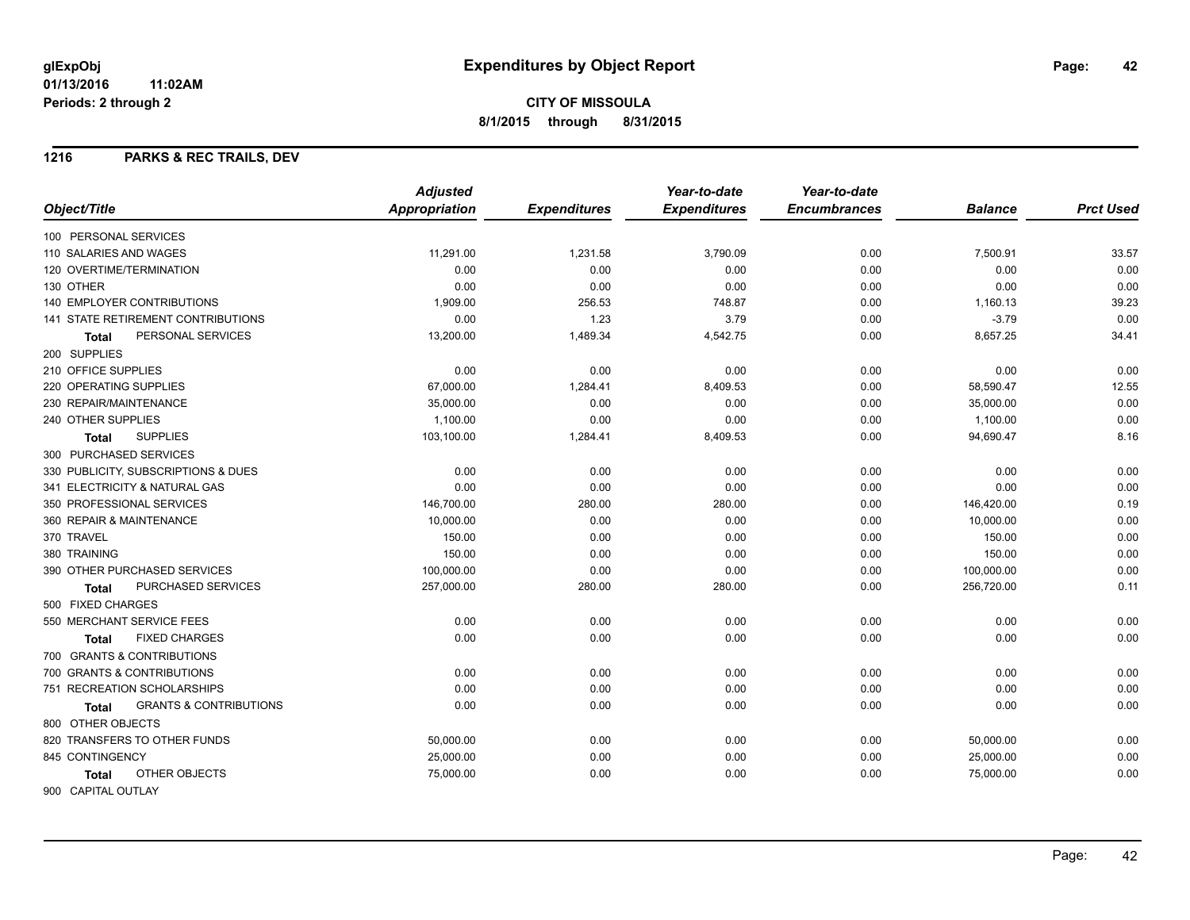# Expenditures by Object Report

glExpObj
01/13/2016 11:02AM
Periods: 2 through 2

**CITY OF MISSOULA**
**8/1/2015 through 8/31/2015**

## 1216 PARKS & REC TRAILS, DEV

| Object/Title | Adjusted Appropriation | Expenditures | Year-to-date Expenditures | Year-to-date Encumbrances | Balance | Prct Used |
|---|---|---|---|---|---|---|
| 100 PERSONAL SERVICES | | | | | | |
| 110 SALARIES AND WAGES | 11,291.00 | 1,231.58 | 3,790.09 | 0.00 | 7,500.91 | 33.57 |
| 120 OVERTIME/TERMINATION | 0.00 | 0.00 | 0.00 | 0.00 | 0.00 | 0.00 |
| 130 OTHER | 0.00 | 0.00 | 0.00 | 0.00 | 0.00 | 0.00 |
| 140 EMPLOYER CONTRIBUTIONS | 1,909.00 | 256.53 | 748.87 | 0.00 | 1,160.13 | 39.23 |
| 141 STATE RETIREMENT CONTRIBUTIONS | 0.00 | 1.23 | 3.79 | 0.00 | -3.79 | 0.00 |
| **Total** PERSONAL SERVICES | 13,200.00 | 1,489.34 | 4,542.75 | 0.00 | 8,657.25 | 34.41 |
| 200 SUPPLIES | | | | | | |
| 210 OFFICE SUPPLIES | 0.00 | 0.00 | 0.00 | 0.00 | 0.00 | 0.00 |
| 220 OPERATING SUPPLIES | 67,000.00 | 1,284.41 | 8,409.53 | 0.00 | 58,590.47 | 12.55 |
| 230 REPAIR/MAINTENANCE | 35,000.00 | 0.00 | 0.00 | 0.00 | 35,000.00 | 0.00 |
| 240 OTHER SUPPLIES | 1,100.00 | 0.00 | 0.00 | 0.00 | 1,100.00 | 0.00 |
| **Total** SUPPLIES | 103,100.00 | 1,284.41 | 8,409.53 | 0.00 | 94,690.47 | 8.16 |
| 300 PURCHASED SERVICES | | | | | | |
| 330 PUBLICITY, SUBSCRIPTIONS & DUES | 0.00 | 0.00 | 0.00 | 0.00 | 0.00 | 0.00 |
| 341 ELECTRICITY & NATURAL GAS | 0.00 | 0.00 | 0.00 | 0.00 | 0.00 | 0.00 |
| 350 PROFESSIONAL SERVICES | 146,700.00 | 280.00 | 280.00 | 0.00 | 146,420.00 | 0.19 |
| 360 REPAIR & MAINTENANCE | 10,000.00 | 0.00 | 0.00 | 0.00 | 10,000.00 | 0.00 |
| 370 TRAVEL | 150.00 | 0.00 | 0.00 | 0.00 | 150.00 | 0.00 |
| 380 TRAINING | 150.00 | 0.00 | 0.00 | 0.00 | 150.00 | 0.00 |
| 390 OTHER PURCHASED SERVICES | 100,000.00 | 0.00 | 0.00 | 0.00 | 100,000.00 | 0.00 |
| **Total** PURCHASED SERVICES | 257,000.00 | 280.00 | 280.00 | 0.00 | 256,720.00 | 0.11 |
| 500 FIXED CHARGES | | | | | | |
| 550 MERCHANT SERVICE FEES | 0.00 | 0.00 | 0.00 | 0.00 | 0.00 | 0.00 |
| **Total** FIXED CHARGES | 0.00 | 0.00 | 0.00 | 0.00 | 0.00 | 0.00 |
| 700 GRANTS & CONTRIBUTIONS | | | | | | |
| 700 GRANTS & CONTRIBUTIONS | 0.00 | 0.00 | 0.00 | 0.00 | 0.00 | 0.00 |
| 751 RECREATION SCHOLARSHIPS | 0.00 | 0.00 | 0.00 | 0.00 | 0.00 | 0.00 |
| **Total** GRANTS & CONTRIBUTIONS | 0.00 | 0.00 | 0.00 | 0.00 | 0.00 | 0.00 |
| 800 OTHER OBJECTS | | | | | | |
| 820 TRANSFERS TO OTHER FUNDS | 50,000.00 | 0.00 | 0.00 | 0.00 | 50,000.00 | 0.00 |
| 845 CONTINGENCY | 25,000.00 | 0.00 | 0.00 | 0.00 | 25,000.00 | 0.00 |
| **Total** OTHER OBJECTS | 75,000.00 | 0.00 | 0.00 | 0.00 | 75,000.00 | 0.00 |
| 900 CAPITAL OUTLAY | | | | | | |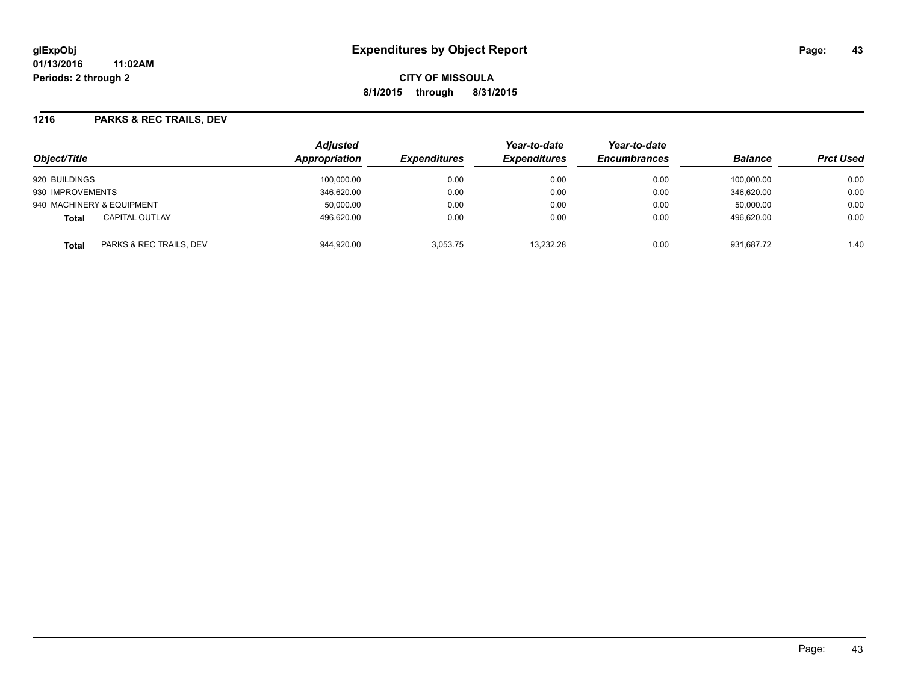**glExpObj**
**01/13/2016 11:02AM**
**Periods: 2 through 2**

# Expenditures by Object Report

**CITY OF MISSOULA**
**8/1/2015 through 8/31/2015**

## 1216 PARKS & REC TRAILS, DEV

| Object/Title | | Adjusted Appropriation | Expenditures | Year-to-date Expenditures | Year-to-date Encumbrances | Balance | Prct Used |
|---|---|---|---|---|---|---|---|
| 920 BUILDINGS | | 100,000.00 | 0.00 | 0.00 | 0.00 | 100,000.00 | 0.00 |
| 930 IMPROVEMENTS | | 346,620.00 | 0.00 | 0.00 | 0.00 | 346,620.00 | 0.00 |
| 940 MACHINERY & EQUIPMENT | | 50,000.00 | 0.00 | 0.00 | 0.00 | 50,000.00 | 0.00 |
| **Total** | CAPITAL OUTLAY | 496,620.00 | 0.00 | 0.00 | 0.00 | 496,620.00 | 0.00 |
| **Total** | PARKS & REC TRAILS, DEV | 944,920.00 | 3,053.75 | 13,232.28 | 0.00 | 931,687.72 | 1.40 |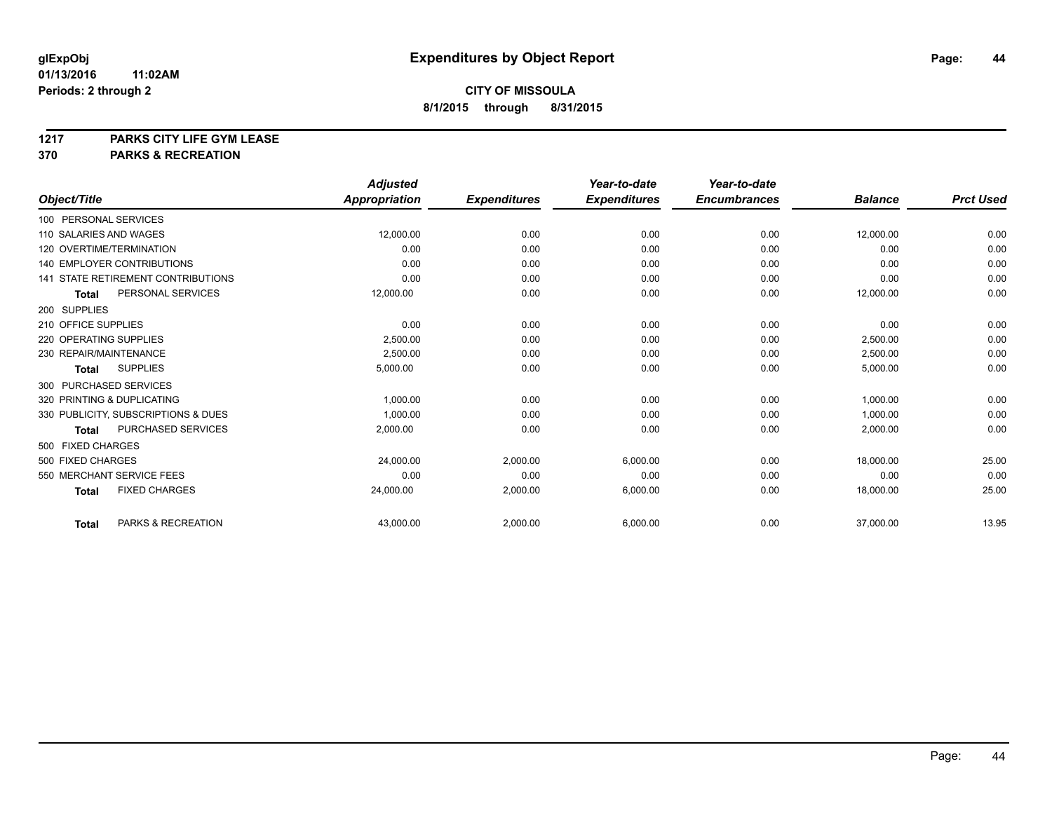**glExpObj**
**01/13/2016 11:02AM**
**Periods: 2 through 2**

# Expenditures by Object Report

**CITY OF MISSOULA**
**8/1/2015 through 8/31/2015**

**1217 PARKS CITY LIFE GYM LEASE**
**370 PARKS & RECREATION**

| Object/Title | Adjusted Appropriation | Expenditures | Year-to-date Expenditures | Year-to-date Encumbrances | Balance | Prct Used |
|---|---|---|---|---|---|---|
| 100 PERSONAL SERVICES | | | | | | |
| 110 SALARIES AND WAGES | 12,000.00 | 0.00 | 0.00 | 0.00 | 12,000.00 | 0.00 |
| 120 OVERTIME/TERMINATION | 0.00 | 0.00 | 0.00 | 0.00 | 0.00 | 0.00 |
| 140 EMPLOYER CONTRIBUTIONS | 0.00 | 0.00 | 0.00 | 0.00 | 0.00 | 0.00 |
| 141 STATE RETIREMENT CONTRIBUTIONS | 0.00 | 0.00 | 0.00 | 0.00 | 0.00 | 0.00 |
| **Total** PERSONAL SERVICES | 12,000.00 | 0.00 | 0.00 | 0.00 | 12,000.00 | 0.00 |
| 200 SUPPLIES | | | | | | |
| 210 OFFICE SUPPLIES | 0.00 | 0.00 | 0.00 | 0.00 | 0.00 | 0.00 |
| 220 OPERATING SUPPLIES | 2,500.00 | 0.00 | 0.00 | 0.00 | 2,500.00 | 0.00 |
| 230 REPAIR/MAINTENANCE | 2,500.00 | 0.00 | 0.00 | 0.00 | 2,500.00 | 0.00 |
| **Total** SUPPLIES | 5,000.00 | 0.00 | 0.00 | 0.00 | 5,000.00 | 0.00 |
| 300 PURCHASED SERVICES | | | | | | |
| 320 PRINTING & DUPLICATING | 1,000.00 | 0.00 | 0.00 | 0.00 | 1,000.00 | 0.00 |
| 330 PUBLICITY, SUBSCRIPTIONS & DUES | 1,000.00 | 0.00 | 0.00 | 0.00 | 1,000.00 | 0.00 |
| **Total** PURCHASED SERVICES | 2,000.00 | 0.00 | 0.00 | 0.00 | 2,000.00 | 0.00 |
| 500 FIXED CHARGES | | | | | | |
| 500 FIXED CHARGES | 24,000.00 | 2,000.00 | 6,000.00 | 0.00 | 18,000.00 | 25.00 |
| 550 MERCHANT SERVICE FEES | 0.00 | 0.00 | 0.00 | 0.00 | 0.00 | 0.00 |
| **Total** FIXED CHARGES | 24,000.00 | 2,000.00 | 6,000.00 | 0.00 | 18,000.00 | 25.00 |
| **Total** PARKS & RECREATION | 43,000.00 | 2,000.00 | 6,000.00 | 0.00 | 37,000.00 | 13.95 |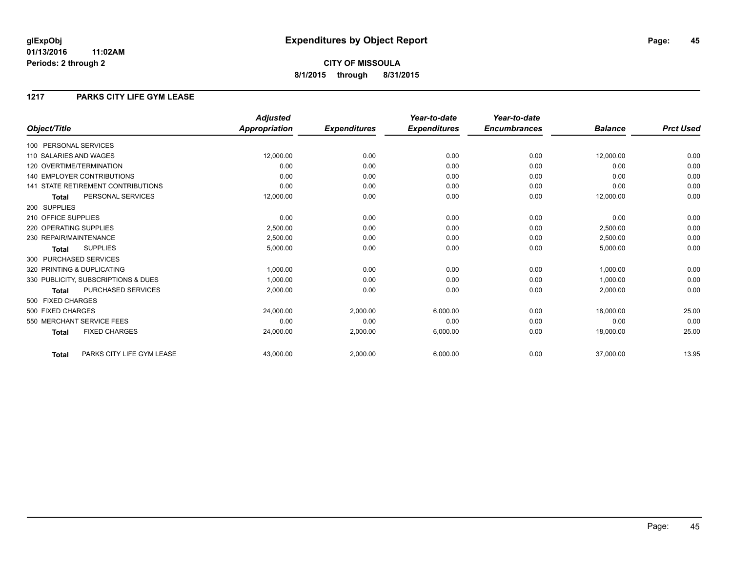**glExpObj**
**01/13/2016 11:02AM**
**Periods: 2 through 2**

# Expenditures by Object Report

**CITY OF MISSOULA**
**8/1/2015 through 8/31/2015**

## 1217 PARKS CITY LIFE GYM LEASE

| Object/Title | Adjusted Appropriation | Expenditures | Year-to-date Expenditures | Year-to-date Encumbrances | Balance | Prct Used |
|---|---|---|---|---|---|---|
| 100 PERSONAL SERVICES | | | | | | |
| 110 SALARIES AND WAGES | 12,000.00 | 0.00 | 0.00 | 0.00 | 12,000.00 | 0.00 |
| 120 OVERTIME/TERMINATION | 0.00 | 0.00 | 0.00 | 0.00 | 0.00 | 0.00 |
| 140 EMPLOYER CONTRIBUTIONS | 0.00 | 0.00 | 0.00 | 0.00 | 0.00 | 0.00 |
| 141 STATE RETIREMENT CONTRIBUTIONS | 0.00 | 0.00 | 0.00 | 0.00 | 0.00 | 0.00 |
| **Total** PERSONAL SERVICES | 12,000.00 | 0.00 | 0.00 | 0.00 | 12,000.00 | 0.00 |
| 200 SUPPLIES | | | | | | |
| 210 OFFICE SUPPLIES | 0.00 | 0.00 | 0.00 | 0.00 | 0.00 | 0.00 |
| 220 OPERATING SUPPLIES | 2,500.00 | 0.00 | 0.00 | 0.00 | 2,500.00 | 0.00 |
| 230 REPAIR/MAINTENANCE | 2,500.00 | 0.00 | 0.00 | 0.00 | 2,500.00 | 0.00 |
| **Total** SUPPLIES | 5,000.00 | 0.00 | 0.00 | 0.00 | 5,000.00 | 0.00 |
| 300 PURCHASED SERVICES | | | | | | |
| 320 PRINTING & DUPLICATING | 1,000.00 | 0.00 | 0.00 | 0.00 | 1,000.00 | 0.00 |
| 330 PUBLICITY, SUBSCRIPTIONS & DUES | 1,000.00 | 0.00 | 0.00 | 0.00 | 1,000.00 | 0.00 |
| **Total** PURCHASED SERVICES | 2,000.00 | 0.00 | 0.00 | 0.00 | 2,000.00 | 0.00 |
| 500 FIXED CHARGES | | | | | | |
| 500 FIXED CHARGES | 24,000.00 | 2,000.00 | 6,000.00 | 0.00 | 18,000.00 | 25.00 |
| 550 MERCHANT SERVICE FEES | 0.00 | 0.00 | 0.00 | 0.00 | 0.00 | 0.00 |
| **Total** FIXED CHARGES | 24,000.00 | 2,000.00 | 6,000.00 | 0.00 | 18,000.00 | 25.00 |
| **Total** PARKS CITY LIFE GYM LEASE | 43,000.00 | 2,000.00 | 6,000.00 | 0.00 | 37,000.00 | 13.95 |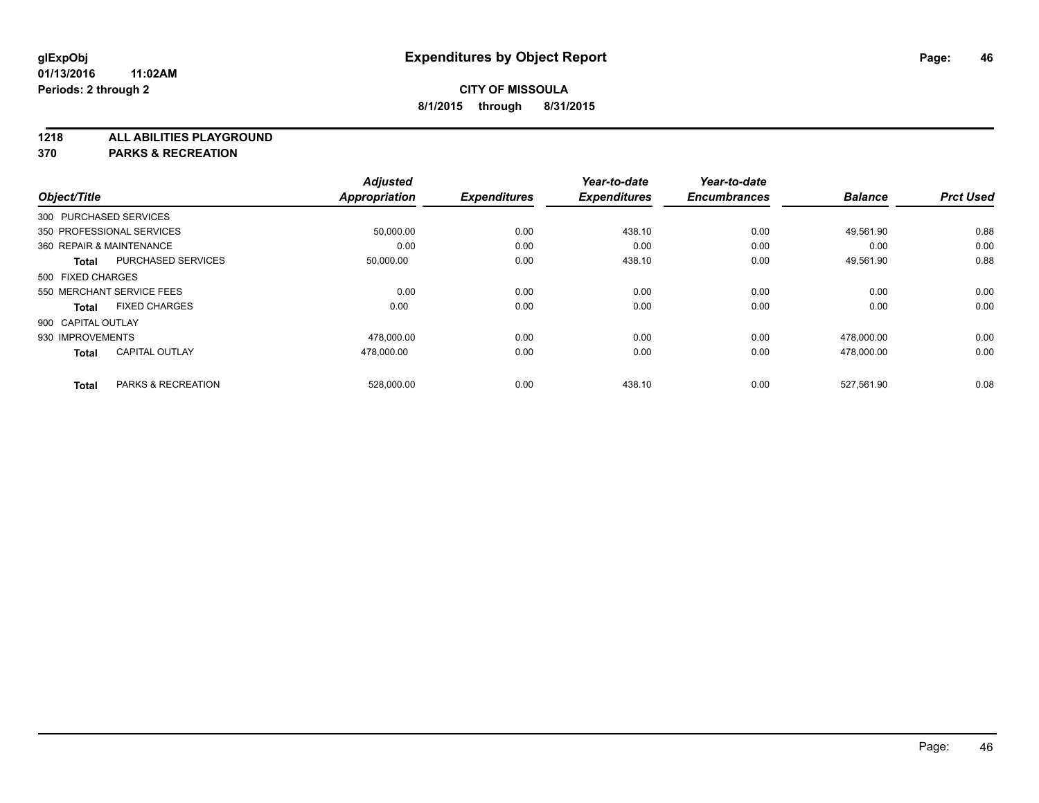# Expenditures by Object Report

glExpObj
01/13/2016 11:02AM
Periods: 2 through 2

**CITY OF MISSOULA**
**8/1/2015 through 8/31/2015**

**1218 ALL ABILITIES PLAYGROUND**
**370 PARKS & RECREATION**

| Object/Title | | Adjusted Appropriation | Expenditures | Year-to-date Expenditures | Year-to-date Encumbrances | Balance | Prct Used |
|---|---|---|---|---|---|---|---|
| 300 PURCHASED SERVICES | | | | | | | |
| 350 PROFESSIONAL SERVICES | | 50,000.00 | 0.00 | 438.10 | 0.00 | 49,561.90 | 0.88 |
| 360 REPAIR & MAINTENANCE | | 0.00 | 0.00 | 0.00 | 0.00 | 0.00 | 0.00 |
| **Total** | PURCHASED SERVICES | 50,000.00 | 0.00 | 438.10 | 0.00 | 49,561.90 | 0.88 |
| 500 FIXED CHARGES | | | | | | | |
| 550 MERCHANT SERVICE FEES | | 0.00 | 0.00 | 0.00 | 0.00 | 0.00 | 0.00 |
| **Total** | FIXED CHARGES | 0.00 | 0.00 | 0.00 | 0.00 | 0.00 | 0.00 |
| 900 CAPITAL OUTLAY | | | | | | | |
| 930 IMPROVEMENTS | | 478,000.00 | 0.00 | 0.00 | 0.00 | 478,000.00 | 0.00 |
| **Total** | CAPITAL OUTLAY | 478,000.00 | 0.00 | 0.00 | 0.00 | 478,000.00 | 0.00 |
| **Total** | PARKS & RECREATION | 528,000.00 | 0.00 | 438.10 | 0.00 | 527,561.90 | 0.08 |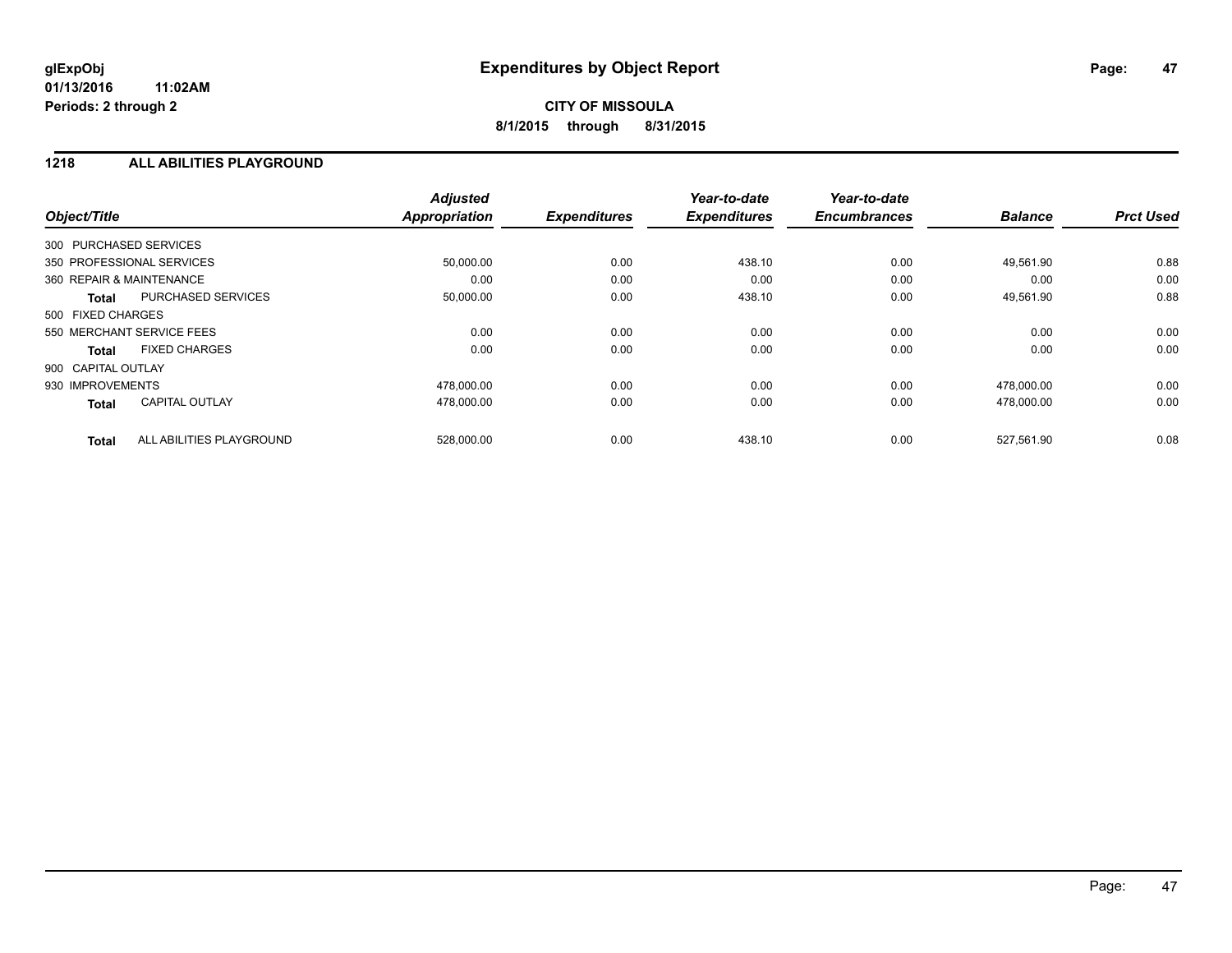# Expenditures by Object Report

glExpObj
01/13/2016 11:02AM
Periods: 2 through 2

**CITY OF MISSOULA**
**8/1/2015 through 8/31/2015**

## 1218 ALL ABILITIES PLAYGROUND

| Object/Title | | Adjusted Appropriation | Expenditures | Year-to-date Expenditures | Year-to-date Encumbrances | Balance | Prct Used |
|---|---|---|---|---|---|---|---|
| 300 PURCHASED SERVICES | | | | | | | |
| 350 PROFESSIONAL SERVICES | | 50,000.00 | 0.00 | 438.10 | 0.00 | 49,561.90 | 0.88 |
| 360 REPAIR & MAINTENANCE | | 0.00 | 0.00 | 0.00 | 0.00 | 0.00 | 0.00 |
| **Total** | PURCHASED SERVICES | 50,000.00 | 0.00 | 438.10 | 0.00 | 49,561.90 | 0.88 |
| 500 FIXED CHARGES | | | | | | | |
| 550 MERCHANT SERVICE FEES | | 0.00 | 0.00 | 0.00 | 0.00 | 0.00 | 0.00 |
| **Total** | FIXED CHARGES | 0.00 | 0.00 | 0.00 | 0.00 | 0.00 | 0.00 |
| 900 CAPITAL OUTLAY | | | | | | | |
| 930 IMPROVEMENTS | | 478,000.00 | 0.00 | 0.00 | 0.00 | 478,000.00 | 0.00 |
| **Total** | CAPITAL OUTLAY | 478,000.00 | 0.00 | 0.00 | 0.00 | 478,000.00 | 0.00 |
| **Total** | ALL ABILITIES PLAYGROUND | 528,000.00 | 0.00 | 438.10 | 0.00 | 527,561.90 | 0.08 |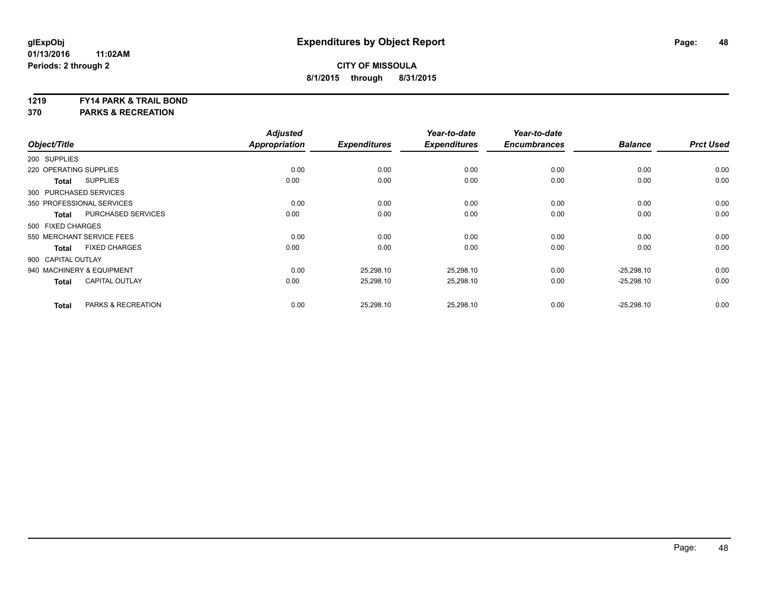# Expenditures by Object Report

glExpObj
01/13/2016 11:02AM
Periods: 2 through 2

**CITY OF MISSOULA**
**8/1/2015 through 8/31/2015**

**1219 FY14 PARK & TRAIL BOND**
**370 PARKS & RECREATION**

| Object/Title | | Adjusted Appropriation | Expenditures | Year-to-date Expenditures | Year-to-date Encumbrances | Balance | Prct Used |
|---|---|---|---|---|---|---|---|
| 200 SUPPLIES | | | | | | | |
| 220 OPERATING SUPPLIES | | 0.00 | 0.00 | 0.00 | 0.00 | 0.00 | 0.00 |
| **Total** | SUPPLIES | 0.00 | 0.00 | 0.00 | 0.00 | 0.00 | 0.00 |
| 300 PURCHASED SERVICES | | | | | | | |
| 350 PROFESSIONAL SERVICES | | 0.00 | 0.00 | 0.00 | 0.00 | 0.00 | 0.00 |
| **Total** | PURCHASED SERVICES | 0.00 | 0.00 | 0.00 | 0.00 | 0.00 | 0.00 |
| 500 FIXED CHARGES | | | | | | | |
| 550 MERCHANT SERVICE FEES | | 0.00 | 0.00 | 0.00 | 0.00 | 0.00 | 0.00 |
| **Total** | FIXED CHARGES | 0.00 | 0.00 | 0.00 | 0.00 | 0.00 | 0.00 |
| 900 CAPITAL OUTLAY | | | | | | | |
| 940 MACHINERY & EQUIPMENT | | 0.00 | 25,298.10 | 25,298.10 | 0.00 | -25,298.10 | 0.00 |
| **Total** | CAPITAL OUTLAY | 0.00 | 25,298.10 | 25,298.10 | 0.00 | -25,298.10 | 0.00 |
| **Total** | PARKS & RECREATION | 0.00 | 25,298.10 | 25,298.10 | 0.00 | -25,298.10 | 0.00 |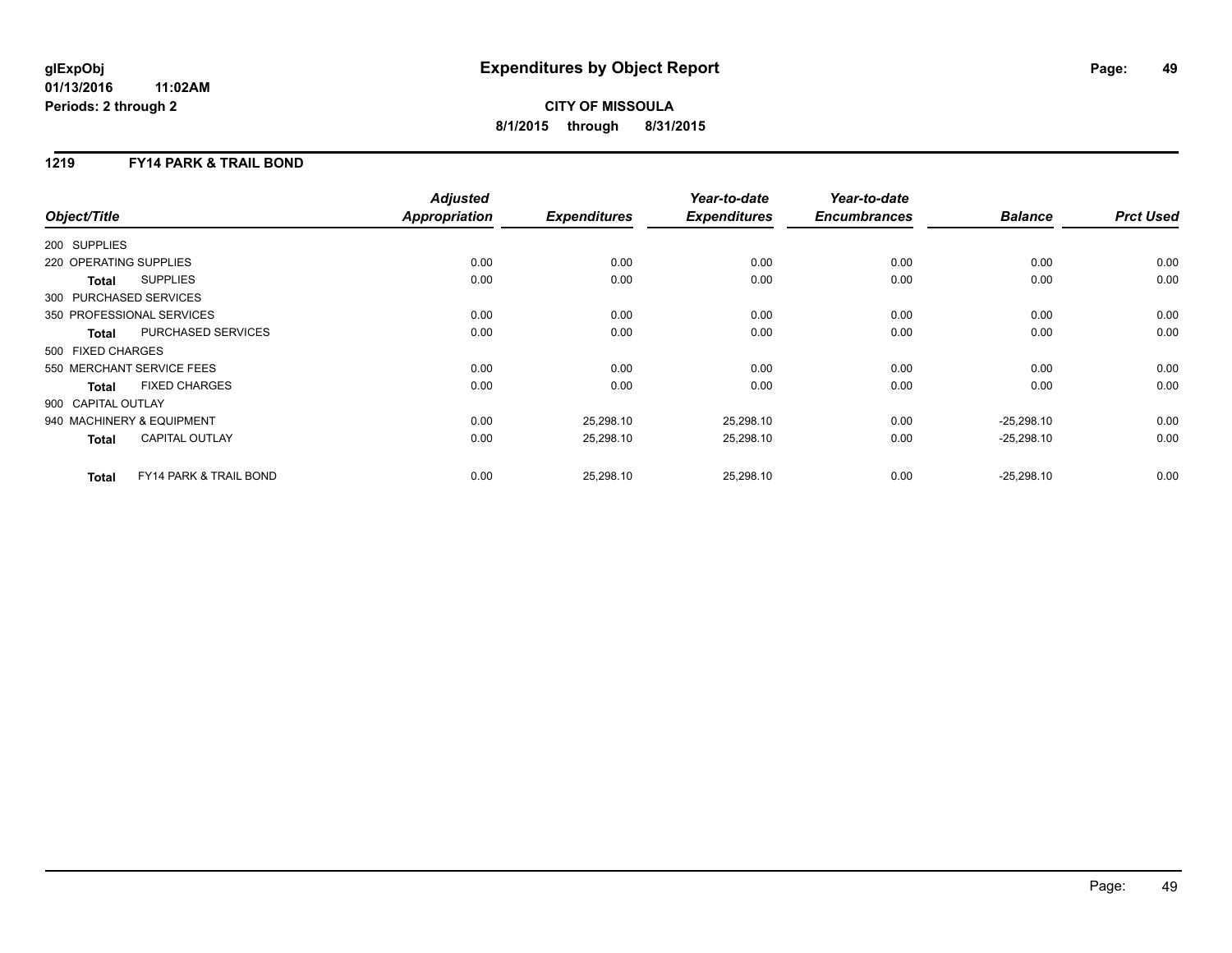# Expenditures by Object Report

**glExpObj**
**01/13/2016 11:02AM**
**Periods: 2 through 2**

**CITY OF MISSOULA**
**8/1/2015 through 8/31/2015**

## 1219 FY14 PARK & TRAIL BOND

| Object/Title | Adjusted Appropriation | Expenditures | Year-to-date Expenditures | Year-to-date Encumbrances | Balance | Prct Used |
|---|---|---|---|---|---|---|
| 200 SUPPLIES | | | | | | |
| 220 OPERATING SUPPLIES | 0.00 | 0.00 | 0.00 | 0.00 | 0.00 | 0.00 |
| **Total** SUPPLIES | 0.00 | 0.00 | 0.00 | 0.00 | 0.00 | 0.00 |
| 300 PURCHASED SERVICES | | | | | | |
| 350 PROFESSIONAL SERVICES | 0.00 | 0.00 | 0.00 | 0.00 | 0.00 | 0.00 |
| **Total** PURCHASED SERVICES | 0.00 | 0.00 | 0.00 | 0.00 | 0.00 | 0.00 |
| 500 FIXED CHARGES | | | | | | |
| 550 MERCHANT SERVICE FEES | 0.00 | 0.00 | 0.00 | 0.00 | 0.00 | 0.00 |
| **Total** FIXED CHARGES | 0.00 | 0.00 | 0.00 | 0.00 | 0.00 | 0.00 |
| 900 CAPITAL OUTLAY | | | | | | |
| 940 MACHINERY & EQUIPMENT | 0.00 | 25,298.10 | 25,298.10 | 0.00 | -25,298.10 | 0.00 |
| **Total** CAPITAL OUTLAY | 0.00 | 25,298.10 | 25,298.10 | 0.00 | -25,298.10 | 0.00 |
| **Total** FY14 PARK & TRAIL BOND | 0.00 | 25,298.10 | 25,298.10 | 0.00 | -25,298.10 | 0.00 |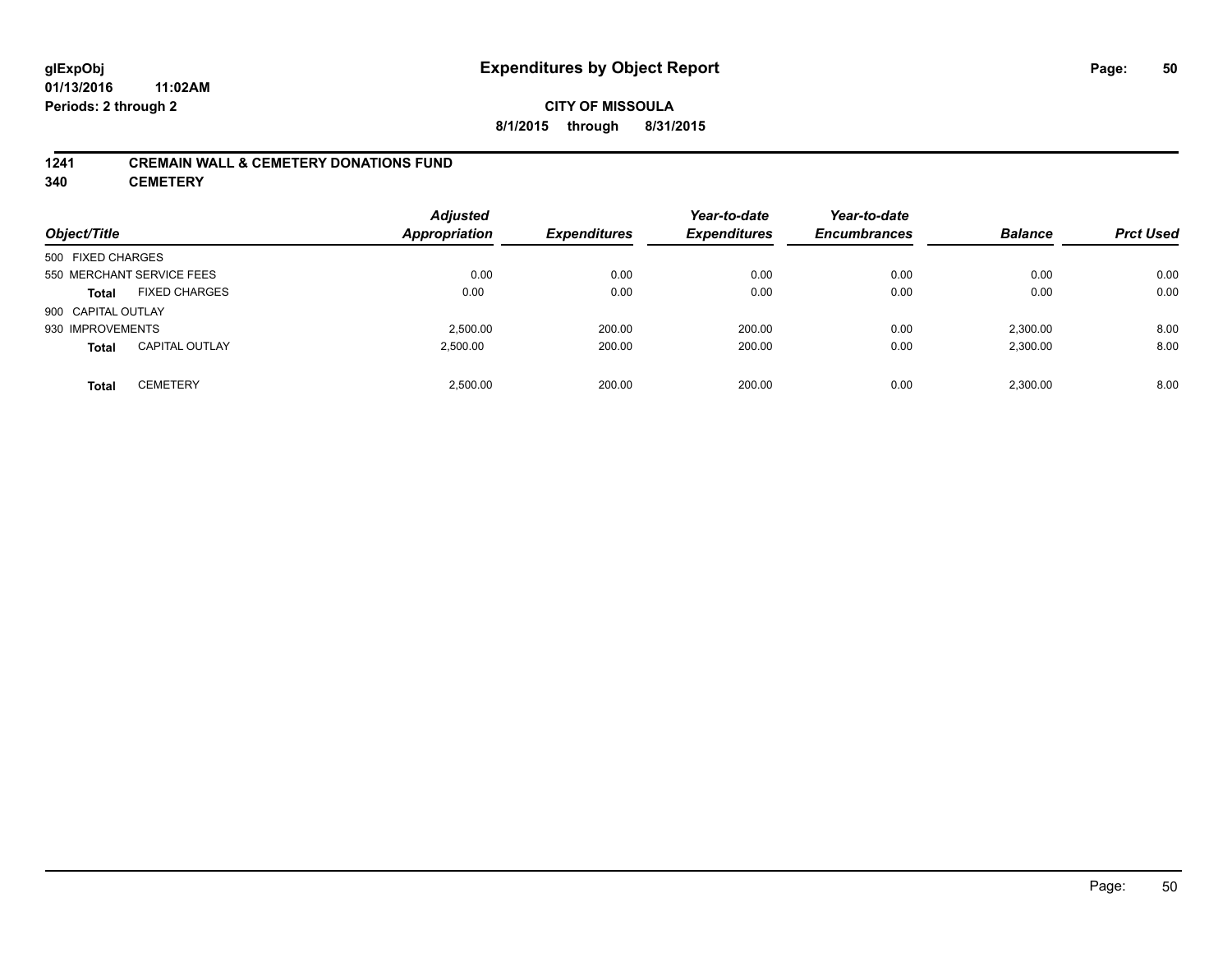# Expenditures by Object Report

glExpObj
01/13/2016 11:02AM
Periods: 2 through 2

**CITY OF MISSOULA**
**8/1/2015 through 8/31/2015**

## 1241 CREMAIN WALL & CEMETERY DONATIONS FUND
## 340 CEMETERY

| Object/Title | | Adjusted Appropriation | Expenditures | Year-to-date Expenditures | Year-to-date Encumbrances | Balance | Prct Used |
|---|---|---|---|---|---|---|---|
| 500 FIXED CHARGES | | | | | | | |
| 550 MERCHANT SERVICE FEES | | 0.00 | 0.00 | 0.00 | 0.00 | 0.00 | 0.00 |
| **Total** | FIXED CHARGES | 0.00 | 0.00 | 0.00 | 0.00 | 0.00 | 0.00 |
| 900 CAPITAL OUTLAY | | | | | | | |
| 930 IMPROVEMENTS | | 2,500.00 | 200.00 | 200.00 | 0.00 | 2,300.00 | 8.00 |
| **Total** | CAPITAL OUTLAY | 2,500.00 | 200.00 | 200.00 | 0.00 | 2,300.00 | 8.00 |
| **Total** | CEMETERY | 2,500.00 | 200.00 | 200.00 | 0.00 | 2,300.00 | 8.00 |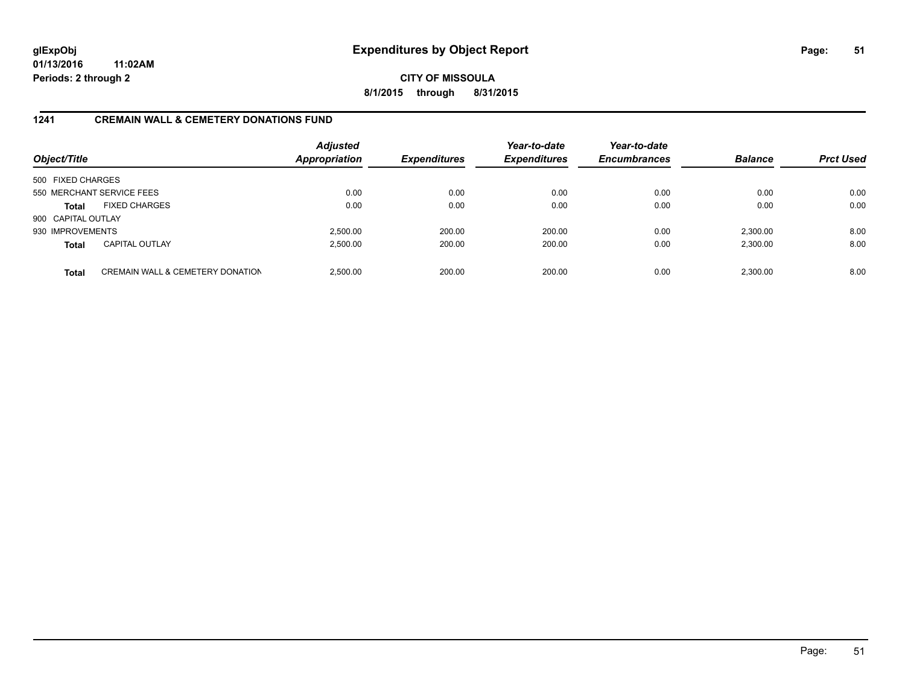# Expenditures by Object Report

glExpObj
01/13/2016 11:02AM
Periods: 2 through 2

**CITY OF MISSOULA**
**8/1/2015 through 8/31/2015**

## 1241 CREMAIN WALL & CEMETERY DONATIONS FUND

| Object/Title | | Adjusted Appropriation | Expenditures | Year-to-date Expenditures | Year-to-date Encumbrances | Balance | Prct Used |
|---|---|---|---|---|---|---|---|
| 500 FIXED CHARGES | | | | | | | |
| 550 MERCHANT SERVICE FEES | | 0.00 | 0.00 | 0.00 | 0.00 | 0.00 | 0.00 |
| **Total** | FIXED CHARGES | 0.00 | 0.00 | 0.00 | 0.00 | 0.00 | 0.00 |
| 900 CAPITAL OUTLAY | | | | | | | |
| 930 IMPROVEMENTS | | 2,500.00 | 200.00 | 200.00 | 0.00 | 2,300.00 | 8.00 |
| **Total** | CAPITAL OUTLAY | 2,500.00 | 200.00 | 200.00 | 0.00 | 2,300.00 | 8.00 |
| **Total** | CREMAIN WALL & CEMETERY DONATION | 2,500.00 | 200.00 | 200.00 | 0.00 | 2,300.00 | 8.00 |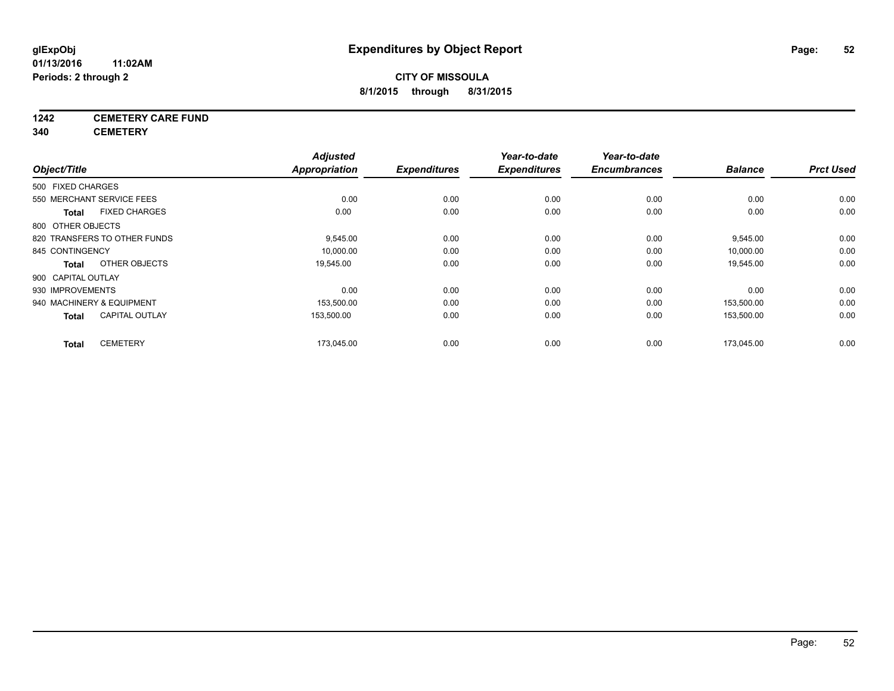# Expenditures by Object Report

glExpObj
01/13/2016 11:02AM
Periods: 2 through 2

**CITY OF MISSOULA**
**8/1/2015 through 8/31/2015**

**1242 CEMETERY CARE FUND**
**340 CEMETERY**

| Object/Title | Adjusted Appropriation | Expenditures | Year-to-date Expenditures | Year-to-date Encumbrances | Balance | Prct Used |
|---|---|---|---|---|---|---|
| 500 FIXED CHARGES | | | | | | |
| 550 MERCHANT SERVICE FEES | 0.00 | 0.00 | 0.00 | 0.00 | 0.00 | 0.00 |
| **Total** FIXED CHARGES | 0.00 | 0.00 | 0.00 | 0.00 | 0.00 | 0.00 |
| 800 OTHER OBJECTS | | | | | | |
| 820 TRANSFERS TO OTHER FUNDS | 9,545.00 | 0.00 | 0.00 | 0.00 | 9,545.00 | 0.00 |
| 845 CONTINGENCY | 10,000.00 | 0.00 | 0.00 | 0.00 | 10,000.00 | 0.00 |
| **Total** OTHER OBJECTS | 19,545.00 | 0.00 | 0.00 | 0.00 | 19,545.00 | 0.00 |
| 900 CAPITAL OUTLAY | | | | | | |
| 930 IMPROVEMENTS | 0.00 | 0.00 | 0.00 | 0.00 | 0.00 | 0.00 |
| 940 MACHINERY & EQUIPMENT | 153,500.00 | 0.00 | 0.00 | 0.00 | 153,500.00 | 0.00 |
| **Total** CAPITAL OUTLAY | 153,500.00 | 0.00 | 0.00 | 0.00 | 153,500.00 | 0.00 |
| **Total** CEMETERY | 173,045.00 | 0.00 | 0.00 | 0.00 | 173,045.00 | 0.00 |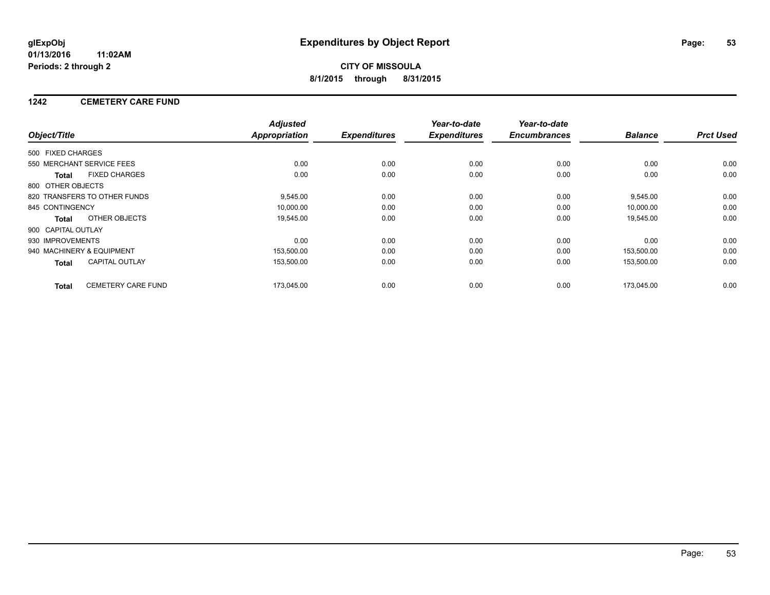**glExpObj**
**01/13/2016 11:02AM**
**Periods: 2 through 2**

# Expenditures by Object Report

**CITY OF MISSOULA**
**8/1/2015 through 8/31/2015**

## 1242 CEMETERY CARE FUND

| Object/Title | Adjusted Appropriation | Expenditures | Year-to-date Expenditures | Year-to-date Encumbrances | Balance | Prct Used |
|---|---|---|---|---|---|---|
| 500 FIXED CHARGES | | | | | | |
| 550 MERCHANT SERVICE FEES | 0.00 | 0.00 | 0.00 | 0.00 | 0.00 | 0.00 |
| **Total** FIXED CHARGES | 0.00 | 0.00 | 0.00 | 0.00 | 0.00 | 0.00 |
| 800 OTHER OBJECTS | | | | | | |
| 820 TRANSFERS TO OTHER FUNDS | 9,545.00 | 0.00 | 0.00 | 0.00 | 9,545.00 | 0.00 |
| 845 CONTINGENCY | 10,000.00 | 0.00 | 0.00 | 0.00 | 10,000.00 | 0.00 |
| **Total** OTHER OBJECTS | 19,545.00 | 0.00 | 0.00 | 0.00 | 19,545.00 | 0.00 |
| 900 CAPITAL OUTLAY | | | | | | |
| 930 IMPROVEMENTS | 0.00 | 0.00 | 0.00 | 0.00 | 0.00 | 0.00 |
| 940 MACHINERY & EQUIPMENT | 153,500.00 | 0.00 | 0.00 | 0.00 | 153,500.00 | 0.00 |
| **Total** CAPITAL OUTLAY | 153,500.00 | 0.00 | 0.00 | 0.00 | 153,500.00 | 0.00 |
| **Total** CEMETERY CARE FUND | 173,045.00 | 0.00 | 0.00 | 0.00 | 173,045.00 | 0.00 |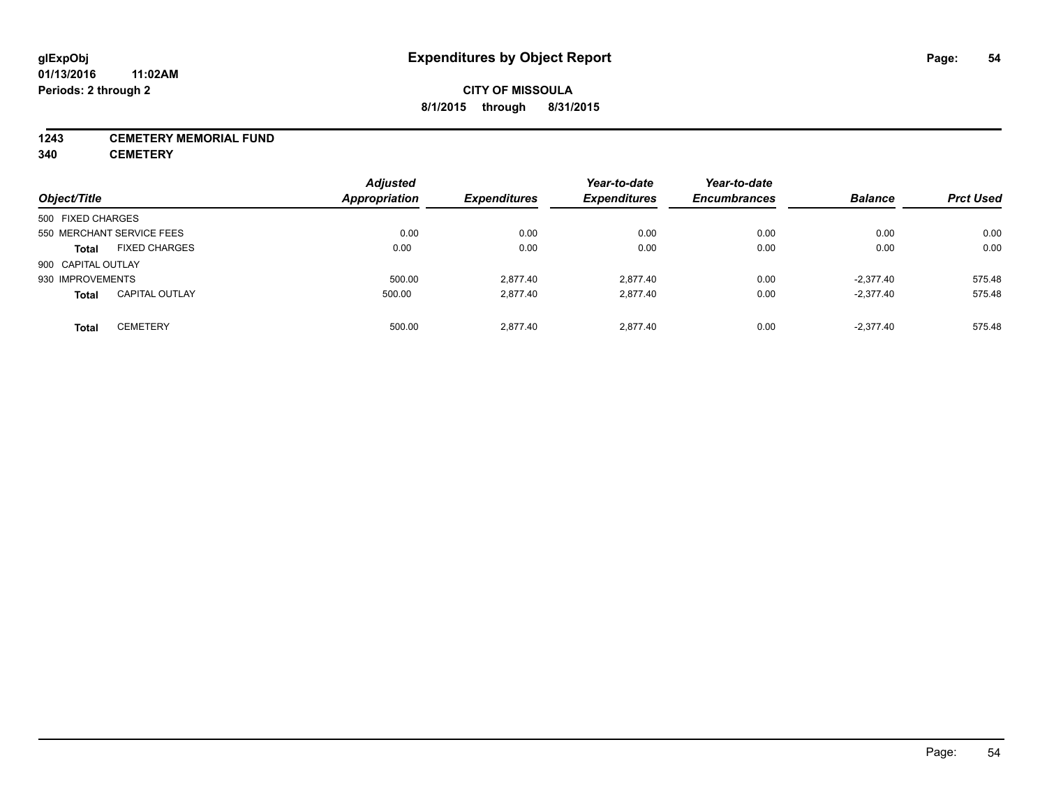# Expenditures by Object Report

glExpObj
01/13/2016 11:02AM
Periods: 2 through 2

**CITY OF MISSOULA**
**8/1/2015 through 8/31/2015**

**1243 CEMETERY MEMORIAL FUND**
**340 CEMETERY**

| Object/Title | | Adjusted Appropriation | Expenditures | Year-to-date Expenditures | Year-to-date Encumbrances | Balance | Prct Used |
|---|---|---|---|---|---|---|---|
| 500 FIXED CHARGES | | | | | | | |
| 550 MERCHANT SERVICE FEES | | 0.00 | 0.00 | 0.00 | 0.00 | 0.00 | 0.00 |
| **Total** | FIXED CHARGES | 0.00 | 0.00 | 0.00 | 0.00 | 0.00 | 0.00 |
| 900 CAPITAL OUTLAY | | | | | | | |
| 930 IMPROVEMENTS | | 500.00 | 2,877.40 | 2,877.40 | 0.00 | -2,377.40 | 575.48 |
| **Total** | CAPITAL OUTLAY | 500.00 | 2,877.40 | 2,877.40 | 0.00 | -2,377.40 | 575.48 |
| **Total** | CEMETERY | 500.00 | 2,877.40 | 2,877.40 | 0.00 | -2,377.40 | 575.48 |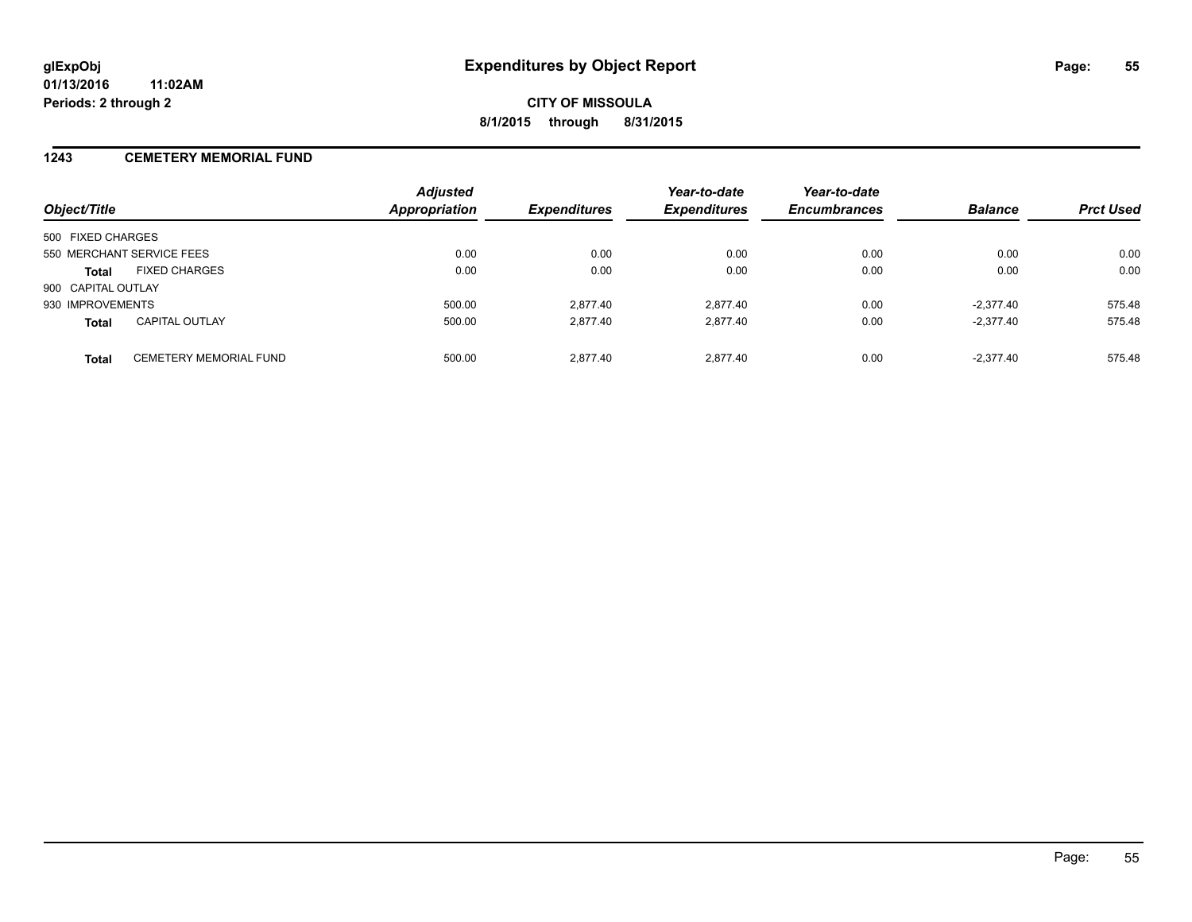# Expenditures by Object Report

glExpObj
01/13/2016 11:02AM
Periods: 2 through 2

**CITY OF MISSOULA**
**8/1/2015 through 8/31/2015**

## 1243 CEMETERY MEMORIAL FUND

| Object/Title | | Adjusted Appropriation | Expenditures | Year-to-date Expenditures | Year-to-date Encumbrances | Balance | Prct Used |
|---|---|---|---|---|---|---|---|
| 500 FIXED CHARGES | | | | | | | |
| 550 MERCHANT SERVICE FEES | | 0.00 | 0.00 | 0.00 | 0.00 | 0.00 | 0.00 |
| **Total** | FIXED CHARGES | 0.00 | 0.00 | 0.00 | 0.00 | 0.00 | 0.00 |
| 900 CAPITAL OUTLAY | | | | | | | |
| 930 IMPROVEMENTS | | 500.00 | 2,877.40 | 2,877.40 | 0.00 | -2,377.40 | 575.48 |
| **Total** | CAPITAL OUTLAY | 500.00 | 2,877.40 | 2,877.40 | 0.00 | -2,377.40 | 575.48 |
| **Total** | CEMETERY MEMORIAL FUND | 500.00 | 2,877.40 | 2,877.40 | 0.00 | -2,377.40 | 575.48 |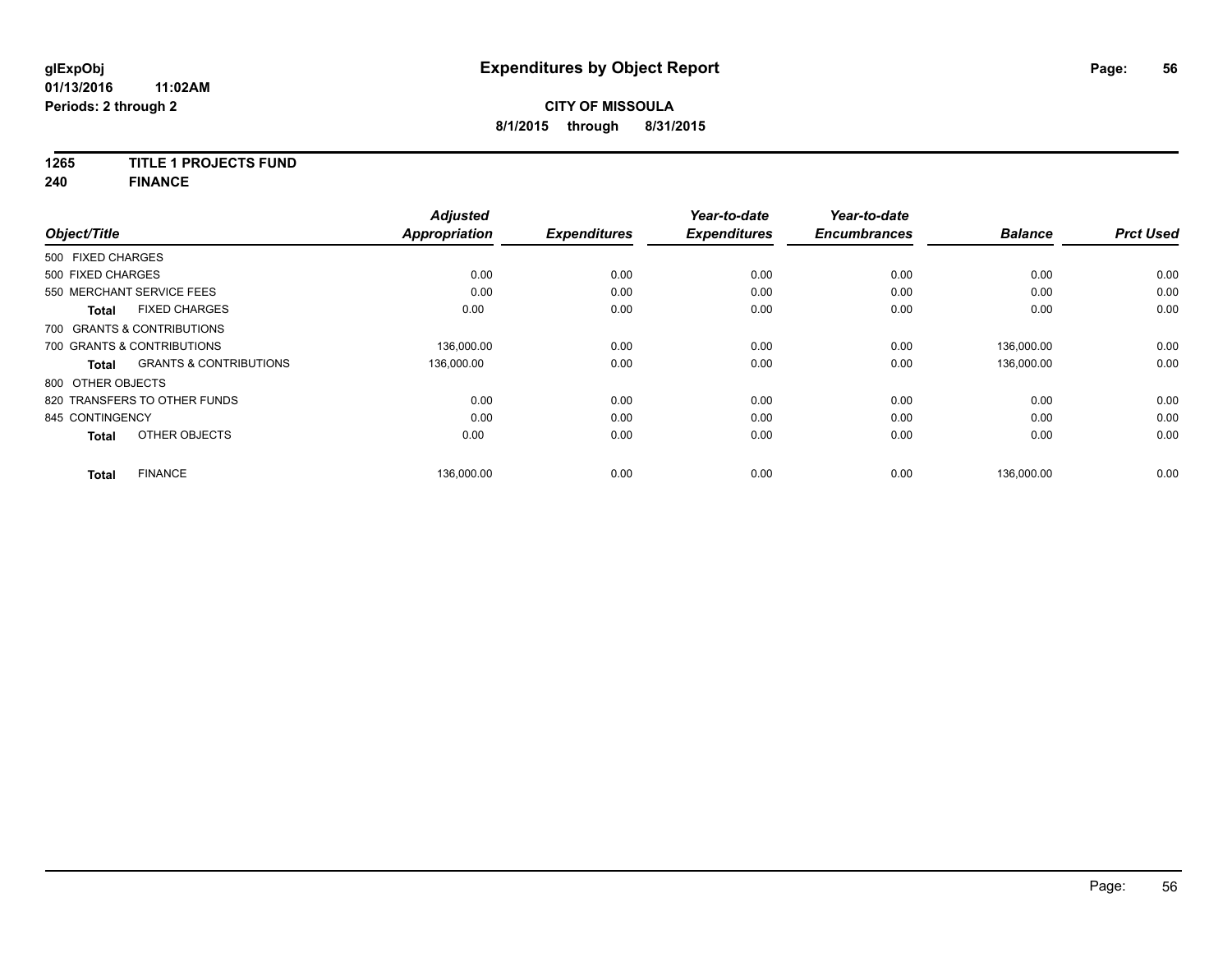**glExpObj** **Expenditures by Object Report**
**01/13/2016 11:02AM**
**Periods: 2 through 2**

**CITY OF MISSOULA**
**8/1/2015 through 8/31/2015**

**1265 TITLE 1 PROJECTS FUND**
**240 FINANCE**

| Object/Title | Adjusted Appropriation | Expenditures | Year-to-date Expenditures | Year-to-date Encumbrances | Balance | Prct Used |
|---|---|---|---|---|---|---|
| 500 FIXED CHARGES | | | | | | |
| 500 FIXED CHARGES | 0.00 | 0.00 | 0.00 | 0.00 | 0.00 | 0.00 |
| 550 MERCHANT SERVICE FEES | 0.00 | 0.00 | 0.00 | 0.00 | 0.00 | 0.00 |
| **Total** FIXED CHARGES | 0.00 | 0.00 | 0.00 | 0.00 | 0.00 | 0.00 |
| 700 GRANTS & CONTRIBUTIONS | | | | | | |
| 700 GRANTS & CONTRIBUTIONS | 136,000.00 | 0.00 | 0.00 | 0.00 | 136,000.00 | 0.00 |
| **Total** GRANTS & CONTRIBUTIONS | 136,000.00 | 0.00 | 0.00 | 0.00 | 136,000.00 | 0.00 |
| 800 OTHER OBJECTS | | | | | | |
| 820 TRANSFERS TO OTHER FUNDS | 0.00 | 0.00 | 0.00 | 0.00 | 0.00 | 0.00 |
| 845 CONTINGENCY | 0.00 | 0.00 | 0.00 | 0.00 | 0.00 | 0.00 |
| **Total** OTHER OBJECTS | 0.00 | 0.00 | 0.00 | 0.00 | 0.00 | 0.00 |
| **Total** FINANCE | 136,000.00 | 0.00 | 0.00 | 0.00 | 136,000.00 | 0.00 |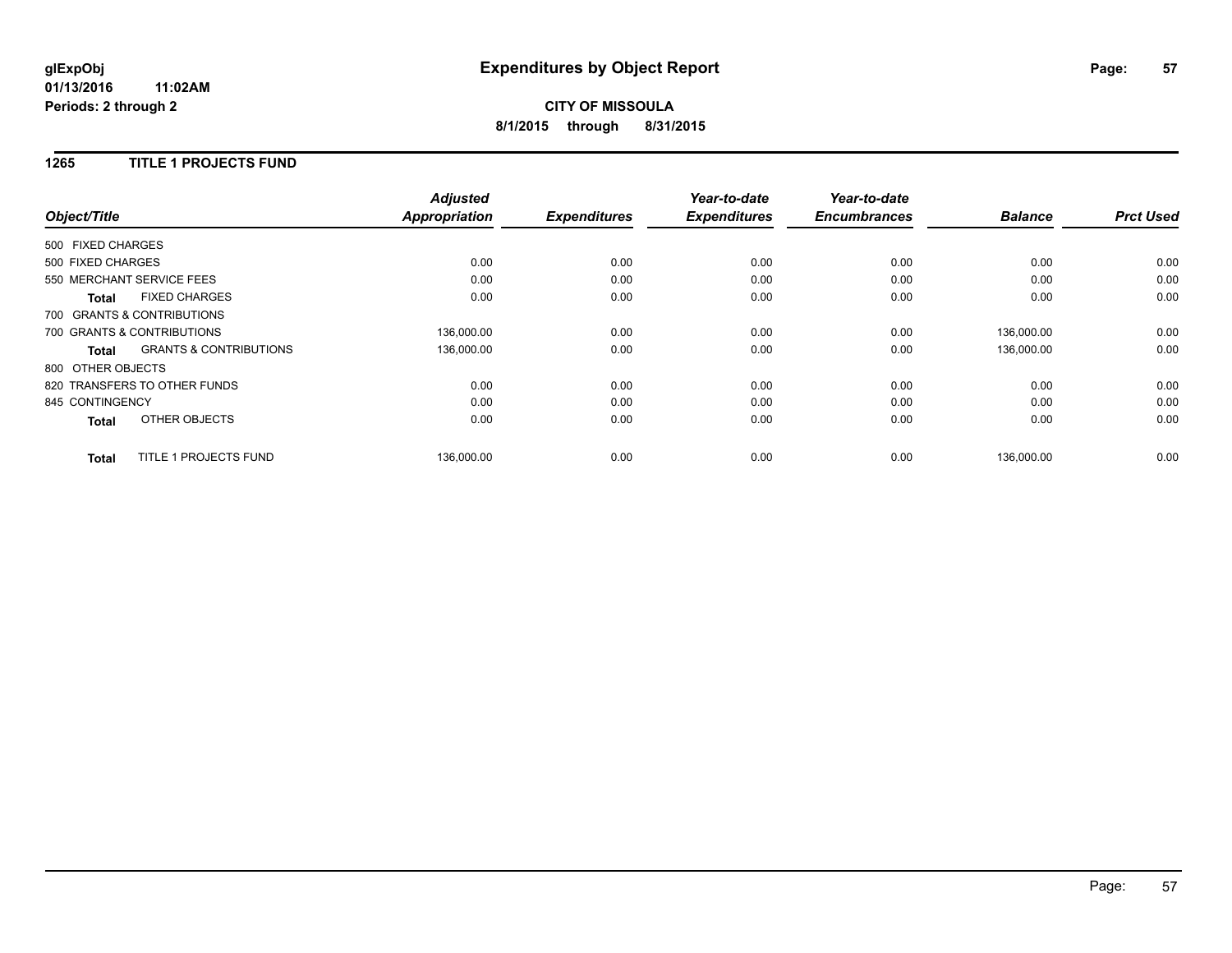**glExpObj**
**01/13/2016 11:02AM**
**Periods: 2 through 2**

# Expenditures by Object Report

**CITY OF MISSOULA**
**8/1/2015 through 8/31/2015**

## 1265 TITLE 1 PROJECTS FUND

| Object/Title | | Adjusted Appropriation | Expenditures | Year-to-date Expenditures | Year-to-date Encumbrances | Balance | Prct Used |
|---|---|---|---|---|---|---|---|
| 500 FIXED CHARGES | | | | | | | |
| 500 FIXED CHARGES | | 0.00 | 0.00 | 0.00 | 0.00 | 0.00 | 0.00 |
| 550 MERCHANT SERVICE FEES | | 0.00 | 0.00 | 0.00 | 0.00 | 0.00 | 0.00 |
| **Total** | FIXED CHARGES | 0.00 | 0.00 | 0.00 | 0.00 | 0.00 | 0.00 |
| 700 GRANTS & CONTRIBUTIONS | | | | | | | |
| 700 GRANTS & CONTRIBUTIONS | | 136,000.00 | 0.00 | 0.00 | 0.00 | 136,000.00 | 0.00 |
| **Total** | GRANTS & CONTRIBUTIONS | 136,000.00 | 0.00 | 0.00 | 0.00 | 136,000.00 | 0.00 |
| 800 OTHER OBJECTS | | | | | | | |
| 820 TRANSFERS TO OTHER FUNDS | | 0.00 | 0.00 | 0.00 | 0.00 | 0.00 | 0.00 |
| 845 CONTINGENCY | | 0.00 | 0.00 | 0.00 | 0.00 | 0.00 | 0.00 |
| **Total** | OTHER OBJECTS | 0.00 | 0.00 | 0.00 | 0.00 | 0.00 | 0.00 |
| **Total** | TITLE 1 PROJECTS FUND | 136,000.00 | 0.00 | 0.00 | 0.00 | 136,000.00 | 0.00 |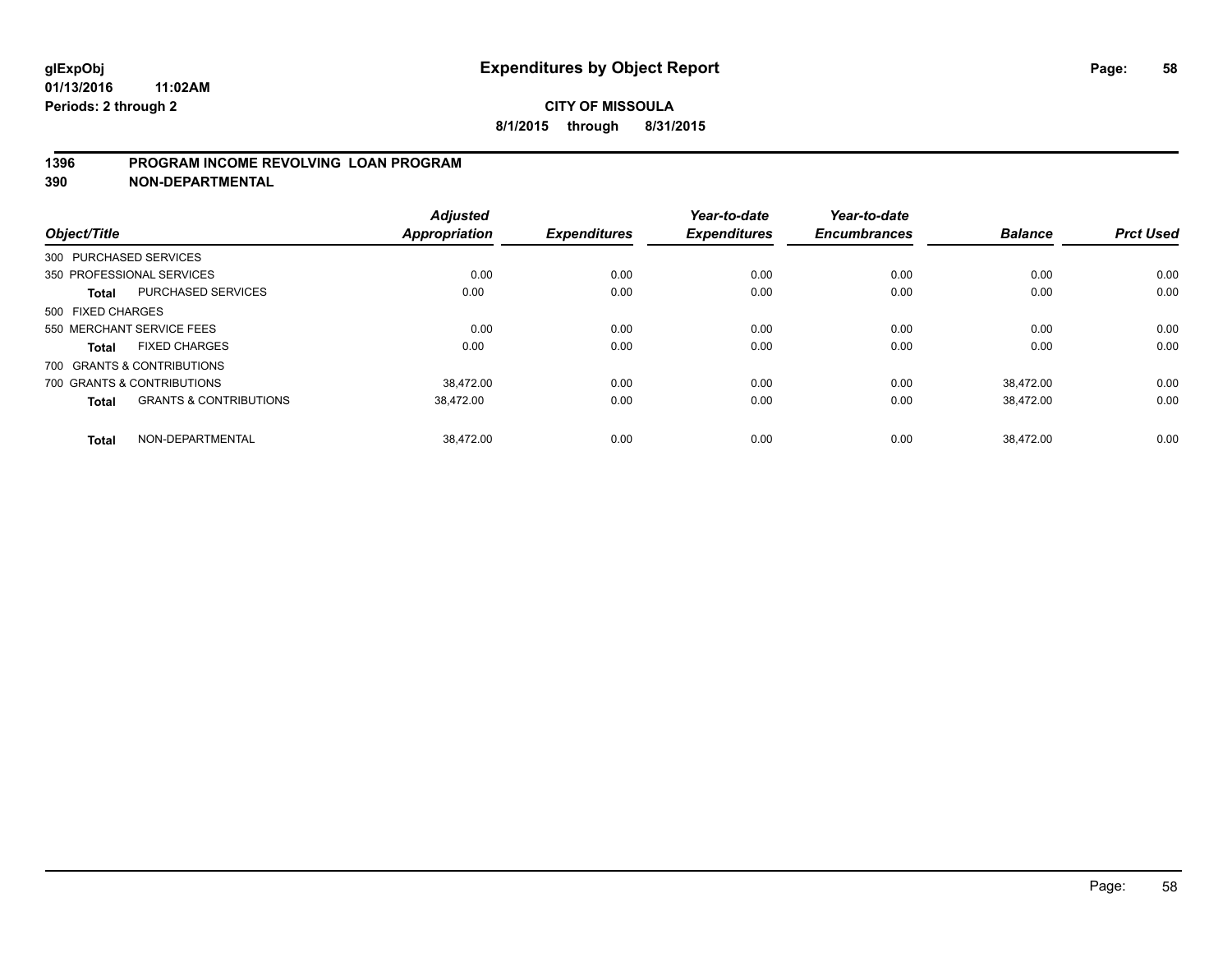**glExpObj**
**01/13/2016 11:02AM**
**Periods: 2 through 2**

# Expenditures by Object Report

**CITY OF MISSOULA**
**8/1/2015 through 8/31/2015**

## 1396 PROGRAM INCOME REVOLVING LOAN PROGRAM
## 390 NON-DEPARTMENTAL

| Object/Title | | Adjusted Appropriation | Expenditures | Year-to-date Expenditures | Year-to-date Encumbrances | Balance | Prct Used |
|---|---|---|---|---|---|---|---|
| 300 PURCHASED SERVICES | | | | | | | |
| 350 PROFESSIONAL SERVICES | | 0.00 | 0.00 | 0.00 | 0.00 | 0.00 | 0.00 |
| **Total** | PURCHASED SERVICES | 0.00 | 0.00 | 0.00 | 0.00 | 0.00 | 0.00 |
| 500 FIXED CHARGES | | | | | | | |
| 550 MERCHANT SERVICE FEES | | 0.00 | 0.00 | 0.00 | 0.00 | 0.00 | 0.00 |
| **Total** | FIXED CHARGES | 0.00 | 0.00 | 0.00 | 0.00 | 0.00 | 0.00 |
| 700 GRANTS & CONTRIBUTIONS | | | | | | | |
| 700 GRANTS & CONTRIBUTIONS | | 38,472.00 | 0.00 | 0.00 | 0.00 | 38,472.00 | 0.00 |
| **Total** | GRANTS & CONTRIBUTIONS | 38,472.00 | 0.00 | 0.00 | 0.00 | 38,472.00 | 0.00 |
| **Total** | NON-DEPARTMENTAL | 38,472.00 | 0.00 | 0.00 | 0.00 | 38,472.00 | 0.00 |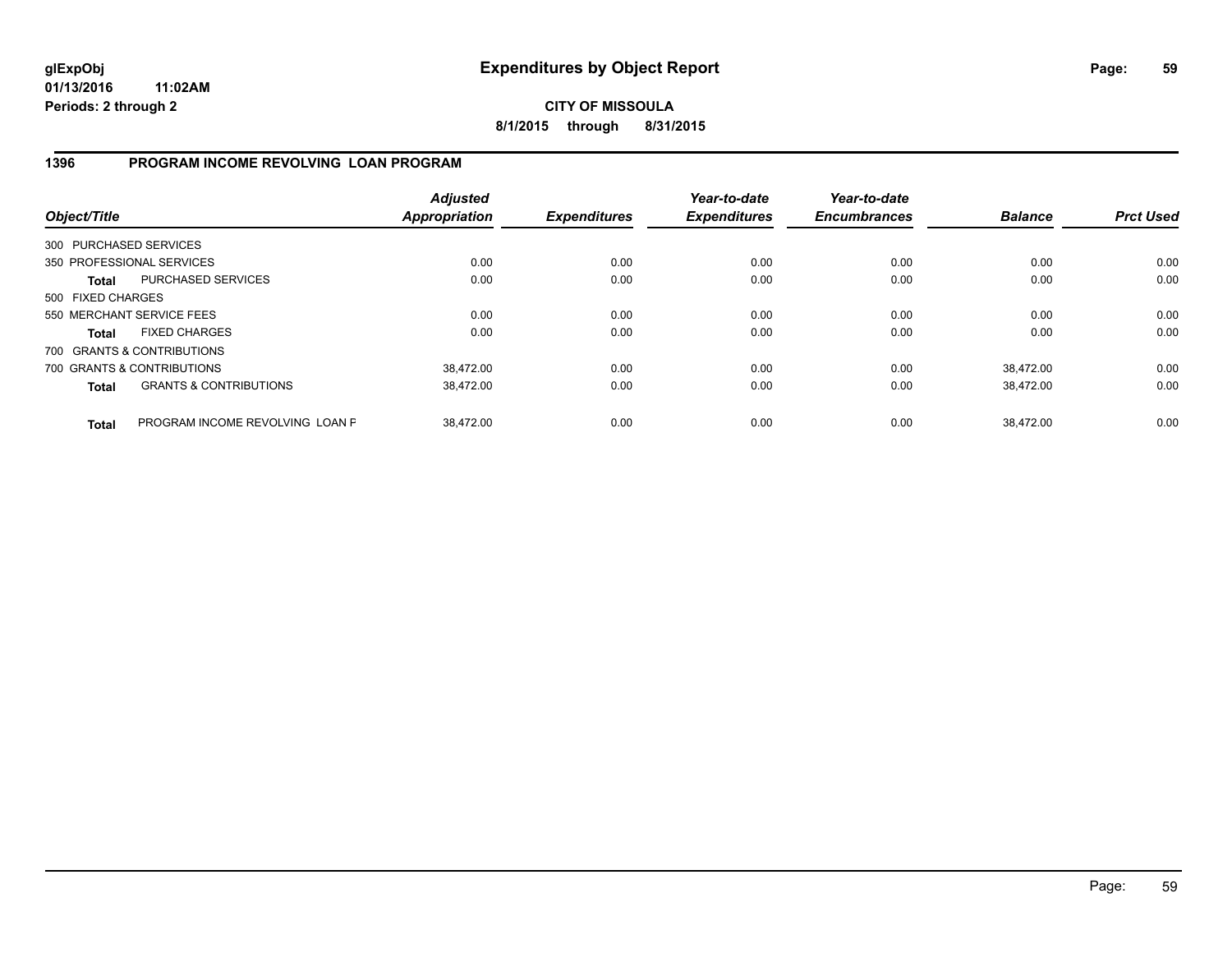**glExpObj**
**01/13/2016 11:02AM**
**Periods: 2 through 2**

# Expenditures by Object Report

**CITY OF MISSOULA**
**8/1/2015 through 8/31/2015**

## 1396 PROGRAM INCOME REVOLVING LOAN PROGRAM

| Object/Title | | Adjusted Appropriation | Expenditures | Year-to-date Expenditures | Year-to-date Encumbrances | Balance | Prct Used |
|---|---|---|---|---|---|---|---|
| 300 PURCHASED SERVICES | | | | | | | |
| 350 PROFESSIONAL SERVICES | | 0.00 | 0.00 | 0.00 | 0.00 | 0.00 | 0.00 |
| **Total** | PURCHASED SERVICES | 0.00 | 0.00 | 0.00 | 0.00 | 0.00 | 0.00 |
| 500 FIXED CHARGES | | | | | | | |
| 550 MERCHANT SERVICE FEES | | 0.00 | 0.00 | 0.00 | 0.00 | 0.00 | 0.00 |
| **Total** | FIXED CHARGES | 0.00 | 0.00 | 0.00 | 0.00 | 0.00 | 0.00 |
| 700 GRANTS & CONTRIBUTIONS | | | | | | | |
| 700 GRANTS & CONTRIBUTIONS | | 38,472.00 | 0.00 | 0.00 | 0.00 | 38,472.00 | 0.00 |
| **Total** | GRANTS & CONTRIBUTIONS | 38,472.00 | 0.00 | 0.00 | 0.00 | 38,472.00 | 0.00 |
| **Total** | PROGRAM INCOME REVOLVING LOAN F | 38,472.00 | 0.00 | 0.00 | 0.00 | 38,472.00 | 0.00 |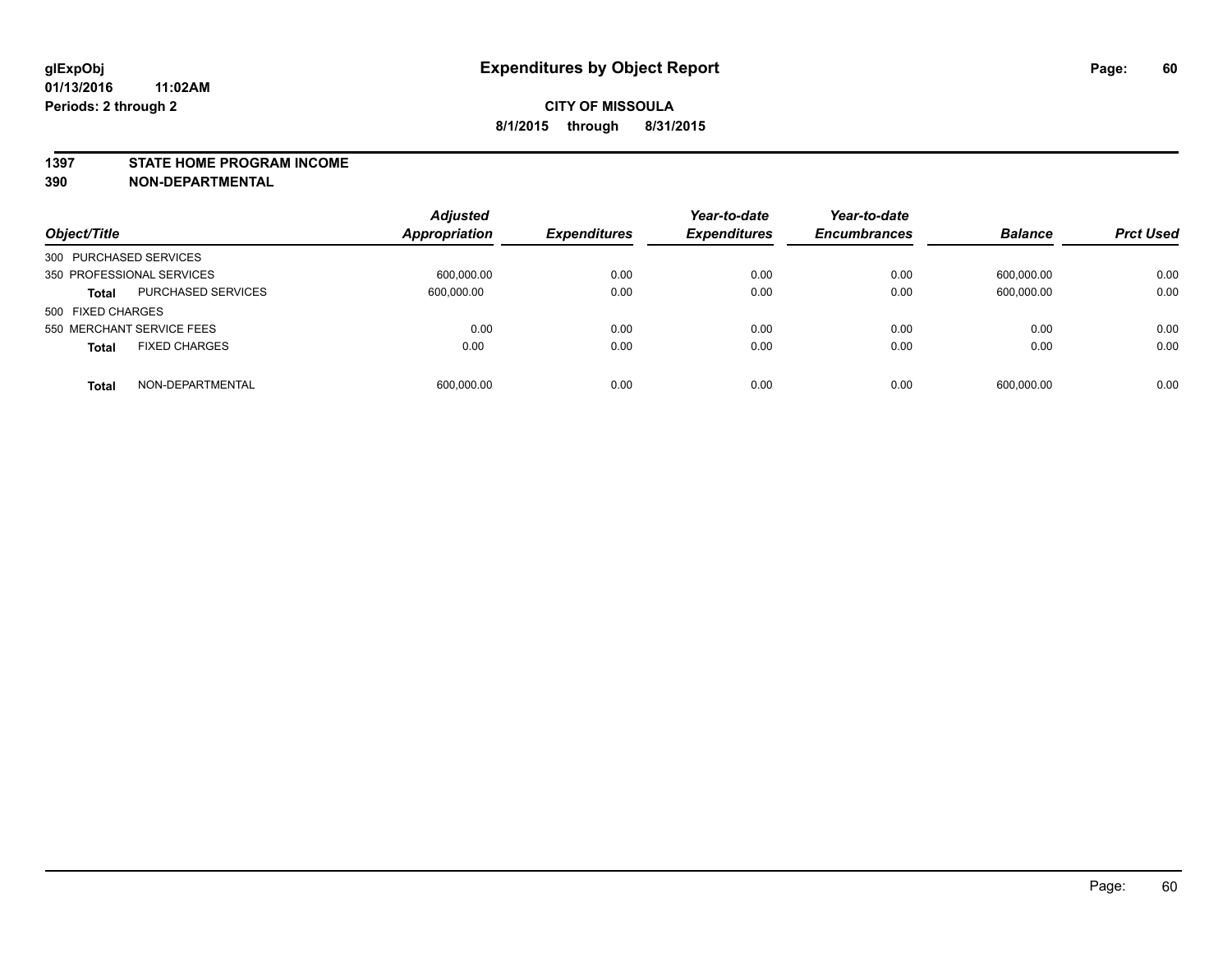# Expenditures by Object Report

glExpObj
01/13/2016 11:02AM
Periods: 2 through 2

**CITY OF MISSOULA**
**8/1/2015 through 8/31/2015**

**1397 STATE HOME PROGRAM INCOME**
**390 NON-DEPARTMENTAL**

| Object/Title | | Adjusted Appropriation | Expenditures | Year-to-date Expenditures | Year-to-date Encumbrances | Balance | Prct Used |
|---|---|---|---|---|---|---|---|
| 300 PURCHASED SERVICES | | | | | | | |
| 350 PROFESSIONAL SERVICES | | 600,000.00 | 0.00 | 0.00 | 0.00 | 600,000.00 | 0.00 |
| **Total** | PURCHASED SERVICES | 600,000.00 | 0.00 | 0.00 | 0.00 | 600,000.00 | 0.00 |
| 500 FIXED CHARGES | | | | | | | |
| 550 MERCHANT SERVICE FEES | | 0.00 | 0.00 | 0.00 | 0.00 | 0.00 | 0.00 |
| **Total** | FIXED CHARGES | 0.00 | 0.00 | 0.00 | 0.00 | 0.00 | 0.00 |
| **Total** | NON-DEPARTMENTAL | 600,000.00 | 0.00 | 0.00 | 0.00 | 600,000.00 | 0.00 |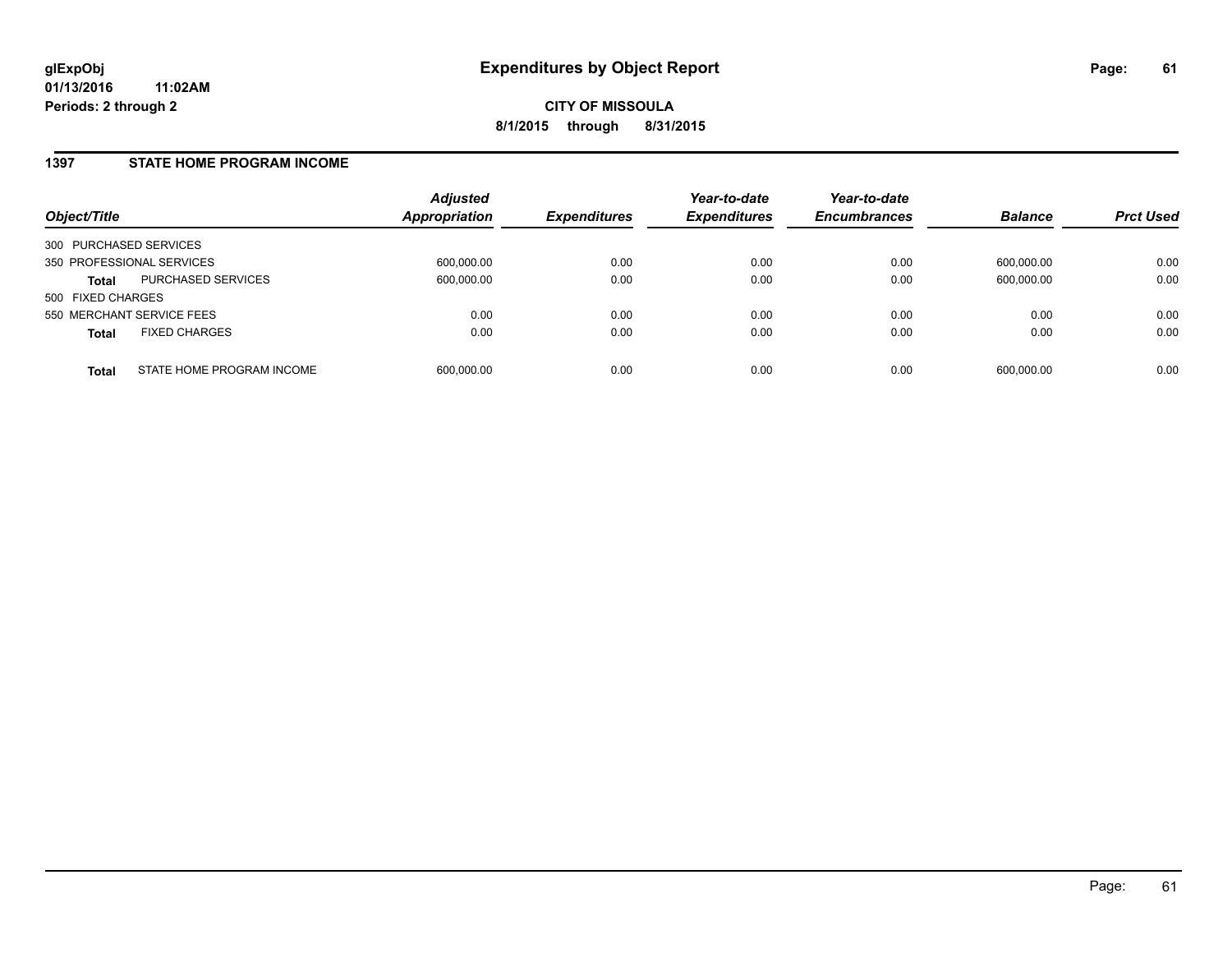**glExpObj**
**01/13/2016 11:02AM**
**Periods: 2 through 2**

# Expenditures by Object Report

**CITY OF MISSOULA**
**8/1/2015 through 8/31/2015**

## 1397 STATE HOME PROGRAM INCOME

| Object/Title | | *Adjusted Appropriation* | *Expenditures* | *Year-to-date Expenditures* | *Year-to-date Encumbrances* | *Balance* | *Prct Used* |
|---|---|---|---|---|---|---|---|
| 300 PURCHASED SERVICES | | | | | | | |
| 350 PROFESSIONAL SERVICES | | 600,000.00 | 0.00 | 0.00 | 0.00 | 600,000.00 | 0.00 |
| **Total** | PURCHASED SERVICES | 600,000.00 | 0.00 | 0.00 | 0.00 | 600,000.00 | 0.00 |
| 500 FIXED CHARGES | | | | | | | |
| 550 MERCHANT SERVICE FEES | | 0.00 | 0.00 | 0.00 | 0.00 | 0.00 | 0.00 |
| **Total** | FIXED CHARGES | 0.00 | 0.00 | 0.00 | 0.00 | 0.00 | 0.00 |
| **Total** | STATE HOME PROGRAM INCOME | 600,000.00 | 0.00 | 0.00 | 0.00 | 600,000.00 | 0.00 |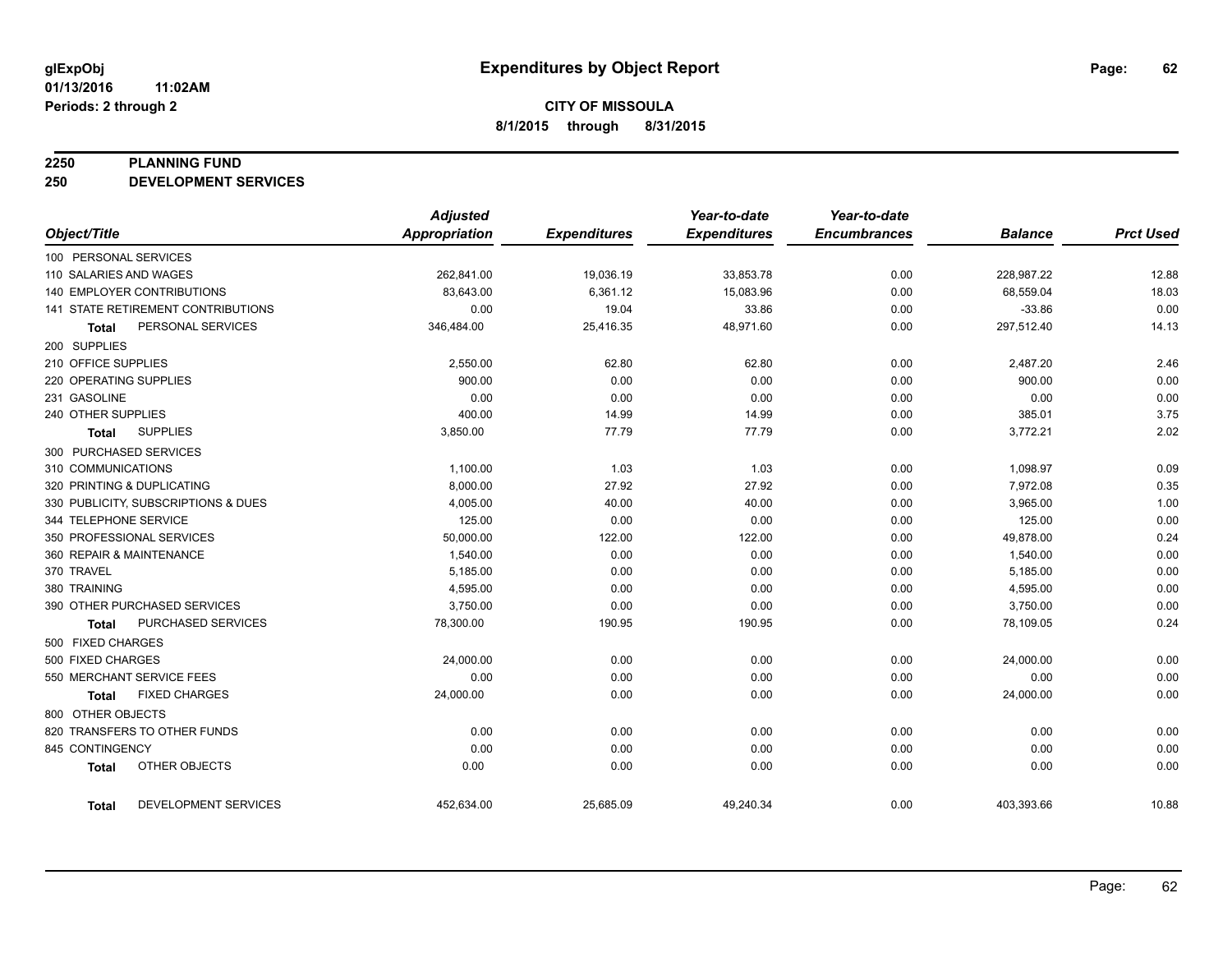# Expenditures by Object Report

glExpObj
01/13/2016 11:02AM
Periods: 2 through 2

**CITY OF MISSOULA**
**8/1/2015 through 8/31/2015**

**2250 PLANNING FUND**
**250 DEVELOPMENT SERVICES**

| Object/Title | Adjusted Appropriation | Expenditures | Year-to-date Expenditures | Year-to-date Encumbrances | Balance | Prct Used |
|---|---|---|---|---|---|---|
| 100 PERSONAL SERVICES | | | | | | |
| 110 SALARIES AND WAGES | 262,841.00 | 19,036.19 | 33,853.78 | 0.00 | 228,987.22 | 12.88 |
| 140 EMPLOYER CONTRIBUTIONS | 83,643.00 | 6,361.12 | 15,083.96 | 0.00 | 68,559.04 | 18.03 |
| 141 STATE RETIREMENT CONTRIBUTIONS | 0.00 | 19.04 | 33.86 | 0.00 | -33.86 | 0.00 |
| **Total** PERSONAL SERVICES | 346,484.00 | 25,416.35 | 48,971.60 | 0.00 | 297,512.40 | 14.13 |
| 200 SUPPLIES | | | | | | |
| 210 OFFICE SUPPLIES | 2,550.00 | 62.80 | 62.80 | 0.00 | 2,487.20 | 2.46 |
| 220 OPERATING SUPPLIES | 900.00 | 0.00 | 0.00 | 0.00 | 900.00 | 0.00 |
| 231 GASOLINE | 0.00 | 0.00 | 0.00 | 0.00 | 0.00 | 0.00 |
| 240 OTHER SUPPLIES | 400.00 | 14.99 | 14.99 | 0.00 | 385.01 | 3.75 |
| **Total** SUPPLIES | 3,850.00 | 77.79 | 77.79 | 0.00 | 3,772.21 | 2.02 |
| 300 PURCHASED SERVICES | | | | | | |
| 310 COMMUNICATIONS | 1,100.00 | 1.03 | 1.03 | 0.00 | 1,098.97 | 0.09 |
| 320 PRINTING & DUPLICATING | 8,000.00 | 27.92 | 27.92 | 0.00 | 7,972.08 | 0.35 |
| 330 PUBLICITY, SUBSCRIPTIONS & DUES | 4,005.00 | 40.00 | 40.00 | 0.00 | 3,965.00 | 1.00 |
| 344 TELEPHONE SERVICE | 125.00 | 0.00 | 0.00 | 0.00 | 125.00 | 0.00 |
| 350 PROFESSIONAL SERVICES | 50,000.00 | 122.00 | 122.00 | 0.00 | 49,878.00 | 0.24 |
| 360 REPAIR & MAINTENANCE | 1,540.00 | 0.00 | 0.00 | 0.00 | 1,540.00 | 0.00 |
| 370 TRAVEL | 5,185.00 | 0.00 | 0.00 | 0.00 | 5,185.00 | 0.00 |
| 380 TRAINING | 4,595.00 | 0.00 | 0.00 | 0.00 | 4,595.00 | 0.00 |
| 390 OTHER PURCHASED SERVICES | 3,750.00 | 0.00 | 0.00 | 0.00 | 3,750.00 | 0.00 |
| **Total** PURCHASED SERVICES | 78,300.00 | 190.95 | 190.95 | 0.00 | 78,109.05 | 0.24 |
| 500 FIXED CHARGES | | | | | | |
| 500 FIXED CHARGES | 24,000.00 | 0.00 | 0.00 | 0.00 | 24,000.00 | 0.00 |
| 550 MERCHANT SERVICE FEES | 0.00 | 0.00 | 0.00 | 0.00 | 0.00 | 0.00 |
| **Total** FIXED CHARGES | 24,000.00 | 0.00 | 0.00 | 0.00 | 24,000.00 | 0.00 |
| 800 OTHER OBJECTS | | | | | | |
| 820 TRANSFERS TO OTHER FUNDS | 0.00 | 0.00 | 0.00 | 0.00 | 0.00 | 0.00 |
| 845 CONTINGENCY | 0.00 | 0.00 | 0.00 | 0.00 | 0.00 | 0.00 |
| **Total** OTHER OBJECTS | 0.00 | 0.00 | 0.00 | 0.00 | 0.00 | 0.00 |
| **Total** DEVELOPMENT SERVICES | 452,634.00 | 25,685.09 | 49,240.34 | 0.00 | 403,393.66 | 10.88 |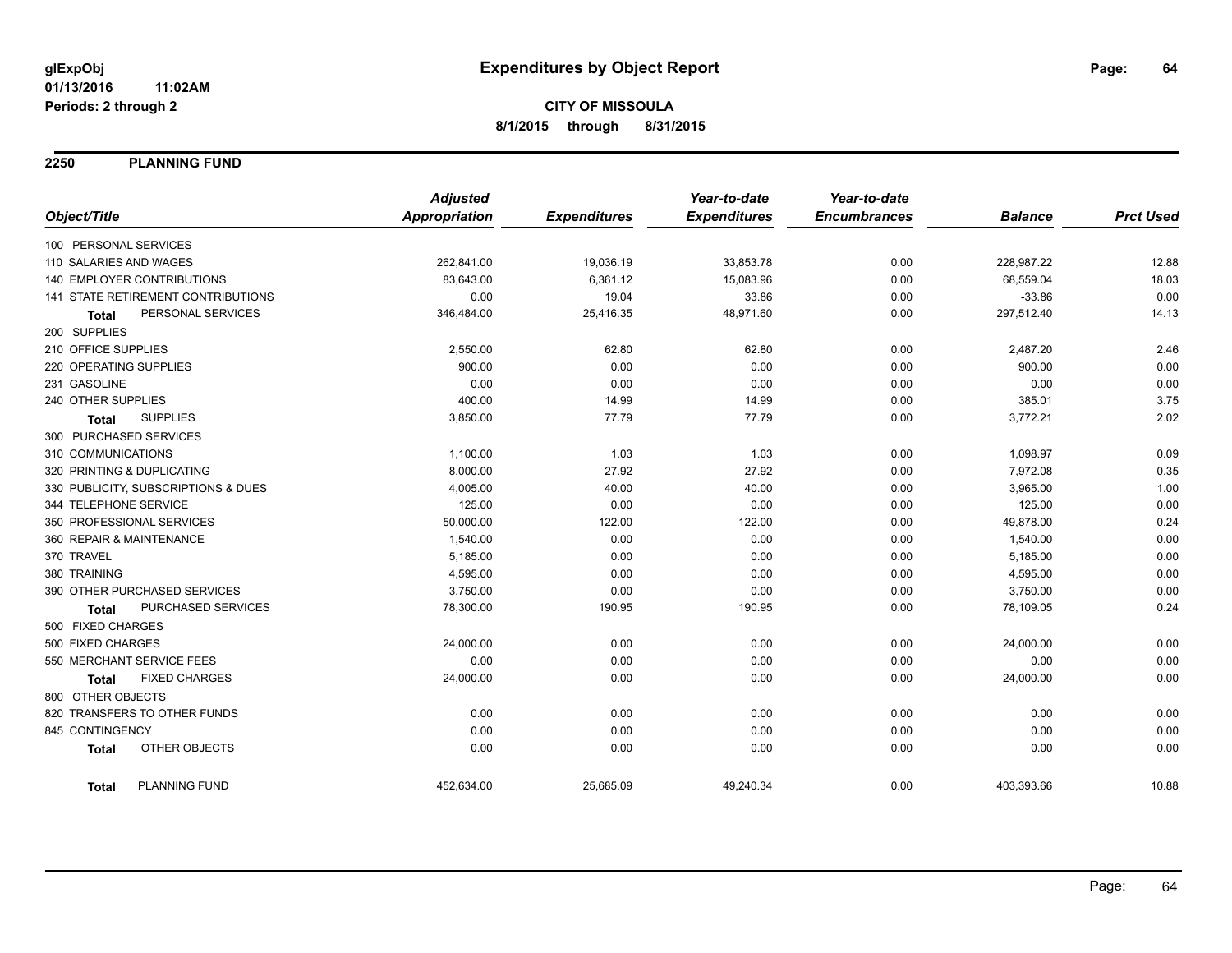glExpObj
01/13/2016 11:02AM
Periods: 2 through 2

# Expenditures by Object Report

**CITY OF MISSOULA**
**8/1/2015 through 8/31/2015**

## 2250 PLANNING FUND

| Object/Title | Adjusted Appropriation | Expenditures | Year-to-date Expenditures | Year-to-date Encumbrances | Balance | Prct Used |
|---|---|---|---|---|---|---|
| 100 PERSONAL SERVICES | | | | | | |
| 110 SALARIES AND WAGES | 262,841.00 | 19,036.19 | 33,853.78 | 0.00 | 228,987.22 | 12.88 |
| 140 EMPLOYER CONTRIBUTIONS | 83,643.00 | 6,361.12 | 15,083.96 | 0.00 | 68,559.04 | 18.03 |
| 141 STATE RETIREMENT CONTRIBUTIONS | 0.00 | 19.04 | 33.86 | 0.00 | -33.86 | 0.00 |
| **Total** PERSONAL SERVICES | 346,484.00 | 25,416.35 | 48,971.60 | 0.00 | 297,512.40 | 14.13 |
| 200 SUPPLIES | | | | | | |
| 210 OFFICE SUPPLIES | 2,550.00 | 62.80 | 62.80 | 0.00 | 2,487.20 | 2.46 |
| 220 OPERATING SUPPLIES | 900.00 | 0.00 | 0.00 | 0.00 | 900.00 | 0.00 |
| 231 GASOLINE | 0.00 | 0.00 | 0.00 | 0.00 | 0.00 | 0.00 |
| 240 OTHER SUPPLIES | 400.00 | 14.99 | 14.99 | 0.00 | 385.01 | 3.75 |
| **Total** SUPPLIES | 3,850.00 | 77.79 | 77.79 | 0.00 | 3,772.21 | 2.02 |
| 300 PURCHASED SERVICES | | | | | | |
| 310 COMMUNICATIONS | 1,100.00 | 1.03 | 1.03 | 0.00 | 1,098.97 | 0.09 |
| 320 PRINTING & DUPLICATING | 8,000.00 | 27.92 | 27.92 | 0.00 | 7,972.08 | 0.35 |
| 330 PUBLICITY, SUBSCRIPTIONS & DUES | 4,005.00 | 40.00 | 40.00 | 0.00 | 3,965.00 | 1.00 |
| 344 TELEPHONE SERVICE | 125.00 | 0.00 | 0.00 | 0.00 | 125.00 | 0.00 |
| 350 PROFESSIONAL SERVICES | 50,000.00 | 122.00 | 122.00 | 0.00 | 49,878.00 | 0.24 |
| 360 REPAIR & MAINTENANCE | 1,540.00 | 0.00 | 0.00 | 0.00 | 1,540.00 | 0.00 |
| 370 TRAVEL | 5,185.00 | 0.00 | 0.00 | 0.00 | 5,185.00 | 0.00 |
| 380 TRAINING | 4,595.00 | 0.00 | 0.00 | 0.00 | 4,595.00 | 0.00 |
| 390 OTHER PURCHASED SERVICES | 3,750.00 | 0.00 | 0.00 | 0.00 | 3,750.00 | 0.00 |
| **Total** PURCHASED SERVICES | 78,300.00 | 190.95 | 190.95 | 0.00 | 78,109.05 | 0.24 |
| 500 FIXED CHARGES | | | | | | |
| 500 FIXED CHARGES | 24,000.00 | 0.00 | 0.00 | 0.00 | 24,000.00 | 0.00 |
| 550 MERCHANT SERVICE FEES | 0.00 | 0.00 | 0.00 | 0.00 | 0.00 | 0.00 |
| **Total** FIXED CHARGES | 24,000.00 | 0.00 | 0.00 | 0.00 | 24,000.00 | 0.00 |
| 800 OTHER OBJECTS | | | | | | |
| 820 TRANSFERS TO OTHER FUNDS | 0.00 | 0.00 | 0.00 | 0.00 | 0.00 | 0.00 |
| 845 CONTINGENCY | 0.00 | 0.00 | 0.00 | 0.00 | 0.00 | 0.00 |
| **Total** OTHER OBJECTS | 0.00 | 0.00 | 0.00 | 0.00 | 0.00 | 0.00 |
| **Total** PLANNING FUND | 452,634.00 | 25,685.09 | 49,240.34 | 0.00 | 403,393.66 | 10.88 |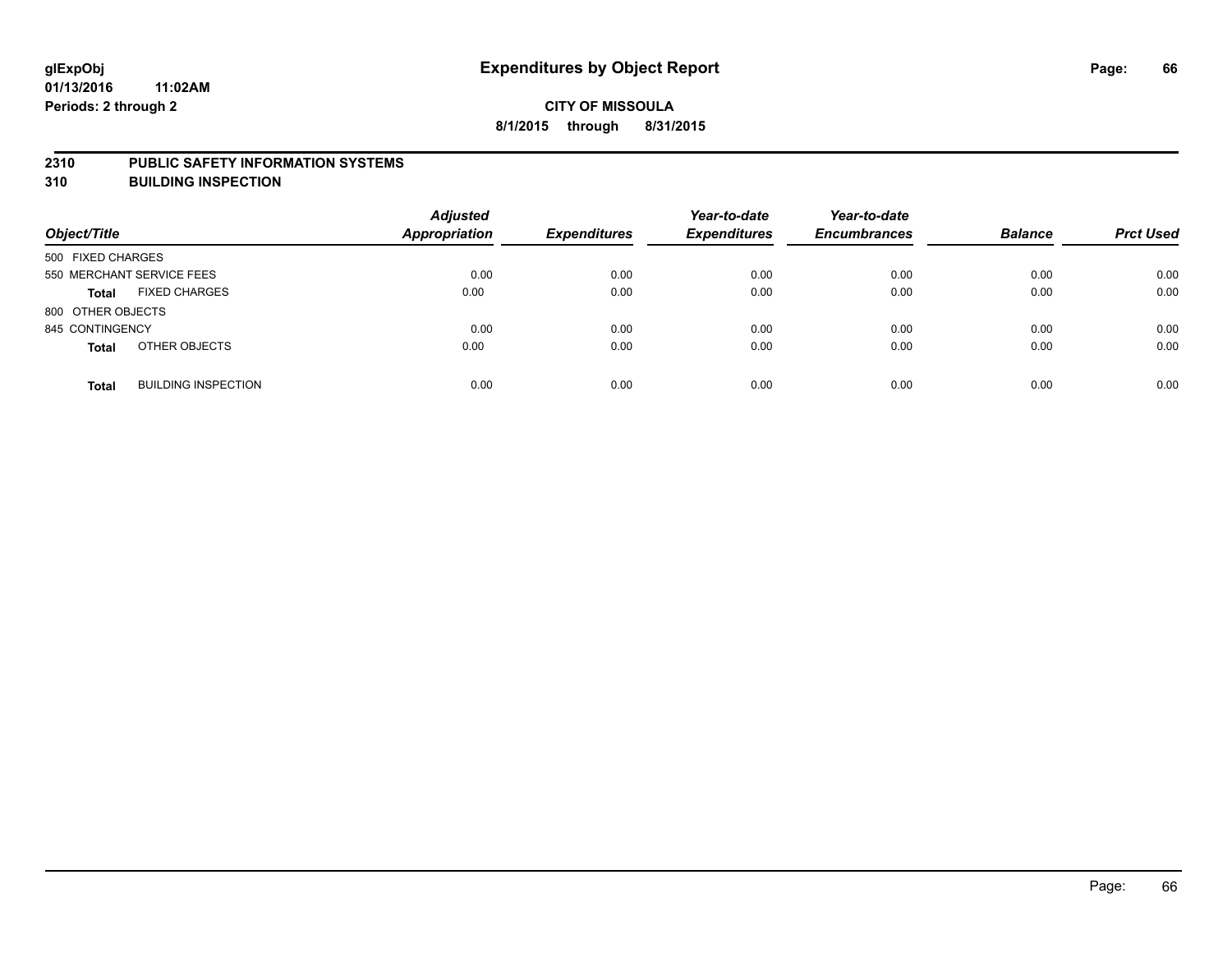**glExpObj**
**01/13/2016 11:02AM**
**Periods: 2 through 2**

# Expenditures by Object Report

**CITY OF MISSOULA**
**8/1/2015 through 8/31/2015**

## 2310 PUBLIC SAFETY INFORMATION SYSTEMS
## 310 BUILDING INSPECTION

| Object/Title | | Adjusted Appropriation | Expenditures | Year-to-date Expenditures | Year-to-date Encumbrances | Balance | Prct Used |
|---|---|---|---|---|---|---|---|
| 500 FIXED CHARGES | | | | | | | |
| 550 MERCHANT SERVICE FEES | | 0.00 | 0.00 | 0.00 | 0.00 | 0.00 | 0.00 |
| **Total** | FIXED CHARGES | 0.00 | 0.00 | 0.00 | 0.00 | 0.00 | 0.00 |
| 800 OTHER OBJECTS | | | | | | | |
| 845 CONTINGENCY | | 0.00 | 0.00 | 0.00 | 0.00 | 0.00 | 0.00 |
| **Total** | OTHER OBJECTS | 0.00 | 0.00 | 0.00 | 0.00 | 0.00 | 0.00 |
| **Total** | BUILDING INSPECTION | 0.00 | 0.00 | 0.00 | 0.00 | 0.00 | 0.00 |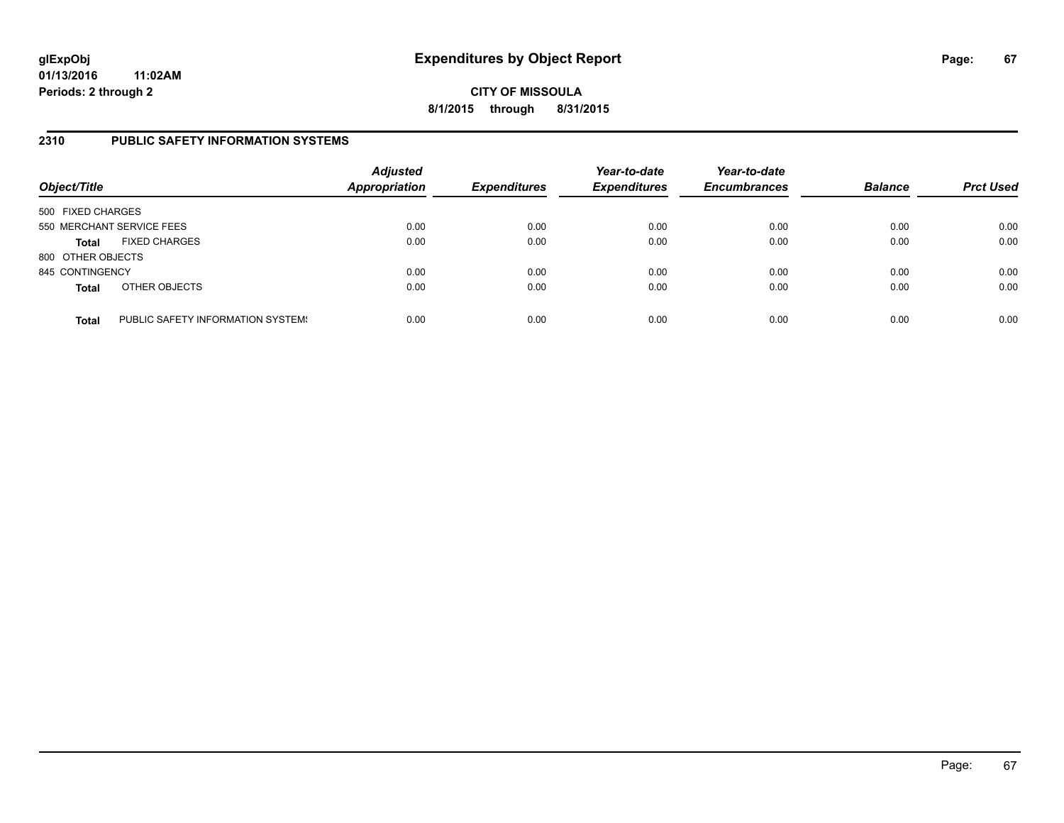# Expenditures by Object Report

glExpObj
01/13/2016 11:02AM
Periods: 2 through 2

**CITY OF MISSOULA**
**8/1/2015 through 8/31/2015**

## 2310 PUBLIC SAFETY INFORMATION SYSTEMS

| Object/Title | | *Adjusted Appropriation* | *Expenditures* | *Year-to-date Expenditures* | *Year-to-date Encumbrances* | *Balance* | *Prct Used* |
|---|---|---|---|---|---|---|---|
| 500 FIXED CHARGES | | | | | | | |
| 550 MERCHANT SERVICE FEES | | 0.00 | 0.00 | 0.00 | 0.00 | 0.00 | 0.00 |
| **Total** | FIXED CHARGES | 0.00 | 0.00 | 0.00 | 0.00 | 0.00 | 0.00 |
| 800 OTHER OBJECTS | | | | | | | |
| 845 CONTINGENCY | | 0.00 | 0.00 | 0.00 | 0.00 | 0.00 | 0.00 |
| **Total** | OTHER OBJECTS | 0.00 | 0.00 | 0.00 | 0.00 | 0.00 | 0.00 |
| **Total** | PUBLIC SAFETY INFORMATION SYSTEMS | 0.00 | 0.00 | 0.00 | 0.00 | 0.00 | 0.00 |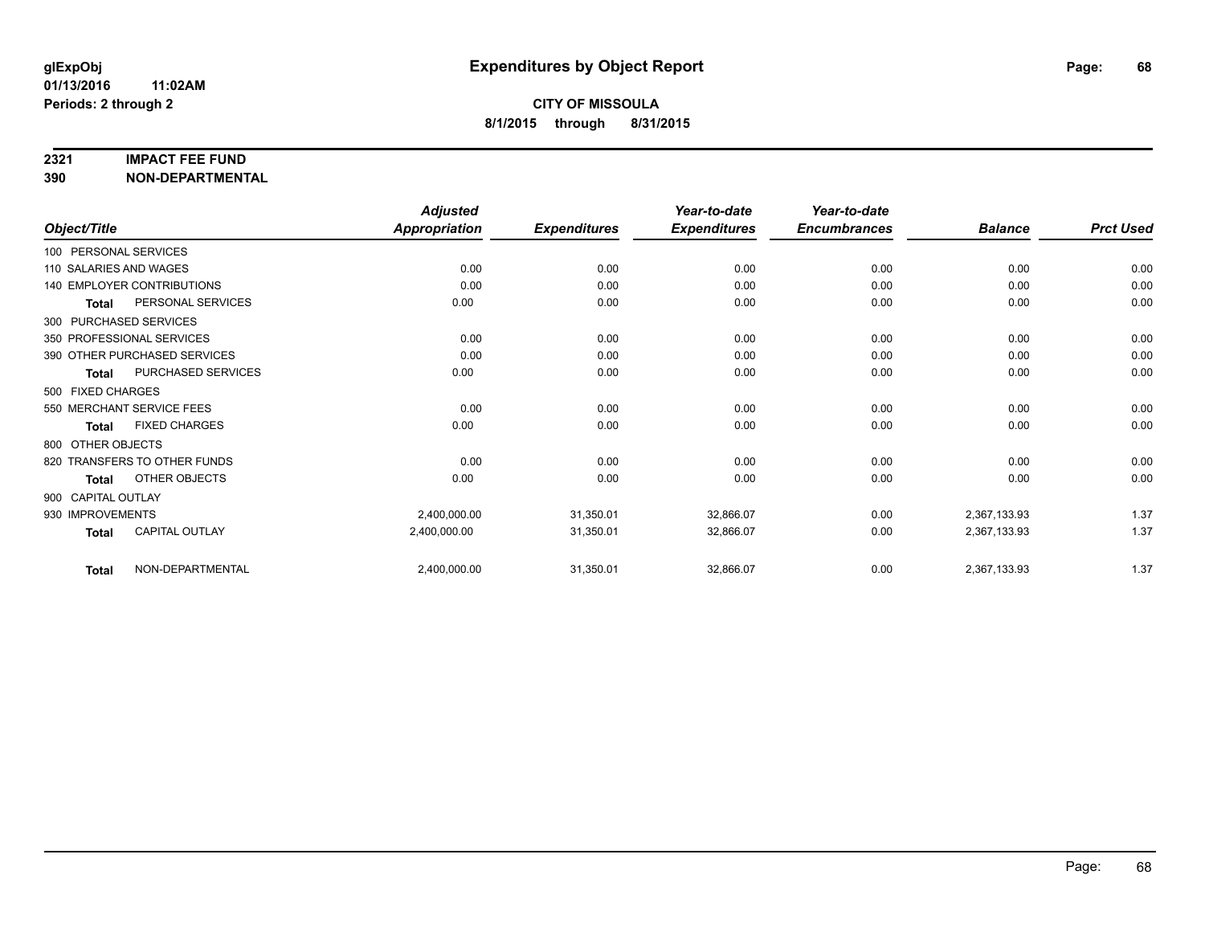**glExpObj**
**01/13/2016 11:02AM**
**Periods: 2 through 2**

# Expenditures by Object Report

**CITY OF MISSOULA**
**8/1/2015 through 8/31/2015**

**2321 IMPACT FEE FUND**
**390 NON-DEPARTMENTAL**

| Object/Title | | Adjusted Appropriation | Expenditures | Year-to-date Expenditures | Year-to-date Encumbrances | Balance | Prct Used |
|---|---|---|---|---|---|---|---|
| 100 PERSONAL SERVICES | | | | | | | |
| 110 SALARIES AND WAGES | | 0.00 | 0.00 | 0.00 | 0.00 | 0.00 | 0.00 |
| 140 EMPLOYER CONTRIBUTIONS | | 0.00 | 0.00 | 0.00 | 0.00 | 0.00 | 0.00 |
| **Total** | PERSONAL SERVICES | 0.00 | 0.00 | 0.00 | 0.00 | 0.00 | 0.00 |
| 300 PURCHASED SERVICES | | | | | | | |
| 350 PROFESSIONAL SERVICES | | 0.00 | 0.00 | 0.00 | 0.00 | 0.00 | 0.00 |
| 390 OTHER PURCHASED SERVICES | | 0.00 | 0.00 | 0.00 | 0.00 | 0.00 | 0.00 |
| **Total** | PURCHASED SERVICES | 0.00 | 0.00 | 0.00 | 0.00 | 0.00 | 0.00 |
| 500 FIXED CHARGES | | | | | | | |
| 550 MERCHANT SERVICE FEES | | 0.00 | 0.00 | 0.00 | 0.00 | 0.00 | 0.00 |
| **Total** | FIXED CHARGES | 0.00 | 0.00 | 0.00 | 0.00 | 0.00 | 0.00 |
| 800 OTHER OBJECTS | | | | | | | |
| 820 TRANSFERS TO OTHER FUNDS | | 0.00 | 0.00 | 0.00 | 0.00 | 0.00 | 0.00 |
| **Total** | OTHER OBJECTS | 0.00 | 0.00 | 0.00 | 0.00 | 0.00 | 0.00 |
| 900 CAPITAL OUTLAY | | | | | | | |
| 930 IMPROVEMENTS | | 2,400,000.00 | 31,350.01 | 32,866.07 | 0.00 | 2,367,133.93 | 1.37 |
| **Total** | CAPITAL OUTLAY | 2,400,000.00 | 31,350.01 | 32,866.07 | 0.00 | 2,367,133.93 | 1.37 |
| **Total** | NON-DEPARTMENTAL | 2,400,000.00 | 31,350.01 | 32,866.07 | 0.00 | 2,367,133.93 | 1.37 |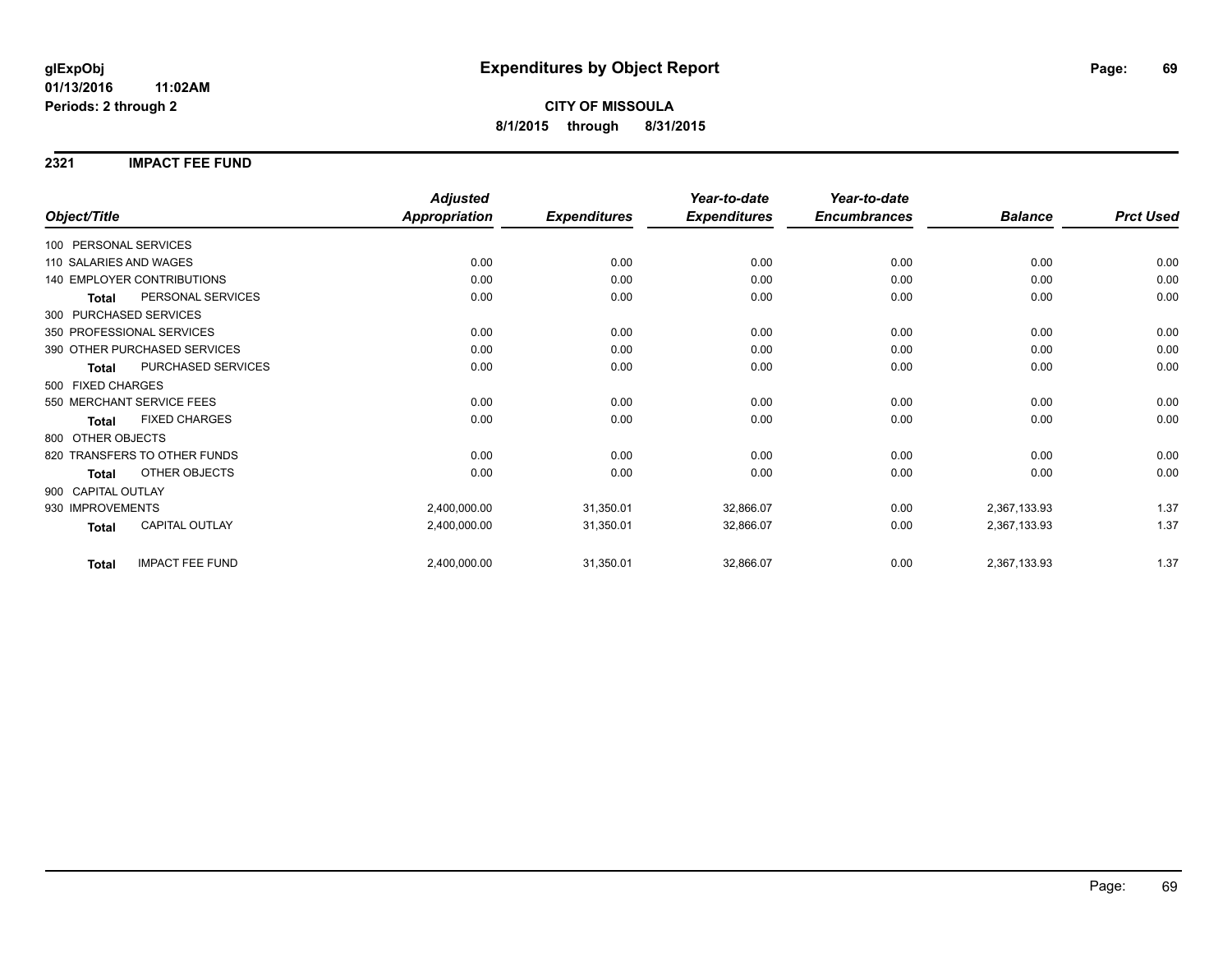**glExpObj**
**01/13/2016 11:02AM**
**Periods: 2 through 2**

# Expenditures by Object Report

**CITY OF MISSOULA**
**8/1/2015 through 8/31/2015**

## 2321 IMPACT FEE FUND

| Object/Title | | Adjusted Appropriation | Expenditures | Year-to-date Expenditures | Year-to-date Encumbrances | Balance | Prct Used |
|---|---|---|---|---|---|---|---|
| 100 PERSONAL SERVICES | | | | | | | |
| 110 SALARIES AND WAGES | | 0.00 | 0.00 | 0.00 | 0.00 | 0.00 | 0.00 |
| 140 EMPLOYER CONTRIBUTIONS | | 0.00 | 0.00 | 0.00 | 0.00 | 0.00 | 0.00 |
| **Total** | PERSONAL SERVICES | 0.00 | 0.00 | 0.00 | 0.00 | 0.00 | 0.00 |
| 300 PURCHASED SERVICES | | | | | | | |
| 350 PROFESSIONAL SERVICES | | 0.00 | 0.00 | 0.00 | 0.00 | 0.00 | 0.00 |
| 390 OTHER PURCHASED SERVICES | | 0.00 | 0.00 | 0.00 | 0.00 | 0.00 | 0.00 |
| **Total** | PURCHASED SERVICES | 0.00 | 0.00 | 0.00 | 0.00 | 0.00 | 0.00 |
| 500 FIXED CHARGES | | | | | | | |
| 550 MERCHANT SERVICE FEES | | 0.00 | 0.00 | 0.00 | 0.00 | 0.00 | 0.00 |
| **Total** | FIXED CHARGES | 0.00 | 0.00 | 0.00 | 0.00 | 0.00 | 0.00 |
| 800 OTHER OBJECTS | | | | | | | |
| 820 TRANSFERS TO OTHER FUNDS | | 0.00 | 0.00 | 0.00 | 0.00 | 0.00 | 0.00 |
| **Total** | OTHER OBJECTS | 0.00 | 0.00 | 0.00 | 0.00 | 0.00 | 0.00 |
| 900 CAPITAL OUTLAY | | | | | | | |
| 930 IMPROVEMENTS | | 2,400,000.00 | 31,350.01 | 32,866.07 | 0.00 | 2,367,133.93 | 1.37 |
| **Total** | CAPITAL OUTLAY | 2,400,000.00 | 31,350.01 | 32,866.07 | 0.00 | 2,367,133.93 | 1.37 |
| **Total** | IMPACT FEE FUND | 2,400,000.00 | 31,350.01 | 32,866.07 | 0.00 | 2,367,133.93 | 1.37 |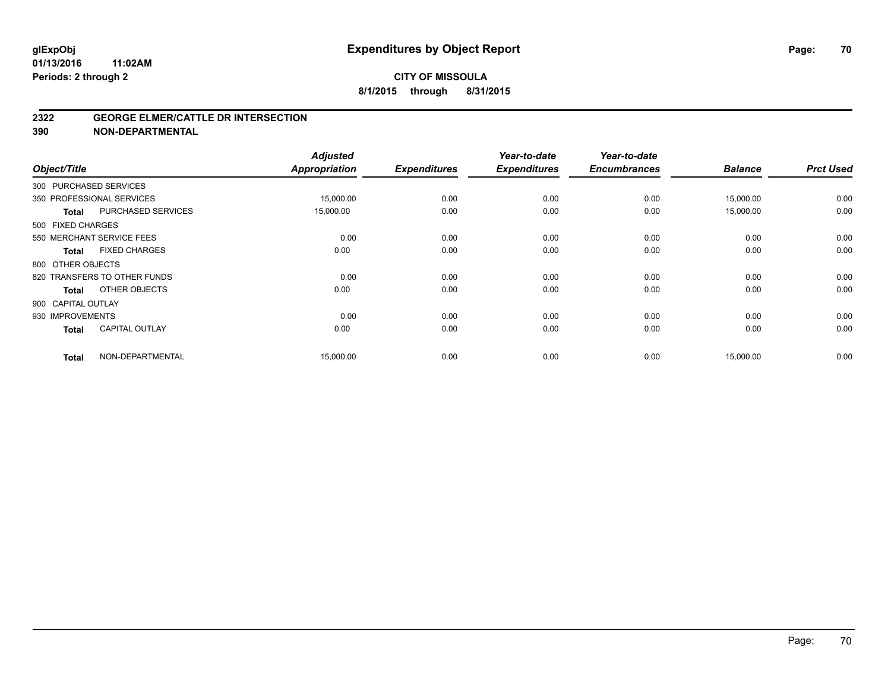**glExpObj**
**01/13/2016 11:02AM**
**Periods: 2 through 2**

# Expenditures by Object Report

**CITY OF MISSOULA**
**8/1/2015 through 8/31/2015**

## 2322 GEORGE ELMER/CATTLE DR INTERSECTION
## 390 NON-DEPARTMENTAL

| Object/Title | | Adjusted Appropriation | Expenditures | Year-to-date Expenditures | Year-to-date Encumbrances | Balance | Prct Used |
|---|---|---|---|---|---|---|---|
| 300 PURCHASED SERVICES | | | | | | | |
| 350 PROFESSIONAL SERVICES | | 15,000.00 | 0.00 | 0.00 | 0.00 | 15,000.00 | 0.00 |
| Total | PURCHASED SERVICES | 15,000.00 | 0.00 | 0.00 | 0.00 | 15,000.00 | 0.00 |
| 500 FIXED CHARGES | | | | | | | |
| 550 MERCHANT SERVICE FEES | | 0.00 | 0.00 | 0.00 | 0.00 | 0.00 | 0.00 |
| Total | FIXED CHARGES | 0.00 | 0.00 | 0.00 | 0.00 | 0.00 | 0.00 |
| 800 OTHER OBJECTS | | | | | | | |
| 820 TRANSFERS TO OTHER FUNDS | | 0.00 | 0.00 | 0.00 | 0.00 | 0.00 | 0.00 |
| Total | OTHER OBJECTS | 0.00 | 0.00 | 0.00 | 0.00 | 0.00 | 0.00 |
| 900 CAPITAL OUTLAY | | | | | | | |
| 930 IMPROVEMENTS | | 0.00 | 0.00 | 0.00 | 0.00 | 0.00 | 0.00 |
| Total | CAPITAL OUTLAY | 0.00 | 0.00 | 0.00 | 0.00 | 0.00 | 0.00 |
| Total | NON-DEPARTMENTAL | 15,000.00 | 0.00 | 0.00 | 0.00 | 15,000.00 | 0.00 |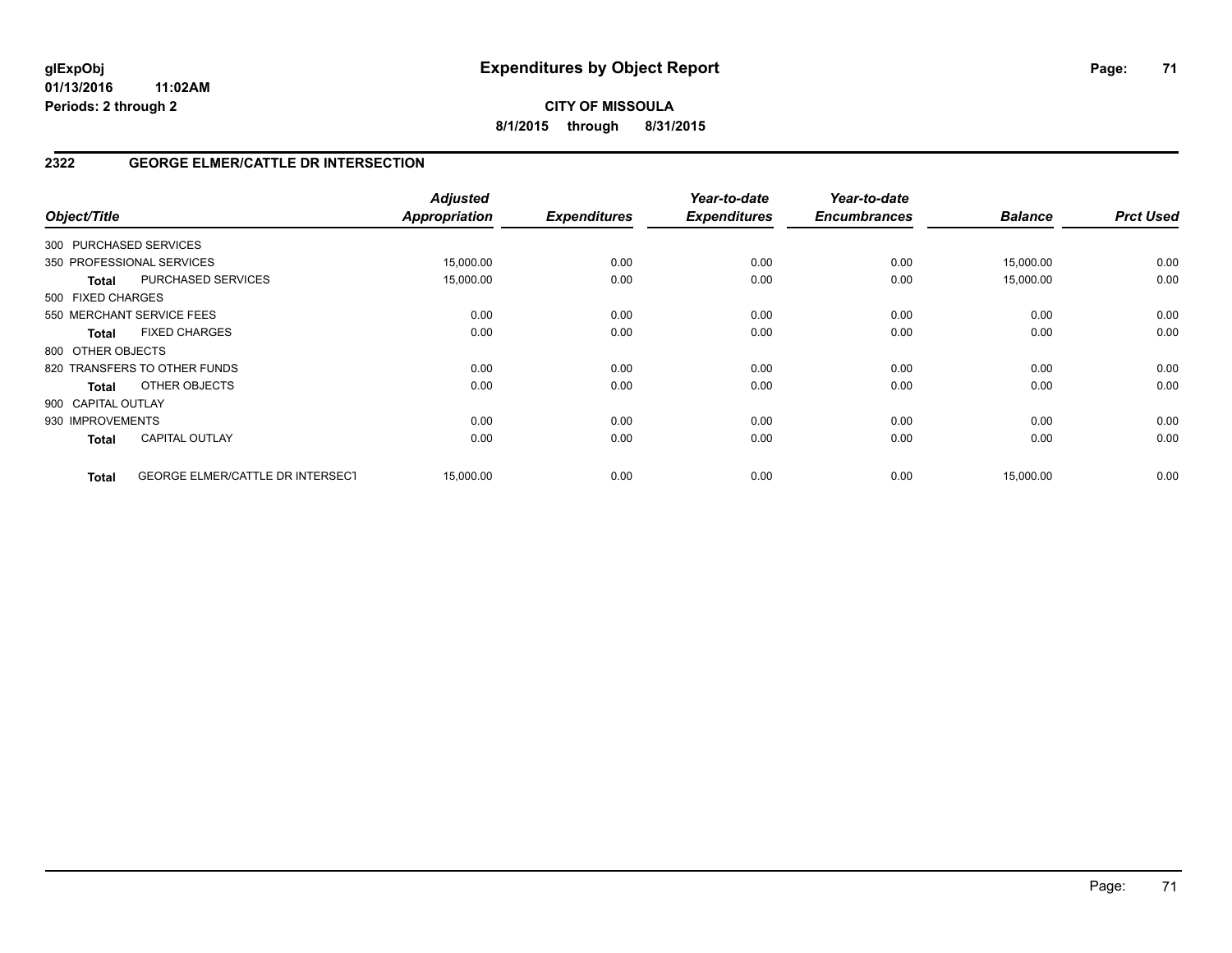# Expenditures by Object Report

glExpObj
01/13/2016 11:02AM
Periods: 2 through 2

**CITY OF MISSOULA**
**8/1/2015 through 8/31/2015**

## 2322 GEORGE ELMER/CATTLE DR INTERSECTION

| Object/Title | | Adjusted Appropriation | Expenditures | Year-to-date Expenditures | Year-to-date Encumbrances | Balance | Prct Used |
|---|---|---|---|---|---|---|---|
| 300 PURCHASED SERVICES | | | | | | | |
| 350 PROFESSIONAL SERVICES | | 15,000.00 | 0.00 | 0.00 | 0.00 | 15,000.00 | 0.00 |
| **Total** | PURCHASED SERVICES | 15,000.00 | 0.00 | 0.00 | 0.00 | 15,000.00 | 0.00 |
| 500 FIXED CHARGES | | | | | | | |
| 550 MERCHANT SERVICE FEES | | 0.00 | 0.00 | 0.00 | 0.00 | 0.00 | 0.00 |
| **Total** | FIXED CHARGES | 0.00 | 0.00 | 0.00 | 0.00 | 0.00 | 0.00 |
| 800 OTHER OBJECTS | | | | | | | |
| 820 TRANSFERS TO OTHER FUNDS | | 0.00 | 0.00 | 0.00 | 0.00 | 0.00 | 0.00 |
| **Total** | OTHER OBJECTS | 0.00 | 0.00 | 0.00 | 0.00 | 0.00 | 0.00 |
| 900 CAPITAL OUTLAY | | | | | | | |
| 930 IMPROVEMENTS | | 0.00 | 0.00 | 0.00 | 0.00 | 0.00 | 0.00 |
| **Total** | CAPITAL OUTLAY | 0.00 | 0.00 | 0.00 | 0.00 | 0.00 | 0.00 |
| **Total** | GEORGE ELMER/CATTLE DR INTERSECT | 15,000.00 | 0.00 | 0.00 | 0.00 | 15,000.00 | 0.00 |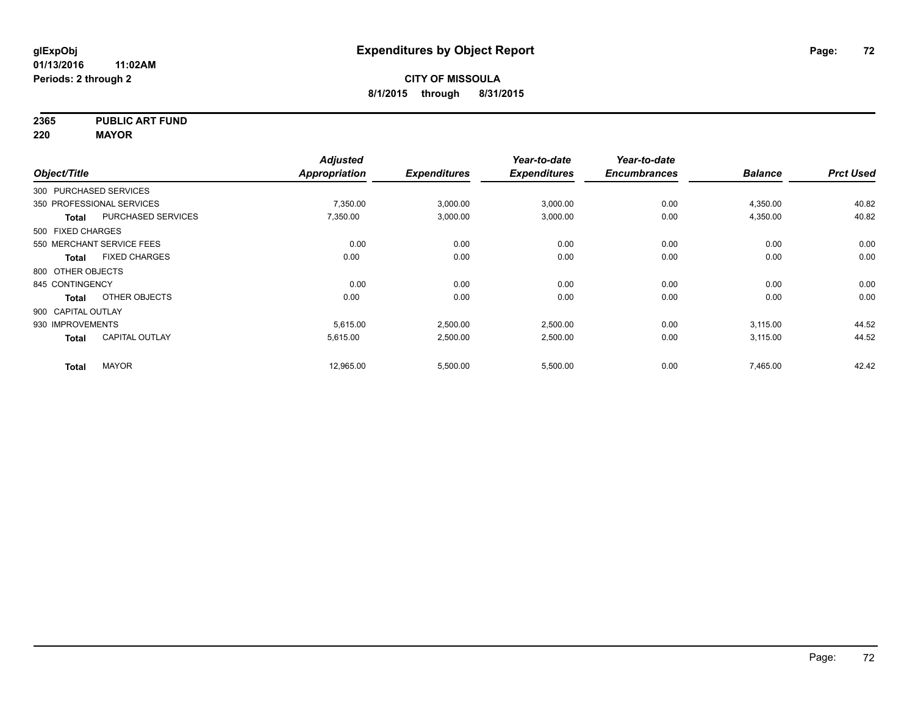**glExpObj**
**01/13/2016 11:02AM**
**Periods: 2 through 2**

# Expenditures by Object Report

**CITY OF MISSOULA**
**8/1/2015 through 8/31/2015**

**2365 PUBLIC ART FUND**
**220 MAYOR**

| Object/Title | | Adjusted Appropriation | Expenditures | Year-to-date Expenditures | Year-to-date Encumbrances | Balance | Prct Used |
|---|---|---|---|---|---|---|---|
| 300 PURCHASED SERVICES | | | | | | | |
| 350 PROFESSIONAL SERVICES | | 7,350.00 | 3,000.00 | 3,000.00 | 0.00 | 4,350.00 | 40.82 |
| **Total** | PURCHASED SERVICES | 7,350.00 | 3,000.00 | 3,000.00 | 0.00 | 4,350.00 | 40.82 |
| 500 FIXED CHARGES | | | | | | | |
| 550 MERCHANT SERVICE FEES | | 0.00 | 0.00 | 0.00 | 0.00 | 0.00 | 0.00 |
| **Total** | FIXED CHARGES | 0.00 | 0.00 | 0.00 | 0.00 | 0.00 | 0.00 |
| 800 OTHER OBJECTS | | | | | | | |
| 845 CONTINGENCY | | 0.00 | 0.00 | 0.00 | 0.00 | 0.00 | 0.00 |
| **Total** | OTHER OBJECTS | 0.00 | 0.00 | 0.00 | 0.00 | 0.00 | 0.00 |
| 900 CAPITAL OUTLAY | | | | | | | |
| 930 IMPROVEMENTS | | 5,615.00 | 2,500.00 | 2,500.00 | 0.00 | 3,115.00 | 44.52 |
| **Total** | CAPITAL OUTLAY | 5,615.00 | 2,500.00 | 2,500.00 | 0.00 | 3,115.00 | 44.52 |
| **Total** | MAYOR | 12,965.00 | 5,500.00 | 5,500.00 | 0.00 | 7,465.00 | 42.42 |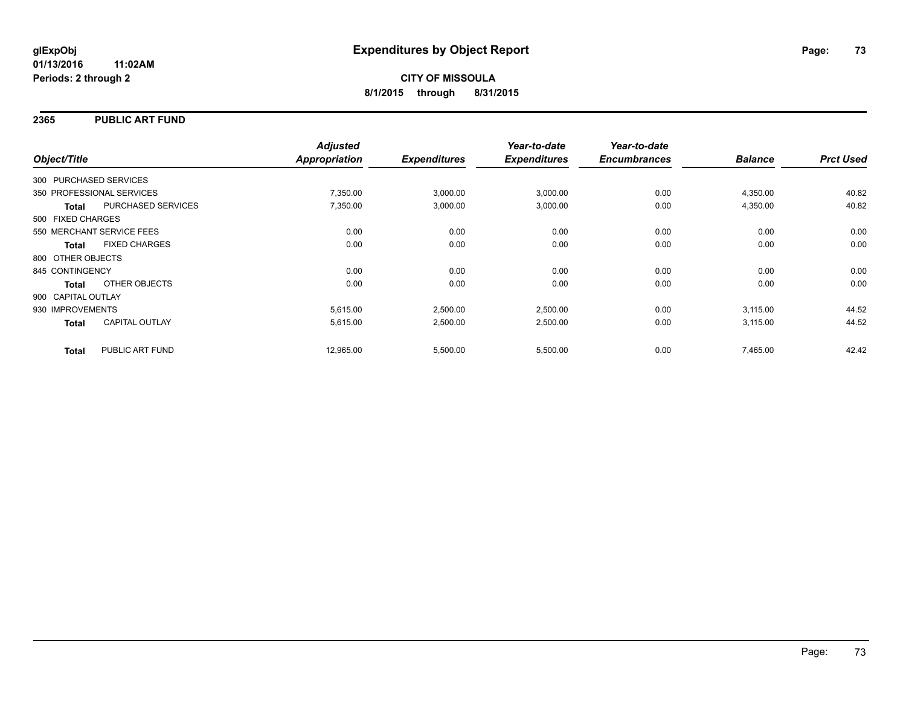**glExpObj**
**01/13/2016 11:02AM**
**Periods: 2 through 2**

# Expenditures by Object Report

**CITY OF MISSOULA**
**8/1/2015 through 8/31/2015**

## 2365 PUBLIC ART FUND

| Object/Title | | Adjusted Appropriation | Expenditures | Year-to-date Expenditures | Year-to-date Encumbrances | Balance | Prct Used |
|---|---|---|---|---|---|---|---|
| 300 PURCHASED SERVICES | | | | | | | |
| 350 PROFESSIONAL SERVICES | | 7,350.00 | 3,000.00 | 3,000.00 | 0.00 | 4,350.00 | 40.82 |
| **Total** | PURCHASED SERVICES | 7,350.00 | 3,000.00 | 3,000.00 | 0.00 | 4,350.00 | 40.82 |
| 500 FIXED CHARGES | | | | | | | |
| 550 MERCHANT SERVICE FEES | | 0.00 | 0.00 | 0.00 | 0.00 | 0.00 | 0.00 |
| **Total** | FIXED CHARGES | 0.00 | 0.00 | 0.00 | 0.00 | 0.00 | 0.00 |
| 800 OTHER OBJECTS | | | | | | | |
| 845 CONTINGENCY | | 0.00 | 0.00 | 0.00 | 0.00 | 0.00 | 0.00 |
| **Total** | OTHER OBJECTS | 0.00 | 0.00 | 0.00 | 0.00 | 0.00 | 0.00 |
| 900 CAPITAL OUTLAY | | | | | | | |
| 930 IMPROVEMENTS | | 5,615.00 | 2,500.00 | 2,500.00 | 0.00 | 3,115.00 | 44.52 |
| **Total** | CAPITAL OUTLAY | 5,615.00 | 2,500.00 | 2,500.00 | 0.00 | 3,115.00 | 44.52 |
| **Total** | PUBLIC ART FUND | 12,965.00 | 5,500.00 | 5,500.00 | 0.00 | 7,465.00 | 42.42 |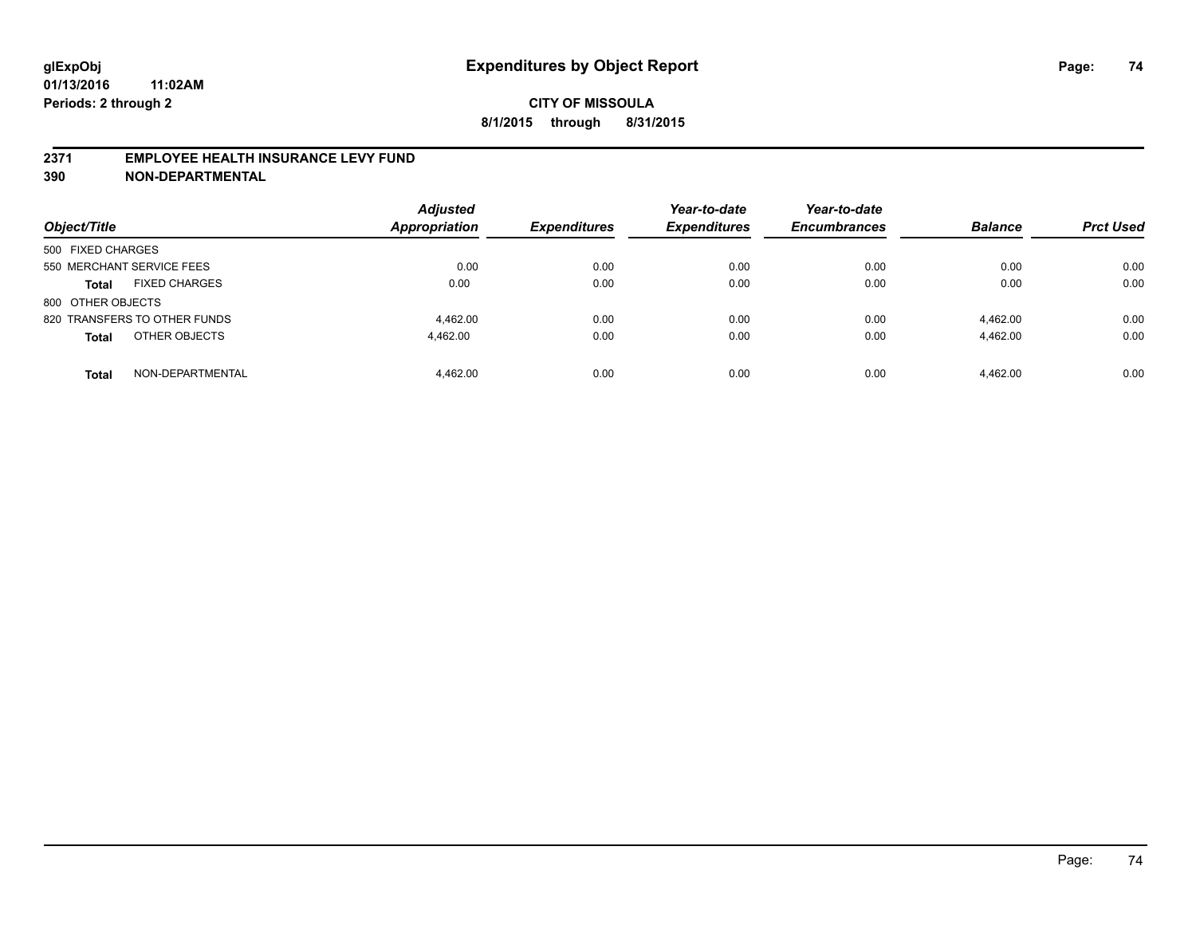**glExpObj**
**01/13/2016 11:02AM**
**Periods: 2 through 2**

# Expenditures by Object Report

**CITY OF MISSOULA**
**8/1/2015 through 8/31/2015**

## 2371 EMPLOYEE HEALTH INSURANCE LEVY FUND
## 390 NON-DEPARTMENTAL

| Object/Title | | Adjusted Appropriation | Expenditures | Year-to-date Expenditures | Year-to-date Encumbrances | Balance | Prct Used |
|---|---|---|---|---|---|---|---|
| 500 FIXED CHARGES | | | | | | | |
| 550 MERCHANT SERVICE FEES | | 0.00 | 0.00 | 0.00 | 0.00 | 0.00 | 0.00 |
| **Total** | FIXED CHARGES | 0.00 | 0.00 | 0.00 | 0.00 | 0.00 | 0.00 |
| 800 OTHER OBJECTS | | | | | | | |
| 820 TRANSFERS TO OTHER FUNDS | | 4,462.00 | 0.00 | 0.00 | 0.00 | 4,462.00 | 0.00 |
| **Total** | OTHER OBJECTS | 4,462.00 | 0.00 | 0.00 | 0.00 | 4,462.00 | 0.00 |
| **Total** | NON-DEPARTMENTAL | 4,462.00 | 0.00 | 0.00 | 0.00 | 4,462.00 | 0.00 |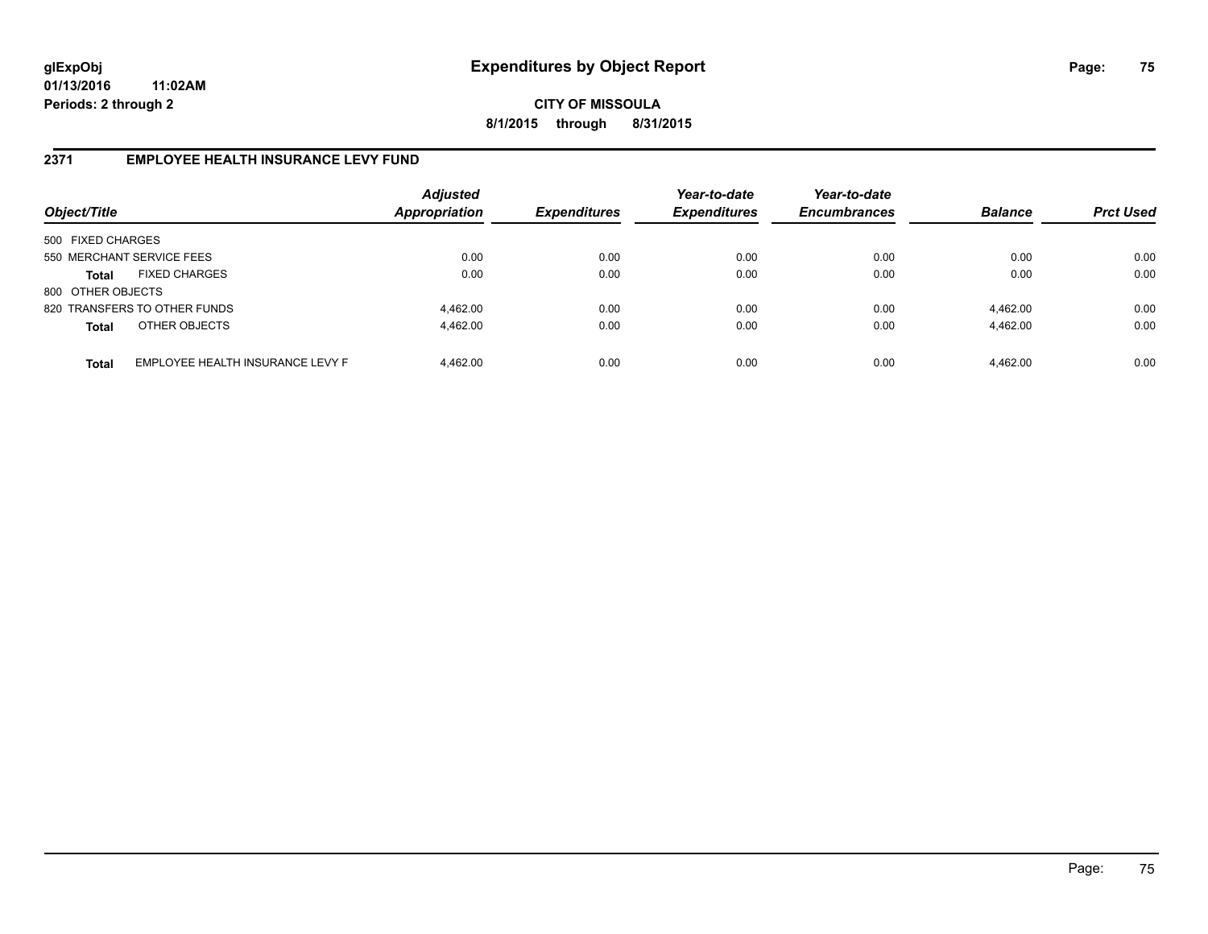**glExpObj** **Expenditures by Object Report**

**01/13/2016 11:02AM**

**Periods: 2 through 2**

**CITY OF MISSOULA**

**8/1/2015 through 8/31/2015**

## 2371 EMPLOYEE HEALTH INSURANCE LEVY FUND

| Object/Title | | Adjusted Appropriation | Expenditures | Year-to-date Expenditures | Year-to-date Encumbrances | Balance | Prct Used |
|---|---|---|---|---|---|---|---|
| 500 FIXED CHARGES | | | | | | | |
| 550 MERCHANT SERVICE FEES | | 0.00 | 0.00 | 0.00 | 0.00 | 0.00 | 0.00 |
| **Total** | FIXED CHARGES | 0.00 | 0.00 | 0.00 | 0.00 | 0.00 | 0.00 |
| 800 OTHER OBJECTS | | | | | | | |
| 820 TRANSFERS TO OTHER FUNDS | | 4,462.00 | 0.00 | 0.00 | 0.00 | 4,462.00 | 0.00 |
| **Total** | OTHER OBJECTS | 4,462.00 | 0.00 | 0.00 | 0.00 | 4,462.00 | 0.00 |
| **Total** | EMPLOYEE HEALTH INSURANCE LEVY F | 4,462.00 | 0.00 | 0.00 | 0.00 | 4,462.00 | 0.00 |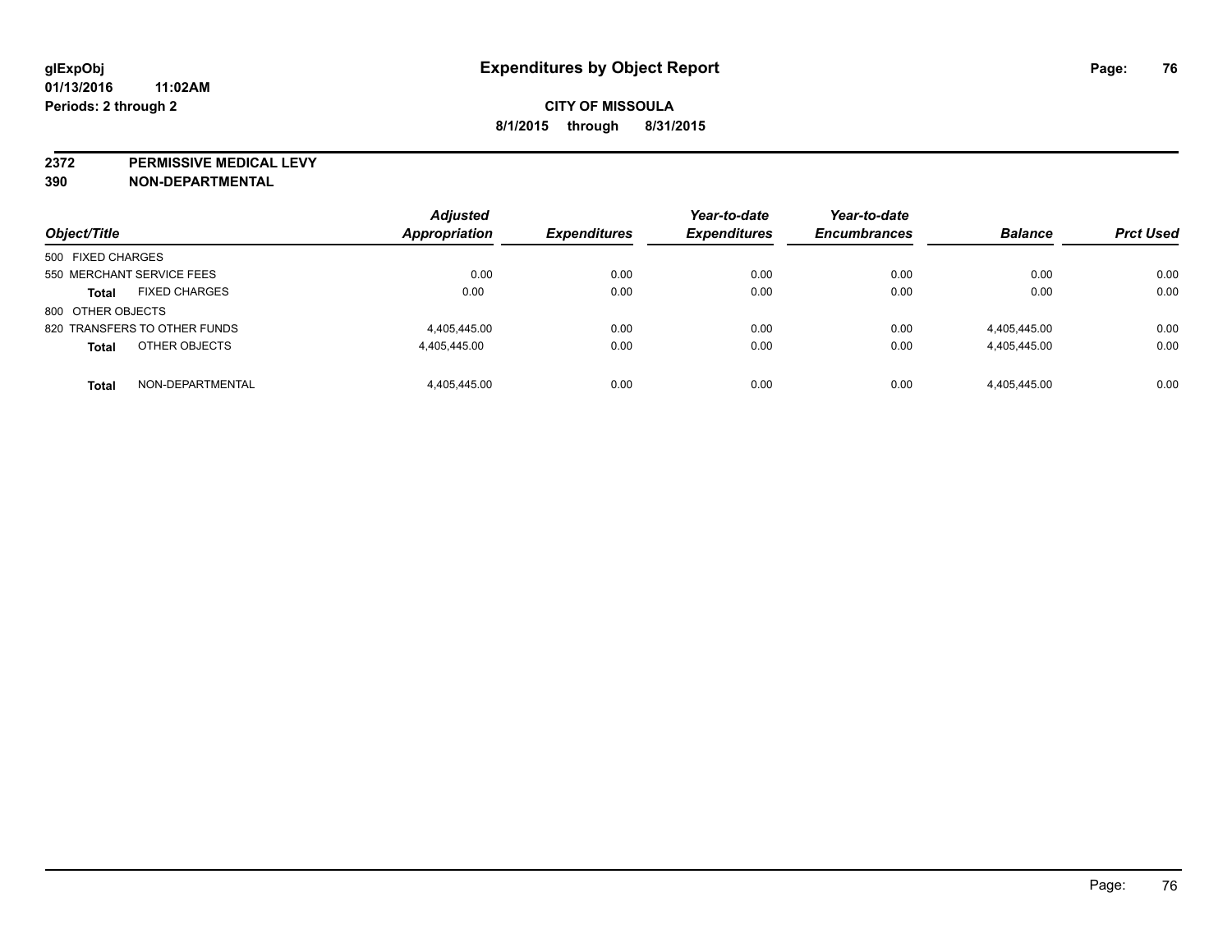# Expenditures by Object Report

glExpObj
01/13/2016 11:02AM
Periods: 2 through 2

**CITY OF MISSOULA**
**8/1/2015 through 8/31/2015**

**2372 PERMISSIVE MEDICAL LEVY**
**390 NON-DEPARTMENTAL**

| Object/Title | Adjusted Appropriation | Expenditures | Year-to-date Expenditures | Year-to-date Encumbrances | Balance | Prct Used |
|---|---|---|---|---|---|---|
| 500 FIXED CHARGES | | | | | | |
| 550 MERCHANT SERVICE FEES | 0.00 | 0.00 | 0.00 | 0.00 | 0.00 | 0.00 |
| **Total** FIXED CHARGES | 0.00 | 0.00 | 0.00 | 0.00 | 0.00 | 0.00 |
| 800 OTHER OBJECTS | | | | | | |
| 820 TRANSFERS TO OTHER FUNDS | 4,405,445.00 | 0.00 | 0.00 | 0.00 | 4,405,445.00 | 0.00 |
| **Total** OTHER OBJECTS | 4,405,445.00 | 0.00 | 0.00 | 0.00 | 4,405,445.00 | 0.00 |
| **Total** NON-DEPARTMENTAL | 4,405,445.00 | 0.00 | 0.00 | 0.00 | 4,405,445.00 | 0.00 |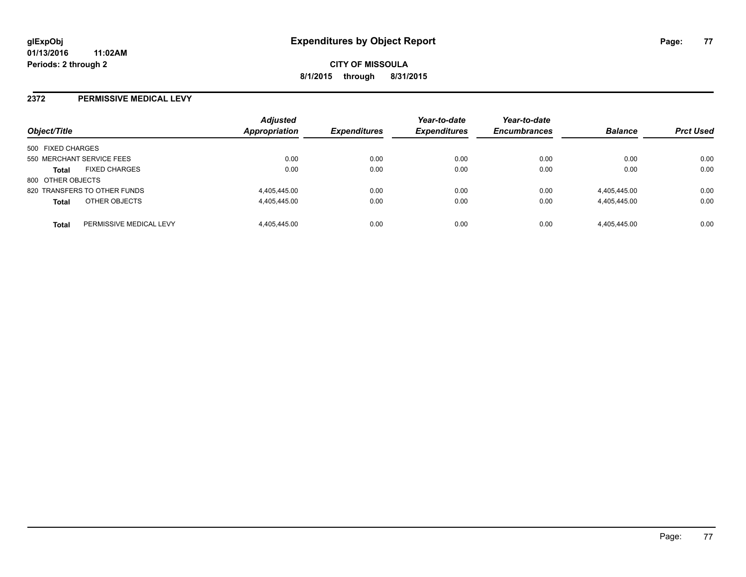**glExpObj**
**01/13/2016 11:02AM**
**Periods: 2 through 2**

# Expenditures by Object Report

**CITY OF MISSOULA**
**8/1/2015 through 8/31/2015**

## 2372 PERMISSIVE MEDICAL LEVY

| Object/Title | Adjusted Appropriation | Expenditures | Year-to-date Expenditures | Year-to-date Encumbrances | Balance | Prct Used |
|---|---|---|---|---|---|---|
| 500 FIXED CHARGES | | | | | | |
| 550 MERCHANT SERVICE FEES | 0.00 | 0.00 | 0.00 | 0.00 | 0.00 | 0.00 |
| **Total** FIXED CHARGES | 0.00 | 0.00 | 0.00 | 0.00 | 0.00 | 0.00 |
| 800 OTHER OBJECTS | | | | | | |
| 820 TRANSFERS TO OTHER FUNDS | 4,405,445.00 | 0.00 | 0.00 | 0.00 | 4,405,445.00 | 0.00 |
| **Total** OTHER OBJECTS | 4,405,445.00 | 0.00 | 0.00 | 0.00 | 4,405,445.00 | 0.00 |
| **Total** PERMISSIVE MEDICAL LEVY | 4,405,445.00 | 0.00 | 0.00 | 0.00 | 4,405,445.00 | 0.00 |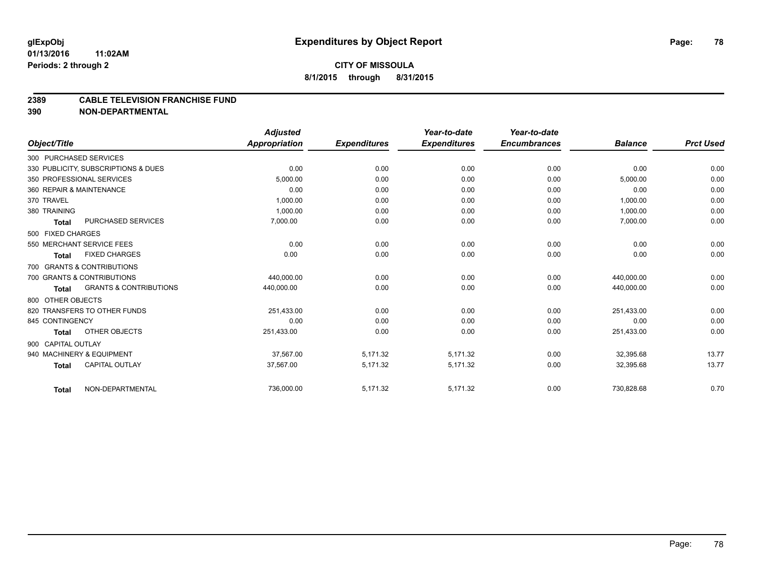# Expenditures by Object Report

glExpObj
01/13/2016 11:02AM
Periods: 2 through 2

**CITY OF MISSOULA**
**8/1/2015 through 8/31/2015**

## 2389 CABLE TELEVISION FRANCHISE FUND
## 390 NON-DEPARTMENTAL

| Object/Title | Adjusted Appropriation | Expenditures | Year-to-date Expenditures | Year-to-date Encumbrances | Balance | Prct Used |
|---|---|---|---|---|---|---|
| 300 PURCHASED SERVICES | | | | | | |
| 330 PUBLICITY, SUBSCRIPTIONS & DUES | 0.00 | 0.00 | 0.00 | 0.00 | 0.00 | 0.00 |
| 350 PROFESSIONAL SERVICES | 5,000.00 | 0.00 | 0.00 | 0.00 | 5,000.00 | 0.00 |
| 360 REPAIR & MAINTENANCE | 0.00 | 0.00 | 0.00 | 0.00 | 0.00 | 0.00 |
| 370 TRAVEL | 1,000.00 | 0.00 | 0.00 | 0.00 | 1,000.00 | 0.00 |
| 380 TRAINING | 1,000.00 | 0.00 | 0.00 | 0.00 | 1,000.00 | 0.00 |
| **Total** PURCHASED SERVICES | 7,000.00 | 0.00 | 0.00 | 0.00 | 7,000.00 | 0.00 |
| 500 FIXED CHARGES | | | | | | |
| 550 MERCHANT SERVICE FEES | 0.00 | 0.00 | 0.00 | 0.00 | 0.00 | 0.00 |
| **Total** FIXED CHARGES | 0.00 | 0.00 | 0.00 | 0.00 | 0.00 | 0.00 |
| 700 GRANTS & CONTRIBUTIONS | | | | | | |
| 700 GRANTS & CONTRIBUTIONS | 440,000.00 | 0.00 | 0.00 | 0.00 | 440,000.00 | 0.00 |
| **Total** GRANTS & CONTRIBUTIONS | 440,000.00 | 0.00 | 0.00 | 0.00 | 440,000.00 | 0.00 |
| 800 OTHER OBJECTS | | | | | | |
| 820 TRANSFERS TO OTHER FUNDS | 251,433.00 | 0.00 | 0.00 | 0.00 | 251,433.00 | 0.00 |
| 845 CONTINGENCY | 0.00 | 0.00 | 0.00 | 0.00 | 0.00 | 0.00 |
| **Total** OTHER OBJECTS | 251,433.00 | 0.00 | 0.00 | 0.00 | 251,433.00 | 0.00 |
| 900 CAPITAL OUTLAY | | | | | | |
| 940 MACHINERY & EQUIPMENT | 37,567.00 | 5,171.32 | 5,171.32 | 0.00 | 32,395.68 | 13.77 |
| **Total** CAPITAL OUTLAY | 37,567.00 | 5,171.32 | 5,171.32 | 0.00 | 32,395.68 | 13.77 |
| **Total** NON-DEPARTMENTAL | 736,000.00 | 5,171.32 | 5,171.32 | 0.00 | 730,828.68 | 0.70 |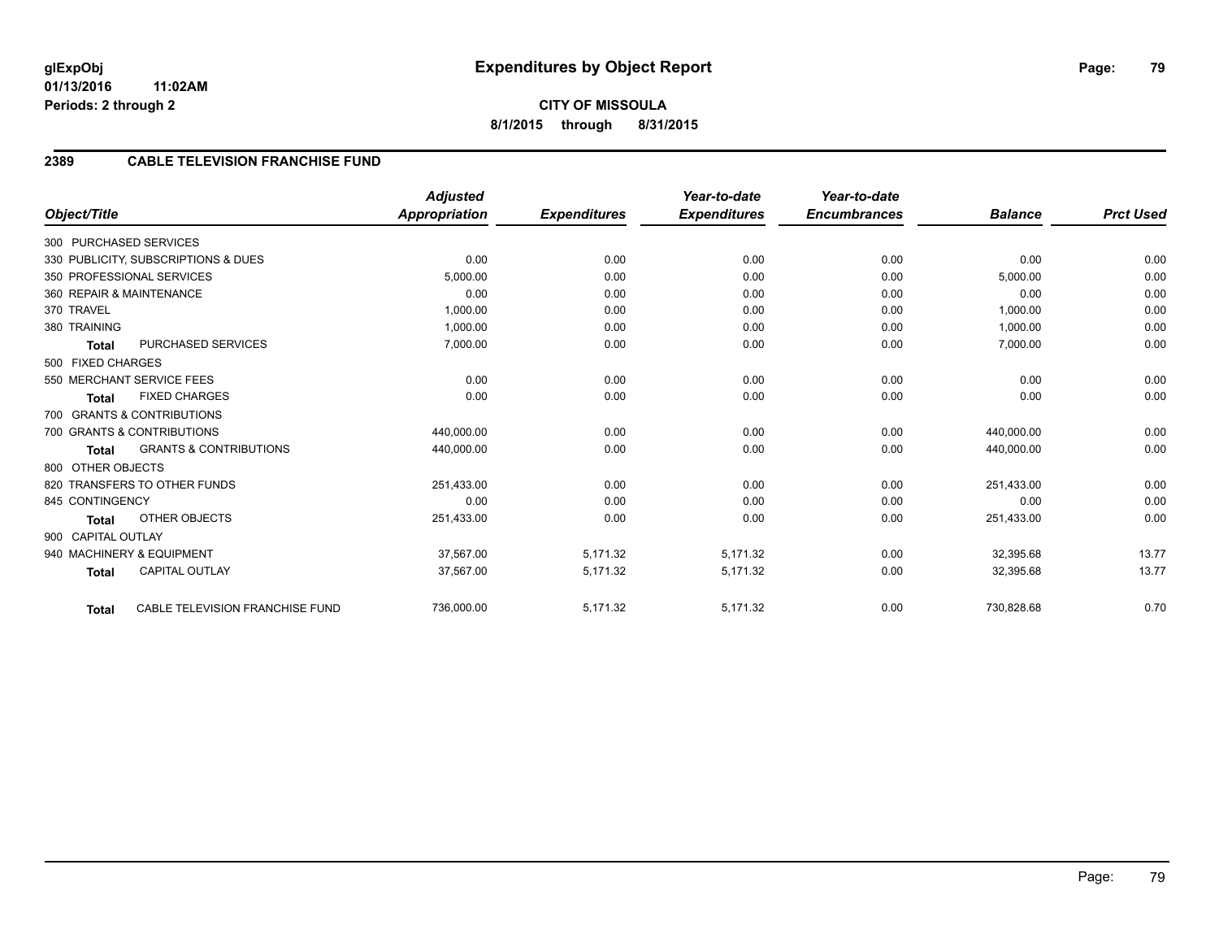# Expenditures by Object Report

glExpObj
01/13/2016 11:02AM
Periods: 2 through 2

**CITY OF MISSOULA**
**8/1/2015 through 8/31/2015**

## 2389 CABLE TELEVISION FRANCHISE FUND

| Object/Title | Adjusted Appropriation | Expenditures | Year-to-date Expenditures | Year-to-date Encumbrances | Balance | Prct Used |
|---|---|---|---|---|---|---|
| 300 PURCHASED SERVICES | | | | | | |
| 330 PUBLICITY, SUBSCRIPTIONS & DUES | 0.00 | 0.00 | 0.00 | 0.00 | 0.00 | 0.00 |
| 350 PROFESSIONAL SERVICES | 5,000.00 | 0.00 | 0.00 | 0.00 | 5,000.00 | 0.00 |
| 360 REPAIR & MAINTENANCE | 0.00 | 0.00 | 0.00 | 0.00 | 0.00 | 0.00 |
| 370 TRAVEL | 1,000.00 | 0.00 | 0.00 | 0.00 | 1,000.00 | 0.00 |
| 380 TRAINING | 1,000.00 | 0.00 | 0.00 | 0.00 | 1,000.00 | 0.00 |
| **Total** PURCHASED SERVICES | 7,000.00 | 0.00 | 0.00 | 0.00 | 7,000.00 | 0.00 |
| 500 FIXED CHARGES | | | | | | |
| 550 MERCHANT SERVICE FEES | 0.00 | 0.00 | 0.00 | 0.00 | 0.00 | 0.00 |
| **Total** FIXED CHARGES | 0.00 | 0.00 | 0.00 | 0.00 | 0.00 | 0.00 |
| 700 GRANTS & CONTRIBUTIONS | | | | | | |
| 700 GRANTS & CONTRIBUTIONS | 440,000.00 | 0.00 | 0.00 | 0.00 | 440,000.00 | 0.00 |
| **Total** GRANTS & CONTRIBUTIONS | 440,000.00 | 0.00 | 0.00 | 0.00 | 440,000.00 | 0.00 |
| 800 OTHER OBJECTS | | | | | | |
| 820 TRANSFERS TO OTHER FUNDS | 251,433.00 | 0.00 | 0.00 | 0.00 | 251,433.00 | 0.00 |
| 845 CONTINGENCY | 0.00 | 0.00 | 0.00 | 0.00 | 0.00 | 0.00 |
| **Total** OTHER OBJECTS | 251,433.00 | 0.00 | 0.00 | 0.00 | 251,433.00 | 0.00 |
| 900 CAPITAL OUTLAY | | | | | | |
| 940 MACHINERY & EQUIPMENT | 37,567.00 | 5,171.32 | 5,171.32 | 0.00 | 32,395.68 | 13.77 |
| **Total** CAPITAL OUTLAY | 37,567.00 | 5,171.32 | 5,171.32 | 0.00 | 32,395.68 | 13.77 |
| **Total** CABLE TELEVISION FRANCHISE FUND | 736,000.00 | 5,171.32 | 5,171.32 | 0.00 | 730,828.68 | 0.70 |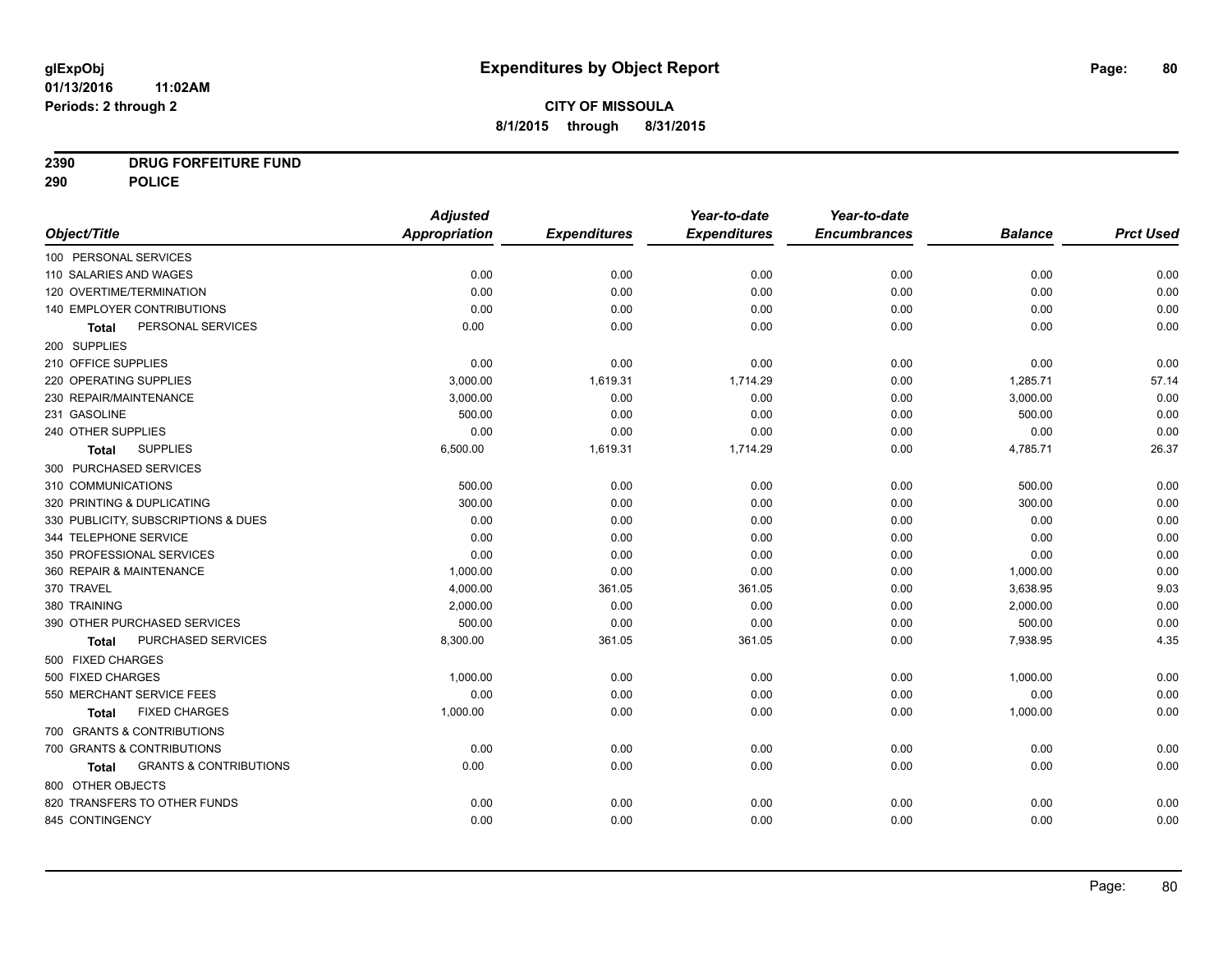glExpObj
01/13/2016 11:02AM
Periods: 2 through 2

# Expenditures by Object Report

**CITY OF MISSOULA**
**8/1/2015 through 8/31/2015**

**2390 DRUG FORFEITURE FUND**
**290 POLICE**

| Object/Title | Adjusted Appropriation | Expenditures | Year-to-date Expenditures | Year-to-date Encumbrances | Balance | Prct Used |
|---|---|---|---|---|---|---|
| 100 PERSONAL SERVICES | | | | | | |
| 110 SALARIES AND WAGES | 0.00 | 0.00 | 0.00 | 0.00 | 0.00 | 0.00 |
| 120 OVERTIME/TERMINATION | 0.00 | 0.00 | 0.00 | 0.00 | 0.00 | 0.00 |
| 140 EMPLOYER CONTRIBUTIONS | 0.00 | 0.00 | 0.00 | 0.00 | 0.00 | 0.00 |
| **Total** PERSONAL SERVICES | 0.00 | 0.00 | 0.00 | 0.00 | 0.00 | 0.00 |
| 200 SUPPLIES | | | | | | |
| 210 OFFICE SUPPLIES | 0.00 | 0.00 | 0.00 | 0.00 | 0.00 | 0.00 |
| 220 OPERATING SUPPLIES | 3,000.00 | 1,619.31 | 1,714.29 | 0.00 | 1,285.71 | 57.14 |
| 230 REPAIR/MAINTENANCE | 3,000.00 | 0.00 | 0.00 | 0.00 | 3,000.00 | 0.00 |
| 231 GASOLINE | 500.00 | 0.00 | 0.00 | 0.00 | 500.00 | 0.00 |
| 240 OTHER SUPPLIES | 0.00 | 0.00 | 0.00 | 0.00 | 0.00 | 0.00 |
| **Total** SUPPLIES | 6,500.00 | 1,619.31 | 1,714.29 | 0.00 | 4,785.71 | 26.37 |
| 300 PURCHASED SERVICES | | | | | | |
| 310 COMMUNICATIONS | 500.00 | 0.00 | 0.00 | 0.00 | 500.00 | 0.00 |
| 320 PRINTING & DUPLICATING | 300.00 | 0.00 | 0.00 | 0.00 | 300.00 | 0.00 |
| 330 PUBLICITY, SUBSCRIPTIONS & DUES | 0.00 | 0.00 | 0.00 | 0.00 | 0.00 | 0.00 |
| 344 TELEPHONE SERVICE | 0.00 | 0.00 | 0.00 | 0.00 | 0.00 | 0.00 |
| 350 PROFESSIONAL SERVICES | 0.00 | 0.00 | 0.00 | 0.00 | 0.00 | 0.00 |
| 360 REPAIR & MAINTENANCE | 1,000.00 | 0.00 | 0.00 | 0.00 | 1,000.00 | 0.00 |
| 370 TRAVEL | 4,000.00 | 361.05 | 361.05 | 0.00 | 3,638.95 | 9.03 |
| 380 TRAINING | 2,000.00 | 0.00 | 0.00 | 0.00 | 2,000.00 | 0.00 |
| 390 OTHER PURCHASED SERVICES | 500.00 | 0.00 | 0.00 | 0.00 | 500.00 | 0.00 |
| **Total** PURCHASED SERVICES | 8,300.00 | 361.05 | 361.05 | 0.00 | 7,938.95 | 4.35 |
| 500 FIXED CHARGES | | | | | | |
| 500 FIXED CHARGES | 1,000.00 | 0.00 | 0.00 | 0.00 | 1,000.00 | 0.00 |
| 550 MERCHANT SERVICE FEES | 0.00 | 0.00 | 0.00 | 0.00 | 0.00 | 0.00 |
| **Total** FIXED CHARGES | 1,000.00 | 0.00 | 0.00 | 0.00 | 1,000.00 | 0.00 |
| 700 GRANTS & CONTRIBUTIONS | | | | | | |
| 700 GRANTS & CONTRIBUTIONS | 0.00 | 0.00 | 0.00 | 0.00 | 0.00 | 0.00 |
| **Total** GRANTS & CONTRIBUTIONS | 0.00 | 0.00 | 0.00 | 0.00 | 0.00 | 0.00 |
| 800 OTHER OBJECTS | | | | | | |
| 820 TRANSFERS TO OTHER FUNDS | 0.00 | 0.00 | 0.00 | 0.00 | 0.00 | 0.00 |
| 845 CONTINGENCY | 0.00 | 0.00 | 0.00 | 0.00 | 0.00 | 0.00 |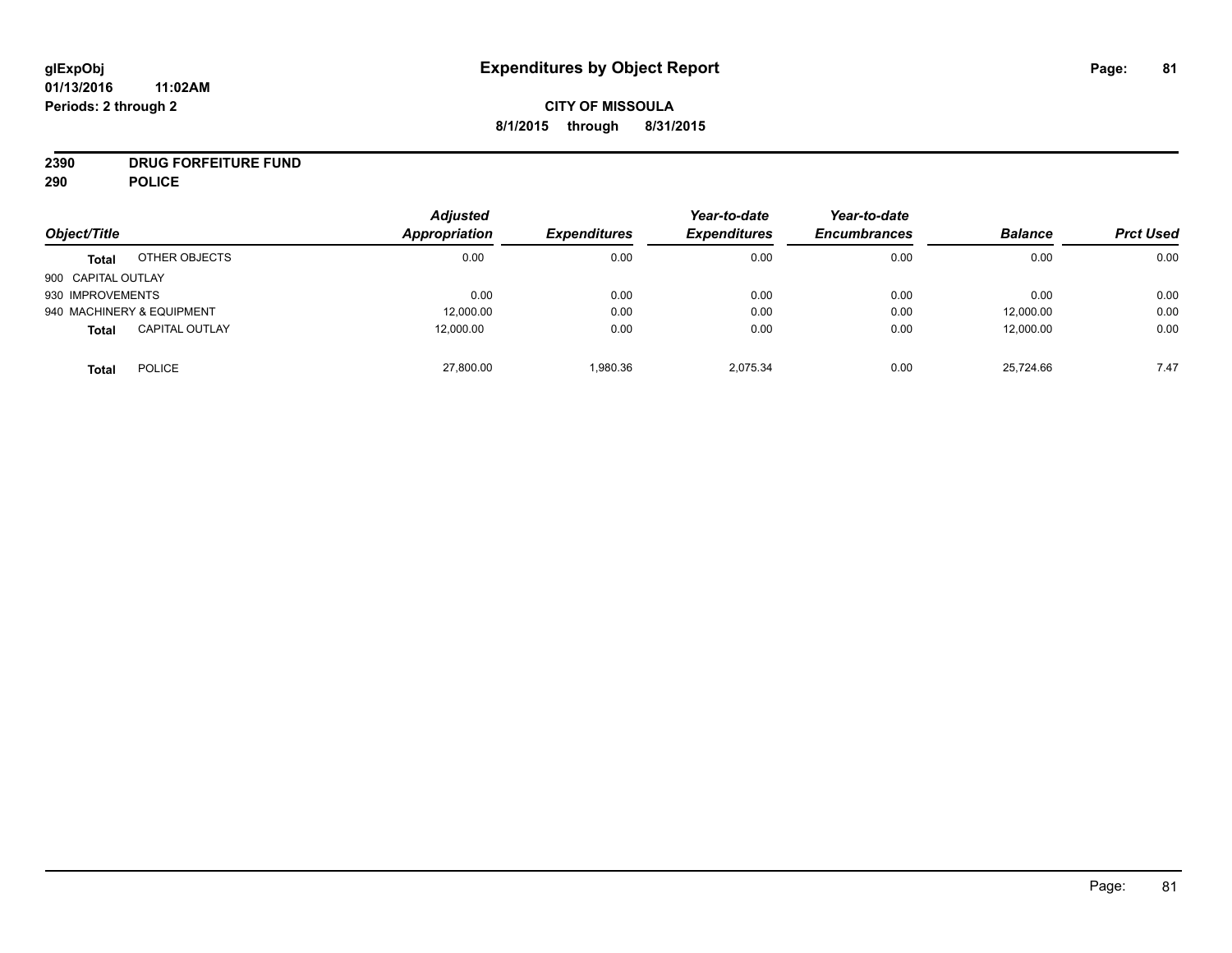**glExpObj**
**01/13/2016 11:02AM**
**Periods: 2 through 2**

# Expenditures by Object Report

**CITY OF MISSOULA**
**8/1/2015 through 8/31/2015**

**2390 DRUG FORFEITURE FUND**
**290 POLICE**

| Object/Title | | Adjusted Appropriation | Expenditures | Year-to-date Expenditures | Year-to-date Encumbrances | Balance | Prct Used |
|---|---|---|---|---|---|---|---|
| **Total** | OTHER OBJECTS | 0.00 | 0.00 | 0.00 | 0.00 | 0.00 | 0.00 |
| 900 CAPITAL OUTLAY | | | | | | | |
| 930 IMPROVEMENTS | | 0.00 | 0.00 | 0.00 | 0.00 | 0.00 | 0.00 |
| 940 MACHINERY & EQUIPMENT | | 12,000.00 | 0.00 | 0.00 | 0.00 | 12,000.00 | 0.00 |
| **Total** | CAPITAL OUTLAY | 12,000.00 | 0.00 | 0.00 | 0.00 | 12,000.00 | 0.00 |
| **Total** | POLICE | 27,800.00 | 1,980.36 | 2,075.34 | 0.00 | 25,724.66 | 7.47 |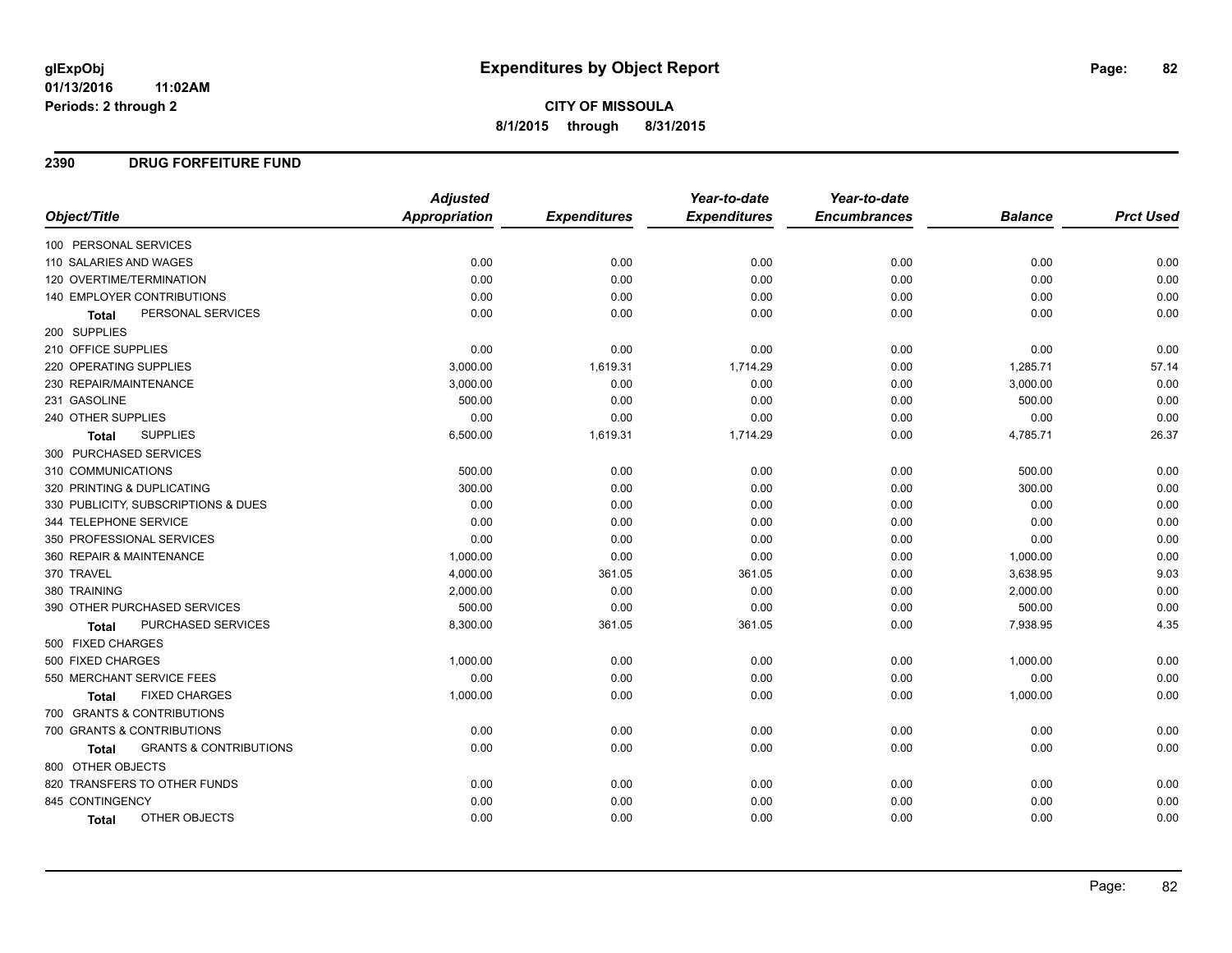# Expenditures by Object Report

glExpObj
01/13/2016 11:02AM
Periods: 2 through 2

**CITY OF MISSOULA**
**8/1/2015 through 8/31/2015**

## 2390 DRUG FORFEITURE FUND

| Object/Title | Adjusted Appropriation | Expenditures | Year-to-date Expenditures | Year-to-date Encumbrances | Balance | Prct Used |
|---|---|---|---|---|---|---|
| 100 PERSONAL SERVICES | | | | | | |
| 110 SALARIES AND WAGES | 0.00 | 0.00 | 0.00 | 0.00 | 0.00 | 0.00 |
| 120 OVERTIME/TERMINATION | 0.00 | 0.00 | 0.00 | 0.00 | 0.00 | 0.00 |
| 140 EMPLOYER CONTRIBUTIONS | 0.00 | 0.00 | 0.00 | 0.00 | 0.00 | 0.00 |
| **Total** PERSONAL SERVICES | 0.00 | 0.00 | 0.00 | 0.00 | 0.00 | 0.00 |
| 200 SUPPLIES | | | | | | |
| 210 OFFICE SUPPLIES | 0.00 | 0.00 | 0.00 | 0.00 | 0.00 | 0.00 |
| 220 OPERATING SUPPLIES | 3,000.00 | 1,619.31 | 1,714.29 | 0.00 | 1,285.71 | 57.14 |
| 230 REPAIR/MAINTENANCE | 3,000.00 | 0.00 | 0.00 | 0.00 | 3,000.00 | 0.00 |
| 231 GASOLINE | 500.00 | 0.00 | 0.00 | 0.00 | 500.00 | 0.00 |
| 240 OTHER SUPPLIES | 0.00 | 0.00 | 0.00 | 0.00 | 0.00 | 0.00 |
| **Total** SUPPLIES | 6,500.00 | 1,619.31 | 1,714.29 | 0.00 | 4,785.71 | 26.37 |
| 300 PURCHASED SERVICES | | | | | | |
| 310 COMMUNICATIONS | 500.00 | 0.00 | 0.00 | 0.00 | 500.00 | 0.00 |
| 320 PRINTING & DUPLICATING | 300.00 | 0.00 | 0.00 | 0.00 | 300.00 | 0.00 |
| 330 PUBLICITY, SUBSCRIPTIONS & DUES | 0.00 | 0.00 | 0.00 | 0.00 | 0.00 | 0.00 |
| 344 TELEPHONE SERVICE | 0.00 | 0.00 | 0.00 | 0.00 | 0.00 | 0.00 |
| 350 PROFESSIONAL SERVICES | 0.00 | 0.00 | 0.00 | 0.00 | 0.00 | 0.00 |
| 360 REPAIR & MAINTENANCE | 1,000.00 | 0.00 | 0.00 | 0.00 | 1,000.00 | 0.00 |
| 370 TRAVEL | 4,000.00 | 361.05 | 361.05 | 0.00 | 3,638.95 | 9.03 |
| 380 TRAINING | 2,000.00 | 0.00 | 0.00 | 0.00 | 2,000.00 | 0.00 |
| 390 OTHER PURCHASED SERVICES | 500.00 | 0.00 | 0.00 | 0.00 | 500.00 | 0.00 |
| **Total** PURCHASED SERVICES | 8,300.00 | 361.05 | 361.05 | 0.00 | 7,938.95 | 4.35 |
| 500 FIXED CHARGES | | | | | | |
| 500 FIXED CHARGES | 1,000.00 | 0.00 | 0.00 | 0.00 | 1,000.00 | 0.00 |
| 550 MERCHANT SERVICE FEES | 0.00 | 0.00 | 0.00 | 0.00 | 0.00 | 0.00 |
| **Total** FIXED CHARGES | 1,000.00 | 0.00 | 0.00 | 0.00 | 1,000.00 | 0.00 |
| 700 GRANTS & CONTRIBUTIONS | | | | | | |
| 700 GRANTS & CONTRIBUTIONS | 0.00 | 0.00 | 0.00 | 0.00 | 0.00 | 0.00 |
| **Total** GRANTS & CONTRIBUTIONS | 0.00 | 0.00 | 0.00 | 0.00 | 0.00 | 0.00 |
| 800 OTHER OBJECTS | | | | | | |
| 820 TRANSFERS TO OTHER FUNDS | 0.00 | 0.00 | 0.00 | 0.00 | 0.00 | 0.00 |
| 845 CONTINGENCY | 0.00 | 0.00 | 0.00 | 0.00 | 0.00 | 0.00 |
| **Total** OTHER OBJECTS | 0.00 | 0.00 | 0.00 | 0.00 | 0.00 | 0.00 |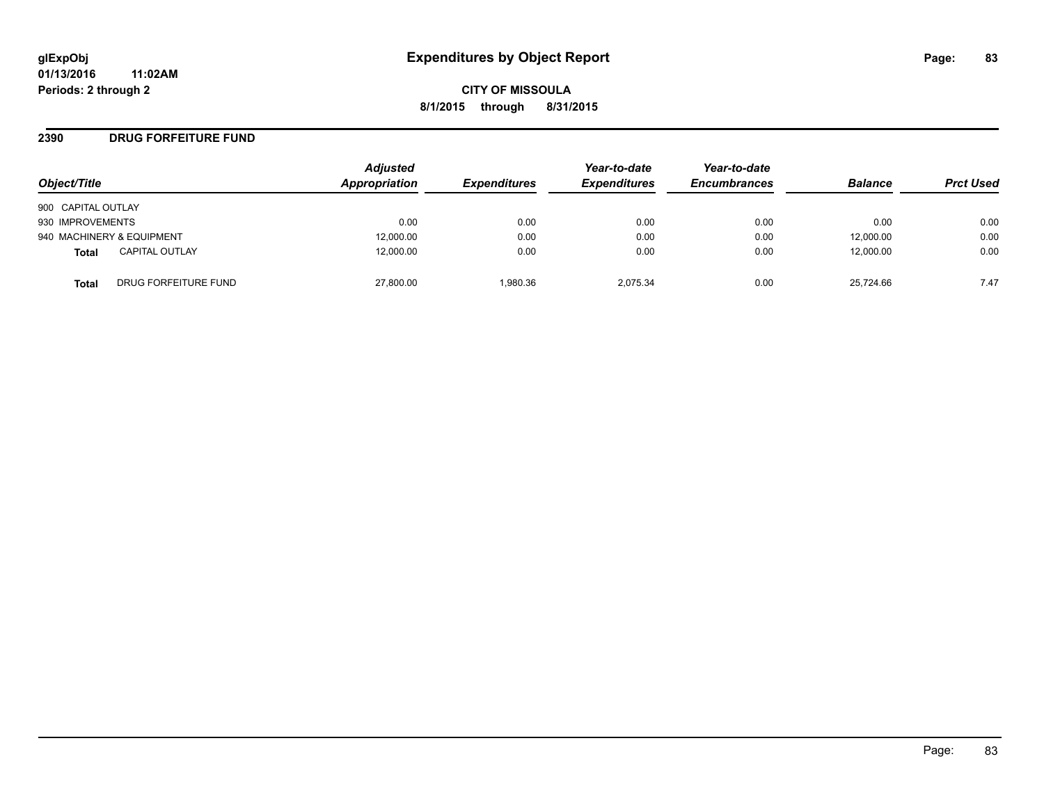# Expenditures by Object Report

glExpObj
01/13/2016 11:02AM
Periods: 2 through 2

**CITY OF MISSOULA**
**8/1/2015 through 8/31/2015**

## 2390 DRUG FORFEITURE FUND

| Object/Title | Adjusted Appropriation | Expenditures | Year-to-date Expenditures | Year-to-date Encumbrances | Balance | Prct Used |
|---|---|---|---|---|---|---|
| 900 CAPITAL OUTLAY | | | | | | |
| 930 IMPROVEMENTS | 0.00 | 0.00 | 0.00 | 0.00 | 0.00 | 0.00 |
| 940 MACHINERY & EQUIPMENT | 12,000.00 | 0.00 | 0.00 | 0.00 | 12,000.00 | 0.00 |
| **Total** CAPITAL OUTLAY | 12,000.00 | 0.00 | 0.00 | 0.00 | 12,000.00 | 0.00 |
| **Total** DRUG FORFEITURE FUND | 27,800.00 | 1,980.36 | 2,075.34 | 0.00 | 25,724.66 | 7.47 |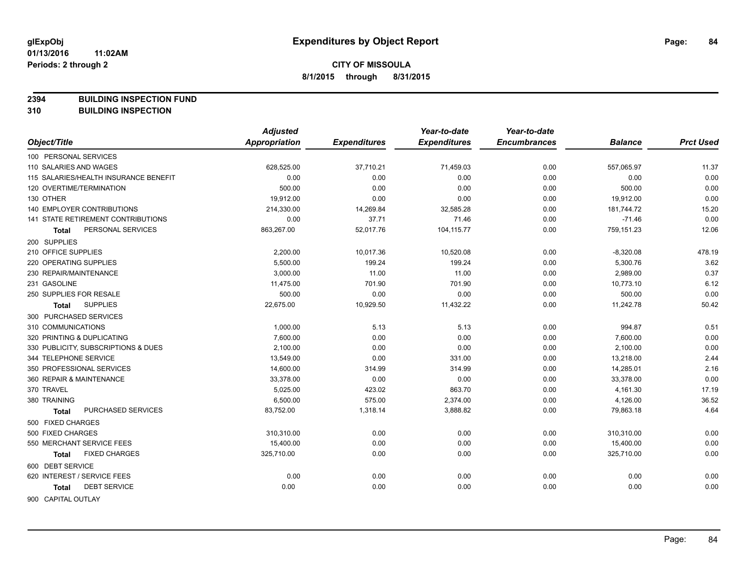**glExpObj**
**01/13/2016 11:02AM**
**Periods: 2 through 2**

# Expenditures by Object Report

**CITY OF MISSOULA**
**8/1/2015 through 8/31/2015**

**2394 BUILDING INSPECTION FUND**
**310 BUILDING INSPECTION**

| Object/Title | Adjusted Appropriation | Expenditures | Year-to-date Expenditures | Year-to-date Encumbrances | Balance | Prct Used |
|---|---|---|---|---|---|---|
| 100 PERSONAL SERVICES | | | | | | |
| 110 SALARIES AND WAGES | 628,525.00 | 37,710.21 | 71,459.03 | 0.00 | 557,065.97 | 11.37 |
| 115 SALARIES/HEALTH INSURANCE BENEFIT | 0.00 | 0.00 | 0.00 | 0.00 | 0.00 | 0.00 |
| 120 OVERTIME/TERMINATION | 500.00 | 0.00 | 0.00 | 0.00 | 500.00 | 0.00 |
| 130 OTHER | 19,912.00 | 0.00 | 0.00 | 0.00 | 19,912.00 | 0.00 |
| 140 EMPLOYER CONTRIBUTIONS | 214,330.00 | 14,269.84 | 32,585.28 | 0.00 | 181,744.72 | 15.20 |
| 141 STATE RETIREMENT CONTRIBUTIONS | 0.00 | 37.71 | 71.46 | 0.00 | -71.46 | 0.00 |
| **Total** PERSONAL SERVICES | 863,267.00 | 52,017.76 | 104,115.77 | 0.00 | 759,151.23 | 12.06 |
| 200 SUPPLIES | | | | | | |
| 210 OFFICE SUPPLIES | 2,200.00 | 10,017.36 | 10,520.08 | 0.00 | -8,320.08 | 478.19 |
| 220 OPERATING SUPPLIES | 5,500.00 | 199.24 | 199.24 | 0.00 | 5,300.76 | 3.62 |
| 230 REPAIR/MAINTENANCE | 3,000.00 | 11.00 | 11.00 | 0.00 | 2,989.00 | 0.37 |
| 231 GASOLINE | 11,475.00 | 701.90 | 701.90 | 0.00 | 10,773.10 | 6.12 |
| 250 SUPPLIES FOR RESALE | 500.00 | 0.00 | 0.00 | 0.00 | 500.00 | 0.00 |
| **Total** SUPPLIES | 22,675.00 | 10,929.50 | 11,432.22 | 0.00 | 11,242.78 | 50.42 |
| 300 PURCHASED SERVICES | | | | | | |
| 310 COMMUNICATIONS | 1,000.00 | 5.13 | 5.13 | 0.00 | 994.87 | 0.51 |
| 320 PRINTING & DUPLICATING | 7,600.00 | 0.00 | 0.00 | 0.00 | 7,600.00 | 0.00 |
| 330 PUBLICITY, SUBSCRIPTIONS & DUES | 2,100.00 | 0.00 | 0.00 | 0.00 | 2,100.00 | 0.00 |
| 344 TELEPHONE SERVICE | 13,549.00 | 0.00 | 331.00 | 0.00 | 13,218.00 | 2.44 |
| 350 PROFESSIONAL SERVICES | 14,600.00 | 314.99 | 314.99 | 0.00 | 14,285.01 | 2.16 |
| 360 REPAIR & MAINTENANCE | 33,378.00 | 0.00 | 0.00 | 0.00 | 33,378.00 | 0.00 |
| 370 TRAVEL | 5,025.00 | 423.02 | 863.70 | 0.00 | 4,161.30 | 17.19 |
| 380 TRAINING | 6,500.00 | 575.00 | 2,374.00 | 0.00 | 4,126.00 | 36.52 |
| **Total** PURCHASED SERVICES | 83,752.00 | 1,318.14 | 3,888.82 | 0.00 | 79,863.18 | 4.64 |
| 500 FIXED CHARGES | | | | | | |
| 500 FIXED CHARGES | 310,310.00 | 0.00 | 0.00 | 0.00 | 310,310.00 | 0.00 |
| 550 MERCHANT SERVICE FEES | 15,400.00 | 0.00 | 0.00 | 0.00 | 15,400.00 | 0.00 |
| **Total** FIXED CHARGES | 325,710.00 | 0.00 | 0.00 | 0.00 | 325,710.00 | 0.00 |
| 600 DEBT SERVICE | | | | | | |
| 620 INTEREST / SERVICE FEES | 0.00 | 0.00 | 0.00 | 0.00 | 0.00 | 0.00 |
| **Total** DEBT SERVICE | 0.00 | 0.00 | 0.00 | 0.00 | 0.00 | 0.00 |
| 900 CAPITAL OUTLAY | | | | | | |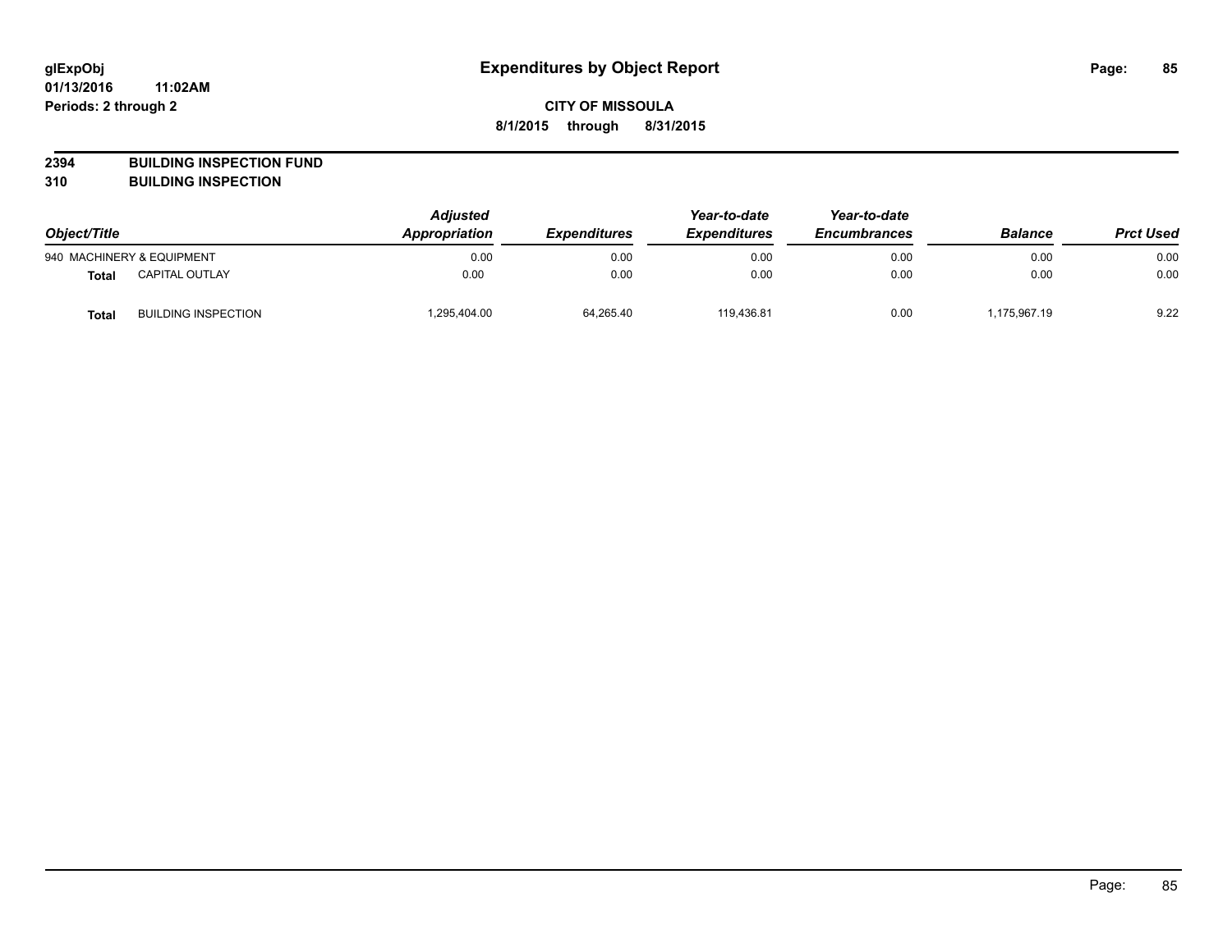# Expenditures by Object Report

**CITY OF MISSOULA**

**8/1/2015 through 8/31/2015**

glExpObj
01/13/2016 11:02AM
Periods: 2 through 2

**2394 BUILDING INSPECTION FUND**
**310 BUILDING INSPECTION**

| Object/Title | | Adjusted Appropriation | Expenditures | Year-to-date Expenditures | Year-to-date Encumbrances | Balance | Prct Used |
|---|---|---|---|---|---|---|---|
| 940 MACHINERY & EQUIPMENT | | 0.00 | 0.00 | 0.00 | 0.00 | 0.00 | 0.00 |
| **Total** | CAPITAL OUTLAY | 0.00 | 0.00 | 0.00 | 0.00 | 0.00 | 0.00 |
| **Total** | BUILDING INSPECTION | 1,295,404.00 | 64,265.40 | 119,436.81 | 0.00 | 1,175,967.19 | 9.22 |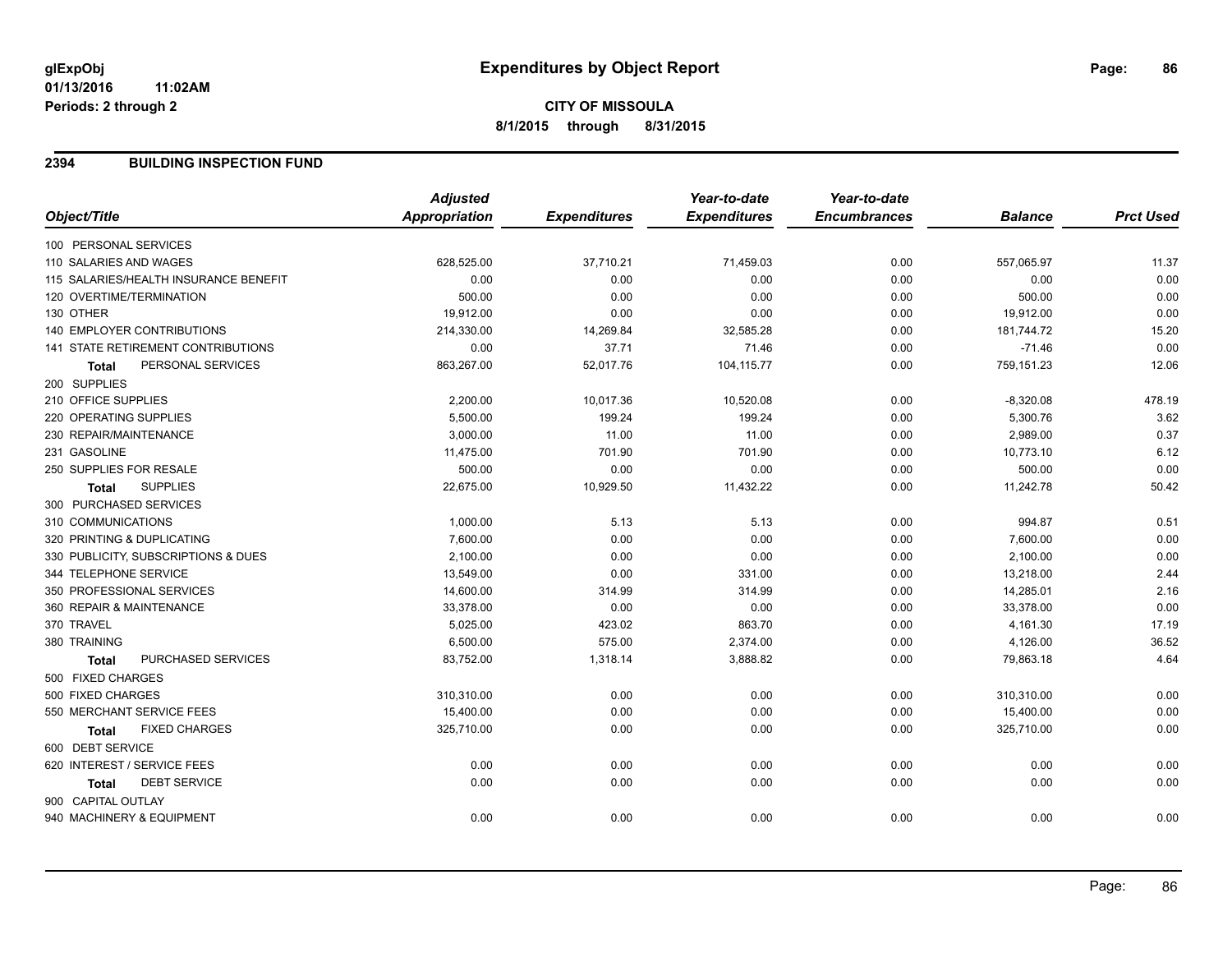glExpObj
01/13/2016 11:02AM
Periods: 2 through 2

# Expenditures by Object Report

**CITY OF MISSOULA**
**8/1/2015 through 8/31/2015**

## 2394 BUILDING INSPECTION FUND

| Object/Title | Adjusted Appropriation | Expenditures | Year-to-date Expenditures | Year-to-date Encumbrances | Balance | Prct Used |
|---|---|---|---|---|---|---|
| 100 PERSONAL SERVICES | | | | | | |
| 110 SALARIES AND WAGES | 628,525.00 | 37,710.21 | 71,459.03 | 0.00 | 557,065.97 | 11.37 |
| 115 SALARIES/HEALTH INSURANCE BENEFIT | 0.00 | 0.00 | 0.00 | 0.00 | 0.00 | 0.00 |
| 120 OVERTIME/TERMINATION | 500.00 | 0.00 | 0.00 | 0.00 | 500.00 | 0.00 |
| 130 OTHER | 19,912.00 | 0.00 | 0.00 | 0.00 | 19,912.00 | 0.00 |
| 140 EMPLOYER CONTRIBUTIONS | 214,330.00 | 14,269.84 | 32,585.28 | 0.00 | 181,744.72 | 15.20 |
| 141 STATE RETIREMENT CONTRIBUTIONS | 0.00 | 37.71 | 71.46 | 0.00 | -71.46 | 0.00 |
| **Total** PERSONAL SERVICES | 863,267.00 | 52,017.76 | 104,115.77 | 0.00 | 759,151.23 | 12.06 |
| 200 SUPPLIES | | | | | | |
| 210 OFFICE SUPPLIES | 2,200.00 | 10,017.36 | 10,520.08 | 0.00 | -8,320.08 | 478.19 |
| 220 OPERATING SUPPLIES | 5,500.00 | 199.24 | 199.24 | 0.00 | 5,300.76 | 3.62 |
| 230 REPAIR/MAINTENANCE | 3,000.00 | 11.00 | 11.00 | 0.00 | 2,989.00 | 0.37 |
| 231 GASOLINE | 11,475.00 | 701.90 | 701.90 | 0.00 | 10,773.10 | 6.12 |
| 250 SUPPLIES FOR RESALE | 500.00 | 0.00 | 0.00 | 0.00 | 500.00 | 0.00 |
| **Total** SUPPLIES | 22,675.00 | 10,929.50 | 11,432.22 | 0.00 | 11,242.78 | 50.42 |
| 300 PURCHASED SERVICES | | | | | | |
| 310 COMMUNICATIONS | 1,000.00 | 5.13 | 5.13 | 0.00 | 994.87 | 0.51 |
| 320 PRINTING & DUPLICATING | 7,600.00 | 0.00 | 0.00 | 0.00 | 7,600.00 | 0.00 |
| 330 PUBLICITY, SUBSCRIPTIONS & DUES | 2,100.00 | 0.00 | 0.00 | 0.00 | 2,100.00 | 0.00 |
| 344 TELEPHONE SERVICE | 13,549.00 | 0.00 | 331.00 | 0.00 | 13,218.00 | 2.44 |
| 350 PROFESSIONAL SERVICES | 14,600.00 | 314.99 | 314.99 | 0.00 | 14,285.01 | 2.16 |
| 360 REPAIR & MAINTENANCE | 33,378.00 | 0.00 | 0.00 | 0.00 | 33,378.00 | 0.00 |
| 370 TRAVEL | 5,025.00 | 423.02 | 863.70 | 0.00 | 4,161.30 | 17.19 |
| 380 TRAINING | 6,500.00 | 575.00 | 2,374.00 | 0.00 | 4,126.00 | 36.52 |
| **Total** PURCHASED SERVICES | 83,752.00 | 1,318.14 | 3,888.82 | 0.00 | 79,863.18 | 4.64 |
| 500 FIXED CHARGES | | | | | | |
| 500 FIXED CHARGES | 310,310.00 | 0.00 | 0.00 | 0.00 | 310,310.00 | 0.00 |
| 550 MERCHANT SERVICE FEES | 15,400.00 | 0.00 | 0.00 | 0.00 | 15,400.00 | 0.00 |
| **Total** FIXED CHARGES | 325,710.00 | 0.00 | 0.00 | 0.00 | 325,710.00 | 0.00 |
| 600 DEBT SERVICE | | | | | | |
| 620 INTEREST / SERVICE FEES | 0.00 | 0.00 | 0.00 | 0.00 | 0.00 | 0.00 |
| **Total** DEBT SERVICE | 0.00 | 0.00 | 0.00 | 0.00 | 0.00 | 0.00 |
| 900 CAPITAL OUTLAY | | | | | | |
| 940 MACHINERY & EQUIPMENT | 0.00 | 0.00 | 0.00 | 0.00 | 0.00 | 0.00 |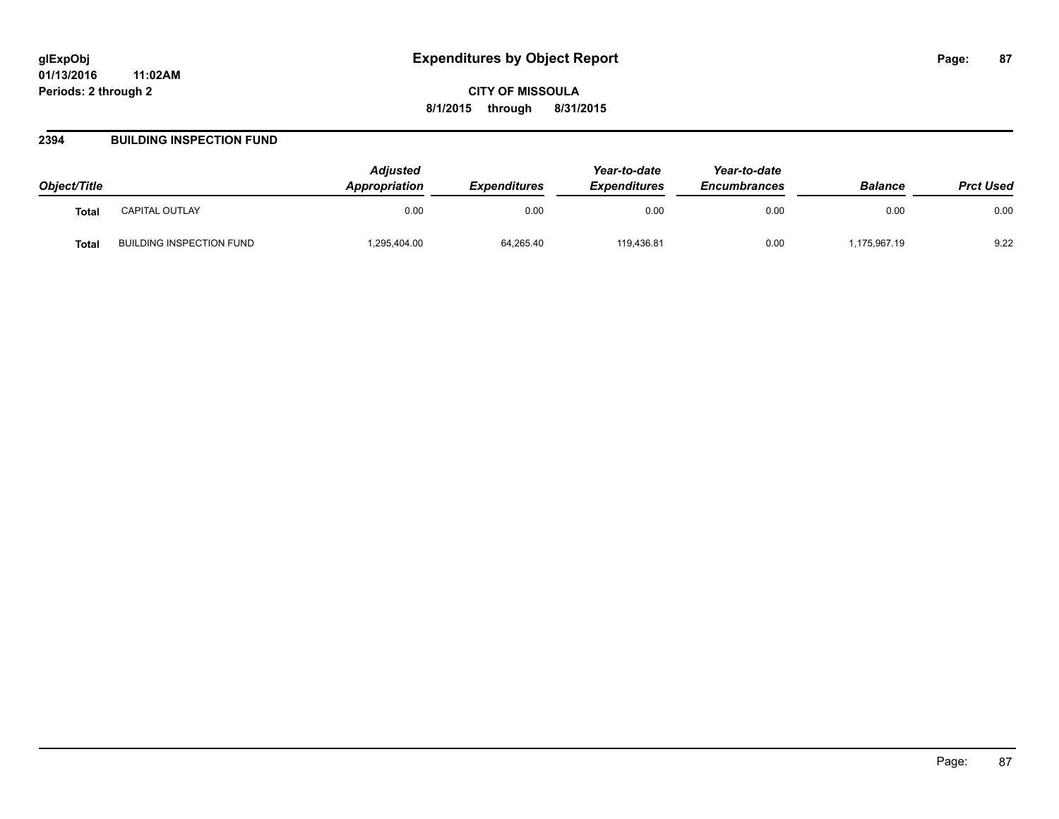# Expenditures by Object Report

glExpObj
01/13/2016 11:02AM
Periods: 2 through 2

**CITY OF MISSOULA**
**8/1/2015 through 8/31/2015**

## 2394 BUILDING INSPECTION FUND

| Object/Title | | Adjusted Appropriation | Expenditures | Year-to-date Expenditures | Year-to-date Encumbrances | Balance | Prct Used |
|---|---|---|---|---|---|---|---|
| **Total** | CAPITAL OUTLAY | 0.00 | 0.00 | 0.00 | 0.00 | 0.00 | 0.00 |
| **Total** | BUILDING INSPECTION FUND | 1,295,404.00 | 64,265.40 | 119,436.81 | 0.00 | 1,175,967.19 | 9.22 |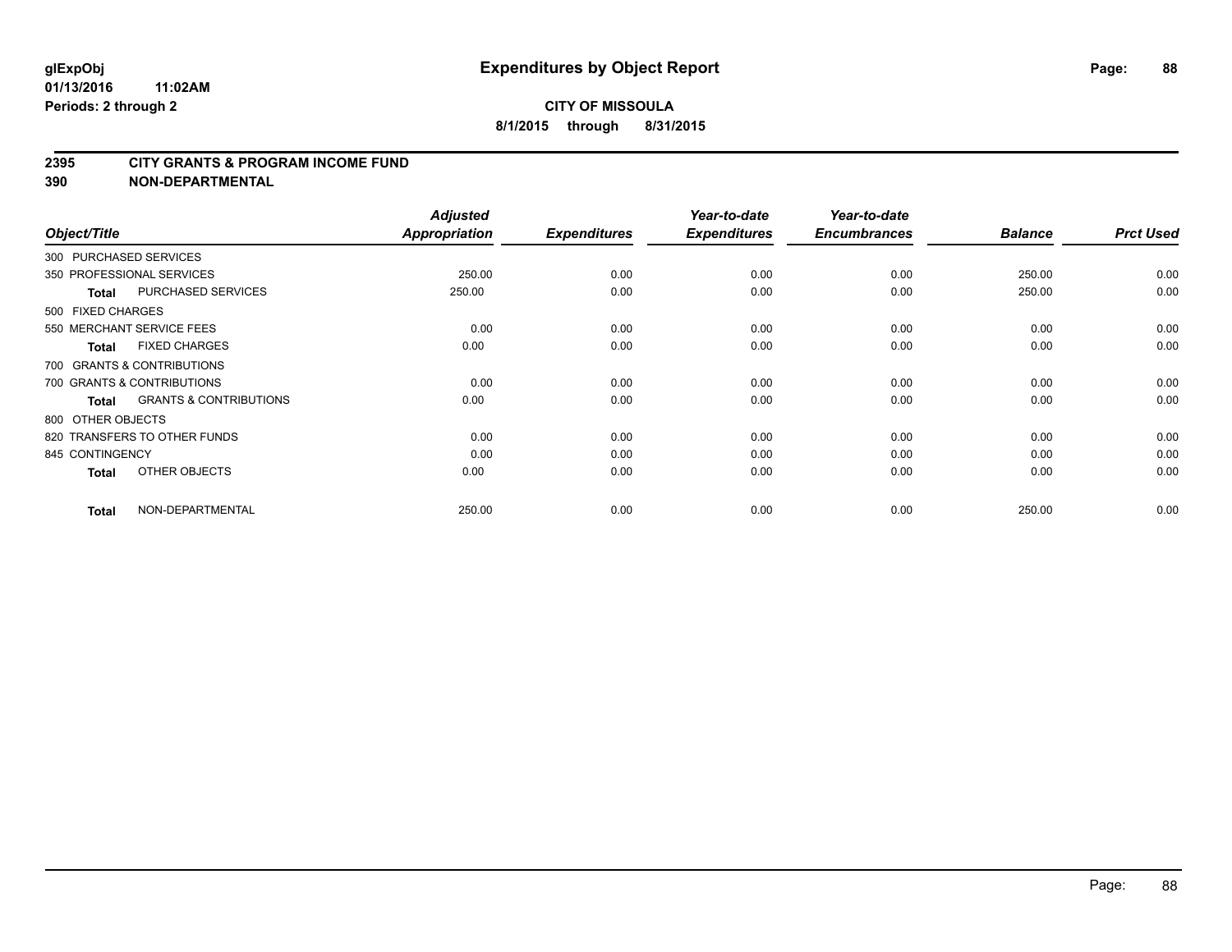# Expenditures by Object Report

glExpObj
01/13/2016 11:02AM
Periods: 2 through 2

**CITY OF MISSOULA**
**8/1/2015 through 8/31/2015**

## 2395 CITY GRANTS & PROGRAM INCOME FUND
## 390 NON-DEPARTMENTAL

| Object/Title | Adjusted Appropriation | Expenditures | Year-to-date Expenditures | Year-to-date Encumbrances | Balance | Prct Used |
|---|---|---|---|---|---|---|
| 300 PURCHASED SERVICES | | | | | | |
| 350 PROFESSIONAL SERVICES | 250.00 | 0.00 | 0.00 | 0.00 | 250.00 | 0.00 |
| **Total** PURCHASED SERVICES | 250.00 | 0.00 | 0.00 | 0.00 | 250.00 | 0.00 |
| 500 FIXED CHARGES | | | | | | |
| 550 MERCHANT SERVICE FEES | 0.00 | 0.00 | 0.00 | 0.00 | 0.00 | 0.00 |
| **Total** FIXED CHARGES | 0.00 | 0.00 | 0.00 | 0.00 | 0.00 | 0.00 |
| 700 GRANTS & CONTRIBUTIONS | | | | | | |
| 700 GRANTS & CONTRIBUTIONS | 0.00 | 0.00 | 0.00 | 0.00 | 0.00 | 0.00 |
| **Total** GRANTS & CONTRIBUTIONS | 0.00 | 0.00 | 0.00 | 0.00 | 0.00 | 0.00 |
| 800 OTHER OBJECTS | | | | | | |
| 820 TRANSFERS TO OTHER FUNDS | 0.00 | 0.00 | 0.00 | 0.00 | 0.00 | 0.00 |
| 845 CONTINGENCY | 0.00 | 0.00 | 0.00 | 0.00 | 0.00 | 0.00 |
| **Total** OTHER OBJECTS | 0.00 | 0.00 | 0.00 | 0.00 | 0.00 | 0.00 |
| **Total** NON-DEPARTMENTAL | 250.00 | 0.00 | 0.00 | 0.00 | 250.00 | 0.00 |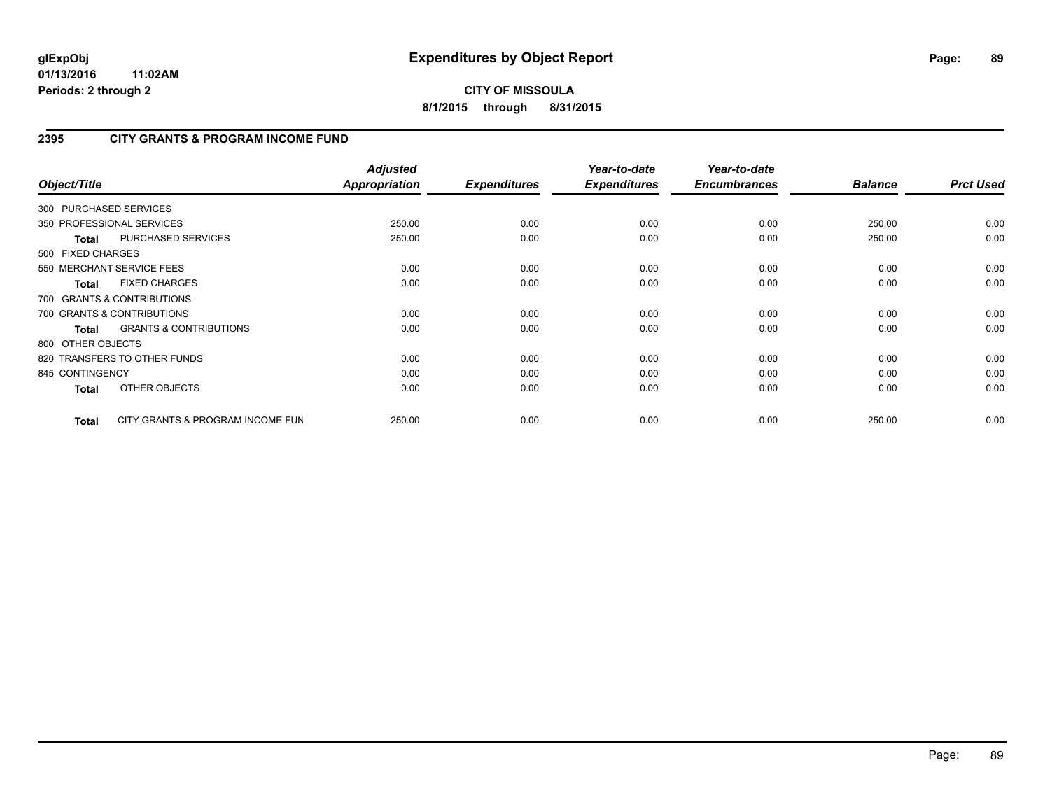**glExpObj**
**01/13/2016 11:02AM**
**Periods: 2 through 2**

# Expenditures by Object Report

**CITY OF MISSOULA**
**8/1/2015 through 8/31/2015**

## 2395 CITY GRANTS & PROGRAM INCOME FUND

| Object/Title | *Adjusted Appropriation* | *Expenditures* | *Year-to-date Expenditures* | *Year-to-date Encumbrances* | *Balance* | *Prct Used* |
|---|---|---|---|---|---|---|
| 300 PURCHASED SERVICES | | | | | | |
| 350 PROFESSIONAL SERVICES | 250.00 | 0.00 | 0.00 | 0.00 | 250.00 | 0.00 |
| **Total** PURCHASED SERVICES | 250.00 | 0.00 | 0.00 | 0.00 | 250.00 | 0.00 |
| 500 FIXED CHARGES | | | | | | |
| 550 MERCHANT SERVICE FEES | 0.00 | 0.00 | 0.00 | 0.00 | 0.00 | 0.00 |
| **Total** FIXED CHARGES | 0.00 | 0.00 | 0.00 | 0.00 | 0.00 | 0.00 |
| 700 GRANTS & CONTRIBUTIONS | | | | | | |
| 700 GRANTS & CONTRIBUTIONS | 0.00 | 0.00 | 0.00 | 0.00 | 0.00 | 0.00 |
| **Total** GRANTS & CONTRIBUTIONS | 0.00 | 0.00 | 0.00 | 0.00 | 0.00 | 0.00 |
| 800 OTHER OBJECTS | | | | | | |
| 820 TRANSFERS TO OTHER FUNDS | 0.00 | 0.00 | 0.00 | 0.00 | 0.00 | 0.00 |
| 845 CONTINGENCY | 0.00 | 0.00 | 0.00 | 0.00 | 0.00 | 0.00 |
| **Total** OTHER OBJECTS | 0.00 | 0.00 | 0.00 | 0.00 | 0.00 | 0.00 |
| **Total** CITY GRANTS & PROGRAM INCOME FUN | 250.00 | 0.00 | 0.00 | 0.00 | 250.00 | 0.00 |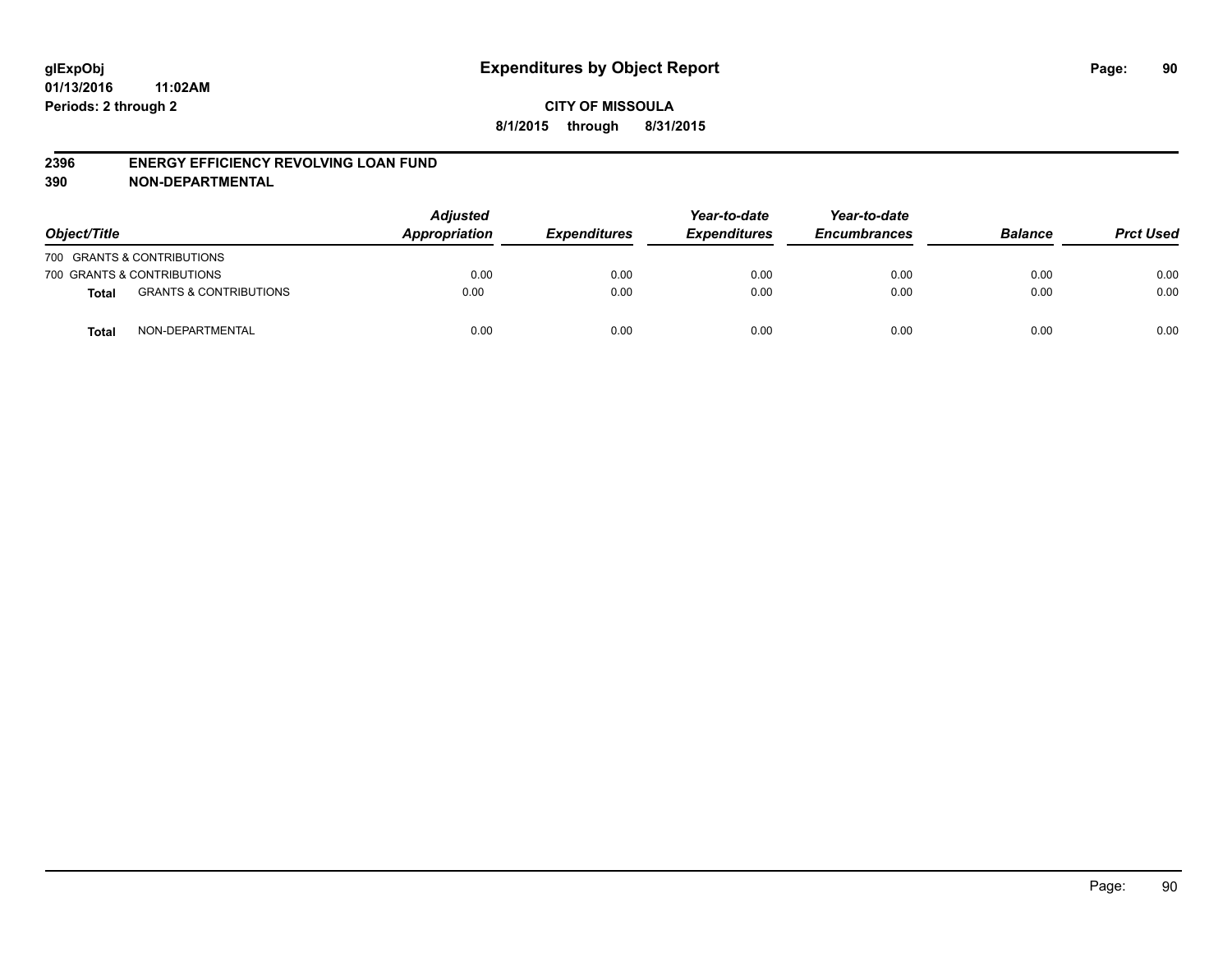glExpObj
01/13/2016 11:02AM
Periods: 2 through 2

# Expenditures by Object Report

**CITY OF MISSOULA**
**8/1/2015 through 8/31/2015**

**2396 ENERGY EFFICIENCY REVOLVING LOAN FUND**
**390 NON-DEPARTMENTAL**

| Object/Title | | Adjusted Appropriation | Expenditures | Year-to-date Expenditures | Year-to-date Encumbrances | Balance | Prct Used |
|---|---|---|---|---|---|---|---|
| 700 GRANTS & CONTRIBUTIONS | | | | | | | |
| 700 GRANTS & CONTRIBUTIONS | | 0.00 | 0.00 | 0.00 | 0.00 | 0.00 | 0.00 |
| **Total** | GRANTS & CONTRIBUTIONS | 0.00 | 0.00 | 0.00 | 0.00 | 0.00 | 0.00 |
| **Total** | NON-DEPARTMENTAL | 0.00 | 0.00 | 0.00 | 0.00 | 0.00 | 0.00 |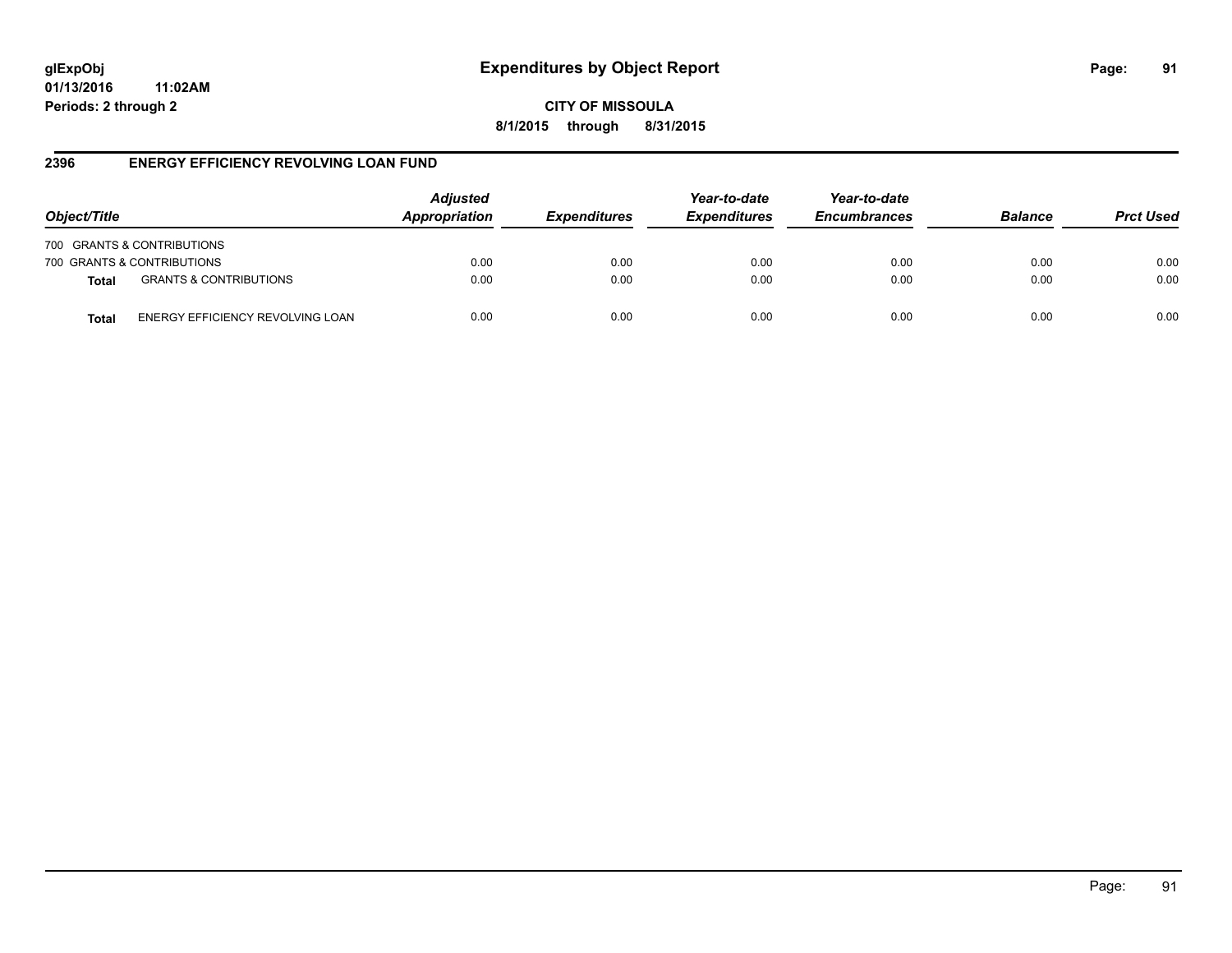glExpObj
01/13/2016 11:02AM
Periods: 2 through 2

# Expenditures by Object Report

**CITY OF MISSOULA**
**8/1/2015 through 8/31/2015**

## 2396 ENERGY EFFICIENCY REVOLVING LOAN FUND

| Object/Title | | Adjusted Appropriation | Expenditures | Year-to-date Expenditures | Year-to-date Encumbrances | Balance | Prct Used |
|---|---|---|---|---|---|---|---|
| 700 GRANTS & CONTRIBUTIONS | | | | | | | |
| 700 GRANTS & CONTRIBUTIONS | | 0.00 | 0.00 | 0.00 | 0.00 | 0.00 | 0.00 |
| **Total** | GRANTS & CONTRIBUTIONS | 0.00 | 0.00 | 0.00 | 0.00 | 0.00 | 0.00 |
| **Total** | ENERGY EFFICIENCY REVOLVING LOAN | 0.00 | 0.00 | 0.00 | 0.00 | 0.00 | 0.00 |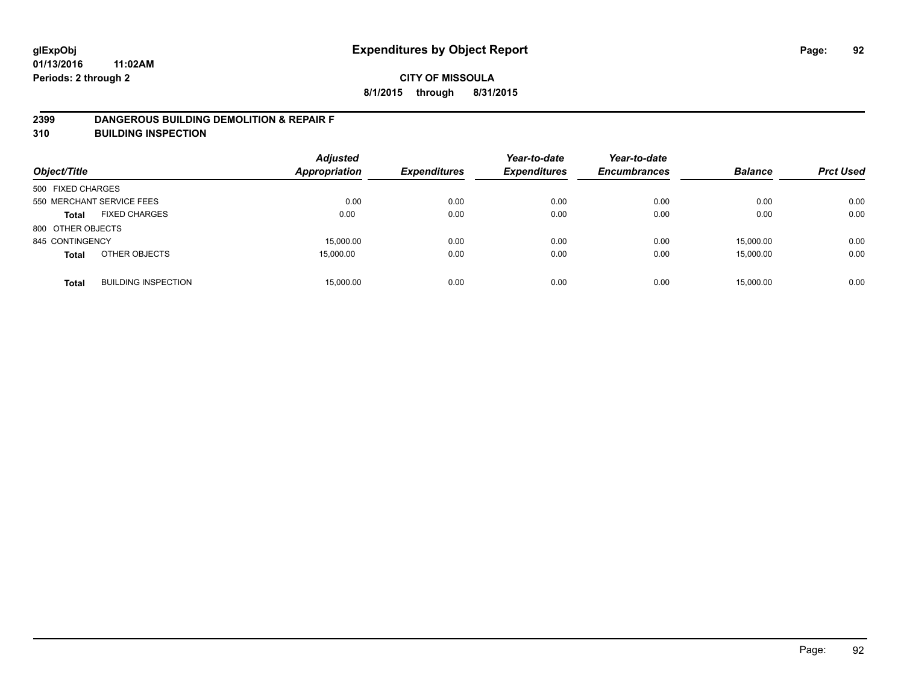glExpObj
01/13/2016 11:02AM
Periods: 2 through 2

# Expenditures by Object Report

**CITY OF MISSOULA**
**8/1/2015 through 8/31/2015**

## 2399 DANGEROUS BUILDING DEMOLITION & REPAIR F
## 310 BUILDING INSPECTION

| Object/Title | | Adjusted Appropriation | Expenditures | Year-to-date Expenditures | Year-to-date Encumbrances | Balance | Prct Used |
|---|---|---|---|---|---|---|---|
| 500 FIXED CHARGES | | | | | | | |
| 550 MERCHANT SERVICE FEES | | 0.00 | 0.00 | 0.00 | 0.00 | 0.00 | 0.00 |
| **Total** | FIXED CHARGES | 0.00 | 0.00 | 0.00 | 0.00 | 0.00 | 0.00 |
| 800 OTHER OBJECTS | | | | | | | |
| 845 CONTINGENCY | | 15,000.00 | 0.00 | 0.00 | 0.00 | 15,000.00 | 0.00 |
| **Total** | OTHER OBJECTS | 15,000.00 | 0.00 | 0.00 | 0.00 | 15,000.00 | 0.00 |
| **Total** | BUILDING INSPECTION | 15,000.00 | 0.00 | 0.00 | 0.00 | 15,000.00 | 0.00 |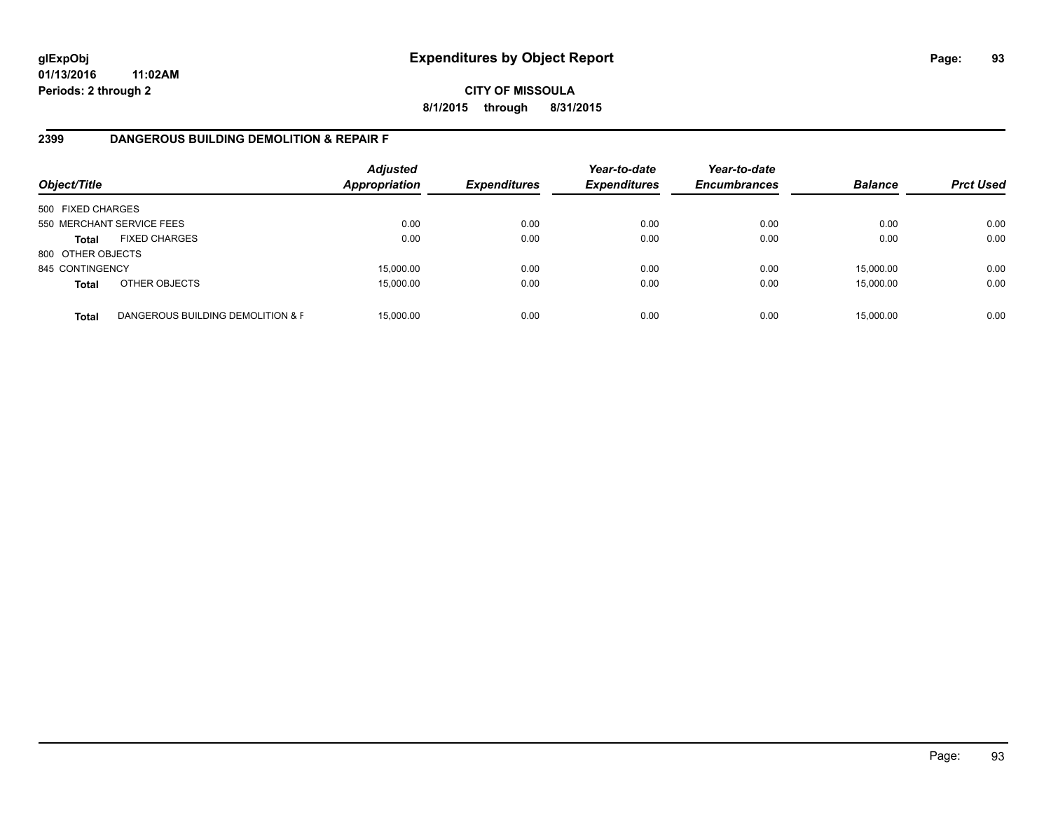# Expenditures by Object Report

glExpObj
01/13/2016 11:02AM
Periods: 2 through 2

**CITY OF MISSOULA**
**8/1/2015 through 8/31/2015**

## 2399 DANGEROUS BUILDING DEMOLITION & REPAIR F

| Object/Title | | Adjusted Appropriation | Expenditures | Year-to-date Expenditures | Year-to-date Encumbrances | Balance | Prct Used |
|---|---|---|---|---|---|---|---|
| 500 FIXED CHARGES | | | | | | | |
| 550 MERCHANT SERVICE FEES | | 0.00 | 0.00 | 0.00 | 0.00 | 0.00 | 0.00 |
| **Total** | FIXED CHARGES | 0.00 | 0.00 | 0.00 | 0.00 | 0.00 | 0.00 |
| 800 OTHER OBJECTS | | | | | | | |
| 845 CONTINGENCY | | 15,000.00 | 0.00 | 0.00 | 0.00 | 15,000.00 | 0.00 |
| **Total** | OTHER OBJECTS | 15,000.00 | 0.00 | 0.00 | 0.00 | 15,000.00 | 0.00 |
| **Total** | DANGEROUS BUILDING DEMOLITION & F | 15,000.00 | 0.00 | 0.00 | 0.00 | 15,000.00 | 0.00 |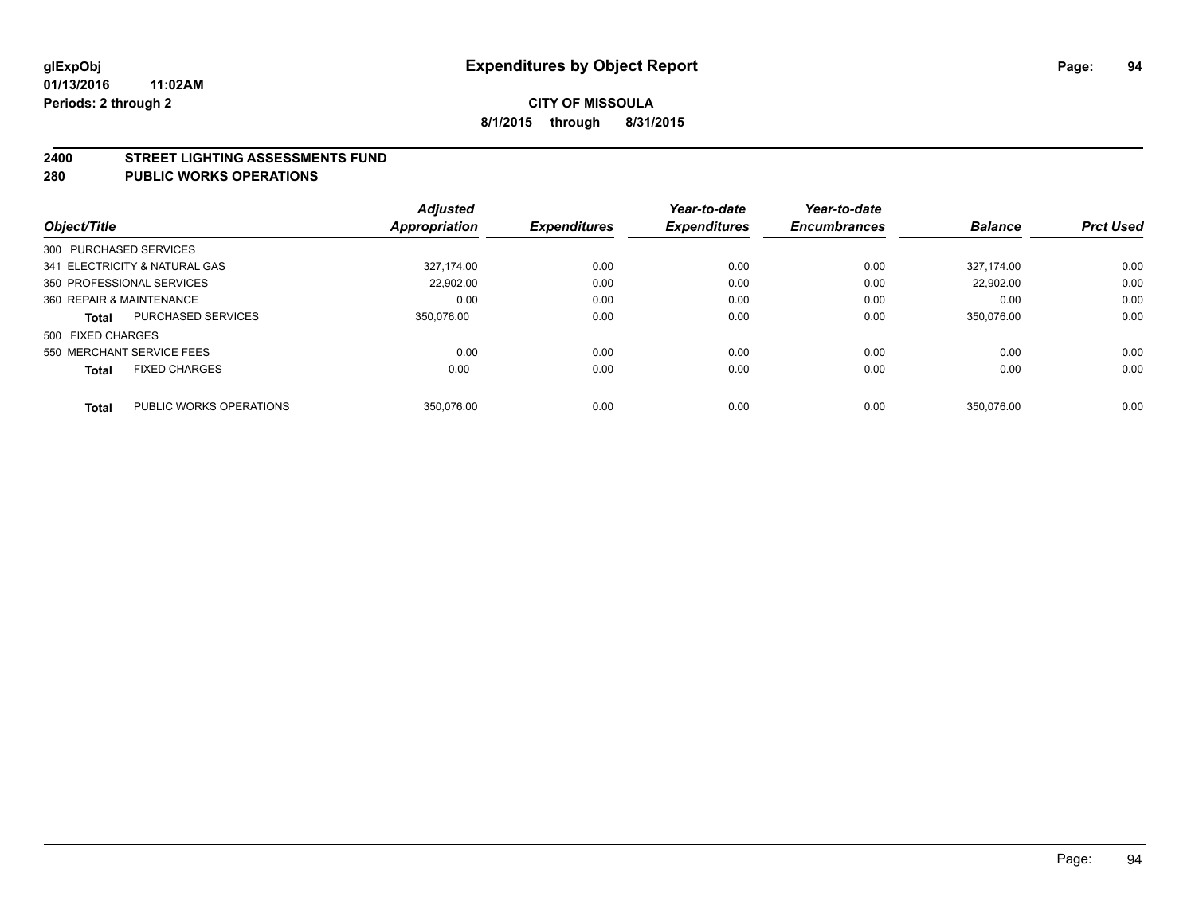**glExpObj**
**01/13/2016 11:02AM**
**Periods: 2 through 2**

# Expenditures by Object Report

**CITY OF MISSOULA**
**8/1/2015 through 8/31/2015**

## 2400 STREET LIGHTING ASSESSMENTS FUND
## 280 PUBLIC WORKS OPERATIONS

| Object/Title | | Adjusted Appropriation | Expenditures | Year-to-date Expenditures | Year-to-date Encumbrances | Balance | Prct Used |
|---|---|---|---|---|---|---|---|
| 300 PURCHASED SERVICES | | | | | | | |
| 341 ELECTRICITY & NATURAL GAS | | 327,174.00 | 0.00 | 0.00 | 0.00 | 327,174.00 | 0.00 |
| 350 PROFESSIONAL SERVICES | | 22,902.00 | 0.00 | 0.00 | 0.00 | 22,902.00 | 0.00 |
| 360 REPAIR & MAINTENANCE | | 0.00 | 0.00 | 0.00 | 0.00 | 0.00 | 0.00 |
| **Total** | PURCHASED SERVICES | 350,076.00 | 0.00 | 0.00 | 0.00 | 350,076.00 | 0.00 |
| 500 FIXED CHARGES | | | | | | | |
| 550 MERCHANT SERVICE FEES | | 0.00 | 0.00 | 0.00 | 0.00 | 0.00 | 0.00 |
| **Total** | FIXED CHARGES | 0.00 | 0.00 | 0.00 | 0.00 | 0.00 | 0.00 |
| **Total** | PUBLIC WORKS OPERATIONS | 350,076.00 | 0.00 | 0.00 | 0.00 | 350,076.00 | 0.00 |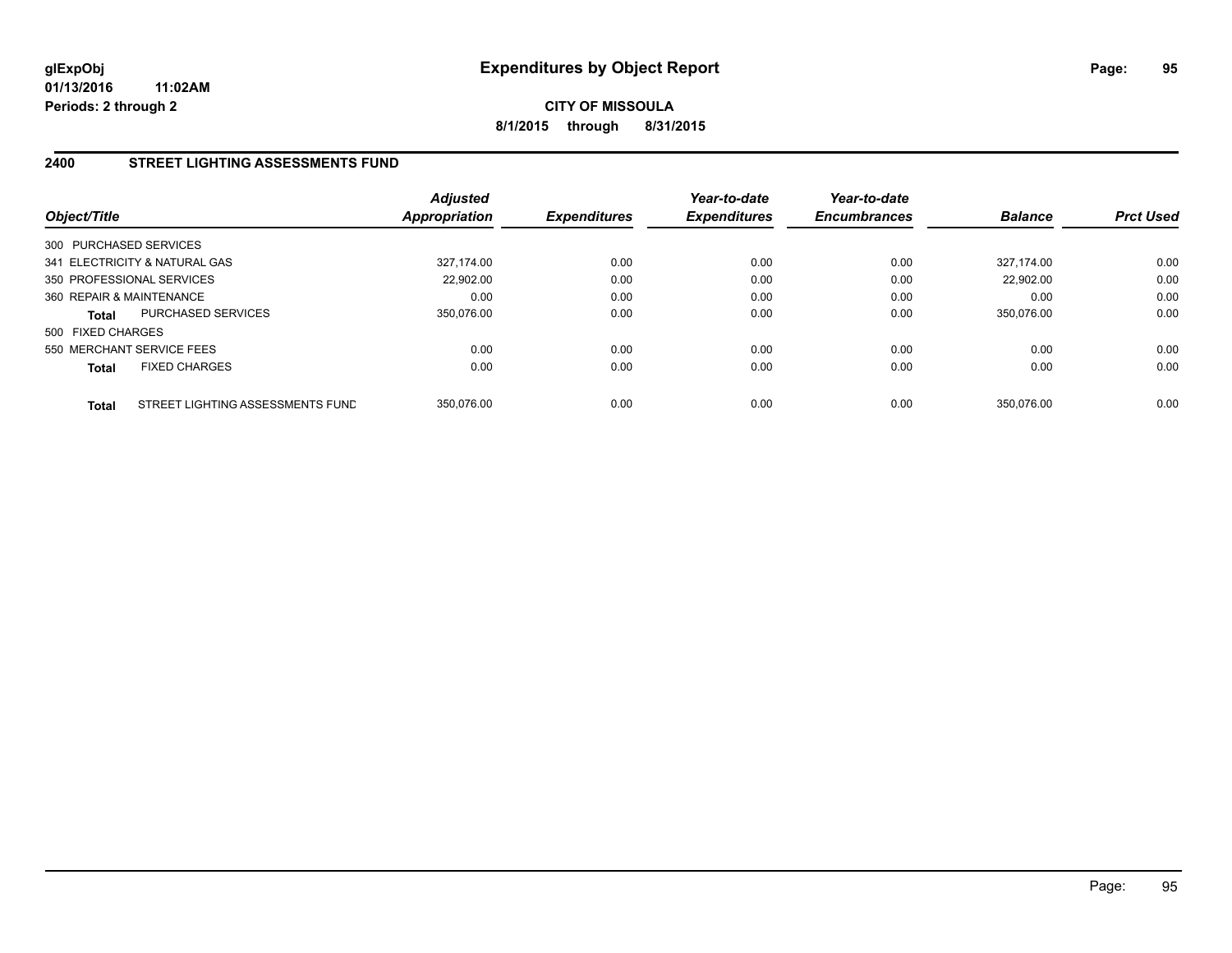glExpObj
01/13/2016 11:02AM
Periods: 2 through 2

# Expenditures by Object Report

**CITY OF MISSOULA**
**8/1/2015 through 8/31/2015**

## 2400 STREET LIGHTING ASSESSMENTS FUND

| Object/Title | | Adjusted Appropriation | Expenditures | Year-to-date Expenditures | Year-to-date Encumbrances | Balance | Prct Used |
|---|---|---|---|---|---|---|---|
| 300 PURCHASED SERVICES | | | | | | | |
| 341 ELECTRICITY & NATURAL GAS | | 327,174.00 | 0.00 | 0.00 | 0.00 | 327,174.00 | 0.00 |
| 350 PROFESSIONAL SERVICES | | 22,902.00 | 0.00 | 0.00 | 0.00 | 22,902.00 | 0.00 |
| 360 REPAIR & MAINTENANCE | | 0.00 | 0.00 | 0.00 | 0.00 | 0.00 | 0.00 |
| **Total** | PURCHASED SERVICES | 350,076.00 | 0.00 | 0.00 | 0.00 | 350,076.00 | 0.00 |
| 500 FIXED CHARGES | | | | | | | |
| 550 MERCHANT SERVICE FEES | | 0.00 | 0.00 | 0.00 | 0.00 | 0.00 | 0.00 |
| **Total** | FIXED CHARGES | 0.00 | 0.00 | 0.00 | 0.00 | 0.00 | 0.00 |
| **Total** | STREET LIGHTING ASSESSMENTS FUND | 350,076.00 | 0.00 | 0.00 | 0.00 | 350,076.00 | 0.00 |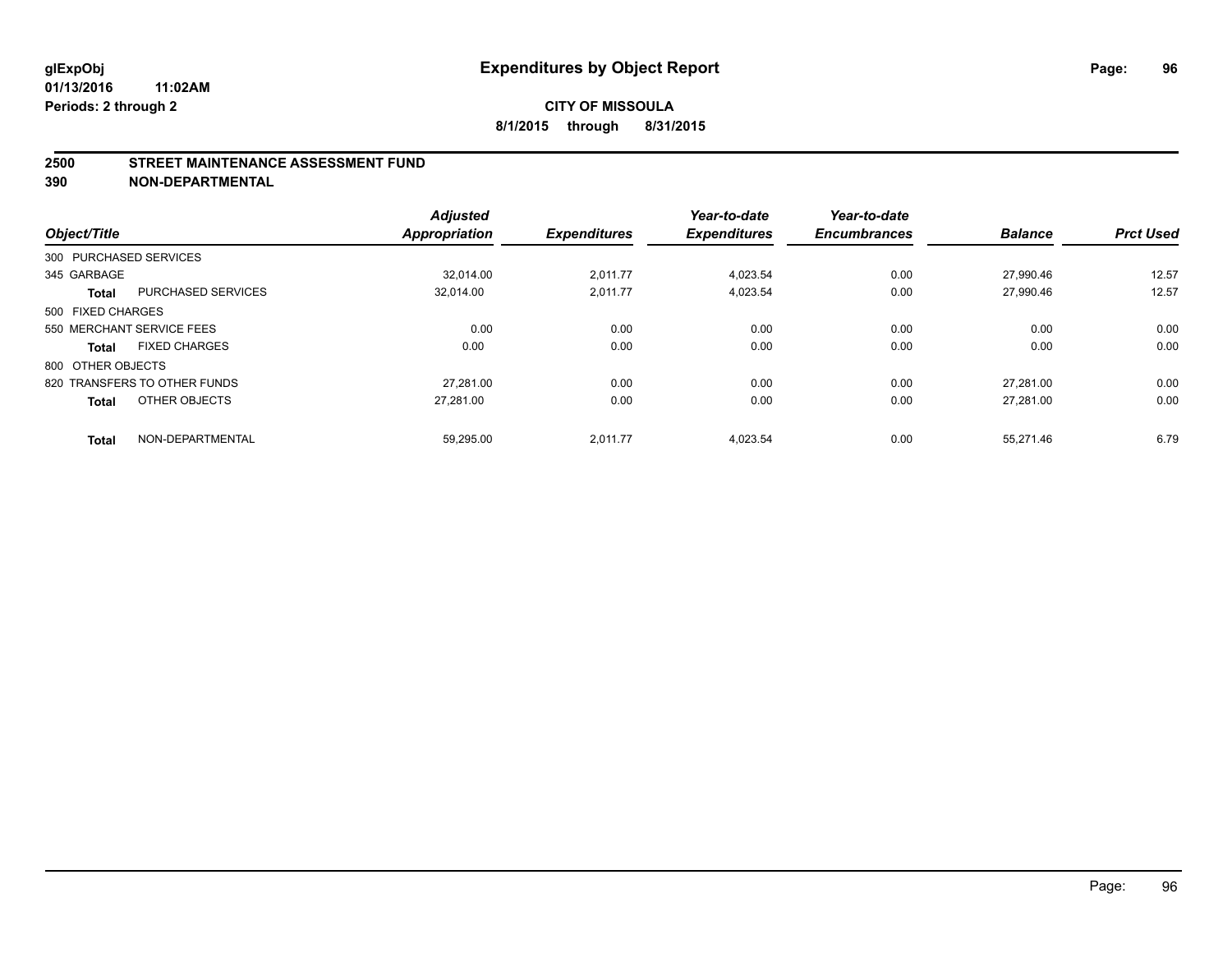**glExpObj**
**01/13/2016 11:02AM**
**Periods: 2 through 2**

# Expenditures by Object Report

**CITY OF MISSOULA**
**8/1/2015 through 8/31/2015**

## 2500 STREET MAINTENANCE ASSESSMENT FUND
## 390 NON-DEPARTMENTAL

| Object/Title | | Adjusted Appropriation | Expenditures | Year-to-date Expenditures | Year-to-date Encumbrances | Balance | Prct Used |
|---|---|---|---|---|---|---|---|
| 300 PURCHASED SERVICES | | | | | | | |
| 345 GARBAGE | | 32,014.00 | 2,011.77 | 4,023.54 | 0.00 | 27,990.46 | 12.57 |
| **Total** | PURCHASED SERVICES | 32,014.00 | 2,011.77 | 4,023.54 | 0.00 | 27,990.46 | 12.57 |
| 500 FIXED CHARGES | | | | | | | |
| 550 MERCHANT SERVICE FEES | | 0.00 | 0.00 | 0.00 | 0.00 | 0.00 | 0.00 |
| **Total** | FIXED CHARGES | 0.00 | 0.00 | 0.00 | 0.00 | 0.00 | 0.00 |
| 800 OTHER OBJECTS | | | | | | | |
| 820 TRANSFERS TO OTHER FUNDS | | 27,281.00 | 0.00 | 0.00 | 0.00 | 27,281.00 | 0.00 |
| **Total** | OTHER OBJECTS | 27,281.00 | 0.00 | 0.00 | 0.00 | 27,281.00 | 0.00 |
| **Total** | NON-DEPARTMENTAL | 59,295.00 | 2,011.77 | 4,023.54 | 0.00 | 55,271.46 | 6.79 |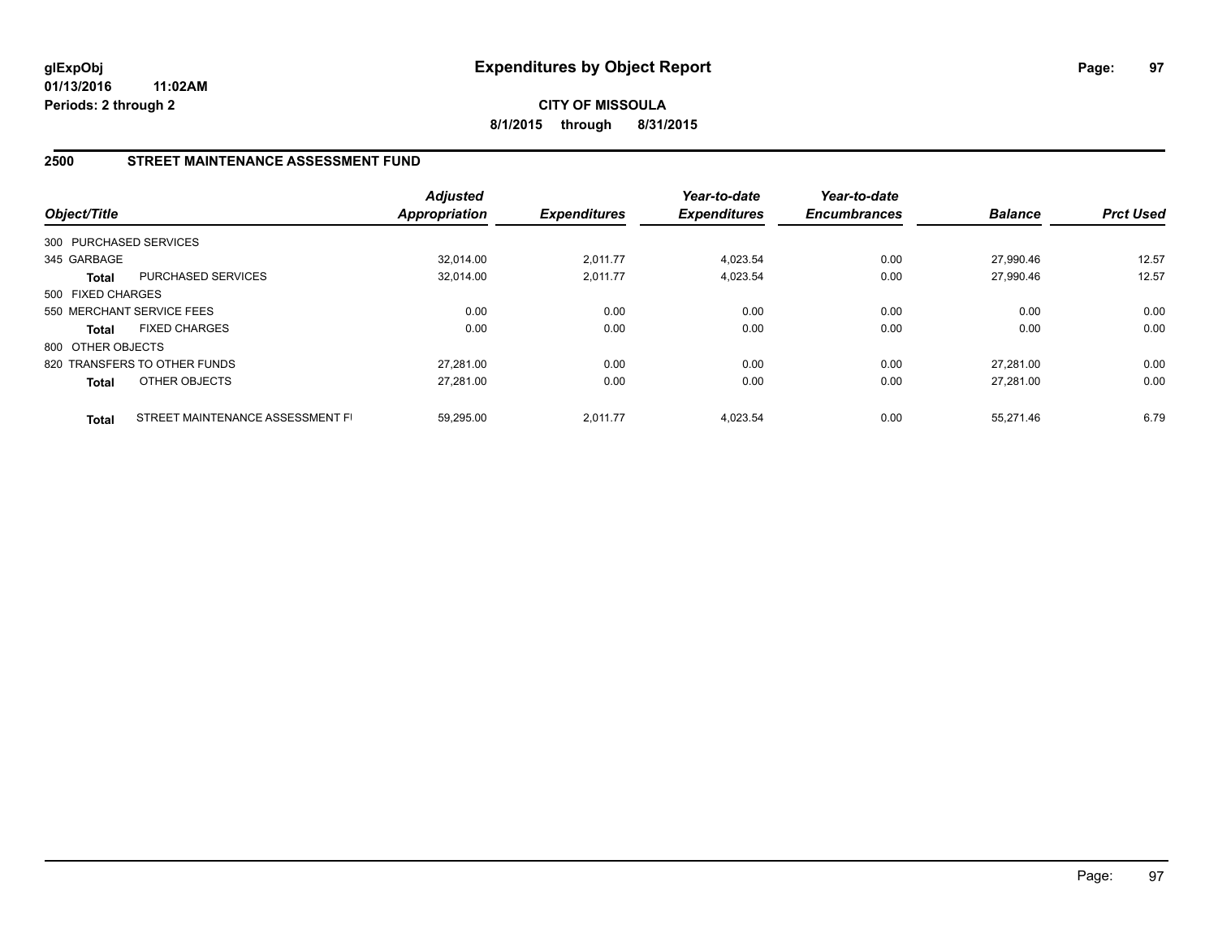glExpObj
01/13/2016 11:02AM
Periods: 2 through 2

# Expenditures by Object Report

**CITY OF MISSOULA**
**8/1/2015 through 8/31/2015**

## 2500 STREET MAINTENANCE ASSESSMENT FUND

| Object/Title | | Adjusted Appropriation | Expenditures | Year-to-date Expenditures | Year-to-date Encumbrances | Balance | Prct Used |
|---|---|---|---|---|---|---|---|
| 300 PURCHASED SERVICES | | | | | | | |
| 345 GARBAGE | | 32,014.00 | 2,011.77 | 4,023.54 | 0.00 | 27,990.46 | 12.57 |
| **Total** | PURCHASED SERVICES | 32,014.00 | 2,011.77 | 4,023.54 | 0.00 | 27,990.46 | 12.57 |
| 500 FIXED CHARGES | | | | | | | |
| 550 MERCHANT SERVICE FEES | | 0.00 | 0.00 | 0.00 | 0.00 | 0.00 | 0.00 |
| **Total** | FIXED CHARGES | 0.00 | 0.00 | 0.00 | 0.00 | 0.00 | 0.00 |
| 800 OTHER OBJECTS | | | | | | | |
| 820 TRANSFERS TO OTHER FUNDS | | 27,281.00 | 0.00 | 0.00 | 0.00 | 27,281.00 | 0.00 |
| **Total** | OTHER OBJECTS | 27,281.00 | 0.00 | 0.00 | 0.00 | 27,281.00 | 0.00 |
| **Total** | STREET MAINTENANCE ASSESSMENT FI | 59,295.00 | 2,011.77 | 4,023.54 | 0.00 | 55,271.46 | 6.79 |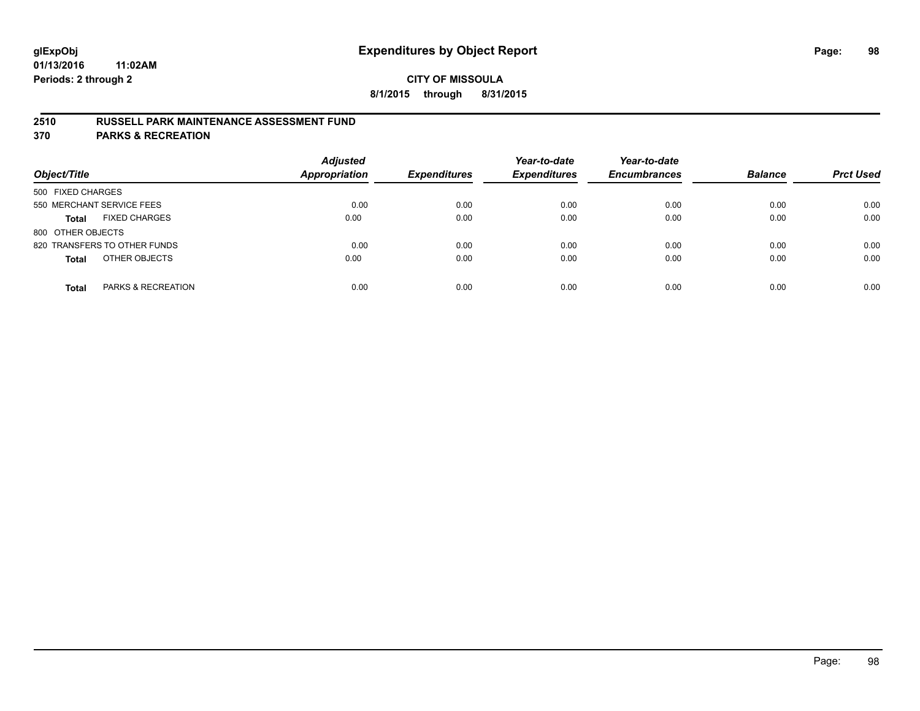# Expenditures by Object Report

glExpObj
01/13/2016 11:02AM
Periods: 2 through 2

**CITY OF MISSOULA**
**8/1/2015 through 8/31/2015**

## 2510 RUSSELL PARK MAINTENANCE ASSESSMENT FUND
## 370 PARKS & RECREATION

| Object/Title | | Adjusted Appropriation | Expenditures | Year-to-date Expenditures | Year-to-date Encumbrances | Balance | Prct Used |
|---|---|---|---|---|---|---|---|
| 500 FIXED CHARGES | | | | | | | |
| 550 MERCHANT SERVICE FEES | | 0.00 | 0.00 | 0.00 | 0.00 | 0.00 | 0.00 |
| **Total** | FIXED CHARGES | 0.00 | 0.00 | 0.00 | 0.00 | 0.00 | 0.00 |
| 800 OTHER OBJECTS | | | | | | | |
| 820 TRANSFERS TO OTHER FUNDS | | 0.00 | 0.00 | 0.00 | 0.00 | 0.00 | 0.00 |
| **Total** | OTHER OBJECTS | 0.00 | 0.00 | 0.00 | 0.00 | 0.00 | 0.00 |
| **Total** | PARKS & RECREATION | 0.00 | 0.00 | 0.00 | 0.00 | 0.00 | 0.00 |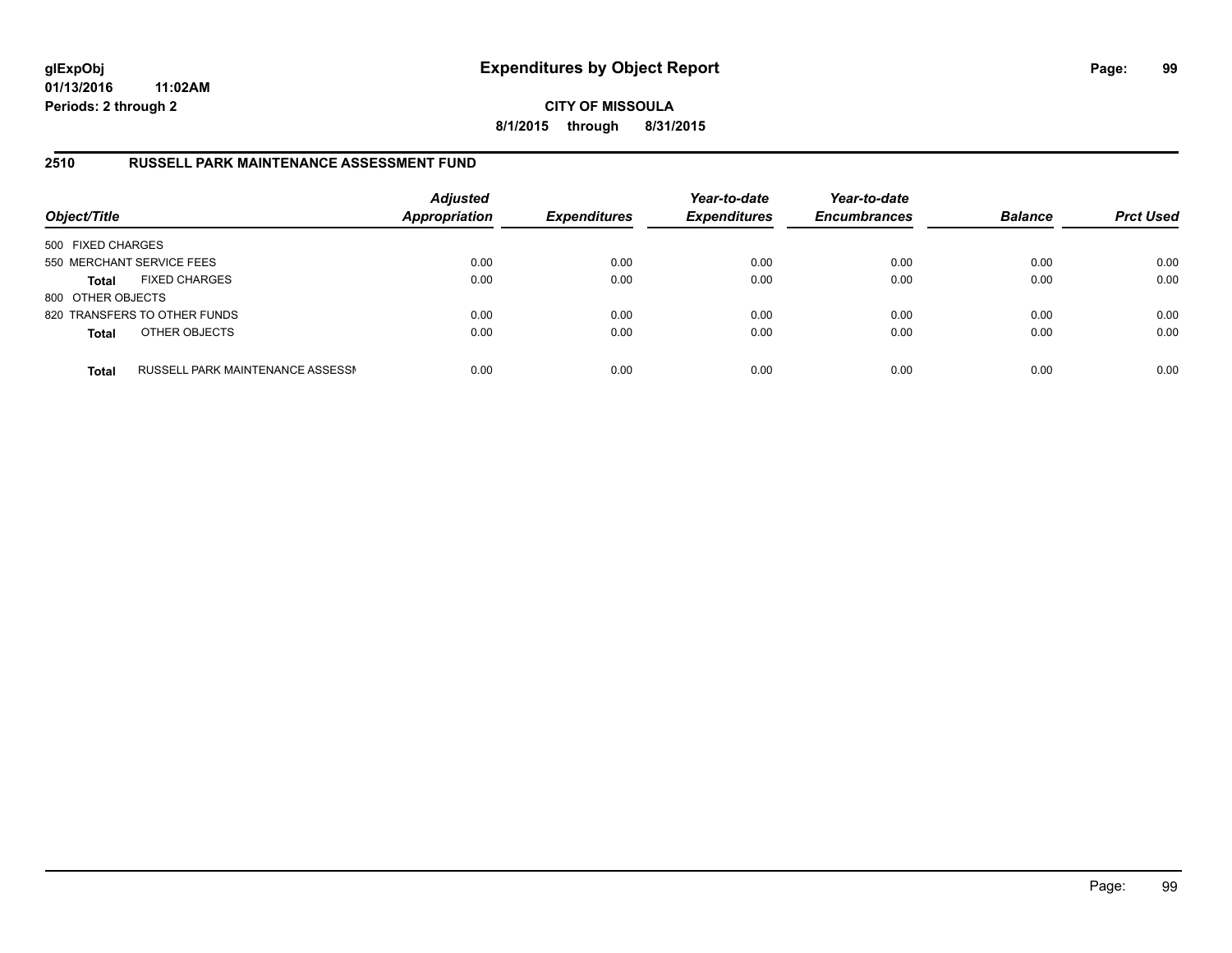# Expenditures by Object Report

**glExpObj**
**01/13/2016 11:02AM**
**Periods: 2 through 2**

**CITY OF MISSOULA**
**8/1/2015 through 8/31/2015**

## 2510 RUSSELL PARK MAINTENANCE ASSESSMENT FUND

| Object/Title | | Adjusted Appropriation | Expenditures | Year-to-date Expenditures | Year-to-date Encumbrances | Balance | Prct Used |
|---|---|---|---|---|---|---|---|
| 500 FIXED CHARGES | | | | | | | |
| 550 MERCHANT SERVICE FEES | | 0.00 | 0.00 | 0.00 | 0.00 | 0.00 | 0.00 |
| **Total** | FIXED CHARGES | 0.00 | 0.00 | 0.00 | 0.00 | 0.00 | 0.00 |
| 800 OTHER OBJECTS | | | | | | | |
| 820 TRANSFERS TO OTHER FUNDS | | 0.00 | 0.00 | 0.00 | 0.00 | 0.00 | 0.00 |
| **Total** | OTHER OBJECTS | 0.00 | 0.00 | 0.00 | 0.00 | 0.00 | 0.00 |
| **Total** | RUSSELL PARK MAINTENANCE ASSESSI | 0.00 | 0.00 | 0.00 | 0.00 | 0.00 | 0.00 |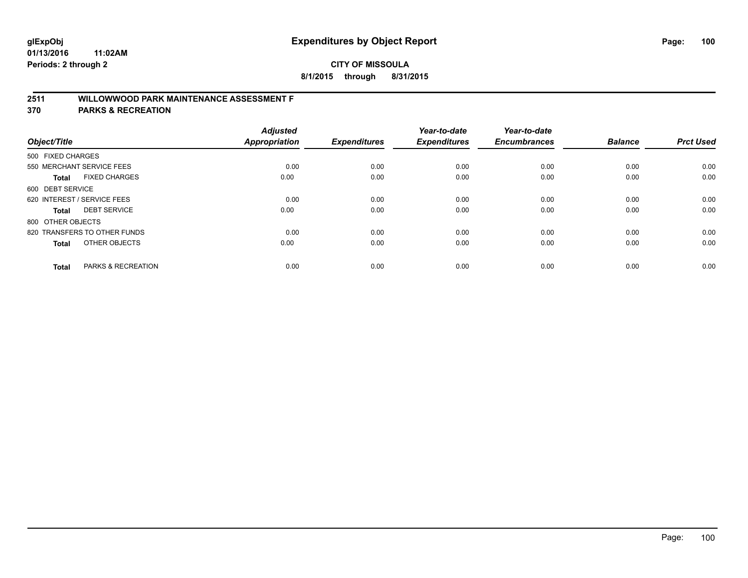# Expenditures by Object Report

glExpObj
01/13/2016 11:02AM
Periods: 2 through 2

**CITY OF MISSOULA**
**8/1/2015 through 8/31/2015**

## 2511 WILLOWWOOD PARK MAINTENANCE ASSESSMENT F
## 370 PARKS & RECREATION

| Object/Title | Adjusted Appropriation | Expenditures | Year-to-date Expenditures | Year-to-date Encumbrances | Balance | Prct Used |
|---|---|---|---|---|---|---|
| 500 FIXED CHARGES | | | | | | |
| 550 MERCHANT SERVICE FEES | 0.00 | 0.00 | 0.00 | 0.00 | 0.00 | 0.00 |
| **Total** FIXED CHARGES | 0.00 | 0.00 | 0.00 | 0.00 | 0.00 | 0.00 |
| 600 DEBT SERVICE | | | | | | |
| 620 INTEREST / SERVICE FEES | 0.00 | 0.00 | 0.00 | 0.00 | 0.00 | 0.00 |
| **Total** DEBT SERVICE | 0.00 | 0.00 | 0.00 | 0.00 | 0.00 | 0.00 |
| 800 OTHER OBJECTS | | | | | | |
| 820 TRANSFERS TO OTHER FUNDS | 0.00 | 0.00 | 0.00 | 0.00 | 0.00 | 0.00 |
| **Total** OTHER OBJECTS | 0.00 | 0.00 | 0.00 | 0.00 | 0.00 | 0.00 |
| **Total** PARKS & RECREATION | 0.00 | 0.00 | 0.00 | 0.00 | 0.00 | 0.00 |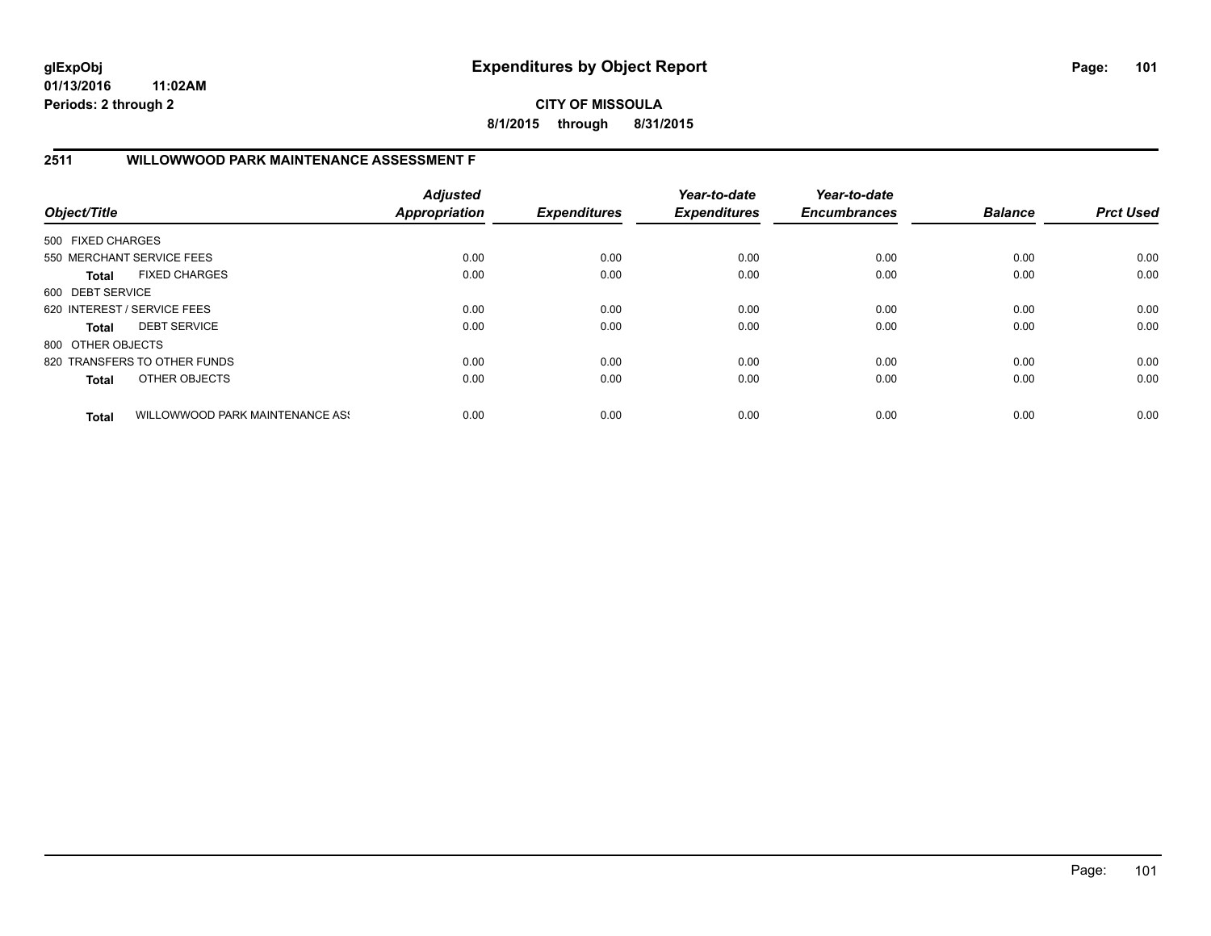# Expenditures by Object Report

glExpObj
01/13/2016 11:02AM
Periods: 2 through 2

**CITY OF MISSOULA**
**8/1/2015 through 8/31/2015**

## 2511 WILLOWWOOD PARK MAINTENANCE ASSESSMENT F

| Object/Title | | Adjusted Appropriation | Expenditures | Year-to-date Expenditures | Year-to-date Encumbrances | Balance | Prct Used |
|---|---|---|---|---|---|---|---|
| 500 FIXED CHARGES | | | | | | | |
| 550 MERCHANT SERVICE FEES | | 0.00 | 0.00 | 0.00 | 0.00 | 0.00 | 0.00 |
| **Total** | FIXED CHARGES | 0.00 | 0.00 | 0.00 | 0.00 | 0.00 | 0.00 |
| 600 DEBT SERVICE | | | | | | | |
| 620 INTEREST / SERVICE FEES | | 0.00 | 0.00 | 0.00 | 0.00 | 0.00 | 0.00 |
| **Total** | DEBT SERVICE | 0.00 | 0.00 | 0.00 | 0.00 | 0.00 | 0.00 |
| 800 OTHER OBJECTS | | | | | | | |
| 820 TRANSFERS TO OTHER FUNDS | | 0.00 | 0.00 | 0.00 | 0.00 | 0.00 | 0.00 |
| **Total** | OTHER OBJECTS | 0.00 | 0.00 | 0.00 | 0.00 | 0.00 | 0.00 |
| **Total** | WILLOWWOOD PARK MAINTENANCE AS! | 0.00 | 0.00 | 0.00 | 0.00 | 0.00 | 0.00 |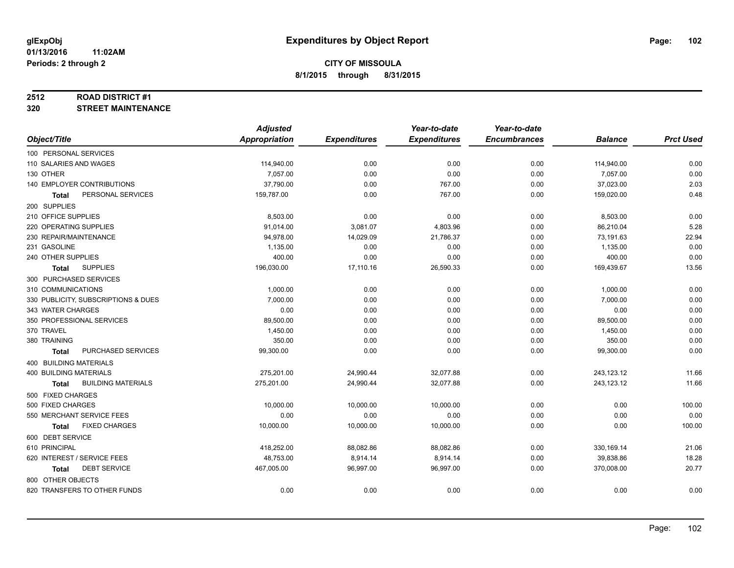glExpObj
01/13/2016 11:02AM
Periods: 2 through 2

# Expenditures by Object Report

**CITY OF MISSOULA**
**8/1/2015 through 8/31/2015**

**2512 ROAD DISTRICT #1**
**320 STREET MAINTENANCE**

| Object/Title | Adjusted Appropriation | Expenditures | Year-to-date Expenditures | Year-to-date Encumbrances | Balance | Prct Used |
|---|---|---|---|---|---|---|
| 100 PERSONAL SERVICES | | | | | | |
| 110 SALARIES AND WAGES | 114,940.00 | 0.00 | 0.00 | 0.00 | 114,940.00 | 0.00 |
| 130 OTHER | 7,057.00 | 0.00 | 0.00 | 0.00 | 7,057.00 | 0.00 |
| 140 EMPLOYER CONTRIBUTIONS | 37,790.00 | 0.00 | 767.00 | 0.00 | 37,023.00 | 2.03 |
| **Total** PERSONAL SERVICES | 159,787.00 | 0.00 | 767.00 | 0.00 | 159,020.00 | 0.48 |
| 200 SUPPLIES | | | | | | |
| 210 OFFICE SUPPLIES | 8,503.00 | 0.00 | 0.00 | 0.00 | 8,503.00 | 0.00 |
| 220 OPERATING SUPPLIES | 91,014.00 | 3,081.07 | 4,803.96 | 0.00 | 86,210.04 | 5.28 |
| 230 REPAIR/MAINTENANCE | 94,978.00 | 14,029.09 | 21,786.37 | 0.00 | 73,191.63 | 22.94 |
| 231 GASOLINE | 1,135.00 | 0.00 | 0.00 | 0.00 | 1,135.00 | 0.00 |
| 240 OTHER SUPPLIES | 400.00 | 0.00 | 0.00 | 0.00 | 400.00 | 0.00 |
| **Total** SUPPLIES | 196,030.00 | 17,110.16 | 26,590.33 | 0.00 | 169,439.67 | 13.56 |
| 300 PURCHASED SERVICES | | | | | | |
| 310 COMMUNICATIONS | 1,000.00 | 0.00 | 0.00 | 0.00 | 1,000.00 | 0.00 |
| 330 PUBLICITY, SUBSCRIPTIONS & DUES | 7,000.00 | 0.00 | 0.00 | 0.00 | 7,000.00 | 0.00 |
| 343 WATER CHARGES | 0.00 | 0.00 | 0.00 | 0.00 | 0.00 | 0.00 |
| 350 PROFESSIONAL SERVICES | 89,500.00 | 0.00 | 0.00 | 0.00 | 89,500.00 | 0.00 |
| 370 TRAVEL | 1,450.00 | 0.00 | 0.00 | 0.00 | 1,450.00 | 0.00 |
| 380 TRAINING | 350.00 | 0.00 | 0.00 | 0.00 | 350.00 | 0.00 |
| **Total** PURCHASED SERVICES | 99,300.00 | 0.00 | 0.00 | 0.00 | 99,300.00 | 0.00 |
| 400 BUILDING MATERIALS | | | | | | |
| 400 BUILDING MATERIALS | 275,201.00 | 24,990.44 | 32,077.88 | 0.00 | 243,123.12 | 11.66 |
| **Total** BUILDING MATERIALS | 275,201.00 | 24,990.44 | 32,077.88 | 0.00 | 243,123.12 | 11.66 |
| 500 FIXED CHARGES | | | | | | |
| 500 FIXED CHARGES | 10,000.00 | 10,000.00 | 10,000.00 | 0.00 | 0.00 | 100.00 |
| 550 MERCHANT SERVICE FEES | 0.00 | 0.00 | 0.00 | 0.00 | 0.00 | 0.00 |
| **Total** FIXED CHARGES | 10,000.00 | 10,000.00 | 10,000.00 | 0.00 | 0.00 | 100.00 |
| 600 DEBT SERVICE | | | | | | |
| 610 PRINCIPAL | 418,252.00 | 88,082.86 | 88,082.86 | 0.00 | 330,169.14 | 21.06 |
| 620 INTEREST / SERVICE FEES | 48,753.00 | 8,914.14 | 8,914.14 | 0.00 | 39,838.86 | 18.28 |
| **Total** DEBT SERVICE | 467,005.00 | 96,997.00 | 96,997.00 | 0.00 | 370,008.00 | 20.77 |
| 800 OTHER OBJECTS | | | | | | |
| 820 TRANSFERS TO OTHER FUNDS | 0.00 | 0.00 | 0.00 | 0.00 | 0.00 | 0.00 |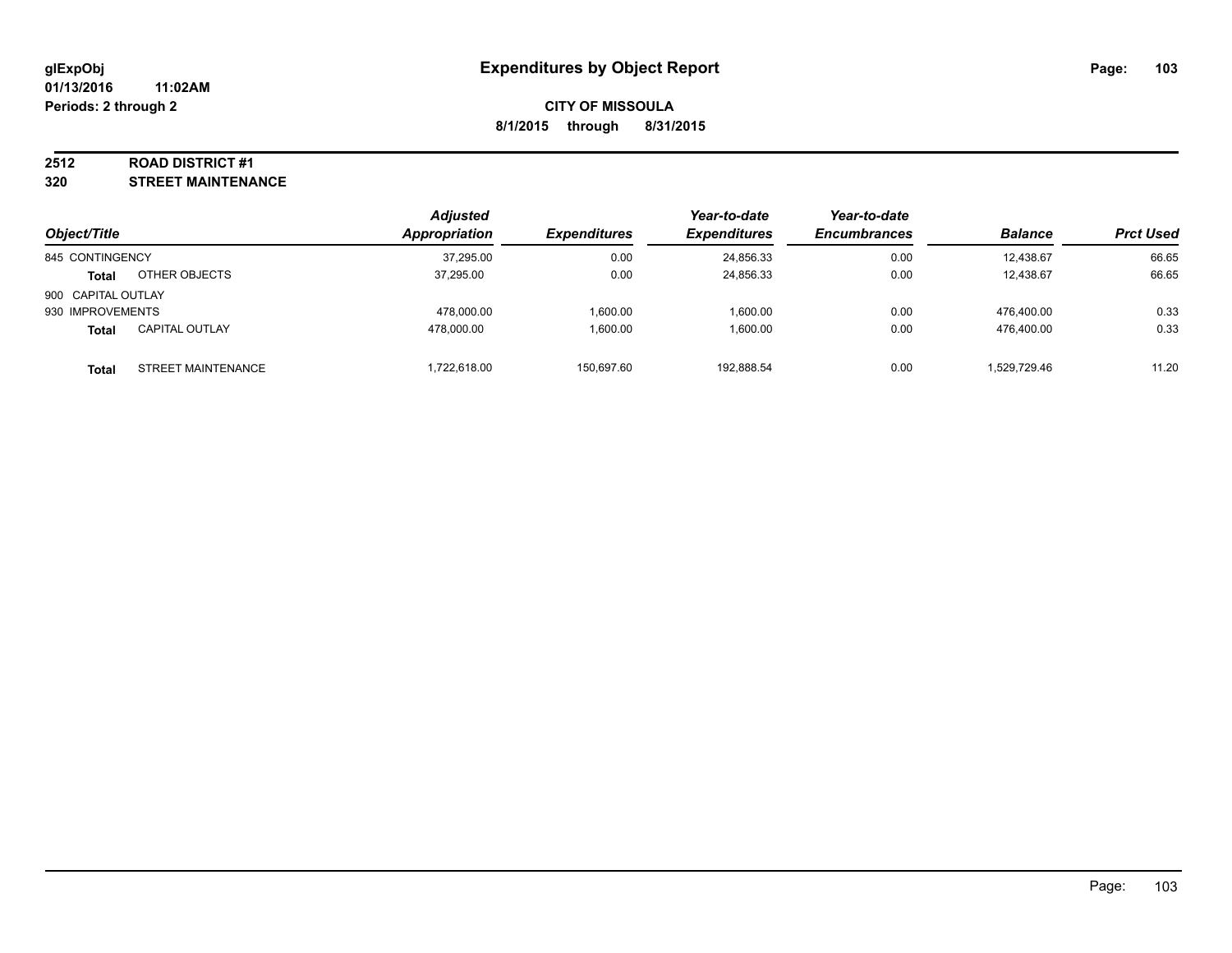glExpObj
01/13/2016 11:02AM
Periods: 2 through 2

# Expenditures by Object Report

**CITY OF MISSOULA**
**8/1/2015 through 8/31/2015**

**2512 ROAD DISTRICT #1**
**320 STREET MAINTENANCE**

| Object/Title | | Adjusted Appropriation | Expenditures | Year-to-date Expenditures | Year-to-date Encumbrances | Balance | Prct Used |
|---|---|---|---|---|---|---|---|
| 845 CONTINGENCY | | 37,295.00 | 0.00 | 24,856.33 | 0.00 | 12,438.67 | 66.65 |
| **Total** | OTHER OBJECTS | 37,295.00 | 0.00 | 24,856.33 | 0.00 | 12,438.67 | 66.65 |
| 900 CAPITAL OUTLAY | | | | | | | |
| 930 IMPROVEMENTS | | 478,000.00 | 1,600.00 | 1,600.00 | 0.00 | 476,400.00 | 0.33 |
| **Total** | CAPITAL OUTLAY | 478,000.00 | 1,600.00 | 1,600.00 | 0.00 | 476,400.00 | 0.33 |
| **Total** | STREET MAINTENANCE | 1,722,618.00 | 150,697.60 | 192,888.54 | 0.00 | 1,529,729.46 | 11.20 |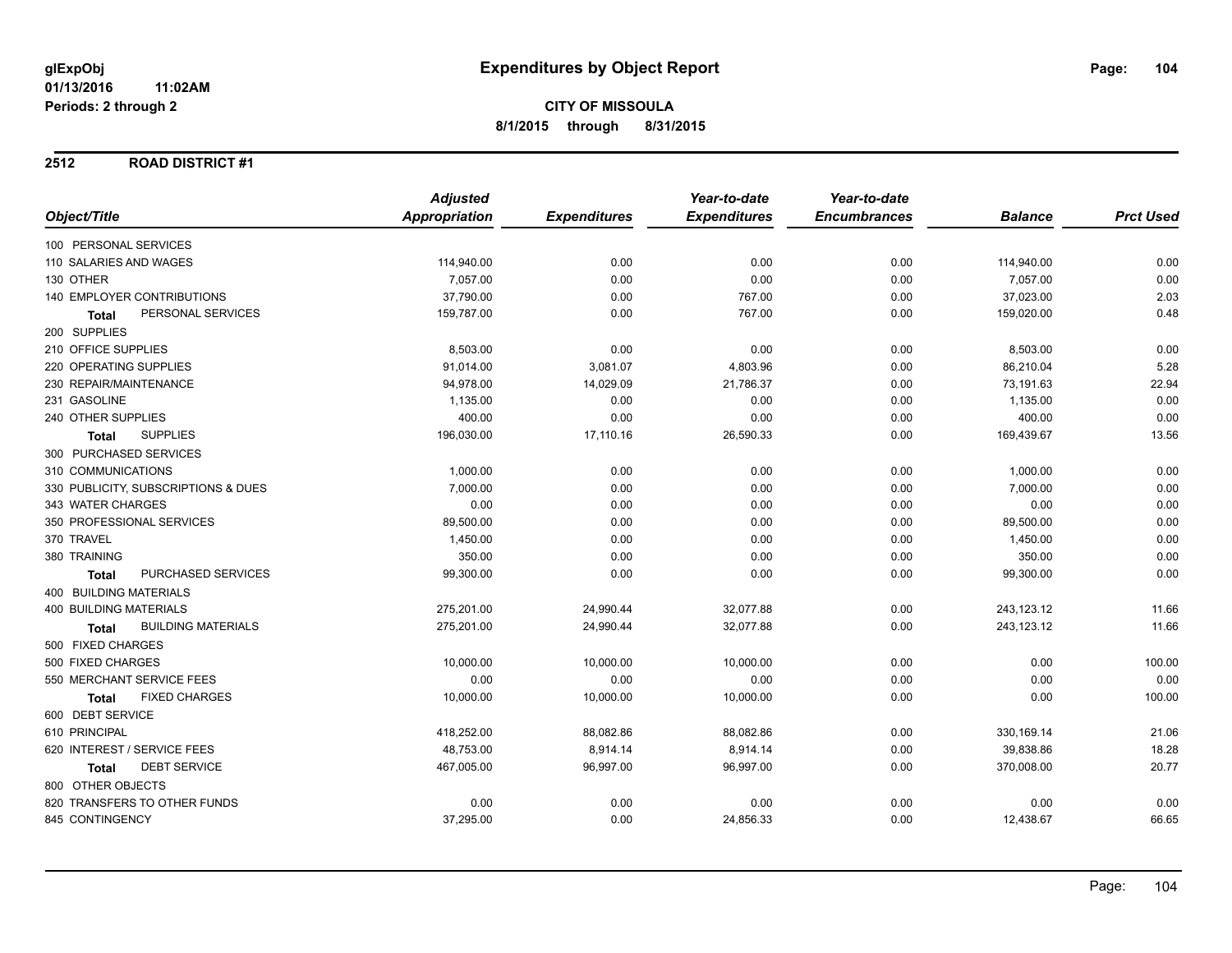glExpObj
01/13/2016 11:02AM
Periods: 2 through 2

# Expenditures by Object Report

**CITY OF MISSOULA**
**8/1/2015 through 8/31/2015**

## 2512 ROAD DISTRICT #1

| Object/Title | Adjusted Appropriation | Expenditures | Year-to-date Expenditures | Year-to-date Encumbrances | Balance | Prct Used |
|---|---|---|---|---|---|---|
| 100 PERSONAL SERVICES | | | | | | |
| 110 SALARIES AND WAGES | 114,940.00 | 0.00 | 0.00 | 0.00 | 114,940.00 | 0.00 |
| 130 OTHER | 7,057.00 | 0.00 | 0.00 | 0.00 | 7,057.00 | 0.00 |
| 140 EMPLOYER CONTRIBUTIONS | 37,790.00 | 0.00 | 767.00 | 0.00 | 37,023.00 | 2.03 |
| **Total** PERSONAL SERVICES | 159,787.00 | 0.00 | 767.00 | 0.00 | 159,020.00 | 0.48 |
| 200 SUPPLIES | | | | | | |
| 210 OFFICE SUPPLIES | 8,503.00 | 0.00 | 0.00 | 0.00 | 8,503.00 | 0.00 |
| 220 OPERATING SUPPLIES | 91,014.00 | 3,081.07 | 4,803.96 | 0.00 | 86,210.04 | 5.28 |
| 230 REPAIR/MAINTENANCE | 94,978.00 | 14,029.09 | 21,786.37 | 0.00 | 73,191.63 | 22.94 |
| 231 GASOLINE | 1,135.00 | 0.00 | 0.00 | 0.00 | 1,135.00 | 0.00 |
| 240 OTHER SUPPLIES | 400.00 | 0.00 | 0.00 | 0.00 | 400.00 | 0.00 |
| **Total** SUPPLIES | 196,030.00 | 17,110.16 | 26,590.33 | 0.00 | 169,439.67 | 13.56 |
| 300 PURCHASED SERVICES | | | | | | |
| 310 COMMUNICATIONS | 1,000.00 | 0.00 | 0.00 | 0.00 | 1,000.00 | 0.00 |
| 330 PUBLICITY, SUBSCRIPTIONS & DUES | 7,000.00 | 0.00 | 0.00 | 0.00 | 7,000.00 | 0.00 |
| 343 WATER CHARGES | 0.00 | 0.00 | 0.00 | 0.00 | 0.00 | 0.00 |
| 350 PROFESSIONAL SERVICES | 89,500.00 | 0.00 | 0.00 | 0.00 | 89,500.00 | 0.00 |
| 370 TRAVEL | 1,450.00 | 0.00 | 0.00 | 0.00 | 1,450.00 | 0.00 |
| 380 TRAINING | 350.00 | 0.00 | 0.00 | 0.00 | 350.00 | 0.00 |
| **Total** PURCHASED SERVICES | 99,300.00 | 0.00 | 0.00 | 0.00 | 99,300.00 | 0.00 |
| 400 BUILDING MATERIALS | | | | | | |
| 400 BUILDING MATERIALS | 275,201.00 | 24,990.44 | 32,077.88 | 0.00 | 243,123.12 | 11.66 |
| **Total** BUILDING MATERIALS | 275,201.00 | 24,990.44 | 32,077.88 | 0.00 | 243,123.12 | 11.66 |
| 500 FIXED CHARGES | | | | | | |
| 500 FIXED CHARGES | 10,000.00 | 10,000.00 | 10,000.00 | 0.00 | 0.00 | 100.00 |
| 550 MERCHANT SERVICE FEES | 0.00 | 0.00 | 0.00 | 0.00 | 0.00 | 0.00 |
| **Total** FIXED CHARGES | 10,000.00 | 10,000.00 | 10,000.00 | 0.00 | 0.00 | 100.00 |
| 600 DEBT SERVICE | | | | | | |
| 610 PRINCIPAL | 418,252.00 | 88,082.86 | 88,082.86 | 0.00 | 330,169.14 | 21.06 |
| 620 INTEREST / SERVICE FEES | 48,753.00 | 8,914.14 | 8,914.14 | 0.00 | 39,838.86 | 18.28 |
| **Total** DEBT SERVICE | 467,005.00 | 96,997.00 | 96,997.00 | 0.00 | 370,008.00 | 20.77 |
| 800 OTHER OBJECTS | | | | | | |
| 820 TRANSFERS TO OTHER FUNDS | 0.00 | 0.00 | 0.00 | 0.00 | 0.00 | 0.00 |
| 845 CONTINGENCY | 37,295.00 | 0.00 | 24,856.33 | 0.00 | 12,438.67 | 66.65 |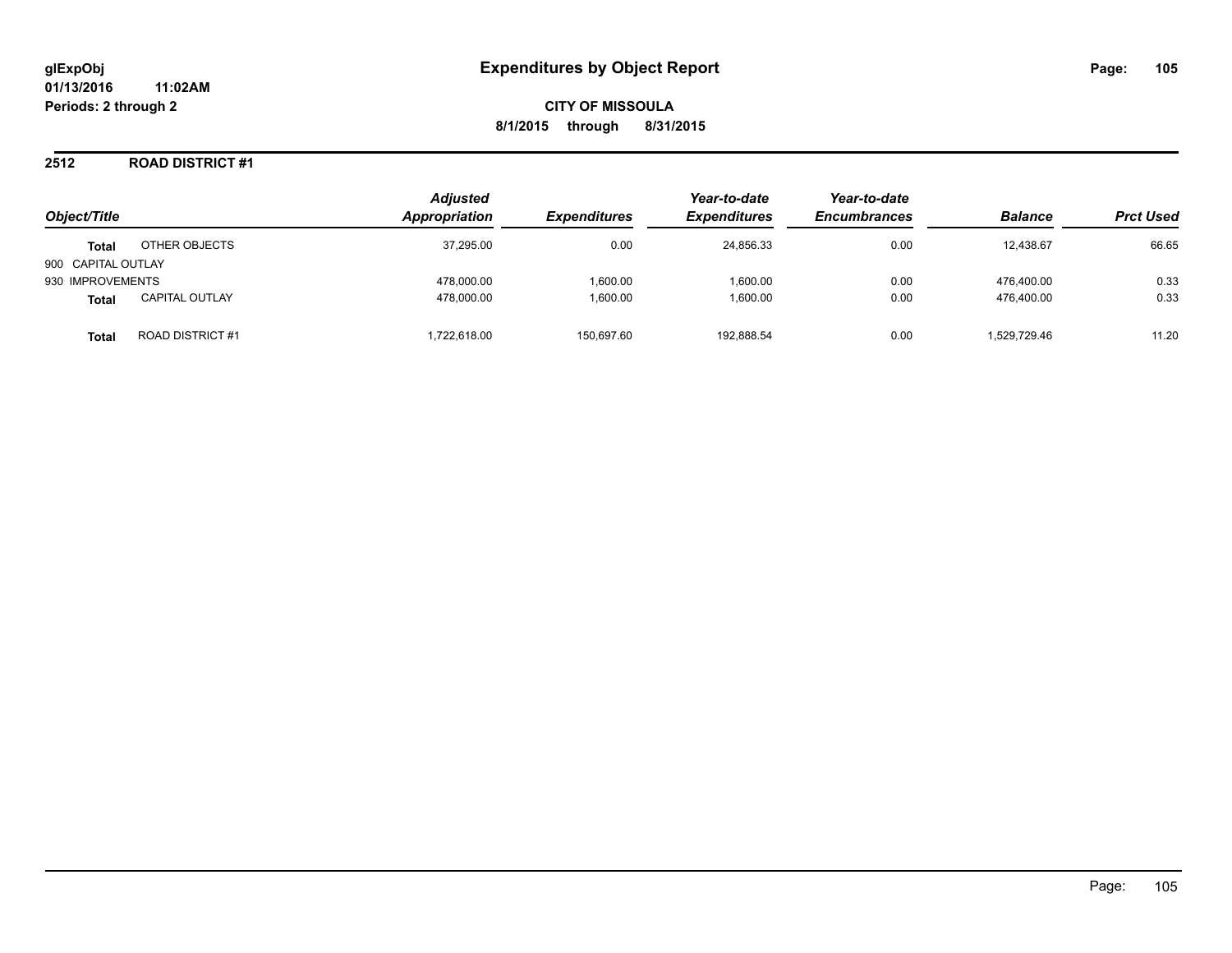# Expenditures by Object Report

glExpObj
01/13/2016 11:02AM
Periods: 2 through 2

**CITY OF MISSOULA**
**8/1/2015 through 8/31/2015**

## 2512 ROAD DISTRICT #1

| Object/Title | | Adjusted Appropriation | Expenditures | Year-to-date Expenditures | Year-to-date Encumbrances | Balance | Prct Used |
|---|---|---|---|---|---|---|---|
| **Total** | OTHER OBJECTS | 37,295.00 | 0.00 | 24,856.33 | 0.00 | 12,438.67 | 66.65 |
| 900 CAPITAL OUTLAY | | | | | | | |
| 930 IMPROVEMENTS | | 478,000.00 | 1,600.00 | 1,600.00 | 0.00 | 476,400.00 | 0.33 |
| **Total** | CAPITAL OUTLAY | 478,000.00 | 1,600.00 | 1,600.00 | 0.00 | 476,400.00 | 0.33 |
| **Total** | ROAD DISTRICT #1 | 1,722,618.00 | 150,697.60 | 192,888.54 | 0.00 | 1,529,729.46 | 11.20 |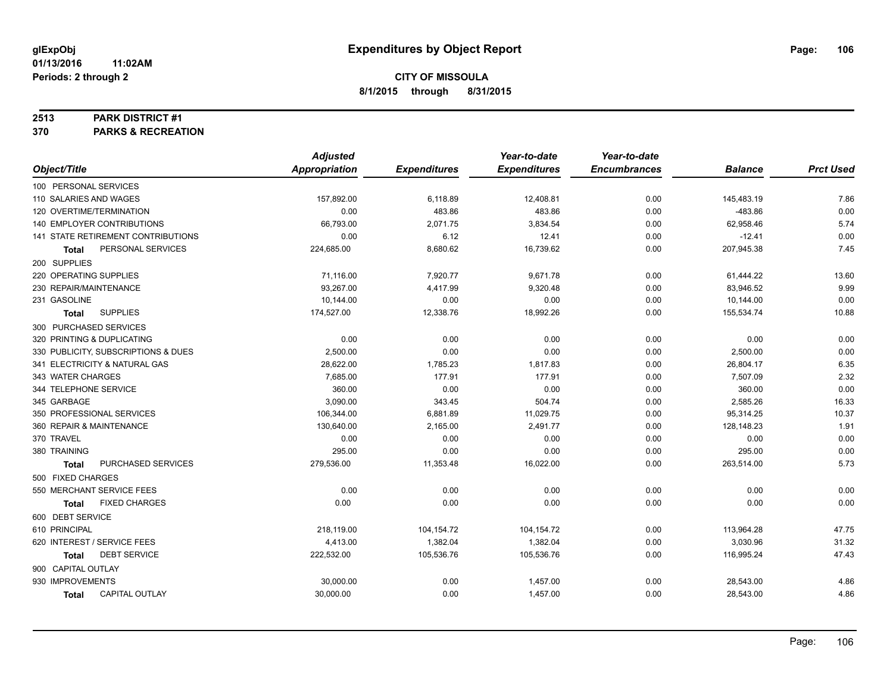# Expenditures by Object Report

glExpObj
01/13/2016 11:02AM
Periods: 2 through 2

**CITY OF MISSOULA**
**8/1/2015 through 8/31/2015**

**2513 PARK DISTRICT #1**
**370 PARKS & RECREATION**

| Object/Title | Adjusted Appropriation | Expenditures | Year-to-date Expenditures | Year-to-date Encumbrances | Balance | Prct Used |
|---|---|---|---|---|---|---|
| 100 PERSONAL SERVICES | | | | | | |
| 110 SALARIES AND WAGES | 157,892.00 | 6,118.89 | 12,408.81 | 0.00 | 145,483.19 | 7.86 |
| 120 OVERTIME/TERMINATION | 0.00 | 483.86 | 483.86 | 0.00 | -483.86 | 0.00 |
| 140 EMPLOYER CONTRIBUTIONS | 66,793.00 | 2,071.75 | 3,834.54 | 0.00 | 62,958.46 | 5.74 |
| 141 STATE RETIREMENT CONTRIBUTIONS | 0.00 | 6.12 | 12.41 | 0.00 | -12.41 | 0.00 |
| **Total** PERSONAL SERVICES | 224,685.00 | 8,680.62 | 16,739.62 | 0.00 | 207,945.38 | 7.45 |
| 200 SUPPLIES | | | | | | |
| 220 OPERATING SUPPLIES | 71,116.00 | 7,920.77 | 9,671.78 | 0.00 | 61,444.22 | 13.60 |
| 230 REPAIR/MAINTENANCE | 93,267.00 | 4,417.99 | 9,320.48 | 0.00 | 83,946.52 | 9.99 |
| 231 GASOLINE | 10,144.00 | 0.00 | 0.00 | 0.00 | 10,144.00 | 0.00 |
| **Total** SUPPLIES | 174,527.00 | 12,338.76 | 18,992.26 | 0.00 | 155,534.74 | 10.88 |
| 300 PURCHASED SERVICES | | | | | | |
| 320 PRINTING & DUPLICATING | 0.00 | 0.00 | 0.00 | 0.00 | 0.00 | 0.00 |
| 330 PUBLICITY, SUBSCRIPTIONS & DUES | 2,500.00 | 0.00 | 0.00 | 0.00 | 2,500.00 | 0.00 |
| 341 ELECTRICITY & NATURAL GAS | 28,622.00 | 1,785.23 | 1,817.83 | 0.00 | 26,804.17 | 6.35 |
| 343 WATER CHARGES | 7,685.00 | 177.91 | 177.91 | 0.00 | 7,507.09 | 2.32 |
| 344 TELEPHONE SERVICE | 360.00 | 0.00 | 0.00 | 0.00 | 360.00 | 0.00 |
| 345 GARBAGE | 3,090.00 | 343.45 | 504.74 | 0.00 | 2,585.26 | 16.33 |
| 350 PROFESSIONAL SERVICES | 106,344.00 | 6,881.89 | 11,029.75 | 0.00 | 95,314.25 | 10.37 |
| 360 REPAIR & MAINTENANCE | 130,640.00 | 2,165.00 | 2,491.77 | 0.00 | 128,148.23 | 1.91 |
| 370 TRAVEL | 0.00 | 0.00 | 0.00 | 0.00 | 0.00 | 0.00 |
| 380 TRAINING | 295.00 | 0.00 | 0.00 | 0.00 | 295.00 | 0.00 |
| **Total** PURCHASED SERVICES | 279,536.00 | 11,353.48 | 16,022.00 | 0.00 | 263,514.00 | 5.73 |
| 500 FIXED CHARGES | | | | | | |
| 550 MERCHANT SERVICE FEES | 0.00 | 0.00 | 0.00 | 0.00 | 0.00 | 0.00 |
| **Total** FIXED CHARGES | 0.00 | 0.00 | 0.00 | 0.00 | 0.00 | 0.00 |
| 600 DEBT SERVICE | | | | | | |
| 610 PRINCIPAL | 218,119.00 | 104,154.72 | 104,154.72 | 0.00 | 113,964.28 | 47.75 |
| 620 INTEREST / SERVICE FEES | 4,413.00 | 1,382.04 | 1,382.04 | 0.00 | 3,030.96 | 31.32 |
| **Total** DEBT SERVICE | 222,532.00 | 105,536.76 | 105,536.76 | 0.00 | 116,995.24 | 47.43 |
| 900 CAPITAL OUTLAY | | | | | | |
| 930 IMPROVEMENTS | 30,000.00 | 0.00 | 1,457.00 | 0.00 | 28,543.00 | 4.86 |
| **Total** CAPITAL OUTLAY | 30,000.00 | 0.00 | 1,457.00 | 0.00 | 28,543.00 | 4.86 |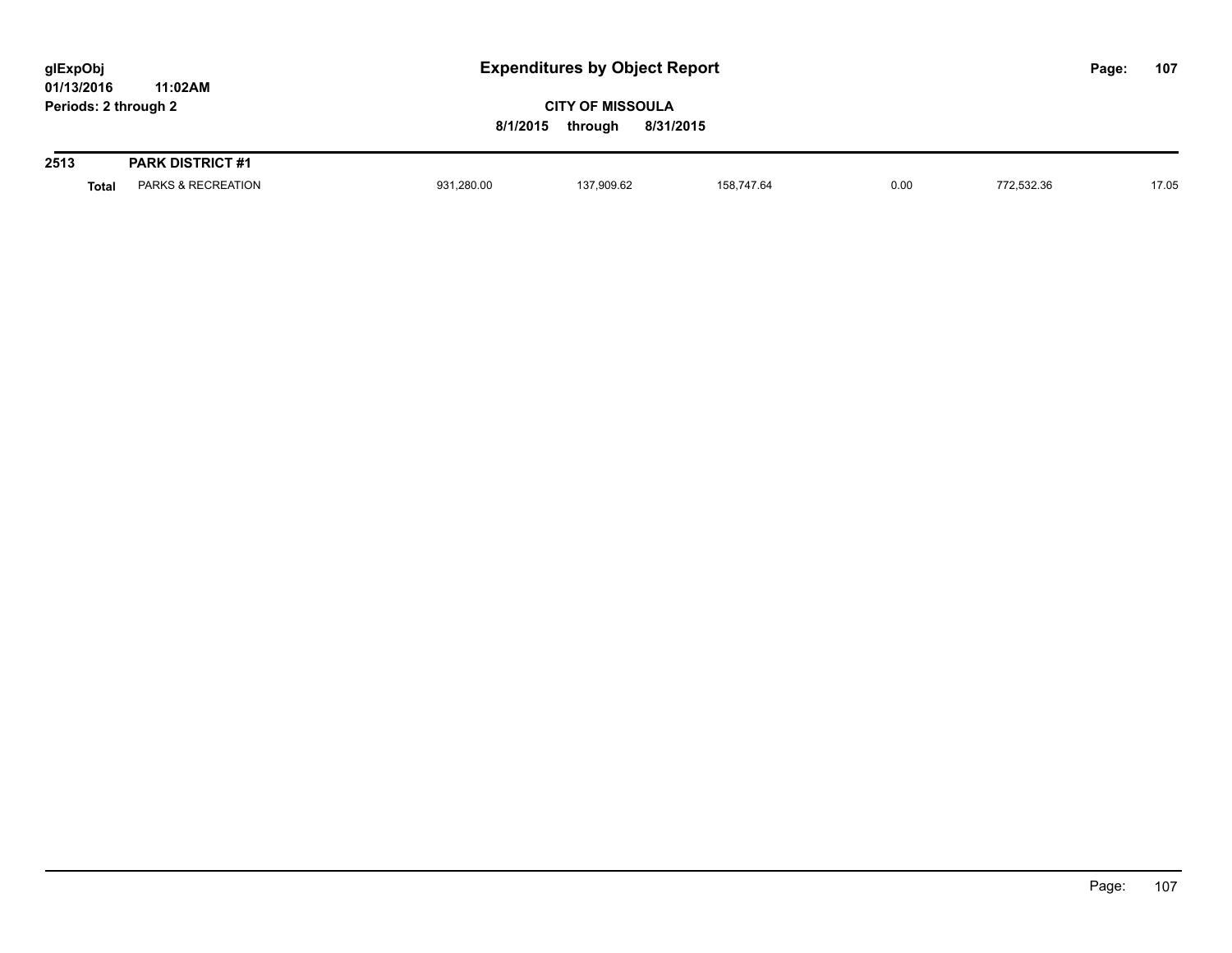# Expenditures by Object Report

**CITY OF MISSOULA**

**8/1/2015 through 8/31/2015**

glExpObj
01/13/2016 11:02AM
Periods: 2 through 2

**2513 PARK DISTRICT #1**

| | | | | | | | |
|---|---|---|---|---|---|---|---|
| **Total** | PARKS & RECREATION | 931,280.00 | 137,909.62 | 158,747.64 | 0.00 | 772,532.36 | 17.05 |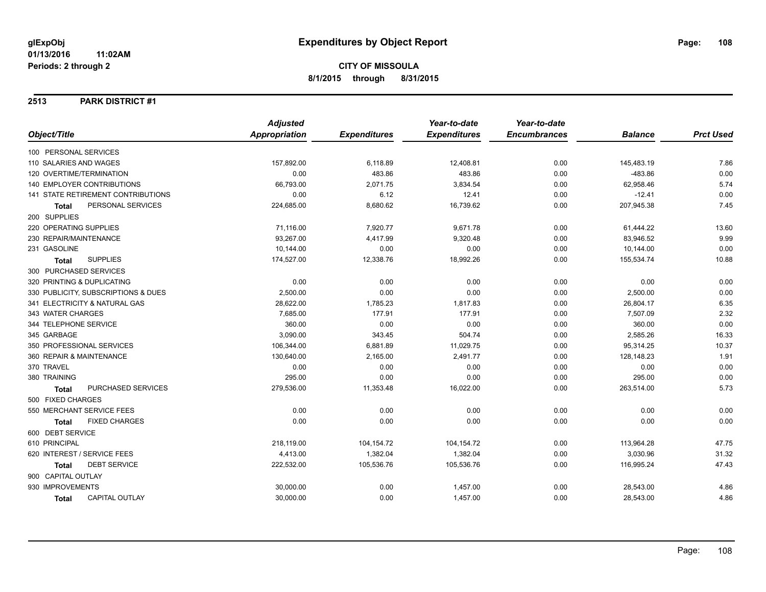**glExpObj**
**01/13/2016 11:02AM**
**Periods: 2 through 2**

# Expenditures by Object Report

**CITY OF MISSOULA**
**8/1/2015 through 8/31/2015**

## 2513 PARK DISTRICT #1

| Object/Title | Adjusted Appropriation | Expenditures | Year-to-date Expenditures | Year-to-date Encumbrances | Balance | Prct Used |
|---|---|---|---|---|---|---|
| 100 PERSONAL SERVICES | | | | | | |
| 110 SALARIES AND WAGES | 157,892.00 | 6,118.89 | 12,408.81 | 0.00 | 145,483.19 | 7.86 |
| 120 OVERTIME/TERMINATION | 0.00 | 483.86 | 483.86 | 0.00 | -483.86 | 0.00 |
| 140 EMPLOYER CONTRIBUTIONS | 66,793.00 | 2,071.75 | 3,834.54 | 0.00 | 62,958.46 | 5.74 |
| 141 STATE RETIREMENT CONTRIBUTIONS | 0.00 | 6.12 | 12.41 | 0.00 | -12.41 | 0.00 |
| **Total** PERSONAL SERVICES | 224,685.00 | 8,680.62 | 16,739.62 | 0.00 | 207,945.38 | 7.45 |
| 200 SUPPLIES | | | | | | |
| 220 OPERATING SUPPLIES | 71,116.00 | 7,920.77 | 9,671.78 | 0.00 | 61,444.22 | 13.60 |
| 230 REPAIR/MAINTENANCE | 93,267.00 | 4,417.99 | 9,320.48 | 0.00 | 83,946.52 | 9.99 |
| 231 GASOLINE | 10,144.00 | 0.00 | 0.00 | 0.00 | 10,144.00 | 0.00 |
| **Total** SUPPLIES | 174,527.00 | 12,338.76 | 18,992.26 | 0.00 | 155,534.74 | 10.88 |
| 300 PURCHASED SERVICES | | | | | | |
| 320 PRINTING & DUPLICATING | 0.00 | 0.00 | 0.00 | 0.00 | 0.00 | 0.00 |
| 330 PUBLICITY, SUBSCRIPTIONS & DUES | 2,500.00 | 0.00 | 0.00 | 0.00 | 2,500.00 | 0.00 |
| 341 ELECTRICITY & NATURAL GAS | 28,622.00 | 1,785.23 | 1,817.83 | 0.00 | 26,804.17 | 6.35 |
| 343 WATER CHARGES | 7,685.00 | 177.91 | 177.91 | 0.00 | 7,507.09 | 2.32 |
| 344 TELEPHONE SERVICE | 360.00 | 0.00 | 0.00 | 0.00 | 360.00 | 0.00 |
| 345 GARBAGE | 3,090.00 | 343.45 | 504.74 | 0.00 | 2,585.26 | 16.33 |
| 350 PROFESSIONAL SERVICES | 106,344.00 | 6,881.89 | 11,029.75 | 0.00 | 95,314.25 | 10.37 |
| 360 REPAIR & MAINTENANCE | 130,640.00 | 2,165.00 | 2,491.77 | 0.00 | 128,148.23 | 1.91 |
| 370 TRAVEL | 0.00 | 0.00 | 0.00 | 0.00 | 0.00 | 0.00 |
| 380 TRAINING | 295.00 | 0.00 | 0.00 | 0.00 | 295.00 | 0.00 |
| **Total** PURCHASED SERVICES | 279,536.00 | 11,353.48 | 16,022.00 | 0.00 | 263,514.00 | 5.73 |
| 500 FIXED CHARGES | | | | | | |
| 550 MERCHANT SERVICE FEES | 0.00 | 0.00 | 0.00 | 0.00 | 0.00 | 0.00 |
| **Total** FIXED CHARGES | 0.00 | 0.00 | 0.00 | 0.00 | 0.00 | 0.00 |
| 600 DEBT SERVICE | | | | | | |
| 610 PRINCIPAL | 218,119.00 | 104,154.72 | 104,154.72 | 0.00 | 113,964.28 | 47.75 |
| 620 INTEREST / SERVICE FEES | 4,413.00 | 1,382.04 | 1,382.04 | 0.00 | 3,030.96 | 31.32 |
| **Total** DEBT SERVICE | 222,532.00 | 105,536.76 | 105,536.76 | 0.00 | 116,995.24 | 47.43 |
| 900 CAPITAL OUTLAY | | | | | | |
| 930 IMPROVEMENTS | 30,000.00 | 0.00 | 1,457.00 | 0.00 | 28,543.00 | 4.86 |
| **Total** CAPITAL OUTLAY | 30,000.00 | 0.00 | 1,457.00 | 0.00 | 28,543.00 | 4.86 |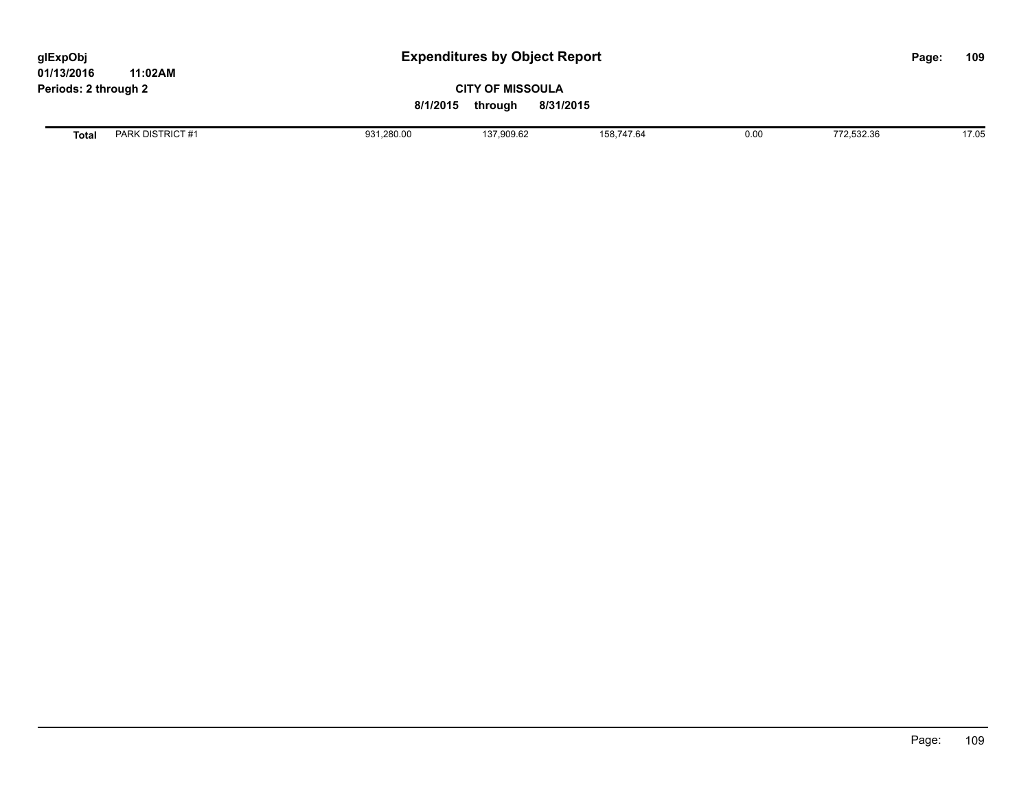| Total | PARK DISTRICT #1 | 931,280.00 | 137,909.62 | 158,747.64 | 0.00 | 772,532.36 | 17.05 |
|---|---|---|---|---|---|---|---|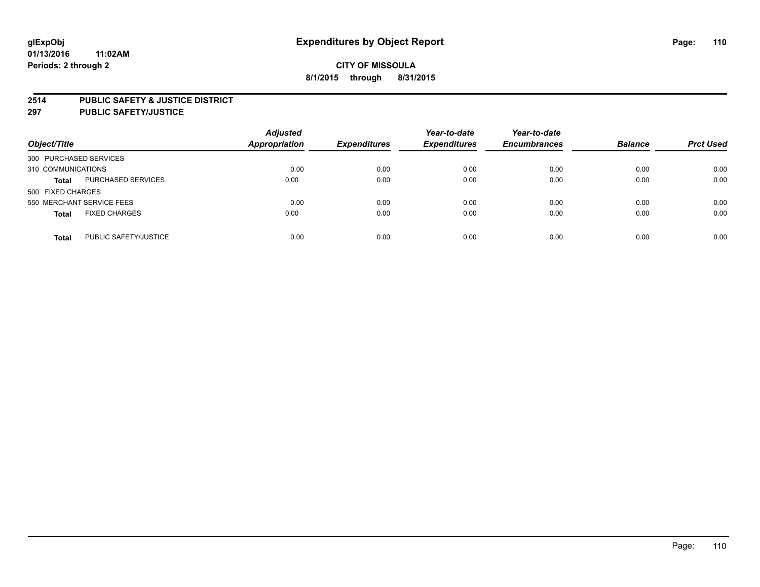glExpObj
01/13/2016 11:02AM
Periods: 2 through 2

# Expenditures by Object Report

**CITY OF MISSOULA**
**8/1/2015 through 8/31/2015**

**2514 PUBLIC SAFETY & JUSTICE DISTRICT**
**297 PUBLIC SAFETY/JUSTICE**

| Object/Title | | Adjusted Appropriation | Expenditures | Year-to-date Expenditures | Year-to-date Encumbrances | Balance | Prct Used |
|---|---|---|---|---|---|---|---|
| 300 PURCHASED SERVICES | | | | | | | |
| 310 COMMUNICATIONS | | 0.00 | 0.00 | 0.00 | 0.00 | 0.00 | 0.00 |
| **Total** | PURCHASED SERVICES | 0.00 | 0.00 | 0.00 | 0.00 | 0.00 | 0.00 |
| 500 FIXED CHARGES | | | | | | | |
| 550 MERCHANT SERVICE FEES | | 0.00 | 0.00 | 0.00 | 0.00 | 0.00 | 0.00 |
| **Total** | FIXED CHARGES | 0.00 | 0.00 | 0.00 | 0.00 | 0.00 | 0.00 |
| **Total** | PUBLIC SAFETY/JUSTICE | 0.00 | 0.00 | 0.00 | 0.00 | 0.00 | 0.00 |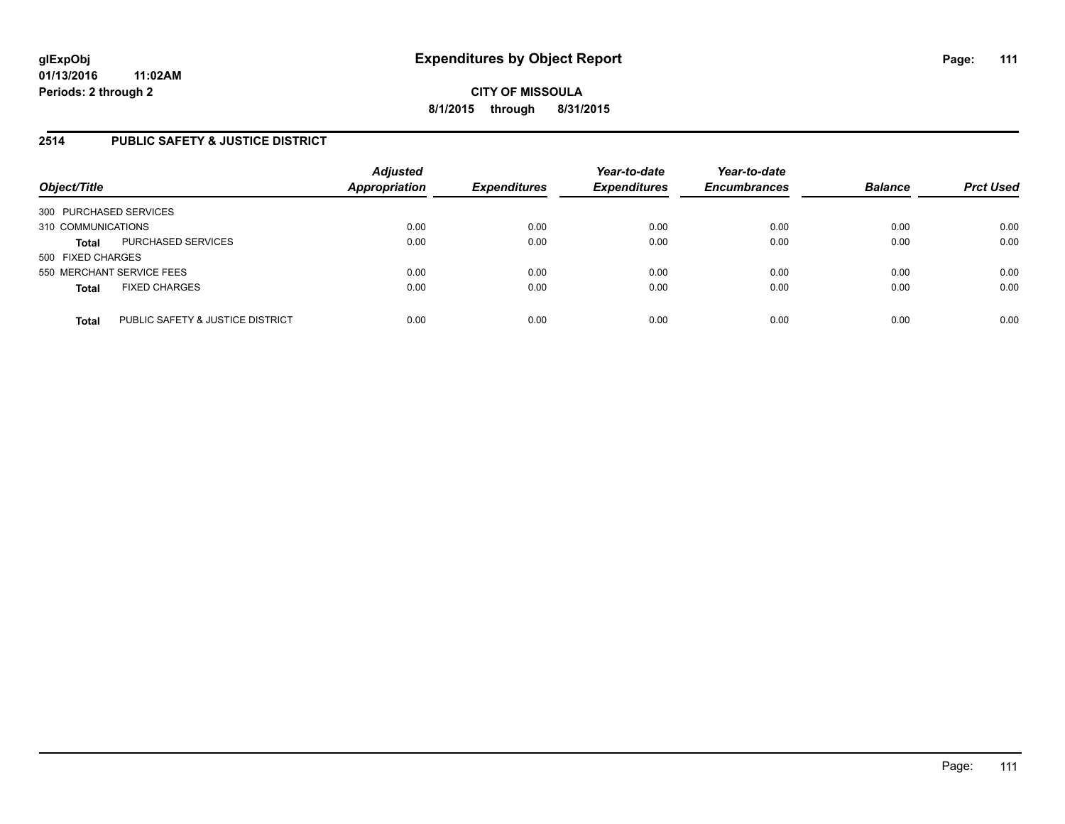# Expenditures by Object Report

glExpObj
01/13/2016 11:02AM
Periods: 2 through 2

**CITY OF MISSOULA**
**8/1/2015 through 8/31/2015**

## 2514 PUBLIC SAFETY & JUSTICE DISTRICT

| Object/Title | | Adjusted Appropriation | Expenditures | Year-to-date Expenditures | Year-to-date Encumbrances | Balance | Prct Used |
|---|---|---|---|---|---|---|---|
| 300 PURCHASED SERVICES | | | | | | | |
| 310 COMMUNICATIONS | | 0.00 | 0.00 | 0.00 | 0.00 | 0.00 | 0.00 |
| **Total** | PURCHASED SERVICES | 0.00 | 0.00 | 0.00 | 0.00 | 0.00 | 0.00 |
| 500 FIXED CHARGES | | | | | | | |
| 550 MERCHANT SERVICE FEES | | 0.00 | 0.00 | 0.00 | 0.00 | 0.00 | 0.00 |
| **Total** | FIXED CHARGES | 0.00 | 0.00 | 0.00 | 0.00 | 0.00 | 0.00 |
| **Total** | PUBLIC SAFETY & JUSTICE DISTRICT | 0.00 | 0.00 | 0.00 | 0.00 | 0.00 | 0.00 |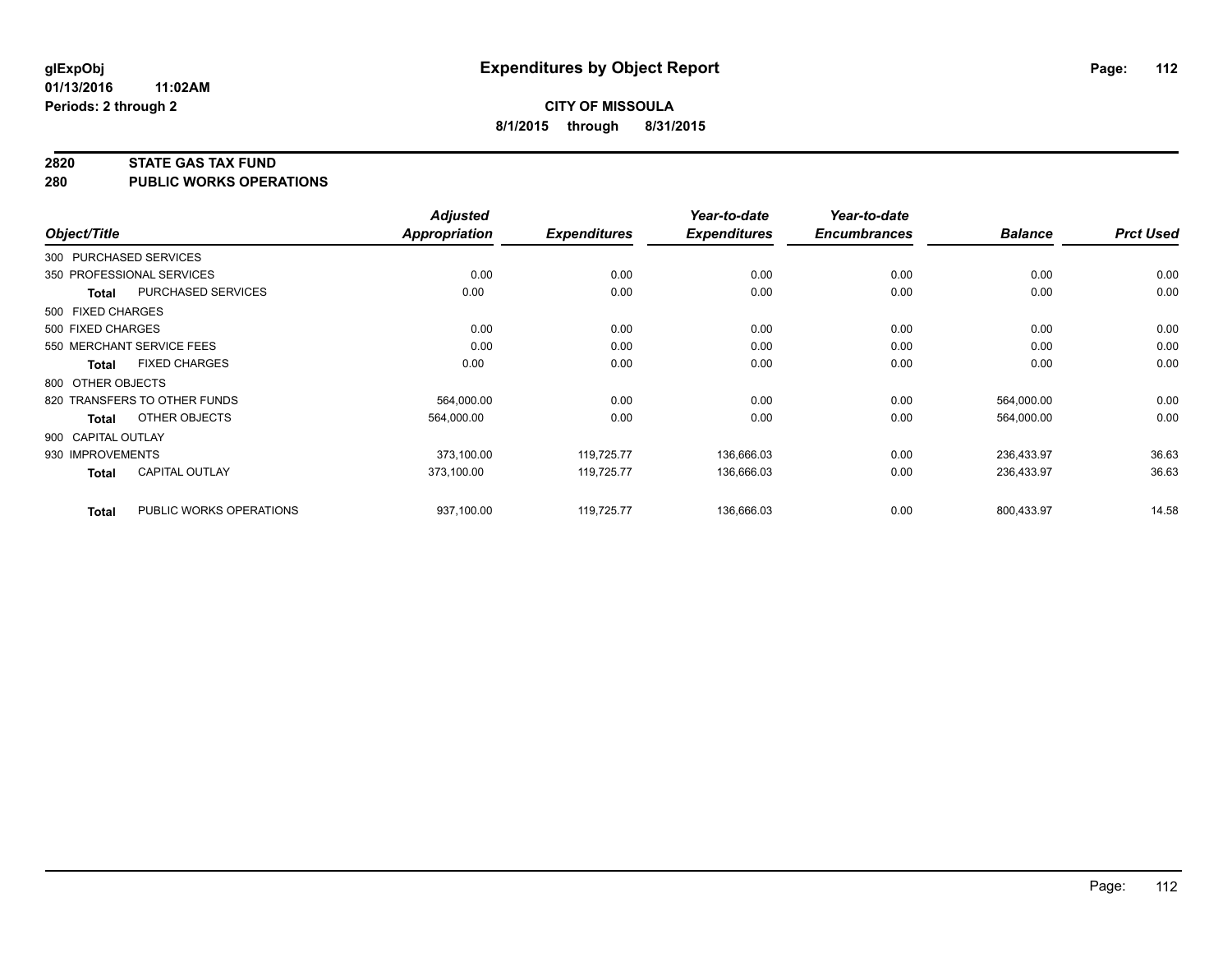**glExpObj**
**01/13/2016 11:02AM**
**Periods: 2 through 2**

# Expenditures by Object Report

**CITY OF MISSOULA**
**8/1/2015 through 8/31/2015**

## 2820 STATE GAS TAX FUND
## 280 PUBLIC WORKS OPERATIONS

| Object/Title | | *Adjusted Appropriation* | *Expenditures* | *Year-to-date Expenditures* | *Year-to-date Encumbrances* | *Balance* | *Prct Used* |
|---|---|---|---|---|---|---|---|
| 300 PURCHASED SERVICES | | | | | | | |
| 350 PROFESSIONAL SERVICES | | 0.00 | 0.00 | 0.00 | 0.00 | 0.00 | 0.00 |
| **Total** | PURCHASED SERVICES | 0.00 | 0.00 | 0.00 | 0.00 | 0.00 | 0.00 |
| 500 FIXED CHARGES | | | | | | | |
| 500 FIXED CHARGES | | 0.00 | 0.00 | 0.00 | 0.00 | 0.00 | 0.00 |
| 550 MERCHANT SERVICE FEES | | 0.00 | 0.00 | 0.00 | 0.00 | 0.00 | 0.00 |
| **Total** | FIXED CHARGES | 0.00 | 0.00 | 0.00 | 0.00 | 0.00 | 0.00 |
| 800 OTHER OBJECTS | | | | | | | |
| 820 TRANSFERS TO OTHER FUNDS | | 564,000.00 | 0.00 | 0.00 | 0.00 | 564,000.00 | 0.00 |
| **Total** | OTHER OBJECTS | 564,000.00 | 0.00 | 0.00 | 0.00 | 564,000.00 | 0.00 |
| 900 CAPITAL OUTLAY | | | | | | | |
| 930 IMPROVEMENTS | | 373,100.00 | 119,725.77 | 136,666.03 | 0.00 | 236,433.97 | 36.63 |
| **Total** | CAPITAL OUTLAY | 373,100.00 | 119,725.77 | 136,666.03 | 0.00 | 236,433.97 | 36.63 |
| **Total** | PUBLIC WORKS OPERATIONS | 937,100.00 | 119,725.77 | 136,666.03 | 0.00 | 800,433.97 | 14.58 |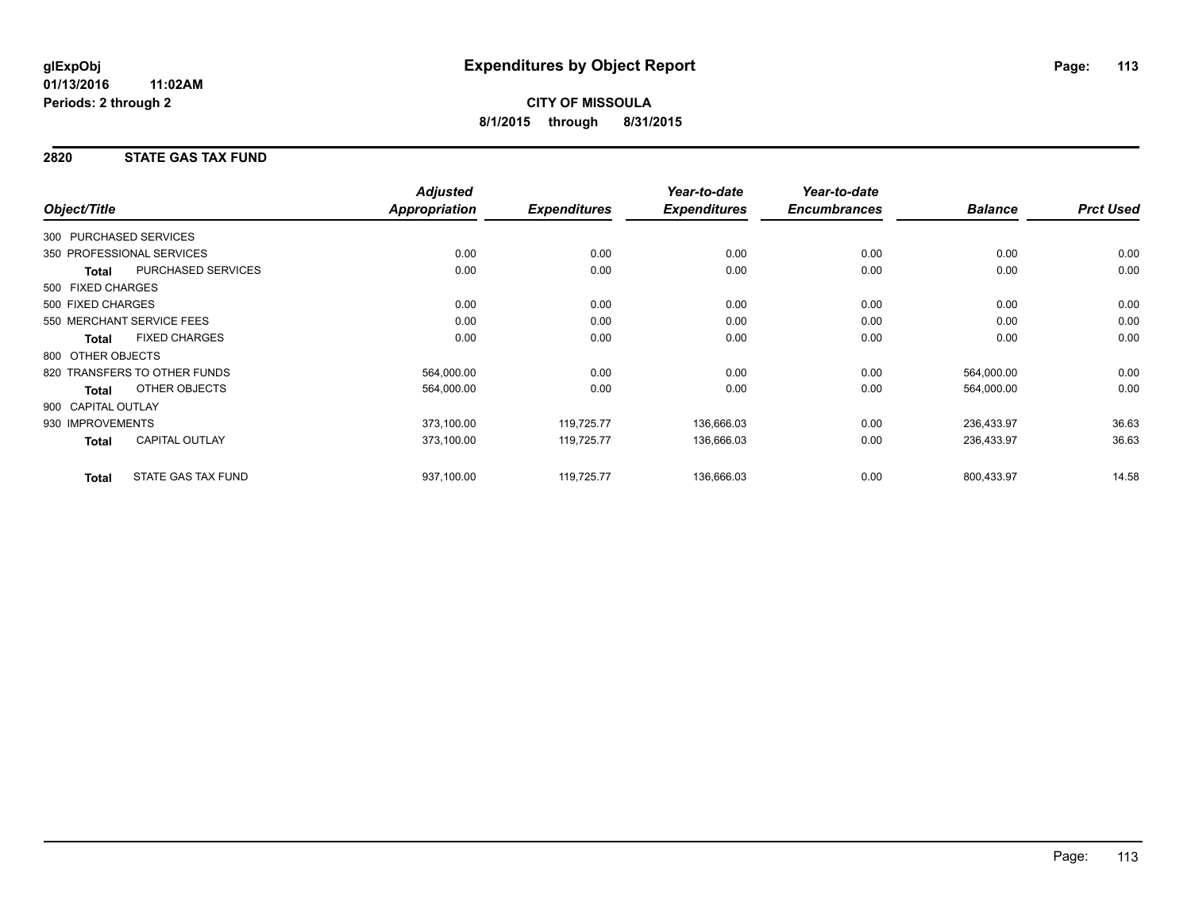**glExpObj**
**01/13/2016 11:02AM**
**Periods: 2 through 2**

# Expenditures by Object Report

**CITY OF MISSOULA**
**8/1/2015 through 8/31/2015**

## 2820 STATE GAS TAX FUND

| Object/Title | | Adjusted Appropriation | Expenditures | Year-to-date Expenditures | Year-to-date Encumbrances | Balance | Prct Used |
|---|---|---|---|---|---|---|---|
| 300 PURCHASED SERVICES | | | | | | | |
| 350 PROFESSIONAL SERVICES | | 0.00 | 0.00 | 0.00 | 0.00 | 0.00 | 0.00 |
| **Total** | PURCHASED SERVICES | 0.00 | 0.00 | 0.00 | 0.00 | 0.00 | 0.00 |
| 500 FIXED CHARGES | | | | | | | |
| 500 FIXED CHARGES | | 0.00 | 0.00 | 0.00 | 0.00 | 0.00 | 0.00 |
| 550 MERCHANT SERVICE FEES | | 0.00 | 0.00 | 0.00 | 0.00 | 0.00 | 0.00 |
| **Total** | FIXED CHARGES | 0.00 | 0.00 | 0.00 | 0.00 | 0.00 | 0.00 |
| 800 OTHER OBJECTS | | | | | | | |
| 820 TRANSFERS TO OTHER FUNDS | | 564,000.00 | 0.00 | 0.00 | 0.00 | 564,000.00 | 0.00 |
| **Total** | OTHER OBJECTS | 564,000.00 | 0.00 | 0.00 | 0.00 | 564,000.00 | 0.00 |
| 900 CAPITAL OUTLAY | | | | | | | |
| 930 IMPROVEMENTS | | 373,100.00 | 119,725.77 | 136,666.03 | 0.00 | 236,433.97 | 36.63 |
| **Total** | CAPITAL OUTLAY | 373,100.00 | 119,725.77 | 136,666.03 | 0.00 | 236,433.97 | 36.63 |
| **Total** | STATE GAS TAX FUND | 937,100.00 | 119,725.77 | 136,666.03 | 0.00 | 800,433.97 | 14.58 |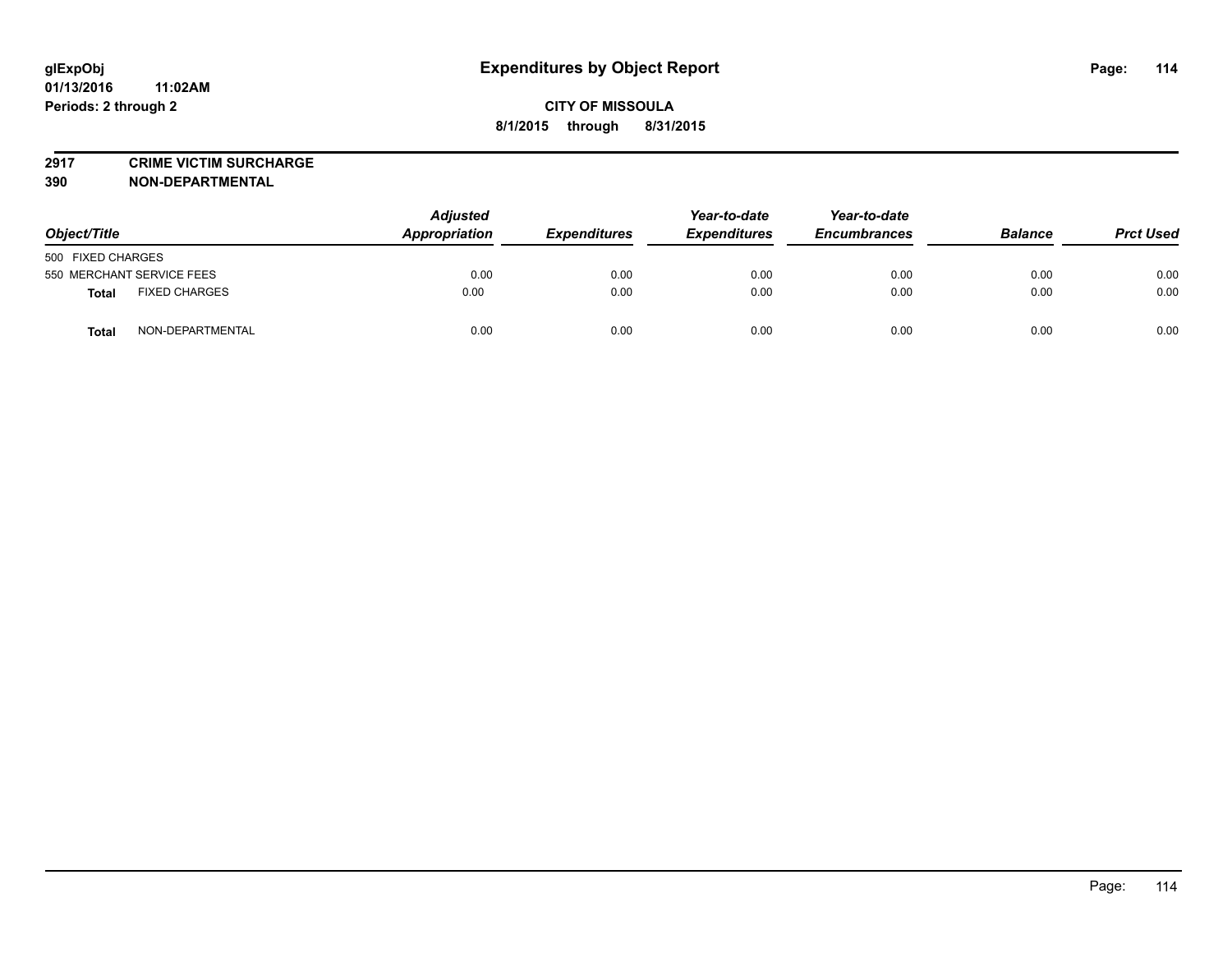# Expenditures by Object Report

glExpObj
01/13/2016 11:02AM
Periods: 2 through 2

**CITY OF MISSOULA**
**8/1/2015 through 8/31/2015**

**2917 CRIME VICTIM SURCHARGE**
**390 NON-DEPARTMENTAL**

| Object/Title | | Adjusted Appropriation | Expenditures | Year-to-date Expenditures | Year-to-date Encumbrances | Balance | Prct Used |
|---|---|---|---|---|---|---|---|
| 500 FIXED CHARGES | | | | | | | |
| 550 MERCHANT SERVICE FEES | | 0.00 | 0.00 | 0.00 | 0.00 | 0.00 | 0.00 |
| **Total** | FIXED CHARGES | 0.00 | 0.00 | 0.00 | 0.00 | 0.00 | 0.00 |
| **Total** | NON-DEPARTMENTAL | 0.00 | 0.00 | 0.00 | 0.00 | 0.00 | 0.00 |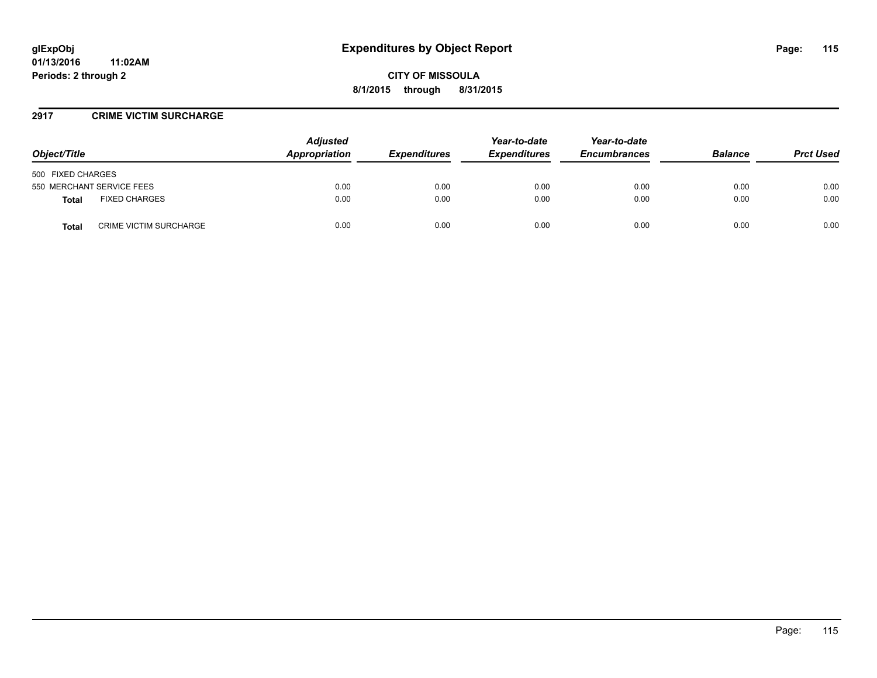# Expenditures by Object Report

glExpObj
01/13/2016 11:02AM
Periods: 2 through 2

**CITY OF MISSOULA**
**8/1/2015 through 8/31/2015**

## 2917 CRIME VICTIM SURCHARGE

| Object/Title | Adjusted Appropriation | Expenditures | Year-to-date Expenditures | Year-to-date Encumbrances | Balance | Prct Used |
|---|---|---|---|---|---|---|
| 500 FIXED CHARGES | | | | | | |
| 550 MERCHANT SERVICE FEES | 0.00 | 0.00 | 0.00 | 0.00 | 0.00 | 0.00 |
| **Total** FIXED CHARGES | 0.00 | 0.00 | 0.00 | 0.00 | 0.00 | 0.00 |
| **Total** CRIME VICTIM SURCHARGE | 0.00 | 0.00 | 0.00 | 0.00 | 0.00 | 0.00 |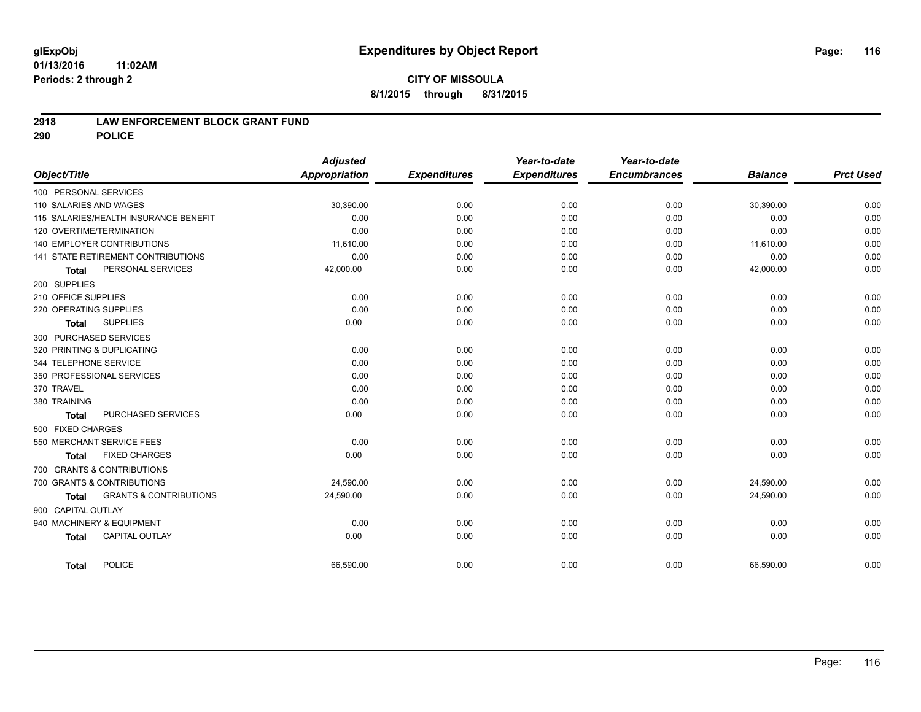# Expenditures by Object Report

glExpObj
01/13/2016 11:02AM
Periods: 2 through 2

**CITY OF MISSOULA**
**8/1/2015 through 8/31/2015**

**2918 LAW ENFORCEMENT BLOCK GRANT FUND**
**290 POLICE**

| Object/Title | Adjusted Appropriation | Expenditures | Year-to-date Expenditures | Year-to-date Encumbrances | Balance | Prct Used |
|---|---|---|---|---|---|---|
| 100 PERSONAL SERVICES | | | | | | |
| 110 SALARIES AND WAGES | 30,390.00 | 0.00 | 0.00 | 0.00 | 30,390.00 | 0.00 |
| 115 SALARIES/HEALTH INSURANCE BENEFIT | 0.00 | 0.00 | 0.00 | 0.00 | 0.00 | 0.00 |
| 120 OVERTIME/TERMINATION | 0.00 | 0.00 | 0.00 | 0.00 | 0.00 | 0.00 |
| 140 EMPLOYER CONTRIBUTIONS | 11,610.00 | 0.00 | 0.00 | 0.00 | 11,610.00 | 0.00 |
| 141 STATE RETIREMENT CONTRIBUTIONS | 0.00 | 0.00 | 0.00 | 0.00 | 0.00 | 0.00 |
| **Total** PERSONAL SERVICES | 42,000.00 | 0.00 | 0.00 | 0.00 | 42,000.00 | 0.00 |
| 200 SUPPLIES | | | | | | |
| 210 OFFICE SUPPLIES | 0.00 | 0.00 | 0.00 | 0.00 | 0.00 | 0.00 |
| 220 OPERATING SUPPLIES | 0.00 | 0.00 | 0.00 | 0.00 | 0.00 | 0.00 |
| **Total** SUPPLIES | 0.00 | 0.00 | 0.00 | 0.00 | 0.00 | 0.00 |
| 300 PURCHASED SERVICES | | | | | | |
| 320 PRINTING & DUPLICATING | 0.00 | 0.00 | 0.00 | 0.00 | 0.00 | 0.00 |
| 344 TELEPHONE SERVICE | 0.00 | 0.00 | 0.00 | 0.00 | 0.00 | 0.00 |
| 350 PROFESSIONAL SERVICES | 0.00 | 0.00 | 0.00 | 0.00 | 0.00 | 0.00 |
| 370 TRAVEL | 0.00 | 0.00 | 0.00 | 0.00 | 0.00 | 0.00 |
| 380 TRAINING | 0.00 | 0.00 | 0.00 | 0.00 | 0.00 | 0.00 |
| **Total** PURCHASED SERVICES | 0.00 | 0.00 | 0.00 | 0.00 | 0.00 | 0.00 |
| 500 FIXED CHARGES | | | | | | |
| 550 MERCHANT SERVICE FEES | 0.00 | 0.00 | 0.00 | 0.00 | 0.00 | 0.00 |
| **Total** FIXED CHARGES | 0.00 | 0.00 | 0.00 | 0.00 | 0.00 | 0.00 |
| 700 GRANTS & CONTRIBUTIONS | | | | | | |
| 700 GRANTS & CONTRIBUTIONS | 24,590.00 | 0.00 | 0.00 | 0.00 | 24,590.00 | 0.00 |
| **Total** GRANTS & CONTRIBUTIONS | 24,590.00 | 0.00 | 0.00 | 0.00 | 24,590.00 | 0.00 |
| 900 CAPITAL OUTLAY | | | | | | |
| 940 MACHINERY & EQUIPMENT | 0.00 | 0.00 | 0.00 | 0.00 | 0.00 | 0.00 |
| **Total** CAPITAL OUTLAY | 0.00 | 0.00 | 0.00 | 0.00 | 0.00 | 0.00 |
| **Total** POLICE | 66,590.00 | 0.00 | 0.00 | 0.00 | 66,590.00 | 0.00 |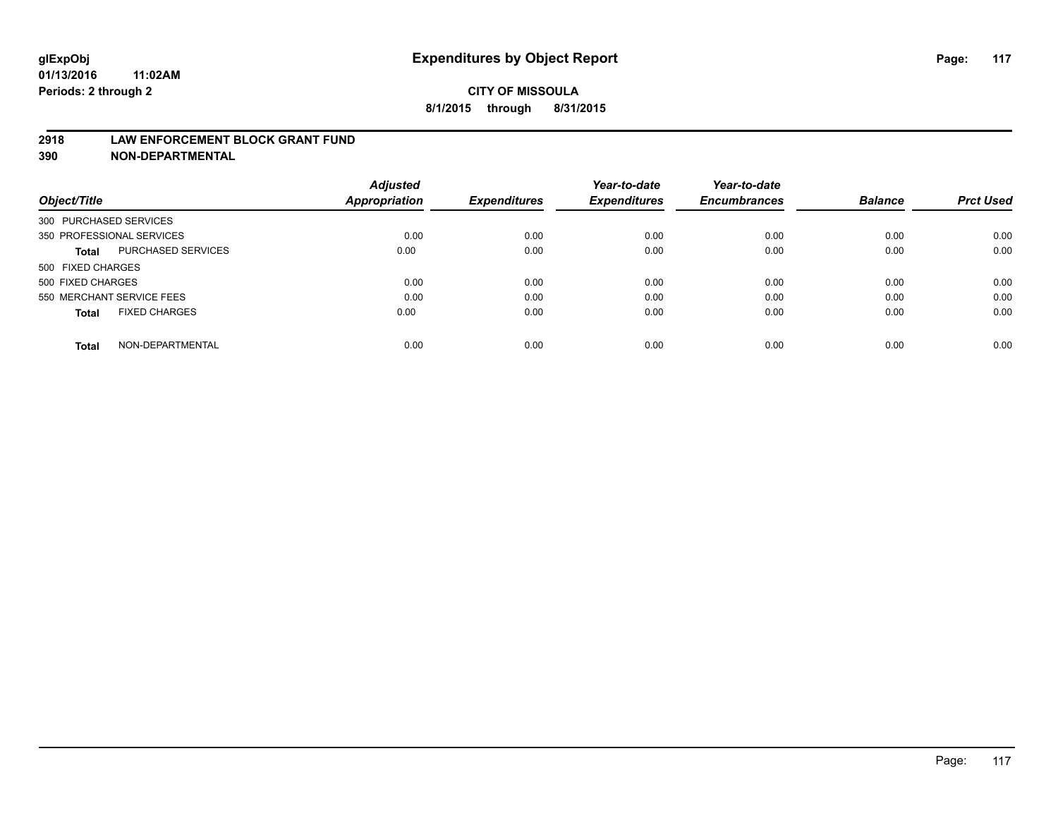# Expenditures by Object Report

glExpObj
01/13/2016 11:02AM
Periods: 2 through 2

**CITY OF MISSOULA**
**8/1/2015 through 8/31/2015**

**2918 LAW ENFORCEMENT BLOCK GRANT FUND**
**390 NON-DEPARTMENTAL**

| Object/Title | Adjusted Appropriation | Expenditures | Year-to-date Expenditures | Year-to-date Encumbrances | Balance | Prct Used |
|---|---|---|---|---|---|---|
| 300 PURCHASED SERVICES | | | | | | |
| 350 PROFESSIONAL SERVICES | 0.00 | 0.00 | 0.00 | 0.00 | 0.00 | 0.00 |
| **Total** PURCHASED SERVICES | 0.00 | 0.00 | 0.00 | 0.00 | 0.00 | 0.00 |
| 500 FIXED CHARGES | | | | | | |
| 500 FIXED CHARGES | 0.00 | 0.00 | 0.00 | 0.00 | 0.00 | 0.00 |
| 550 MERCHANT SERVICE FEES | 0.00 | 0.00 | 0.00 | 0.00 | 0.00 | 0.00 |
| **Total** FIXED CHARGES | 0.00 | 0.00 | 0.00 | 0.00 | 0.00 | 0.00 |
| **Total** NON-DEPARTMENTAL | 0.00 | 0.00 | 0.00 | 0.00 | 0.00 | 0.00 |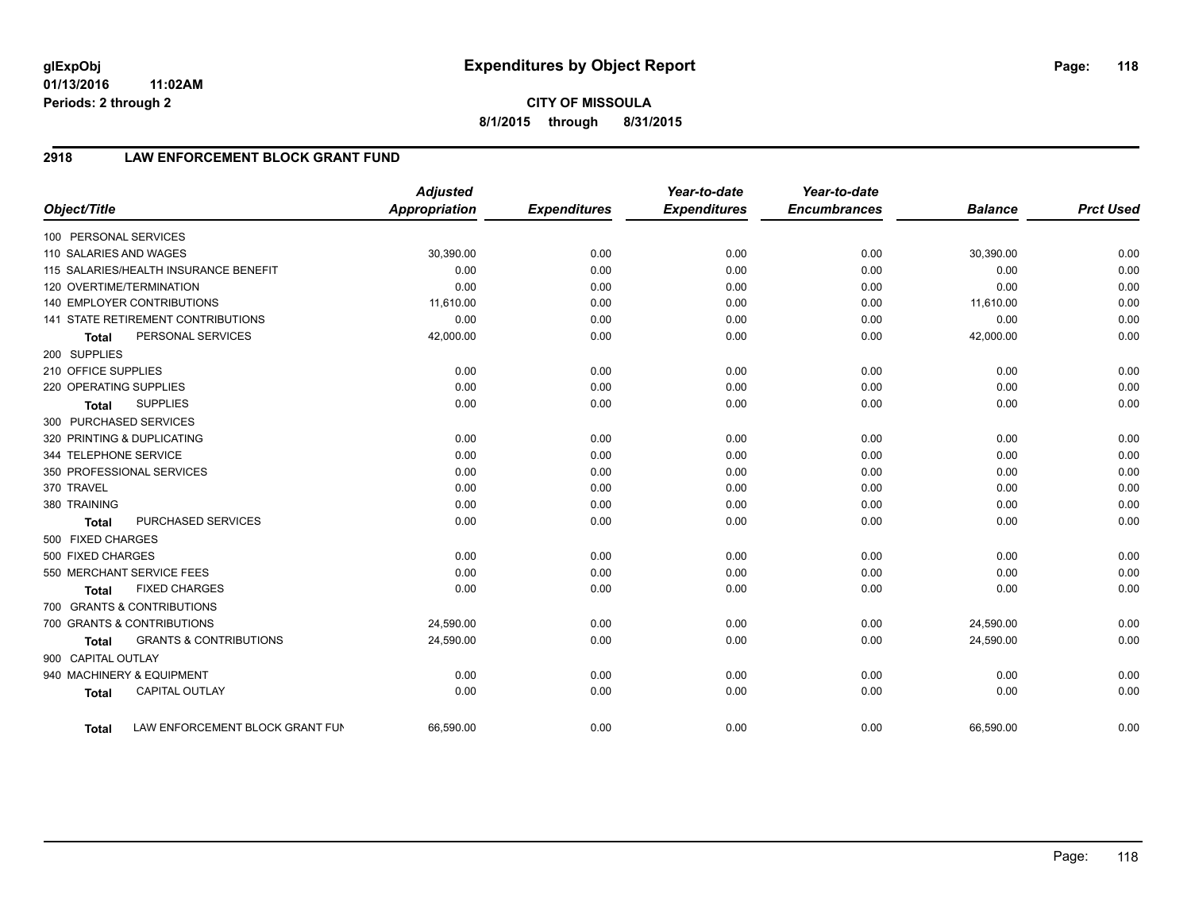glExpObj
01/13/2016 11:02AM
Periods: 2 through 2

# Expenditures by Object Report

**CITY OF MISSOULA**
**8/1/2015 through 8/31/2015**

## 2918 LAW ENFORCEMENT BLOCK GRANT FUND

| Object/Title | Adjusted Appropriation | Expenditures | Year-to-date Expenditures | Year-to-date Encumbrances | Balance | Prct Used |
|---|---|---|---|---|---|---|
| 100 PERSONAL SERVICES | | | | | | |
| 110 SALARIES AND WAGES | 30,390.00 | 0.00 | 0.00 | 0.00 | 30,390.00 | 0.00 |
| 115 SALARIES/HEALTH INSURANCE BENEFIT | 0.00 | 0.00 | 0.00 | 0.00 | 0.00 | 0.00 |
| 120 OVERTIME/TERMINATION | 0.00 | 0.00 | 0.00 | 0.00 | 0.00 | 0.00 |
| 140 EMPLOYER CONTRIBUTIONS | 11,610.00 | 0.00 | 0.00 | 0.00 | 11,610.00 | 0.00 |
| 141 STATE RETIREMENT CONTRIBUTIONS | 0.00 | 0.00 | 0.00 | 0.00 | 0.00 | 0.00 |
| **Total** PERSONAL SERVICES | 42,000.00 | 0.00 | 0.00 | 0.00 | 42,000.00 | 0.00 |
| 200 SUPPLIES | | | | | | |
| 210 OFFICE SUPPLIES | 0.00 | 0.00 | 0.00 | 0.00 | 0.00 | 0.00 |
| 220 OPERATING SUPPLIES | 0.00 | 0.00 | 0.00 | 0.00 | 0.00 | 0.00 |
| **Total** SUPPLIES | 0.00 | 0.00 | 0.00 | 0.00 | 0.00 | 0.00 |
| 300 PURCHASED SERVICES | | | | | | |
| 320 PRINTING & DUPLICATING | 0.00 | 0.00 | 0.00 | 0.00 | 0.00 | 0.00 |
| 344 TELEPHONE SERVICE | 0.00 | 0.00 | 0.00 | 0.00 | 0.00 | 0.00 |
| 350 PROFESSIONAL SERVICES | 0.00 | 0.00 | 0.00 | 0.00 | 0.00 | 0.00 |
| 370 TRAVEL | 0.00 | 0.00 | 0.00 | 0.00 | 0.00 | 0.00 |
| 380 TRAINING | 0.00 | 0.00 | 0.00 | 0.00 | 0.00 | 0.00 |
| **Total** PURCHASED SERVICES | 0.00 | 0.00 | 0.00 | 0.00 | 0.00 | 0.00 |
| 500 FIXED CHARGES | | | | | | |
| 500 FIXED CHARGES | 0.00 | 0.00 | 0.00 | 0.00 | 0.00 | 0.00 |
| 550 MERCHANT SERVICE FEES | 0.00 | 0.00 | 0.00 | 0.00 | 0.00 | 0.00 |
| **Total** FIXED CHARGES | 0.00 | 0.00 | 0.00 | 0.00 | 0.00 | 0.00 |
| 700 GRANTS & CONTRIBUTIONS | | | | | | |
| 700 GRANTS & CONTRIBUTIONS | 24,590.00 | 0.00 | 0.00 | 0.00 | 24,590.00 | 0.00 |
| **Total** GRANTS & CONTRIBUTIONS | 24,590.00 | 0.00 | 0.00 | 0.00 | 24,590.00 | 0.00 |
| 900 CAPITAL OUTLAY | | | | | | |
| 940 MACHINERY & EQUIPMENT | 0.00 | 0.00 | 0.00 | 0.00 | 0.00 | 0.00 |
| **Total** CAPITAL OUTLAY | 0.00 | 0.00 | 0.00 | 0.00 | 0.00 | 0.00 |
| **Total** LAW ENFORCEMENT BLOCK GRANT FUN | 66,590.00 | 0.00 | 0.00 | 0.00 | 66,590.00 | 0.00 |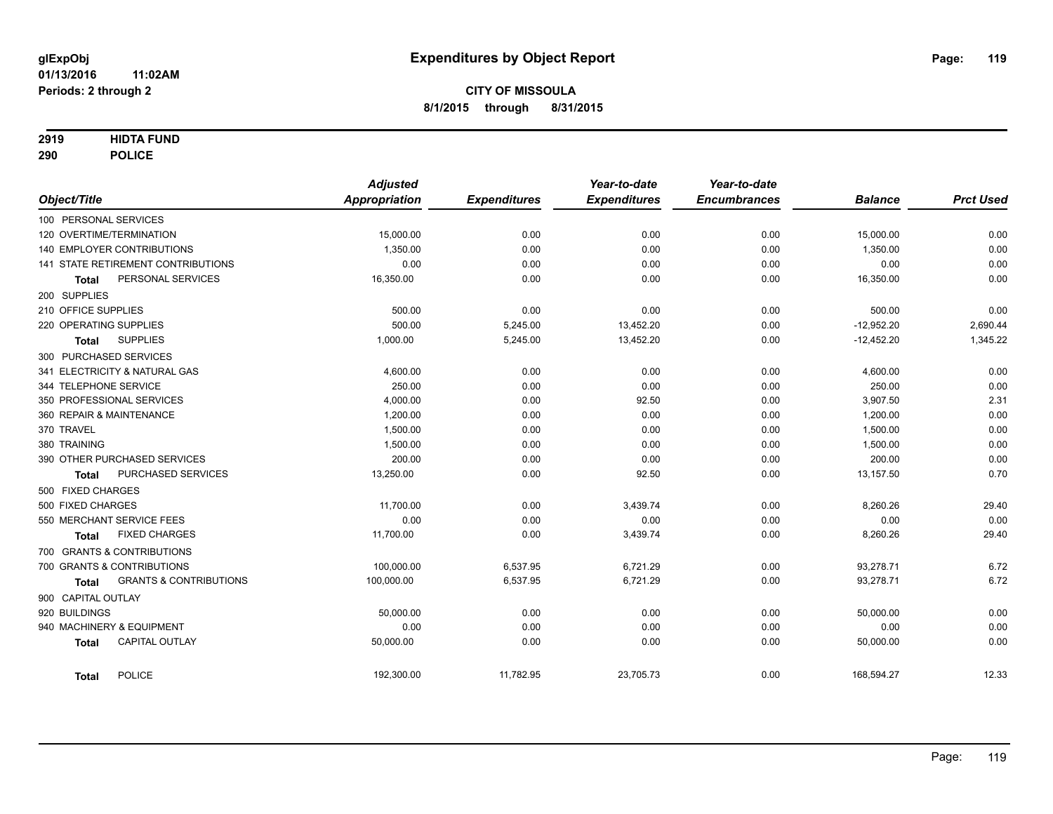# Expenditures by Object Report

glExpObj
01/13/2016 11:02AM
Periods: 2 through 2

**CITY OF MISSOULA**
**8/1/2015 through 8/31/2015**

**2919 HIDTA FUND**
**290 POLICE**

| Object/Title | Adjusted Appropriation | Expenditures | Year-to-date Expenditures | Year-to-date Encumbrances | Balance | Prct Used |
|---|---|---|---|---|---|---|
| 100 PERSONAL SERVICES | | | | | | |
| 120 OVERTIME/TERMINATION | 15,000.00 | 0.00 | 0.00 | 0.00 | 15,000.00 | 0.00 |
| 140 EMPLOYER CONTRIBUTIONS | 1,350.00 | 0.00 | 0.00 | 0.00 | 1,350.00 | 0.00 |
| 141 STATE RETIREMENT CONTRIBUTIONS | 0.00 | 0.00 | 0.00 | 0.00 | 0.00 | 0.00 |
| **Total** PERSONAL SERVICES | 16,350.00 | 0.00 | 0.00 | 0.00 | 16,350.00 | 0.00 |
| 200 SUPPLIES | | | | | | |
| 210 OFFICE SUPPLIES | 500.00 | 0.00 | 0.00 | 0.00 | 500.00 | 0.00 |
| 220 OPERATING SUPPLIES | 500.00 | 5,245.00 | 13,452.20 | 0.00 | -12,952.20 | 2,690.44 |
| **Total** SUPPLIES | 1,000.00 | 5,245.00 | 13,452.20 | 0.00 | -12,452.20 | 1,345.22 |
| 300 PURCHASED SERVICES | | | | | | |
| 341 ELECTRICITY & NATURAL GAS | 4,600.00 | 0.00 | 0.00 | 0.00 | 4,600.00 | 0.00 |
| 344 TELEPHONE SERVICE | 250.00 | 0.00 | 0.00 | 0.00 | 250.00 | 0.00 |
| 350 PROFESSIONAL SERVICES | 4,000.00 | 0.00 | 92.50 | 0.00 | 3,907.50 | 2.31 |
| 360 REPAIR & MAINTENANCE | 1,200.00 | 0.00 | 0.00 | 0.00 | 1,200.00 | 0.00 |
| 370 TRAVEL | 1,500.00 | 0.00 | 0.00 | 0.00 | 1,500.00 | 0.00 |
| 380 TRAINING | 1,500.00 | 0.00 | 0.00 | 0.00 | 1,500.00 | 0.00 |
| 390 OTHER PURCHASED SERVICES | 200.00 | 0.00 | 0.00 | 0.00 | 200.00 | 0.00 |
| **Total** PURCHASED SERVICES | 13,250.00 | 0.00 | 92.50 | 0.00 | 13,157.50 | 0.70 |
| 500 FIXED CHARGES | | | | | | |
| 500 FIXED CHARGES | 11,700.00 | 0.00 | 3,439.74 | 0.00 | 8,260.26 | 29.40 |
| 550 MERCHANT SERVICE FEES | 0.00 | 0.00 | 0.00 | 0.00 | 0.00 | 0.00 |
| **Total** FIXED CHARGES | 11,700.00 | 0.00 | 3,439.74 | 0.00 | 8,260.26 | 29.40 |
| 700 GRANTS & CONTRIBUTIONS | | | | | | |
| 700 GRANTS & CONTRIBUTIONS | 100,000.00 | 6,537.95 | 6,721.29 | 0.00 | 93,278.71 | 6.72 |
| **Total** GRANTS & CONTRIBUTIONS | 100,000.00 | 6,537.95 | 6,721.29 | 0.00 | 93,278.71 | 6.72 |
| 900 CAPITAL OUTLAY | | | | | | |
| 920 BUILDINGS | 50,000.00 | 0.00 | 0.00 | 0.00 | 50,000.00 | 0.00 |
| 940 MACHINERY & EQUIPMENT | 0.00 | 0.00 | 0.00 | 0.00 | 0.00 | 0.00 |
| **Total** CAPITAL OUTLAY | 50,000.00 | 0.00 | 0.00 | 0.00 | 50,000.00 | 0.00 |
| **Total** POLICE | 192,300.00 | 11,782.95 | 23,705.73 | 0.00 | 168,594.27 | 12.33 |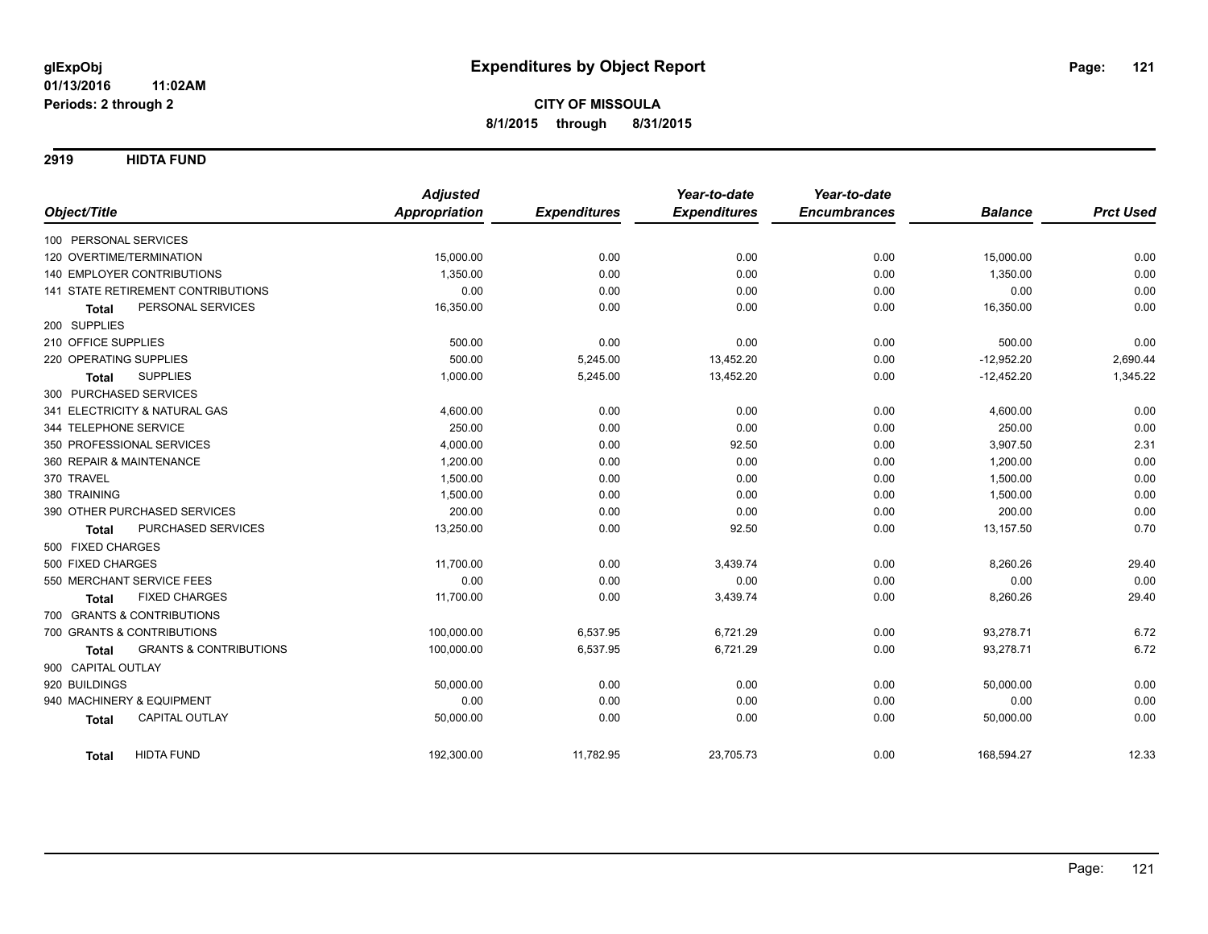# Expenditures by Object Report

glExpObj
01/13/2016 11:02AM
Periods: 2 through 2

**CITY OF MISSOULA**
**8/1/2015 through 8/31/2015**

## 2919 HIDTA FUND

| Object/Title | Adjusted Appropriation | Expenditures | Year-to-date Expenditures | Year-to-date Encumbrances | Balance | Prct Used |
|---|---|---|---|---|---|---|
| 100 PERSONAL SERVICES | | | | | | |
| 120 OVERTIME/TERMINATION | 15,000.00 | 0.00 | 0.00 | 0.00 | 15,000.00 | 0.00 |
| 140 EMPLOYER CONTRIBUTIONS | 1,350.00 | 0.00 | 0.00 | 0.00 | 1,350.00 | 0.00 |
| 141 STATE RETIREMENT CONTRIBUTIONS | 0.00 | 0.00 | 0.00 | 0.00 | 0.00 | 0.00 |
| **Total** PERSONAL SERVICES | 16,350.00 | 0.00 | 0.00 | 0.00 | 16,350.00 | 0.00 |
| 200 SUPPLIES | | | | | | |
| 210 OFFICE SUPPLIES | 500.00 | 0.00 | 0.00 | 0.00 | 500.00 | 0.00 |
| 220 OPERATING SUPPLIES | 500.00 | 5,245.00 | 13,452.20 | 0.00 | -12,952.20 | 2,690.44 |
| **Total** SUPPLIES | 1,000.00 | 5,245.00 | 13,452.20 | 0.00 | -12,452.20 | 1,345.22 |
| 300 PURCHASED SERVICES | | | | | | |
| 341 ELECTRICITY & NATURAL GAS | 4,600.00 | 0.00 | 0.00 | 0.00 | 4,600.00 | 0.00 |
| 344 TELEPHONE SERVICE | 250.00 | 0.00 | 0.00 | 0.00 | 250.00 | 0.00 |
| 350 PROFESSIONAL SERVICES | 4,000.00 | 0.00 | 92.50 | 0.00 | 3,907.50 | 2.31 |
| 360 REPAIR & MAINTENANCE | 1,200.00 | 0.00 | 0.00 | 0.00 | 1,200.00 | 0.00 |
| 370 TRAVEL | 1,500.00 | 0.00 | 0.00 | 0.00 | 1,500.00 | 0.00 |
| 380 TRAINING | 1,500.00 | 0.00 | 0.00 | 0.00 | 1,500.00 | 0.00 |
| 390 OTHER PURCHASED SERVICES | 200.00 | 0.00 | 0.00 | 0.00 | 200.00 | 0.00 |
| **Total** PURCHASED SERVICES | 13,250.00 | 0.00 | 92.50 | 0.00 | 13,157.50 | 0.70 |
| 500 FIXED CHARGES | | | | | | |
| 500 FIXED CHARGES | 11,700.00 | 0.00 | 3,439.74 | 0.00 | 8,260.26 | 29.40 |
| 550 MERCHANT SERVICE FEES | 0.00 | 0.00 | 0.00 | 0.00 | 0.00 | 0.00 |
| **Total** FIXED CHARGES | 11,700.00 | 0.00 | 3,439.74 | 0.00 | 8,260.26 | 29.40 |
| 700 GRANTS & CONTRIBUTIONS | | | | | | |
| 700 GRANTS & CONTRIBUTIONS | 100,000.00 | 6,537.95 | 6,721.29 | 0.00 | 93,278.71 | 6.72 |
| **Total** GRANTS & CONTRIBUTIONS | 100,000.00 | 6,537.95 | 6,721.29 | 0.00 | 93,278.71 | 6.72 |
| 900 CAPITAL OUTLAY | | | | | | |
| 920 BUILDINGS | 50,000.00 | 0.00 | 0.00 | 0.00 | 50,000.00 | 0.00 |
| 940 MACHINERY & EQUIPMENT | 0.00 | 0.00 | 0.00 | 0.00 | 0.00 | 0.00 |
| **Total** CAPITAL OUTLAY | 50,000.00 | 0.00 | 0.00 | 0.00 | 50,000.00 | 0.00 |
| **Total** HIDTA FUND | 192,300.00 | 11,782.95 | 23,705.73 | 0.00 | 168,594.27 | 12.33 |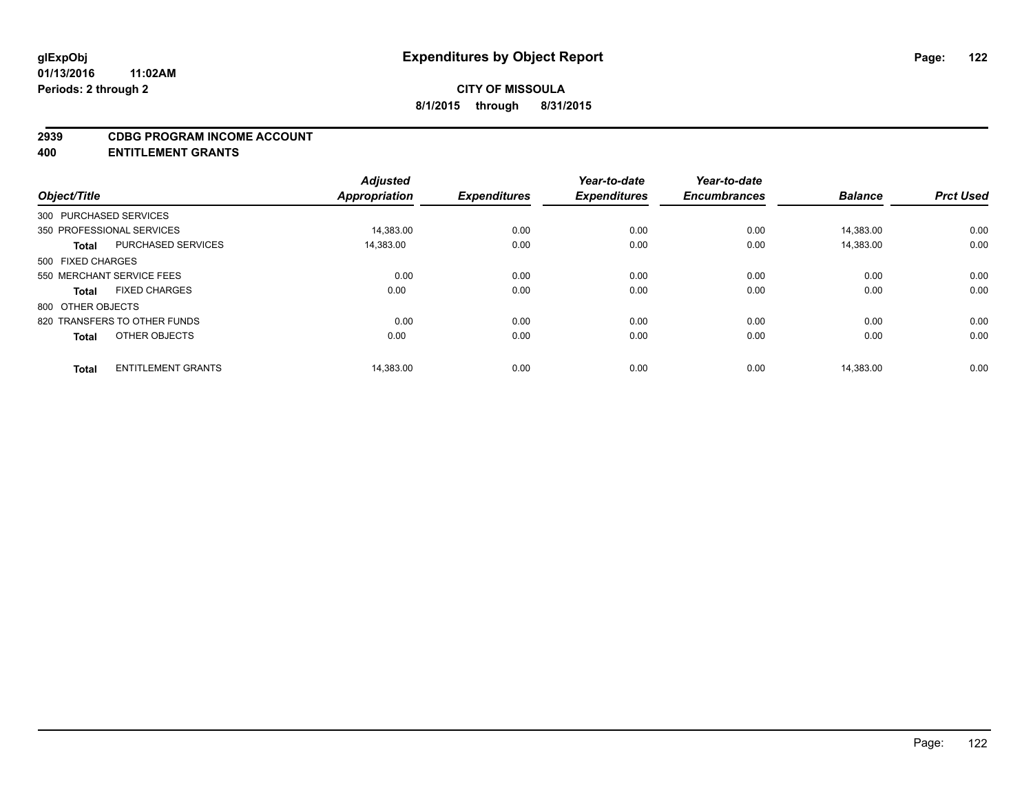**glExpObj**
**01/13/2016 11:02AM**
**Periods: 2 through 2**

# Expenditures by Object Report

**CITY OF MISSOULA**
**8/1/2015 through 8/31/2015**

**2939 CDBG PROGRAM INCOME ACCOUNT**
**400 ENTITLEMENT GRANTS**

| Object/Title | | Adjusted Appropriation | Expenditures | Year-to-date Expenditures | Year-to-date Encumbrances | Balance | Prct Used |
|---|---|---|---|---|---|---|---|
| 300 PURCHASED SERVICES | | | | | | | |
| 350 PROFESSIONAL SERVICES | | 14,383.00 | 0.00 | 0.00 | 0.00 | 14,383.00 | 0.00 |
| **Total** | PURCHASED SERVICES | 14,383.00 | 0.00 | 0.00 | 0.00 | 14,383.00 | 0.00 |
| 500 FIXED CHARGES | | | | | | | |
| 550 MERCHANT SERVICE FEES | | 0.00 | 0.00 | 0.00 | 0.00 | 0.00 | 0.00 |
| **Total** | FIXED CHARGES | 0.00 | 0.00 | 0.00 | 0.00 | 0.00 | 0.00 |
| 800 OTHER OBJECTS | | | | | | | |
| 820 TRANSFERS TO OTHER FUNDS | | 0.00 | 0.00 | 0.00 | 0.00 | 0.00 | 0.00 |
| **Total** | OTHER OBJECTS | 0.00 | 0.00 | 0.00 | 0.00 | 0.00 | 0.00 |
| **Total** | ENTITLEMENT GRANTS | 14,383.00 | 0.00 | 0.00 | 0.00 | 14,383.00 | 0.00 |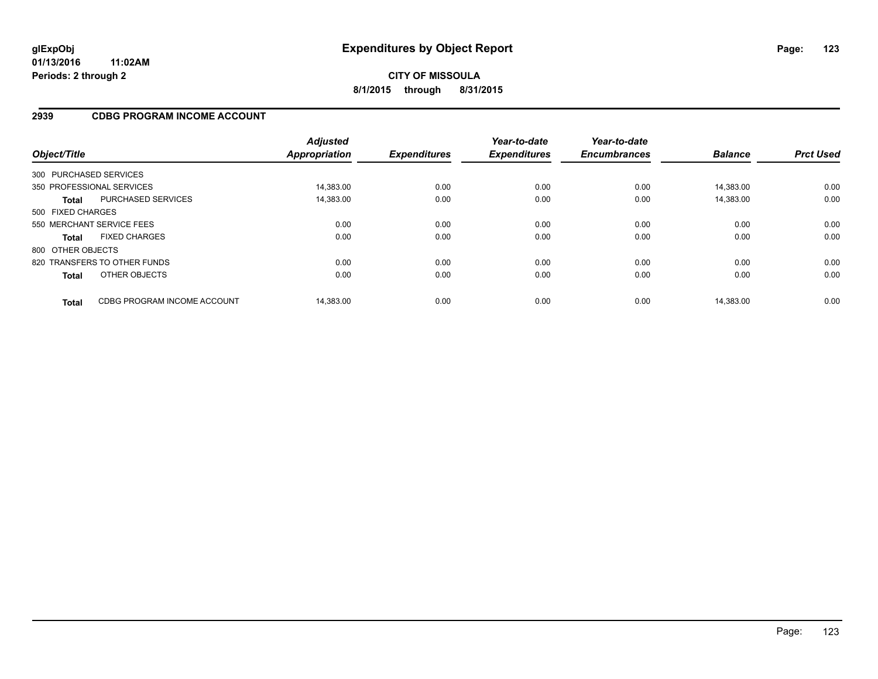glExpObj
01/13/2016 11:02AM
Periods: 2 through 2

# Expenditures by Object Report

**CITY OF MISSOULA**
**8/1/2015 through 8/31/2015**

## 2939 CDBG PROGRAM INCOME ACCOUNT

| Object/Title | Adjusted Appropriation | Expenditures | Year-to-date Expenditures | Year-to-date Encumbrances | Balance | Prct Used |
|---|---|---|---|---|---|---|
| 300 PURCHASED SERVICES | | | | | | |
| 350 PROFESSIONAL SERVICES | 14,383.00 | 0.00 | 0.00 | 0.00 | 14,383.00 | 0.00 |
| **Total** PURCHASED SERVICES | 14,383.00 | 0.00 | 0.00 | 0.00 | 14,383.00 | 0.00 |
| 500 FIXED CHARGES | | | | | | |
| 550 MERCHANT SERVICE FEES | 0.00 | 0.00 | 0.00 | 0.00 | 0.00 | 0.00 |
| **Total** FIXED CHARGES | 0.00 | 0.00 | 0.00 | 0.00 | 0.00 | 0.00 |
| 800 OTHER OBJECTS | | | | | | |
| 820 TRANSFERS TO OTHER FUNDS | 0.00 | 0.00 | 0.00 | 0.00 | 0.00 | 0.00 |
| **Total** OTHER OBJECTS | 0.00 | 0.00 | 0.00 | 0.00 | 0.00 | 0.00 |
| **Total** CDBG PROGRAM INCOME ACCOUNT | 14,383.00 | 0.00 | 0.00 | 0.00 | 14,383.00 | 0.00 |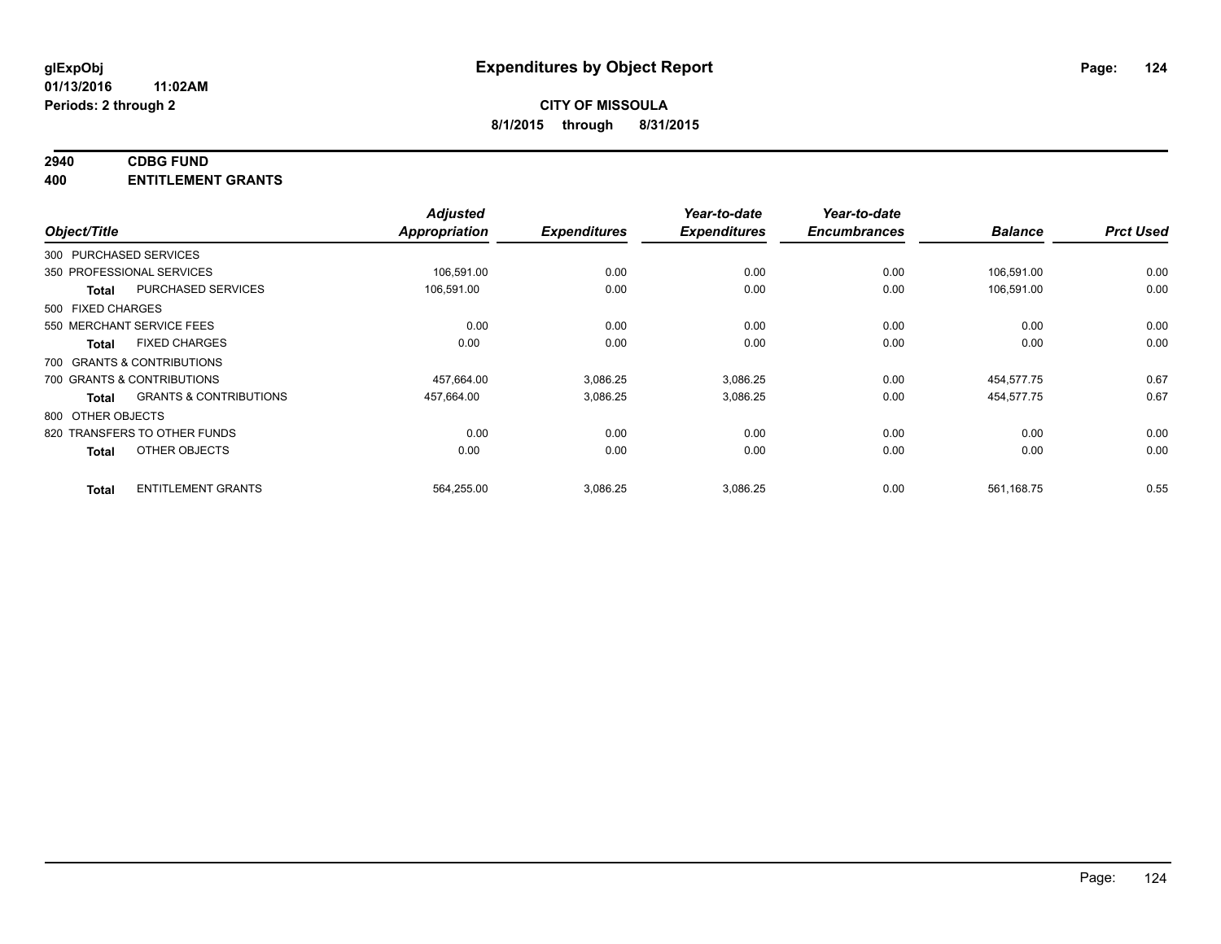**glExpObj**
**01/13/2016 11:02AM**
**Periods: 2 through 2**

# Expenditures by Object Report

**CITY OF MISSOULA**
**8/1/2015 through 8/31/2015**

## 2940 CDBG FUND
## 400 ENTITLEMENT GRANTS

| Object/Title | | Adjusted Appropriation | Expenditures | Year-to-date Expenditures | Year-to-date Encumbrances | Balance | Prct Used |
|---|---|---|---|---|---|---|---|
| 300 PURCHASED SERVICES | | | | | | | |
| 350 PROFESSIONAL SERVICES | | 106,591.00 | 0.00 | 0.00 | 0.00 | 106,591.00 | 0.00 |
| **Total** | PURCHASED SERVICES | 106,591.00 | 0.00 | 0.00 | 0.00 | 106,591.00 | 0.00 |
| 500 FIXED CHARGES | | | | | | | |
| 550 MERCHANT SERVICE FEES | | 0.00 | 0.00 | 0.00 | 0.00 | 0.00 | 0.00 |
| **Total** | FIXED CHARGES | 0.00 | 0.00 | 0.00 | 0.00 | 0.00 | 0.00 |
| 700 GRANTS & CONTRIBUTIONS | | | | | | | |
| 700 GRANTS & CONTRIBUTIONS | | 457,664.00 | 3,086.25 | 3,086.25 | 0.00 | 454,577.75 | 0.67 |
| **Total** | GRANTS & CONTRIBUTIONS | 457,664.00 | 3,086.25 | 3,086.25 | 0.00 | 454,577.75 | 0.67 |
| 800 OTHER OBJECTS | | | | | | | |
| 820 TRANSFERS TO OTHER FUNDS | | 0.00 | 0.00 | 0.00 | 0.00 | 0.00 | 0.00 |
| **Total** | OTHER OBJECTS | 0.00 | 0.00 | 0.00 | 0.00 | 0.00 | 0.00 |
| **Total** | ENTITLEMENT GRANTS | 564,255.00 | 3,086.25 | 3,086.25 | 0.00 | 561,168.75 | 0.55 |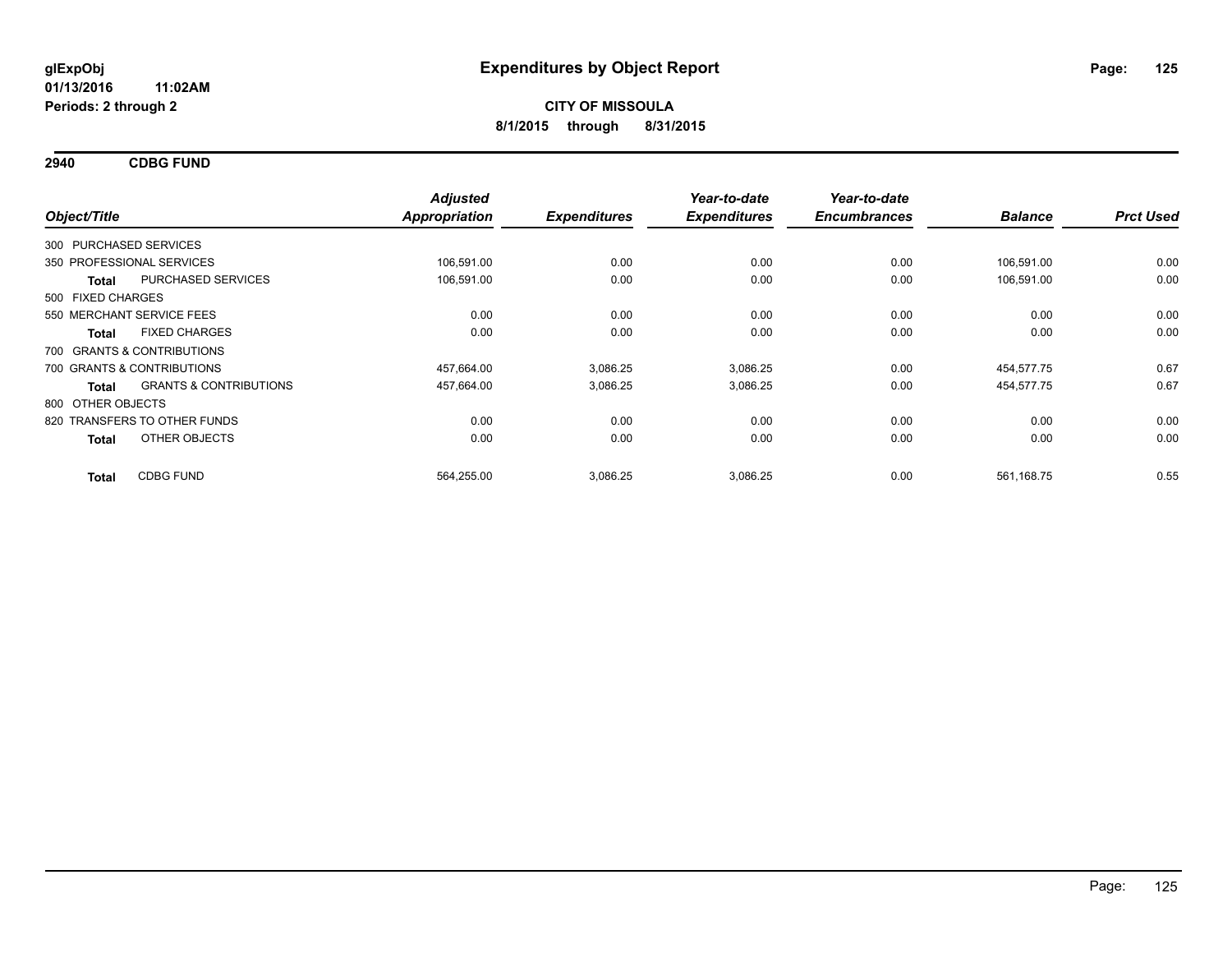**glExpObj** **Expenditures by Object Report**
**01/13/2016 11:02AM**
**Periods: 2 through 2**

**CITY OF MISSOULA**
**8/1/2015 through 8/31/2015**

## 2940 CDBG FUND

| Object/Title | | Adjusted Appropriation | Expenditures | Year-to-date Expenditures | Year-to-date Encumbrances | Balance | Prct Used |
|---|---|---|---|---|---|---|---|
| 300 PURCHASED SERVICES | | | | | | | |
| 350 PROFESSIONAL SERVICES | | 106,591.00 | 0.00 | 0.00 | 0.00 | 106,591.00 | 0.00 |
| **Total** | PURCHASED SERVICES | 106,591.00 | 0.00 | 0.00 | 0.00 | 106,591.00 | 0.00 |
| 500 FIXED CHARGES | | | | | | | |
| 550 MERCHANT SERVICE FEES | | 0.00 | 0.00 | 0.00 | 0.00 | 0.00 | 0.00 |
| **Total** | FIXED CHARGES | 0.00 | 0.00 | 0.00 | 0.00 | 0.00 | 0.00 |
| 700 GRANTS & CONTRIBUTIONS | | | | | | | |
| 700 GRANTS & CONTRIBUTIONS | | 457,664.00 | 3,086.25 | 3,086.25 | 0.00 | 454,577.75 | 0.67 |
| **Total** | GRANTS & CONTRIBUTIONS | 457,664.00 | 3,086.25 | 3,086.25 | 0.00 | 454,577.75 | 0.67 |
| 800 OTHER OBJECTS | | | | | | | |
| 820 TRANSFERS TO OTHER FUNDS | | 0.00 | 0.00 | 0.00 | 0.00 | 0.00 | 0.00 |
| **Total** | OTHER OBJECTS | 0.00 | 0.00 | 0.00 | 0.00 | 0.00 | 0.00 |
| **Total** | CDBG FUND | 564,255.00 | 3,086.25 | 3,086.25 | 0.00 | 561,168.75 | 0.55 |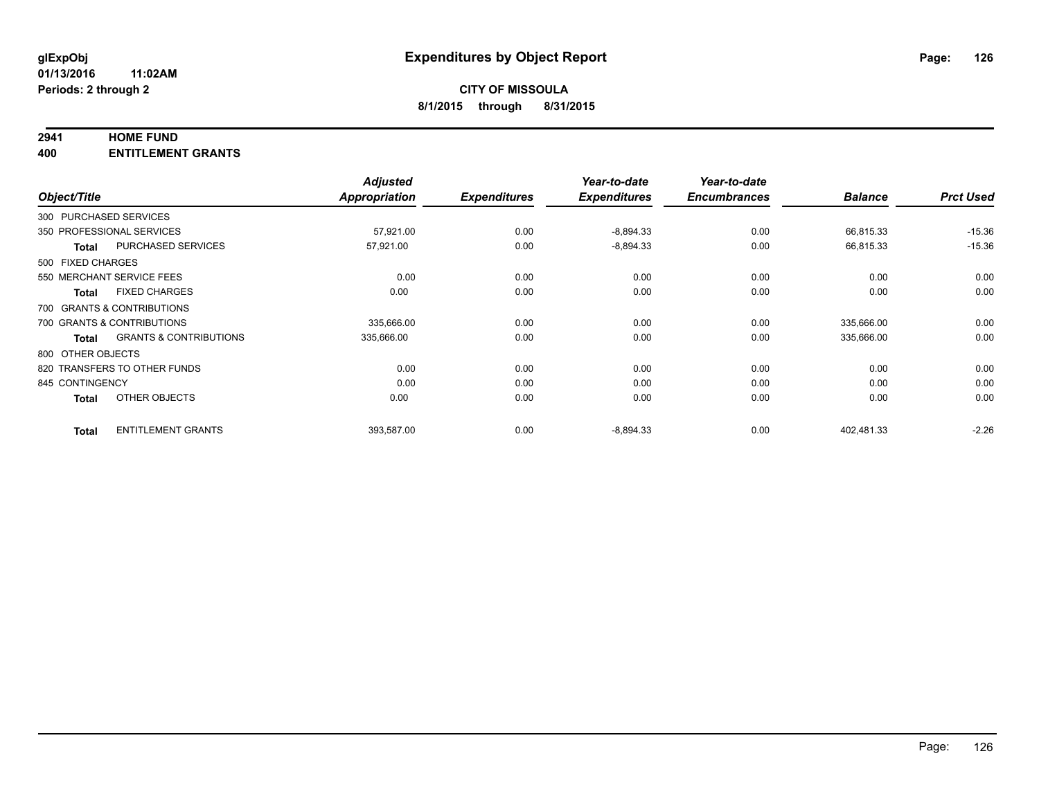**glExpObj**
**01/13/2016 11:02AM**
**Periods: 2 through 2**

# Expenditures by Object Report

**CITY OF MISSOULA**
**8/1/2015 through 8/31/2015**

## 2941 HOME FUND
## 400 ENTITLEMENT GRANTS

| Object/Title | | Adjusted Appropriation | Expenditures | Year-to-date Expenditures | Year-to-date Encumbrances | Balance | Prct Used |
|---|---|---|---|---|---|---|---|
| 300 PURCHASED SERVICES | | | | | | | |
| 350 PROFESSIONAL SERVICES | | 57,921.00 | 0.00 | -8,894.33 | 0.00 | 66,815.33 | -15.36 |
| Total | PURCHASED SERVICES | 57,921.00 | 0.00 | -8,894.33 | 0.00 | 66,815.33 | -15.36 |
| 500 FIXED CHARGES | | | | | | | |
| 550 MERCHANT SERVICE FEES | | 0.00 | 0.00 | 0.00 | 0.00 | 0.00 | 0.00 |
| Total | FIXED CHARGES | 0.00 | 0.00 | 0.00 | 0.00 | 0.00 | 0.00 |
| 700 GRANTS & CONTRIBUTIONS | | | | | | | |
| 700 GRANTS & CONTRIBUTIONS | | 335,666.00 | 0.00 | 0.00 | 0.00 | 335,666.00 | 0.00 |
| Total | GRANTS & CONTRIBUTIONS | 335,666.00 | 0.00 | 0.00 | 0.00 | 335,666.00 | 0.00 |
| 800 OTHER OBJECTS | | | | | | | |
| 820 TRANSFERS TO OTHER FUNDS | | 0.00 | 0.00 | 0.00 | 0.00 | 0.00 | 0.00 |
| 845 CONTINGENCY | | 0.00 | 0.00 | 0.00 | 0.00 | 0.00 | 0.00 |
| Total | OTHER OBJECTS | 0.00 | 0.00 | 0.00 | 0.00 | 0.00 | 0.00 |
| Total | ENTITLEMENT GRANTS | 393,587.00 | 0.00 | -8,894.33 | 0.00 | 402,481.33 | -2.26 |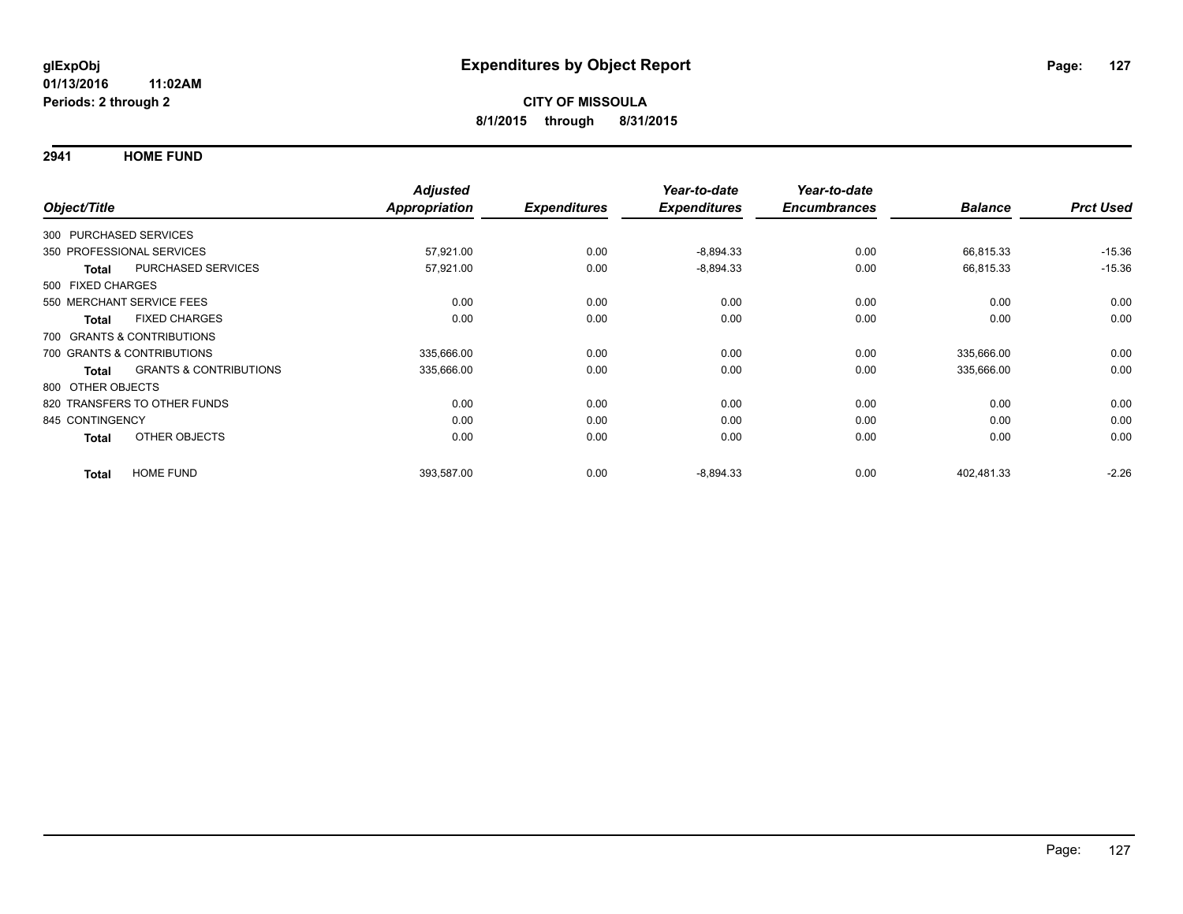# Expenditures by Object Report

glExpObj
01/13/2016 11:02AM
Periods: 2 through 2

**CITY OF MISSOULA**
**8/1/2015 through 8/31/2015**

## 2941 HOME FUND

| Object/Title | | Adjusted Appropriation | Expenditures | Year-to-date Expenditures | Year-to-date Encumbrances | Balance | Prct Used |
|---|---|---|---|---|---|---|---|
| 300 PURCHASED SERVICES | | | | | | | |
| 350 PROFESSIONAL SERVICES | | 57,921.00 | 0.00 | -8,894.33 | 0.00 | 66,815.33 | -15.36 |
| **Total** | PURCHASED SERVICES | 57,921.00 | 0.00 | -8,894.33 | 0.00 | 66,815.33 | -15.36 |
| 500 FIXED CHARGES | | | | | | | |
| 550 MERCHANT SERVICE FEES | | 0.00 | 0.00 | 0.00 | 0.00 | 0.00 | 0.00 |
| **Total** | FIXED CHARGES | 0.00 | 0.00 | 0.00 | 0.00 | 0.00 | 0.00 |
| 700 GRANTS & CONTRIBUTIONS | | | | | | | |
| 700 GRANTS & CONTRIBUTIONS | | 335,666.00 | 0.00 | 0.00 | 0.00 | 335,666.00 | 0.00 |
| **Total** | GRANTS & CONTRIBUTIONS | 335,666.00 | 0.00 | 0.00 | 0.00 | 335,666.00 | 0.00 |
| 800 OTHER OBJECTS | | | | | | | |
| 820 TRANSFERS TO OTHER FUNDS | | 0.00 | 0.00 | 0.00 | 0.00 | 0.00 | 0.00 |
| 845 CONTINGENCY | | 0.00 | 0.00 | 0.00 | 0.00 | 0.00 | 0.00 |
| **Total** | OTHER OBJECTS | 0.00 | 0.00 | 0.00 | 0.00 | 0.00 | 0.00 |
| **Total** | HOME FUND | 393,587.00 | 0.00 | -8,894.33 | 0.00 | 402,481.33 | -2.26 |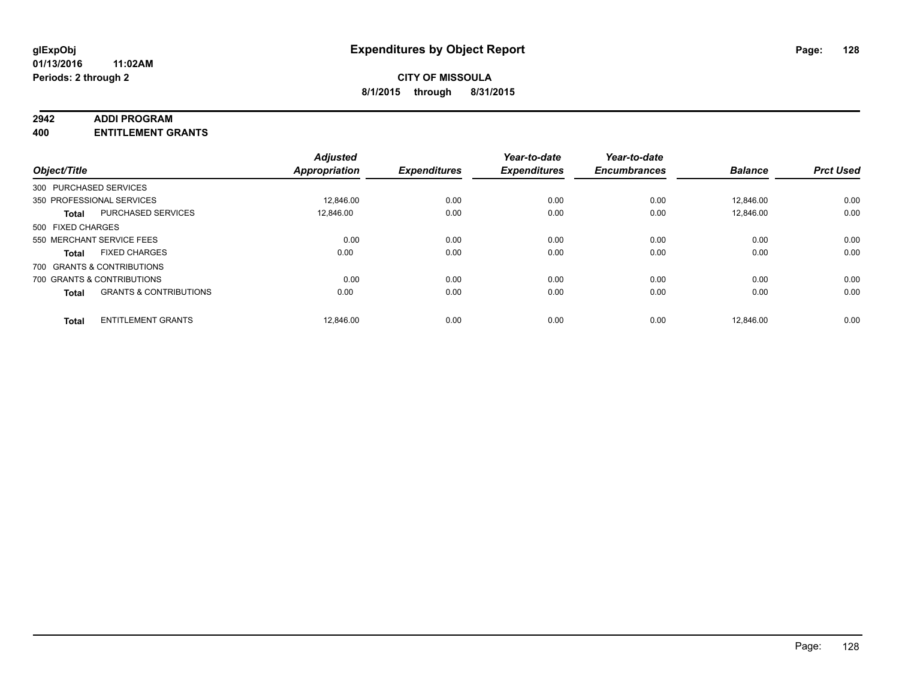**glExpObj**
**01/13/2016 11:02AM**
**Periods: 2 through 2**

# Expenditures by Object Report

**CITY OF MISSOULA**
**8/1/2015 through 8/31/2015**

**2942 ADDI PROGRAM**
**400 ENTITLEMENT GRANTS**

| Object/Title | | Adjusted Appropriation | Expenditures | Year-to-date Expenditures | Year-to-date Encumbrances | Balance | Prct Used |
|---|---|---|---|---|---|---|---|
| 300 PURCHASED SERVICES | | | | | | | |
| 350 PROFESSIONAL SERVICES | | 12,846.00 | 0.00 | 0.00 | 0.00 | 12,846.00 | 0.00 |
| **Total** | PURCHASED SERVICES | 12,846.00 | 0.00 | 0.00 | 0.00 | 12,846.00 | 0.00 |
| 500 FIXED CHARGES | | | | | | | |
| 550 MERCHANT SERVICE FEES | | 0.00 | 0.00 | 0.00 | 0.00 | 0.00 | 0.00 |
| **Total** | FIXED CHARGES | 0.00 | 0.00 | 0.00 | 0.00 | 0.00 | 0.00 |
| 700 GRANTS & CONTRIBUTIONS | | | | | | | |
| 700 GRANTS & CONTRIBUTIONS | | 0.00 | 0.00 | 0.00 | 0.00 | 0.00 | 0.00 |
| **Total** | GRANTS & CONTRIBUTIONS | 0.00 | 0.00 | 0.00 | 0.00 | 0.00 | 0.00 |
| **Total** | ENTITLEMENT GRANTS | 12,846.00 | 0.00 | 0.00 | 0.00 | 12,846.00 | 0.00 |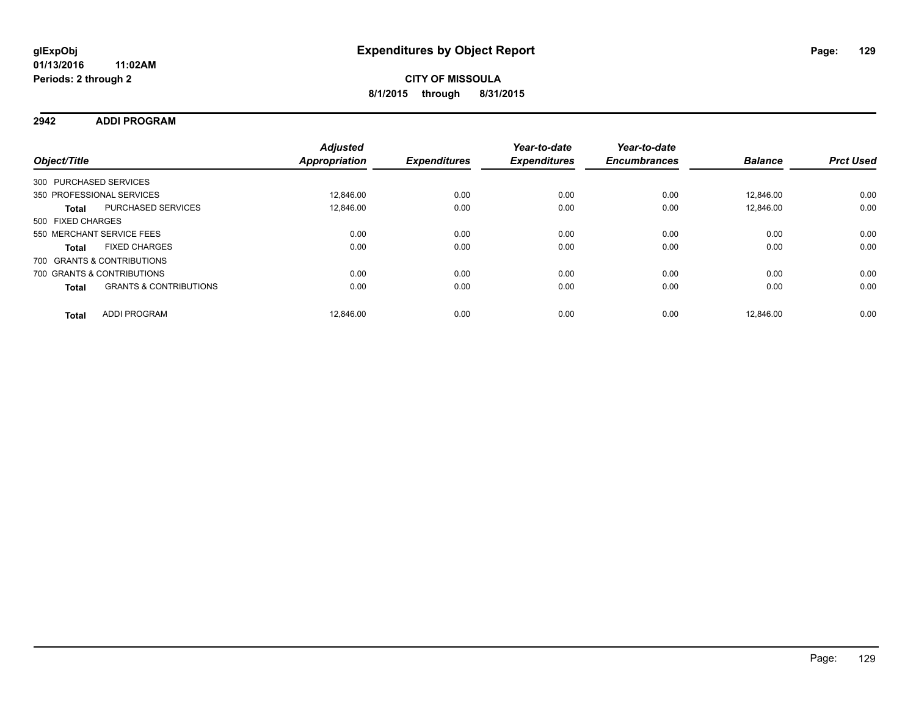glExpObj
01/13/2016 11:02AM
Periods: 2 through 2

# Expenditures by Object Report

**CITY OF MISSOULA**
**8/1/2015 through 8/31/2015**

## 2942 ADDI PROGRAM

| Object/Title | | Adjusted Appropriation | Expenditures | Year-to-date Expenditures | Year-to-date Encumbrances | Balance | Prct Used |
|---|---|---|---|---|---|---|---|
| 300 PURCHASED SERVICES | | | | | | | |
| 350 PROFESSIONAL SERVICES | | 12,846.00 | 0.00 | 0.00 | 0.00 | 12,846.00 | 0.00 |
| **Total** | PURCHASED SERVICES | 12,846.00 | 0.00 | 0.00 | 0.00 | 12,846.00 | 0.00 |
| 500 FIXED CHARGES | | | | | | | |
| 550 MERCHANT SERVICE FEES | | 0.00 | 0.00 | 0.00 | 0.00 | 0.00 | 0.00 |
| **Total** | FIXED CHARGES | 0.00 | 0.00 | 0.00 | 0.00 | 0.00 | 0.00 |
| 700 GRANTS & CONTRIBUTIONS | | | | | | | |
| 700 GRANTS & CONTRIBUTIONS | | 0.00 | 0.00 | 0.00 | 0.00 | 0.00 | 0.00 |
| **Total** | GRANTS & CONTRIBUTIONS | 0.00 | 0.00 | 0.00 | 0.00 | 0.00 | 0.00 |
| **Total** | ADDI PROGRAM | 12,846.00 | 0.00 | 0.00 | 0.00 | 12,846.00 | 0.00 |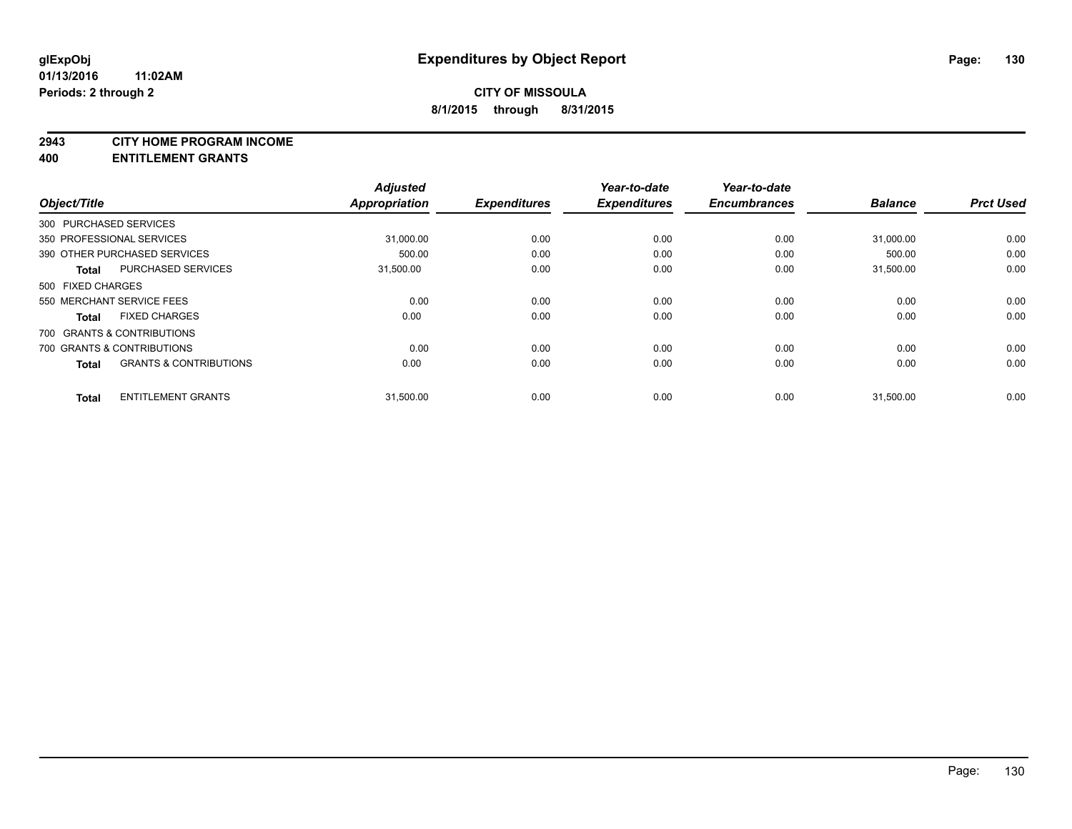# Expenditures by Object Report

**glExpObj**
**01/13/2016 11:02AM**
**Periods: 2 through 2**

**CITY OF MISSOULA**
**8/1/2015 through 8/31/2015**

## 2943 CITY HOME PROGRAM INCOME
## 400 ENTITLEMENT GRANTS

| Object/Title | Adjusted Appropriation | Expenditures | Year-to-date Expenditures | Year-to-date Encumbrances | Balance | Prct Used |
|---|---|---|---|---|---|---|
| 300 PURCHASED SERVICES | | | | | | |
| 350 PROFESSIONAL SERVICES | 31,000.00 | 0.00 | 0.00 | 0.00 | 31,000.00 | 0.00 |
| 390 OTHER PURCHASED SERVICES | 500.00 | 0.00 | 0.00 | 0.00 | 500.00 | 0.00 |
| **Total** PURCHASED SERVICES | 31,500.00 | 0.00 | 0.00 | 0.00 | 31,500.00 | 0.00 |
| 500 FIXED CHARGES | | | | | | |
| 550 MERCHANT SERVICE FEES | 0.00 | 0.00 | 0.00 | 0.00 | 0.00 | 0.00 |
| **Total** FIXED CHARGES | 0.00 | 0.00 | 0.00 | 0.00 | 0.00 | 0.00 |
| 700 GRANTS & CONTRIBUTIONS | | | | | | |
| 700 GRANTS & CONTRIBUTIONS | 0.00 | 0.00 | 0.00 | 0.00 | 0.00 | 0.00 |
| **Total** GRANTS & CONTRIBUTIONS | 0.00 | 0.00 | 0.00 | 0.00 | 0.00 | 0.00 |
| **Total** ENTITLEMENT GRANTS | 31,500.00 | 0.00 | 0.00 | 0.00 | 31,500.00 | 0.00 |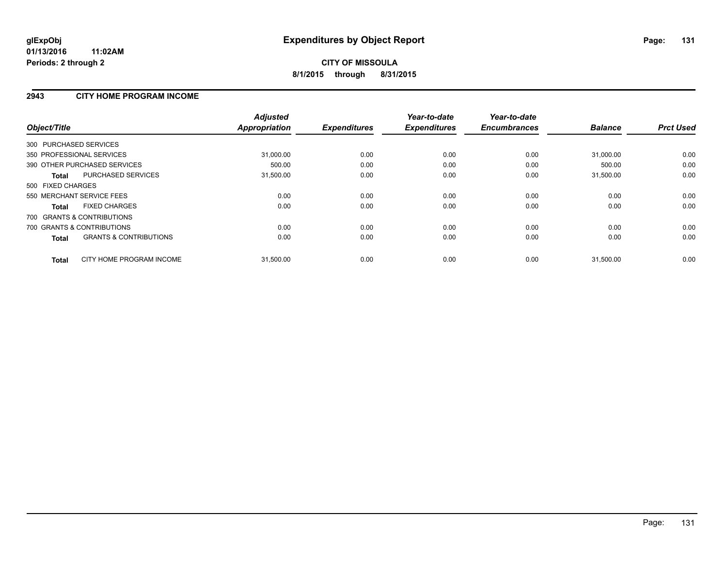**glExpObj**
**01/13/2016 11:02AM**
**Periods: 2 through 2**

# Expenditures by Object Report

**CITY OF MISSOULA**
**8/1/2015 through 8/31/2015**

## 2943 CITY HOME PROGRAM INCOME

| Object/Title | | Adjusted Appropriation | Expenditures | Year-to-date Expenditures | Year-to-date Encumbrances | Balance | Prct Used |
|---|---|---|---|---|---|---|---|
| 300 PURCHASED SERVICES | | | | | | | |
| 350 PROFESSIONAL SERVICES | | 31,000.00 | 0.00 | 0.00 | 0.00 | 31,000.00 | 0.00 |
| 390 OTHER PURCHASED SERVICES | | 500.00 | 0.00 | 0.00 | 0.00 | 500.00 | 0.00 |
| **Total** | PURCHASED SERVICES | 31,500.00 | 0.00 | 0.00 | 0.00 | 31,500.00 | 0.00 |
| 500 FIXED CHARGES | | | | | | | |
| 550 MERCHANT SERVICE FEES | | 0.00 | 0.00 | 0.00 | 0.00 | 0.00 | 0.00 |
| **Total** | FIXED CHARGES | 0.00 | 0.00 | 0.00 | 0.00 | 0.00 | 0.00 |
| 700 GRANTS & CONTRIBUTIONS | | | | | | | |
| 700 GRANTS & CONTRIBUTIONS | | 0.00 | 0.00 | 0.00 | 0.00 | 0.00 | 0.00 |
| **Total** | GRANTS & CONTRIBUTIONS | 0.00 | 0.00 | 0.00 | 0.00 | 0.00 | 0.00 |
| **Total** | CITY HOME PROGRAM INCOME | 31,500.00 | 0.00 | 0.00 | 0.00 | 31,500.00 | 0.00 |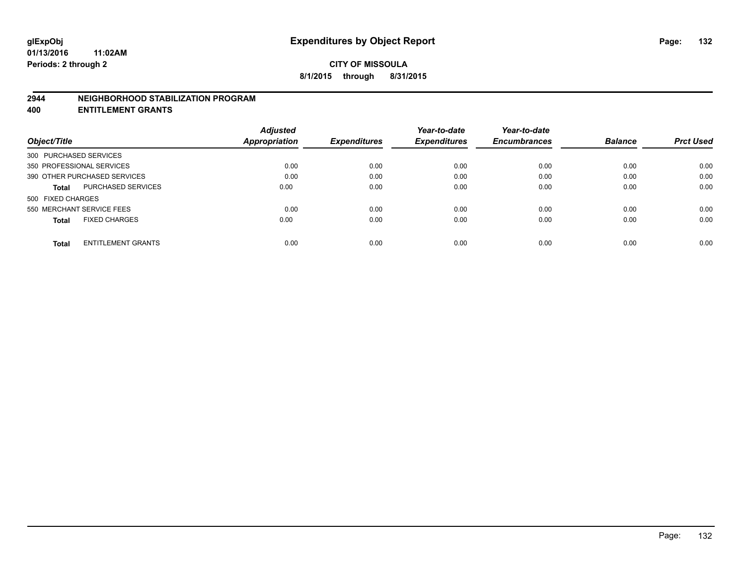# Expenditures by Object Report

glExpObj
01/13/2016 11:02AM
Periods: 2 through 2

**CITY OF MISSOULA**
**8/1/2015 through 8/31/2015**

## 2944 NEIGHBORHOOD STABILIZATION PROGRAM
## 400 ENTITLEMENT GRANTS

| Object/Title | | Adjusted Appropriation | Expenditures | Year-to-date Expenditures | Year-to-date Encumbrances | Balance | Prct Used |
|---|---|---|---|---|---|---|---|
| 300 PURCHASED SERVICES | | | | | | | |
| 350 PROFESSIONAL SERVICES | | 0.00 | 0.00 | 0.00 | 0.00 | 0.00 | 0.00 |
| 390 OTHER PURCHASED SERVICES | | 0.00 | 0.00 | 0.00 | 0.00 | 0.00 | 0.00 |
| **Total** | PURCHASED SERVICES | 0.00 | 0.00 | 0.00 | 0.00 | 0.00 | 0.00 |
| 500 FIXED CHARGES | | | | | | | |
| 550 MERCHANT SERVICE FEES | | 0.00 | 0.00 | 0.00 | 0.00 | 0.00 | 0.00 |
| **Total** | FIXED CHARGES | 0.00 | 0.00 | 0.00 | 0.00 | 0.00 | 0.00 |
| **Total** | ENTITLEMENT GRANTS | 0.00 | 0.00 | 0.00 | 0.00 | 0.00 | 0.00 |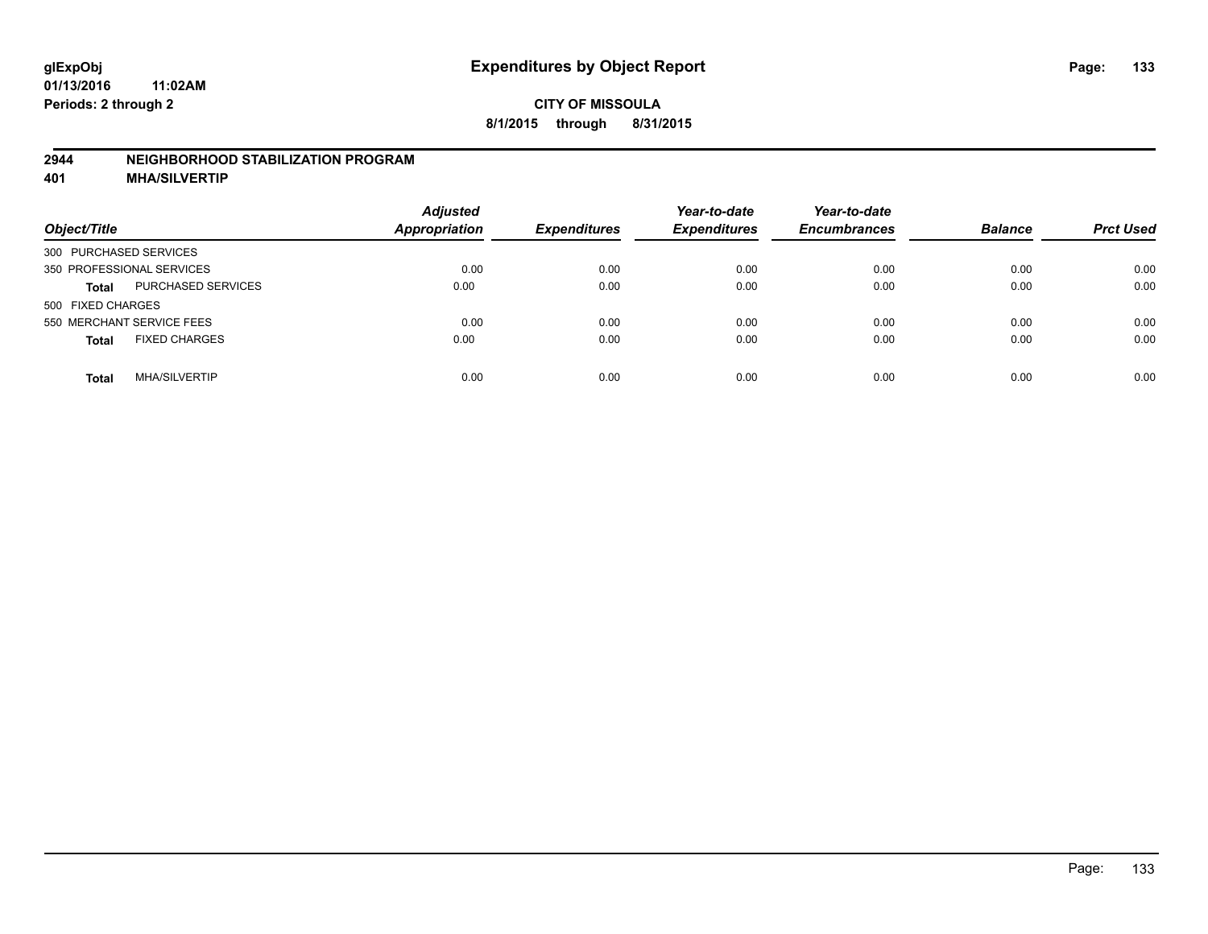**glExpObj**
**01/13/2016 11:02AM**
**Periods: 2 through 2**

# Expenditures by Object Report

**CITY OF MISSOULA**
**8/1/2015 through 8/31/2015**

## 2944 NEIGHBORHOOD STABILIZATION PROGRAM
## 401 MHA/SILVERTIP

| Object/Title | | Adjusted Appropriation | Expenditures | Year-to-date Expenditures | Year-to-date Encumbrances | Balance | Prct Used |
|---|---|---|---|---|---|---|---|
| 300 PURCHASED SERVICES | | | | | | | |
| 350 PROFESSIONAL SERVICES | | 0.00 | 0.00 | 0.00 | 0.00 | 0.00 | 0.00 |
| **Total** | PURCHASED SERVICES | 0.00 | 0.00 | 0.00 | 0.00 | 0.00 | 0.00 |
| 500 FIXED CHARGES | | | | | | | |
| 550 MERCHANT SERVICE FEES | | 0.00 | 0.00 | 0.00 | 0.00 | 0.00 | 0.00 |
| **Total** | FIXED CHARGES | 0.00 | 0.00 | 0.00 | 0.00 | 0.00 | 0.00 |
| **Total** | MHA/SILVERTIP | 0.00 | 0.00 | 0.00 | 0.00 | 0.00 | 0.00 |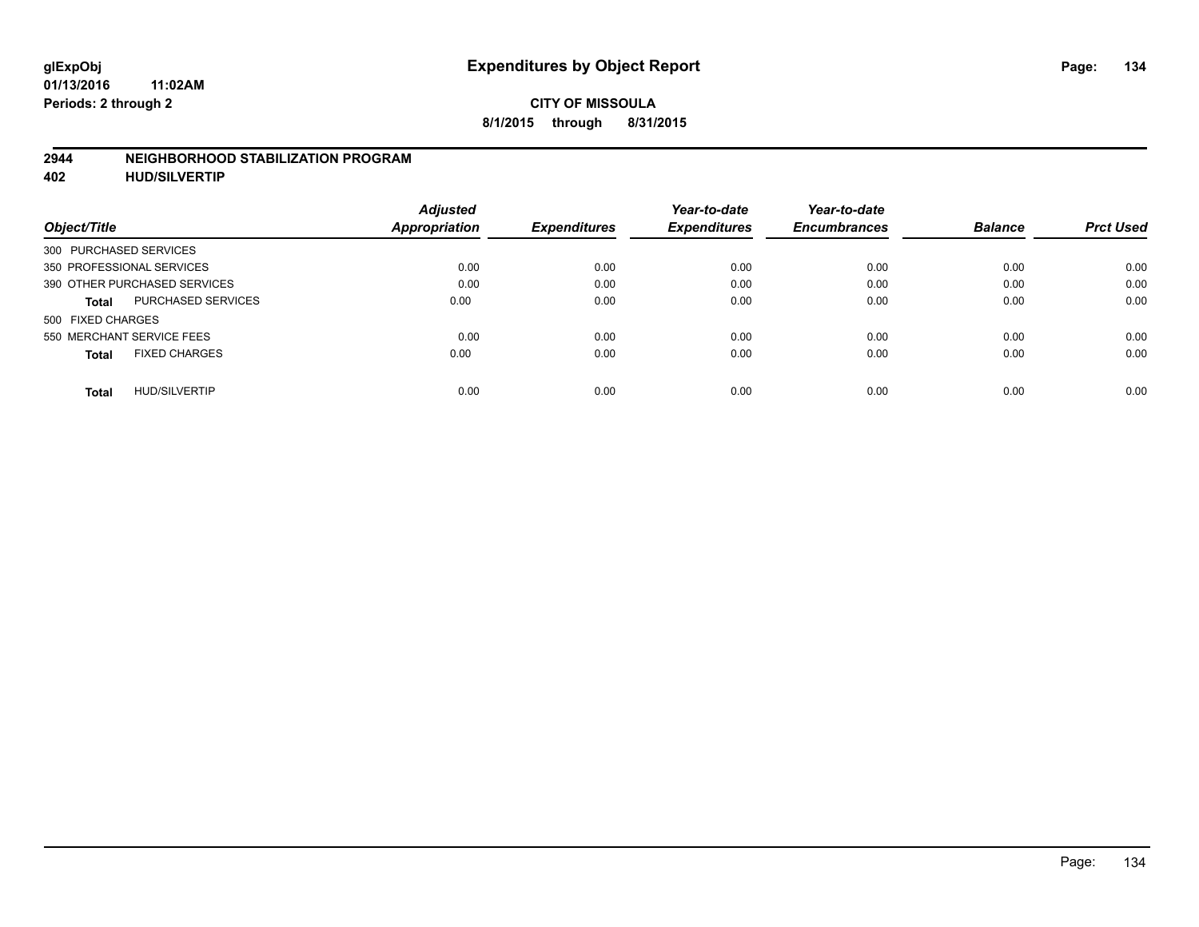# Expenditures by Object Report

glExpObj
01/13/2016 11:02AM
Periods: 2 through 2

**CITY OF MISSOULA**
**8/1/2015 through 8/31/2015**

## 2944 NEIGHBORHOOD STABILIZATION PROGRAM
## 402 HUD/SILVERTIP

| Object/Title | Adjusted Appropriation | Expenditures | Year-to-date Expenditures | Year-to-date Encumbrances | Balance | Prct Used |
|---|---|---|---|---|---|---|
| 300 PURCHASED SERVICES | | | | | | |
| 350 PROFESSIONAL SERVICES | 0.00 | 0.00 | 0.00 | 0.00 | 0.00 | 0.00 |
| 390 OTHER PURCHASED SERVICES | 0.00 | 0.00 | 0.00 | 0.00 | 0.00 | 0.00 |
| **Total** PURCHASED SERVICES | 0.00 | 0.00 | 0.00 | 0.00 | 0.00 | 0.00 |
| 500 FIXED CHARGES | | | | | | |
| 550 MERCHANT SERVICE FEES | 0.00 | 0.00 | 0.00 | 0.00 | 0.00 | 0.00 |
| **Total** FIXED CHARGES | 0.00 | 0.00 | 0.00 | 0.00 | 0.00 | 0.00 |
| **Total** HUD/SILVERTIP | 0.00 | 0.00 | 0.00 | 0.00 | 0.00 | 0.00 |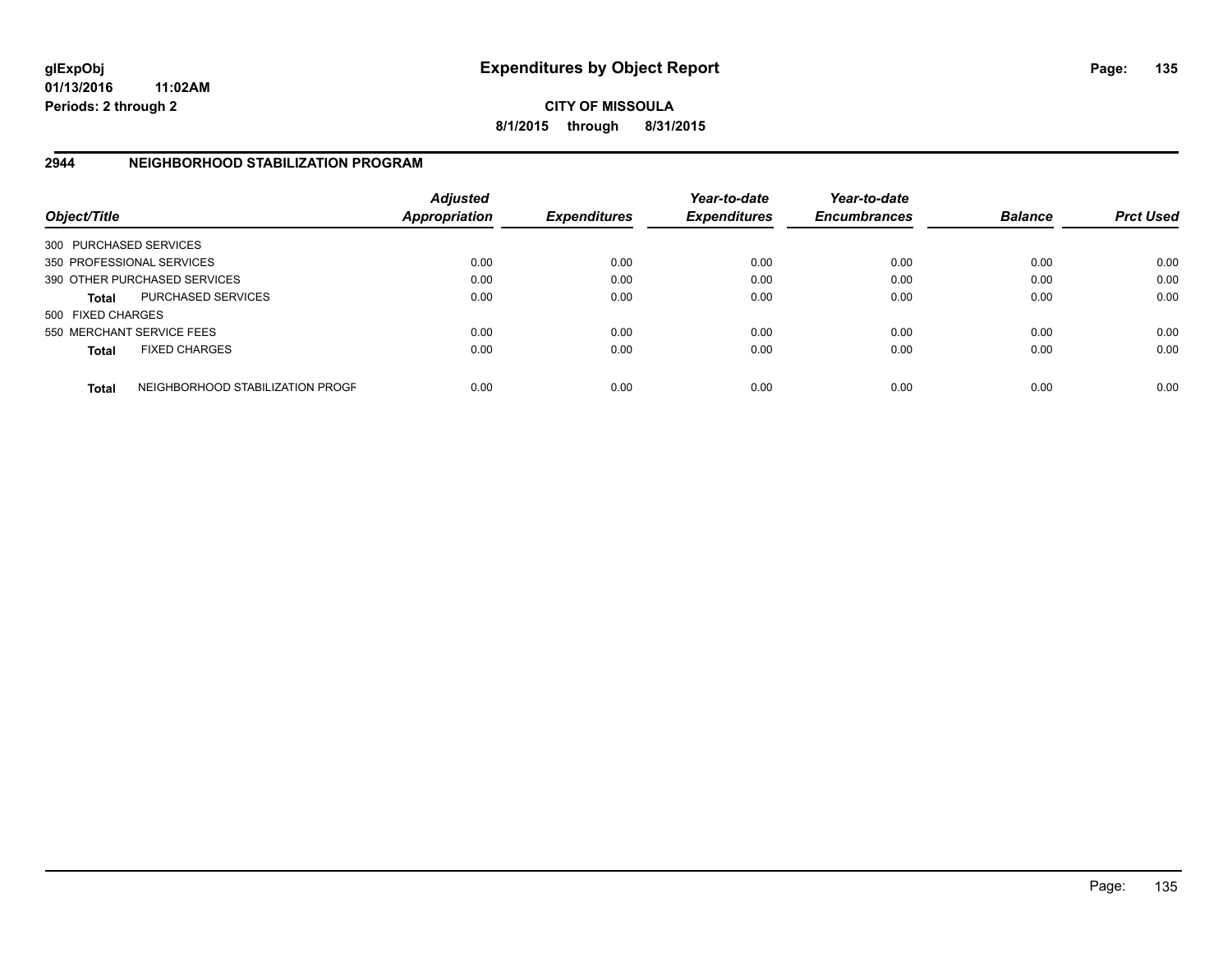glExpObj
01/13/2016 11:02AM
Periods: 2 through 2

# Expenditures by Object Report

**CITY OF MISSOULA**

**8/1/2015 through 8/31/2015**

## 2944 NEIGHBORHOOD STABILIZATION PROGRAM

| Object/Title | | Adjusted Appropriation | Expenditures | Year-to-date Expenditures | Year-to-date Encumbrances | Balance | Prct Used |
|---|---|---|---|---|---|---|---|
| 300 PURCHASED SERVICES | | | | | | | |
| 350 PROFESSIONAL SERVICES | | 0.00 | 0.00 | 0.00 | 0.00 | 0.00 | 0.00 |
| 390 OTHER PURCHASED SERVICES | | 0.00 | 0.00 | 0.00 | 0.00 | 0.00 | 0.00 |
| **Total** | PURCHASED SERVICES | 0.00 | 0.00 | 0.00 | 0.00 | 0.00 | 0.00 |
| 500 FIXED CHARGES | | | | | | | |
| 550 MERCHANT SERVICE FEES | | 0.00 | 0.00 | 0.00 | 0.00 | 0.00 | 0.00 |
| **Total** | FIXED CHARGES | 0.00 | 0.00 | 0.00 | 0.00 | 0.00 | 0.00 |
| **Total** | NEIGHBORHOOD STABILIZATION PROGR | 0.00 | 0.00 | 0.00 | 0.00 | 0.00 | 0.00 |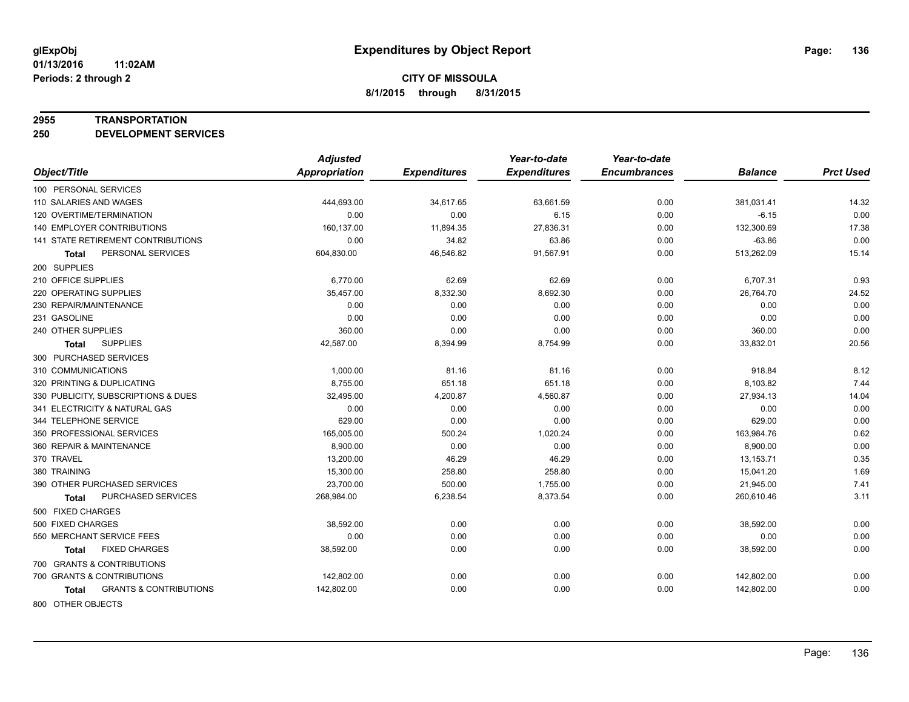# Expenditures by Object Report

glExpObj
01/13/2016 11:02AM
Periods: 2 through 2

**CITY OF MISSOULA**
**8/1/2015 through 8/31/2015**

**2955 TRANSPORTATION**
**250 DEVELOPMENT SERVICES**

| Object/Title | Adjusted Appropriation | Expenditures | Year-to-date Expenditures | Year-to-date Encumbrances | Balance | Prct Used |
|---|---|---|---|---|---|---|
| 100 PERSONAL SERVICES | | | | | | |
| 110 SALARIES AND WAGES | 444,693.00 | 34,617.65 | 63,661.59 | 0.00 | 381,031.41 | 14.32 |
| 120 OVERTIME/TERMINATION | 0.00 | 0.00 | 6.15 | 0.00 | -6.15 | 0.00 |
| 140 EMPLOYER CONTRIBUTIONS | 160,137.00 | 11,894.35 | 27,836.31 | 0.00 | 132,300.69 | 17.38 |
| 141 STATE RETIREMENT CONTRIBUTIONS | 0.00 | 34.82 | 63.86 | 0.00 | -63.86 | 0.00 |
| **Total** PERSONAL SERVICES | 604,830.00 | 46,546.82 | 91,567.91 | 0.00 | 513,262.09 | 15.14 |
| 200 SUPPLIES | | | | | | |
| 210 OFFICE SUPPLIES | 6,770.00 | 62.69 | 62.69 | 0.00 | 6,707.31 | 0.93 |
| 220 OPERATING SUPPLIES | 35,457.00 | 8,332.30 | 8,692.30 | 0.00 | 26,764.70 | 24.52 |
| 230 REPAIR/MAINTENANCE | 0.00 | 0.00 | 0.00 | 0.00 | 0.00 | 0.00 |
| 231 GASOLINE | 0.00 | 0.00 | 0.00 | 0.00 | 0.00 | 0.00 |
| 240 OTHER SUPPLIES | 360.00 | 0.00 | 0.00 | 0.00 | 360.00 | 0.00 |
| **Total** SUPPLIES | 42,587.00 | 8,394.99 | 8,754.99 | 0.00 | 33,832.01 | 20.56 |
| 300 PURCHASED SERVICES | | | | | | |
| 310 COMMUNICATIONS | 1,000.00 | 81.16 | 81.16 | 0.00 | 918.84 | 8.12 |
| 320 PRINTING & DUPLICATING | 8,755.00 | 651.18 | 651.18 | 0.00 | 8,103.82 | 7.44 |
| 330 PUBLICITY, SUBSCRIPTIONS & DUES | 32,495.00 | 4,200.87 | 4,560.87 | 0.00 | 27,934.13 | 14.04 |
| 341 ELECTRICITY & NATURAL GAS | 0.00 | 0.00 | 0.00 | 0.00 | 0.00 | 0.00 |
| 344 TELEPHONE SERVICE | 629.00 | 0.00 | 0.00 | 0.00 | 629.00 | 0.00 |
| 350 PROFESSIONAL SERVICES | 165,005.00 | 500.24 | 1,020.24 | 0.00 | 163,984.76 | 0.62 |
| 360 REPAIR & MAINTENANCE | 8,900.00 | 0.00 | 0.00 | 0.00 | 8,900.00 | 0.00 |
| 370 TRAVEL | 13,200.00 | 46.29 | 46.29 | 0.00 | 13,153.71 | 0.35 |
| 380 TRAINING | 15,300.00 | 258.80 | 258.80 | 0.00 | 15,041.20 | 1.69 |
| 390 OTHER PURCHASED SERVICES | 23,700.00 | 500.00 | 1,755.00 | 0.00 | 21,945.00 | 7.41 |
| **Total** PURCHASED SERVICES | 268,984.00 | 6,238.54 | 8,373.54 | 0.00 | 260,610.46 | 3.11 |
| 500 FIXED CHARGES | | | | | | |
| 500 FIXED CHARGES | 38,592.00 | 0.00 | 0.00 | 0.00 | 38,592.00 | 0.00 |
| 550 MERCHANT SERVICE FEES | 0.00 | 0.00 | 0.00 | 0.00 | 0.00 | 0.00 |
| **Total** FIXED CHARGES | 38,592.00 | 0.00 | 0.00 | 0.00 | 38,592.00 | 0.00 |
| 700 GRANTS & CONTRIBUTIONS | | | | | | |
| 700 GRANTS & CONTRIBUTIONS | 142,802.00 | 0.00 | 0.00 | 0.00 | 142,802.00 | 0.00 |
| **Total** GRANTS & CONTRIBUTIONS | 142,802.00 | 0.00 | 0.00 | 0.00 | 142,802.00 | 0.00 |
| 800 OTHER OBJECTS | | | | | | |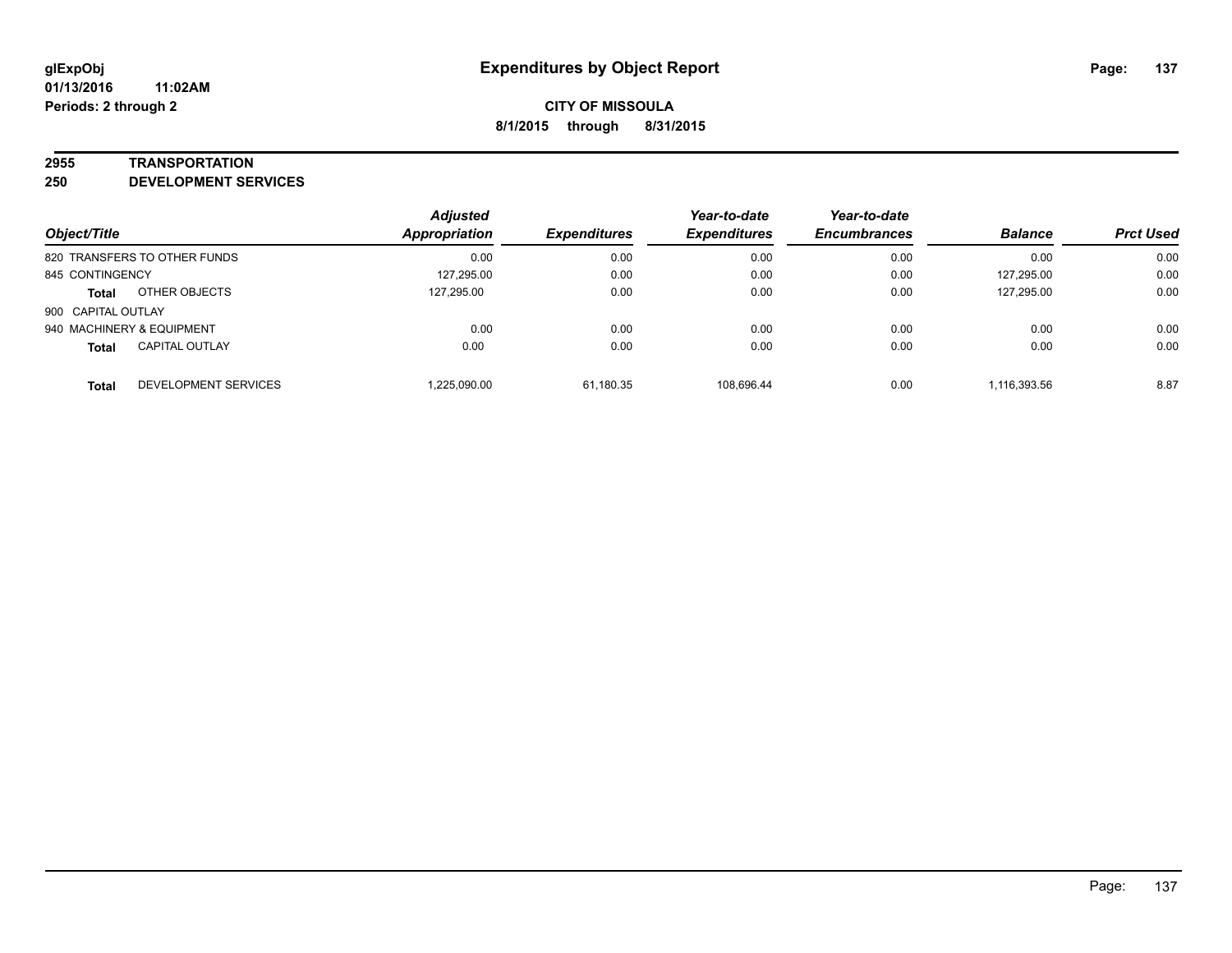# Expenditures by Object Report

glExpObj
01/13/2016 11:02AM
Periods: 2 through 2

**CITY OF MISSOULA**
**8/1/2015 through 8/31/2015**

## 2955 TRANSPORTATION
## 250 DEVELOPMENT SERVICES

| Object/Title | | Adjusted Appropriation | Expenditures | Year-to-date Expenditures | Year-to-date Encumbrances | Balance | Prct Used |
|---|---|---|---|---|---|---|---|
| 820 TRANSFERS TO OTHER FUNDS | | 0.00 | 0.00 | 0.00 | 0.00 | 0.00 | 0.00 |
| 845 CONTINGENCY | | 127,295.00 | 0.00 | 0.00 | 0.00 | 127,295.00 | 0.00 |
| **Total** | OTHER OBJECTS | 127,295.00 | 0.00 | 0.00 | 0.00 | 127,295.00 | 0.00 |
| 900 CAPITAL OUTLAY | | | | | | | |
| 940 MACHINERY & EQUIPMENT | | 0.00 | 0.00 | 0.00 | 0.00 | 0.00 | 0.00 |
| **Total** | CAPITAL OUTLAY | 0.00 | 0.00 | 0.00 | 0.00 | 0.00 | 0.00 |
| **Total** | DEVELOPMENT SERVICES | 1,225,090.00 | 61,180.35 | 108,696.44 | 0.00 | 1,116,393.56 | 8.87 |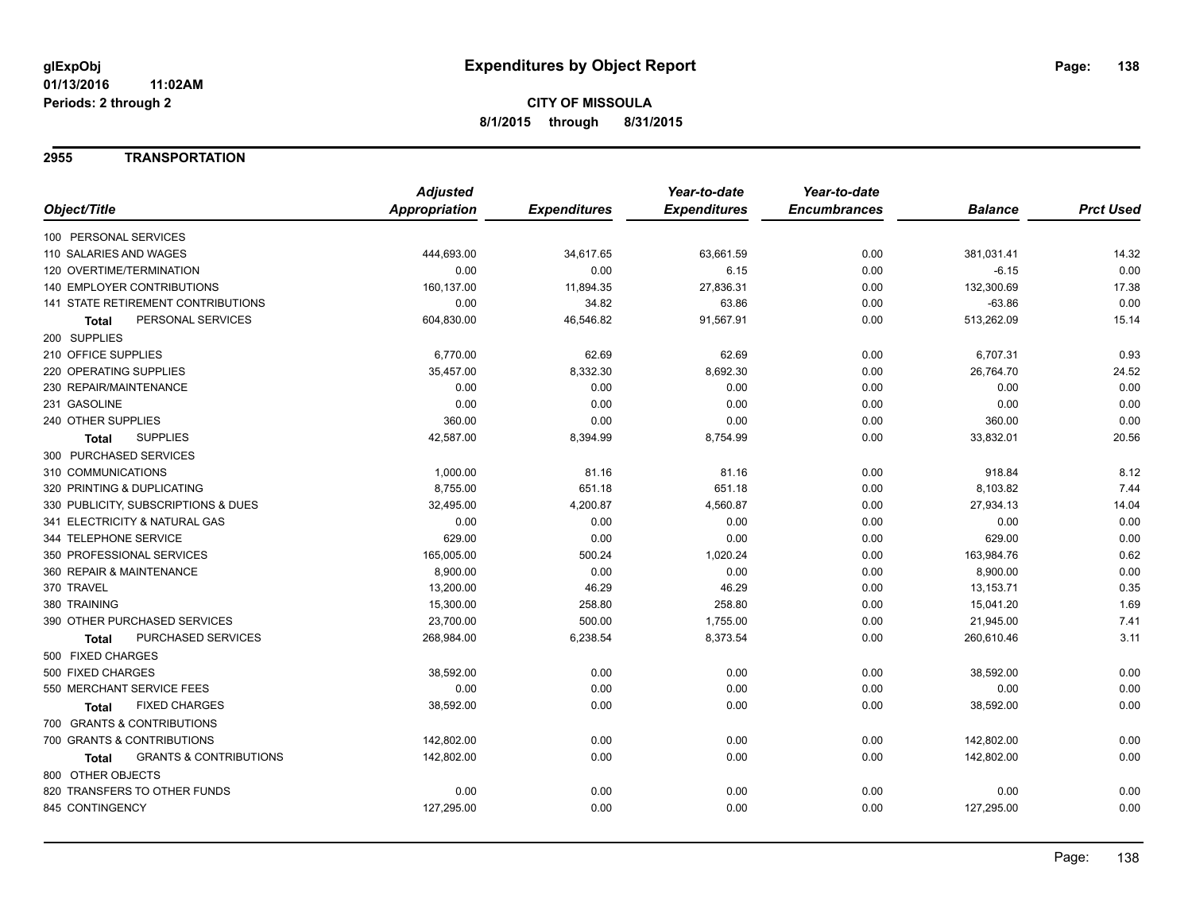# Expenditures by Object Report

glExpObj
01/13/2016 11:02AM
Periods: 2 through 2

**CITY OF MISSOULA**
**8/1/2015 through 8/31/2015**

## 2955 TRANSPORTATION

| Object/Title | Adjusted Appropriation | Expenditures | Year-to-date Expenditures | Year-to-date Encumbrances | Balance | Prct Used |
|---|---|---|---|---|---|---|
| 100 PERSONAL SERVICES | | | | | | |
| 110 SALARIES AND WAGES | 444,693.00 | 34,617.65 | 63,661.59 | 0.00 | 381,031.41 | 14.32 |
| 120 OVERTIME/TERMINATION | 0.00 | 0.00 | 6.15 | 0.00 | -6.15 | 0.00 |
| 140 EMPLOYER CONTRIBUTIONS | 160,137.00 | 11,894.35 | 27,836.31 | 0.00 | 132,300.69 | 17.38 |
| 141 STATE RETIREMENT CONTRIBUTIONS | 0.00 | 34.82 | 63.86 | 0.00 | -63.86 | 0.00 |
| **Total** PERSONAL SERVICES | 604,830.00 | 46,546.82 | 91,567.91 | 0.00 | 513,262.09 | 15.14 |
| 200 SUPPLIES | | | | | | |
| 210 OFFICE SUPPLIES | 6,770.00 | 62.69 | 62.69 | 0.00 | 6,707.31 | 0.93 |
| 220 OPERATING SUPPLIES | 35,457.00 | 8,332.30 | 8,692.30 | 0.00 | 26,764.70 | 24.52 |
| 230 REPAIR/MAINTENANCE | 0.00 | 0.00 | 0.00 | 0.00 | 0.00 | 0.00 |
| 231 GASOLINE | 0.00 | 0.00 | 0.00 | 0.00 | 0.00 | 0.00 |
| 240 OTHER SUPPLIES | 360.00 | 0.00 | 0.00 | 0.00 | 360.00 | 0.00 |
| **Total** SUPPLIES | 42,587.00 | 8,394.99 | 8,754.99 | 0.00 | 33,832.01 | 20.56 |
| 300 PURCHASED SERVICES | | | | | | |
| 310 COMMUNICATIONS | 1,000.00 | 81.16 | 81.16 | 0.00 | 918.84 | 8.12 |
| 320 PRINTING & DUPLICATING | 8,755.00 | 651.18 | 651.18 | 0.00 | 8,103.82 | 7.44 |
| 330 PUBLICITY, SUBSCRIPTIONS & DUES | 32,495.00 | 4,200.87 | 4,560.87 | 0.00 | 27,934.13 | 14.04 |
| 341 ELECTRICITY & NATURAL GAS | 0.00 | 0.00 | 0.00 | 0.00 | 0.00 | 0.00 |
| 344 TELEPHONE SERVICE | 629.00 | 0.00 | 0.00 | 0.00 | 629.00 | 0.00 |
| 350 PROFESSIONAL SERVICES | 165,005.00 | 500.24 | 1,020.24 | 0.00 | 163,984.76 | 0.62 |
| 360 REPAIR & MAINTENANCE | 8,900.00 | 0.00 | 0.00 | 0.00 | 8,900.00 | 0.00 |
| 370 TRAVEL | 13,200.00 | 46.29 | 46.29 | 0.00 | 13,153.71 | 0.35 |
| 380 TRAINING | 15,300.00 | 258.80 | 258.80 | 0.00 | 15,041.20 | 1.69 |
| 390 OTHER PURCHASED SERVICES | 23,700.00 | 500.00 | 1,755.00 | 0.00 | 21,945.00 | 7.41 |
| **Total** PURCHASED SERVICES | 268,984.00 | 6,238.54 | 8,373.54 | 0.00 | 260,610.46 | 3.11 |
| 500 FIXED CHARGES | | | | | | |
| 500 FIXED CHARGES | 38,592.00 | 0.00 | 0.00 | 0.00 | 38,592.00 | 0.00 |
| 550 MERCHANT SERVICE FEES | 0.00 | 0.00 | 0.00 | 0.00 | 0.00 | 0.00 |
| **Total** FIXED CHARGES | 38,592.00 | 0.00 | 0.00 | 0.00 | 38,592.00 | 0.00 |
| 700 GRANTS & CONTRIBUTIONS | | | | | | |
| 700 GRANTS & CONTRIBUTIONS | 142,802.00 | 0.00 | 0.00 | 0.00 | 142,802.00 | 0.00 |
| **Total** GRANTS & CONTRIBUTIONS | 142,802.00 | 0.00 | 0.00 | 0.00 | 142,802.00 | 0.00 |
| 800 OTHER OBJECTS | | | | | | |
| 820 TRANSFERS TO OTHER FUNDS | 0.00 | 0.00 | 0.00 | 0.00 | 0.00 | 0.00 |
| 845 CONTINGENCY | 127,295.00 | 0.00 | 0.00 | 0.00 | 127,295.00 | 0.00 |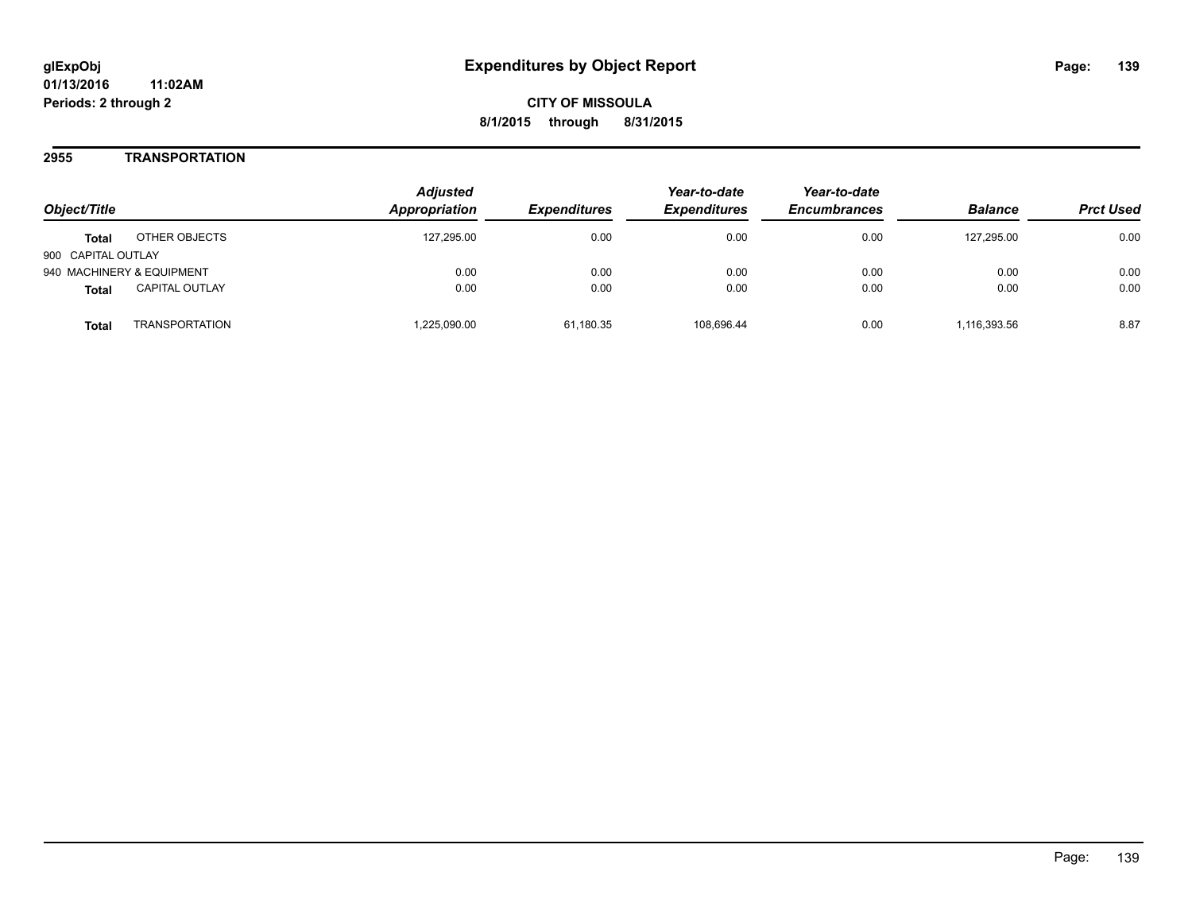**glExpObj**
**01/13/2016 11:02AM**
**Periods: 2 through 2**

# Expenditures by Object Report

**CITY OF MISSOULA**
**8/1/2015 through 8/31/2015**

## 2955 TRANSPORTATION

| Object/Title | | Adjusted Appropriation | Expenditures | Year-to-date Expenditures | Year-to-date Encumbrances | Balance | Prct Used |
|---|---|---|---|---|---|---|---|
| **Total** | OTHER OBJECTS | 127,295.00 | 0.00 | 0.00 | 0.00 | 127,295.00 | 0.00 |
| 900 CAPITAL OUTLAY | | | | | | | |
| 940 MACHINERY & EQUIPMENT | | 0.00 | 0.00 | 0.00 | 0.00 | 0.00 | 0.00 |
| **Total** | CAPITAL OUTLAY | 0.00 | 0.00 | 0.00 | 0.00 | 0.00 | 0.00 |
| **Total** | TRANSPORTATION | 1,225,090.00 | 61,180.35 | 108,696.44 | 0.00 | 1,116,393.56 | 8.87 |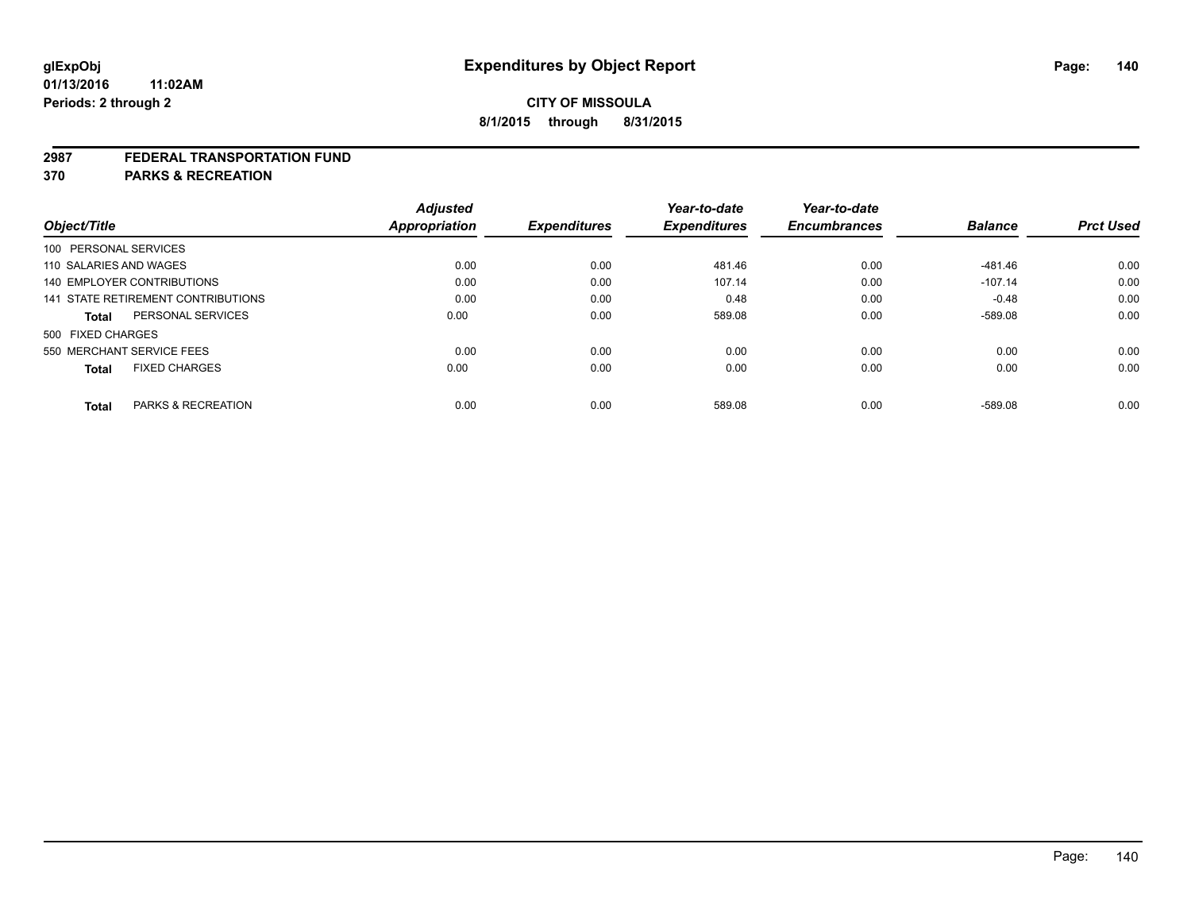# Expenditures by Object Report

**glExpObj**
**01/13/2016 11:02AM**
**Periods: 2 through 2**

**CITY OF MISSOULA**
**8/1/2015 through 8/31/2015**

**2987 FEDERAL TRANSPORTATION FUND**
**370 PARKS & RECREATION**

| Object/Title | Adjusted Appropriation | Expenditures | Year-to-date Expenditures | Year-to-date Encumbrances | Balance | Prct Used |
|---|---|---|---|---|---|---|
| 100 PERSONAL SERVICES | | | | | | |
| 110 SALARIES AND WAGES | 0.00 | 0.00 | 481.46 | 0.00 | -481.46 | 0.00 |
| 140 EMPLOYER CONTRIBUTIONS | 0.00 | 0.00 | 107.14 | 0.00 | -107.14 | 0.00 |
| 141 STATE RETIREMENT CONTRIBUTIONS | 0.00 | 0.00 | 0.48 | 0.00 | -0.48 | 0.00 |
| **Total** PERSONAL SERVICES | 0.00 | 0.00 | 589.08 | 0.00 | -589.08 | 0.00 |
| 500 FIXED CHARGES | | | | | | |
| 550 MERCHANT SERVICE FEES | 0.00 | 0.00 | 0.00 | 0.00 | 0.00 | 0.00 |
| **Total** FIXED CHARGES | 0.00 | 0.00 | 0.00 | 0.00 | 0.00 | 0.00 |
| **Total** PARKS & RECREATION | 0.00 | 0.00 | 589.08 | 0.00 | -589.08 | 0.00 |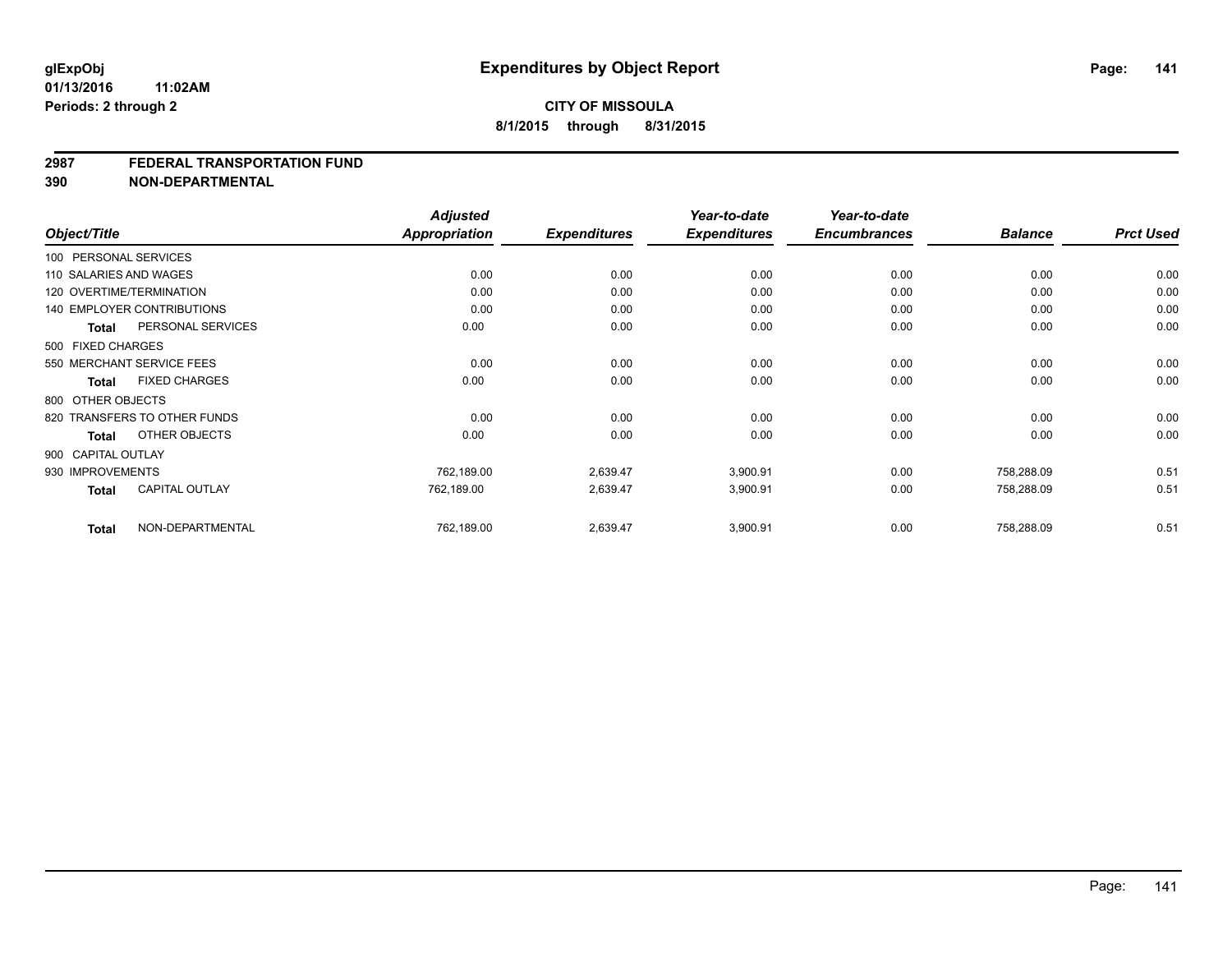**glExpObj** 01/13/2016 11:02AM
**Periods: 2 through 2**

# Expenditures by Object Report

**CITY OF MISSOULA**
**8/1/2015 through 8/31/2015**

**2987 FEDERAL TRANSPORTATION FUND**
**390 NON-DEPARTMENTAL**

| Object/Title | Adjusted Appropriation | Expenditures | Year-to-date Expenditures | Year-to-date Encumbrances | Balance | Prct Used |
|---|---|---|---|---|---|---|
| 100 PERSONAL SERVICES | | | | | | |
| 110 SALARIES AND WAGES | 0.00 | 0.00 | 0.00 | 0.00 | 0.00 | 0.00 |
| 120 OVERTIME/TERMINATION | 0.00 | 0.00 | 0.00 | 0.00 | 0.00 | 0.00 |
| 140 EMPLOYER CONTRIBUTIONS | 0.00 | 0.00 | 0.00 | 0.00 | 0.00 | 0.00 |
| **Total** PERSONAL SERVICES | 0.00 | 0.00 | 0.00 | 0.00 | 0.00 | 0.00 |
| 500 FIXED CHARGES | | | | | | |
| 550 MERCHANT SERVICE FEES | 0.00 | 0.00 | 0.00 | 0.00 | 0.00 | 0.00 |
| **Total** FIXED CHARGES | 0.00 | 0.00 | 0.00 | 0.00 | 0.00 | 0.00 |
| 800 OTHER OBJECTS | | | | | | |
| 820 TRANSFERS TO OTHER FUNDS | 0.00 | 0.00 | 0.00 | 0.00 | 0.00 | 0.00 |
| **Total** OTHER OBJECTS | 0.00 | 0.00 | 0.00 | 0.00 | 0.00 | 0.00 |
| 900 CAPITAL OUTLAY | | | | | | |
| 930 IMPROVEMENTS | 762,189.00 | 2,639.47 | 3,900.91 | 0.00 | 758,288.09 | 0.51 |
| **Total** CAPITAL OUTLAY | 762,189.00 | 2,639.47 | 3,900.91 | 0.00 | 758,288.09 | 0.51 |
| **Total** NON-DEPARTMENTAL | 762,189.00 | 2,639.47 | 3,900.91 | 0.00 | 758,288.09 | 0.51 |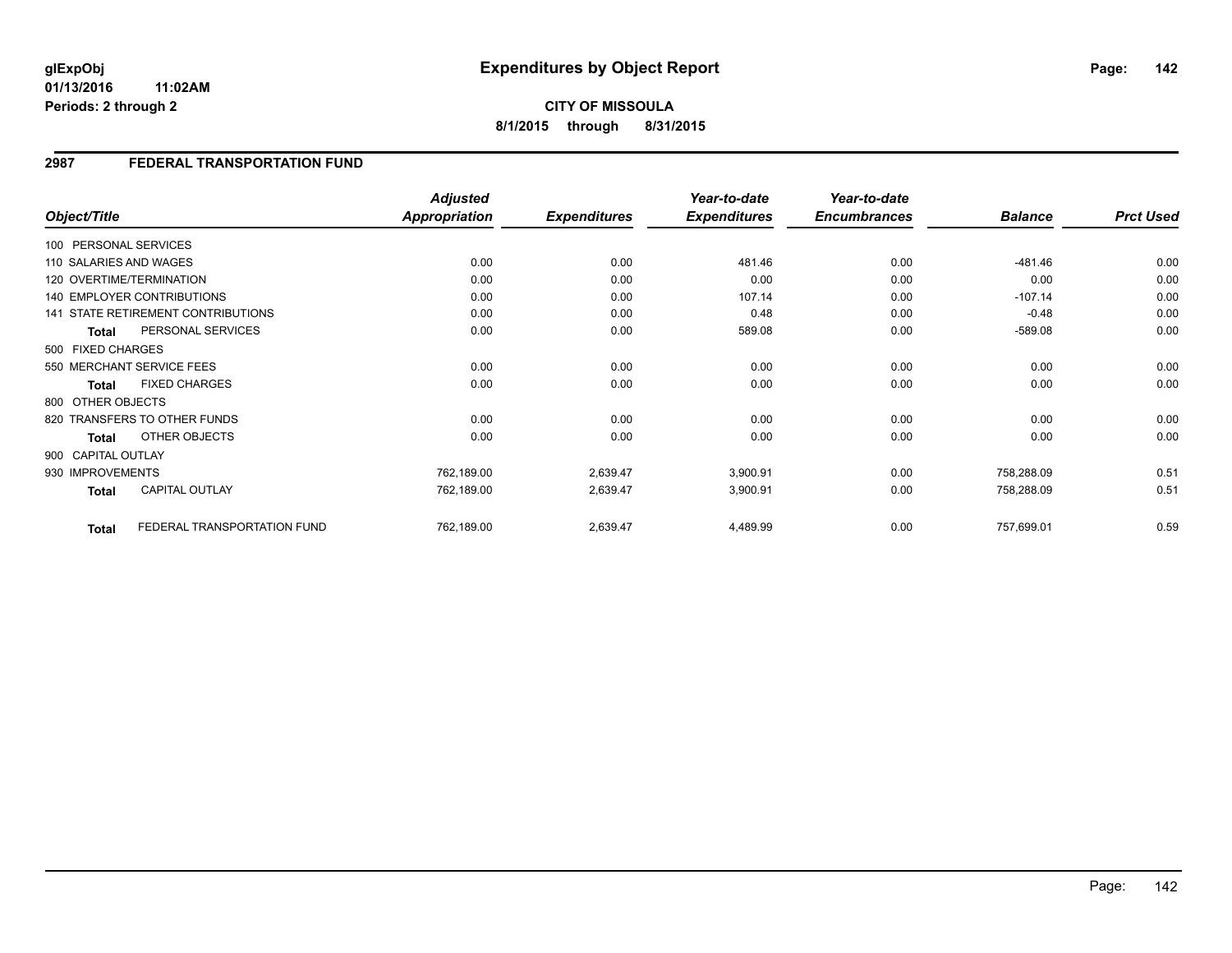**glExpObj**
**01/13/2016 11:02AM**
**Periods: 2 through 2**

# Expenditures by Object Report

**CITY OF MISSOULA**
**8/1/2015 through 8/31/2015**

## 2987 FEDERAL TRANSPORTATION FUND

| Object/Title | Adjusted Appropriation | Expenditures | Year-to-date Expenditures | Year-to-date Encumbrances | Balance | Prct Used |
|---|---|---|---|---|---|---|
| 100 PERSONAL SERVICES | | | | | | |
| 110 SALARIES AND WAGES | 0.00 | 0.00 | 481.46 | 0.00 | -481.46 | 0.00 |
| 120 OVERTIME/TERMINATION | 0.00 | 0.00 | 0.00 | 0.00 | 0.00 | 0.00 |
| 140 EMPLOYER CONTRIBUTIONS | 0.00 | 0.00 | 107.14 | 0.00 | -107.14 | 0.00 |
| 141 STATE RETIREMENT CONTRIBUTIONS | 0.00 | 0.00 | 0.48 | 0.00 | -0.48 | 0.00 |
| **Total** PERSONAL SERVICES | 0.00 | 0.00 | 589.08 | 0.00 | -589.08 | 0.00 |
| 500 FIXED CHARGES | | | | | | |
| 550 MERCHANT SERVICE FEES | 0.00 | 0.00 | 0.00 | 0.00 | 0.00 | 0.00 |
| **Total** FIXED CHARGES | 0.00 | 0.00 | 0.00 | 0.00 | 0.00 | 0.00 |
| 800 OTHER OBJECTS | | | | | | |
| 820 TRANSFERS TO OTHER FUNDS | 0.00 | 0.00 | 0.00 | 0.00 | 0.00 | 0.00 |
| **Total** OTHER OBJECTS | 0.00 | 0.00 | 0.00 | 0.00 | 0.00 | 0.00 |
| 900 CAPITAL OUTLAY | | | | | | |
| 930 IMPROVEMENTS | 762,189.00 | 2,639.47 | 3,900.91 | 0.00 | 758,288.09 | 0.51 |
| **Total** CAPITAL OUTLAY | 762,189.00 | 2,639.47 | 3,900.91 | 0.00 | 758,288.09 | 0.51 |
| **Total** FEDERAL TRANSPORTATION FUND | 762,189.00 | 2,639.47 | 4,489.99 | 0.00 | 757,699.01 | 0.59 |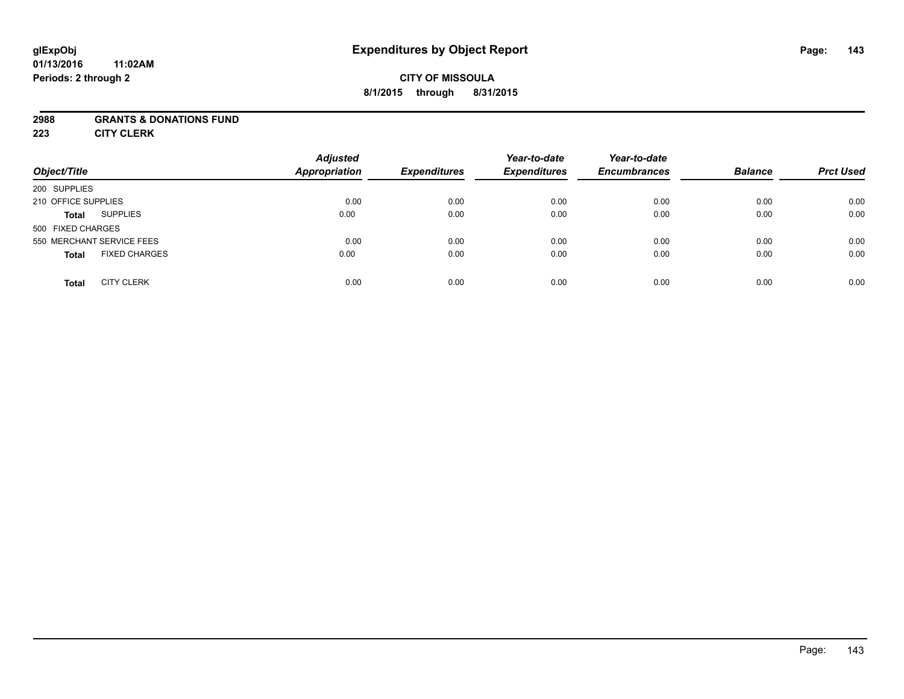glExpObj
01/13/2016 11:02AM
Periods: 2 through 2

# Expenditures by Object Report

**CITY OF MISSOULA**
**8/1/2015 through 8/31/2015**

**2988 GRANTS & DONATIONS FUND**
**223 CITY CLERK**

| Object/Title | | Adjusted Appropriation | Expenditures | Year-to-date Expenditures | Year-to-date Encumbrances | Balance | Prct Used |
|---|---|---|---|---|---|---|---|
| 200 SUPPLIES | | | | | | | |
| 210 OFFICE SUPPLIES | | 0.00 | 0.00 | 0.00 | 0.00 | 0.00 | 0.00 |
| **Total** | SUPPLIES | 0.00 | 0.00 | 0.00 | 0.00 | 0.00 | 0.00 |
| 500 FIXED CHARGES | | | | | | | |
| 550 MERCHANT SERVICE FEES | | 0.00 | 0.00 | 0.00 | 0.00 | 0.00 | 0.00 |
| **Total** | FIXED CHARGES | 0.00 | 0.00 | 0.00 | 0.00 | 0.00 | 0.00 |
| **Total** | CITY CLERK | 0.00 | 0.00 | 0.00 | 0.00 | 0.00 | 0.00 |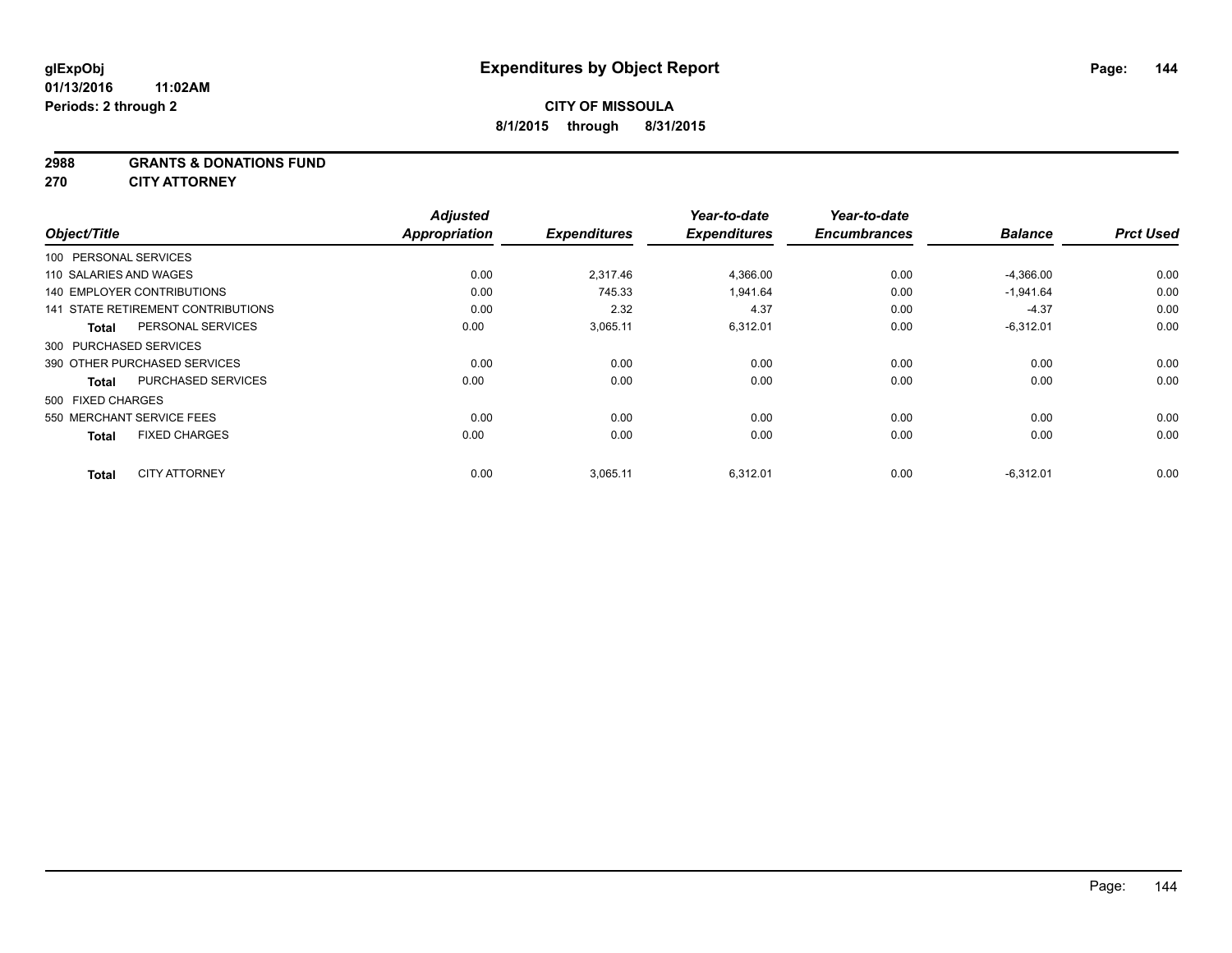**glExpObj**
**01/13/2016 11:02AM**
**Periods: 2 through 2**

# Expenditures by Object Report

**CITY OF MISSOULA**
**8/1/2015 through 8/31/2015**

**2988 GRANTS & DONATIONS FUND**
**270 CITY ATTORNEY**

| Object/Title | Adjusted Appropriation | Expenditures | Year-to-date Expenditures | Year-to-date Encumbrances | Balance | Prct Used |
|---|---|---|---|---|---|---|
| 100 PERSONAL SERVICES | | | | | | |
| 110 SALARIES AND WAGES | 0.00 | 2,317.46 | 4,366.00 | 0.00 | -4,366.00 | 0.00 |
| 140 EMPLOYER CONTRIBUTIONS | 0.00 | 745.33 | 1,941.64 | 0.00 | -1,941.64 | 0.00 |
| 141 STATE RETIREMENT CONTRIBUTIONS | 0.00 | 2.32 | 4.37 | 0.00 | -4.37 | 0.00 |
| **Total** PERSONAL SERVICES | 0.00 | 3,065.11 | 6,312.01 | 0.00 | -6,312.01 | 0.00 |
| 300 PURCHASED SERVICES | | | | | | |
| 390 OTHER PURCHASED SERVICES | 0.00 | 0.00 | 0.00 | 0.00 | 0.00 | 0.00 |
| **Total** PURCHASED SERVICES | 0.00 | 0.00 | 0.00 | 0.00 | 0.00 | 0.00 |
| 500 FIXED CHARGES | | | | | | |
| 550 MERCHANT SERVICE FEES | 0.00 | 0.00 | 0.00 | 0.00 | 0.00 | 0.00 |
| **Total** FIXED CHARGES | 0.00 | 0.00 | 0.00 | 0.00 | 0.00 | 0.00 |
| **Total** CITY ATTORNEY | 0.00 | 3,065.11 | 6,312.01 | 0.00 | -6,312.01 | 0.00 |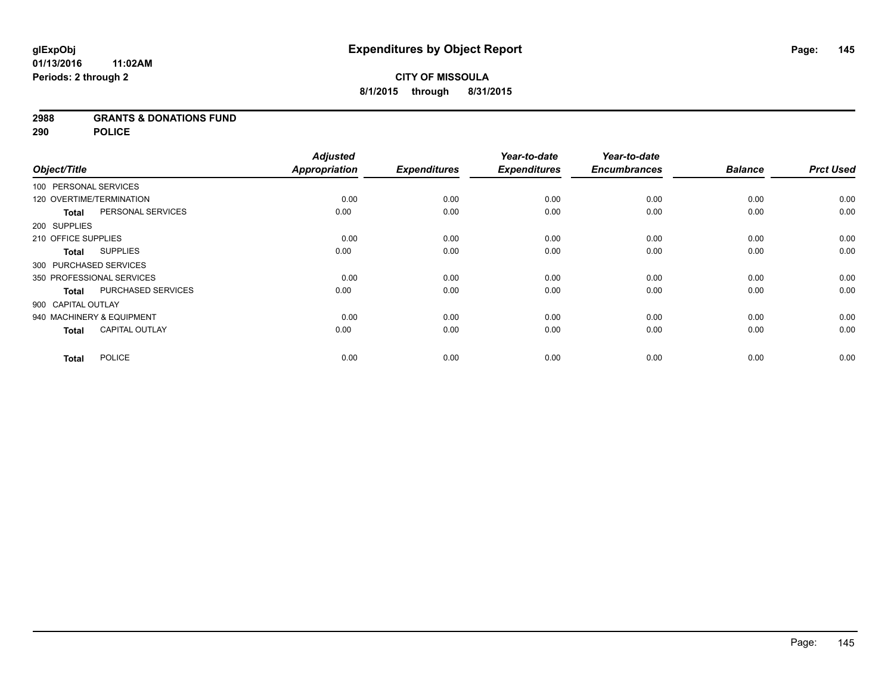# Expenditures by Object Report

glExpObj
01/13/2016 11:02AM
Periods: 2 through 2

**CITY OF MISSOULA**
**8/1/2015 through 8/31/2015**

**2988 GRANTS & DONATIONS FUND**
**290 POLICE**

| Object/Title | | Adjusted Appropriation | Expenditures | Year-to-date Expenditures | Year-to-date Encumbrances | Balance | Prct Used |
|---|---|---|---|---|---|---|---|
| 100 PERSONAL SERVICES | | | | | | | |
| 120 OVERTIME/TERMINATION | | 0.00 | 0.00 | 0.00 | 0.00 | 0.00 | 0.00 |
| **Total** | PERSONAL SERVICES | 0.00 | 0.00 | 0.00 | 0.00 | 0.00 | 0.00 |
| 200 SUPPLIES | | | | | | | |
| 210 OFFICE SUPPLIES | | 0.00 | 0.00 | 0.00 | 0.00 | 0.00 | 0.00 |
| **Total** | SUPPLIES | 0.00 | 0.00 | 0.00 | 0.00 | 0.00 | 0.00 |
| 300 PURCHASED SERVICES | | | | | | | |
| 350 PROFESSIONAL SERVICES | | 0.00 | 0.00 | 0.00 | 0.00 | 0.00 | 0.00 |
| **Total** | PURCHASED SERVICES | 0.00 | 0.00 | 0.00 | 0.00 | 0.00 | 0.00 |
| 900 CAPITAL OUTLAY | | | | | | | |
| 940 MACHINERY & EQUIPMENT | | 0.00 | 0.00 | 0.00 | 0.00 | 0.00 | 0.00 |
| **Total** | CAPITAL OUTLAY | 0.00 | 0.00 | 0.00 | 0.00 | 0.00 | 0.00 |
| **Total** | POLICE | 0.00 | 0.00 | 0.00 | 0.00 | 0.00 | 0.00 |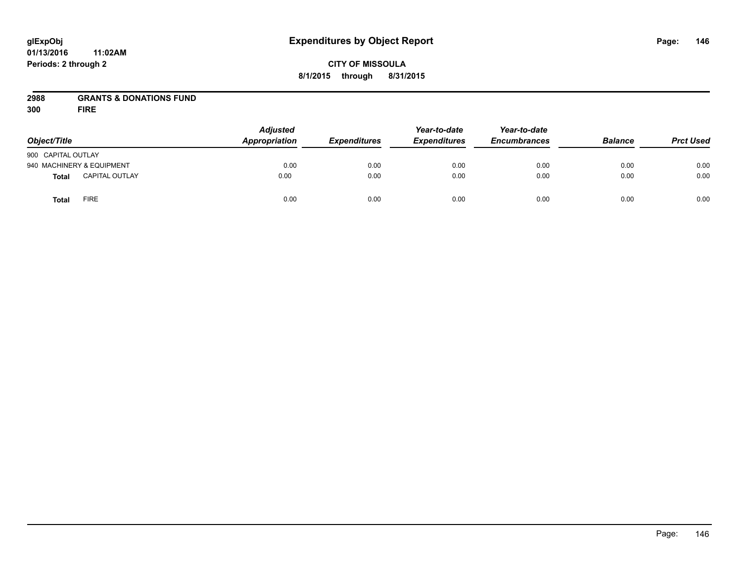glExpObj
01/13/2016 11:02AM
Periods: 2 through 2

# Expenditures by Object Report

**CITY OF MISSOULA**

**8/1/2015 through 8/31/2015**

**2988 GRANTS & DONATIONS FUND**
**300 FIRE**

| Object/Title | | Adjusted Appropriation | Expenditures | Year-to-date Expenditures | Year-to-date Encumbrances | Balance | Prct Used |
|---|---|---|---|---|---|---|---|
| 900 CAPITAL OUTLAY | | | | | | | |
| 940 MACHINERY & EQUIPMENT | | 0.00 | 0.00 | 0.00 | 0.00 | 0.00 | 0.00 |
| **Total** | CAPITAL OUTLAY | 0.00 | 0.00 | 0.00 | 0.00 | 0.00 | 0.00 |
| **Total** | FIRE | 0.00 | 0.00 | 0.00 | 0.00 | 0.00 | 0.00 |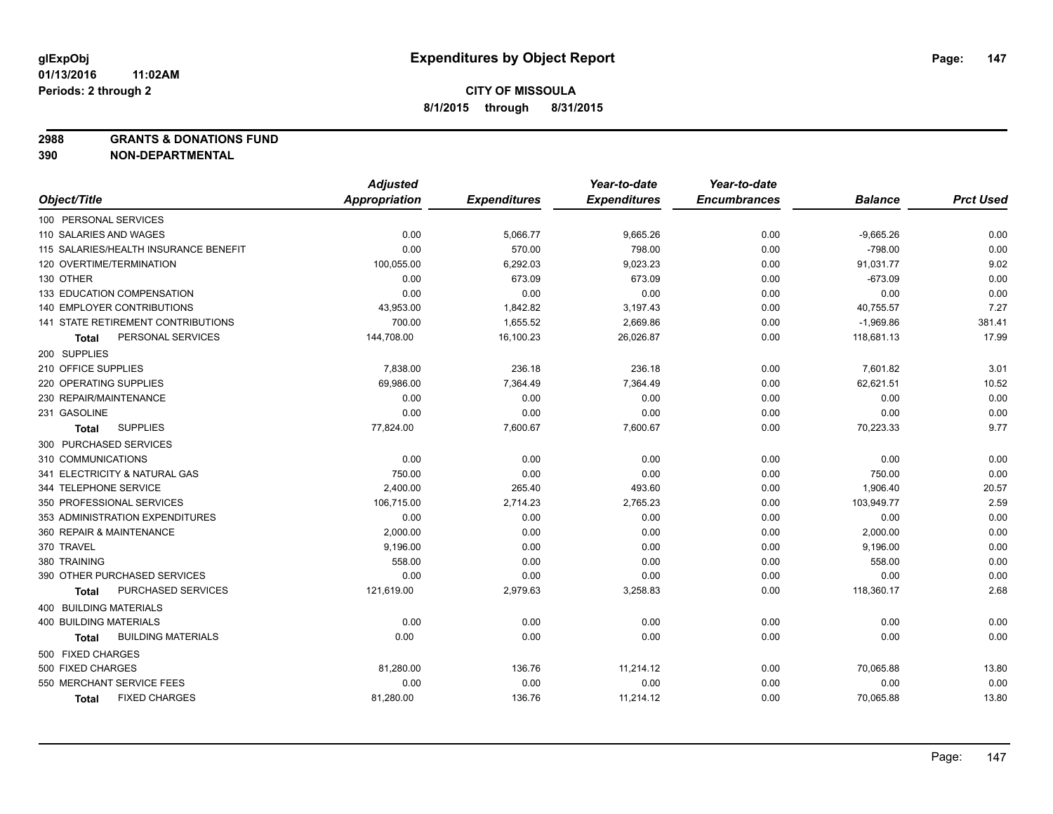# Expenditures by Object Report

glExpObj
01/13/2016 11:02AM
Periods: 2 through 2

**CITY OF MISSOULA**
**8/1/2015 through 8/31/2015**

**2988 GRANTS & DONATIONS FUND**
**390 NON-DEPARTMENTAL**

| Object/Title | Adjusted Appropriation | Expenditures | Year-to-date Expenditures | Year-to-date Encumbrances | Balance | Prct Used |
|---|---|---|---|---|---|---|
| 100 PERSONAL SERVICES | | | | | | |
| 110 SALARIES AND WAGES | 0.00 | 5,066.77 | 9,665.26 | 0.00 | -9,665.26 | 0.00 |
| 115 SALARIES/HEALTH INSURANCE BENEFIT | 0.00 | 570.00 | 798.00 | 0.00 | -798.00 | 0.00 |
| 120 OVERTIME/TERMINATION | 100,055.00 | 6,292.03 | 9,023.23 | 0.00 | 91,031.77 | 9.02 |
| 130 OTHER | 0.00 | 673.09 | 673.09 | 0.00 | -673.09 | 0.00 |
| 133 EDUCATION COMPENSATION | 0.00 | 0.00 | 0.00 | 0.00 | 0.00 | 0.00 |
| 140 EMPLOYER CONTRIBUTIONS | 43,953.00 | 1,842.82 | 3,197.43 | 0.00 | 40,755.57 | 7.27 |
| 141 STATE RETIREMENT CONTRIBUTIONS | 700.00 | 1,655.52 | 2,669.86 | 0.00 | -1,969.86 | 381.41 |
| **Total** PERSONAL SERVICES | 144,708.00 | 16,100.23 | 26,026.87 | 0.00 | 118,681.13 | 17.99 |
| 200 SUPPLIES | | | | | | |
| 210 OFFICE SUPPLIES | 7,838.00 | 236.18 | 236.18 | 0.00 | 7,601.82 | 3.01 |
| 220 OPERATING SUPPLIES | 69,986.00 | 7,364.49 | 7,364.49 | 0.00 | 62,621.51 | 10.52 |
| 230 REPAIR/MAINTENANCE | 0.00 | 0.00 | 0.00 | 0.00 | 0.00 | 0.00 |
| 231 GASOLINE | 0.00 | 0.00 | 0.00 | 0.00 | 0.00 | 0.00 |
| **Total** SUPPLIES | 77,824.00 | 7,600.67 | 7,600.67 | 0.00 | 70,223.33 | 9.77 |
| 300 PURCHASED SERVICES | | | | | | |
| 310 COMMUNICATIONS | 0.00 | 0.00 | 0.00 | 0.00 | 0.00 | 0.00 |
| 341 ELECTRICITY & NATURAL GAS | 750.00 | 0.00 | 0.00 | 0.00 | 750.00 | 0.00 |
| 344 TELEPHONE SERVICE | 2,400.00 | 265.40 | 493.60 | 0.00 | 1,906.40 | 20.57 |
| 350 PROFESSIONAL SERVICES | 106,715.00 | 2,714.23 | 2,765.23 | 0.00 | 103,949.77 | 2.59 |
| 353 ADMINISTRATION EXPENDITURES | 0.00 | 0.00 | 0.00 | 0.00 | 0.00 | 0.00 |
| 360 REPAIR & MAINTENANCE | 2,000.00 | 0.00 | 0.00 | 0.00 | 2,000.00 | 0.00 |
| 370 TRAVEL | 9,196.00 | 0.00 | 0.00 | 0.00 | 9,196.00 | 0.00 |
| 380 TRAINING | 558.00 | 0.00 | 0.00 | 0.00 | 558.00 | 0.00 |
| 390 OTHER PURCHASED SERVICES | 0.00 | 0.00 | 0.00 | 0.00 | 0.00 | 0.00 |
| **Total** PURCHASED SERVICES | 121,619.00 | 2,979.63 | 3,258.83 | 0.00 | 118,360.17 | 2.68 |
| 400 BUILDING MATERIALS | | | | | | |
| 400 BUILDING MATERIALS | 0.00 | 0.00 | 0.00 | 0.00 | 0.00 | 0.00 |
| **Total** BUILDING MATERIALS | 0.00 | 0.00 | 0.00 | 0.00 | 0.00 | 0.00 |
| 500 FIXED CHARGES | | | | | | |
| 500 FIXED CHARGES | 81,280.00 | 136.76 | 11,214.12 | 0.00 | 70,065.88 | 13.80 |
| 550 MERCHANT SERVICE FEES | 0.00 | 0.00 | 0.00 | 0.00 | 0.00 | 0.00 |
| **Total** FIXED CHARGES | 81,280.00 | 136.76 | 11,214.12 | 0.00 | 70,065.88 | 13.80 |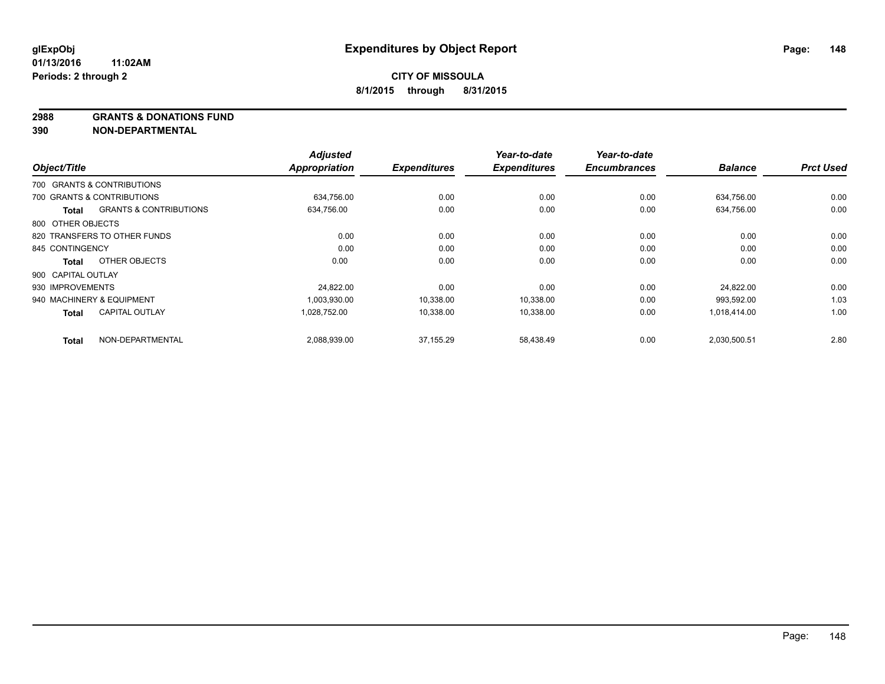**glExpObj**
**01/13/2016 11:02AM**
**Periods: 2 through 2**

# Expenditures by Object Report

**CITY OF MISSOULA**
**8/1/2015 through 8/31/2015**

**2988 GRANTS & DONATIONS FUND**
**390 NON-DEPARTMENTAL**

| Object/Title | Adjusted Appropriation | Expenditures | Year-to-date Expenditures | Year-to-date Encumbrances | Balance | Prct Used |
|---|---|---|---|---|---|---|
| 700 GRANTS & CONTRIBUTIONS | | | | | | |
| 700 GRANTS & CONTRIBUTIONS | 634,756.00 | 0.00 | 0.00 | 0.00 | 634,756.00 | 0.00 |
| **Total** GRANTS & CONTRIBUTIONS | 634,756.00 | 0.00 | 0.00 | 0.00 | 634,756.00 | 0.00 |
| 800 OTHER OBJECTS | | | | | | |
| 820 TRANSFERS TO OTHER FUNDS | 0.00 | 0.00 | 0.00 | 0.00 | 0.00 | 0.00 |
| 845 CONTINGENCY | 0.00 | 0.00 | 0.00 | 0.00 | 0.00 | 0.00 |
| **Total** OTHER OBJECTS | 0.00 | 0.00 | 0.00 | 0.00 | 0.00 | 0.00 |
| 900 CAPITAL OUTLAY | | | | | | |
| 930 IMPROVEMENTS | 24,822.00 | 0.00 | 0.00 | 0.00 | 24,822.00 | 0.00 |
| 940 MACHINERY & EQUIPMENT | 1,003,930.00 | 10,338.00 | 10,338.00 | 0.00 | 993,592.00 | 1.03 |
| **Total** CAPITAL OUTLAY | 1,028,752.00 | 10,338.00 | 10,338.00 | 0.00 | 1,018,414.00 | 1.00 |
| **Total** NON-DEPARTMENTAL | 2,088,939.00 | 37,155.29 | 58,438.49 | 0.00 | 2,030,500.51 | 2.80 |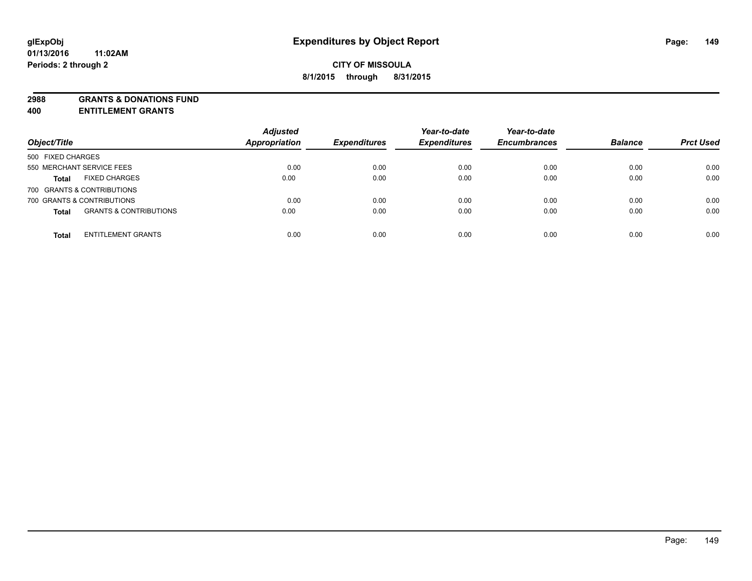glExpObj
01/13/2016 11:02AM
Periods: 2 through 2

# Expenditures by Object Report

**CITY OF MISSOULA**
**8/1/2015 through 8/31/2015**

**2988 GRANTS & DONATIONS FUND**
**400 ENTITLEMENT GRANTS**

| Object/Title | | Adjusted Appropriation | Expenditures | Year-to-date Expenditures | Year-to-date Encumbrances | Balance | Prct Used |
|---|---|---|---|---|---|---|---|
| 500 FIXED CHARGES | | | | | | | |
| 550 MERCHANT SERVICE FEES | | 0.00 | 0.00 | 0.00 | 0.00 | 0.00 | 0.00 |
| **Total** | FIXED CHARGES | 0.00 | 0.00 | 0.00 | 0.00 | 0.00 | 0.00 |
| 700 GRANTS & CONTRIBUTIONS | | | | | | | |
| 700 GRANTS & CONTRIBUTIONS | | 0.00 | 0.00 | 0.00 | 0.00 | 0.00 | 0.00 |
| **Total** | GRANTS & CONTRIBUTIONS | 0.00 | 0.00 | 0.00 | 0.00 | 0.00 | 0.00 |
| **Total** | ENTITLEMENT GRANTS | 0.00 | 0.00 | 0.00 | 0.00 | 0.00 | 0.00 |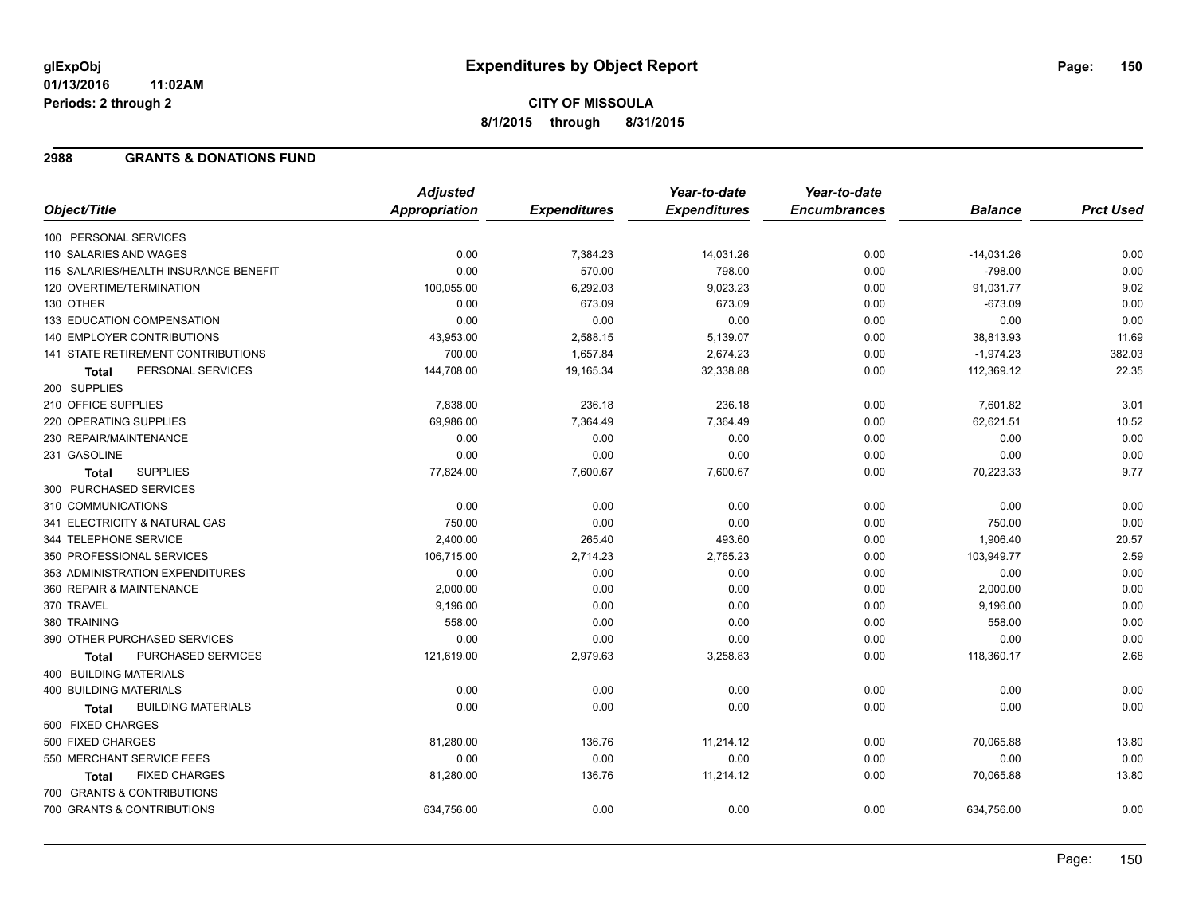glExpObj
01/13/2016 11:02AM
Periods: 2 through 2

# Expenditures by Object Report

**CITY OF MISSOULA**
**8/1/2015 through 8/31/2015**

## 2988 GRANTS & DONATIONS FUND

| Object/Title | Adjusted Appropriation | Expenditures | Year-to-date Expenditures | Year-to-date Encumbrances | Balance | Prct Used |
|---|---|---|---|---|---|---|
| 100 PERSONAL SERVICES | | | | | | |
| 110 SALARIES AND WAGES | 0.00 | 7,384.23 | 14,031.26 | 0.00 | -14,031.26 | 0.00 |
| 115 SALARIES/HEALTH INSURANCE BENEFIT | 0.00 | 570.00 | 798.00 | 0.00 | -798.00 | 0.00 |
| 120 OVERTIME/TERMINATION | 100,055.00 | 6,292.03 | 9,023.23 | 0.00 | 91,031.77 | 9.02 |
| 130 OTHER | 0.00 | 673.09 | 673.09 | 0.00 | -673.09 | 0.00 |
| 133 EDUCATION COMPENSATION | 0.00 | 0.00 | 0.00 | 0.00 | 0.00 | 0.00 |
| 140 EMPLOYER CONTRIBUTIONS | 43,953.00 | 2,588.15 | 5,139.07 | 0.00 | 38,813.93 | 11.69 |
| 141 STATE RETIREMENT CONTRIBUTIONS | 700.00 | 1,657.84 | 2,674.23 | 0.00 | -1,974.23 | 382.03 |
| **Total** PERSONAL SERVICES | 144,708.00 | 19,165.34 | 32,338.88 | 0.00 | 112,369.12 | 22.35 |
| 200 SUPPLIES | | | | | | |
| 210 OFFICE SUPPLIES | 7,838.00 | 236.18 | 236.18 | 0.00 | 7,601.82 | 3.01 |
| 220 OPERATING SUPPLIES | 69,986.00 | 7,364.49 | 7,364.49 | 0.00 | 62,621.51 | 10.52 |
| 230 REPAIR/MAINTENANCE | 0.00 | 0.00 | 0.00 | 0.00 | 0.00 | 0.00 |
| 231 GASOLINE | 0.00 | 0.00 | 0.00 | 0.00 | 0.00 | 0.00 |
| **Total** SUPPLIES | 77,824.00 | 7,600.67 | 7,600.67 | 0.00 | 70,223.33 | 9.77 |
| 300 PURCHASED SERVICES | | | | | | |
| 310 COMMUNICATIONS | 0.00 | 0.00 | 0.00 | 0.00 | 0.00 | 0.00 |
| 341 ELECTRICITY & NATURAL GAS | 750.00 | 0.00 | 0.00 | 0.00 | 750.00 | 0.00 |
| 344 TELEPHONE SERVICE | 2,400.00 | 265.40 | 493.60 | 0.00 | 1,906.40 | 20.57 |
| 350 PROFESSIONAL SERVICES | 106,715.00 | 2,714.23 | 2,765.23 | 0.00 | 103,949.77 | 2.59 |
| 353 ADMINISTRATION EXPENDITURES | 0.00 | 0.00 | 0.00 | 0.00 | 0.00 | 0.00 |
| 360 REPAIR & MAINTENANCE | 2,000.00 | 0.00 | 0.00 | 0.00 | 2,000.00 | 0.00 |
| 370 TRAVEL | 9,196.00 | 0.00 | 0.00 | 0.00 | 9,196.00 | 0.00 |
| 380 TRAINING | 558.00 | 0.00 | 0.00 | 0.00 | 558.00 | 0.00 |
| 390 OTHER PURCHASED SERVICES | 0.00 | 0.00 | 0.00 | 0.00 | 0.00 | 0.00 |
| **Total** PURCHASED SERVICES | 121,619.00 | 2,979.63 | 3,258.83 | 0.00 | 118,360.17 | 2.68 |
| 400 BUILDING MATERIALS | | | | | | |
| 400 BUILDING MATERIALS | 0.00 | 0.00 | 0.00 | 0.00 | 0.00 | 0.00 |
| **Total** BUILDING MATERIALS | 0.00 | 0.00 | 0.00 | 0.00 | 0.00 | 0.00 |
| 500 FIXED CHARGES | | | | | | |
| 500 FIXED CHARGES | 81,280.00 | 136.76 | 11,214.12 | 0.00 | 70,065.88 | 13.80 |
| 550 MERCHANT SERVICE FEES | 0.00 | 0.00 | 0.00 | 0.00 | 0.00 | 0.00 |
| **Total** FIXED CHARGES | 81,280.00 | 136.76 | 11,214.12 | 0.00 | 70,065.88 | 13.80 |
| 700 GRANTS & CONTRIBUTIONS | | | | | | |
| 700 GRANTS & CONTRIBUTIONS | 634,756.00 | 0.00 | 0.00 | 0.00 | 634,756.00 | 0.00 |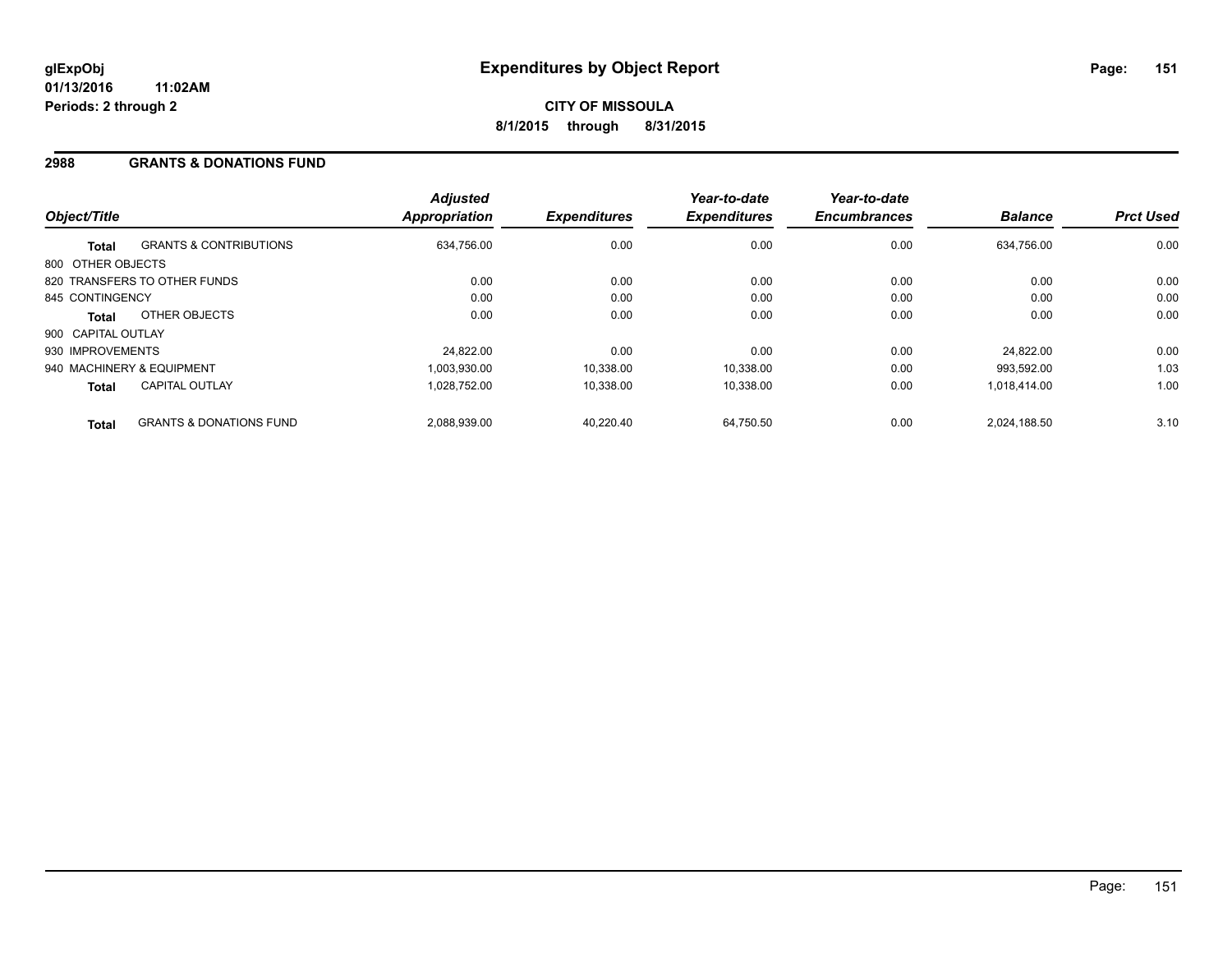**glExpObj**
**01/13/2016 11:02AM**
**Periods: 2 through 2**

# Expenditures by Object Report

**CITY OF MISSOULA**
**8/1/2015 through 8/31/2015**

## 2988 GRANTS & DONATIONS FUND

| Object/Title | | Adjusted Appropriation | Expenditures | Year-to-date Expenditures | Year-to-date Encumbrances | Balance | Prct Used |
|---|---|---|---|---|---|---|---|
| **Total** | GRANTS & CONTRIBUTIONS | 634,756.00 | 0.00 | 0.00 | 0.00 | 634,756.00 | 0.00 |
| 800 OTHER OBJECTS | | | | | | | |
| 820 TRANSFERS TO OTHER FUNDS | | 0.00 | 0.00 | 0.00 | 0.00 | 0.00 | 0.00 |
| 845 CONTINGENCY | | 0.00 | 0.00 | 0.00 | 0.00 | 0.00 | 0.00 |
| **Total** | OTHER OBJECTS | 0.00 | 0.00 | 0.00 | 0.00 | 0.00 | 0.00 |
| 900 CAPITAL OUTLAY | | | | | | | |
| 930 IMPROVEMENTS | | 24,822.00 | 0.00 | 0.00 | 0.00 | 24,822.00 | 0.00 |
| 940 MACHINERY & EQUIPMENT | | 1,003,930.00 | 10,338.00 | 10,338.00 | 0.00 | 993,592.00 | 1.03 |
| **Total** | CAPITAL OUTLAY | 1,028,752.00 | 10,338.00 | 10,338.00 | 0.00 | 1,018,414.00 | 1.00 |
| **Total** | GRANTS & DONATIONS FUND | 2,088,939.00 | 40,220.40 | 64,750.50 | 0.00 | 2,024,188.50 | 3.10 |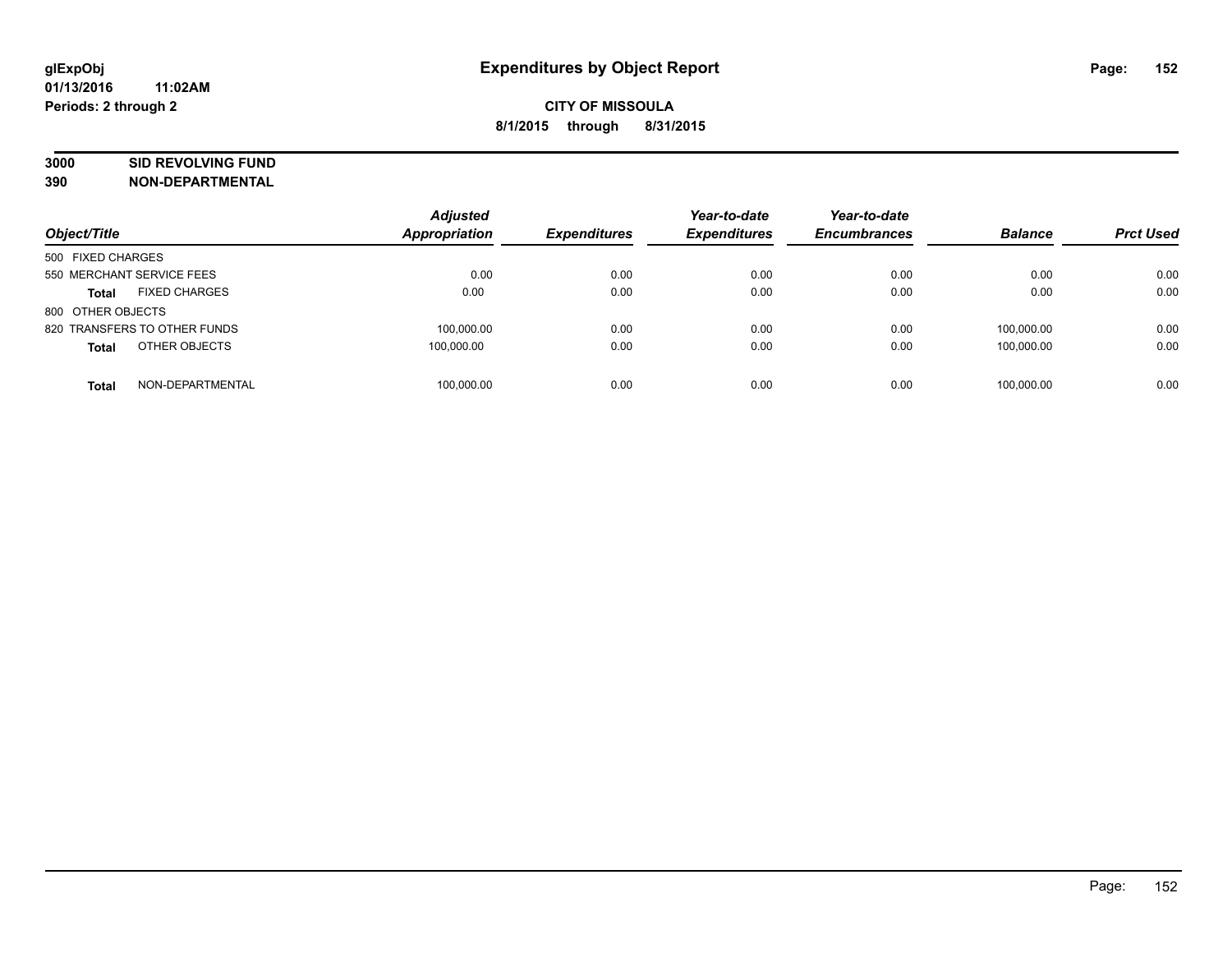# Expenditures by Object Report

glExpObj
01/13/2016 11:02AM
Periods: 2 through 2

**CITY OF MISSOULA**
**8/1/2015 through 8/31/2015**

**3000 SID REVOLVING FUND**
**390 NON-DEPARTMENTAL**

| Object/Title | Adjusted Appropriation | Expenditures | Year-to-date Expenditures | Year-to-date Encumbrances | Balance | Prct Used |
|---|---|---|---|---|---|---|
| 500 FIXED CHARGES | | | | | | |
| 550 MERCHANT SERVICE FEES | 0.00 | 0.00 | 0.00 | 0.00 | 0.00 | 0.00 |
| **Total** FIXED CHARGES | 0.00 | 0.00 | 0.00 | 0.00 | 0.00 | 0.00 |
| 800 OTHER OBJECTS | | | | | | |
| 820 TRANSFERS TO OTHER FUNDS | 100,000.00 | 0.00 | 0.00 | 0.00 | 100,000.00 | 0.00 |
| **Total** OTHER OBJECTS | 100,000.00 | 0.00 | 0.00 | 0.00 | 100,000.00 | 0.00 |
| **Total** NON-DEPARTMENTAL | 100,000.00 | 0.00 | 0.00 | 0.00 | 100,000.00 | 0.00 |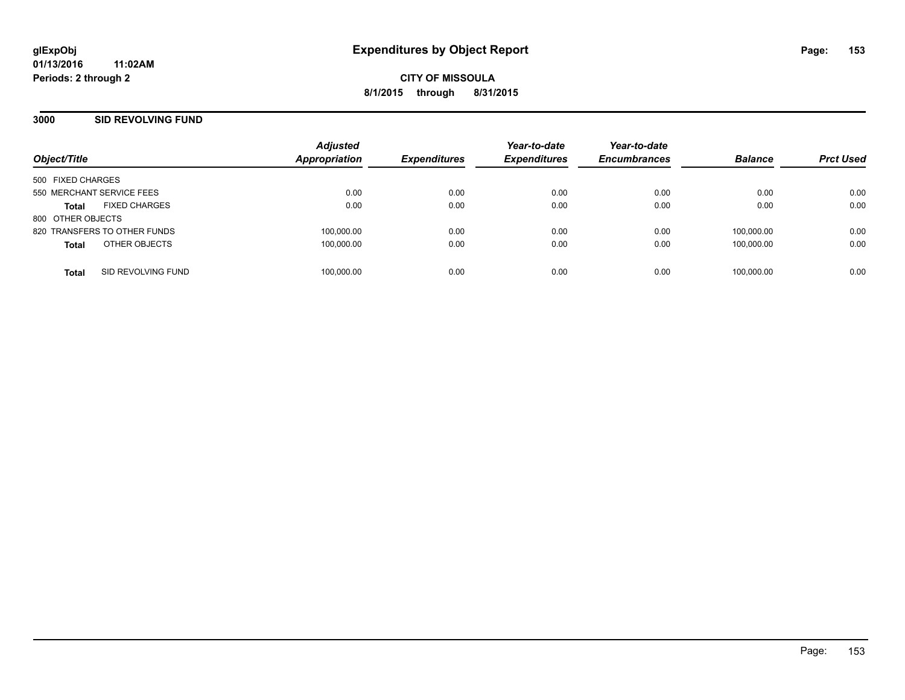glExpObj
01/13/2016 11:02AM
Periods: 2 through 2

# Expenditures by Object Report

**CITY OF MISSOULA**
**8/1/2015 through 8/31/2015**

## 3000 SID REVOLVING FUND

| Object/Title | Adjusted Appropriation | Expenditures | Year-to-date Expenditures | Year-to-date Encumbrances | Balance | Prct Used |
|---|---|---|---|---|---|---|
| 500 FIXED CHARGES | | | | | | |
| 550 MERCHANT SERVICE FEES | 0.00 | 0.00 | 0.00 | 0.00 | 0.00 | 0.00 |
| **Total** FIXED CHARGES | 0.00 | 0.00 | 0.00 | 0.00 | 0.00 | 0.00 |
| 800 OTHER OBJECTS | | | | | | |
| 820 TRANSFERS TO OTHER FUNDS | 100,000.00 | 0.00 | 0.00 | 0.00 | 100,000.00 | 0.00 |
| **Total** OTHER OBJECTS | 100,000.00 | 0.00 | 0.00 | 0.00 | 100,000.00 | 0.00 |
| **Total** SID REVOLVING FUND | 100,000.00 | 0.00 | 0.00 | 0.00 | 100,000.00 | 0.00 |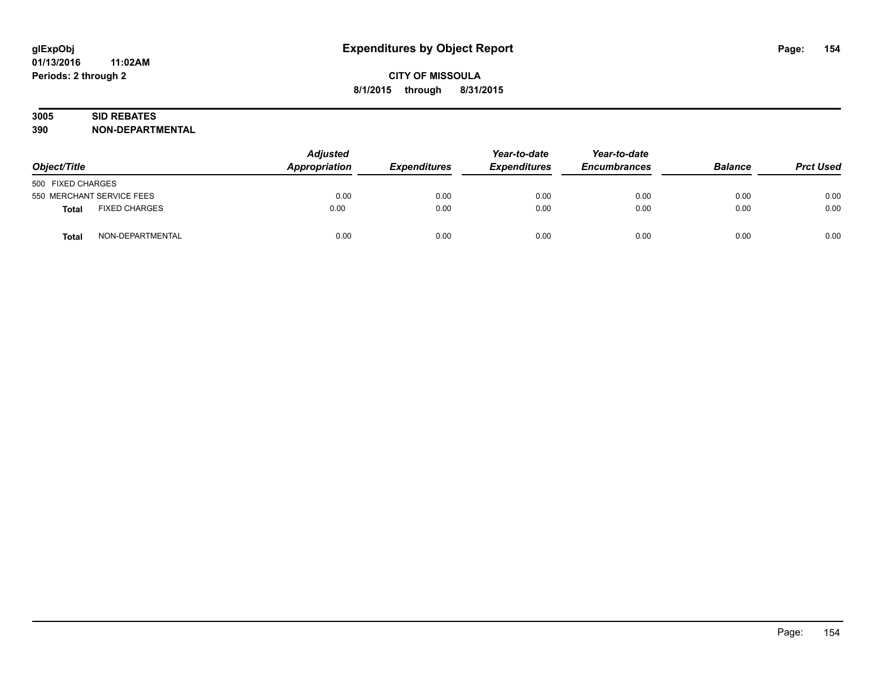# Expenditures by Object Report

glExpObj
01/13/2016 11:02AM
Periods: 2 through 2

**CITY OF MISSOULA**
**8/1/2015 through 8/31/2015**

**3005 SID REBATES**
**390 NON-DEPARTMENTAL**

| Object/Title | | Adjusted Appropriation | Expenditures | Year-to-date Expenditures | Year-to-date Encumbrances | Balance | Prct Used |
|---|---|---|---|---|---|---|---|
| 500 FIXED CHARGES | | | | | | | |
| 550 MERCHANT SERVICE FEES | | 0.00 | 0.00 | 0.00 | 0.00 | 0.00 | 0.00 |
| **Total** | FIXED CHARGES | 0.00 | 0.00 | 0.00 | 0.00 | 0.00 | 0.00 |
| **Total** | NON-DEPARTMENTAL | 0.00 | 0.00 | 0.00 | 0.00 | 0.00 | 0.00 |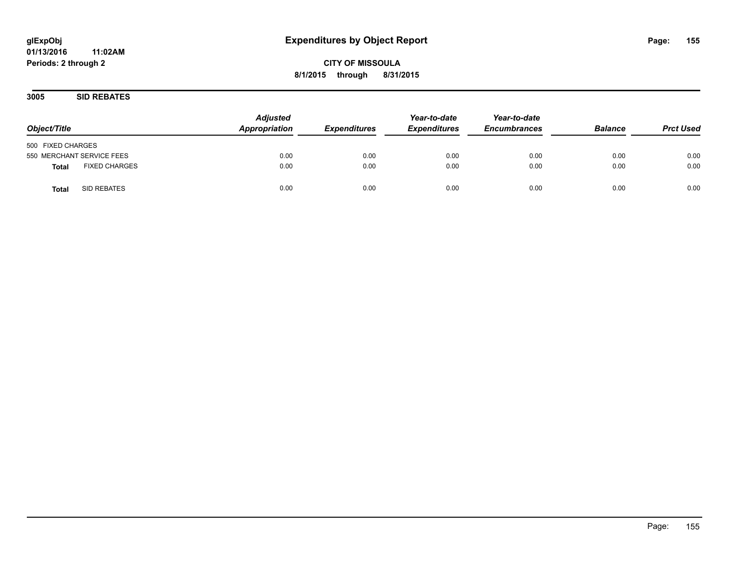**Expenditures by Object Report**

**CITY OF MISSOULA**

**8/1/2015 through 8/31/2015**

glExpObj
01/13/2016 11:02AM
Periods: 2 through 2

## 3005 SID REBATES

| Object/Title | Adjusted Appropriation | Expenditures | Year-to-date Expenditures | Year-to-date Encumbrances | Balance | Prct Used |
|---|---|---|---|---|---|---|
| 500 FIXED CHARGES | | | | | | |
| 550 MERCHANT SERVICE FEES | 0.00 | 0.00 | 0.00 | 0.00 | 0.00 | 0.00 |
| **Total** FIXED CHARGES | 0.00 | 0.00 | 0.00 | 0.00 | 0.00 | 0.00 |
| **Total** SID REBATES | 0.00 | 0.00 | 0.00 | 0.00 | 0.00 | 0.00 |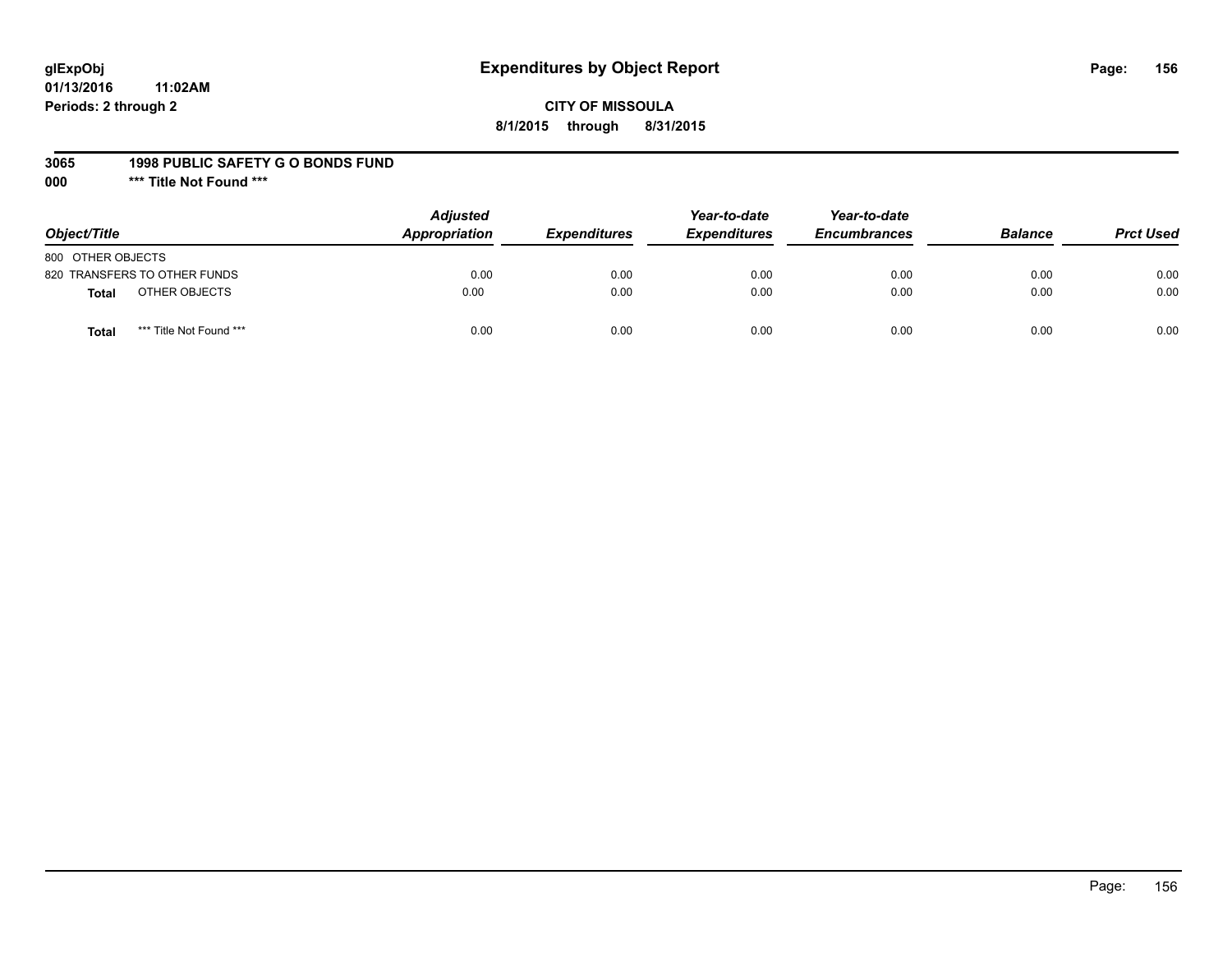glExpObj
01/13/2016 11:02AM
Periods: 2 through 2

# Expenditures by Object Report

**CITY OF MISSOULA**

**8/1/2015 through 8/31/2015**

**3065 1998 PUBLIC SAFETY G O BONDS FUND**

**000 \*\*\* Title Not Found \*\*\***

| Object/Title | | Adjusted Appropriation | Expenditures | Year-to-date Expenditures | Year-to-date Encumbrances | Balance | Prct Used |
|---|---|---|---|---|---|---|---|
| 800 OTHER OBJECTS | | | | | | | |
| 820 TRANSFERS TO OTHER FUNDS | | 0.00 | 0.00 | 0.00 | 0.00 | 0.00 | 0.00 |
| **Total** | OTHER OBJECTS | 0.00 | 0.00 | 0.00 | 0.00 | 0.00 | 0.00 |
| **Total** | \*\*\* Title Not Found \*\*\* | 0.00 | 0.00 | 0.00 | 0.00 | 0.00 | 0.00 |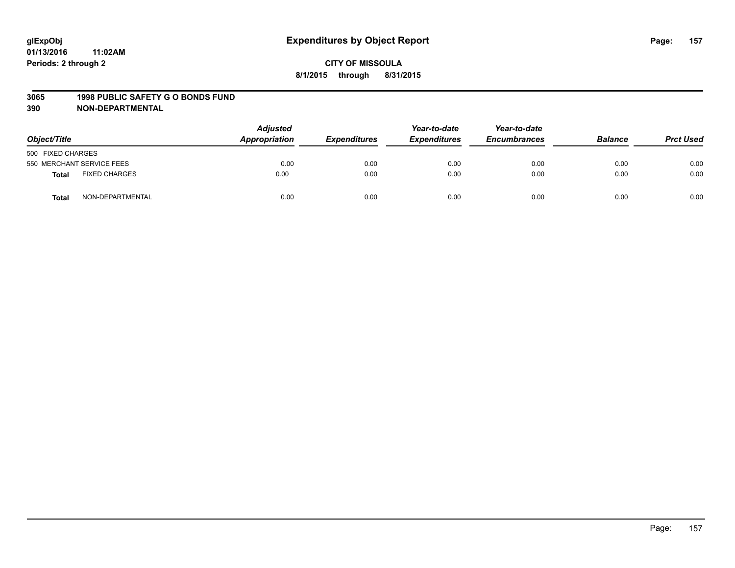**glExpObj** **Expenditures by Object Report**
**01/13/2016 11:02AM**
**Periods: 2 through 2**

**CITY OF MISSOULA**
**8/1/2015 through 8/31/2015**

**3065 1998 PUBLIC SAFETY G O BONDS FUND**
**390 NON-DEPARTMENTAL**

| Object/Title | | Adjusted Appropriation | Expenditures | Year-to-date Expenditures | Year-to-date Encumbrances | Balance | Prct Used |
|---|---|---|---|---|---|---|---|
| 500 FIXED CHARGES | | | | | | | |
| 550 MERCHANT SERVICE FEES | | 0.00 | 0.00 | 0.00 | 0.00 | 0.00 | 0.00 |
| **Total** | FIXED CHARGES | 0.00 | 0.00 | 0.00 | 0.00 | 0.00 | 0.00 |
| **Total** | NON-DEPARTMENTAL | 0.00 | 0.00 | 0.00 | 0.00 | 0.00 | 0.00 |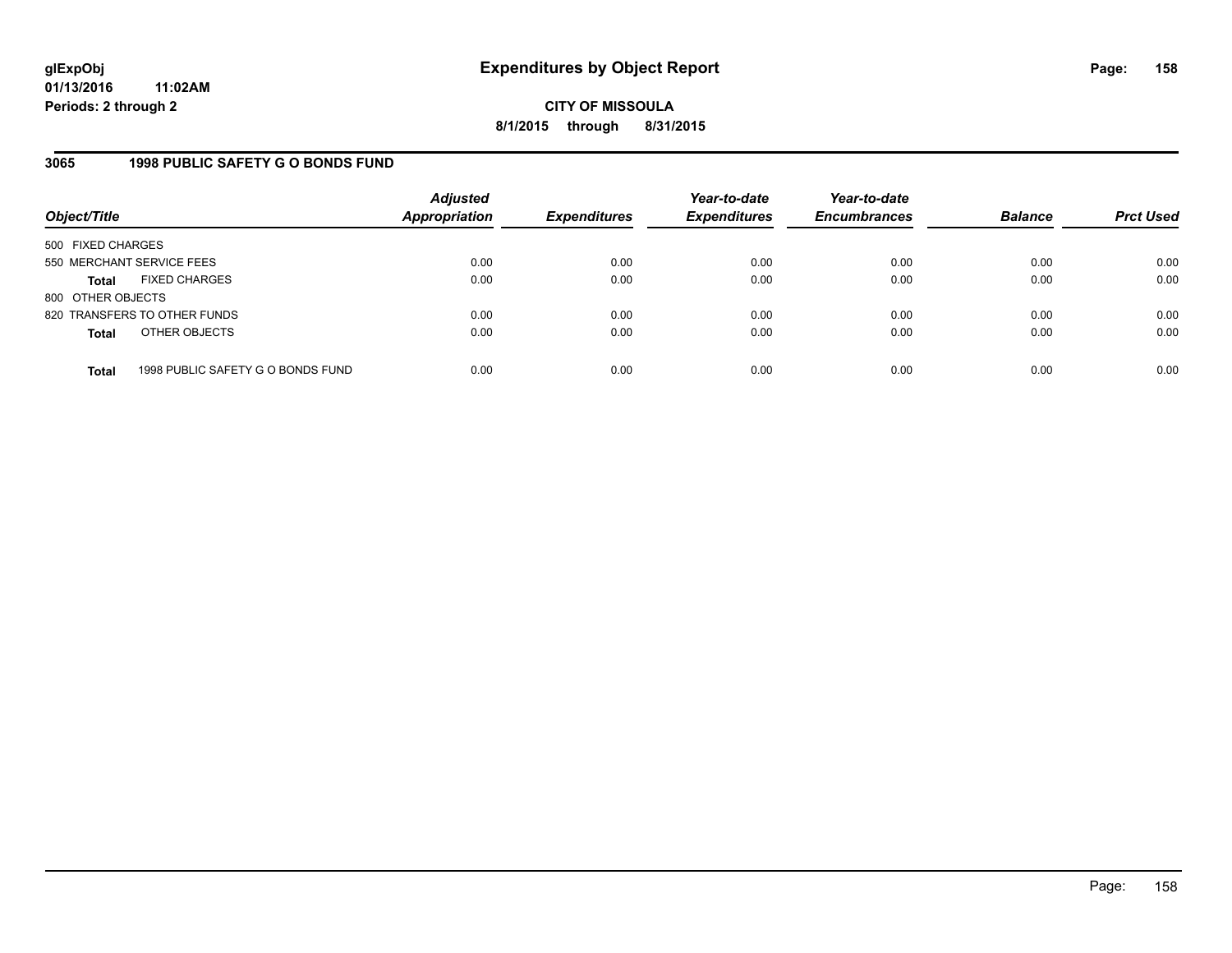# Expenditures by Object Report

glExpObj
01/13/2016 11:02AM
Periods: 2 through 2

**CITY OF MISSOULA**
**8/1/2015 through 8/31/2015**

## 3065 1998 PUBLIC SAFETY G O BONDS FUND

| Object/Title | | Adjusted Appropriation | Expenditures | Year-to-date Expenditures | Year-to-date Encumbrances | Balance | Prct Used |
|---|---|---|---|---|---|---|---|
| 500 FIXED CHARGES | | | | | | | |
| 550 MERCHANT SERVICE FEES | | 0.00 | 0.00 | 0.00 | 0.00 | 0.00 | 0.00 |
| **Total** | FIXED CHARGES | 0.00 | 0.00 | 0.00 | 0.00 | 0.00 | 0.00 |
| 800 OTHER OBJECTS | | | | | | | |
| 820 TRANSFERS TO OTHER FUNDS | | 0.00 | 0.00 | 0.00 | 0.00 | 0.00 | 0.00 |
| **Total** | OTHER OBJECTS | 0.00 | 0.00 | 0.00 | 0.00 | 0.00 | 0.00 |
| **Total** | 1998 PUBLIC SAFETY G O BONDS FUND | 0.00 | 0.00 | 0.00 | 0.00 | 0.00 | 0.00 |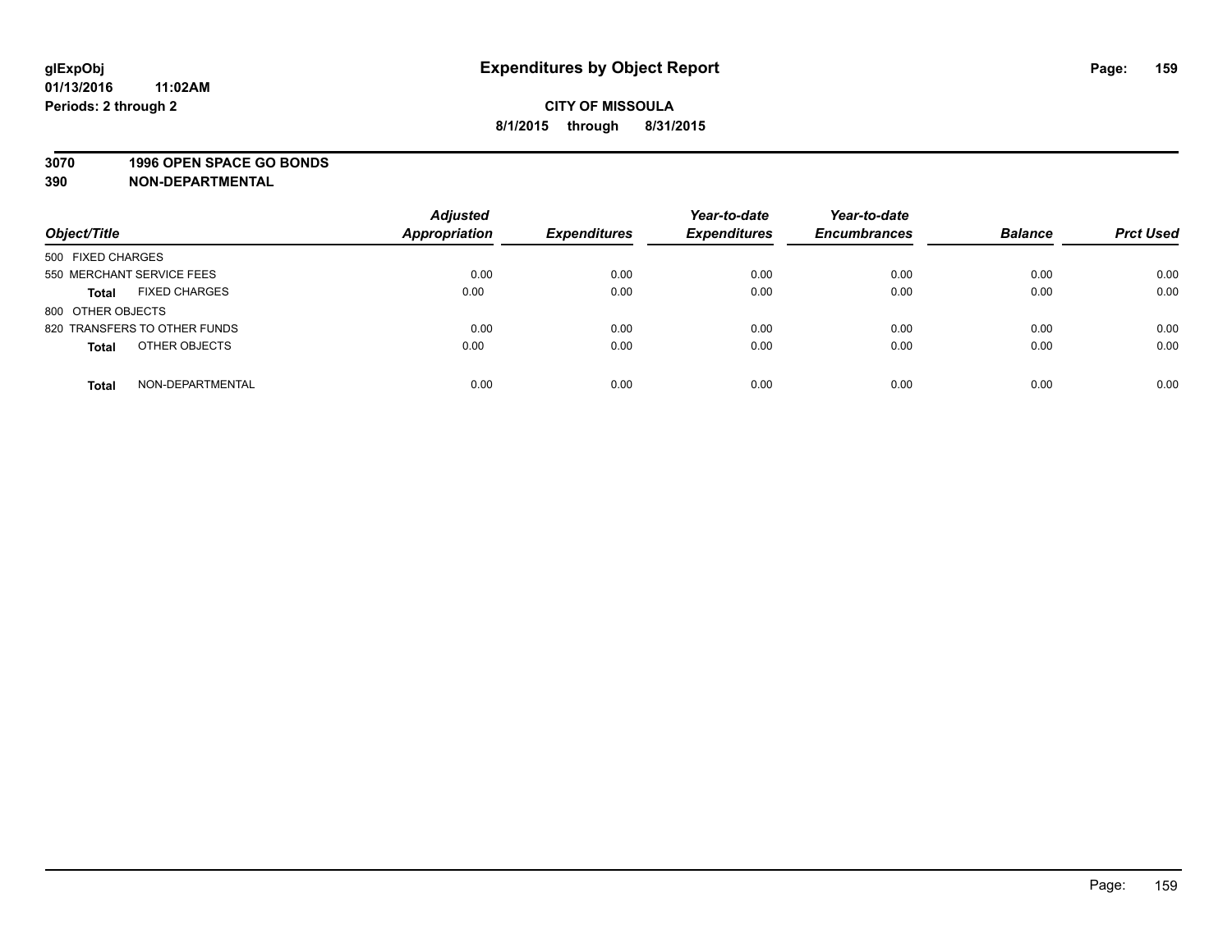**glExpObj**
**01/13/2016 11:02AM**
**Periods: 2 through 2**

# Expenditures by Object Report

**CITY OF MISSOULA**
**8/1/2015 through 8/31/2015**

**3070 1996 OPEN SPACE GO BONDS**
**390 NON-DEPARTMENTAL**

| Object/Title | Adjusted Appropriation | Expenditures | Year-to-date Expenditures | Year-to-date Encumbrances | Balance | Prct Used |
|---|---|---|---|---|---|---|
| 500 FIXED CHARGES | | | | | | |
| 550 MERCHANT SERVICE FEES | 0.00 | 0.00 | 0.00 | 0.00 | 0.00 | 0.00 |
| **Total** FIXED CHARGES | 0.00 | 0.00 | 0.00 | 0.00 | 0.00 | 0.00 |
| 800 OTHER OBJECTS | | | | | | |
| 820 TRANSFERS TO OTHER FUNDS | 0.00 | 0.00 | 0.00 | 0.00 | 0.00 | 0.00 |
| **Total** OTHER OBJECTS | 0.00 | 0.00 | 0.00 | 0.00 | 0.00 | 0.00 |
| **Total** NON-DEPARTMENTAL | 0.00 | 0.00 | 0.00 | 0.00 | 0.00 | 0.00 |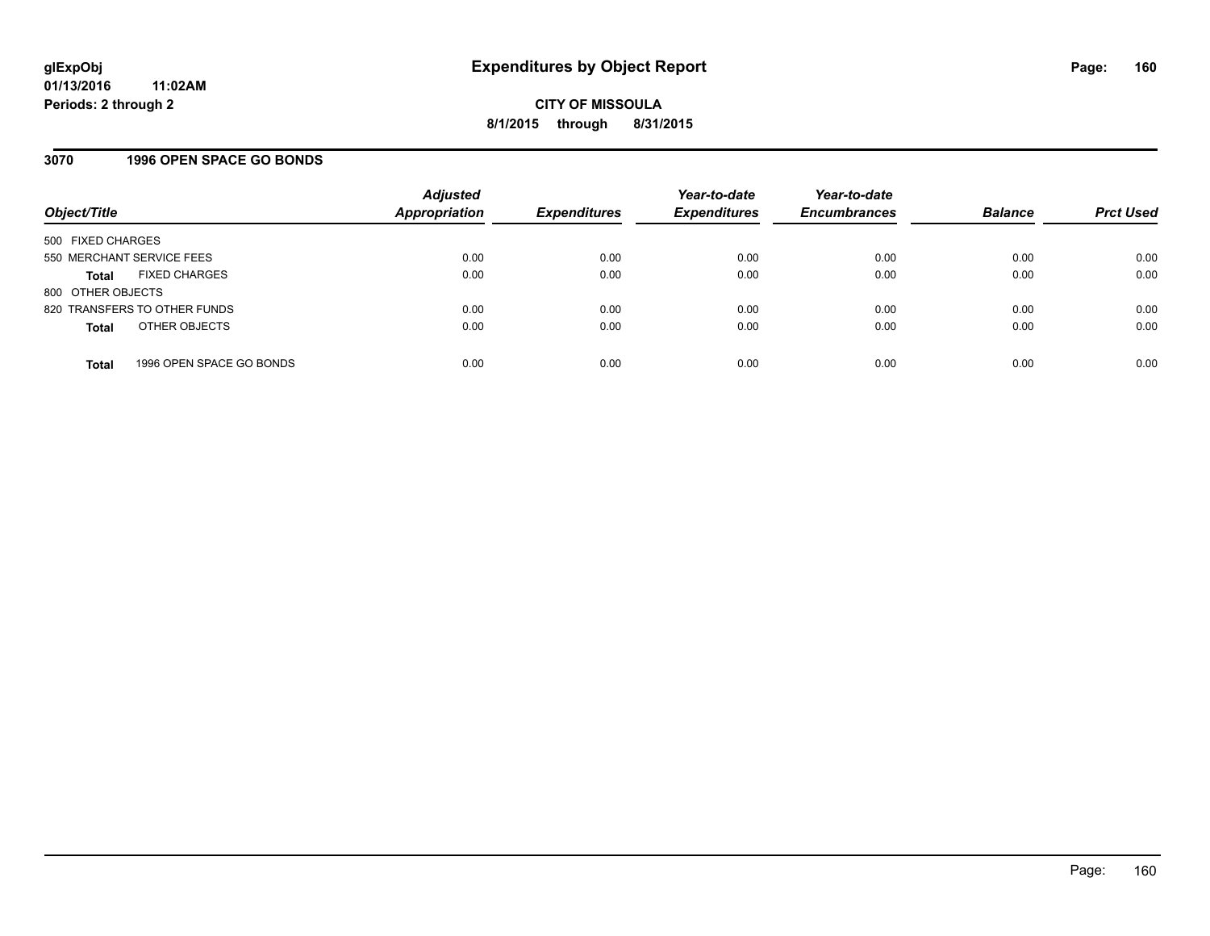# Expenditures by Object Report

glExpObj
01/13/2016 11:02AM
Periods: 2 through 2

**CITY OF MISSOULA**
**8/1/2015 through 8/31/2015**

## 3070 1996 OPEN SPACE GO BONDS

| Object/Title | Adjusted Appropriation | Expenditures | Year-to-date Expenditures | Year-to-date Encumbrances | Balance | Prct Used |
|---|---|---|---|---|---|---|
| 500 FIXED CHARGES | | | | | | |
| 550 MERCHANT SERVICE FEES | 0.00 | 0.00 | 0.00 | 0.00 | 0.00 | 0.00 |
| **Total** FIXED CHARGES | 0.00 | 0.00 | 0.00 | 0.00 | 0.00 | 0.00 |
| 800 OTHER OBJECTS | | | | | | |
| 820 TRANSFERS TO OTHER FUNDS | 0.00 | 0.00 | 0.00 | 0.00 | 0.00 | 0.00 |
| **Total** OTHER OBJECTS | 0.00 | 0.00 | 0.00 | 0.00 | 0.00 | 0.00 |
| **Total** 1996 OPEN SPACE GO BONDS | 0.00 | 0.00 | 0.00 | 0.00 | 0.00 | 0.00 |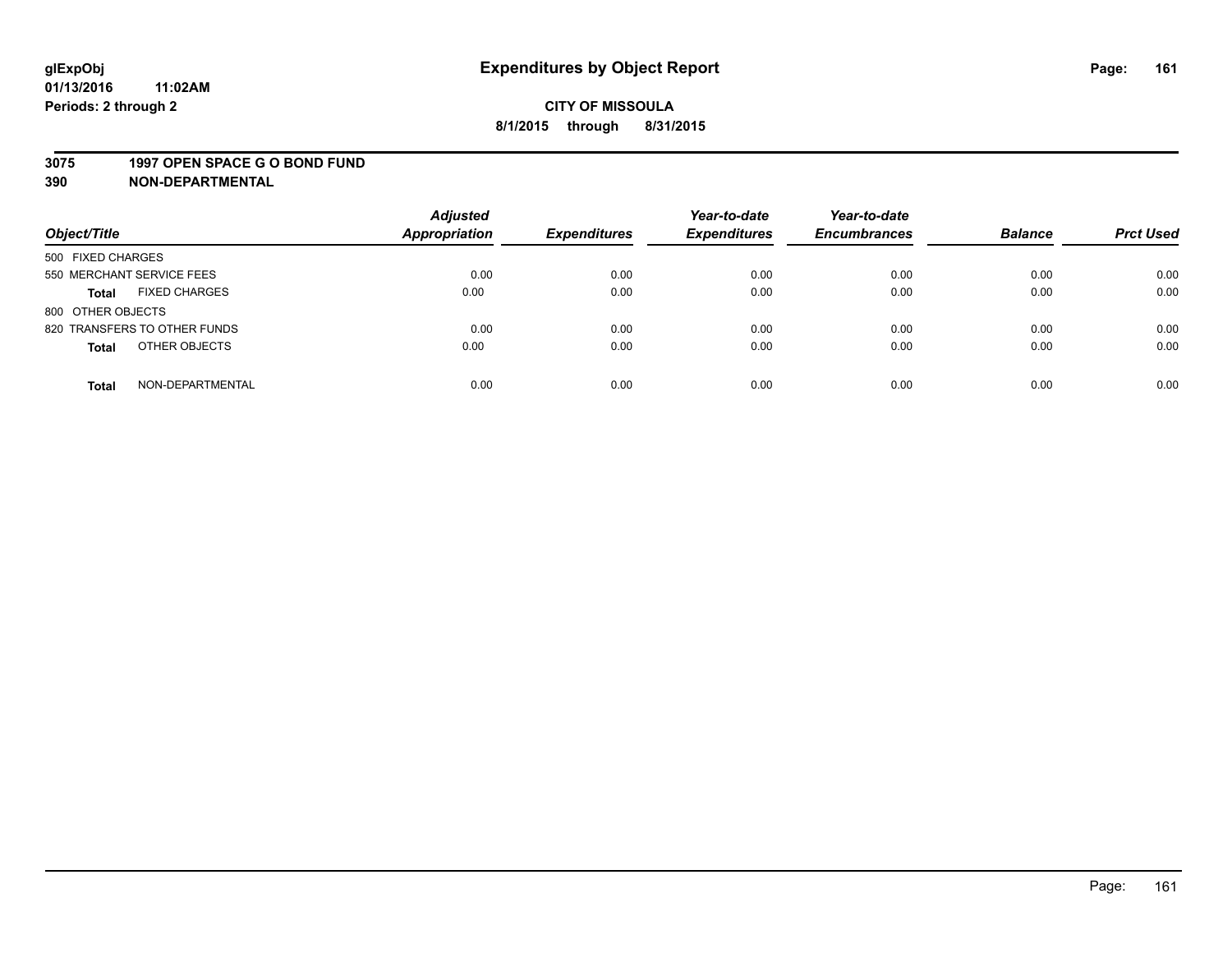# Expenditures by Object Report

glExpObj
01/13/2016 11:02AM
Periods: 2 through 2

**CITY OF MISSOULA**
**8/1/2015 through 8/31/2015**

**3075 1997 OPEN SPACE G O BOND FUND**
**390 NON-DEPARTMENTAL**

| Object/Title | Adjusted Appropriation | Expenditures | Year-to-date Expenditures | Year-to-date Encumbrances | Balance | Prct Used |
|---|---|---|---|---|---|---|
| 500 FIXED CHARGES | | | | | | |
| 550 MERCHANT SERVICE FEES | 0.00 | 0.00 | 0.00 | 0.00 | 0.00 | 0.00 |
| **Total** FIXED CHARGES | 0.00 | 0.00 | 0.00 | 0.00 | 0.00 | 0.00 |
| 800 OTHER OBJECTS | | | | | | |
| 820 TRANSFERS TO OTHER FUNDS | 0.00 | 0.00 | 0.00 | 0.00 | 0.00 | 0.00 |
| **Total** OTHER OBJECTS | 0.00 | 0.00 | 0.00 | 0.00 | 0.00 | 0.00 |
| **Total** NON-DEPARTMENTAL | 0.00 | 0.00 | 0.00 | 0.00 | 0.00 | 0.00 |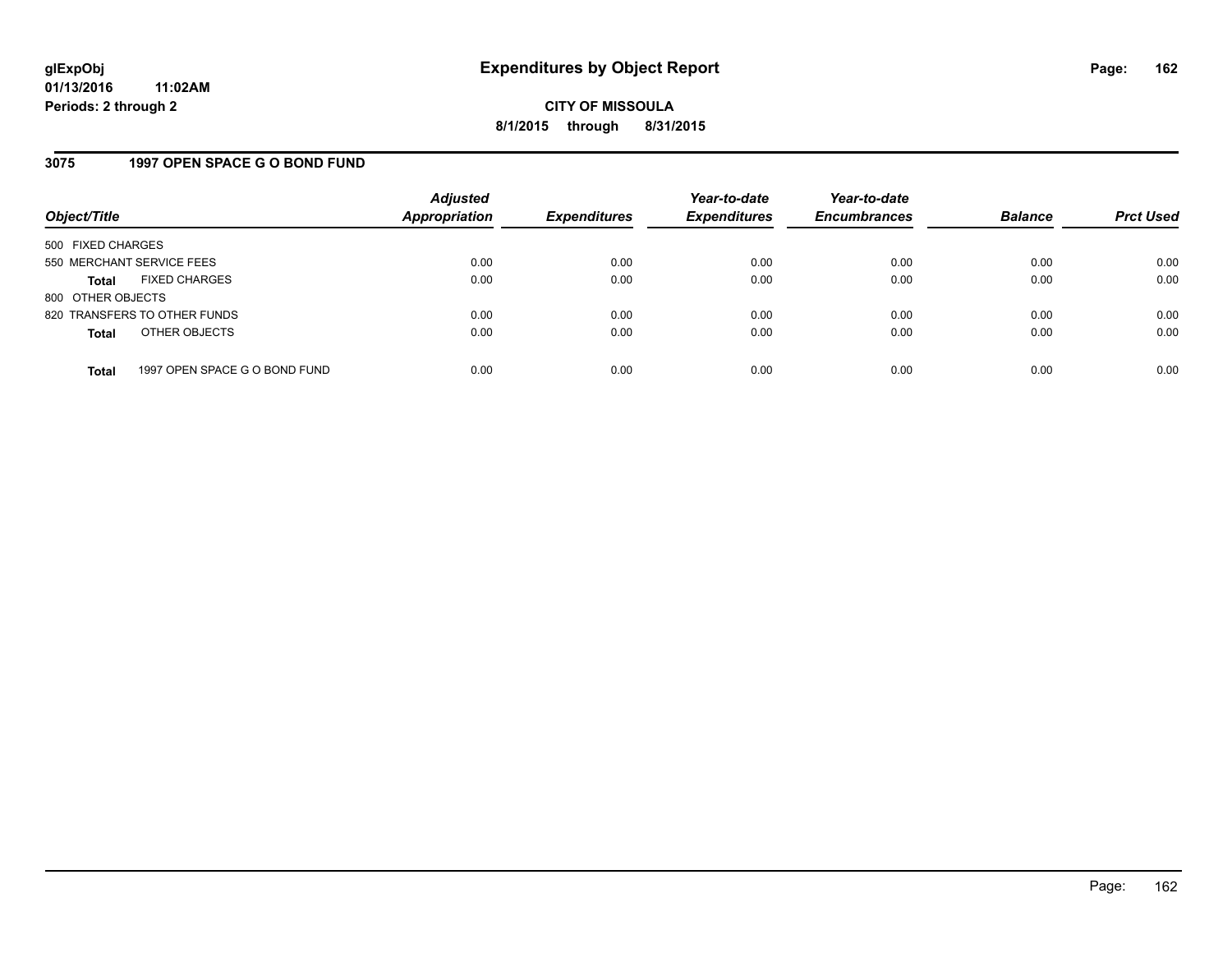glExpObj
01/13/2016 11:02AM
Periods: 2 through 2

# Expenditures by Object Report

**CITY OF MISSOULA**
**8/1/2015 through 8/31/2015**

## 3075 1997 OPEN SPACE G O BOND FUND

| Object/Title | Adjusted Appropriation | Expenditures | Year-to-date Expenditures | Year-to-date Encumbrances | Balance | Prct Used |
|---|---|---|---|---|---|---|
| 500 FIXED CHARGES | | | | | | |
| 550 MERCHANT SERVICE FEES | 0.00 | 0.00 | 0.00 | 0.00 | 0.00 | 0.00 |
| **Total** FIXED CHARGES | 0.00 | 0.00 | 0.00 | 0.00 | 0.00 | 0.00 |
| 800 OTHER OBJECTS | | | | | | |
| 820 TRANSFERS TO OTHER FUNDS | 0.00 | 0.00 | 0.00 | 0.00 | 0.00 | 0.00 |
| **Total** OTHER OBJECTS | 0.00 | 0.00 | 0.00 | 0.00 | 0.00 | 0.00 |
| **Total** 1997 OPEN SPACE G O BOND FUND | 0.00 | 0.00 | 0.00 | 0.00 | 0.00 | 0.00 |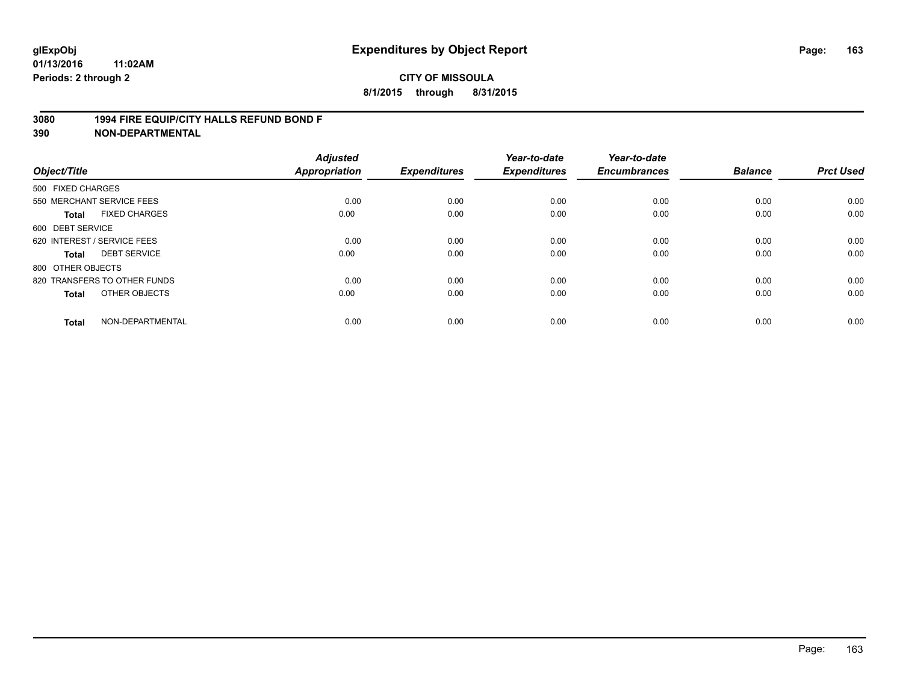glExpObj
01/13/2016 11:02AM
Periods: 2 through 2

# Expenditures by Object Report

**CITY OF MISSOULA**

**8/1/2015 through 8/31/2015**

**3080 1994 FIRE EQUIP/CITY HALLS REFUND BOND F**

**390 NON-DEPARTMENTAL**

| Object/Title | Adjusted Appropriation | Expenditures | Year-to-date Expenditures | Year-to-date Encumbrances | Balance | Prct Used |
|---|---|---|---|---|---|---|
| 500 FIXED CHARGES | | | | | | |
| 550 MERCHANT SERVICE FEES | 0.00 | 0.00 | 0.00 | 0.00 | 0.00 | 0.00 |
| **Total** FIXED CHARGES | 0.00 | 0.00 | 0.00 | 0.00 | 0.00 | 0.00 |
| 600 DEBT SERVICE | | | | | | |
| 620 INTEREST / SERVICE FEES | 0.00 | 0.00 | 0.00 | 0.00 | 0.00 | 0.00 |
| **Total** DEBT SERVICE | 0.00 | 0.00 | 0.00 | 0.00 | 0.00 | 0.00 |
| 800 OTHER OBJECTS | | | | | | |
| 820 TRANSFERS TO OTHER FUNDS | 0.00 | 0.00 | 0.00 | 0.00 | 0.00 | 0.00 |
| **Total** OTHER OBJECTS | 0.00 | 0.00 | 0.00 | 0.00 | 0.00 | 0.00 |
| **Total** NON-DEPARTMENTAL | 0.00 | 0.00 | 0.00 | 0.00 | 0.00 | 0.00 |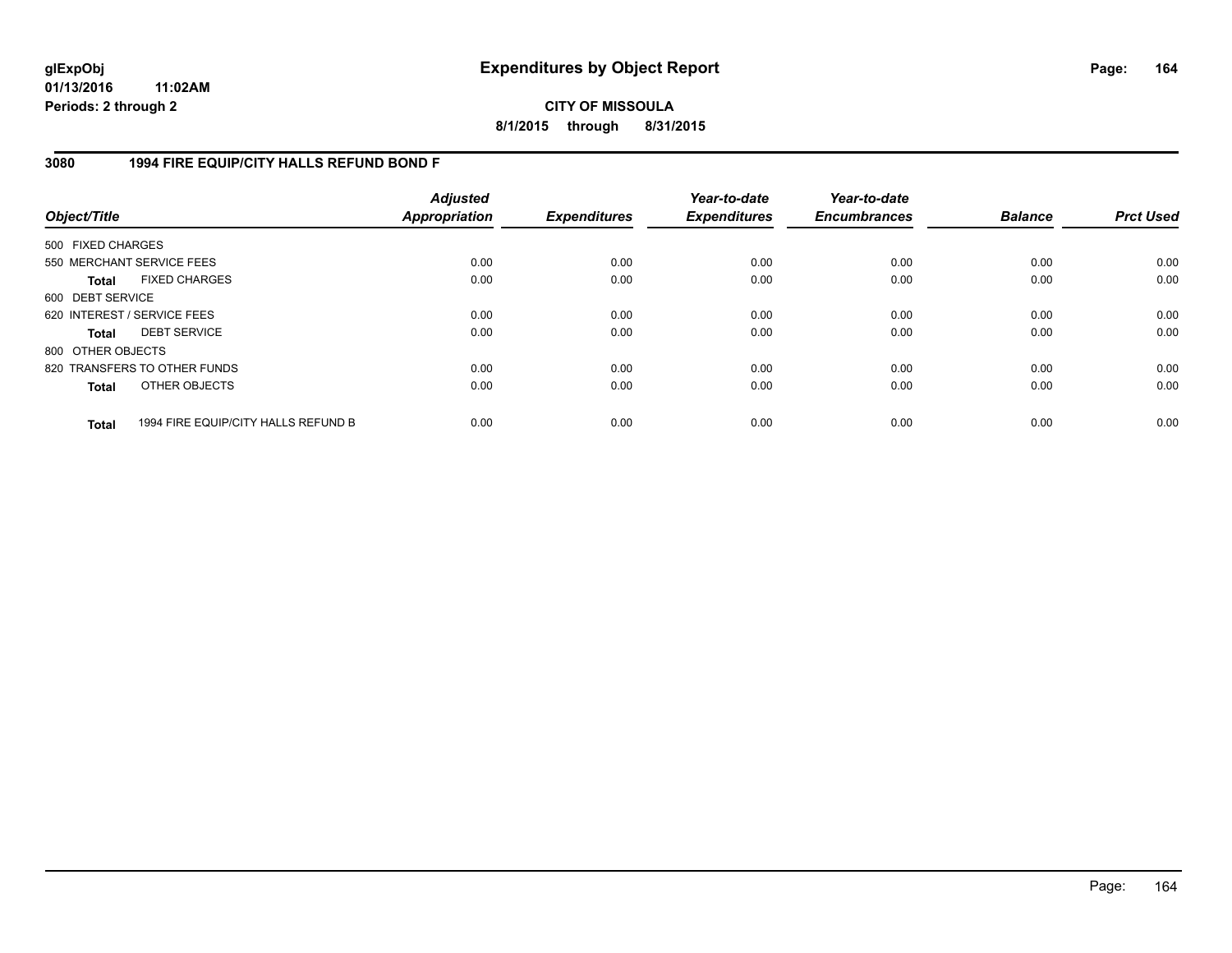# Expenditures by Object Report

**CITY OF MISSOULA**

**8/1/2015 through 8/31/2015**

glExpObj
01/13/2016 11:02AM
Periods: 2 through 2

## 3080 1994 FIRE EQUIP/CITY HALLS REFUND BOND F

| Object/Title | | Adjusted Appropriation | Expenditures | Year-to-date Expenditures | Year-to-date Encumbrances | Balance | Prct Used |
|---|---|---|---|---|---|---|---|
| 500 FIXED CHARGES | | | | | | | |
| 550 MERCHANT SERVICE FEES | | 0.00 | 0.00 | 0.00 | 0.00 | 0.00 | 0.00 |
| **Total** | FIXED CHARGES | 0.00 | 0.00 | 0.00 | 0.00 | 0.00 | 0.00 |
| 600 DEBT SERVICE | | | | | | | |
| 620 INTEREST / SERVICE FEES | | 0.00 | 0.00 | 0.00 | 0.00 | 0.00 | 0.00 |
| **Total** | DEBT SERVICE | 0.00 | 0.00 | 0.00 | 0.00 | 0.00 | 0.00 |
| 800 OTHER OBJECTS | | | | | | | |
| 820 TRANSFERS TO OTHER FUNDS | | 0.00 | 0.00 | 0.00 | 0.00 | 0.00 | 0.00 |
| **Total** | OTHER OBJECTS | 0.00 | 0.00 | 0.00 | 0.00 | 0.00 | 0.00 |
| **Total** | 1994 FIRE EQUIP/CITY HALLS REFUND B | 0.00 | 0.00 | 0.00 | 0.00 | 0.00 | 0.00 |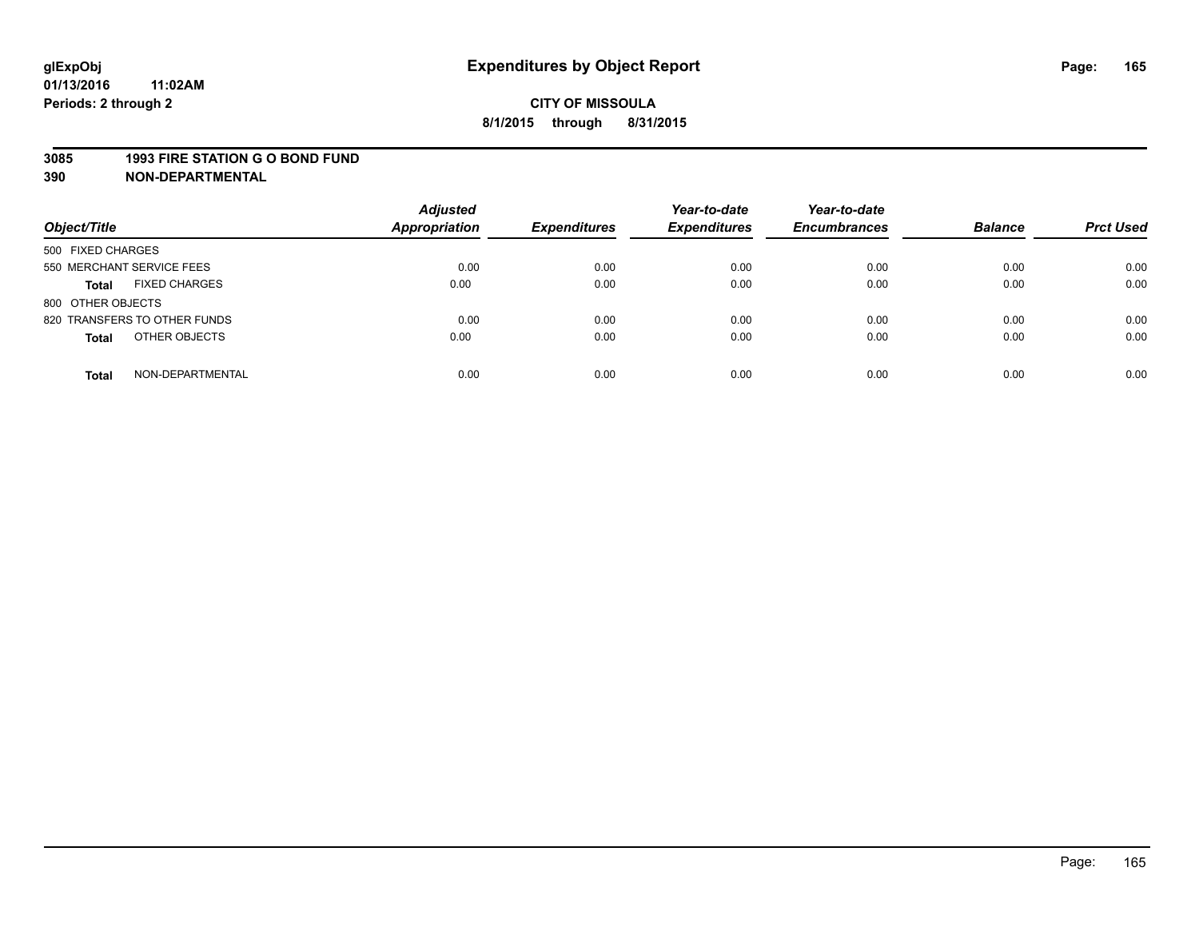glExpObj
01/13/2016 11:02AM
Periods: 2 through 2

# Expenditures by Object Report

**CITY OF MISSOULA**
**8/1/2015 through 8/31/2015**

**3085 1993 FIRE STATION G O BOND FUND**
**390 NON-DEPARTMENTAL**

| Object/Title | Adjusted Appropriation | Expenditures | Year-to-date Expenditures | Year-to-date Encumbrances | Balance | Prct Used |
|---|---|---|---|---|---|---|
| 500 FIXED CHARGES | | | | | | |
| 550 MERCHANT SERVICE FEES | 0.00 | 0.00 | 0.00 | 0.00 | 0.00 | 0.00 |
| **Total** FIXED CHARGES | 0.00 | 0.00 | 0.00 | 0.00 | 0.00 | 0.00 |
| 800 OTHER OBJECTS | | | | | | |
| 820 TRANSFERS TO OTHER FUNDS | 0.00 | 0.00 | 0.00 | 0.00 | 0.00 | 0.00 |
| **Total** OTHER OBJECTS | 0.00 | 0.00 | 0.00 | 0.00 | 0.00 | 0.00 |
| **Total** NON-DEPARTMENTAL | 0.00 | 0.00 | 0.00 | 0.00 | 0.00 | 0.00 |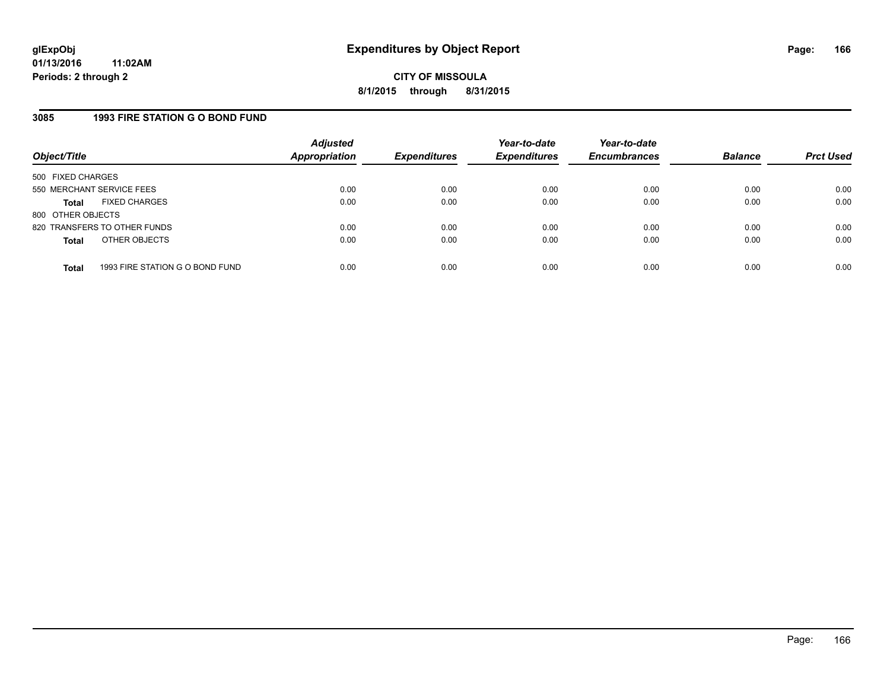**glExpObj**
**01/13/2016 11:02AM**
**Periods: 2 through 2**

# Expenditures by Object Report

**CITY OF MISSOULA**
**8/1/2015 through 8/31/2015**

## 3085 1993 FIRE STATION G O BOND FUND

| Object/Title | Adjusted Appropriation | Expenditures | Year-to-date Expenditures | Year-to-date Encumbrances | Balance | Prct Used |
|---|---|---|---|---|---|---|
| 500 FIXED CHARGES | | | | | | |
| 550 MERCHANT SERVICE FEES | 0.00 | 0.00 | 0.00 | 0.00 | 0.00 | 0.00 |
| **Total** FIXED CHARGES | 0.00 | 0.00 | 0.00 | 0.00 | 0.00 | 0.00 |
| 800 OTHER OBJECTS | | | | | | |
| 820 TRANSFERS TO OTHER FUNDS | 0.00 | 0.00 | 0.00 | 0.00 | 0.00 | 0.00 |
| **Total** OTHER OBJECTS | 0.00 | 0.00 | 0.00 | 0.00 | 0.00 | 0.00 |
| **Total** 1993 FIRE STATION G O BOND FUND | 0.00 | 0.00 | 0.00 | 0.00 | 0.00 | 0.00 |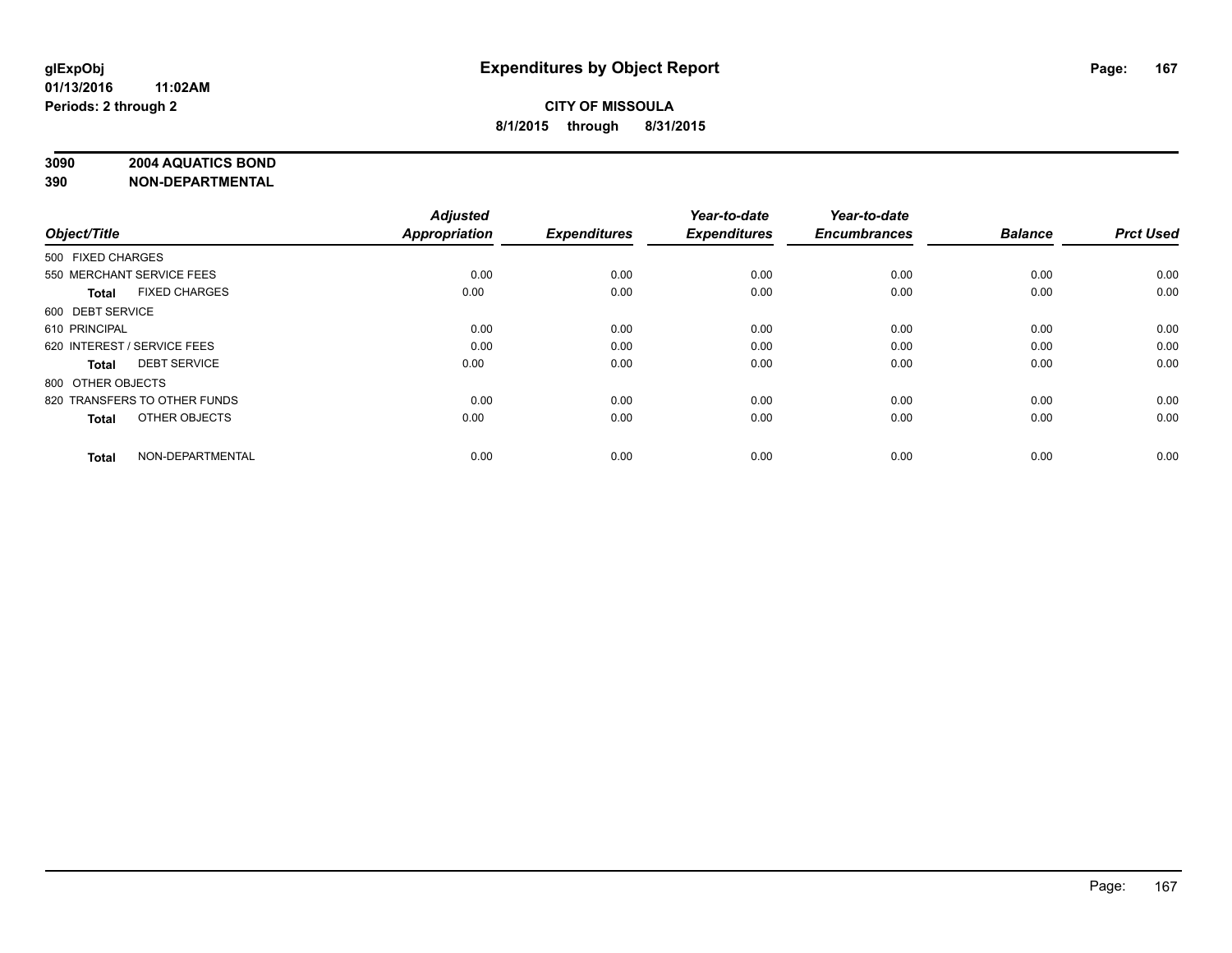# Expenditures by Object Report

**glExpObj**
**01/13/2016 11:02AM**
**Periods: 2 through 2**

**CITY OF MISSOULA**
**8/1/2015 through 8/31/2015**

**3090 2004 AQUATICS BOND**
**390 NON-DEPARTMENTAL**

| Object/Title | Adjusted Appropriation | Expenditures | Year-to-date Expenditures | Year-to-date Encumbrances | Balance | Prct Used |
|---|---|---|---|---|---|---|
| 500 FIXED CHARGES | | | | | | |
| 550 MERCHANT SERVICE FEES | 0.00 | 0.00 | 0.00 | 0.00 | 0.00 | 0.00 |
| **Total** FIXED CHARGES | 0.00 | 0.00 | 0.00 | 0.00 | 0.00 | 0.00 |
| 600 DEBT SERVICE | | | | | | |
| 610 PRINCIPAL | 0.00 | 0.00 | 0.00 | 0.00 | 0.00 | 0.00 |
| 620 INTEREST / SERVICE FEES | 0.00 | 0.00 | 0.00 | 0.00 | 0.00 | 0.00 |
| **Total** DEBT SERVICE | 0.00 | 0.00 | 0.00 | 0.00 | 0.00 | 0.00 |
| 800 OTHER OBJECTS | | | | | | |
| 820 TRANSFERS TO OTHER FUNDS | 0.00 | 0.00 | 0.00 | 0.00 | 0.00 | 0.00 |
| **Total** OTHER OBJECTS | 0.00 | 0.00 | 0.00 | 0.00 | 0.00 | 0.00 |
| **Total** NON-DEPARTMENTAL | 0.00 | 0.00 | 0.00 | 0.00 | 0.00 | 0.00 |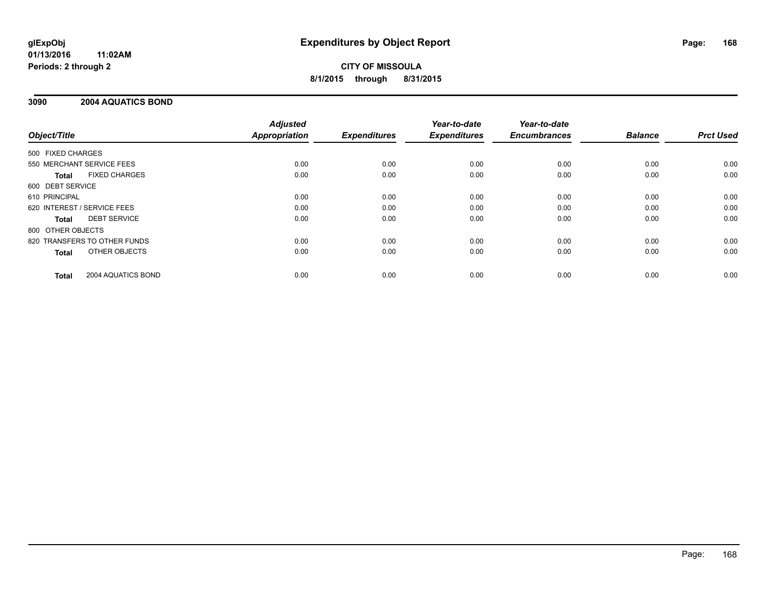glExpObj
01/13/2016 11:02AM
Periods: 2 through 2

# Expenditures by Object Report

**CITY OF MISSOULA**
**8/1/2015 through 8/31/2015**

## 3090 2004 AQUATICS BOND

| Object/Title | | Adjusted Appropriation | Expenditures | Year-to-date Expenditures | Year-to-date Encumbrances | Balance | Prct Used |
|---|---|---|---|---|---|---|---|
| 500 FIXED CHARGES | | | | | | | |
| 550 MERCHANT SERVICE FEES | | 0.00 | 0.00 | 0.00 | 0.00 | 0.00 | 0.00 |
| **Total** | FIXED CHARGES | 0.00 | 0.00 | 0.00 | 0.00 | 0.00 | 0.00 |
| 600 DEBT SERVICE | | | | | | | |
| 610 PRINCIPAL | | 0.00 | 0.00 | 0.00 | 0.00 | 0.00 | 0.00 |
| 620 INTEREST / SERVICE FEES | | 0.00 | 0.00 | 0.00 | 0.00 | 0.00 | 0.00 |
| **Total** | DEBT SERVICE | 0.00 | 0.00 | 0.00 | 0.00 | 0.00 | 0.00 |
| 800 OTHER OBJECTS | | | | | | | |
| 820 TRANSFERS TO OTHER FUNDS | | 0.00 | 0.00 | 0.00 | 0.00 | 0.00 | 0.00 |
| **Total** | OTHER OBJECTS | 0.00 | 0.00 | 0.00 | 0.00 | 0.00 | 0.00 |
| **Total** | 2004 AQUATICS BOND | 0.00 | 0.00 | 0.00 | 0.00 | 0.00 | 0.00 |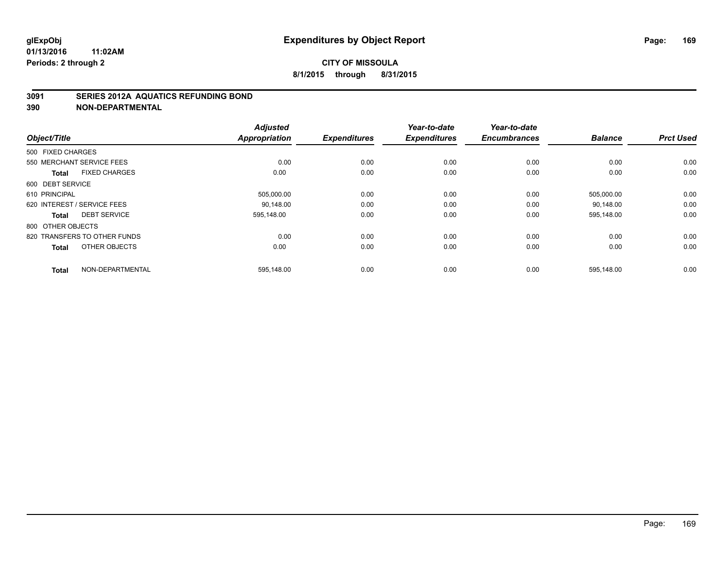**glExpObj** **Expenditures by Object Report**
**01/13/2016 11:02AM**
**Periods: 2 through 2**

**CITY OF MISSOULA**
**8/1/2015 through 8/31/2015**

## 3091 SERIES 2012A AQUATICS REFUNDING BOND
## 390 NON-DEPARTMENTAL

| Object/Title | Adjusted Appropriation | Expenditures | Year-to-date Expenditures | Year-to-date Encumbrances | Balance | Prct Used |
|---|---|---|---|---|---|---|
| 500 FIXED CHARGES | | | | | | |
| 550 MERCHANT SERVICE FEES | 0.00 | 0.00 | 0.00 | 0.00 | 0.00 | 0.00 |
| **Total** FIXED CHARGES | 0.00 | 0.00 | 0.00 | 0.00 | 0.00 | 0.00 |
| 600 DEBT SERVICE | | | | | | |
| 610 PRINCIPAL | 505,000.00 | 0.00 | 0.00 | 0.00 | 505,000.00 | 0.00 |
| 620 INTEREST / SERVICE FEES | 90,148.00 | 0.00 | 0.00 | 0.00 | 90,148.00 | 0.00 |
| **Total** DEBT SERVICE | 595,148.00 | 0.00 | 0.00 | 0.00 | 595,148.00 | 0.00 |
| 800 OTHER OBJECTS | | | | | | |
| 820 TRANSFERS TO OTHER FUNDS | 0.00 | 0.00 | 0.00 | 0.00 | 0.00 | 0.00 |
| **Total** OTHER OBJECTS | 0.00 | 0.00 | 0.00 | 0.00 | 0.00 | 0.00 |
| **Total** NON-DEPARTMENTAL | 595,148.00 | 0.00 | 0.00 | 0.00 | 595,148.00 | 0.00 |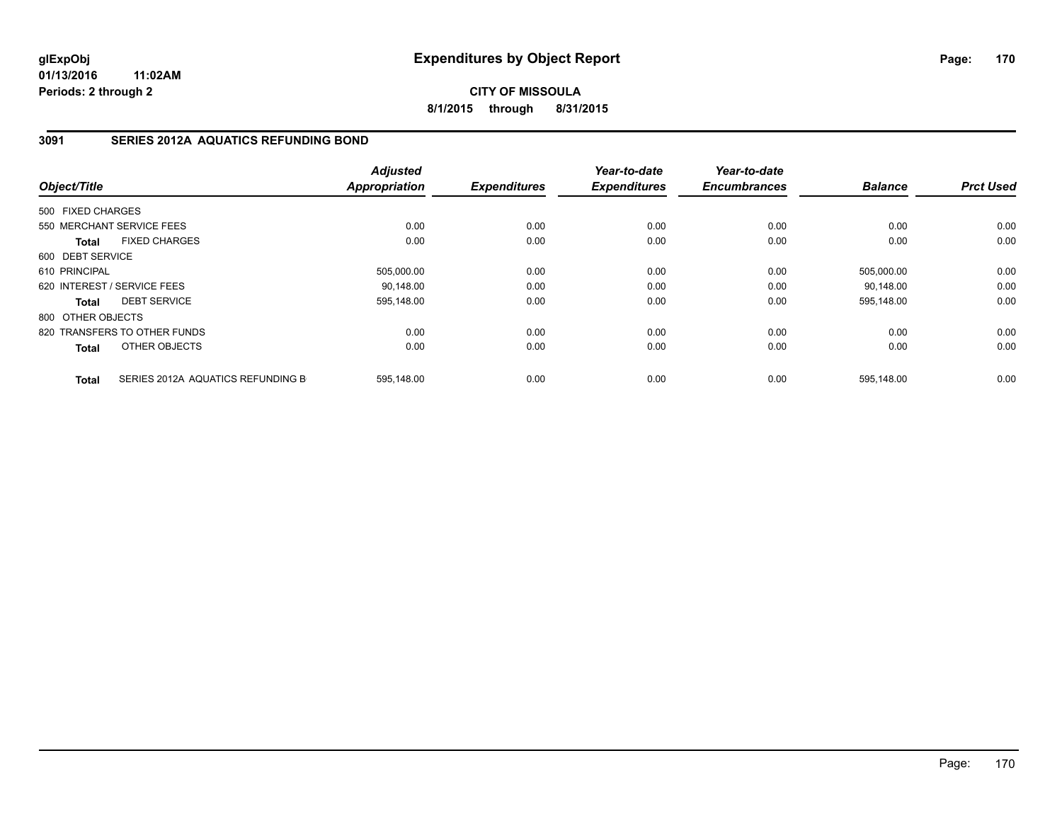**glExpObj** 
**01/13/2016 11:02AM**
**Periods: 2 through 2**

# Expenditures by Object Report

**CITY OF MISSOULA**

**8/1/2015 through 8/31/2015**

## 3091 SERIES 2012A AQUATICS REFUNDING BOND

| Object/Title | Adjusted Appropriation | Expenditures | Year-to-date Expenditures | Year-to-date Encumbrances | Balance | Prct Used |
|---|---|---|---|---|---|---|
| 500 FIXED CHARGES | | | | | | |
| 550 MERCHANT SERVICE FEES | 0.00 | 0.00 | 0.00 | 0.00 | 0.00 | 0.00 |
| **Total** FIXED CHARGES | 0.00 | 0.00 | 0.00 | 0.00 | 0.00 | 0.00 |
| 600 DEBT SERVICE | | | | | | |
| 610 PRINCIPAL | 505,000.00 | 0.00 | 0.00 | 0.00 | 505,000.00 | 0.00 |
| 620 INTEREST / SERVICE FEES | 90,148.00 | 0.00 | 0.00 | 0.00 | 90,148.00 | 0.00 |
| **Total** DEBT SERVICE | 595,148.00 | 0.00 | 0.00 | 0.00 | 595,148.00 | 0.00 |
| 800 OTHER OBJECTS | | | | | | |
| 820 TRANSFERS TO OTHER FUNDS | 0.00 | 0.00 | 0.00 | 0.00 | 0.00 | 0.00 |
| **Total** OTHER OBJECTS | 0.00 | 0.00 | 0.00 | 0.00 | 0.00 | 0.00 |
| **Total** SERIES 2012A AQUATICS REFUNDING B | 595,148.00 | 0.00 | 0.00 | 0.00 | 595,148.00 | 0.00 |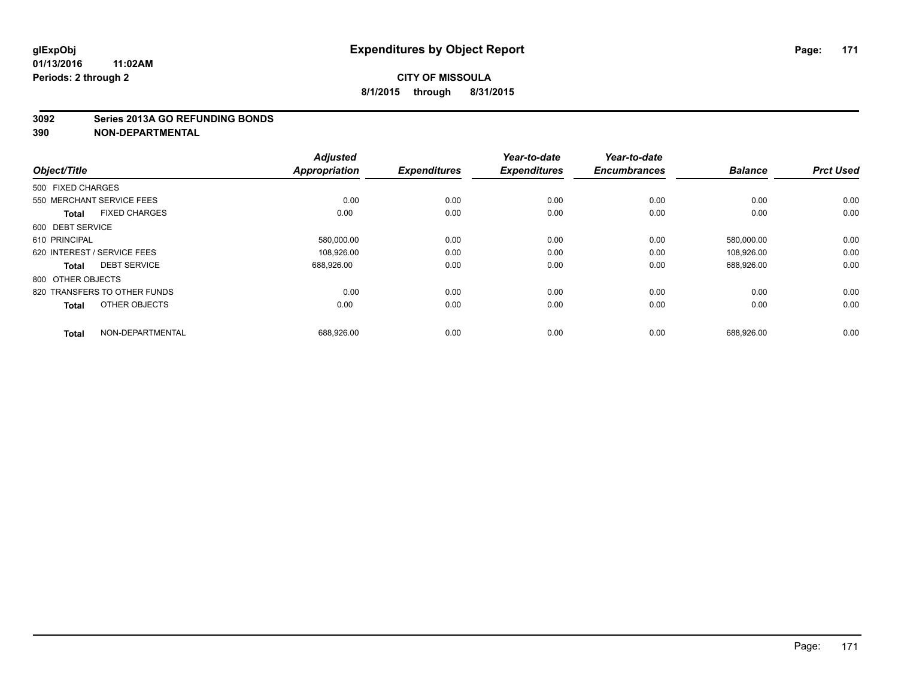# Expenditures by Object Report

glExpObj
01/13/2016 11:02AM
Periods: 2 through 2

**CITY OF MISSOULA**
**8/1/2015 through 8/31/2015**

**3092 Series 2013A GO REFUNDING BONDS**
**390 NON-DEPARTMENTAL**

| Object/Title | | Adjusted Appropriation | Expenditures | Year-to-date Expenditures | Year-to-date Encumbrances | Balance | Prct Used |
|---|---|---|---|---|---|---|---|
| 500 FIXED CHARGES | | | | | | | |
| 550 MERCHANT SERVICE FEES | | 0.00 | 0.00 | 0.00 | 0.00 | 0.00 | 0.00 |
| **Total** | FIXED CHARGES | 0.00 | 0.00 | 0.00 | 0.00 | 0.00 | 0.00 |
| 600 DEBT SERVICE | | | | | | | |
| 610 PRINCIPAL | | 580,000.00 | 0.00 | 0.00 | 0.00 | 580,000.00 | 0.00 |
| 620 INTEREST / SERVICE FEES | | 108,926.00 | 0.00 | 0.00 | 0.00 | 108,926.00 | 0.00 |
| **Total** | DEBT SERVICE | 688,926.00 | 0.00 | 0.00 | 0.00 | 688,926.00 | 0.00 |
| 800 OTHER OBJECTS | | | | | | | |
| 820 TRANSFERS TO OTHER FUNDS | | 0.00 | 0.00 | 0.00 | 0.00 | 0.00 | 0.00 |
| **Total** | OTHER OBJECTS | 0.00 | 0.00 | 0.00 | 0.00 | 0.00 | 0.00 |
| **Total** | NON-DEPARTMENTAL | 688,926.00 | 0.00 | 0.00 | 0.00 | 688,926.00 | 0.00 |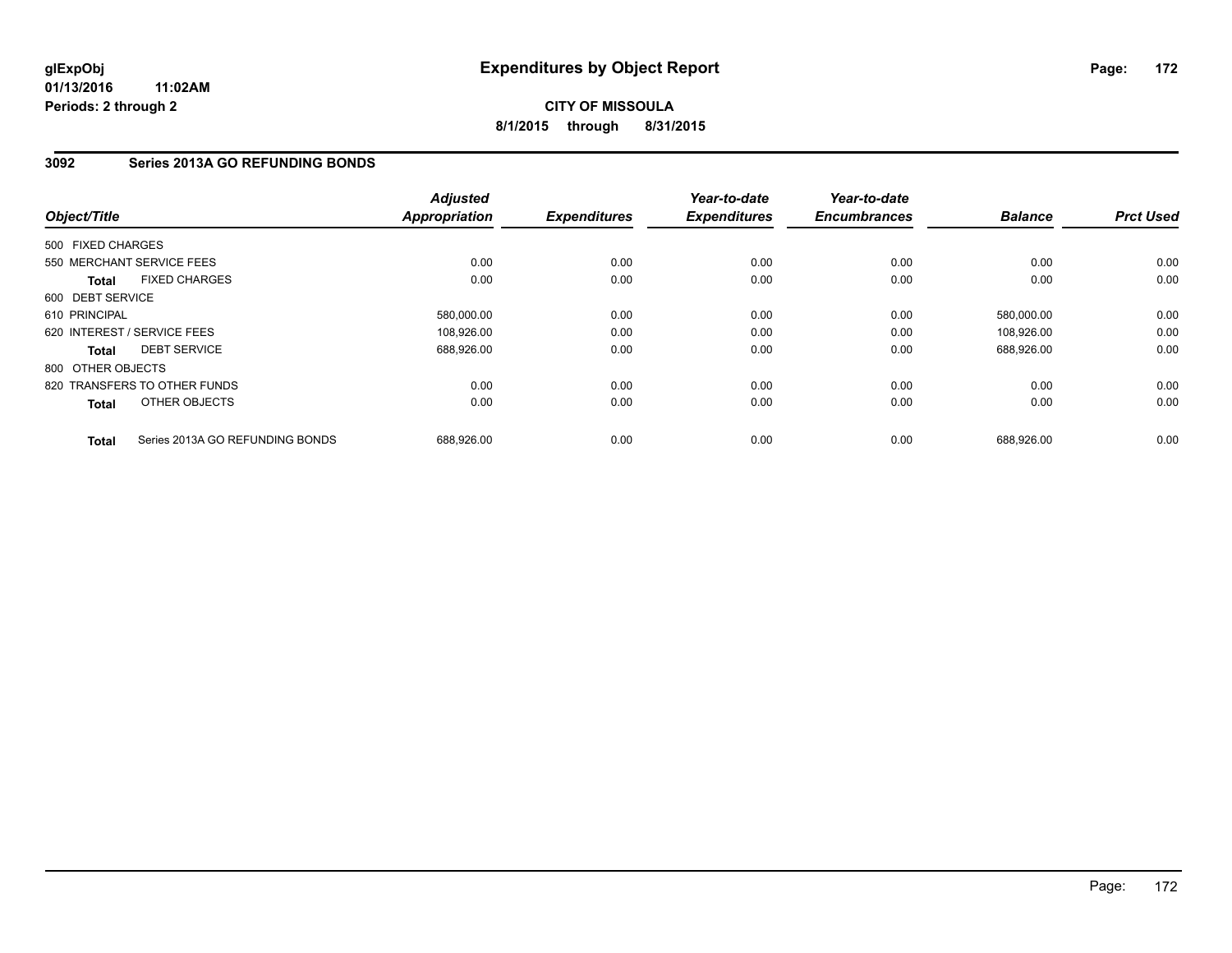# Expenditures by Object Report

glExpObj
01/13/2016 11:02AM
Periods: 2 through 2

**CITY OF MISSOULA**
**8/1/2015 through 8/31/2015**

## 3092 Series 2013A GO REFUNDING BONDS

| Object/Title | Adjusted Appropriation | Expenditures | Year-to-date Expenditures | Year-to-date Encumbrances | Balance | Prct Used |
|---|---|---|---|---|---|---|
| 500 FIXED CHARGES | | | | | | |
| 550 MERCHANT SERVICE FEES | 0.00 | 0.00 | 0.00 | 0.00 | 0.00 | 0.00 |
| **Total** FIXED CHARGES | 0.00 | 0.00 | 0.00 | 0.00 | 0.00 | 0.00 |
| 600 DEBT SERVICE | | | | | | |
| 610 PRINCIPAL | 580,000.00 | 0.00 | 0.00 | 0.00 | 580,000.00 | 0.00 |
| 620 INTEREST / SERVICE FEES | 108,926.00 | 0.00 | 0.00 | 0.00 | 108,926.00 | 0.00 |
| **Total** DEBT SERVICE | 688,926.00 | 0.00 | 0.00 | 0.00 | 688,926.00 | 0.00 |
| 800 OTHER OBJECTS | | | | | | |
| 820 TRANSFERS TO OTHER FUNDS | 0.00 | 0.00 | 0.00 | 0.00 | 0.00 | 0.00 |
| **Total** OTHER OBJECTS | 0.00 | 0.00 | 0.00 | 0.00 | 0.00 | 0.00 |
| **Total** Series 2013A GO REFUNDING BONDS | 688,926.00 | 0.00 | 0.00 | 0.00 | 688,926.00 | 0.00 |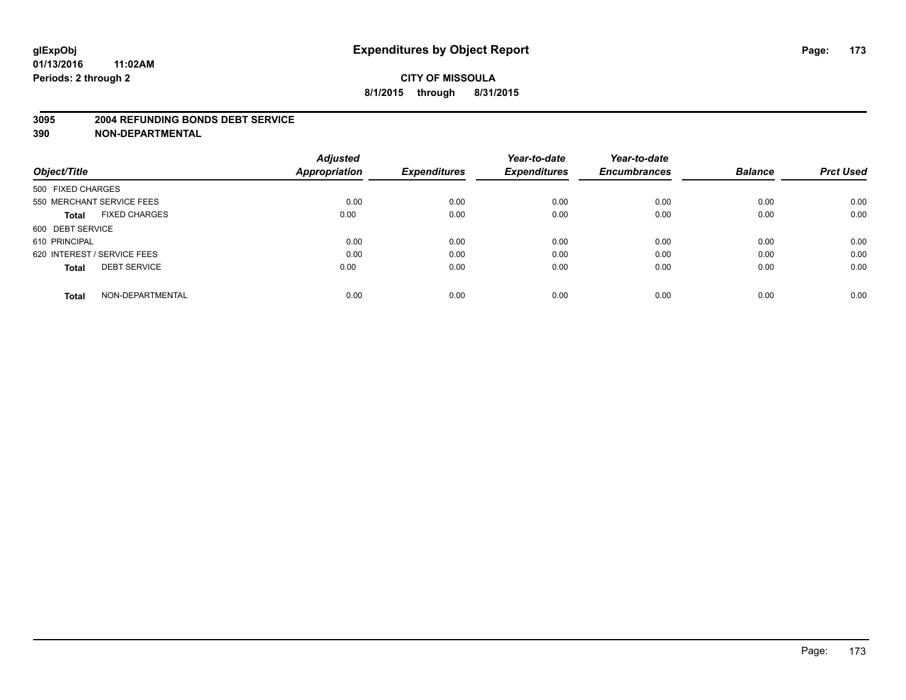glExpObj
01/13/2016 11:02AM
Periods: 2 through 2

# Expenditures by Object Report

**CITY OF MISSOULA**
**8/1/2015 through 8/31/2015**

**3095 2004 REFUNDING BONDS DEBT SERVICE**
**390 NON-DEPARTMENTAL**

| Object/Title | Adjusted Appropriation | Expenditures | Year-to-date Expenditures | Year-to-date Encumbrances | Balance | Prct Used |
|---|---|---|---|---|---|---|
| 500 FIXED CHARGES | | | | | | |
| 550 MERCHANT SERVICE FEES | 0.00 | 0.00 | 0.00 | 0.00 | 0.00 | 0.00 |
| **Total** FIXED CHARGES | 0.00 | 0.00 | 0.00 | 0.00 | 0.00 | 0.00 |
| 600 DEBT SERVICE | | | | | | |
| 610 PRINCIPAL | 0.00 | 0.00 | 0.00 | 0.00 | 0.00 | 0.00 |
| 620 INTEREST / SERVICE FEES | 0.00 | 0.00 | 0.00 | 0.00 | 0.00 | 0.00 |
| **Total** DEBT SERVICE | 0.00 | 0.00 | 0.00 | 0.00 | 0.00 | 0.00 |
| **Total** NON-DEPARTMENTAL | 0.00 | 0.00 | 0.00 | 0.00 | 0.00 | 0.00 |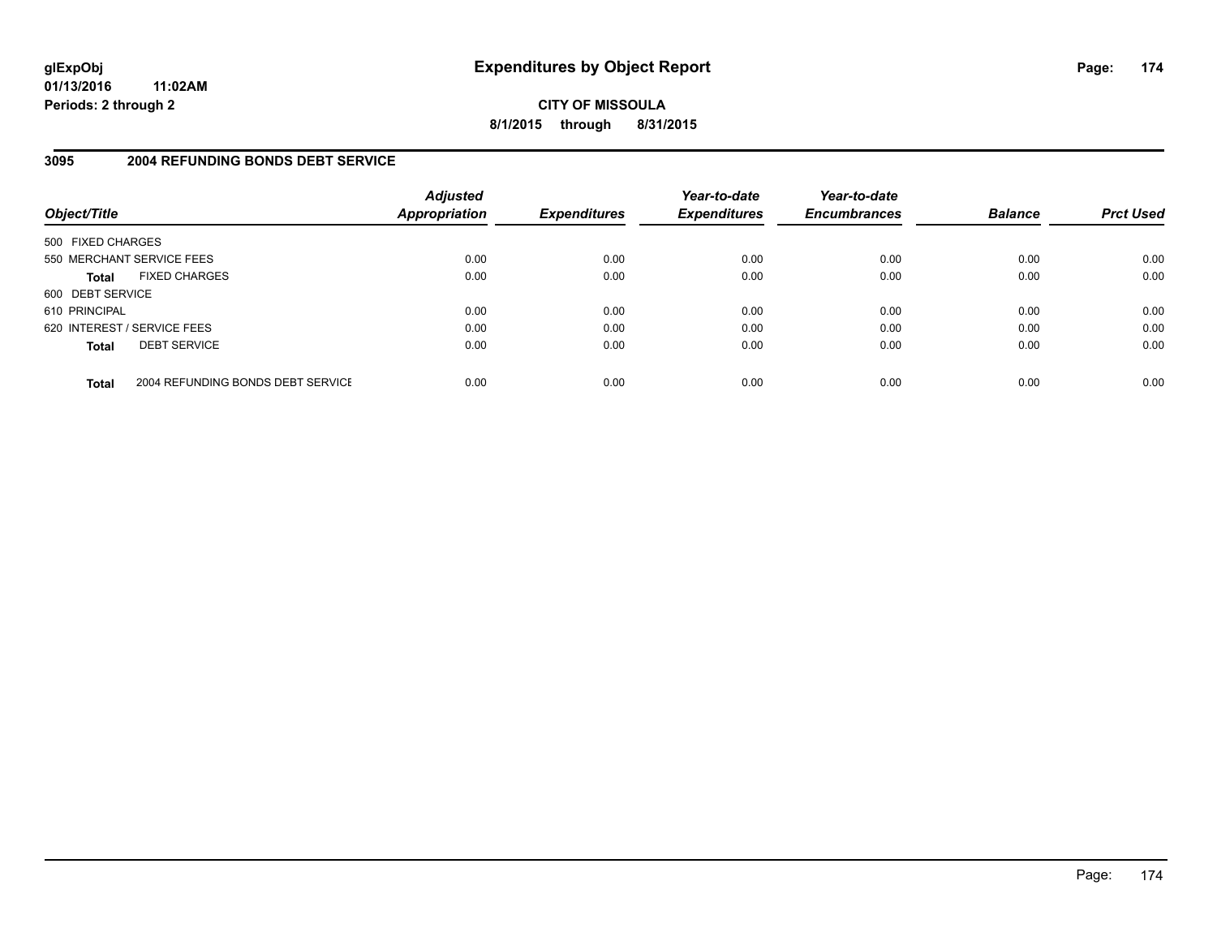# Expenditures by Object Report

glExpObj
01/13/2016 11:02AM
Periods: 2 through 2

**CITY OF MISSOULA**

**8/1/2015 through 8/31/2015**

## 3095 2004 REFUNDING BONDS DEBT SERVICE

| Object/Title | | *Adjusted Appropriation* | *Expenditures* | *Year-to-date Expenditures* | *Year-to-date Encumbrances* | *Balance* | *Prct Used* |
|---|---|---|---|---|---|---|---|
| 500 FIXED CHARGES | | | | | | | |
| 550 MERCHANT SERVICE FEES | | 0.00 | 0.00 | 0.00 | 0.00 | 0.00 | 0.00 |
| **Total** | FIXED CHARGES | 0.00 | 0.00 | 0.00 | 0.00 | 0.00 | 0.00 |
| 600 DEBT SERVICE | | | | | | | |
| 610 PRINCIPAL | | 0.00 | 0.00 | 0.00 | 0.00 | 0.00 | 0.00 |
| 620 INTEREST / SERVICE FEES | | 0.00 | 0.00 | 0.00 | 0.00 | 0.00 | 0.00 |
| **Total** | DEBT SERVICE | 0.00 | 0.00 | 0.00 | 0.00 | 0.00 | 0.00 |
| **Total** | 2004 REFUNDING BONDS DEBT SERVICE | 0.00 | 0.00 | 0.00 | 0.00 | 0.00 | 0.00 |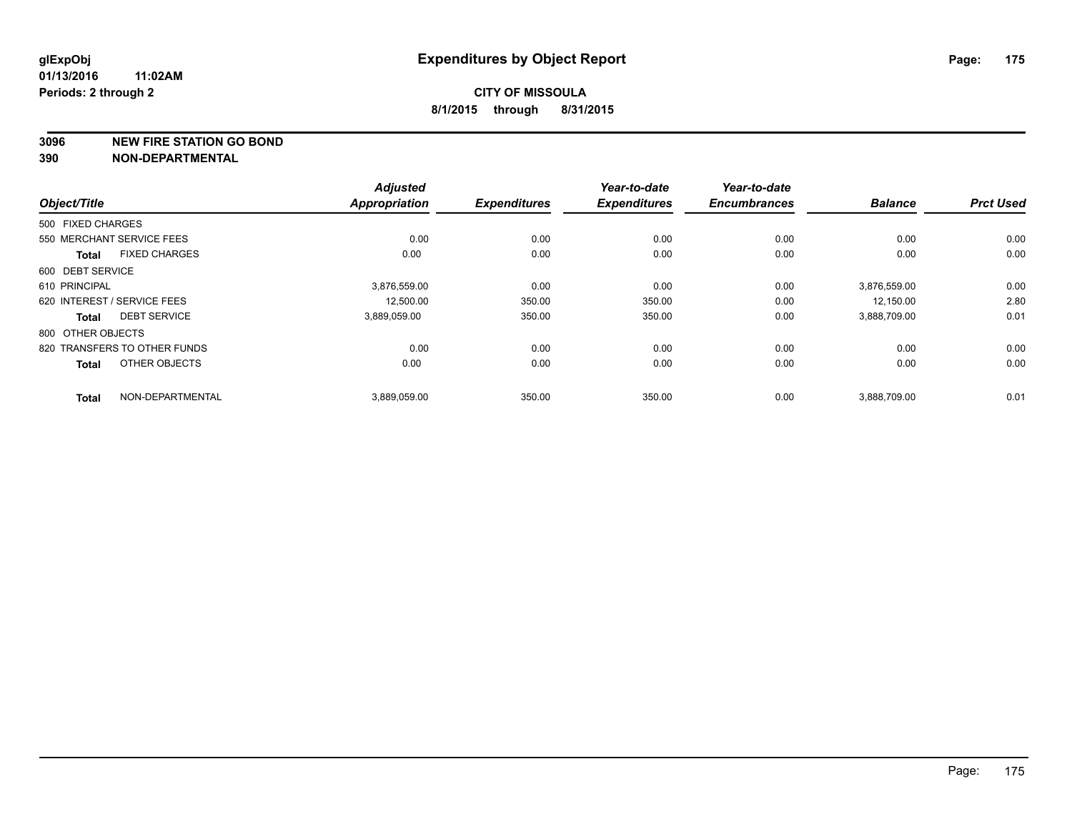# Expenditures by Object Report

glExpObj
01/13/2016 11:02AM
Periods: 2 through 2

**CITY OF MISSOULA**
**8/1/2015 through 8/31/2015**

**3096 NEW FIRE STATION GO BOND**
**390 NON-DEPARTMENTAL**

| Object/Title | Adjusted Appropriation | Expenditures | Year-to-date Expenditures | Year-to-date Encumbrances | Balance | Prct Used |
|---|---|---|---|---|---|---|
| 500 FIXED CHARGES | | | | | | |
| 550 MERCHANT SERVICE FEES | 0.00 | 0.00 | 0.00 | 0.00 | 0.00 | 0.00 |
| **Total** FIXED CHARGES | 0.00 | 0.00 | 0.00 | 0.00 | 0.00 | 0.00 |
| 600 DEBT SERVICE | | | | | | |
| 610 PRINCIPAL | 3,876,559.00 | 0.00 | 0.00 | 0.00 | 3,876,559.00 | 0.00 |
| 620 INTEREST / SERVICE FEES | 12,500.00 | 350.00 | 350.00 | 0.00 | 12,150.00 | 2.80 |
| **Total** DEBT SERVICE | 3,889,059.00 | 350.00 | 350.00 | 0.00 | 3,888,709.00 | 0.01 |
| 800 OTHER OBJECTS | | | | | | |
| 820 TRANSFERS TO OTHER FUNDS | 0.00 | 0.00 | 0.00 | 0.00 | 0.00 | 0.00 |
| **Total** OTHER OBJECTS | 0.00 | 0.00 | 0.00 | 0.00 | 0.00 | 0.00 |
| **Total** NON-DEPARTMENTAL | 3,889,059.00 | 350.00 | 350.00 | 0.00 | 3,888,709.00 | 0.01 |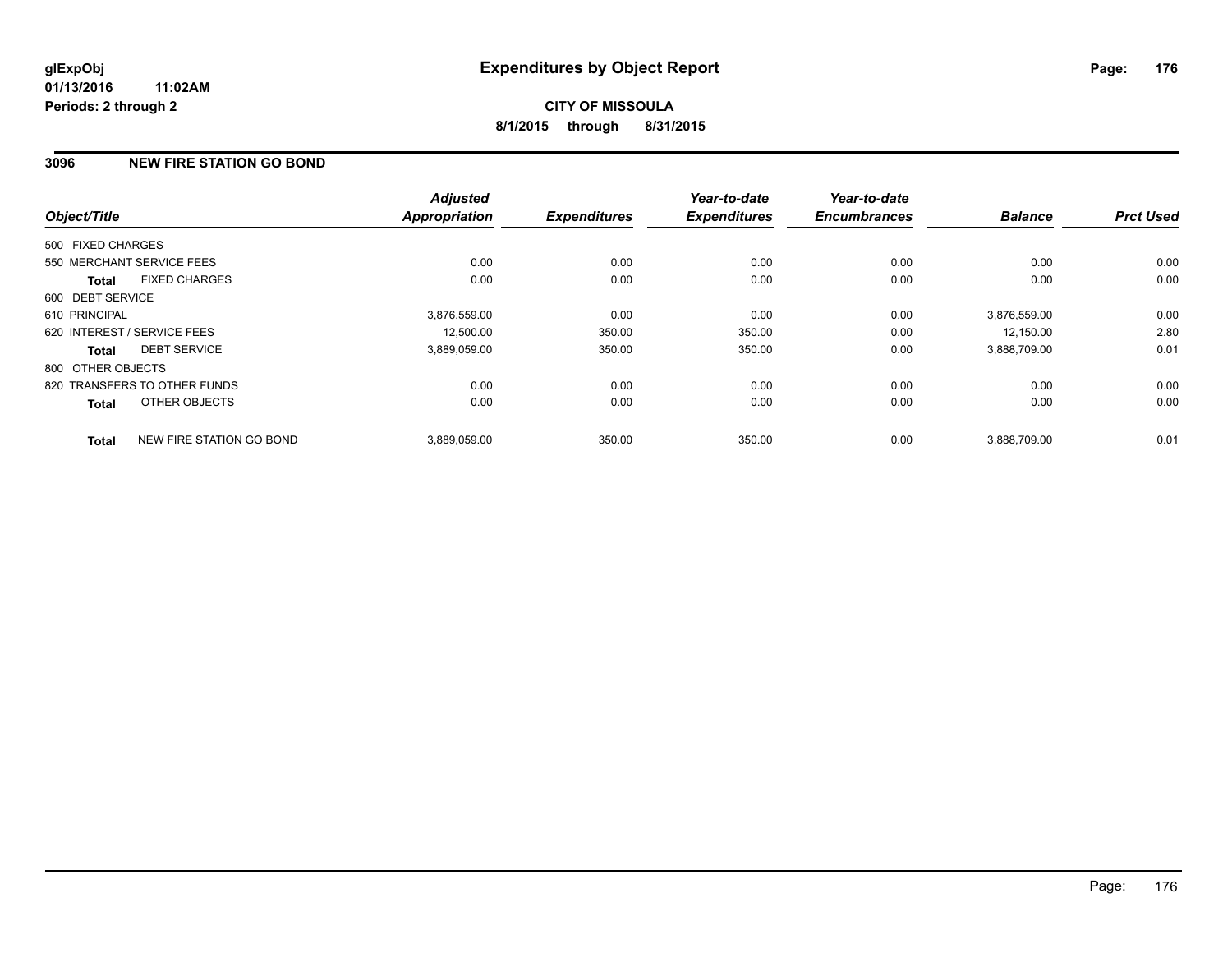**glExpObj**
**01/13/2016 11:02AM**
**Periods: 2 through 2**

# Expenditures by Object Report

**CITY OF MISSOULA**
**8/1/2015 through 8/31/2015**

## 3096 NEW FIRE STATION GO BOND

| Object/Title | Adjusted Appropriation | Expenditures | Year-to-date Expenditures | Year-to-date Encumbrances | Balance | Prct Used |
|---|---|---|---|---|---|---|
| 500 FIXED CHARGES | | | | | | |
| 550 MERCHANT SERVICE FEES | 0.00 | 0.00 | 0.00 | 0.00 | 0.00 | 0.00 |
| **Total** FIXED CHARGES | 0.00 | 0.00 | 0.00 | 0.00 | 0.00 | 0.00 |
| 600 DEBT SERVICE | | | | | | |
| 610 PRINCIPAL | 3,876,559.00 | 0.00 | 0.00 | 0.00 | 3,876,559.00 | 0.00 |
| 620 INTEREST / SERVICE FEES | 12,500.00 | 350.00 | 350.00 | 0.00 | 12,150.00 | 2.80 |
| **Total** DEBT SERVICE | 3,889,059.00 | 350.00 | 350.00 | 0.00 | 3,888,709.00 | 0.01 |
| 800 OTHER OBJECTS | | | | | | |
| 820 TRANSFERS TO OTHER FUNDS | 0.00 | 0.00 | 0.00 | 0.00 | 0.00 | 0.00 |
| **Total** OTHER OBJECTS | 0.00 | 0.00 | 0.00 | 0.00 | 0.00 | 0.00 |
| **Total** NEW FIRE STATION GO BOND | 3,889,059.00 | 350.00 | 350.00 | 0.00 | 3,888,709.00 | 0.01 |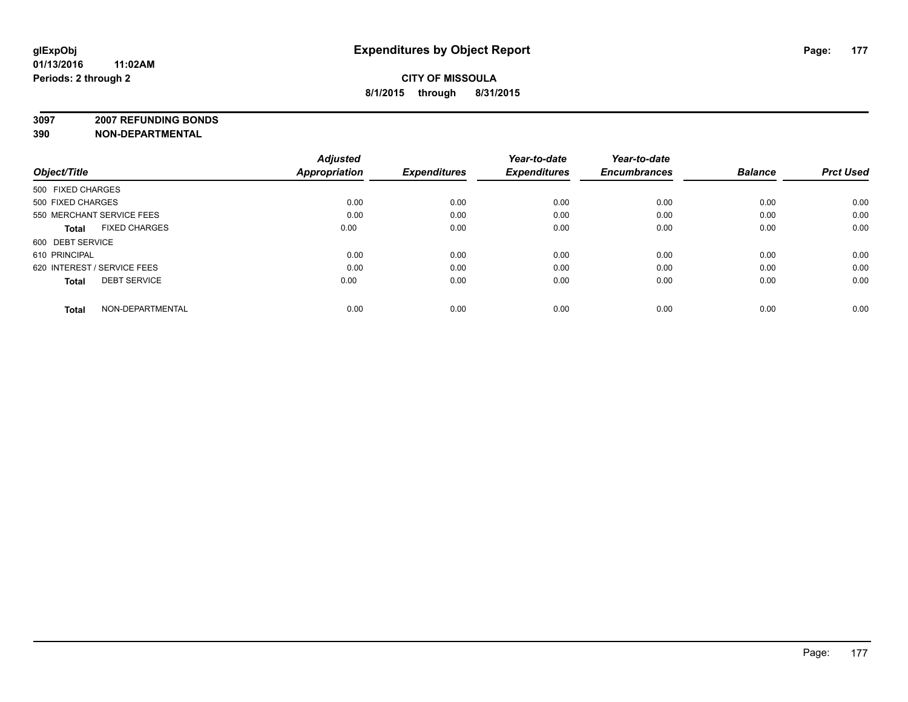glExpObj
01/13/2016 11:02AM
Periods: 2 through 2

# Expenditures by Object Report

**CITY OF MISSOULA**
**8/1/2015 through 8/31/2015**

**3097 2007 REFUNDING BONDS**
**390 NON-DEPARTMENTAL**

| Object/Title | Adjusted Appropriation | Expenditures | Year-to-date Expenditures | Year-to-date Encumbrances | Balance | Prct Used |
|---|---|---|---|---|---|---|
| 500 FIXED CHARGES | | | | | | |
| 500 FIXED CHARGES | 0.00 | 0.00 | 0.00 | 0.00 | 0.00 | 0.00 |
| 550 MERCHANT SERVICE FEES | 0.00 | 0.00 | 0.00 | 0.00 | 0.00 | 0.00 |
| **Total** FIXED CHARGES | 0.00 | 0.00 | 0.00 | 0.00 | 0.00 | 0.00 |
| 600 DEBT SERVICE | | | | | | |
| 610 PRINCIPAL | 0.00 | 0.00 | 0.00 | 0.00 | 0.00 | 0.00 |
| 620 INTEREST / SERVICE FEES | 0.00 | 0.00 | 0.00 | 0.00 | 0.00 | 0.00 |
| **Total** DEBT SERVICE | 0.00 | 0.00 | 0.00 | 0.00 | 0.00 | 0.00 |
| **Total** NON-DEPARTMENTAL | 0.00 | 0.00 | 0.00 | 0.00 | 0.00 | 0.00 |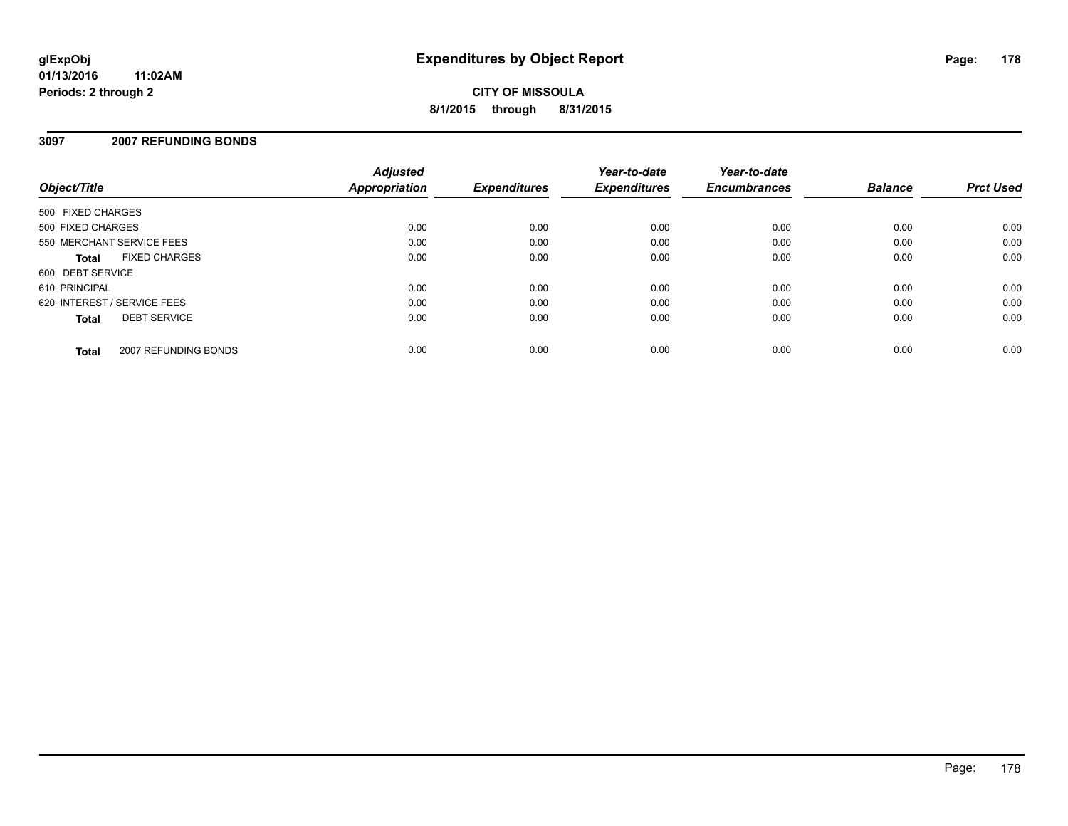**glExpObj**
**01/13/2016 11:02AM**
**Periods: 2 through 2**

# Expenditures by Object Report

**CITY OF MISSOULA**
**8/1/2015 through 8/31/2015**

## 3097 2007 REFUNDING BONDS

| Object/Title | | Adjusted Appropriation | Expenditures | Year-to-date Expenditures | Year-to-date Encumbrances | Balance | Prct Used |
|---|---|---|---|---|---|---|---|
| 500 FIXED CHARGES | | | | | | | |
| 500 FIXED CHARGES | | 0.00 | 0.00 | 0.00 | 0.00 | 0.00 | 0.00 |
| 550 MERCHANT SERVICE FEES | | 0.00 | 0.00 | 0.00 | 0.00 | 0.00 | 0.00 |
| **Total** | FIXED CHARGES | 0.00 | 0.00 | 0.00 | 0.00 | 0.00 | 0.00 |
| 600 DEBT SERVICE | | | | | | | |
| 610 PRINCIPAL | | 0.00 | 0.00 | 0.00 | 0.00 | 0.00 | 0.00 |
| 620 INTEREST / SERVICE FEES | | 0.00 | 0.00 | 0.00 | 0.00 | 0.00 | 0.00 |
| **Total** | DEBT SERVICE | 0.00 | 0.00 | 0.00 | 0.00 | 0.00 | 0.00 |
| **Total** | 2007 REFUNDING BONDS | 0.00 | 0.00 | 0.00 | 0.00 | 0.00 | 0.00 |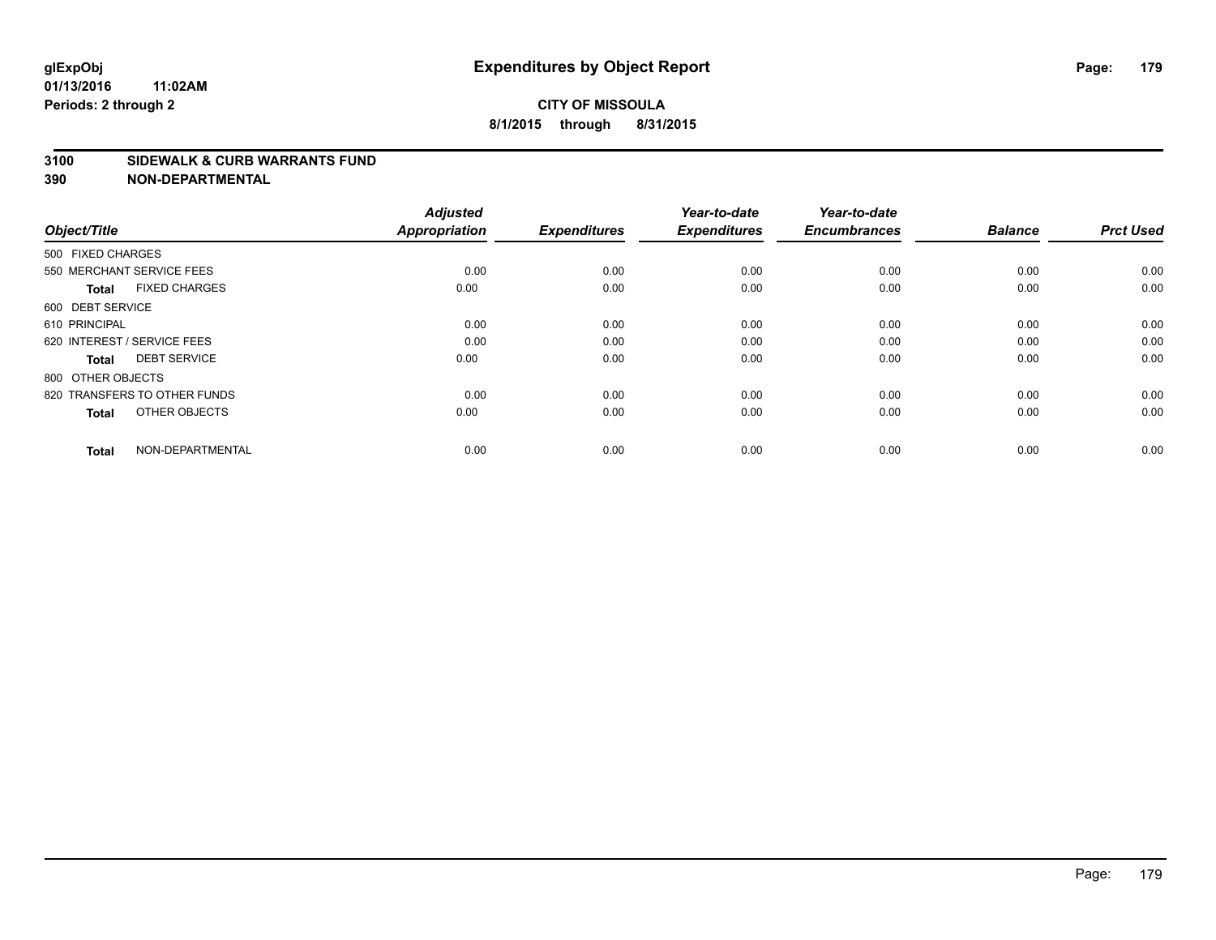glExpObj
01/13/2016 11:02AM
Periods: 2 through 2

# Expenditures by Object Report

**CITY OF MISSOULA**
**8/1/2015 through 8/31/2015**

**3100 SIDEWALK & CURB WARRANTS FUND**
**390 NON-DEPARTMENTAL**

| Object/Title | | Adjusted Appropriation | Expenditures | Year-to-date Expenditures | Year-to-date Encumbrances | Balance | Prct Used |
|---|---|---|---|---|---|---|---|
| 500 FIXED CHARGES | | | | | | | |
| 550 MERCHANT SERVICE FEES | | 0.00 | 0.00 | 0.00 | 0.00 | 0.00 | 0.00 |
| **Total** | FIXED CHARGES | 0.00 | 0.00 | 0.00 | 0.00 | 0.00 | 0.00 |
| 600 DEBT SERVICE | | | | | | | |
| 610 PRINCIPAL | | 0.00 | 0.00 | 0.00 | 0.00 | 0.00 | 0.00 |
| 620 INTEREST / SERVICE FEES | | 0.00 | 0.00 | 0.00 | 0.00 | 0.00 | 0.00 |
| **Total** | DEBT SERVICE | 0.00 | 0.00 | 0.00 | 0.00 | 0.00 | 0.00 |
| 800 OTHER OBJECTS | | | | | | | |
| 820 TRANSFERS TO OTHER FUNDS | | 0.00 | 0.00 | 0.00 | 0.00 | 0.00 | 0.00 |
| **Total** | OTHER OBJECTS | 0.00 | 0.00 | 0.00 | 0.00 | 0.00 | 0.00 |
| **Total** | NON-DEPARTMENTAL | 0.00 | 0.00 | 0.00 | 0.00 | 0.00 | 0.00 |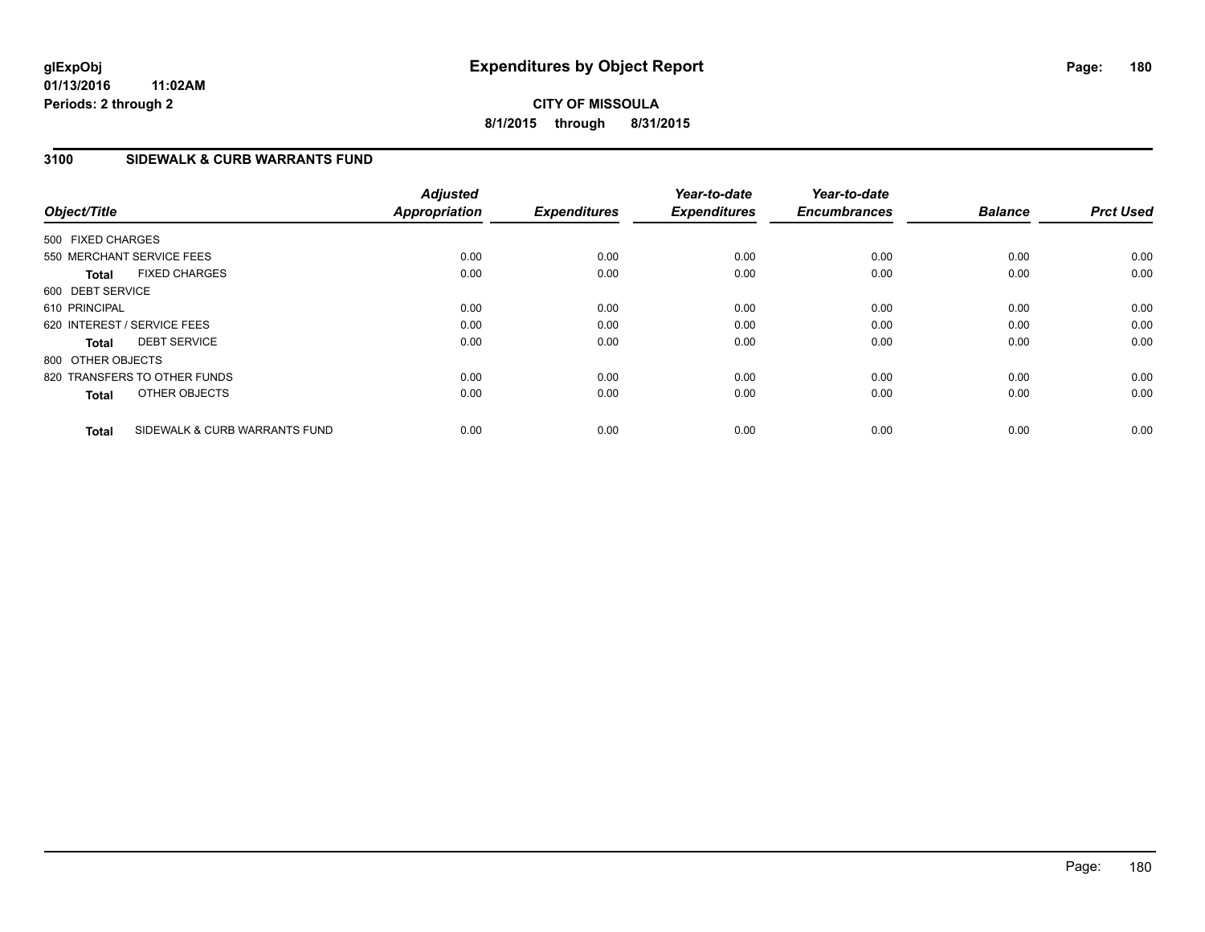# Expenditures by Object Report

glExpObj
01/13/2016 11:02AM
Periods: 2 through 2

**CITY OF MISSOULA**
**8/1/2015 through 8/31/2015**

## 3100 SIDEWALK & CURB WARRANTS FUND

| Object/Title | | Adjusted Appropriation | Expenditures | Year-to-date Expenditures | Year-to-date Encumbrances | Balance | Prct Used |
|---|---|---|---|---|---|---|---|
| 500 FIXED CHARGES | | | | | | | |
| 550 MERCHANT SERVICE FEES | | 0.00 | 0.00 | 0.00 | 0.00 | 0.00 | 0.00 |
| **Total** | FIXED CHARGES | 0.00 | 0.00 | 0.00 | 0.00 | 0.00 | 0.00 |
| 600 DEBT SERVICE | | | | | | | |
| 610 PRINCIPAL | | 0.00 | 0.00 | 0.00 | 0.00 | 0.00 | 0.00 |
| 620 INTEREST / SERVICE FEES | | 0.00 | 0.00 | 0.00 | 0.00 | 0.00 | 0.00 |
| **Total** | DEBT SERVICE | 0.00 | 0.00 | 0.00 | 0.00 | 0.00 | 0.00 |
| 800 OTHER OBJECTS | | | | | | | |
| 820 TRANSFERS TO OTHER FUNDS | | 0.00 | 0.00 | 0.00 | 0.00 | 0.00 | 0.00 |
| **Total** | OTHER OBJECTS | 0.00 | 0.00 | 0.00 | 0.00 | 0.00 | 0.00 |
| **Total** | SIDEWALK & CURB WARRANTS FUND | 0.00 | 0.00 | 0.00 | 0.00 | 0.00 | 0.00 |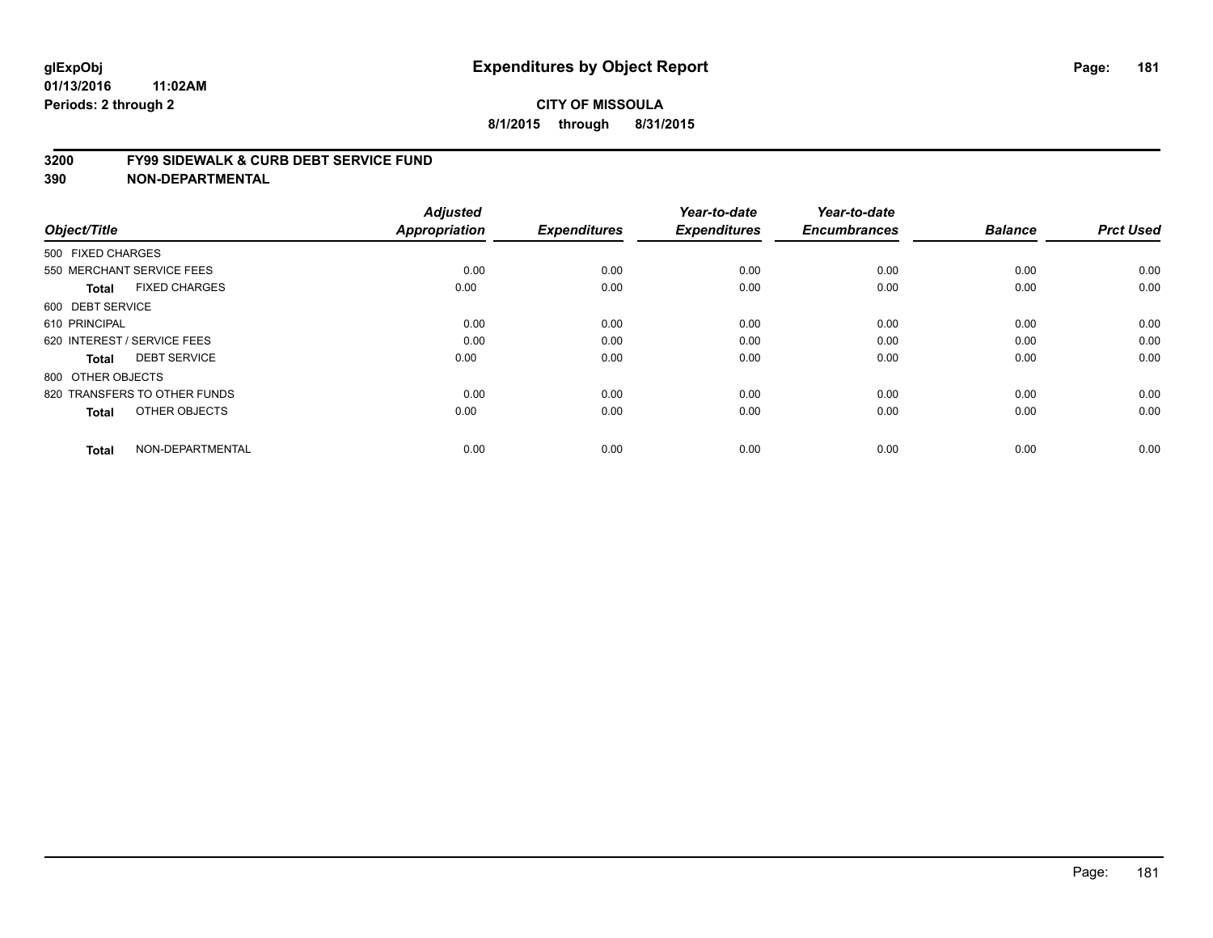# Expenditures by Object Report

glExpObj
01/13/2016 11:02AM
Periods: 2 through 2

**CITY OF MISSOULA**
**8/1/2015 through 8/31/2015**

## 3200 FY99 SIDEWALK & CURB DEBT SERVICE FUND
## 390 NON-DEPARTMENTAL

| Object/Title | Adjusted Appropriation | Expenditures | Year-to-date Expenditures | Year-to-date Encumbrances | Balance | Prct Used |
|---|---|---|---|---|---|---|
| 500 FIXED CHARGES | | | | | | |
| 550 MERCHANT SERVICE FEES | 0.00 | 0.00 | 0.00 | 0.00 | 0.00 | 0.00 |
| **Total** FIXED CHARGES | 0.00 | 0.00 | 0.00 | 0.00 | 0.00 | 0.00 |
| 600 DEBT SERVICE | | | | | | |
| 610 PRINCIPAL | 0.00 | 0.00 | 0.00 | 0.00 | 0.00 | 0.00 |
| 620 INTEREST / SERVICE FEES | 0.00 | 0.00 | 0.00 | 0.00 | 0.00 | 0.00 |
| **Total** DEBT SERVICE | 0.00 | 0.00 | 0.00 | 0.00 | 0.00 | 0.00 |
| 800 OTHER OBJECTS | | | | | | |
| 820 TRANSFERS TO OTHER FUNDS | 0.00 | 0.00 | 0.00 | 0.00 | 0.00 | 0.00 |
| **Total** OTHER OBJECTS | 0.00 | 0.00 | 0.00 | 0.00 | 0.00 | 0.00 |
| **Total** NON-DEPARTMENTAL | 0.00 | 0.00 | 0.00 | 0.00 | 0.00 | 0.00 |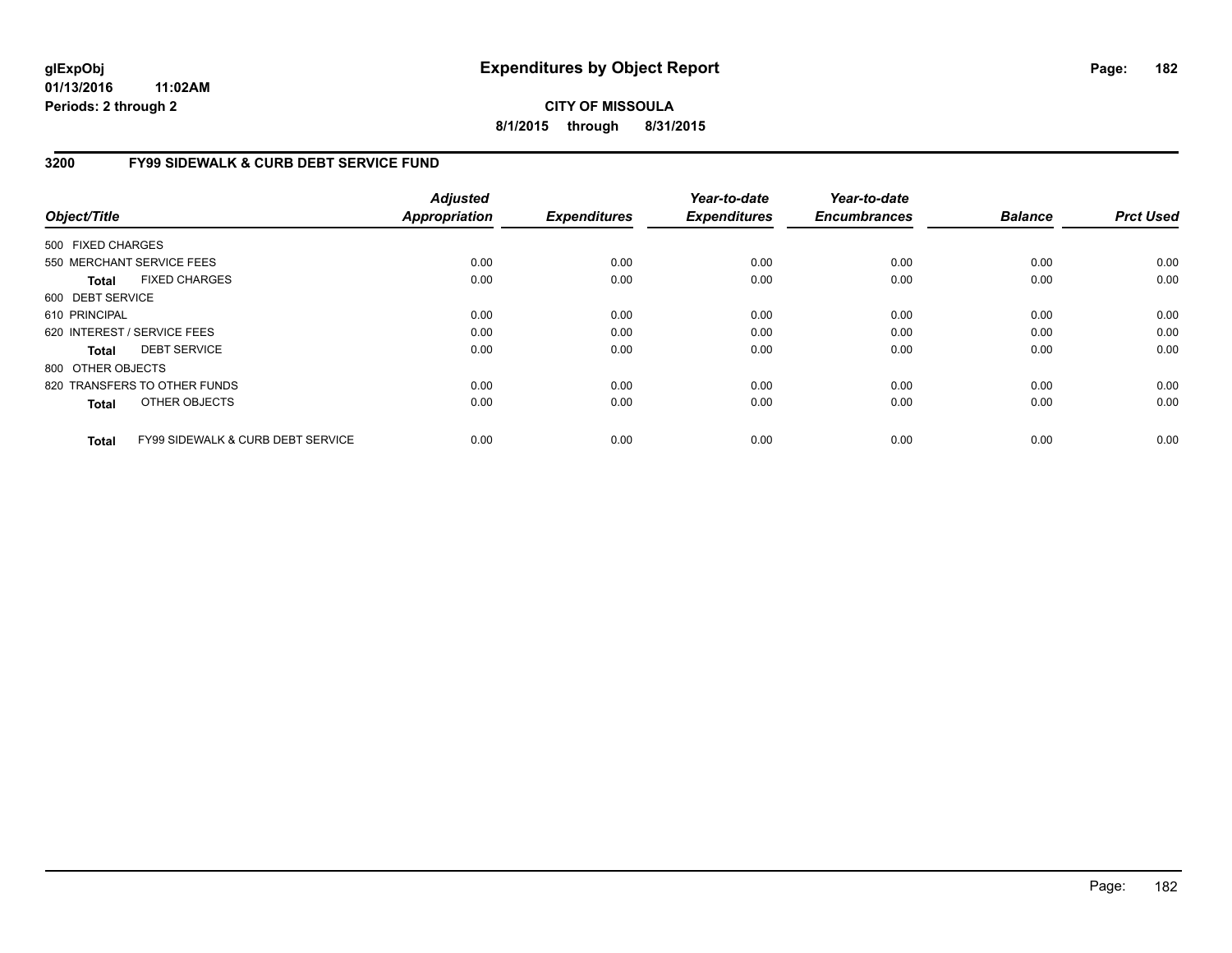**glExpObj**
**01/13/2016 11:02AM**
**Periods: 2 through 2**

# Expenditures by Object Report

**CITY OF MISSOULA**
**8/1/2015 through 8/31/2015**

## 3200 FY99 SIDEWALK & CURB DEBT SERVICE FUND

| Object/Title | | Adjusted Appropriation | Expenditures | Year-to-date Expenditures | Year-to-date Encumbrances | Balance | Prct Used |
|---|---|---|---|---|---|---|---|
| 500 FIXED CHARGES | | | | | | | |
| 550 MERCHANT SERVICE FEES | | 0.00 | 0.00 | 0.00 | 0.00 | 0.00 | 0.00 |
| **Total** | FIXED CHARGES | 0.00 | 0.00 | 0.00 | 0.00 | 0.00 | 0.00 |
| 600 DEBT SERVICE | | | | | | | |
| 610 PRINCIPAL | | 0.00 | 0.00 | 0.00 | 0.00 | 0.00 | 0.00 |
| 620 INTEREST / SERVICE FEES | | 0.00 | 0.00 | 0.00 | 0.00 | 0.00 | 0.00 |
| **Total** | DEBT SERVICE | 0.00 | 0.00 | 0.00 | 0.00 | 0.00 | 0.00 |
| 800 OTHER OBJECTS | | | | | | | |
| 820 TRANSFERS TO OTHER FUNDS | | 0.00 | 0.00 | 0.00 | 0.00 | 0.00 | 0.00 |
| **Total** | OTHER OBJECTS | 0.00 | 0.00 | 0.00 | 0.00 | 0.00 | 0.00 |
| **Total** | FY99 SIDEWALK & CURB DEBT SERVICE | 0.00 | 0.00 | 0.00 | 0.00 | 0.00 | 0.00 |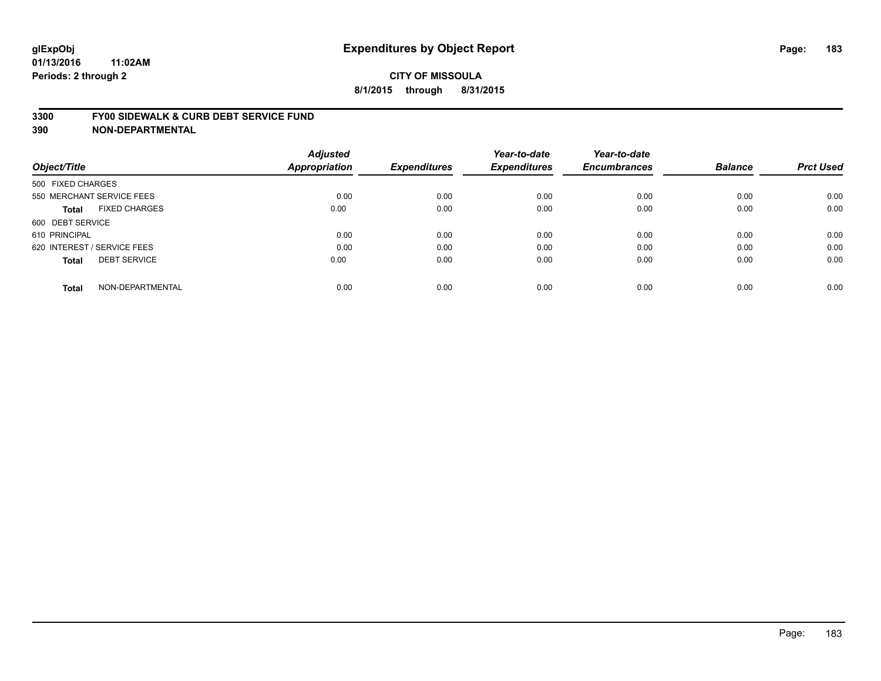# Expenditures by Object Report

glExpObj
01/13/2016 11:02AM
Periods: 2 through 2

**CITY OF MISSOULA**
**8/1/2015 through 8/31/2015**

## 3300 FY00 SIDEWALK & CURB DEBT SERVICE FUND
## 390 NON-DEPARTMENTAL

| Object/Title | Adjusted Appropriation | Expenditures | Year-to-date Expenditures | Year-to-date Encumbrances | Balance | Prct Used |
|---|---|---|---|---|---|---|
| 500 FIXED CHARGES | | | | | | |
| 550 MERCHANT SERVICE FEES | 0.00 | 0.00 | 0.00 | 0.00 | 0.00 | 0.00 |
| **Total** FIXED CHARGES | 0.00 | 0.00 | 0.00 | 0.00 | 0.00 | 0.00 |
| 600 DEBT SERVICE | | | | | | |
| 610 PRINCIPAL | 0.00 | 0.00 | 0.00 | 0.00 | 0.00 | 0.00 |
| 620 INTEREST / SERVICE FEES | 0.00 | 0.00 | 0.00 | 0.00 | 0.00 | 0.00 |
| **Total** DEBT SERVICE | 0.00 | 0.00 | 0.00 | 0.00 | 0.00 | 0.00 |
| **Total** NON-DEPARTMENTAL | 0.00 | 0.00 | 0.00 | 0.00 | 0.00 | 0.00 |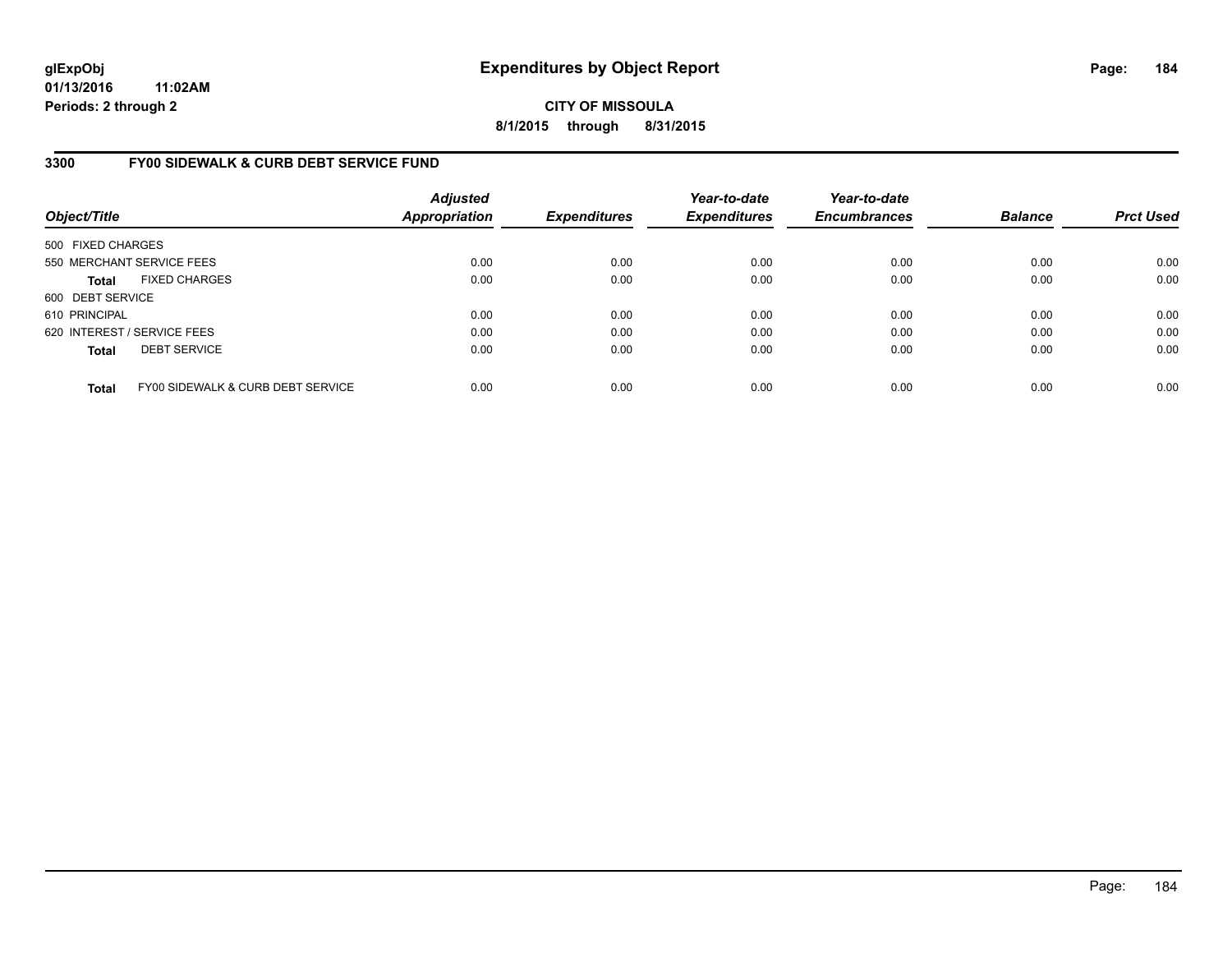**glExpObj**
**01/13/2016 11:02AM**
**Periods: 2 through 2**

# Expenditures by Object Report

**CITY OF MISSOULA**
**8/1/2015 through 8/31/2015**

## 3300 FY00 SIDEWALK & CURB DEBT SERVICE FUND

| Object/Title | Adjusted Appropriation | Expenditures | Year-to-date Expenditures | Year-to-date Encumbrances | Balance | Prct Used |
|---|---|---|---|---|---|---|
| 500 FIXED CHARGES | | | | | | |
| 550 MERCHANT SERVICE FEES | 0.00 | 0.00 | 0.00 | 0.00 | 0.00 | 0.00 |
| **Total** FIXED CHARGES | 0.00 | 0.00 | 0.00 | 0.00 | 0.00 | 0.00 |
| 600 DEBT SERVICE | | | | | | |
| 610 PRINCIPAL | 0.00 | 0.00 | 0.00 | 0.00 | 0.00 | 0.00 |
| 620 INTEREST / SERVICE FEES | 0.00 | 0.00 | 0.00 | 0.00 | 0.00 | 0.00 |
| **Total** DEBT SERVICE | 0.00 | 0.00 | 0.00 | 0.00 | 0.00 | 0.00 |
| **Total** FY00 SIDEWALK & CURB DEBT SERVICE | 0.00 | 0.00 | 0.00 | 0.00 | 0.00 | 0.00 |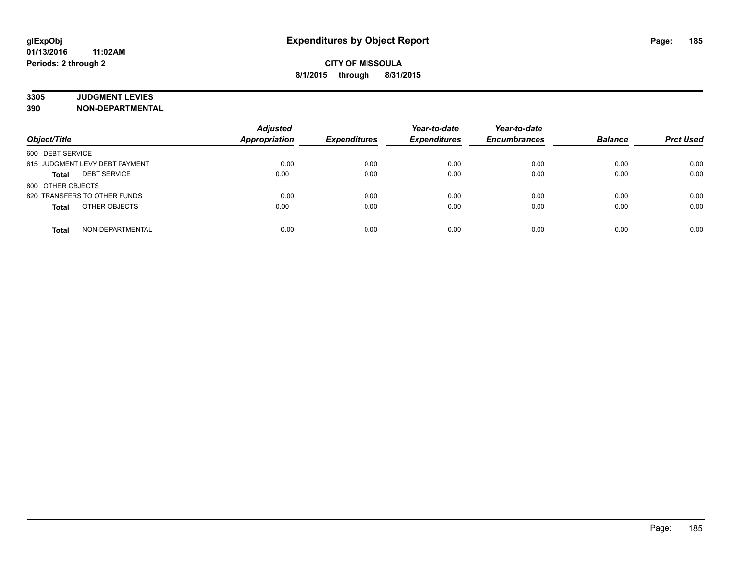**glExpObj** **Expenditures by Object Report**

**01/13/2016 11:02AM**

**Periods: 2 through 2**

**CITY OF MISSOULA**

**8/1/2015 through 8/31/2015**

**3305 JUDGMENT LEVIES**

**390 NON-DEPARTMENTAL**

| Object/Title | | Adjusted Appropriation | Expenditures | Year-to-date Expenditures | Year-to-date Encumbrances | Balance | Prct Used |
|---|---|---|---|---|---|---|---|
| 600 DEBT SERVICE | | | | | | | |
| 615 JUDGMENT LEVY DEBT PAYMENT | | 0.00 | 0.00 | 0.00 | 0.00 | 0.00 | 0.00 |
| **Total** | DEBT SERVICE | 0.00 | 0.00 | 0.00 | 0.00 | 0.00 | 0.00 |
| 800 OTHER OBJECTS | | | | | | | |
| 820 TRANSFERS TO OTHER FUNDS | | 0.00 | 0.00 | 0.00 | 0.00 | 0.00 | 0.00 |
| **Total** | OTHER OBJECTS | 0.00 | 0.00 | 0.00 | 0.00 | 0.00 | 0.00 |
| **Total** | NON-DEPARTMENTAL | 0.00 | 0.00 | 0.00 | 0.00 | 0.00 | 0.00 |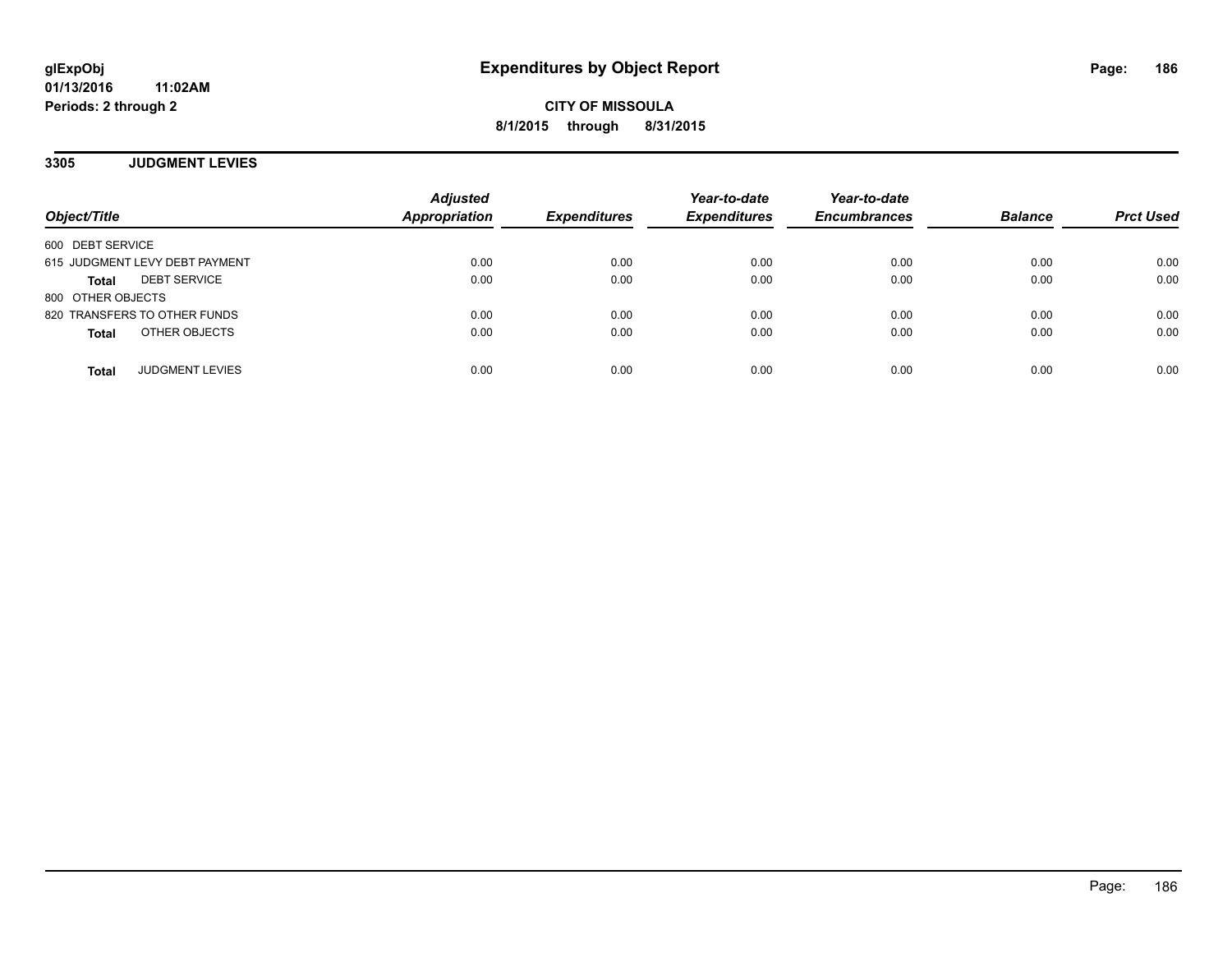**glExpObj** **Expenditures by Object Report**

**01/13/2016 11:02AM**

**Periods: 2 through 2**

**CITY OF MISSOULA**

**8/1/2015 through 8/31/2015**

## 3305 JUDGMENT LEVIES

| Object/Title | Adjusted Appropriation | Expenditures | Year-to-date Expenditures | Year-to-date Encumbrances | Balance | Prct Used |
|---|---|---|---|---|---|---|
| 600 DEBT SERVICE | | | | | | |
| 615 JUDGMENT LEVY DEBT PAYMENT | 0.00 | 0.00 | 0.00 | 0.00 | 0.00 | 0.00 |
| **Total** DEBT SERVICE | 0.00 | 0.00 | 0.00 | 0.00 | 0.00 | 0.00 |
| 800 OTHER OBJECTS | | | | | | |
| 820 TRANSFERS TO OTHER FUNDS | 0.00 | 0.00 | 0.00 | 0.00 | 0.00 | 0.00 |
| **Total** OTHER OBJECTS | 0.00 | 0.00 | 0.00 | 0.00 | 0.00 | 0.00 |
| **Total** JUDGMENT LEVIES | 0.00 | 0.00 | 0.00 | 0.00 | 0.00 | 0.00 |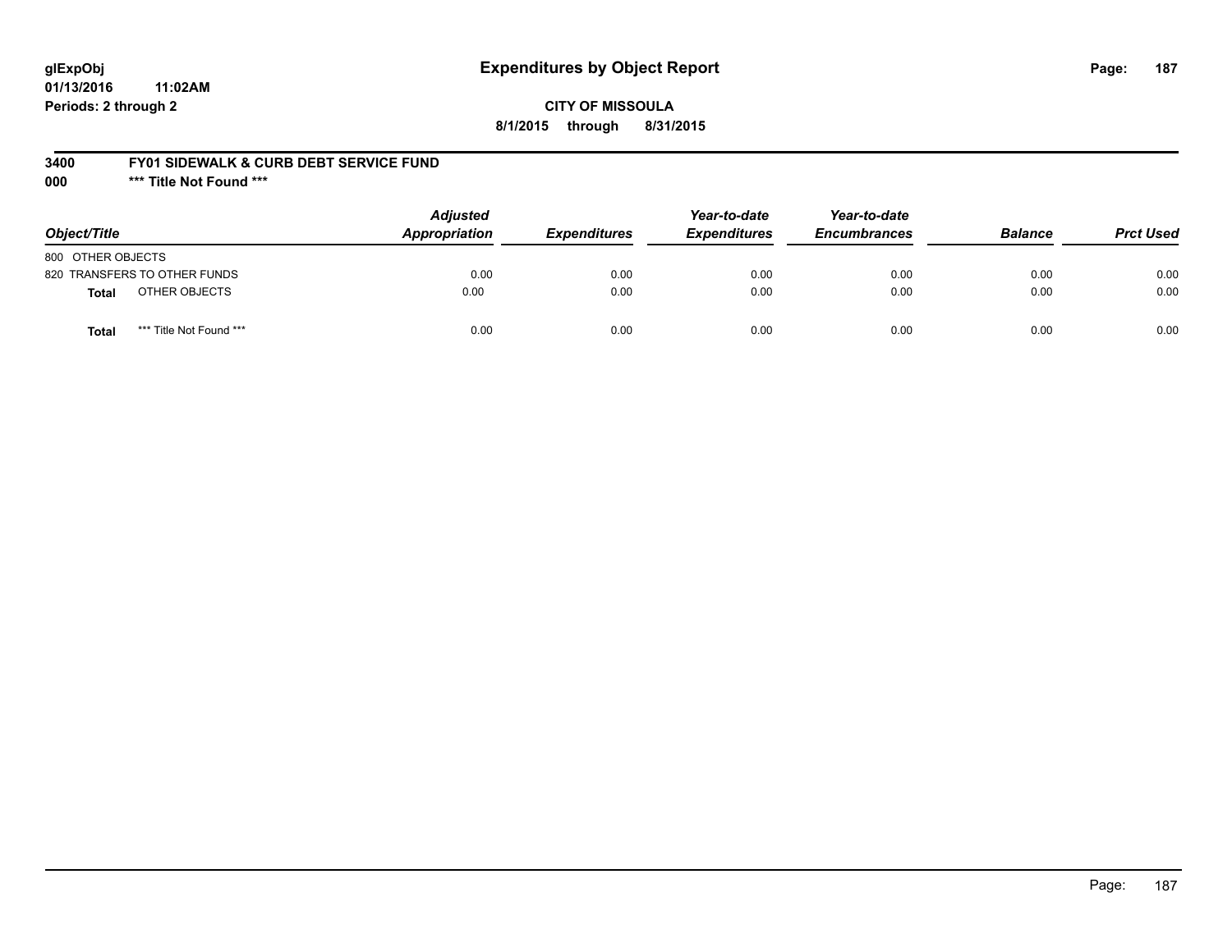# Expenditures by Object Report

glExpObj
01/13/2016 11:02AM
Periods: 2 through 2

**CITY OF MISSOULA**
**8/1/2015 through 8/31/2015**

**3400 FY01 SIDEWALK & CURB DEBT SERVICE FUND**
**000 \*\*\* Title Not Found \*\*\***

| Object/Title | | Adjusted Appropriation | Expenditures | Year-to-date Expenditures | Year-to-date Encumbrances | Balance | Prct Used |
|---|---|---|---|---|---|---|---|
| 800 OTHER OBJECTS | | | | | | | |
| 820 TRANSFERS TO OTHER FUNDS | | 0.00 | 0.00 | 0.00 | 0.00 | 0.00 | 0.00 |
| **Total** | OTHER OBJECTS | 0.00 | 0.00 | 0.00 | 0.00 | 0.00 | 0.00 |
| **Total** | *** Title Not Found *** | 0.00 | 0.00 | 0.00 | 0.00 | 0.00 | 0.00 |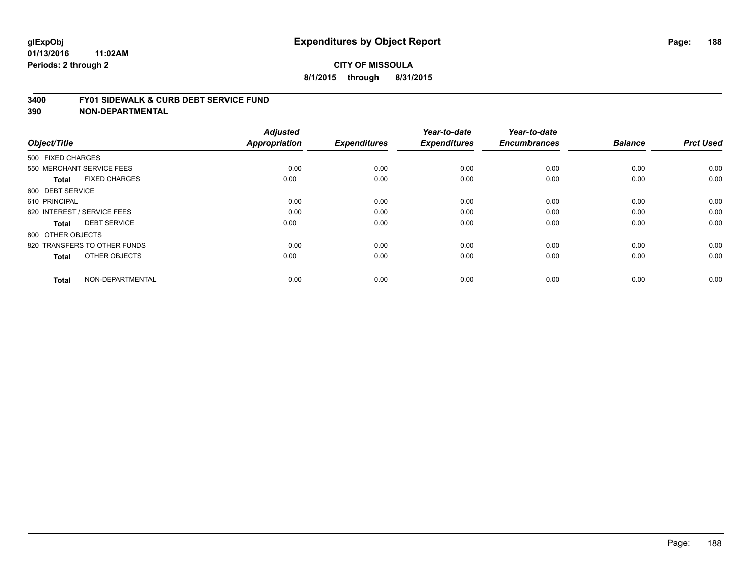**glExpObj**
**01/13/2016 11:02AM**
**Periods: 2 through 2**

# Expenditures by Object Report

**CITY OF MISSOULA**
**8/1/2015 through 8/31/2015**

## 3400 FY01 SIDEWALK & CURB DEBT SERVICE FUND
## 390 NON-DEPARTMENTAL

| Object/Title | Adjusted Appropriation | Expenditures | Year-to-date Expenditures | Year-to-date Encumbrances | Balance | Prct Used |
|---|---|---|---|---|---|---|
| 500 FIXED CHARGES | | | | | | |
| 550 MERCHANT SERVICE FEES | 0.00 | 0.00 | 0.00 | 0.00 | 0.00 | 0.00 |
| **Total** FIXED CHARGES | 0.00 | 0.00 | 0.00 | 0.00 | 0.00 | 0.00 |
| 600 DEBT SERVICE | | | | | | |
| 610 PRINCIPAL | 0.00 | 0.00 | 0.00 | 0.00 | 0.00 | 0.00 |
| 620 INTEREST / SERVICE FEES | 0.00 | 0.00 | 0.00 | 0.00 | 0.00 | 0.00 |
| **Total** DEBT SERVICE | 0.00 | 0.00 | 0.00 | 0.00 | 0.00 | 0.00 |
| 800 OTHER OBJECTS | | | | | | |
| 820 TRANSFERS TO OTHER FUNDS | 0.00 | 0.00 | 0.00 | 0.00 | 0.00 | 0.00 |
| **Total** OTHER OBJECTS | 0.00 | 0.00 | 0.00 | 0.00 | 0.00 | 0.00 |
| **Total** NON-DEPARTMENTAL | 0.00 | 0.00 | 0.00 | 0.00 | 0.00 | 0.00 |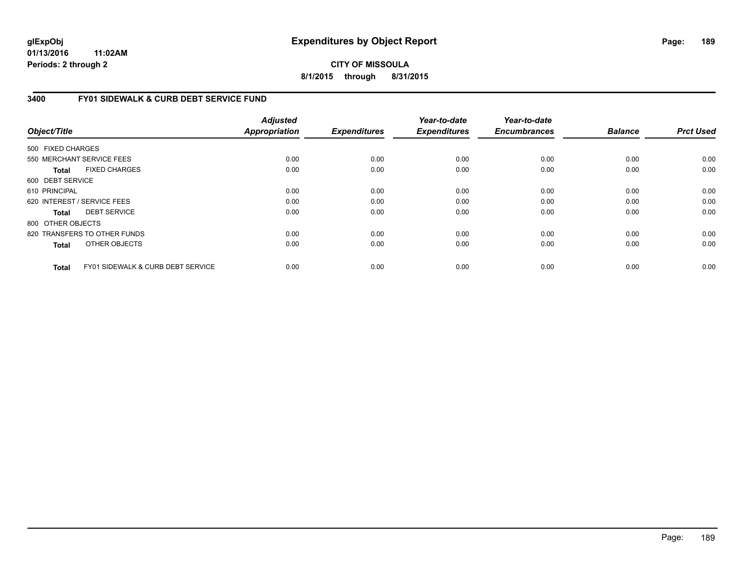# Expenditures by Object Report

**glExpObj**
**01/13/2016 11:02AM**
**Periods: 2 through 2**

**CITY OF MISSOULA**
**8/1/2015 through 8/31/2015**

## 3400 FY01 SIDEWALK & CURB DEBT SERVICE FUND

| Object/Title | Adjusted Appropriation | Expenditures | Year-to-date Expenditures | Year-to-date Encumbrances | Balance | Prct Used |
|---|---|---|---|---|---|---|
| 500 FIXED CHARGES | | | | | | |
| 550 MERCHANT SERVICE FEES | 0.00 | 0.00 | 0.00 | 0.00 | 0.00 | 0.00 |
| **Total** FIXED CHARGES | 0.00 | 0.00 | 0.00 | 0.00 | 0.00 | 0.00 |
| 600 DEBT SERVICE | | | | | | |
| 610 PRINCIPAL | 0.00 | 0.00 | 0.00 | 0.00 | 0.00 | 0.00 |
| 620 INTEREST / SERVICE FEES | 0.00 | 0.00 | 0.00 | 0.00 | 0.00 | 0.00 |
| **Total** DEBT SERVICE | 0.00 | 0.00 | 0.00 | 0.00 | 0.00 | 0.00 |
| 800 OTHER OBJECTS | | | | | | |
| 820 TRANSFERS TO OTHER FUNDS | 0.00 | 0.00 | 0.00 | 0.00 | 0.00 | 0.00 |
| **Total** OTHER OBJECTS | 0.00 | 0.00 | 0.00 | 0.00 | 0.00 | 0.00 |
| **Total** FY01 SIDEWALK & CURB DEBT SERVICE | 0.00 | 0.00 | 0.00 | 0.00 | 0.00 | 0.00 |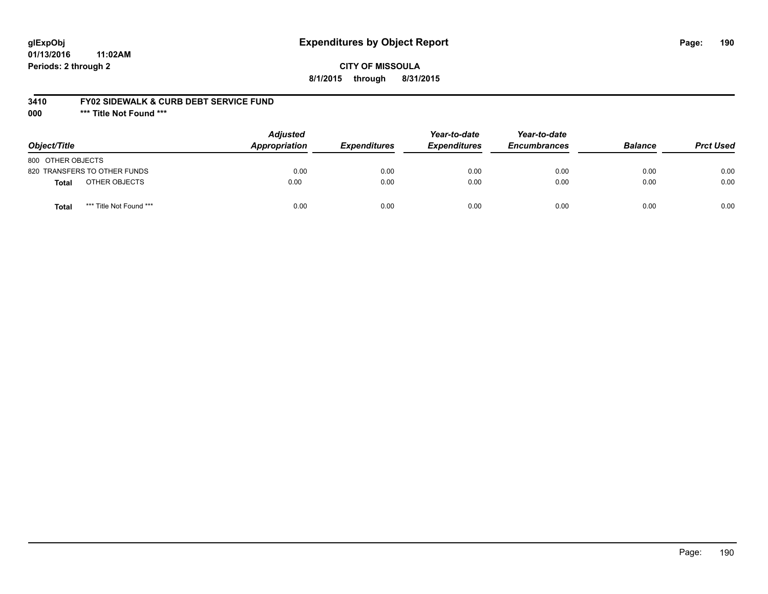# Expenditures by Object Report

glExpObj
01/13/2016 11:02AM
Periods: 2 through 2

**CITY OF MISSOULA**
**8/1/2015 through 8/31/2015**

**3410 FY02 SIDEWALK & CURB DEBT SERVICE FUND**
**000 \*\*\* Title Not Found \*\*\***

| Object/Title | Adjusted Appropriation | Expenditures | Year-to-date Expenditures | Year-to-date Encumbrances | Balance | Prct Used |
|---|---|---|---|---|---|---|
| 800 OTHER OBJECTS | | | | | | |
| 820 TRANSFERS TO OTHER FUNDS | 0.00 | 0.00 | 0.00 | 0.00 | 0.00 | 0.00 |
| **Total** OTHER OBJECTS | 0.00 | 0.00 | 0.00 | 0.00 | 0.00 | 0.00 |
| **Total** *** Title Not Found *** | 0.00 | 0.00 | 0.00 | 0.00 | 0.00 | 0.00 |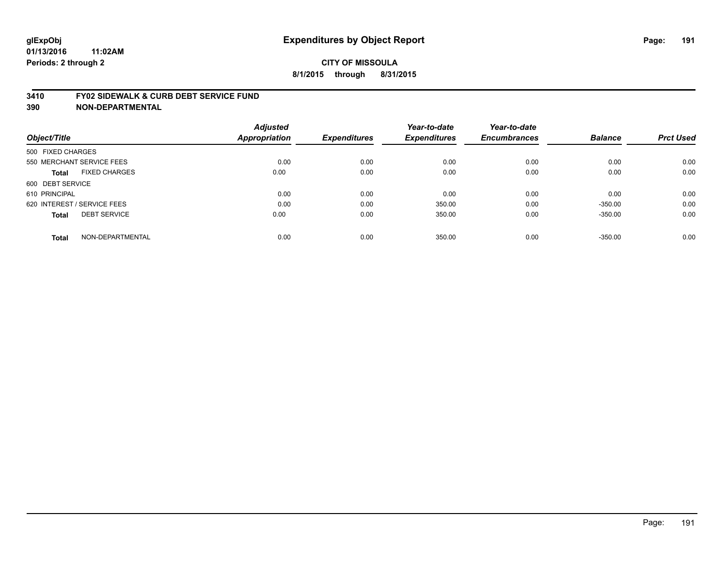# Expenditures by Object Report

glExpObj
01/13/2016 11:02AM
Periods: 2 through 2

**CITY OF MISSOULA**
**8/1/2015 through 8/31/2015**

## 3410 FY02 SIDEWALK & CURB DEBT SERVICE FUND
## 390 NON-DEPARTMENTAL

| Object/Title | Adjusted Appropriation | Expenditures | Year-to-date Expenditures | Year-to-date Encumbrances | Balance | Prct Used |
|---|---|---|---|---|---|---|
| 500 FIXED CHARGES | | | | | | |
| 550 MERCHANT SERVICE FEES | 0.00 | 0.00 | 0.00 | 0.00 | 0.00 | 0.00 |
| **Total** FIXED CHARGES | 0.00 | 0.00 | 0.00 | 0.00 | 0.00 | 0.00 |
| 600 DEBT SERVICE | | | | | | |
| 610 PRINCIPAL | 0.00 | 0.00 | 0.00 | 0.00 | 0.00 | 0.00 |
| 620 INTEREST / SERVICE FEES | 0.00 | 0.00 | 350.00 | 0.00 | -350.00 | 0.00 |
| **Total** DEBT SERVICE | 0.00 | 0.00 | 350.00 | 0.00 | -350.00 | 0.00 |
| **Total** NON-DEPARTMENTAL | 0.00 | 0.00 | 350.00 | 0.00 | -350.00 | 0.00 |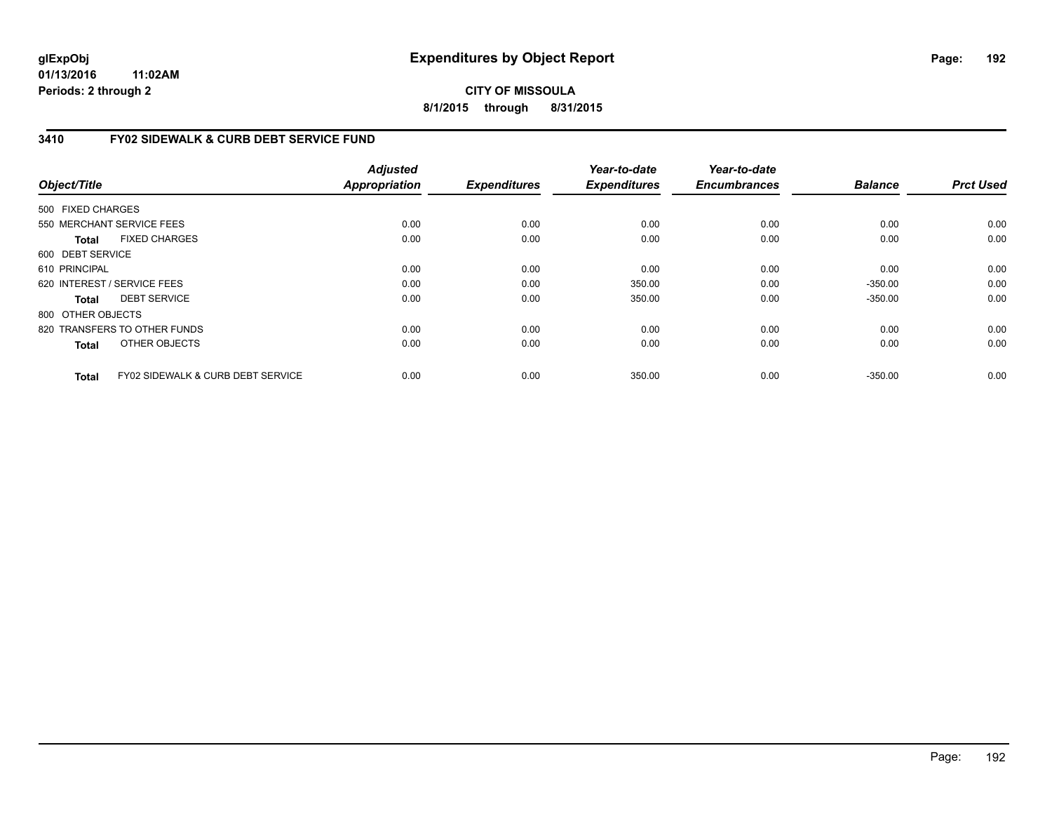# Expenditures by Object Report

glExpObj
01/13/2016 11:02AM
Periods: 2 through 2

**CITY OF MISSOULA**

**8/1/2015 through 8/31/2015**

## 3410 FY02 SIDEWALK & CURB DEBT SERVICE FUND

| Object/Title | Adjusted Appropriation | Expenditures | Year-to-date Expenditures | Year-to-date Encumbrances | Balance | Prct Used |
|---|---|---|---|---|---|---|
| 500 FIXED CHARGES | | | | | | |
| 550 MERCHANT SERVICE FEES | 0.00 | 0.00 | 0.00 | 0.00 | 0.00 | 0.00 |
| **Total** FIXED CHARGES | 0.00 | 0.00 | 0.00 | 0.00 | 0.00 | 0.00 |
| 600 DEBT SERVICE | | | | | | |
| 610 PRINCIPAL | 0.00 | 0.00 | 0.00 | 0.00 | 0.00 | 0.00 |
| 620 INTEREST / SERVICE FEES | 0.00 | 0.00 | 350.00 | 0.00 | -350.00 | 0.00 |
| **Total** DEBT SERVICE | 0.00 | 0.00 | 350.00 | 0.00 | -350.00 | 0.00 |
| 800 OTHER OBJECTS | | | | | | |
| 820 TRANSFERS TO OTHER FUNDS | 0.00 | 0.00 | 0.00 | 0.00 | 0.00 | 0.00 |
| **Total** OTHER OBJECTS | 0.00 | 0.00 | 0.00 | 0.00 | 0.00 | 0.00 |
| **Total** FY02 SIDEWALK & CURB DEBT SERVICE | 0.00 | 0.00 | 350.00 | 0.00 | -350.00 | 0.00 |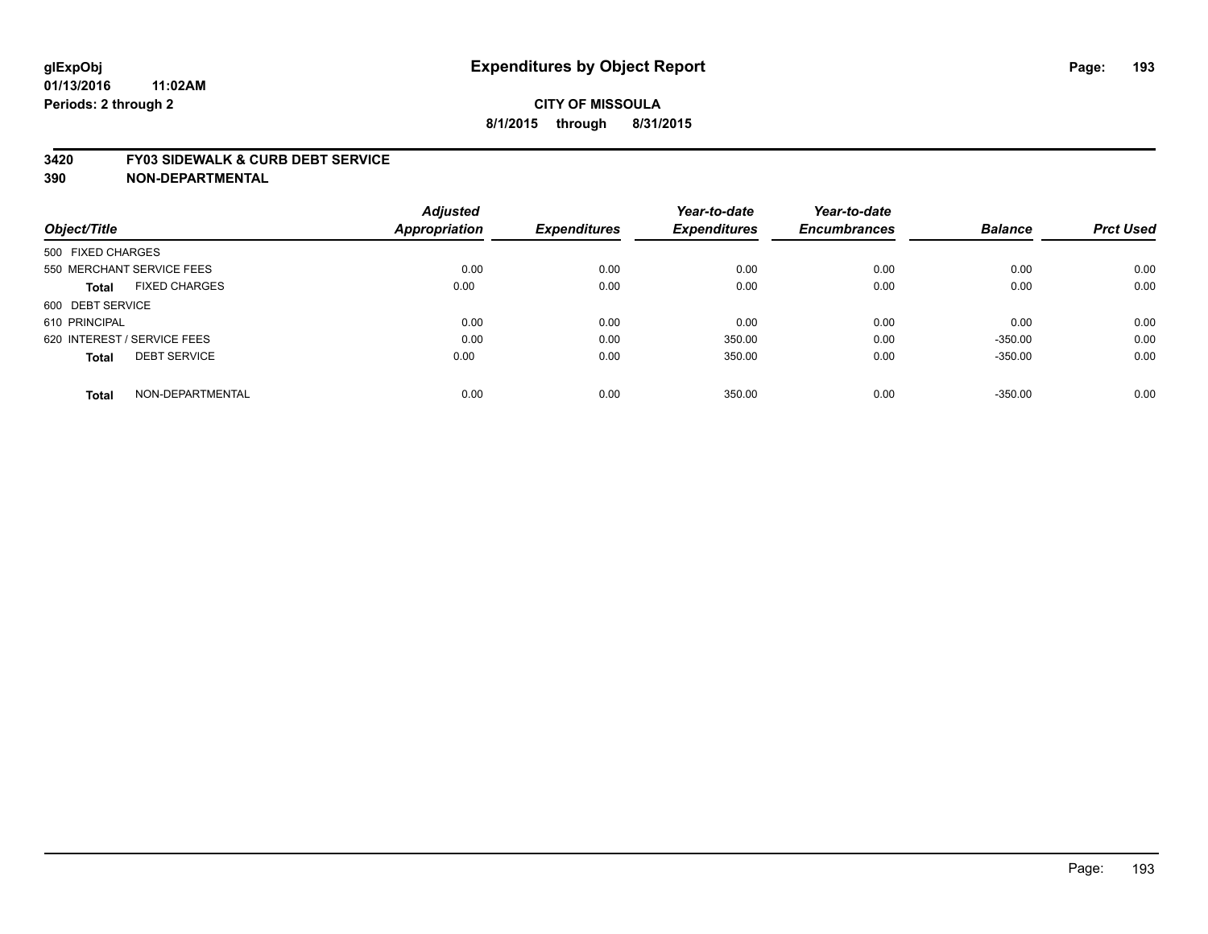# Expenditures by Object Report

glExpObj
01/13/2016 11:02AM
Periods: 2 through 2

**CITY OF MISSOULA**
**8/1/2015 through 8/31/2015**

**3420 FY03 SIDEWALK & CURB DEBT SERVICE**
**390 NON-DEPARTMENTAL**

| Object/Title | Adjusted Appropriation | Expenditures | Year-to-date Expenditures | Year-to-date Encumbrances | Balance | Prct Used |
|---|---|---|---|---|---|---|
| 500 FIXED CHARGES | | | | | | |
| 550 MERCHANT SERVICE FEES | 0.00 | 0.00 | 0.00 | 0.00 | 0.00 | 0.00 |
| **Total** FIXED CHARGES | 0.00 | 0.00 | 0.00 | 0.00 | 0.00 | 0.00 |
| 600 DEBT SERVICE | | | | | | |
| 610 PRINCIPAL | 0.00 | 0.00 | 0.00 | 0.00 | 0.00 | 0.00 |
| 620 INTEREST / SERVICE FEES | 0.00 | 0.00 | 350.00 | 0.00 | -350.00 | 0.00 |
| **Total** DEBT SERVICE | 0.00 | 0.00 | 350.00 | 0.00 | -350.00 | 0.00 |
| **Total** NON-DEPARTMENTAL | 0.00 | 0.00 | 350.00 | 0.00 | -350.00 | 0.00 |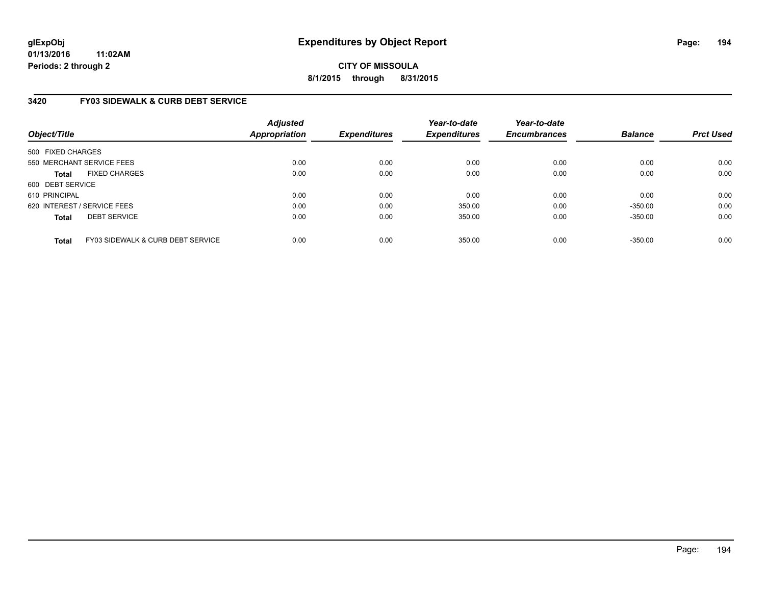glExpObj
01/13/2016 11:02AM
Periods: 2 through 2

# Expenditures by Object Report

**CITY OF MISSOULA**
**8/1/2015 through 8/31/2015**

## 3420 FY03 SIDEWALK & CURB DEBT SERVICE

| Object/Title | Adjusted Appropriation | Expenditures | Year-to-date Expenditures | Year-to-date Encumbrances | Balance | Prct Used |
|---|---|---|---|---|---|---|
| 500 FIXED CHARGES | | | | | | |
| 550 MERCHANT SERVICE FEES | 0.00 | 0.00 | 0.00 | 0.00 | 0.00 | 0.00 |
| **Total** FIXED CHARGES | 0.00 | 0.00 | 0.00 | 0.00 | 0.00 | 0.00 |
| 600 DEBT SERVICE | | | | | | |
| 610 PRINCIPAL | 0.00 | 0.00 | 0.00 | 0.00 | 0.00 | 0.00 |
| 620 INTEREST / SERVICE FEES | 0.00 | 0.00 | 350.00 | 0.00 | -350.00 | 0.00 |
| **Total** DEBT SERVICE | 0.00 | 0.00 | 350.00 | 0.00 | -350.00 | 0.00 |
| **Total** FY03 SIDEWALK & CURB DEBT SERVICE | 0.00 | 0.00 | 350.00 | 0.00 | -350.00 | 0.00 |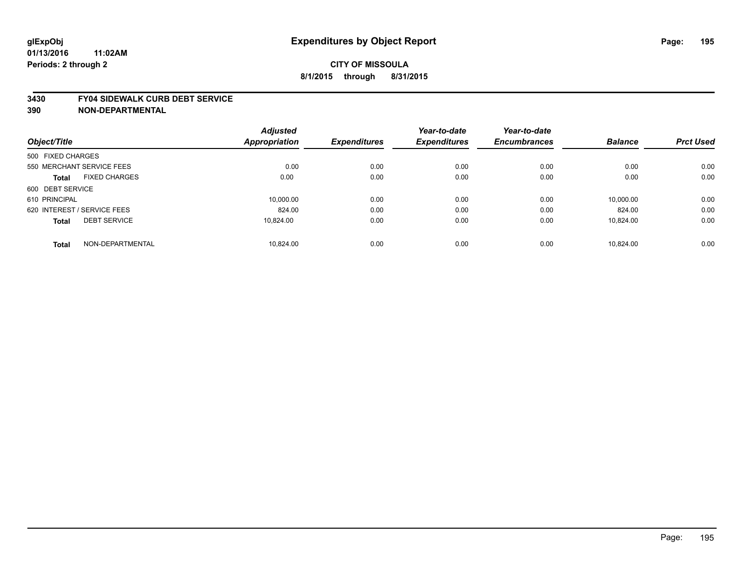# Expenditures by Object Report

glExpObj
01/13/2016 11:02AM
Periods: 2 through 2

**CITY OF MISSOULA**
**8/1/2015 through 8/31/2015**

**3430 FY04 SIDEWALK CURB DEBT SERVICE**
**390 NON-DEPARTMENTAL**

| Object/Title | | Adjusted Appropriation | Expenditures | Year-to-date Expenditures | Year-to-date Encumbrances | Balance | Prct Used |
|---|---|---|---|---|---|---|---|
| 500 FIXED CHARGES | | | | | | | |
| 550 MERCHANT SERVICE FEES | | 0.00 | 0.00 | 0.00 | 0.00 | 0.00 | 0.00 |
| **Total** | FIXED CHARGES | 0.00 | 0.00 | 0.00 | 0.00 | 0.00 | 0.00 |
| 600 DEBT SERVICE | | | | | | | |
| 610 PRINCIPAL | | 10,000.00 | 0.00 | 0.00 | 0.00 | 10,000.00 | 0.00 |
| 620 INTEREST / SERVICE FEES | | 824.00 | 0.00 | 0.00 | 0.00 | 824.00 | 0.00 |
| **Total** | DEBT SERVICE | 10,824.00 | 0.00 | 0.00 | 0.00 | 10,824.00 | 0.00 |
| **Total** | NON-DEPARTMENTAL | 10,824.00 | 0.00 | 0.00 | 0.00 | 10,824.00 | 0.00 |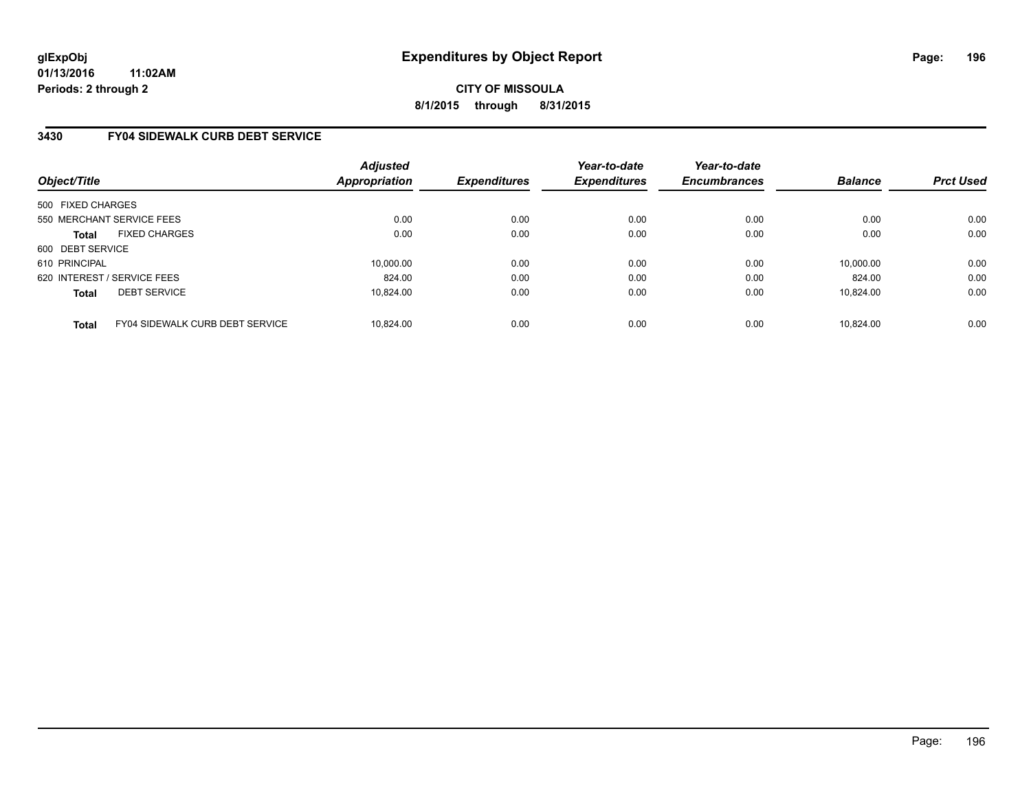# Expenditures by Object Report

**glExpObj**
**01/13/2016 11:02AM**
**Periods: 2 through 2**

**CITY OF MISSOULA**
**8/1/2015 through 8/31/2015**

## 3430 FY04 SIDEWALK CURB DEBT SERVICE

| Object/Title | | Adjusted Appropriation | Expenditures | Year-to-date Expenditures | Year-to-date Encumbrances | Balance | Prct Used |
|---|---|---|---|---|---|---|---|
| 500 FIXED CHARGES | | | | | | | |
| 550 MERCHANT SERVICE FEES | | 0.00 | 0.00 | 0.00 | 0.00 | 0.00 | 0.00 |
| **Total** | FIXED CHARGES | 0.00 | 0.00 | 0.00 | 0.00 | 0.00 | 0.00 |
| 600 DEBT SERVICE | | | | | | | |
| 610 PRINCIPAL | | 10,000.00 | 0.00 | 0.00 | 0.00 | 10,000.00 | 0.00 |
| 620 INTEREST / SERVICE FEES | | 824.00 | 0.00 | 0.00 | 0.00 | 824.00 | 0.00 |
| **Total** | DEBT SERVICE | 10,824.00 | 0.00 | 0.00 | 0.00 | 10,824.00 | 0.00 |
| **Total** | FY04 SIDEWALK CURB DEBT SERVICE | 10,824.00 | 0.00 | 0.00 | 0.00 | 10,824.00 | 0.00 |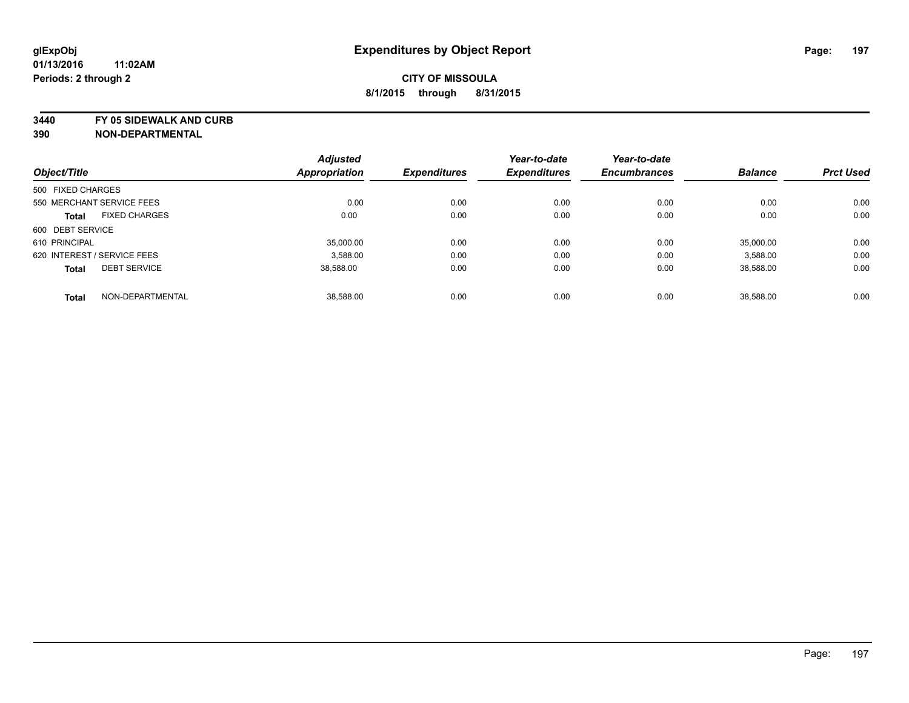# Expenditures by Object Report

glExpObj
01/13/2016 11:02AM
Periods: 2 through 2

**CITY OF MISSOULA**
**8/1/2015 through 8/31/2015**

## 3440 FY 05 SIDEWALK AND CURB
## 390 NON-DEPARTMENTAL

| Object/Title | Adjusted Appropriation | Expenditures | Year-to-date Expenditures | Year-to-date Encumbrances | Balance | Prct Used |
|---|---|---|---|---|---|---|
| 500 FIXED CHARGES | | | | | | |
| 550 MERCHANT SERVICE FEES | 0.00 | 0.00 | 0.00 | 0.00 | 0.00 | 0.00 |
| **Total** FIXED CHARGES | 0.00 | 0.00 | 0.00 | 0.00 | 0.00 | 0.00 |
| 600 DEBT SERVICE | | | | | | |
| 610 PRINCIPAL | 35,000.00 | 0.00 | 0.00 | 0.00 | 35,000.00 | 0.00 |
| 620 INTEREST / SERVICE FEES | 3,588.00 | 0.00 | 0.00 | 0.00 | 3,588.00 | 0.00 |
| **Total** DEBT SERVICE | 38,588.00 | 0.00 | 0.00 | 0.00 | 38,588.00 | 0.00 |
| **Total** NON-DEPARTMENTAL | 38,588.00 | 0.00 | 0.00 | 0.00 | 38,588.00 | 0.00 |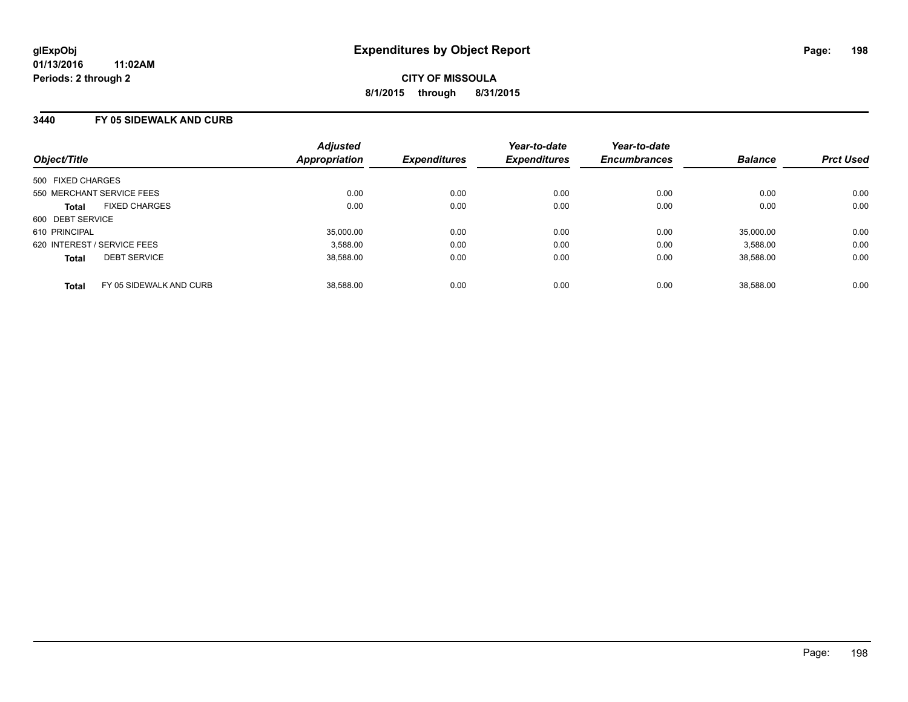**glExpObj**
**01/13/2016 11:02AM**
**Periods: 2 through 2**

# Expenditures by Object Report

**CITY OF MISSOULA**
**8/1/2015 through 8/31/2015**

## 3440 FY 05 SIDEWALK AND CURB

| Object/Title | | Adjusted Appropriation | Expenditures | Year-to-date Expenditures | Year-to-date Encumbrances | Balance | Prct Used |
|---|---|---|---|---|---|---|---|
| 500 FIXED CHARGES | | | | | | | |
| 550 MERCHANT SERVICE FEES | | 0.00 | 0.00 | 0.00 | 0.00 | 0.00 | 0.00 |
| **Total** | FIXED CHARGES | 0.00 | 0.00 | 0.00 | 0.00 | 0.00 | 0.00 |
| 600 DEBT SERVICE | | | | | | | |
| 610 PRINCIPAL | | 35,000.00 | 0.00 | 0.00 | 0.00 | 35,000.00 | 0.00 |
| 620 INTEREST / SERVICE FEES | | 3,588.00 | 0.00 | 0.00 | 0.00 | 3,588.00 | 0.00 |
| **Total** | DEBT SERVICE | 38,588.00 | 0.00 | 0.00 | 0.00 | 38,588.00 | 0.00 |
| **Total** | FY 05 SIDEWALK AND CURB | 38,588.00 | 0.00 | 0.00 | 0.00 | 38,588.00 | 0.00 |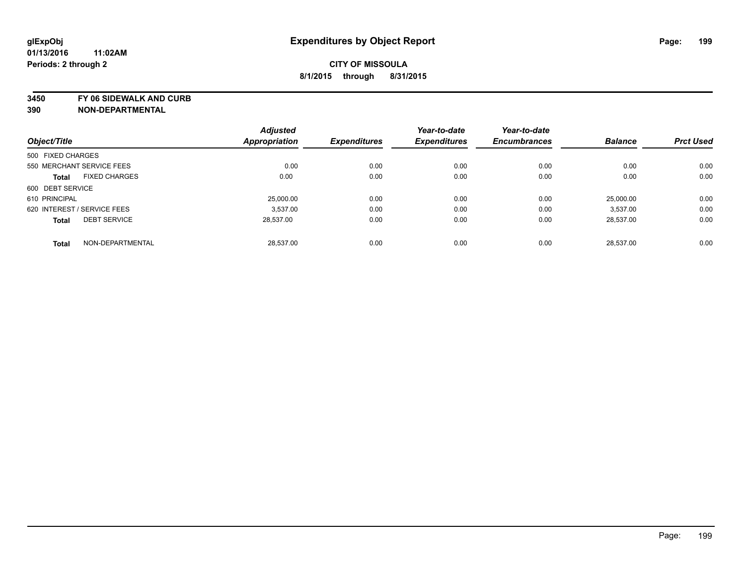# Expenditures by Object Report

glExpObj
01/13/2016 11:02AM
Periods: 2 through 2

**CITY OF MISSOULA**
**8/1/2015 through 8/31/2015**

**3450 FY 06 SIDEWALK AND CURB**
**390 NON-DEPARTMENTAL**

| Object/Title | | Adjusted Appropriation | Expenditures | Year-to-date Expenditures | Year-to-date Encumbrances | Balance | Prct Used |
|---|---|---|---|---|---|---|---|
| 500 FIXED CHARGES | | | | | | | |
| 550 MERCHANT SERVICE FEES | | 0.00 | 0.00 | 0.00 | 0.00 | 0.00 | 0.00 |
| **Total** | FIXED CHARGES | 0.00 | 0.00 | 0.00 | 0.00 | 0.00 | 0.00 |
| 600 DEBT SERVICE | | | | | | | |
| 610 PRINCIPAL | | 25,000.00 | 0.00 | 0.00 | 0.00 | 25,000.00 | 0.00 |
| 620 INTEREST / SERVICE FEES | | 3,537.00 | 0.00 | 0.00 | 0.00 | 3,537.00 | 0.00 |
| **Total** | DEBT SERVICE | 28,537.00 | 0.00 | 0.00 | 0.00 | 28,537.00 | 0.00 |
| **Total** | NON-DEPARTMENTAL | 28,537.00 | 0.00 | 0.00 | 0.00 | 28,537.00 | 0.00 |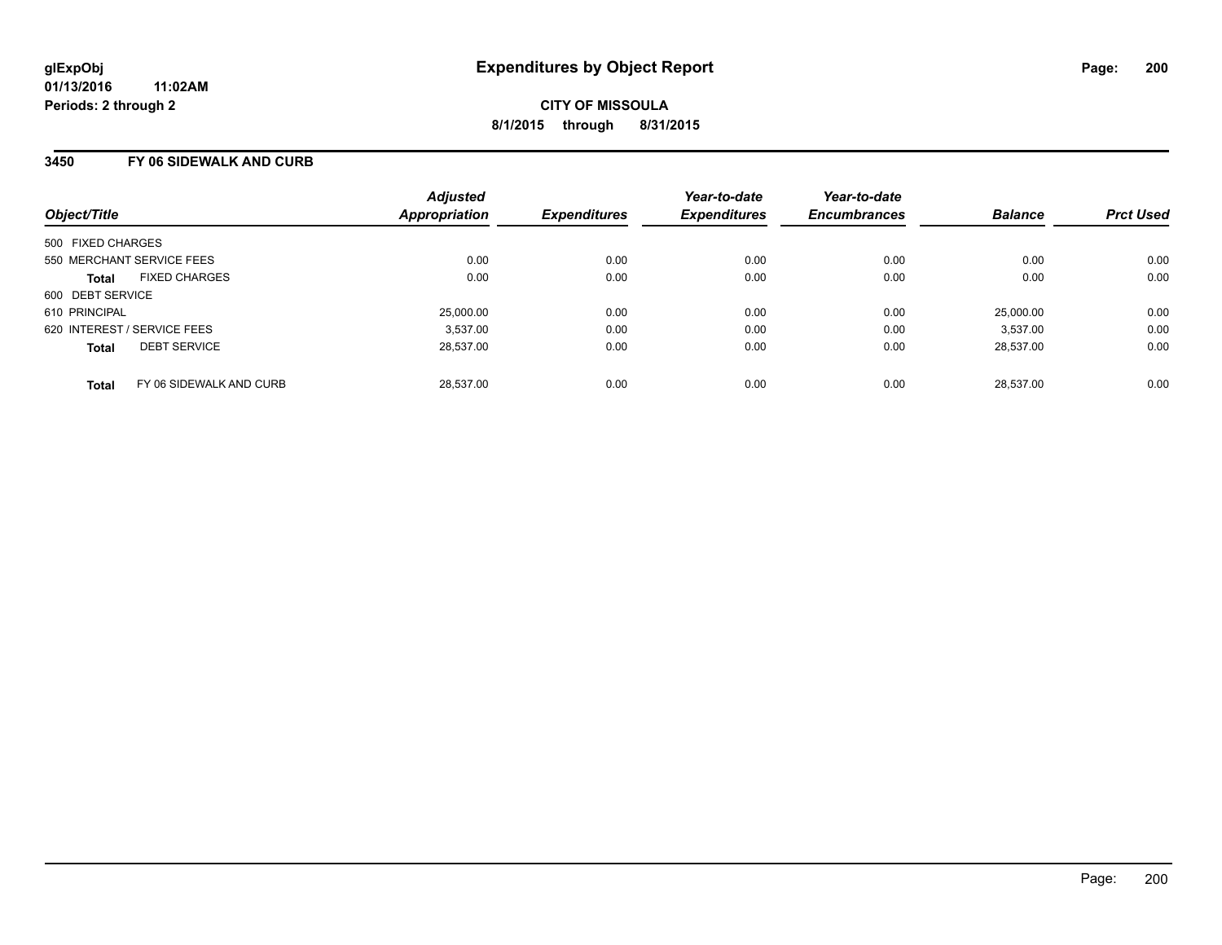**glExpObj**
**01/13/2016 11:02AM**
**Periods: 2 through 2**

# Expenditures by Object Report

**CITY OF MISSOULA**
**8/1/2015 through 8/31/2015**

## 3450 FY 06 SIDEWALK AND CURB

| Object/Title | Adjusted Appropriation | Expenditures | Year-to-date Expenditures | Year-to-date Encumbrances | Balance | Prct Used |
|---|---|---|---|---|---|---|
| 500 FIXED CHARGES | | | | | | |
| 550 MERCHANT SERVICE FEES | 0.00 | 0.00 | 0.00 | 0.00 | 0.00 | 0.00 |
| **Total** FIXED CHARGES | 0.00 | 0.00 | 0.00 | 0.00 | 0.00 | 0.00 |
| 600 DEBT SERVICE | | | | | | |
| 610 PRINCIPAL | 25,000.00 | 0.00 | 0.00 | 0.00 | 25,000.00 | 0.00 |
| 620 INTEREST / SERVICE FEES | 3,537.00 | 0.00 | 0.00 | 0.00 | 3,537.00 | 0.00 |
| **Total** DEBT SERVICE | 28,537.00 | 0.00 | 0.00 | 0.00 | 28,537.00 | 0.00 |
| **Total** FY 06 SIDEWALK AND CURB | 28,537.00 | 0.00 | 0.00 | 0.00 | 28,537.00 | 0.00 |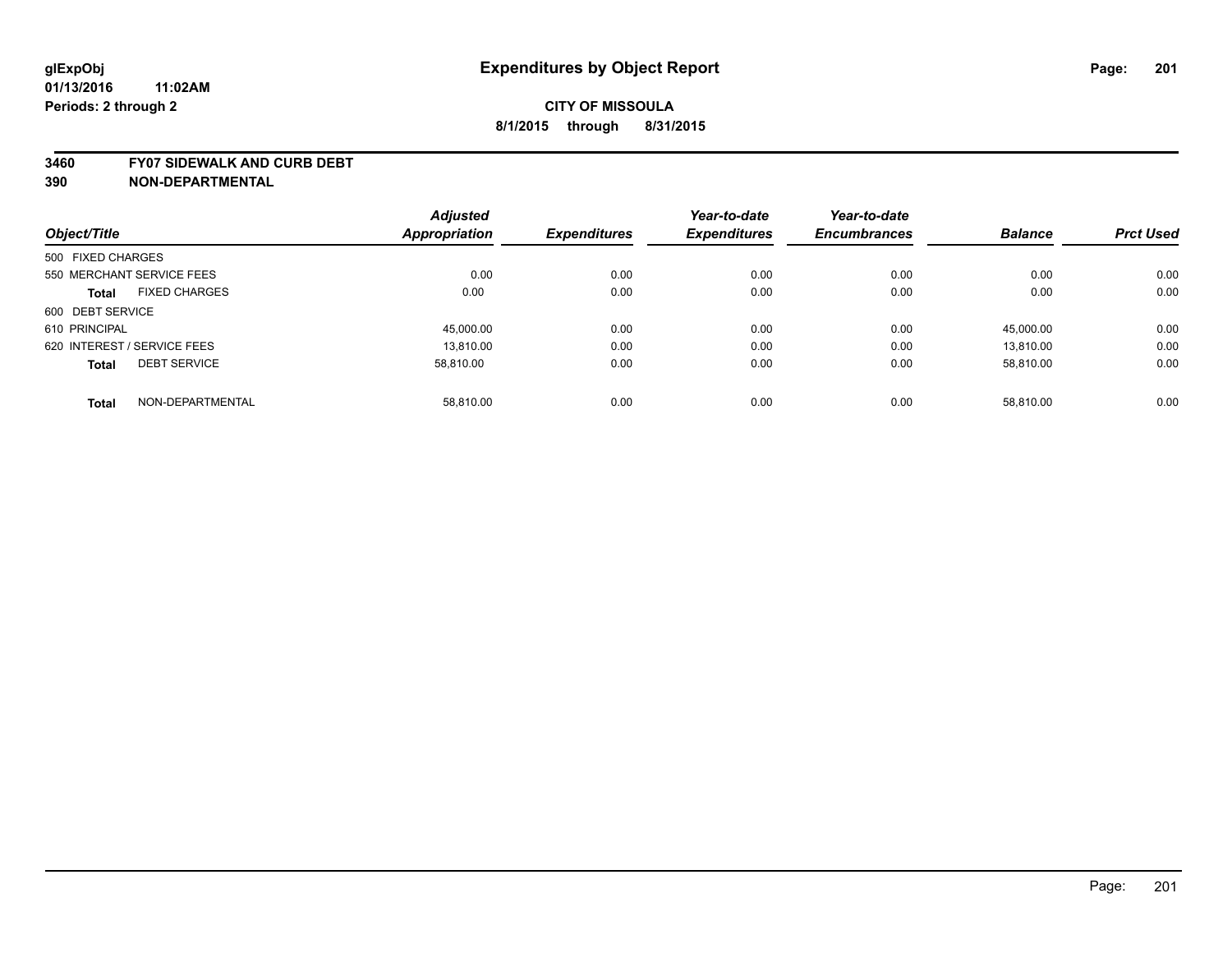glExpObj
01/13/2016 11:02AM
Periods: 2 through 2

# Expenditures by Object Report

**CITY OF MISSOULA**
**8/1/2015 through 8/31/2015**

**3460 FY07 SIDEWALK AND CURB DEBT**
**390 NON-DEPARTMENTAL**

| Object/Title | Adjusted Appropriation | Expenditures | Year-to-date Expenditures | Year-to-date Encumbrances | Balance | Prct Used |
|---|---|---|---|---|---|---|
| 500 FIXED CHARGES | | | | | | |
| 550 MERCHANT SERVICE FEES | 0.00 | 0.00 | 0.00 | 0.00 | 0.00 | 0.00 |
| **Total** FIXED CHARGES | 0.00 | 0.00 | 0.00 | 0.00 | 0.00 | 0.00 |
| 600 DEBT SERVICE | | | | | | |
| 610 PRINCIPAL | 45,000.00 | 0.00 | 0.00 | 0.00 | 45,000.00 | 0.00 |
| 620 INTEREST / SERVICE FEES | 13,810.00 | 0.00 | 0.00 | 0.00 | 13,810.00 | 0.00 |
| **Total** DEBT SERVICE | 58,810.00 | 0.00 | 0.00 | 0.00 | 58,810.00 | 0.00 |
| **Total** NON-DEPARTMENTAL | 58,810.00 | 0.00 | 0.00 | 0.00 | 58,810.00 | 0.00 |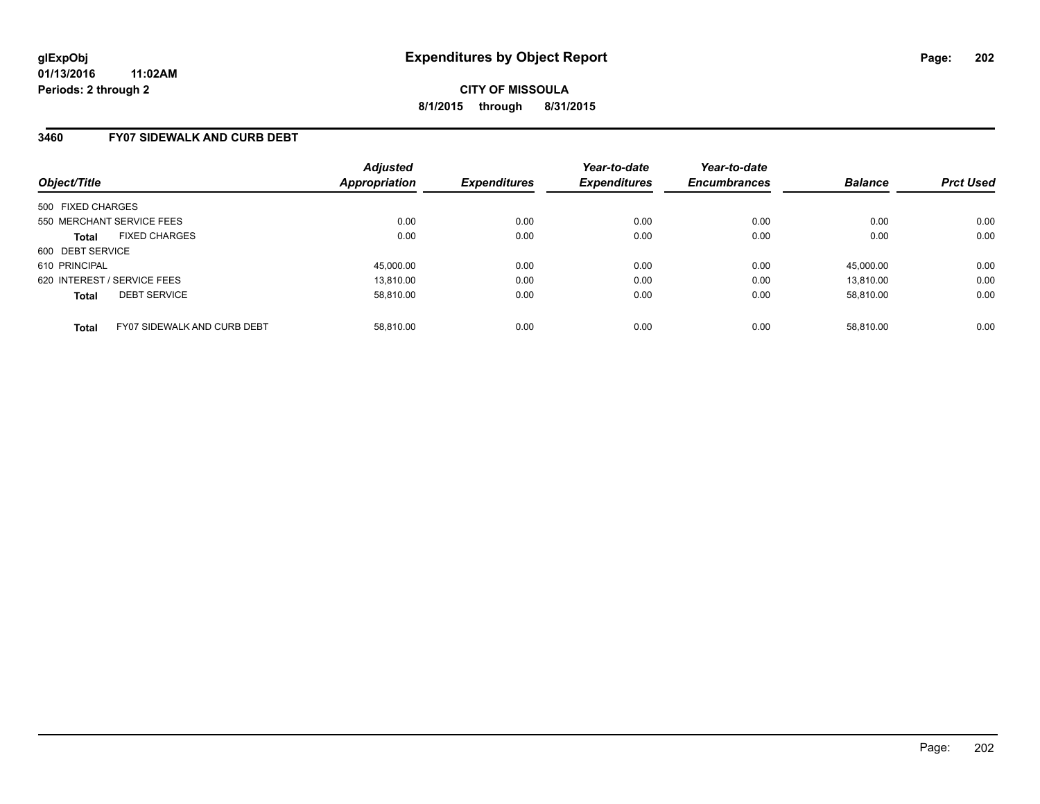**glExpObj**
**01/13/2016 11:02AM**
**Periods: 2 through 2**

# Expenditures by Object Report

**CITY OF MISSOULA**
**8/1/2015 through 8/31/2015**

## 3460 FY07 SIDEWALK AND CURB DEBT

| Object/Title | | Adjusted Appropriation | Expenditures | Year-to-date Expenditures | Year-to-date Encumbrances | Balance | Prct Used |
|---|---|---|---|---|---|---|---|
| 500 FIXED CHARGES | | | | | | | |
| 550 MERCHANT SERVICE FEES | | 0.00 | 0.00 | 0.00 | 0.00 | 0.00 | 0.00 |
| **Total** | FIXED CHARGES | 0.00 | 0.00 | 0.00 | 0.00 | 0.00 | 0.00 |
| 600 DEBT SERVICE | | | | | | | |
| 610 PRINCIPAL | | 45,000.00 | 0.00 | 0.00 | 0.00 | 45,000.00 | 0.00 |
| 620 INTEREST / SERVICE FEES | | 13,810.00 | 0.00 | 0.00 | 0.00 | 13,810.00 | 0.00 |
| **Total** | DEBT SERVICE | 58,810.00 | 0.00 | 0.00 | 0.00 | 58,810.00 | 0.00 |
| **Total** | FY07 SIDEWALK AND CURB DEBT | 58,810.00 | 0.00 | 0.00 | 0.00 | 58,810.00 | 0.00 |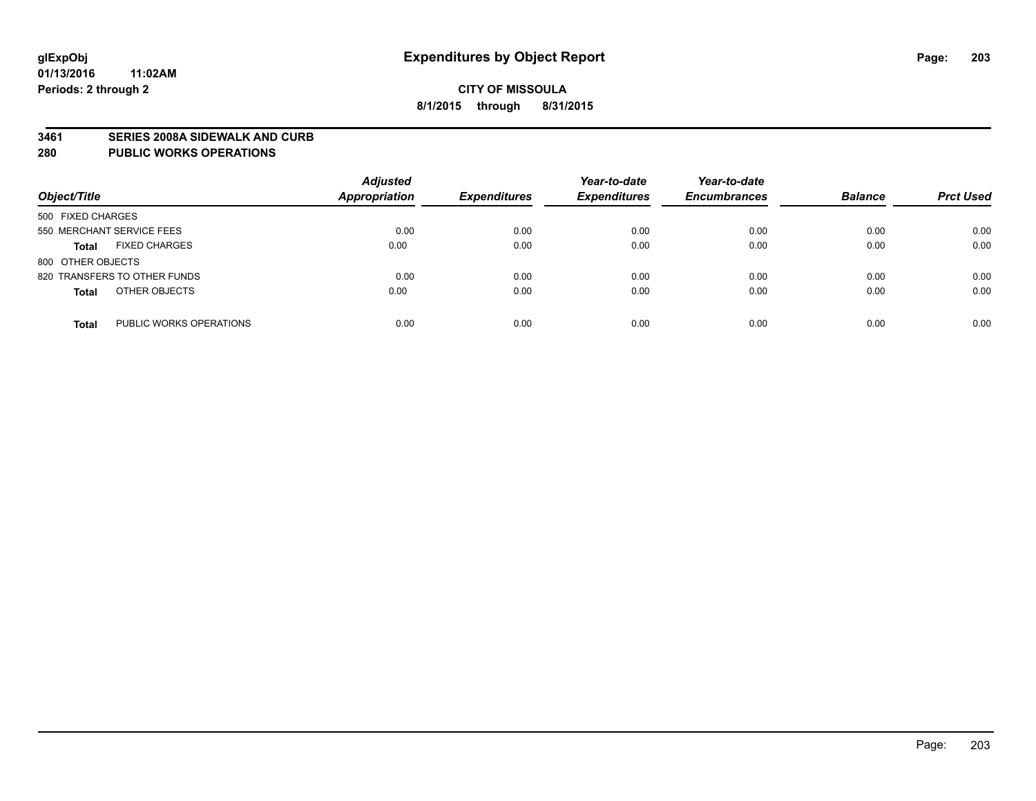glExpObj
01/13/2016 11:02AM
Periods: 2 through 2

# Expenditures by Object Report

**CITY OF MISSOULA**
**8/1/2015 through 8/31/2015**

**3461 SERIES 2008A SIDEWALK AND CURB**
**280 PUBLIC WORKS OPERATIONS**

| Object/Title | | Adjusted Appropriation | Expenditures | Year-to-date Expenditures | Year-to-date Encumbrances | Balance | Prct Used |
|---|---|---|---|---|---|---|---|
| 500 FIXED CHARGES | | | | | | | |
| 550 MERCHANT SERVICE FEES | | 0.00 | 0.00 | 0.00 | 0.00 | 0.00 | 0.00 |
| **Total** | FIXED CHARGES | 0.00 | 0.00 | 0.00 | 0.00 | 0.00 | 0.00 |
| 800 OTHER OBJECTS | | | | | | | |
| 820 TRANSFERS TO OTHER FUNDS | | 0.00 | 0.00 | 0.00 | 0.00 | 0.00 | 0.00 |
| **Total** | OTHER OBJECTS | 0.00 | 0.00 | 0.00 | 0.00 | 0.00 | 0.00 |
| **Total** | PUBLIC WORKS OPERATIONS | 0.00 | 0.00 | 0.00 | 0.00 | 0.00 | 0.00 |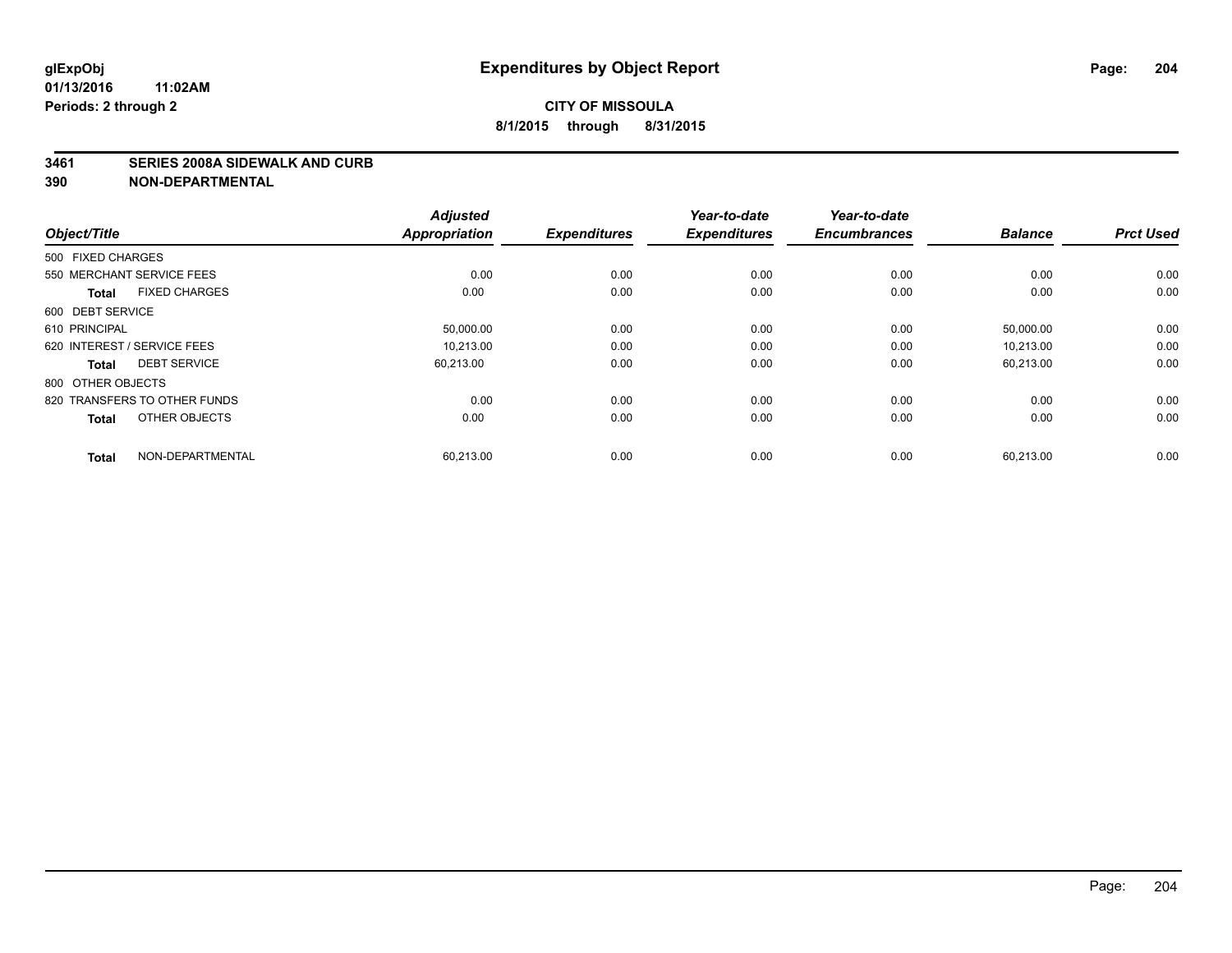# Expenditures by Object Report

glExpObj
01/13/2016 11:02AM
Periods: 2 through 2

**CITY OF MISSOULA**
**8/1/2015 through 8/31/2015**

**3461 SERIES 2008A SIDEWALK AND CURB**
**390 NON-DEPARTMENTAL**

| Object/Title | | Adjusted Appropriation | Expenditures | Year-to-date Expenditures | Year-to-date Encumbrances | Balance | Prct Used |
|---|---|---|---|---|---|---|---|
| 500 FIXED CHARGES | | | | | | | |
| 550 MERCHANT SERVICE FEES | | 0.00 | 0.00 | 0.00 | 0.00 | 0.00 | 0.00 |
| **Total** | FIXED CHARGES | 0.00 | 0.00 | 0.00 | 0.00 | 0.00 | 0.00 |
| 600 DEBT SERVICE | | | | | | | |
| 610 PRINCIPAL | | 50,000.00 | 0.00 | 0.00 | 0.00 | 50,000.00 | 0.00 |
| 620 INTEREST / SERVICE FEES | | 10,213.00 | 0.00 | 0.00 | 0.00 | 10,213.00 | 0.00 |
| **Total** | DEBT SERVICE | 60,213.00 | 0.00 | 0.00 | 0.00 | 60,213.00 | 0.00 |
| 800 OTHER OBJECTS | | | | | | | |
| 820 TRANSFERS TO OTHER FUNDS | | 0.00 | 0.00 | 0.00 | 0.00 | 0.00 | 0.00 |
| **Total** | OTHER OBJECTS | 0.00 | 0.00 | 0.00 | 0.00 | 0.00 | 0.00 |
| **Total** | NON-DEPARTMENTAL | 60,213.00 | 0.00 | 0.00 | 0.00 | 60,213.00 | 0.00 |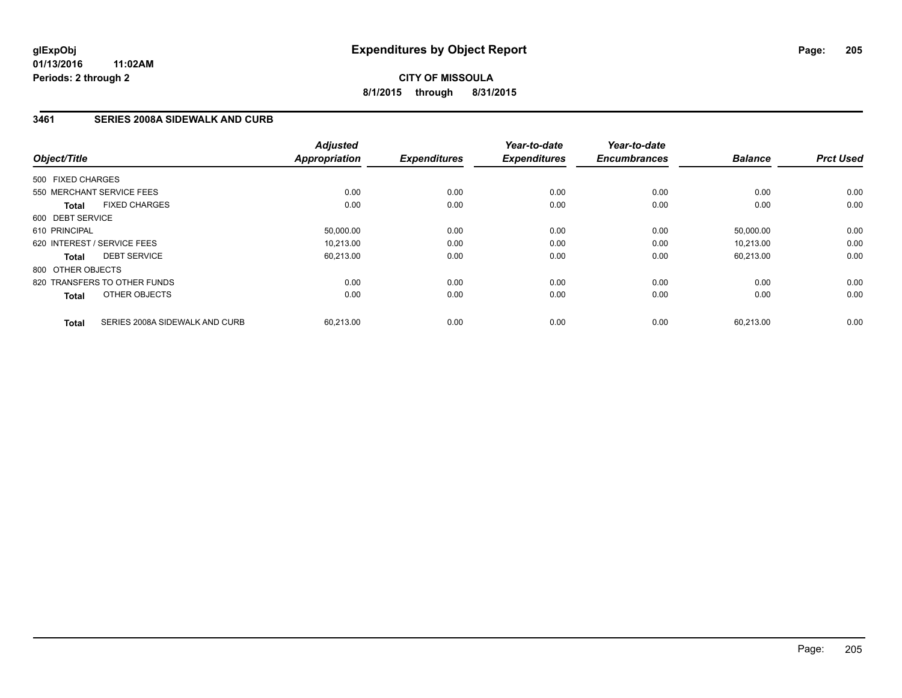**glExpObj**
**01/13/2016 11:02AM**
**Periods: 2 through 2**

# Expenditures by Object Report

**CITY OF MISSOULA**
**8/1/2015 through 8/31/2015**

## 3461 SERIES 2008A SIDEWALK AND CURB

| Object/Title | Adjusted Appropriation | Expenditures | Year-to-date Expenditures | Year-to-date Encumbrances | Balance | Prct Used |
|---|---|---|---|---|---|---|
| 500 FIXED CHARGES | | | | | | |
| 550 MERCHANT SERVICE FEES | 0.00 | 0.00 | 0.00 | 0.00 | 0.00 | 0.00 |
| **Total** FIXED CHARGES | 0.00 | 0.00 | 0.00 | 0.00 | 0.00 | 0.00 |
| 600 DEBT SERVICE | | | | | | |
| 610 PRINCIPAL | 50,000.00 | 0.00 | 0.00 | 0.00 | 50,000.00 | 0.00 |
| 620 INTEREST / SERVICE FEES | 10,213.00 | 0.00 | 0.00 | 0.00 | 10,213.00 | 0.00 |
| **Total** DEBT SERVICE | 60,213.00 | 0.00 | 0.00 | 0.00 | 60,213.00 | 0.00 |
| 800 OTHER OBJECTS | | | | | | |
| 820 TRANSFERS TO OTHER FUNDS | 0.00 | 0.00 | 0.00 | 0.00 | 0.00 | 0.00 |
| **Total** OTHER OBJECTS | 0.00 | 0.00 | 0.00 | 0.00 | 0.00 | 0.00 |
| **Total** SERIES 2008A SIDEWALK AND CURB | 60,213.00 | 0.00 | 0.00 | 0.00 | 60,213.00 | 0.00 |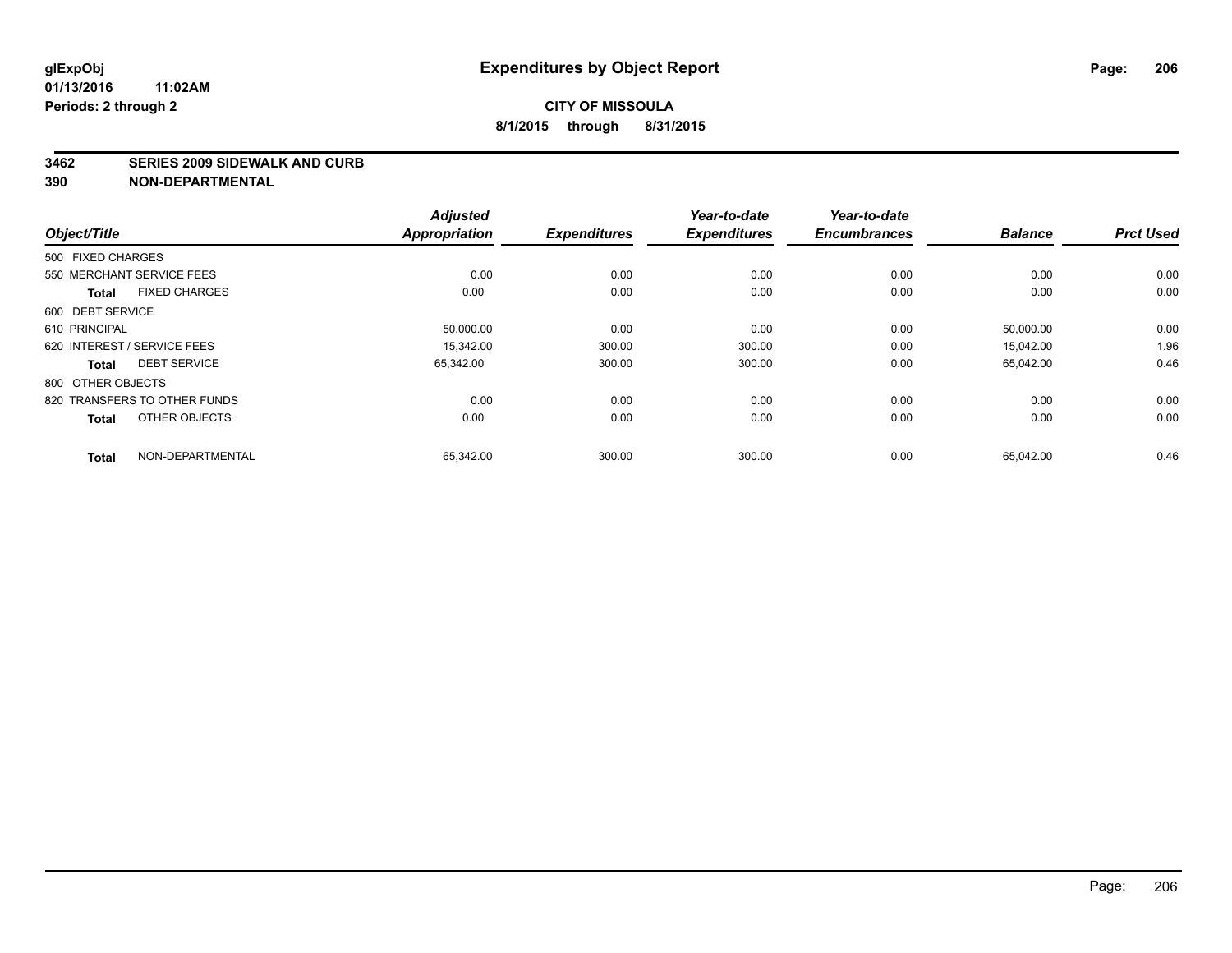# Expenditures by Object Report

glExpObj
01/13/2016 11:02AM
Periods: 2 through 2

**CITY OF MISSOULA**
**8/1/2015 through 8/31/2015**

**3462 SERIES 2009 SIDEWALK AND CURB**
**390 NON-DEPARTMENTAL**

| Object/Title | Adjusted Appropriation | Expenditures | Year-to-date Expenditures | Year-to-date Encumbrances | Balance | Prct Used |
|---|---|---|---|---|---|---|
| 500 FIXED CHARGES | | | | | | |
| 550 MERCHANT SERVICE FEES | 0.00 | 0.00 | 0.00 | 0.00 | 0.00 | 0.00 |
| **Total** FIXED CHARGES | 0.00 | 0.00 | 0.00 | 0.00 | 0.00 | 0.00 |
| 600 DEBT SERVICE | | | | | | |
| 610 PRINCIPAL | 50,000.00 | 0.00 | 0.00 | 0.00 | 50,000.00 | 0.00 |
| 620 INTEREST / SERVICE FEES | 15,342.00 | 300.00 | 300.00 | 0.00 | 15,042.00 | 1.96 |
| **Total** DEBT SERVICE | 65,342.00 | 300.00 | 300.00 | 0.00 | 65,042.00 | 0.46 |
| 800 OTHER OBJECTS | | | | | | |
| 820 TRANSFERS TO OTHER FUNDS | 0.00 | 0.00 | 0.00 | 0.00 | 0.00 | 0.00 |
| **Total** OTHER OBJECTS | 0.00 | 0.00 | 0.00 | 0.00 | 0.00 | 0.00 |
| **Total** NON-DEPARTMENTAL | 65,342.00 | 300.00 | 300.00 | 0.00 | 65,042.00 | 0.46 |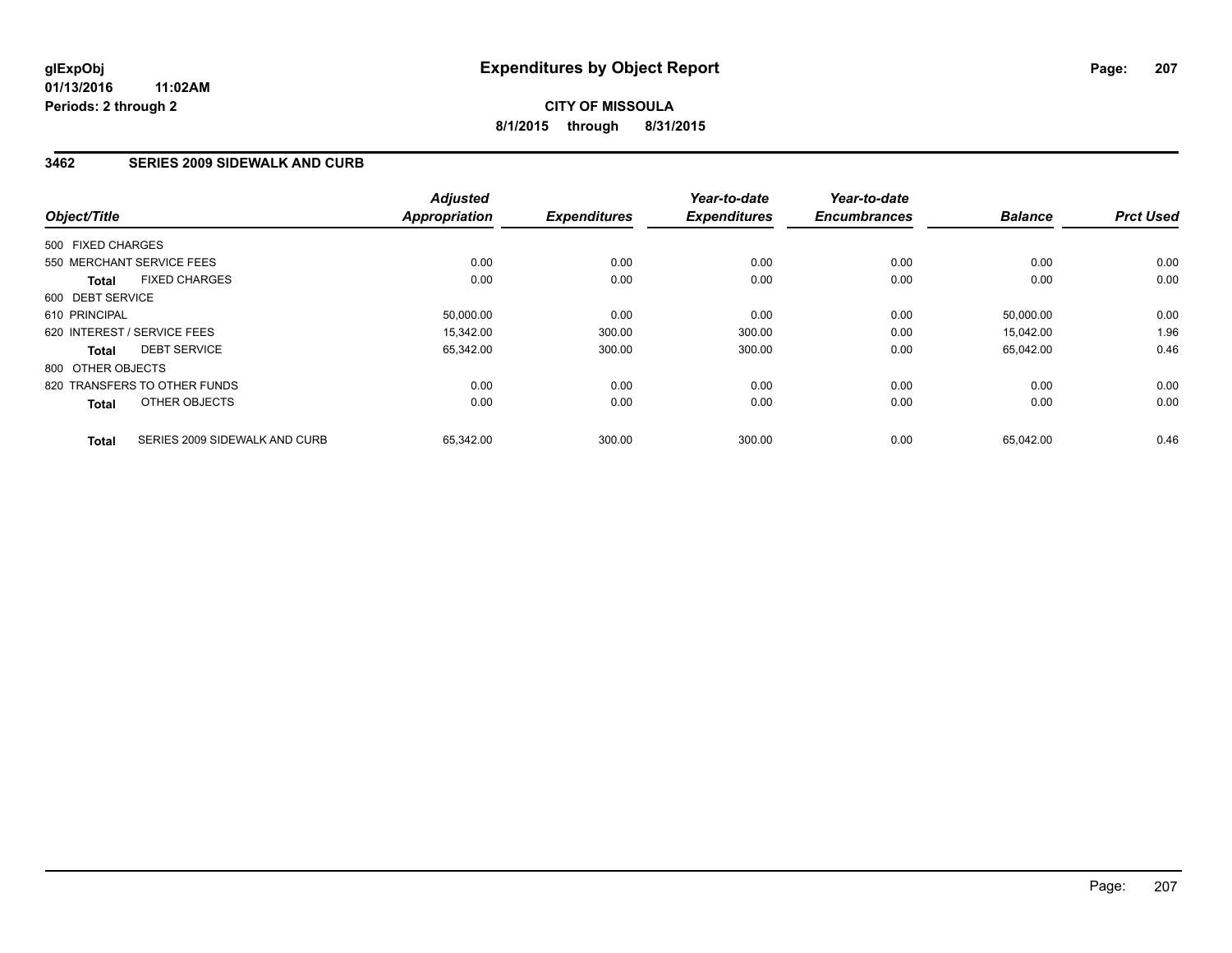# Expenditures by Object Report

glExpObj
01/13/2016 11:02AM
Periods: 2 through 2

**CITY OF MISSOULA**
**8/1/2015 through 8/31/2015**

## 3462 SERIES 2009 SIDEWALK AND CURB

| Object/Title | | Adjusted Appropriation | Expenditures | Year-to-date Expenditures | Year-to-date Encumbrances | Balance | Prct Used |
|---|---|---|---|---|---|---|---|
| 500 FIXED CHARGES | | | | | | | |
| 550 MERCHANT SERVICE FEES | | 0.00 | 0.00 | 0.00 | 0.00 | 0.00 | 0.00 |
| **Total** | FIXED CHARGES | 0.00 | 0.00 | 0.00 | 0.00 | 0.00 | 0.00 |
| 600 DEBT SERVICE | | | | | | | |
| 610 PRINCIPAL | | 50,000.00 | 0.00 | 0.00 | 0.00 | 50,000.00 | 0.00 |
| 620 INTEREST / SERVICE FEES | | 15,342.00 | 300.00 | 300.00 | 0.00 | 15,042.00 | 1.96 |
| **Total** | DEBT SERVICE | 65,342.00 | 300.00 | 300.00 | 0.00 | 65,042.00 | 0.46 |
| 800 OTHER OBJECTS | | | | | | | |
| 820 TRANSFERS TO OTHER FUNDS | | 0.00 | 0.00 | 0.00 | 0.00 | 0.00 | 0.00 |
| **Total** | OTHER OBJECTS | 0.00 | 0.00 | 0.00 | 0.00 | 0.00 | 0.00 |
| **Total** | SERIES 2009 SIDEWALK AND CURB | 65,342.00 | 300.00 | 300.00 | 0.00 | 65,042.00 | 0.46 |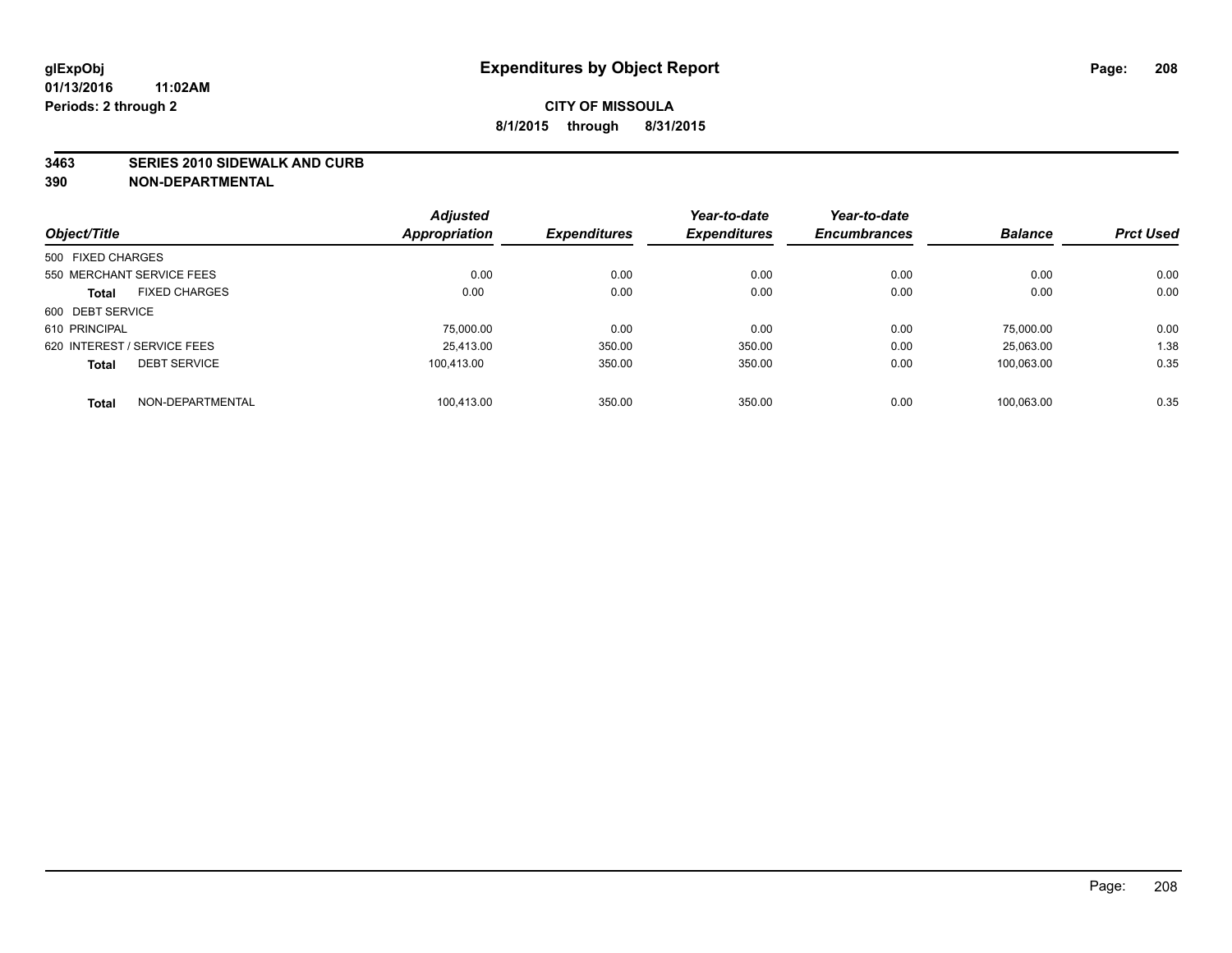glExpObj
01/13/2016 11:02AM
Periods: 2 through 2

# Expenditures by Object Report

**CITY OF MISSOULA**
**8/1/2015 through 8/31/2015**

**3463 SERIES 2010 SIDEWALK AND CURB**
**390 NON-DEPARTMENTAL**

| Object/Title | Adjusted Appropriation | Expenditures | Year-to-date Expenditures | Year-to-date Encumbrances | Balance | Prct Used |
|---|---|---|---|---|---|---|
| 500 FIXED CHARGES | | | | | | |
| 550 MERCHANT SERVICE FEES | 0.00 | 0.00 | 0.00 | 0.00 | 0.00 | 0.00 |
| **Total** FIXED CHARGES | 0.00 | 0.00 | 0.00 | 0.00 | 0.00 | 0.00 |
| 600 DEBT SERVICE | | | | | | |
| 610 PRINCIPAL | 75,000.00 | 0.00 | 0.00 | 0.00 | 75,000.00 | 0.00 |
| 620 INTEREST / SERVICE FEES | 25,413.00 | 350.00 | 350.00 | 0.00 | 25,063.00 | 1.38 |
| **Total** DEBT SERVICE | 100,413.00 | 350.00 | 350.00 | 0.00 | 100,063.00 | 0.35 |
| **Total** NON-DEPARTMENTAL | 100,413.00 | 350.00 | 350.00 | 0.00 | 100,063.00 | 0.35 |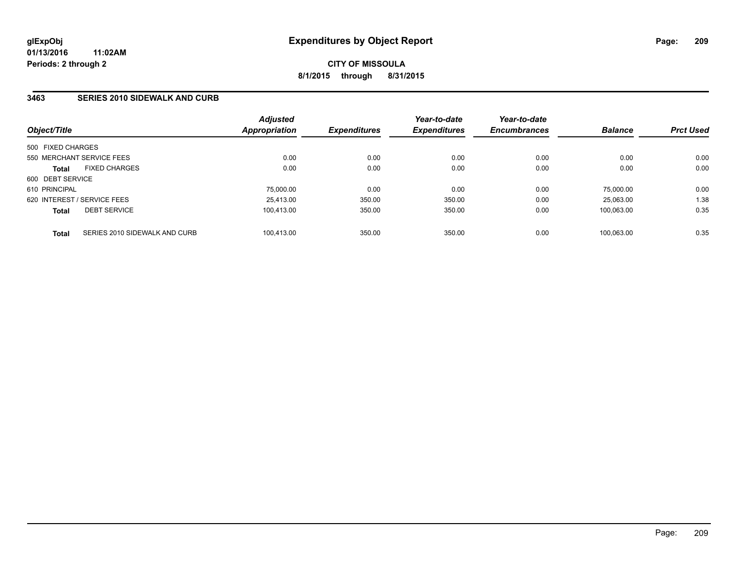**glExpObj**
**01/13/2016 11:02AM**
**Periods: 2 through 2**

# Expenditures by Object Report

**CITY OF MISSOULA**
**8/1/2015 through 8/31/2015**

## 3463 SERIES 2010 SIDEWALK AND CURB

| Object/Title | | Adjusted Appropriation | Expenditures | Year-to-date Expenditures | Year-to-date Encumbrances | Balance | Prct Used |
|---|---|---|---|---|---|---|---|
| 500 FIXED CHARGES | | | | | | | |
| 550 MERCHANT SERVICE FEES | | 0.00 | 0.00 | 0.00 | 0.00 | 0.00 | 0.00 |
| **Total** | FIXED CHARGES | 0.00 | 0.00 | 0.00 | 0.00 | 0.00 | 0.00 |
| 600 DEBT SERVICE | | | | | | | |
| 610 PRINCIPAL | | 75,000.00 | 0.00 | 0.00 | 0.00 | 75,000.00 | 0.00 |
| 620 INTEREST / SERVICE FEES | | 25,413.00 | 350.00 | 350.00 | 0.00 | 25,063.00 | 1.38 |
| **Total** | DEBT SERVICE | 100,413.00 | 350.00 | 350.00 | 0.00 | 100,063.00 | 0.35 |
| **Total** | SERIES 2010 SIDEWALK AND CURB | 100,413.00 | 350.00 | 350.00 | 0.00 | 100,063.00 | 0.35 |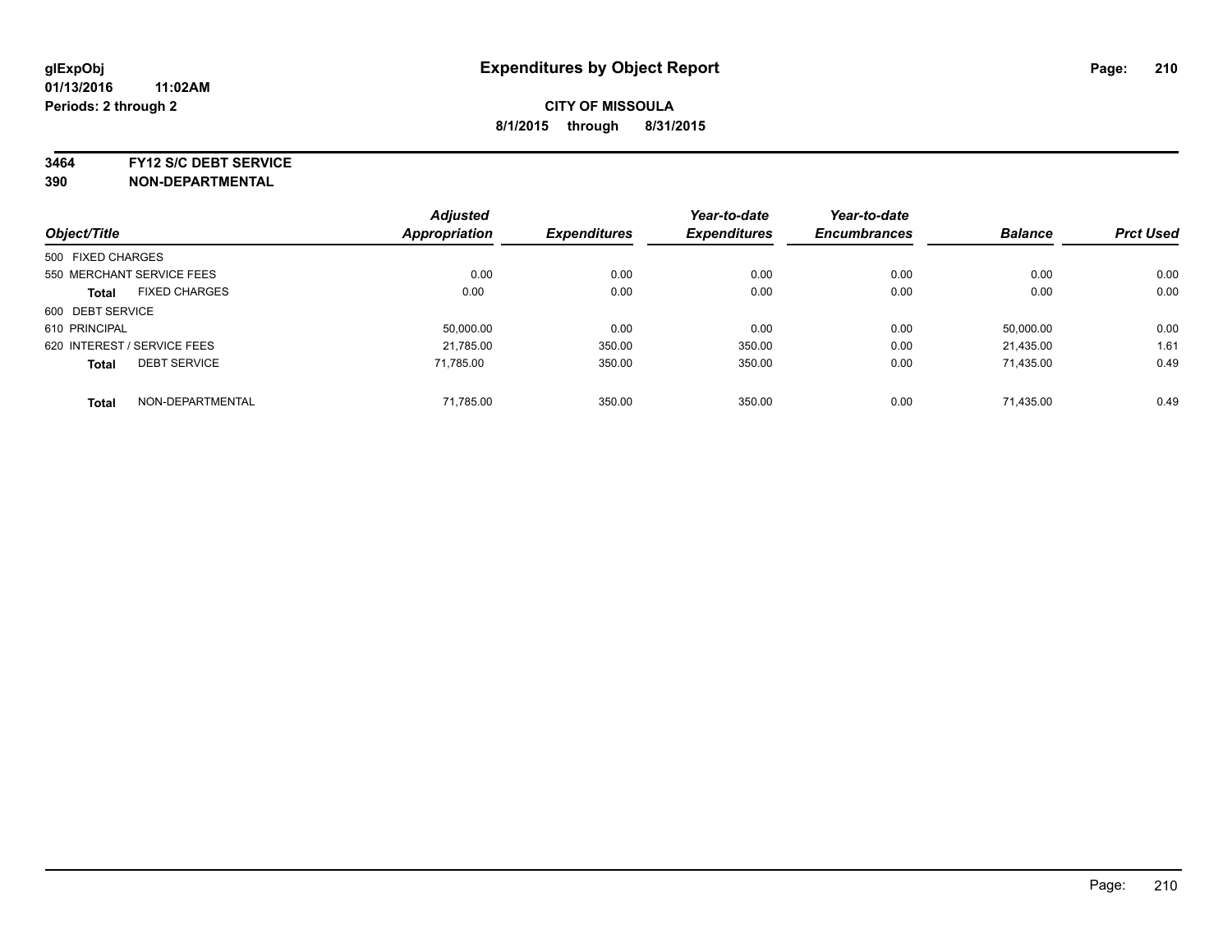**glExpObj** **Expenditures by Object Report**

**01/13/2016 11:02AM**

**Periods: 2 through 2**

**CITY OF MISSOULA**

**8/1/2015 through 8/31/2015**

**3464 FY12 S/C DEBT SERVICE**

**390 NON-DEPARTMENTAL**

| Object/Title | Adjusted Appropriation | Expenditures | Year-to-date Expenditures | Year-to-date Encumbrances | Balance | Prct Used |
|---|---|---|---|---|---|---|
| 500 FIXED CHARGES | | | | | | |
| 550 MERCHANT SERVICE FEES | 0.00 | 0.00 | 0.00 | 0.00 | 0.00 | 0.00 |
| **Total** FIXED CHARGES | 0.00 | 0.00 | 0.00 | 0.00 | 0.00 | 0.00 |
| 600 DEBT SERVICE | | | | | | |
| 610 PRINCIPAL | 50,000.00 | 0.00 | 0.00 | 0.00 | 50,000.00 | 0.00 |
| 620 INTEREST / SERVICE FEES | 21,785.00 | 350.00 | 350.00 | 0.00 | 21,435.00 | 1.61 |
| **Total** DEBT SERVICE | 71,785.00 | 350.00 | 350.00 | 0.00 | 71,435.00 | 0.49 |
| **Total** NON-DEPARTMENTAL | 71,785.00 | 350.00 | 350.00 | 0.00 | 71,435.00 | 0.49 |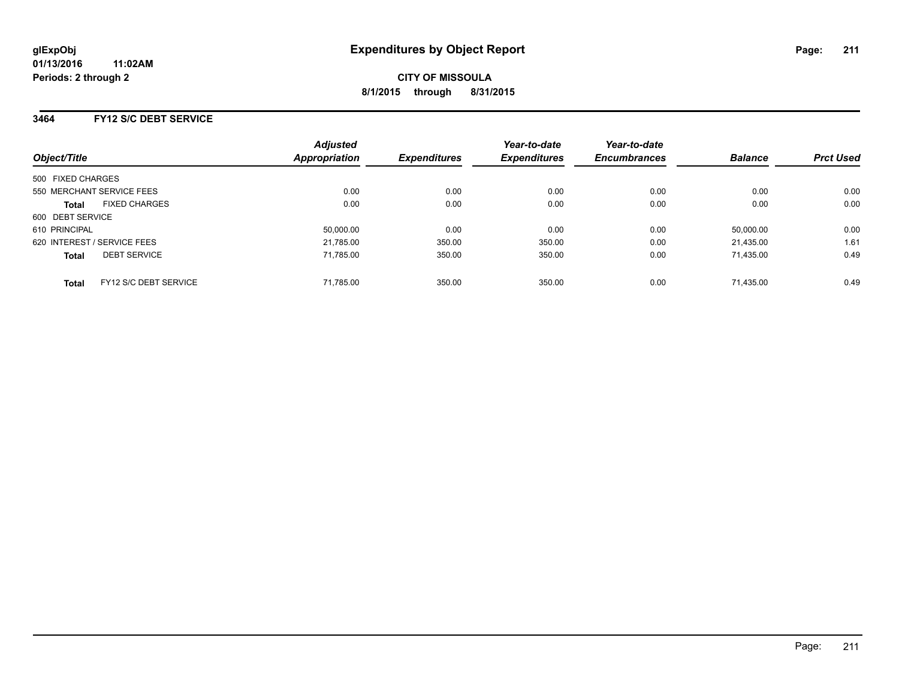glExpObj
01/13/2016 11:02AM
Periods: 2 through 2

# Expenditures by Object Report

**CITY OF MISSOULA**
**8/1/2015 through 8/31/2015**

## 3464 FY12 S/C DEBT SERVICE

| Object/Title | | Adjusted Appropriation | Expenditures | Year-to-date Expenditures | Year-to-date Encumbrances | Balance | Prct Used |
|---|---|---|---|---|---|---|---|
| 500 FIXED CHARGES | | | | | | | |
| 550 MERCHANT SERVICE FEES | | 0.00 | 0.00 | 0.00 | 0.00 | 0.00 | 0.00 |
| **Total** | FIXED CHARGES | 0.00 | 0.00 | 0.00 | 0.00 | 0.00 | 0.00 |
| 600 DEBT SERVICE | | | | | | | |
| 610 PRINCIPAL | | 50,000.00 | 0.00 | 0.00 | 0.00 | 50,000.00 | 0.00 |
| 620 INTEREST / SERVICE FEES | | 21,785.00 | 350.00 | 350.00 | 0.00 | 21,435.00 | 1.61 |
| **Total** | DEBT SERVICE | 71,785.00 | 350.00 | 350.00 | 0.00 | 71,435.00 | 0.49 |
| **Total** | FY12 S/C DEBT SERVICE | 71,785.00 | 350.00 | 350.00 | 0.00 | 71,435.00 | 0.49 |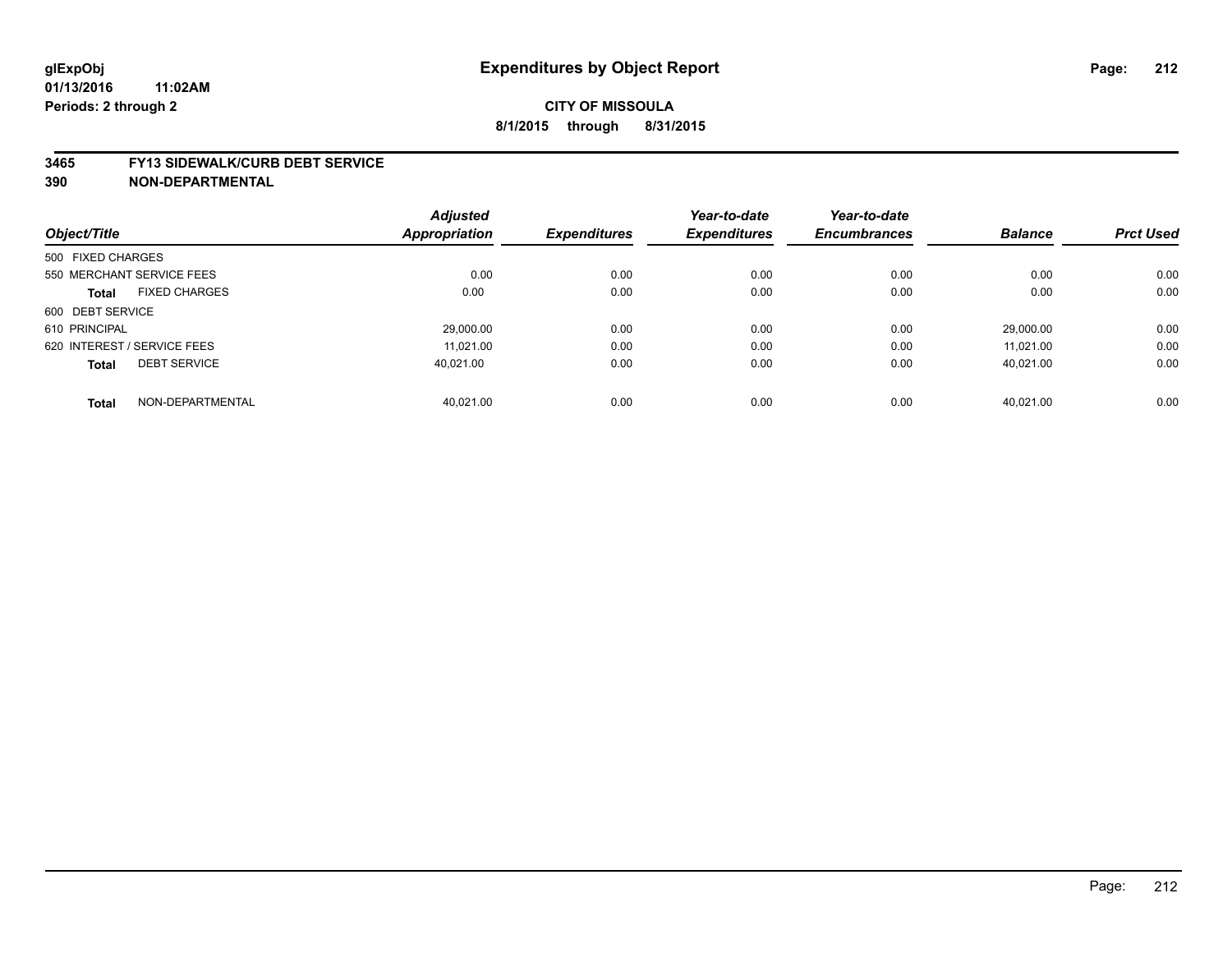# Expenditures by Object Report

glExpObj
01/13/2016 11:02AM
Periods: 2 through 2

**CITY OF MISSOULA**
**8/1/2015 through 8/31/2015**

**3465 FY13 SIDEWALK/CURB DEBT SERVICE**
**390 NON-DEPARTMENTAL**

| Object/Title | Adjusted Appropriation | Expenditures | Year-to-date Expenditures | Year-to-date Encumbrances | Balance | Prct Used |
|---|---|---|---|---|---|---|
| 500 FIXED CHARGES | | | | | | |
| 550 MERCHANT SERVICE FEES | 0.00 | 0.00 | 0.00 | 0.00 | 0.00 | 0.00 |
| **Total** FIXED CHARGES | 0.00 | 0.00 | 0.00 | 0.00 | 0.00 | 0.00 |
| 600 DEBT SERVICE | | | | | | |
| 610 PRINCIPAL | 29,000.00 | 0.00 | 0.00 | 0.00 | 29,000.00 | 0.00 |
| 620 INTEREST / SERVICE FEES | 11,021.00 | 0.00 | 0.00 | 0.00 | 11,021.00 | 0.00 |
| **Total** DEBT SERVICE | 40,021.00 | 0.00 | 0.00 | 0.00 | 40,021.00 | 0.00 |
| **Total** NON-DEPARTMENTAL | 40,021.00 | 0.00 | 0.00 | 0.00 | 40,021.00 | 0.00 |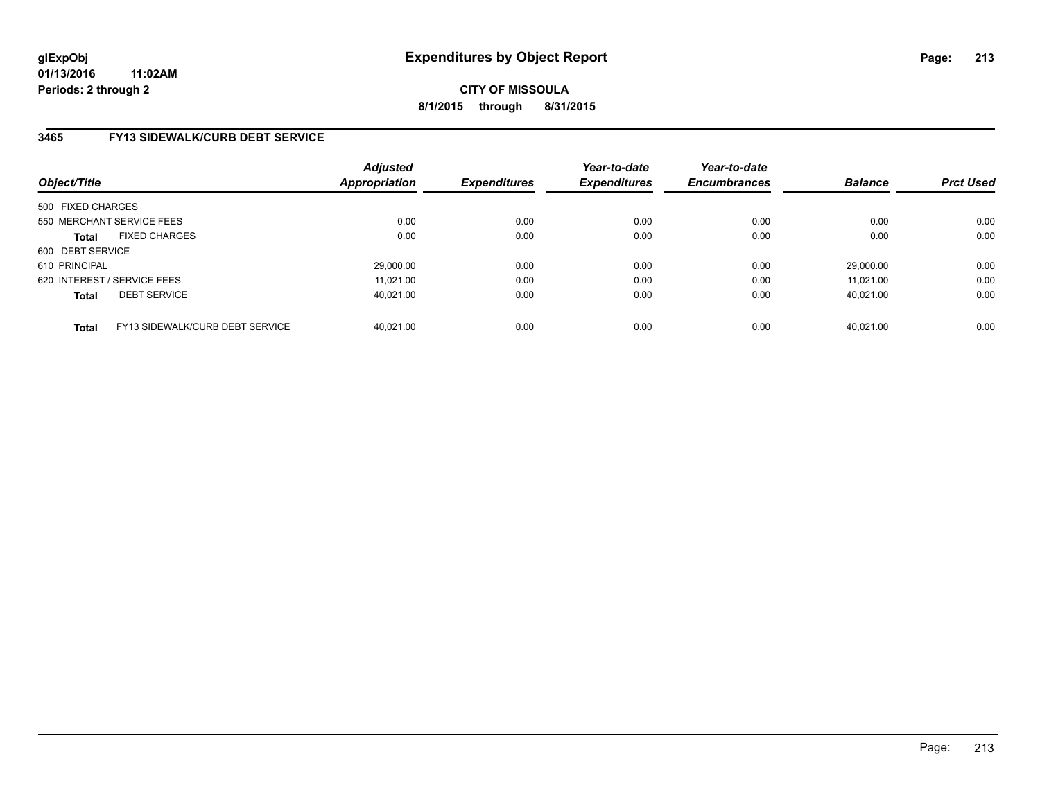**glExpObj** **Expenditures by Object Report**
**01/13/2016 11:02AM**
**Periods: 2 through 2**

**CITY OF MISSOULA**
**8/1/2015 through 8/31/2015**

## 3465 FY13 SIDEWALK/CURB DEBT SERVICE

| Object/Title | | Adjusted Appropriation | Expenditures | Year-to-date Expenditures | Year-to-date Encumbrances | Balance | Prct Used |
|---|---|---|---|---|---|---|---|
| 500 FIXED CHARGES | | | | | | | |
| 550 MERCHANT SERVICE FEES | | 0.00 | 0.00 | 0.00 | 0.00 | 0.00 | 0.00 |
| **Total** | FIXED CHARGES | 0.00 | 0.00 | 0.00 | 0.00 | 0.00 | 0.00 |
| 600 DEBT SERVICE | | | | | | | |
| 610 PRINCIPAL | | 29,000.00 | 0.00 | 0.00 | 0.00 | 29,000.00 | 0.00 |
| 620 INTEREST / SERVICE FEES | | 11,021.00 | 0.00 | 0.00 | 0.00 | 11,021.00 | 0.00 |
| **Total** | DEBT SERVICE | 40,021.00 | 0.00 | 0.00 | 0.00 | 40,021.00 | 0.00 |
| **Total** | FY13 SIDEWALK/CURB DEBT SERVICE | 40,021.00 | 0.00 | 0.00 | 0.00 | 40,021.00 | 0.00 |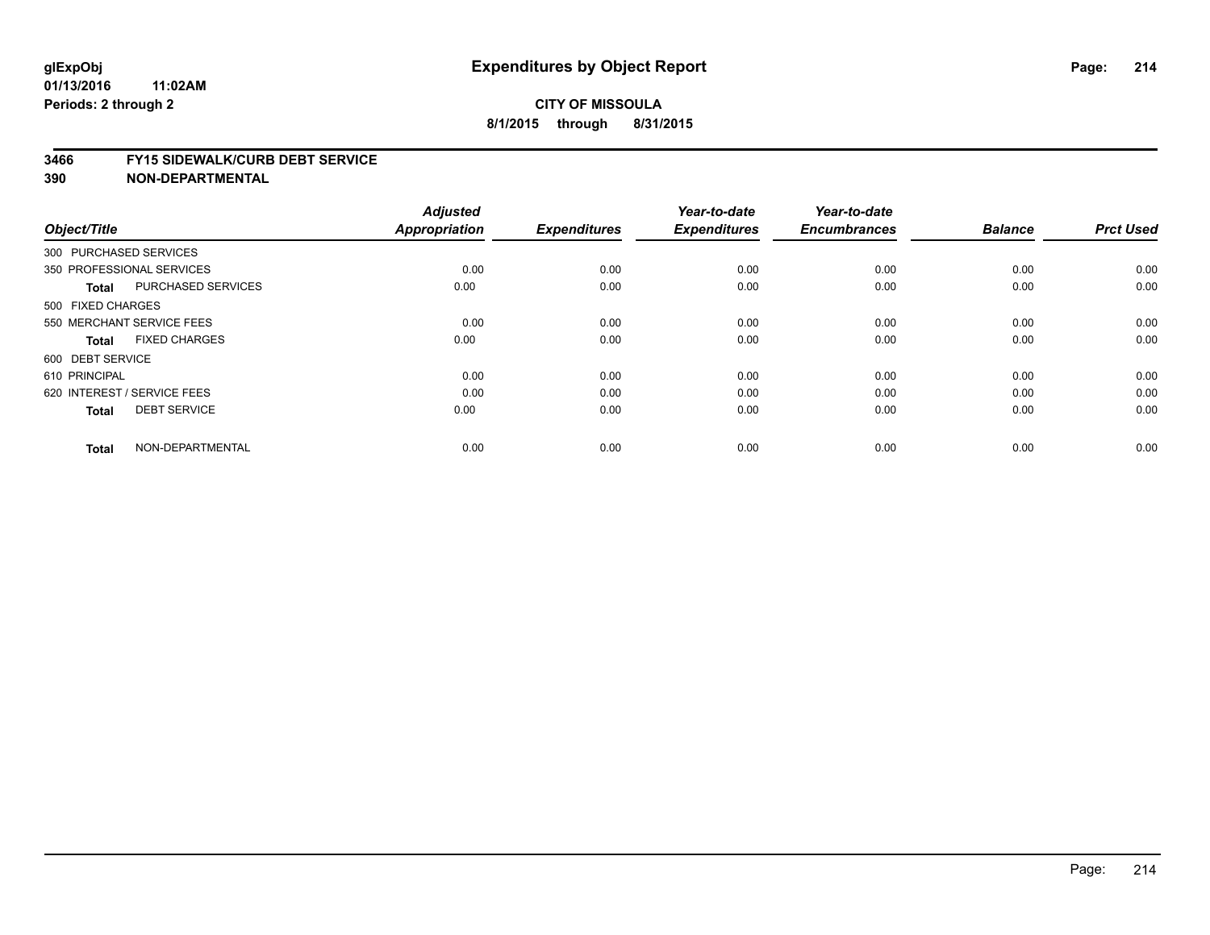**glExpObj**
**01/13/2016 11:02AM**
**Periods: 2 through 2**

# Expenditures by Object Report

**CITY OF MISSOULA**
**8/1/2015 through 8/31/2015**

**3466 FY15 SIDEWALK/CURB DEBT SERVICE**
**390 NON-DEPARTMENTAL**

| Object/Title | | Adjusted Appropriation | Expenditures | Year-to-date Expenditures | Year-to-date Encumbrances | Balance | Prct Used |
|---|---|---|---|---|---|---|---|
| 300 PURCHASED SERVICES | | | | | | | |
| 350 PROFESSIONAL SERVICES | | 0.00 | 0.00 | 0.00 | 0.00 | 0.00 | 0.00 |
| **Total** | PURCHASED SERVICES | 0.00 | 0.00 | 0.00 | 0.00 | 0.00 | 0.00 |
| 500 FIXED CHARGES | | | | | | | |
| 550 MERCHANT SERVICE FEES | | 0.00 | 0.00 | 0.00 | 0.00 | 0.00 | 0.00 |
| **Total** | FIXED CHARGES | 0.00 | 0.00 | 0.00 | 0.00 | 0.00 | 0.00 |
| 600 DEBT SERVICE | | | | | | | |
| 610 PRINCIPAL | | 0.00 | 0.00 | 0.00 | 0.00 | 0.00 | 0.00 |
| 620 INTEREST / SERVICE FEES | | 0.00 | 0.00 | 0.00 | 0.00 | 0.00 | 0.00 |
| **Total** | DEBT SERVICE | 0.00 | 0.00 | 0.00 | 0.00 | 0.00 | 0.00 |
| **Total** | NON-DEPARTMENTAL | 0.00 | 0.00 | 0.00 | 0.00 | 0.00 | 0.00 |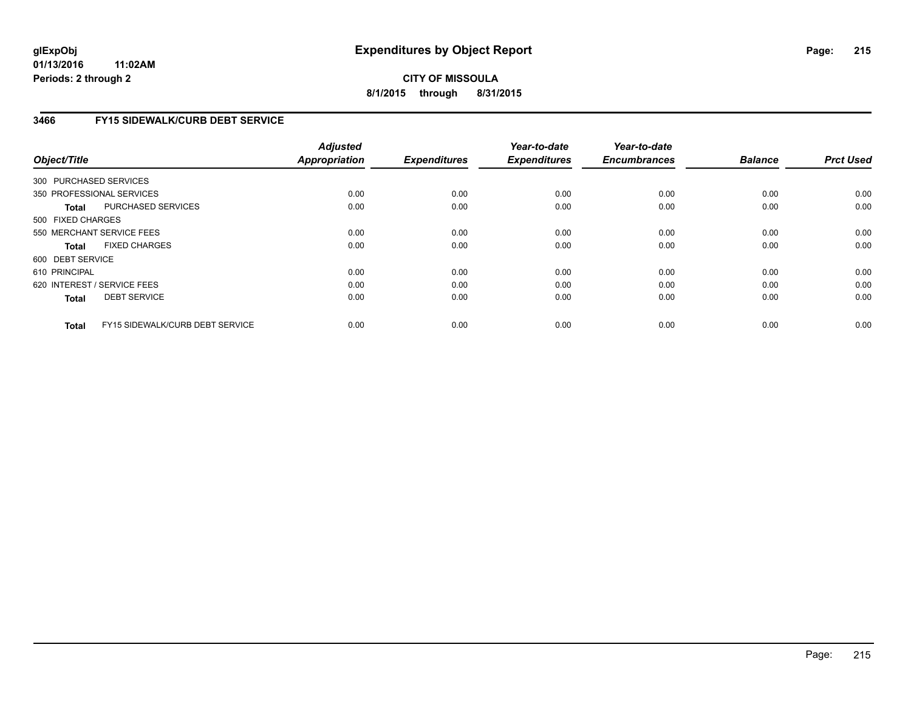# Expenditures by Object Report

glExpObj
01/13/2016 11:02AM
Periods: 2 through 2

**CITY OF MISSOULA**

**8/1/2015 through 8/31/2015**

## 3466 FY15 SIDEWALK/CURB DEBT SERVICE

| Object/Title | | Adjusted Appropriation | Expenditures | Year-to-date Expenditures | Year-to-date Encumbrances | Balance | Prct Used |
|---|---|---|---|---|---|---|---|
| 300 PURCHASED SERVICES | | | | | | | |
| 350 PROFESSIONAL SERVICES | | 0.00 | 0.00 | 0.00 | 0.00 | 0.00 | 0.00 |
| **Total** | PURCHASED SERVICES | 0.00 | 0.00 | 0.00 | 0.00 | 0.00 | 0.00 |
| 500 FIXED CHARGES | | | | | | | |
| 550 MERCHANT SERVICE FEES | | 0.00 | 0.00 | 0.00 | 0.00 | 0.00 | 0.00 |
| **Total** | FIXED CHARGES | 0.00 | 0.00 | 0.00 | 0.00 | 0.00 | 0.00 |
| 600 DEBT SERVICE | | | | | | | |
| 610 PRINCIPAL | | 0.00 | 0.00 | 0.00 | 0.00 | 0.00 | 0.00 |
| 620 INTEREST / SERVICE FEES | | 0.00 | 0.00 | 0.00 | 0.00 | 0.00 | 0.00 |
| **Total** | DEBT SERVICE | 0.00 | 0.00 | 0.00 | 0.00 | 0.00 | 0.00 |
| **Total** | FY15 SIDEWALK/CURB DEBT SERVICE | 0.00 | 0.00 | 0.00 | 0.00 | 0.00 | 0.00 |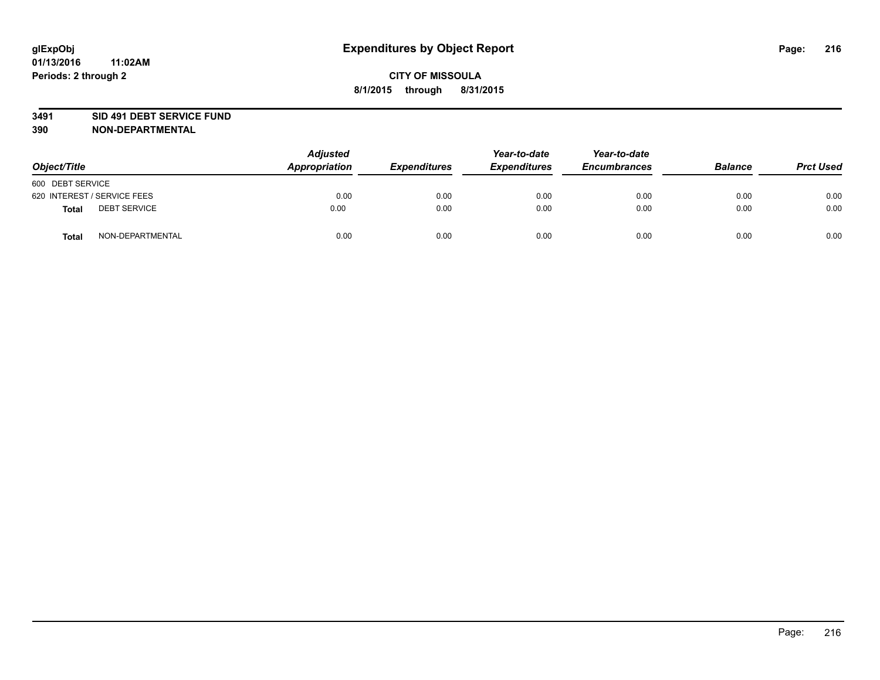glExpObj
01/13/2016 11:02AM
Periods: 2 through 2

# Expenditures by Object Report

**CITY OF MISSOULA**
**8/1/2015 through 8/31/2015**

**3491 SID 491 DEBT SERVICE FUND**
**390 NON-DEPARTMENTAL**

| Object/Title | | Adjusted Appropriation | Expenditures | Year-to-date Expenditures | Year-to-date Encumbrances | Balance | Prct Used |
|---|---|---|---|---|---|---|---|
| 600 DEBT SERVICE | | | | | | | |
| 620 INTEREST / SERVICE FEES | | 0.00 | 0.00 | 0.00 | 0.00 | 0.00 | 0.00 |
| **Total** | DEBT SERVICE | 0.00 | 0.00 | 0.00 | 0.00 | 0.00 | 0.00 |
| **Total** | NON-DEPARTMENTAL | 0.00 | 0.00 | 0.00 | 0.00 | 0.00 | 0.00 |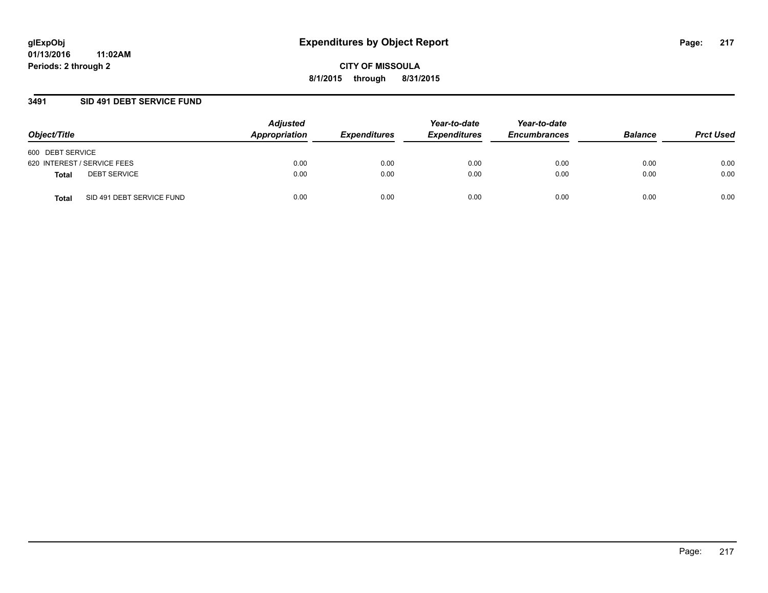# Expenditures by Object Report

**glExpObj**
**01/13/2016 11:02AM**
**Periods: 2 through 2**

**CITY OF MISSOULA**
**8/1/2015 through 8/31/2015**

## 3491 SID 491 DEBT SERVICE FUND

| Object/Title | Adjusted Appropriation | Expenditures | Year-to-date Expenditures | Year-to-date Encumbrances | Balance | Prct Used |
|---|---|---|---|---|---|---|
| 600 DEBT SERVICE | | | | | | |
| 620 INTEREST / SERVICE FEES | 0.00 | 0.00 | 0.00 | 0.00 | 0.00 | 0.00 |
| **Total** DEBT SERVICE | 0.00 | 0.00 | 0.00 | 0.00 | 0.00 | 0.00 |
| **Total** SID 491 DEBT SERVICE FUND | 0.00 | 0.00 | 0.00 | 0.00 | 0.00 | 0.00 |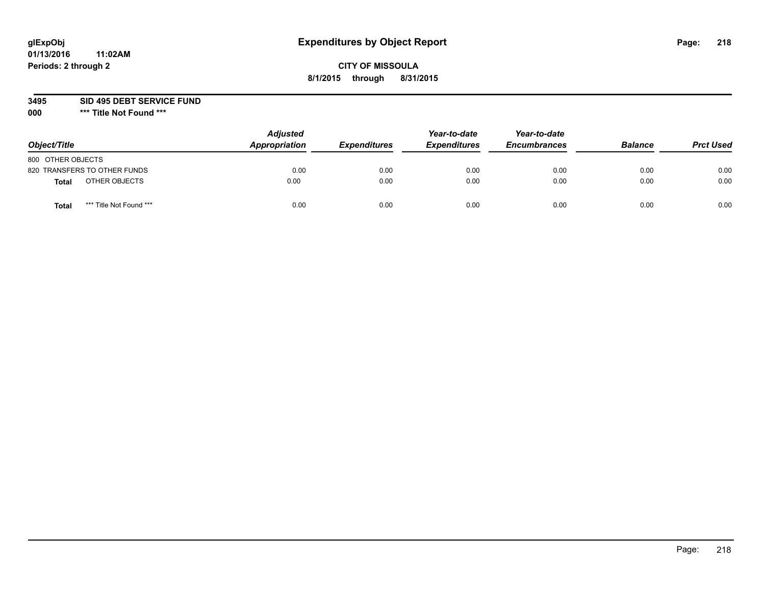glExpObj
01/13/2016 11:02AM
Periods: 2 through 2

# Expenditures by Object Report

**CITY OF MISSOULA**
**8/1/2015 through 8/31/2015**

**3495 SID 495 DEBT SERVICE FUND**
**000 \*\*\* Title Not Found \*\*\***

| Object/Title | Adjusted Appropriation | Expenditures | Year-to-date Expenditures | Year-to-date Encumbrances | Balance | Prct Used |
|---|---|---|---|---|---|---|
| 800 OTHER OBJECTS | | | | | | |
| 820 TRANSFERS TO OTHER FUNDS | 0.00 | 0.00 | 0.00 | 0.00 | 0.00 | 0.00 |
| **Total** OTHER OBJECTS | 0.00 | 0.00 | 0.00 | 0.00 | 0.00 | 0.00 |
| **Total** *** Title Not Found *** | 0.00 | 0.00 | 0.00 | 0.00 | 0.00 | 0.00 |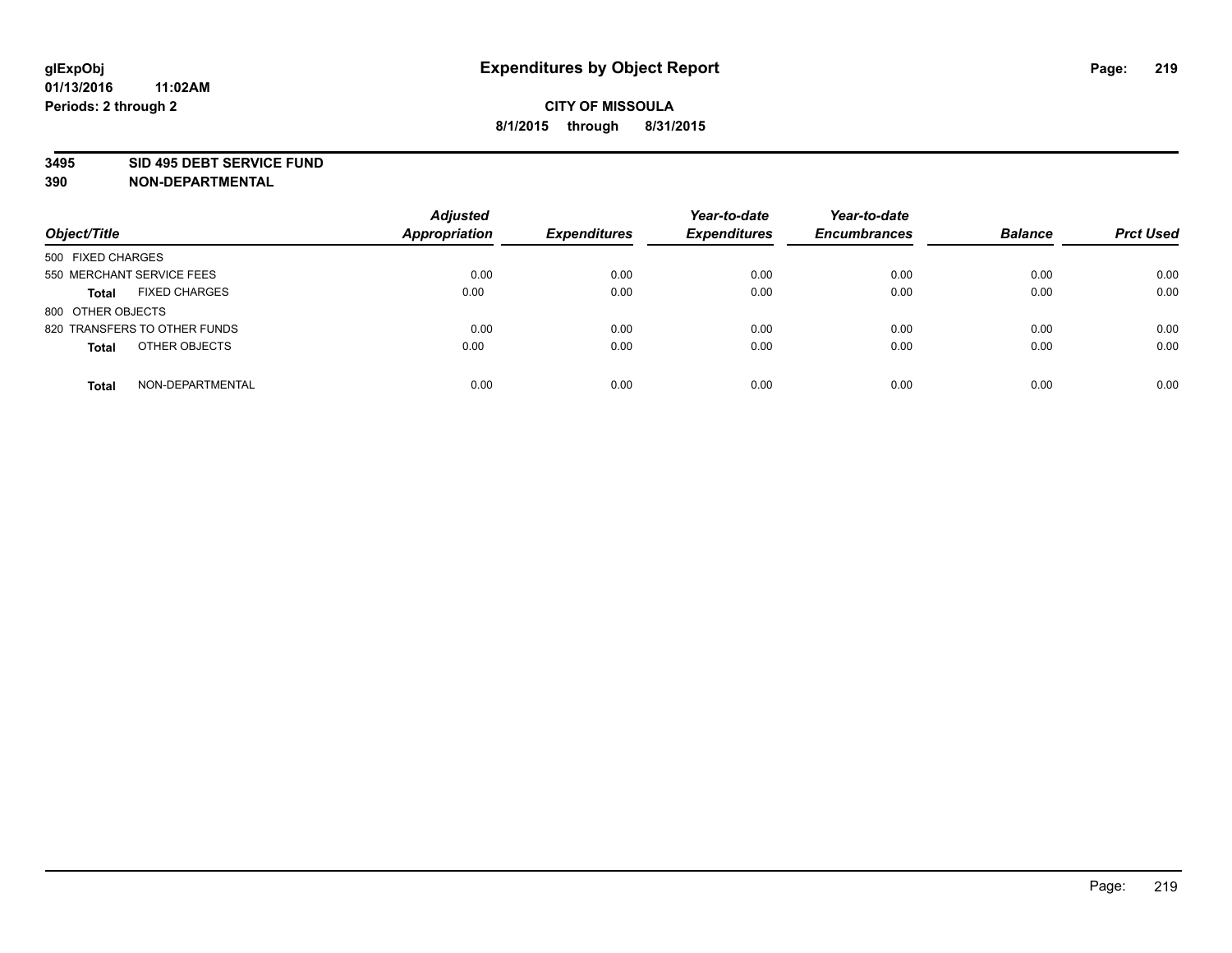**glExpObj**
**01/13/2016 11:02AM**
**Periods: 2 through 2**

# Expenditures by Object Report

**CITY OF MISSOULA**
**8/1/2015 through 8/31/2015**

**3495 SID 495 DEBT SERVICE FUND**
**390 NON-DEPARTMENTAL**

| Object/Title | Adjusted Appropriation | Expenditures | Year-to-date Expenditures | Year-to-date Encumbrances | Balance | Prct Used |
|---|---|---|---|---|---|---|
| 500 FIXED CHARGES | | | | | | |
| 550 MERCHANT SERVICE FEES | 0.00 | 0.00 | 0.00 | 0.00 | 0.00 | 0.00 |
| **Total** FIXED CHARGES | 0.00 | 0.00 | 0.00 | 0.00 | 0.00 | 0.00 |
| 800 OTHER OBJECTS | | | | | | |
| 820 TRANSFERS TO OTHER FUNDS | 0.00 | 0.00 | 0.00 | 0.00 | 0.00 | 0.00 |
| **Total** OTHER OBJECTS | 0.00 | 0.00 | 0.00 | 0.00 | 0.00 | 0.00 |
| **Total** NON-DEPARTMENTAL | 0.00 | 0.00 | 0.00 | 0.00 | 0.00 | 0.00 |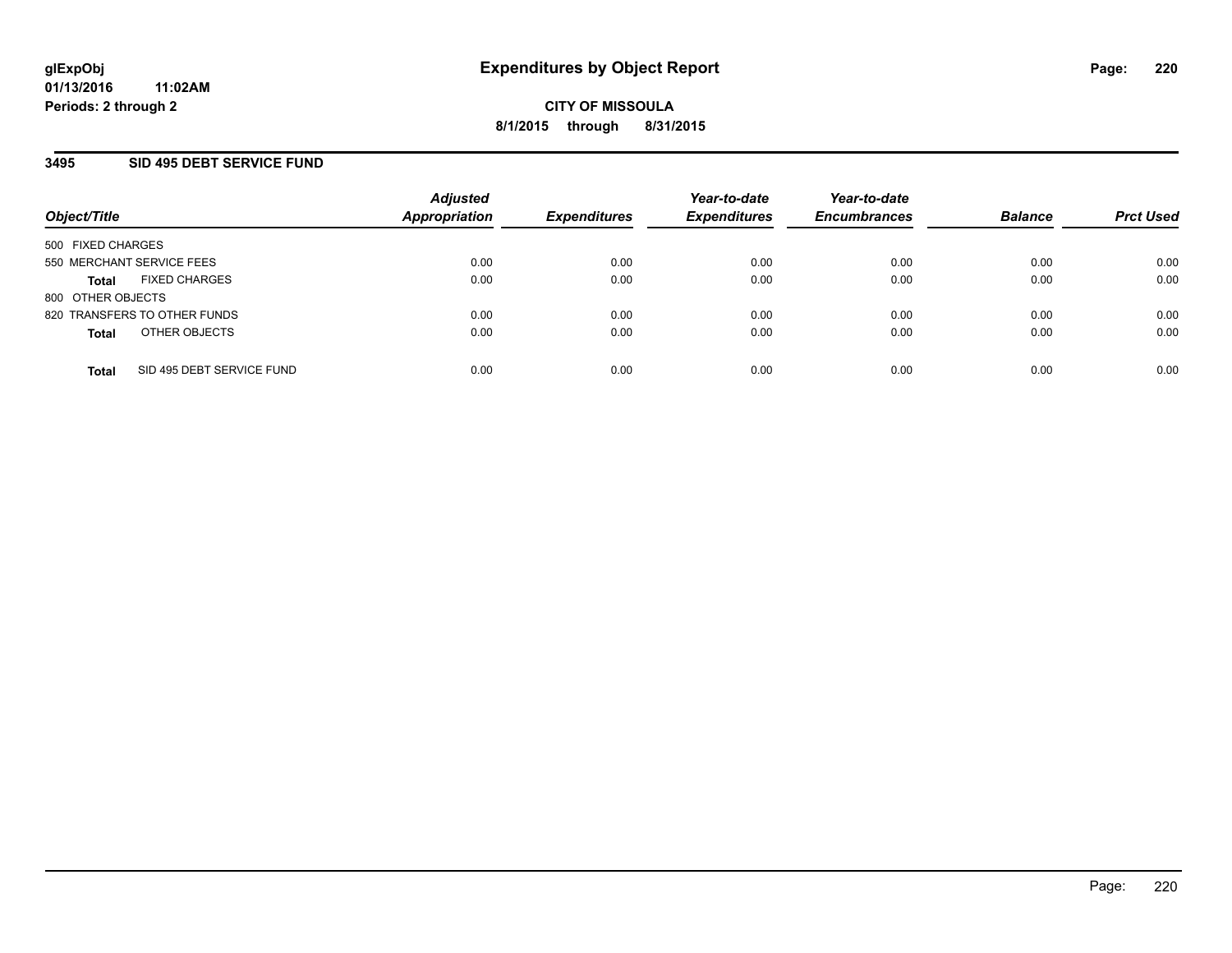glExpObj
01/13/2016 11:02AM
Periods: 2 through 2

# Expenditures by Object Report

**CITY OF MISSOULA**
**8/1/2015 through 8/31/2015**

### 3495 SID 495 DEBT SERVICE FUND

| Object/Title | Adjusted Appropriation | Expenditures | Year-to-date Expenditures | Year-to-date Encumbrances | Balance | Prct Used |
|---|---|---|---|---|---|---|
| 500 FIXED CHARGES | | | | | | |
| 550 MERCHANT SERVICE FEES | 0.00 | 0.00 | 0.00 | 0.00 | 0.00 | 0.00 |
| **Total** FIXED CHARGES | 0.00 | 0.00 | 0.00 | 0.00 | 0.00 | 0.00 |
| 800 OTHER OBJECTS | | | | | | |
| 820 TRANSFERS TO OTHER FUNDS | 0.00 | 0.00 | 0.00 | 0.00 | 0.00 | 0.00 |
| **Total** OTHER OBJECTS | 0.00 | 0.00 | 0.00 | 0.00 | 0.00 | 0.00 |
| **Total** SID 495 DEBT SERVICE FUND | 0.00 | 0.00 | 0.00 | 0.00 | 0.00 | 0.00 |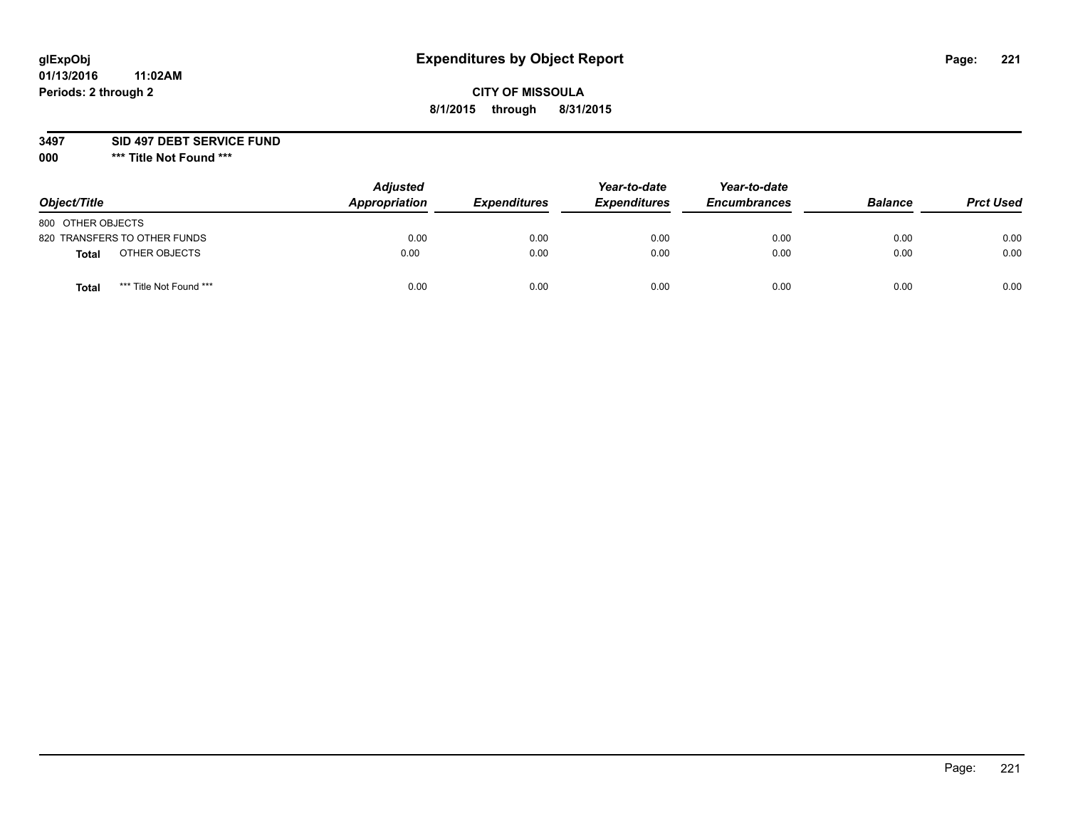glExpObj
01/13/2016 11:02AM
Periods: 2 through 2

# Expenditures by Object Report

**CITY OF MISSOULA**
**8/1/2015 through 8/31/2015**

**3497 SID 497 DEBT SERVICE FUND**
**000 *** Title Not Found *****

| Object/Title | Adjusted Appropriation | Expenditures | Year-to-date Expenditures | Year-to-date Encumbrances | Balance | Prct Used |
|---|---|---|---|---|---|---|
| 800 OTHER OBJECTS | | | | | | |
| 820 TRANSFERS TO OTHER FUNDS | 0.00 | 0.00 | 0.00 | 0.00 | 0.00 | 0.00 |
| **Total** OTHER OBJECTS | 0.00 | 0.00 | 0.00 | 0.00 | 0.00 | 0.00 |
| **Total** *** Title Not Found *** | 0.00 | 0.00 | 0.00 | 0.00 | 0.00 | 0.00 |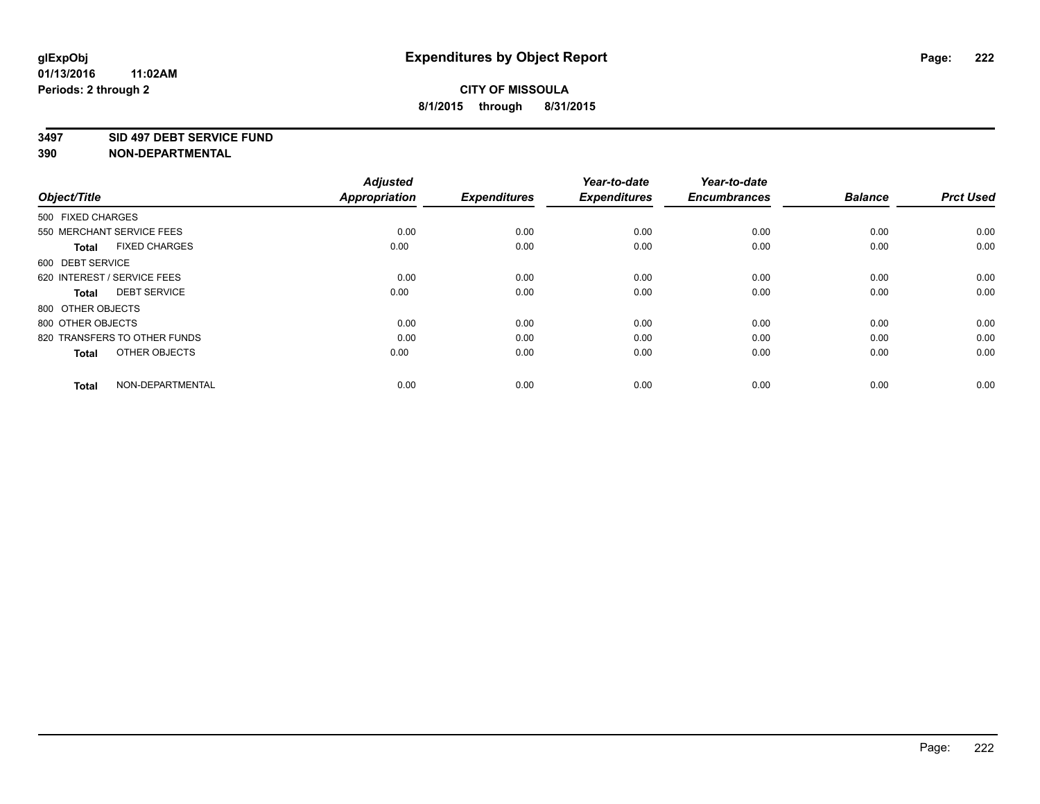glExpObj
01/13/2016 11:02AM
Periods: 2 through 2

# Expenditures by Object Report

**CITY OF MISSOULA**

**8/1/2015 through 8/31/2015**

**3497 SID 497 DEBT SERVICE FUND**
**390 NON-DEPARTMENTAL**

| Object/Title | Adjusted Appropriation | Expenditures | Year-to-date Expenditures | Year-to-date Encumbrances | Balance | Prct Used |
|---|---|---|---|---|---|---|
| 500 FIXED CHARGES | | | | | | |
| 550 MERCHANT SERVICE FEES | 0.00 | 0.00 | 0.00 | 0.00 | 0.00 | 0.00 |
| **Total** FIXED CHARGES | 0.00 | 0.00 | 0.00 | 0.00 | 0.00 | 0.00 |
| 600 DEBT SERVICE | | | | | | |
| 620 INTEREST / SERVICE FEES | 0.00 | 0.00 | 0.00 | 0.00 | 0.00 | 0.00 |
| **Total** DEBT SERVICE | 0.00 | 0.00 | 0.00 | 0.00 | 0.00 | 0.00 |
| 800 OTHER OBJECTS | | | | | | |
| 800 OTHER OBJECTS | 0.00 | 0.00 | 0.00 | 0.00 | 0.00 | 0.00 |
| 820 TRANSFERS TO OTHER FUNDS | 0.00 | 0.00 | 0.00 | 0.00 | 0.00 | 0.00 |
| **Total** OTHER OBJECTS | 0.00 | 0.00 | 0.00 | 0.00 | 0.00 | 0.00 |
| **Total** NON-DEPARTMENTAL | 0.00 | 0.00 | 0.00 | 0.00 | 0.00 | 0.00 |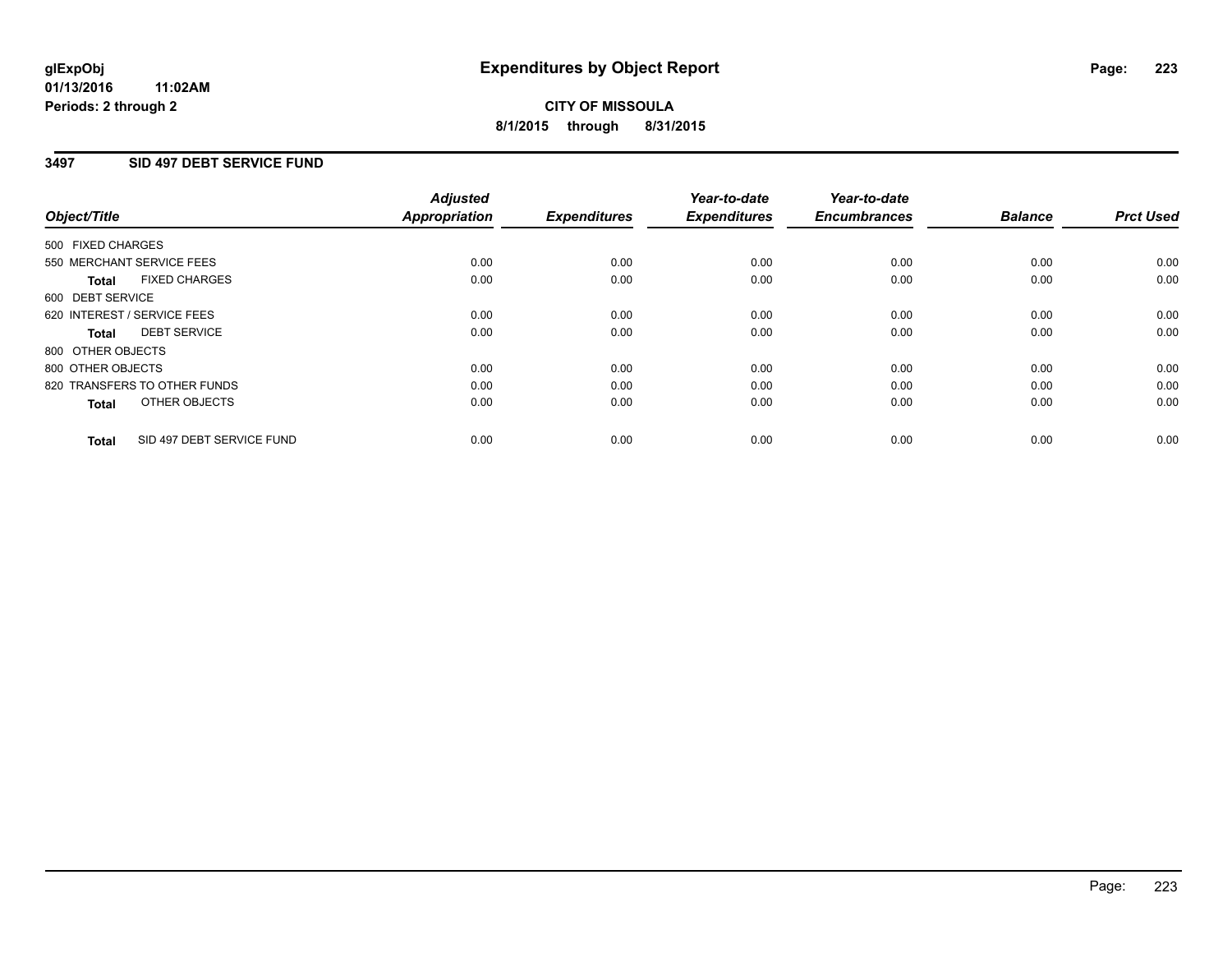# Expenditures by Object Report

glExpObj
01/13/2016 11:02AM
Periods: 2 through 2

**CITY OF MISSOULA**
**8/1/2015 through 8/31/2015**

## 3497 SID 497 DEBT SERVICE FUND

| Object/Title | Adjusted Appropriation | Expenditures | Year-to-date Expenditures | Year-to-date Encumbrances | Balance | Prct Used |
|---|---|---|---|---|---|---|
| 500 FIXED CHARGES | | | | | | |
| 550 MERCHANT SERVICE FEES | 0.00 | 0.00 | 0.00 | 0.00 | 0.00 | 0.00 |
| **Total** FIXED CHARGES | 0.00 | 0.00 | 0.00 | 0.00 | 0.00 | 0.00 |
| 600 DEBT SERVICE | | | | | | |
| 620 INTEREST / SERVICE FEES | 0.00 | 0.00 | 0.00 | 0.00 | 0.00 | 0.00 |
| **Total** DEBT SERVICE | 0.00 | 0.00 | 0.00 | 0.00 | 0.00 | 0.00 |
| 800 OTHER OBJECTS | | | | | | |
| 800 OTHER OBJECTS | 0.00 | 0.00 | 0.00 | 0.00 | 0.00 | 0.00 |
| 820 TRANSFERS TO OTHER FUNDS | 0.00 | 0.00 | 0.00 | 0.00 | 0.00 | 0.00 |
| **Total** OTHER OBJECTS | 0.00 | 0.00 | 0.00 | 0.00 | 0.00 | 0.00 |
| **Total** SID 497 DEBT SERVICE FUND | 0.00 | 0.00 | 0.00 | 0.00 | 0.00 | 0.00 |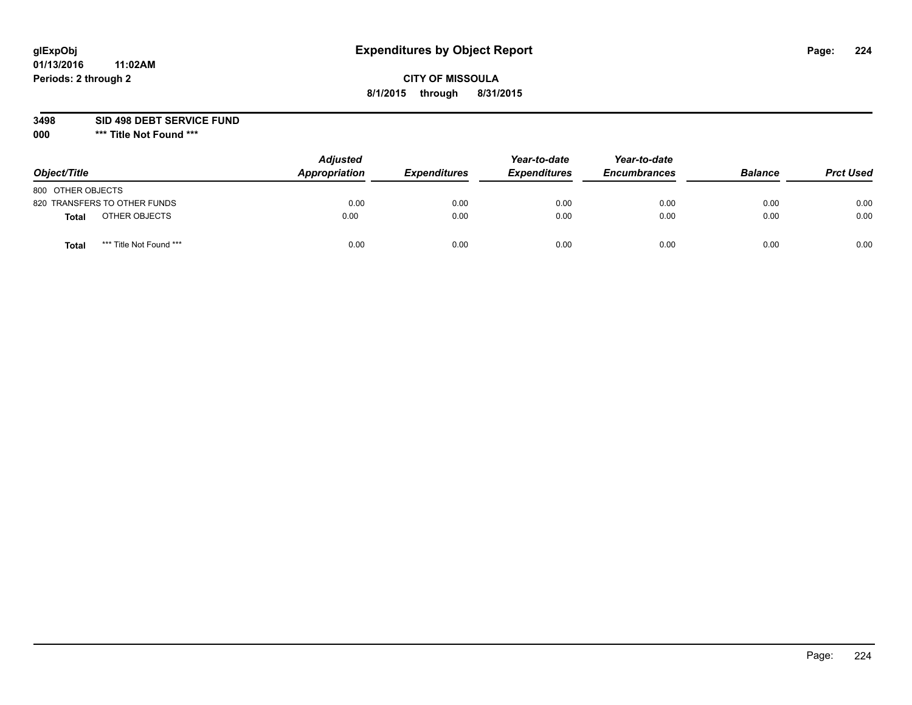glExpObj
01/13/2016 11:02AM
Periods: 2 through 2

# Expenditures by Object Report

**CITY OF MISSOULA**
**8/1/2015 through 8/31/2015**

**3498 SID 498 DEBT SERVICE FUND**
**000 \*\*\* Title Not Found \*\*\***

| Object/Title | Adjusted Appropriation | Expenditures | Year-to-date Expenditures | Year-to-date Encumbrances | Balance | Prct Used |
|---|---|---|---|---|---|---|
| 800 OTHER OBJECTS | | | | | | |
| 820 TRANSFERS TO OTHER FUNDS | 0.00 | 0.00 | 0.00 | 0.00 | 0.00 | 0.00 |
| **Total** OTHER OBJECTS | 0.00 | 0.00 | 0.00 | 0.00 | 0.00 | 0.00 |
| **Total** *** Title Not Found *** | 0.00 | 0.00 | 0.00 | 0.00 | 0.00 | 0.00 |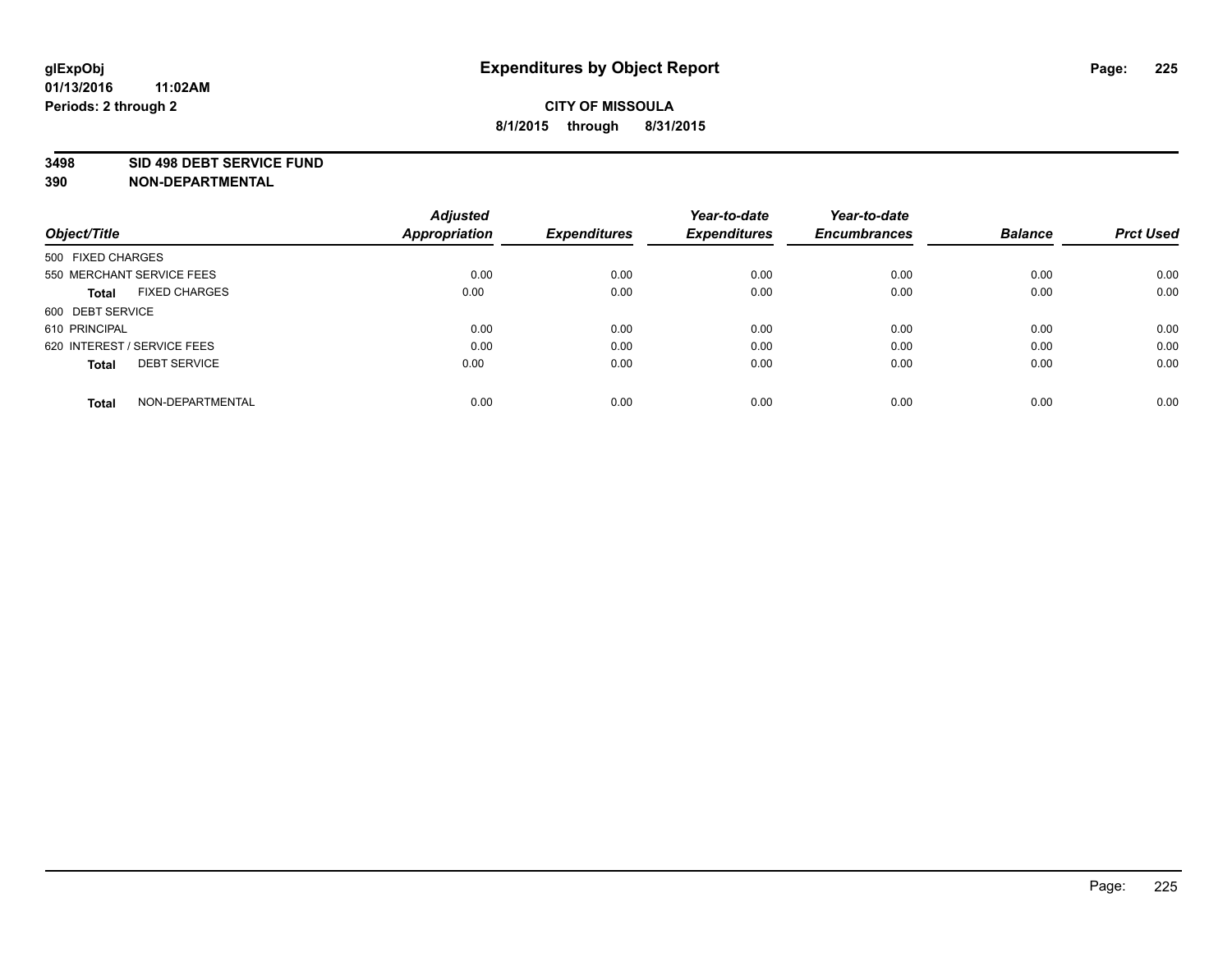# Expenditures by Object Report

glExpObj
01/13/2016 11:02AM
Periods: 2 through 2

**CITY OF MISSOULA**
**8/1/2015 through 8/31/2015**

**3498 SID 498 DEBT SERVICE FUND**
**390 NON-DEPARTMENTAL**

| Object/Title | Adjusted Appropriation | Expenditures | Year-to-date Expenditures | Year-to-date Encumbrances | Balance | Prct Used |
|---|---|---|---|---|---|---|
| 500 FIXED CHARGES | | | | | | |
| 550 MERCHANT SERVICE FEES | 0.00 | 0.00 | 0.00 | 0.00 | 0.00 | 0.00 |
| **Total** FIXED CHARGES | 0.00 | 0.00 | 0.00 | 0.00 | 0.00 | 0.00 |
| 600 DEBT SERVICE | | | | | | |
| 610 PRINCIPAL | 0.00 | 0.00 | 0.00 | 0.00 | 0.00 | 0.00 |
| 620 INTEREST / SERVICE FEES | 0.00 | 0.00 | 0.00 | 0.00 | 0.00 | 0.00 |
| **Total** DEBT SERVICE | 0.00 | 0.00 | 0.00 | 0.00 | 0.00 | 0.00 |
| **Total** NON-DEPARTMENTAL | 0.00 | 0.00 | 0.00 | 0.00 | 0.00 | 0.00 |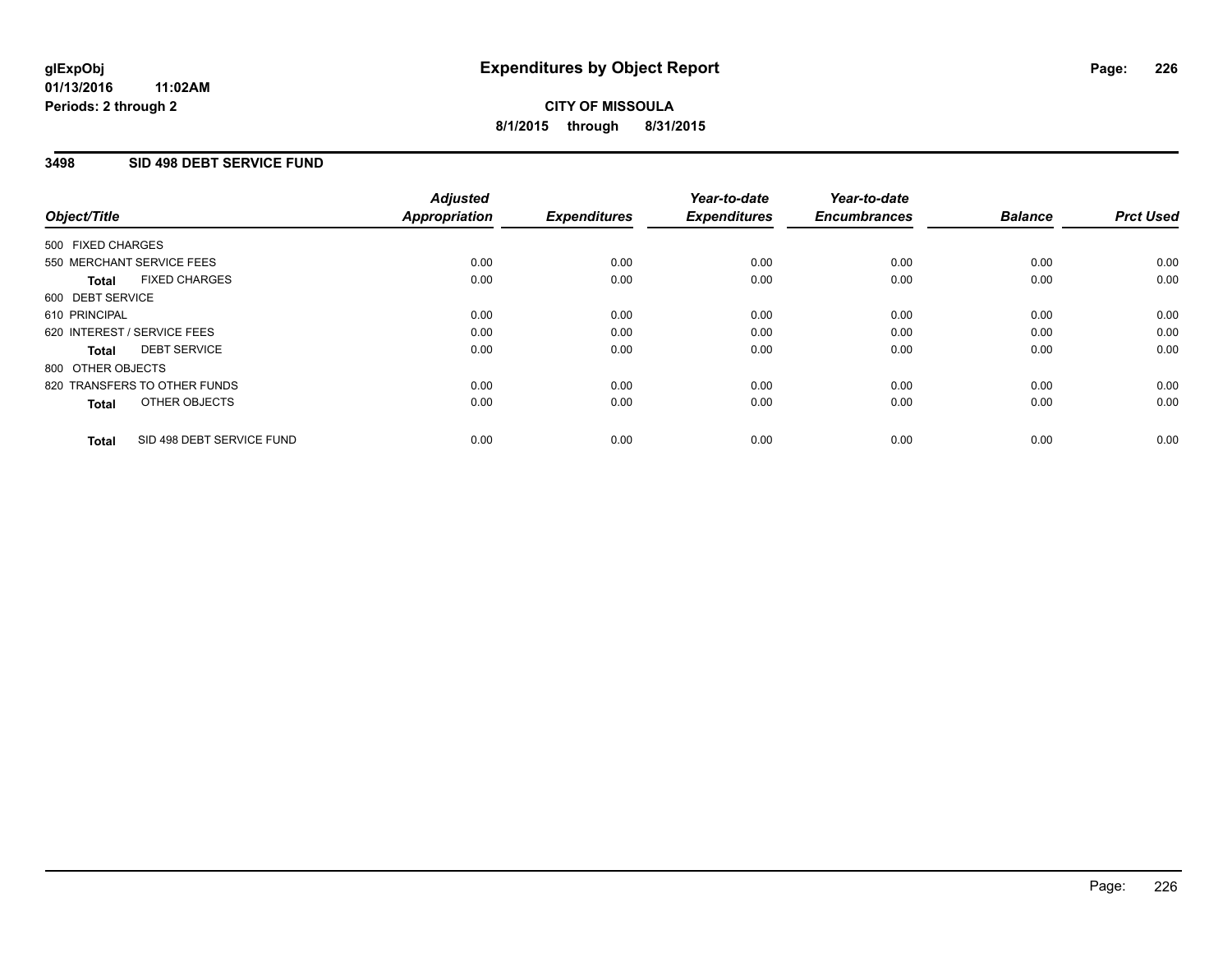glExpObj
01/13/2016 11:02AM
Periods: 2 through 2

# Expenditures by Object Report

**CITY OF MISSOULA**
**8/1/2015 through 8/31/2015**

## 3498 SID 498 DEBT SERVICE FUND

| Object/Title | Adjusted Appropriation | Expenditures | Year-to-date Expenditures | Year-to-date Encumbrances | Balance | Prct Used |
|---|---|---|---|---|---|---|
| 500 FIXED CHARGES | | | | | | |
| 550 MERCHANT SERVICE FEES | 0.00 | 0.00 | 0.00 | 0.00 | 0.00 | 0.00 |
| **Total** FIXED CHARGES | 0.00 | 0.00 | 0.00 | 0.00 | 0.00 | 0.00 |
| 600 DEBT SERVICE | | | | | | |
| 610 PRINCIPAL | 0.00 | 0.00 | 0.00 | 0.00 | 0.00 | 0.00 |
| 620 INTEREST / SERVICE FEES | 0.00 | 0.00 | 0.00 | 0.00 | 0.00 | 0.00 |
| **Total** DEBT SERVICE | 0.00 | 0.00 | 0.00 | 0.00 | 0.00 | 0.00 |
| 800 OTHER OBJECTS | | | | | | |
| 820 TRANSFERS TO OTHER FUNDS | 0.00 | 0.00 | 0.00 | 0.00 | 0.00 | 0.00 |
| **Total** OTHER OBJECTS | 0.00 | 0.00 | 0.00 | 0.00 | 0.00 | 0.00 |
| **Total** SID 498 DEBT SERVICE FUND | 0.00 | 0.00 | 0.00 | 0.00 | 0.00 | 0.00 |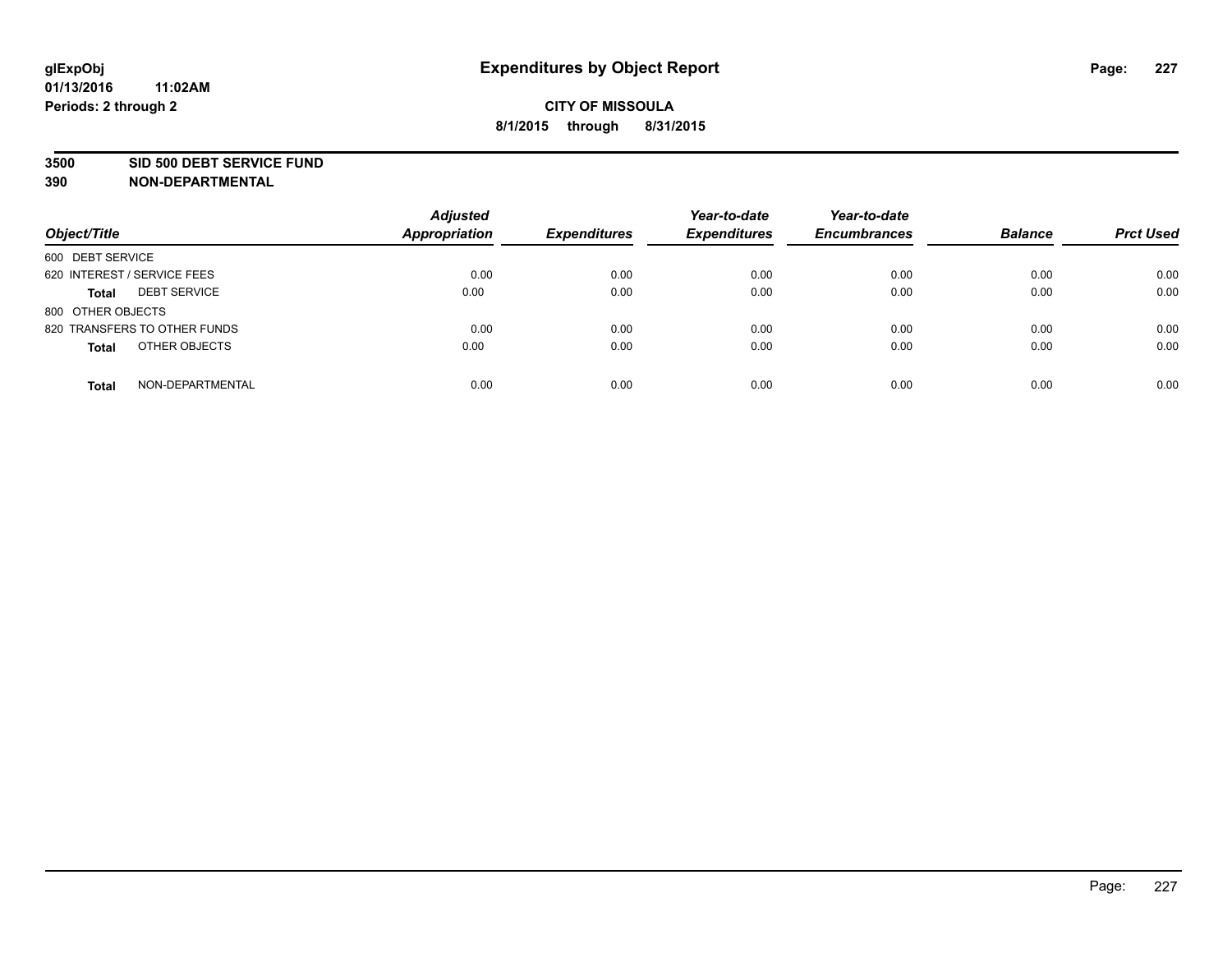**glExpObj**
**01/13/2016 11:02AM**
**Periods: 2 through 2**

# Expenditures by Object Report

**CITY OF MISSOULA**
**8/1/2015 through 8/31/2015**

**3500 SID 500 DEBT SERVICE FUND**
**390 NON-DEPARTMENTAL**

| Object/Title | | Adjusted Appropriation | Expenditures | Year-to-date Expenditures | Year-to-date Encumbrances | Balance | Prct Used |
|---|---|---|---|---|---|---|---|
| 600 DEBT SERVICE | | | | | | | |
| 620 INTEREST / SERVICE FEES | | 0.00 | 0.00 | 0.00 | 0.00 | 0.00 | 0.00 |
| **Total** | DEBT SERVICE | 0.00 | 0.00 | 0.00 | 0.00 | 0.00 | 0.00 |
| 800 OTHER OBJECTS | | | | | | | |
| 820 TRANSFERS TO OTHER FUNDS | | 0.00 | 0.00 | 0.00 | 0.00 | 0.00 | 0.00 |
| **Total** | OTHER OBJECTS | 0.00 | 0.00 | 0.00 | 0.00 | 0.00 | 0.00 |
| **Total** | NON-DEPARTMENTAL | 0.00 | 0.00 | 0.00 | 0.00 | 0.00 | 0.00 |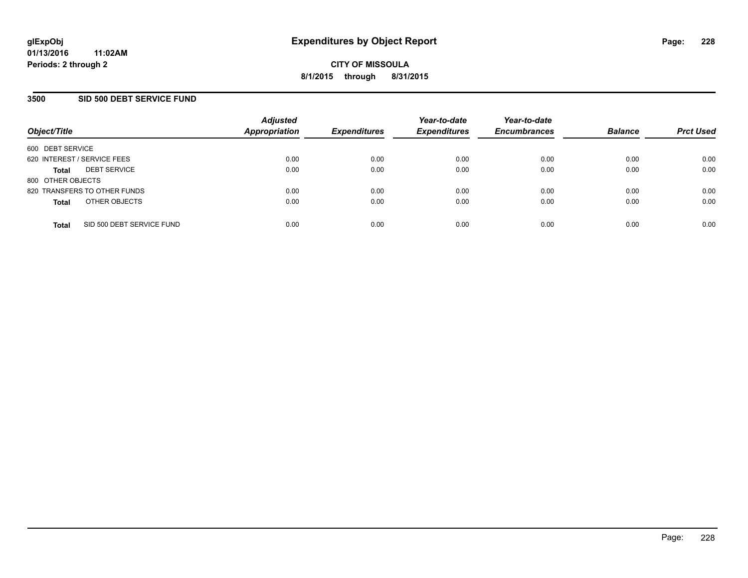**glExpObj**
**01/13/2016 11:02AM**
**Periods: 2 through 2**

# Expenditures by Object Report

**CITY OF MISSOULA**
**8/1/2015 through 8/31/2015**

## 3500 SID 500 DEBT SERVICE FUND

| Object/Title | Adjusted Appropriation | Expenditures | Year-to-date Expenditures | Year-to-date Encumbrances | Balance | Prct Used |
|---|---|---|---|---|---|---|
| 600 DEBT SERVICE | | | | | | |
| 620 INTEREST / SERVICE FEES | 0.00 | 0.00 | 0.00 | 0.00 | 0.00 | 0.00 |
| **Total** DEBT SERVICE | 0.00 | 0.00 | 0.00 | 0.00 | 0.00 | 0.00 |
| 800 OTHER OBJECTS | | | | | | |
| 820 TRANSFERS TO OTHER FUNDS | 0.00 | 0.00 | 0.00 | 0.00 | 0.00 | 0.00 |
| **Total** OTHER OBJECTS | 0.00 | 0.00 | 0.00 | 0.00 | 0.00 | 0.00 |
| **Total** SID 500 DEBT SERVICE FUND | 0.00 | 0.00 | 0.00 | 0.00 | 0.00 | 0.00 |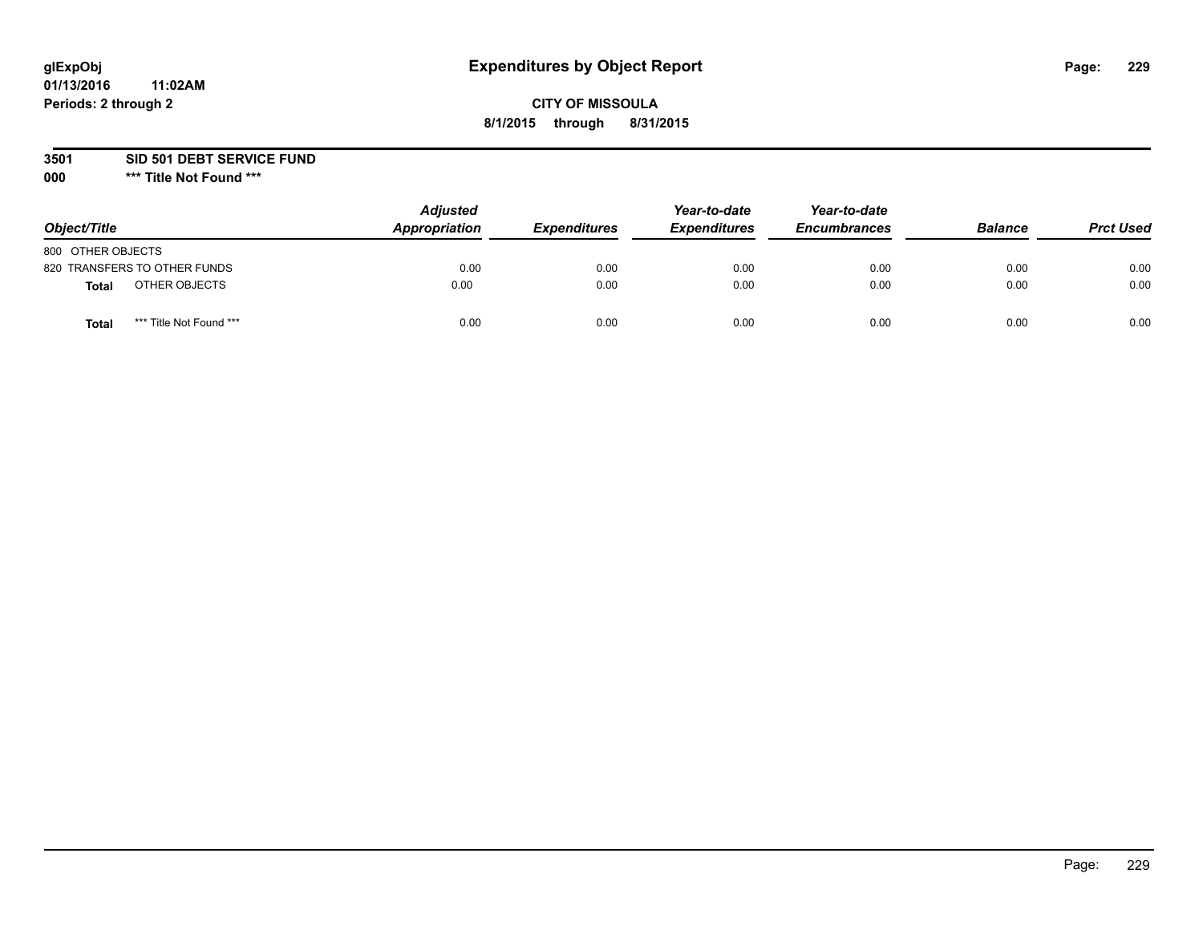**glExpObj**
**01/13/2016 11:02AM**
**Periods: 2 through 2**

# Expenditures by Object Report

**CITY OF MISSOULA**
**8/1/2015 through 8/31/2015**

**3501 SID 501 DEBT SERVICE FUND**
**000 *** Title Not Found *****

| Object/Title | | Adjusted Appropriation | Expenditures | Year-to-date Expenditures | Year-to-date Encumbrances | Balance | Prct Used |
|---|---|---|---|---|---|---|---|
| 800 OTHER OBJECTS | | | | | | | |
| 820 TRANSFERS TO OTHER FUNDS | | 0.00 | 0.00 | 0.00 | 0.00 | 0.00 | 0.00 |
| **Total** | OTHER OBJECTS | 0.00 | 0.00 | 0.00 | 0.00 | 0.00 | 0.00 |
| **Total** | *** Title Not Found *** | 0.00 | 0.00 | 0.00 | 0.00 | 0.00 | 0.00 |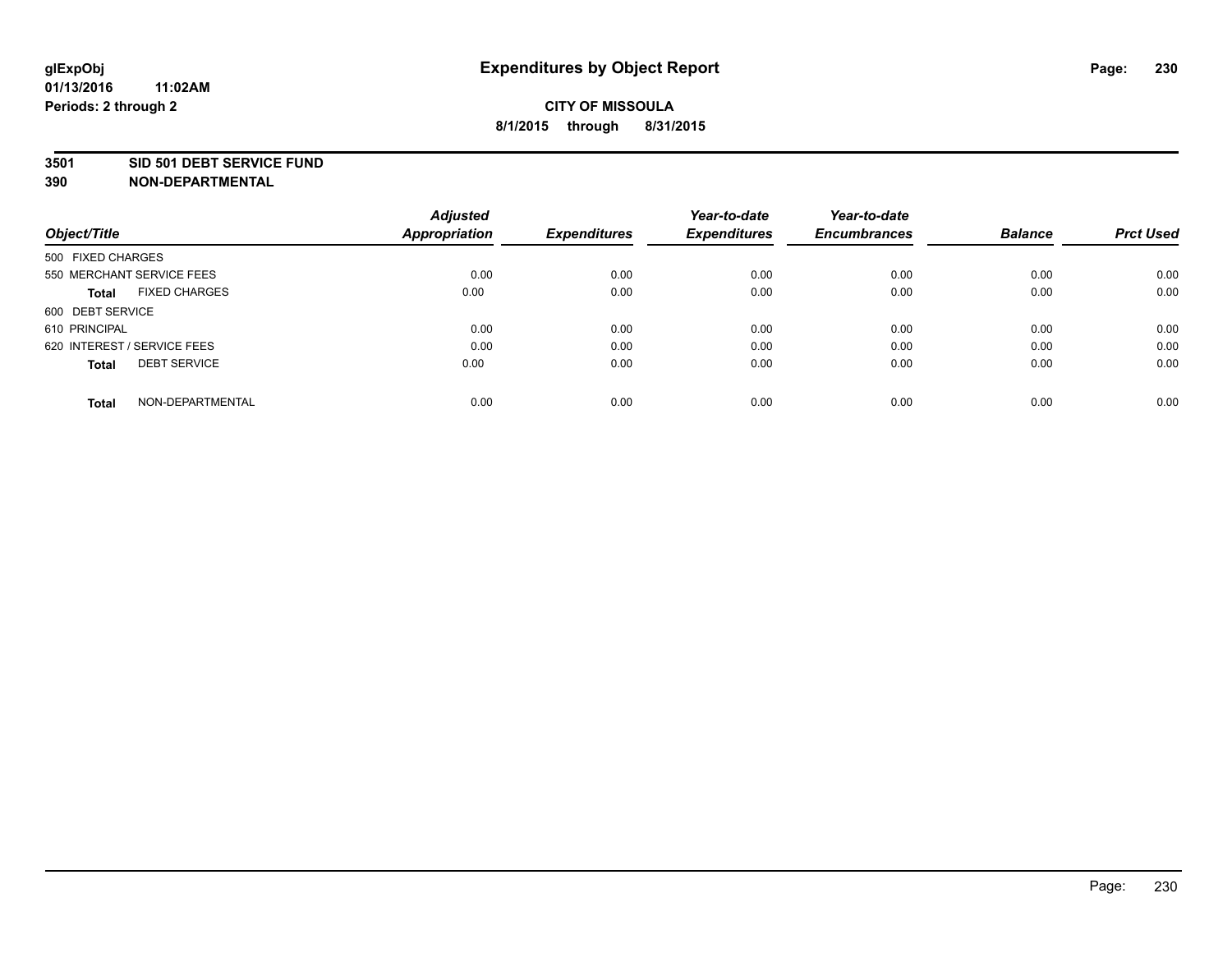# Expenditures by Object Report

glExpObj
01/13/2016 11:02AM
Periods: 2 through 2

**CITY OF MISSOULA**
**8/1/2015 through 8/31/2015**

**3501 SID 501 DEBT SERVICE FUND**
**390 NON-DEPARTMENTAL**

| Object/Title | Adjusted Appropriation | Expenditures | Year-to-date Expenditures | Year-to-date Encumbrances | Balance | Prct Used |
|---|---|---|---|---|---|---|
| 500 FIXED CHARGES | | | | | | |
| 550 MERCHANT SERVICE FEES | 0.00 | 0.00 | 0.00 | 0.00 | 0.00 | 0.00 |
| **Total** FIXED CHARGES | 0.00 | 0.00 | 0.00 | 0.00 | 0.00 | 0.00 |
| 600 DEBT SERVICE | | | | | | |
| 610 PRINCIPAL | 0.00 | 0.00 | 0.00 | 0.00 | 0.00 | 0.00 |
| 620 INTEREST / SERVICE FEES | 0.00 | 0.00 | 0.00 | 0.00 | 0.00 | 0.00 |
| **Total** DEBT SERVICE | 0.00 | 0.00 | 0.00 | 0.00 | 0.00 | 0.00 |
| **Total** NON-DEPARTMENTAL | 0.00 | 0.00 | 0.00 | 0.00 | 0.00 | 0.00 |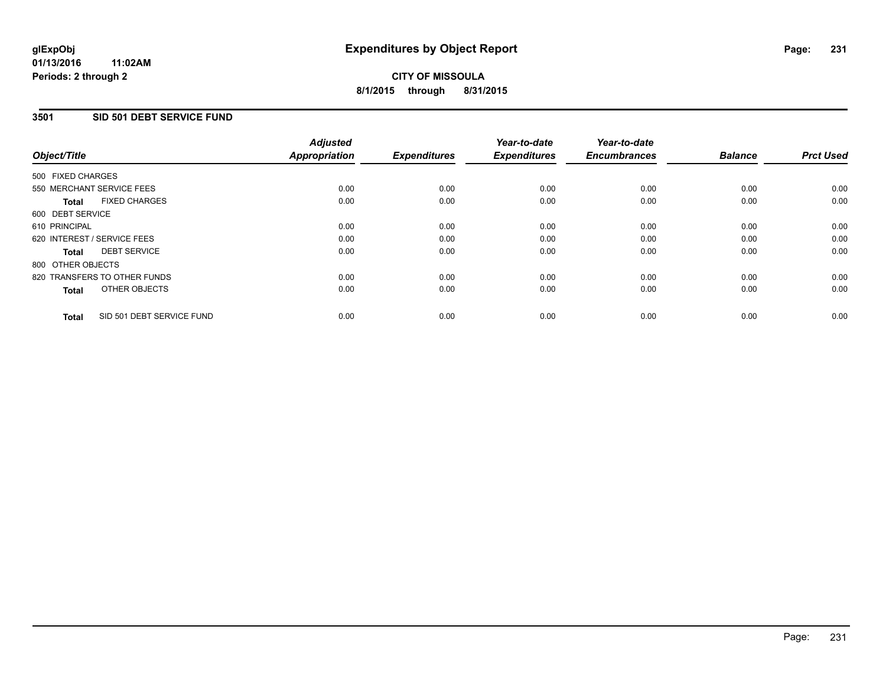glExpObj
01/13/2016 11:02AM
Periods: 2 through 2

# Expenditures by Object Report

**CITY OF MISSOULA**
**8/1/2015 through 8/31/2015**

## 3501 SID 501 DEBT SERVICE FUND

| Object/Title | | Adjusted Appropriation | Expenditures | Year-to-date Expenditures | Year-to-date Encumbrances | Balance | Prct Used |
|---|---|---|---|---|---|---|---|
| 500 FIXED CHARGES | | | | | | | |
| 550 MERCHANT SERVICE FEES | | 0.00 | 0.00 | 0.00 | 0.00 | 0.00 | 0.00 |
| **Total** | FIXED CHARGES | 0.00 | 0.00 | 0.00 | 0.00 | 0.00 | 0.00 |
| 600 DEBT SERVICE | | | | | | | |
| 610 PRINCIPAL | | 0.00 | 0.00 | 0.00 | 0.00 | 0.00 | 0.00 |
| 620 INTEREST / SERVICE FEES | | 0.00 | 0.00 | 0.00 | 0.00 | 0.00 | 0.00 |
| **Total** | DEBT SERVICE | 0.00 | 0.00 | 0.00 | 0.00 | 0.00 | 0.00 |
| 800 OTHER OBJECTS | | | | | | | |
| 820 TRANSFERS TO OTHER FUNDS | | 0.00 | 0.00 | 0.00 | 0.00 | 0.00 | 0.00 |
| **Total** | OTHER OBJECTS | 0.00 | 0.00 | 0.00 | 0.00 | 0.00 | 0.00 |
| **Total** | SID 501 DEBT SERVICE FUND | 0.00 | 0.00 | 0.00 | 0.00 | 0.00 | 0.00 |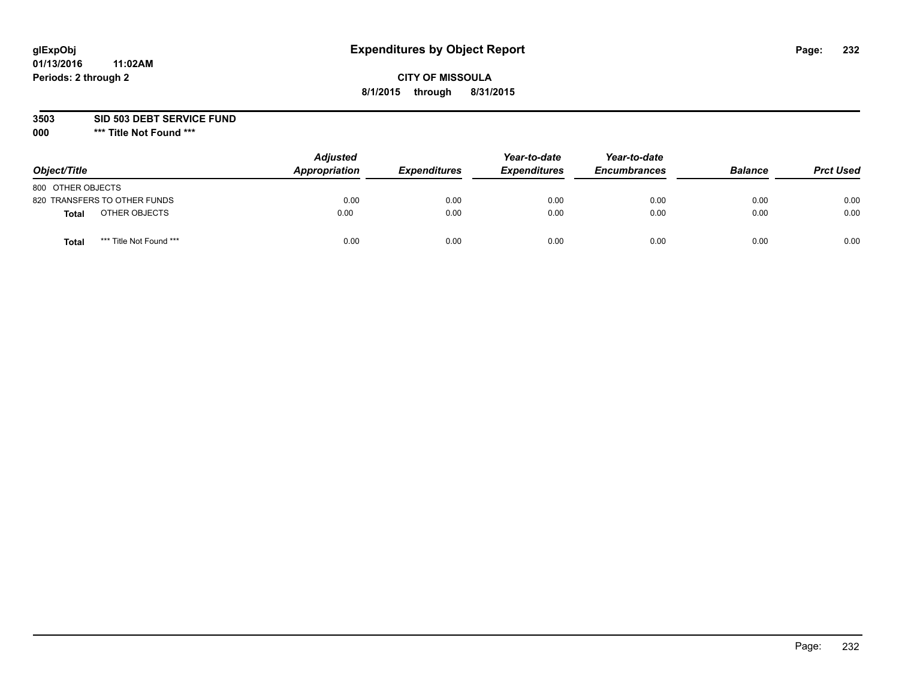glExpObj
01/13/2016 11:02AM
Periods: 2 through 2

# Expenditures by Object Report

**CITY OF MISSOULA**
**8/1/2015 through 8/31/2015**

**3503 SID 503 DEBT SERVICE FUND**
**000 *** Title Not Found *****

| Object/Title | | Adjusted Appropriation | Expenditures | Year-to-date Expenditures | Year-to-date Encumbrances | Balance | Prct Used |
|---|---|---|---|---|---|---|---|
| 800 OTHER OBJECTS | | | | | | | |
| 820 TRANSFERS TO OTHER FUNDS | | 0.00 | 0.00 | 0.00 | 0.00 | 0.00 | 0.00 |
| **Total** | OTHER OBJECTS | 0.00 | 0.00 | 0.00 | 0.00 | 0.00 | 0.00 |
| **Total** | *** Title Not Found *** | 0.00 | 0.00 | 0.00 | 0.00 | 0.00 | 0.00 |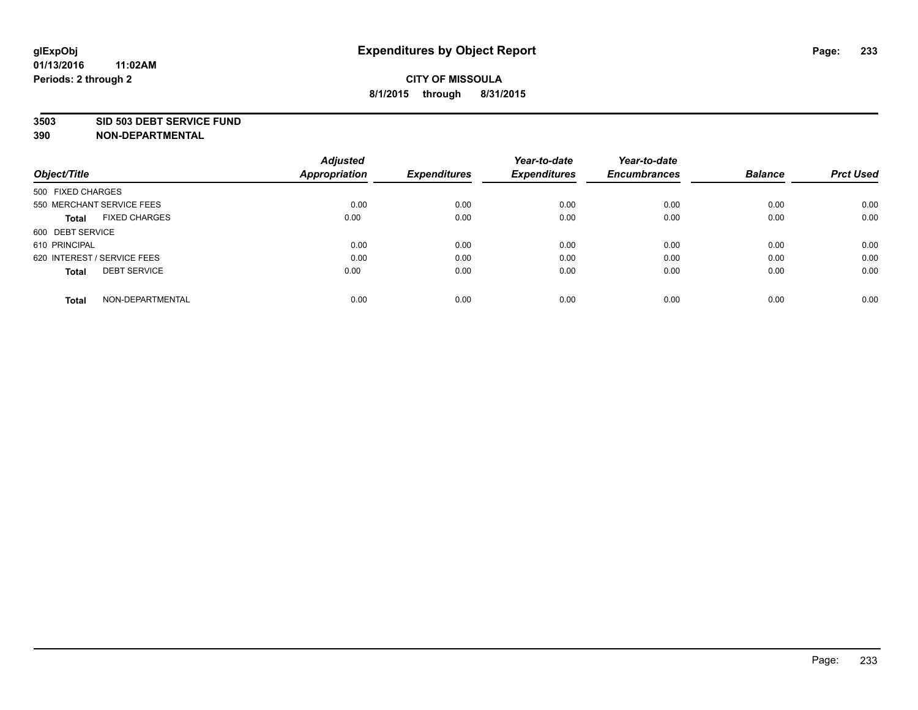# Expenditures by Object Report

glExpObj
01/13/2016 11:02AM
Periods: 2 through 2

**CITY OF MISSOULA**
**8/1/2015 through 8/31/2015**

**3503 SID 503 DEBT SERVICE FUND**
**390 NON-DEPARTMENTAL**

| Object/Title | Adjusted Appropriation | Expenditures | Year-to-date Expenditures | Year-to-date Encumbrances | Balance | Prct Used |
|---|---|---|---|---|---|---|
| 500 FIXED CHARGES | | | | | | |
| 550 MERCHANT SERVICE FEES | 0.00 | 0.00 | 0.00 | 0.00 | 0.00 | 0.00 |
| **Total** FIXED CHARGES | 0.00 | 0.00 | 0.00 | 0.00 | 0.00 | 0.00 |
| 600 DEBT SERVICE | | | | | | |
| 610 PRINCIPAL | 0.00 | 0.00 | 0.00 | 0.00 | 0.00 | 0.00 |
| 620 INTEREST / SERVICE FEES | 0.00 | 0.00 | 0.00 | 0.00 | 0.00 | 0.00 |
| **Total** DEBT SERVICE | 0.00 | 0.00 | 0.00 | 0.00 | 0.00 | 0.00 |
| **Total** NON-DEPARTMENTAL | 0.00 | 0.00 | 0.00 | 0.00 | 0.00 | 0.00 |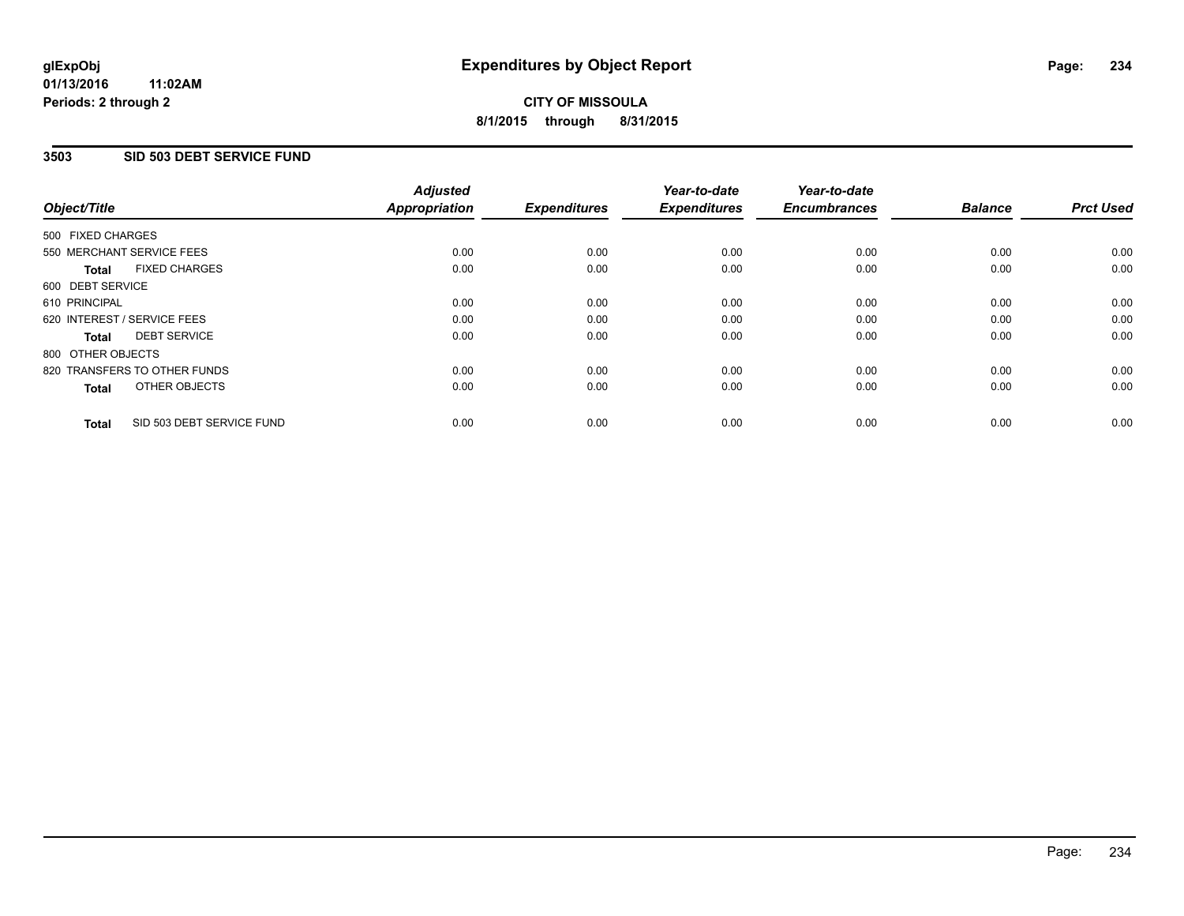# Expenditures by Object Report

glExpObj
01/13/2016 11:02AM
Periods: 2 through 2

**CITY OF MISSOULA**
**8/1/2015 through 8/31/2015**

## 3503 SID 503 DEBT SERVICE FUND

| Object/Title | | Adjusted Appropriation | Expenditures | Year-to-date Expenditures | Year-to-date Encumbrances | Balance | Prct Used |
|---|---|---|---|---|---|---|---|
| 500 FIXED CHARGES | | | | | | | |
| 550 MERCHANT SERVICE FEES | | 0.00 | 0.00 | 0.00 | 0.00 | 0.00 | 0.00 |
| **Total** | FIXED CHARGES | 0.00 | 0.00 | 0.00 | 0.00 | 0.00 | 0.00 |
| 600 DEBT SERVICE | | | | | | | |
| 610 PRINCIPAL | | 0.00 | 0.00 | 0.00 | 0.00 | 0.00 | 0.00 |
| 620 INTEREST / SERVICE FEES | | 0.00 | 0.00 | 0.00 | 0.00 | 0.00 | 0.00 |
| **Total** | DEBT SERVICE | 0.00 | 0.00 | 0.00 | 0.00 | 0.00 | 0.00 |
| 800 OTHER OBJECTS | | | | | | | |
| 820 TRANSFERS TO OTHER FUNDS | | 0.00 | 0.00 | 0.00 | 0.00 | 0.00 | 0.00 |
| **Total** | OTHER OBJECTS | 0.00 | 0.00 | 0.00 | 0.00 | 0.00 | 0.00 |
| **Total** | SID 503 DEBT SERVICE FUND | 0.00 | 0.00 | 0.00 | 0.00 | 0.00 | 0.00 |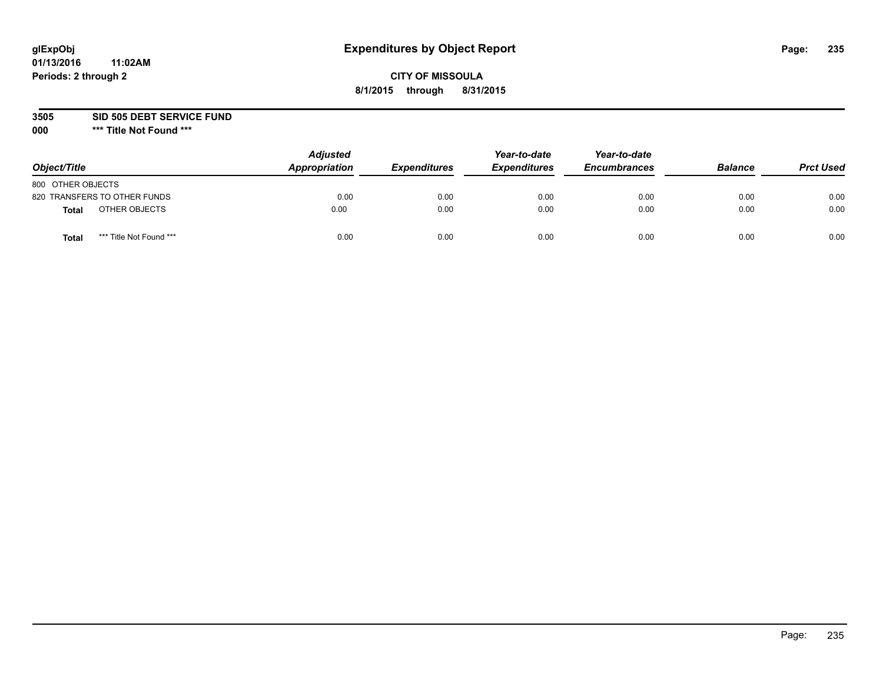glExpObj
01/13/2016 11:02AM
Periods: 2 through 2

# Expenditures by Object Report

**CITY OF MISSOULA**
**8/1/2015 through 8/31/2015**

**3505 SID 505 DEBT SERVICE FUND**
**000 \*\*\* Title Not Found \*\*\***

| Object/Title | | Adjusted Appropriation | Expenditures | Year-to-date Expenditures | Year-to-date Encumbrances | Balance | Prct Used |
|---|---|---|---|---|---|---|---|
| 800 OTHER OBJECTS | | | | | | | |
| 820 TRANSFERS TO OTHER FUNDS | | 0.00 | 0.00 | 0.00 | 0.00 | 0.00 | 0.00 |
| **Total** | OTHER OBJECTS | 0.00 | 0.00 | 0.00 | 0.00 | 0.00 | 0.00 |
| **Total** | *** Title Not Found *** | 0.00 | 0.00 | 0.00 | 0.00 | 0.00 | 0.00 |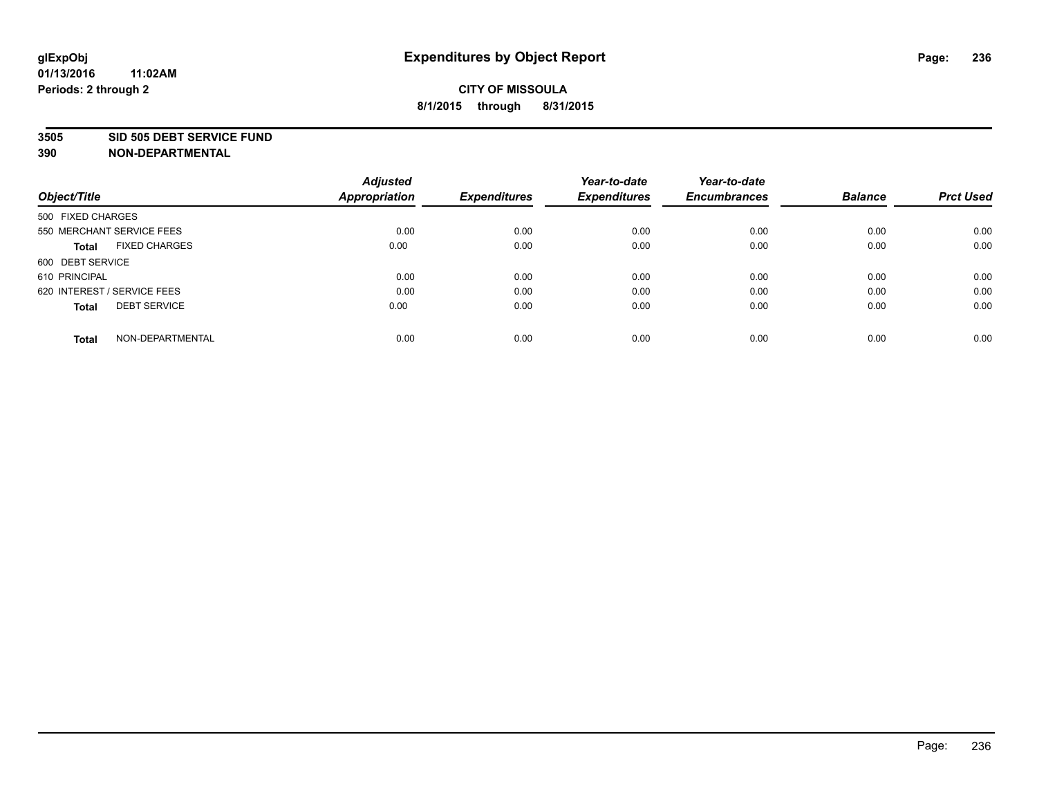# Expenditures by Object Report

glExpObj
01/13/2016 11:02AM
Periods: 2 through 2

**CITY OF MISSOULA**
**8/1/2015 through 8/31/2015**

**3505 SID 505 DEBT SERVICE FUND**
**390 NON-DEPARTMENTAL**

| Object/Title | | Adjusted Appropriation | Expenditures | Year-to-date Expenditures | Year-to-date Encumbrances | Balance | Prct Used |
|---|---|---|---|---|---|---|---|
| 500 FIXED CHARGES | | | | | | | |
| 550 MERCHANT SERVICE FEES | | 0.00 | 0.00 | 0.00 | 0.00 | 0.00 | 0.00 |
| **Total** | FIXED CHARGES | 0.00 | 0.00 | 0.00 | 0.00 | 0.00 | 0.00 |
| 600 DEBT SERVICE | | | | | | | |
| 610 PRINCIPAL | | 0.00 | 0.00 | 0.00 | 0.00 | 0.00 | 0.00 |
| 620 INTEREST / SERVICE FEES | | 0.00 | 0.00 | 0.00 | 0.00 | 0.00 | 0.00 |
| **Total** | DEBT SERVICE | 0.00 | 0.00 | 0.00 | 0.00 | 0.00 | 0.00 |
| **Total** | NON-DEPARTMENTAL | 0.00 | 0.00 | 0.00 | 0.00 | 0.00 | 0.00 |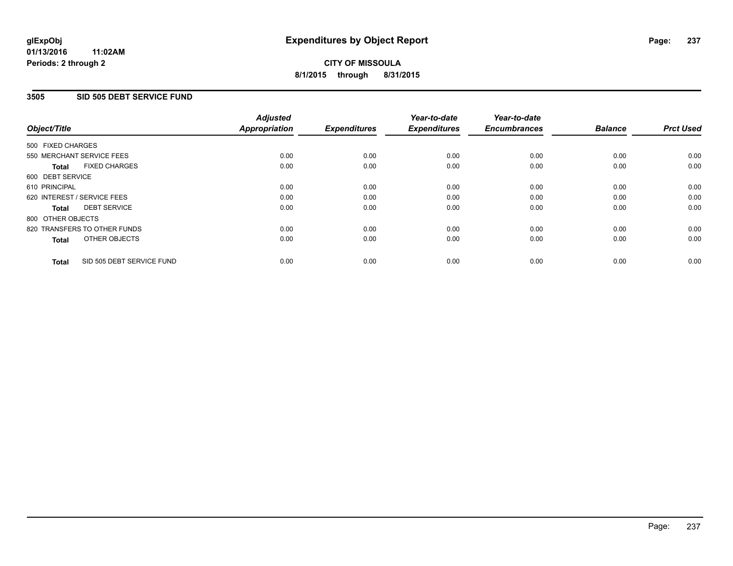glExpObj
01/13/2016 11:02AM
Periods: 2 through 2

# Expenditures by Object Report

**CITY OF MISSOULA**
**8/1/2015 through 8/31/2015**

## 3505 SID 505 DEBT SERVICE FUND

| Object/Title | Adjusted Appropriation | Expenditures | Year-to-date Expenditures | Year-to-date Encumbrances | Balance | Prct Used |
|---|---|---|---|---|---|---|
| 500 FIXED CHARGES | | | | | | |
| 550 MERCHANT SERVICE FEES | 0.00 | 0.00 | 0.00 | 0.00 | 0.00 | 0.00 |
| **Total** FIXED CHARGES | 0.00 | 0.00 | 0.00 | 0.00 | 0.00 | 0.00 |
| 600 DEBT SERVICE | | | | | | |
| 610 PRINCIPAL | 0.00 | 0.00 | 0.00 | 0.00 | 0.00 | 0.00 |
| 620 INTEREST / SERVICE FEES | 0.00 | 0.00 | 0.00 | 0.00 | 0.00 | 0.00 |
| **Total** DEBT SERVICE | 0.00 | 0.00 | 0.00 | 0.00 | 0.00 | 0.00 |
| 800 OTHER OBJECTS | | | | | | |
| 820 TRANSFERS TO OTHER FUNDS | 0.00 | 0.00 | 0.00 | 0.00 | 0.00 | 0.00 |
| **Total** OTHER OBJECTS | 0.00 | 0.00 | 0.00 | 0.00 | 0.00 | 0.00 |
| **Total** SID 505 DEBT SERVICE FUND | 0.00 | 0.00 | 0.00 | 0.00 | 0.00 | 0.00 |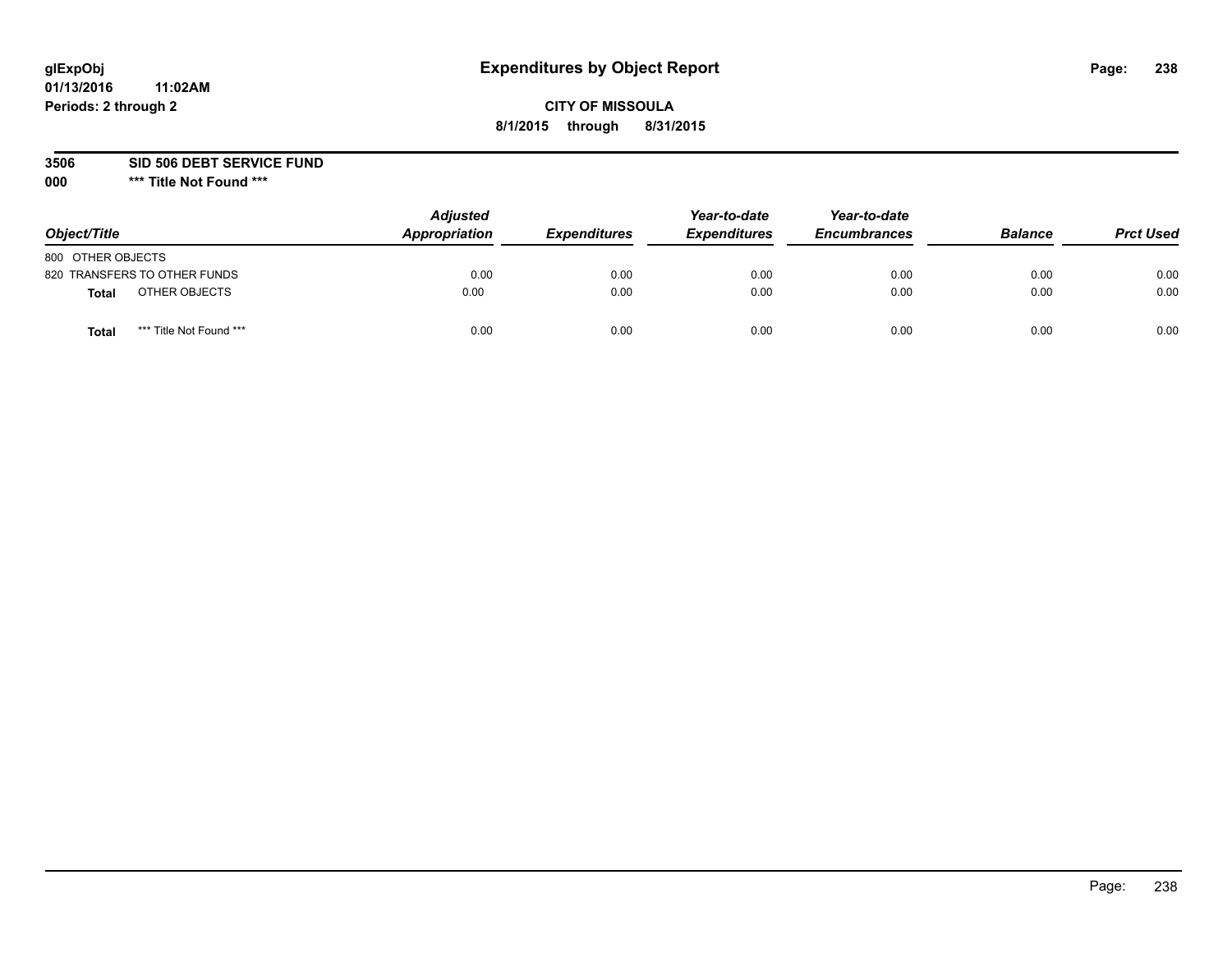glExpObj
01/13/2016 11:02AM
Periods: 2 through 2

# Expenditures by Object Report

**CITY OF MISSOULA**
**8/1/2015 through 8/31/2015**

**3506 SID 506 DEBT SERVICE FUND**
**000 \*\*\* Title Not Found \*\*\***

| Object/Title | Adjusted Appropriation | Expenditures | Year-to-date Expenditures | Year-to-date Encumbrances | Balance | Prct Used |
|---|---|---|---|---|---|---|
| 800 OTHER OBJECTS | | | | | | |
| 820 TRANSFERS TO OTHER FUNDS | 0.00 | 0.00 | 0.00 | 0.00 | 0.00 | 0.00 |
| **Total** OTHER OBJECTS | 0.00 | 0.00 | 0.00 | 0.00 | 0.00 | 0.00 |
| **Total** *** Title Not Found *** | 0.00 | 0.00 | 0.00 | 0.00 | 0.00 | 0.00 |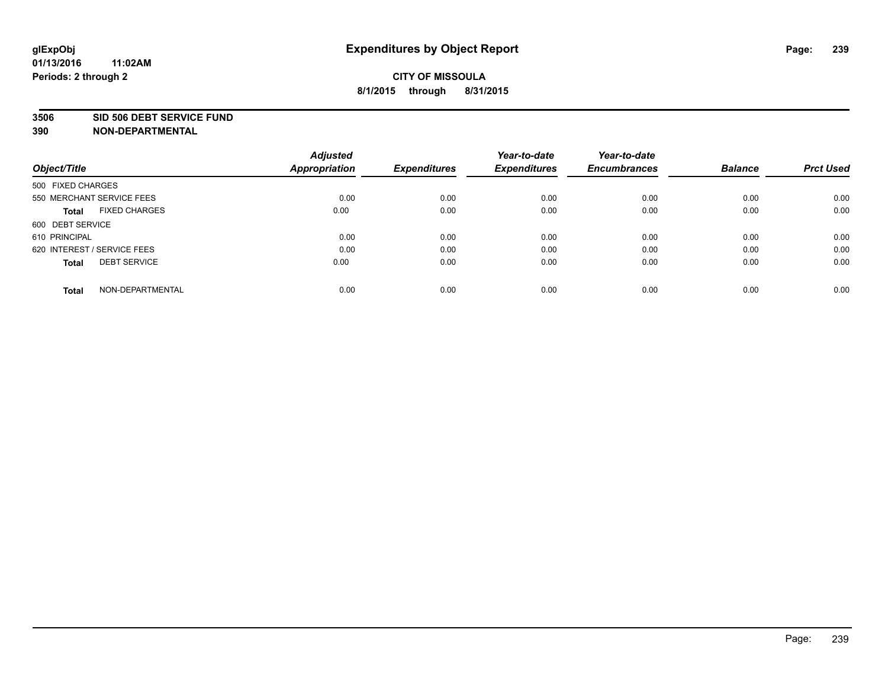glExpObj
01/13/2016 11:02AM
Periods: 2 through 2

# Expenditures by Object Report

**CITY OF MISSOULA**
**8/1/2015 through 8/31/2015**

**3506 SID 506 DEBT SERVICE FUND**
**390 NON-DEPARTMENTAL**

| Object/Title | Adjusted Appropriation | Expenditures | Year-to-date Expenditures | Year-to-date Encumbrances | Balance | Prct Used |
|---|---|---|---|---|---|---|
| 500 FIXED CHARGES | | | | | | |
| 550 MERCHANT SERVICE FEES | 0.00 | 0.00 | 0.00 | 0.00 | 0.00 | 0.00 |
| **Total** FIXED CHARGES | 0.00 | 0.00 | 0.00 | 0.00 | 0.00 | 0.00 |
| 600 DEBT SERVICE | | | | | | |
| 610 PRINCIPAL | 0.00 | 0.00 | 0.00 | 0.00 | 0.00 | 0.00 |
| 620 INTEREST / SERVICE FEES | 0.00 | 0.00 | 0.00 | 0.00 | 0.00 | 0.00 |
| **Total** DEBT SERVICE | 0.00 | 0.00 | 0.00 | 0.00 | 0.00 | 0.00 |
| **Total** NON-DEPARTMENTAL | 0.00 | 0.00 | 0.00 | 0.00 | 0.00 | 0.00 |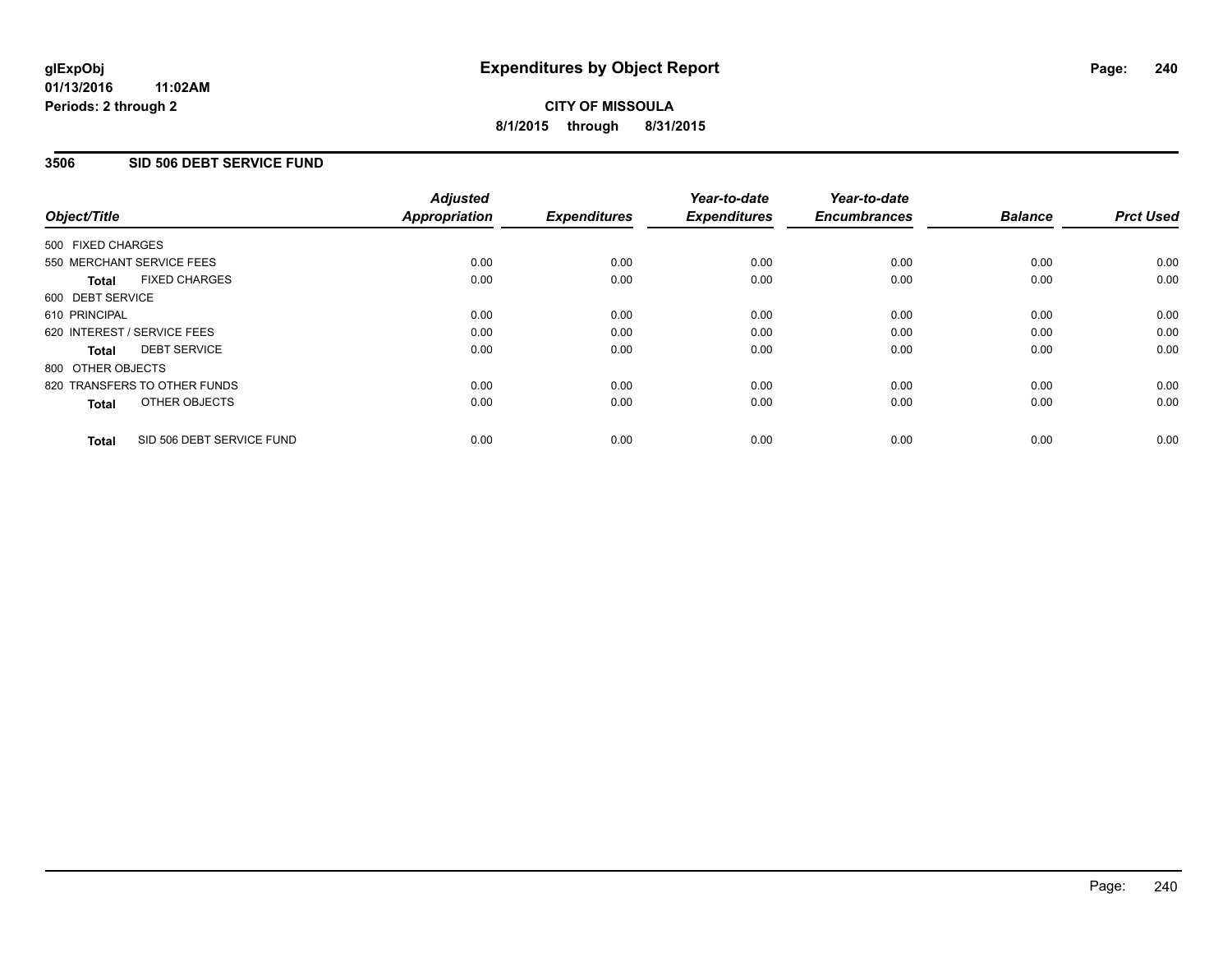glExpObj
01/13/2016 11:02AM
Periods: 2 through 2

# Expenditures by Object Report

**CITY OF MISSOULA**
**8/1/2015 through 8/31/2015**

## 3506 SID 506 DEBT SERVICE FUND

| Object/Title | Adjusted Appropriation | Expenditures | Year-to-date Expenditures | Year-to-date Encumbrances | Balance | Prct Used |
|---|---|---|---|---|---|---|
| 500 FIXED CHARGES | | | | | | |
| 550 MERCHANT SERVICE FEES | 0.00 | 0.00 | 0.00 | 0.00 | 0.00 | 0.00 |
| **Total** FIXED CHARGES | 0.00 | 0.00 | 0.00 | 0.00 | 0.00 | 0.00 |
| 600 DEBT SERVICE | | | | | | |
| 610 PRINCIPAL | 0.00 | 0.00 | 0.00 | 0.00 | 0.00 | 0.00 |
| 620 INTEREST / SERVICE FEES | 0.00 | 0.00 | 0.00 | 0.00 | 0.00 | 0.00 |
| **Total** DEBT SERVICE | 0.00 | 0.00 | 0.00 | 0.00 | 0.00 | 0.00 |
| 800 OTHER OBJECTS | | | | | | |
| 820 TRANSFERS TO OTHER FUNDS | 0.00 | 0.00 | 0.00 | 0.00 | 0.00 | 0.00 |
| **Total** OTHER OBJECTS | 0.00 | 0.00 | 0.00 | 0.00 | 0.00 | 0.00 |
| **Total** SID 506 DEBT SERVICE FUND | 0.00 | 0.00 | 0.00 | 0.00 | 0.00 | 0.00 |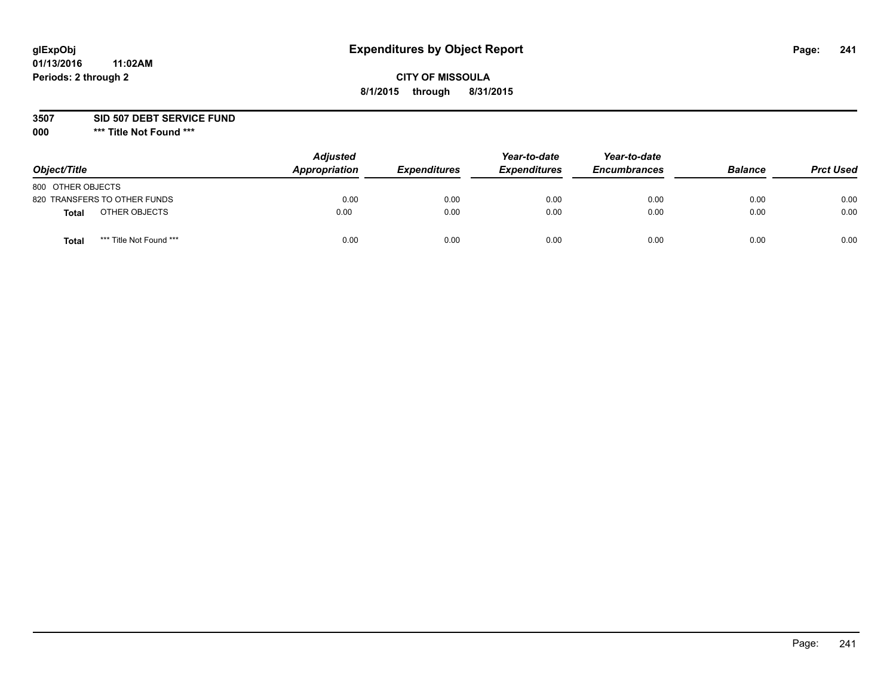**glExpObj**
**01/13/2016 11:02AM**
**Periods: 2 through 2**

# Expenditures by Object Report

**CITY OF MISSOULA**
**8/1/2015 through 8/31/2015**

**3507 SID 507 DEBT SERVICE FUND**
**000 \*\*\* Title Not Found \*\*\***

| Object/Title | | Adjusted Appropriation | Expenditures | Year-to-date Expenditures | Year-to-date Encumbrances | Balance | Prct Used |
|---|---|---|---|---|---|---|---|
| 800 OTHER OBJECTS | | | | | | | |
| 820 TRANSFERS TO OTHER FUNDS | | 0.00 | 0.00 | 0.00 | 0.00 | 0.00 | 0.00 |
| **Total** | OTHER OBJECTS | 0.00 | 0.00 | 0.00 | 0.00 | 0.00 | 0.00 |
| **Total** | *** Title Not Found *** | 0.00 | 0.00 | 0.00 | 0.00 | 0.00 | 0.00 |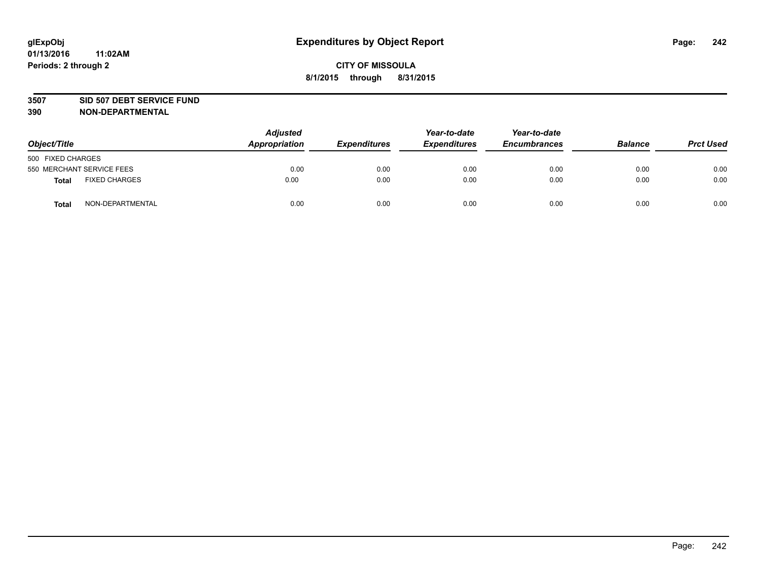**glExpObj**
**01/13/2016 11:02AM**
**Periods: 2 through 2**

# Expenditures by Object Report

**CITY OF MISSOULA**
**8/1/2015 through 8/31/2015**

**3507 SID 507 DEBT SERVICE FUND**
**390 NON-DEPARTMENTAL**

| Object/Title | Adjusted Appropriation | Expenditures | Year-to-date Expenditures | Year-to-date Encumbrances | Balance | Prct Used |
|---|---|---|---|---|---|---|
| 500 FIXED CHARGES | | | | | | |
| 550 MERCHANT SERVICE FEES | 0.00 | 0.00 | 0.00 | 0.00 | 0.00 | 0.00 |
| **Total** FIXED CHARGES | 0.00 | 0.00 | 0.00 | 0.00 | 0.00 | 0.00 |
| **Total** NON-DEPARTMENTAL | 0.00 | 0.00 | 0.00 | 0.00 | 0.00 | 0.00 |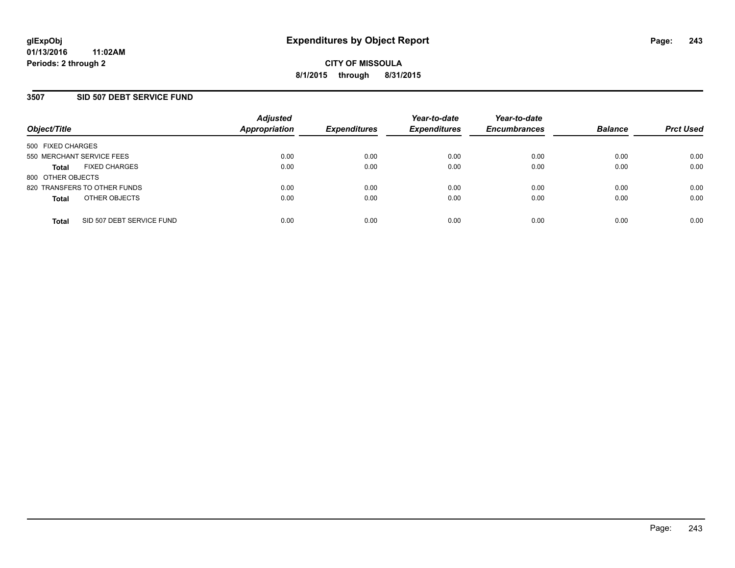# Expenditures by Object Report

**CITY OF MISSOULA**

**8/1/2015 through 8/31/2015**

glExpObj
01/13/2016 11:02AM
Periods: 2 through 2

## 3507 SID 507 DEBT SERVICE FUND

| Object/Title | Adjusted Appropriation | Expenditures | Year-to-date Expenditures | Year-to-date Encumbrances | Balance | Prct Used |
|---|---|---|---|---|---|---|
| 500 FIXED CHARGES | | | | | | |
| 550 MERCHANT SERVICE FEES | 0.00 | 0.00 | 0.00 | 0.00 | 0.00 | 0.00 |
| **Total** FIXED CHARGES | 0.00 | 0.00 | 0.00 | 0.00 | 0.00 | 0.00 |
| 800 OTHER OBJECTS | | | | | | |
| 820 TRANSFERS TO OTHER FUNDS | 0.00 | 0.00 | 0.00 | 0.00 | 0.00 | 0.00 |
| **Total** OTHER OBJECTS | 0.00 | 0.00 | 0.00 | 0.00 | 0.00 | 0.00 |
| **Total** SID 507 DEBT SERVICE FUND | 0.00 | 0.00 | 0.00 | 0.00 | 0.00 | 0.00 |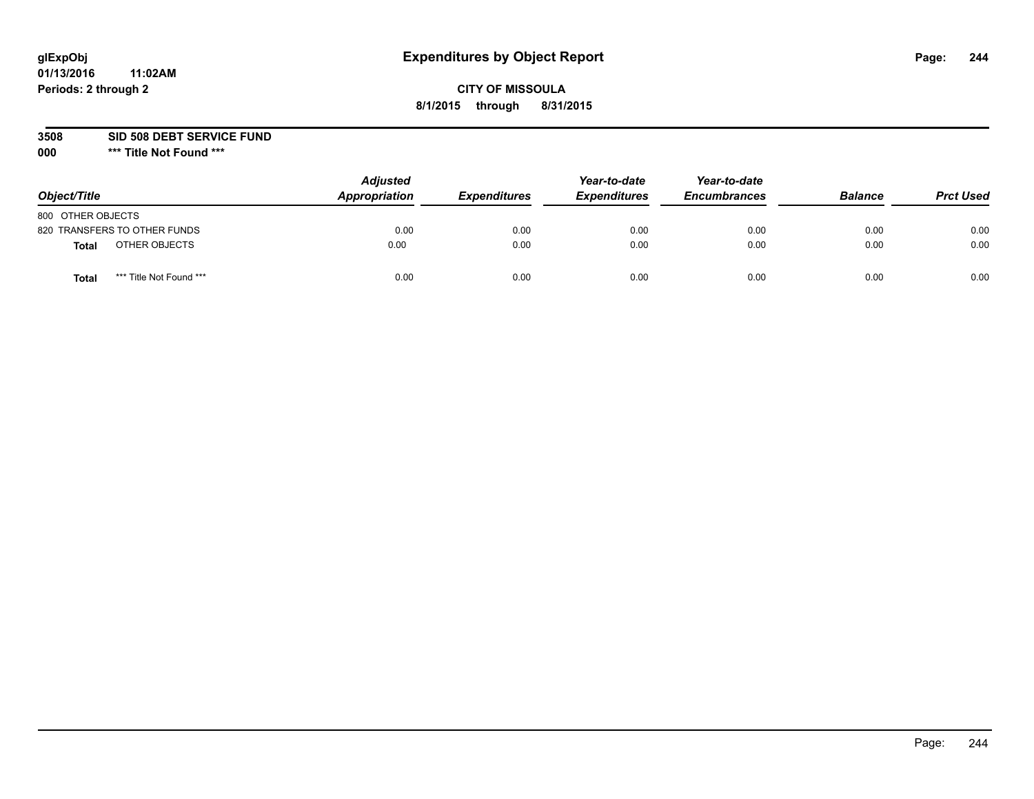# Expenditures by Object Report

glExpObj
01/13/2016 11:02AM
Periods: 2 through 2

**CITY OF MISSOULA**
**8/1/2015 through 8/31/2015**

**3508 SID 508 DEBT SERVICE FUND**
**000 *** Title Not Found *****

| Object/Title | Adjusted Appropriation | Expenditures | Year-to-date Expenditures | Year-to-date Encumbrances | Balance | Prct Used |
|---|---|---|---|---|---|---|
| 800 OTHER OBJECTS | | | | | | |
| 820 TRANSFERS TO OTHER FUNDS | 0.00 | 0.00 | 0.00 | 0.00 | 0.00 | 0.00 |
| **Total** OTHER OBJECTS | 0.00 | 0.00 | 0.00 | 0.00 | 0.00 | 0.00 |
| **Total** *** Title Not Found *** | 0.00 | 0.00 | 0.00 | 0.00 | 0.00 | 0.00 |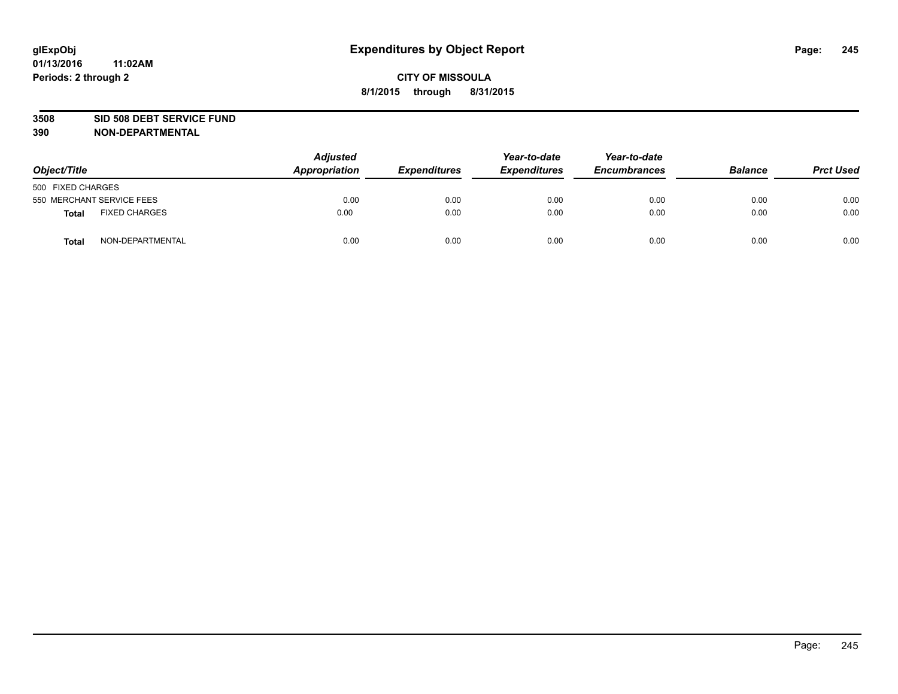**glExpObj** **Expenditures by Object Report**

**01/13/2016 11:02AM**

**Periods: 2 through 2**

**CITY OF MISSOULA**

**8/1/2015 through 8/31/2015**

## 3508 SID 508 DEBT SERVICE FUND
## 390 NON-DEPARTMENTAL

| Object/Title | | Adjusted Appropriation | Expenditures | Year-to-date Expenditures | Year-to-date Encumbrances | Balance | Prct Used |
|---|---|---|---|---|---|---|---|
| 500 FIXED CHARGES | | | | | | | |
| 550 MERCHANT SERVICE FEES | | 0.00 | 0.00 | 0.00 | 0.00 | 0.00 | 0.00 |
| **Total** | FIXED CHARGES | 0.00 | 0.00 | 0.00 | 0.00 | 0.00 | 0.00 |
| **Total** | NON-DEPARTMENTAL | 0.00 | 0.00 | 0.00 | 0.00 | 0.00 | 0.00 |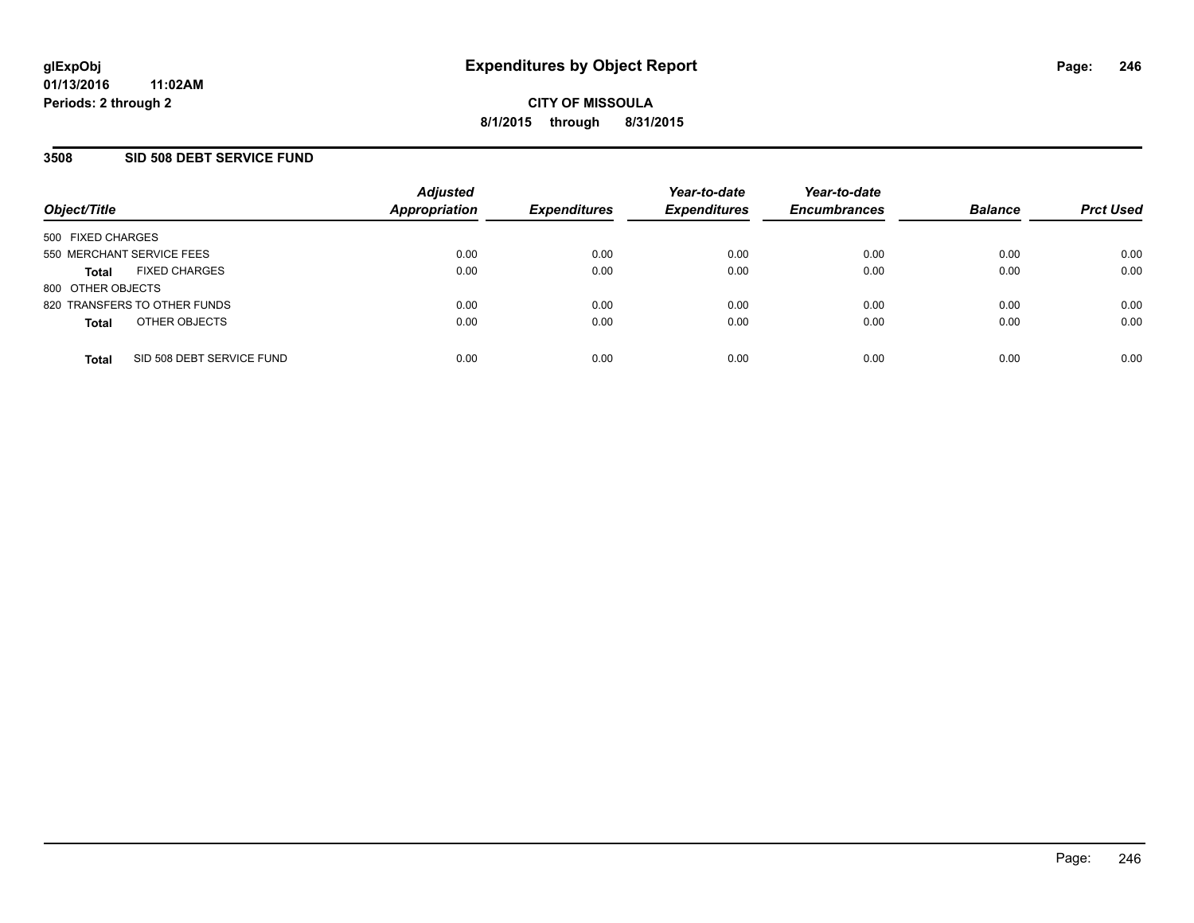**glExpObj**
**01/13/2016 11:02AM**
**Periods: 2 through 2**

# Expenditures by Object Report

**CITY OF MISSOULA**
**8/1/2015 through 8/31/2015**

## 3508 SID 508 DEBT SERVICE FUND

| Object/Title | Adjusted Appropriation | Expenditures | Year-to-date Expenditures | Year-to-date Encumbrances | Balance | Prct Used |
|---|---|---|---|---|---|---|
| 500 FIXED CHARGES | | | | | | |
| 550 MERCHANT SERVICE FEES | 0.00 | 0.00 | 0.00 | 0.00 | 0.00 | 0.00 |
| **Total** FIXED CHARGES | 0.00 | 0.00 | 0.00 | 0.00 | 0.00 | 0.00 |
| 800 OTHER OBJECTS | | | | | | |
| 820 TRANSFERS TO OTHER FUNDS | 0.00 | 0.00 | 0.00 | 0.00 | 0.00 | 0.00 |
| **Total** OTHER OBJECTS | 0.00 | 0.00 | 0.00 | 0.00 | 0.00 | 0.00 |
| **Total** SID 508 DEBT SERVICE FUND | 0.00 | 0.00 | 0.00 | 0.00 | 0.00 | 0.00 |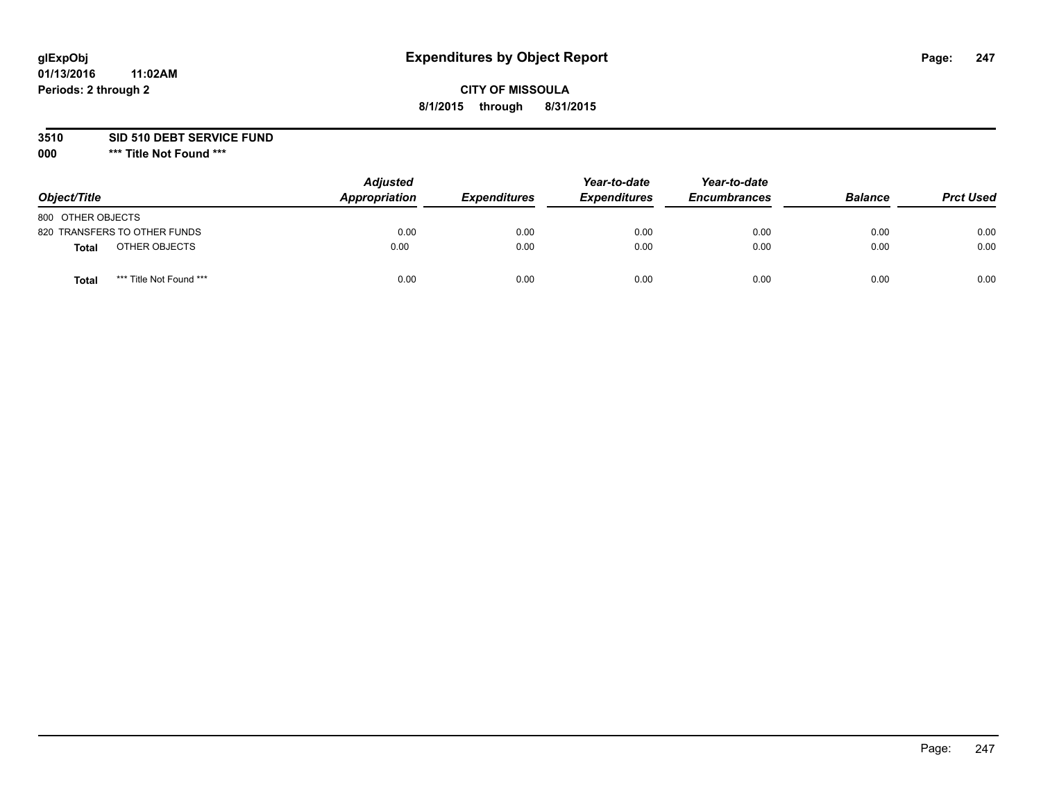glExpObj
01/13/2016 11:02AM
Periods: 2 through 2

# Expenditures by Object Report

**CITY OF MISSOULA**

**8/1/2015 through 8/31/2015**

**3510 SID 510 DEBT SERVICE FUND**

**000 \*\*\* Title Not Found \*\*\***

| Object/Title | | Adjusted Appropriation | Expenditures | Year-to-date Expenditures | Year-to-date Encumbrances | Balance | Prct Used |
|---|---|---|---|---|---|---|---|
| 800 OTHER OBJECTS | | | | | | | |
| 820 TRANSFERS TO OTHER FUNDS | | 0.00 | 0.00 | 0.00 | 0.00 | 0.00 | 0.00 |
| **Total** | OTHER OBJECTS | 0.00 | 0.00 | 0.00 | 0.00 | 0.00 | 0.00 |
| **Total** | \*\*\* Title Not Found \*\*\* | 0.00 | 0.00 | 0.00 | 0.00 | 0.00 | 0.00 |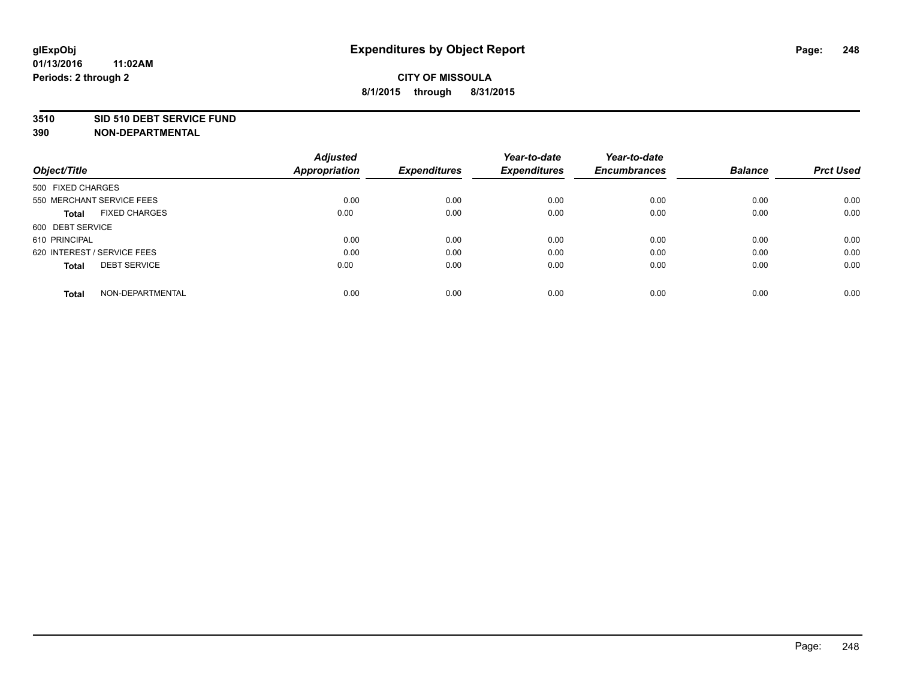# Expenditures by Object Report

glExpObj
01/13/2016 11:02AM
Periods: 2 through 2

**CITY OF MISSOULA**
**8/1/2015 through 8/31/2015**

**3510 SID 510 DEBT SERVICE FUND**
**390 NON-DEPARTMENTAL**

| Object/Title | Adjusted Appropriation | Expenditures | Year-to-date Expenditures | Year-to-date Encumbrances | Balance | Prct Used |
|---|---|---|---|---|---|---|
| 500 FIXED CHARGES | | | | | | |
| 550 MERCHANT SERVICE FEES | 0.00 | 0.00 | 0.00 | 0.00 | 0.00 | 0.00 |
| **Total** FIXED CHARGES | 0.00 | 0.00 | 0.00 | 0.00 | 0.00 | 0.00 |
| 600 DEBT SERVICE | | | | | | |
| 610 PRINCIPAL | 0.00 | 0.00 | 0.00 | 0.00 | 0.00 | 0.00 |
| 620 INTEREST / SERVICE FEES | 0.00 | 0.00 | 0.00 | 0.00 | 0.00 | 0.00 |
| **Total** DEBT SERVICE | 0.00 | 0.00 | 0.00 | 0.00 | 0.00 | 0.00 |
| **Total** NON-DEPARTMENTAL | 0.00 | 0.00 | 0.00 | 0.00 | 0.00 | 0.00 |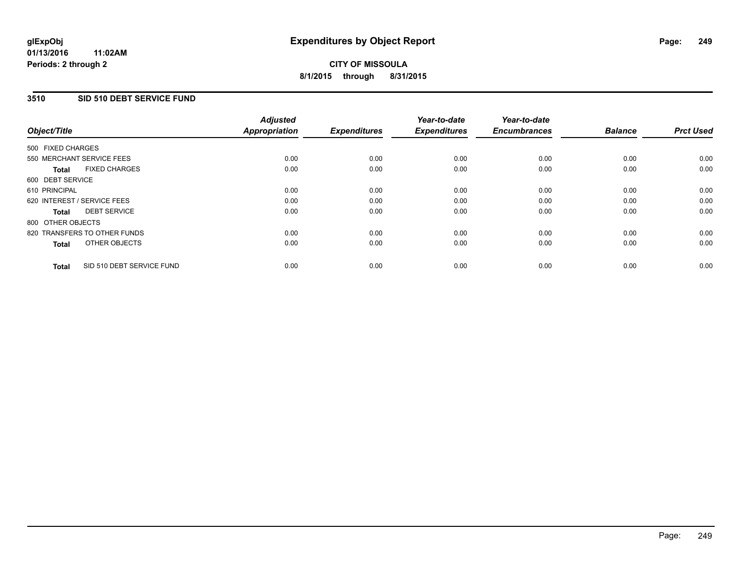# Expenditures by Object Report

glExpObj
01/13/2016 11:02AM
Periods: 2 through 2

**CITY OF MISSOULA**
**8/1/2015 through 8/31/2015**

## 3510 SID 510 DEBT SERVICE FUND

| Object/Title | Adjusted Appropriation | Expenditures | Year-to-date Expenditures | Year-to-date Encumbrances | Balance | Prct Used |
|---|---|---|---|---|---|---|
| 500 FIXED CHARGES | | | | | | |
| 550 MERCHANT SERVICE FEES | 0.00 | 0.00 | 0.00 | 0.00 | 0.00 | 0.00 |
| **Total** FIXED CHARGES | 0.00 | 0.00 | 0.00 | 0.00 | 0.00 | 0.00 |
| 600 DEBT SERVICE | | | | | | |
| 610 PRINCIPAL | 0.00 | 0.00 | 0.00 | 0.00 | 0.00 | 0.00 |
| 620 INTEREST / SERVICE FEES | 0.00 | 0.00 | 0.00 | 0.00 | 0.00 | 0.00 |
| **Total** DEBT SERVICE | 0.00 | 0.00 | 0.00 | 0.00 | 0.00 | 0.00 |
| 800 OTHER OBJECTS | | | | | | |
| 820 TRANSFERS TO OTHER FUNDS | 0.00 | 0.00 | 0.00 | 0.00 | 0.00 | 0.00 |
| **Total** OTHER OBJECTS | 0.00 | 0.00 | 0.00 | 0.00 | 0.00 | 0.00 |
| **Total** SID 510 DEBT SERVICE FUND | 0.00 | 0.00 | 0.00 | 0.00 | 0.00 | 0.00 |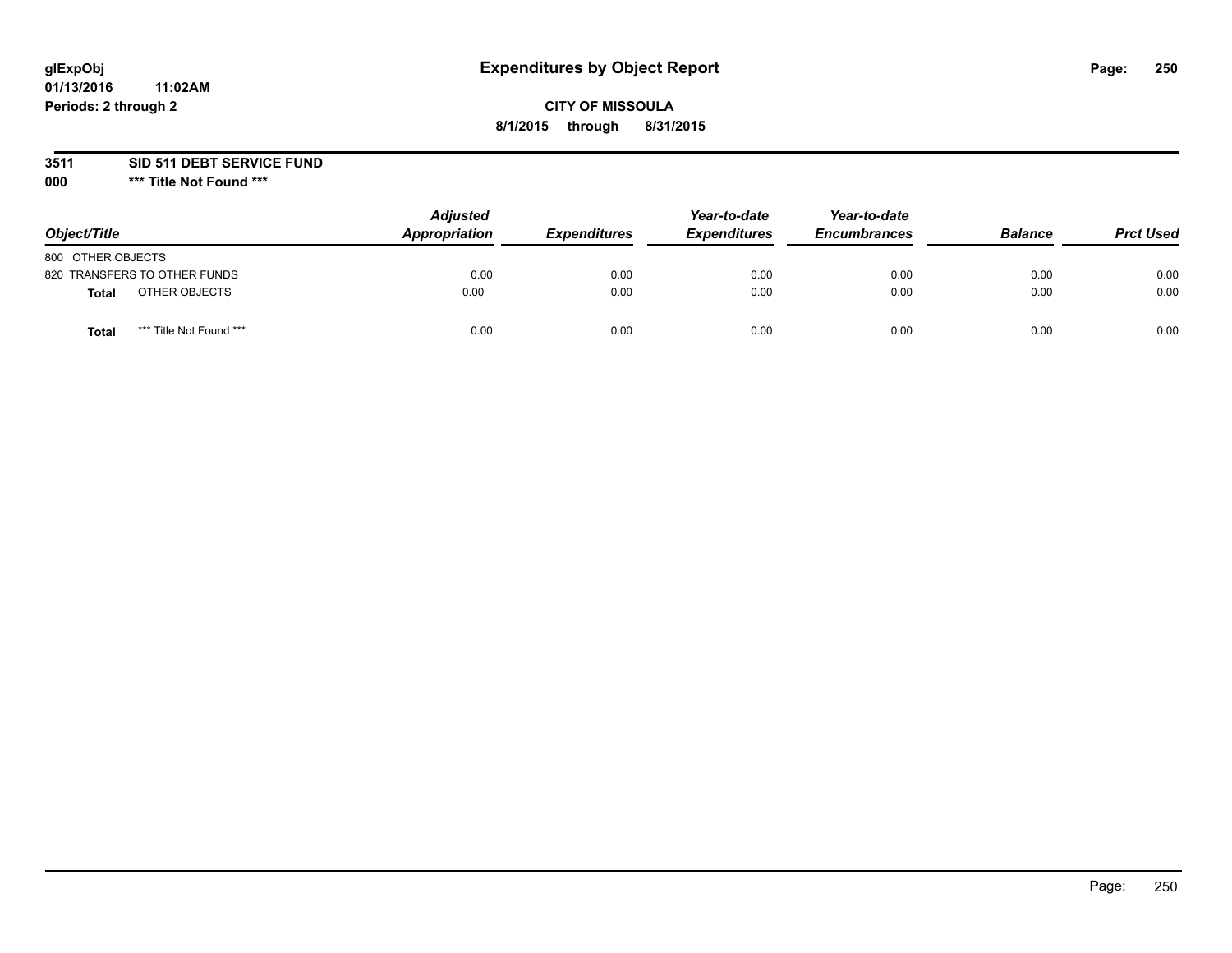glExpObj
01/13/2016 11:02AM
Periods: 2 through 2

# Expenditures by Object Report

**CITY OF MISSOULA**

**8/1/2015 through 8/31/2015**

**3511 SID 511 DEBT SERVICE FUND**

**000 *** Title Not Found *****

| Object/Title | | Adjusted Appropriation | Expenditures | Year-to-date Expenditures | Year-to-date Encumbrances | Balance | Prct Used |
|---|---|---|---|---|---|---|---|
| 800 OTHER OBJECTS | | | | | | | |
| 820 TRANSFERS TO OTHER FUNDS | | 0.00 | 0.00 | 0.00 | 0.00 | 0.00 | 0.00 |
| **Total** | OTHER OBJECTS | 0.00 | 0.00 | 0.00 | 0.00 | 0.00 | 0.00 |
| **Total** | *** Title Not Found *** | 0.00 | 0.00 | 0.00 | 0.00 | 0.00 | 0.00 |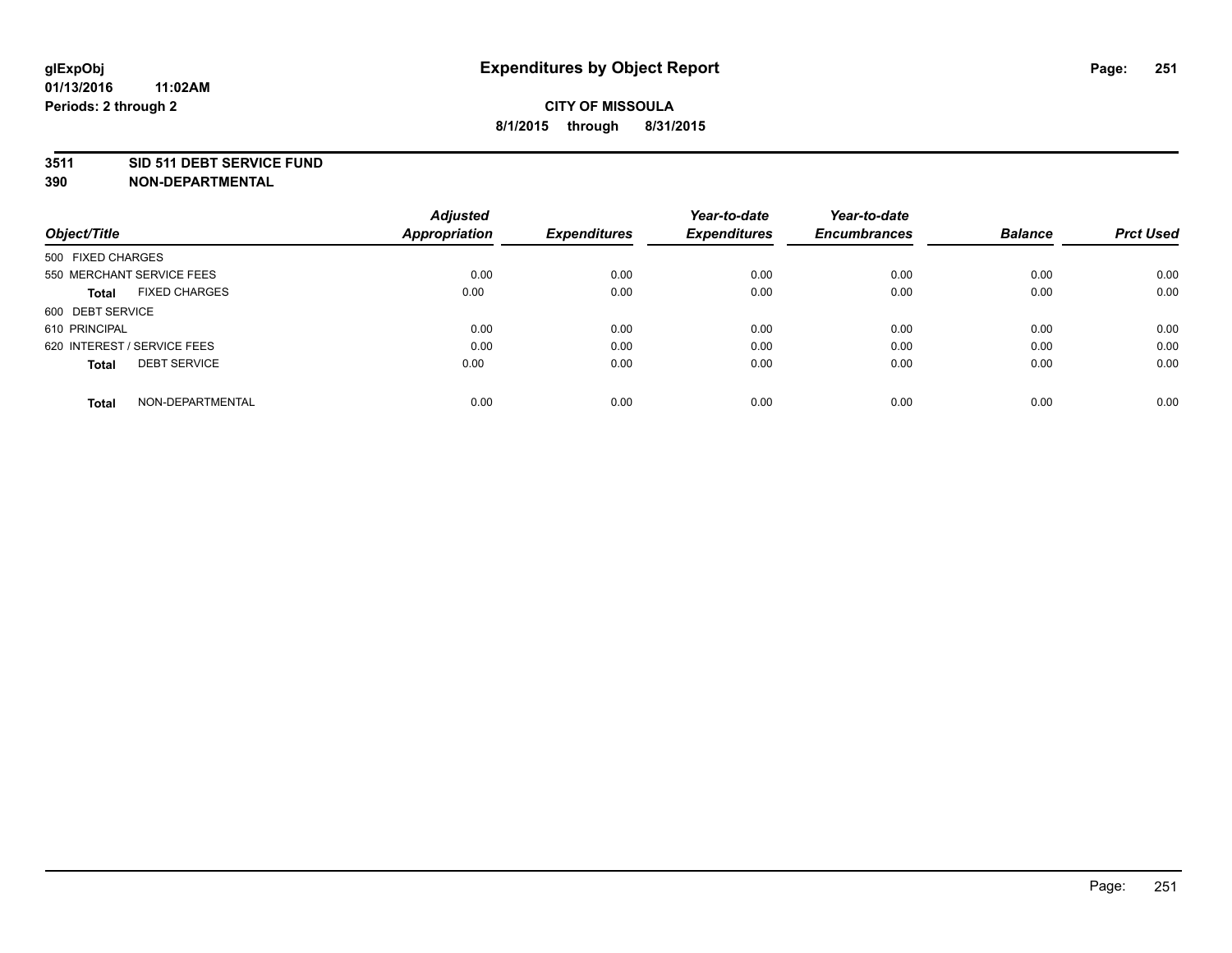glExpObj
01/13/2016 11:02AM
Periods: 2 through 2

# Expenditures by Object Report

**CITY OF MISSOULA**
**8/1/2015 through 8/31/2015**

**3511 SID 511 DEBT SERVICE FUND**
**390 NON-DEPARTMENTAL**

| Object/Title | Adjusted Appropriation | Expenditures | Year-to-date Expenditures | Year-to-date Encumbrances | Balance | Prct Used |
|---|---|---|---|---|---|---|
| 500 FIXED CHARGES | | | | | | |
| 550 MERCHANT SERVICE FEES | 0.00 | 0.00 | 0.00 | 0.00 | 0.00 | 0.00 |
| **Total** FIXED CHARGES | 0.00 | 0.00 | 0.00 | 0.00 | 0.00 | 0.00 |
| 600 DEBT SERVICE | | | | | | |
| 610 PRINCIPAL | 0.00 | 0.00 | 0.00 | 0.00 | 0.00 | 0.00 |
| 620 INTEREST / SERVICE FEES | 0.00 | 0.00 | 0.00 | 0.00 | 0.00 | 0.00 |
| **Total** DEBT SERVICE | 0.00 | 0.00 | 0.00 | 0.00 | 0.00 | 0.00 |
| **Total** NON-DEPARTMENTAL | 0.00 | 0.00 | 0.00 | 0.00 | 0.00 | 0.00 |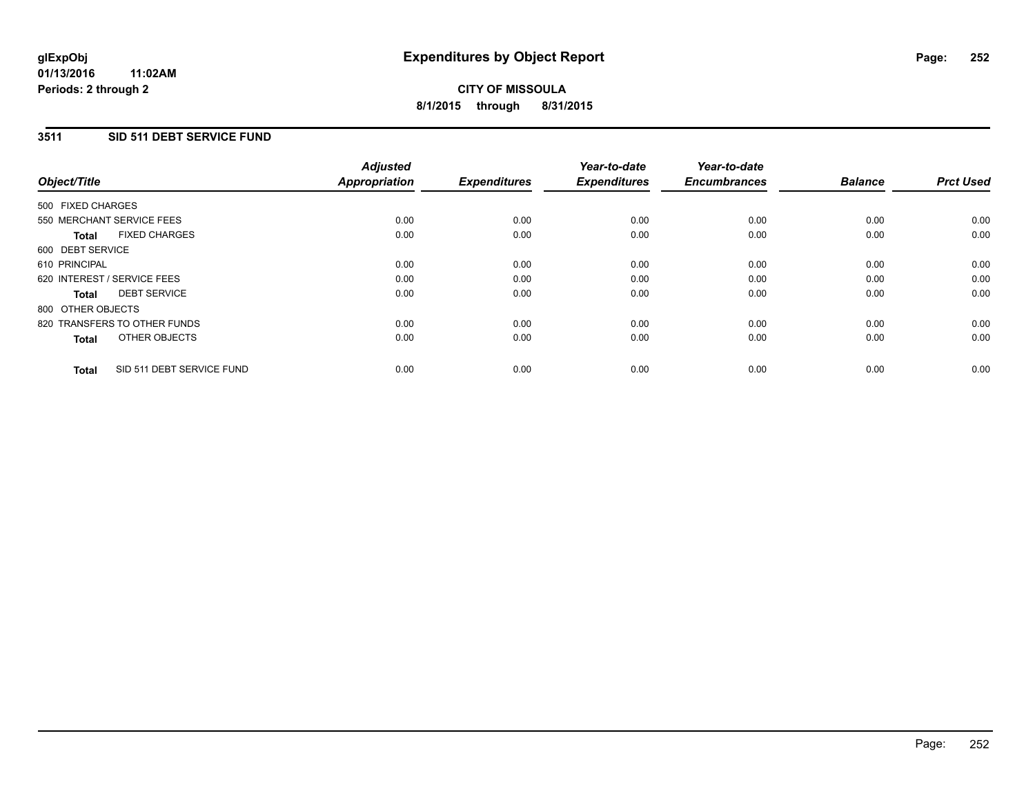**glExpObj**
**01/13/2016 11:02AM**
**Periods: 2 through 2**

# Expenditures by Object Report

**CITY OF MISSOULA**
**8/1/2015 through 8/31/2015**

## 3511 SID 511 DEBT SERVICE FUND

| Object/Title | Adjusted Appropriation | Expenditures | Year-to-date Expenditures | Year-to-date Encumbrances | Balance | Prct Used |
|---|---|---|---|---|---|---|
| 500 FIXED CHARGES | | | | | | |
| 550 MERCHANT SERVICE FEES | 0.00 | 0.00 | 0.00 | 0.00 | 0.00 | 0.00 |
| **Total** FIXED CHARGES | 0.00 | 0.00 | 0.00 | 0.00 | 0.00 | 0.00 |
| 600 DEBT SERVICE | | | | | | |
| 610 PRINCIPAL | 0.00 | 0.00 | 0.00 | 0.00 | 0.00 | 0.00 |
| 620 INTEREST / SERVICE FEES | 0.00 | 0.00 | 0.00 | 0.00 | 0.00 | 0.00 |
| **Total** DEBT SERVICE | 0.00 | 0.00 | 0.00 | 0.00 | 0.00 | 0.00 |
| 800 OTHER OBJECTS | | | | | | |
| 820 TRANSFERS TO OTHER FUNDS | 0.00 | 0.00 | 0.00 | 0.00 | 0.00 | 0.00 |
| **Total** OTHER OBJECTS | 0.00 | 0.00 | 0.00 | 0.00 | 0.00 | 0.00 |
| **Total** SID 511 DEBT SERVICE FUND | 0.00 | 0.00 | 0.00 | 0.00 | 0.00 | 0.00 |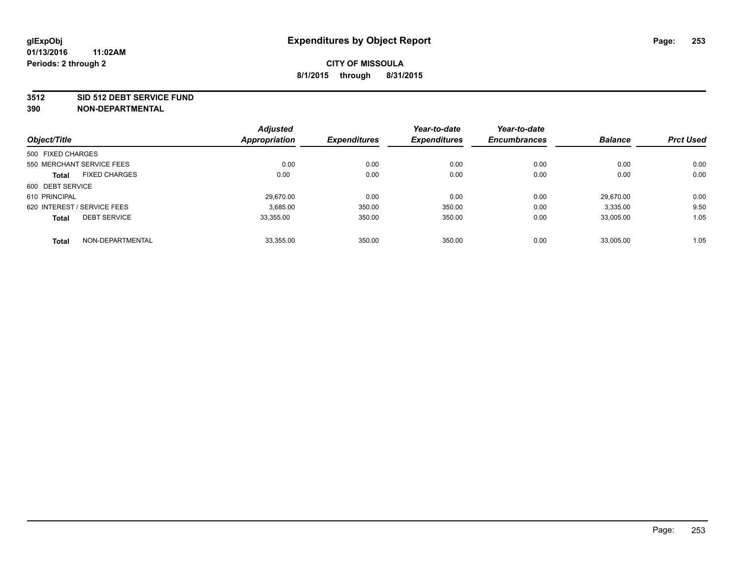**glExpObj**
**01/13/2016 11:02AM**
**Periods: 2 through 2**

# Expenditures by Object Report

**CITY OF MISSOULA**
**8/1/2015 through 8/31/2015**

**3512 SID 512 DEBT SERVICE FUND**
**390 NON-DEPARTMENTAL**

| Object/Title | | Adjusted Appropriation | Expenditures | Year-to-date Expenditures | Year-to-date Encumbrances | Balance | Prct Used |
|---|---|---|---|---|---|---|---|
| 500 FIXED CHARGES | | | | | | | |
| 550 MERCHANT SERVICE FEES | | 0.00 | 0.00 | 0.00 | 0.00 | 0.00 | 0.00 |
| **Total** | FIXED CHARGES | 0.00 | 0.00 | 0.00 | 0.00 | 0.00 | 0.00 |
| 600 DEBT SERVICE | | | | | | | |
| 610 PRINCIPAL | | 29,670.00 | 0.00 | 0.00 | 0.00 | 29,670.00 | 0.00 |
| 620 INTEREST / SERVICE FEES | | 3,685.00 | 350.00 | 350.00 | 0.00 | 3,335.00 | 9.50 |
| **Total** | DEBT SERVICE | 33,355.00 | 350.00 | 350.00 | 0.00 | 33,005.00 | 1.05 |
| **Total** | NON-DEPARTMENTAL | 33,355.00 | 350.00 | 350.00 | 0.00 | 33,005.00 | 1.05 |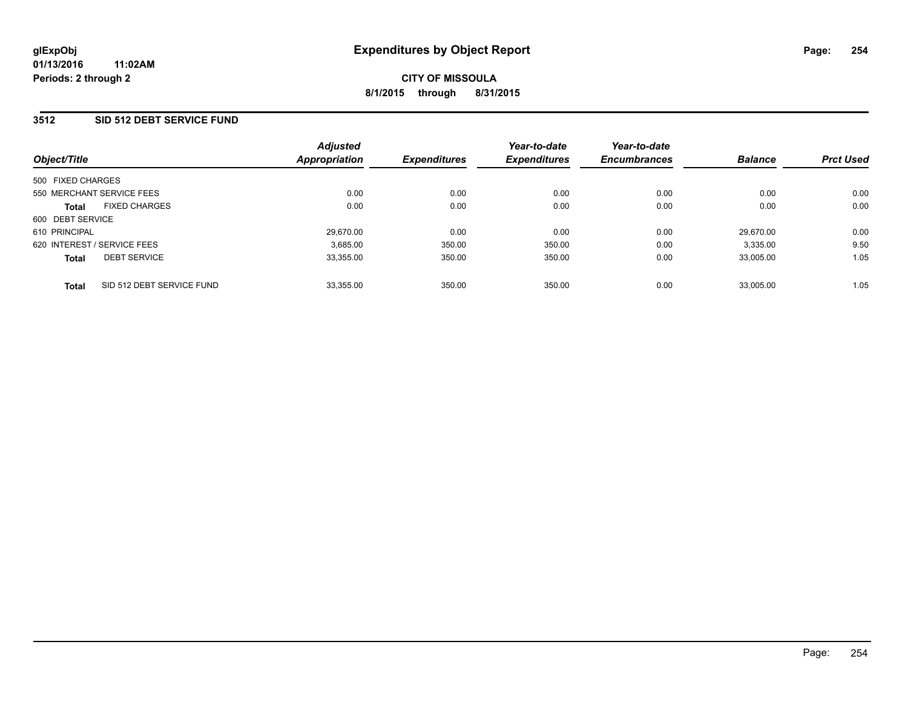**glExpObj**
**01/13/2016 11:02AM**
**Periods: 2 through 2**

# Expenditures by Object Report

**CITY OF MISSOULA**
**8/1/2015 through 8/31/2015**

## 3512 SID 512 DEBT SERVICE FUND

| Object/Title | Adjusted Appropriation | Expenditures | Year-to-date Expenditures | Year-to-date Encumbrances | Balance | Prct Used |
|---|---|---|---|---|---|---|
| 500 FIXED CHARGES | | | | | | |
| 550 MERCHANT SERVICE FEES | 0.00 | 0.00 | 0.00 | 0.00 | 0.00 | 0.00 |
| **Total** FIXED CHARGES | 0.00 | 0.00 | 0.00 | 0.00 | 0.00 | 0.00 |
| 600 DEBT SERVICE | | | | | | |
| 610 PRINCIPAL | 29,670.00 | 0.00 | 0.00 | 0.00 | 29,670.00 | 0.00 |
| 620 INTEREST / SERVICE FEES | 3,685.00 | 350.00 | 350.00 | 0.00 | 3,335.00 | 9.50 |
| **Total** DEBT SERVICE | 33,355.00 | 350.00 | 350.00 | 0.00 | 33,005.00 | 1.05 |
| **Total** SID 512 DEBT SERVICE FUND | 33,355.00 | 350.00 | 350.00 | 0.00 | 33,005.00 | 1.05 |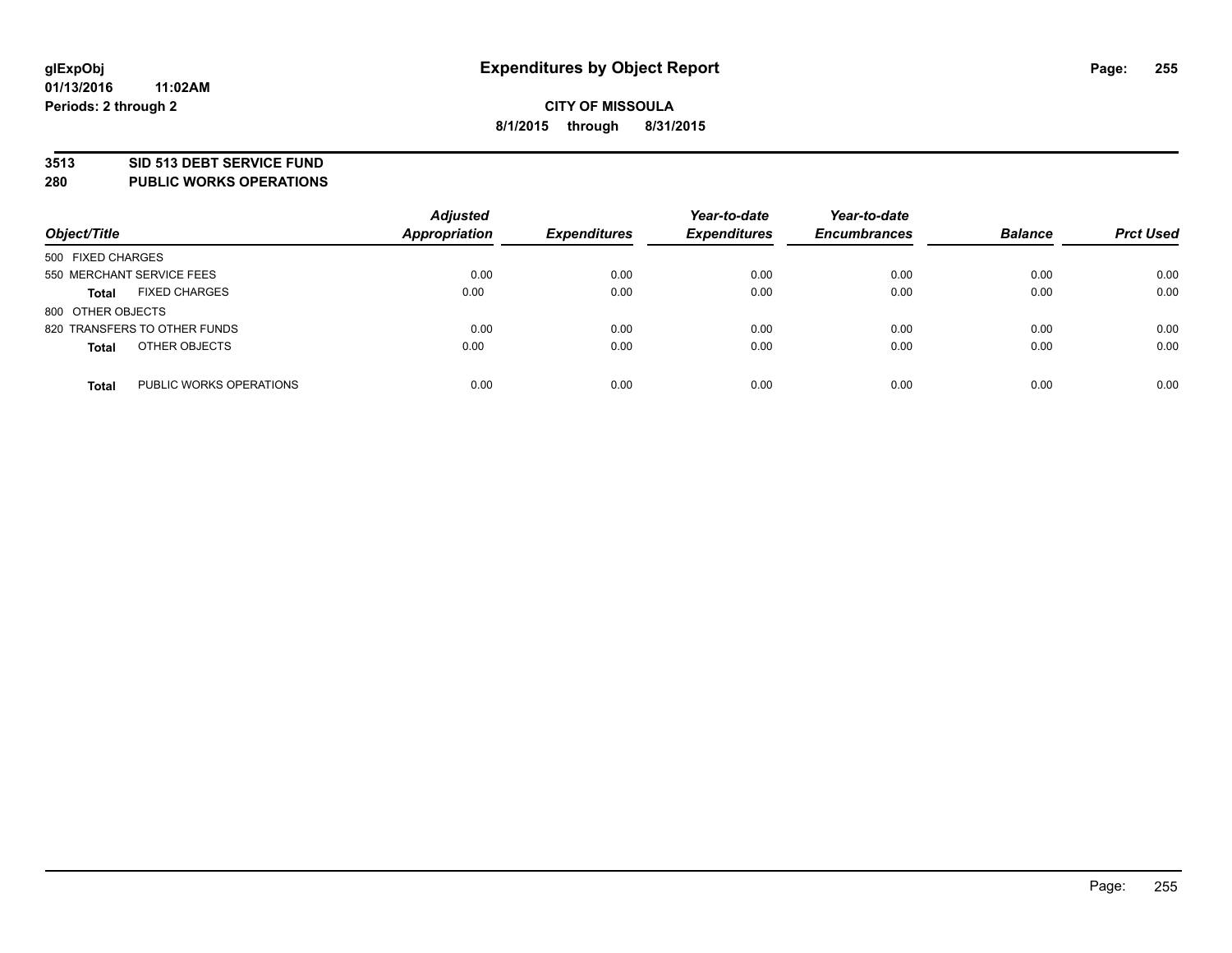**glExpObj** **Expenditures by Object Report**

**01/13/2016 11:02AM**

**Periods: 2 through 2**

**CITY OF MISSOULA**

**8/1/2015 through 8/31/2015**

## 3513 SID 513 DEBT SERVICE FUND
## 280 PUBLIC WORKS OPERATIONS

| Object/Title | Adjusted Appropriation | Expenditures | Year-to-date Expenditures | Year-to-date Encumbrances | Balance | Prct Used |
|---|---|---|---|---|---|---|
| 500 FIXED CHARGES | | | | | | |
| 550 MERCHANT SERVICE FEES | 0.00 | 0.00 | 0.00 | 0.00 | 0.00 | 0.00 |
| **Total** FIXED CHARGES | 0.00 | 0.00 | 0.00 | 0.00 | 0.00 | 0.00 |
| 800 OTHER OBJECTS | | | | | | |
| 820 TRANSFERS TO OTHER FUNDS | 0.00 | 0.00 | 0.00 | 0.00 | 0.00 | 0.00 |
| **Total** OTHER OBJECTS | 0.00 | 0.00 | 0.00 | 0.00 | 0.00 | 0.00 |
| **Total** PUBLIC WORKS OPERATIONS | 0.00 | 0.00 | 0.00 | 0.00 | 0.00 | 0.00 |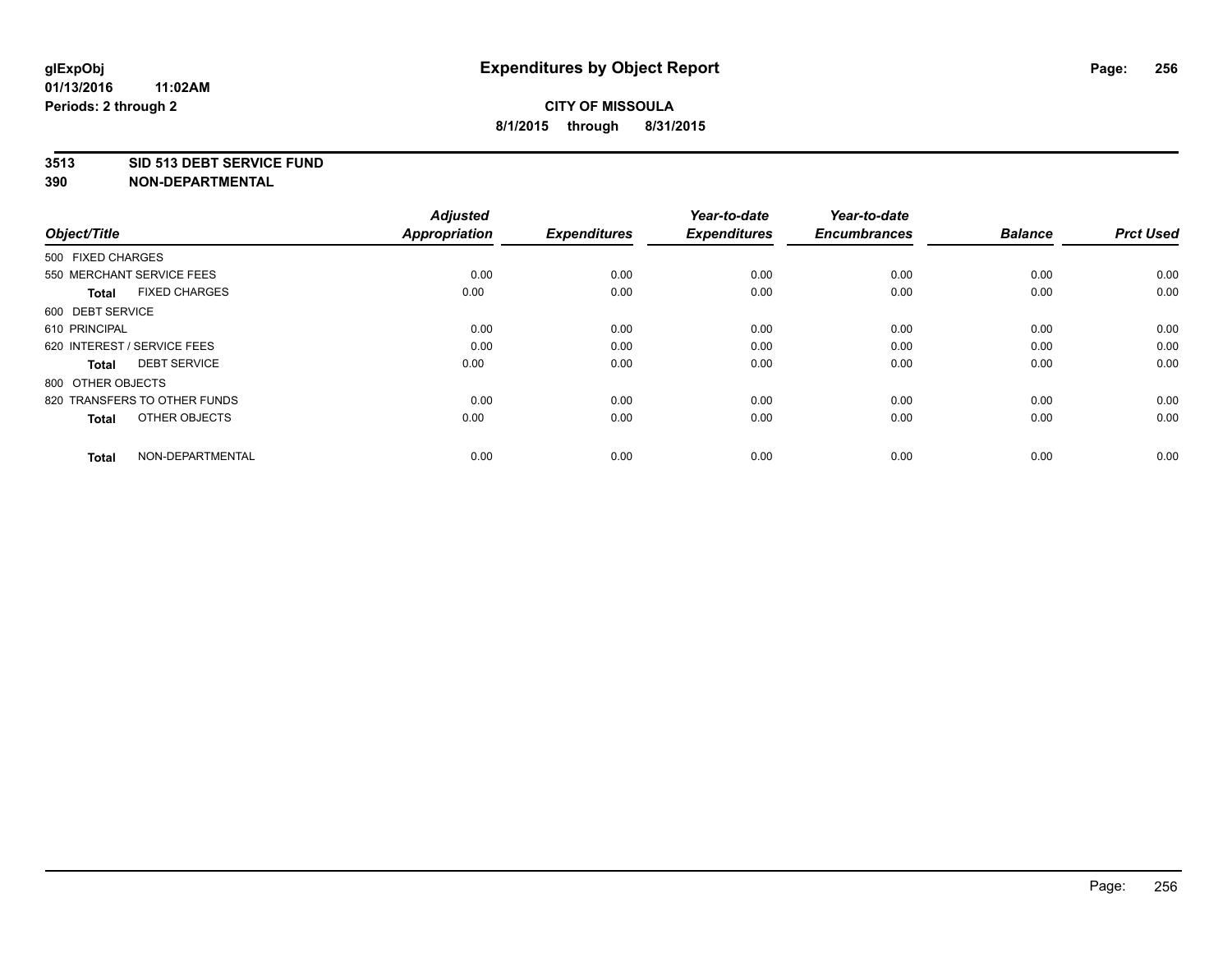# Expenditures by Object Report

**CITY OF MISSOULA**

**8/1/2015 through 8/31/2015**

glExpObj
01/13/2016 11:02AM
Periods: 2 through 2

**3513 SID 513 DEBT SERVICE FUND**
**390 NON-DEPARTMENTAL**

| Object/Title | | Adjusted Appropriation | Expenditures | Year-to-date Expenditures | Year-to-date Encumbrances | Balance | Prct Used |
|---|---|---|---|---|---|---|---|
| 500 FIXED CHARGES | | | | | | | |
| 550 MERCHANT SERVICE FEES | | 0.00 | 0.00 | 0.00 | 0.00 | 0.00 | 0.00 |
| **Total** | FIXED CHARGES | 0.00 | 0.00 | 0.00 | 0.00 | 0.00 | 0.00 |
| 600 DEBT SERVICE | | | | | | | |
| 610 PRINCIPAL | | 0.00 | 0.00 | 0.00 | 0.00 | 0.00 | 0.00 |
| 620 INTEREST / SERVICE FEES | | 0.00 | 0.00 | 0.00 | 0.00 | 0.00 | 0.00 |
| **Total** | DEBT SERVICE | 0.00 | 0.00 | 0.00 | 0.00 | 0.00 | 0.00 |
| 800 OTHER OBJECTS | | | | | | | |
| 820 TRANSFERS TO OTHER FUNDS | | 0.00 | 0.00 | 0.00 | 0.00 | 0.00 | 0.00 |
| **Total** | OTHER OBJECTS | 0.00 | 0.00 | 0.00 | 0.00 | 0.00 | 0.00 |
| **Total** | NON-DEPARTMENTAL | 0.00 | 0.00 | 0.00 | 0.00 | 0.00 | 0.00 |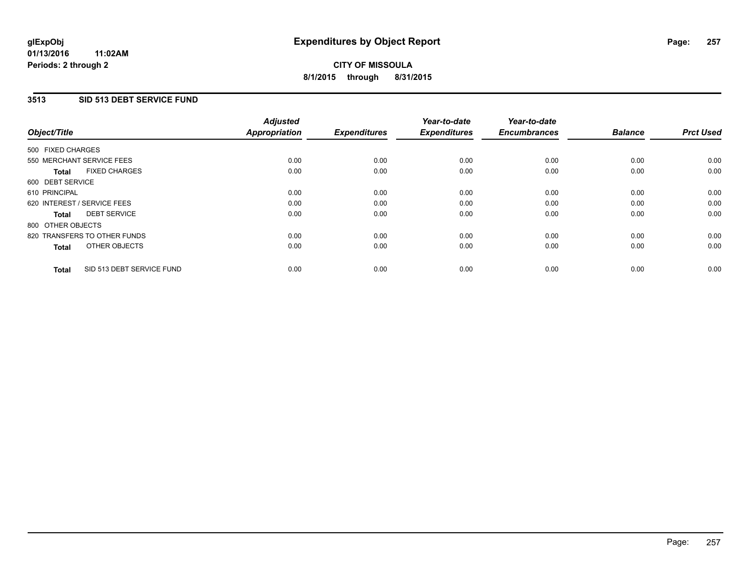**glExpObj**
**01/13/2016 11:02AM**
**Periods: 2 through 2**

# Expenditures by Object Report

**CITY OF MISSOULA**
**8/1/2015 through 8/31/2015**

## 3513 SID 513 DEBT SERVICE FUND

| Object/Title | Adjusted Appropriation | Expenditures | Year-to-date Expenditures | Year-to-date Encumbrances | Balance | Prct Used |
|---|---|---|---|---|---|---|
| 500 FIXED CHARGES | | | | | | |
| 550 MERCHANT SERVICE FEES | 0.00 | 0.00 | 0.00 | 0.00 | 0.00 | 0.00 |
| **Total** FIXED CHARGES | 0.00 | 0.00 | 0.00 | 0.00 | 0.00 | 0.00 |
| 600 DEBT SERVICE | | | | | | |
| 610 PRINCIPAL | 0.00 | 0.00 | 0.00 | 0.00 | 0.00 | 0.00 |
| 620 INTEREST / SERVICE FEES | 0.00 | 0.00 | 0.00 | 0.00 | 0.00 | 0.00 |
| **Total** DEBT SERVICE | 0.00 | 0.00 | 0.00 | 0.00 | 0.00 | 0.00 |
| 800 OTHER OBJECTS | | | | | | |
| 820 TRANSFERS TO OTHER FUNDS | 0.00 | 0.00 | 0.00 | 0.00 | 0.00 | 0.00 |
| **Total** OTHER OBJECTS | 0.00 | 0.00 | 0.00 | 0.00 | 0.00 | 0.00 |
| **Total** SID 513 DEBT SERVICE FUND | 0.00 | 0.00 | 0.00 | 0.00 | 0.00 | 0.00 |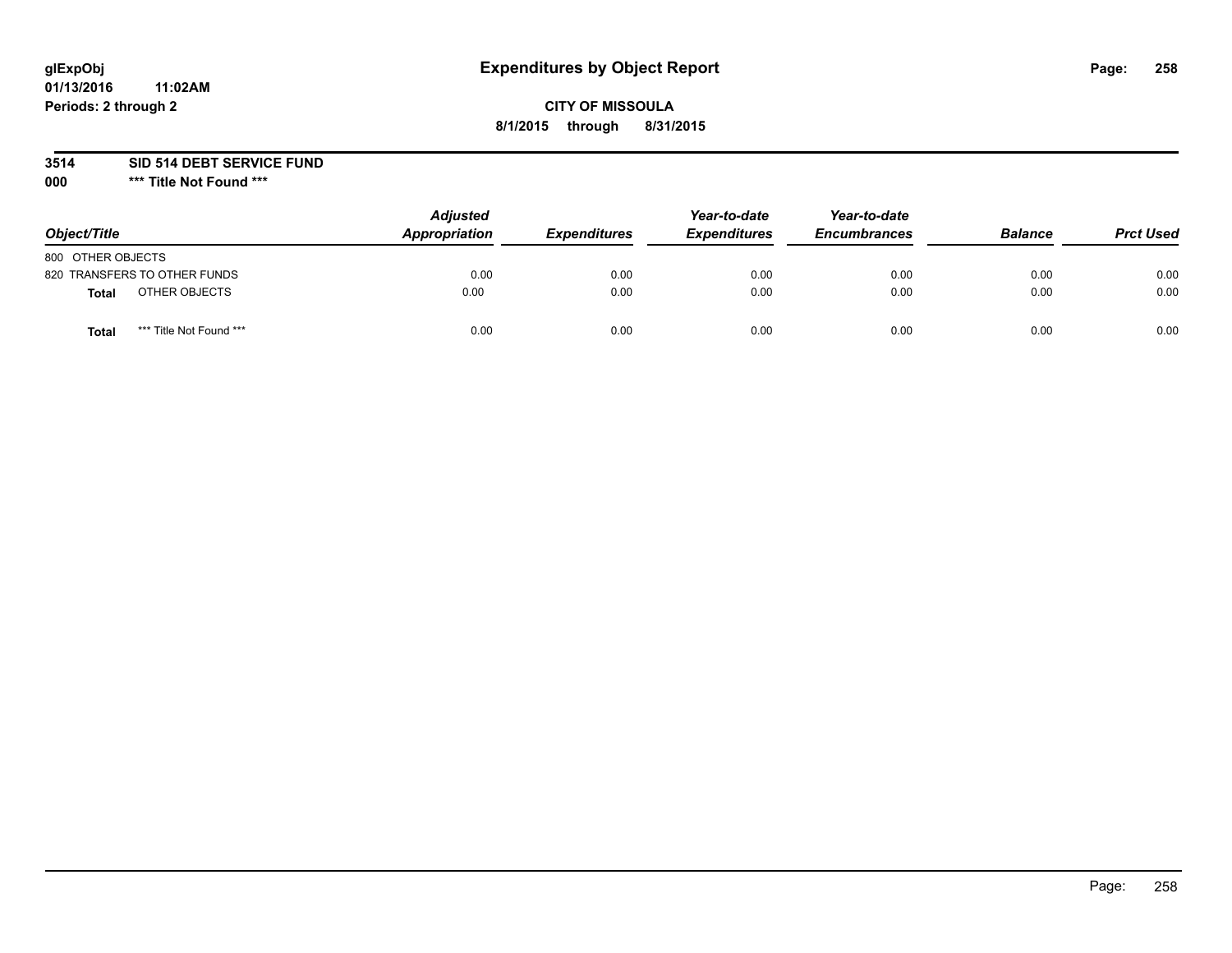**glExpObj**
**01/13/2016 11:02AM**
**Periods: 2 through 2**

# Expenditures by Object Report

**CITY OF MISSOULA**
**8/1/2015 through 8/31/2015**

**3514 SID 514 DEBT SERVICE FUND**
**000 \*\*\* Title Not Found \*\*\***

| Object/Title | | Adjusted Appropriation | Expenditures | Year-to-date Expenditures | Year-to-date Encumbrances | Balance | Prct Used |
|---|---|---|---|---|---|---|---|
| 800 OTHER OBJECTS | | | | | | | |
| 820 TRANSFERS TO OTHER FUNDS | | 0.00 | 0.00 | 0.00 | 0.00 | 0.00 | 0.00 |
| **Total** | OTHER OBJECTS | 0.00 | 0.00 | 0.00 | 0.00 | 0.00 | 0.00 |
| **Total** | *** Title Not Found *** | 0.00 | 0.00 | 0.00 | 0.00 | 0.00 | 0.00 |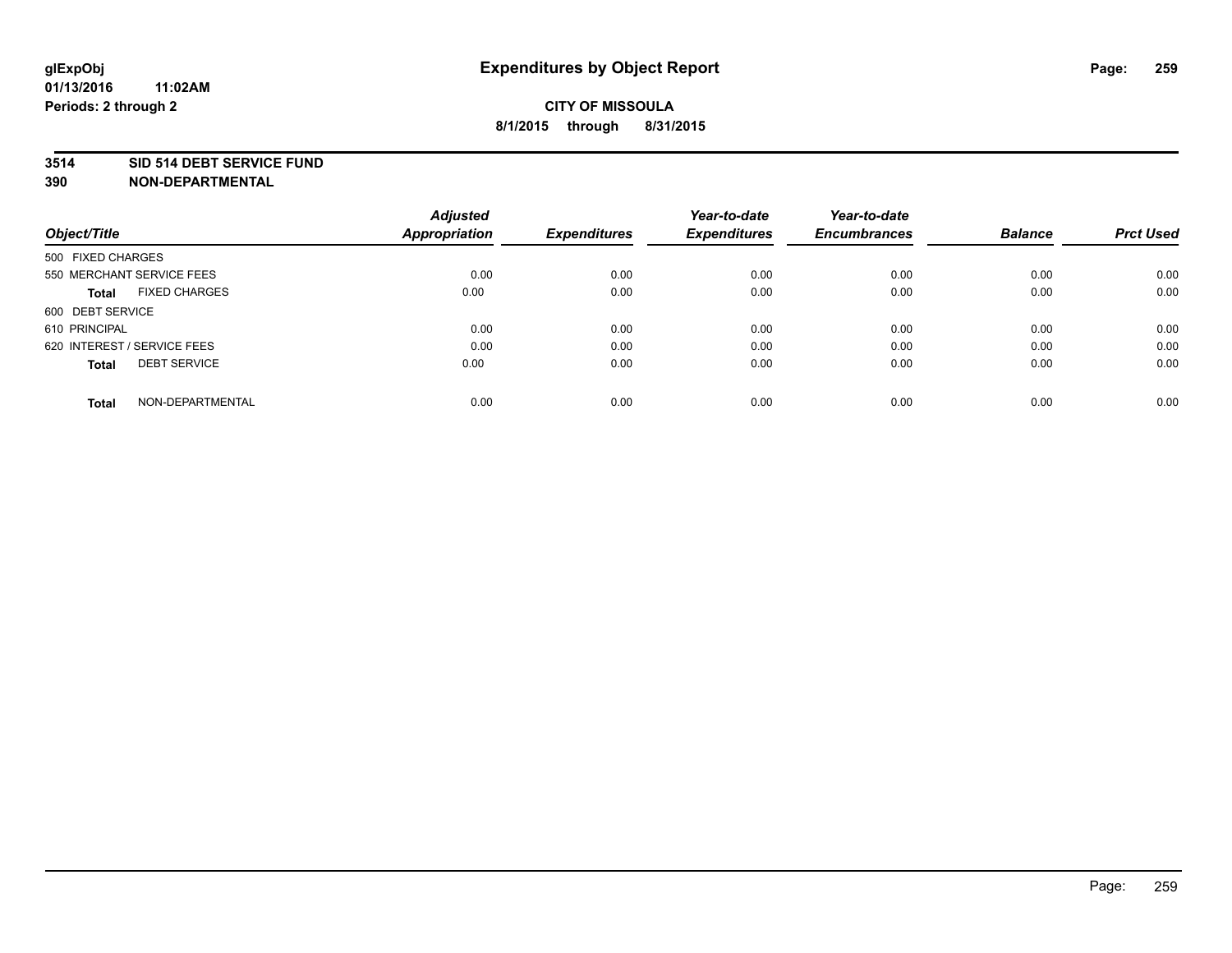glExpObj
01/13/2016 11:02AM
Periods: 2 through 2

# Expenditures by Object Report

**CITY OF MISSOULA**
**8/1/2015 through 8/31/2015**

**3514 SID 514 DEBT SERVICE FUND**
**390 NON-DEPARTMENTAL**

| Object/Title | Adjusted Appropriation | Expenditures | Year-to-date Expenditures | Year-to-date Encumbrances | Balance | Prct Used |
|---|---|---|---|---|---|---|
| 500 FIXED CHARGES | | | | | | |
| 550 MERCHANT SERVICE FEES | 0.00 | 0.00 | 0.00 | 0.00 | 0.00 | 0.00 |
| **Total** FIXED CHARGES | 0.00 | 0.00 | 0.00 | 0.00 | 0.00 | 0.00 |
| 600 DEBT SERVICE | | | | | | |
| 610 PRINCIPAL | 0.00 | 0.00 | 0.00 | 0.00 | 0.00 | 0.00 |
| 620 INTEREST / SERVICE FEES | 0.00 | 0.00 | 0.00 | 0.00 | 0.00 | 0.00 |
| **Total** DEBT SERVICE | 0.00 | 0.00 | 0.00 | 0.00 | 0.00 | 0.00 |
| **Total** NON-DEPARTMENTAL | 0.00 | 0.00 | 0.00 | 0.00 | 0.00 | 0.00 |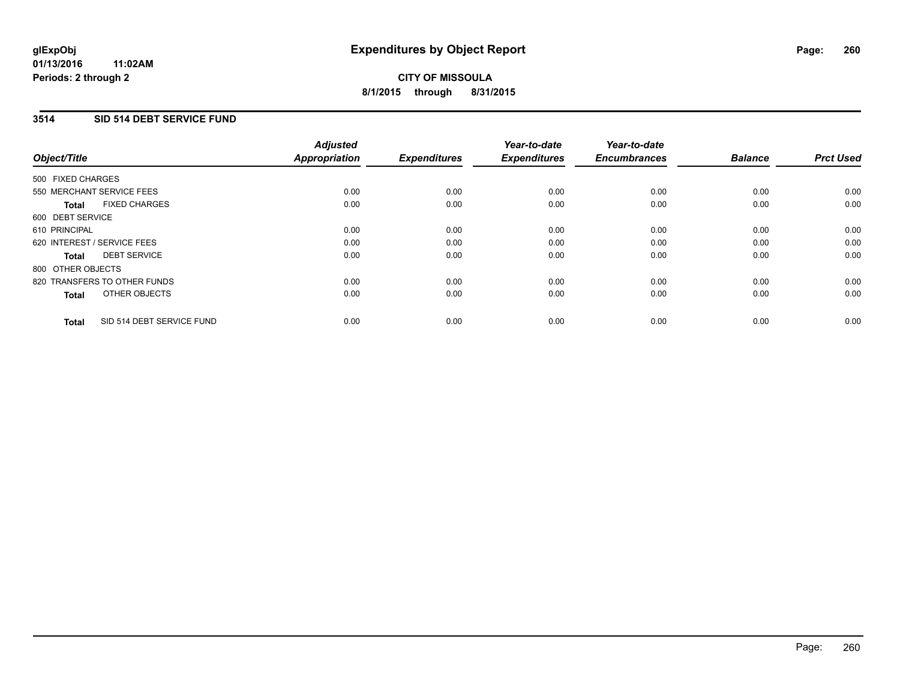# Expenditures by Object Report

glExpObj
01/13/2016 11:02AM
Periods: 2 through 2

**CITY OF MISSOULA**
**8/1/2015 through 8/31/2015**

## 3514 SID 514 DEBT SERVICE FUND

| Object/Title | Adjusted Appropriation | Expenditures | Year-to-date Expenditures | Year-to-date Encumbrances | Balance | Prct Used |
|---|---|---|---|---|---|---|
| 500 FIXED CHARGES | | | | | | |
| 550 MERCHANT SERVICE FEES | 0.00 | 0.00 | 0.00 | 0.00 | 0.00 | 0.00 |
| **Total** FIXED CHARGES | 0.00 | 0.00 | 0.00 | 0.00 | 0.00 | 0.00 |
| 600 DEBT SERVICE | | | | | | |
| 610 PRINCIPAL | 0.00 | 0.00 | 0.00 | 0.00 | 0.00 | 0.00 |
| 620 INTEREST / SERVICE FEES | 0.00 | 0.00 | 0.00 | 0.00 | 0.00 | 0.00 |
| **Total** DEBT SERVICE | 0.00 | 0.00 | 0.00 | 0.00 | 0.00 | 0.00 |
| 800 OTHER OBJECTS | | | | | | |
| 820 TRANSFERS TO OTHER FUNDS | 0.00 | 0.00 | 0.00 | 0.00 | 0.00 | 0.00 |
| **Total** OTHER OBJECTS | 0.00 | 0.00 | 0.00 | 0.00 | 0.00 | 0.00 |
| **Total** SID 514 DEBT SERVICE FUND | 0.00 | 0.00 | 0.00 | 0.00 | 0.00 | 0.00 |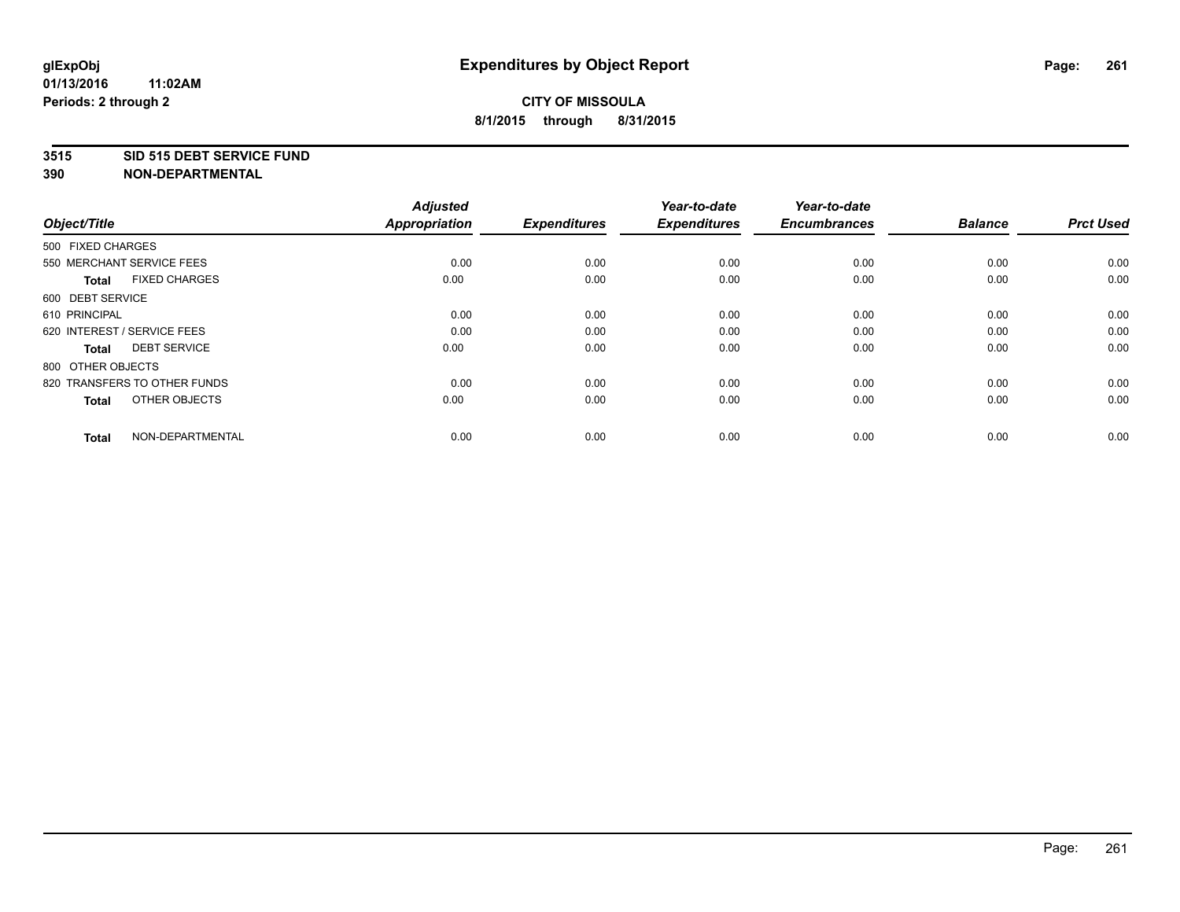# Expenditures by Object Report

glExpObj
01/13/2016 11:02AM
Periods: 2 through 2

**CITY OF MISSOULA**
**8/1/2015 through 8/31/2015**

**3515 SID 515 DEBT SERVICE FUND**
**390 NON-DEPARTMENTAL**

| Object/Title | | Adjusted Appropriation | Expenditures | Year-to-date Expenditures | Year-to-date Encumbrances | Balance | Prct Used |
|---|---|---|---|---|---|---|---|
| 500 FIXED CHARGES | | | | | | | |
| 550 MERCHANT SERVICE FEES | | 0.00 | 0.00 | 0.00 | 0.00 | 0.00 | 0.00 |
| **Total** | FIXED CHARGES | 0.00 | 0.00 | 0.00 | 0.00 | 0.00 | 0.00 |
| 600 DEBT SERVICE | | | | | | | |
| 610 PRINCIPAL | | 0.00 | 0.00 | 0.00 | 0.00 | 0.00 | 0.00 |
| 620 INTEREST / SERVICE FEES | | 0.00 | 0.00 | 0.00 | 0.00 | 0.00 | 0.00 |
| **Total** | DEBT SERVICE | 0.00 | 0.00 | 0.00 | 0.00 | 0.00 | 0.00 |
| 800 OTHER OBJECTS | | | | | | | |
| 820 TRANSFERS TO OTHER FUNDS | | 0.00 | 0.00 | 0.00 | 0.00 | 0.00 | 0.00 |
| **Total** | OTHER OBJECTS | 0.00 | 0.00 | 0.00 | 0.00 | 0.00 | 0.00 |
| **Total** | NON-DEPARTMENTAL | 0.00 | 0.00 | 0.00 | 0.00 | 0.00 | 0.00 |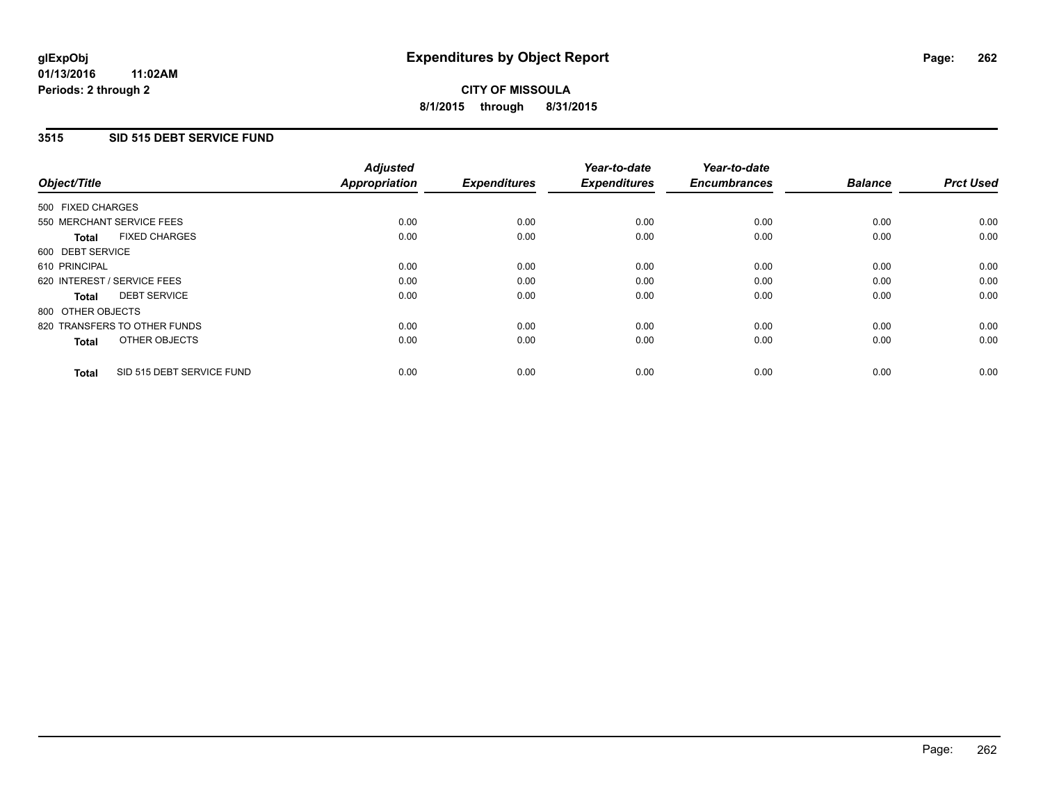**glExpObj**
**01/13/2016 11:02AM**
**Periods: 2 through 2**

# Expenditures by Object Report

**CITY OF MISSOULA**
**8/1/2015 through 8/31/2015**

## 3515 SID 515 DEBT SERVICE FUND

| Object/Title | | Adjusted Appropriation | Expenditures | Year-to-date Expenditures | Year-to-date Encumbrances | Balance | Prct Used |
|---|---|---|---|---|---|---|---|
| 500 FIXED CHARGES | | | | | | | |
| 550 MERCHANT SERVICE FEES | | 0.00 | 0.00 | 0.00 | 0.00 | 0.00 | 0.00 |
| **Total** | FIXED CHARGES | 0.00 | 0.00 | 0.00 | 0.00 | 0.00 | 0.00 |
| 600 DEBT SERVICE | | | | | | | |
| 610 PRINCIPAL | | 0.00 | 0.00 | 0.00 | 0.00 | 0.00 | 0.00 |
| 620 INTEREST / SERVICE FEES | | 0.00 | 0.00 | 0.00 | 0.00 | 0.00 | 0.00 |
| **Total** | DEBT SERVICE | 0.00 | 0.00 | 0.00 | 0.00 | 0.00 | 0.00 |
| 800 OTHER OBJECTS | | | | | | | |
| 820 TRANSFERS TO OTHER FUNDS | | 0.00 | 0.00 | 0.00 | 0.00 | 0.00 | 0.00 |
| **Total** | OTHER OBJECTS | 0.00 | 0.00 | 0.00 | 0.00 | 0.00 | 0.00 |
| **Total** | SID 515 DEBT SERVICE FUND | 0.00 | 0.00 | 0.00 | 0.00 | 0.00 | 0.00 |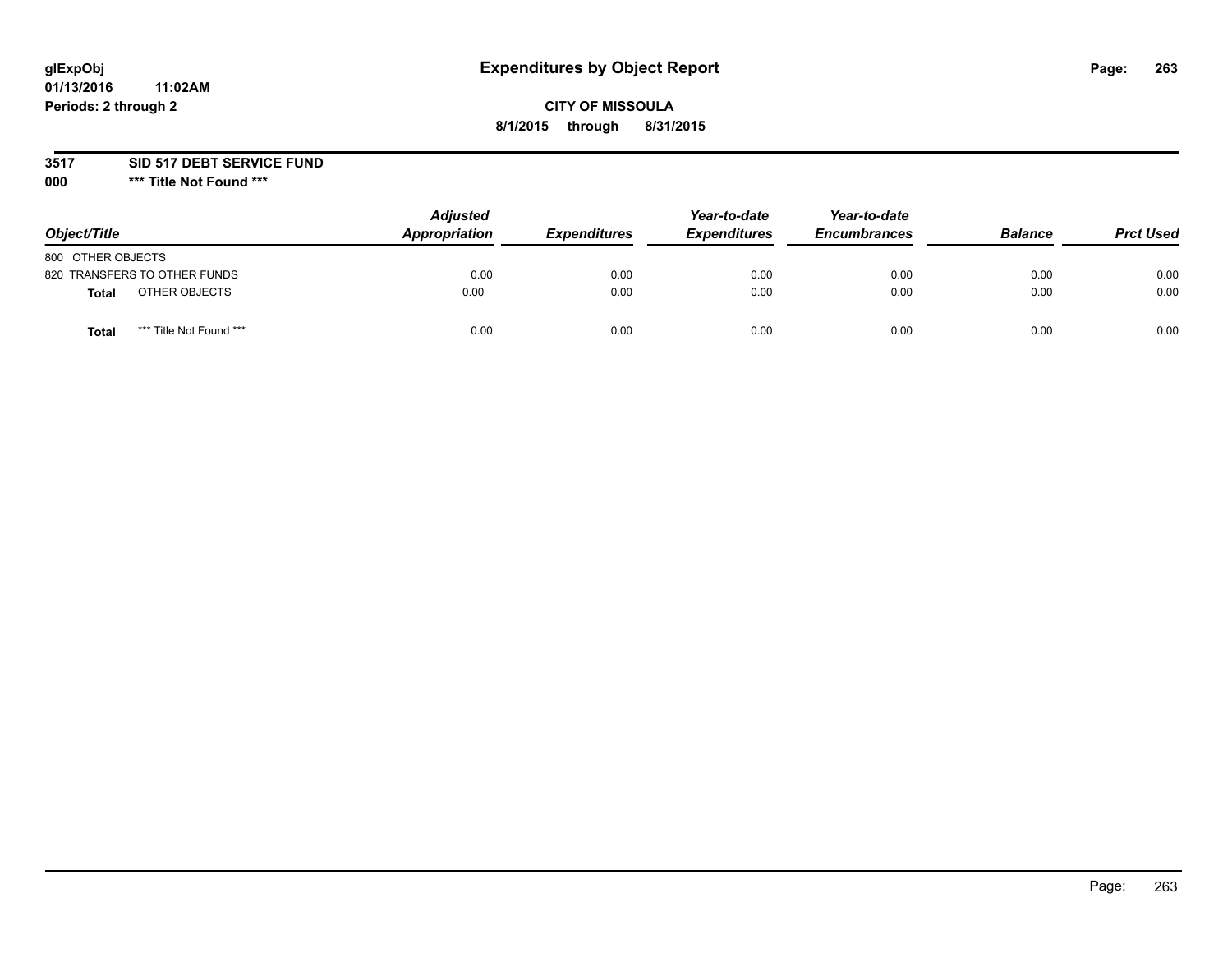glExpObj
01/13/2016 11:02AM
Periods: 2 through 2

# Expenditures by Object Report

**CITY OF MISSOULA**
**8/1/2015 through 8/31/2015**

**3517 SID 517 DEBT SERVICE FUND**
**000 \*\*\* Title Not Found \*\*\***

| Object/Title | | Adjusted Appropriation | Expenditures | Year-to-date Expenditures | Year-to-date Encumbrances | Balance | Prct Used |
|---|---|---|---|---|---|---|---|
| 800 OTHER OBJECTS | | | | | | | |
| 820 TRANSFERS TO OTHER FUNDS | | 0.00 | 0.00 | 0.00 | 0.00 | 0.00 | 0.00 |
| **Total** | OTHER OBJECTS | 0.00 | 0.00 | 0.00 | 0.00 | 0.00 | 0.00 |
| **Total** | *** Title Not Found *** | 0.00 | 0.00 | 0.00 | 0.00 | 0.00 | 0.00 |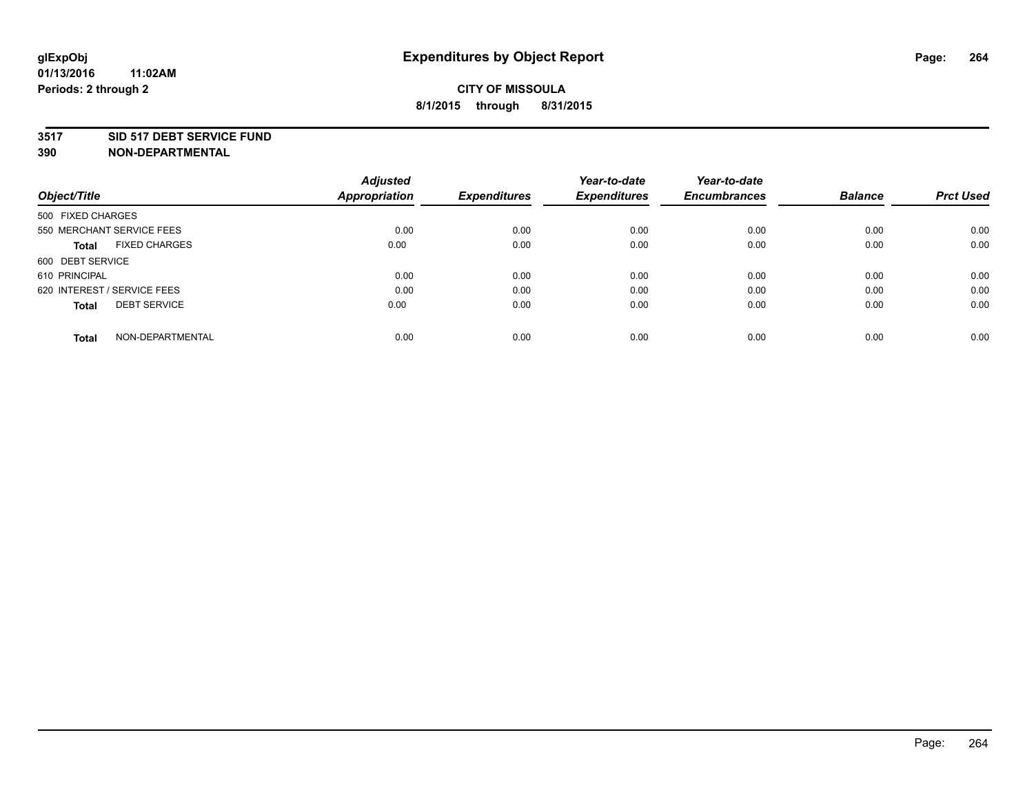# Expenditures by Object Report

glExpObj
01/13/2016 11:02AM
Periods: 2 through 2

**CITY OF MISSOULA**
**8/1/2015 through 8/31/2015**

**3517 SID 517 DEBT SERVICE FUND**
**390 NON-DEPARTMENTAL**

| Object/Title | Adjusted Appropriation | Expenditures | Year-to-date Expenditures | Year-to-date Encumbrances | Balance | Prct Used |
|---|---|---|---|---|---|---|
| 500 FIXED CHARGES | | | | | | |
| 550 MERCHANT SERVICE FEES | 0.00 | 0.00 | 0.00 | 0.00 | 0.00 | 0.00 |
| **Total** FIXED CHARGES | 0.00 | 0.00 | 0.00 | 0.00 | 0.00 | 0.00 |
| 600 DEBT SERVICE | | | | | | |
| 610 PRINCIPAL | 0.00 | 0.00 | 0.00 | 0.00 | 0.00 | 0.00 |
| 620 INTEREST / SERVICE FEES | 0.00 | 0.00 | 0.00 | 0.00 | 0.00 | 0.00 |
| **Total** DEBT SERVICE | 0.00 | 0.00 | 0.00 | 0.00 | 0.00 | 0.00 |
| **Total** NON-DEPARTMENTAL | 0.00 | 0.00 | 0.00 | 0.00 | 0.00 | 0.00 |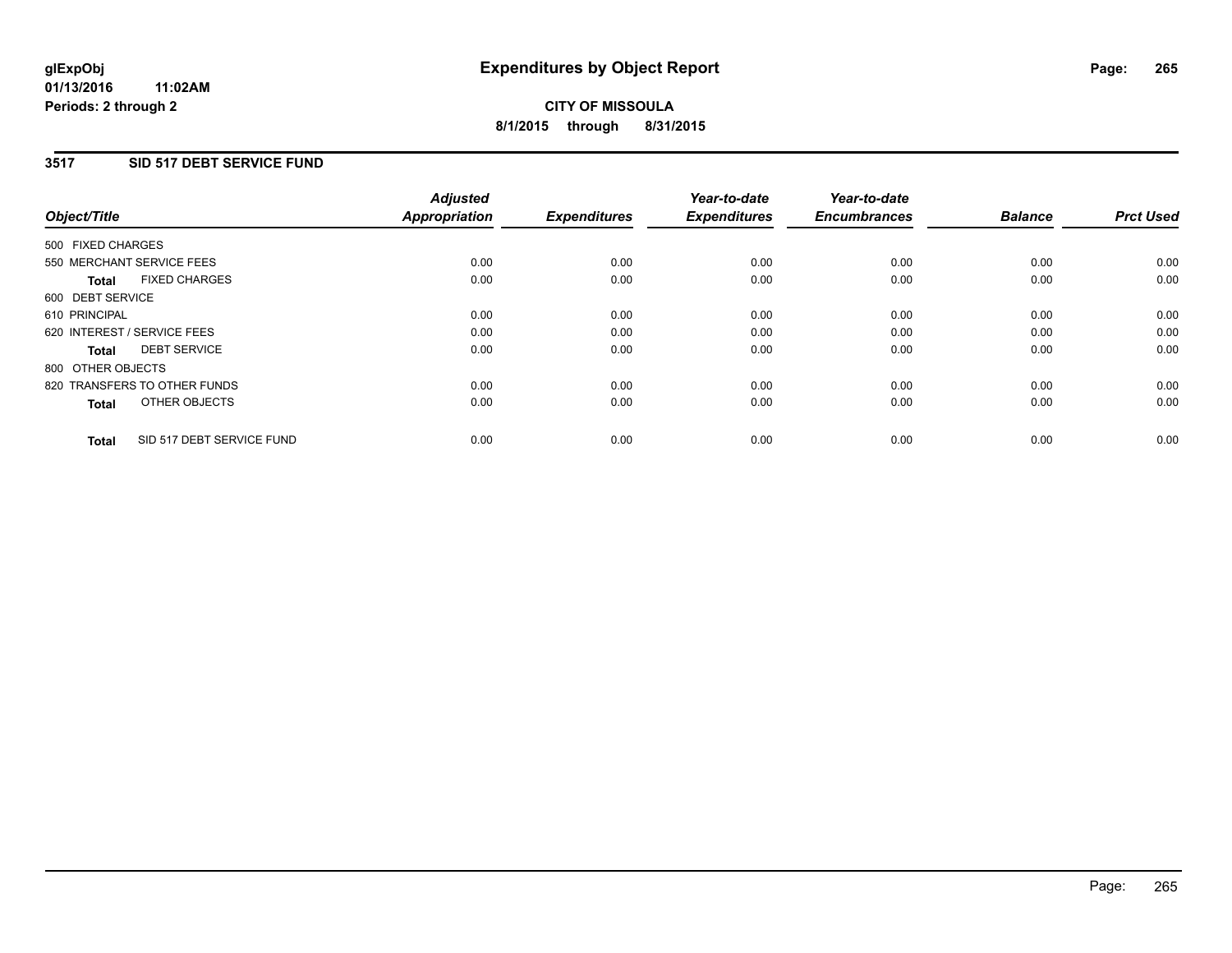**glExpObj**
**01/13/2016 11:02AM**
**Periods: 2 through 2**

# Expenditures by Object Report

**CITY OF MISSOULA**
**8/1/2015 through 8/31/2015**

## 3517 SID 517 DEBT SERVICE FUND

| Object/Title | Adjusted Appropriation | Expenditures | Year-to-date Expenditures | Year-to-date Encumbrances | Balance | Prct Used |
|---|---|---|---|---|---|---|
| 500 FIXED CHARGES | | | | | | |
| 550 MERCHANT SERVICE FEES | 0.00 | 0.00 | 0.00 | 0.00 | 0.00 | 0.00 |
| **Total** FIXED CHARGES | 0.00 | 0.00 | 0.00 | 0.00 | 0.00 | 0.00 |
| 600 DEBT SERVICE | | | | | | |
| 610 PRINCIPAL | 0.00 | 0.00 | 0.00 | 0.00 | 0.00 | 0.00 |
| 620 INTEREST / SERVICE FEES | 0.00 | 0.00 | 0.00 | 0.00 | 0.00 | 0.00 |
| **Total** DEBT SERVICE | 0.00 | 0.00 | 0.00 | 0.00 | 0.00 | 0.00 |
| 800 OTHER OBJECTS | | | | | | |
| 820 TRANSFERS TO OTHER FUNDS | 0.00 | 0.00 | 0.00 | 0.00 | 0.00 | 0.00 |
| **Total** OTHER OBJECTS | 0.00 | 0.00 | 0.00 | 0.00 | 0.00 | 0.00 |
| **Total** SID 517 DEBT SERVICE FUND | 0.00 | 0.00 | 0.00 | 0.00 | 0.00 | 0.00 |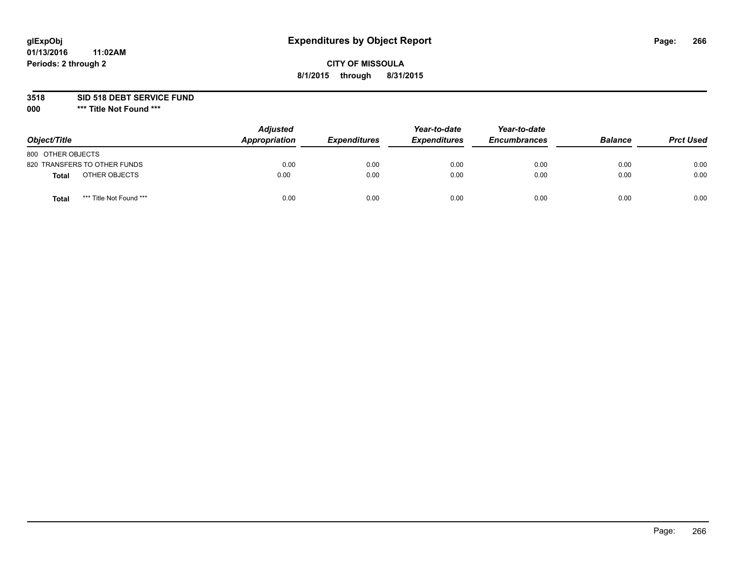glExpObj
01/13/2016 11:02AM
Periods: 2 through 2

# Expenditures by Object Report

**CITY OF MISSOULA**
**8/1/2015 through 8/31/2015**

**3518 SID 518 DEBT SERVICE FUND**
**000 \*\*\* Title Not Found \*\*\***

| Object/Title | Adjusted Appropriation | Expenditures | Year-to-date Expenditures | Year-to-date Encumbrances | Balance | Prct Used |
|---|---|---|---|---|---|---|
| 800 OTHER OBJECTS | | | | | | |
| 820 TRANSFERS TO OTHER FUNDS | 0.00 | 0.00 | 0.00 | 0.00 | 0.00 | 0.00 |
| **Total** OTHER OBJECTS | 0.00 | 0.00 | 0.00 | 0.00 | 0.00 | 0.00 |
| **Total** *** Title Not Found *** | 0.00 | 0.00 | 0.00 | 0.00 | 0.00 | 0.00 |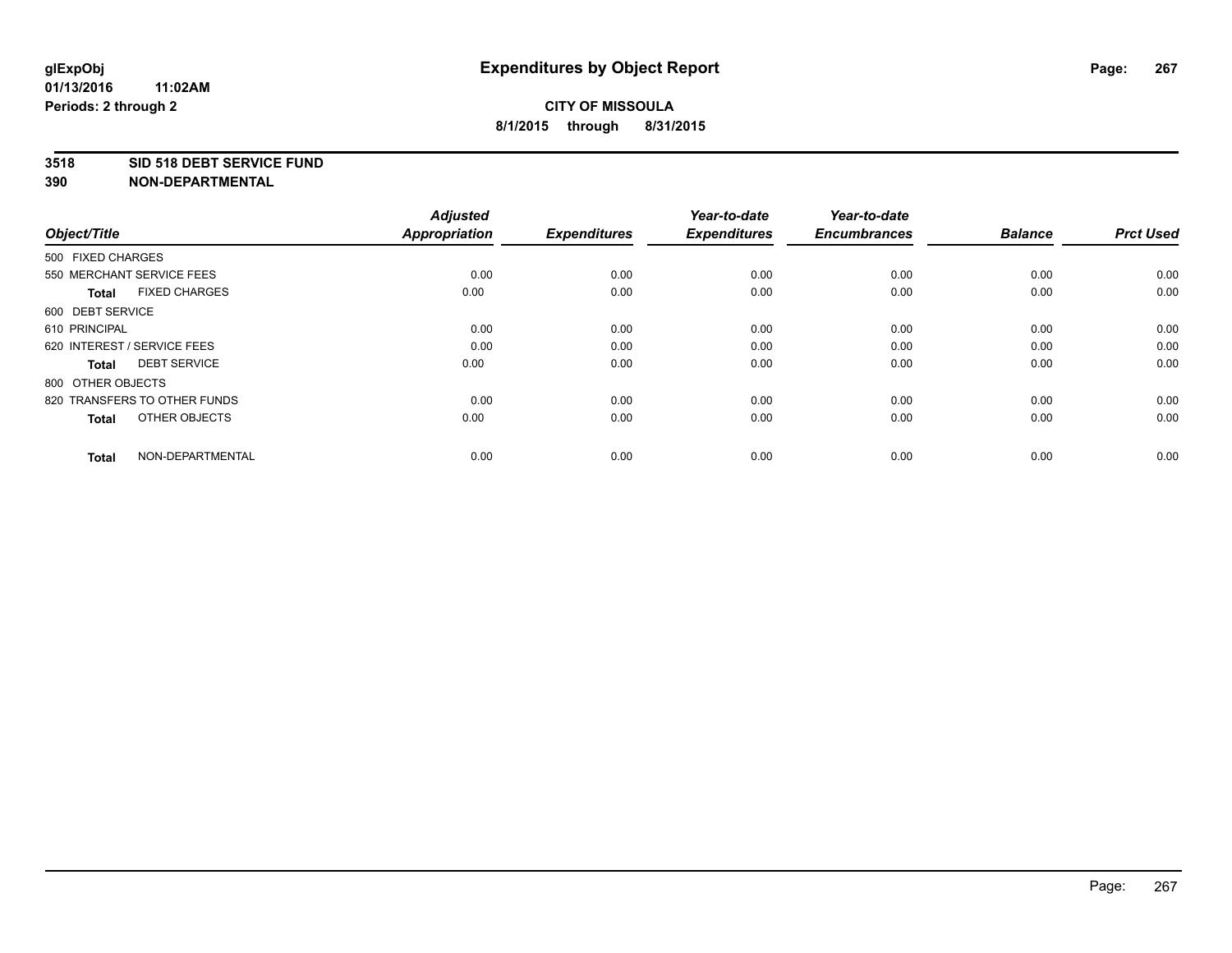# Expenditures by Object Report

glExpObj
01/13/2016 11:02AM
Periods: 2 through 2

**CITY OF MISSOULA**
**8/1/2015 through 8/31/2015**

**3518 SID 518 DEBT SERVICE FUND**
**390 NON-DEPARTMENTAL**

| Object/Title | Adjusted Appropriation | Expenditures | Year-to-date Expenditures | Year-to-date Encumbrances | Balance | Prct Used |
|---|---|---|---|---|---|---|
| 500 FIXED CHARGES | | | | | | |
| 550 MERCHANT SERVICE FEES | 0.00 | 0.00 | 0.00 | 0.00 | 0.00 | 0.00 |
| **Total** FIXED CHARGES | 0.00 | 0.00 | 0.00 | 0.00 | 0.00 | 0.00 |
| 600 DEBT SERVICE | | | | | | |
| 610 PRINCIPAL | 0.00 | 0.00 | 0.00 | 0.00 | 0.00 | 0.00 |
| 620 INTEREST / SERVICE FEES | 0.00 | 0.00 | 0.00 | 0.00 | 0.00 | 0.00 |
| **Total** DEBT SERVICE | 0.00 | 0.00 | 0.00 | 0.00 | 0.00 | 0.00 |
| 800 OTHER OBJECTS | | | | | | |
| 820 TRANSFERS TO OTHER FUNDS | 0.00 | 0.00 | 0.00 | 0.00 | 0.00 | 0.00 |
| **Total** OTHER OBJECTS | 0.00 | 0.00 | 0.00 | 0.00 | 0.00 | 0.00 |
| **Total** NON-DEPARTMENTAL | 0.00 | 0.00 | 0.00 | 0.00 | 0.00 | 0.00 |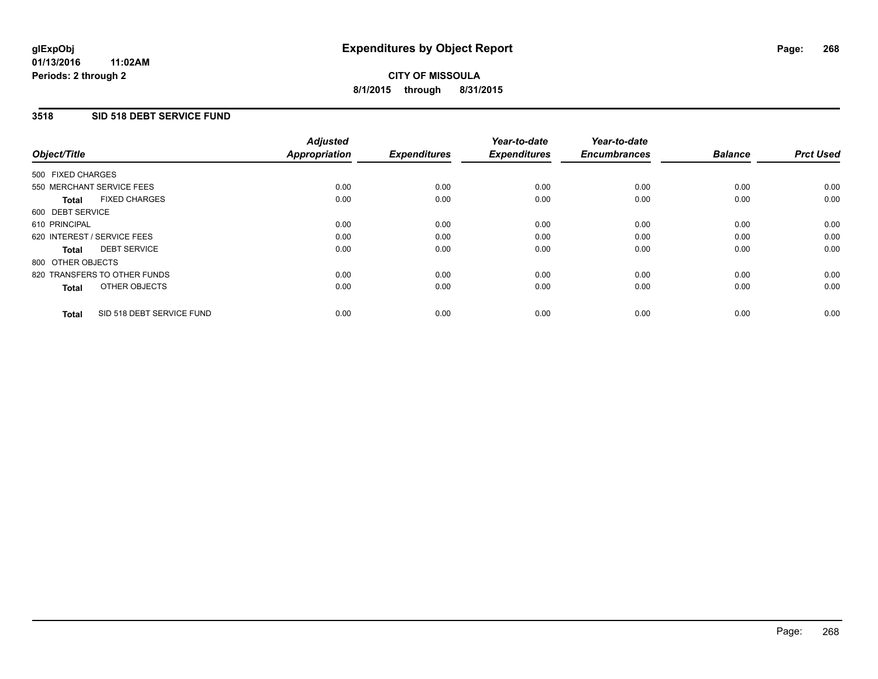glExpObj
01/13/2016 11:02AM
Periods: 2 through 2

# Expenditures by Object Report

**CITY OF MISSOULA**
**8/1/2015 through 8/31/2015**

## 3518 SID 518 DEBT SERVICE FUND

| Object/Title | Adjusted Appropriation | Expenditures | Year-to-date Expenditures | Year-to-date Encumbrances | Balance | Prct Used |
|---|---|---|---|---|---|---|
| 500 FIXED CHARGES | | | | | | |
| 550 MERCHANT SERVICE FEES | 0.00 | 0.00 | 0.00 | 0.00 | 0.00 | 0.00 |
| **Total** FIXED CHARGES | 0.00 | 0.00 | 0.00 | 0.00 | 0.00 | 0.00 |
| 600 DEBT SERVICE | | | | | | |
| 610 PRINCIPAL | 0.00 | 0.00 | 0.00 | 0.00 | 0.00 | 0.00 |
| 620 INTEREST / SERVICE FEES | 0.00 | 0.00 | 0.00 | 0.00 | 0.00 | 0.00 |
| **Total** DEBT SERVICE | 0.00 | 0.00 | 0.00 | 0.00 | 0.00 | 0.00 |
| 800 OTHER OBJECTS | | | | | | |
| 820 TRANSFERS TO OTHER FUNDS | 0.00 | 0.00 | 0.00 | 0.00 | 0.00 | 0.00 |
| **Total** OTHER OBJECTS | 0.00 | 0.00 | 0.00 | 0.00 | 0.00 | 0.00 |
| **Total** SID 518 DEBT SERVICE FUND | 0.00 | 0.00 | 0.00 | 0.00 | 0.00 | 0.00 |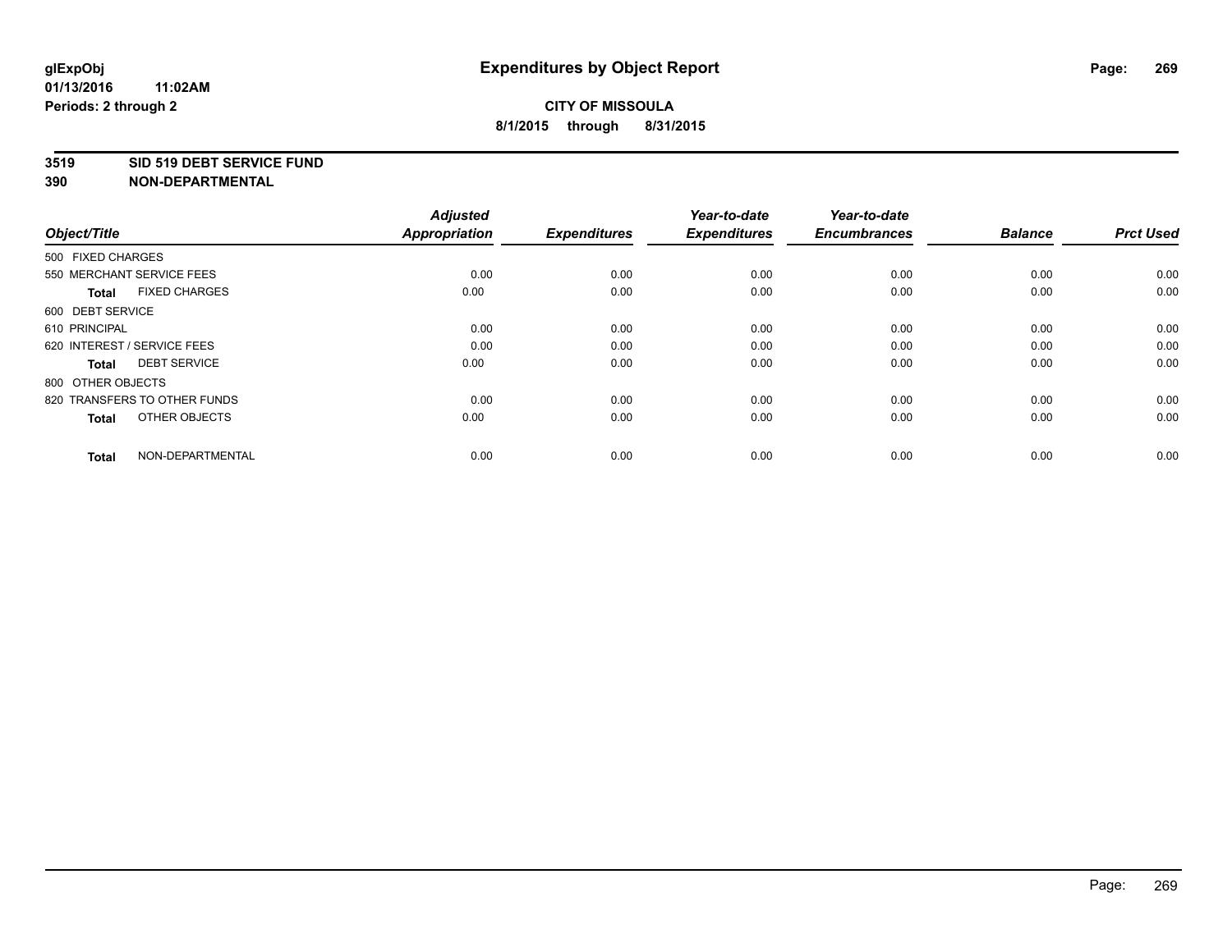glExpObj
01/13/2016 11:02AM
Periods: 2 through 2

# Expenditures by Object Report

**CITY OF MISSOULA**
**8/1/2015 through 8/31/2015**

**3519 SID 519 DEBT SERVICE FUND**
**390 NON-DEPARTMENTAL**

| Object/Title | Adjusted Appropriation | Expenditures | Year-to-date Expenditures | Year-to-date Encumbrances | Balance | Prct Used |
|---|---|---|---|---|---|---|
| 500 FIXED CHARGES | | | | | | |
| 550 MERCHANT SERVICE FEES | 0.00 | 0.00 | 0.00 | 0.00 | 0.00 | 0.00 |
| **Total** FIXED CHARGES | 0.00 | 0.00 | 0.00 | 0.00 | 0.00 | 0.00 |
| 600 DEBT SERVICE | | | | | | |
| 610 PRINCIPAL | 0.00 | 0.00 | 0.00 | 0.00 | 0.00 | 0.00 |
| 620 INTEREST / SERVICE FEES | 0.00 | 0.00 | 0.00 | 0.00 | 0.00 | 0.00 |
| **Total** DEBT SERVICE | 0.00 | 0.00 | 0.00 | 0.00 | 0.00 | 0.00 |
| 800 OTHER OBJECTS | | | | | | |
| 820 TRANSFERS TO OTHER FUNDS | 0.00 | 0.00 | 0.00 | 0.00 | 0.00 | 0.00 |
| **Total** OTHER OBJECTS | 0.00 | 0.00 | 0.00 | 0.00 | 0.00 | 0.00 |
| **Total** NON-DEPARTMENTAL | 0.00 | 0.00 | 0.00 | 0.00 | 0.00 | 0.00 |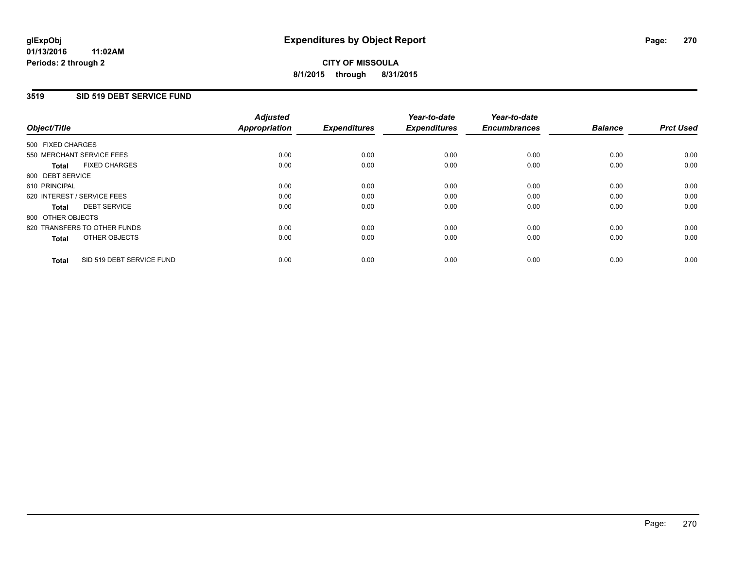# Expenditures by Object Report

glExpObj
01/13/2016 11:02AM
Periods: 2 through 2

**CITY OF MISSOULA**
**8/1/2015 through 8/31/2015**

## 3519 SID 519 DEBT SERVICE FUND

| Object/Title | Adjusted Appropriation | Expenditures | Year-to-date Expenditures | Year-to-date Encumbrances | Balance | Prct Used |
|---|---|---|---|---|---|---|
| 500 FIXED CHARGES | | | | | | |
| 550 MERCHANT SERVICE FEES | 0.00 | 0.00 | 0.00 | 0.00 | 0.00 | 0.00 |
| **Total** FIXED CHARGES | 0.00 | 0.00 | 0.00 | 0.00 | 0.00 | 0.00 |
| 600 DEBT SERVICE | | | | | | |
| 610 PRINCIPAL | 0.00 | 0.00 | 0.00 | 0.00 | 0.00 | 0.00 |
| 620 INTEREST / SERVICE FEES | 0.00 | 0.00 | 0.00 | 0.00 | 0.00 | 0.00 |
| **Total** DEBT SERVICE | 0.00 | 0.00 | 0.00 | 0.00 | 0.00 | 0.00 |
| 800 OTHER OBJECTS | | | | | | |
| 820 TRANSFERS TO OTHER FUNDS | 0.00 | 0.00 | 0.00 | 0.00 | 0.00 | 0.00 |
| **Total** OTHER OBJECTS | 0.00 | 0.00 | 0.00 | 0.00 | 0.00 | 0.00 |
| **Total** SID 519 DEBT SERVICE FUND | 0.00 | 0.00 | 0.00 | 0.00 | 0.00 | 0.00 |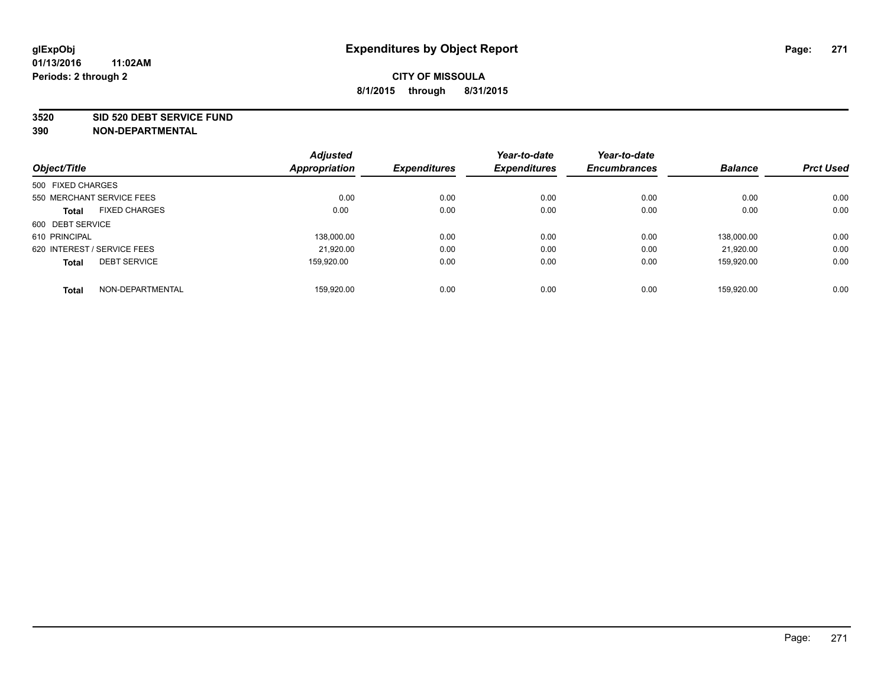# Expenditures by Object Report

glExpObj
01/13/2016 11:02AM
Periods: 2 through 2

**CITY OF MISSOULA**
**8/1/2015 through 8/31/2015**

**3520 SID 520 DEBT SERVICE FUND**
**390 NON-DEPARTMENTAL**

| Object/Title | | Adjusted Appropriation | Expenditures | Year-to-date Expenditures | Year-to-date Encumbrances | Balance | Prct Used |
|---|---|---|---|---|---|---|---|
| 500 FIXED CHARGES | | | | | | | |
| 550 MERCHANT SERVICE FEES | | 0.00 | 0.00 | 0.00 | 0.00 | 0.00 | 0.00 |
| **Total** | FIXED CHARGES | 0.00 | 0.00 | 0.00 | 0.00 | 0.00 | 0.00 |
| 600 DEBT SERVICE | | | | | | | |
| 610 PRINCIPAL | | 138,000.00 | 0.00 | 0.00 | 0.00 | 138,000.00 | 0.00 |
| 620 INTEREST / SERVICE FEES | | 21,920.00 | 0.00 | 0.00 | 0.00 | 21,920.00 | 0.00 |
| **Total** | DEBT SERVICE | 159,920.00 | 0.00 | 0.00 | 0.00 | 159,920.00 | 0.00 |
| **Total** | NON-DEPARTMENTAL | 159,920.00 | 0.00 | 0.00 | 0.00 | 159,920.00 | 0.00 |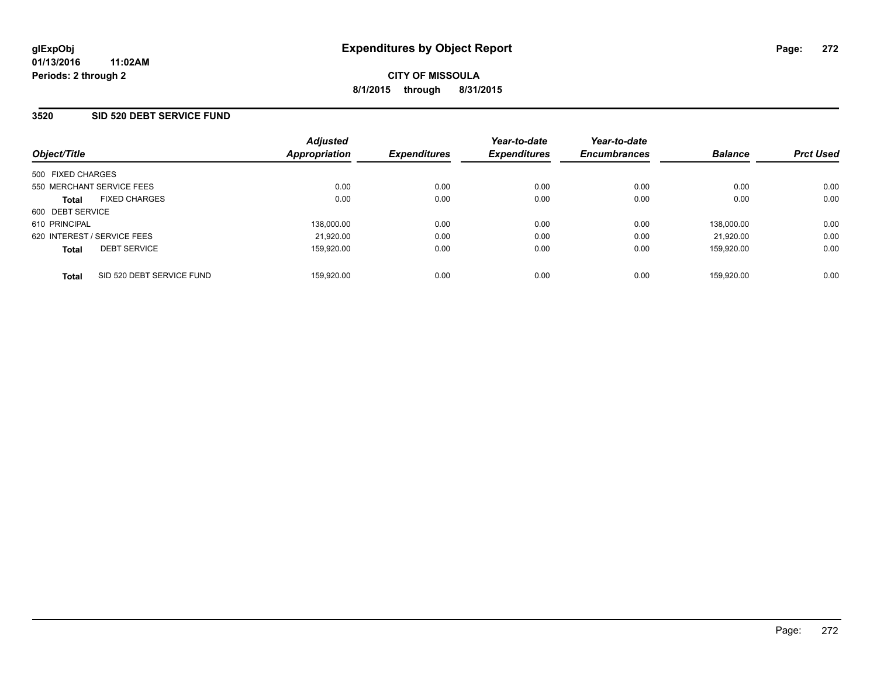glExpObj
01/13/2016 11:02AM
Periods: 2 through 2

# Expenditures by Object Report

**CITY OF MISSOULA**
**8/1/2015 through 8/31/2015**

## 3520 SID 520 DEBT SERVICE FUND

| Object/Title | Adjusted Appropriation | Expenditures | Year-to-date Expenditures | Year-to-date Encumbrances | Balance | Prct Used |
|---|---|---|---|---|---|---|
| 500 FIXED CHARGES | | | | | | |
| 550 MERCHANT SERVICE FEES | 0.00 | 0.00 | 0.00 | 0.00 | 0.00 | 0.00 |
| **Total** FIXED CHARGES | 0.00 | 0.00 | 0.00 | 0.00 | 0.00 | 0.00 |
| 600 DEBT SERVICE | | | | | | |
| 610 PRINCIPAL | 138,000.00 | 0.00 | 0.00 | 0.00 | 138,000.00 | 0.00 |
| 620 INTEREST / SERVICE FEES | 21,920.00 | 0.00 | 0.00 | 0.00 | 21,920.00 | 0.00 |
| **Total** DEBT SERVICE | 159,920.00 | 0.00 | 0.00 | 0.00 | 159,920.00 | 0.00 |
| **Total** SID 520 DEBT SERVICE FUND | 159,920.00 | 0.00 | 0.00 | 0.00 | 159,920.00 | 0.00 |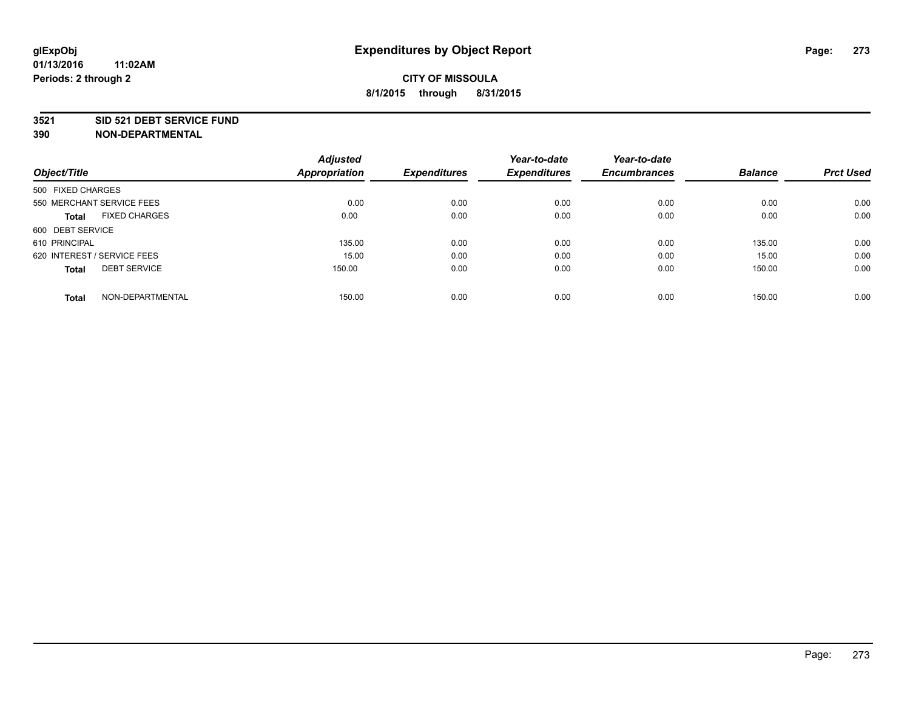**glExpObj**
**01/13/2016 11:02AM**
**Periods: 2 through 2**

# Expenditures by Object Report

**CITY OF MISSOULA**
**8/1/2015 through 8/31/2015**

**3521 SID 521 DEBT SERVICE FUND**
**390 NON-DEPARTMENTAL**

| Object/Title | Adjusted Appropriation | Expenditures | Year-to-date Expenditures | Year-to-date Encumbrances | Balance | Prct Used |
|---|---|---|---|---|---|---|
| 500 FIXED CHARGES | | | | | | |
| 550 MERCHANT SERVICE FEES | 0.00 | 0.00 | 0.00 | 0.00 | 0.00 | 0.00 |
| **Total** FIXED CHARGES | 0.00 | 0.00 | 0.00 | 0.00 | 0.00 | 0.00 |
| 600 DEBT SERVICE | | | | | | |
| 610 PRINCIPAL | 135.00 | 0.00 | 0.00 | 0.00 | 135.00 | 0.00 |
| 620 INTEREST / SERVICE FEES | 15.00 | 0.00 | 0.00 | 0.00 | 15.00 | 0.00 |
| **Total** DEBT SERVICE | 150.00 | 0.00 | 0.00 | 0.00 | 150.00 | 0.00 |
| **Total** NON-DEPARTMENTAL | 150.00 | 0.00 | 0.00 | 0.00 | 150.00 | 0.00 |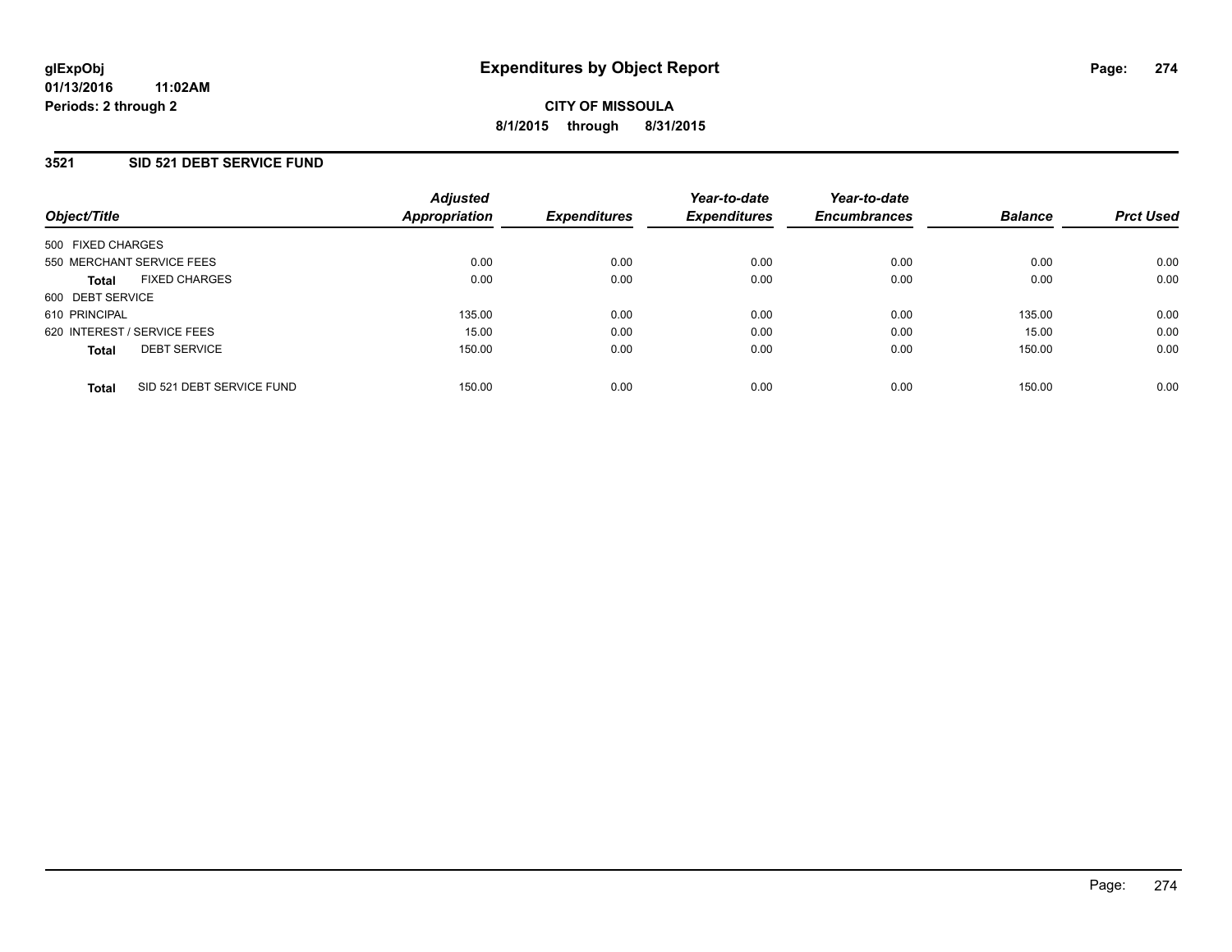# Expenditures by Object Report

glExpObj
01/13/2016 11:02AM
Periods: 2 through 2

**CITY OF MISSOULA**
**8/1/2015 through 8/31/2015**

## 3521 SID 521 DEBT SERVICE FUND

| Object/Title | Adjusted Appropriation | Expenditures | Year-to-date Expenditures | Year-to-date Encumbrances | Balance | Prct Used |
|---|---|---|---|---|---|---|
| 500 FIXED CHARGES | | | | | | |
| 550 MERCHANT SERVICE FEES | 0.00 | 0.00 | 0.00 | 0.00 | 0.00 | 0.00 |
| **Total** FIXED CHARGES | 0.00 | 0.00 | 0.00 | 0.00 | 0.00 | 0.00 |
| 600 DEBT SERVICE | | | | | | |
| 610 PRINCIPAL | 135.00 | 0.00 | 0.00 | 0.00 | 135.00 | 0.00 |
| 620 INTEREST / SERVICE FEES | 15.00 | 0.00 | 0.00 | 0.00 | 15.00 | 0.00 |
| **Total** DEBT SERVICE | 150.00 | 0.00 | 0.00 | 0.00 | 150.00 | 0.00 |
| **Total** SID 521 DEBT SERVICE FUND | 150.00 | 0.00 | 0.00 | 0.00 | 150.00 | 0.00 |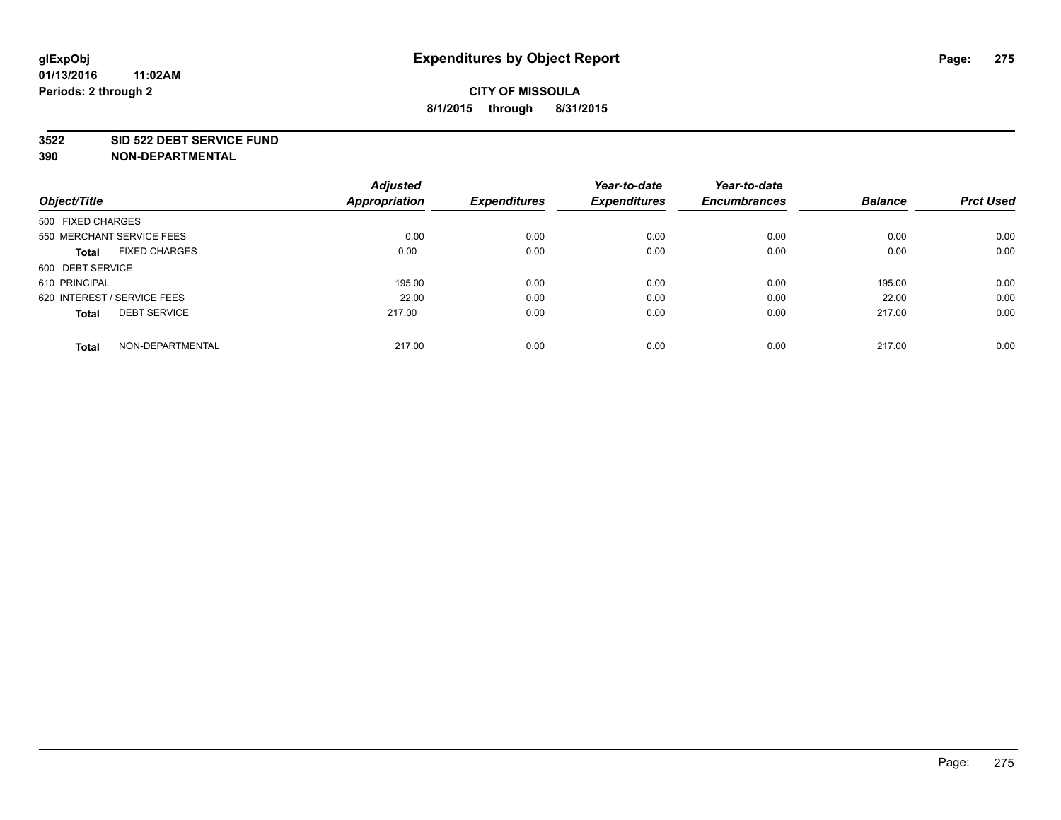# Expenditures by Object Report

glExpObj
01/13/2016 11:02AM
Periods: 2 through 2

**CITY OF MISSOULA**
**8/1/2015 through 8/31/2015**

**3522 SID 522 DEBT SERVICE FUND**
**390 NON-DEPARTMENTAL**

| Object/Title | Adjusted Appropriation | Expenditures | Year-to-date Expenditures | Year-to-date Encumbrances | Balance | Prct Used |
|---|---|---|---|---|---|---|
| 500 FIXED CHARGES | | | | | | |
| 550 MERCHANT SERVICE FEES | 0.00 | 0.00 | 0.00 | 0.00 | 0.00 | 0.00 |
| **Total** FIXED CHARGES | 0.00 | 0.00 | 0.00 | 0.00 | 0.00 | 0.00 |
| 600 DEBT SERVICE | | | | | | |
| 610 PRINCIPAL | 195.00 | 0.00 | 0.00 | 0.00 | 195.00 | 0.00 |
| 620 INTEREST / SERVICE FEES | 22.00 | 0.00 | 0.00 | 0.00 | 22.00 | 0.00 |
| **Total** DEBT SERVICE | 217.00 | 0.00 | 0.00 | 0.00 | 217.00 | 0.00 |
| **Total** NON-DEPARTMENTAL | 217.00 | 0.00 | 0.00 | 0.00 | 217.00 | 0.00 |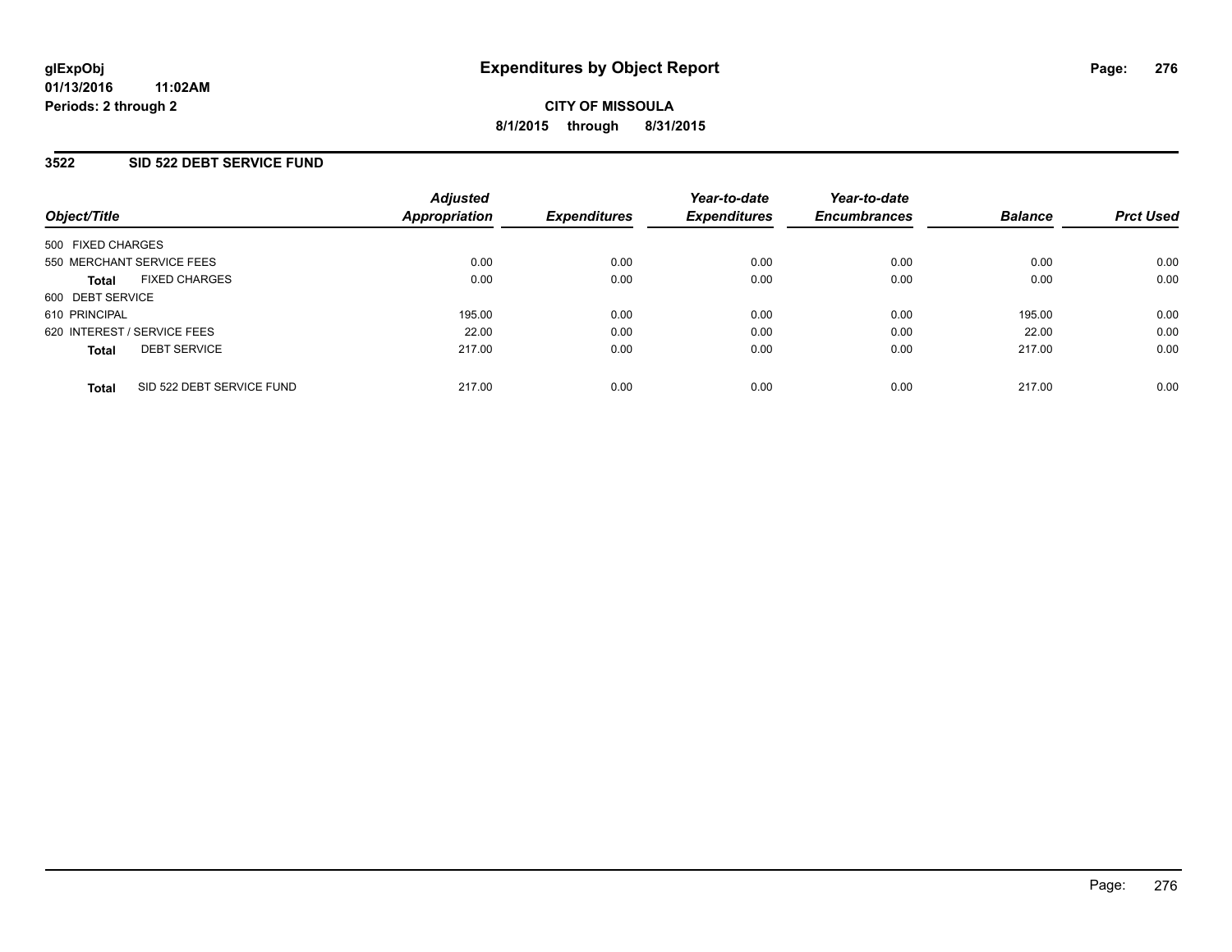glExpObj
01/13/2016 11:02AM
Periods: 2 through 2

# Expenditures by Object Report

CITY OF MISSOULA
8/1/2015 through 8/31/2015

## 3522 SID 522 DEBT SERVICE FUND

| Object/Title | Adjusted Appropriation | Expenditures | Year-to-date Expenditures | Year-to-date Encumbrances | Balance | Prct Used |
|---|---|---|---|---|---|---|
| 500 FIXED CHARGES | | | | | | |
| 550 MERCHANT SERVICE FEES | 0.00 | 0.00 | 0.00 | 0.00 | 0.00 | 0.00 |
| **Total** FIXED CHARGES | 0.00 | 0.00 | 0.00 | 0.00 | 0.00 | 0.00 |
| 600 DEBT SERVICE | | | | | | |
| 610 PRINCIPAL | 195.00 | 0.00 | 0.00 | 0.00 | 195.00 | 0.00 |
| 620 INTEREST / SERVICE FEES | 22.00 | 0.00 | 0.00 | 0.00 | 22.00 | 0.00 |
| **Total** DEBT SERVICE | 217.00 | 0.00 | 0.00 | 0.00 | 217.00 | 0.00 |
| **Total** SID 522 DEBT SERVICE FUND | 217.00 | 0.00 | 0.00 | 0.00 | 217.00 | 0.00 |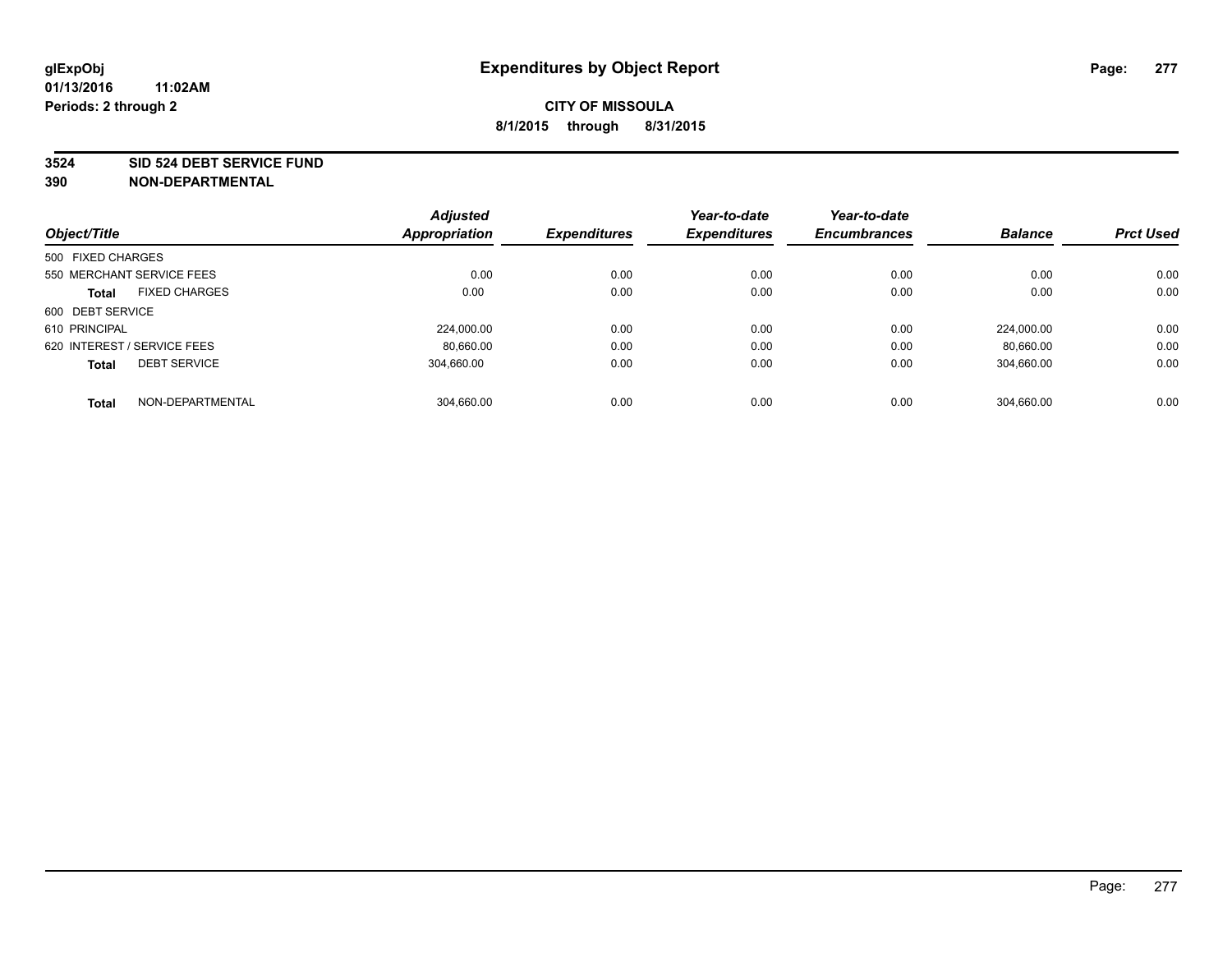glExpObj
01/13/2016 11:02AM
Periods: 2 through 2

# Expenditures by Object Report

**CITY OF MISSOULA**
**8/1/2015 through 8/31/2015**

**3524 SID 524 DEBT SERVICE FUND**
**390 NON-DEPARTMENTAL**

| Object/Title | Adjusted Appropriation | Expenditures | Year-to-date Expenditures | Year-to-date Encumbrances | Balance | Prct Used |
|---|---|---|---|---|---|---|
| 500 FIXED CHARGES | | | | | | |
| 550 MERCHANT SERVICE FEES | 0.00 | 0.00 | 0.00 | 0.00 | 0.00 | 0.00 |
| **Total** FIXED CHARGES | 0.00 | 0.00 | 0.00 | 0.00 | 0.00 | 0.00 |
| 600 DEBT SERVICE | | | | | | |
| 610 PRINCIPAL | 224,000.00 | 0.00 | 0.00 | 0.00 | 224,000.00 | 0.00 |
| 620 INTEREST / SERVICE FEES | 80,660.00 | 0.00 | 0.00 | 0.00 | 80,660.00 | 0.00 |
| **Total** DEBT SERVICE | 304,660.00 | 0.00 | 0.00 | 0.00 | 304,660.00 | 0.00 |
| **Total** NON-DEPARTMENTAL | 304,660.00 | 0.00 | 0.00 | 0.00 | 304,660.00 | 0.00 |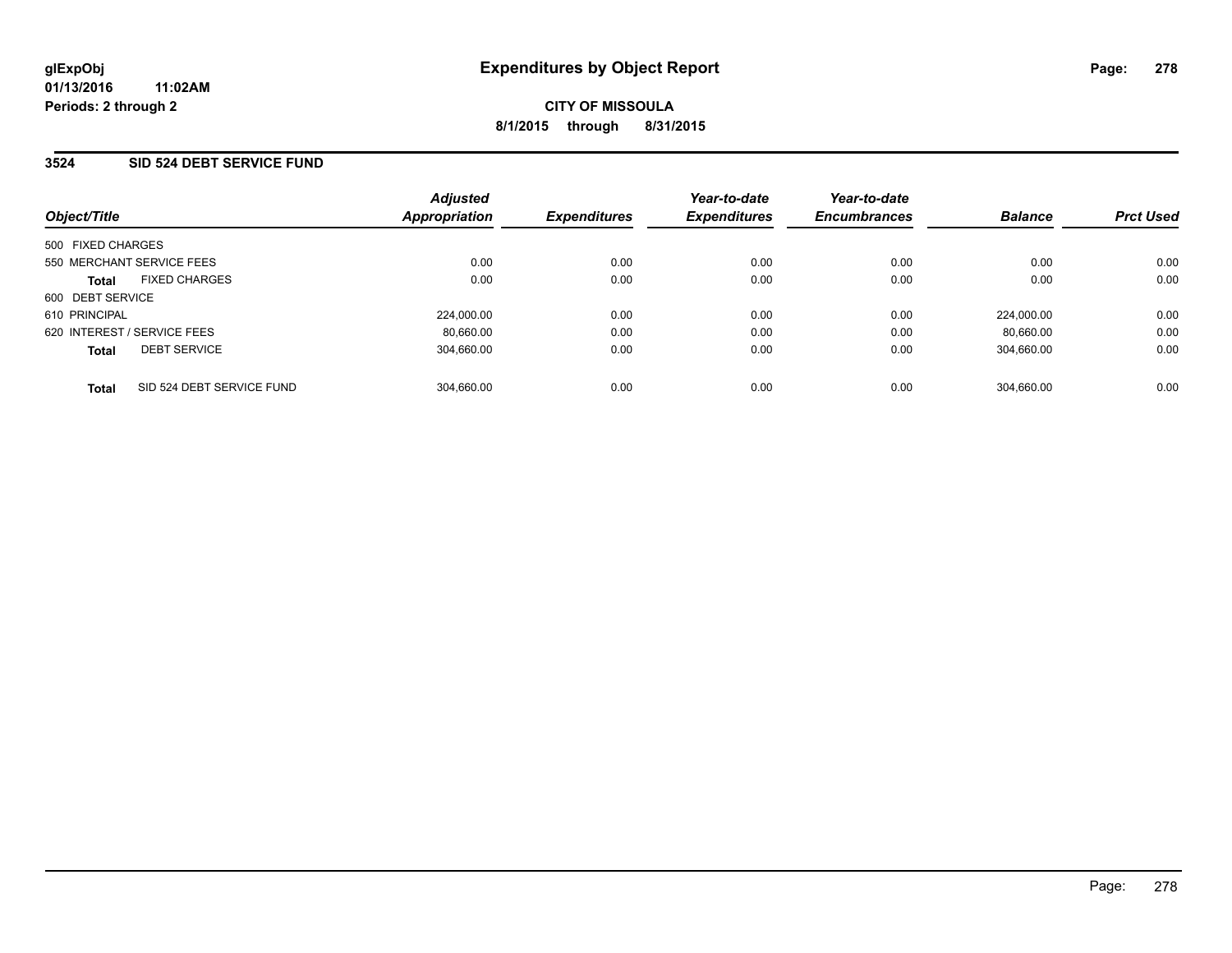**glExpObj**
**01/13/2016 11:02AM**
**Periods: 2 through 2**

# Expenditures by Object Report

**CITY OF MISSOULA**
**8/1/2015 through 8/31/2015**

## 3524 SID 524 DEBT SERVICE FUND

| Object/Title | | Adjusted Appropriation | Expenditures | Year-to-date Expenditures | Year-to-date Encumbrances | Balance | Prct Used |
|---|---|---|---|---|---|---|---|
| 500 FIXED CHARGES | | | | | | | |
| 550 MERCHANT SERVICE FEES | | 0.00 | 0.00 | 0.00 | 0.00 | 0.00 | 0.00 |
| **Total** | FIXED CHARGES | 0.00 | 0.00 | 0.00 | 0.00 | 0.00 | 0.00 |
| 600 DEBT SERVICE | | | | | | | |
| 610 PRINCIPAL | | 224,000.00 | 0.00 | 0.00 | 0.00 | 224,000.00 | 0.00 |
| 620 INTEREST / SERVICE FEES | | 80,660.00 | 0.00 | 0.00 | 0.00 | 80,660.00 | 0.00 |
| **Total** | DEBT SERVICE | 304,660.00 | 0.00 | 0.00 | 0.00 | 304,660.00 | 0.00 |
| **Total** | SID 524 DEBT SERVICE FUND | 304,660.00 | 0.00 | 0.00 | 0.00 | 304,660.00 | 0.00 |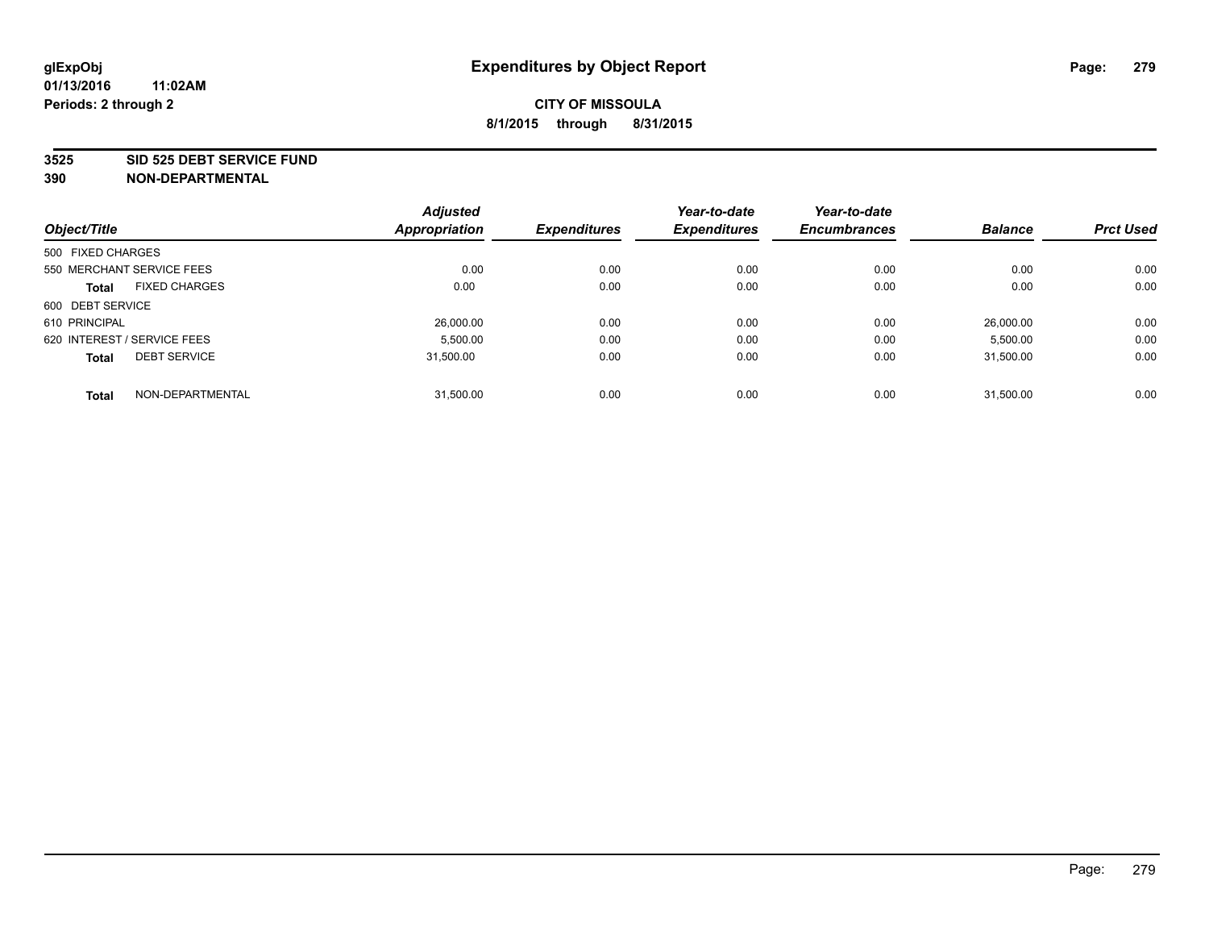**glExpObj** **Expenditures by Object Report**

**01/13/2016 11:02AM**

**Periods: 2 through 2**

**CITY OF MISSOULA**

**8/1/2015 through 8/31/2015**

**3525 SID 525 DEBT SERVICE FUND**

**390 NON-DEPARTMENTAL**

| Object/Title | Adjusted Appropriation | Expenditures | Year-to-date Expenditures | Year-to-date Encumbrances | Balance | Prct Used |
|---|---|---|---|---|---|---|
| 500 FIXED CHARGES | | | | | | |
| 550 MERCHANT SERVICE FEES | 0.00 | 0.00 | 0.00 | 0.00 | 0.00 | 0.00 |
| **Total** FIXED CHARGES | 0.00 | 0.00 | 0.00 | 0.00 | 0.00 | 0.00 |
| 600 DEBT SERVICE | | | | | | |
| 610 PRINCIPAL | 26,000.00 | 0.00 | 0.00 | 0.00 | 26,000.00 | 0.00 |
| 620 INTEREST / SERVICE FEES | 5,500.00 | 0.00 | 0.00 | 0.00 | 5,500.00 | 0.00 |
| **Total** DEBT SERVICE | 31,500.00 | 0.00 | 0.00 | 0.00 | 31,500.00 | 0.00 |
| **Total** NON-DEPARTMENTAL | 31,500.00 | 0.00 | 0.00 | 0.00 | 31,500.00 | 0.00 |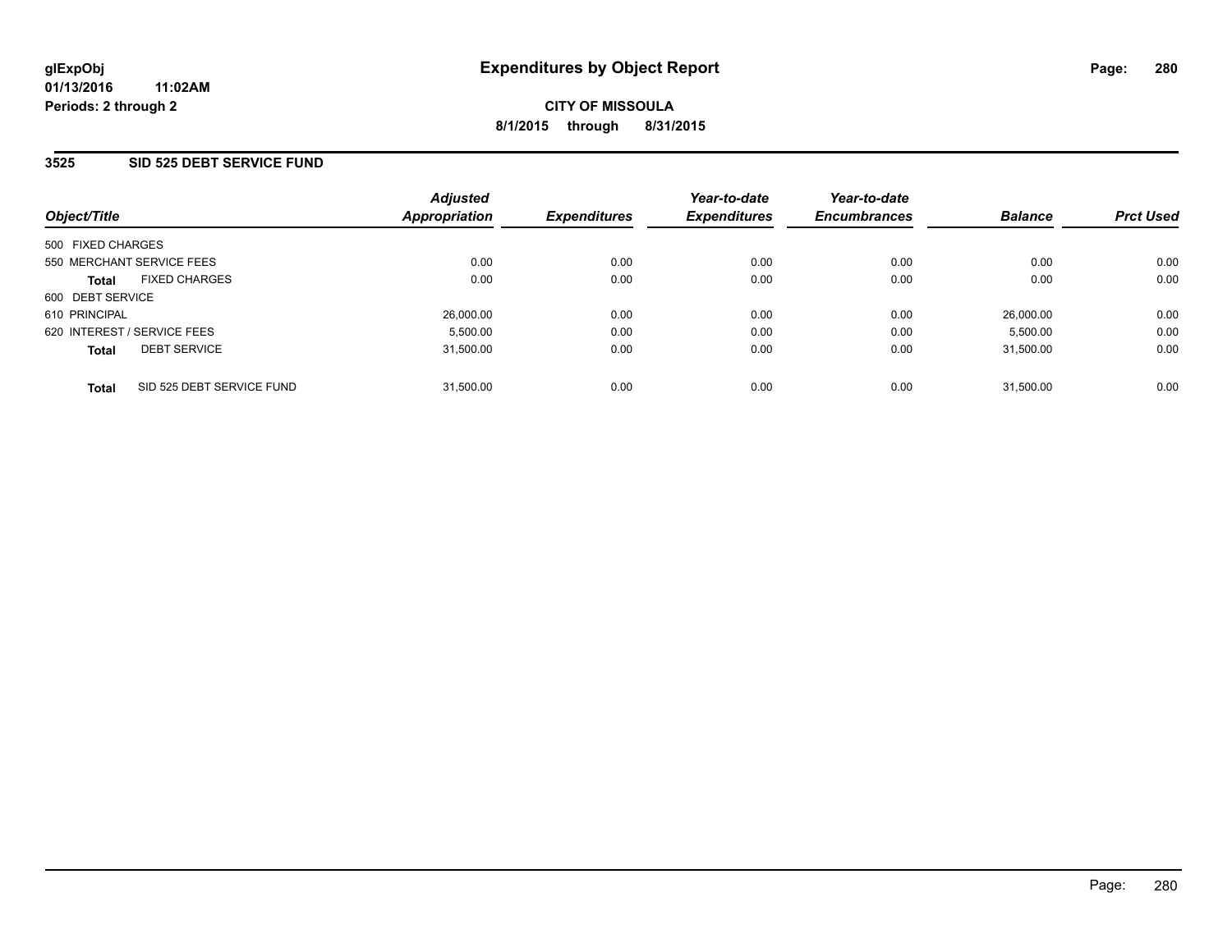glExpObj
01/13/2016 11:02AM
Periods: 2 through 2

# Expenditures by Object Report

**CITY OF MISSOULA**
**8/1/2015 through 8/31/2015**

## 3525 SID 525 DEBT SERVICE FUND

| Object/Title | Adjusted Appropriation | Expenditures | Year-to-date Expenditures | Year-to-date Encumbrances | Balance | Prct Used |
|---|---|---|---|---|---|---|
| 500 FIXED CHARGES | | | | | | |
| 550 MERCHANT SERVICE FEES | 0.00 | 0.00 | 0.00 | 0.00 | 0.00 | 0.00 |
| **Total** FIXED CHARGES | 0.00 | 0.00 | 0.00 | 0.00 | 0.00 | 0.00 |
| 600 DEBT SERVICE | | | | | | |
| 610 PRINCIPAL | 26,000.00 | 0.00 | 0.00 | 0.00 | 26,000.00 | 0.00 |
| 620 INTEREST / SERVICE FEES | 5,500.00 | 0.00 | 0.00 | 0.00 | 5,500.00 | 0.00 |
| **Total** DEBT SERVICE | 31,500.00 | 0.00 | 0.00 | 0.00 | 31,500.00 | 0.00 |
| **Total** SID 525 DEBT SERVICE FUND | 31,500.00 | 0.00 | 0.00 | 0.00 | 31,500.00 | 0.00 |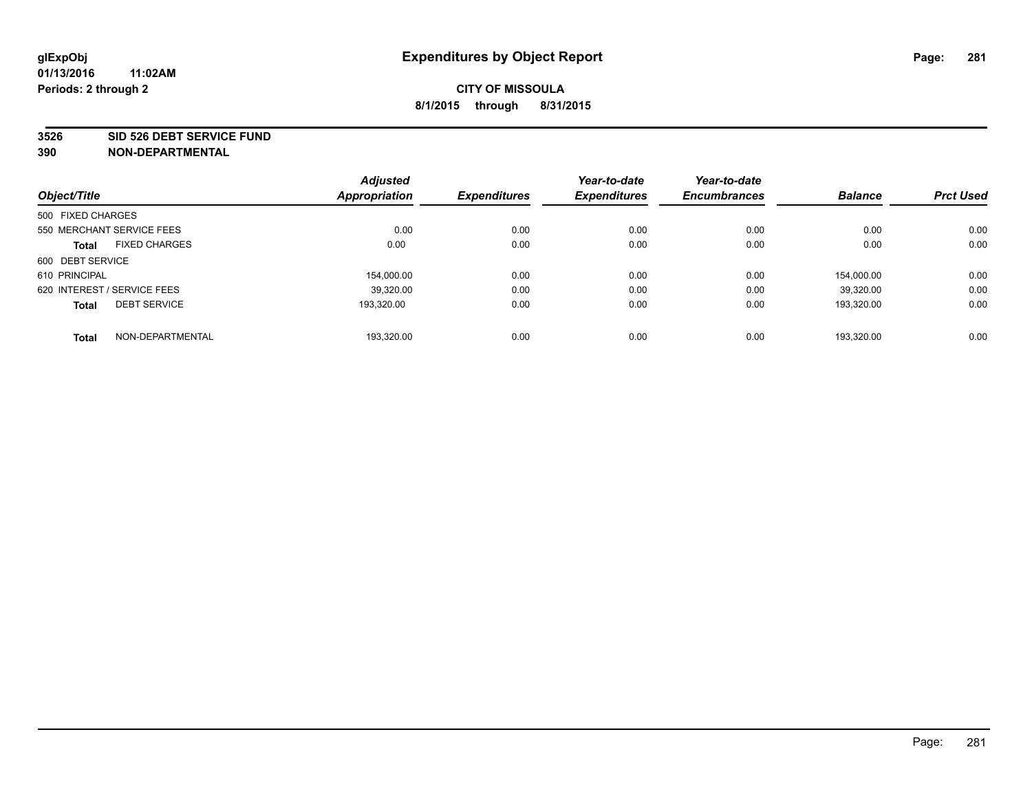glExpObj
01/13/2016 11:02AM
Periods: 2 through 2

# Expenditures by Object Report

**CITY OF MISSOULA**
**8/1/2015 through 8/31/2015**

**3526 SID 526 DEBT SERVICE FUND**
**390 NON-DEPARTMENTAL**

| Object/Title | Adjusted Appropriation | Expenditures | Year-to-date Expenditures | Year-to-date Encumbrances | Balance | Prct Used |
|---|---|---|---|---|---|---|
| 500 FIXED CHARGES | | | | | | |
| 550 MERCHANT SERVICE FEES | 0.00 | 0.00 | 0.00 | 0.00 | 0.00 | 0.00 |
| **Total** FIXED CHARGES | 0.00 | 0.00 | 0.00 | 0.00 | 0.00 | 0.00 |
| 600 DEBT SERVICE | | | | | | |
| 610 PRINCIPAL | 154,000.00 | 0.00 | 0.00 | 0.00 | 154,000.00 | 0.00 |
| 620 INTEREST / SERVICE FEES | 39,320.00 | 0.00 | 0.00 | 0.00 | 39,320.00 | 0.00 |
| **Total** DEBT SERVICE | 193,320.00 | 0.00 | 0.00 | 0.00 | 193,320.00 | 0.00 |
| **Total** NON-DEPARTMENTAL | 193,320.00 | 0.00 | 0.00 | 0.00 | 193,320.00 | 0.00 |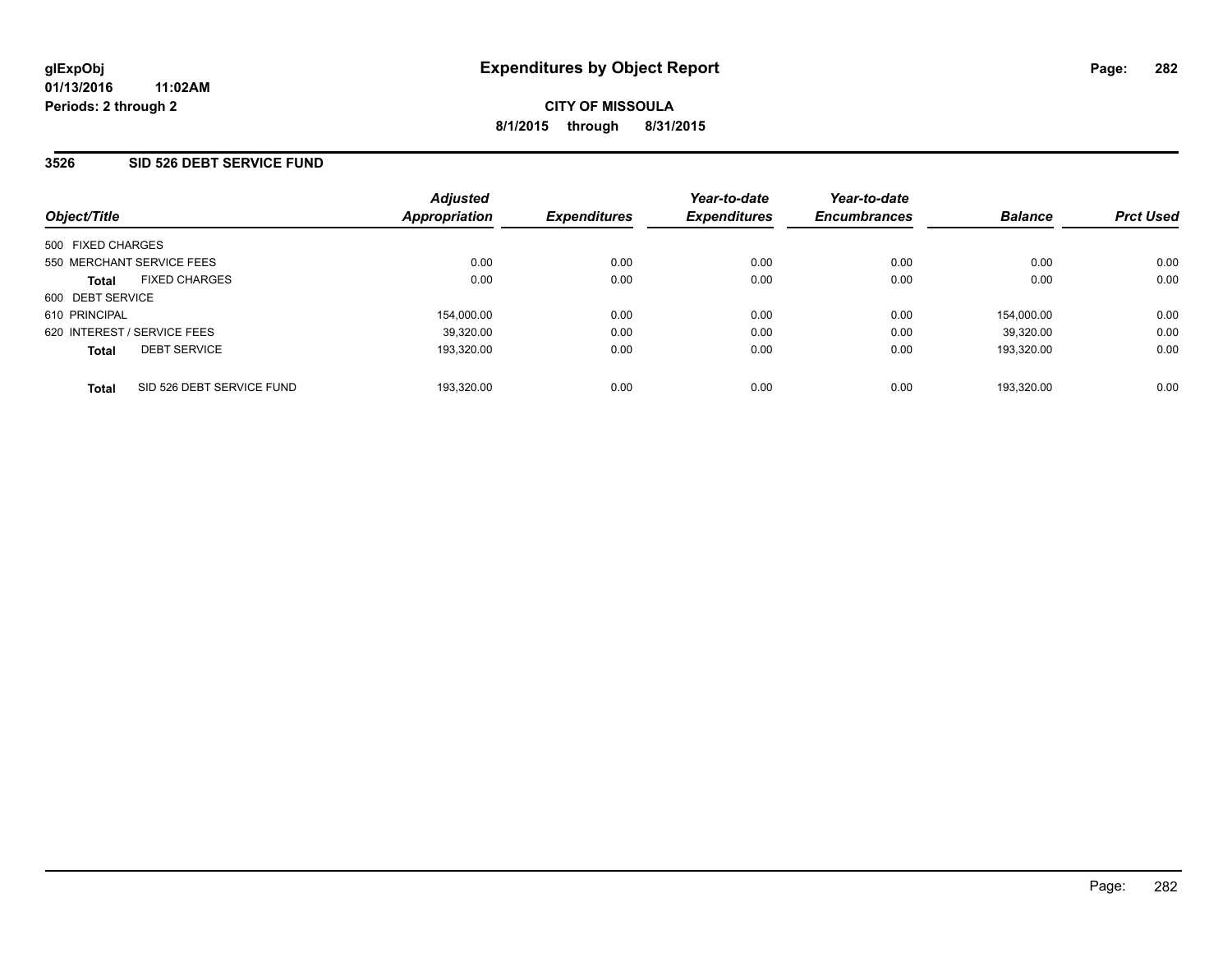# Expenditures by Object Report

glExpObj
01/13/2016 11:02AM
Periods: 2 through 2

**CITY OF MISSOULA**
**8/1/2015 through 8/31/2015**

## 3526 SID 526 DEBT SERVICE FUND

| Object/Title | Adjusted Appropriation | Expenditures | Year-to-date Expenditures | Year-to-date Encumbrances | Balance | Prct Used |
|---|---|---|---|---|---|---|
| 500 FIXED CHARGES | | | | | | |
| 550 MERCHANT SERVICE FEES | 0.00 | 0.00 | 0.00 | 0.00 | 0.00 | 0.00 |
| **Total** FIXED CHARGES | 0.00 | 0.00 | 0.00 | 0.00 | 0.00 | 0.00 |
| 600 DEBT SERVICE | | | | | | |
| 610 PRINCIPAL | 154,000.00 | 0.00 | 0.00 | 0.00 | 154,000.00 | 0.00 |
| 620 INTEREST / SERVICE FEES | 39,320.00 | 0.00 | 0.00 | 0.00 | 39,320.00 | 0.00 |
| **Total** DEBT SERVICE | 193,320.00 | 0.00 | 0.00 | 0.00 | 193,320.00 | 0.00 |
| **Total** SID 526 DEBT SERVICE FUND | 193,320.00 | 0.00 | 0.00 | 0.00 | 193,320.00 | 0.00 |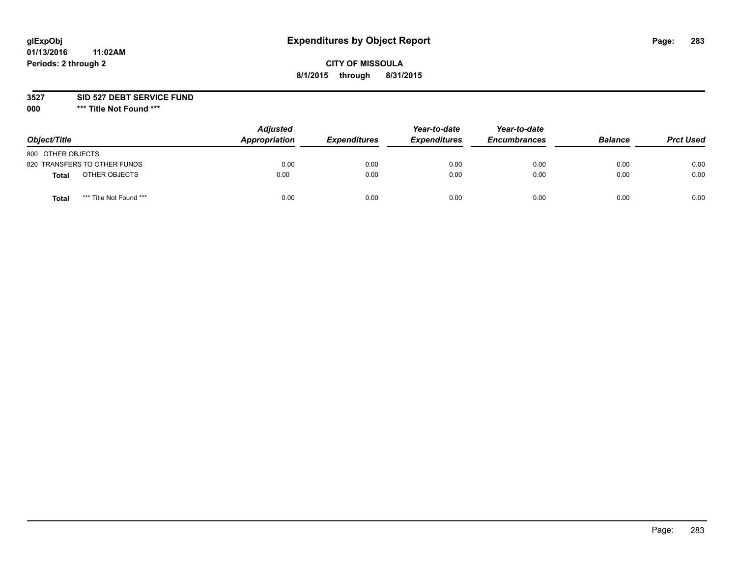glExpObj
01/13/2016 11:02AM
Periods: 2 through 2

# Expenditures by Object Report

**CITY OF MISSOULA**
**8/1/2015 through 8/31/2015**

**3527 SID 527 DEBT SERVICE FUND**
**000 *** Title Not Found *****

| Object/Title | Adjusted Appropriation | Expenditures | Year-to-date Expenditures | Year-to-date Encumbrances | Balance | Prct Used |
|---|---|---|---|---|---|---|
| 800 OTHER OBJECTS | | | | | | |
| 820 TRANSFERS TO OTHER FUNDS | 0.00 | 0.00 | 0.00 | 0.00 | 0.00 | 0.00 |
| **Total** OTHER OBJECTS | 0.00 | 0.00 | 0.00 | 0.00 | 0.00 | 0.00 |
| **Total** *** Title Not Found *** | 0.00 | 0.00 | 0.00 | 0.00 | 0.00 | 0.00 |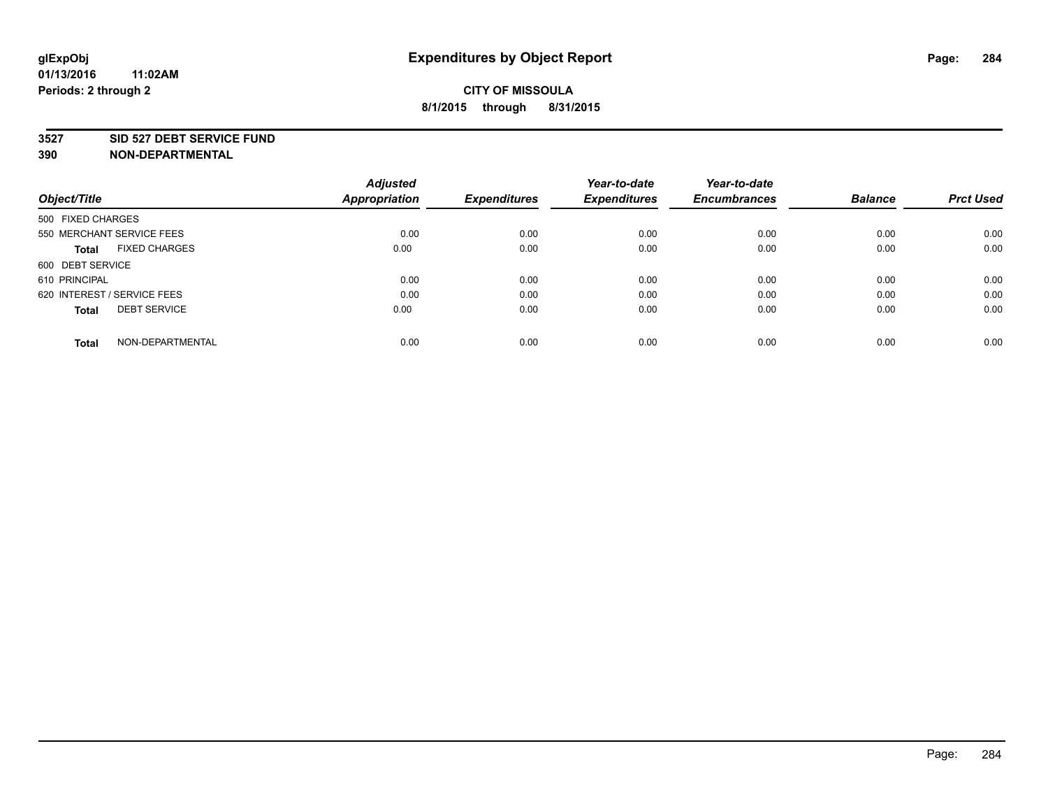**glExpObj** **Expenditures by Object Report**

**01/13/2016 11:02AM**

**Periods: 2 through 2**

**CITY OF MISSOULA**

**8/1/2015 through 8/31/2015**

**3527 SID 527 DEBT SERVICE FUND**

**390 NON-DEPARTMENTAL**

| Object/Title | Adjusted Appropriation | Expenditures | Year-to-date Expenditures | Year-to-date Encumbrances | Balance | Prct Used |
|---|---|---|---|---|---|---|
| 500 FIXED CHARGES | | | | | | |
| 550 MERCHANT SERVICE FEES | 0.00 | 0.00 | 0.00 | 0.00 | 0.00 | 0.00 |
| **Total** FIXED CHARGES | 0.00 | 0.00 | 0.00 | 0.00 | 0.00 | 0.00 |
| 600 DEBT SERVICE | | | | | | |
| 610 PRINCIPAL | 0.00 | 0.00 | 0.00 | 0.00 | 0.00 | 0.00 |
| 620 INTEREST / SERVICE FEES | 0.00 | 0.00 | 0.00 | 0.00 | 0.00 | 0.00 |
| **Total** DEBT SERVICE | 0.00 | 0.00 | 0.00 | 0.00 | 0.00 | 0.00 |
| **Total** NON-DEPARTMENTAL | 0.00 | 0.00 | 0.00 | 0.00 | 0.00 | 0.00 |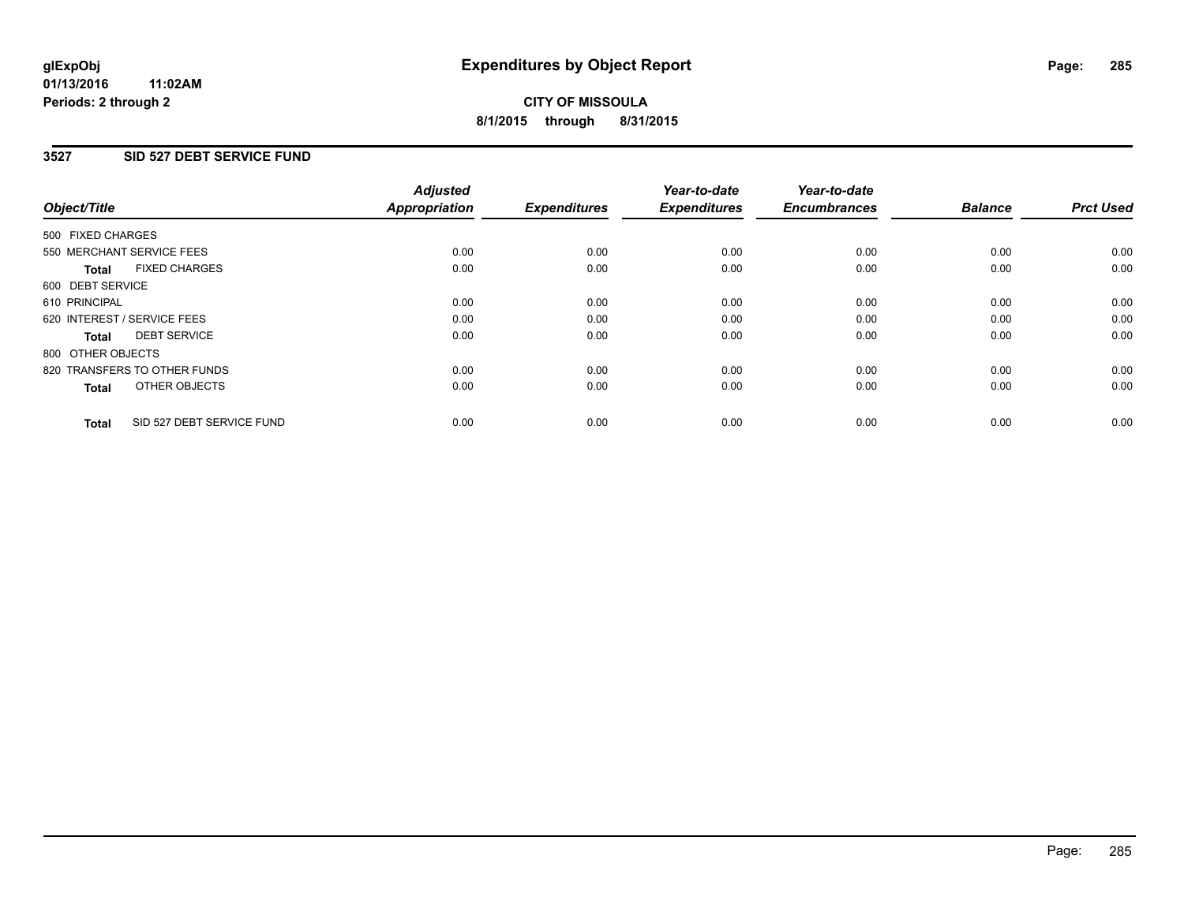**glExpObj** **Expenditures by Object Report**

**01/13/2016 11:02AM**

**Periods: 2 through 2**

**CITY OF MISSOULA**

**8/1/2015 through 8/31/2015**

## 3527 SID 527 DEBT SERVICE FUND

| Object/Title | Adjusted Appropriation | Expenditures | Year-to-date Expenditures | Year-to-date Encumbrances | Balance | Prct Used |
|---|---|---|---|---|---|---|
| 500 FIXED CHARGES | | | | | | |
| 550 MERCHANT SERVICE FEES | 0.00 | 0.00 | 0.00 | 0.00 | 0.00 | 0.00 |
| **Total** FIXED CHARGES | 0.00 | 0.00 | 0.00 | 0.00 | 0.00 | 0.00 |
| 600 DEBT SERVICE | | | | | | |
| 610 PRINCIPAL | 0.00 | 0.00 | 0.00 | 0.00 | 0.00 | 0.00 |
| 620 INTEREST / SERVICE FEES | 0.00 | 0.00 | 0.00 | 0.00 | 0.00 | 0.00 |
| **Total** DEBT SERVICE | 0.00 | 0.00 | 0.00 | 0.00 | 0.00 | 0.00 |
| 800 OTHER OBJECTS | | | | | | |
| 820 TRANSFERS TO OTHER FUNDS | 0.00 | 0.00 | 0.00 | 0.00 | 0.00 | 0.00 |
| **Total** OTHER OBJECTS | 0.00 | 0.00 | 0.00 | 0.00 | 0.00 | 0.00 |
| **Total** SID 527 DEBT SERVICE FUND | 0.00 | 0.00 | 0.00 | 0.00 | 0.00 | 0.00 |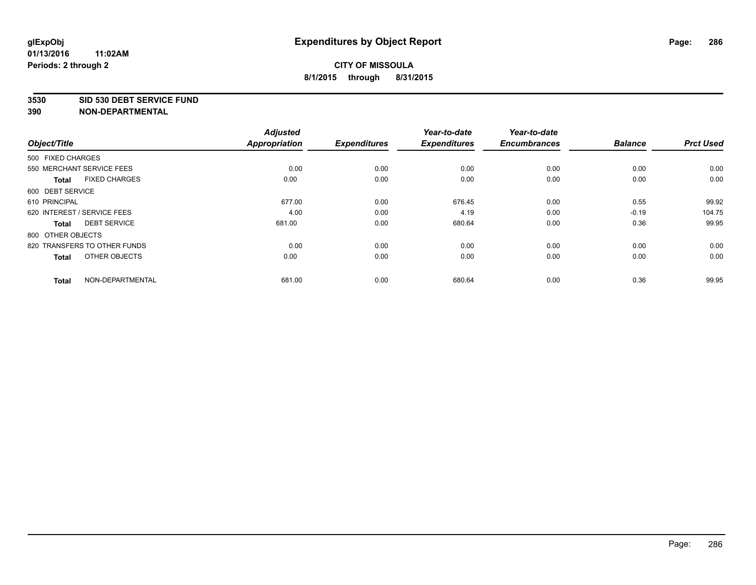**glExpObj** **Expenditures by Object Report**

**01/13/2016 11:02AM**

**Periods: 2 through 2**

**CITY OF MISSOULA**

**8/1/2015 through 8/31/2015**

**3530 SID 530 DEBT SERVICE FUND**

**390 NON-DEPARTMENTAL**

| Object/Title | Adjusted Appropriation | Expenditures | Year-to-date Expenditures | Year-to-date Encumbrances | Balance | Prct Used |
|---|---|---|---|---|---|---|
| 500 FIXED CHARGES | | | | | | |
| 550 MERCHANT SERVICE FEES | 0.00 | 0.00 | 0.00 | 0.00 | 0.00 | 0.00 |
| **Total** FIXED CHARGES | 0.00 | 0.00 | 0.00 | 0.00 | 0.00 | 0.00 |
| 600 DEBT SERVICE | | | | | | |
| 610 PRINCIPAL | 677.00 | 0.00 | 676.45 | 0.00 | 0.55 | 99.92 |
| 620 INTEREST / SERVICE FEES | 4.00 | 0.00 | 4.19 | 0.00 | -0.19 | 104.75 |
| **Total** DEBT SERVICE | 681.00 | 0.00 | 680.64 | 0.00 | 0.36 | 99.95 |
| 800 OTHER OBJECTS | | | | | | |
| 820 TRANSFERS TO OTHER FUNDS | 0.00 | 0.00 | 0.00 | 0.00 | 0.00 | 0.00 |
| **Total** OTHER OBJECTS | 0.00 | 0.00 | 0.00 | 0.00 | 0.00 | 0.00 |
| **Total** NON-DEPARTMENTAL | 681.00 | 0.00 | 680.64 | 0.00 | 0.36 | 99.95 |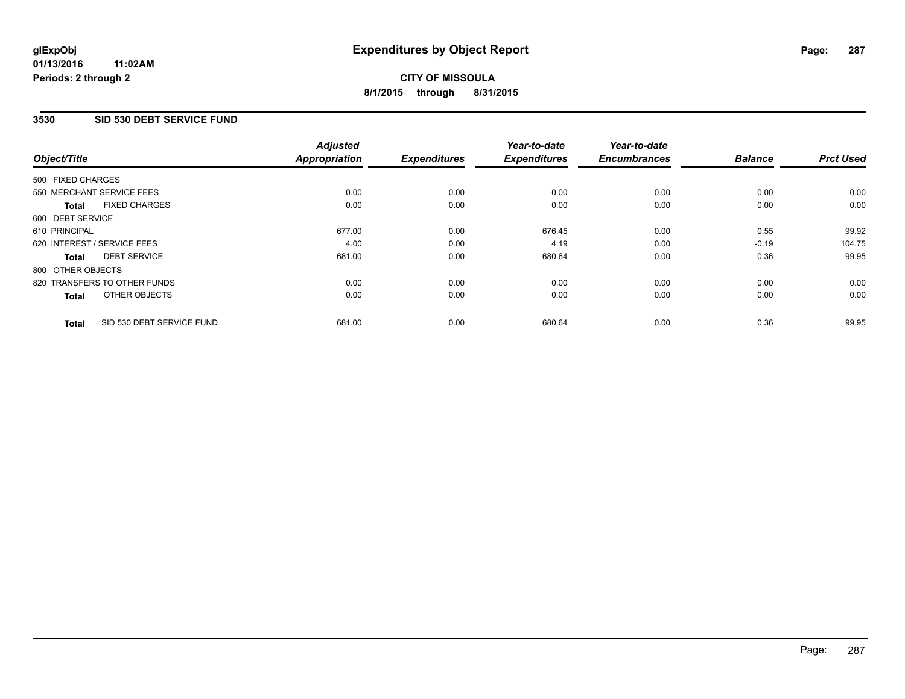# Expenditures by Object Report

**CITY OF MISSOULA**

**8/1/2015 through 8/31/2015**

glExpObj
01/13/2016 11:02AM
Periods: 2 through 2

## 3530 SID 530 DEBT SERVICE FUND

| Object/Title | Adjusted Appropriation | Expenditures | Year-to-date Expenditures | Year-to-date Encumbrances | Balance | Prct Used |
|---|---|---|---|---|---|---|
| 500 FIXED CHARGES | | | | | | |
| 550 MERCHANT SERVICE FEES | 0.00 | 0.00 | 0.00 | 0.00 | 0.00 | 0.00 |
| **Total** FIXED CHARGES | 0.00 | 0.00 | 0.00 | 0.00 | 0.00 | 0.00 |
| 600 DEBT SERVICE | | | | | | |
| 610 PRINCIPAL | 677.00 | 0.00 | 676.45 | 0.00 | 0.55 | 99.92 |
| 620 INTEREST / SERVICE FEES | 4.00 | 0.00 | 4.19 | 0.00 | -0.19 | 104.75 |
| **Total** DEBT SERVICE | 681.00 | 0.00 | 680.64 | 0.00 | 0.36 | 99.95 |
| 800 OTHER OBJECTS | | | | | | |
| 820 TRANSFERS TO OTHER FUNDS | 0.00 | 0.00 | 0.00 | 0.00 | 0.00 | 0.00 |
| **Total** OTHER OBJECTS | 0.00 | 0.00 | 0.00 | 0.00 | 0.00 | 0.00 |
| **Total** SID 530 DEBT SERVICE FUND | 681.00 | 0.00 | 680.64 | 0.00 | 0.36 | 99.95 |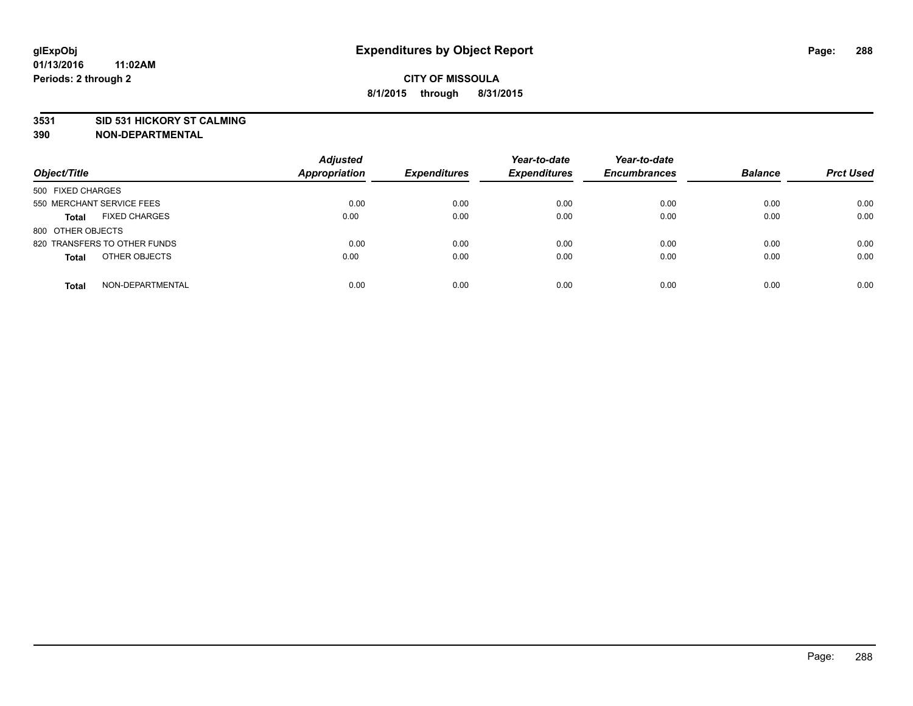# Expenditures by Object Report

**CITY OF MISSOULA**

**8/1/2015 through 8/31/2015**

glExpObj
01/13/2016 11:02AM
Periods: 2 through 2

**3531 SID 531 HICKORY ST CALMING**
**390 NON-DEPARTMENTAL**

| Object/Title | Adjusted Appropriation | Expenditures | Year-to-date Expenditures | Year-to-date Encumbrances | Balance | Prct Used |
|---|---|---|---|---|---|---|
| 500 FIXED CHARGES | | | | | | |
| 550 MERCHANT SERVICE FEES | 0.00 | 0.00 | 0.00 | 0.00 | 0.00 | 0.00 |
| **Total** FIXED CHARGES | 0.00 | 0.00 | 0.00 | 0.00 | 0.00 | 0.00 |
| 800 OTHER OBJECTS | | | | | | |
| 820 TRANSFERS TO OTHER FUNDS | 0.00 | 0.00 | 0.00 | 0.00 | 0.00 | 0.00 |
| **Total** OTHER OBJECTS | 0.00 | 0.00 | 0.00 | 0.00 | 0.00 | 0.00 |
| **Total** NON-DEPARTMENTAL | 0.00 | 0.00 | 0.00 | 0.00 | 0.00 | 0.00 |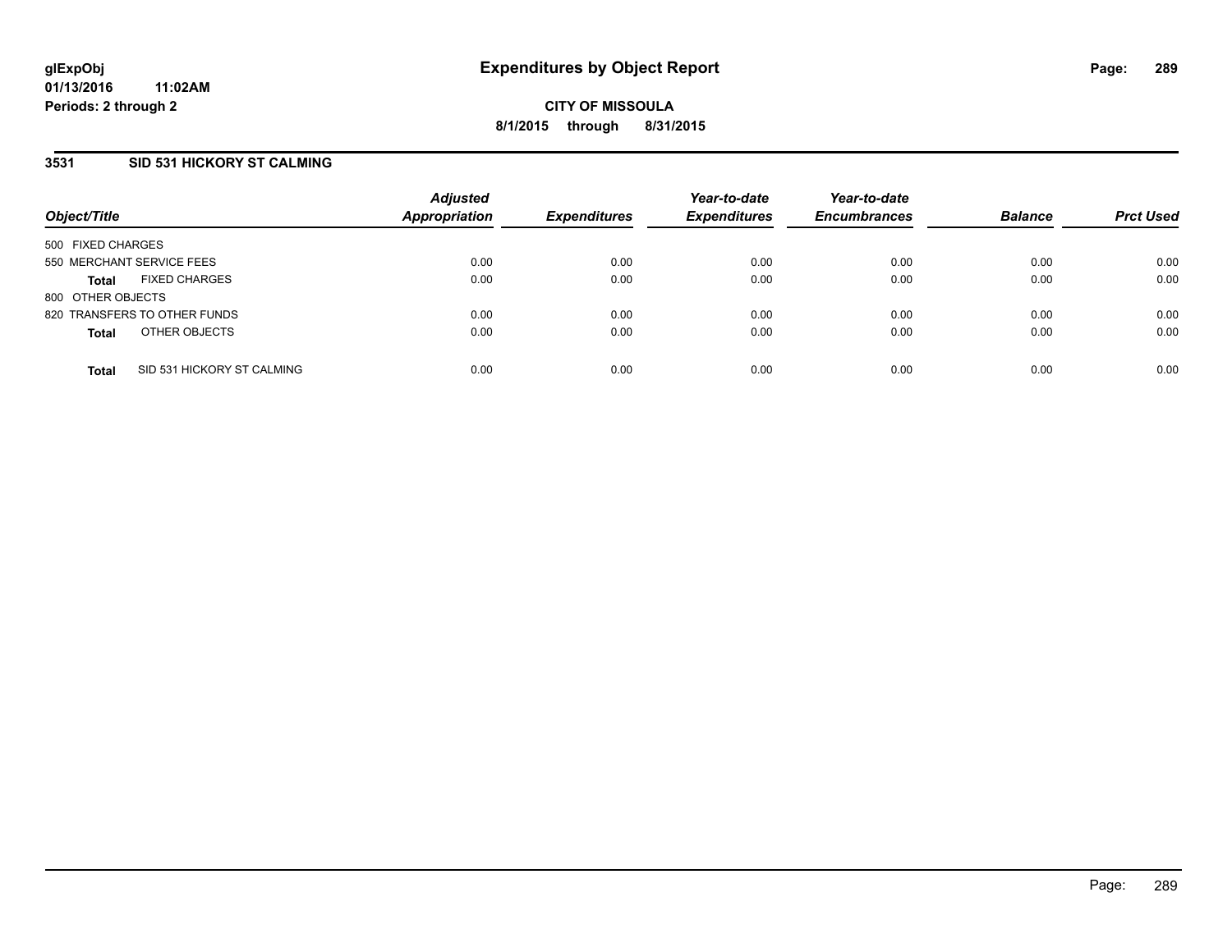glExpObj
01/13/2016 11:02AM
Periods: 2 through 2

# Expenditures by Object Report

**CITY OF MISSOULA**
**8/1/2015 through 8/31/2015**

## 3531 SID 531 HICKORY ST CALMING

| Object/Title | | Adjusted Appropriation | Expenditures | Year-to-date Expenditures | Year-to-date Encumbrances | Balance | Prct Used |
|---|---|---|---|---|---|---|---|
| 500 FIXED CHARGES | | | | | | | |
| 550 MERCHANT SERVICE FEES | | 0.00 | 0.00 | 0.00 | 0.00 | 0.00 | 0.00 |
| **Total** | FIXED CHARGES | 0.00 | 0.00 | 0.00 | 0.00 | 0.00 | 0.00 |
| 800 OTHER OBJECTS | | | | | | | |
| 820 TRANSFERS TO OTHER FUNDS | | 0.00 | 0.00 | 0.00 | 0.00 | 0.00 | 0.00 |
| **Total** | OTHER OBJECTS | 0.00 | 0.00 | 0.00 | 0.00 | 0.00 | 0.00 |
| **Total** | SID 531 HICKORY ST CALMING | 0.00 | 0.00 | 0.00 | 0.00 | 0.00 | 0.00 |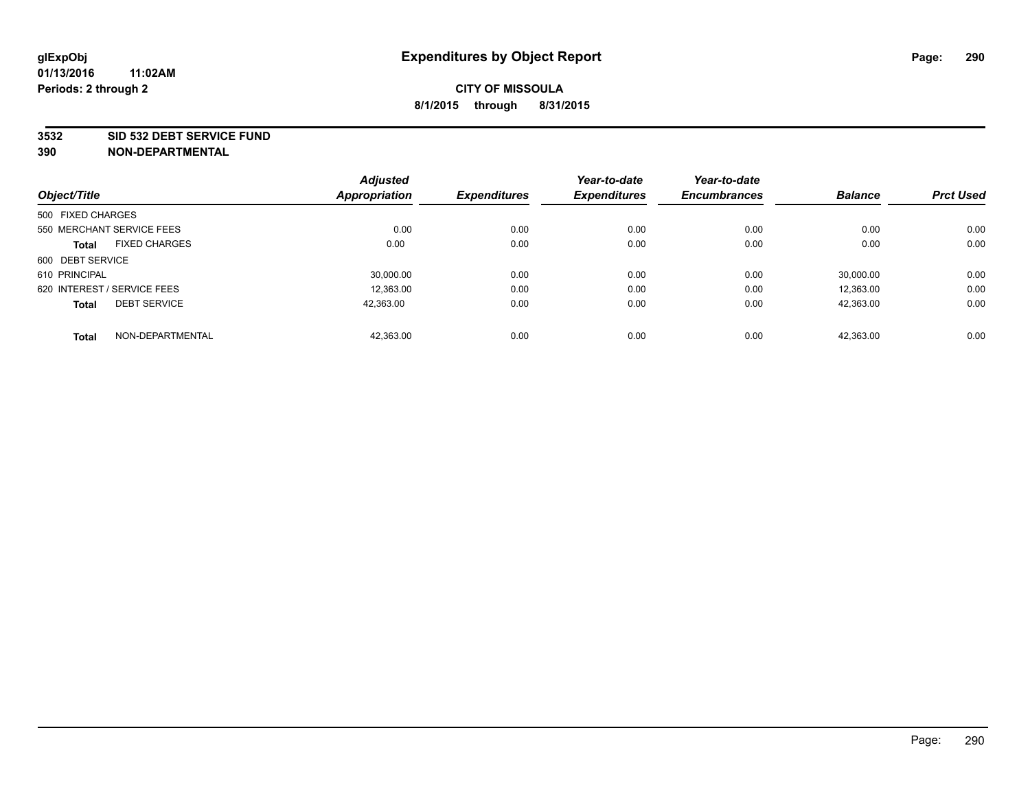**glExpObj**
**01/13/2016 11:02AM**
**Periods: 2 through 2**

# Expenditures by Object Report

**CITY OF MISSOULA**
**8/1/2015 through 8/31/2015**

**3532 SID 532 DEBT SERVICE FUND**
**390 NON-DEPARTMENTAL**

| Object/Title | Adjusted Appropriation | Expenditures | Year-to-date Expenditures | Year-to-date Encumbrances | Balance | Prct Used |
|---|---|---|---|---|---|---|
| 500 FIXED CHARGES | | | | | | |
| 550 MERCHANT SERVICE FEES | 0.00 | 0.00 | 0.00 | 0.00 | 0.00 | 0.00 |
| **Total** FIXED CHARGES | 0.00 | 0.00 | 0.00 | 0.00 | 0.00 | 0.00 |
| 600 DEBT SERVICE | | | | | | |
| 610 PRINCIPAL | 30,000.00 | 0.00 | 0.00 | 0.00 | 30,000.00 | 0.00 |
| 620 INTEREST / SERVICE FEES | 12,363.00 | 0.00 | 0.00 | 0.00 | 12,363.00 | 0.00 |
| **Total** DEBT SERVICE | 42,363.00 | 0.00 | 0.00 | 0.00 | 42,363.00 | 0.00 |
| **Total** NON-DEPARTMENTAL | 42,363.00 | 0.00 | 0.00 | 0.00 | 42,363.00 | 0.00 |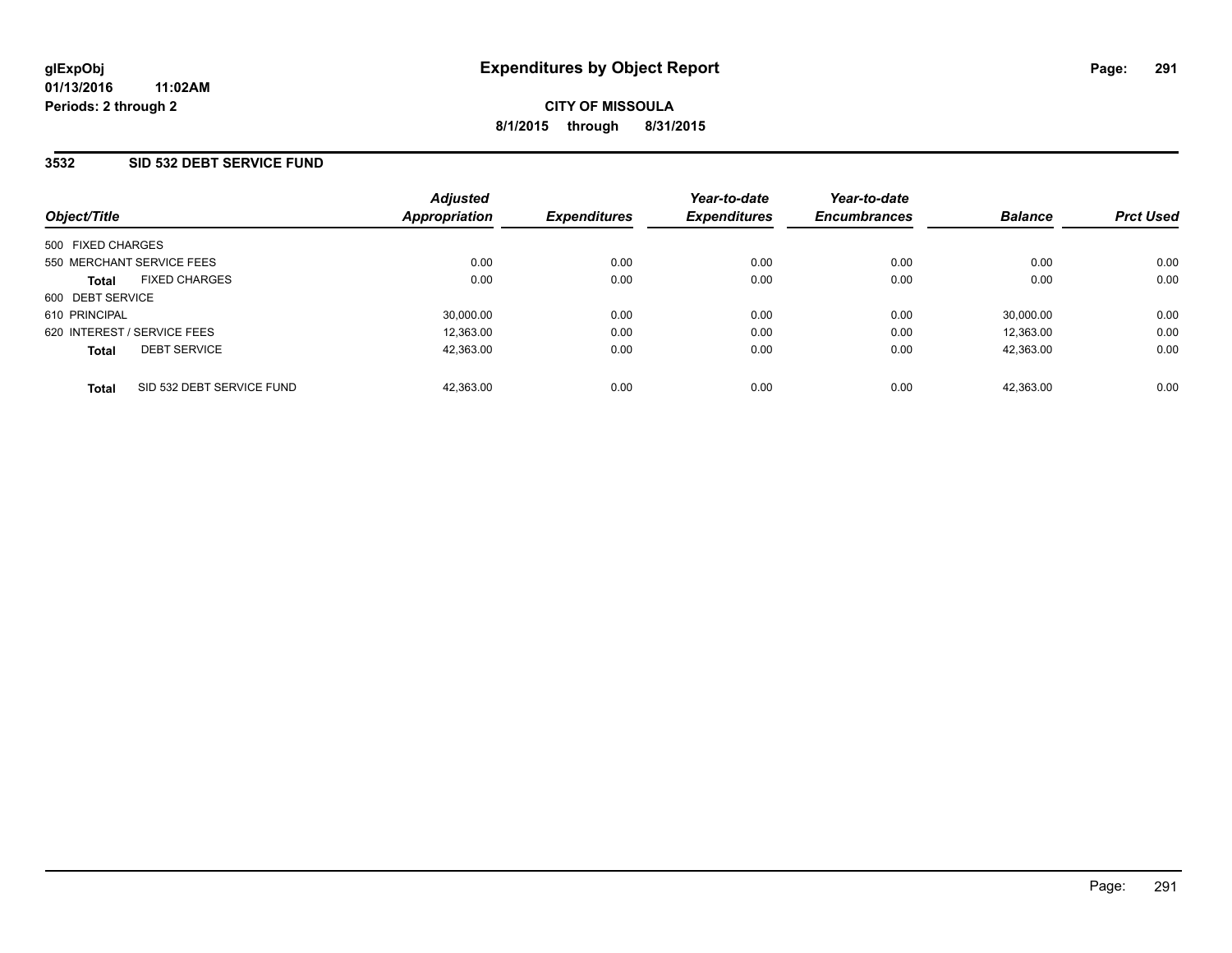**glExpObj**
**01/13/2016 11:02AM**
**Periods: 2 through 2**

# Expenditures by Object Report

**CITY OF MISSOULA**
**8/1/2015 through 8/31/2015**

## 3532 SID 532 DEBT SERVICE FUND

| Object/Title | Adjusted Appropriation | Expenditures | Year-to-date Expenditures | Year-to-date Encumbrances | Balance | Prct Used |
|---|---|---|---|---|---|---|
| 500 FIXED CHARGES | | | | | | |
| 550 MERCHANT SERVICE FEES | 0.00 | 0.00 | 0.00 | 0.00 | 0.00 | 0.00 |
| **Total** FIXED CHARGES | 0.00 | 0.00 | 0.00 | 0.00 | 0.00 | 0.00 |
| 600 DEBT SERVICE | | | | | | |
| 610 PRINCIPAL | 30,000.00 | 0.00 | 0.00 | 0.00 | 30,000.00 | 0.00 |
| 620 INTEREST / SERVICE FEES | 12,363.00 | 0.00 | 0.00 | 0.00 | 12,363.00 | 0.00 |
| **Total** DEBT SERVICE | 42,363.00 | 0.00 | 0.00 | 0.00 | 42,363.00 | 0.00 |
| **Total** SID 532 DEBT SERVICE FUND | 42,363.00 | 0.00 | 0.00 | 0.00 | 42,363.00 | 0.00 |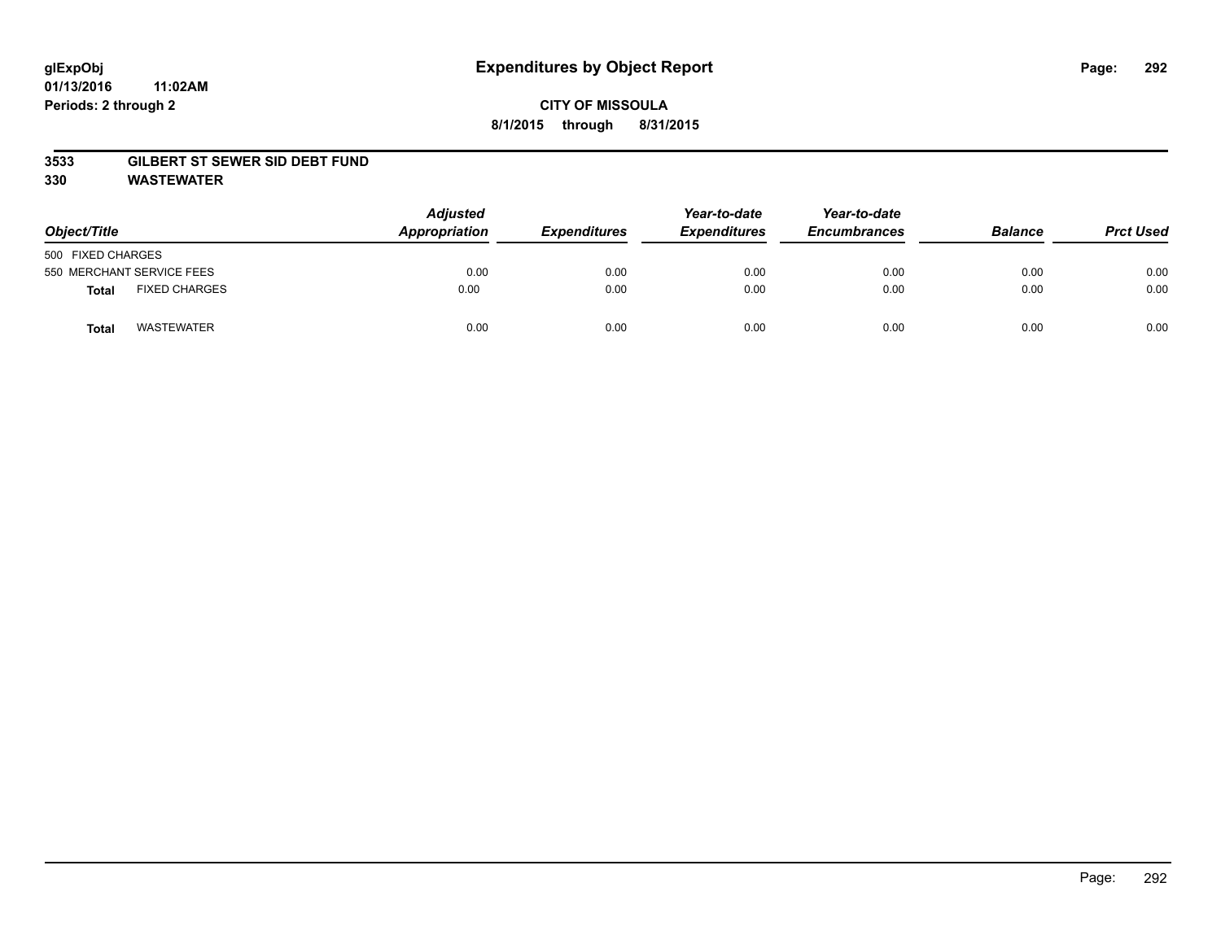# Expenditures by Object Report

glExpObj
01/13/2016 11:02AM
Periods: 2 through 2

**CITY OF MISSOULA**
**8/1/2015 through 8/31/2015**

## 3533 GILBERT ST SEWER SID DEBT FUND
## 330 WASTEWATER

| Object/Title | | Adjusted Appropriation | Expenditures | Year-to-date Expenditures | Year-to-date Encumbrances | Balance | Prct Used |
|---|---|---|---|---|---|---|---|
| 500 FIXED CHARGES | | | | | | | |
| 550 MERCHANT SERVICE FEES | | 0.00 | 0.00 | 0.00 | 0.00 | 0.00 | 0.00 |
| **Total** | FIXED CHARGES | 0.00 | 0.00 | 0.00 | 0.00 | 0.00 | 0.00 |
| **Total** | WASTEWATER | 0.00 | 0.00 | 0.00 | 0.00 | 0.00 | 0.00 |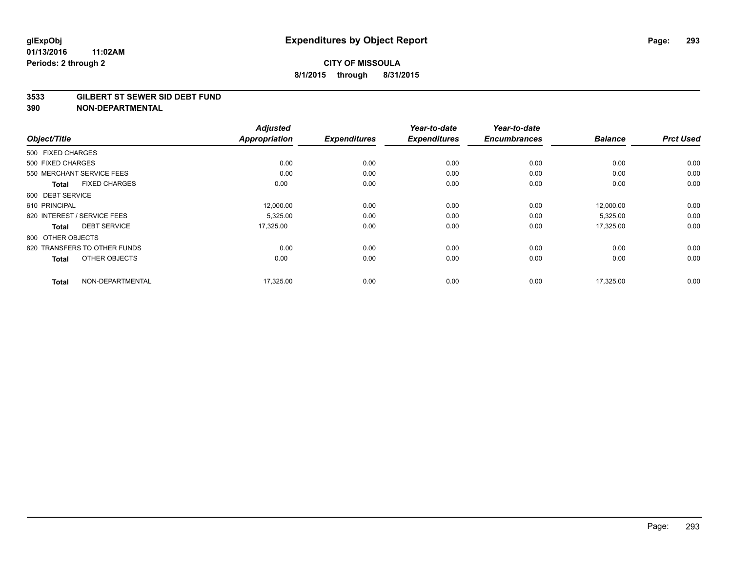**glExpObj** 01/13/2016 11:02AM
**Periods: 2 through 2**

# Expenditures by Object Report

**CITY OF MISSOULA**
**8/1/2015 through 8/31/2015**

## 3533 GILBERT ST SEWER SID DEBT FUND
## 390 NON-DEPARTMENTAL

| Object/Title | Adjusted Appropriation | Expenditures | Year-to-date Expenditures | Year-to-date Encumbrances | Balance | Prct Used |
|---|---|---|---|---|---|---|
| 500 FIXED CHARGES | | | | | | |
| 500 FIXED CHARGES | 0.00 | 0.00 | 0.00 | 0.00 | 0.00 | 0.00 |
| 550 MERCHANT SERVICE FEES | 0.00 | 0.00 | 0.00 | 0.00 | 0.00 | 0.00 |
| **Total** FIXED CHARGES | 0.00 | 0.00 | 0.00 | 0.00 | 0.00 | 0.00 |
| 600 DEBT SERVICE | | | | | | |
| 610 PRINCIPAL | 12,000.00 | 0.00 | 0.00 | 0.00 | 12,000.00 | 0.00 |
| 620 INTEREST / SERVICE FEES | 5,325.00 | 0.00 | 0.00 | 0.00 | 5,325.00 | 0.00 |
| **Total** DEBT SERVICE | 17,325.00 | 0.00 | 0.00 | 0.00 | 17,325.00 | 0.00 |
| 800 OTHER OBJECTS | | | | | | |
| 820 TRANSFERS TO OTHER FUNDS | 0.00 | 0.00 | 0.00 | 0.00 | 0.00 | 0.00 |
| **Total** OTHER OBJECTS | 0.00 | 0.00 | 0.00 | 0.00 | 0.00 | 0.00 |
| **Total** NON-DEPARTMENTAL | 17,325.00 | 0.00 | 0.00 | 0.00 | 17,325.00 | 0.00 |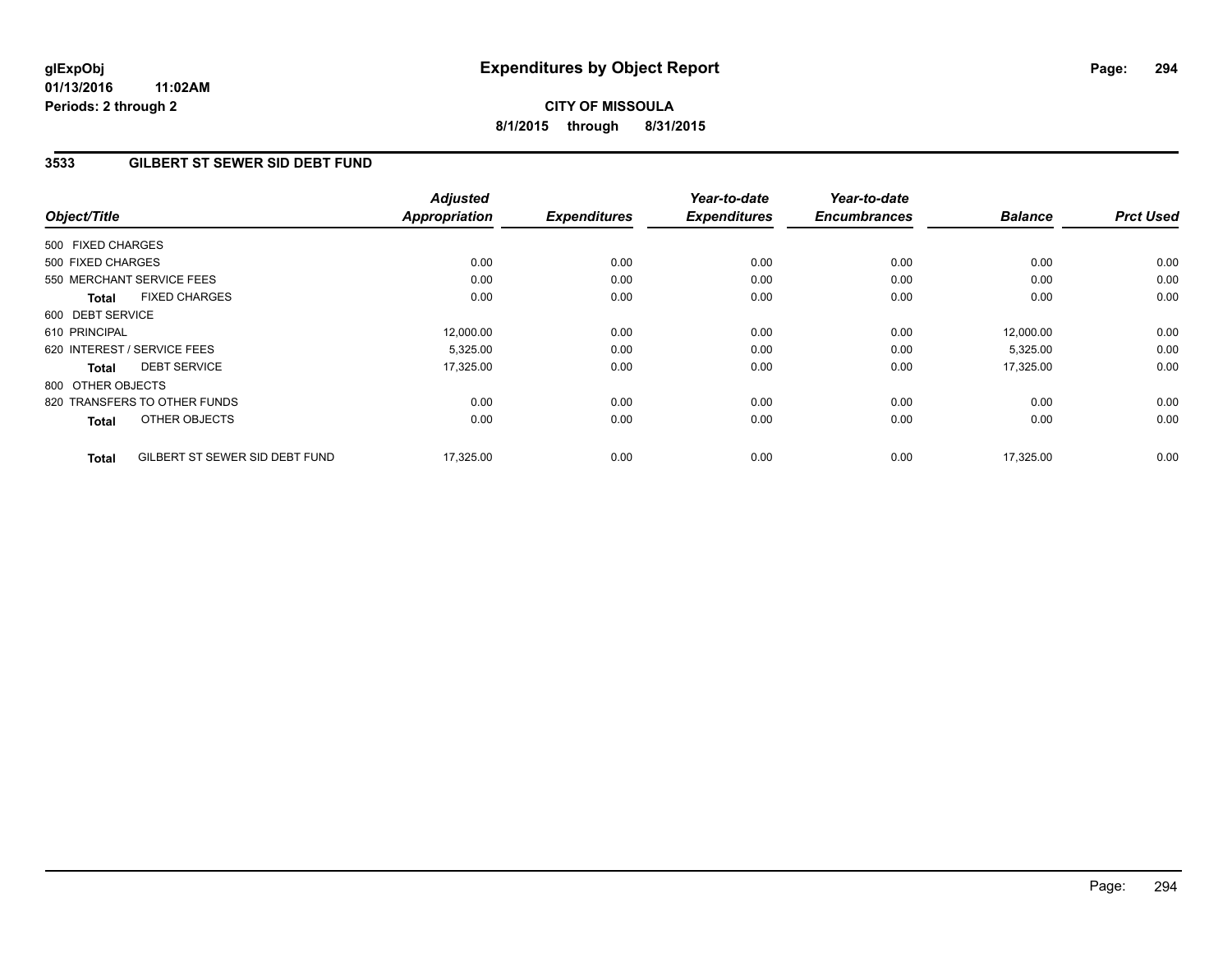glExpObj
01/13/2016 11:02AM
Periods: 2 through 2

# Expenditures by Object Report

**CITY OF MISSOULA**

**8/1/2015 through 8/31/2015**

## 3533 GILBERT ST SEWER SID DEBT FUND

| Object/Title | | Adjusted Appropriation | Expenditures | Year-to-date Expenditures | Year-to-date Encumbrances | Balance | Prct Used |
|---|---|---|---|---|---|---|---|
| 500 FIXED CHARGES | | | | | | | |
| 500 FIXED CHARGES | | 0.00 | 0.00 | 0.00 | 0.00 | 0.00 | 0.00 |
| 550 MERCHANT SERVICE FEES | | 0.00 | 0.00 | 0.00 | 0.00 | 0.00 | 0.00 |
| **Total** | FIXED CHARGES | 0.00 | 0.00 | 0.00 | 0.00 | 0.00 | 0.00 |
| 600 DEBT SERVICE | | | | | | | |
| 610 PRINCIPAL | | 12,000.00 | 0.00 | 0.00 | 0.00 | 12,000.00 | 0.00 |
| 620 INTEREST / SERVICE FEES | | 5,325.00 | 0.00 | 0.00 | 0.00 | 5,325.00 | 0.00 |
| **Total** | DEBT SERVICE | 17,325.00 | 0.00 | 0.00 | 0.00 | 17,325.00 | 0.00 |
| 800 OTHER OBJECTS | | | | | | | |
| 820 TRANSFERS TO OTHER FUNDS | | 0.00 | 0.00 | 0.00 | 0.00 | 0.00 | 0.00 |
| **Total** | OTHER OBJECTS | 0.00 | 0.00 | 0.00 | 0.00 | 0.00 | 0.00 |
| **Total** | GILBERT ST SEWER SID DEBT FUND | 17,325.00 | 0.00 | 0.00 | 0.00 | 17,325.00 | 0.00 |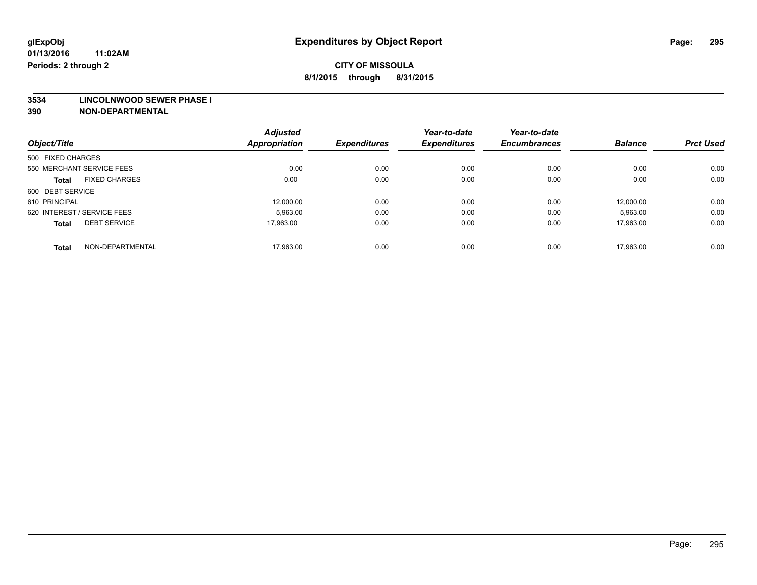# Expenditures by Object Report

glExpObj
01/13/2016 11:02AM
Periods: 2 through 2

**CITY OF MISSOULA**
**8/1/2015 through 8/31/2015**

**3534 LINCOLNWOOD SEWER PHASE I**
**390 NON-DEPARTMENTAL**

| Object/Title | | Adjusted Appropriation | Expenditures | Year-to-date Expenditures | Year-to-date Encumbrances | Balance | Prct Used |
|---|---|---|---|---|---|---|---|
| 500 FIXED CHARGES | | | | | | | |
| 550 MERCHANT SERVICE FEES | | 0.00 | 0.00 | 0.00 | 0.00 | 0.00 | 0.00 |
| **Total** | FIXED CHARGES | 0.00 | 0.00 | 0.00 | 0.00 | 0.00 | 0.00 |
| 600 DEBT SERVICE | | | | | | | |
| 610 PRINCIPAL | | 12,000.00 | 0.00 | 0.00 | 0.00 | 12,000.00 | 0.00 |
| 620 INTEREST / SERVICE FEES | | 5,963.00 | 0.00 | 0.00 | 0.00 | 5,963.00 | 0.00 |
| **Total** | DEBT SERVICE | 17,963.00 | 0.00 | 0.00 | 0.00 | 17,963.00 | 0.00 |
| **Total** | NON-DEPARTMENTAL | 17,963.00 | 0.00 | 0.00 | 0.00 | 17,963.00 | 0.00 |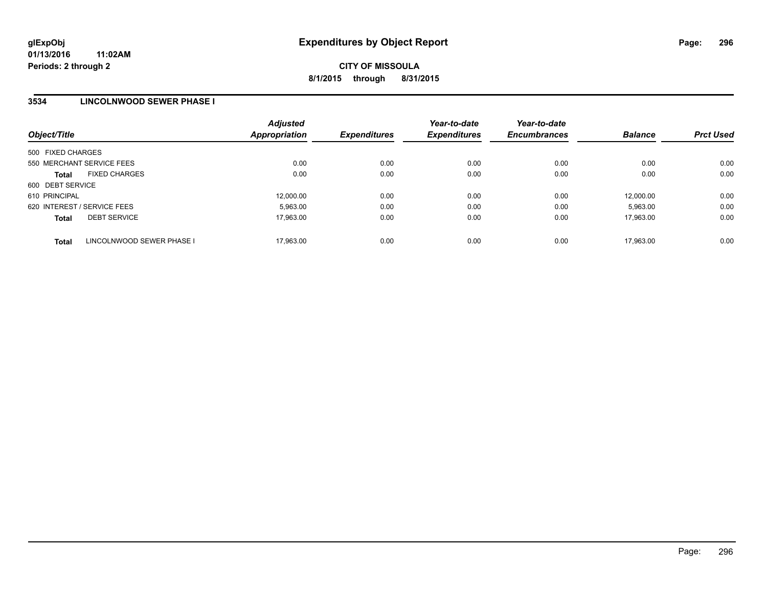**glExpObj**
**01/13/2016 11:02AM**
**Periods: 2 through 2**

# Expenditures by Object Report

**CITY OF MISSOULA**
**8/1/2015 through 8/31/2015**

## 3534 LINCOLNWOOD SEWER PHASE I

| Object/Title | Adjusted Appropriation | Expenditures | Year-to-date Expenditures | Year-to-date Encumbrances | Balance | Prct Used |
|---|---|---|---|---|---|---|
| 500 FIXED CHARGES | | | | | | |
| 550 MERCHANT SERVICE FEES | 0.00 | 0.00 | 0.00 | 0.00 | 0.00 | 0.00 |
| **Total** FIXED CHARGES | 0.00 | 0.00 | 0.00 | 0.00 | 0.00 | 0.00 |
| 600 DEBT SERVICE | | | | | | |
| 610 PRINCIPAL | 12,000.00 | 0.00 | 0.00 | 0.00 | 12,000.00 | 0.00 |
| 620 INTEREST / SERVICE FEES | 5,963.00 | 0.00 | 0.00 | 0.00 | 5,963.00 | 0.00 |
| **Total** DEBT SERVICE | 17,963.00 | 0.00 | 0.00 | 0.00 | 17,963.00 | 0.00 |
| **Total** LINCOLNWOOD SEWER PHASE I | 17,963.00 | 0.00 | 0.00 | 0.00 | 17,963.00 | 0.00 |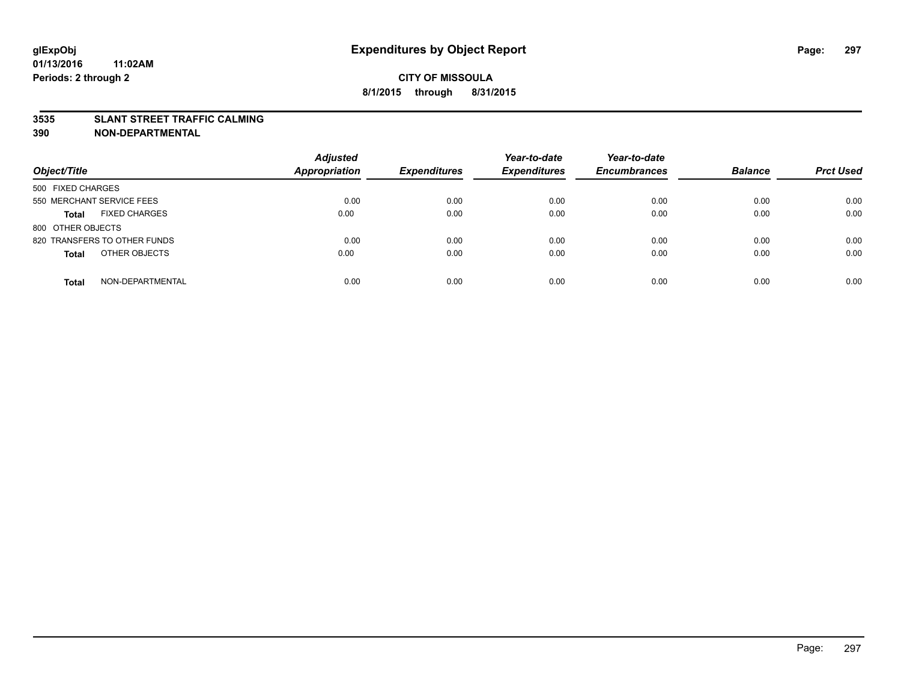# Expenditures by Object Report

glExpObj
01/13/2016 11:02AM
Periods: 2 through 2

**CITY OF MISSOULA**
**8/1/2015 through 8/31/2015**

**3535 SLANT STREET TRAFFIC CALMING**
**390 NON-DEPARTMENTAL**

| Object/Title | Adjusted Appropriation | Expenditures | Year-to-date Expenditures | Year-to-date Encumbrances | Balance | Prct Used |
|---|---|---|---|---|---|---|
| 500 FIXED CHARGES | | | | | | |
| 550 MERCHANT SERVICE FEES | 0.00 | 0.00 | 0.00 | 0.00 | 0.00 | 0.00 |
| **Total** FIXED CHARGES | 0.00 | 0.00 | 0.00 | 0.00 | 0.00 | 0.00 |
| 800 OTHER OBJECTS | | | | | | |
| 820 TRANSFERS TO OTHER FUNDS | 0.00 | 0.00 | 0.00 | 0.00 | 0.00 | 0.00 |
| **Total** OTHER OBJECTS | 0.00 | 0.00 | 0.00 | 0.00 | 0.00 | 0.00 |
| **Total** NON-DEPARTMENTAL | 0.00 | 0.00 | 0.00 | 0.00 | 0.00 | 0.00 |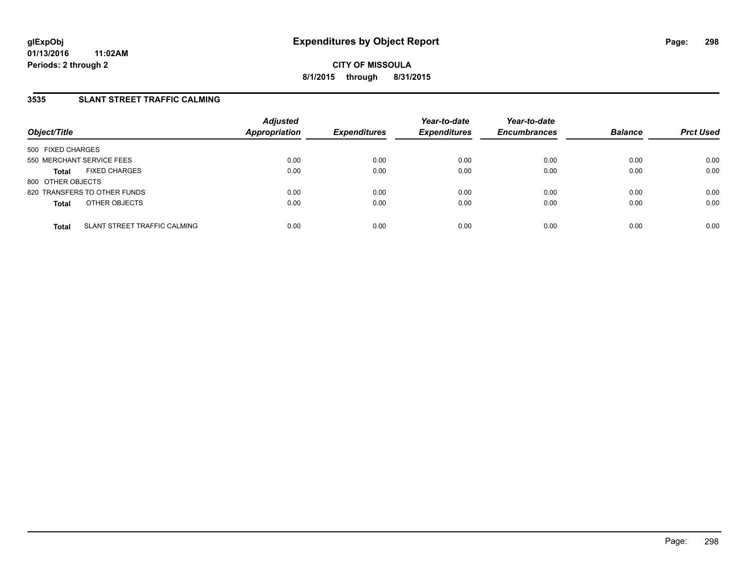**glExpObj**
**01/13/2016 11:02AM**
**Periods: 2 through 2**

# Expenditures by Object Report

**CITY OF MISSOULA**
**8/1/2015 through 8/31/2015**

## 3535 SLANT STREET TRAFFIC CALMING

| Object/Title | Adjusted Appropriation | Expenditures | Year-to-date Expenditures | Year-to-date Encumbrances | Balance | Prct Used |
|---|---|---|---|---|---|---|
| 500 FIXED CHARGES | | | | | | |
| 550 MERCHANT SERVICE FEES | 0.00 | 0.00 | 0.00 | 0.00 | 0.00 | 0.00 |
| **Total** FIXED CHARGES | 0.00 | 0.00 | 0.00 | 0.00 | 0.00 | 0.00 |
| 800 OTHER OBJECTS | | | | | | |
| 820 TRANSFERS TO OTHER FUNDS | 0.00 | 0.00 | 0.00 | 0.00 | 0.00 | 0.00 |
| **Total** OTHER OBJECTS | 0.00 | 0.00 | 0.00 | 0.00 | 0.00 | 0.00 |
| **Total** SLANT STREET TRAFFIC CALMING | 0.00 | 0.00 | 0.00 | 0.00 | 0.00 | 0.00 |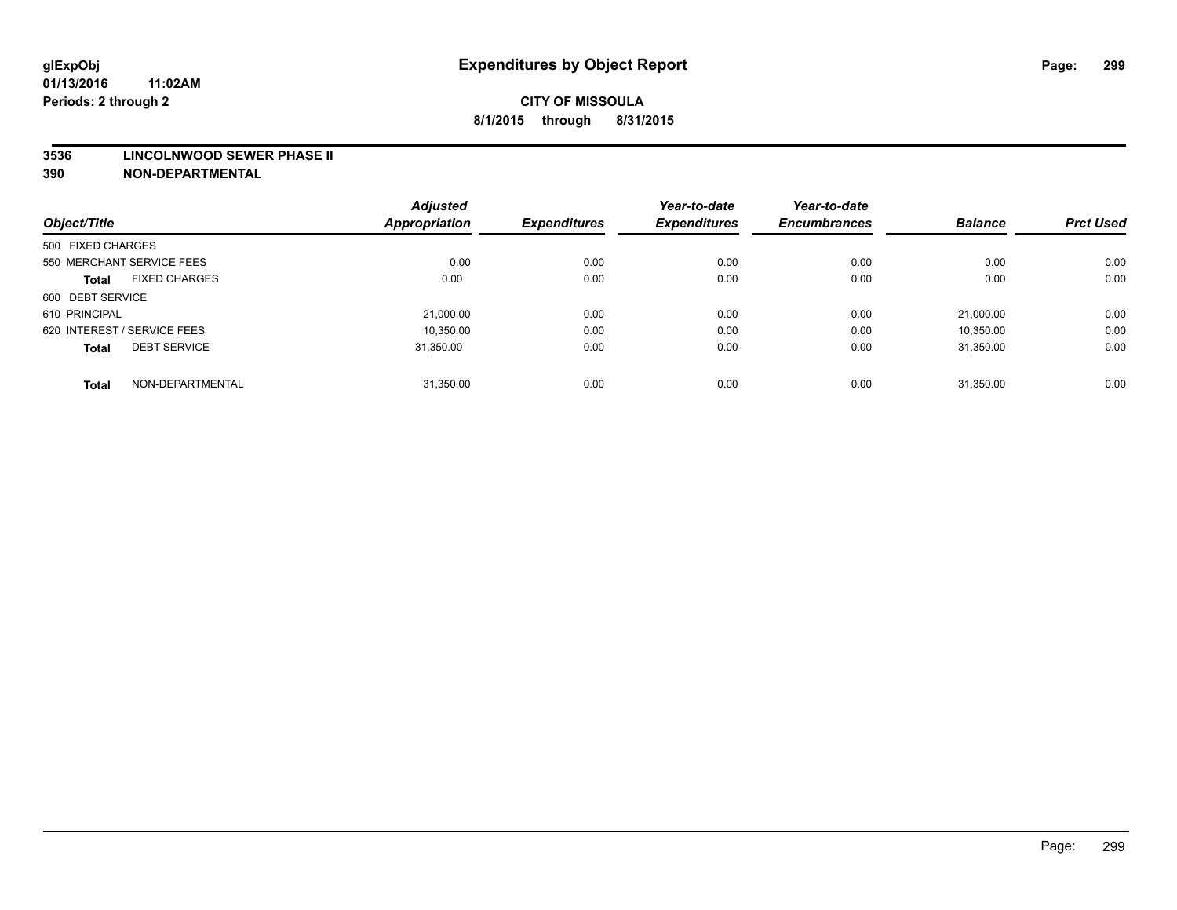# Expenditures by Object Report

glExpObj
01/13/2016 11:02AM
Periods: 2 through 2

**CITY OF MISSOULA**
**8/1/2015 through 8/31/2015**

**3536 LINCOLNWOOD SEWER PHASE II**
**390 NON-DEPARTMENTAL**

| Object/Title | | Adjusted Appropriation | Expenditures | Year-to-date Expenditures | Year-to-date Encumbrances | Balance | Prct Used |
|---|---|---|---|---|---|---|---|
| 500 FIXED CHARGES | | | | | | | |
| 550 MERCHANT SERVICE FEES | | 0.00 | 0.00 | 0.00 | 0.00 | 0.00 | 0.00 |
| **Total** | FIXED CHARGES | 0.00 | 0.00 | 0.00 | 0.00 | 0.00 | 0.00 |
| 600 DEBT SERVICE | | | | | | | |
| 610 PRINCIPAL | | 21,000.00 | 0.00 | 0.00 | 0.00 | 21,000.00 | 0.00 |
| 620 INTEREST / SERVICE FEES | | 10,350.00 | 0.00 | 0.00 | 0.00 | 10,350.00 | 0.00 |
| **Total** | DEBT SERVICE | 31,350.00 | 0.00 | 0.00 | 0.00 | 31,350.00 | 0.00 |
| **Total** | NON-DEPARTMENTAL | 31,350.00 | 0.00 | 0.00 | 0.00 | 31,350.00 | 0.00 |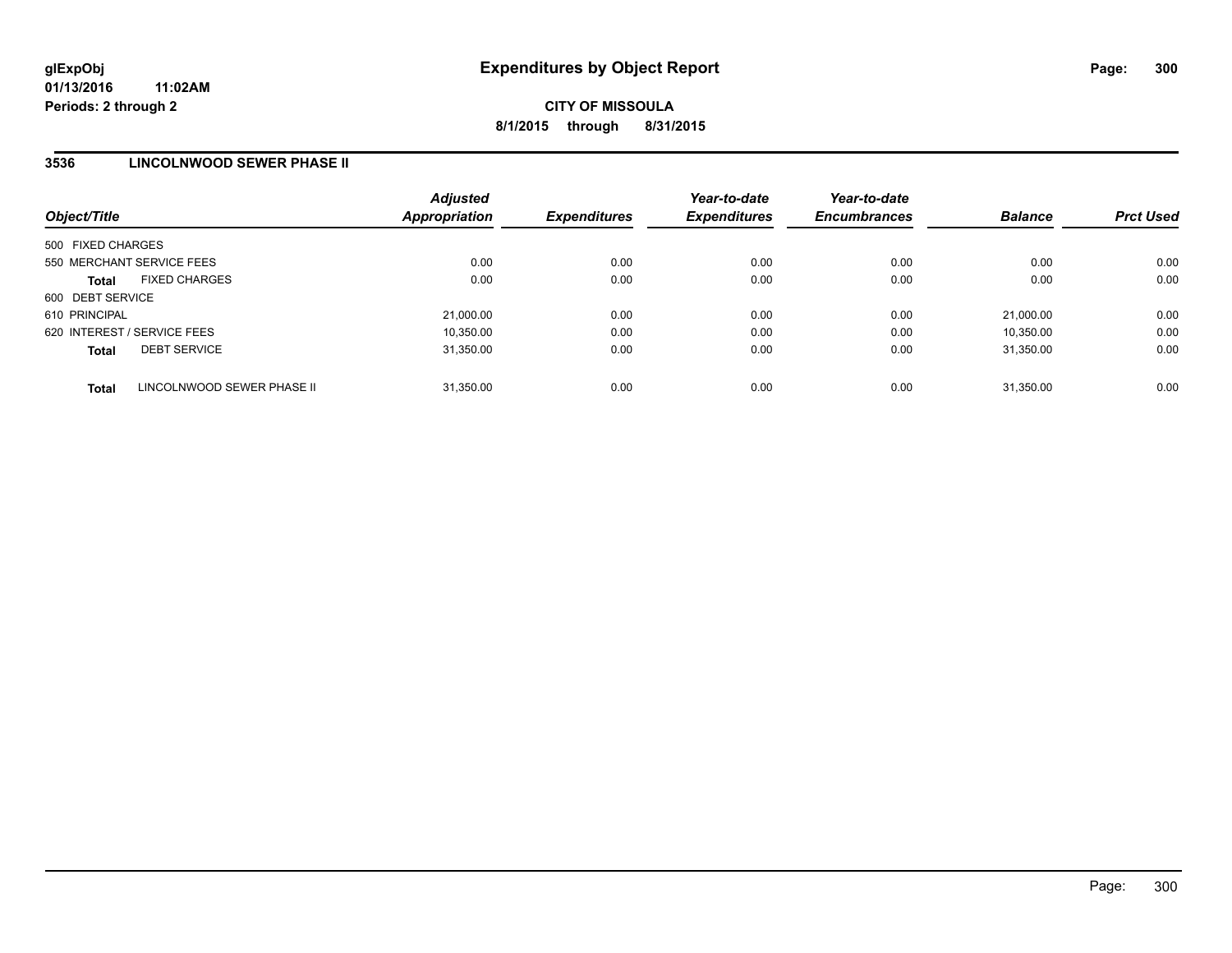# Expenditures by Object Report

glExpObj
01/13/2016 11:02AM
Periods: 2 through 2

**CITY OF MISSOULA**
**8/1/2015 through 8/31/2015**

## 3536 LINCOLNWOOD SEWER PHASE II

| Object/Title | Adjusted Appropriation | Expenditures | Year-to-date Expenditures | Year-to-date Encumbrances | Balance | Prct Used |
|---|---|---|---|---|---|---|
| 500 FIXED CHARGES | | | | | | |
| 550 MERCHANT SERVICE FEES | 0.00 | 0.00 | 0.00 | 0.00 | 0.00 | 0.00 |
| **Total** FIXED CHARGES | 0.00 | 0.00 | 0.00 | 0.00 | 0.00 | 0.00 |
| 600 DEBT SERVICE | | | | | | |
| 610 PRINCIPAL | 21,000.00 | 0.00 | 0.00 | 0.00 | 21,000.00 | 0.00 |
| 620 INTEREST / SERVICE FEES | 10,350.00 | 0.00 | 0.00 | 0.00 | 10,350.00 | 0.00 |
| **Total** DEBT SERVICE | 31,350.00 | 0.00 | 0.00 | 0.00 | 31,350.00 | 0.00 |
| **Total** LINCOLNWOOD SEWER PHASE II | 31,350.00 | 0.00 | 0.00 | 0.00 | 31,350.00 | 0.00 |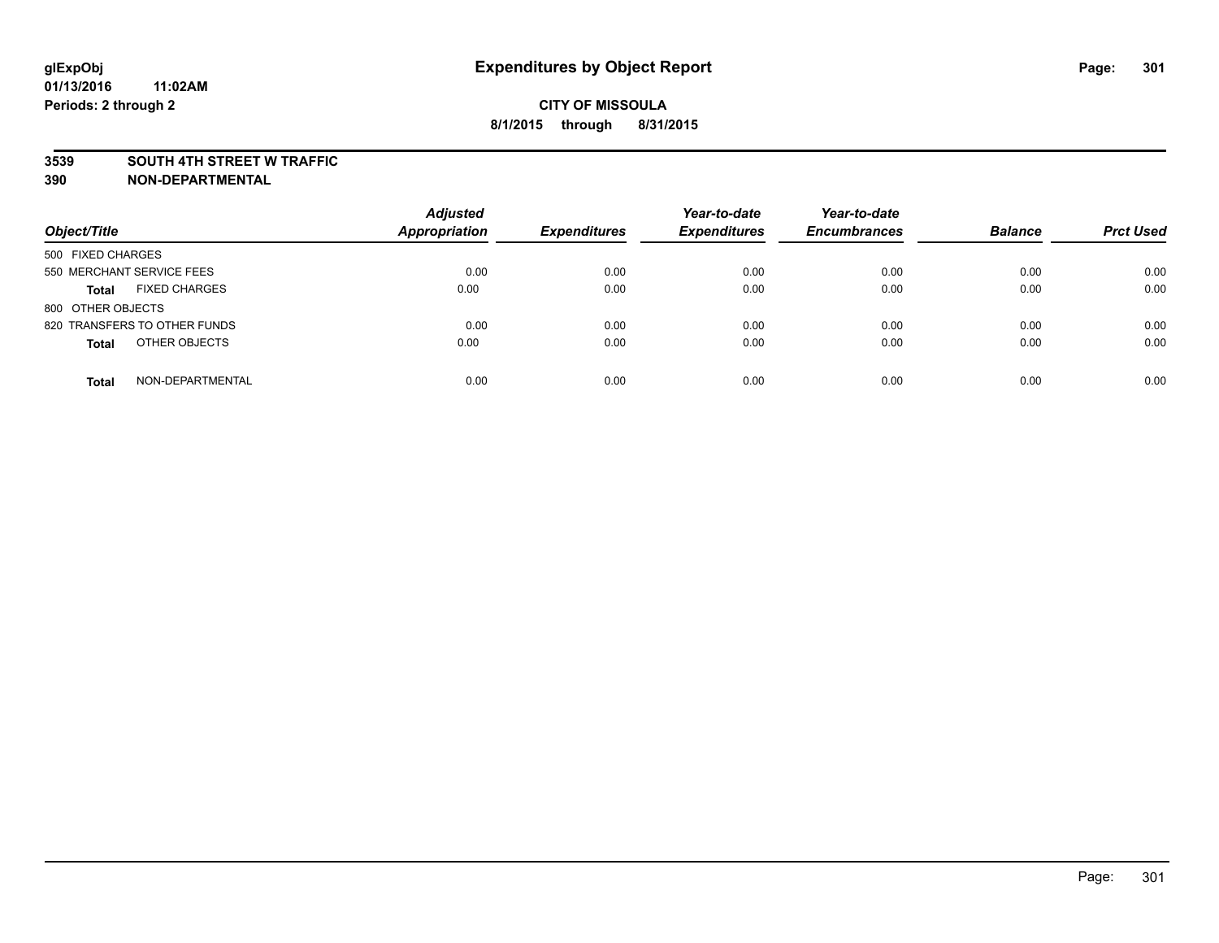glExpObj
01/13/2016 11:02AM
Periods: 2 through 2

# Expenditures by Object Report

**CITY OF MISSOULA**
**8/1/2015 through 8/31/2015**

**3539 SOUTH 4TH STREET W TRAFFIC**
**390 NON-DEPARTMENTAL**

| Object/Title | Adjusted Appropriation | Expenditures | Year-to-date Expenditures | Year-to-date Encumbrances | Balance | Prct Used |
|---|---|---|---|---|---|---|
| 500 FIXED CHARGES | | | | | | |
| 550 MERCHANT SERVICE FEES | 0.00 | 0.00 | 0.00 | 0.00 | 0.00 | 0.00 |
| **Total** FIXED CHARGES | 0.00 | 0.00 | 0.00 | 0.00 | 0.00 | 0.00 |
| 800 OTHER OBJECTS | | | | | | |
| 820 TRANSFERS TO OTHER FUNDS | 0.00 | 0.00 | 0.00 | 0.00 | 0.00 | 0.00 |
| **Total** OTHER OBJECTS | 0.00 | 0.00 | 0.00 | 0.00 | 0.00 | 0.00 |
| **Total** NON-DEPARTMENTAL | 0.00 | 0.00 | 0.00 | 0.00 | 0.00 | 0.00 |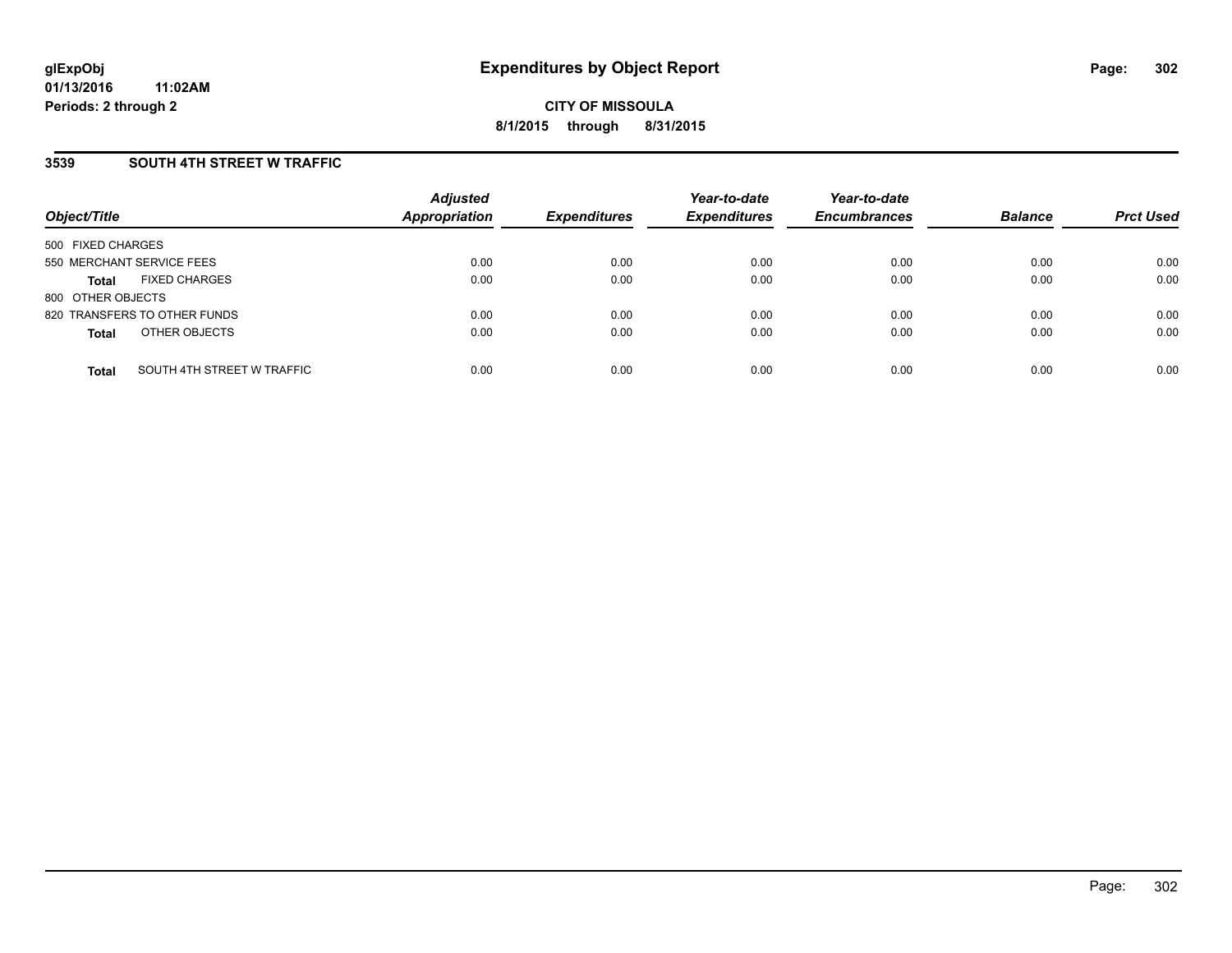# Expenditures by Object Report

glExpObj
01/13/2016 11:02AM
Periods: 2 through 2

**CITY OF MISSOULA**
**8/1/2015 through 8/31/2015**

## 3539 SOUTH 4TH STREET W TRAFFIC

| Object/Title | | Adjusted Appropriation | Expenditures | Year-to-date Expenditures | Year-to-date Encumbrances | Balance | Prct Used |
|---|---|---|---|---|---|---|---|
| 500 FIXED CHARGES | | | | | | | |
| 550 MERCHANT SERVICE FEES | | 0.00 | 0.00 | 0.00 | 0.00 | 0.00 | 0.00 |
| **Total** | FIXED CHARGES | 0.00 | 0.00 | 0.00 | 0.00 | 0.00 | 0.00 |
| 800 OTHER OBJECTS | | | | | | | |
| 820 TRANSFERS TO OTHER FUNDS | | 0.00 | 0.00 | 0.00 | 0.00 | 0.00 | 0.00 |
| **Total** | OTHER OBJECTS | 0.00 | 0.00 | 0.00 | 0.00 | 0.00 | 0.00 |
| **Total** | SOUTH 4TH STREET W TRAFFIC | 0.00 | 0.00 | 0.00 | 0.00 | 0.00 | 0.00 |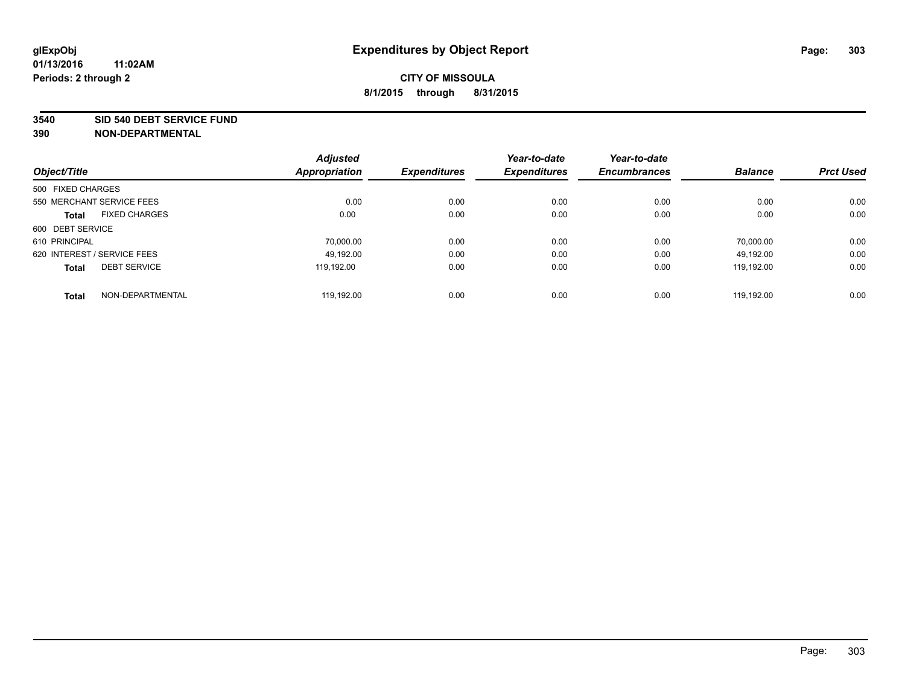glExpObj
01/13/2016 11:02AM
Periods: 2 through 2

# Expenditures by Object Report

**CITY OF MISSOULA**
**8/1/2015 through 8/31/2015**

**3540 SID 540 DEBT SERVICE FUND**
**390 NON-DEPARTMENTAL**

| Object/Title | | Adjusted Appropriation | Expenditures | Year-to-date Expenditures | Year-to-date Encumbrances | Balance | Prct Used |
|---|---|---|---|---|---|---|---|
| 500 FIXED CHARGES | | | | | | | |
| 550 MERCHANT SERVICE FEES | | 0.00 | 0.00 | 0.00 | 0.00 | 0.00 | 0.00 |
| **Total** | FIXED CHARGES | 0.00 | 0.00 | 0.00 | 0.00 | 0.00 | 0.00 |
| 600 DEBT SERVICE | | | | | | | |
| 610 PRINCIPAL | | 70,000.00 | 0.00 | 0.00 | 0.00 | 70,000.00 | 0.00 |
| 620 INTEREST / SERVICE FEES | | 49,192.00 | 0.00 | 0.00 | 0.00 | 49,192.00 | 0.00 |
| **Total** | DEBT SERVICE | 119,192.00 | 0.00 | 0.00 | 0.00 | 119,192.00 | 0.00 |
| **Total** | NON-DEPARTMENTAL | 119,192.00 | 0.00 | 0.00 | 0.00 | 119,192.00 | 0.00 |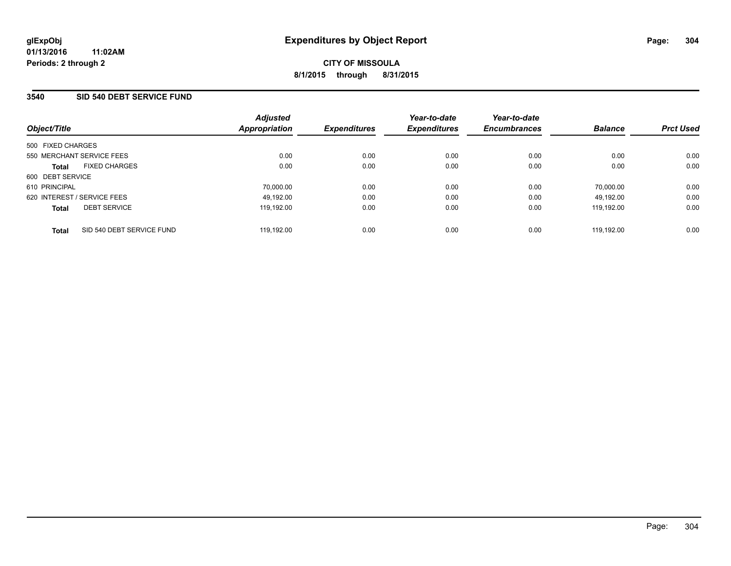# Expenditures by Object Report

glExpObj
01/13/2016 11:02AM
Periods: 2 through 2

**CITY OF MISSOULA**
**8/1/2015 through 8/31/2015**

## 3540 SID 540 DEBT SERVICE FUND

| Object/Title | Adjusted Appropriation | Expenditures | Year-to-date Expenditures | Year-to-date Encumbrances | Balance | Prct Used |
|---|---|---|---|---|---|---|
| 500 FIXED CHARGES | | | | | | |
| 550 MERCHANT SERVICE FEES | 0.00 | 0.00 | 0.00 | 0.00 | 0.00 | 0.00 |
| **Total** FIXED CHARGES | 0.00 | 0.00 | 0.00 | 0.00 | 0.00 | 0.00 |
| 600 DEBT SERVICE | | | | | | |
| 610 PRINCIPAL | 70,000.00 | 0.00 | 0.00 | 0.00 | 70,000.00 | 0.00 |
| 620 INTEREST / SERVICE FEES | 49,192.00 | 0.00 | 0.00 | 0.00 | 49,192.00 | 0.00 |
| **Total** DEBT SERVICE | 119,192.00 | 0.00 | 0.00 | 0.00 | 119,192.00 | 0.00 |
| **Total** SID 540 DEBT SERVICE FUND | 119,192.00 | 0.00 | 0.00 | 0.00 | 119,192.00 | 0.00 |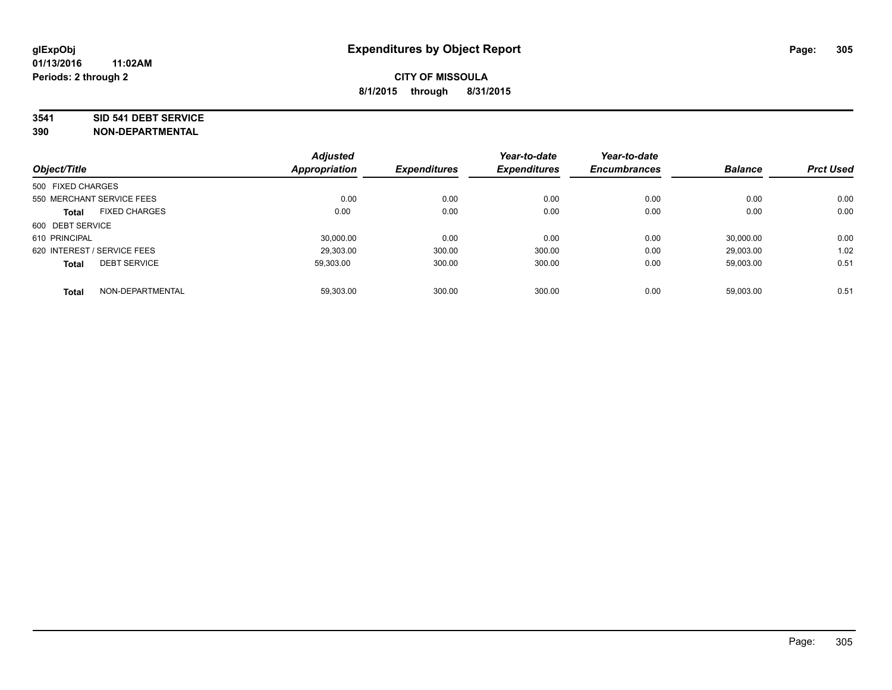# Expenditures by Object Report

glExpObj
01/13/2016 11:02AM
Periods: 2 through 2

**CITY OF MISSOULA**
**8/1/2015 through 8/31/2015**

**3541 SID 541 DEBT SERVICE**
**390 NON-DEPARTMENTAL**

| Object/Title | | Adjusted Appropriation | Expenditures | Year-to-date Expenditures | Year-to-date Encumbrances | Balance | Prct Used |
|---|---|---|---|---|---|---|---|
| 500 FIXED CHARGES | | | | | | | |
| 550 MERCHANT SERVICE FEES | | 0.00 | 0.00 | 0.00 | 0.00 | 0.00 | 0.00 |
| **Total** | FIXED CHARGES | 0.00 | 0.00 | 0.00 | 0.00 | 0.00 | 0.00 |
| 600 DEBT SERVICE | | | | | | | |
| 610 PRINCIPAL | | 30,000.00 | 0.00 | 0.00 | 0.00 | 30,000.00 | 0.00 |
| 620 INTEREST / SERVICE FEES | | 29,303.00 | 300.00 | 300.00 | 0.00 | 29,003.00 | 1.02 |
| **Total** | DEBT SERVICE | 59,303.00 | 300.00 | 300.00 | 0.00 | 59,003.00 | 0.51 |
| **Total** | NON-DEPARTMENTAL | 59,303.00 | 300.00 | 300.00 | 0.00 | 59,003.00 | 0.51 |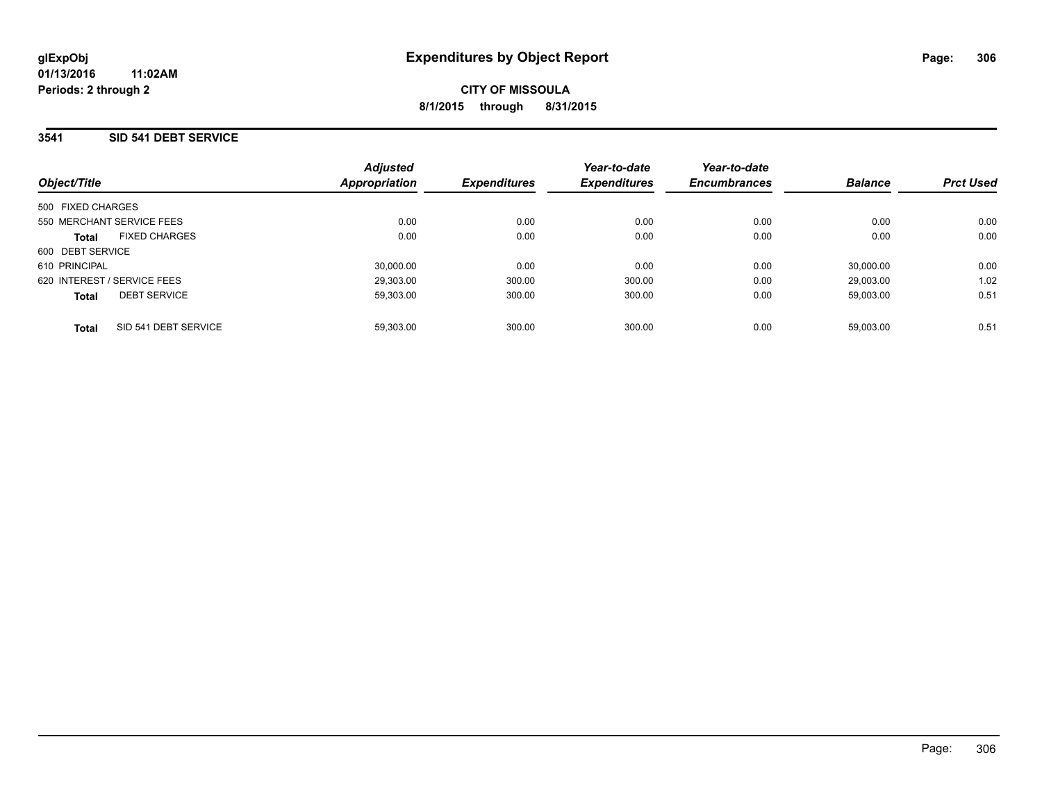# Expenditures by Object Report

glExpObj
01/13/2016 11:02AM
Periods: 2 through 2

CITY OF MISSOULA
8/1/2015 through 8/31/2015

## 3541 SID 541 DEBT SERVICE

| Object/Title | Adjusted Appropriation | Expenditures | Year-to-date Expenditures | Year-to-date Encumbrances | Balance | Prct Used |
|---|---|---|---|---|---|---|
| 500 FIXED CHARGES | | | | | | |
| 550 MERCHANT SERVICE FEES | 0.00 | 0.00 | 0.00 | 0.00 | 0.00 | 0.00 |
| **Total** FIXED CHARGES | 0.00 | 0.00 | 0.00 | 0.00 | 0.00 | 0.00 |
| 600 DEBT SERVICE | | | | | | |
| 610 PRINCIPAL | 30,000.00 | 0.00 | 0.00 | 0.00 | 30,000.00 | 0.00 |
| 620 INTEREST / SERVICE FEES | 29,303.00 | 300.00 | 300.00 | 0.00 | 29,003.00 | 1.02 |
| **Total** DEBT SERVICE | 59,303.00 | 300.00 | 300.00 | 0.00 | 59,003.00 | 0.51 |
| **Total** SID 541 DEBT SERVICE | 59,303.00 | 300.00 | 300.00 | 0.00 | 59,003.00 | 0.51 |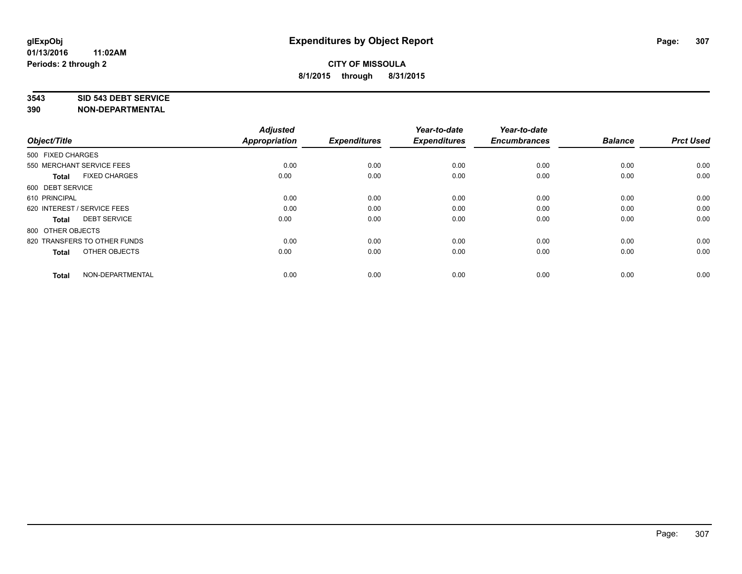**glExpObj**
**01/13/2016 11:02AM**
**Periods: 2 through 2**

# Expenditures by Object Report

**CITY OF MISSOULA**
**8/1/2015 through 8/31/2015**

**3543 SID 543 DEBT SERVICE**
**390 NON-DEPARTMENTAL**

| Object/Title | Adjusted Appropriation | Expenditures | Year-to-date Expenditures | Year-to-date Encumbrances | Balance | Prct Used |
|---|---|---|---|---|---|---|
| 500 FIXED CHARGES | | | | | | |
| 550 MERCHANT SERVICE FEES | 0.00 | 0.00 | 0.00 | 0.00 | 0.00 | 0.00 |
| **Total** FIXED CHARGES | 0.00 | 0.00 | 0.00 | 0.00 | 0.00 | 0.00 |
| 600 DEBT SERVICE | | | | | | |
| 610 PRINCIPAL | 0.00 | 0.00 | 0.00 | 0.00 | 0.00 | 0.00 |
| 620 INTEREST / SERVICE FEES | 0.00 | 0.00 | 0.00 | 0.00 | 0.00 | 0.00 |
| **Total** DEBT SERVICE | 0.00 | 0.00 | 0.00 | 0.00 | 0.00 | 0.00 |
| 800 OTHER OBJECTS | | | | | | |
| 820 TRANSFERS TO OTHER FUNDS | 0.00 | 0.00 | 0.00 | 0.00 | 0.00 | 0.00 |
| **Total** OTHER OBJECTS | 0.00 | 0.00 | 0.00 | 0.00 | 0.00 | 0.00 |
| **Total** NON-DEPARTMENTAL | 0.00 | 0.00 | 0.00 | 0.00 | 0.00 | 0.00 |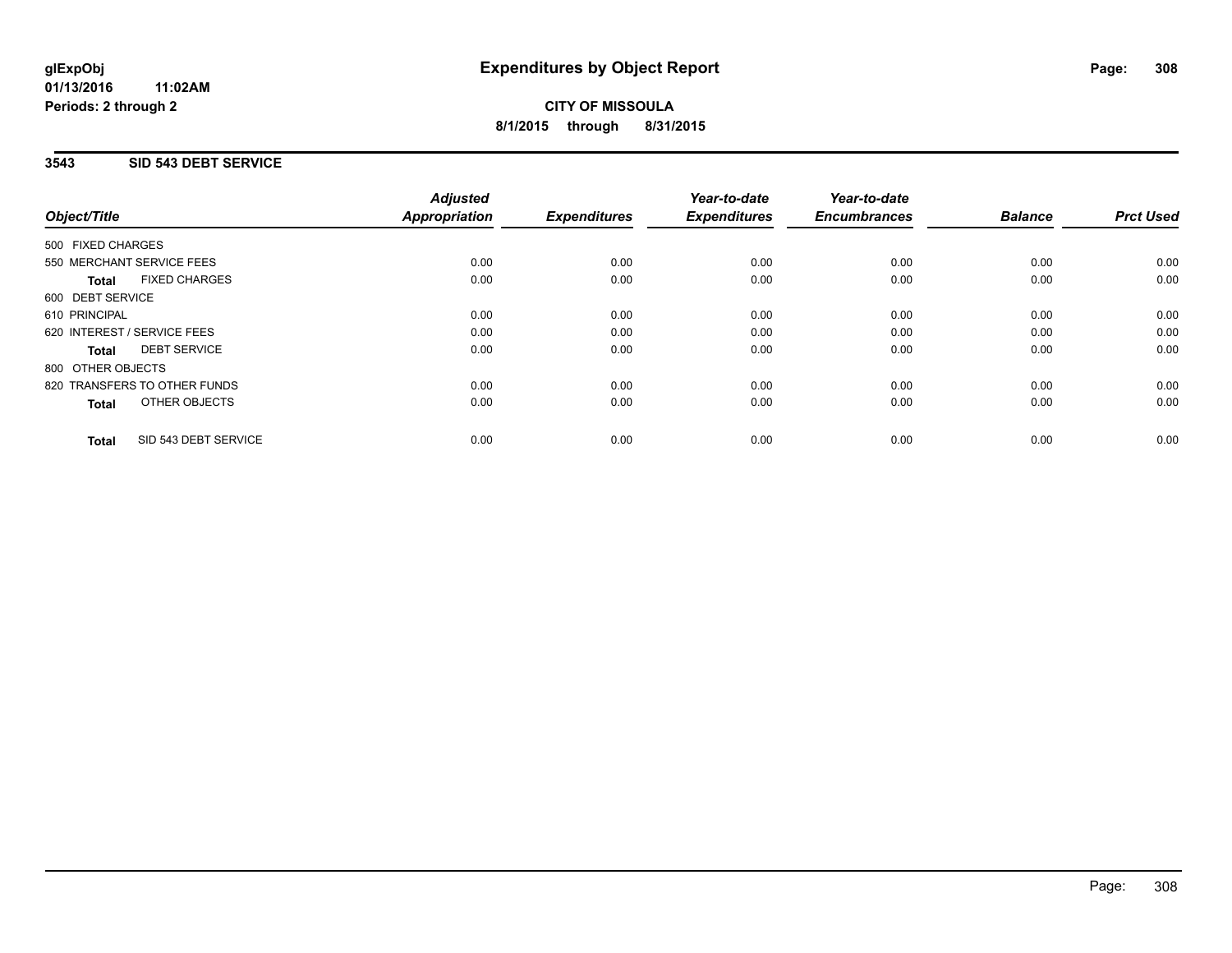**glExpObj**
**01/13/2016 11:02AM**
**Periods: 2 through 2**

# Expenditures by Object Report

**CITY OF MISSOULA**
**8/1/2015 through 8/31/2015**

## 3543 SID 543 DEBT SERVICE

| Object/Title | Adjusted Appropriation | Expenditures | Year-to-date Expenditures | Year-to-date Encumbrances | Balance | Prct Used |
|---|---|---|---|---|---|---|
| 500 FIXED CHARGES | | | | | | |
| 550 MERCHANT SERVICE FEES | 0.00 | 0.00 | 0.00 | 0.00 | 0.00 | 0.00 |
| **Total** FIXED CHARGES | 0.00 | 0.00 | 0.00 | 0.00 | 0.00 | 0.00 |
| 600 DEBT SERVICE | | | | | | |
| 610 PRINCIPAL | 0.00 | 0.00 | 0.00 | 0.00 | 0.00 | 0.00 |
| 620 INTEREST / SERVICE FEES | 0.00 | 0.00 | 0.00 | 0.00 | 0.00 | 0.00 |
| **Total** DEBT SERVICE | 0.00 | 0.00 | 0.00 | 0.00 | 0.00 | 0.00 |
| 800 OTHER OBJECTS | | | | | | |
| 820 TRANSFERS TO OTHER FUNDS | 0.00 | 0.00 | 0.00 | 0.00 | 0.00 | 0.00 |
| **Total** OTHER OBJECTS | 0.00 | 0.00 | 0.00 | 0.00 | 0.00 | 0.00 |
| **Total** SID 543 DEBT SERVICE | 0.00 | 0.00 | 0.00 | 0.00 | 0.00 | 0.00 |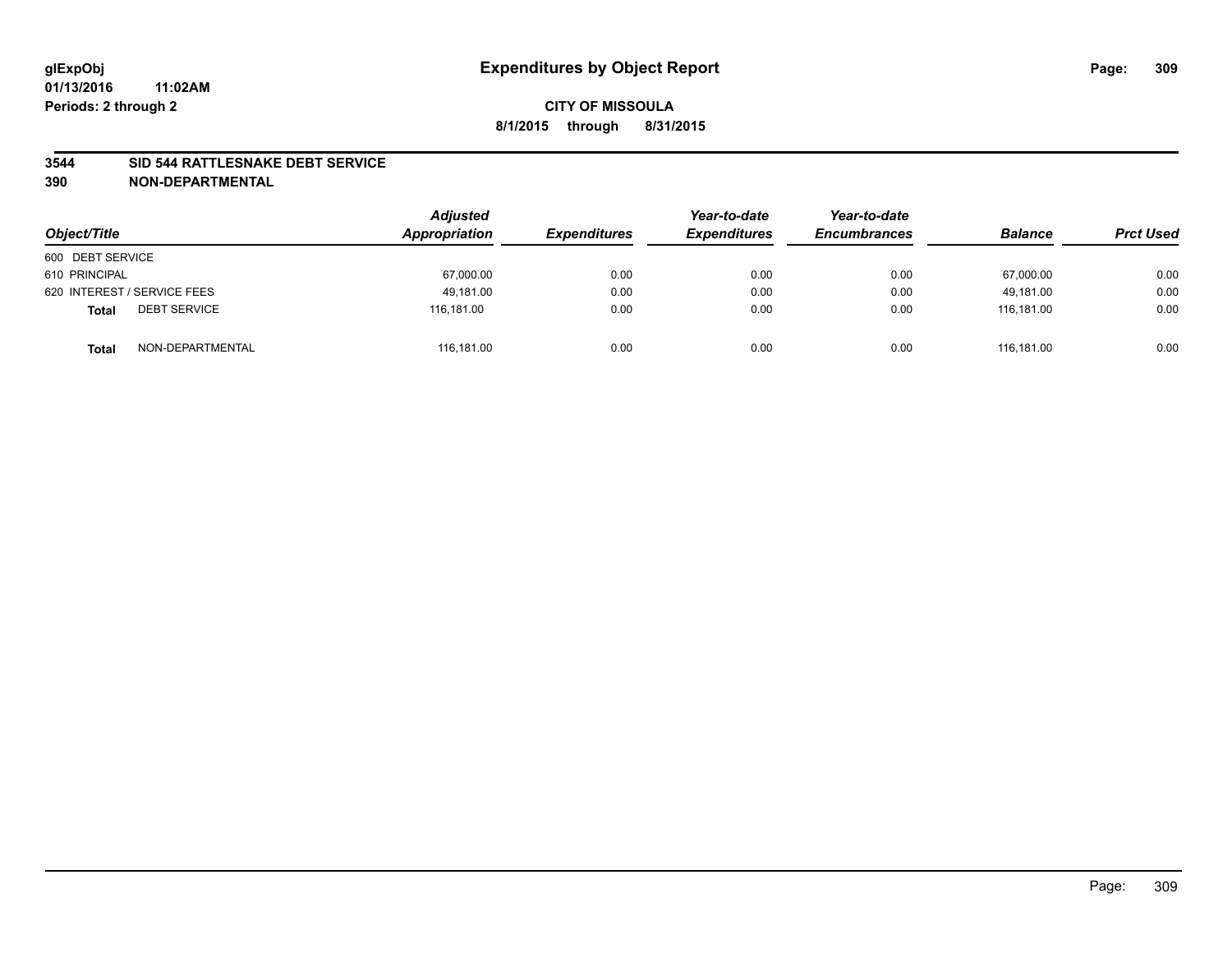glExpObj
01/13/2016 11:02AM
Periods: 2 through 2

# Expenditures by Object Report

**CITY OF MISSOULA**
**8/1/2015 through 8/31/2015**

**3544 SID 544 RATTLESNAKE DEBT SERVICE**
**390 NON-DEPARTMENTAL**

| Object/Title | | Adjusted Appropriation | Expenditures | Year-to-date Expenditures | Year-to-date Encumbrances | Balance | Prct Used |
|---|---|---|---|---|---|---|---|
| 600 DEBT SERVICE | | | | | | | |
| 610 PRINCIPAL | | 67,000.00 | 0.00 | 0.00 | 0.00 | 67,000.00 | 0.00 |
| 620 INTEREST / SERVICE FEES | | 49,181.00 | 0.00 | 0.00 | 0.00 | 49,181.00 | 0.00 |
| **Total** | DEBT SERVICE | 116,181.00 | 0.00 | 0.00 | 0.00 | 116,181.00 | 0.00 |
| **Total** | NON-DEPARTMENTAL | 116,181.00 | 0.00 | 0.00 | 0.00 | 116,181.00 | 0.00 |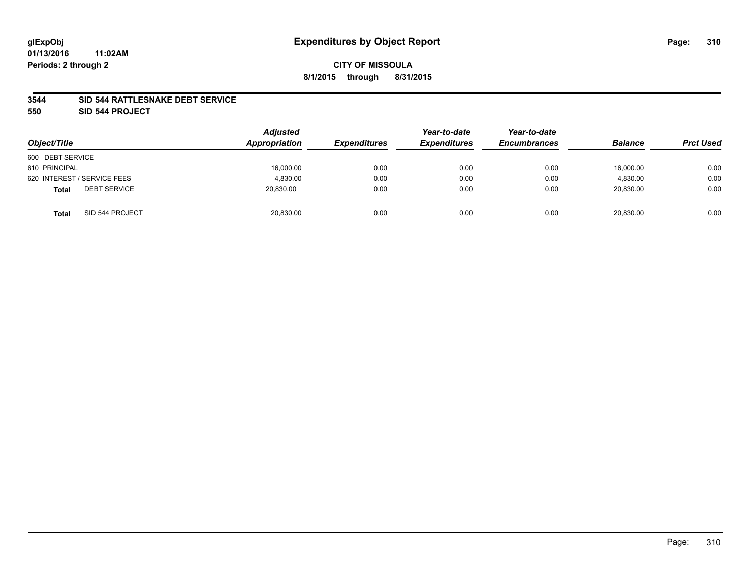**glExpObj**
**01/13/2016 11:02AM**
**Periods: 2 through 2**

# Expenditures by Object Report

**CITY OF MISSOULA**
**8/1/2015 through 8/31/2015**

**3544 SID 544 RATTLESNAKE DEBT SERVICE**
**550 SID 544 PROJECT**

| Object/Title | Adjusted Appropriation | Expenditures | Year-to-date Expenditures | Year-to-date Encumbrances | Balance | Prct Used |
|---|---|---|---|---|---|---|
| 600 DEBT SERVICE | | | | | | |
| 610 PRINCIPAL | 16,000.00 | 0.00 | 0.00 | 0.00 | 16,000.00 | 0.00 |
| 620 INTEREST / SERVICE FEES | 4,830.00 | 0.00 | 0.00 | 0.00 | 4,830.00 | 0.00 |
| **Total** DEBT SERVICE | 20,830.00 | 0.00 | 0.00 | 0.00 | 20,830.00 | 0.00 |
| **Total** SID 544 PROJECT | 20,830.00 | 0.00 | 0.00 | 0.00 | 20,830.00 | 0.00 |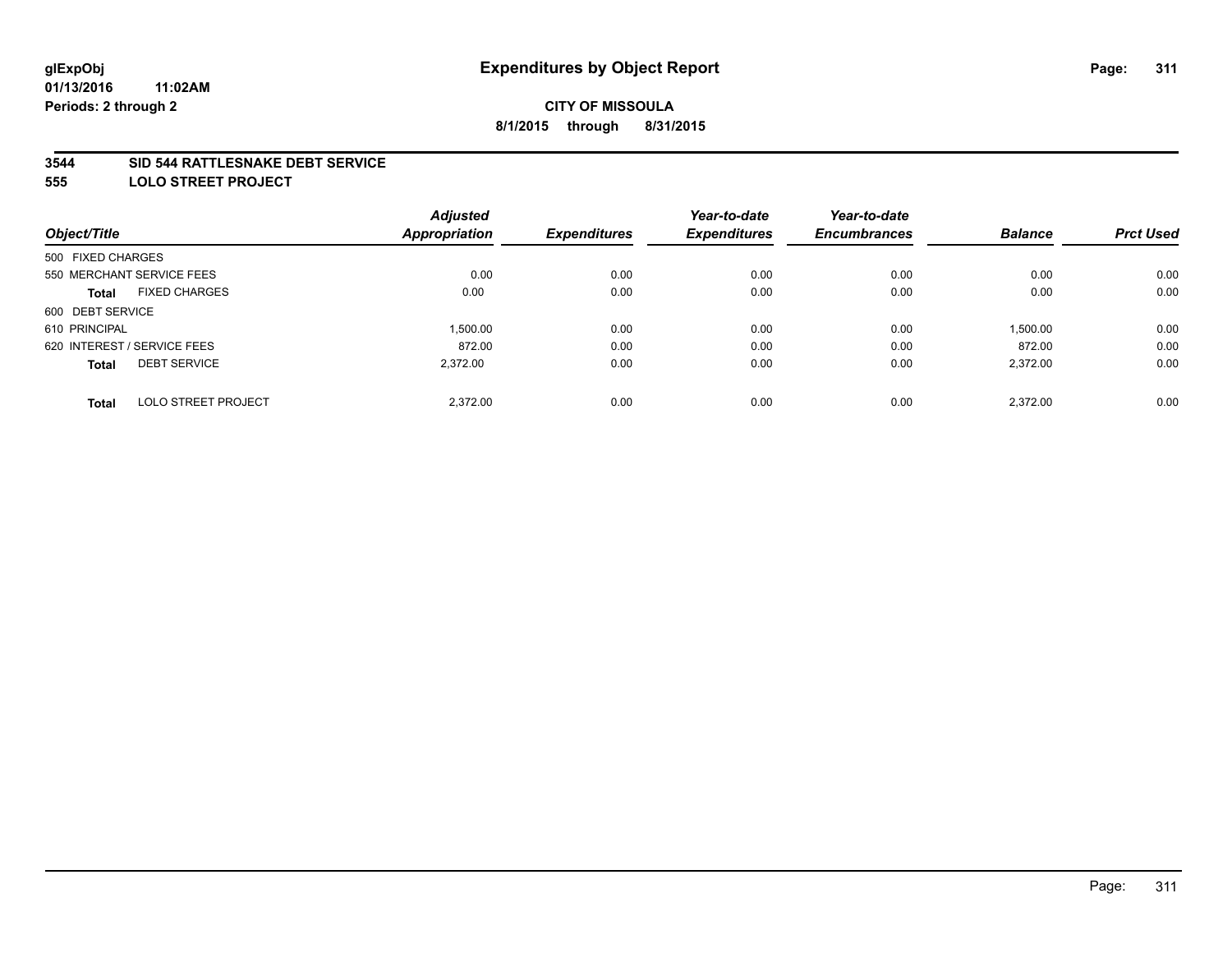# Expenditures by Object Report

glExpObj
01/13/2016 11:02AM
Periods: 2 through 2

**CITY OF MISSOULA**
**8/1/2015 through 8/31/2015**

**3544 SID 544 RATTLESNAKE DEBT SERVICE**
**555 LOLO STREET PROJECT**

| Object/Title | Adjusted Appropriation | Expenditures | Year-to-date Expenditures | Year-to-date Encumbrances | Balance | Prct Used |
|---|---|---|---|---|---|---|
| 500 FIXED CHARGES | | | | | | |
| 550 MERCHANT SERVICE FEES | 0.00 | 0.00 | 0.00 | 0.00 | 0.00 | 0.00 |
| **Total** FIXED CHARGES | 0.00 | 0.00 | 0.00 | 0.00 | 0.00 | 0.00 |
| 600 DEBT SERVICE | | | | | | |
| 610 PRINCIPAL | 1,500.00 | 0.00 | 0.00 | 0.00 | 1,500.00 | 0.00 |
| 620 INTEREST / SERVICE FEES | 872.00 | 0.00 | 0.00 | 0.00 | 872.00 | 0.00 |
| **Total** DEBT SERVICE | 2,372.00 | 0.00 | 0.00 | 0.00 | 2,372.00 | 0.00 |
| **Total** LOLO STREET PROJECT | 2,372.00 | 0.00 | 0.00 | 0.00 | 2,372.00 | 0.00 |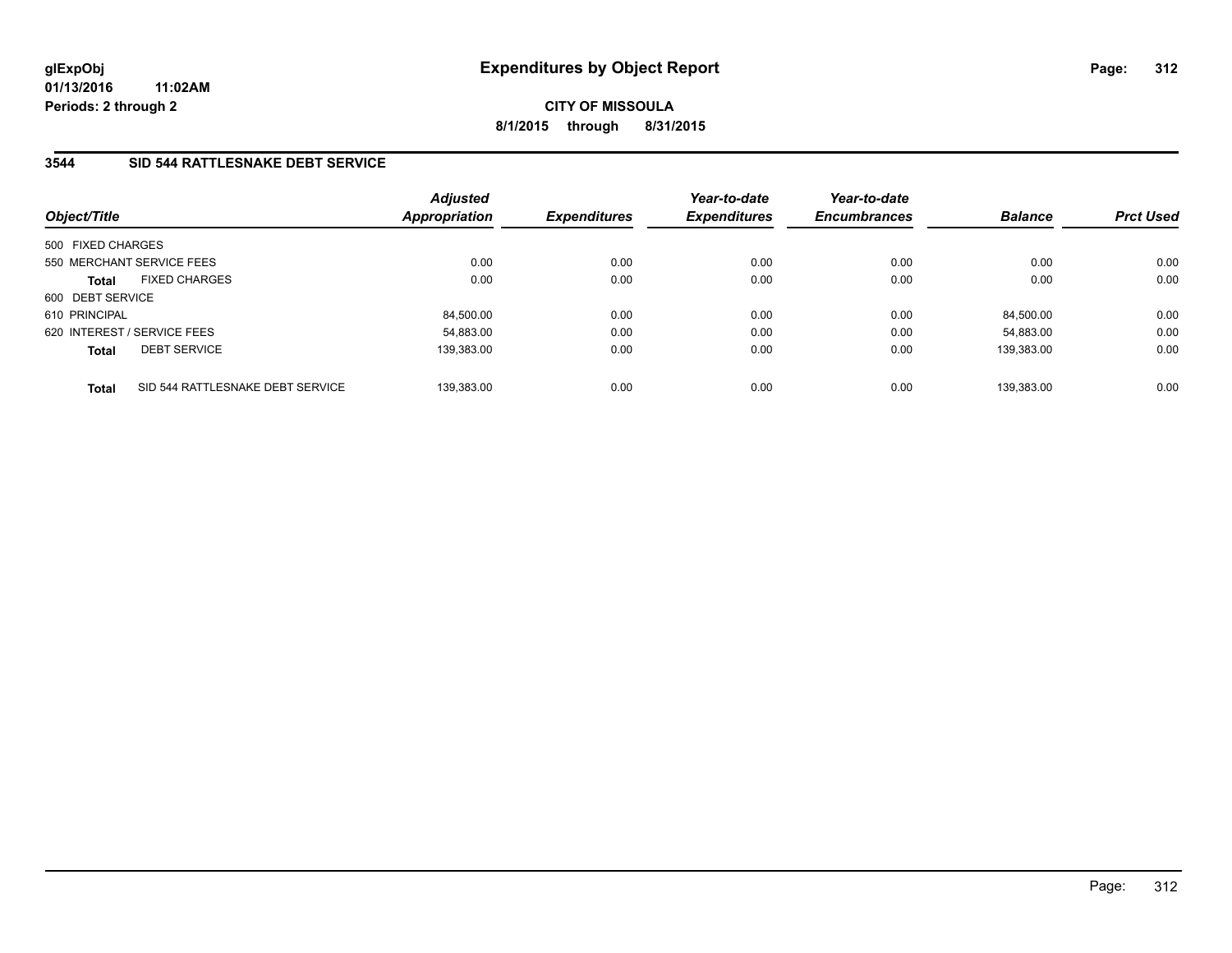**glExpObj**
**01/13/2016 11:02AM**
**Periods: 2 through 2**

# Expenditures by Object Report

**CITY OF MISSOULA**
**8/1/2015 through 8/31/2015**

## 3544 SID 544 RATTLESNAKE DEBT SERVICE

| Object/Title | Adjusted Appropriation | Expenditures | Year-to-date Expenditures | Year-to-date Encumbrances | Balance | Prct Used |
|---|---|---|---|---|---|---|
| 500 FIXED CHARGES | | | | | | |
| 550 MERCHANT SERVICE FEES | 0.00 | 0.00 | 0.00 | 0.00 | 0.00 | 0.00 |
| **Total** FIXED CHARGES | 0.00 | 0.00 | 0.00 | 0.00 | 0.00 | 0.00 |
| 600 DEBT SERVICE | | | | | | |
| 610 PRINCIPAL | 84,500.00 | 0.00 | 0.00 | 0.00 | 84,500.00 | 0.00 |
| 620 INTEREST / SERVICE FEES | 54,883.00 | 0.00 | 0.00 | 0.00 | 54,883.00 | 0.00 |
| **Total** DEBT SERVICE | 139,383.00 | 0.00 | 0.00 | 0.00 | 139,383.00 | 0.00 |
| **Total** SID 544 RATTLESNAKE DEBT SERVICE | 139,383.00 | 0.00 | 0.00 | 0.00 | 139,383.00 | 0.00 |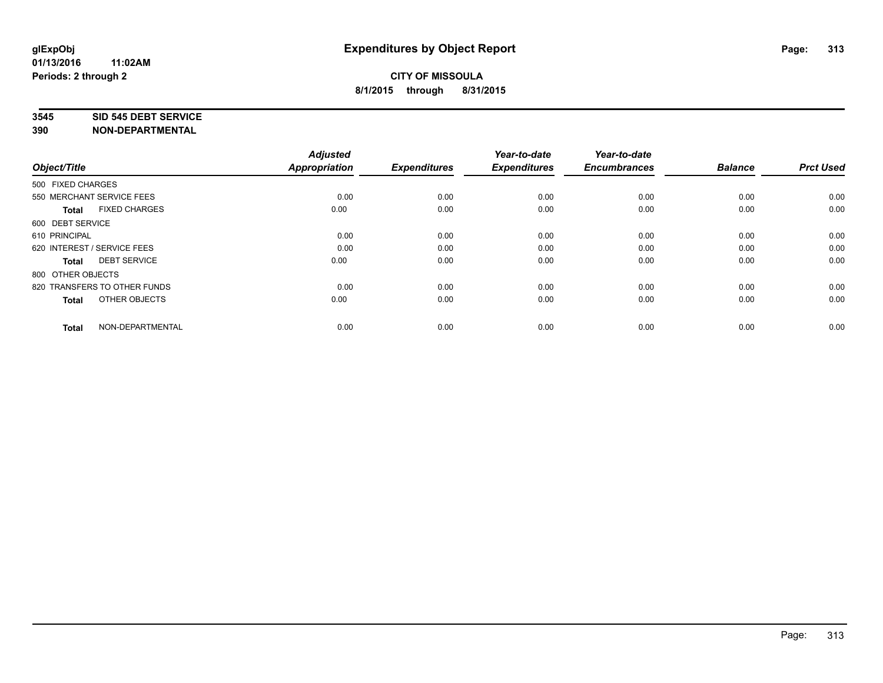**glExpObj**
**01/13/2016 11:02AM**
**Periods: 2 through 2**

# Expenditures by Object Report

**CITY OF MISSOULA**
**8/1/2015 through 8/31/2015**

**3545 SID 545 DEBT SERVICE**
**390 NON-DEPARTMENTAL**

| Object/Title | | Adjusted Appropriation | Expenditures | Year-to-date Expenditures | Year-to-date Encumbrances | Balance | Prct Used |
|---|---|---|---|---|---|---|---|
| 500 FIXED CHARGES | | | | | | | |
| 550 MERCHANT SERVICE FEES | | 0.00 | 0.00 | 0.00 | 0.00 | 0.00 | 0.00 |
| **Total** | FIXED CHARGES | 0.00 | 0.00 | 0.00 | 0.00 | 0.00 | 0.00 |
| 600 DEBT SERVICE | | | | | | | |
| 610 PRINCIPAL | | 0.00 | 0.00 | 0.00 | 0.00 | 0.00 | 0.00 |
| 620 INTEREST / SERVICE FEES | | 0.00 | 0.00 | 0.00 | 0.00 | 0.00 | 0.00 |
| **Total** | DEBT SERVICE | 0.00 | 0.00 | 0.00 | 0.00 | 0.00 | 0.00 |
| 800 OTHER OBJECTS | | | | | | | |
| 820 TRANSFERS TO OTHER FUNDS | | 0.00 | 0.00 | 0.00 | 0.00 | 0.00 | 0.00 |
| **Total** | OTHER OBJECTS | 0.00 | 0.00 | 0.00 | 0.00 | 0.00 | 0.00 |
| **Total** | NON-DEPARTMENTAL | 0.00 | 0.00 | 0.00 | 0.00 | 0.00 | 0.00 |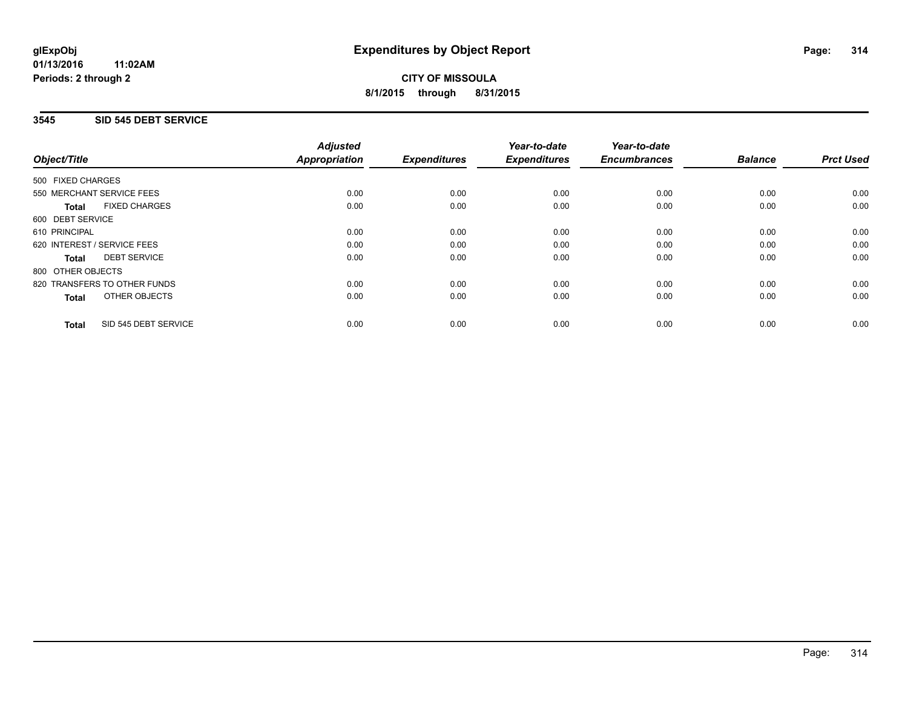# Expenditures by Object Report

glExpObj
01/13/2016 11:02AM
Periods: 2 through 2

**CITY OF MISSOULA**
**8/1/2015 through 8/31/2015**

## 3545 SID 545 DEBT SERVICE

| Object/Title | Adjusted Appropriation | Expenditures | Year-to-date Expenditures | Year-to-date Encumbrances | Balance | Prct Used |
|---|---|---|---|---|---|---|
| 500 FIXED CHARGES | | | | | | |
| 550 MERCHANT SERVICE FEES | 0.00 | 0.00 | 0.00 | 0.00 | 0.00 | 0.00 |
| **Total** FIXED CHARGES | 0.00 | 0.00 | 0.00 | 0.00 | 0.00 | 0.00 |
| 600 DEBT SERVICE | | | | | | |
| 610 PRINCIPAL | 0.00 | 0.00 | 0.00 | 0.00 | 0.00 | 0.00 |
| 620 INTEREST / SERVICE FEES | 0.00 | 0.00 | 0.00 | 0.00 | 0.00 | 0.00 |
| **Total** DEBT SERVICE | 0.00 | 0.00 | 0.00 | 0.00 | 0.00 | 0.00 |
| 800 OTHER OBJECTS | | | | | | |
| 820 TRANSFERS TO OTHER FUNDS | 0.00 | 0.00 | 0.00 | 0.00 | 0.00 | 0.00 |
| **Total** OTHER OBJECTS | 0.00 | 0.00 | 0.00 | 0.00 | 0.00 | 0.00 |
| **Total** SID 545 DEBT SERVICE | 0.00 | 0.00 | 0.00 | 0.00 | 0.00 | 0.00 |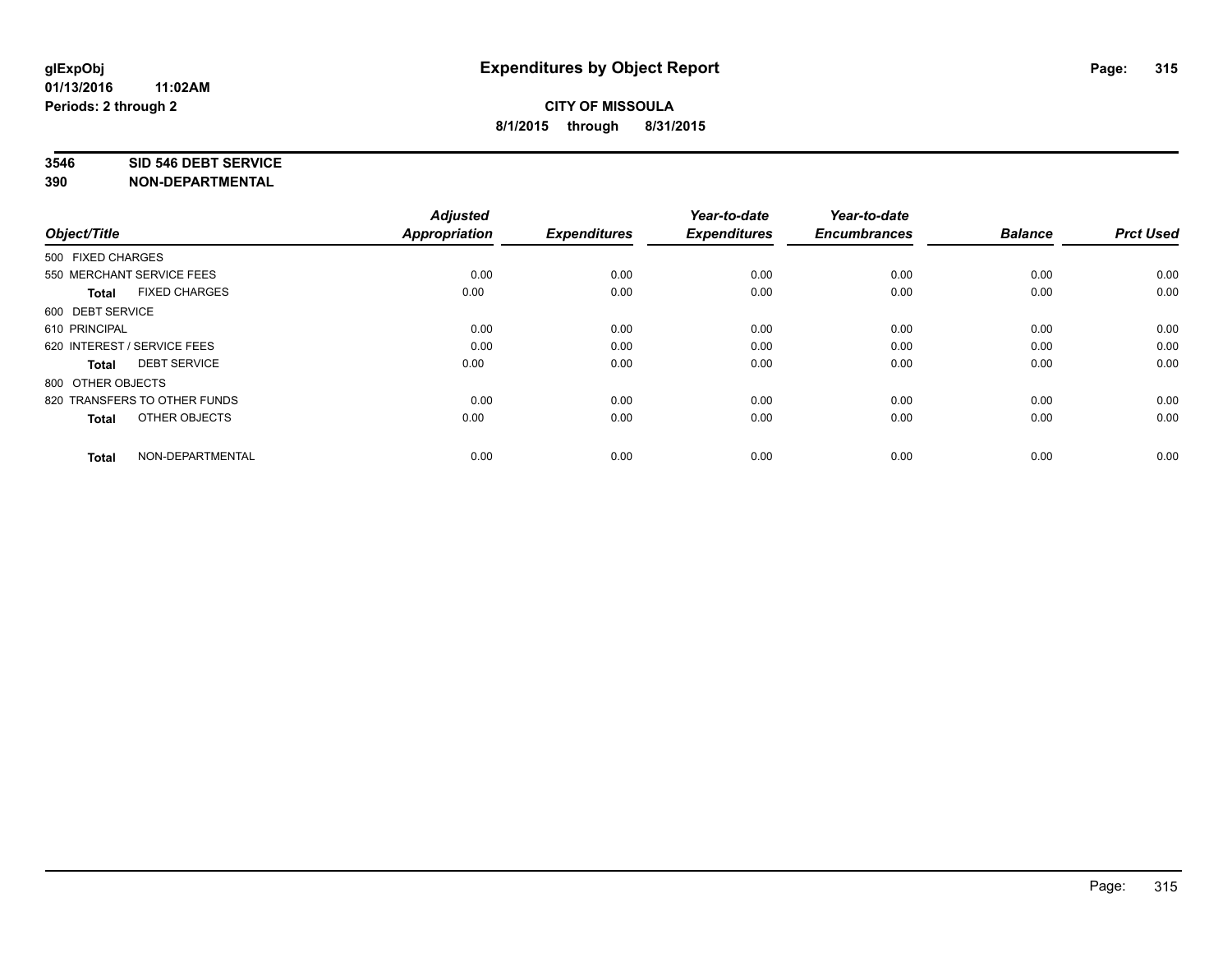**glExpObj**
**01/13/2016 11:02AM**
**Periods: 2 through 2**

# Expenditures by Object Report

**CITY OF MISSOULA**
**8/1/2015 through 8/31/2015**

**3546 SID 546 DEBT SERVICE**
**390 NON-DEPARTMENTAL**

| Object/Title | Adjusted Appropriation | Expenditures | Year-to-date Expenditures | Year-to-date Encumbrances | Balance | Prct Used |
|---|---|---|---|---|---|---|
| 500 FIXED CHARGES | | | | | | |
| 550 MERCHANT SERVICE FEES | 0.00 | 0.00 | 0.00 | 0.00 | 0.00 | 0.00 |
| **Total** FIXED CHARGES | 0.00 | 0.00 | 0.00 | 0.00 | 0.00 | 0.00 |
| 600 DEBT SERVICE | | | | | | |
| 610 PRINCIPAL | 0.00 | 0.00 | 0.00 | 0.00 | 0.00 | 0.00 |
| 620 INTEREST / SERVICE FEES | 0.00 | 0.00 | 0.00 | 0.00 | 0.00 | 0.00 |
| **Total** DEBT SERVICE | 0.00 | 0.00 | 0.00 | 0.00 | 0.00 | 0.00 |
| 800 OTHER OBJECTS | | | | | | |
| 820 TRANSFERS TO OTHER FUNDS | 0.00 | 0.00 | 0.00 | 0.00 | 0.00 | 0.00 |
| **Total** OTHER OBJECTS | 0.00 | 0.00 | 0.00 | 0.00 | 0.00 | 0.00 |
| **Total** NON-DEPARTMENTAL | 0.00 | 0.00 | 0.00 | 0.00 | 0.00 | 0.00 |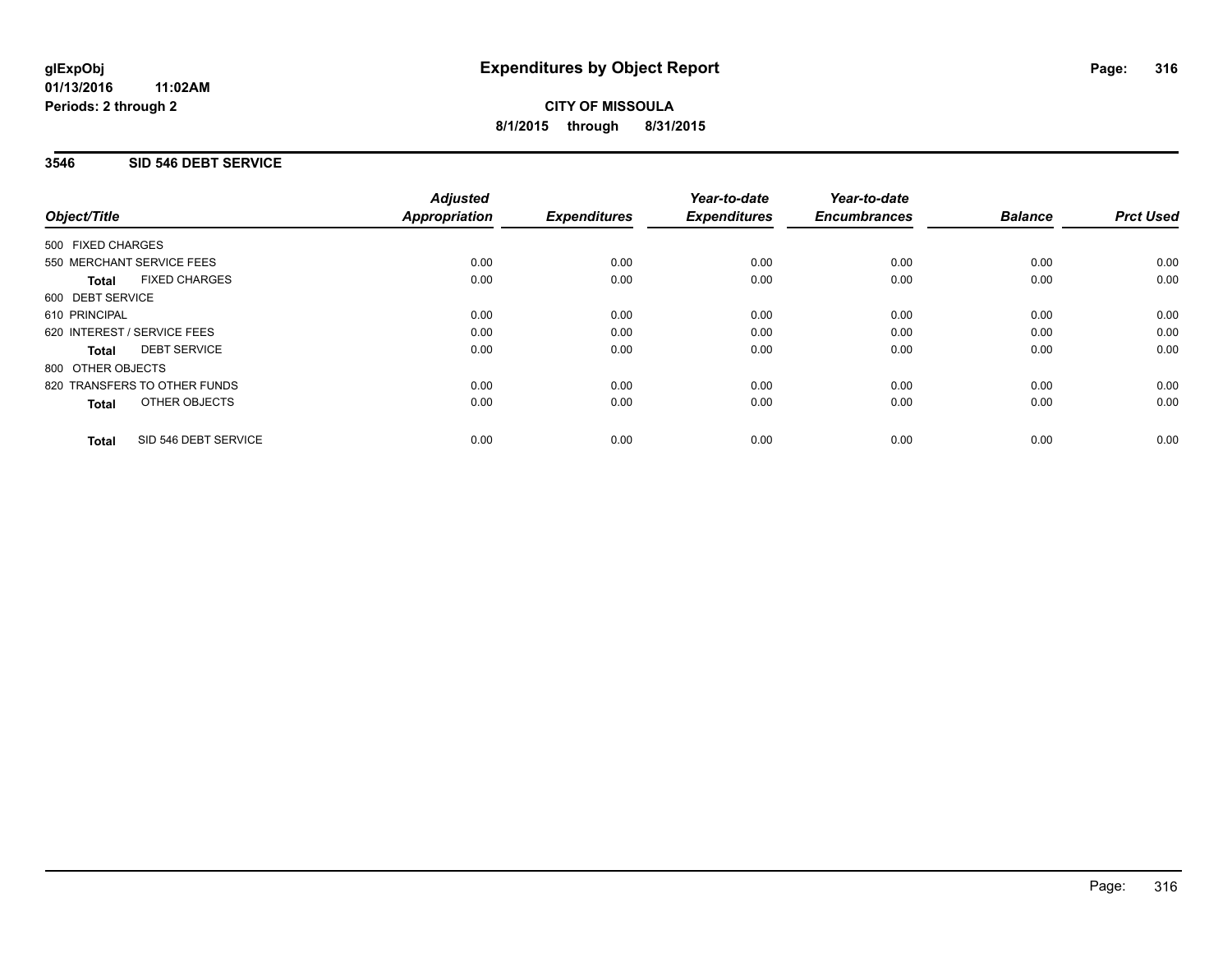glExpObj
01/13/2016 11:02AM
Periods: 2 through 2

# Expenditures by Object Report

**CITY OF MISSOULA**
**8/1/2015 through 8/31/2015**

## 3546 SID 546 DEBT SERVICE

| Object/Title | Adjusted Appropriation | Expenditures | Year-to-date Expenditures | Year-to-date Encumbrances | Balance | Prct Used |
|---|---|---|---|---|---|---|
| 500 FIXED CHARGES | | | | | | |
| 550 MERCHANT SERVICE FEES | 0.00 | 0.00 | 0.00 | 0.00 | 0.00 | 0.00 |
| **Total** FIXED CHARGES | 0.00 | 0.00 | 0.00 | 0.00 | 0.00 | 0.00 |
| 600 DEBT SERVICE | | | | | | |
| 610 PRINCIPAL | 0.00 | 0.00 | 0.00 | 0.00 | 0.00 | 0.00 |
| 620 INTEREST / SERVICE FEES | 0.00 | 0.00 | 0.00 | 0.00 | 0.00 | 0.00 |
| **Total** DEBT SERVICE | 0.00 | 0.00 | 0.00 | 0.00 | 0.00 | 0.00 |
| 800 OTHER OBJECTS | | | | | | |
| 820 TRANSFERS TO OTHER FUNDS | 0.00 | 0.00 | 0.00 | 0.00 | 0.00 | 0.00 |
| **Total** OTHER OBJECTS | 0.00 | 0.00 | 0.00 | 0.00 | 0.00 | 0.00 |
| **Total** SID 546 DEBT SERVICE | 0.00 | 0.00 | 0.00 | 0.00 | 0.00 | 0.00 |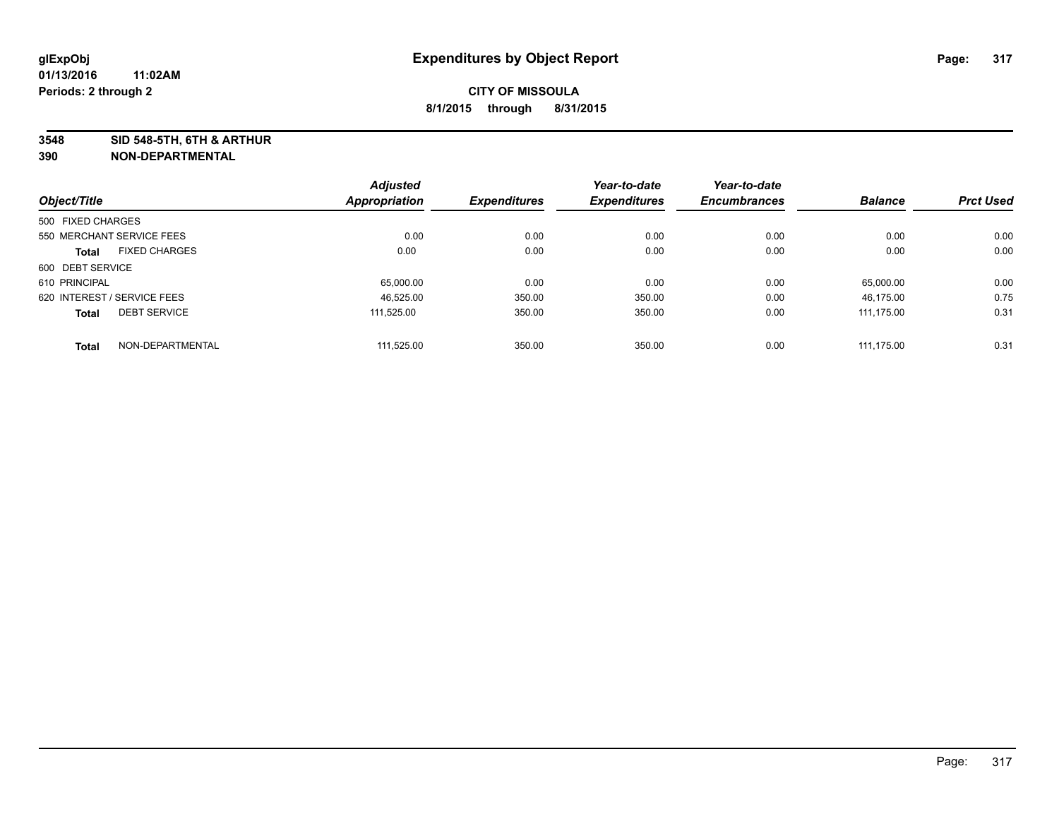**glExpObj** **Expenditures by Object Report**
**01/13/2016 11:02AM**
**Periods: 2 through 2**

**CITY OF MISSOULA**
**8/1/2015 through 8/31/2015**

**3548 SID 548-5TH, 6TH & ARTHUR**
**390 NON-DEPARTMENTAL**

| Object/Title | Adjusted Appropriation | Expenditures | Year-to-date Expenditures | Year-to-date Encumbrances | Balance | Prct Used |
|---|---|---|---|---|---|---|
| 500 FIXED CHARGES | | | | | | |
| 550 MERCHANT SERVICE FEES | 0.00 | 0.00 | 0.00 | 0.00 | 0.00 | 0.00 |
| **Total** FIXED CHARGES | 0.00 | 0.00 | 0.00 | 0.00 | 0.00 | 0.00 |
| 600 DEBT SERVICE | | | | | | |
| 610 PRINCIPAL | 65,000.00 | 0.00 | 0.00 | 0.00 | 65,000.00 | 0.00 |
| 620 INTEREST / SERVICE FEES | 46,525.00 | 350.00 | 350.00 | 0.00 | 46,175.00 | 0.75 |
| **Total** DEBT SERVICE | 111,525.00 | 350.00 | 350.00 | 0.00 | 111,175.00 | 0.31 |
| **Total** NON-DEPARTMENTAL | 111,525.00 | 350.00 | 350.00 | 0.00 | 111,175.00 | 0.31 |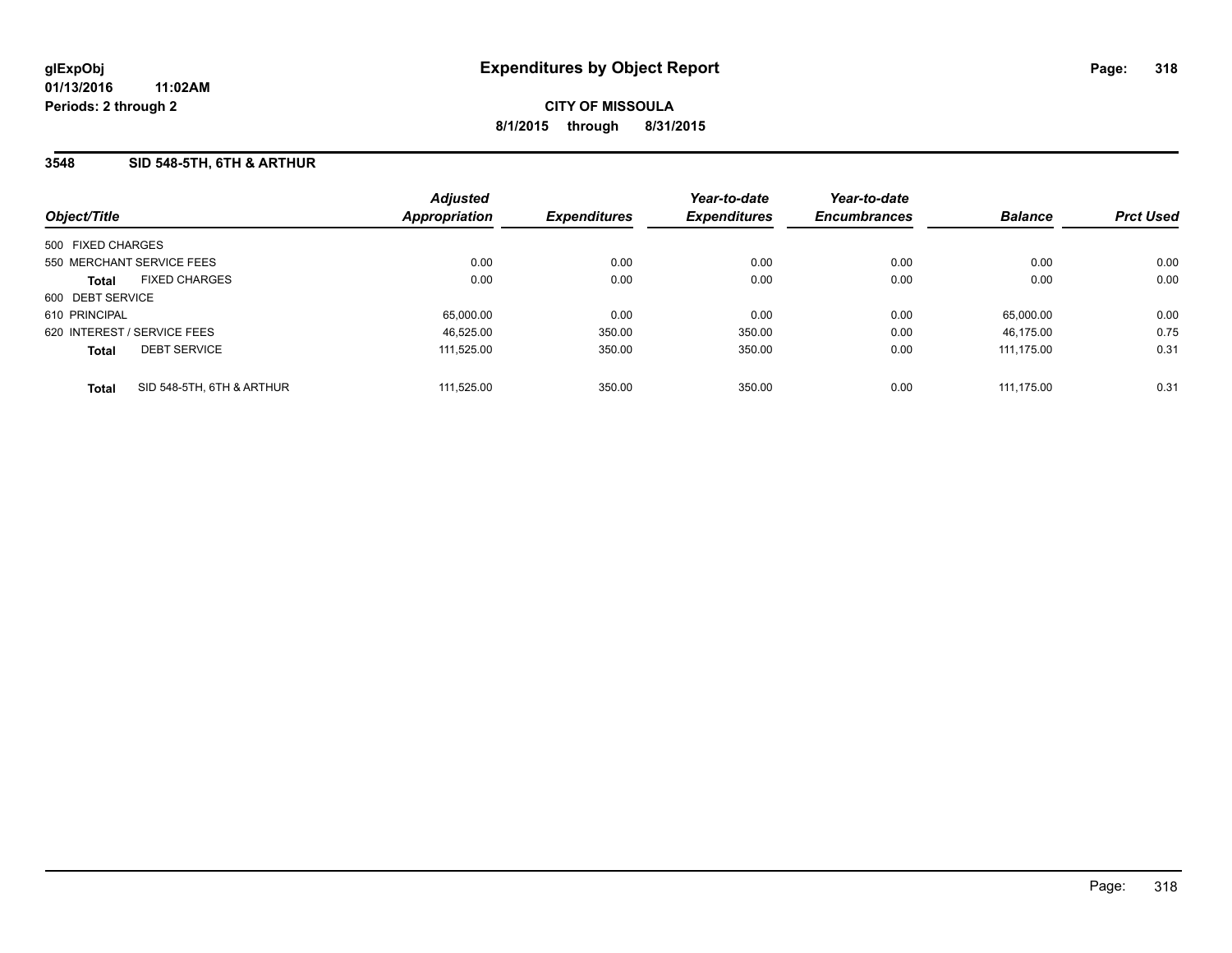**glExpObj**
**01/13/2016 11:02AM**
**Periods: 2 through 2**

# Expenditures by Object Report

**CITY OF MISSOULA**
**8/1/2015 through 8/31/2015**

## 3548 SID 548-5TH, 6TH & ARTHUR

| Object/Title | Adjusted Appropriation | Expenditures | Year-to-date Expenditures | Year-to-date Encumbrances | Balance | Prct Used |
|---|---|---|---|---|---|---|
| 500 FIXED CHARGES | | | | | | |
| 550 MERCHANT SERVICE FEES | 0.00 | 0.00 | 0.00 | 0.00 | 0.00 | 0.00 |
| **Total** FIXED CHARGES | 0.00 | 0.00 | 0.00 | 0.00 | 0.00 | 0.00 |
| 600 DEBT SERVICE | | | | | | |
| 610 PRINCIPAL | 65,000.00 | 0.00 | 0.00 | 0.00 | 65,000.00 | 0.00 |
| 620 INTEREST / SERVICE FEES | 46,525.00 | 350.00 | 350.00 | 0.00 | 46,175.00 | 0.75 |
| **Total** DEBT SERVICE | 111,525.00 | 350.00 | 350.00 | 0.00 | 111,175.00 | 0.31 |
| **Total** SID 548-5TH, 6TH & ARTHUR | 111,525.00 | 350.00 | 350.00 | 0.00 | 111,175.00 | 0.31 |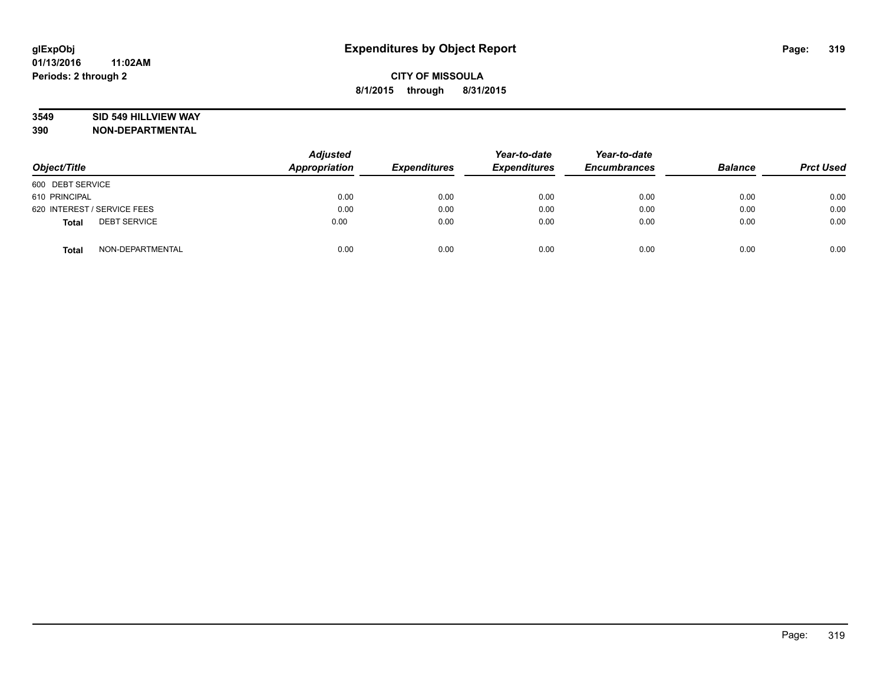# Expenditures by Object Report

glExpObj
01/13/2016 11:02AM
Periods: 2 through 2

**CITY OF MISSOULA**
**8/1/2015 through 8/31/2015**

**3549 SID 549 HILLVIEW WAY**
**390 NON-DEPARTMENTAL**

| Object/Title | Adjusted Appropriation | Expenditures | Year-to-date Expenditures | Year-to-date Encumbrances | Balance | Prct Used |
|---|---|---|---|---|---|---|
| 600 DEBT SERVICE | | | | | | |
| 610 PRINCIPAL | 0.00 | 0.00 | 0.00 | 0.00 | 0.00 | 0.00 |
| 620 INTEREST / SERVICE FEES | 0.00 | 0.00 | 0.00 | 0.00 | 0.00 | 0.00 |
| **Total** DEBT SERVICE | 0.00 | 0.00 | 0.00 | 0.00 | 0.00 | 0.00 |
| **Total** NON-DEPARTMENTAL | 0.00 | 0.00 | 0.00 | 0.00 | 0.00 | 0.00 |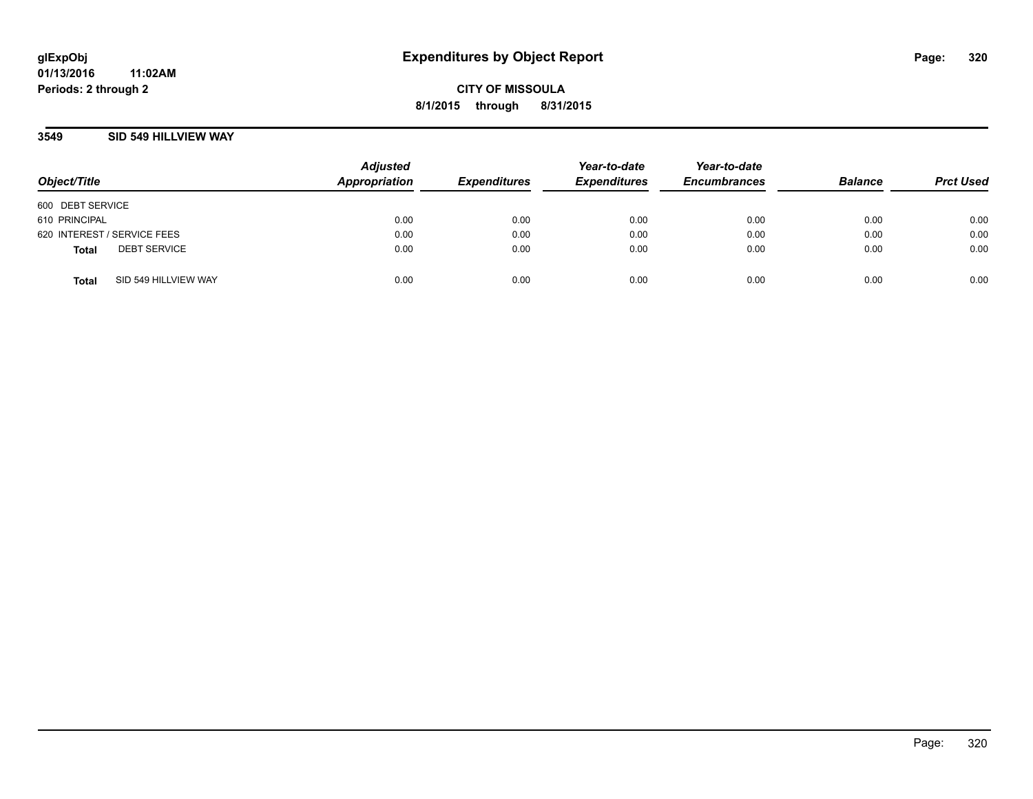glExpObj
01/13/2016 11:02AM
Periods: 2 through 2

# Expenditures by Object Report

CITY OF MISSOULA
8/1/2015 through 8/31/2015

## 3549 SID 549 HILLVIEW WAY

| Object/Title | Adjusted Appropriation | Expenditures | Year-to-date Expenditures | Year-to-date Encumbrances | Balance | Prct Used |
|---|---|---|---|---|---|---|
| 600 DEBT SERVICE | | | | | | |
| 610 PRINCIPAL | 0.00 | 0.00 | 0.00 | 0.00 | 0.00 | 0.00 |
| 620 INTEREST / SERVICE FEES | 0.00 | 0.00 | 0.00 | 0.00 | 0.00 | 0.00 |
| **Total** DEBT SERVICE | 0.00 | 0.00 | 0.00 | 0.00 | 0.00 | 0.00 |
| **Total** SID 549 HILLVIEW WAY | 0.00 | 0.00 | 0.00 | 0.00 | 0.00 | 0.00 |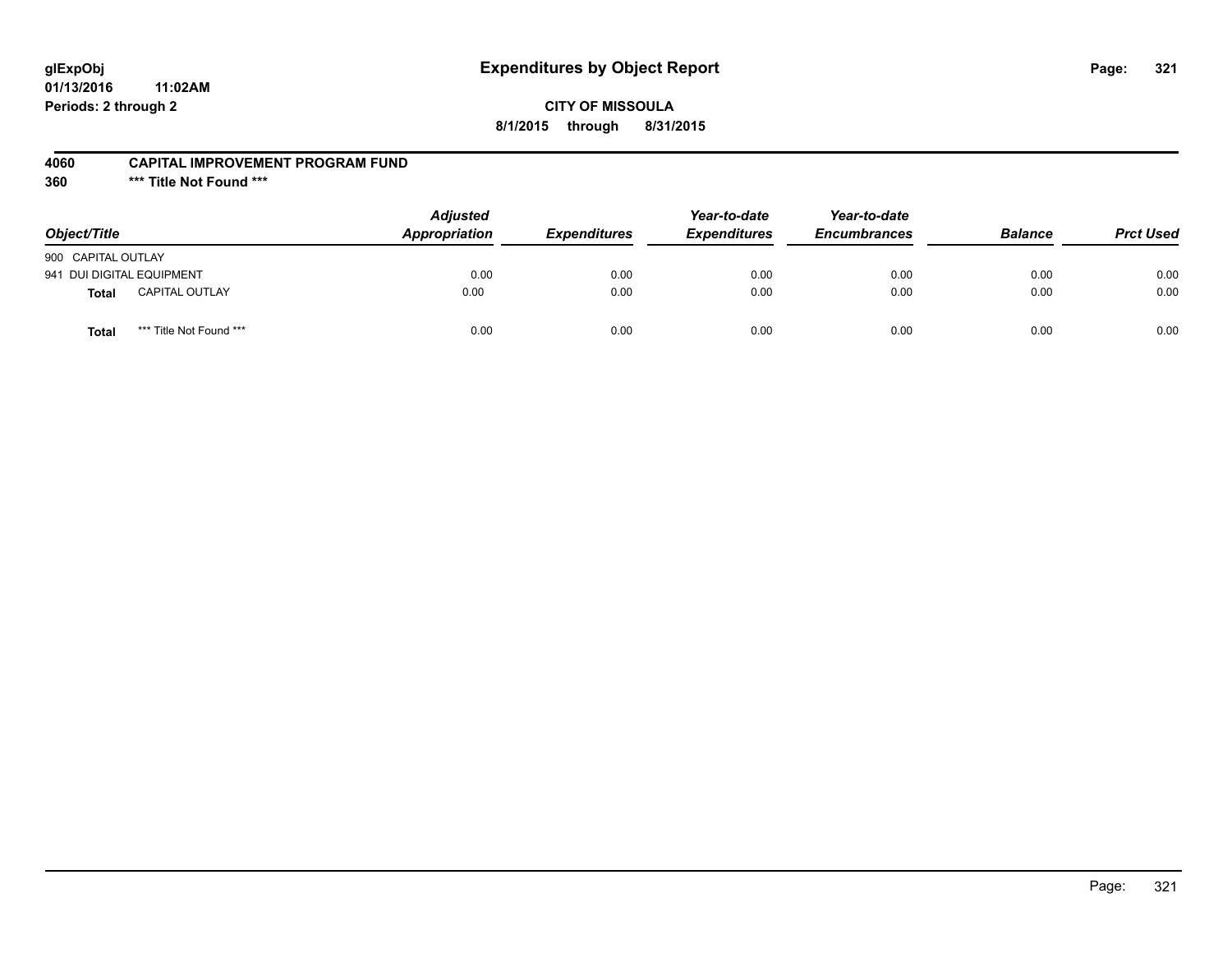glExpObj
01/13/2016 11:02AM
Periods: 2 through 2

# Expenditures by Object Report

**CITY OF MISSOULA**
**8/1/2015 through 8/31/2015**

**4060 CAPITAL IMPROVEMENT PROGRAM FUND**
**360 \*\*\* Title Not Found \*\*\***

| Object/Title | | Adjusted Appropriation | Expenditures | Year-to-date Expenditures | Year-to-date Encumbrances | Balance | Prct Used |
|---|---|---|---|---|---|---|---|
| 900 CAPITAL OUTLAY | | | | | | | |
| 941 DUI DIGITAL EQUIPMENT | | 0.00 | 0.00 | 0.00 | 0.00 | 0.00 | 0.00 |
| **Total** | CAPITAL OUTLAY | 0.00 | 0.00 | 0.00 | 0.00 | 0.00 | 0.00 |
| **Total** | *** Title Not Found *** | 0.00 | 0.00 | 0.00 | 0.00 | 0.00 | 0.00 |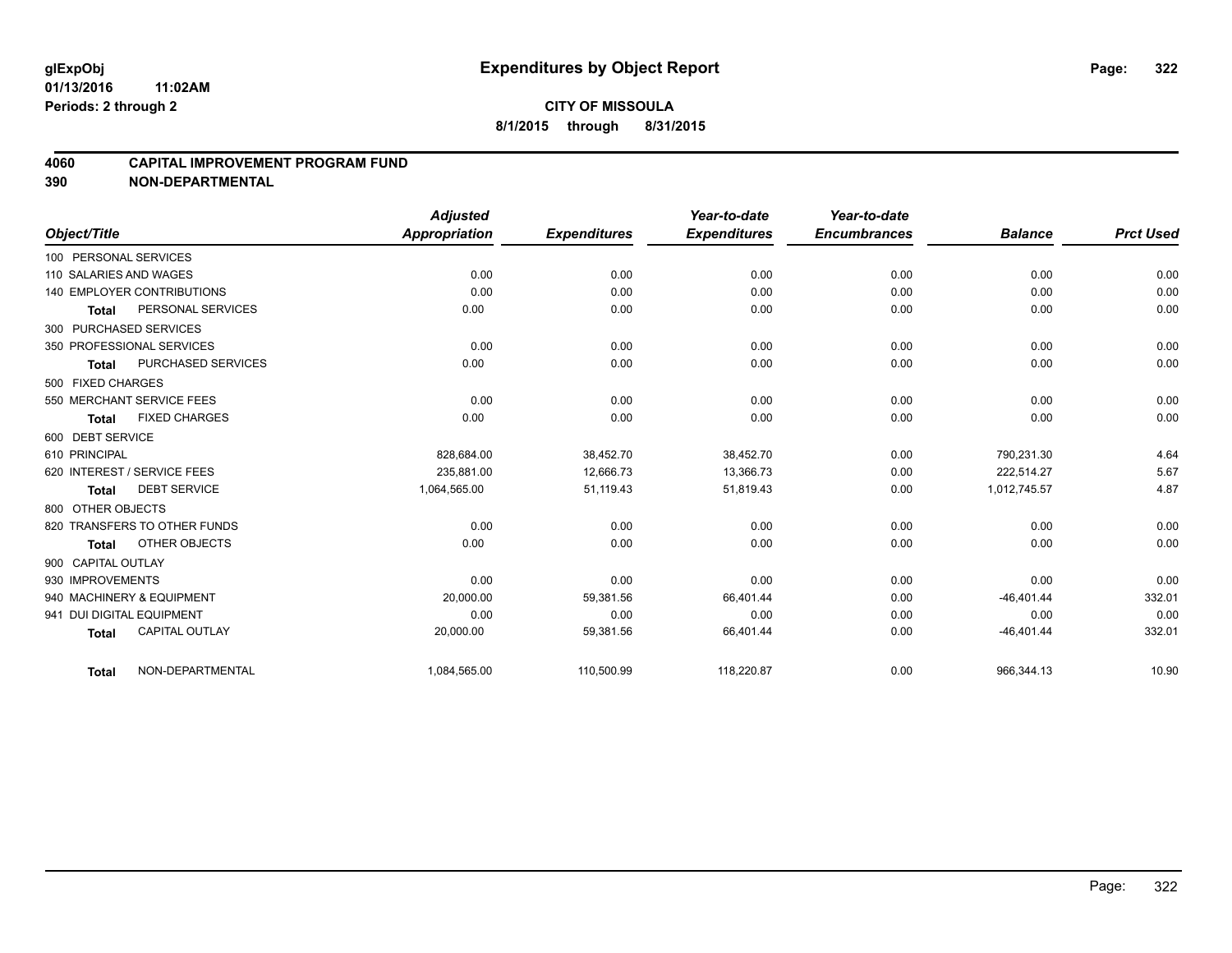**glExpObj**
**01/13/2016 11:02AM**
**Periods: 2 through 2**

# Expenditures by Object Report

**CITY OF MISSOULA**
**8/1/2015 through 8/31/2015**

## 4060 CAPITAL IMPROVEMENT PROGRAM FUND
## 390 NON-DEPARTMENTAL

| Object/Title | Adjusted Appropriation | Expenditures | Year-to-date Expenditures | Year-to-date Encumbrances | Balance | Prct Used |
|---|---|---|---|---|---|---|
| 100 PERSONAL SERVICES | | | | | | |
| 110 SALARIES AND WAGES | 0.00 | 0.00 | 0.00 | 0.00 | 0.00 | 0.00 |
| 140 EMPLOYER CONTRIBUTIONS | 0.00 | 0.00 | 0.00 | 0.00 | 0.00 | 0.00 |
| **Total** PERSONAL SERVICES | 0.00 | 0.00 | 0.00 | 0.00 | 0.00 | 0.00 |
| 300 PURCHASED SERVICES | | | | | | |
| 350 PROFESSIONAL SERVICES | 0.00 | 0.00 | 0.00 | 0.00 | 0.00 | 0.00 |
| **Total** PURCHASED SERVICES | 0.00 | 0.00 | 0.00 | 0.00 | 0.00 | 0.00 |
| 500 FIXED CHARGES | | | | | | |
| 550 MERCHANT SERVICE FEES | 0.00 | 0.00 | 0.00 | 0.00 | 0.00 | 0.00 |
| **Total** FIXED CHARGES | 0.00 | 0.00 | 0.00 | 0.00 | 0.00 | 0.00 |
| 600 DEBT SERVICE | | | | | | |
| 610 PRINCIPAL | 828,684.00 | 38,452.70 | 38,452.70 | 0.00 | 790,231.30 | 4.64 |
| 620 INTEREST / SERVICE FEES | 235,881.00 | 12,666.73 | 13,366.73 | 0.00 | 222,514.27 | 5.67 |
| **Total** DEBT SERVICE | 1,064,565.00 | 51,119.43 | 51,819.43 | 0.00 | 1,012,745.57 | 4.87 |
| 800 OTHER OBJECTS | | | | | | |
| 820 TRANSFERS TO OTHER FUNDS | 0.00 | 0.00 | 0.00 | 0.00 | 0.00 | 0.00 |
| **Total** OTHER OBJECTS | 0.00 | 0.00 | 0.00 | 0.00 | 0.00 | 0.00 |
| 900 CAPITAL OUTLAY | | | | | | |
| 930 IMPROVEMENTS | 0.00 | 0.00 | 0.00 | 0.00 | 0.00 | 0.00 |
| 940 MACHINERY & EQUIPMENT | 20,000.00 | 59,381.56 | 66,401.44 | 0.00 | -46,401.44 | 332.01 |
| 941 DUI DIGITAL EQUIPMENT | 0.00 | 0.00 | 0.00 | 0.00 | 0.00 | 0.00 |
| **Total** CAPITAL OUTLAY | 20,000.00 | 59,381.56 | 66,401.44 | 0.00 | -46,401.44 | 332.01 |
| **Total** NON-DEPARTMENTAL | 1,084,565.00 | 110,500.99 | 118,220.87 | 0.00 | 966,344.13 | 10.90 |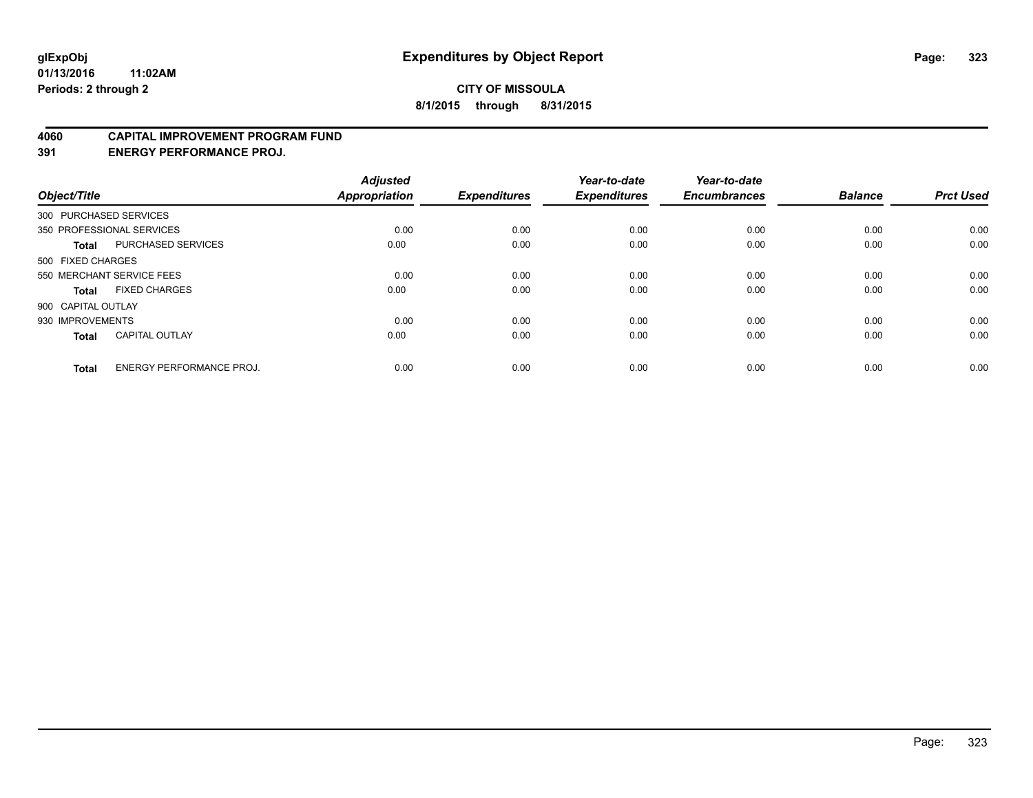**glExpObj** **Expenditures by Object Report**

**01/13/2016 11:02AM**

**Periods: 2 through 2**

**CITY OF MISSOULA**

**8/1/2015 through 8/31/2015**

## 4060 CAPITAL IMPROVEMENT PROGRAM FUND
## 391 ENERGY PERFORMANCE PROJ.

| Object/Title | | Adjusted Appropriation | Expenditures | Year-to-date Expenditures | Year-to-date Encumbrances | Balance | Prct Used |
|---|---|---|---|---|---|---|---|
| 300 PURCHASED SERVICES | | | | | | | |
| 350 PROFESSIONAL SERVICES | | 0.00 | 0.00 | 0.00 | 0.00 | 0.00 | 0.00 |
| **Total** | PURCHASED SERVICES | 0.00 | 0.00 | 0.00 | 0.00 | 0.00 | 0.00 |
| 500 FIXED CHARGES | | | | | | | |
| 550 MERCHANT SERVICE FEES | | 0.00 | 0.00 | 0.00 | 0.00 | 0.00 | 0.00 |
| **Total** | FIXED CHARGES | 0.00 | 0.00 | 0.00 | 0.00 | 0.00 | 0.00 |
| 900 CAPITAL OUTLAY | | | | | | | |
| 930 IMPROVEMENTS | | 0.00 | 0.00 | 0.00 | 0.00 | 0.00 | 0.00 |
| **Total** | CAPITAL OUTLAY | 0.00 | 0.00 | 0.00 | 0.00 | 0.00 | 0.00 |
| **Total** | ENERGY PERFORMANCE PROJ. | 0.00 | 0.00 | 0.00 | 0.00 | 0.00 | 0.00 |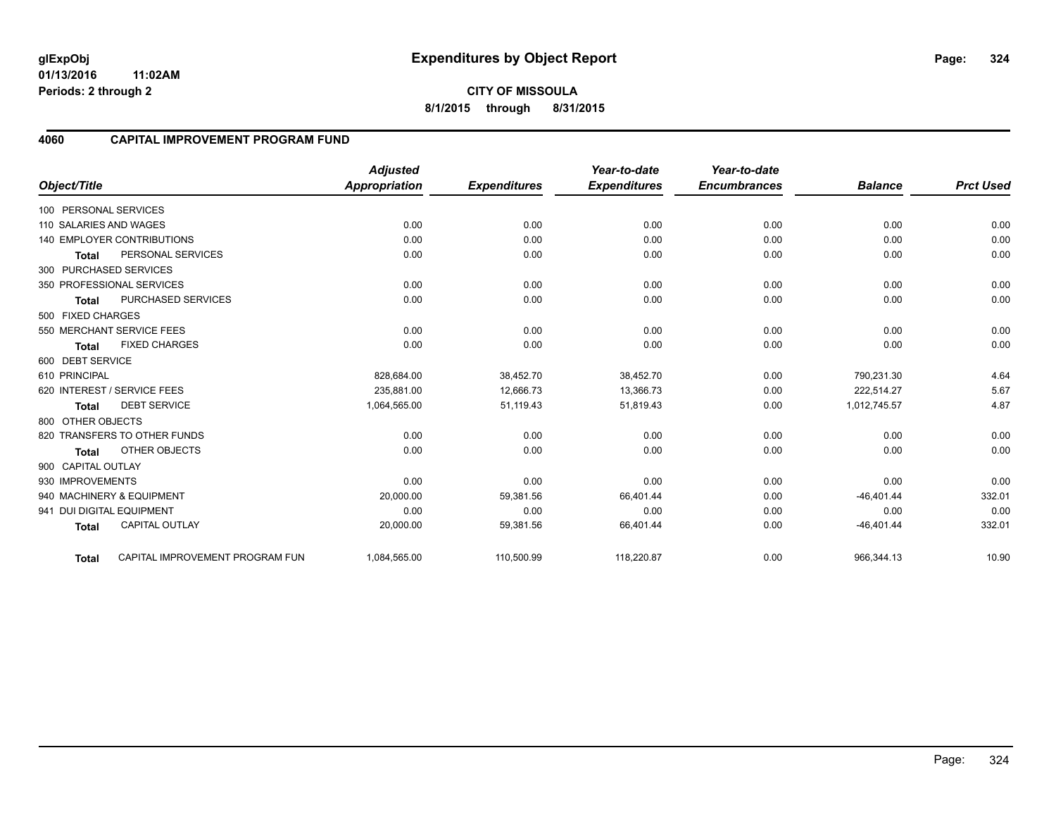# Expenditures by Object Report

glExpObj
01/13/2016 11:02AM
Periods: 2 through 2

**CITY OF MISSOULA**
**8/1/2015 through 8/31/2015**

## 4060 CAPITAL IMPROVEMENT PROGRAM FUND

| Object/Title | | Adjusted Appropriation | Expenditures | Year-to-date Expenditures | Year-to-date Encumbrances | Balance | Prct Used |
|---|---|---|---|---|---|---|---|
| 100 PERSONAL SERVICES | | | | | | | |
| 110 SALARIES AND WAGES | | 0.00 | 0.00 | 0.00 | 0.00 | 0.00 | 0.00 |
| 140 EMPLOYER CONTRIBUTIONS | | 0.00 | 0.00 | 0.00 | 0.00 | 0.00 | 0.00 |
| Total | PERSONAL SERVICES | 0.00 | 0.00 | 0.00 | 0.00 | 0.00 | 0.00 |
| 300 PURCHASED SERVICES | | | | | | | |
| 350 PROFESSIONAL SERVICES | | 0.00 | 0.00 | 0.00 | 0.00 | 0.00 | 0.00 |
| Total | PURCHASED SERVICES | 0.00 | 0.00 | 0.00 | 0.00 | 0.00 | 0.00 |
| 500 FIXED CHARGES | | | | | | | |
| 550 MERCHANT SERVICE FEES | | 0.00 | 0.00 | 0.00 | 0.00 | 0.00 | 0.00 |
| Total | FIXED CHARGES | 0.00 | 0.00 | 0.00 | 0.00 | 0.00 | 0.00 |
| 600 DEBT SERVICE | | | | | | | |
| 610 PRINCIPAL | | 828,684.00 | 38,452.70 | 38,452.70 | 0.00 | 790,231.30 | 4.64 |
| 620 INTEREST / SERVICE FEES | | 235,881.00 | 12,666.73 | 13,366.73 | 0.00 | 222,514.27 | 5.67 |
| Total | DEBT SERVICE | 1,064,565.00 | 51,119.43 | 51,819.43 | 0.00 | 1,012,745.57 | 4.87 |
| 800 OTHER OBJECTS | | | | | | | |
| 820 TRANSFERS TO OTHER FUNDS | | 0.00 | 0.00 | 0.00 | 0.00 | 0.00 | 0.00 |
| Total | OTHER OBJECTS | 0.00 | 0.00 | 0.00 | 0.00 | 0.00 | 0.00 |
| 900 CAPITAL OUTLAY | | | | | | | |
| 930 IMPROVEMENTS | | 0.00 | 0.00 | 0.00 | 0.00 | 0.00 | 0.00 |
| 940 MACHINERY & EQUIPMENT | | 20,000.00 | 59,381.56 | 66,401.44 | 0.00 | -46,401.44 | 332.01 |
| 941 DUI DIGITAL EQUIPMENT | | 0.00 | 0.00 | 0.00 | 0.00 | 0.00 | 0.00 |
| Total | CAPITAL OUTLAY | 20,000.00 | 59,381.56 | 66,401.44 | 0.00 | -46,401.44 | 332.01 |
| Total | CAPITAL IMPROVEMENT PROGRAM FUN | 1,084,565.00 | 110,500.99 | 118,220.87 | 0.00 | 966,344.13 | 10.90 |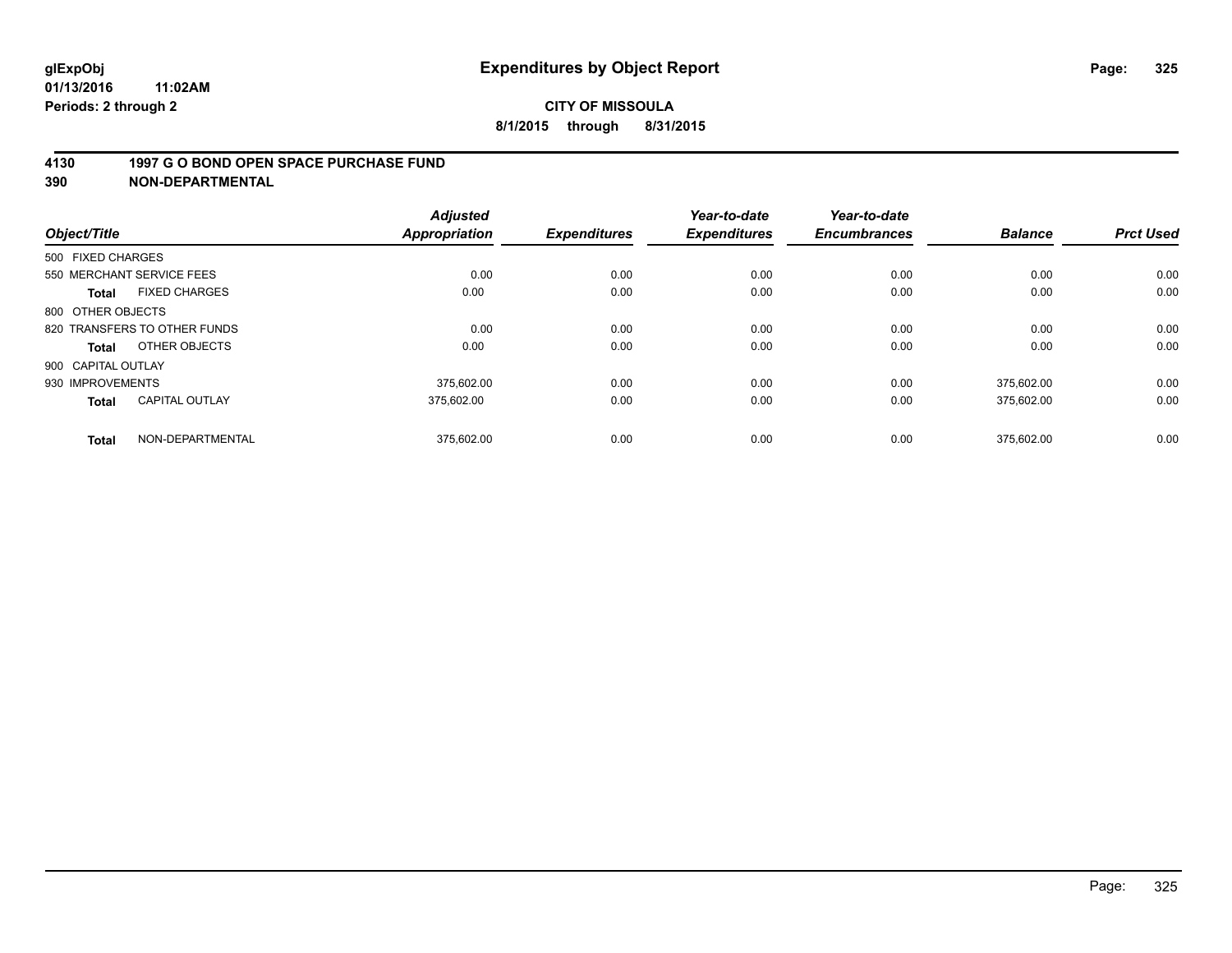**glExpObj**
**01/13/2016 11:02AM**
**Periods: 2 through 2**

# Expenditures by Object Report

**CITY OF MISSOULA**
**8/1/2015 through 8/31/2015**

## 4130 1997 G O BOND OPEN SPACE PURCHASE FUND
## 390 NON-DEPARTMENTAL

| Object/Title | | Adjusted Appropriation | Expenditures | Year-to-date Expenditures | Year-to-date Encumbrances | Balance | Prct Used |
|---|---|---|---|---|---|---|---|
| 500 FIXED CHARGES | | | | | | | |
| 550 MERCHANT SERVICE FEES | | 0.00 | 0.00 | 0.00 | 0.00 | 0.00 | 0.00 |
| **Total** | FIXED CHARGES | 0.00 | 0.00 | 0.00 | 0.00 | 0.00 | 0.00 |
| 800 OTHER OBJECTS | | | | | | | |
| 820 TRANSFERS TO OTHER FUNDS | | 0.00 | 0.00 | 0.00 | 0.00 | 0.00 | 0.00 |
| **Total** | OTHER OBJECTS | 0.00 | 0.00 | 0.00 | 0.00 | 0.00 | 0.00 |
| 900 CAPITAL OUTLAY | | | | | | | |
| 930 IMPROVEMENTS | | 375,602.00 | 0.00 | 0.00 | 0.00 | 375,602.00 | 0.00 |
| **Total** | CAPITAL OUTLAY | 375,602.00 | 0.00 | 0.00 | 0.00 | 375,602.00 | 0.00 |
| **Total** | NON-DEPARTMENTAL | 375,602.00 | 0.00 | 0.00 | 0.00 | 375,602.00 | 0.00 |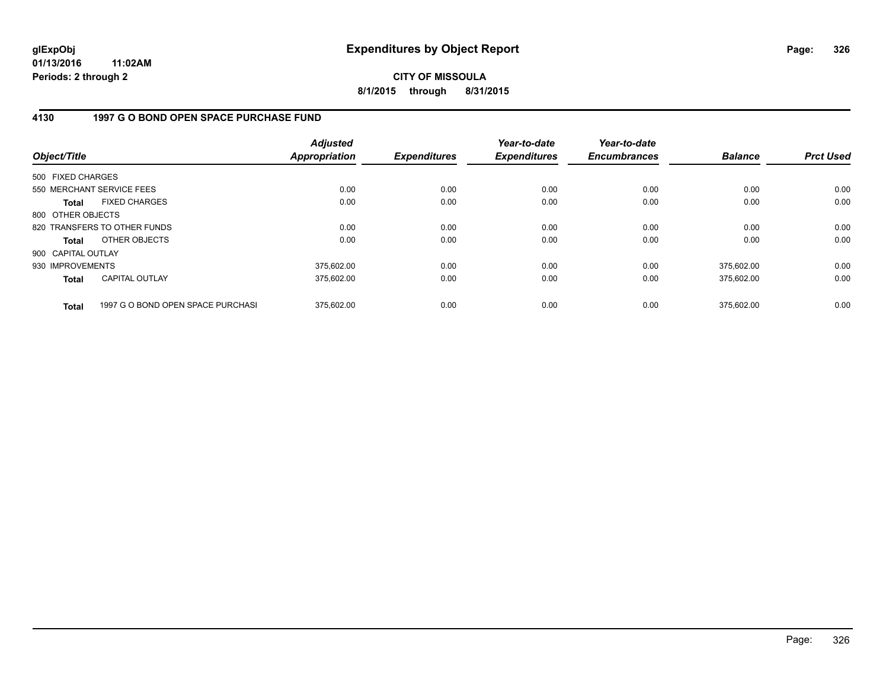**glExpObj** **Expenditures by Object Report**
**01/13/2016 11:02AM**
**Periods: 2 through 2**

**CITY OF MISSOULA**
**8/1/2015 through 8/31/2015**

## 4130 1997 G O BOND OPEN SPACE PURCHASE FUND

| Object/Title | | Adjusted Appropriation | Expenditures | Year-to-date Expenditures | Year-to-date Encumbrances | Balance | Prct Used |
|---|---|---|---|---|---|---|---|
| 500 FIXED CHARGES | | | | | | | |
| 550 MERCHANT SERVICE FEES | | 0.00 | 0.00 | 0.00 | 0.00 | 0.00 | 0.00 |
| **Total** | FIXED CHARGES | 0.00 | 0.00 | 0.00 | 0.00 | 0.00 | 0.00 |
| 800 OTHER OBJECTS | | | | | | | |
| 820 TRANSFERS TO OTHER FUNDS | | 0.00 | 0.00 | 0.00 | 0.00 | 0.00 | 0.00 |
| **Total** | OTHER OBJECTS | 0.00 | 0.00 | 0.00 | 0.00 | 0.00 | 0.00 |
| 900 CAPITAL OUTLAY | | | | | | | |
| 930 IMPROVEMENTS | | 375,602.00 | 0.00 | 0.00 | 0.00 | 375,602.00 | 0.00 |
| **Total** | CAPITAL OUTLAY | 375,602.00 | 0.00 | 0.00 | 0.00 | 375,602.00 | 0.00 |
| **Total** | 1997 G O BOND OPEN SPACE PURCHASI | 375,602.00 | 0.00 | 0.00 | 0.00 | 375,602.00 | 0.00 |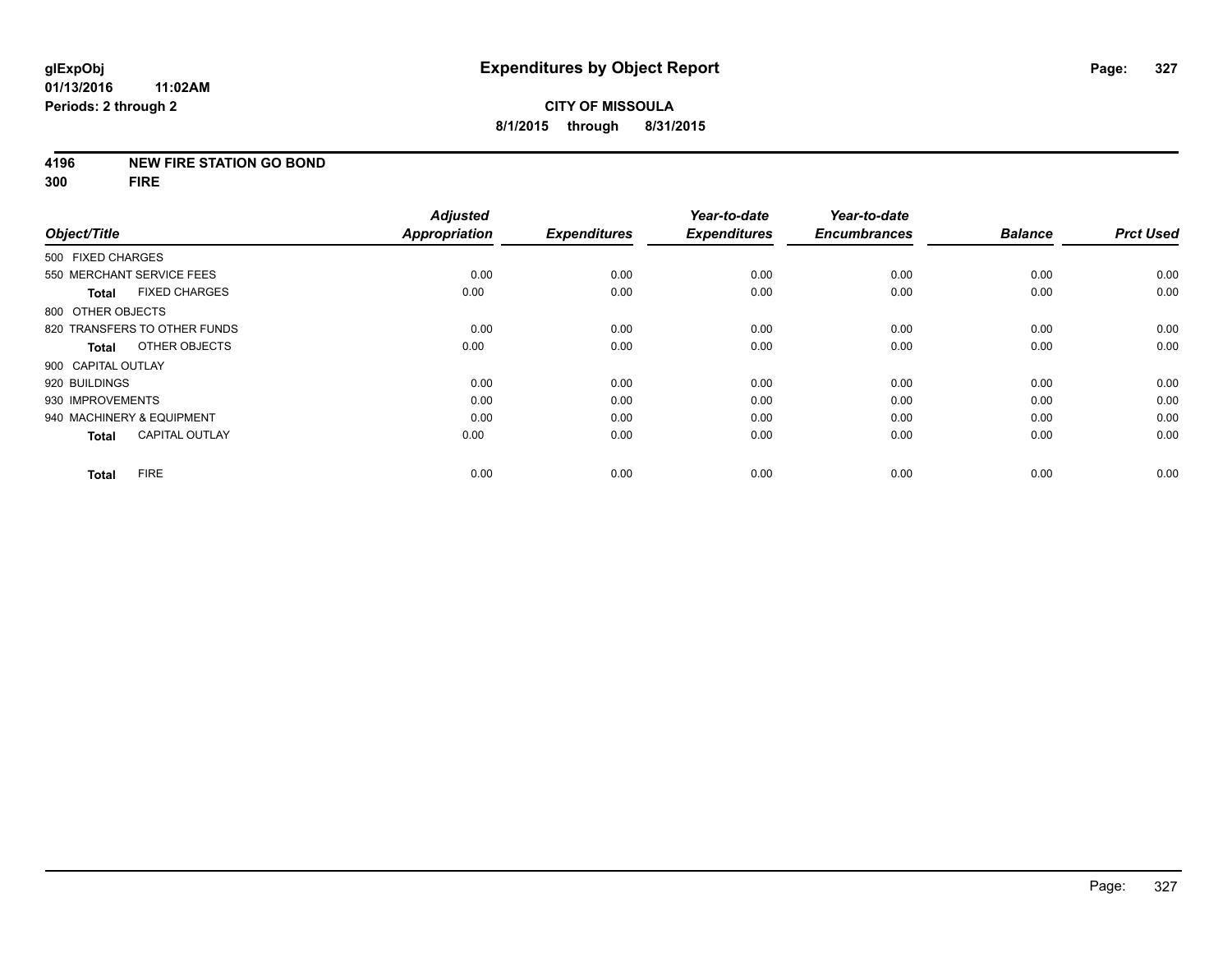**glExpObj**
**01/13/2016 11:02AM**
**Periods: 2 through 2**

# Expenditures by Object Report

**CITY OF MISSOULA**
**8/1/2015 through 8/31/2015**

**4196 NEW FIRE STATION GO BOND**
**300 FIRE**

| Object/Title | Adjusted Appropriation | Expenditures | Year-to-date Expenditures | Year-to-date Encumbrances | Balance | Prct Used |
|---|---|---|---|---|---|---|
| 500 FIXED CHARGES | | | | | | |
| 550 MERCHANT SERVICE FEES | 0.00 | 0.00 | 0.00 | 0.00 | 0.00 | 0.00 |
| **Total** FIXED CHARGES | 0.00 | 0.00 | 0.00 | 0.00 | 0.00 | 0.00 |
| 800 OTHER OBJECTS | | | | | | |
| 820 TRANSFERS TO OTHER FUNDS | 0.00 | 0.00 | 0.00 | 0.00 | 0.00 | 0.00 |
| **Total** OTHER OBJECTS | 0.00 | 0.00 | 0.00 | 0.00 | 0.00 | 0.00 |
| 900 CAPITAL OUTLAY | | | | | | |
| 920 BUILDINGS | 0.00 | 0.00 | 0.00 | 0.00 | 0.00 | 0.00 |
| 930 IMPROVEMENTS | 0.00 | 0.00 | 0.00 | 0.00 | 0.00 | 0.00 |
| 940 MACHINERY & EQUIPMENT | 0.00 | 0.00 | 0.00 | 0.00 | 0.00 | 0.00 |
| **Total** CAPITAL OUTLAY | 0.00 | 0.00 | 0.00 | 0.00 | 0.00 | 0.00 |
| **Total** FIRE | 0.00 | 0.00 | 0.00 | 0.00 | 0.00 | 0.00 |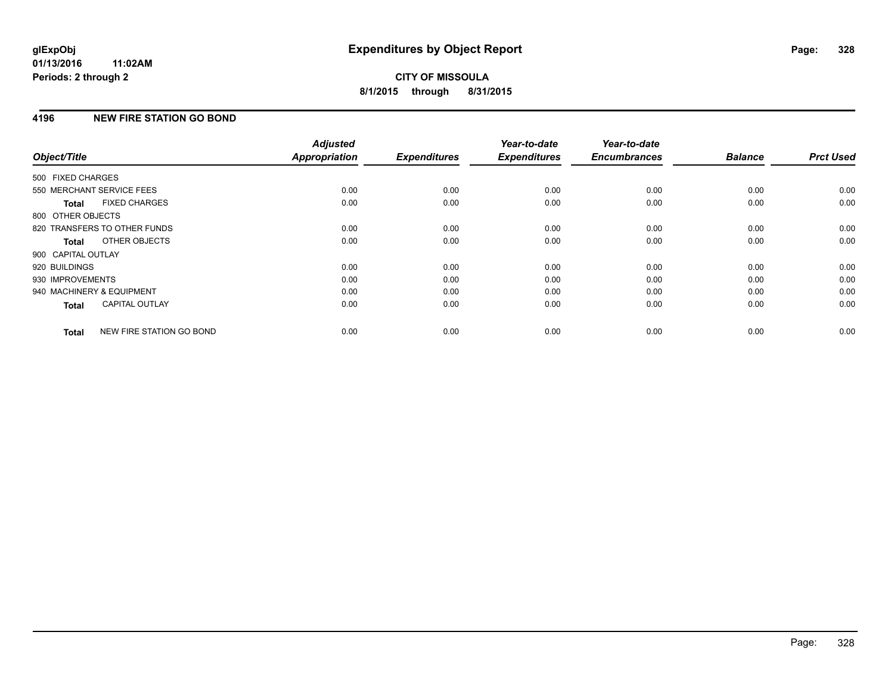**glExpObj**
**01/13/2016 11:02AM**
**Periods: 2 through 2**

# Expenditures by Object Report

**CITY OF MISSOULA**
**8/1/2015 through 8/31/2015**

## 4196 NEW FIRE STATION GO BOND

| Object/Title | Adjusted Appropriation | Expenditures | Year-to-date Expenditures | Year-to-date Encumbrances | Balance | Prct Used |
|---|---|---|---|---|---|---|
| 500 FIXED CHARGES | | | | | | |
| 550 MERCHANT SERVICE FEES | 0.00 | 0.00 | 0.00 | 0.00 | 0.00 | 0.00 |
| **Total** FIXED CHARGES | 0.00 | 0.00 | 0.00 | 0.00 | 0.00 | 0.00 |
| 800 OTHER OBJECTS | | | | | | |
| 820 TRANSFERS TO OTHER FUNDS | 0.00 | 0.00 | 0.00 | 0.00 | 0.00 | 0.00 |
| **Total** OTHER OBJECTS | 0.00 | 0.00 | 0.00 | 0.00 | 0.00 | 0.00 |
| 900 CAPITAL OUTLAY | | | | | | |
| 920 BUILDINGS | 0.00 | 0.00 | 0.00 | 0.00 | 0.00 | 0.00 |
| 930 IMPROVEMENTS | 0.00 | 0.00 | 0.00 | 0.00 | 0.00 | 0.00 |
| 940 MACHINERY & EQUIPMENT | 0.00 | 0.00 | 0.00 | 0.00 | 0.00 | 0.00 |
| **Total** CAPITAL OUTLAY | 0.00 | 0.00 | 0.00 | 0.00 | 0.00 | 0.00 |
| **Total** NEW FIRE STATION GO BOND | 0.00 | 0.00 | 0.00 | 0.00 | 0.00 | 0.00 |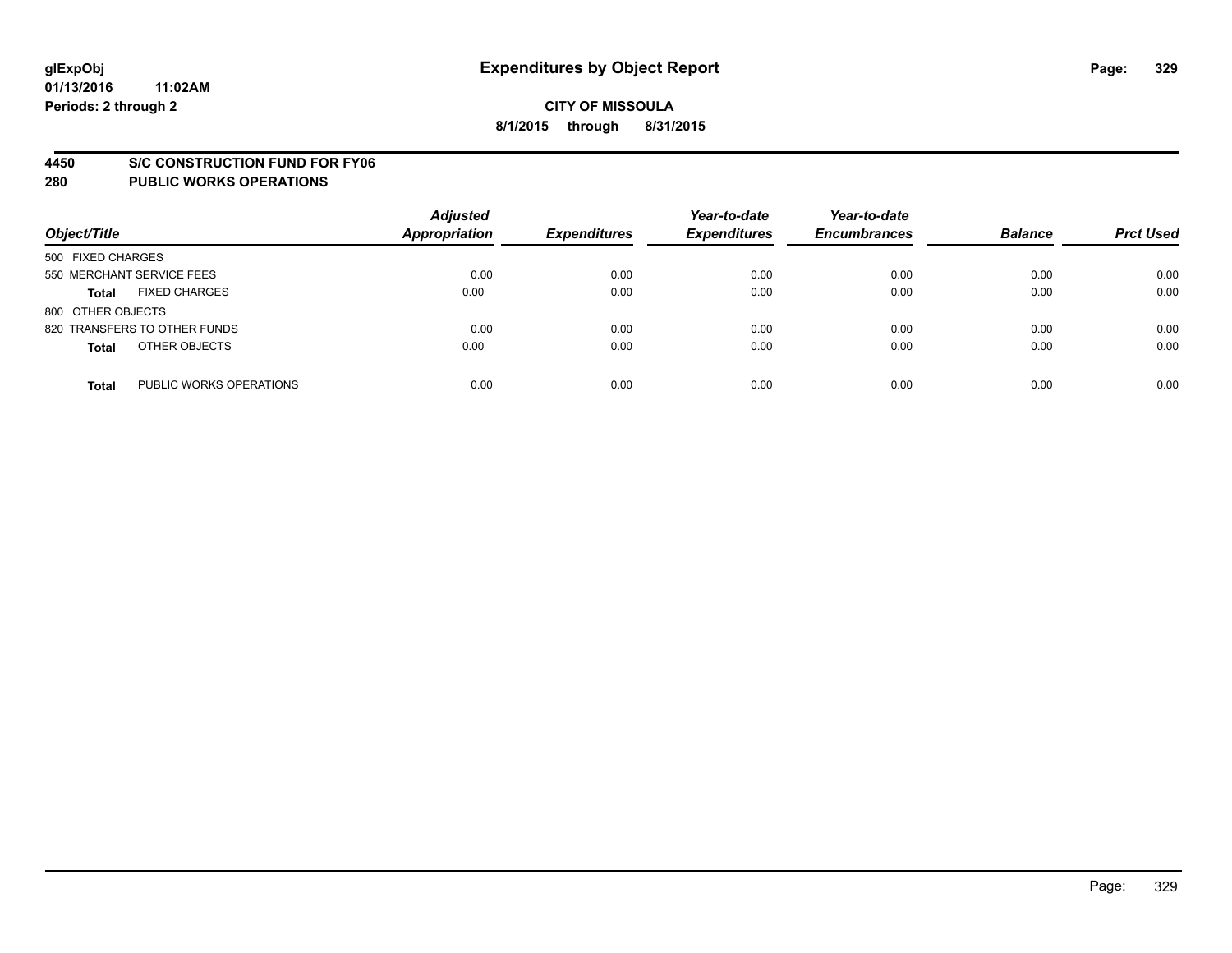# Expenditures by Object Report

glExpObj
01/13/2016 11:02AM
Periods: 2 through 2

**CITY OF MISSOULA**
**8/1/2015 through 8/31/2015**

## 4450 S/C CONSTRUCTION FUND FOR FY06
## 280 PUBLIC WORKS OPERATIONS

| Object/Title | | Adjusted Appropriation | Expenditures | Year-to-date Expenditures | Year-to-date Encumbrances | Balance | Prct Used |
|---|---|---|---|---|---|---|---|
| 500 FIXED CHARGES | | | | | | | |
| 550 MERCHANT SERVICE FEES | | 0.00 | 0.00 | 0.00 | 0.00 | 0.00 | 0.00 |
| **Total** | FIXED CHARGES | 0.00 | 0.00 | 0.00 | 0.00 | 0.00 | 0.00 |
| 800 OTHER OBJECTS | | | | | | | |
| 820 TRANSFERS TO OTHER FUNDS | | 0.00 | 0.00 | 0.00 | 0.00 | 0.00 | 0.00 |
| **Total** | OTHER OBJECTS | 0.00 | 0.00 | 0.00 | 0.00 | 0.00 | 0.00 |
| **Total** | PUBLIC WORKS OPERATIONS | 0.00 | 0.00 | 0.00 | 0.00 | 0.00 | 0.00 |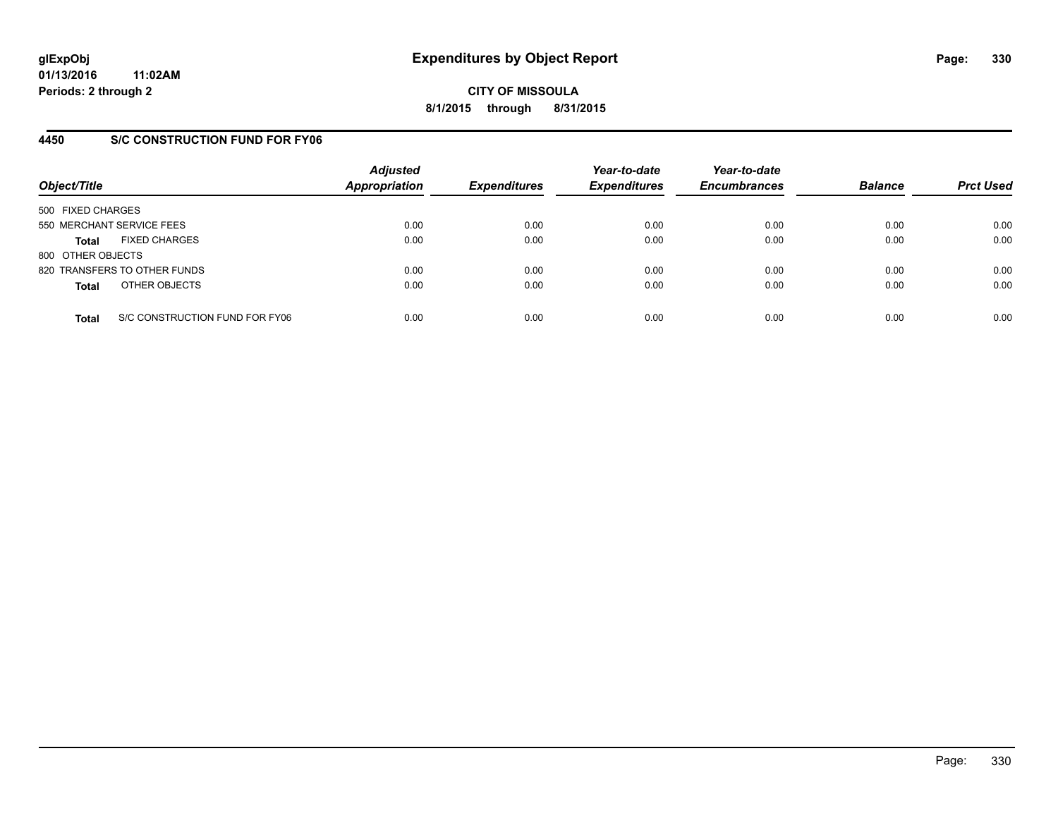**glExpObj**
**01/13/2016 11:02AM**
**Periods: 2 through 2**

# Expenditures by Object Report

**CITY OF MISSOULA**
**8/1/2015 through 8/31/2015**

## 4450 S/C CONSTRUCTION FUND FOR FY06

| Object/Title | | Adjusted Appropriation | Expenditures | Year-to-date Expenditures | Year-to-date Encumbrances | Balance | Prct Used |
|---|---|---|---|---|---|---|---|
| 500 FIXED CHARGES | | | | | | | |
| 550 MERCHANT SERVICE FEES | | 0.00 | 0.00 | 0.00 | 0.00 | 0.00 | 0.00 |
| **Total** | FIXED CHARGES | 0.00 | 0.00 | 0.00 | 0.00 | 0.00 | 0.00 |
| 800 OTHER OBJECTS | | | | | | | |
| 820 TRANSFERS TO OTHER FUNDS | | 0.00 | 0.00 | 0.00 | 0.00 | 0.00 | 0.00 |
| **Total** | OTHER OBJECTS | 0.00 | 0.00 | 0.00 | 0.00 | 0.00 | 0.00 |
| **Total** | S/C CONSTRUCTION FUND FOR FY06 | 0.00 | 0.00 | 0.00 | 0.00 | 0.00 | 0.00 |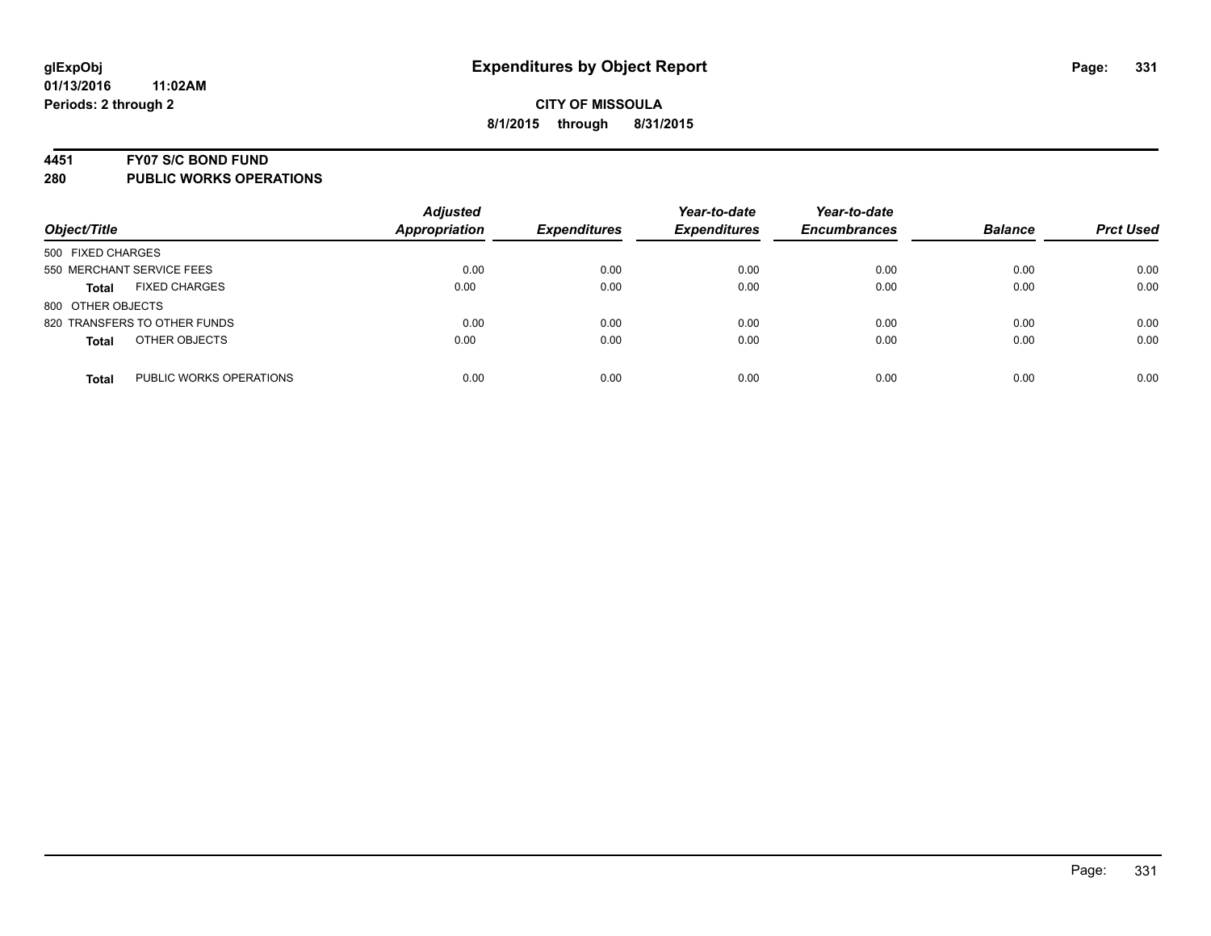# Expenditures by Object Report

**glExpObj**
**01/13/2016 11:02AM**
**Periods: 2 through 2**

**CITY OF MISSOULA**
**8/1/2015 through 8/31/2015**

## 4451 FY07 S/C BOND FUND
## 280 PUBLIC WORKS OPERATIONS

| Object/Title | Adjusted Appropriation | Expenditures | Year-to-date Expenditures | Year-to-date Encumbrances | Balance | Prct Used |
|---|---|---|---|---|---|---|
| 500 FIXED CHARGES | | | | | | |
| 550 MERCHANT SERVICE FEES | 0.00 | 0.00 | 0.00 | 0.00 | 0.00 | 0.00 |
| **Total** FIXED CHARGES | 0.00 | 0.00 | 0.00 | 0.00 | 0.00 | 0.00 |
| 800 OTHER OBJECTS | | | | | | |
| 820 TRANSFERS TO OTHER FUNDS | 0.00 | 0.00 | 0.00 | 0.00 | 0.00 | 0.00 |
| **Total** OTHER OBJECTS | 0.00 | 0.00 | 0.00 | 0.00 | 0.00 | 0.00 |
| **Total** PUBLIC WORKS OPERATIONS | 0.00 | 0.00 | 0.00 | 0.00 | 0.00 | 0.00 |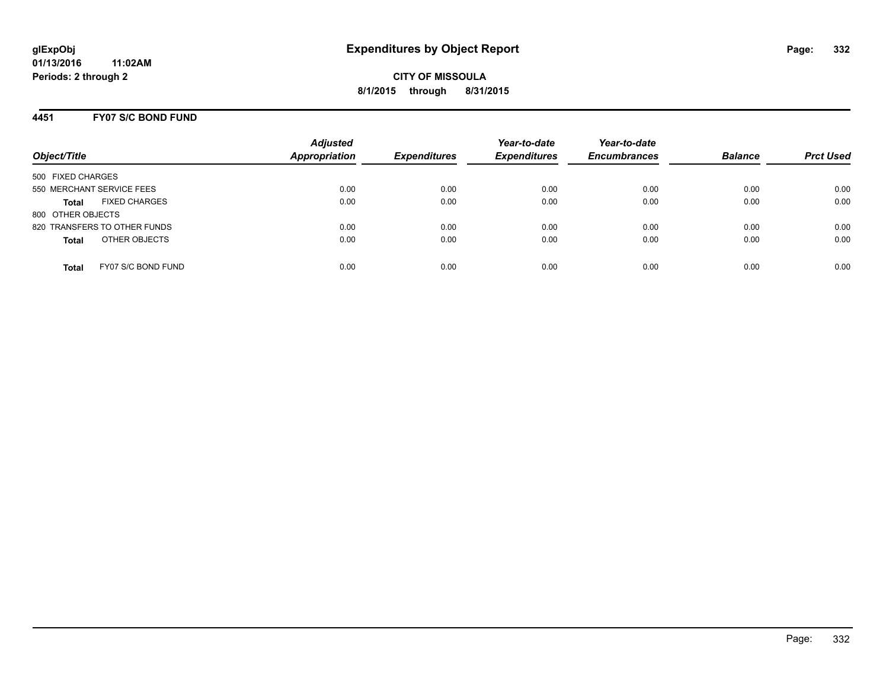# Expenditures by Object Report

glExpObj
01/13/2016 11:02AM
Periods: 2 through 2

**CITY OF MISSOULA**
**8/1/2015 through 8/31/2015**

## 4451 FY07 S/C BOND FUND

| Object/Title | | Adjusted Appropriation | Expenditures | Year-to-date Expenditures | Year-to-date Encumbrances | Balance | Prct Used |
|---|---|---|---|---|---|---|---|
| 500 FIXED CHARGES | | | | | | | |
| 550 MERCHANT SERVICE FEES | | 0.00 | 0.00 | 0.00 | 0.00 | 0.00 | 0.00 |
| **Total** | FIXED CHARGES | 0.00 | 0.00 | 0.00 | 0.00 | 0.00 | 0.00 |
| 800 OTHER OBJECTS | | | | | | | |
| 820 TRANSFERS TO OTHER FUNDS | | 0.00 | 0.00 | 0.00 | 0.00 | 0.00 | 0.00 |
| **Total** | OTHER OBJECTS | 0.00 | 0.00 | 0.00 | 0.00 | 0.00 | 0.00 |
| **Total** | FY07 S/C BOND FUND | 0.00 | 0.00 | 0.00 | 0.00 | 0.00 | 0.00 |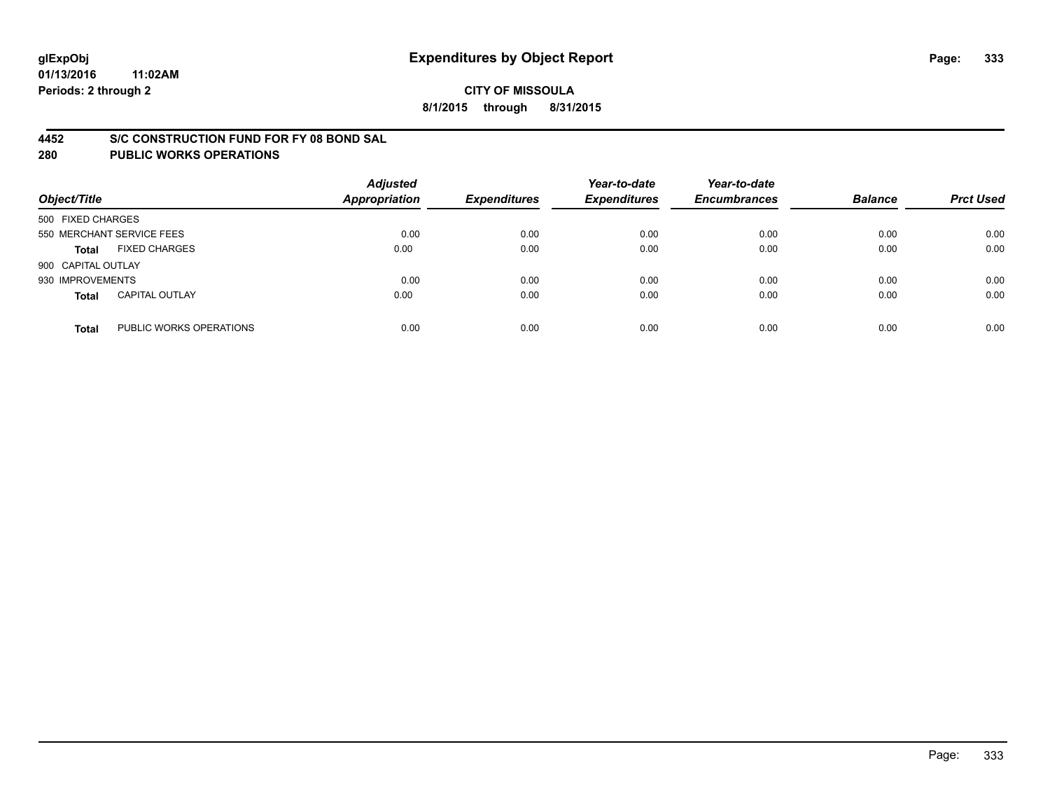**glExpObj** **Expenditures by Object Report**

**01/13/2016 11:02AM**

**Periods: 2 through 2**

**CITY OF MISSOULA**

**8/1/2015 through 8/31/2015**

## 4452 S/C CONSTRUCTION FUND FOR FY 08 BOND SAL

## 280 PUBLIC WORKS OPERATIONS

| Object/Title | | Adjusted Appropriation | Expenditures | Year-to-date Expenditures | Year-to-date Encumbrances | Balance | Prct Used |
|---|---|---|---|---|---|---|---|
| 500 FIXED CHARGES | | | | | | | |
| 550 MERCHANT SERVICE FEES | | 0.00 | 0.00 | 0.00 | 0.00 | 0.00 | 0.00 |
| **Total** | FIXED CHARGES | 0.00 | 0.00 | 0.00 | 0.00 | 0.00 | 0.00 |
| 900 CAPITAL OUTLAY | | | | | | | |
| 930 IMPROVEMENTS | | 0.00 | 0.00 | 0.00 | 0.00 | 0.00 | 0.00 |
| **Total** | CAPITAL OUTLAY | 0.00 | 0.00 | 0.00 | 0.00 | 0.00 | 0.00 |
| **Total** | PUBLIC WORKS OPERATIONS | 0.00 | 0.00 | 0.00 | 0.00 | 0.00 | 0.00 |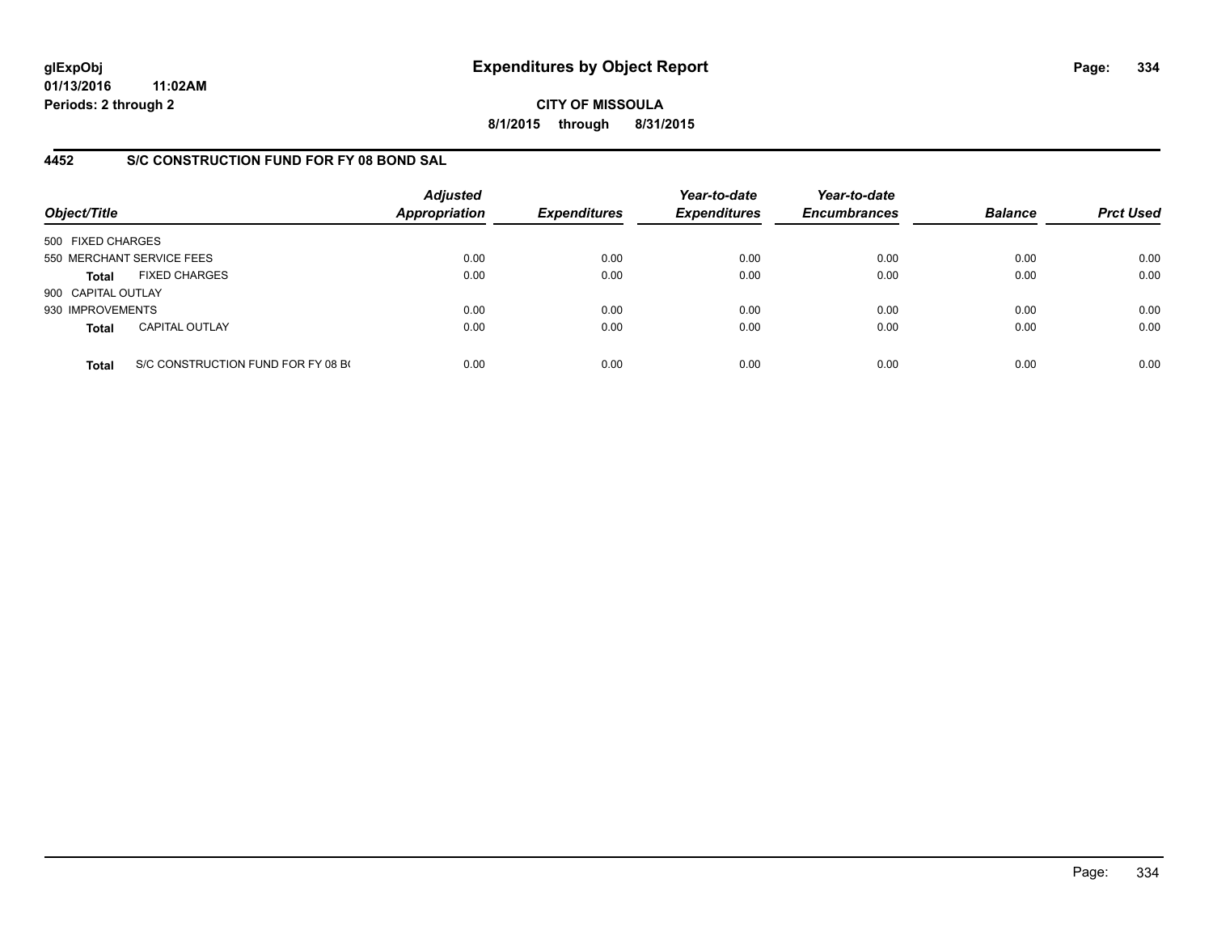**glExpObj**
**01/13/2016 11:02AM**
**Periods: 2 through 2**

# Expenditures by Object Report

**CITY OF MISSOULA**
**8/1/2015 through 8/31/2015**

## 4452 S/C CONSTRUCTION FUND FOR FY 08 BOND SAL

| Object/Title | | Adjusted Appropriation | Expenditures | Year-to-date Expenditures | Year-to-date Encumbrances | Balance | Prct Used |
|---|---|---|---|---|---|---|---|
| 500 FIXED CHARGES | | | | | | | |
| 550 MERCHANT SERVICE FEES | | 0.00 | 0.00 | 0.00 | 0.00 | 0.00 | 0.00 |
| **Total** | FIXED CHARGES | 0.00 | 0.00 | 0.00 | 0.00 | 0.00 | 0.00 |
| 900 CAPITAL OUTLAY | | | | | | | |
| 930 IMPROVEMENTS | | 0.00 | 0.00 | 0.00 | 0.00 | 0.00 | 0.00 |
| **Total** | CAPITAL OUTLAY | 0.00 | 0.00 | 0.00 | 0.00 | 0.00 | 0.00 |
| **Total** | S/C CONSTRUCTION FUND FOR FY 08 B( | 0.00 | 0.00 | 0.00 | 0.00 | 0.00 | 0.00 |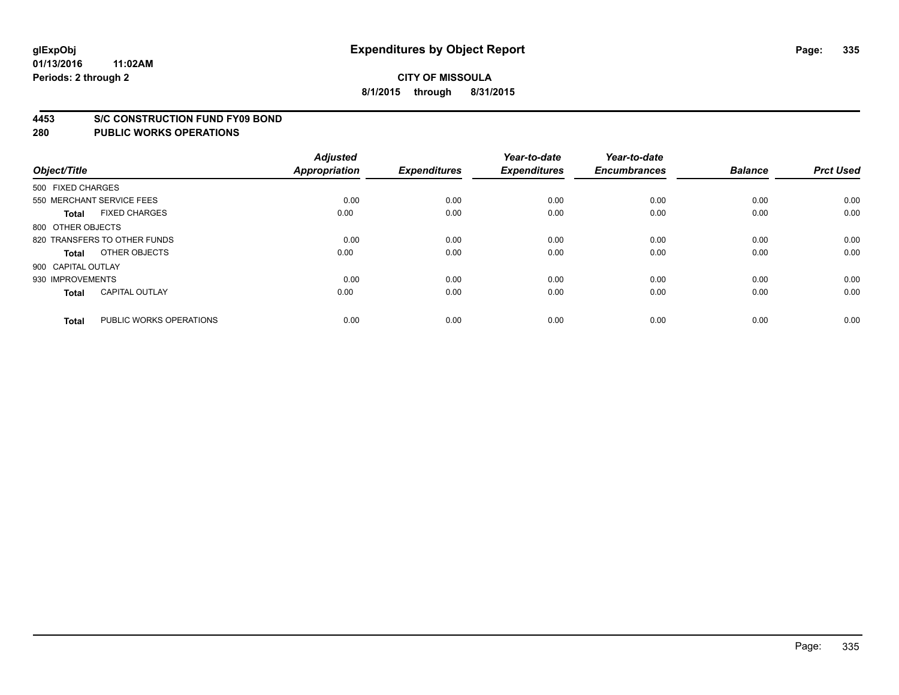# Expenditures by Object Report

glExpObj
01/13/2016 11:02AM
Periods: 2 through 2

**CITY OF MISSOULA**
**8/1/2015 through 8/31/2015**

**4453 S/C CONSTRUCTION FUND FY09 BOND**
**280 PUBLIC WORKS OPERATIONS**

| Object/Title | | Adjusted Appropriation | Expenditures | Year-to-date Expenditures | Year-to-date Encumbrances | Balance | Prct Used |
|---|---|---|---|---|---|---|---|
| 500 FIXED CHARGES | | | | | | | |
| 550 MERCHANT SERVICE FEES | | 0.00 | 0.00 | 0.00 | 0.00 | 0.00 | 0.00 |
| **Total** | FIXED CHARGES | 0.00 | 0.00 | 0.00 | 0.00 | 0.00 | 0.00 |
| 800 OTHER OBJECTS | | | | | | | |
| 820 TRANSFERS TO OTHER FUNDS | | 0.00 | 0.00 | 0.00 | 0.00 | 0.00 | 0.00 |
| **Total** | OTHER OBJECTS | 0.00 | 0.00 | 0.00 | 0.00 | 0.00 | 0.00 |
| 900 CAPITAL OUTLAY | | | | | | | |
| 930 IMPROVEMENTS | | 0.00 | 0.00 | 0.00 | 0.00 | 0.00 | 0.00 |
| **Total** | CAPITAL OUTLAY | 0.00 | 0.00 | 0.00 | 0.00 | 0.00 | 0.00 |
| **Total** | PUBLIC WORKS OPERATIONS | 0.00 | 0.00 | 0.00 | 0.00 | 0.00 | 0.00 |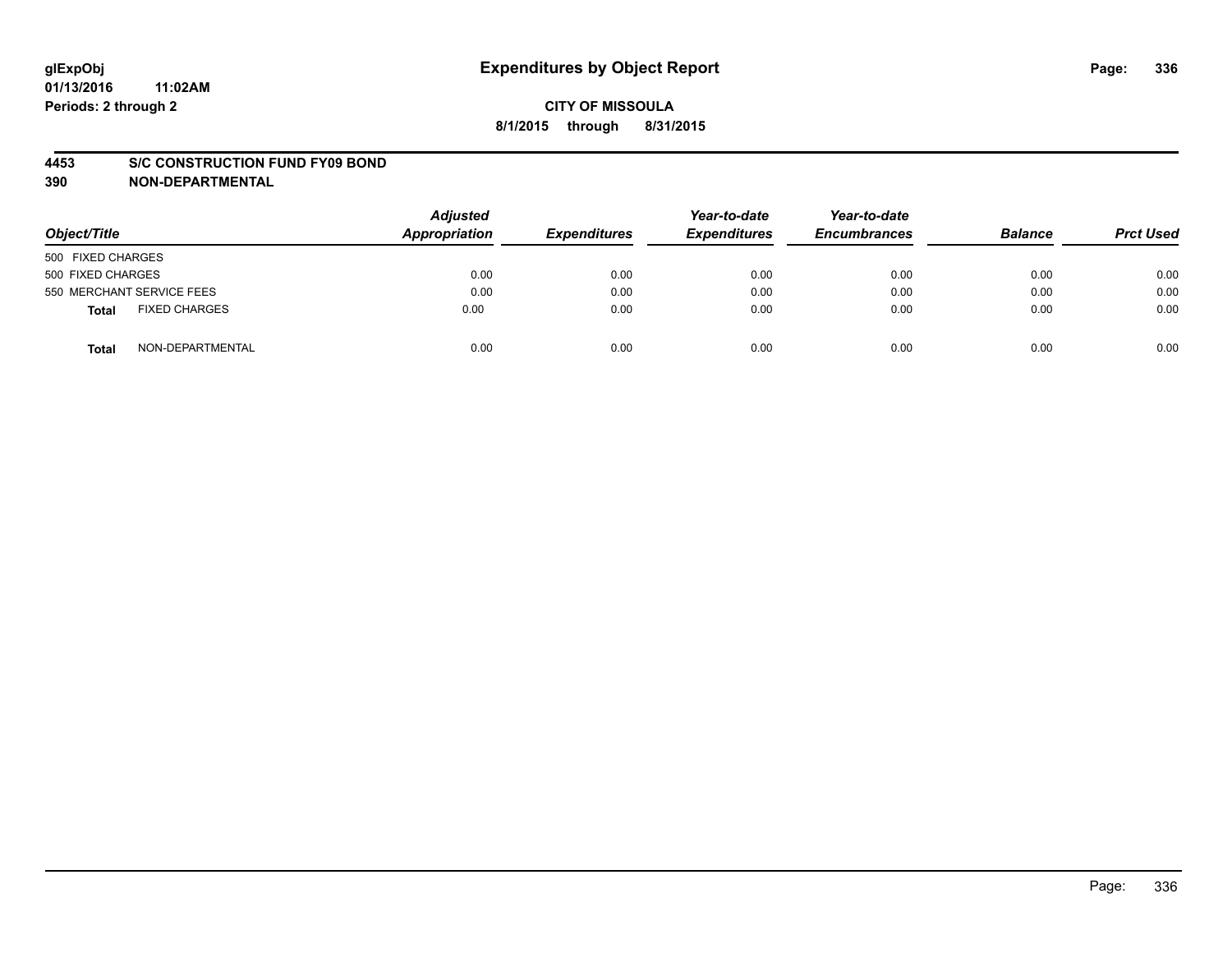# Expenditures by Object Report

glExpObj
01/13/2016 11:02AM
Periods: 2 through 2

**CITY OF MISSOULA**
**8/1/2015 through 8/31/2015**

**4453 S/C CONSTRUCTION FUND FY09 BOND**
**390 NON-DEPARTMENTAL**

| Object/Title | Adjusted Appropriation | Expenditures | Year-to-date Expenditures | Year-to-date Encumbrances | Balance | Prct Used |
|---|---|---|---|---|---|---|
| 500 FIXED CHARGES | | | | | | |
| 500 FIXED CHARGES | 0.00 | 0.00 | 0.00 | 0.00 | 0.00 | 0.00 |
| 550 MERCHANT SERVICE FEES | 0.00 | 0.00 | 0.00 | 0.00 | 0.00 | 0.00 |
| **Total** FIXED CHARGES | 0.00 | 0.00 | 0.00 | 0.00 | 0.00 | 0.00 |
| **Total** NON-DEPARTMENTAL | 0.00 | 0.00 | 0.00 | 0.00 | 0.00 | 0.00 |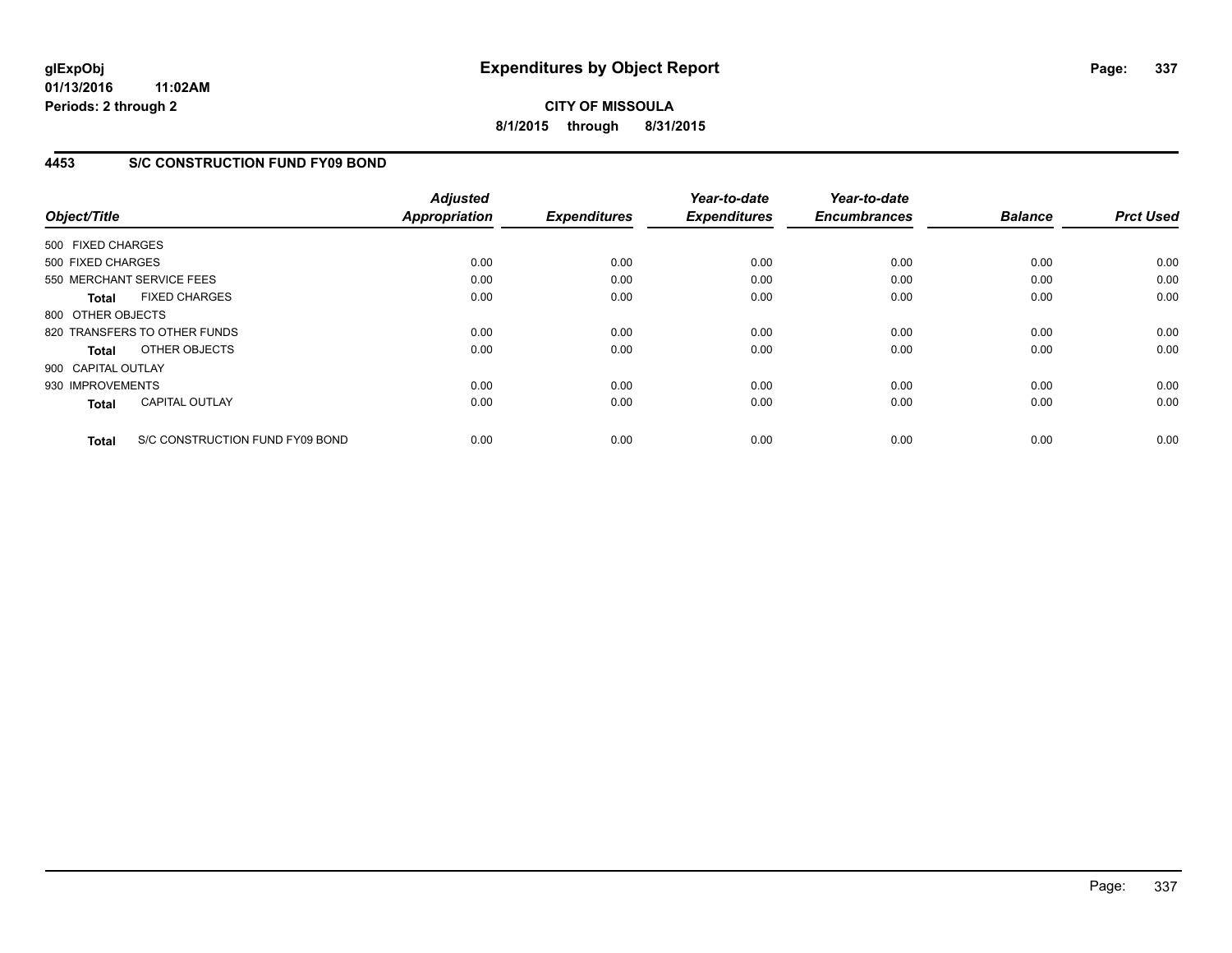**glExpObj** **Expenditures by Object Report**

**01/13/2016 11:02AM**

**Periods: 2 through 2**

**CITY OF MISSOULA**

**8/1/2015 through 8/31/2015**

## 4453 S/C CONSTRUCTION FUND FY09 BOND

| Object/Title | | Adjusted Appropriation | Expenditures | Year-to-date Expenditures | Year-to-date Encumbrances | Balance | Prct Used |
|---|---|---|---|---|---|---|---|
| 500 FIXED CHARGES | | | | | | | |
| 500 FIXED CHARGES | | 0.00 | 0.00 | 0.00 | 0.00 | 0.00 | 0.00 |
| 550 MERCHANT SERVICE FEES | | 0.00 | 0.00 | 0.00 | 0.00 | 0.00 | 0.00 |
| **Total** | FIXED CHARGES | 0.00 | 0.00 | 0.00 | 0.00 | 0.00 | 0.00 |
| 800 OTHER OBJECTS | | | | | | | |
| 820 TRANSFERS TO OTHER FUNDS | | 0.00 | 0.00 | 0.00 | 0.00 | 0.00 | 0.00 |
| **Total** | OTHER OBJECTS | 0.00 | 0.00 | 0.00 | 0.00 | 0.00 | 0.00 |
| 900 CAPITAL OUTLAY | | | | | | | |
| 930 IMPROVEMENTS | | 0.00 | 0.00 | 0.00 | 0.00 | 0.00 | 0.00 |
| **Total** | CAPITAL OUTLAY | 0.00 | 0.00 | 0.00 | 0.00 | 0.00 | 0.00 |
| **Total** | S/C CONSTRUCTION FUND FY09 BOND | 0.00 | 0.00 | 0.00 | 0.00 | 0.00 | 0.00 |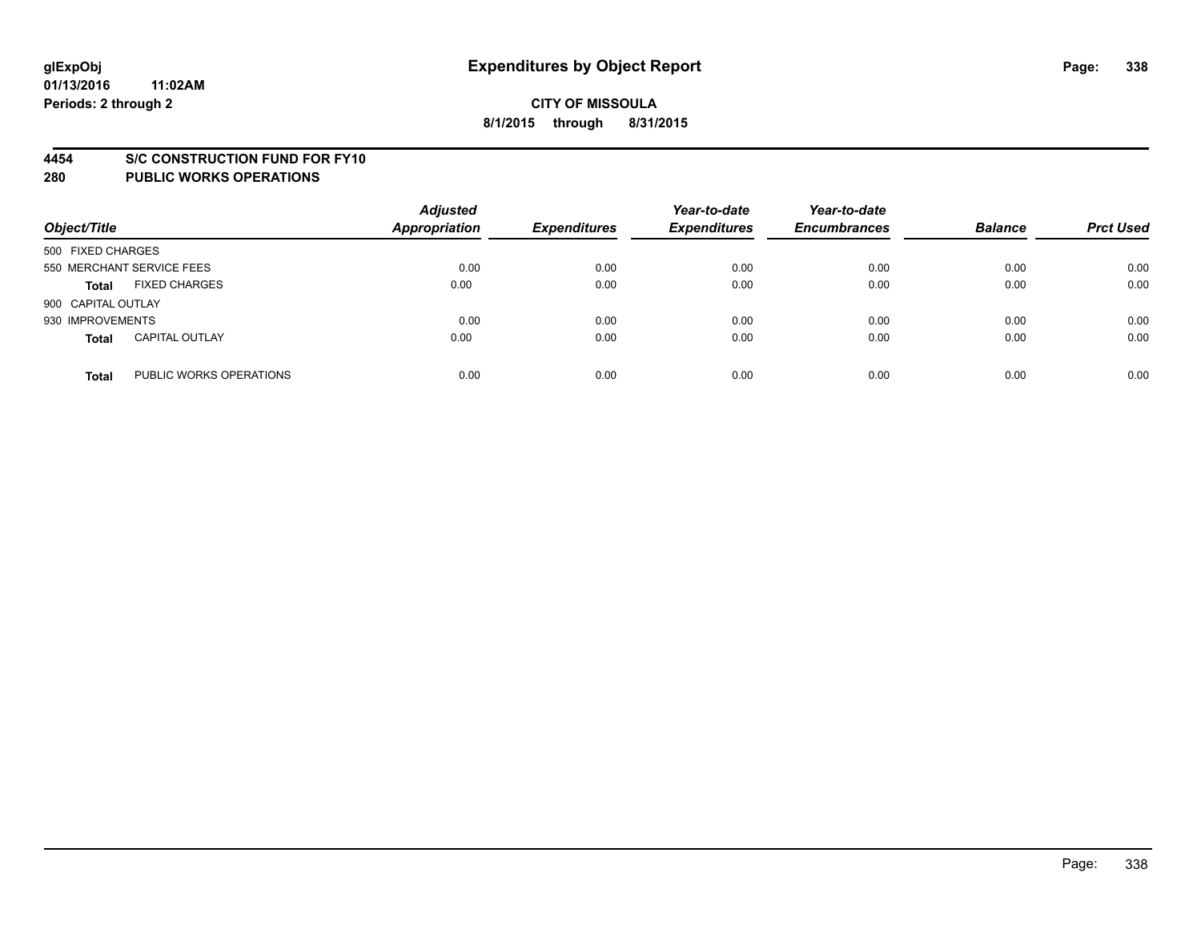# Expenditures by Object Report

**CITY OF MISSOULA**

**8/1/2015 through 8/31/2015**

glExpObj
01/13/2016 11:02AM
Periods: 2 through 2

## 4454 S/C CONSTRUCTION FUND FOR FY10
## 280 PUBLIC WORKS OPERATIONS

| Object/Title | | Adjusted Appropriation | Expenditures | Year-to-date Expenditures | Year-to-date Encumbrances | Balance | Prct Used |
|---|---|---|---|---|---|---|---|
| 500 FIXED CHARGES | | | | | | | |
| 550 MERCHANT SERVICE FEES | | 0.00 | 0.00 | 0.00 | 0.00 | 0.00 | 0.00 |
| **Total** | FIXED CHARGES | 0.00 | 0.00 | 0.00 | 0.00 | 0.00 | 0.00 |
| 900 CAPITAL OUTLAY | | | | | | | |
| 930 IMPROVEMENTS | | 0.00 | 0.00 | 0.00 | 0.00 | 0.00 | 0.00 |
| **Total** | CAPITAL OUTLAY | 0.00 | 0.00 | 0.00 | 0.00 | 0.00 | 0.00 |
| **Total** | PUBLIC WORKS OPERATIONS | 0.00 | 0.00 | 0.00 | 0.00 | 0.00 | 0.00 |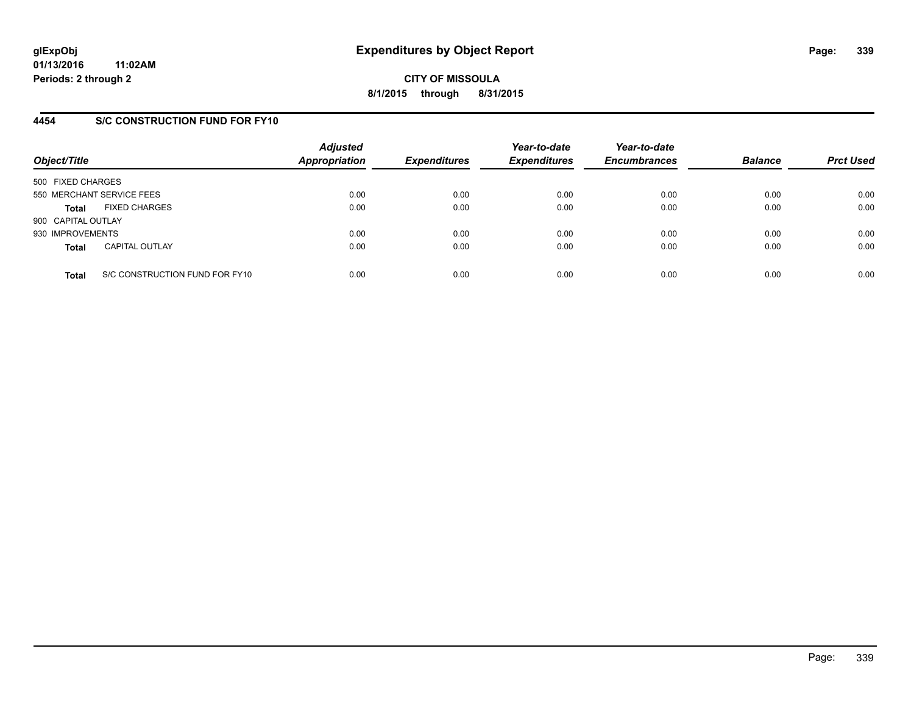**glExpObj**
**01/13/2016 11:02AM**
**Periods: 2 through 2**

# Expenditures by Object Report

**CITY OF MISSOULA**
**8/1/2015 through 8/31/2015**

## 4454 S/C CONSTRUCTION FUND FOR FY10

| Object/Title | | Adjusted Appropriation | Expenditures | Year-to-date Expenditures | Year-to-date Encumbrances | Balance | Prct Used |
|---|---|---|---|---|---|---|---|
| 500 FIXED CHARGES | | | | | | | |
| 550 MERCHANT SERVICE FEES | | 0.00 | 0.00 | 0.00 | 0.00 | 0.00 | 0.00 |
| **Total** | FIXED CHARGES | 0.00 | 0.00 | 0.00 | 0.00 | 0.00 | 0.00 |
| 900 CAPITAL OUTLAY | | | | | | | |
| 930 IMPROVEMENTS | | 0.00 | 0.00 | 0.00 | 0.00 | 0.00 | 0.00 |
| **Total** | CAPITAL OUTLAY | 0.00 | 0.00 | 0.00 | 0.00 | 0.00 | 0.00 |
| **Total** | S/C CONSTRUCTION FUND FOR FY10 | 0.00 | 0.00 | 0.00 | 0.00 | 0.00 | 0.00 |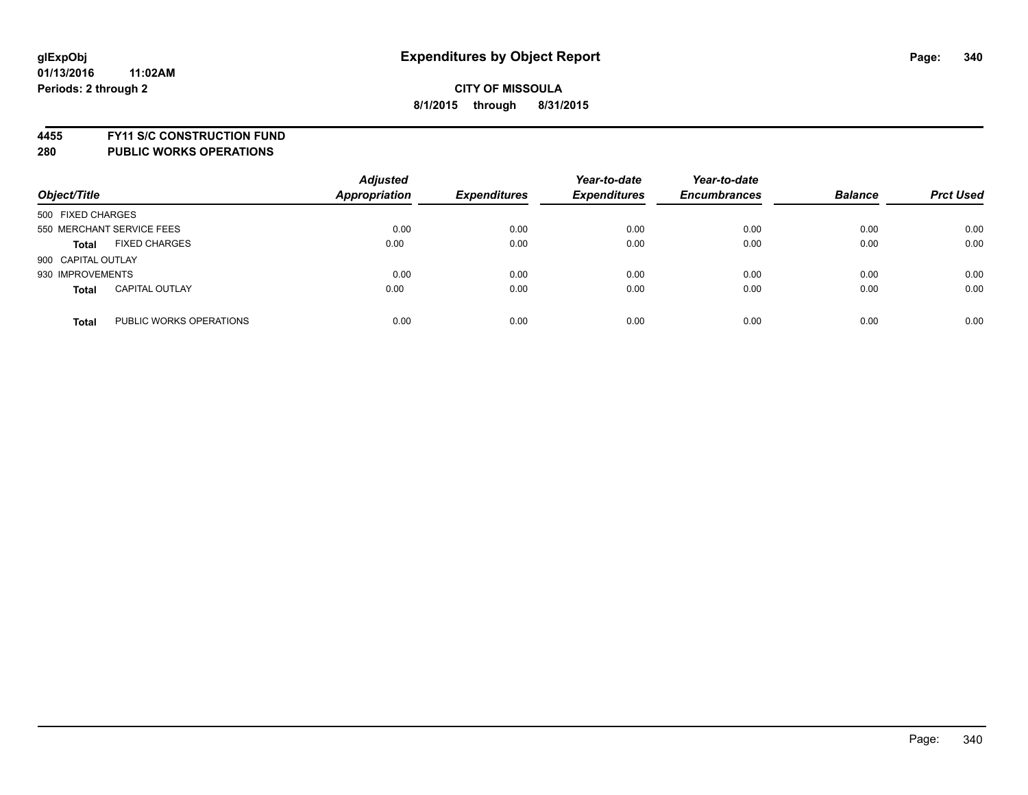glExpObj
01/13/2016 11:02AM
Periods: 2 through 2

# Expenditures by Object Report

**CITY OF MISSOULA**
**8/1/2015 through 8/31/2015**

**4455 FY11 S/C CONSTRUCTION FUND**
**280 PUBLIC WORKS OPERATIONS**

| Object/Title | | Adjusted Appropriation | Expenditures | Year-to-date Expenditures | Year-to-date Encumbrances | Balance | Prct Used |
|---|---|---|---|---|---|---|---|
| 500 FIXED CHARGES | | | | | | | |
| 550 MERCHANT SERVICE FEES | | 0.00 | 0.00 | 0.00 | 0.00 | 0.00 | 0.00 |
| **Total** | FIXED CHARGES | 0.00 | 0.00 | 0.00 | 0.00 | 0.00 | 0.00 |
| 900 CAPITAL OUTLAY | | | | | | | |
| 930 IMPROVEMENTS | | 0.00 | 0.00 | 0.00 | 0.00 | 0.00 | 0.00 |
| **Total** | CAPITAL OUTLAY | 0.00 | 0.00 | 0.00 | 0.00 | 0.00 | 0.00 |
| **Total** | PUBLIC WORKS OPERATIONS | 0.00 | 0.00 | 0.00 | 0.00 | 0.00 | 0.00 |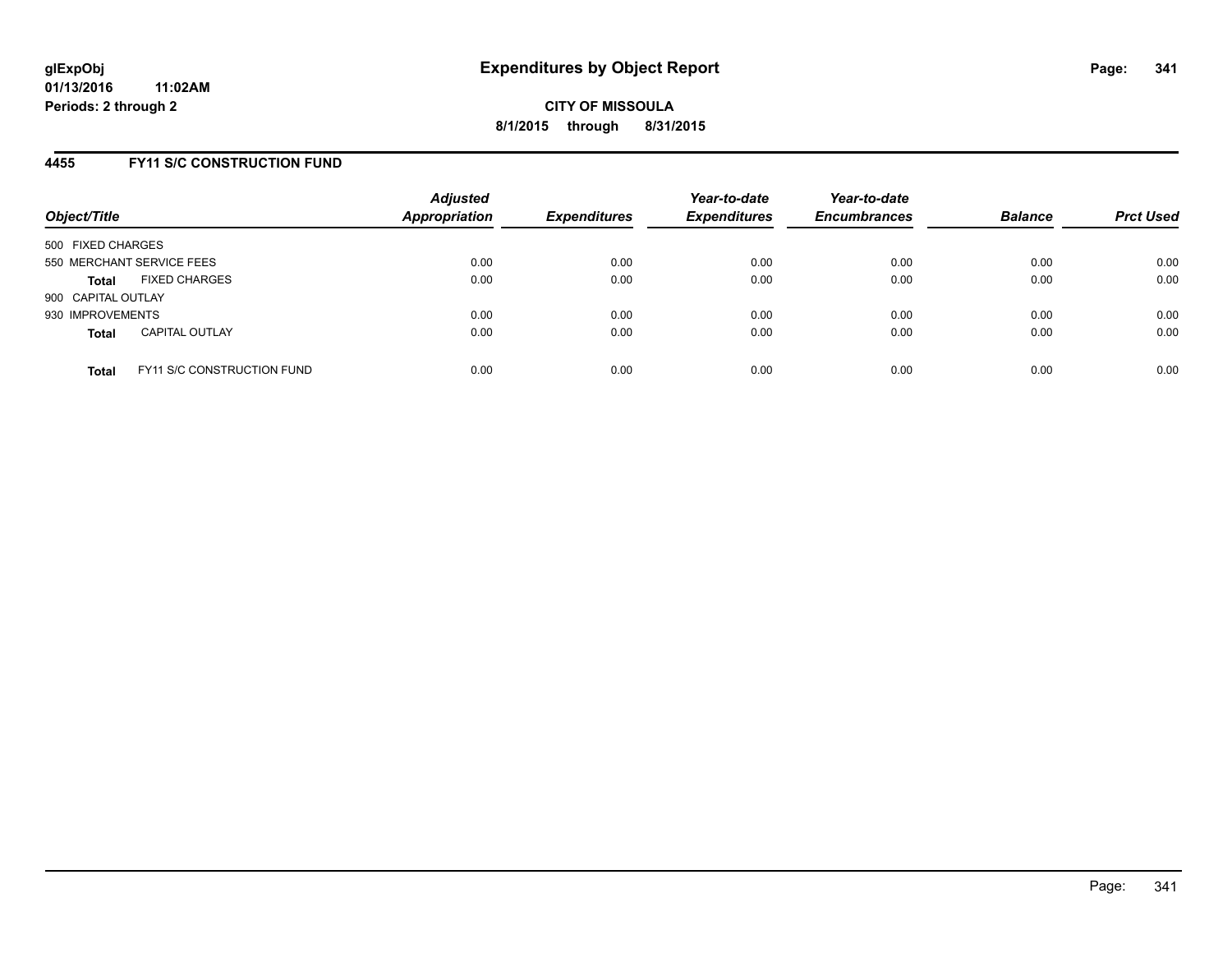**glExpObj**
**01/13/2016 11:02AM**
**Periods: 2 through 2**

# Expenditures by Object Report

**CITY OF MISSOULA**
**8/1/2015 through 8/31/2015**

## 4455 FY11 S/C CONSTRUCTION FUND

| Object/Title | Adjusted Appropriation | Expenditures | Year-to-date Expenditures | Year-to-date Encumbrances | Balance | Prct Used |
|---|---|---|---|---|---|---|
| 500 FIXED CHARGES | | | | | | |
| 550 MERCHANT SERVICE FEES | 0.00 | 0.00 | 0.00 | 0.00 | 0.00 | 0.00 |
| **Total** FIXED CHARGES | 0.00 | 0.00 | 0.00 | 0.00 | 0.00 | 0.00 |
| 900 CAPITAL OUTLAY | | | | | | |
| 930 IMPROVEMENTS | 0.00 | 0.00 | 0.00 | 0.00 | 0.00 | 0.00 |
| **Total** CAPITAL OUTLAY | 0.00 | 0.00 | 0.00 | 0.00 | 0.00 | 0.00 |
| **Total** FY11 S/C CONSTRUCTION FUND | 0.00 | 0.00 | 0.00 | 0.00 | 0.00 | 0.00 |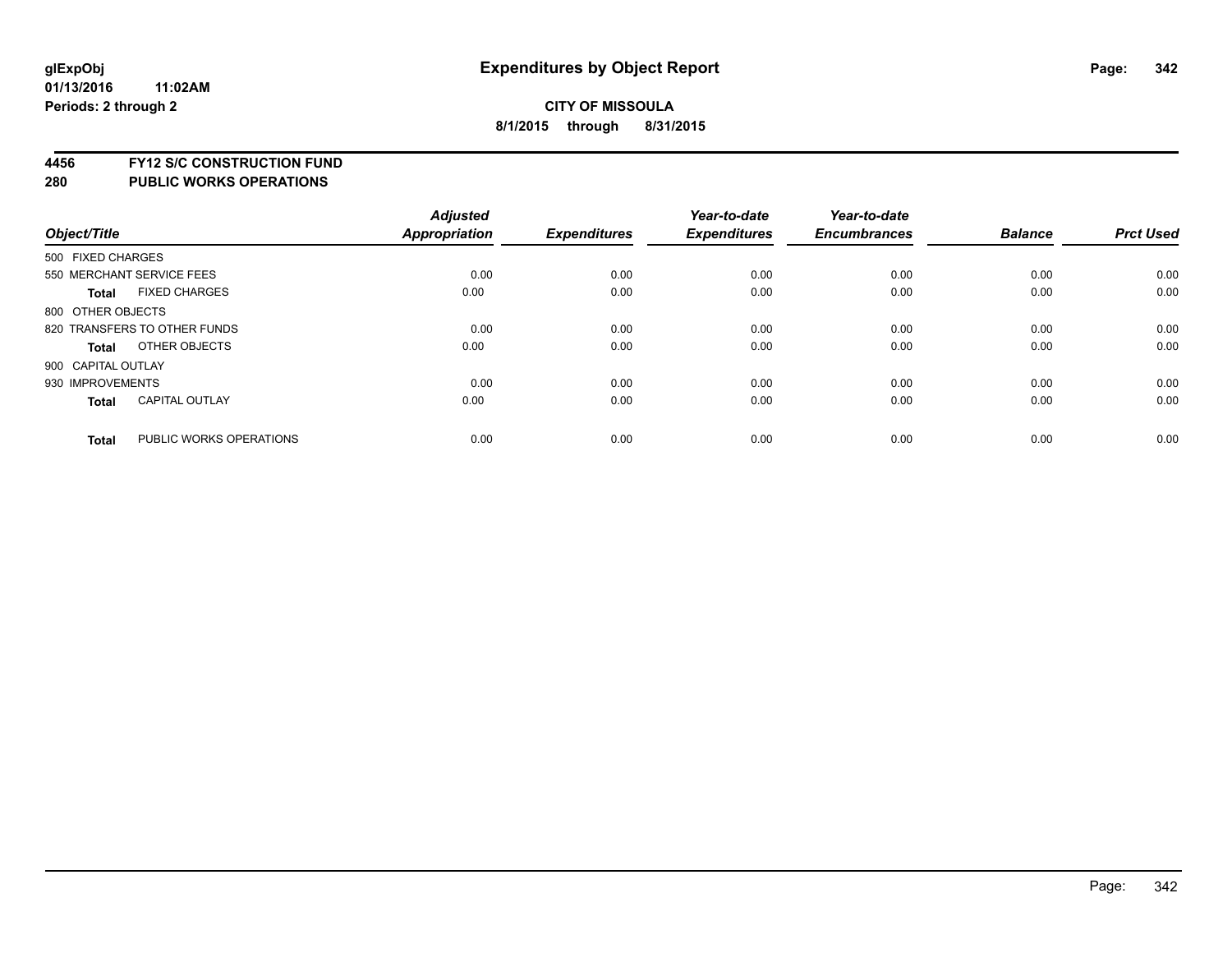glExpObj
01/13/2016 11:02AM
Periods: 2 through 2

# Expenditures by Object Report

**CITY OF MISSOULA**
**8/1/2015 through 8/31/2015**

**4456 FY12 S/C CONSTRUCTION FUND**
**280 PUBLIC WORKS OPERATIONS**

| Object/Title | Adjusted Appropriation | Expenditures | Year-to-date Expenditures | Year-to-date Encumbrances | Balance | Prct Used |
|---|---|---|---|---|---|---|
| 500 FIXED CHARGES | | | | | | |
| 550 MERCHANT SERVICE FEES | 0.00 | 0.00 | 0.00 | 0.00 | 0.00 | 0.00 |
| **Total** FIXED CHARGES | 0.00 | 0.00 | 0.00 | 0.00 | 0.00 | 0.00 |
| 800 OTHER OBJECTS | | | | | | |
| 820 TRANSFERS TO OTHER FUNDS | 0.00 | 0.00 | 0.00 | 0.00 | 0.00 | 0.00 |
| **Total** OTHER OBJECTS | 0.00 | 0.00 | 0.00 | 0.00 | 0.00 | 0.00 |
| 900 CAPITAL OUTLAY | | | | | | |
| 930 IMPROVEMENTS | 0.00 | 0.00 | 0.00 | 0.00 | 0.00 | 0.00 |
| **Total** CAPITAL OUTLAY | 0.00 | 0.00 | 0.00 | 0.00 | 0.00 | 0.00 |
| **Total** PUBLIC WORKS OPERATIONS | 0.00 | 0.00 | 0.00 | 0.00 | 0.00 | 0.00 |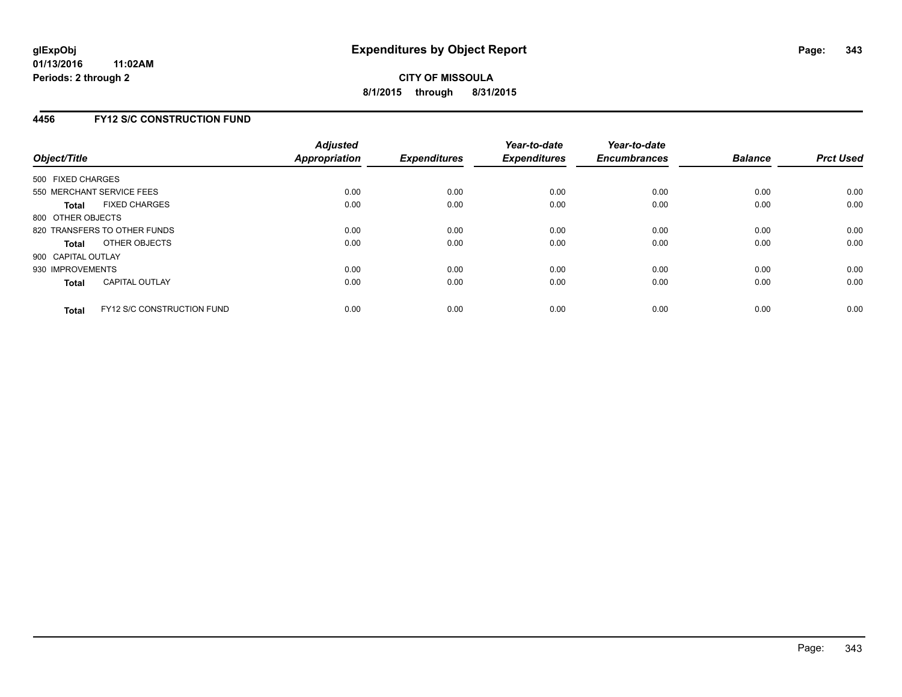**glExpObj**
**01/13/2016 11:02AM**
**Periods: 2 through 2**

# Expenditures by Object Report

**CITY OF MISSOULA**
**8/1/2015 through 8/31/2015**

## 4456 FY12 S/C CONSTRUCTION FUND

| Object/Title | Adjusted Appropriation | Expenditures | Year-to-date Expenditures | Year-to-date Encumbrances | Balance | Prct Used |
|---|---|---|---|---|---|---|
| 500 FIXED CHARGES | | | | | | |
| 550 MERCHANT SERVICE FEES | 0.00 | 0.00 | 0.00 | 0.00 | 0.00 | 0.00 |
| **Total** FIXED CHARGES | 0.00 | 0.00 | 0.00 | 0.00 | 0.00 | 0.00 |
| 800 OTHER OBJECTS | | | | | | |
| 820 TRANSFERS TO OTHER FUNDS | 0.00 | 0.00 | 0.00 | 0.00 | 0.00 | 0.00 |
| **Total** OTHER OBJECTS | 0.00 | 0.00 | 0.00 | 0.00 | 0.00 | 0.00 |
| 900 CAPITAL OUTLAY | | | | | | |
| 930 IMPROVEMENTS | 0.00 | 0.00 | 0.00 | 0.00 | 0.00 | 0.00 |
| **Total** CAPITAL OUTLAY | 0.00 | 0.00 | 0.00 | 0.00 | 0.00 | 0.00 |
| **Total** FY12 S/C CONSTRUCTION FUND | 0.00 | 0.00 | 0.00 | 0.00 | 0.00 | 0.00 |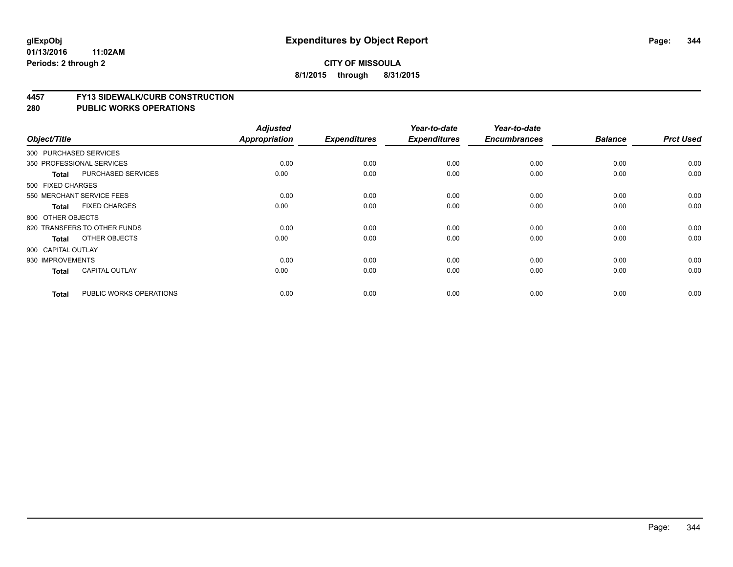**glExpObj** **Expenditures by Object Report**

**01/13/2016 11:02AM**

**Periods: 2 through 2**

**CITY OF MISSOULA**

**8/1/2015 through 8/31/2015**

## 4457 FY13 SIDEWALK/CURB CONSTRUCTION
## 280 PUBLIC WORKS OPERATIONS

| Object/Title | | Adjusted Appropriation | Expenditures | Year-to-date Expenditures | Year-to-date Encumbrances | Balance | Prct Used |
|---|---|---|---|---|---|---|---|
| 300 PURCHASED SERVICES | | | | | | | |
| 350 PROFESSIONAL SERVICES | | 0.00 | 0.00 | 0.00 | 0.00 | 0.00 | 0.00 |
| **Total** | PURCHASED SERVICES | 0.00 | 0.00 | 0.00 | 0.00 | 0.00 | 0.00 |
| 500 FIXED CHARGES | | | | | | | |
| 550 MERCHANT SERVICE FEES | | 0.00 | 0.00 | 0.00 | 0.00 | 0.00 | 0.00 |
| **Total** | FIXED CHARGES | 0.00 | 0.00 | 0.00 | 0.00 | 0.00 | 0.00 |
| 800 OTHER OBJECTS | | | | | | | |
| 820 TRANSFERS TO OTHER FUNDS | | 0.00 | 0.00 | 0.00 | 0.00 | 0.00 | 0.00 |
| **Total** | OTHER OBJECTS | 0.00 | 0.00 | 0.00 | 0.00 | 0.00 | 0.00 |
| 900 CAPITAL OUTLAY | | | | | | | |
| 930 IMPROVEMENTS | | 0.00 | 0.00 | 0.00 | 0.00 | 0.00 | 0.00 |
| **Total** | CAPITAL OUTLAY | 0.00 | 0.00 | 0.00 | 0.00 | 0.00 | 0.00 |
| **Total** | PUBLIC WORKS OPERATIONS | 0.00 | 0.00 | 0.00 | 0.00 | 0.00 | 0.00 |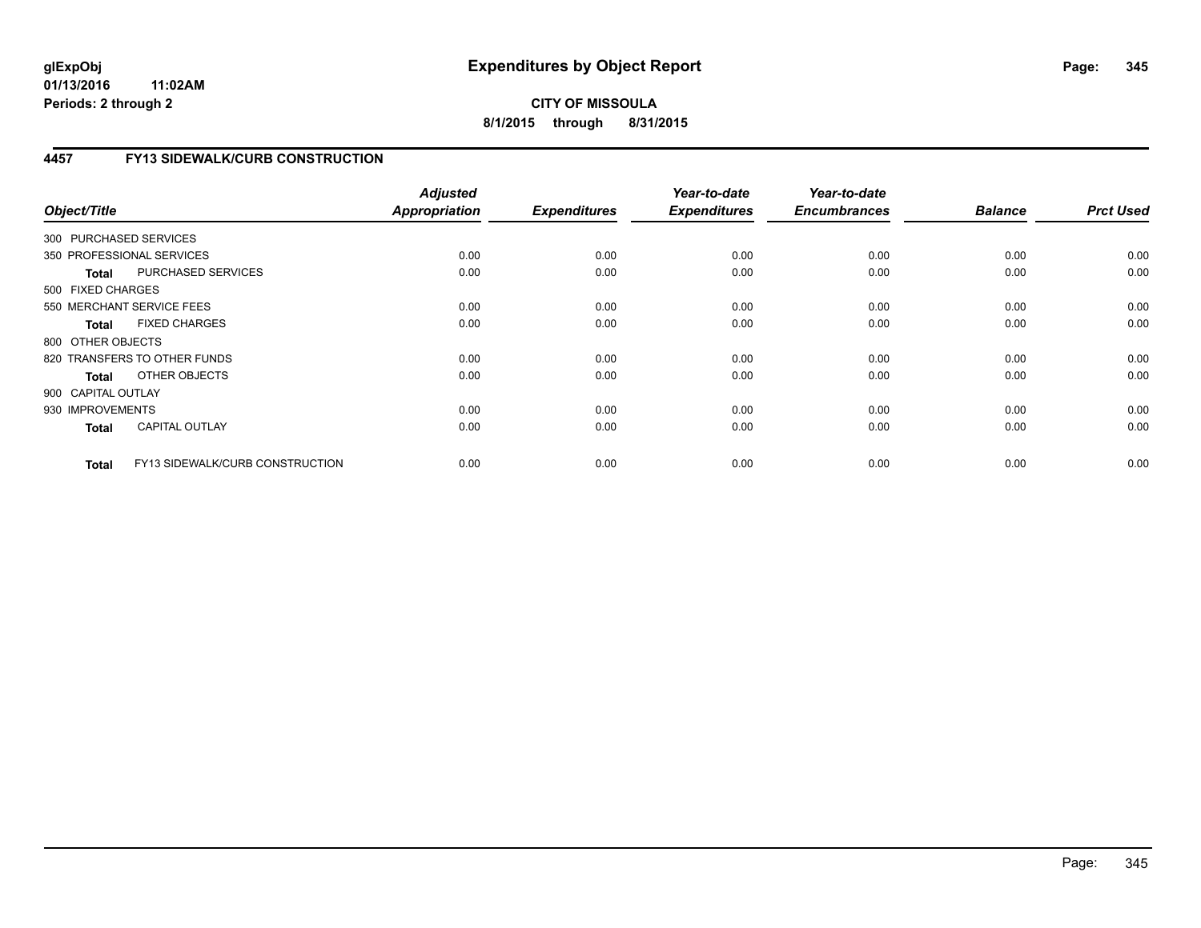**glExpObj**
**01/13/2016 11:02AM**
**Periods: 2 through 2**

# Expenditures by Object Report

**CITY OF MISSOULA**
**8/1/2015 through 8/31/2015**

## 4457 FY13 SIDEWALK/CURB CONSTRUCTION

| Object/Title | | Adjusted Appropriation | Expenditures | Year-to-date Expenditures | Year-to-date Encumbrances | Balance | Prct Used |
|---|---|---|---|---|---|---|---|
| 300 PURCHASED SERVICES | | | | | | | |
| 350 PROFESSIONAL SERVICES | | 0.00 | 0.00 | 0.00 | 0.00 | 0.00 | 0.00 |
| **Total** | PURCHASED SERVICES | 0.00 | 0.00 | 0.00 | 0.00 | 0.00 | 0.00 |
| 500 FIXED CHARGES | | | | | | | |
| 550 MERCHANT SERVICE FEES | | 0.00 | 0.00 | 0.00 | 0.00 | 0.00 | 0.00 |
| **Total** | FIXED CHARGES | 0.00 | 0.00 | 0.00 | 0.00 | 0.00 | 0.00 |
| 800 OTHER OBJECTS | | | | | | | |
| 820 TRANSFERS TO OTHER FUNDS | | 0.00 | 0.00 | 0.00 | 0.00 | 0.00 | 0.00 |
| **Total** | OTHER OBJECTS | 0.00 | 0.00 | 0.00 | 0.00 | 0.00 | 0.00 |
| 900 CAPITAL OUTLAY | | | | | | | |
| 930 IMPROVEMENTS | | 0.00 | 0.00 | 0.00 | 0.00 | 0.00 | 0.00 |
| **Total** | CAPITAL OUTLAY | 0.00 | 0.00 | 0.00 | 0.00 | 0.00 | 0.00 |
| **Total** | FY13 SIDEWALK/CURB CONSTRUCTION | 0.00 | 0.00 | 0.00 | 0.00 | 0.00 | 0.00 |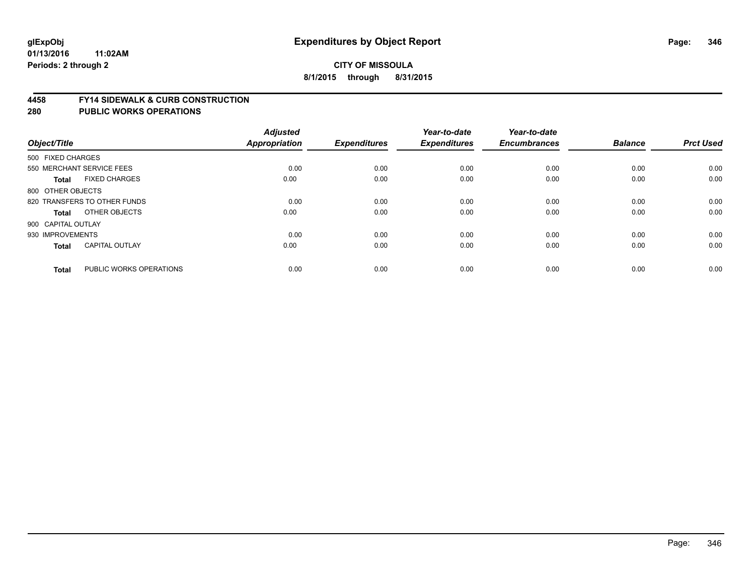glExpObj
01/13/2016 11:02AM
Periods: 2 through 2

# Expenditures by Object Report

**CITY OF MISSOULA**
**8/1/2015 through 8/31/2015**

**4458 FY14 SIDEWALK & CURB CONSTRUCTION**
**280 PUBLIC WORKS OPERATIONS**

| Object/Title | Adjusted Appropriation | Expenditures | Year-to-date Expenditures | Year-to-date Encumbrances | Balance | Prct Used |
|---|---|---|---|---|---|---|
| 500 FIXED CHARGES | | | | | | |
| 550 MERCHANT SERVICE FEES | 0.00 | 0.00 | 0.00 | 0.00 | 0.00 | 0.00 |
| **Total** FIXED CHARGES | 0.00 | 0.00 | 0.00 | 0.00 | 0.00 | 0.00 |
| 800 OTHER OBJECTS | | | | | | |
| 820 TRANSFERS TO OTHER FUNDS | 0.00 | 0.00 | 0.00 | 0.00 | 0.00 | 0.00 |
| **Total** OTHER OBJECTS | 0.00 | 0.00 | 0.00 | 0.00 | 0.00 | 0.00 |
| 900 CAPITAL OUTLAY | | | | | | |
| 930 IMPROVEMENTS | 0.00 | 0.00 | 0.00 | 0.00 | 0.00 | 0.00 |
| **Total** CAPITAL OUTLAY | 0.00 | 0.00 | 0.00 | 0.00 | 0.00 | 0.00 |
| **Total** PUBLIC WORKS OPERATIONS | 0.00 | 0.00 | 0.00 | 0.00 | 0.00 | 0.00 |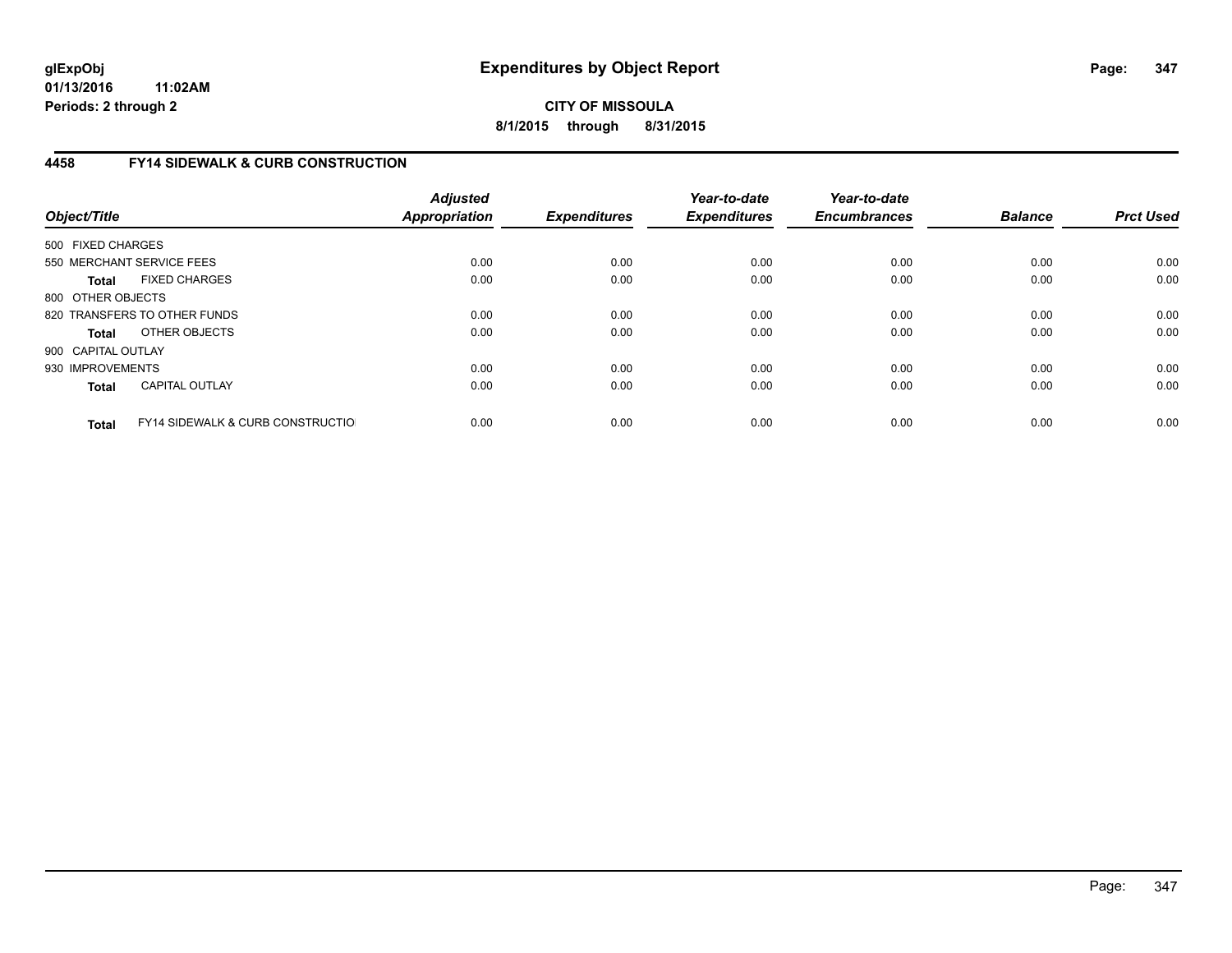**glExpObj**
**01/13/2016 11:02AM**
**Periods: 2 through 2**

# Expenditures by Object Report

**CITY OF MISSOULA**
**8/1/2015 through 8/31/2015**

## 4458 FY14 SIDEWALK & CURB CONSTRUCTION

| Object/Title | | Adjusted Appropriation | Expenditures | Year-to-date Expenditures | Year-to-date Encumbrances | Balance | Prct Used |
|---|---|---|---|---|---|---|---|
| 500 FIXED CHARGES | | | | | | | |
| 550 MERCHANT SERVICE FEES | | 0.00 | 0.00 | 0.00 | 0.00 | 0.00 | 0.00 |
| **Total** | FIXED CHARGES | 0.00 | 0.00 | 0.00 | 0.00 | 0.00 | 0.00 |
| 800 OTHER OBJECTS | | | | | | | |
| 820 TRANSFERS TO OTHER FUNDS | | 0.00 | 0.00 | 0.00 | 0.00 | 0.00 | 0.00 |
| **Total** | OTHER OBJECTS | 0.00 | 0.00 | 0.00 | 0.00 | 0.00 | 0.00 |
| 900 CAPITAL OUTLAY | | | | | | | |
| 930 IMPROVEMENTS | | 0.00 | 0.00 | 0.00 | 0.00 | 0.00 | 0.00 |
| **Total** | CAPITAL OUTLAY | 0.00 | 0.00 | 0.00 | 0.00 | 0.00 | 0.00 |
| **Total** | FY14 SIDEWALK & CURB CONSTRUCTIO | 0.00 | 0.00 | 0.00 | 0.00 | 0.00 | 0.00 |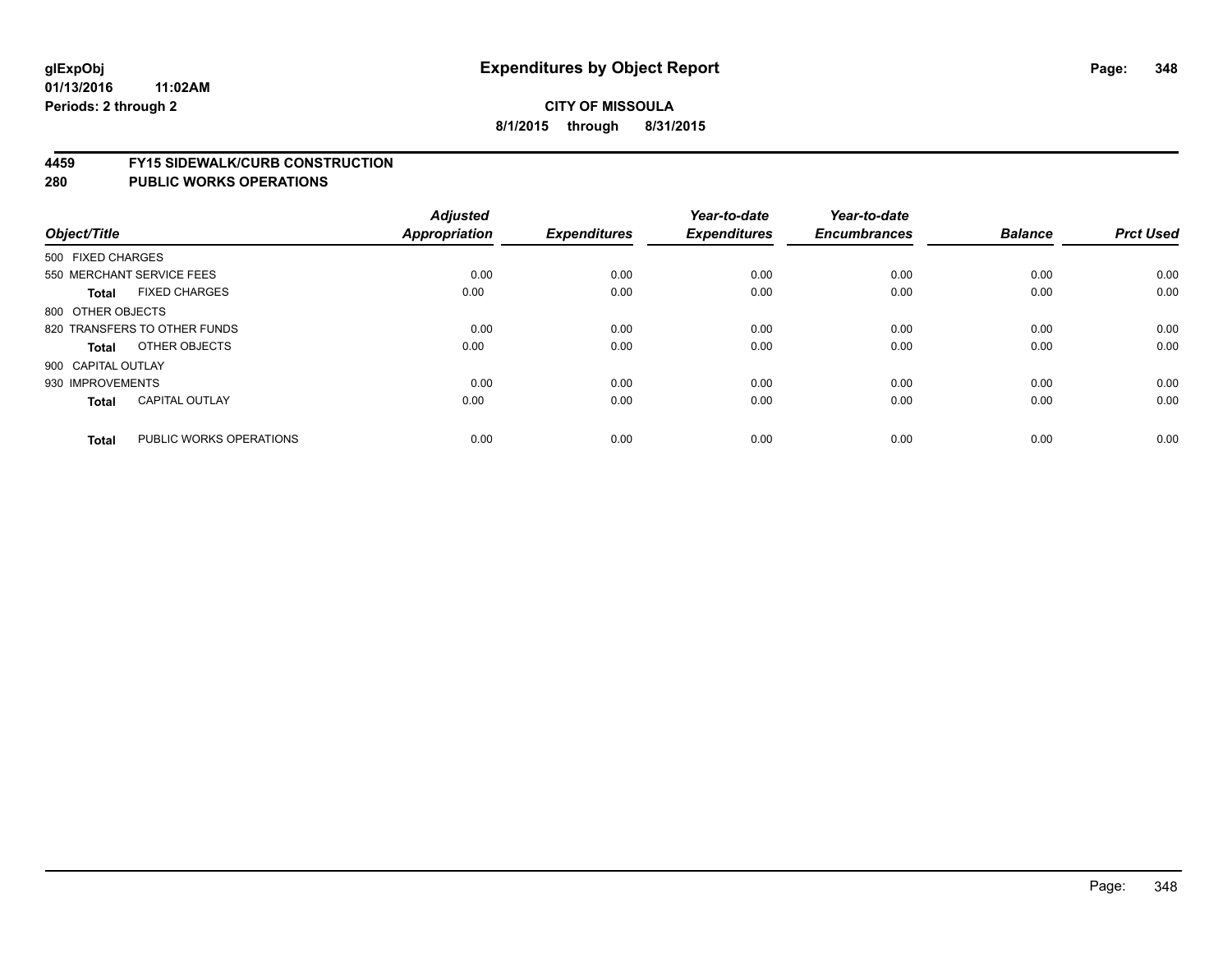# Expenditures by Object Report

glExpObj
01/13/2016 11:02AM
Periods: 2 through 2

**CITY OF MISSOULA**
**8/1/2015 through 8/31/2015**

## 4459 FY15 SIDEWALK/CURB CONSTRUCTION
## 280 PUBLIC WORKS OPERATIONS

| Object/Title | Adjusted Appropriation | Expenditures | Year-to-date Expenditures | Year-to-date Encumbrances | Balance | Prct Used |
|---|---|---|---|---|---|---|
| 500 FIXED CHARGES | | | | | | |
| 550 MERCHANT SERVICE FEES | 0.00 | 0.00 | 0.00 | 0.00 | 0.00 | 0.00 |
| **Total** FIXED CHARGES | 0.00 | 0.00 | 0.00 | 0.00 | 0.00 | 0.00 |
| 800 OTHER OBJECTS | | | | | | |
| 820 TRANSFERS TO OTHER FUNDS | 0.00 | 0.00 | 0.00 | 0.00 | 0.00 | 0.00 |
| **Total** OTHER OBJECTS | 0.00 | 0.00 | 0.00 | 0.00 | 0.00 | 0.00 |
| 900 CAPITAL OUTLAY | | | | | | |
| 930 IMPROVEMENTS | 0.00 | 0.00 | 0.00 | 0.00 | 0.00 | 0.00 |
| **Total** CAPITAL OUTLAY | 0.00 | 0.00 | 0.00 | 0.00 | 0.00 | 0.00 |
| **Total** PUBLIC WORKS OPERATIONS | 0.00 | 0.00 | 0.00 | 0.00 | 0.00 | 0.00 |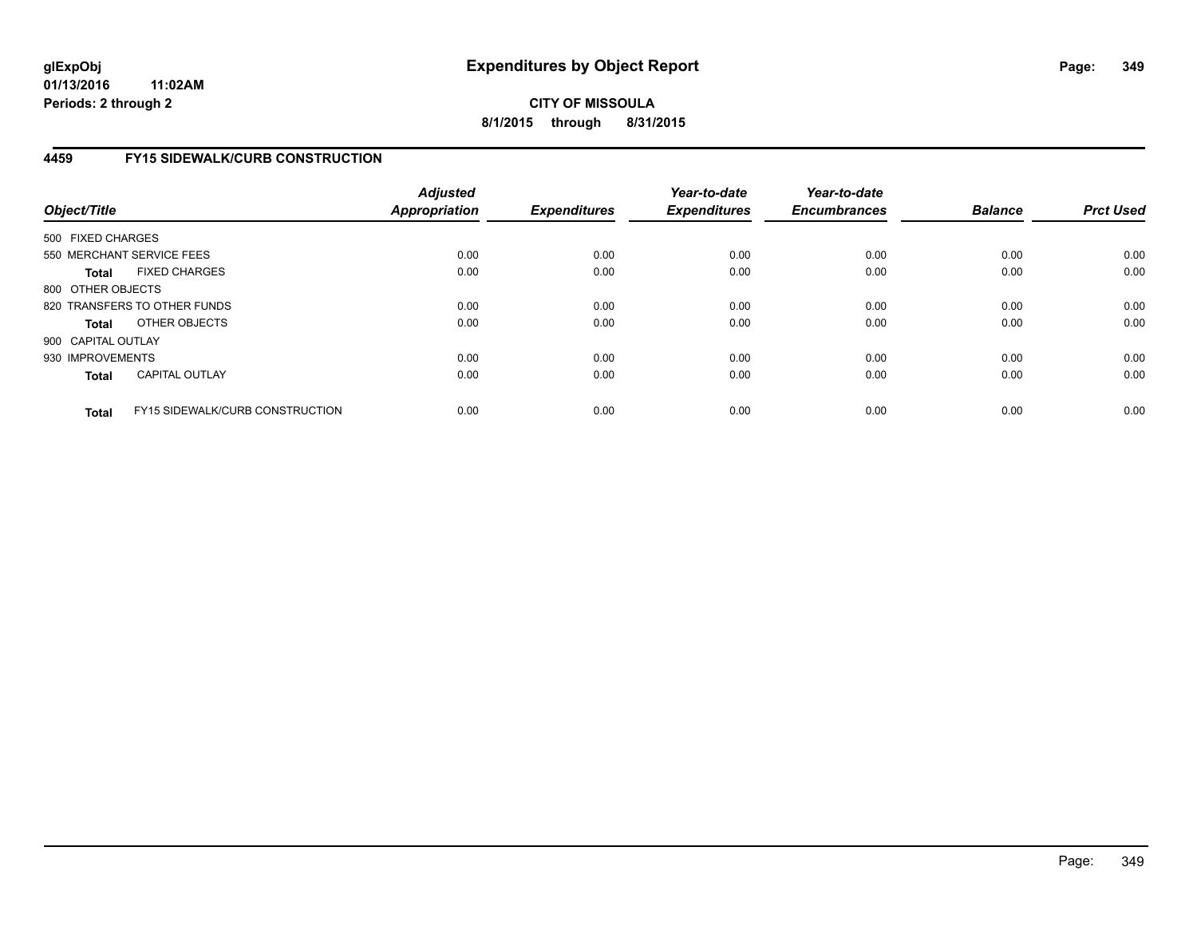glExpObj
01/13/2016 11:02AM
Periods: 2 through 2

# Expenditures by Object Report

**CITY OF MISSOULA**

**8/1/2015 through 8/31/2015**

## 4459 FY15 SIDEWALK/CURB CONSTRUCTION

| Object/Title | | Adjusted Appropriation | Expenditures | Year-to-date Expenditures | Year-to-date Encumbrances | Balance | Prct Used |
|---|---|---|---|---|---|---|---|
| 500 FIXED CHARGES | | | | | | | |
| 550 MERCHANT SERVICE FEES | | 0.00 | 0.00 | 0.00 | 0.00 | 0.00 | 0.00 |
| **Total** | FIXED CHARGES | 0.00 | 0.00 | 0.00 | 0.00 | 0.00 | 0.00 |
| 800 OTHER OBJECTS | | | | | | | |
| 820 TRANSFERS TO OTHER FUNDS | | 0.00 | 0.00 | 0.00 | 0.00 | 0.00 | 0.00 |
| **Total** | OTHER OBJECTS | 0.00 | 0.00 | 0.00 | 0.00 | 0.00 | 0.00 |
| 900 CAPITAL OUTLAY | | | | | | | |
| 930 IMPROVEMENTS | | 0.00 | 0.00 | 0.00 | 0.00 | 0.00 | 0.00 |
| **Total** | CAPITAL OUTLAY | 0.00 | 0.00 | 0.00 | 0.00 | 0.00 | 0.00 |
| **Total** | FY15 SIDEWALK/CURB CONSTRUCTION | 0.00 | 0.00 | 0.00 | 0.00 | 0.00 | 0.00 |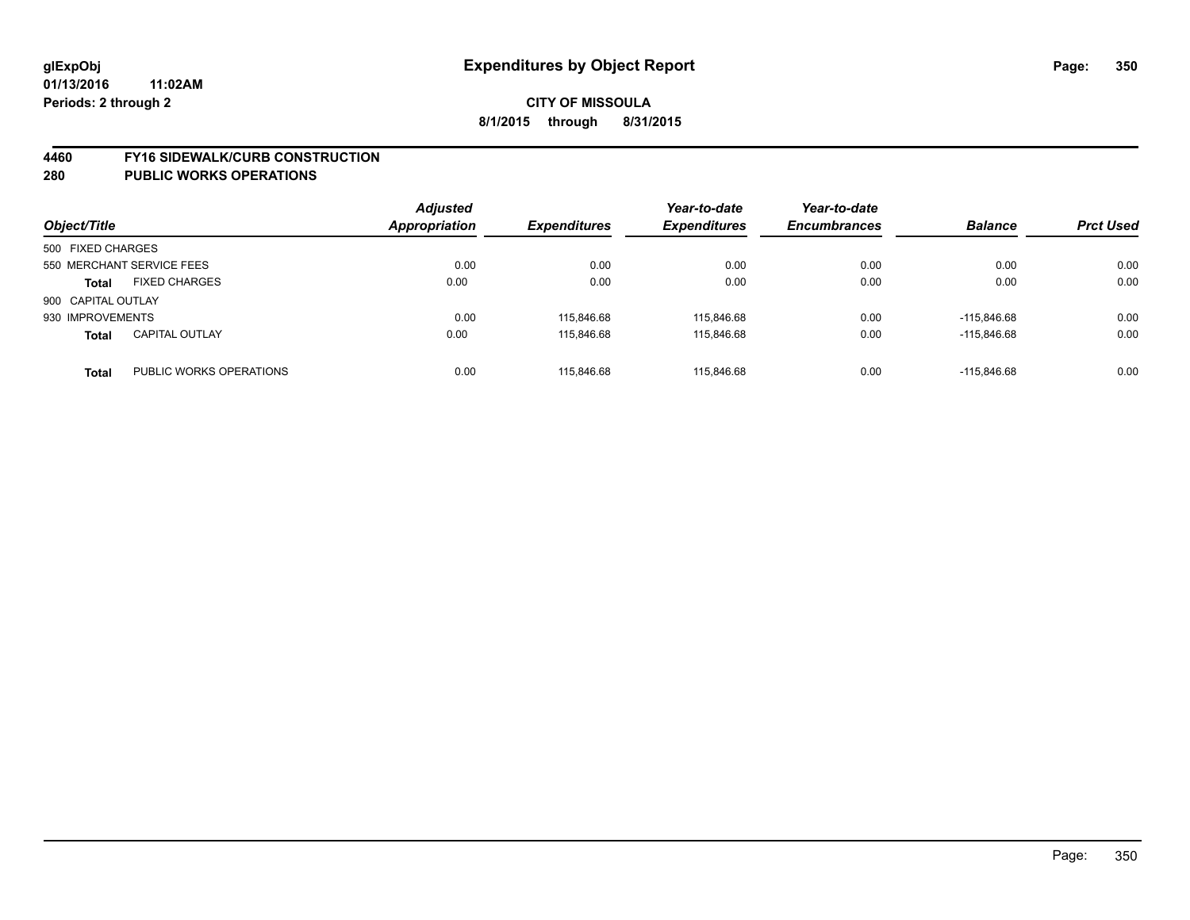# Expenditures by Object Report

glExpObj
01/13/2016 11:02AM
Periods: 2 through 2

**CITY OF MISSOULA**
**8/1/2015 through 8/31/2015**

## 4460 FY16 SIDEWALK/CURB CONSTRUCTION
## 280 PUBLIC WORKS OPERATIONS

| Object/Title | | Adjusted Appropriation | Expenditures | Year-to-date Expenditures | Year-to-date Encumbrances | Balance | Prct Used |
|---|---|---|---|---|---|---|---|
| 500 FIXED CHARGES | | | | | | | |
| 550 MERCHANT SERVICE FEES | | 0.00 | 0.00 | 0.00 | 0.00 | 0.00 | 0.00 |
| **Total** | FIXED CHARGES | 0.00 | 0.00 | 0.00 | 0.00 | 0.00 | 0.00 |
| 900 CAPITAL OUTLAY | | | | | | | |
| 930 IMPROVEMENTS | | 0.00 | 115,846.68 | 115,846.68 | 0.00 | -115,846.68 | 0.00 |
| **Total** | CAPITAL OUTLAY | 0.00 | 115,846.68 | 115,846.68 | 0.00 | -115,846.68 | 0.00 |
| **Total** | PUBLIC WORKS OPERATIONS | 0.00 | 115,846.68 | 115,846.68 | 0.00 | -115,846.68 | 0.00 |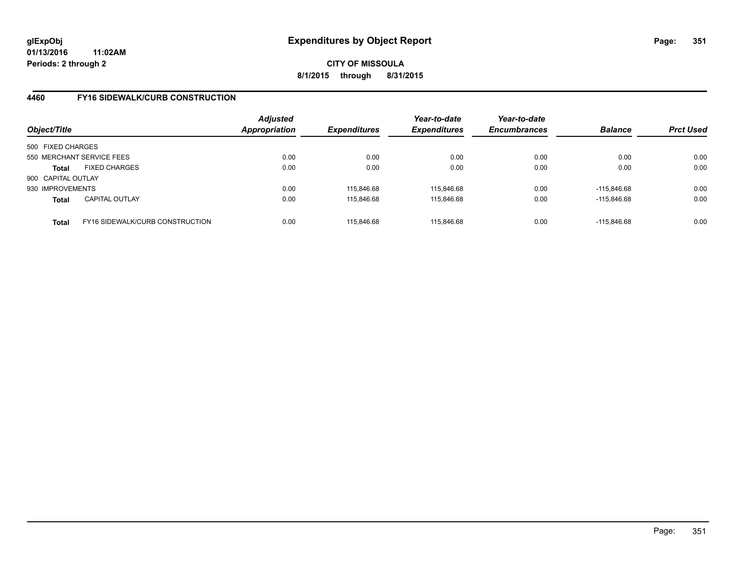**CITY OF MISSOULA**

**8/1/2015 through 8/31/2015**

## 4460 FY16 SIDEWALK/CURB CONSTRUCTION

| Object/Title | | *Adjusted Appropriation* | *Expenditures* | *Year-to-date Expenditures* | *Year-to-date Encumbrances* | *Balance* | *Prct Used* |
|---|---|---|---|---|---|---|---|
| 500 FIXED CHARGES | | | | | | | |
| 550 MERCHANT SERVICE FEES | | 0.00 | 0.00 | 0.00 | 0.00 | 0.00 | 0.00 |
| **Total** | FIXED CHARGES | 0.00 | 0.00 | 0.00 | 0.00 | 0.00 | 0.00 |
| 900 CAPITAL OUTLAY | | | | | | | |
| 930 IMPROVEMENTS | | 0.00 | 115,846.68 | 115,846.68 | 0.00 | -115,846.68 | 0.00 |
| **Total** | CAPITAL OUTLAY | 0.00 | 115,846.68 | 115,846.68 | 0.00 | -115,846.68 | 0.00 |
| **Total** | FY16 SIDEWALK/CURB CONSTRUCTION | 0.00 | 115,846.68 | 115,846.68 | 0.00 | -115,846.68 | 0.00 |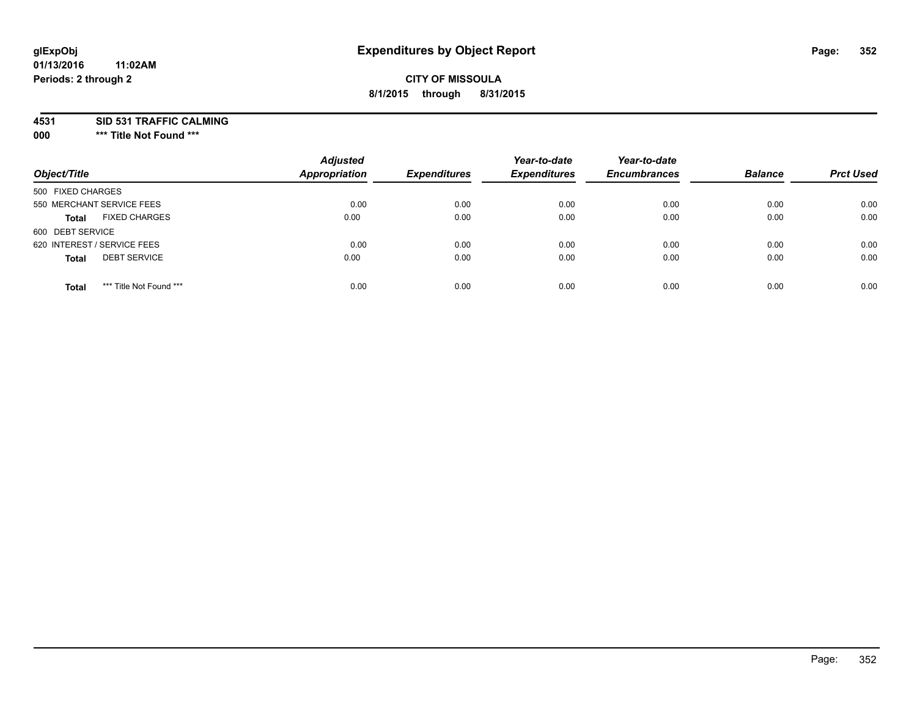glExpObj
01/13/2016 11:02AM
Periods: 2 through 2

# Expenditures by Object Report

**CITY OF MISSOULA**
**8/1/2015 through 8/31/2015**

**4531 SID 531 TRAFFIC CALMING**
**000 \*\*\* Title Not Found \*\*\***

| Object/Title | Adjusted Appropriation | Expenditures | Year-to-date Expenditures | Year-to-date Encumbrances | Balance | Prct Used |
|---|---|---|---|---|---|---|
| 500 FIXED CHARGES | | | | | | |
| 550 MERCHANT SERVICE FEES | 0.00 | 0.00 | 0.00 | 0.00 | 0.00 | 0.00 |
| **Total** FIXED CHARGES | 0.00 | 0.00 | 0.00 | 0.00 | 0.00 | 0.00 |
| 600 DEBT SERVICE | | | | | | |
| 620 INTEREST / SERVICE FEES | 0.00 | 0.00 | 0.00 | 0.00 | 0.00 | 0.00 |
| **Total** DEBT SERVICE | 0.00 | 0.00 | 0.00 | 0.00 | 0.00 | 0.00 |
| **Total** *** Title Not Found *** | 0.00 | 0.00 | 0.00 | 0.00 | 0.00 | 0.00 |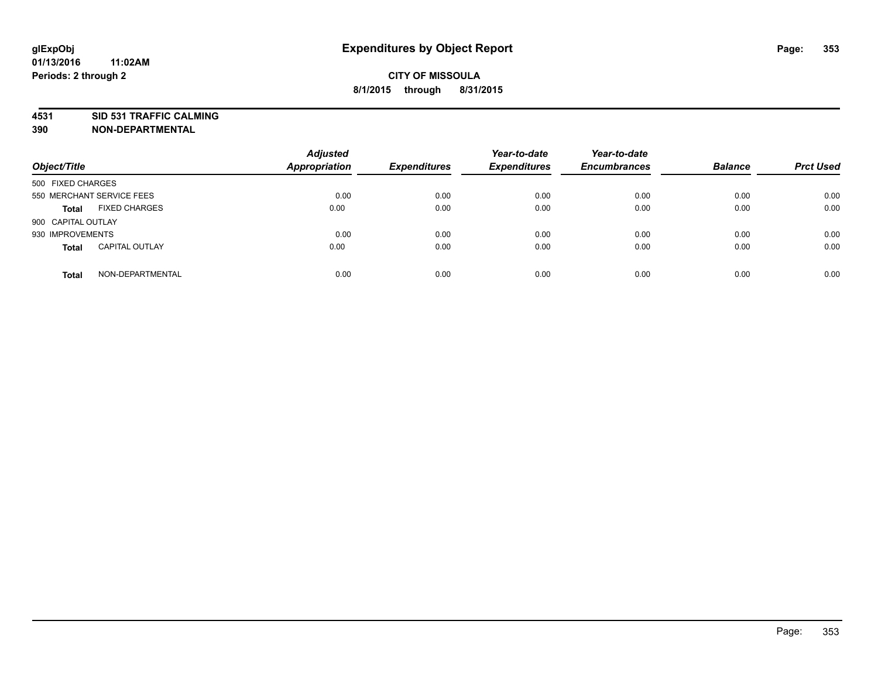**glExpObj**
**01/13/2016 11:02AM**
**Periods: 2 through 2**

# Expenditures by Object Report

**CITY OF MISSOULA**
**8/1/2015 through 8/31/2015**

**4531 SID 531 TRAFFIC CALMING**
**390 NON-DEPARTMENTAL**

| Object/Title | Adjusted Appropriation | Expenditures | Year-to-date Expenditures | Year-to-date Encumbrances | Balance | Prct Used |
|---|---|---|---|---|---|---|
| 500 FIXED CHARGES | | | | | | |
| 550 MERCHANT SERVICE FEES | 0.00 | 0.00 | 0.00 | 0.00 | 0.00 | 0.00 |
| **Total** FIXED CHARGES | 0.00 | 0.00 | 0.00 | 0.00 | 0.00 | 0.00 |
| 900 CAPITAL OUTLAY | | | | | | |
| 930 IMPROVEMENTS | 0.00 | 0.00 | 0.00 | 0.00 | 0.00 | 0.00 |
| **Total** CAPITAL OUTLAY | 0.00 | 0.00 | 0.00 | 0.00 | 0.00 | 0.00 |
| **Total** NON-DEPARTMENTAL | 0.00 | 0.00 | 0.00 | 0.00 | 0.00 | 0.00 |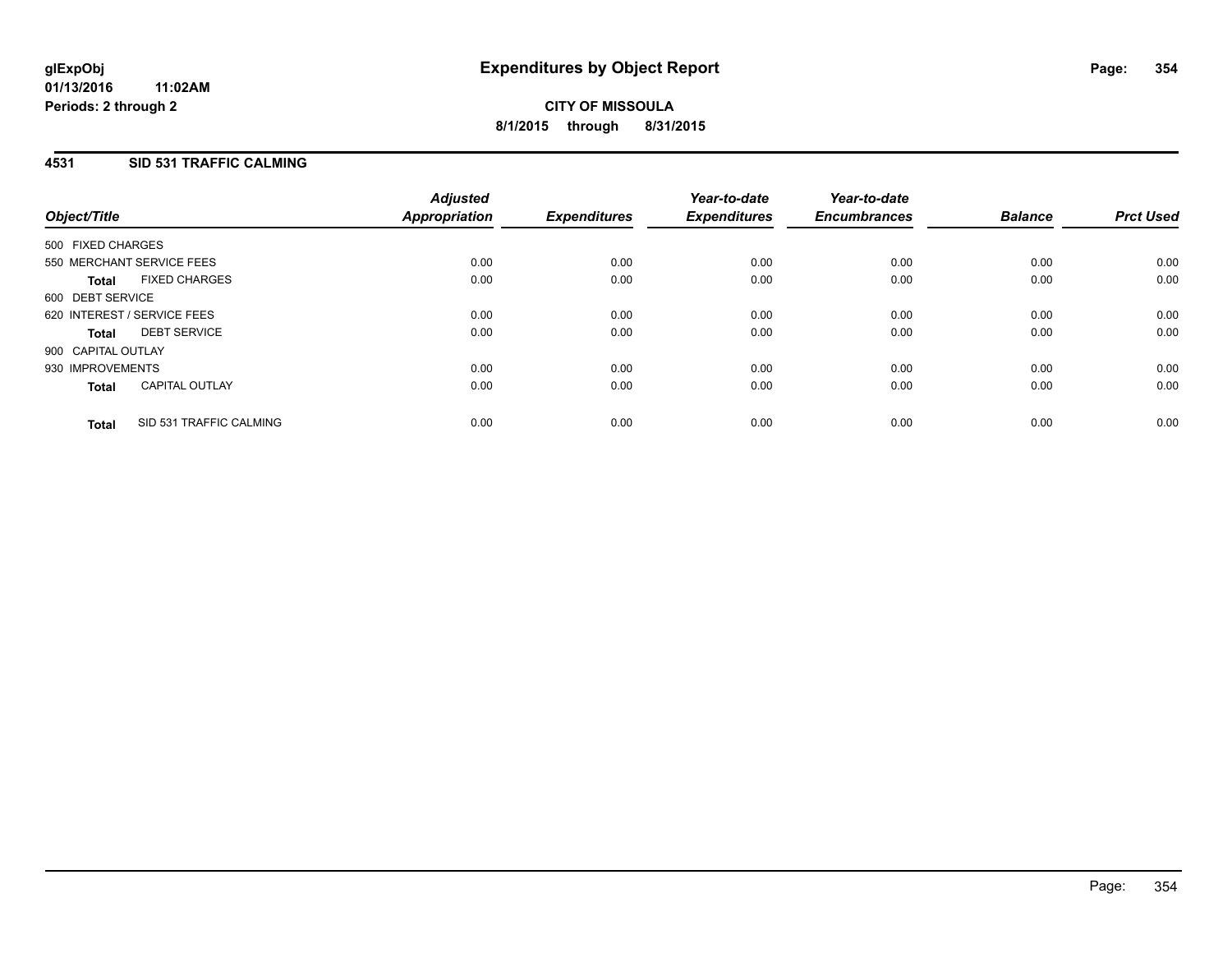**glExpObj**
**01/13/2016 11:02AM**
**Periods: 2 through 2**

# Expenditures by Object Report

**CITY OF MISSOULA**
**8/1/2015 through 8/31/2015**

## 4531 SID 531 TRAFFIC CALMING

| Object/Title | | Adjusted Appropriation | Expenditures | Year-to-date Expenditures | Year-to-date Encumbrances | Balance | Prct Used |
|---|---|---|---|---|---|---|---|
| 500 FIXED CHARGES | | | | | | | |
| 550 MERCHANT SERVICE FEES | | 0.00 | 0.00 | 0.00 | 0.00 | 0.00 | 0.00 |
| **Total** | FIXED CHARGES | 0.00 | 0.00 | 0.00 | 0.00 | 0.00 | 0.00 |
| 600 DEBT SERVICE | | | | | | | |
| 620 INTEREST / SERVICE FEES | | 0.00 | 0.00 | 0.00 | 0.00 | 0.00 | 0.00 |
| **Total** | DEBT SERVICE | 0.00 | 0.00 | 0.00 | 0.00 | 0.00 | 0.00 |
| 900 CAPITAL OUTLAY | | | | | | | |
| 930 IMPROVEMENTS | | 0.00 | 0.00 | 0.00 | 0.00 | 0.00 | 0.00 |
| **Total** | CAPITAL OUTLAY | 0.00 | 0.00 | 0.00 | 0.00 | 0.00 | 0.00 |
| **Total** | SID 531 TRAFFIC CALMING | 0.00 | 0.00 | 0.00 | 0.00 | 0.00 | 0.00 |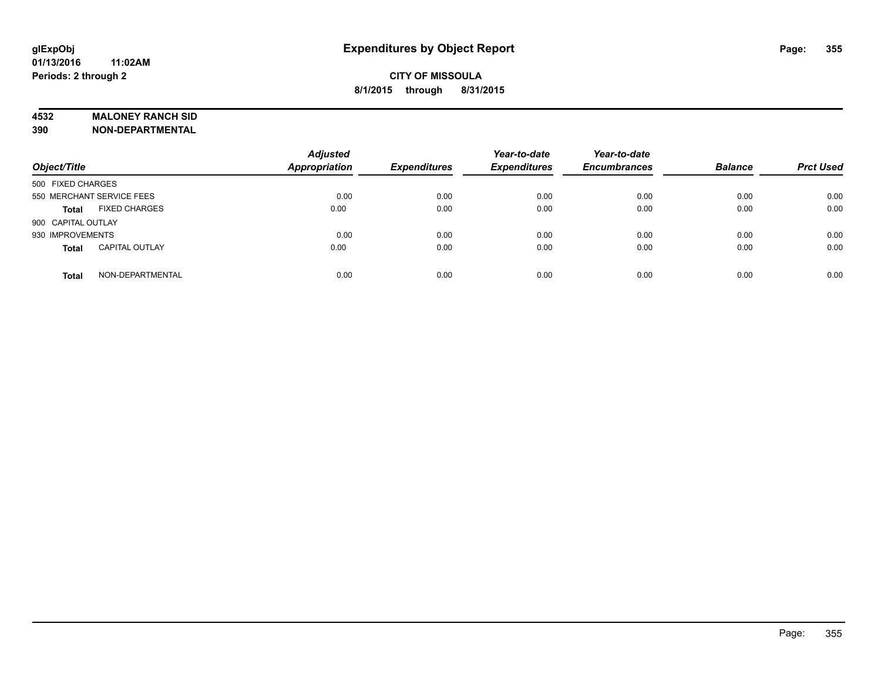**glExpObj** **Expenditures by Object Report**

**01/13/2016 11:02AM**

**Periods: 2 through 2**

**CITY OF MISSOULA**

**8/1/2015 through 8/31/2015**

**4532 MALONEY RANCH SID**

**390 NON-DEPARTMENTAL**

| Object/Title | | Adjusted Appropriation | Expenditures | Year-to-date Expenditures | Year-to-date Encumbrances | Balance | Prct Used |
|---|---|---|---|---|---|---|---|
| 500 FIXED CHARGES | | | | | | | |
| 550 MERCHANT SERVICE FEES | | 0.00 | 0.00 | 0.00 | 0.00 | 0.00 | 0.00 |
| **Total** | FIXED CHARGES | 0.00 | 0.00 | 0.00 | 0.00 | 0.00 | 0.00 |
| 900 CAPITAL OUTLAY | | | | | | | |
| 930 IMPROVEMENTS | | 0.00 | 0.00 | 0.00 | 0.00 | 0.00 | 0.00 |
| **Total** | CAPITAL OUTLAY | 0.00 | 0.00 | 0.00 | 0.00 | 0.00 | 0.00 |
| **Total** | NON-DEPARTMENTAL | 0.00 | 0.00 | 0.00 | 0.00 | 0.00 | 0.00 |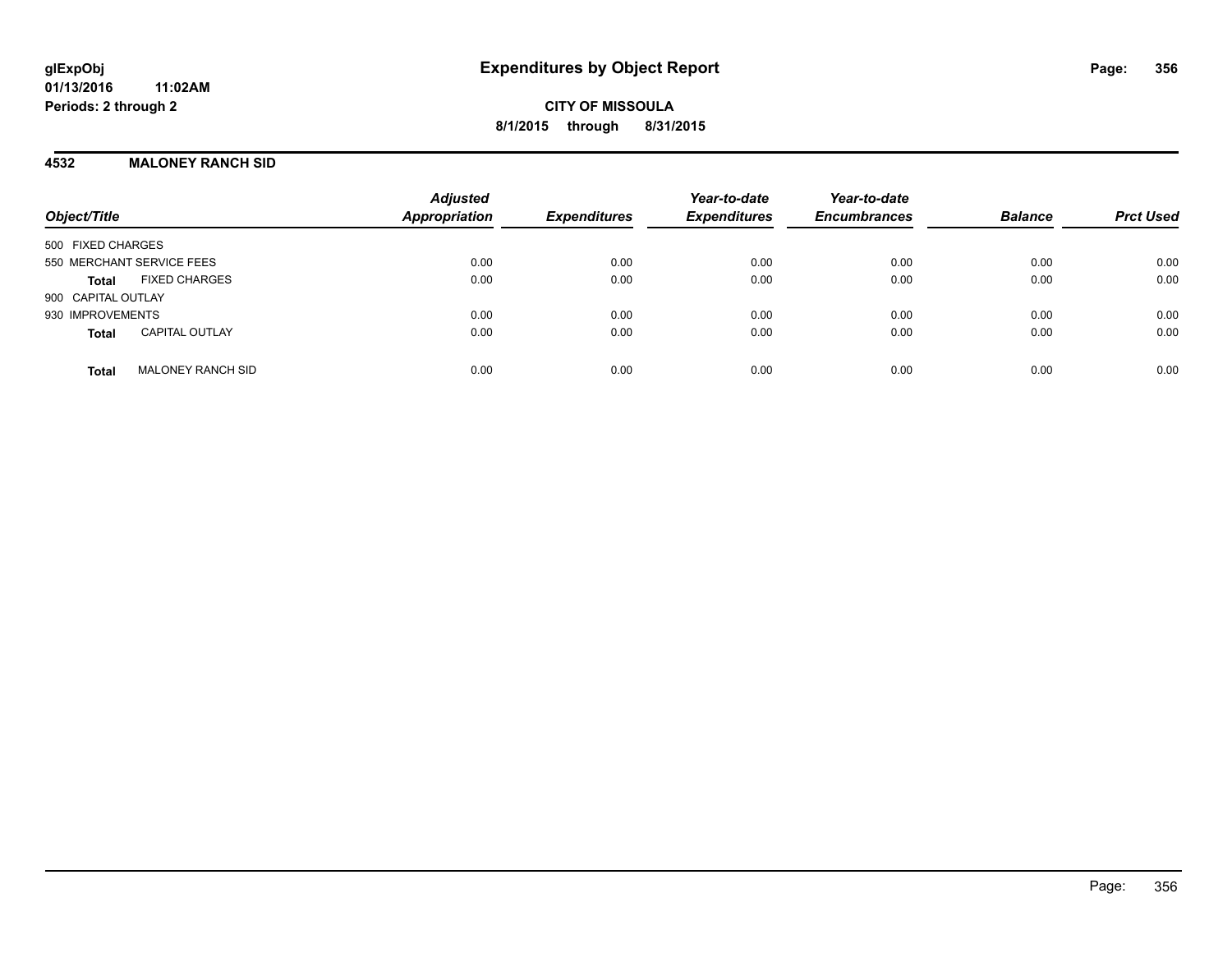glExpObj
01/13/2016 11:02AM
Periods: 2 through 2

# Expenditures by Object Report

**CITY OF MISSOULA**
**8/1/2015 through 8/31/2015**

## 4532 MALONEY RANCH SID

| Object/Title | Adjusted Appropriation | Expenditures | Year-to-date Expenditures | Year-to-date Encumbrances | Balance | Prct Used |
|---|---|---|---|---|---|---|
| 500 FIXED CHARGES | | | | | | |
| 550 MERCHANT SERVICE FEES | 0.00 | 0.00 | 0.00 | 0.00 | 0.00 | 0.00 |
| **Total** FIXED CHARGES | 0.00 | 0.00 | 0.00 | 0.00 | 0.00 | 0.00 |
| 900 CAPITAL OUTLAY | | | | | | |
| 930 IMPROVEMENTS | 0.00 | 0.00 | 0.00 | 0.00 | 0.00 | 0.00 |
| **Total** CAPITAL OUTLAY | 0.00 | 0.00 | 0.00 | 0.00 | 0.00 | 0.00 |
| **Total** MALONEY RANCH SID | 0.00 | 0.00 | 0.00 | 0.00 | 0.00 | 0.00 |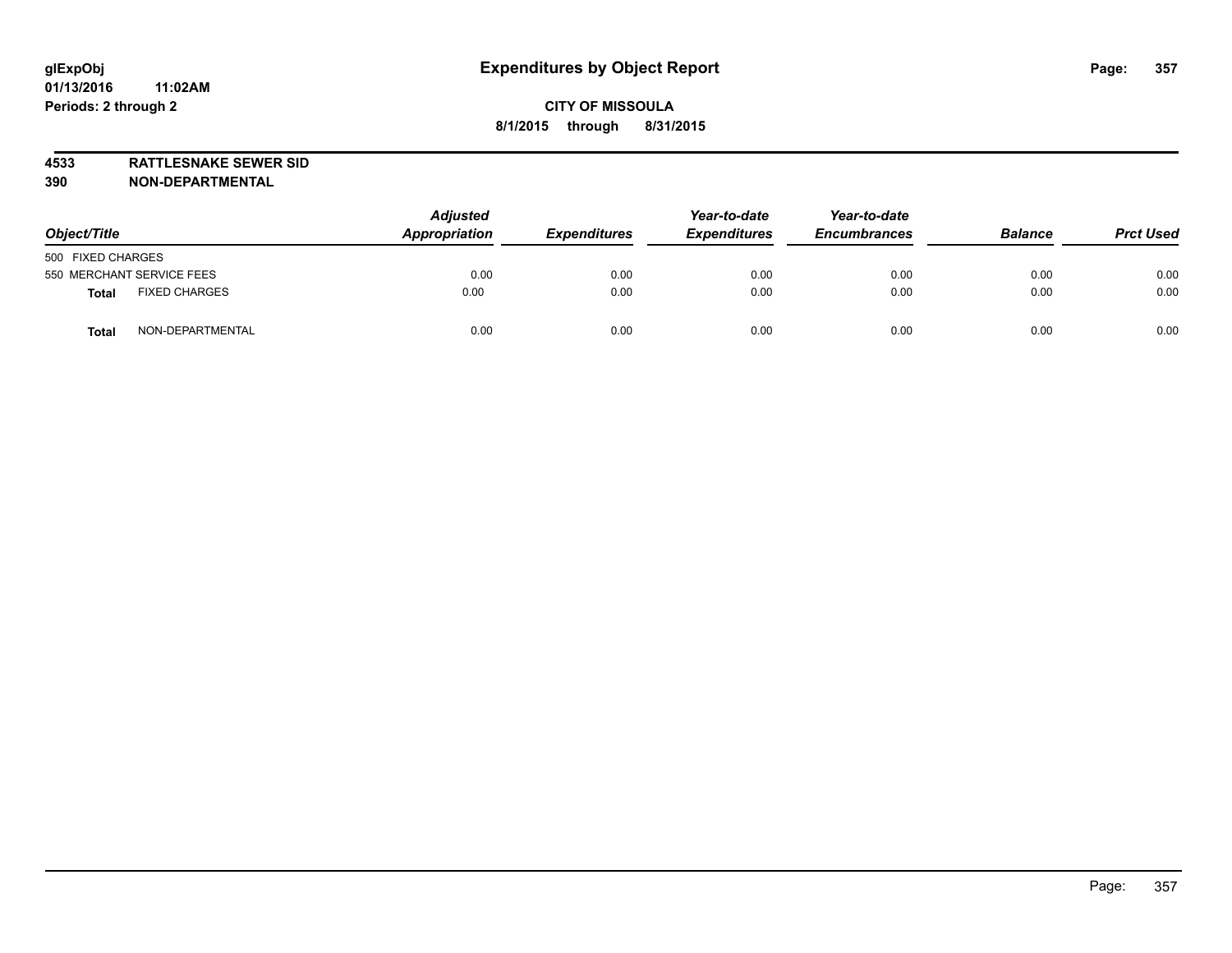**glExpObj**
**01/13/2016 11:02AM**
**Periods: 2 through 2**

# Expenditures by Object Report

**CITY OF MISSOULA**
**8/1/2015 through 8/31/2015**

**4533 RATTLESNAKE SEWER SID**
**390 NON-DEPARTMENTAL**

| Object/Title | | Adjusted Appropriation | Expenditures | Year-to-date Expenditures | Year-to-date Encumbrances | Balance | Prct Used |
|---|---|---|---|---|---|---|---|
| 500 FIXED CHARGES | | | | | | | |
| 550 MERCHANT SERVICE FEES | | 0.00 | 0.00 | 0.00 | 0.00 | 0.00 | 0.00 |
| **Total** | FIXED CHARGES | 0.00 | 0.00 | 0.00 | 0.00 | 0.00 | 0.00 |
| **Total** | NON-DEPARTMENTAL | 0.00 | 0.00 | 0.00 | 0.00 | 0.00 | 0.00 |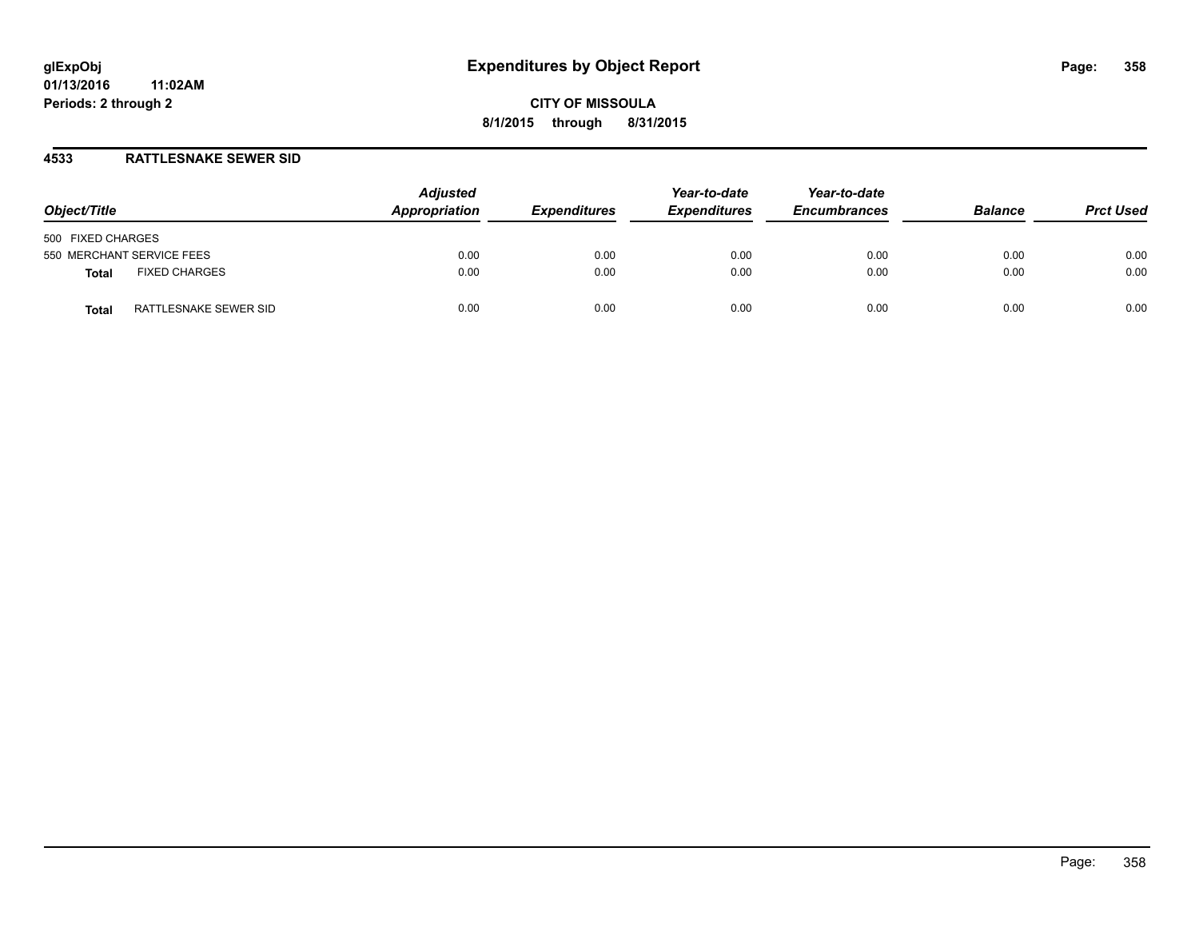# Expenditures by Object Report

glExpObj
01/13/2016 11:02AM
Periods: 2 through 2

CITY OF MISSOULA
8/1/2015 through 8/31/2015

## 4533 RATTLESNAKE SEWER SID

| Object/Title | | Adjusted Appropriation | Expenditures | Year-to-date Expenditures | Year-to-date Encumbrances | Balance | Prct Used |
|---|---|---|---|---|---|---|---|
| 500 FIXED CHARGES | | | | | | | |
| 550 MERCHANT SERVICE FEES | | 0.00 | 0.00 | 0.00 | 0.00 | 0.00 | 0.00 |
| **Total** | FIXED CHARGES | 0.00 | 0.00 | 0.00 | 0.00 | 0.00 | 0.00 |
| **Total** | RATTLESNAKE SEWER SID | 0.00 | 0.00 | 0.00 | 0.00 | 0.00 | 0.00 |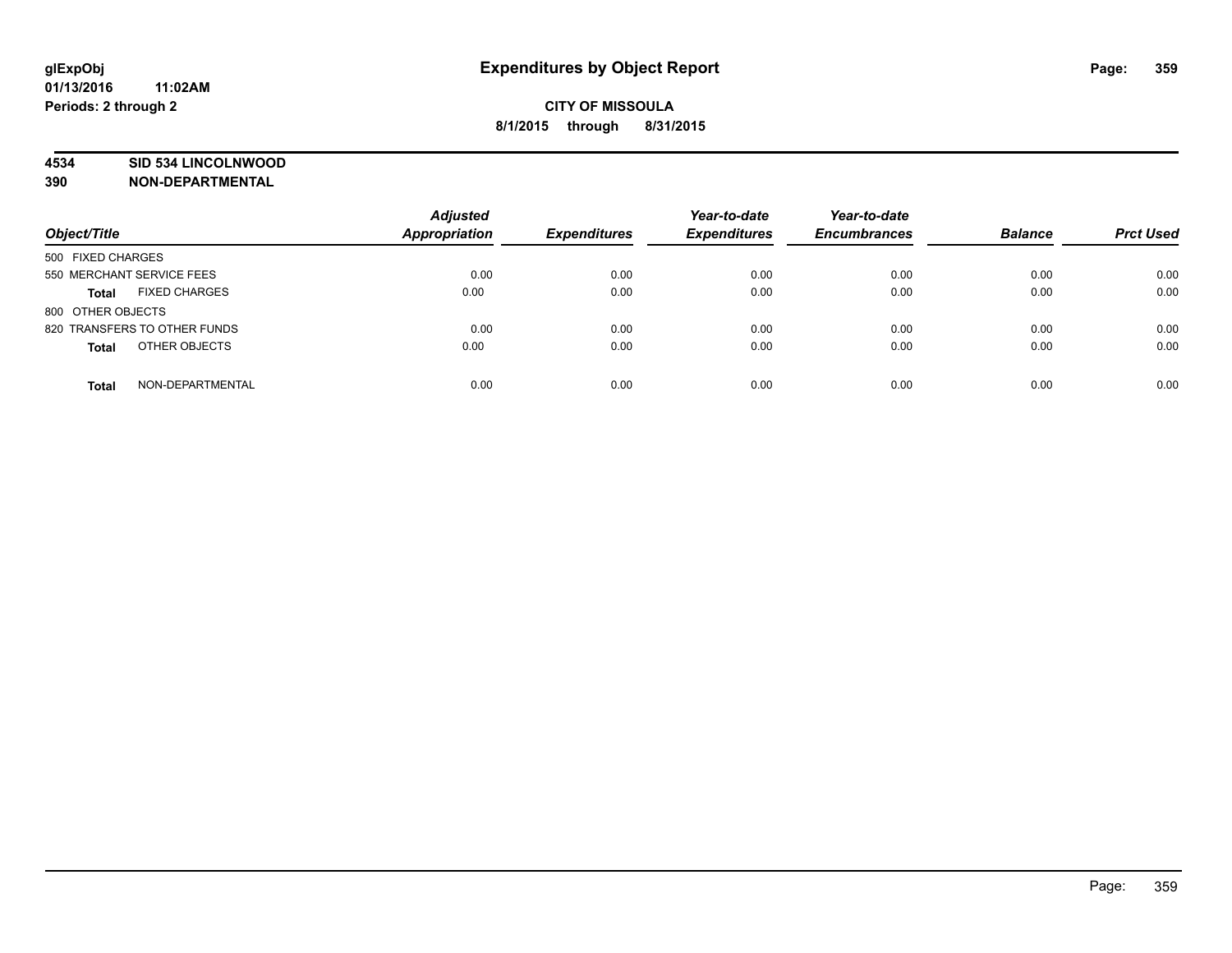# Expenditures by Object Report

glExpObj
01/13/2016 11:02AM
Periods: 2 through 2

**CITY OF MISSOULA**
**8/1/2015 through 8/31/2015**

**4534 SID 534 LINCOLNWOOD**
**390 NON-DEPARTMENTAL**

| Object/Title | | Adjusted Appropriation | Expenditures | Year-to-date Expenditures | Year-to-date Encumbrances | Balance | Prct Used |
|---|---|---|---|---|---|---|---|
| 500 FIXED CHARGES | | | | | | | |
| 550 MERCHANT SERVICE FEES | | 0.00 | 0.00 | 0.00 | 0.00 | 0.00 | 0.00 |
| **Total** | FIXED CHARGES | 0.00 | 0.00 | 0.00 | 0.00 | 0.00 | 0.00 |
| 800 OTHER OBJECTS | | | | | | | |
| 820 TRANSFERS TO OTHER FUNDS | | 0.00 | 0.00 | 0.00 | 0.00 | 0.00 | 0.00 |
| **Total** | OTHER OBJECTS | 0.00 | 0.00 | 0.00 | 0.00 | 0.00 | 0.00 |
| **Total** | NON-DEPARTMENTAL | 0.00 | 0.00 | 0.00 | 0.00 | 0.00 | 0.00 |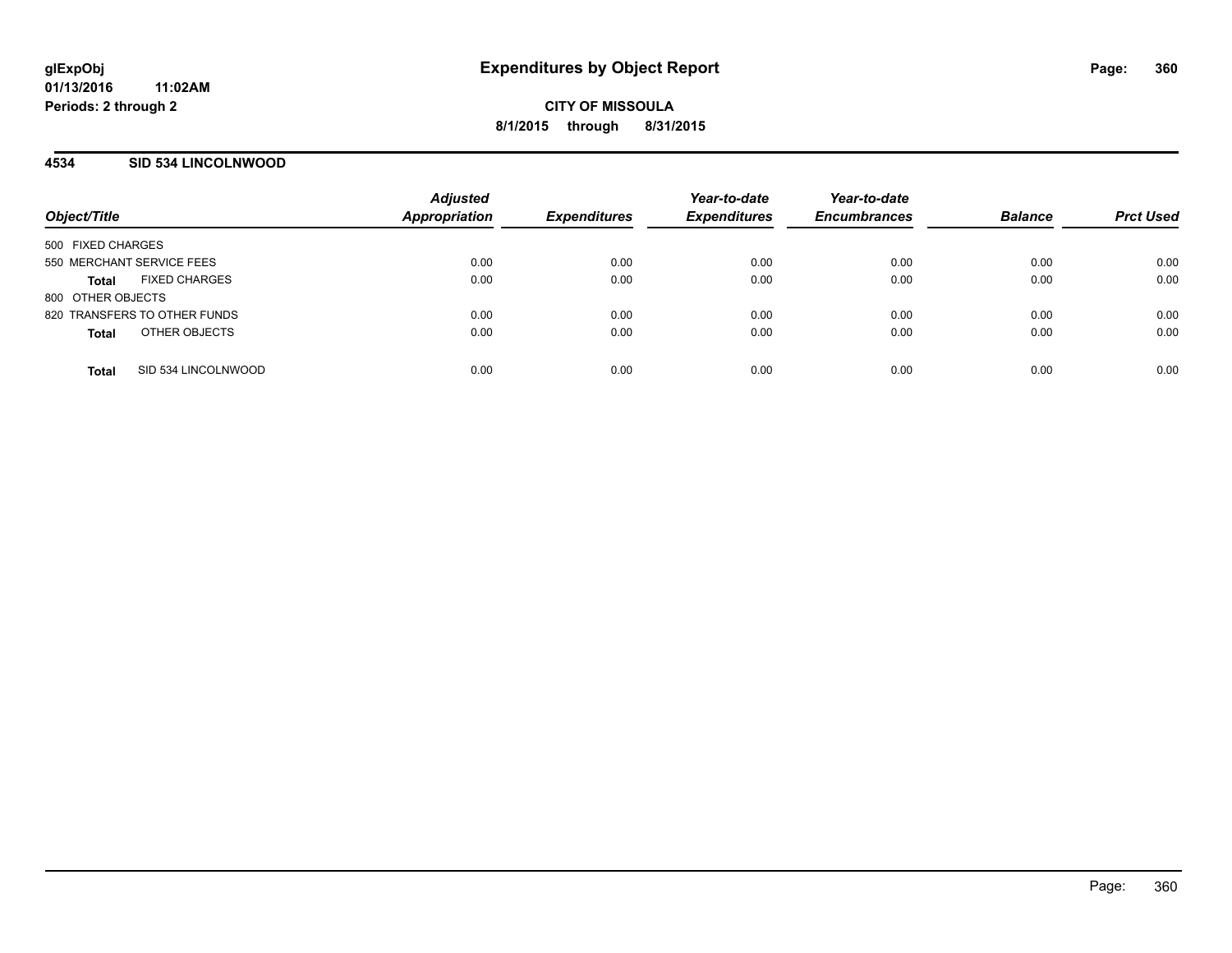**glExpObj**
**01/13/2016 11:02AM**
**Periods: 2 through 2**

# Expenditures by Object Report

**CITY OF MISSOULA**
**8/1/2015 through 8/31/2015**

## 4534 SID 534 LINCOLNWOOD

| Object/Title | Adjusted Appropriation | Expenditures | Year-to-date Expenditures | Year-to-date Encumbrances | Balance | Prct Used |
|---|---|---|---|---|---|---|
| 500 FIXED CHARGES | | | | | | |
| 550 MERCHANT SERVICE FEES | 0.00 | 0.00 | 0.00 | 0.00 | 0.00 | 0.00 |
| **Total** FIXED CHARGES | 0.00 | 0.00 | 0.00 | 0.00 | 0.00 | 0.00 |
| 800 OTHER OBJECTS | | | | | | |
| 820 TRANSFERS TO OTHER FUNDS | 0.00 | 0.00 | 0.00 | 0.00 | 0.00 | 0.00 |
| **Total** OTHER OBJECTS | 0.00 | 0.00 | 0.00 | 0.00 | 0.00 | 0.00 |
| **Total** SID 534 LINCOLNWOOD | 0.00 | 0.00 | 0.00 | 0.00 | 0.00 | 0.00 |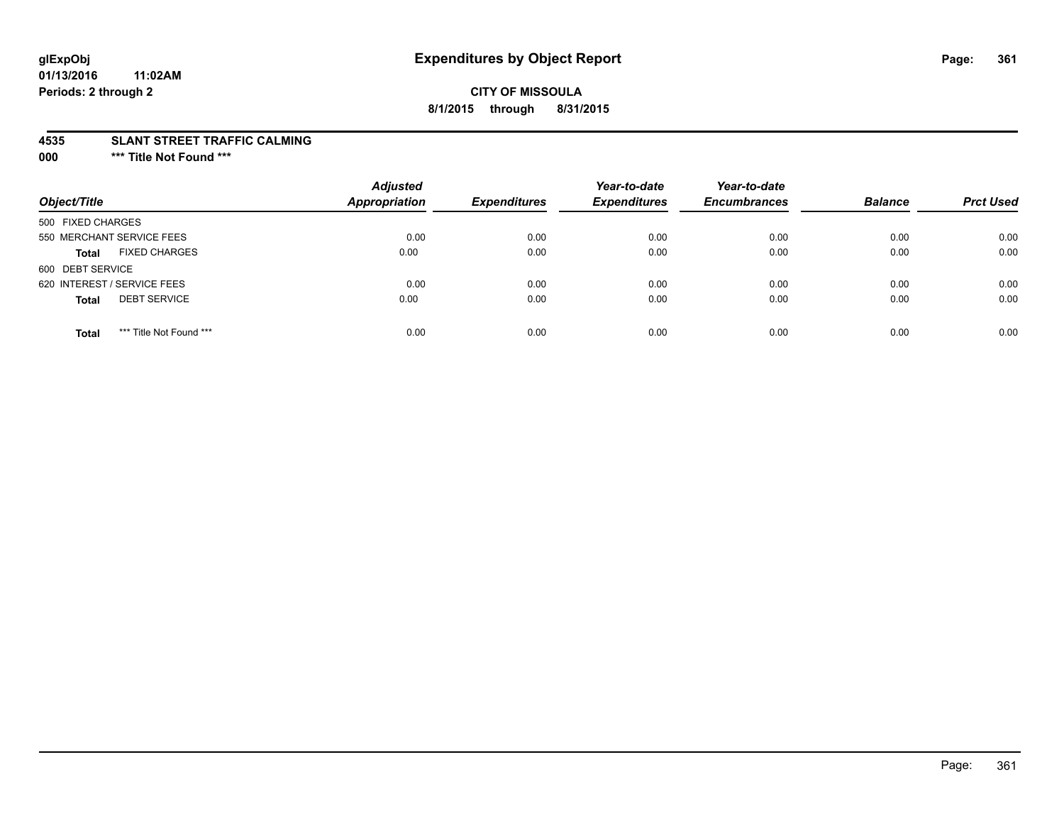# Expenditures by Object Report

glExpObj
01/13/2016 11:02AM
Periods: 2 through 2

CITY OF MISSOULA
8/1/2015 through 8/31/2015

**4535 SLANT STREET TRAFFIC CALMING**
**000 \*\*\* Title Not Found \*\*\***

| Object/Title | Adjusted Appropriation | Expenditures | Year-to-date Expenditures | Year-to-date Encumbrances | Balance | Prct Used |
|---|---|---|---|---|---|---|
| 500 FIXED CHARGES | | | | | | |
| 550 MERCHANT SERVICE FEES | 0.00 | 0.00 | 0.00 | 0.00 | 0.00 | 0.00 |
| **Total** FIXED CHARGES | 0.00 | 0.00 | 0.00 | 0.00 | 0.00 | 0.00 |
| 600 DEBT SERVICE | | | | | | |
| 620 INTEREST / SERVICE FEES | 0.00 | 0.00 | 0.00 | 0.00 | 0.00 | 0.00 |
| **Total** DEBT SERVICE | 0.00 | 0.00 | 0.00 | 0.00 | 0.00 | 0.00 |
| **Total** *** Title Not Found *** | 0.00 | 0.00 | 0.00 | 0.00 | 0.00 | 0.00 |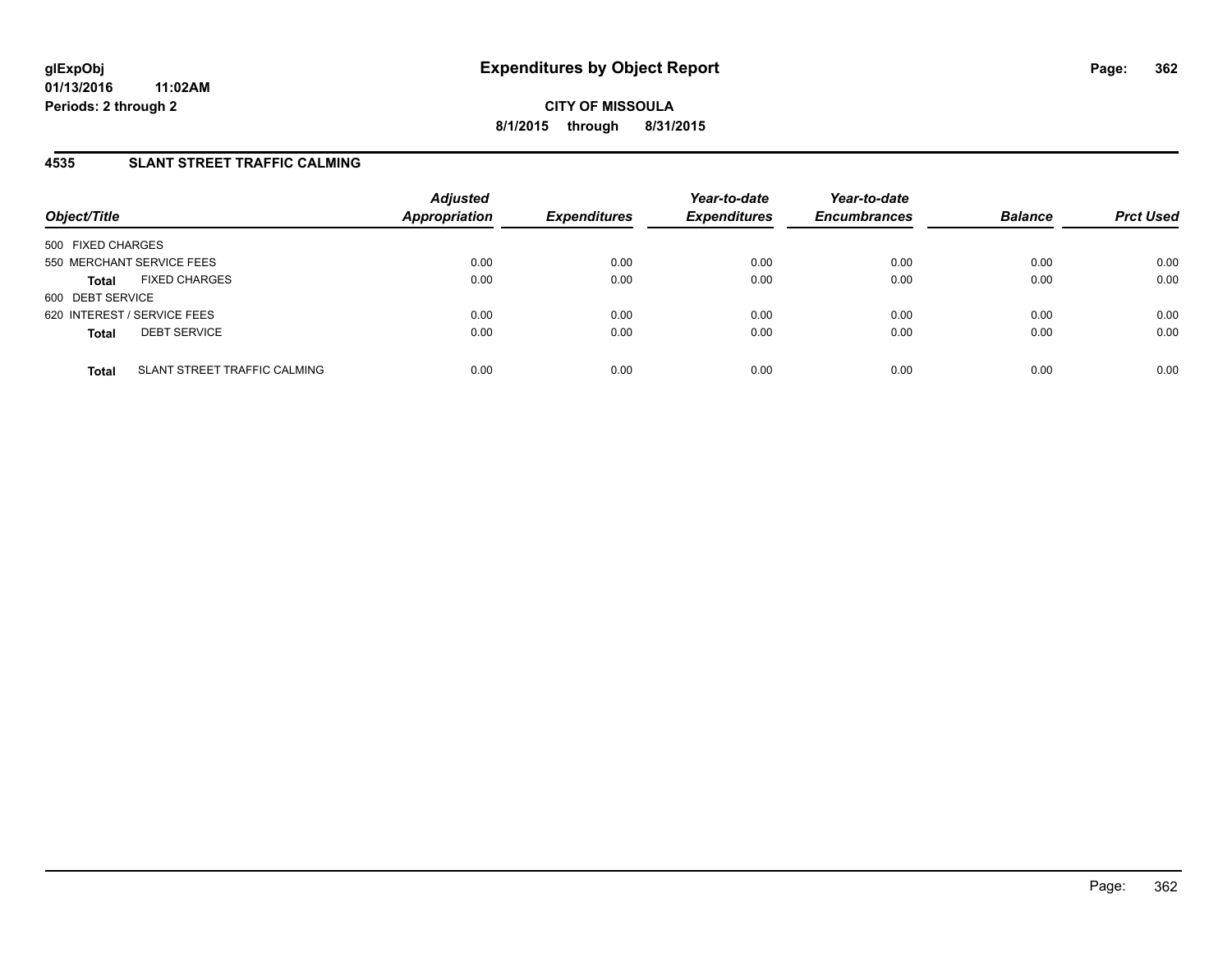**glExpObj**
**01/13/2016 11:02AM**
**Periods: 2 through 2**

# Expenditures by Object Report

**CITY OF MISSOULA**
**8/1/2015 through 8/31/2015**

## 4535 SLANT STREET TRAFFIC CALMING

| Object/Title | | Adjusted Appropriation | Expenditures | Year-to-date Expenditures | Year-to-date Encumbrances | Balance | Prct Used |
|---|---|---|---|---|---|---|---|
| 500 FIXED CHARGES | | | | | | | |
| 550 MERCHANT SERVICE FEES | | 0.00 | 0.00 | 0.00 | 0.00 | 0.00 | 0.00 |
| **Total** | FIXED CHARGES | 0.00 | 0.00 | 0.00 | 0.00 | 0.00 | 0.00 |
| 600 DEBT SERVICE | | | | | | | |
| 620 INTEREST / SERVICE FEES | | 0.00 | 0.00 | 0.00 | 0.00 | 0.00 | 0.00 |
| **Total** | DEBT SERVICE | 0.00 | 0.00 | 0.00 | 0.00 | 0.00 | 0.00 |
| **Total** | SLANT STREET TRAFFIC CALMING | 0.00 | 0.00 | 0.00 | 0.00 | 0.00 | 0.00 |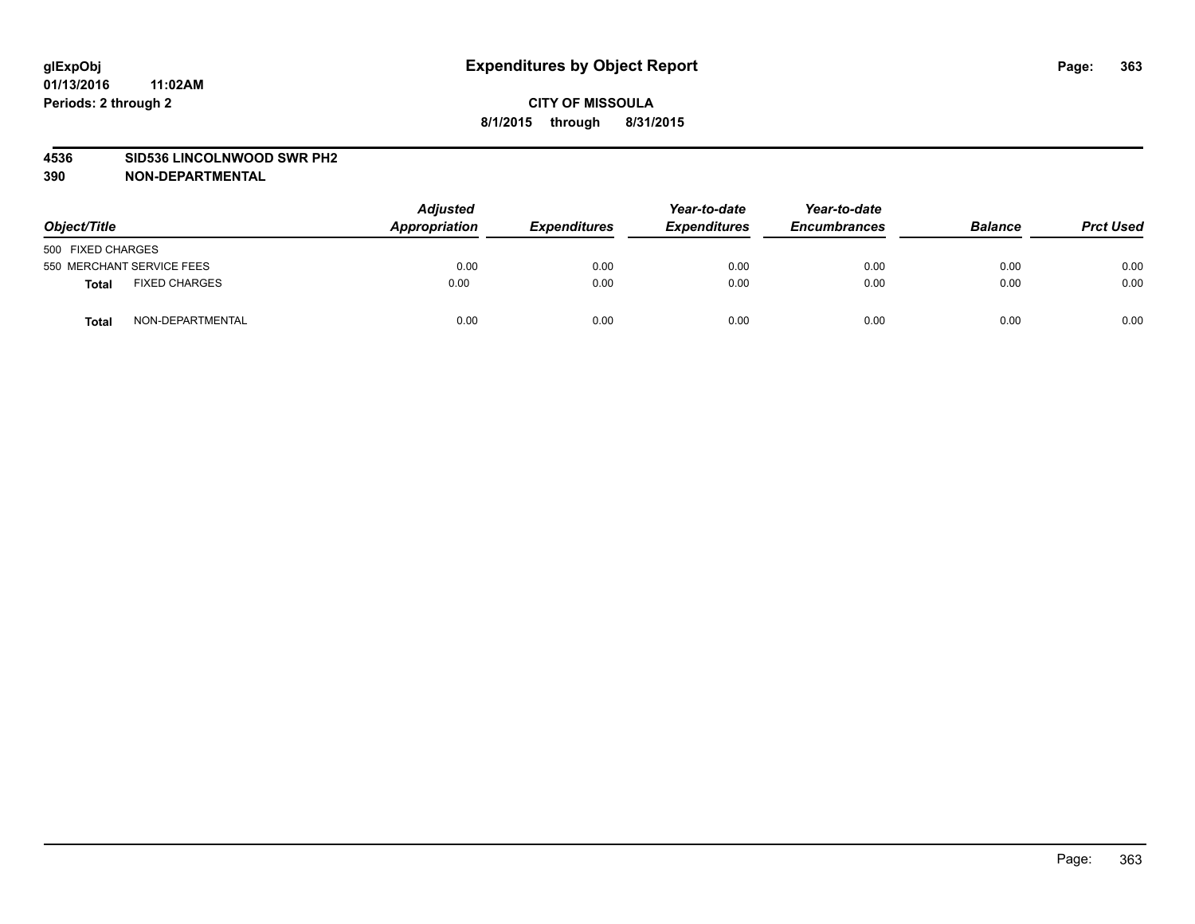glExpObj
01/13/2016 11:02AM
Periods: 2 through 2

# Expenditures by Object Report

**CITY OF MISSOULA**
**8/1/2015 through 8/31/2015**

**4536 SID536 LINCOLNWOOD SWR PH2**
**390 NON-DEPARTMENTAL**

| Object/Title | | Adjusted Appropriation | Expenditures | Year-to-date Expenditures | Year-to-date Encumbrances | Balance | Prct Used |
|---|---|---|---|---|---|---|---|
| 500 FIXED CHARGES | | | | | | | |
| 550 MERCHANT SERVICE FEES | | 0.00 | 0.00 | 0.00 | 0.00 | 0.00 | 0.00 |
| **Total** | FIXED CHARGES | 0.00 | 0.00 | 0.00 | 0.00 | 0.00 | 0.00 |
| **Total** | NON-DEPARTMENTAL | 0.00 | 0.00 | 0.00 | 0.00 | 0.00 | 0.00 |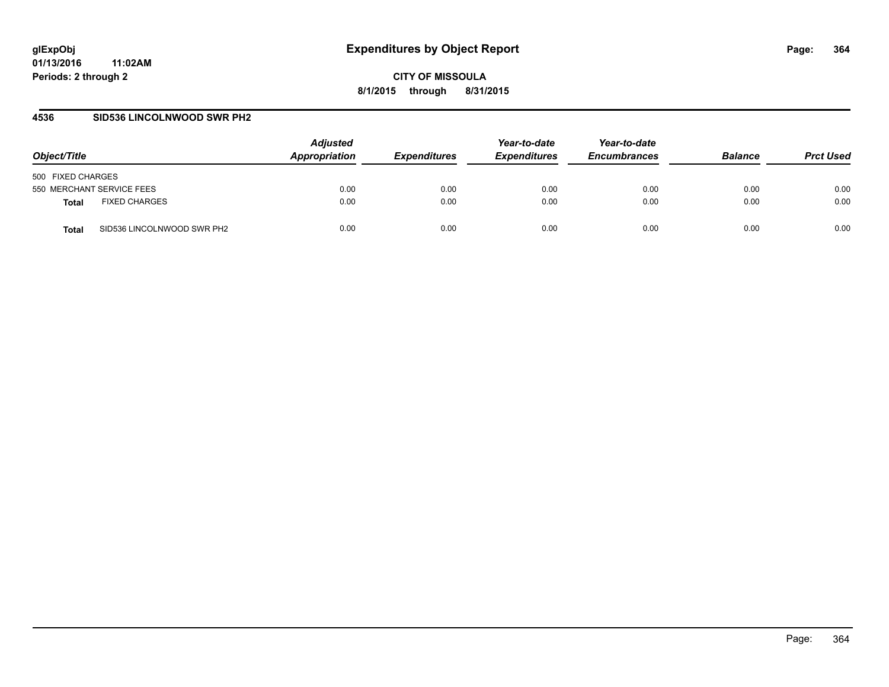# Expenditures by Object Report

glExpObj
01/13/2016 11:02AM
Periods: 2 through 2

**CITY OF MISSOULA**
**8/1/2015 through 8/31/2015**

## 4536 SID536 LINCOLNWOOD SWR PH2

| Object/Title | | Adjusted Appropriation | Expenditures | Year-to-date Expenditures | Year-to-date Encumbrances | Balance | Prct Used |
|---|---|---|---|---|---|---|---|
| 500 FIXED CHARGES | | | | | | | |
| 550 MERCHANT SERVICE FEES | | 0.00 | 0.00 | 0.00 | 0.00 | 0.00 | 0.00 |
| **Total** | FIXED CHARGES | 0.00 | 0.00 | 0.00 | 0.00 | 0.00 | 0.00 |
| **Total** | SID536 LINCOLNWOOD SWR PH2 | 0.00 | 0.00 | 0.00 | 0.00 | 0.00 | 0.00 |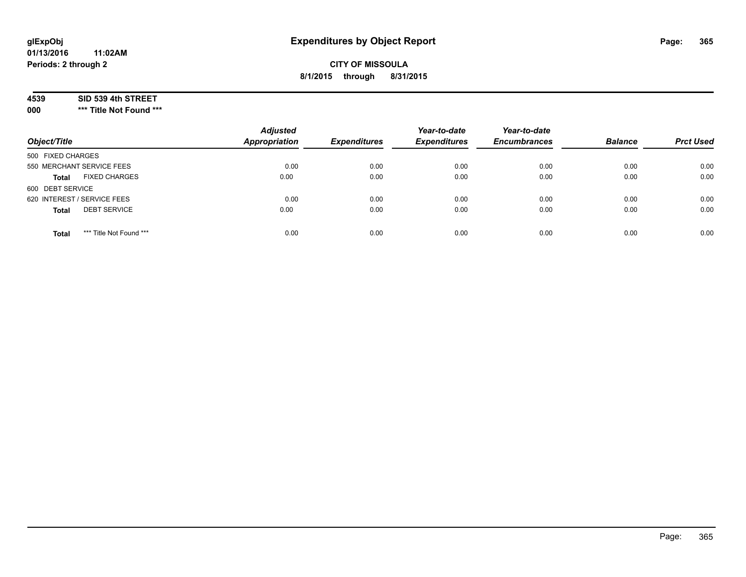# Expenditures by Object Report

glExpObj
01/13/2016 11:02AM
Periods: 2 through 2

**CITY OF MISSOULA**
**8/1/2015 through 8/31/2015**

**4539 SID 539 4th STREET**
**000 \*\*\* Title Not Found \*\*\***

| Object/Title | Adjusted Appropriation | Expenditures | Year-to-date Expenditures | Year-to-date Encumbrances | Balance | Prct Used |
|---|---|---|---|---|---|---|
| 500 FIXED CHARGES | | | | | | |
| 550 MERCHANT SERVICE FEES | 0.00 | 0.00 | 0.00 | 0.00 | 0.00 | 0.00 |
| **Total** FIXED CHARGES | 0.00 | 0.00 | 0.00 | 0.00 | 0.00 | 0.00 |
| 600 DEBT SERVICE | | | | | | |
| 620 INTEREST / SERVICE FEES | 0.00 | 0.00 | 0.00 | 0.00 | 0.00 | 0.00 |
| **Total** DEBT SERVICE | 0.00 | 0.00 | 0.00 | 0.00 | 0.00 | 0.00 |
| **Total** *** Title Not Found *** | 0.00 | 0.00 | 0.00 | 0.00 | 0.00 | 0.00 |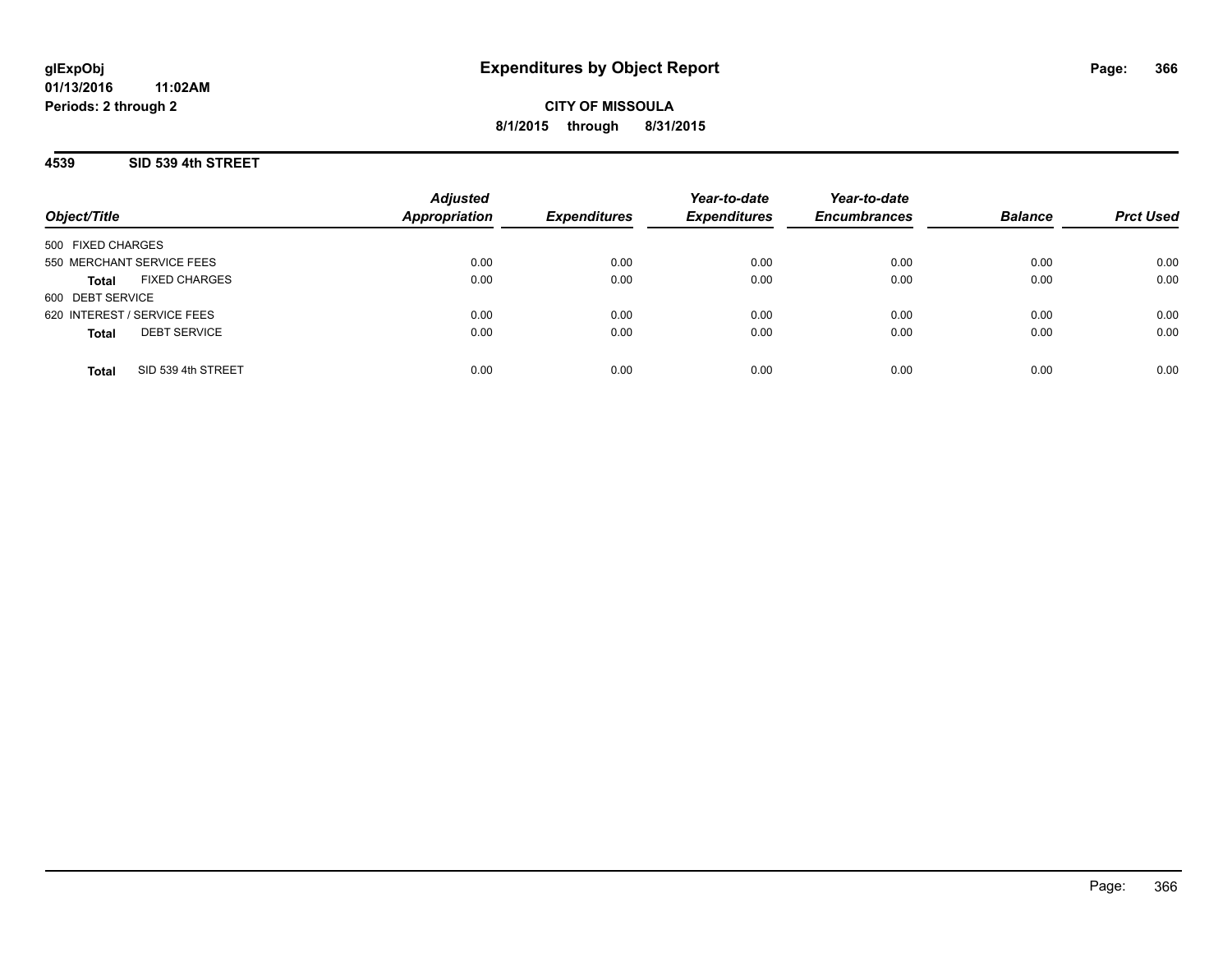glExpObj
01/13/2016 11:02AM
Periods: 2 through 2

# Expenditures by Object Report

**CITY OF MISSOULA**
**8/1/2015 through 8/31/2015**

## 4539 SID 539 4th STREET

| Object/Title | Adjusted Appropriation | Expenditures | Year-to-date Expenditures | Year-to-date Encumbrances | Balance | Prct Used |
|---|---|---|---|---|---|---|
| 500 FIXED CHARGES | | | | | | |
| 550 MERCHANT SERVICE FEES | 0.00 | 0.00 | 0.00 | 0.00 | 0.00 | 0.00 |
| **Total** FIXED CHARGES | 0.00 | 0.00 | 0.00 | 0.00 | 0.00 | 0.00 |
| 600 DEBT SERVICE | | | | | | |
| 620 INTEREST / SERVICE FEES | 0.00 | 0.00 | 0.00 | 0.00 | 0.00 | 0.00 |
| **Total** DEBT SERVICE | 0.00 | 0.00 | 0.00 | 0.00 | 0.00 | 0.00 |
| **Total** SID 539 4th STREET | 0.00 | 0.00 | 0.00 | 0.00 | 0.00 | 0.00 |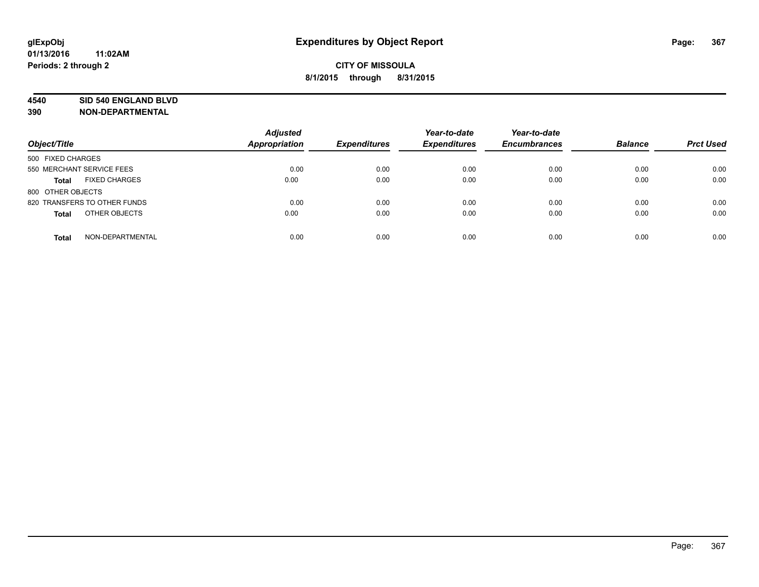**glExpObj**
**01/13/2016 11:02AM**
**Periods: 2 through 2**

# Expenditures by Object Report

**CITY OF MISSOULA**
**8/1/2015 through 8/31/2015**

**4540 SID 540 ENGLAND BLVD**
**390 NON-DEPARTMENTAL**

| Object/Title | Adjusted Appropriation | Expenditures | Year-to-date Expenditures | Year-to-date Encumbrances | Balance | Prct Used |
|---|---|---|---|---|---|---|
| 500 FIXED CHARGES | | | | | | |
| 550 MERCHANT SERVICE FEES | 0.00 | 0.00 | 0.00 | 0.00 | 0.00 | 0.00 |
| **Total** FIXED CHARGES | 0.00 | 0.00 | 0.00 | 0.00 | 0.00 | 0.00 |
| 800 OTHER OBJECTS | | | | | | |
| 820 TRANSFERS TO OTHER FUNDS | 0.00 | 0.00 | 0.00 | 0.00 | 0.00 | 0.00 |
| **Total** OTHER OBJECTS | 0.00 | 0.00 | 0.00 | 0.00 | 0.00 | 0.00 |
| **Total** NON-DEPARTMENTAL | 0.00 | 0.00 | 0.00 | 0.00 | 0.00 | 0.00 |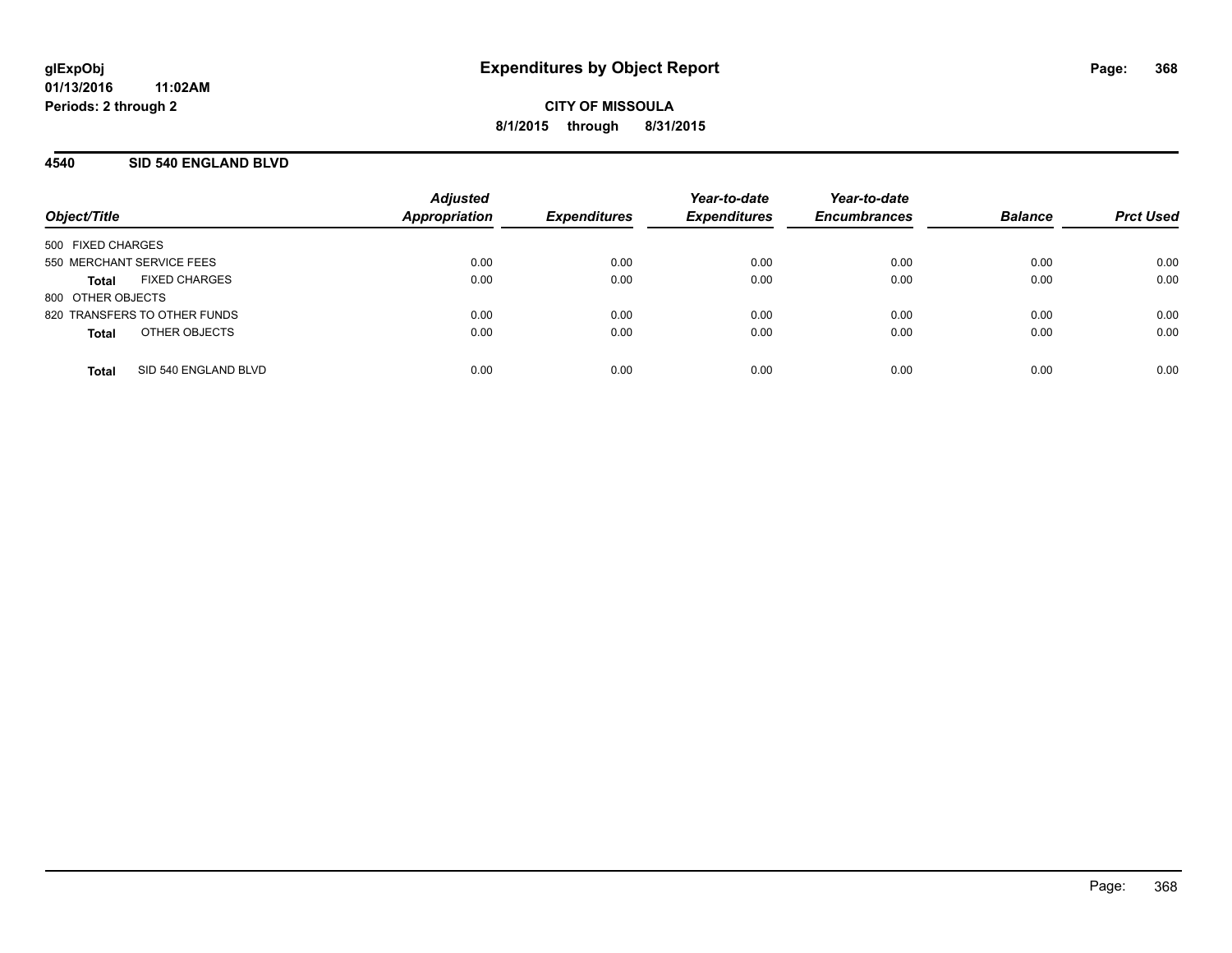# Expenditures by Object Report

glExpObj
01/13/2016 11:02AM
Periods: 2 through 2

**CITY OF MISSOULA**
**8/1/2015 through 8/31/2015**

## 4540 SID 540 ENGLAND BLVD

| Object/Title | Adjusted Appropriation | Expenditures | Year-to-date Expenditures | Year-to-date Encumbrances | Balance | Prct Used |
|---|---|---|---|---|---|---|
| 500 FIXED CHARGES | | | | | | |
| 550 MERCHANT SERVICE FEES | 0.00 | 0.00 | 0.00 | 0.00 | 0.00 | 0.00 |
| **Total** FIXED CHARGES | 0.00 | 0.00 | 0.00 | 0.00 | 0.00 | 0.00 |
| 800 OTHER OBJECTS | | | | | | |
| 820 TRANSFERS TO OTHER FUNDS | 0.00 | 0.00 | 0.00 | 0.00 | 0.00 | 0.00 |
| **Total** OTHER OBJECTS | 0.00 | 0.00 | 0.00 | 0.00 | 0.00 | 0.00 |
| **Total** SID 540 ENGLAND BLVD | 0.00 | 0.00 | 0.00 | 0.00 | 0.00 | 0.00 |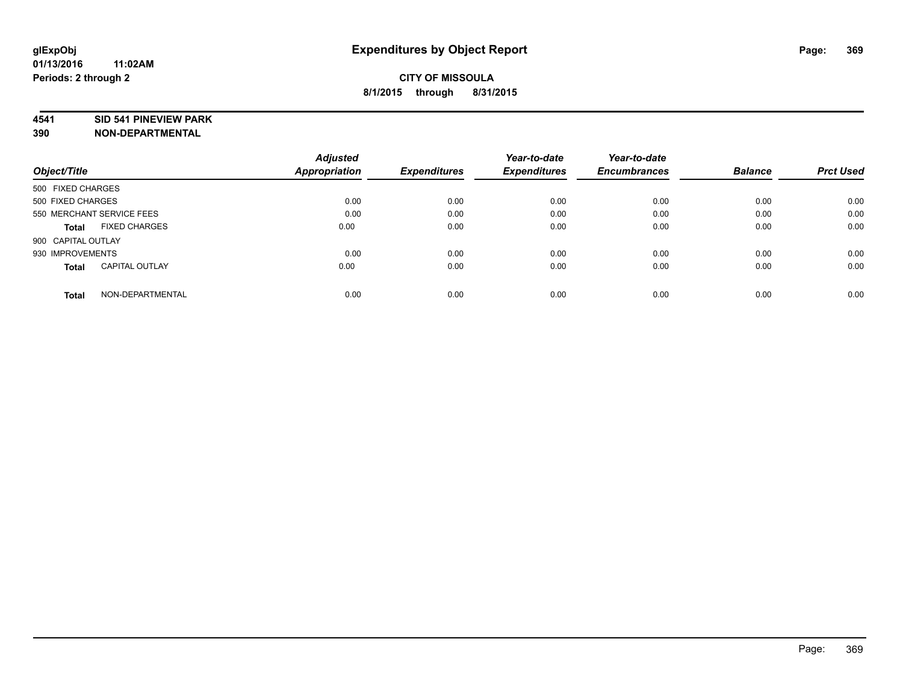glExpObj
01/13/2016 11:02AM
Periods: 2 through 2

# Expenditures by Object Report

**CITY OF MISSOULA**
**8/1/2015 through 8/31/2015**

**4541 SID 541 PINEVIEW PARK**
**390 NON-DEPARTMENTAL**

| Object/Title | Adjusted Appropriation | Expenditures | Year-to-date Expenditures | Year-to-date Encumbrances | Balance | Prct Used |
|---|---|---|---|---|---|---|
| 500 FIXED CHARGES | | | | | | |
| 500 FIXED CHARGES | 0.00 | 0.00 | 0.00 | 0.00 | 0.00 | 0.00 |
| 550 MERCHANT SERVICE FEES | 0.00 | 0.00 | 0.00 | 0.00 | 0.00 | 0.00 |
| **Total** FIXED CHARGES | 0.00 | 0.00 | 0.00 | 0.00 | 0.00 | 0.00 |
| 900 CAPITAL OUTLAY | | | | | | |
| 930 IMPROVEMENTS | 0.00 | 0.00 | 0.00 | 0.00 | 0.00 | 0.00 |
| **Total** CAPITAL OUTLAY | 0.00 | 0.00 | 0.00 | 0.00 | 0.00 | 0.00 |
| **Total** NON-DEPARTMENTAL | 0.00 | 0.00 | 0.00 | 0.00 | 0.00 | 0.00 |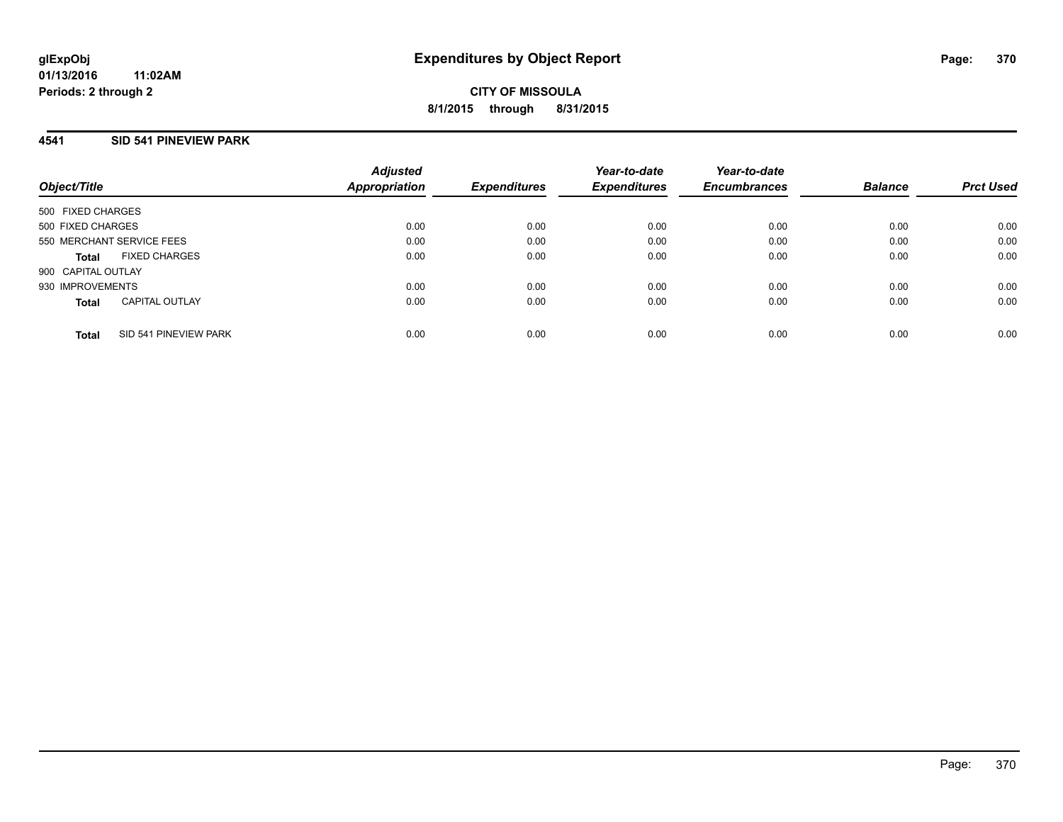glExpObj
01/13/2016 11:02AM
Periods: 2 through 2

# Expenditures by Object Report

**CITY OF MISSOULA**
**8/1/2015 through 8/31/2015**

## 4541 SID 541 PINEVIEW PARK

| Object/Title | Adjusted Appropriation | Expenditures | Year-to-date Expenditures | Year-to-date Encumbrances | Balance | Prct Used |
|---|---|---|---|---|---|---|
| 500 FIXED CHARGES | | | | | | |
| 500 FIXED CHARGES | 0.00 | 0.00 | 0.00 | 0.00 | 0.00 | 0.00 |
| 550 MERCHANT SERVICE FEES | 0.00 | 0.00 | 0.00 | 0.00 | 0.00 | 0.00 |
| **Total** FIXED CHARGES | 0.00 | 0.00 | 0.00 | 0.00 | 0.00 | 0.00 |
| 900 CAPITAL OUTLAY | | | | | | |
| 930 IMPROVEMENTS | 0.00 | 0.00 | 0.00 | 0.00 | 0.00 | 0.00 |
| **Total** CAPITAL OUTLAY | 0.00 | 0.00 | 0.00 | 0.00 | 0.00 | 0.00 |
| **Total** SID 541 PINEVIEW PARK | 0.00 | 0.00 | 0.00 | 0.00 | 0.00 | 0.00 |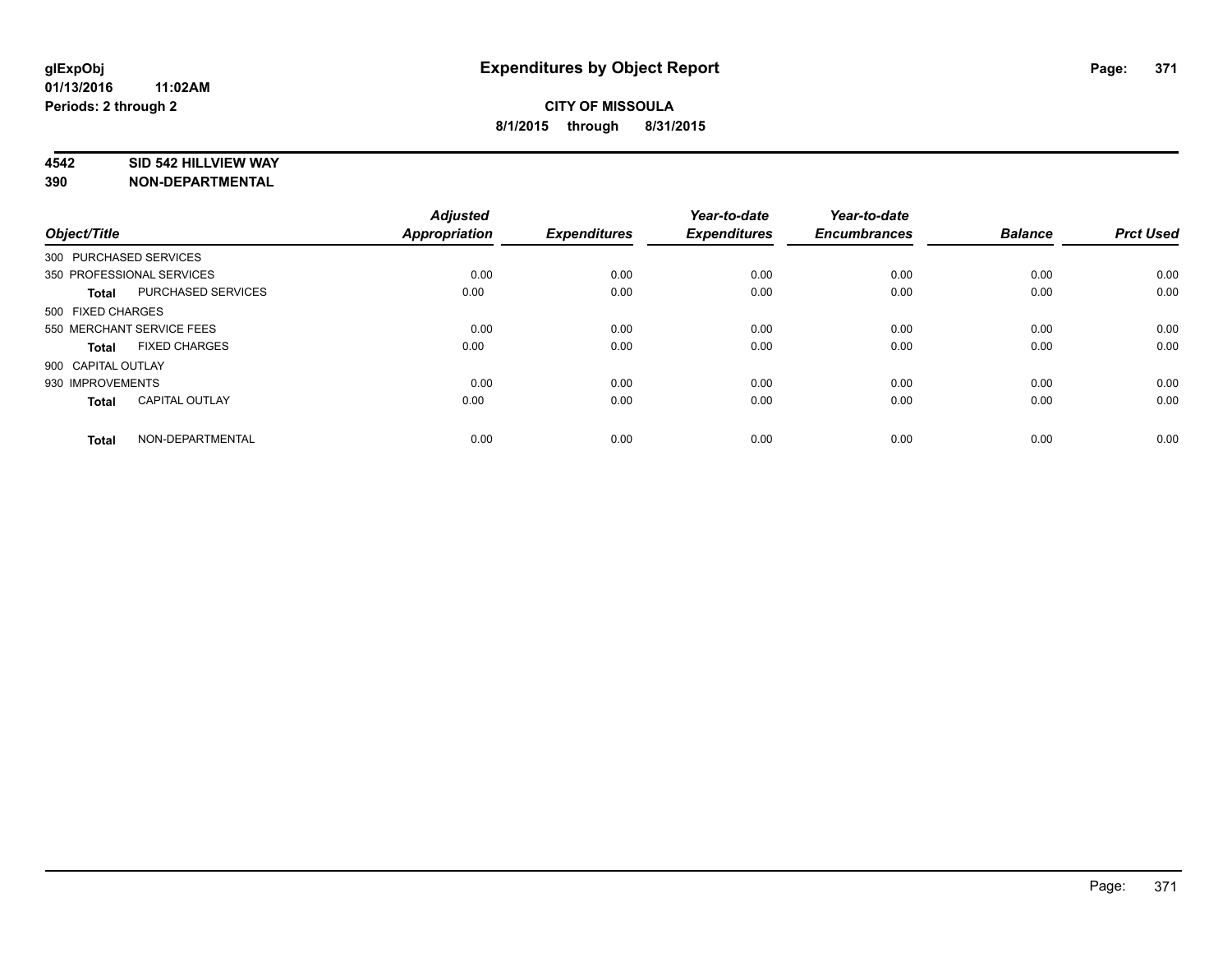# Expenditures by Object Report

glExpObj
01/13/2016 11:02AM
Periods: 2 through 2

**CITY OF MISSOULA**
**8/1/2015 through 8/31/2015**

**4542 SID 542 HILLVIEW WAY**
**390 NON-DEPARTMENTAL**

| Object/Title | | Adjusted Appropriation | Expenditures | Year-to-date Expenditures | Year-to-date Encumbrances | Balance | Prct Used |
|---|---|---|---|---|---|---|---|
| 300 PURCHASED SERVICES | | | | | | | |
| 350 PROFESSIONAL SERVICES | | 0.00 | 0.00 | 0.00 | 0.00 | 0.00 | 0.00 |
| **Total** | PURCHASED SERVICES | 0.00 | 0.00 | 0.00 | 0.00 | 0.00 | 0.00 |
| 500 FIXED CHARGES | | | | | | | |
| 550 MERCHANT SERVICE FEES | | 0.00 | 0.00 | 0.00 | 0.00 | 0.00 | 0.00 |
| **Total** | FIXED CHARGES | 0.00 | 0.00 | 0.00 | 0.00 | 0.00 | 0.00 |
| 900 CAPITAL OUTLAY | | | | | | | |
| 930 IMPROVEMENTS | | 0.00 | 0.00 | 0.00 | 0.00 | 0.00 | 0.00 |
| **Total** | CAPITAL OUTLAY | 0.00 | 0.00 | 0.00 | 0.00 | 0.00 | 0.00 |
| **Total** | NON-DEPARTMENTAL | 0.00 | 0.00 | 0.00 | 0.00 | 0.00 | 0.00 |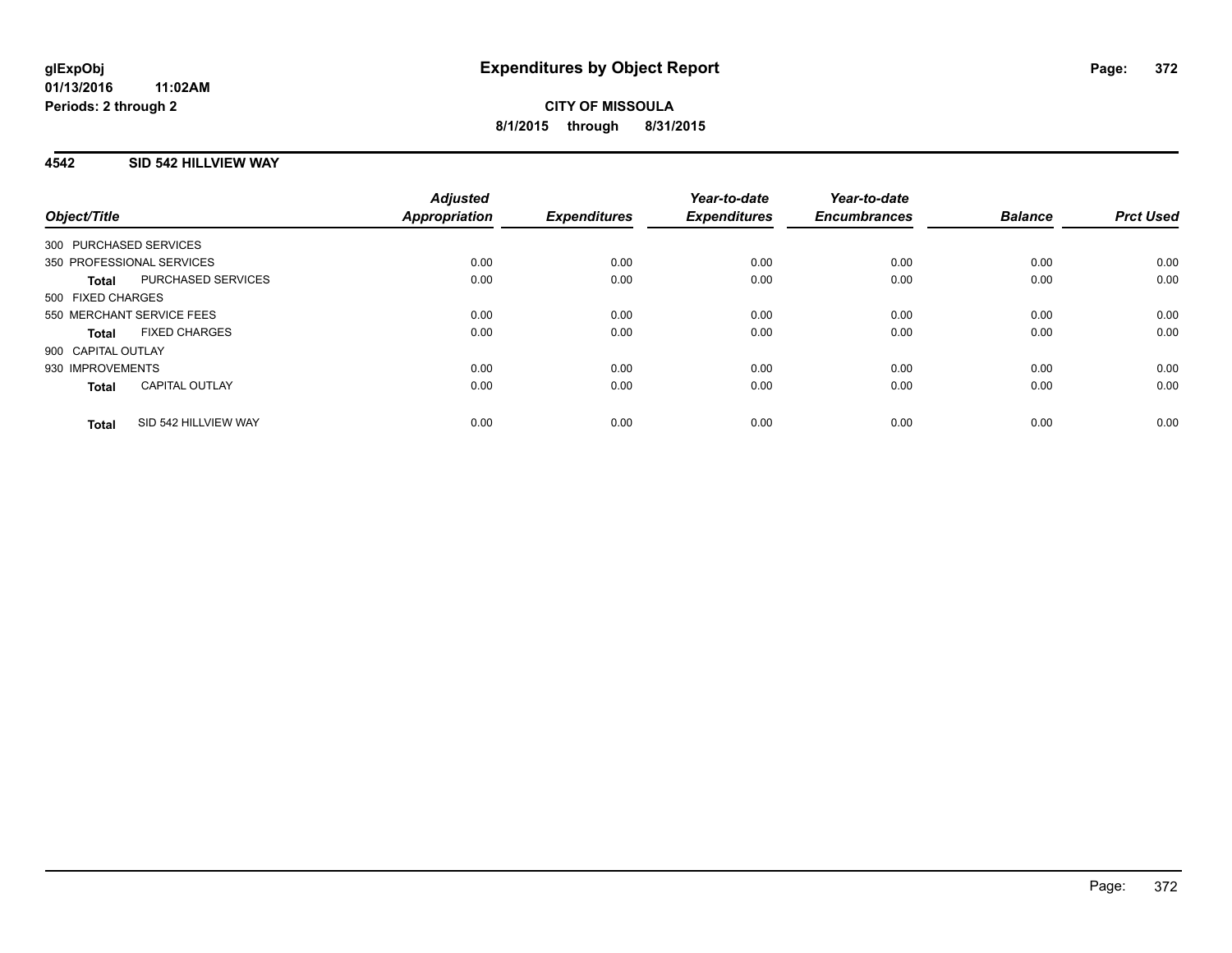# Expenditures by Object Report

glExpObj
01/13/2016 11:02AM
Periods: 2 through 2

**CITY OF MISSOULA**
**8/1/2015 through 8/31/2015**

## 4542 SID 542 HILLVIEW WAY

| Object/Title | | Adjusted Appropriation | Expenditures | Year-to-date Expenditures | Year-to-date Encumbrances | Balance | Prct Used |
|---|---|---|---|---|---|---|---|
| 300 PURCHASED SERVICES | | | | | | | |
| 350 PROFESSIONAL SERVICES | | 0.00 | 0.00 | 0.00 | 0.00 | 0.00 | 0.00 |
| **Total** | PURCHASED SERVICES | 0.00 | 0.00 | 0.00 | 0.00 | 0.00 | 0.00 |
| 500 FIXED CHARGES | | | | | | | |
| 550 MERCHANT SERVICE FEES | | 0.00 | 0.00 | 0.00 | 0.00 | 0.00 | 0.00 |
| **Total** | FIXED CHARGES | 0.00 | 0.00 | 0.00 | 0.00 | 0.00 | 0.00 |
| 900 CAPITAL OUTLAY | | | | | | | |
| 930 IMPROVEMENTS | | 0.00 | 0.00 | 0.00 | 0.00 | 0.00 | 0.00 |
| **Total** | CAPITAL OUTLAY | 0.00 | 0.00 | 0.00 | 0.00 | 0.00 | 0.00 |
| **Total** | SID 542 HILLVIEW WAY | 0.00 | 0.00 | 0.00 | 0.00 | 0.00 | 0.00 |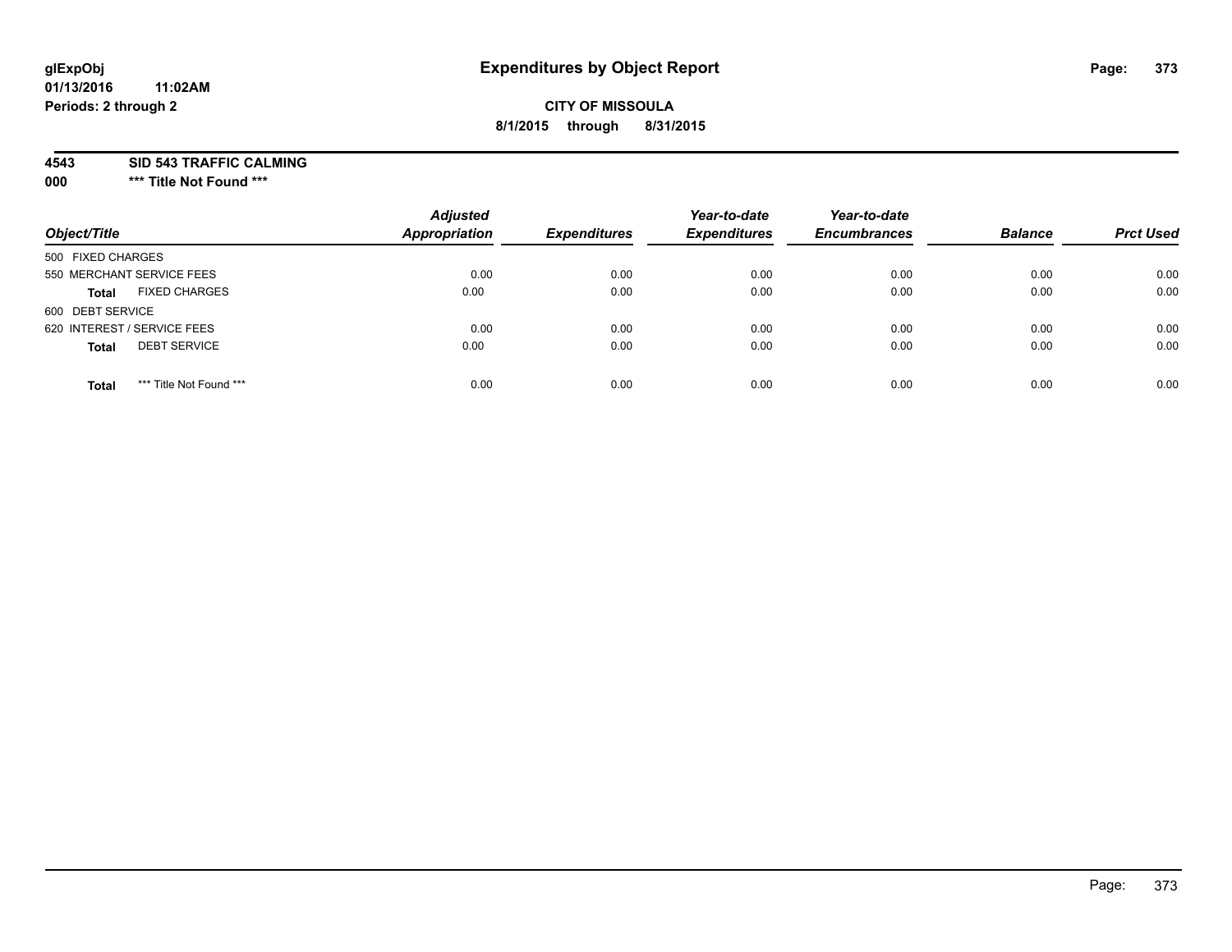# Expenditures by Object Report

glExpObj
01/13/2016 11:02AM
Periods: 2 through 2

**CITY OF MISSOULA**
**8/1/2015 through 8/31/2015**

**4543 SID 543 TRAFFIC CALMING**
**000 \*\*\* Title Not Found \*\*\***

| Object/Title | Adjusted Appropriation | Expenditures | Year-to-date Expenditures | Year-to-date Encumbrances | Balance | Prct Used |
|---|---|---|---|---|---|---|
| 500 FIXED CHARGES | | | | | | |
| 550 MERCHANT SERVICE FEES | 0.00 | 0.00 | 0.00 | 0.00 | 0.00 | 0.00 |
| **Total** FIXED CHARGES | 0.00 | 0.00 | 0.00 | 0.00 | 0.00 | 0.00 |
| 600 DEBT SERVICE | | | | | | |
| 620 INTEREST / SERVICE FEES | 0.00 | 0.00 | 0.00 | 0.00 | 0.00 | 0.00 |
| **Total** DEBT SERVICE | 0.00 | 0.00 | 0.00 | 0.00 | 0.00 | 0.00 |
| **Total** *** Title Not Found *** | 0.00 | 0.00 | 0.00 | 0.00 | 0.00 | 0.00 |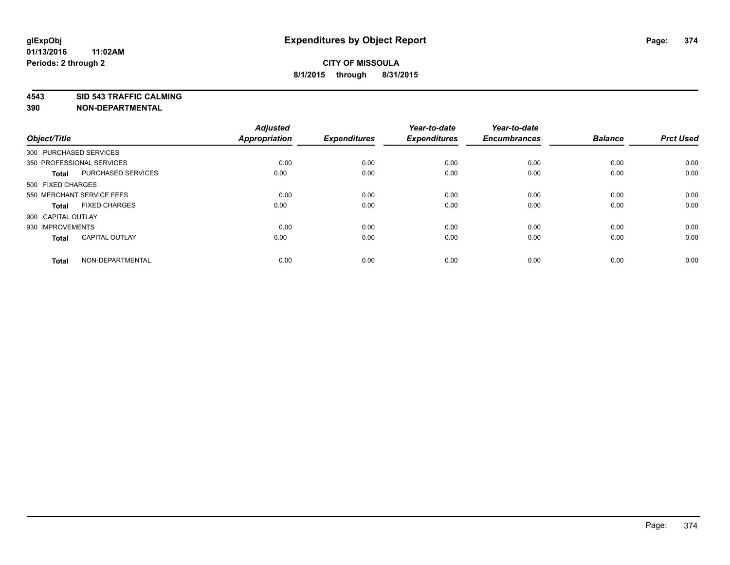**Expenditures by Object Report**

**CITY OF MISSOULA**

**8/1/2015 through 8/31/2015**

glExpObj
01/13/2016 11:02AM
Periods: 2 through 2

## 4543 SID 543 TRAFFIC CALMING
## 390 NON-DEPARTMENTAL

| Object/Title | | Adjusted Appropriation | Expenditures | Year-to-date Expenditures | Year-to-date Encumbrances | Balance | Prct Used |
|---|---|---|---|---|---|---|---|
| 300 PURCHASED SERVICES | | | | | | | |
| 350 PROFESSIONAL SERVICES | | 0.00 | 0.00 | 0.00 | 0.00 | 0.00 | 0.00 |
| **Total** | PURCHASED SERVICES | 0.00 | 0.00 | 0.00 | 0.00 | 0.00 | 0.00 |
| 500 FIXED CHARGES | | | | | | | |
| 550 MERCHANT SERVICE FEES | | 0.00 | 0.00 | 0.00 | 0.00 | 0.00 | 0.00 |
| **Total** | FIXED CHARGES | 0.00 | 0.00 | 0.00 | 0.00 | 0.00 | 0.00 |
| 900 CAPITAL OUTLAY | | | | | | | |
| 930 IMPROVEMENTS | | 0.00 | 0.00 | 0.00 | 0.00 | 0.00 | 0.00 |
| **Total** | CAPITAL OUTLAY | 0.00 | 0.00 | 0.00 | 0.00 | 0.00 | 0.00 |
| **Total** | NON-DEPARTMENTAL | 0.00 | 0.00 | 0.00 | 0.00 | 0.00 | 0.00 |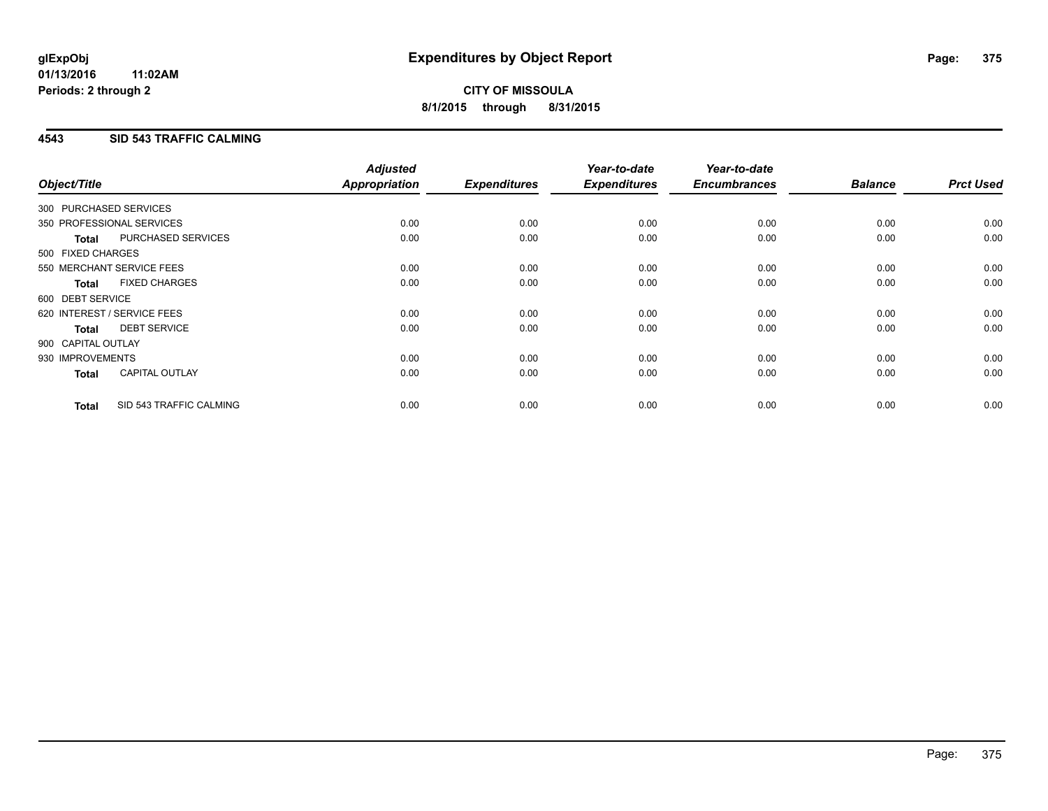# Expenditures by Object Report

glExpObj
01/13/2016 11:02AM
Periods: 2 through 2

**CITY OF MISSOULA**
**8/1/2015 through 8/31/2015**

## 4543 SID 543 TRAFFIC CALMING

| Object/Title | | Adjusted Appropriation | Expenditures | Year-to-date Expenditures | Year-to-date Encumbrances | Balance | Prct Used |
|---|---|---|---|---|---|---|---|
| 300 PURCHASED SERVICES | | | | | | | |
| 350 PROFESSIONAL SERVICES | | 0.00 | 0.00 | 0.00 | 0.00 | 0.00 | 0.00 |
| **Total** | PURCHASED SERVICES | 0.00 | 0.00 | 0.00 | 0.00 | 0.00 | 0.00 |
| 500 FIXED CHARGES | | | | | | | |
| 550 MERCHANT SERVICE FEES | | 0.00 | 0.00 | 0.00 | 0.00 | 0.00 | 0.00 |
| **Total** | FIXED CHARGES | 0.00 | 0.00 | 0.00 | 0.00 | 0.00 | 0.00 |
| 600 DEBT SERVICE | | | | | | | |
| 620 INTEREST / SERVICE FEES | | 0.00 | 0.00 | 0.00 | 0.00 | 0.00 | 0.00 |
| **Total** | DEBT SERVICE | 0.00 | 0.00 | 0.00 | 0.00 | 0.00 | 0.00 |
| 900 CAPITAL OUTLAY | | | | | | | |
| 930 IMPROVEMENTS | | 0.00 | 0.00 | 0.00 | 0.00 | 0.00 | 0.00 |
| **Total** | CAPITAL OUTLAY | 0.00 | 0.00 | 0.00 | 0.00 | 0.00 | 0.00 |
| **Total** | SID 543 TRAFFIC CALMING | 0.00 | 0.00 | 0.00 | 0.00 | 0.00 | 0.00 |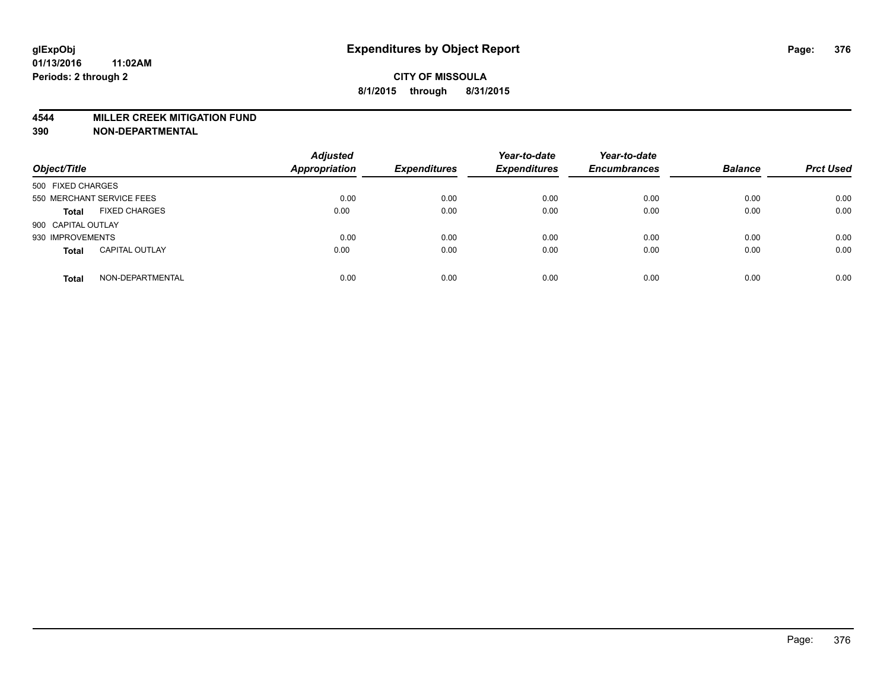**glExpObj** **Expenditures by Object Report**

**01/13/2016 11:02AM**

**Periods: 2 through 2**

**CITY OF MISSOULA**

**8/1/2015 through 8/31/2015**

**4544 MILLER CREEK MITIGATION FUND**

**390 NON-DEPARTMENTAL**

| Object/Title | | Adjusted Appropriation | Expenditures | Year-to-date Expenditures | Year-to-date Encumbrances | Balance | Prct Used |
|---|---|---|---|---|---|---|---|
| 500 FIXED CHARGES | | | | | | | |
| 550 MERCHANT SERVICE FEES | | 0.00 | 0.00 | 0.00 | 0.00 | 0.00 | 0.00 |
| **Total** | FIXED CHARGES | 0.00 | 0.00 | 0.00 | 0.00 | 0.00 | 0.00 |
| 900 CAPITAL OUTLAY | | | | | | | |
| 930 IMPROVEMENTS | | 0.00 | 0.00 | 0.00 | 0.00 | 0.00 | 0.00 |
| **Total** | CAPITAL OUTLAY | 0.00 | 0.00 | 0.00 | 0.00 | 0.00 | 0.00 |
| **Total** | NON-DEPARTMENTAL | 0.00 | 0.00 | 0.00 | 0.00 | 0.00 | 0.00 |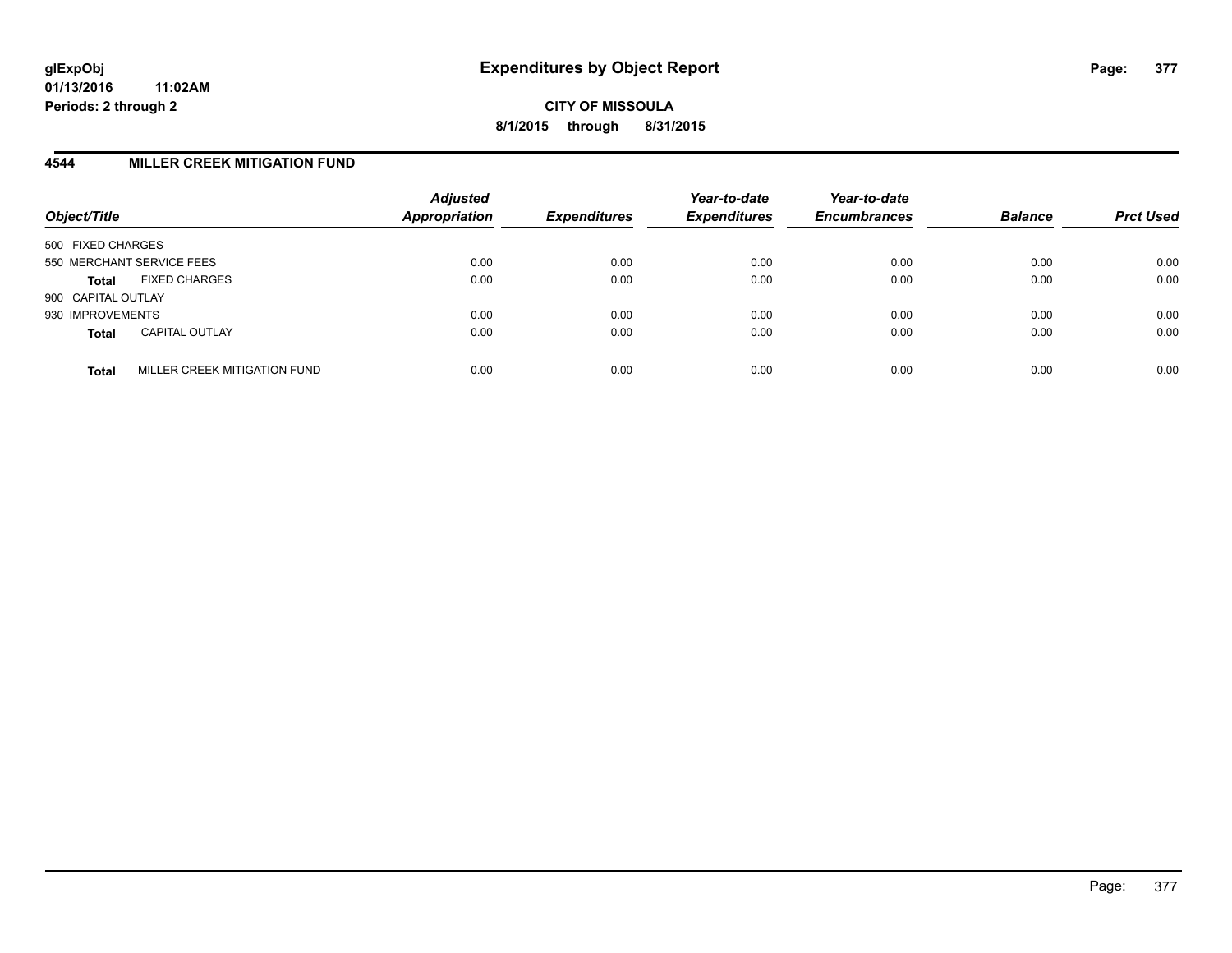# Expenditures by Object Report

glExpObj
01/13/2016 11:02AM
Periods: 2 through 2

**CITY OF MISSOULA**
**8/1/2015 through 8/31/2015**

## 4544 MILLER CREEK MITIGATION FUND

| Object/Title | | Adjusted Appropriation | Expenditures | Year-to-date Expenditures | Year-to-date Encumbrances | Balance | Prct Used |
|---|---|---|---|---|---|---|---|
| 500 FIXED CHARGES | | | | | | | |
| 550 MERCHANT SERVICE FEES | | 0.00 | 0.00 | 0.00 | 0.00 | 0.00 | 0.00 |
| **Total** | FIXED CHARGES | 0.00 | 0.00 | 0.00 | 0.00 | 0.00 | 0.00 |
| 900 CAPITAL OUTLAY | | | | | | | |
| 930 IMPROVEMENTS | | 0.00 | 0.00 | 0.00 | 0.00 | 0.00 | 0.00 |
| **Total** | CAPITAL OUTLAY | 0.00 | 0.00 | 0.00 | 0.00 | 0.00 | 0.00 |
| **Total** | MILLER CREEK MITIGATION FUND | 0.00 | 0.00 | 0.00 | 0.00 | 0.00 | 0.00 |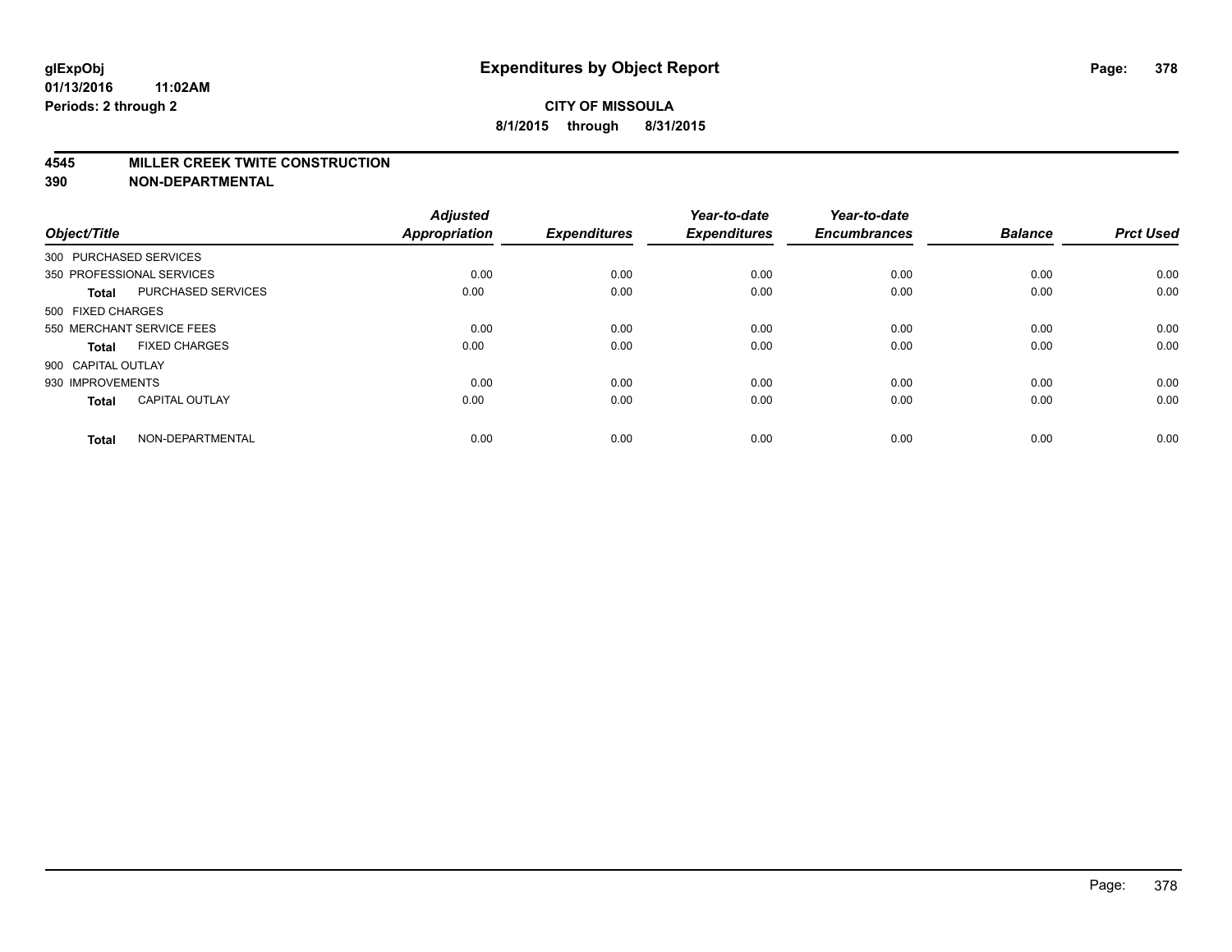# Expenditures by Object Report

glExpObj
01/13/2016 11:02AM
Periods: 2 through 2

**CITY OF MISSOULA**
**8/1/2015 through 8/31/2015**

**4545 MILLER CREEK TWITE CONSTRUCTION**
**390 NON-DEPARTMENTAL**

| Object/Title | | Adjusted Appropriation | Expenditures | Year-to-date Expenditures | Year-to-date Encumbrances | Balance | Prct Used |
|---|---|---|---|---|---|---|---|
| 300 PURCHASED SERVICES | | | | | | | |
| 350 PROFESSIONAL SERVICES | | 0.00 | 0.00 | 0.00 | 0.00 | 0.00 | 0.00 |
| **Total** | PURCHASED SERVICES | 0.00 | 0.00 | 0.00 | 0.00 | 0.00 | 0.00 |
| 500 FIXED CHARGES | | | | | | | |
| 550 MERCHANT SERVICE FEES | | 0.00 | 0.00 | 0.00 | 0.00 | 0.00 | 0.00 |
| **Total** | FIXED CHARGES | 0.00 | 0.00 | 0.00 | 0.00 | 0.00 | 0.00 |
| 900 CAPITAL OUTLAY | | | | | | | |
| 930 IMPROVEMENTS | | 0.00 | 0.00 | 0.00 | 0.00 | 0.00 | 0.00 |
| **Total** | CAPITAL OUTLAY | 0.00 | 0.00 | 0.00 | 0.00 | 0.00 | 0.00 |
| **Total** | NON-DEPARTMENTAL | 0.00 | 0.00 | 0.00 | 0.00 | 0.00 | 0.00 |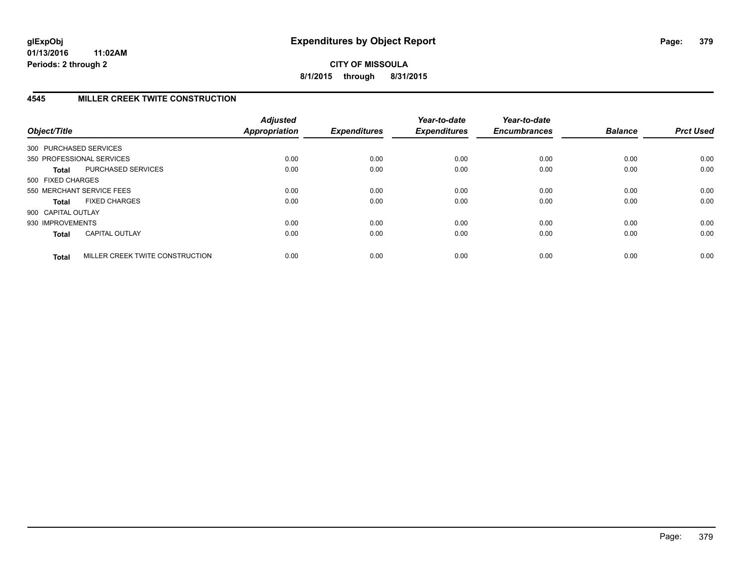**glExpObj**
**01/13/2016 11:02AM**
**Periods: 2 through 2**

# Expenditures by Object Report

**CITY OF MISSOULA**
**8/1/2015 through 8/31/2015**

## 4545 MILLER CREEK TWITE CONSTRUCTION

| Object/Title | | *Adjusted Appropriation* | *Expenditures* | *Year-to-date Expenditures* | *Year-to-date Encumbrances* | *Balance* | *Prct Used* |
|---|---|---|---|---|---|---|---|
| 300 PURCHASED SERVICES | | | | | | | |
| 350 PROFESSIONAL SERVICES | | 0.00 | 0.00 | 0.00 | 0.00 | 0.00 | 0.00 |
| **Total** | PURCHASED SERVICES | 0.00 | 0.00 | 0.00 | 0.00 | 0.00 | 0.00 |
| 500 FIXED CHARGES | | | | | | | |
| 550 MERCHANT SERVICE FEES | | 0.00 | 0.00 | 0.00 | 0.00 | 0.00 | 0.00 |
| **Total** | FIXED CHARGES | 0.00 | 0.00 | 0.00 | 0.00 | 0.00 | 0.00 |
| 900 CAPITAL OUTLAY | | | | | | | |
| 930 IMPROVEMENTS | | 0.00 | 0.00 | 0.00 | 0.00 | 0.00 | 0.00 |
| **Total** | CAPITAL OUTLAY | 0.00 | 0.00 | 0.00 | 0.00 | 0.00 | 0.00 |
| **Total** | MILLER CREEK TWITE CONSTRUCTION | 0.00 | 0.00 | 0.00 | 0.00 | 0.00 | 0.00 |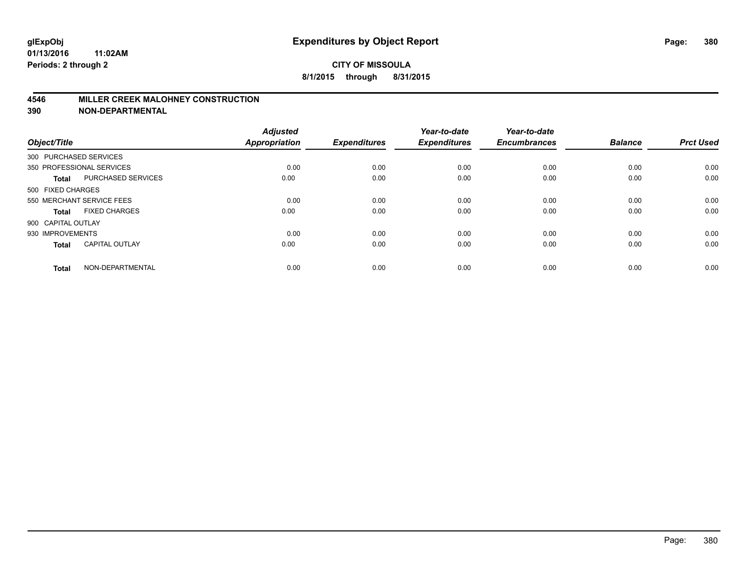**glExpObj**
**01/13/2016 11:02AM**
**Periods: 2 through 2**

# Expenditures by Object Report

**CITY OF MISSOULA**
**8/1/2015 through 8/31/2015**

## 4546 MILLER CREEK MALOHNEY CONSTRUCTION
## 390 NON-DEPARTMENTAL

| Object/Title | | Adjusted Appropriation | Expenditures | Year-to-date Expenditures | Year-to-date Encumbrances | Balance | Prct Used |
|---|---|---|---|---|---|---|---|
| 300 PURCHASED SERVICES | | | | | | | |
| 350 PROFESSIONAL SERVICES | | 0.00 | 0.00 | 0.00 | 0.00 | 0.00 | 0.00 |
| **Total** | PURCHASED SERVICES | 0.00 | 0.00 | 0.00 | 0.00 | 0.00 | 0.00 |
| 500 FIXED CHARGES | | | | | | | |
| 550 MERCHANT SERVICE FEES | | 0.00 | 0.00 | 0.00 | 0.00 | 0.00 | 0.00 |
| **Total** | FIXED CHARGES | 0.00 | 0.00 | 0.00 | 0.00 | 0.00 | 0.00 |
| 900 CAPITAL OUTLAY | | | | | | | |
| 930 IMPROVEMENTS | | 0.00 | 0.00 | 0.00 | 0.00 | 0.00 | 0.00 |
| **Total** | CAPITAL OUTLAY | 0.00 | 0.00 | 0.00 | 0.00 | 0.00 | 0.00 |
| **Total** | NON-DEPARTMENTAL | 0.00 | 0.00 | 0.00 | 0.00 | 0.00 | 0.00 |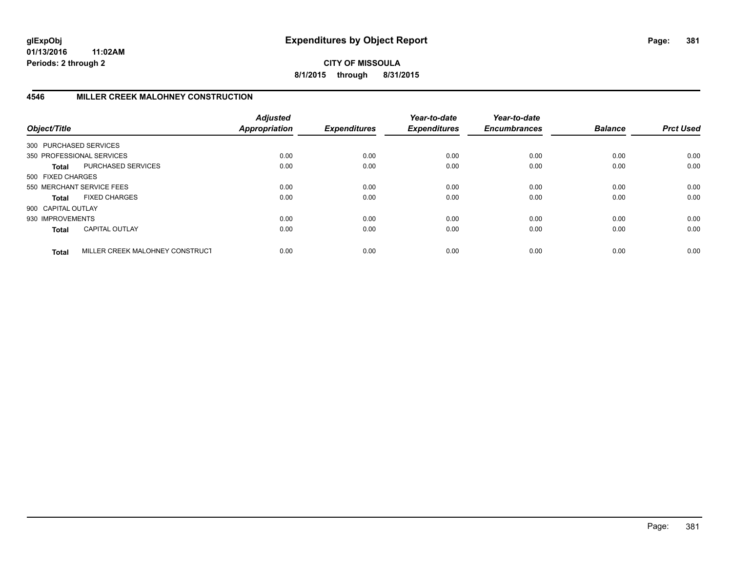# Expenditures by Object Report

**CITY OF MISSOULA**

**8/1/2015 through 8/31/2015**

glExpObj
01/13/2016 11:02AM
Periods: 2 through 2

## 4546 MILLER CREEK MALOHNEY CONSTRUCTION

| Object/Title | | Adjusted Appropriation | Expenditures | Year-to-date Expenditures | Year-to-date Encumbrances | Balance | Prct Used |
|---|---|---|---|---|---|---|---|
| 300 PURCHASED SERVICES | | | | | | | |
| 350 PROFESSIONAL SERVICES | | 0.00 | 0.00 | 0.00 | 0.00 | 0.00 | 0.00 |
| **Total** | PURCHASED SERVICES | 0.00 | 0.00 | 0.00 | 0.00 | 0.00 | 0.00 |
| 500 FIXED CHARGES | | | | | | | |
| 550 MERCHANT SERVICE FEES | | 0.00 | 0.00 | 0.00 | 0.00 | 0.00 | 0.00 |
| **Total** | FIXED CHARGES | 0.00 | 0.00 | 0.00 | 0.00 | 0.00 | 0.00 |
| 900 CAPITAL OUTLAY | | | | | | | |
| 930 IMPROVEMENTS | | 0.00 | 0.00 | 0.00 | 0.00 | 0.00 | 0.00 |
| **Total** | CAPITAL OUTLAY | 0.00 | 0.00 | 0.00 | 0.00 | 0.00 | 0.00 |
| **Total** | MILLER CREEK MALOHNEY CONSTRUCT | 0.00 | 0.00 | 0.00 | 0.00 | 0.00 | 0.00 |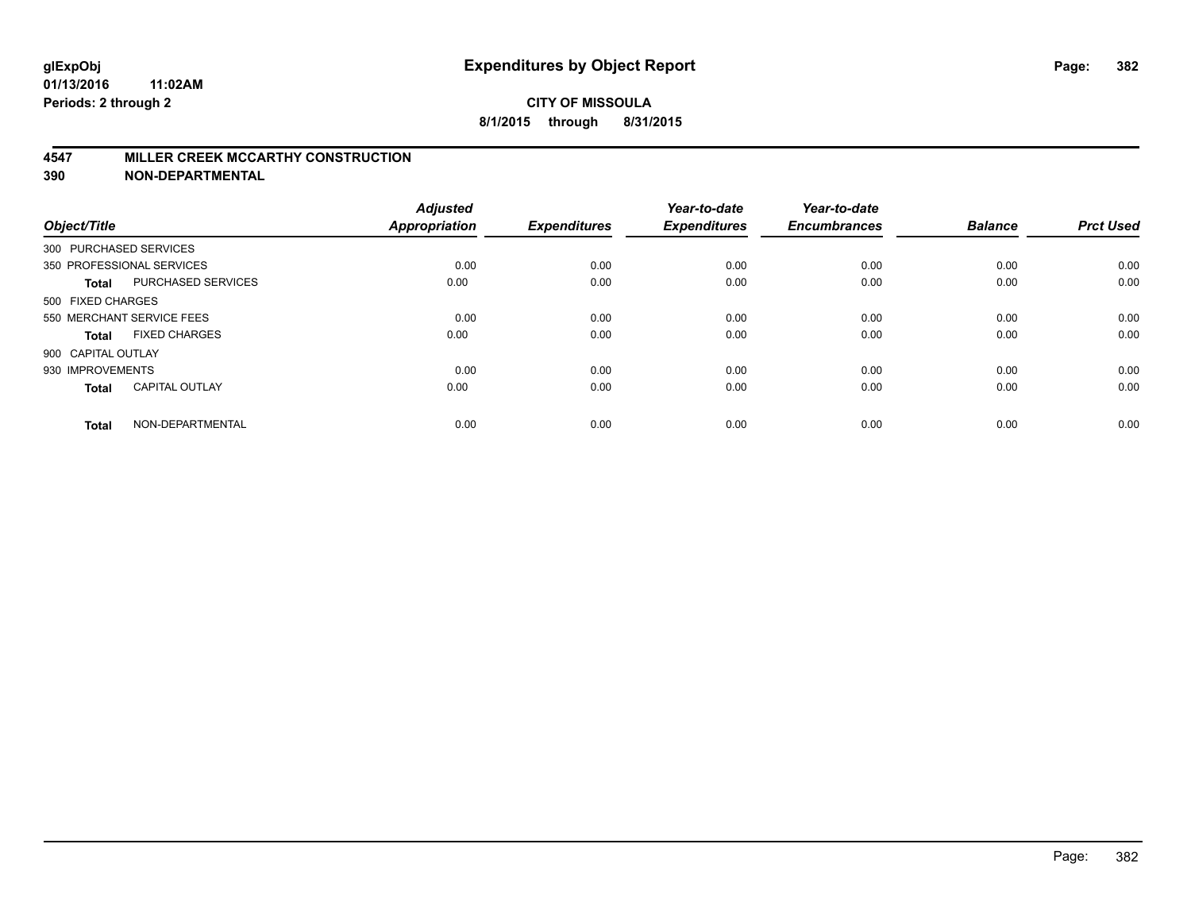# Expenditures by Object Report

glExpObj
01/13/2016 11:02AM
Periods: 2 through 2

**CITY OF MISSOULA**
**8/1/2015 through 8/31/2015**

## 4547 MILLER CREEK MCCARTHY CONSTRUCTION
## 390 NON-DEPARTMENTAL

| Object/Title | | Adjusted Appropriation | Expenditures | Year-to-date Expenditures | Year-to-date Encumbrances | Balance | Prct Used |
|---|---|---|---|---|---|---|---|
| 300 PURCHASED SERVICES | | | | | | | |
| 350 PROFESSIONAL SERVICES | | 0.00 | 0.00 | 0.00 | 0.00 | 0.00 | 0.00 |
| **Total** | PURCHASED SERVICES | 0.00 | 0.00 | 0.00 | 0.00 | 0.00 | 0.00 |
| 500 FIXED CHARGES | | | | | | | |
| 550 MERCHANT SERVICE FEES | | 0.00 | 0.00 | 0.00 | 0.00 | 0.00 | 0.00 |
| **Total** | FIXED CHARGES | 0.00 | 0.00 | 0.00 | 0.00 | 0.00 | 0.00 |
| 900 CAPITAL OUTLAY | | | | | | | |
| 930 IMPROVEMENTS | | 0.00 | 0.00 | 0.00 | 0.00 | 0.00 | 0.00 |
| **Total** | CAPITAL OUTLAY | 0.00 | 0.00 | 0.00 | 0.00 | 0.00 | 0.00 |
| **Total** | NON-DEPARTMENTAL | 0.00 | 0.00 | 0.00 | 0.00 | 0.00 | 0.00 |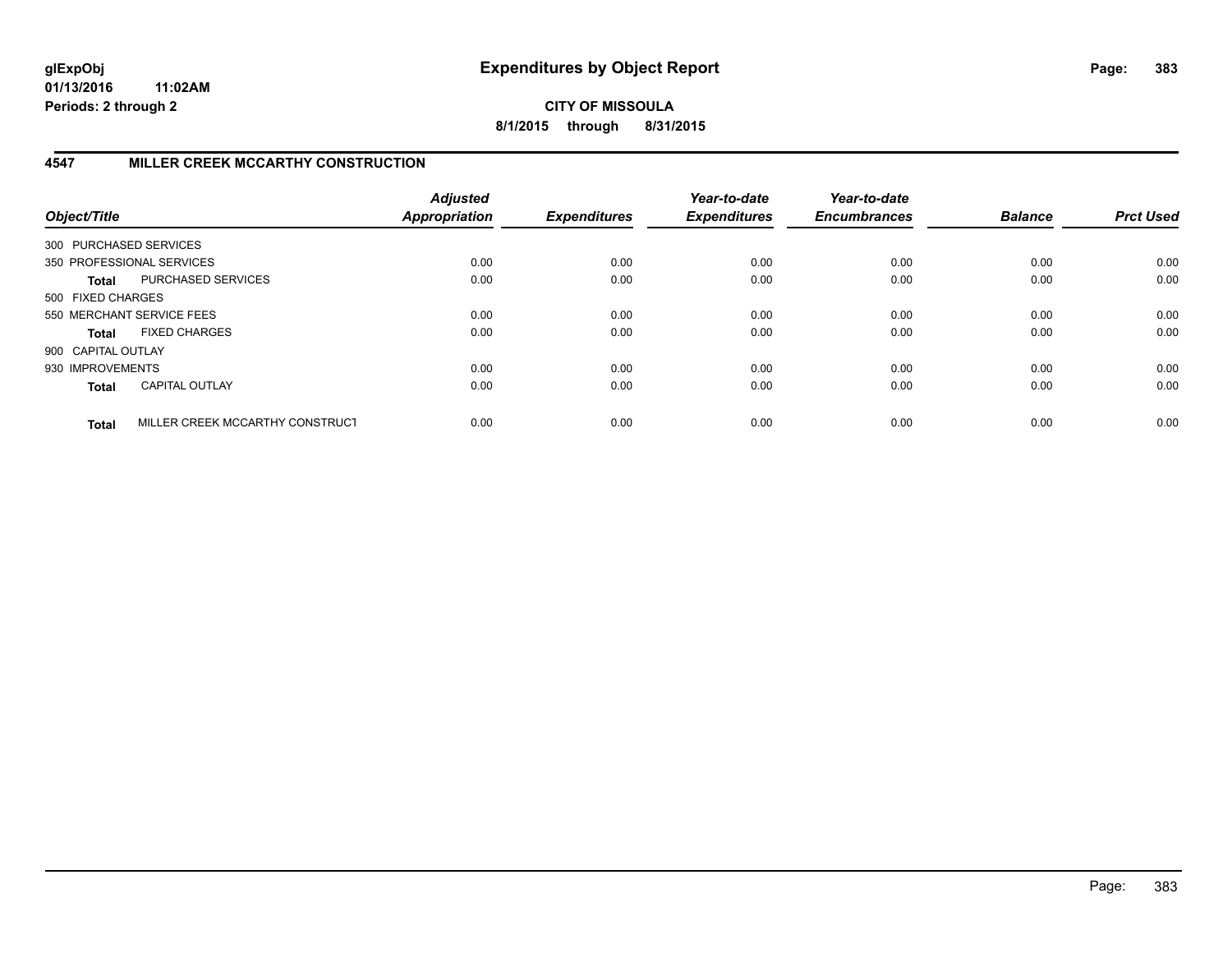**CITY OF MISSOULA**

**8/1/2015 through 8/31/2015**

## 4547 MILLER CREEK MCCARTHY CONSTRUCTION

| Object/Title | | Adjusted Appropriation | Expenditures | Year-to-date Expenditures | Year-to-date Encumbrances | Balance | Prct Used |
|---|---|---|---|---|---|---|---|
| 300 PURCHASED SERVICES | | | | | | | |
| 350 PROFESSIONAL SERVICES | | 0.00 | 0.00 | 0.00 | 0.00 | 0.00 | 0.00 |
| **Total** | PURCHASED SERVICES | 0.00 | 0.00 | 0.00 | 0.00 | 0.00 | 0.00 |
| 500 FIXED CHARGES | | | | | | | |
| 550 MERCHANT SERVICE FEES | | 0.00 | 0.00 | 0.00 | 0.00 | 0.00 | 0.00 |
| **Total** | FIXED CHARGES | 0.00 | 0.00 | 0.00 | 0.00 | 0.00 | 0.00 |
| 900 CAPITAL OUTLAY | | | | | | | |
| 930 IMPROVEMENTS | | 0.00 | 0.00 | 0.00 | 0.00 | 0.00 | 0.00 |
| **Total** | CAPITAL OUTLAY | 0.00 | 0.00 | 0.00 | 0.00 | 0.00 | 0.00 |
| **Total** | MILLER CREEK MCCARTHY CONSTRUCT | 0.00 | 0.00 | 0.00 | 0.00 | 0.00 | 0.00 |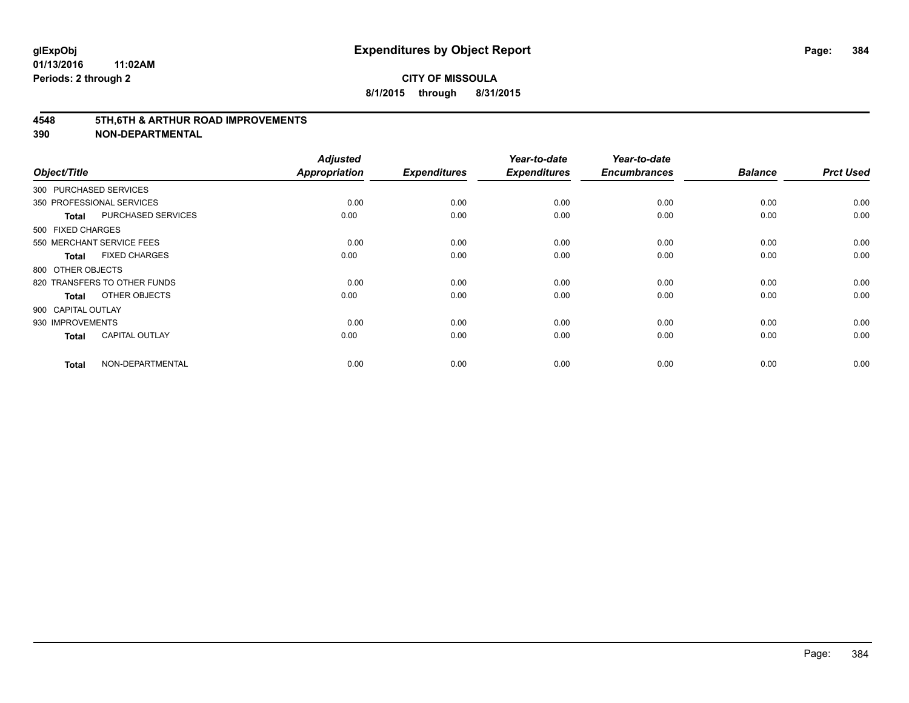**glExpObj**
**01/13/2016 11:02AM**
**Periods: 2 through 2**

# Expenditures by Object Report

**CITY OF MISSOULA**
**8/1/2015 through 8/31/2015**

## 4548 5TH,6TH & ARTHUR ROAD IMPROVEMENTS
## 390 NON-DEPARTMENTAL

| Object/Title | | *Adjusted Appropriation* | *Expenditures* | *Year-to-date Expenditures* | *Year-to-date Encumbrances* | *Balance* | *Prct Used* |
|---|---|---|---|---|---|---|---|
| 300 PURCHASED SERVICES | | | | | | | |
| 350 PROFESSIONAL SERVICES | | 0.00 | 0.00 | 0.00 | 0.00 | 0.00 | 0.00 |
| **Total** | PURCHASED SERVICES | 0.00 | 0.00 | 0.00 | 0.00 | 0.00 | 0.00 |
| 500 FIXED CHARGES | | | | | | | |
| 550 MERCHANT SERVICE FEES | | 0.00 | 0.00 | 0.00 | 0.00 | 0.00 | 0.00 |
| **Total** | FIXED CHARGES | 0.00 | 0.00 | 0.00 | 0.00 | 0.00 | 0.00 |
| 800 OTHER OBJECTS | | | | | | | |
| 820 TRANSFERS TO OTHER FUNDS | | 0.00 | 0.00 | 0.00 | 0.00 | 0.00 | 0.00 |
| **Total** | OTHER OBJECTS | 0.00 | 0.00 | 0.00 | 0.00 | 0.00 | 0.00 |
| 900 CAPITAL OUTLAY | | | | | | | |
| 930 IMPROVEMENTS | | 0.00 | 0.00 | 0.00 | 0.00 | 0.00 | 0.00 |
| **Total** | CAPITAL OUTLAY | 0.00 | 0.00 | 0.00 | 0.00 | 0.00 | 0.00 |
| **Total** | NON-DEPARTMENTAL | 0.00 | 0.00 | 0.00 | 0.00 | 0.00 | 0.00 |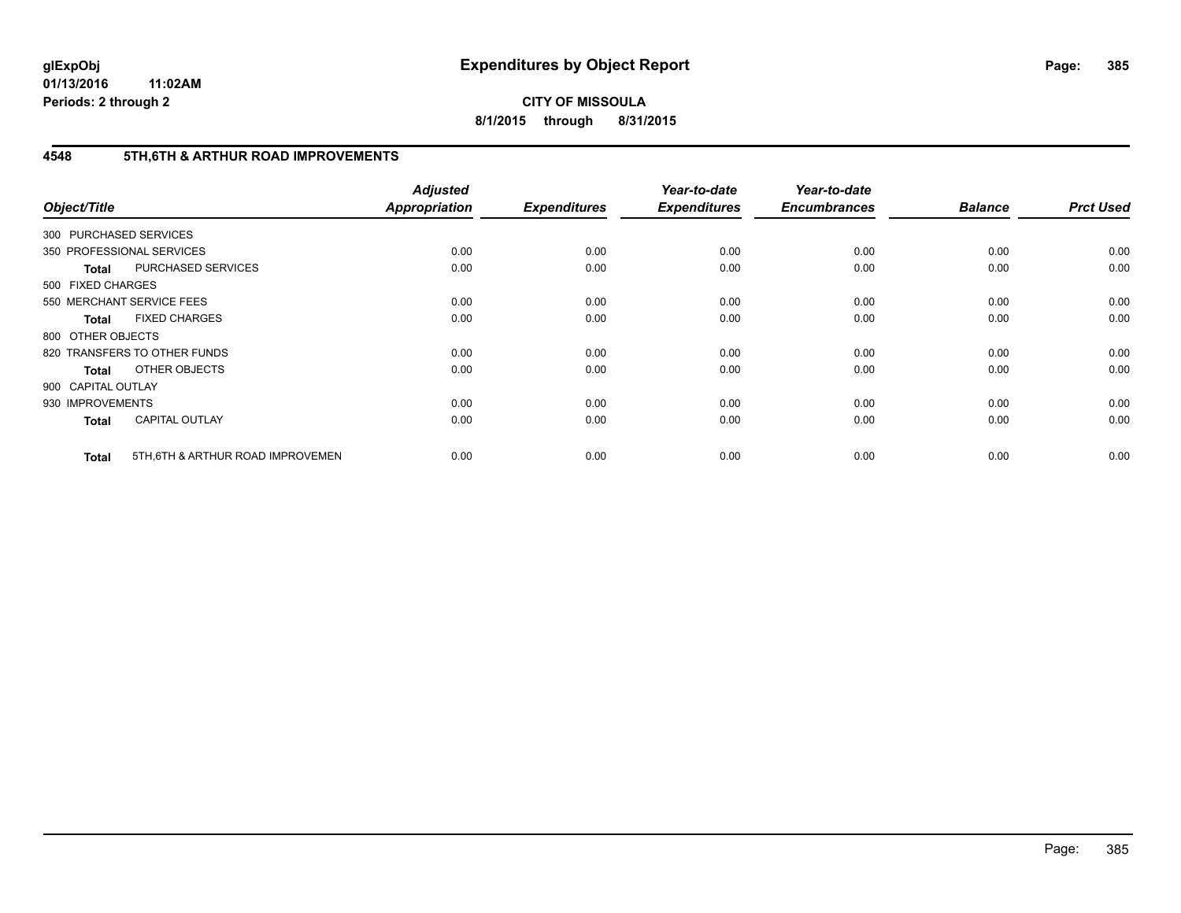**glExpObj**
**01/13/2016 11:02AM**
**Periods: 2 through 2**

# Expenditures by Object Report

**CITY OF MISSOULA**
**8/1/2015 through 8/31/2015**

## 4548 5TH,6TH & ARTHUR ROAD IMPROVEMENTS

| Object/Title | | *Adjusted Appropriation* | *Expenditures* | *Year-to-date Expenditures* | *Year-to-date Encumbrances* | *Balance* | *Prct Used* |
|---|---|---|---|---|---|---|---|
| 300 PURCHASED SERVICES | | | | | | | |
| 350 PROFESSIONAL SERVICES | | 0.00 | 0.00 | 0.00 | 0.00 | 0.00 | 0.00 |
| **Total** | PURCHASED SERVICES | 0.00 | 0.00 | 0.00 | 0.00 | 0.00 | 0.00 |
| 500 FIXED CHARGES | | | | | | | |
| 550 MERCHANT SERVICE FEES | | 0.00 | 0.00 | 0.00 | 0.00 | 0.00 | 0.00 |
| **Total** | FIXED CHARGES | 0.00 | 0.00 | 0.00 | 0.00 | 0.00 | 0.00 |
| 800 OTHER OBJECTS | | | | | | | |
| 820 TRANSFERS TO OTHER FUNDS | | 0.00 | 0.00 | 0.00 | 0.00 | 0.00 | 0.00 |
| **Total** | OTHER OBJECTS | 0.00 | 0.00 | 0.00 | 0.00 | 0.00 | 0.00 |
| 900 CAPITAL OUTLAY | | | | | | | |
| 930 IMPROVEMENTS | | 0.00 | 0.00 | 0.00 | 0.00 | 0.00 | 0.00 |
| **Total** | CAPITAL OUTLAY | 0.00 | 0.00 | 0.00 | 0.00 | 0.00 | 0.00 |
| **Total** | 5TH,6TH & ARTHUR ROAD IMPROVEMEN | 0.00 | 0.00 | 0.00 | 0.00 | 0.00 | 0.00 |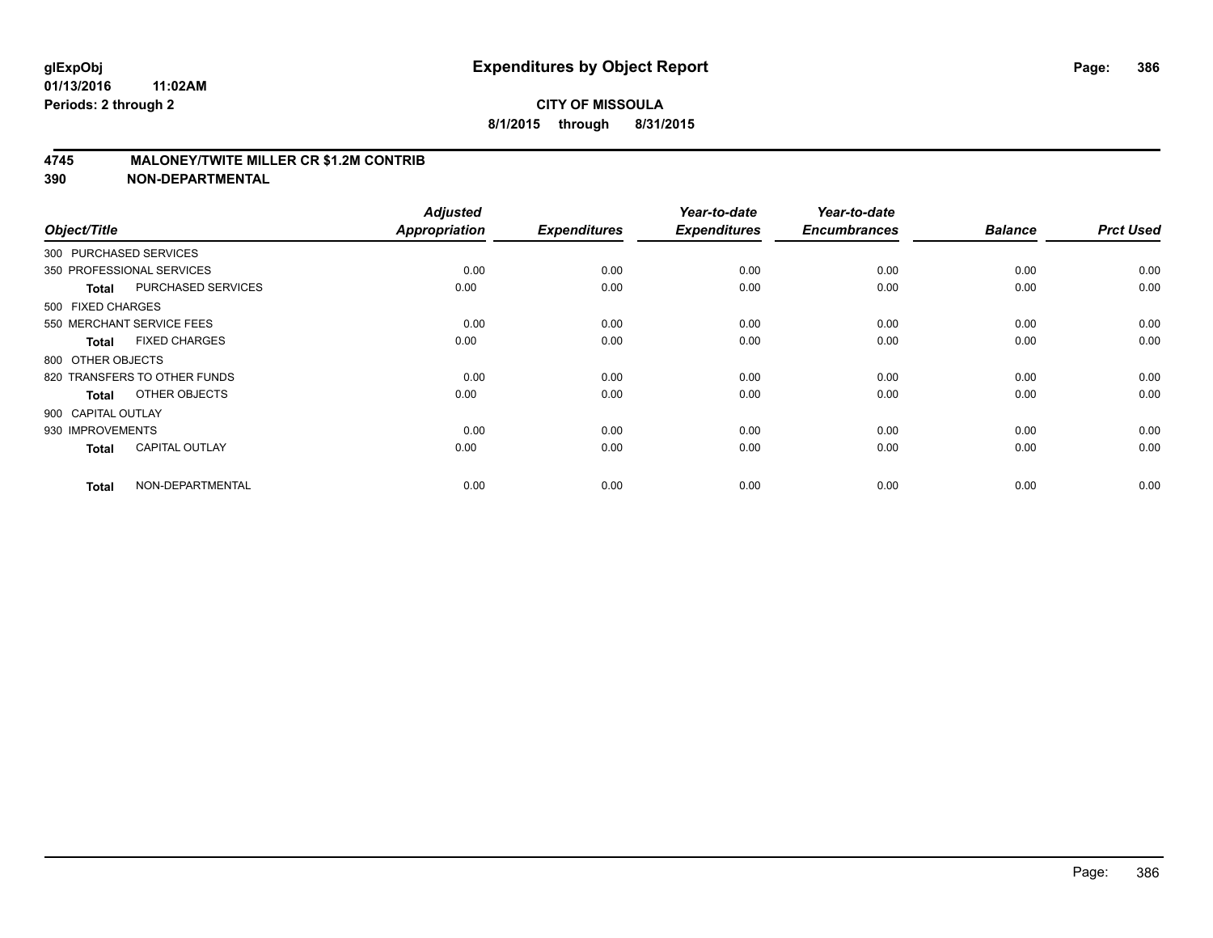**glExpObj**
**01/13/2016 11:02AM**
**Periods: 2 through 2**

# Expenditures by Object Report

**CITY OF MISSOULA**
**8/1/2015 through 8/31/2015**

## 4745 MALONEY/TWITE MILLER CR $1.2M CONTRIB
## 390 NON-DEPARTMENTAL

| Object/Title | | Adjusted Appropriation | Expenditures | Year-to-date Expenditures | Year-to-date Encumbrances | Balance | Prct Used |
|---|---|---|---|---|---|---|---|
| 300 PURCHASED SERVICES | | | | | | | |
| 350 PROFESSIONAL SERVICES | | 0.00 | 0.00 | 0.00 | 0.00 | 0.00 | 0.00 |
| **Total** | PURCHASED SERVICES | 0.00 | 0.00 | 0.00 | 0.00 | 0.00 | 0.00 |
| 500 FIXED CHARGES | | | | | | | |
| 550 MERCHANT SERVICE FEES | | 0.00 | 0.00 | 0.00 | 0.00 | 0.00 | 0.00 |
| **Total** | FIXED CHARGES | 0.00 | 0.00 | 0.00 | 0.00 | 0.00 | 0.00 |
| 800 OTHER OBJECTS | | | | | | | |
| 820 TRANSFERS TO OTHER FUNDS | | 0.00 | 0.00 | 0.00 | 0.00 | 0.00 | 0.00 |
| **Total** | OTHER OBJECTS | 0.00 | 0.00 | 0.00 | 0.00 | 0.00 | 0.00 |
| 900 CAPITAL OUTLAY | | | | | | | |
| 930 IMPROVEMENTS | | 0.00 | 0.00 | 0.00 | 0.00 | 0.00 | 0.00 |
| **Total** | CAPITAL OUTLAY | 0.00 | 0.00 | 0.00 | 0.00 | 0.00 | 0.00 |
| **Total** | NON-DEPARTMENTAL | 0.00 | 0.00 | 0.00 | 0.00 | 0.00 | 0.00 |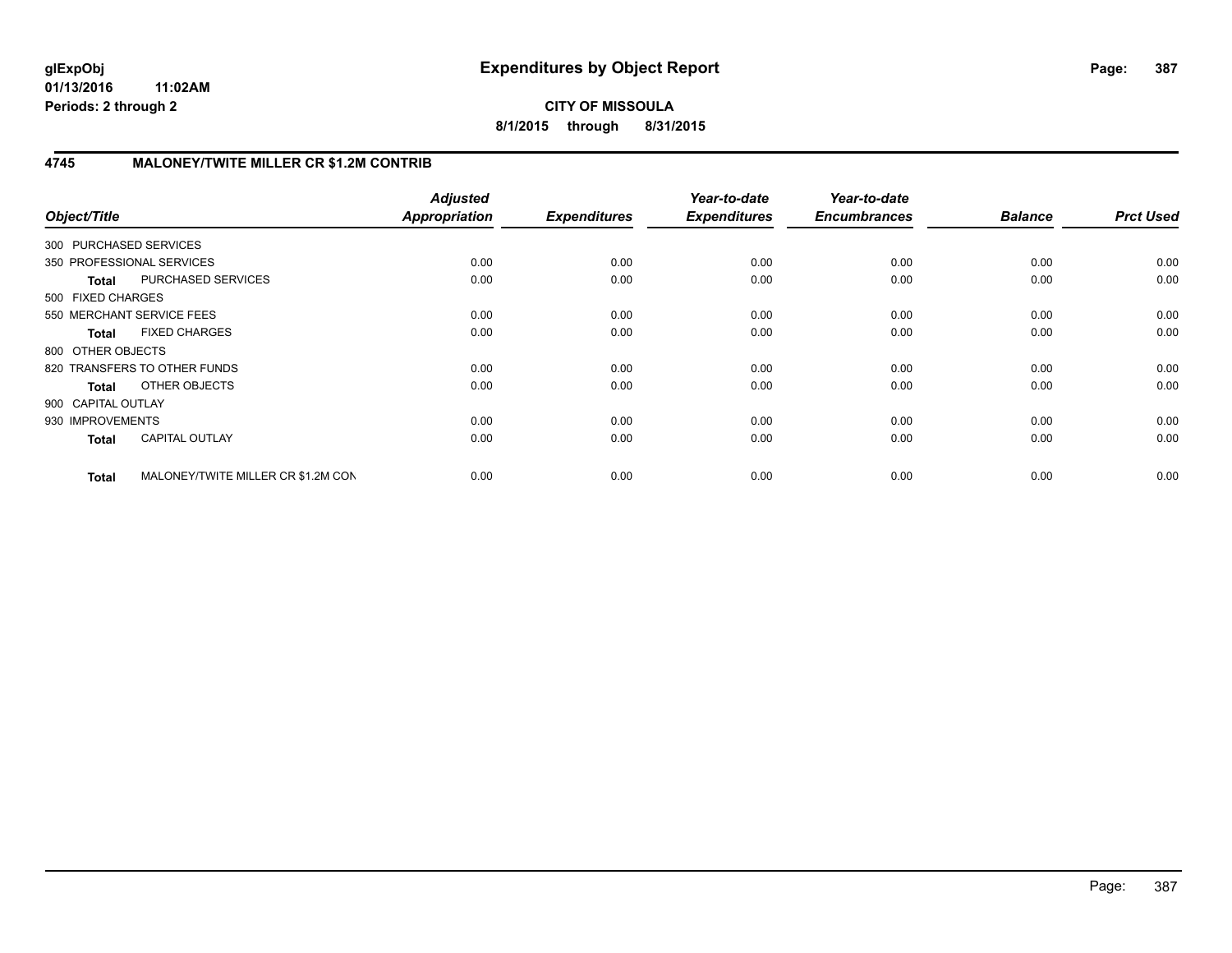**glExpObj**
**01/13/2016 11:02AM**
**Periods: 2 through 2**

# Expenditures by Object Report

**CITY OF MISSOULA**
**8/1/2015 through 8/31/2015**

## 4745 MALONEY/TWITE MILLER CR $1.2M CONTRIB

| Object/Title | | Adjusted Appropriation | Expenditures | Year-to-date Expenditures | Year-to-date Encumbrances | Balance | Prct Used |
|---|---|---|---|---|---|---|---|
| 300 PURCHASED SERVICES | | | | | | | |
| 350 PROFESSIONAL SERVICES | | 0.00 | 0.00 | 0.00 | 0.00 | 0.00 | 0.00 |
| **Total** | PURCHASED SERVICES | 0.00 | 0.00 | 0.00 | 0.00 | 0.00 | 0.00 |
| 500 FIXED CHARGES | | | | | | | |
| 550 MERCHANT SERVICE FEES | | 0.00 | 0.00 | 0.00 | 0.00 | 0.00 | 0.00 |
| **Total** | FIXED CHARGES | 0.00 | 0.00 | 0.00 | 0.00 | 0.00 | 0.00 |
| 800 OTHER OBJECTS | | | | | | | |
| 820 TRANSFERS TO OTHER FUNDS | | 0.00 | 0.00 | 0.00 | 0.00 | 0.00 | 0.00 |
| **Total** | OTHER OBJECTS | 0.00 | 0.00 | 0.00 | 0.00 | 0.00 | 0.00 |
| 900 CAPITAL OUTLAY | | | | | | | |
| 930 IMPROVEMENTS | | 0.00 | 0.00 | 0.00 | 0.00 | 0.00 | 0.00 |
| **Total** | CAPITAL OUTLAY | 0.00 | 0.00 | 0.00 | 0.00 | 0.00 | 0.00 |
| **Total** | MALONEY/TWITE MILLER CR $1.2M CON | 0.00 | 0.00 | 0.00 | 0.00 | 0.00 | 0.00 |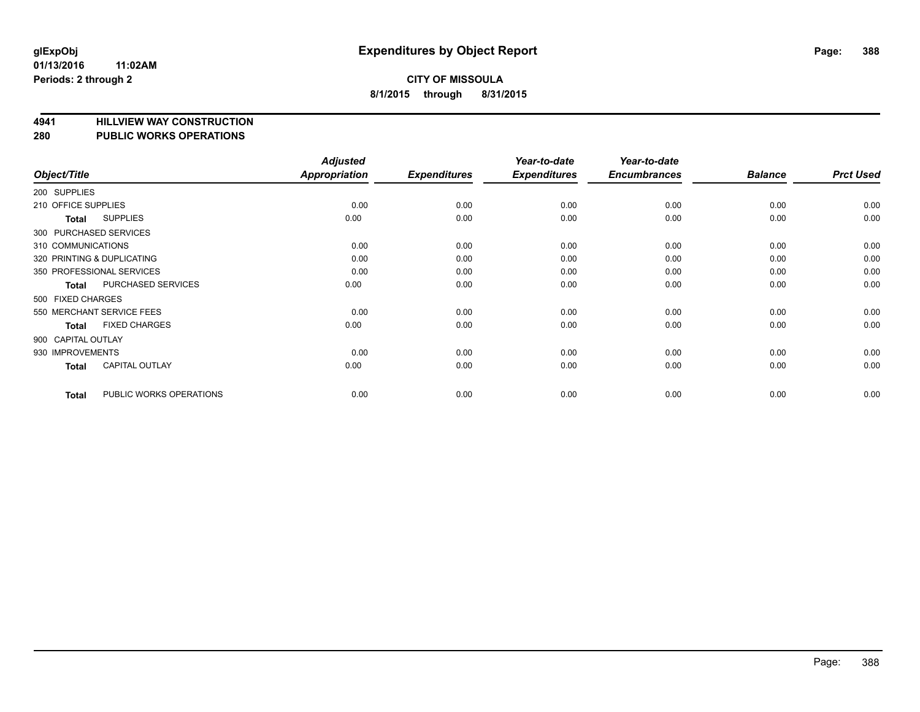# Expenditures by Object Report

**CITY OF MISSOULA**

**8/1/2015 through 8/31/2015**

glExpObj
01/13/2016 11:02AM
Periods: 2 through 2

**4941 HILLVIEW WAY CONSTRUCTION**
**280 PUBLIC WORKS OPERATIONS**

| Object/Title | Adjusted Appropriation | Expenditures | Year-to-date Expenditures | Year-to-date Encumbrances | Balance | Prct Used |
|---|---|---|---|---|---|---|
| 200 SUPPLIES | | | | | | |
| 210 OFFICE SUPPLIES | 0.00 | 0.00 | 0.00 | 0.00 | 0.00 | 0.00 |
| **Total** SUPPLIES | 0.00 | 0.00 | 0.00 | 0.00 | 0.00 | 0.00 |
| 300 PURCHASED SERVICES | | | | | | |
| 310 COMMUNICATIONS | 0.00 | 0.00 | 0.00 | 0.00 | 0.00 | 0.00 |
| 320 PRINTING & DUPLICATING | 0.00 | 0.00 | 0.00 | 0.00 | 0.00 | 0.00 |
| 350 PROFESSIONAL SERVICES | 0.00 | 0.00 | 0.00 | 0.00 | 0.00 | 0.00 |
| **Total** PURCHASED SERVICES | 0.00 | 0.00 | 0.00 | 0.00 | 0.00 | 0.00 |
| 500 FIXED CHARGES | | | | | | |
| 550 MERCHANT SERVICE FEES | 0.00 | 0.00 | 0.00 | 0.00 | 0.00 | 0.00 |
| **Total** FIXED CHARGES | 0.00 | 0.00 | 0.00 | 0.00 | 0.00 | 0.00 |
| 900 CAPITAL OUTLAY | | | | | | |
| 930 IMPROVEMENTS | 0.00 | 0.00 | 0.00 | 0.00 | 0.00 | 0.00 |
| **Total** CAPITAL OUTLAY | 0.00 | 0.00 | 0.00 | 0.00 | 0.00 | 0.00 |
| **Total** PUBLIC WORKS OPERATIONS | 0.00 | 0.00 | 0.00 | 0.00 | 0.00 | 0.00 |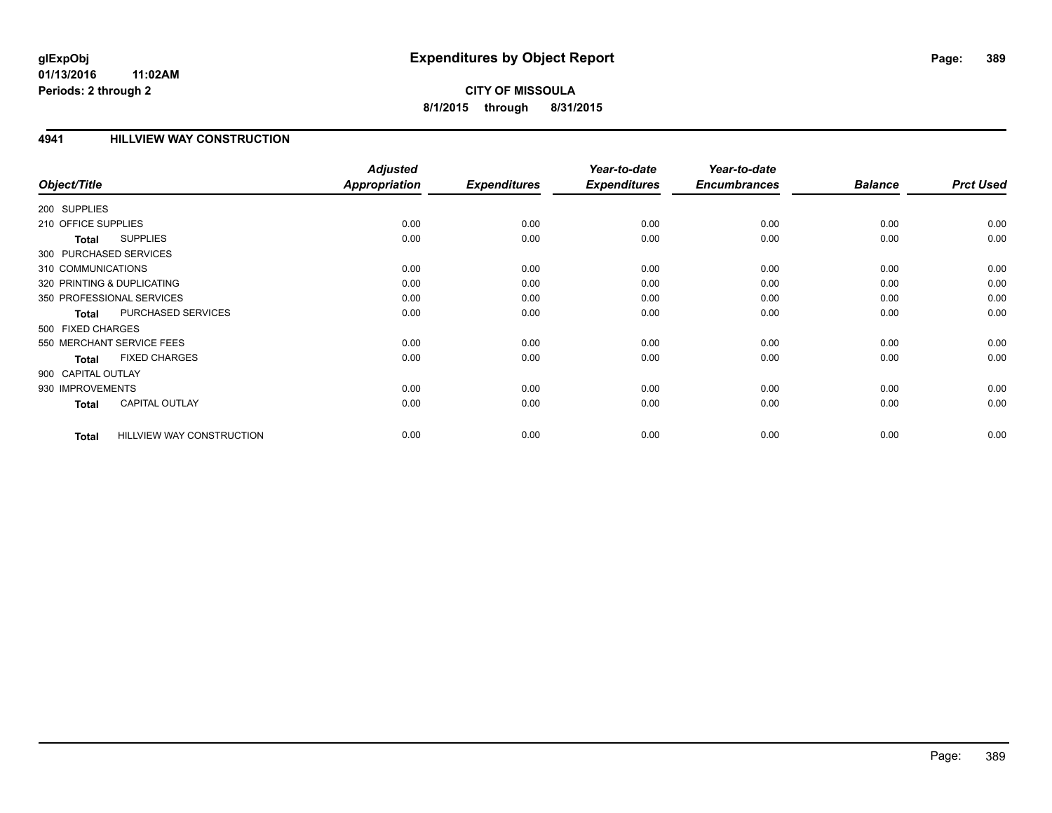# Expenditures by Object Report

glExpObj
01/13/2016 11:02AM
Periods: 2 through 2

**CITY OF MISSOULA**
**8/1/2015 through 8/31/2015**

## 4941 HILLVIEW WAY CONSTRUCTION

| Object/Title | Adjusted Appropriation | Expenditures | Year-to-date Expenditures | Year-to-date Encumbrances | Balance | Prct Used |
|---|---|---|---|---|---|---|
| 200 SUPPLIES | | | | | | |
| 210 OFFICE SUPPLIES | 0.00 | 0.00 | 0.00 | 0.00 | 0.00 | 0.00 |
| **Total** SUPPLIES | 0.00 | 0.00 | 0.00 | 0.00 | 0.00 | 0.00 |
| 300 PURCHASED SERVICES | | | | | | |
| 310 COMMUNICATIONS | 0.00 | 0.00 | 0.00 | 0.00 | 0.00 | 0.00 |
| 320 PRINTING & DUPLICATING | 0.00 | 0.00 | 0.00 | 0.00 | 0.00 | 0.00 |
| 350 PROFESSIONAL SERVICES | 0.00 | 0.00 | 0.00 | 0.00 | 0.00 | 0.00 |
| **Total** PURCHASED SERVICES | 0.00 | 0.00 | 0.00 | 0.00 | 0.00 | 0.00 |
| 500 FIXED CHARGES | | | | | | |
| 550 MERCHANT SERVICE FEES | 0.00 | 0.00 | 0.00 | 0.00 | 0.00 | 0.00 |
| **Total** FIXED CHARGES | 0.00 | 0.00 | 0.00 | 0.00 | 0.00 | 0.00 |
| 900 CAPITAL OUTLAY | | | | | | |
| 930 IMPROVEMENTS | 0.00 | 0.00 | 0.00 | 0.00 | 0.00 | 0.00 |
| **Total** CAPITAL OUTLAY | 0.00 | 0.00 | 0.00 | 0.00 | 0.00 | 0.00 |
| **Total** HILLVIEW WAY CONSTRUCTION | 0.00 | 0.00 | 0.00 | 0.00 | 0.00 | 0.00 |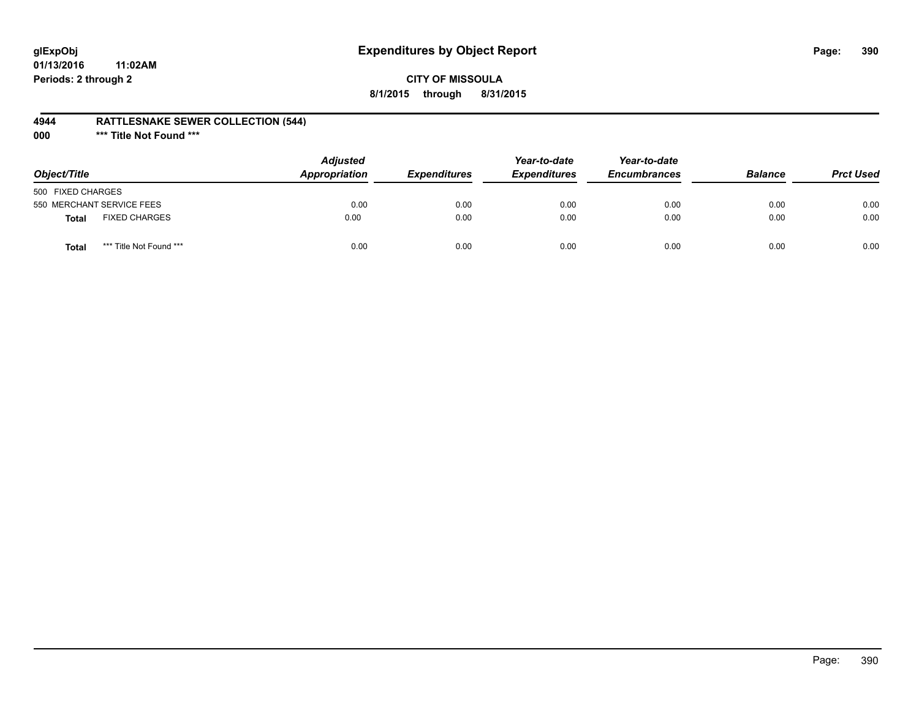# Expenditures by Object Report

glExpObj
01/13/2016 11:02AM
Periods: 2 through 2

**CITY OF MISSOULA**
**8/1/2015 through 8/31/2015**

**4944 RATTLESNAKE SEWER COLLECTION (544)**
**000 \*\*\* Title Not Found \*\*\***

| Object/Title | | Adjusted Appropriation | Expenditures | Year-to-date Expenditures | Year-to-date Encumbrances | Balance | Prct Used |
|---|---|---|---|---|---|---|---|
| 500 FIXED CHARGES | | | | | | | |
| 550 MERCHANT SERVICE FEES | | 0.00 | 0.00 | 0.00 | 0.00 | 0.00 | 0.00 |
| **Total** | FIXED CHARGES | 0.00 | 0.00 | 0.00 | 0.00 | 0.00 | 0.00 |
| **Total** | *** Title Not Found *** | 0.00 | 0.00 | 0.00 | 0.00 | 0.00 | 0.00 |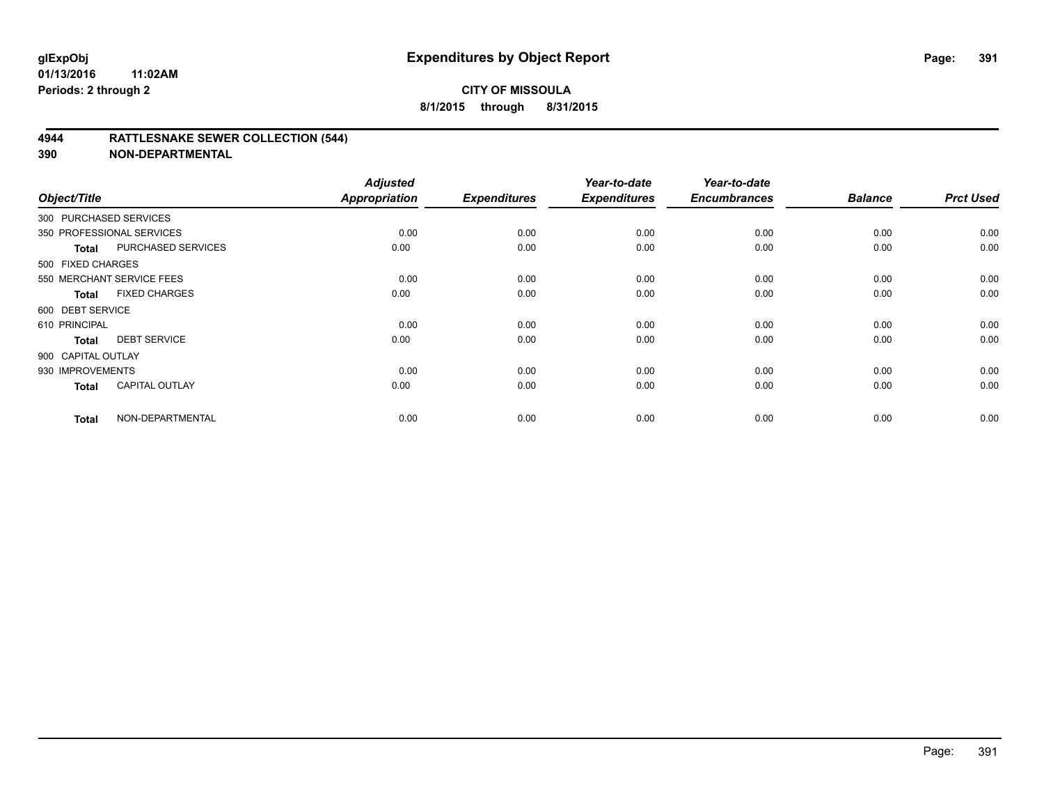**glExpObj** 01/13/2016 11:02AM
**Periods: 2 through 2**

# Expenditures by Object Report

**CITY OF MISSOULA**
**8/1/2015 through 8/31/2015**

## 4944 RATTLESNAKE SEWER COLLECTION (544)
## 390 NON-DEPARTMENTAL

| Object/Title | | Adjusted Appropriation | Expenditures | Year-to-date Expenditures | Year-to-date Encumbrances | Balance | Prct Used |
|---|---|---|---|---|---|---|---|
| 300 PURCHASED SERVICES | | | | | | | |
| 350 PROFESSIONAL SERVICES | | 0.00 | 0.00 | 0.00 | 0.00 | 0.00 | 0.00 |
| **Total** | PURCHASED SERVICES | 0.00 | 0.00 | 0.00 | 0.00 | 0.00 | 0.00 |
| 500 FIXED CHARGES | | | | | | | |
| 550 MERCHANT SERVICE FEES | | 0.00 | 0.00 | 0.00 | 0.00 | 0.00 | 0.00 |
| **Total** | FIXED CHARGES | 0.00 | 0.00 | 0.00 | 0.00 | 0.00 | 0.00 |
| 600 DEBT SERVICE | | | | | | | |
| 610 PRINCIPAL | | 0.00 | 0.00 | 0.00 | 0.00 | 0.00 | 0.00 |
| **Total** | DEBT SERVICE | 0.00 | 0.00 | 0.00 | 0.00 | 0.00 | 0.00 |
| 900 CAPITAL OUTLAY | | | | | | | |
| 930 IMPROVEMENTS | | 0.00 | 0.00 | 0.00 | 0.00 | 0.00 | 0.00 |
| **Total** | CAPITAL OUTLAY | 0.00 | 0.00 | 0.00 | 0.00 | 0.00 | 0.00 |
| **Total** | NON-DEPARTMENTAL | 0.00 | 0.00 | 0.00 | 0.00 | 0.00 | 0.00 |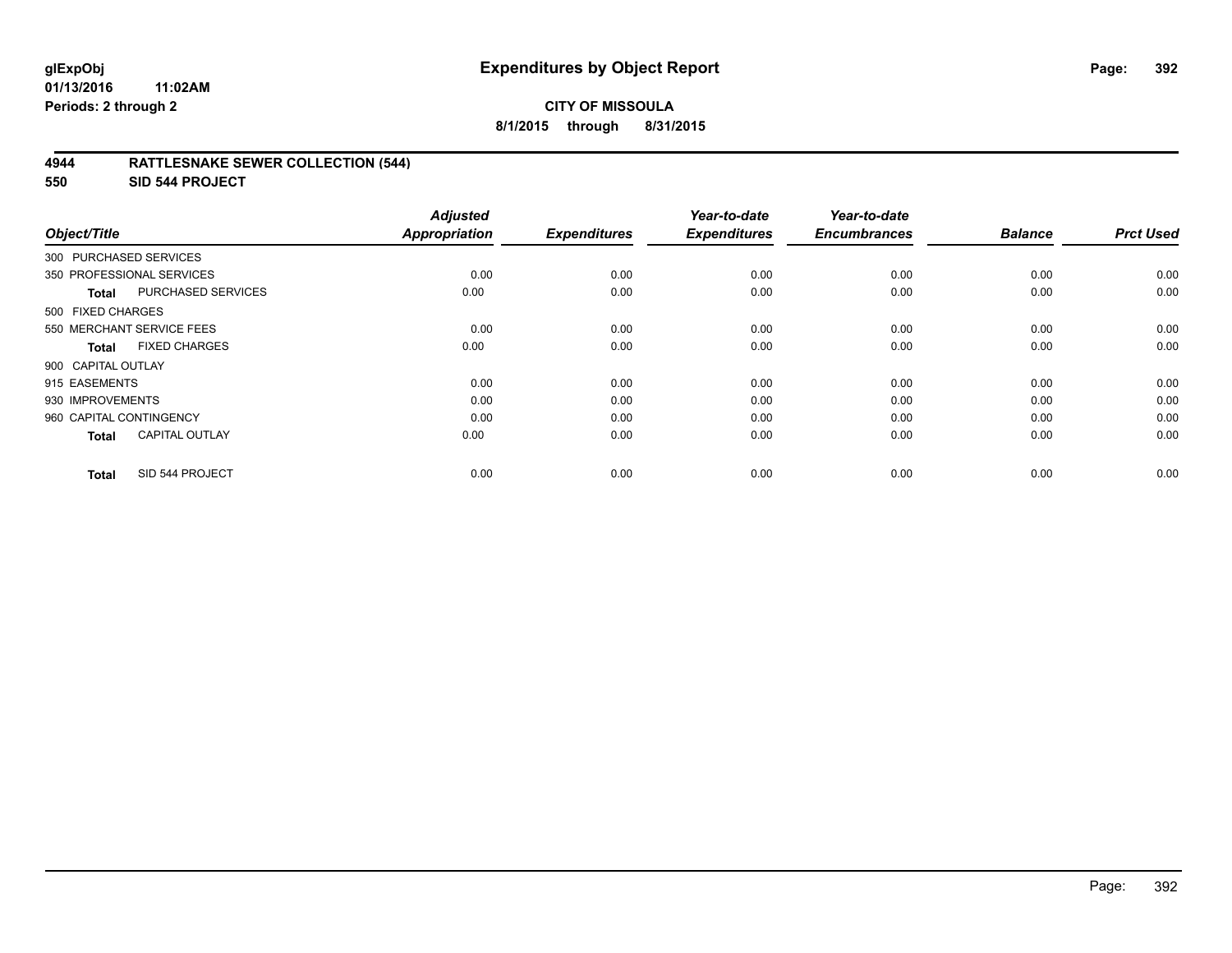**CITY OF MISSOULA**

**8/1/2015 through 8/31/2015**

## 4944 RATTLESNAKE SEWER COLLECTION (544)

## 550 SID 544 PROJECT

| Object/Title | | Adjusted Appropriation | Expenditures | Year-to-date Expenditures | Year-to-date Encumbrances | Balance | Prct Used |
|---|---|---|---|---|---|---|---|
| 300 PURCHASED SERVICES | | | | | | | |
| 350 PROFESSIONAL SERVICES | | 0.00 | 0.00 | 0.00 | 0.00 | 0.00 | 0.00 |
| **Total** | PURCHASED SERVICES | 0.00 | 0.00 | 0.00 | 0.00 | 0.00 | 0.00 |
| 500 FIXED CHARGES | | | | | | | |
| 550 MERCHANT SERVICE FEES | | 0.00 | 0.00 | 0.00 | 0.00 | 0.00 | 0.00 |
| **Total** | FIXED CHARGES | 0.00 | 0.00 | 0.00 | 0.00 | 0.00 | 0.00 |
| 900 CAPITAL OUTLAY | | | | | | | |
| 915 EASEMENTS | | 0.00 | 0.00 | 0.00 | 0.00 | 0.00 | 0.00 |
| 930 IMPROVEMENTS | | 0.00 | 0.00 | 0.00 | 0.00 | 0.00 | 0.00 |
| 960 CAPITAL CONTINGENCY | | 0.00 | 0.00 | 0.00 | 0.00 | 0.00 | 0.00 |
| **Total** | CAPITAL OUTLAY | 0.00 | 0.00 | 0.00 | 0.00 | 0.00 | 0.00 |
| **Total** | SID 544 PROJECT | 0.00 | 0.00 | 0.00 | 0.00 | 0.00 | 0.00 |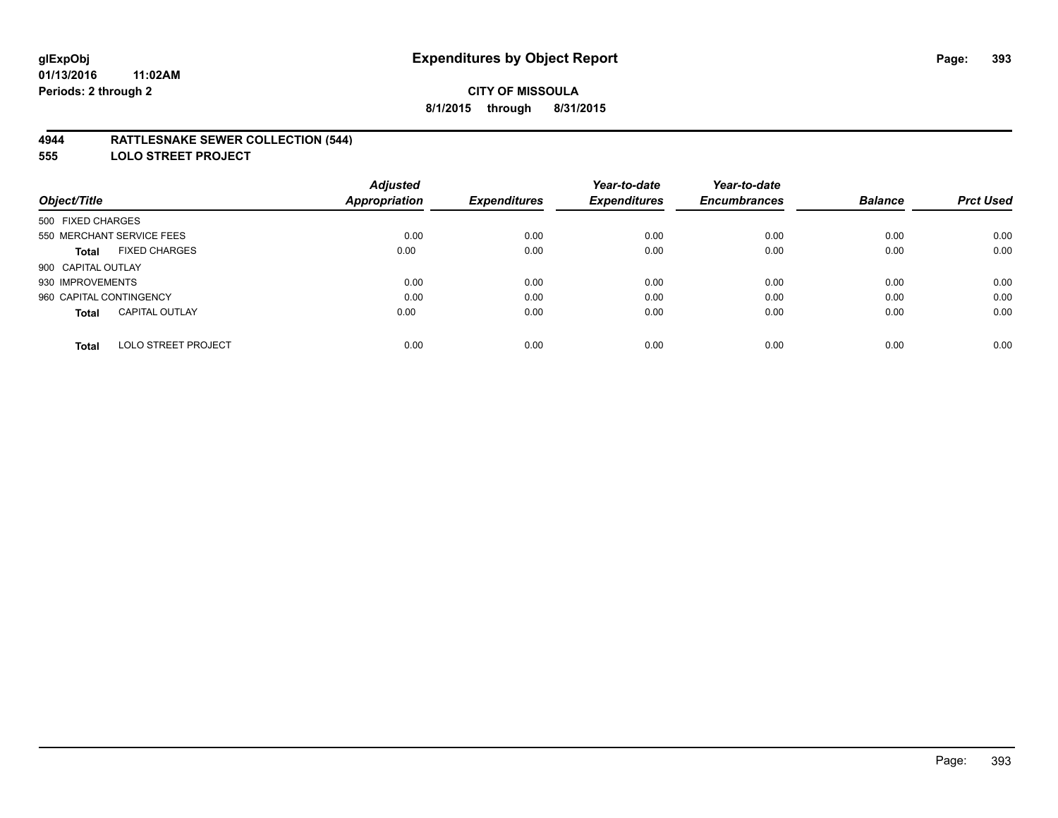**glExpObj**
**01/13/2016 11:02AM**
**Periods: 2 through 2**

# Expenditures by Object Report

**CITY OF MISSOULA**
**8/1/2015 through 8/31/2015**

## 4944 RATTLESNAKE SEWER COLLECTION (544)
## 555 LOLO STREET PROJECT

| Object/Title | Adjusted Appropriation | Expenditures | Year-to-date Expenditures | Year-to-date Encumbrances | Balance | Prct Used |
|---|---|---|---|---|---|---|
| 500 FIXED CHARGES | | | | | | |
| 550 MERCHANT SERVICE FEES | 0.00 | 0.00 | 0.00 | 0.00 | 0.00 | 0.00 |
| **Total** FIXED CHARGES | 0.00 | 0.00 | 0.00 | 0.00 | 0.00 | 0.00 |
| 900 CAPITAL OUTLAY | | | | | | |
| 930 IMPROVEMENTS | 0.00 | 0.00 | 0.00 | 0.00 | 0.00 | 0.00 |
| 960 CAPITAL CONTINGENCY | 0.00 | 0.00 | 0.00 | 0.00 | 0.00 | 0.00 |
| **Total** CAPITAL OUTLAY | 0.00 | 0.00 | 0.00 | 0.00 | 0.00 | 0.00 |
| **Total** LOLO STREET PROJECT | 0.00 | 0.00 | 0.00 | 0.00 | 0.00 | 0.00 |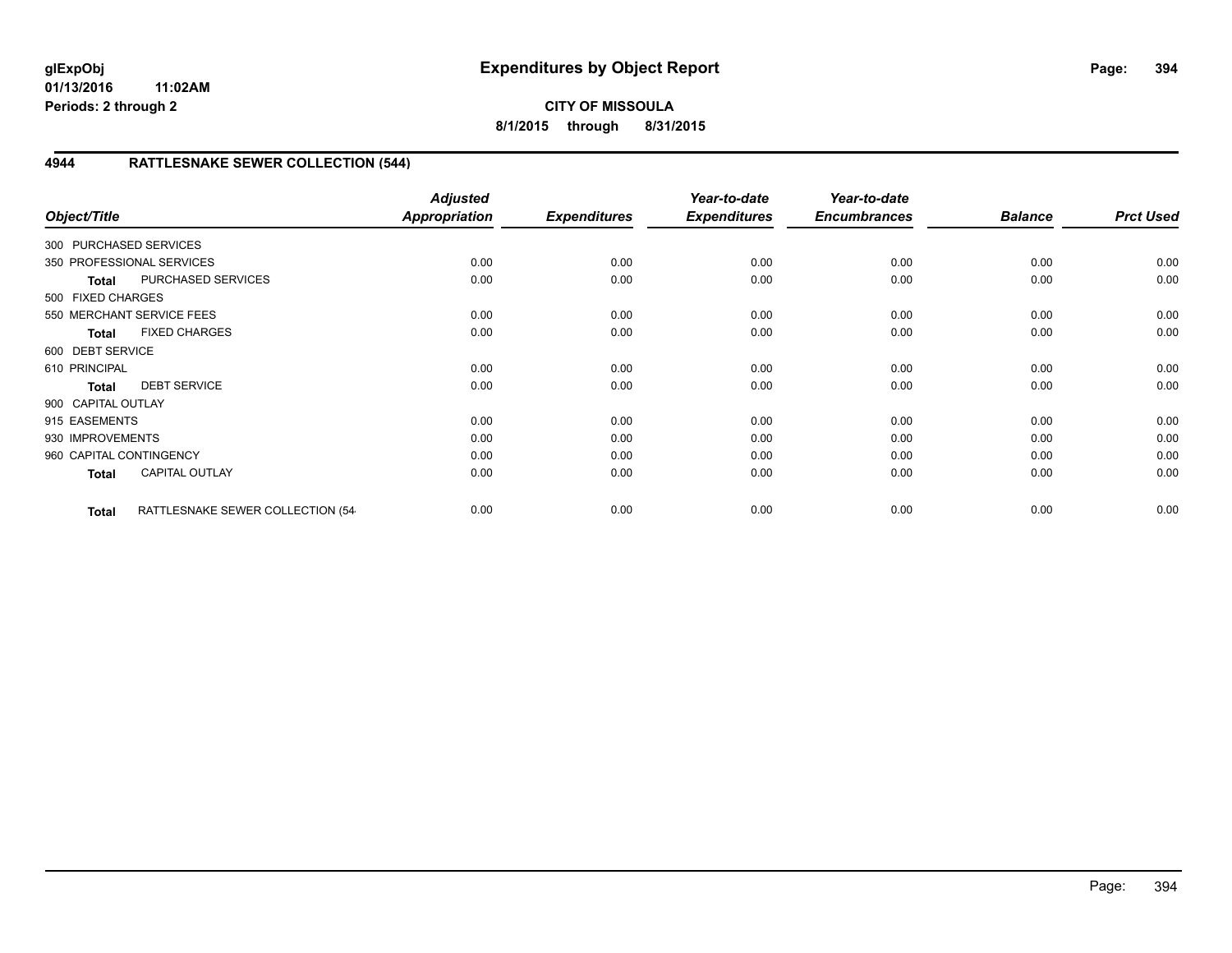**glExpObj**
**01/13/2016 11:02AM**
**Periods: 2 through 2**

# Expenditures by Object Report

**CITY OF MISSOULA**
**8/1/2015 through 8/31/2015**

## 4944 RATTLESNAKE SEWER COLLECTION (544)

| Object/Title | | Adjusted Appropriation | Expenditures | Year-to-date Expenditures | Year-to-date Encumbrances | Balance | Prct Used |
|---|---|---|---|---|---|---|---|
| 300 PURCHASED SERVICES | | | | | | | |
| 350 PROFESSIONAL SERVICES | | 0.00 | 0.00 | 0.00 | 0.00 | 0.00 | 0.00 |
| **Total** | PURCHASED SERVICES | 0.00 | 0.00 | 0.00 | 0.00 | 0.00 | 0.00 |
| 500 FIXED CHARGES | | | | | | | |
| 550 MERCHANT SERVICE FEES | | 0.00 | 0.00 | 0.00 | 0.00 | 0.00 | 0.00 |
| **Total** | FIXED CHARGES | 0.00 | 0.00 | 0.00 | 0.00 | 0.00 | 0.00 |
| 600 DEBT SERVICE | | | | | | | |
| 610 PRINCIPAL | | 0.00 | 0.00 | 0.00 | 0.00 | 0.00 | 0.00 |
| **Total** | DEBT SERVICE | 0.00 | 0.00 | 0.00 | 0.00 | 0.00 | 0.00 |
| 900 CAPITAL OUTLAY | | | | | | | |
| 915 EASEMENTS | | 0.00 | 0.00 | 0.00 | 0.00 | 0.00 | 0.00 |
| 930 IMPROVEMENTS | | 0.00 | 0.00 | 0.00 | 0.00 | 0.00 | 0.00 |
| 960 CAPITAL CONTINGENCY | | 0.00 | 0.00 | 0.00 | 0.00 | 0.00 | 0.00 |
| **Total** | CAPITAL OUTLAY | 0.00 | 0.00 | 0.00 | 0.00 | 0.00 | 0.00 |
| **Total** | RATTLESNAKE SEWER COLLECTION (54 | 0.00 | 0.00 | 0.00 | 0.00 | 0.00 | 0.00 |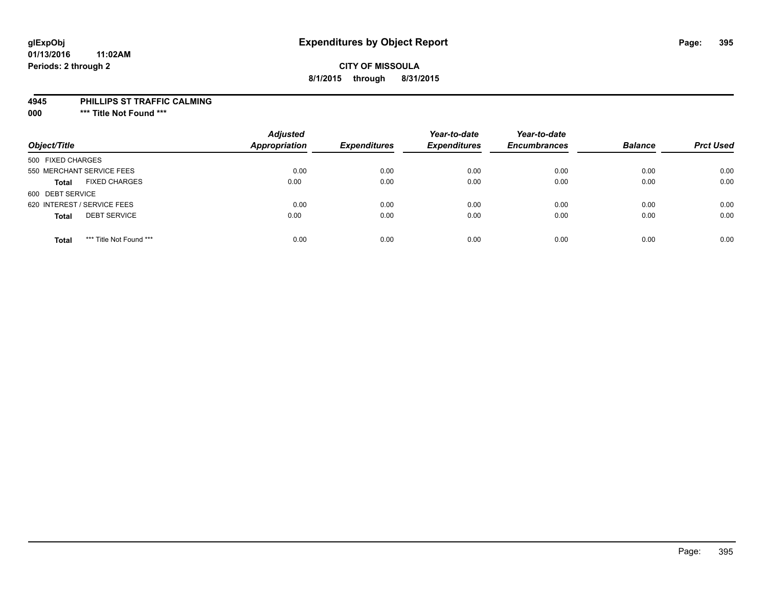**glExpObj**
**01/13/2016 11:02AM**
**Periods: 2 through 2**

# Expenditures by Object Report

**CITY OF MISSOULA**
**8/1/2015 through 8/31/2015**

**4945 PHILLIPS ST TRAFFIC CALMING**
**000 \*\*\* Title Not Found \*\*\***

| Object/Title | | Adjusted Appropriation | Expenditures | Year-to-date Expenditures | Year-to-date Encumbrances | Balance | Prct Used |
|---|---|---|---|---|---|---|---|
| 500 FIXED CHARGES | | | | | | | |
| 550 MERCHANT SERVICE FEES | | 0.00 | 0.00 | 0.00 | 0.00 | 0.00 | 0.00 |
| **Total** | FIXED CHARGES | 0.00 | 0.00 | 0.00 | 0.00 | 0.00 | 0.00 |
| 600 DEBT SERVICE | | | | | | | |
| 620 INTEREST / SERVICE FEES | | 0.00 | 0.00 | 0.00 | 0.00 | 0.00 | 0.00 |
| **Total** | DEBT SERVICE | 0.00 | 0.00 | 0.00 | 0.00 | 0.00 | 0.00 |
| **Total** | *** Title Not Found *** | 0.00 | 0.00 | 0.00 | 0.00 | 0.00 | 0.00 |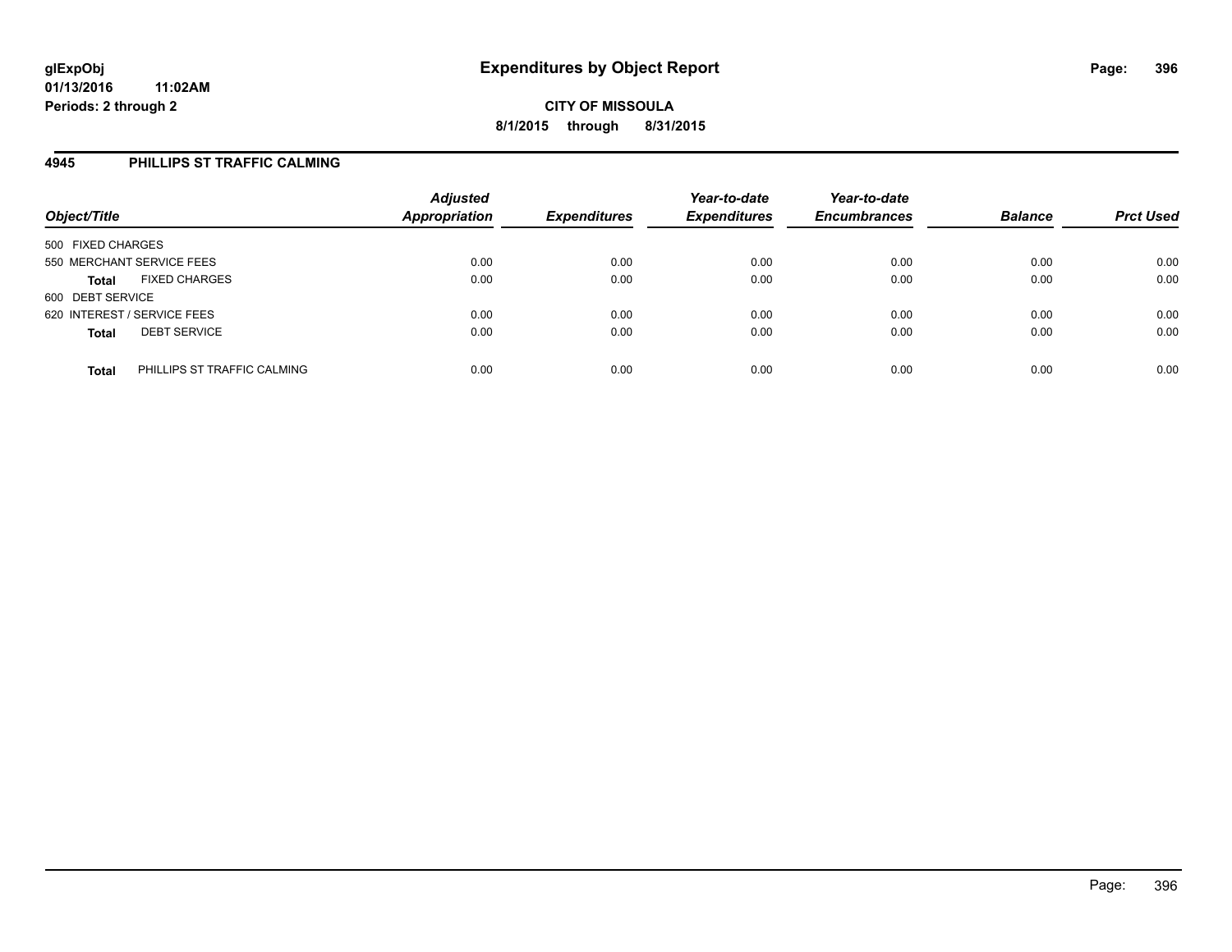glExpObj
01/13/2016 11:02AM
Periods: 2 through 2

# Expenditures by Object Report

**CITY OF MISSOULA**
**8/1/2015 through 8/31/2015**

## 4945 PHILLIPS ST TRAFFIC CALMING

| Object/Title | | Adjusted Appropriation | Expenditures | Year-to-date Expenditures | Year-to-date Encumbrances | Balance | Prct Used |
|---|---|---|---|---|---|---|---|
| 500 FIXED CHARGES | | | | | | | |
| 550 MERCHANT SERVICE FEES | | 0.00 | 0.00 | 0.00 | 0.00 | 0.00 | 0.00 |
| **Total** | FIXED CHARGES | 0.00 | 0.00 | 0.00 | 0.00 | 0.00 | 0.00 |
| 600 DEBT SERVICE | | | | | | | |
| 620 INTEREST / SERVICE FEES | | 0.00 | 0.00 | 0.00 | 0.00 | 0.00 | 0.00 |
| **Total** | DEBT SERVICE | 0.00 | 0.00 | 0.00 | 0.00 | 0.00 | 0.00 |
| **Total** | PHILLIPS ST TRAFFIC CALMING | 0.00 | 0.00 | 0.00 | 0.00 | 0.00 | 0.00 |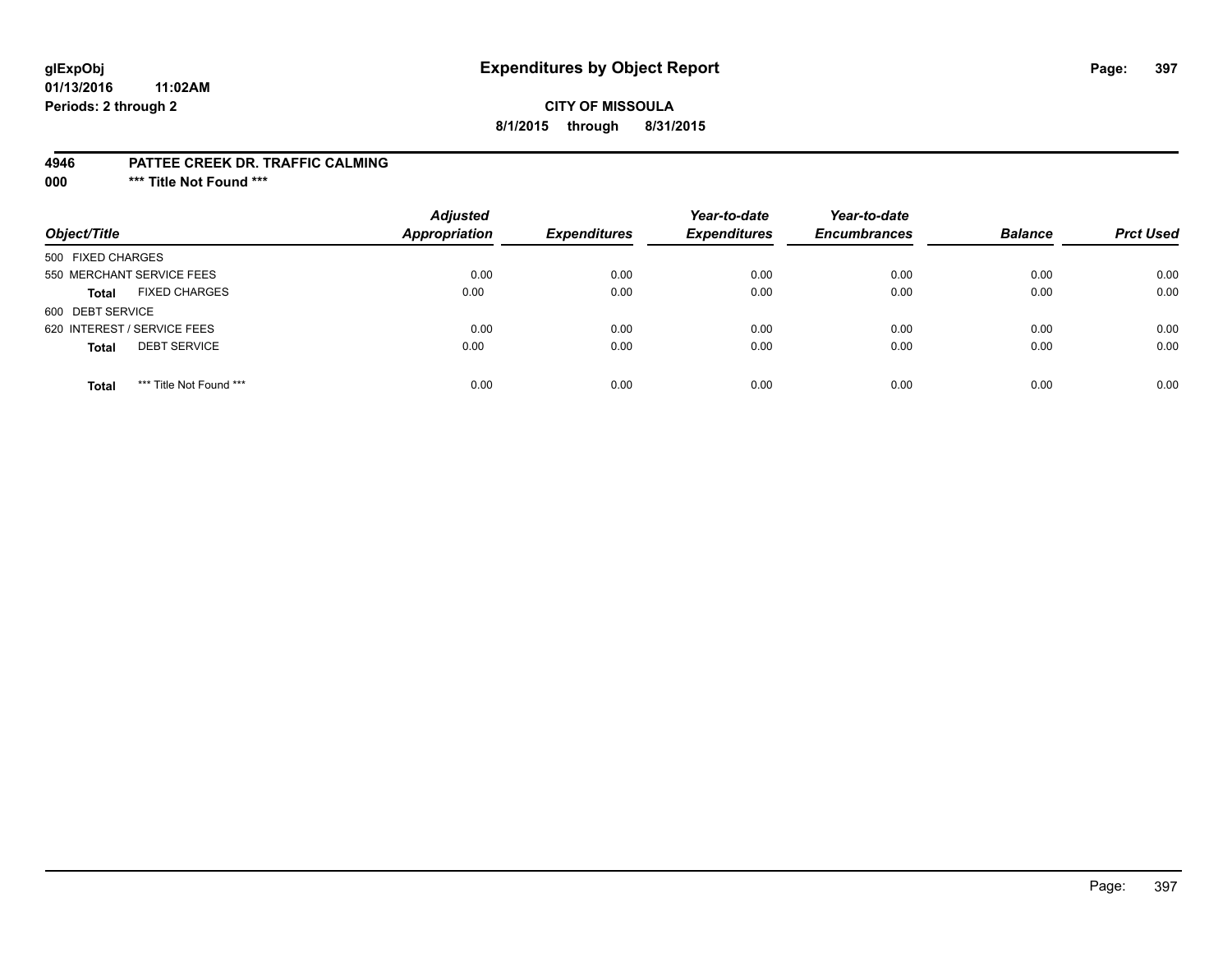# Expenditures by Object Report

glExpObj
01/13/2016 11:02AM
Periods: 2 through 2

**CITY OF MISSOULA**
**8/1/2015 through 8/31/2015**

**4946 PATTEE CREEK DR. TRAFFIC CALMING**
**000 \*\*\* Title Not Found \*\*\***

| Object/Title | | Adjusted Appropriation | Expenditures | Year-to-date Expenditures | Year-to-date Encumbrances | Balance | Prct Used |
|---|---|---|---|---|---|---|---|
| 500 FIXED CHARGES | | | | | | | |
| 550 MERCHANT SERVICE FEES | | 0.00 | 0.00 | 0.00 | 0.00 | 0.00 | 0.00 |
| **Total** | FIXED CHARGES | 0.00 | 0.00 | 0.00 | 0.00 | 0.00 | 0.00 |
| 600 DEBT SERVICE | | | | | | | |
| 620 INTEREST / SERVICE FEES | | 0.00 | 0.00 | 0.00 | 0.00 | 0.00 | 0.00 |
| **Total** | DEBT SERVICE | 0.00 | 0.00 | 0.00 | 0.00 | 0.00 | 0.00 |
| **Total** | *** Title Not Found *** | 0.00 | 0.00 | 0.00 | 0.00 | 0.00 | 0.00 |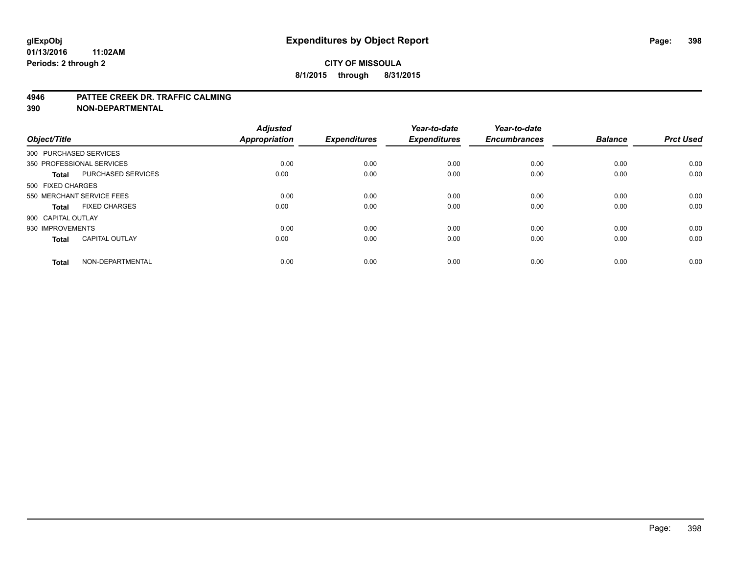# Expenditures by Object Report

glExpObj
01/13/2016 11:02AM
Periods: 2 through 2

**CITY OF MISSOULA**
**8/1/2015 through 8/31/2015**

**4946 PATTEE CREEK DR. TRAFFIC CALMING**
**390 NON-DEPARTMENTAL**

| Object/Title | | Adjusted Appropriation | Expenditures | Year-to-date Expenditures | Year-to-date Encumbrances | Balance | Prct Used |
|---|---|---|---|---|---|---|---|
| 300 PURCHASED SERVICES | | | | | | | |
| 350 PROFESSIONAL SERVICES | | 0.00 | 0.00 | 0.00 | 0.00 | 0.00 | 0.00 |
| **Total** | PURCHASED SERVICES | 0.00 | 0.00 | 0.00 | 0.00 | 0.00 | 0.00 |
| 500 FIXED CHARGES | | | | | | | |
| 550 MERCHANT SERVICE FEES | | 0.00 | 0.00 | 0.00 | 0.00 | 0.00 | 0.00 |
| **Total** | FIXED CHARGES | 0.00 | 0.00 | 0.00 | 0.00 | 0.00 | 0.00 |
| 900 CAPITAL OUTLAY | | | | | | | |
| 930 IMPROVEMENTS | | 0.00 | 0.00 | 0.00 | 0.00 | 0.00 | 0.00 |
| **Total** | CAPITAL OUTLAY | 0.00 | 0.00 | 0.00 | 0.00 | 0.00 | 0.00 |
| **Total** | NON-DEPARTMENTAL | 0.00 | 0.00 | 0.00 | 0.00 | 0.00 | 0.00 |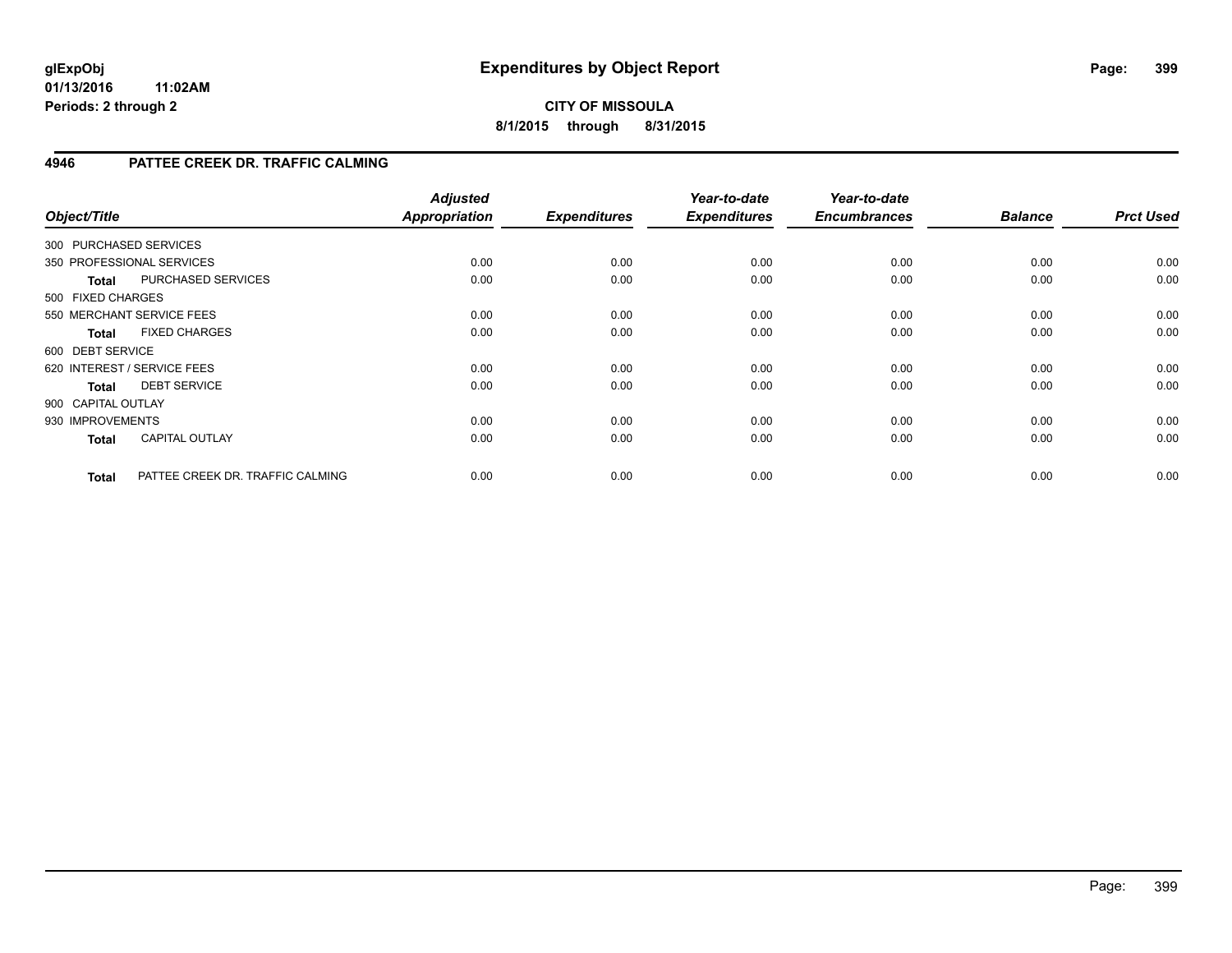# Expenditures by Object Report

**glExpObj**
**01/13/2016 11:02AM**
**Periods: 2 through 2**

**CITY OF MISSOULA**
**8/1/2015 through 8/31/2015**

## 4946 PATTEE CREEK DR. TRAFFIC CALMING

| Object/Title | | Adjusted Appropriation | Expenditures | Year-to-date Expenditures | Year-to-date Encumbrances | Balance | Prct Used |
|---|---|---|---|---|---|---|---|
| 300 PURCHASED SERVICES | | | | | | | |
| 350 PROFESSIONAL SERVICES | | 0.00 | 0.00 | 0.00 | 0.00 | 0.00 | 0.00 |
| **Total** | PURCHASED SERVICES | 0.00 | 0.00 | 0.00 | 0.00 | 0.00 | 0.00 |
| 500 FIXED CHARGES | | | | | | | |
| 550 MERCHANT SERVICE FEES | | 0.00 | 0.00 | 0.00 | 0.00 | 0.00 | 0.00 |
| **Total** | FIXED CHARGES | 0.00 | 0.00 | 0.00 | 0.00 | 0.00 | 0.00 |
| 600 DEBT SERVICE | | | | | | | |
| 620 INTEREST / SERVICE FEES | | 0.00 | 0.00 | 0.00 | 0.00 | 0.00 | 0.00 |
| **Total** | DEBT SERVICE | 0.00 | 0.00 | 0.00 | 0.00 | 0.00 | 0.00 |
| 900 CAPITAL OUTLAY | | | | | | | |
| 930 IMPROVEMENTS | | 0.00 | 0.00 | 0.00 | 0.00 | 0.00 | 0.00 |
| **Total** | CAPITAL OUTLAY | 0.00 | 0.00 | 0.00 | 0.00 | 0.00 | 0.00 |
| **Total** | PATTEE CREEK DR. TRAFFIC CALMING | 0.00 | 0.00 | 0.00 | 0.00 | 0.00 | 0.00 |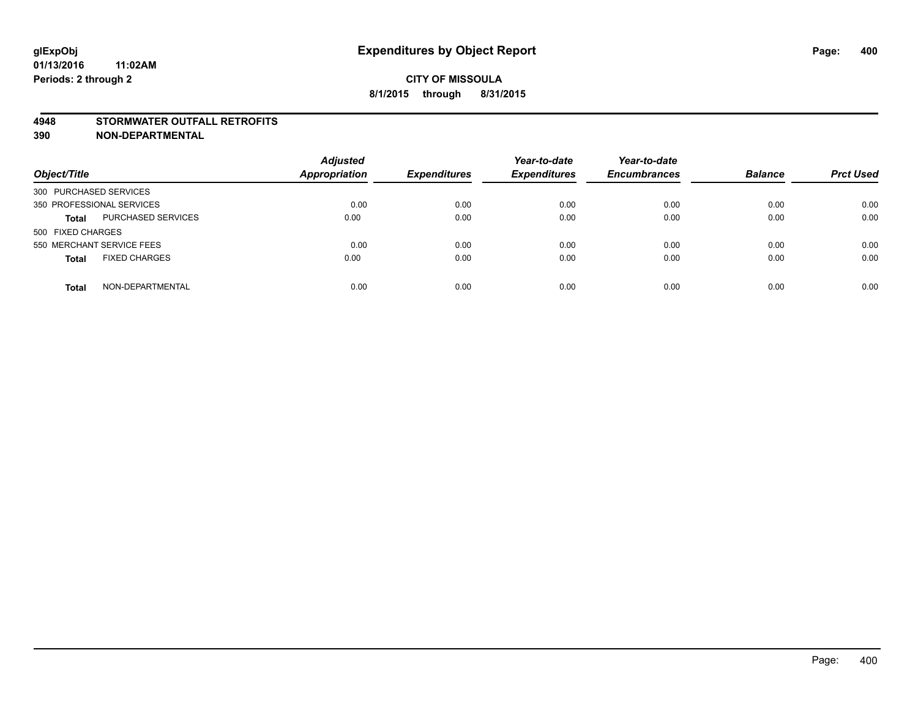# Expenditures by Object Report

**CITY OF MISSOULA**

**8/1/2015 through 8/31/2015**

glExpObj
01/13/2016 11:02AM
Periods: 2 through 2

## 4948 STORMWATER OUTFALL RETROFITS
## 390 NON-DEPARTMENTAL

| Object/Title | | Adjusted Appropriation | Expenditures | Year-to-date Expenditures | Year-to-date Encumbrances | Balance | Prct Used |
|---|---|---|---|---|---|---|---|
| 300 PURCHASED SERVICES | | | | | | | |
| 350 PROFESSIONAL SERVICES | | 0.00 | 0.00 | 0.00 | 0.00 | 0.00 | 0.00 |
| **Total** | PURCHASED SERVICES | 0.00 | 0.00 | 0.00 | 0.00 | 0.00 | 0.00 |
| 500 FIXED CHARGES | | | | | | | |
| 550 MERCHANT SERVICE FEES | | 0.00 | 0.00 | 0.00 | 0.00 | 0.00 | 0.00 |
| **Total** | FIXED CHARGES | 0.00 | 0.00 | 0.00 | 0.00 | 0.00 | 0.00 |
| **Total** | NON-DEPARTMENTAL | 0.00 | 0.00 | 0.00 | 0.00 | 0.00 | 0.00 |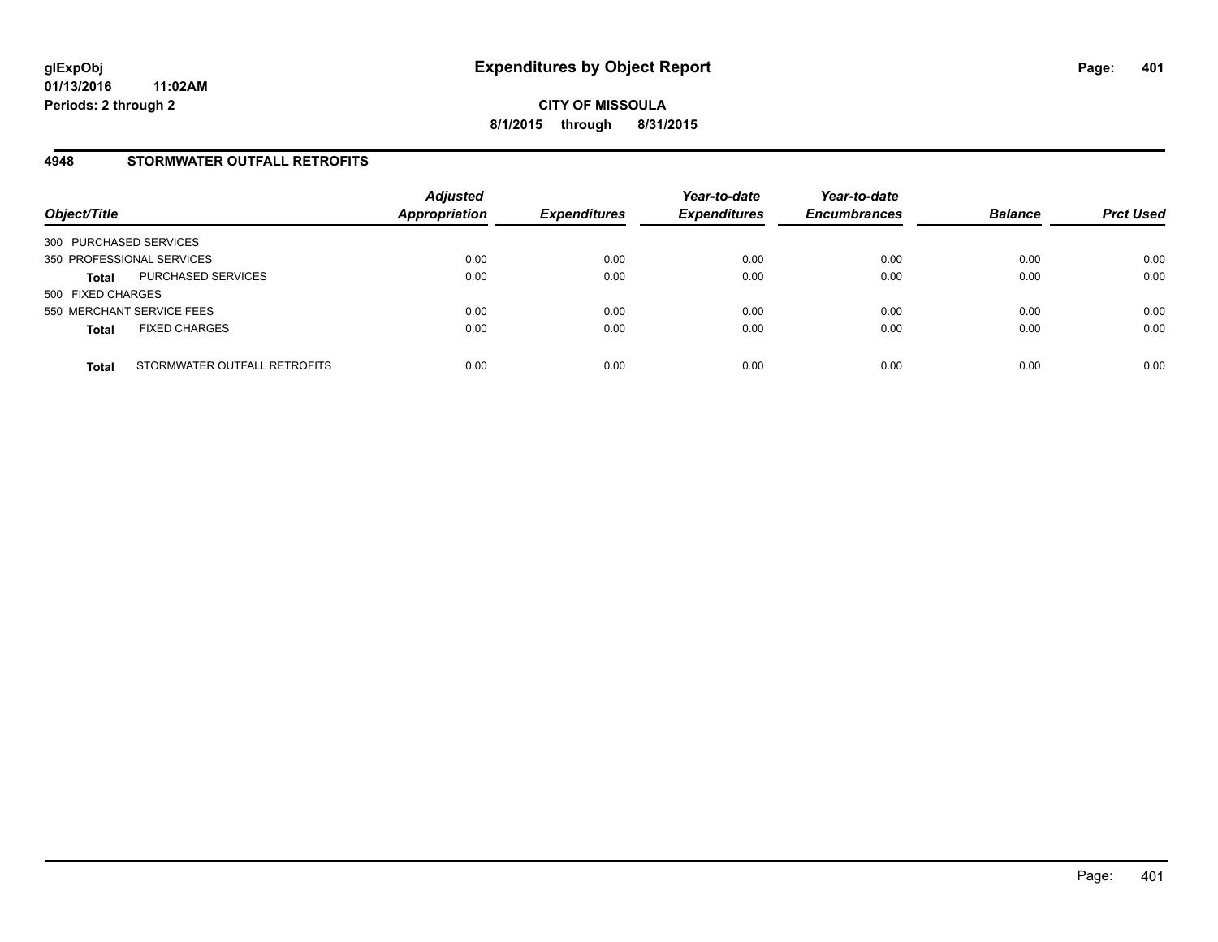glExpObj
01/13/2016 11:02AM
Periods: 2 through 2

# Expenditures by Object Report

**CITY OF MISSOULA**
**8/1/2015 through 8/31/2015**

## 4948 STORMWATER OUTFALL RETROFITS

| Object/Title | | Adjusted Appropriation | Expenditures | Year-to-date Expenditures | Year-to-date Encumbrances | Balance | Prct Used |
|---|---|---|---|---|---|---|---|
| 300 PURCHASED SERVICES | | | | | | | |
| 350 PROFESSIONAL SERVICES | | 0.00 | 0.00 | 0.00 | 0.00 | 0.00 | 0.00 |
| **Total** | PURCHASED SERVICES | 0.00 | 0.00 | 0.00 | 0.00 | 0.00 | 0.00 |
| 500 FIXED CHARGES | | | | | | | |
| 550 MERCHANT SERVICE FEES | | 0.00 | 0.00 | 0.00 | 0.00 | 0.00 | 0.00 |
| **Total** | FIXED CHARGES | 0.00 | 0.00 | 0.00 | 0.00 | 0.00 | 0.00 |
| **Total** | STORMWATER OUTFALL RETROFITS | 0.00 | 0.00 | 0.00 | 0.00 | 0.00 | 0.00 |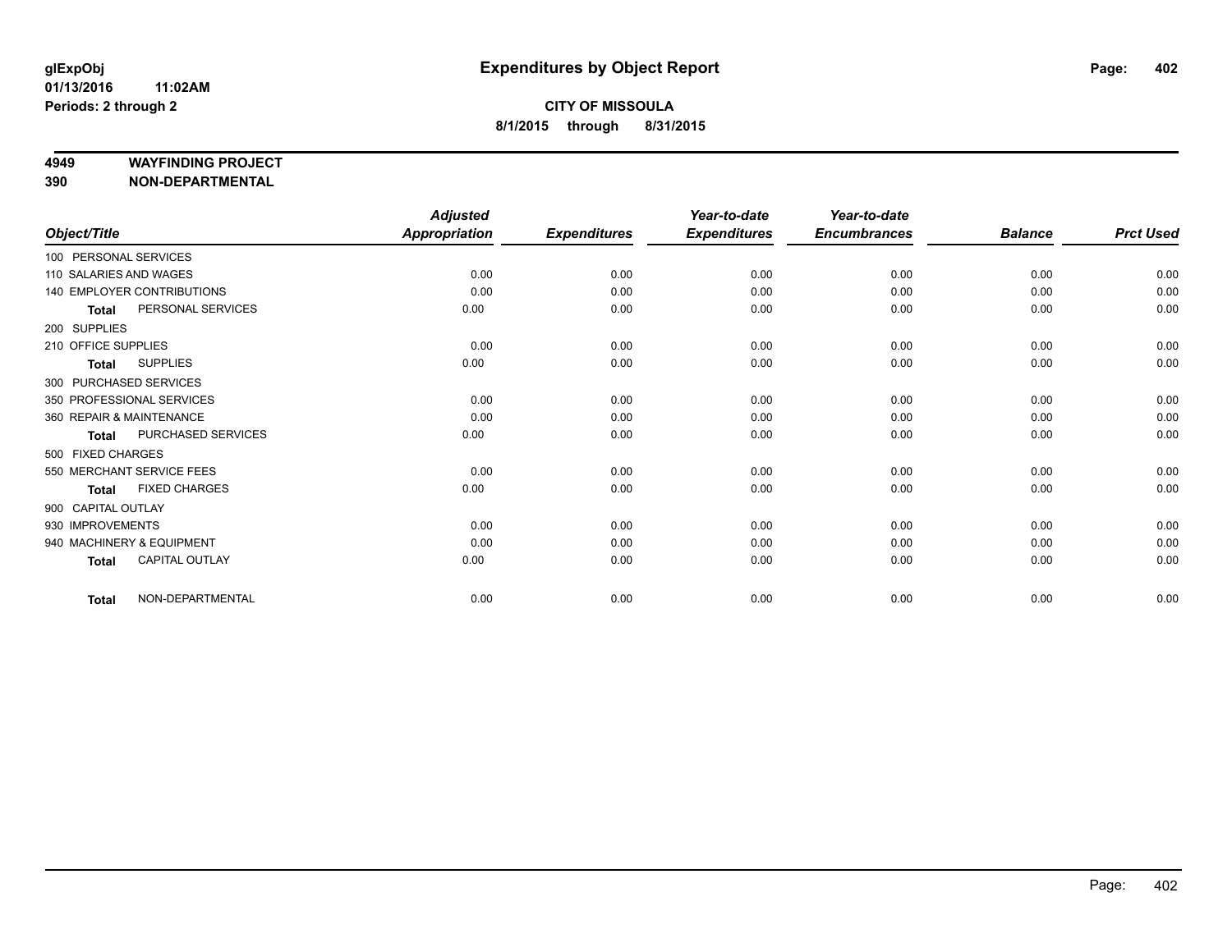# Expenditures by Object Report

glExpObj
01/13/2016 11:02AM
Periods: 2 through 2

**CITY OF MISSOULA**
**8/1/2015 through 8/31/2015**

**4949 WAYFINDING PROJECT**
**390 NON-DEPARTMENTAL**

| Object/Title | | Adjusted Appropriation | Expenditures | Year-to-date Expenditures | Year-to-date Encumbrances | Balance | Prct Used |
|---|---|---|---|---|---|---|---|
| 100 PERSONAL SERVICES | | | | | | | |
| 110 SALARIES AND WAGES | | 0.00 | 0.00 | 0.00 | 0.00 | 0.00 | 0.00 |
| 140 EMPLOYER CONTRIBUTIONS | | 0.00 | 0.00 | 0.00 | 0.00 | 0.00 | 0.00 |
| **Total** | PERSONAL SERVICES | 0.00 | 0.00 | 0.00 | 0.00 | 0.00 | 0.00 |
| 200 SUPPLIES | | | | | | | |
| 210 OFFICE SUPPLIES | | 0.00 | 0.00 | 0.00 | 0.00 | 0.00 | 0.00 |
| **Total** | SUPPLIES | 0.00 | 0.00 | 0.00 | 0.00 | 0.00 | 0.00 |
| 300 PURCHASED SERVICES | | | | | | | |
| 350 PROFESSIONAL SERVICES | | 0.00 | 0.00 | 0.00 | 0.00 | 0.00 | 0.00 |
| 360 REPAIR & MAINTENANCE | | 0.00 | 0.00 | 0.00 | 0.00 | 0.00 | 0.00 |
| **Total** | PURCHASED SERVICES | 0.00 | 0.00 | 0.00 | 0.00 | 0.00 | 0.00 |
| 500 FIXED CHARGES | | | | | | | |
| 550 MERCHANT SERVICE FEES | | 0.00 | 0.00 | 0.00 | 0.00 | 0.00 | 0.00 |
| **Total** | FIXED CHARGES | 0.00 | 0.00 | 0.00 | 0.00 | 0.00 | 0.00 |
| 900 CAPITAL OUTLAY | | | | | | | |
| 930 IMPROVEMENTS | | 0.00 | 0.00 | 0.00 | 0.00 | 0.00 | 0.00 |
| 940 MACHINERY & EQUIPMENT | | 0.00 | 0.00 | 0.00 | 0.00 | 0.00 | 0.00 |
| **Total** | CAPITAL OUTLAY | 0.00 | 0.00 | 0.00 | 0.00 | 0.00 | 0.00 |
| **Total** | NON-DEPARTMENTAL | 0.00 | 0.00 | 0.00 | 0.00 | 0.00 | 0.00 |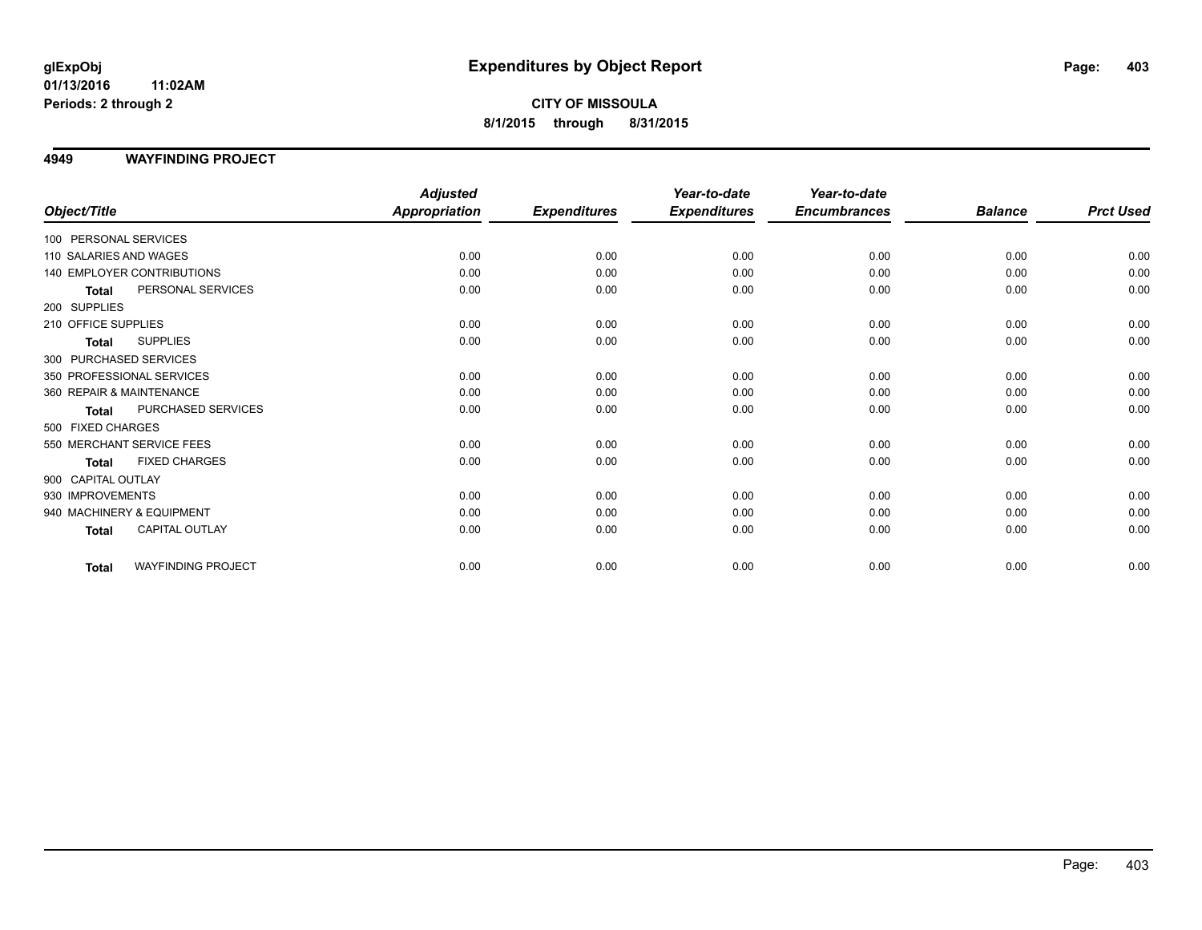**glExpObj** **Expenditures by Object Report**

**01/13/2016 11:02AM**

**Periods: 2 through 2**

**CITY OF MISSOULA**

**8/1/2015 through 8/31/2015**

## 4949 WAYFINDING PROJECT

| Object/Title | Adjusted Appropriation | Expenditures | Year-to-date Expenditures | Year-to-date Encumbrances | Balance | Prct Used |
|---|---|---|---|---|---|---|
| 100 PERSONAL SERVICES | | | | | | |
| 110 SALARIES AND WAGES | 0.00 | 0.00 | 0.00 | 0.00 | 0.00 | 0.00 |
| 140 EMPLOYER CONTRIBUTIONS | 0.00 | 0.00 | 0.00 | 0.00 | 0.00 | 0.00 |
| **Total** PERSONAL SERVICES | 0.00 | 0.00 | 0.00 | 0.00 | 0.00 | 0.00 |
| 200 SUPPLIES | | | | | | |
| 210 OFFICE SUPPLIES | 0.00 | 0.00 | 0.00 | 0.00 | 0.00 | 0.00 |
| **Total** SUPPLIES | 0.00 | 0.00 | 0.00 | 0.00 | 0.00 | 0.00 |
| 300 PURCHASED SERVICES | | | | | | |
| 350 PROFESSIONAL SERVICES | 0.00 | 0.00 | 0.00 | 0.00 | 0.00 | 0.00 |
| 360 REPAIR & MAINTENANCE | 0.00 | 0.00 | 0.00 | 0.00 | 0.00 | 0.00 |
| **Total** PURCHASED SERVICES | 0.00 | 0.00 | 0.00 | 0.00 | 0.00 | 0.00 |
| 500 FIXED CHARGES | | | | | | |
| 550 MERCHANT SERVICE FEES | 0.00 | 0.00 | 0.00 | 0.00 | 0.00 | 0.00 |
| **Total** FIXED CHARGES | 0.00 | 0.00 | 0.00 | 0.00 | 0.00 | 0.00 |
| 900 CAPITAL OUTLAY | | | | | | |
| 930 IMPROVEMENTS | 0.00 | 0.00 | 0.00 | 0.00 | 0.00 | 0.00 |
| 940 MACHINERY & EQUIPMENT | 0.00 | 0.00 | 0.00 | 0.00 | 0.00 | 0.00 |
| **Total** CAPITAL OUTLAY | 0.00 | 0.00 | 0.00 | 0.00 | 0.00 | 0.00 |
| **Total** WAYFINDING PROJECT | 0.00 | 0.00 | 0.00 | 0.00 | 0.00 | 0.00 |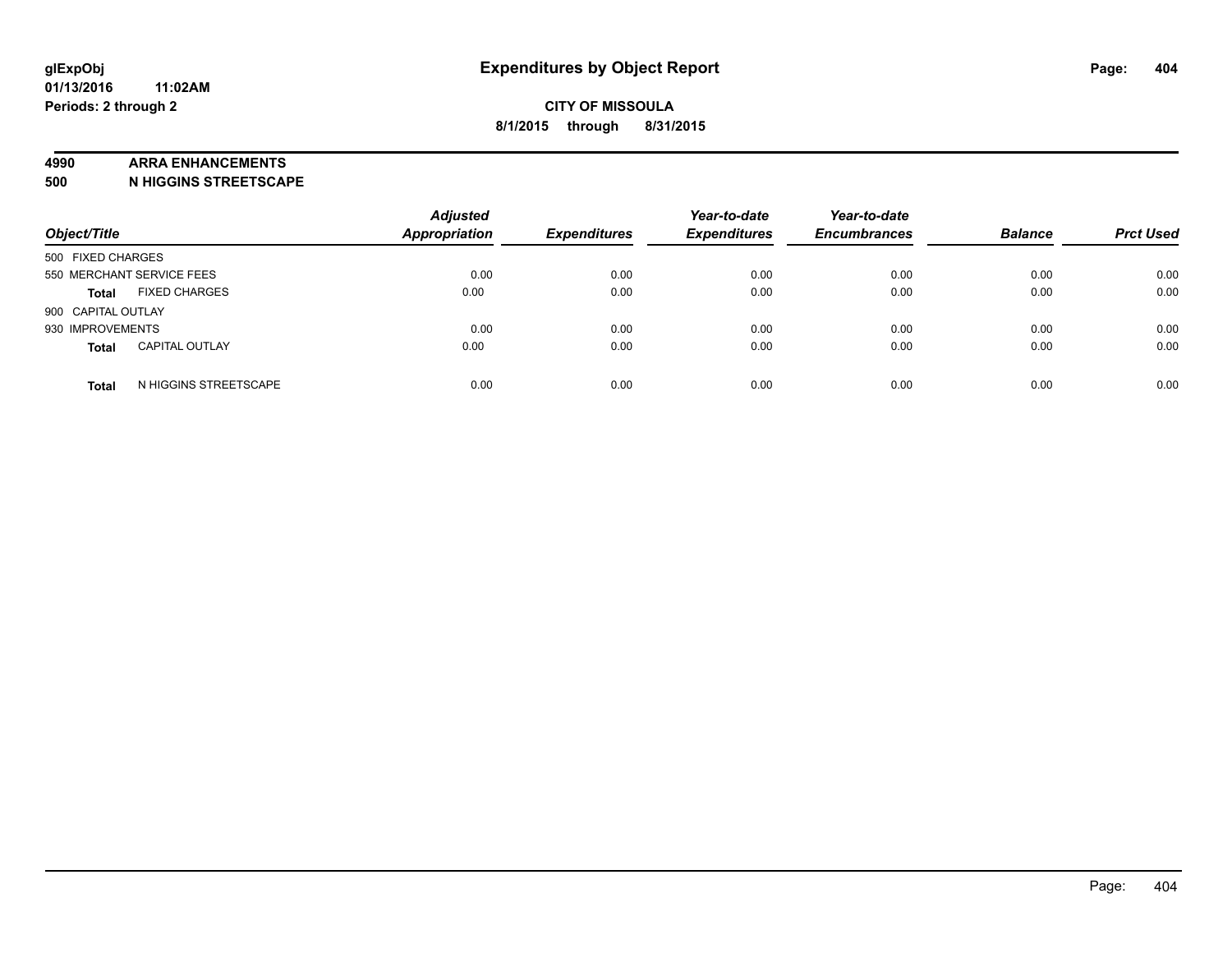# Expenditures by Object Report

glExpObj
01/13/2016 11:02AM
Periods: 2 through 2

**CITY OF MISSOULA**
**8/1/2015 through 8/31/2015**

**4990 ARRA ENHANCEMENTS**
**500 N HIGGINS STREETSCAPE**

| Object/Title | | Adjusted Appropriation | Expenditures | Year-to-date Expenditures | Year-to-date Encumbrances | Balance | Prct Used |
|---|---|---|---|---|---|---|---|
| 500 FIXED CHARGES | | | | | | | |
| 550 MERCHANT SERVICE FEES | | 0.00 | 0.00 | 0.00 | 0.00 | 0.00 | 0.00 |
| **Total** | FIXED CHARGES | 0.00 | 0.00 | 0.00 | 0.00 | 0.00 | 0.00 |
| 900 CAPITAL OUTLAY | | | | | | | |
| 930 IMPROVEMENTS | | 0.00 | 0.00 | 0.00 | 0.00 | 0.00 | 0.00 |
| **Total** | CAPITAL OUTLAY | 0.00 | 0.00 | 0.00 | 0.00 | 0.00 | 0.00 |
| **Total** | N HIGGINS STREETSCAPE | 0.00 | 0.00 | 0.00 | 0.00 | 0.00 | 0.00 |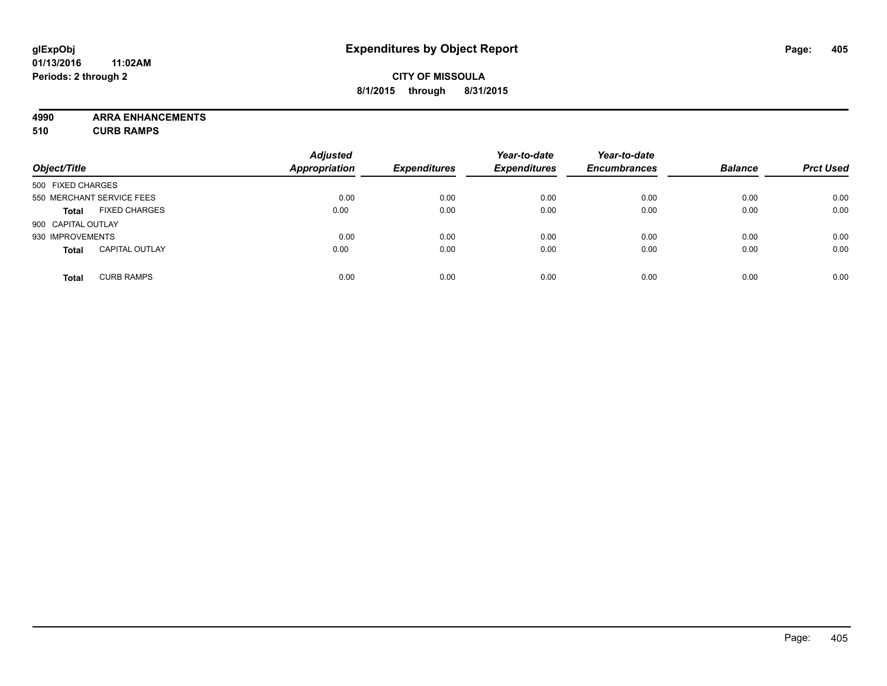**glExpObj**
**01/13/2016 11:02AM**
**Periods: 2 through 2**

# Expenditures by Object Report

**CITY OF MISSOULA**
**8/1/2015 through 8/31/2015**

**4990 ARRA ENHANCEMENTS**
**510 CURB RAMPS**

| Object/Title | | Adjusted Appropriation | Expenditures | Year-to-date Expenditures | Year-to-date Encumbrances | Balance | Prct Used |
|---|---|---|---|---|---|---|---|
| 500 FIXED CHARGES | | | | | | | |
| 550 MERCHANT SERVICE FEES | | 0.00 | 0.00 | 0.00 | 0.00 | 0.00 | 0.00 |
| **Total** | FIXED CHARGES | 0.00 | 0.00 | 0.00 | 0.00 | 0.00 | 0.00 |
| 900 CAPITAL OUTLAY | | | | | | | |
| 930 IMPROVEMENTS | | 0.00 | 0.00 | 0.00 | 0.00 | 0.00 | 0.00 |
| **Total** | CAPITAL OUTLAY | 0.00 | 0.00 | 0.00 | 0.00 | 0.00 | 0.00 |
| **Total** | CURB RAMPS | 0.00 | 0.00 | 0.00 | 0.00 | 0.00 | 0.00 |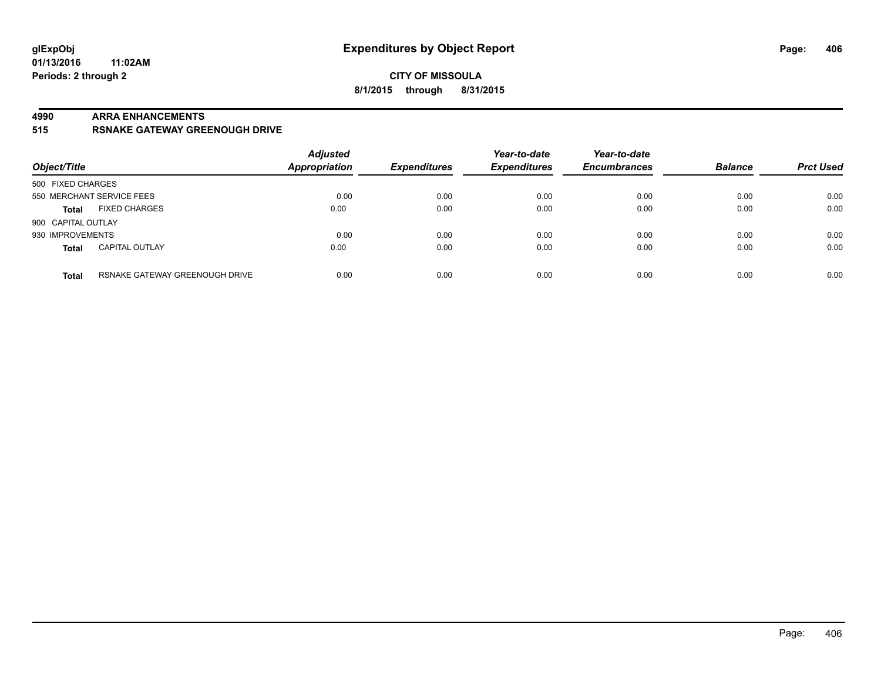**glExpObj**
**01/13/2016 11:02AM**
**Periods: 2 through 2**

# Expenditures by Object Report

**CITY OF MISSOULA**
**8/1/2015 through 8/31/2015**

**4990 ARRA ENHANCEMENTS**
**515 RSNAKE GATEWAY GREENOUGH DRIVE**

| Object/Title | | Adjusted Appropriation | Expenditures | Year-to-date Expenditures | Year-to-date Encumbrances | Balance | Prct Used |
|---|---|---|---|---|---|---|---|
| 500 FIXED CHARGES | | | | | | | |
| 550 MERCHANT SERVICE FEES | | 0.00 | 0.00 | 0.00 | 0.00 | 0.00 | 0.00 |
| **Total** | FIXED CHARGES | 0.00 | 0.00 | 0.00 | 0.00 | 0.00 | 0.00 |
| 900 CAPITAL OUTLAY | | | | | | | |
| 930 IMPROVEMENTS | | 0.00 | 0.00 | 0.00 | 0.00 | 0.00 | 0.00 |
| **Total** | CAPITAL OUTLAY | 0.00 | 0.00 | 0.00 | 0.00 | 0.00 | 0.00 |
| **Total** | RSNAKE GATEWAY GREENOUGH DRIVE | 0.00 | 0.00 | 0.00 | 0.00 | 0.00 | 0.00 |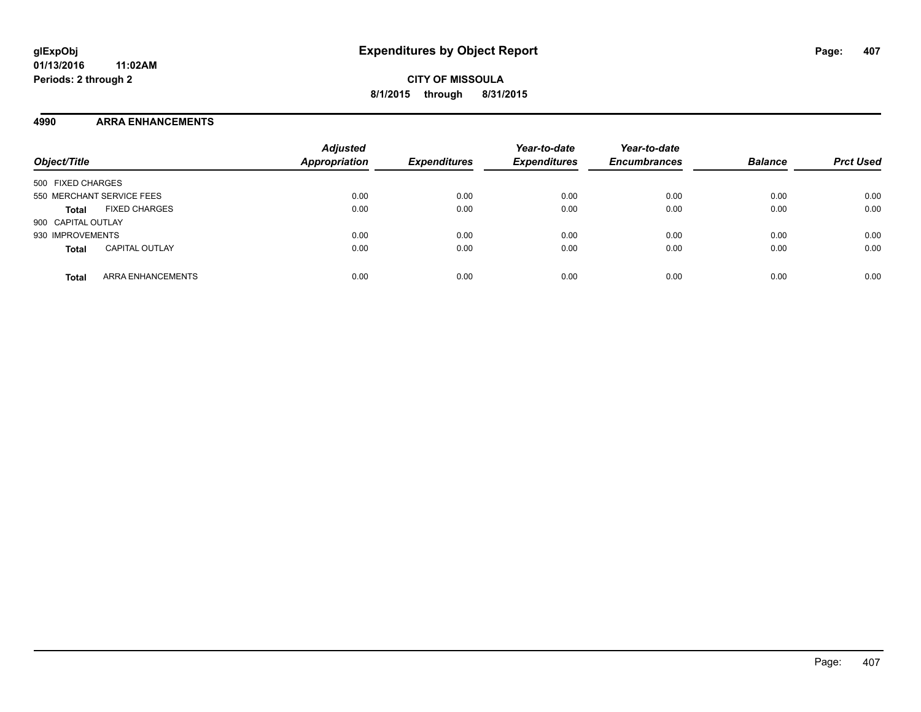**Expenditures by Object Report**

**CITY OF MISSOULA**

**8/1/2015 through 8/31/2015**

glExpObj
01/13/2016 11:02AM
Periods: 2 through 2

## 4990 ARRA ENHANCEMENTS

| Object/Title | | Adjusted Appropriation | Expenditures | Year-to-date Expenditures | Year-to-date Encumbrances | Balance | Prct Used |
|---|---|---|---|---|---|---|---|
| 500 FIXED CHARGES | | | | | | | |
| 550 MERCHANT SERVICE FEES | | 0.00 | 0.00 | 0.00 | 0.00 | 0.00 | 0.00 |
| **Total** | FIXED CHARGES | 0.00 | 0.00 | 0.00 | 0.00 | 0.00 | 0.00 |
| 900 CAPITAL OUTLAY | | | | | | | |
| 930 IMPROVEMENTS | | 0.00 | 0.00 | 0.00 | 0.00 | 0.00 | 0.00 |
| **Total** | CAPITAL OUTLAY | 0.00 | 0.00 | 0.00 | 0.00 | 0.00 | 0.00 |
| **Total** | ARRA ENHANCEMENTS | 0.00 | 0.00 | 0.00 | 0.00 | 0.00 | 0.00 |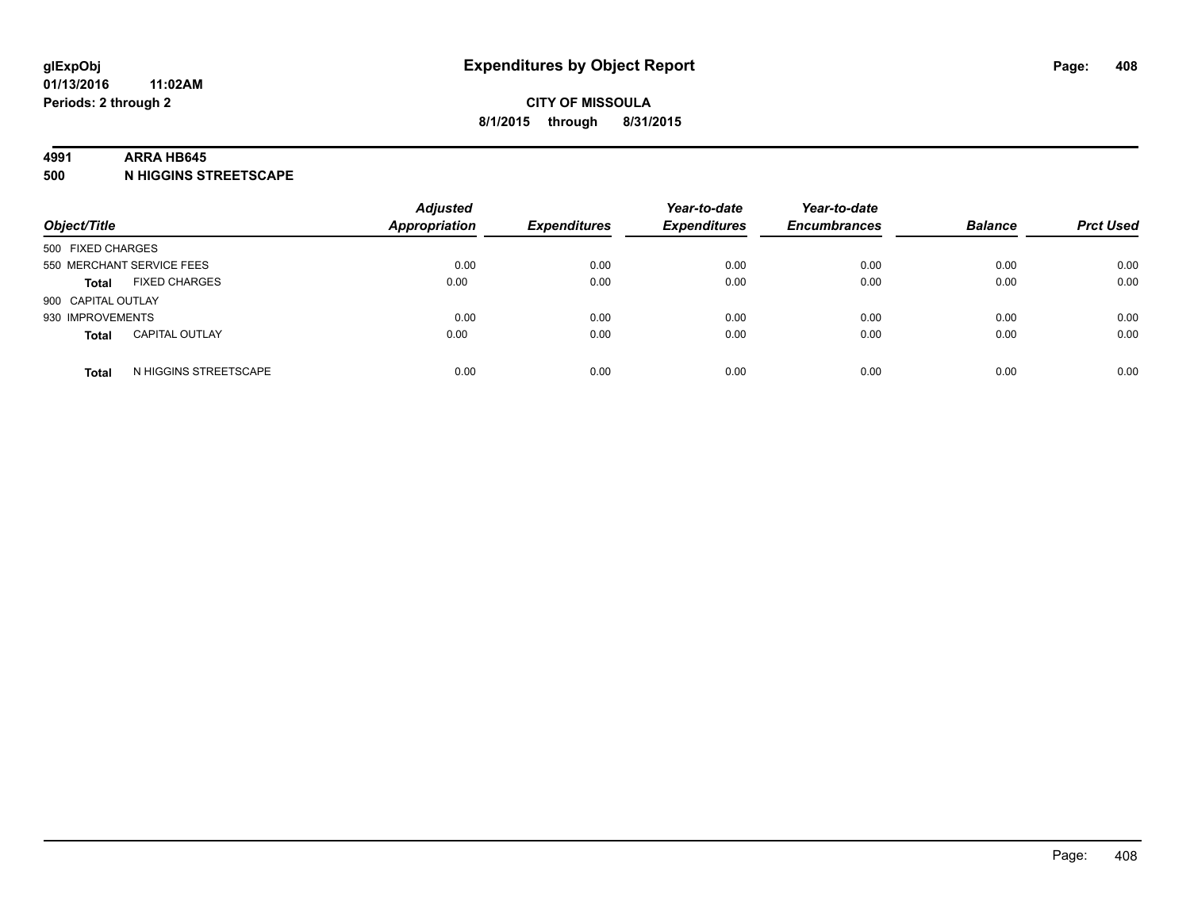# Expenditures by Object Report

glExpObj
01/13/2016 11:02AM
Periods: 2 through 2

**CITY OF MISSOULA**
**8/1/2015 through 8/31/2015**

**4991 ARRA HB645**
**500 N HIGGINS STREETSCAPE**

| Object/Title | | Adjusted Appropriation | Expenditures | Year-to-date Expenditures | Year-to-date Encumbrances | Balance | Prct Used |
|---|---|---|---|---|---|---|---|
| 500 FIXED CHARGES | | | | | | | |
| 550 MERCHANT SERVICE FEES | | 0.00 | 0.00 | 0.00 | 0.00 | 0.00 | 0.00 |
| **Total** | FIXED CHARGES | 0.00 | 0.00 | 0.00 | 0.00 | 0.00 | 0.00 |
| 900 CAPITAL OUTLAY | | | | | | | |
| 930 IMPROVEMENTS | | 0.00 | 0.00 | 0.00 | 0.00 | 0.00 | 0.00 |
| **Total** | CAPITAL OUTLAY | 0.00 | 0.00 | 0.00 | 0.00 | 0.00 | 0.00 |
| **Total** | N HIGGINS STREETSCAPE | 0.00 | 0.00 | 0.00 | 0.00 | 0.00 | 0.00 |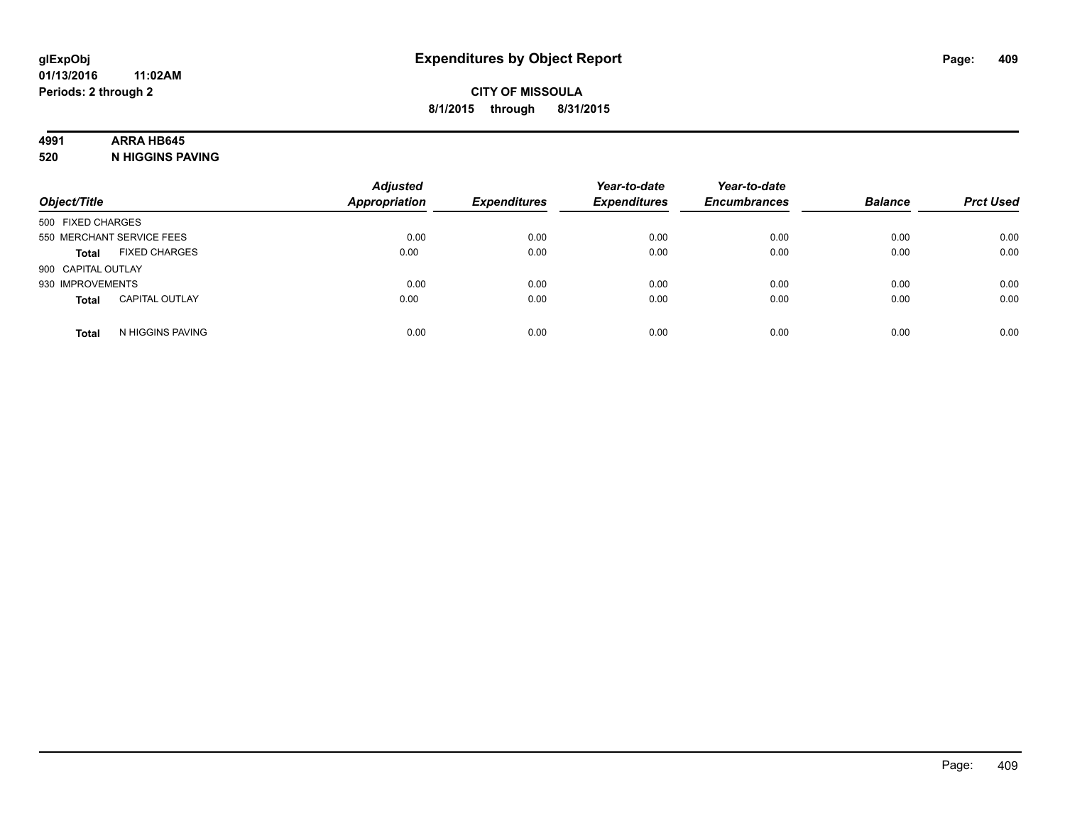**glExpObj**
**01/13/2016 11:02AM**
**Periods: 2 through 2**

# Expenditures by Object Report

**CITY OF MISSOULA**
**8/1/2015 through 8/31/2015**

**4991 ARRA HB645**
**520 N HIGGINS PAVING**

| Object/Title | | Adjusted Appropriation | Expenditures | Year-to-date Expenditures | Year-to-date Encumbrances | Balance | Prct Used |
|---|---|---|---|---|---|---|---|
| 500 FIXED CHARGES | | | | | | | |
| 550 MERCHANT SERVICE FEES | | 0.00 | 0.00 | 0.00 | 0.00 | 0.00 | 0.00 |
| **Total** | FIXED CHARGES | 0.00 | 0.00 | 0.00 | 0.00 | 0.00 | 0.00 |
| 900 CAPITAL OUTLAY | | | | | | | |
| 930 IMPROVEMENTS | | 0.00 | 0.00 | 0.00 | 0.00 | 0.00 | 0.00 |
| **Total** | CAPITAL OUTLAY | 0.00 | 0.00 | 0.00 | 0.00 | 0.00 | 0.00 |
| **Total** | N HIGGINS PAVING | 0.00 | 0.00 | 0.00 | 0.00 | 0.00 | 0.00 |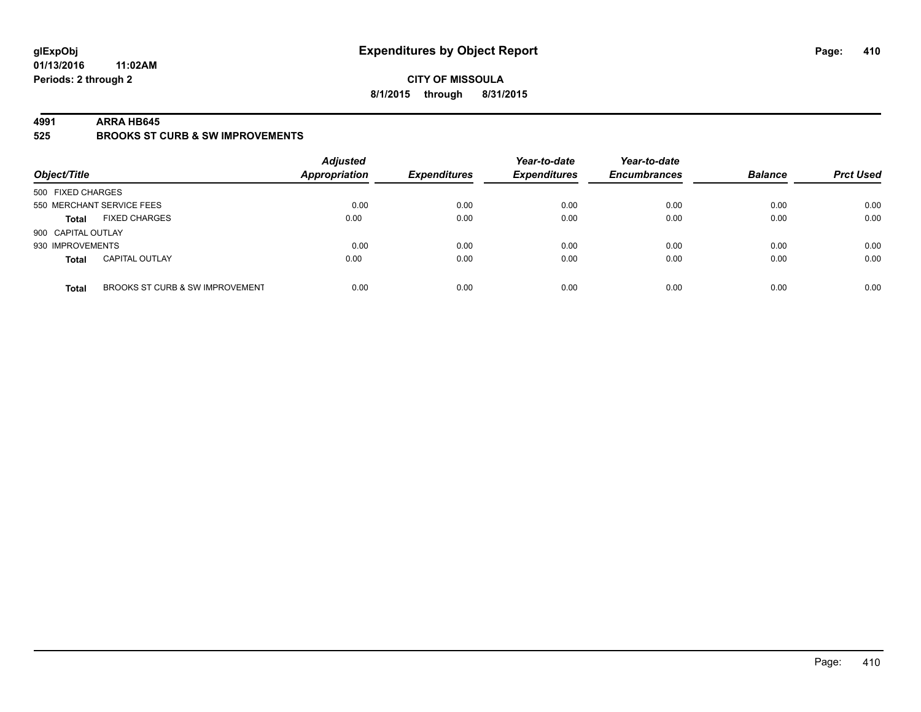# Expenditures by Object Report

glExpObj
01/13/2016 11:02AM
Periods: 2 through 2

**CITY OF MISSOULA**
**8/1/2015 through 8/31/2015**

## 4991 ARRA HB645
## 525 BROOKS ST CURB & SW IMPROVEMENTS

| Object/Title | | Adjusted Appropriation | Expenditures | Year-to-date Expenditures | Year-to-date Encumbrances | Balance | Prct Used |
|---|---|---|---|---|---|---|---|
| 500 FIXED CHARGES | | | | | | | |
| 550 MERCHANT SERVICE FEES | | 0.00 | 0.00 | 0.00 | 0.00 | 0.00 | 0.00 |
| **Total** | FIXED CHARGES | 0.00 | 0.00 | 0.00 | 0.00 | 0.00 | 0.00 |
| 900 CAPITAL OUTLAY | | | | | | | |
| 930 IMPROVEMENTS | | 0.00 | 0.00 | 0.00 | 0.00 | 0.00 | 0.00 |
| **Total** | CAPITAL OUTLAY | 0.00 | 0.00 | 0.00 | 0.00 | 0.00 | 0.00 |
| **Total** | BROOKS ST CURB & SW IMPROVEMENT | 0.00 | 0.00 | 0.00 | 0.00 | 0.00 | 0.00 |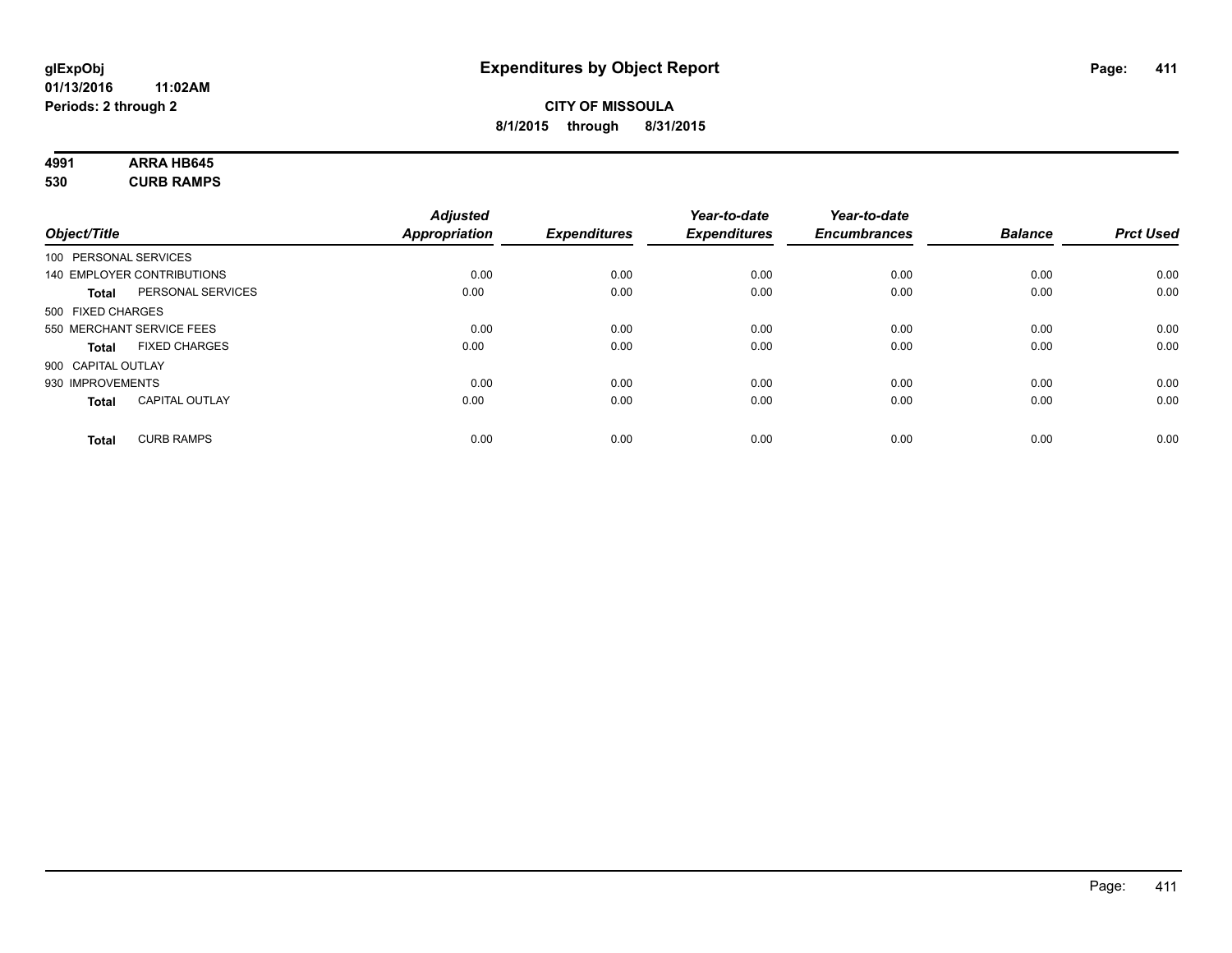# Expenditures by Object Report

glExpObj
01/13/2016 11:02AM
Periods: 2 through 2

**CITY OF MISSOULA**
**8/1/2015 through 8/31/2015**

**4991 ARRA HB645**
**530 CURB RAMPS**

| Object/Title | | Adjusted Appropriation | Expenditures | Year-to-date Expenditures | Year-to-date Encumbrances | Balance | Prct Used |
|---|---|---|---|---|---|---|---|
| 100 PERSONAL SERVICES | | | | | | | |
| 140 EMPLOYER CONTRIBUTIONS | | 0.00 | 0.00 | 0.00 | 0.00 | 0.00 | 0.00 |
| **Total** | PERSONAL SERVICES | 0.00 | 0.00 | 0.00 | 0.00 | 0.00 | 0.00 |
| 500 FIXED CHARGES | | | | | | | |
| 550 MERCHANT SERVICE FEES | | 0.00 | 0.00 | 0.00 | 0.00 | 0.00 | 0.00 |
| **Total** | FIXED CHARGES | 0.00 | 0.00 | 0.00 | 0.00 | 0.00 | 0.00 |
| 900 CAPITAL OUTLAY | | | | | | | |
| 930 IMPROVEMENTS | | 0.00 | 0.00 | 0.00 | 0.00 | 0.00 | 0.00 |
| **Total** | CAPITAL OUTLAY | 0.00 | 0.00 | 0.00 | 0.00 | 0.00 | 0.00 |
| **Total** | CURB RAMPS | 0.00 | 0.00 | 0.00 | 0.00 | 0.00 | 0.00 |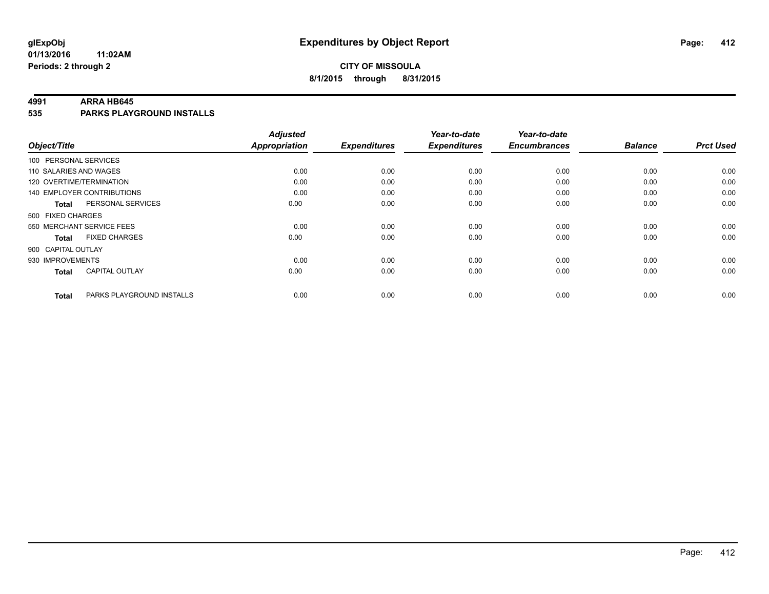**glExpObj** **Expenditures by Object Report**

**01/13/2016 11:02AM**

**Periods: 2 through 2**

**CITY OF MISSOULA**

**8/1/2015 through 8/31/2015**

**4991 ARRA HB645**

**535 PARKS PLAYGROUND INSTALLS**

| Object/Title | | Adjusted Appropriation | Expenditures | Year-to-date Expenditures | Year-to-date Encumbrances | Balance | Prct Used |
|---|---|---|---|---|---|---|---|
| 100 PERSONAL SERVICES | | | | | | | |
| 110 SALARIES AND WAGES | | 0.00 | 0.00 | 0.00 | 0.00 | 0.00 | 0.00 |
| 120 OVERTIME/TERMINATION | | 0.00 | 0.00 | 0.00 | 0.00 | 0.00 | 0.00 |
| 140 EMPLOYER CONTRIBUTIONS | | 0.00 | 0.00 | 0.00 | 0.00 | 0.00 | 0.00 |
| **Total** | PERSONAL SERVICES | 0.00 | 0.00 | 0.00 | 0.00 | 0.00 | 0.00 |
| 500 FIXED CHARGES | | | | | | | |
| 550 MERCHANT SERVICE FEES | | 0.00 | 0.00 | 0.00 | 0.00 | 0.00 | 0.00 |
| **Total** | FIXED CHARGES | 0.00 | 0.00 | 0.00 | 0.00 | 0.00 | 0.00 |
| 900 CAPITAL OUTLAY | | | | | | | |
| 930 IMPROVEMENTS | | 0.00 | 0.00 | 0.00 | 0.00 | 0.00 | 0.00 |
| **Total** | CAPITAL OUTLAY | 0.00 | 0.00 | 0.00 | 0.00 | 0.00 | 0.00 |
| **Total** | PARKS PLAYGROUND INSTALLS | 0.00 | 0.00 | 0.00 | 0.00 | 0.00 | 0.00 |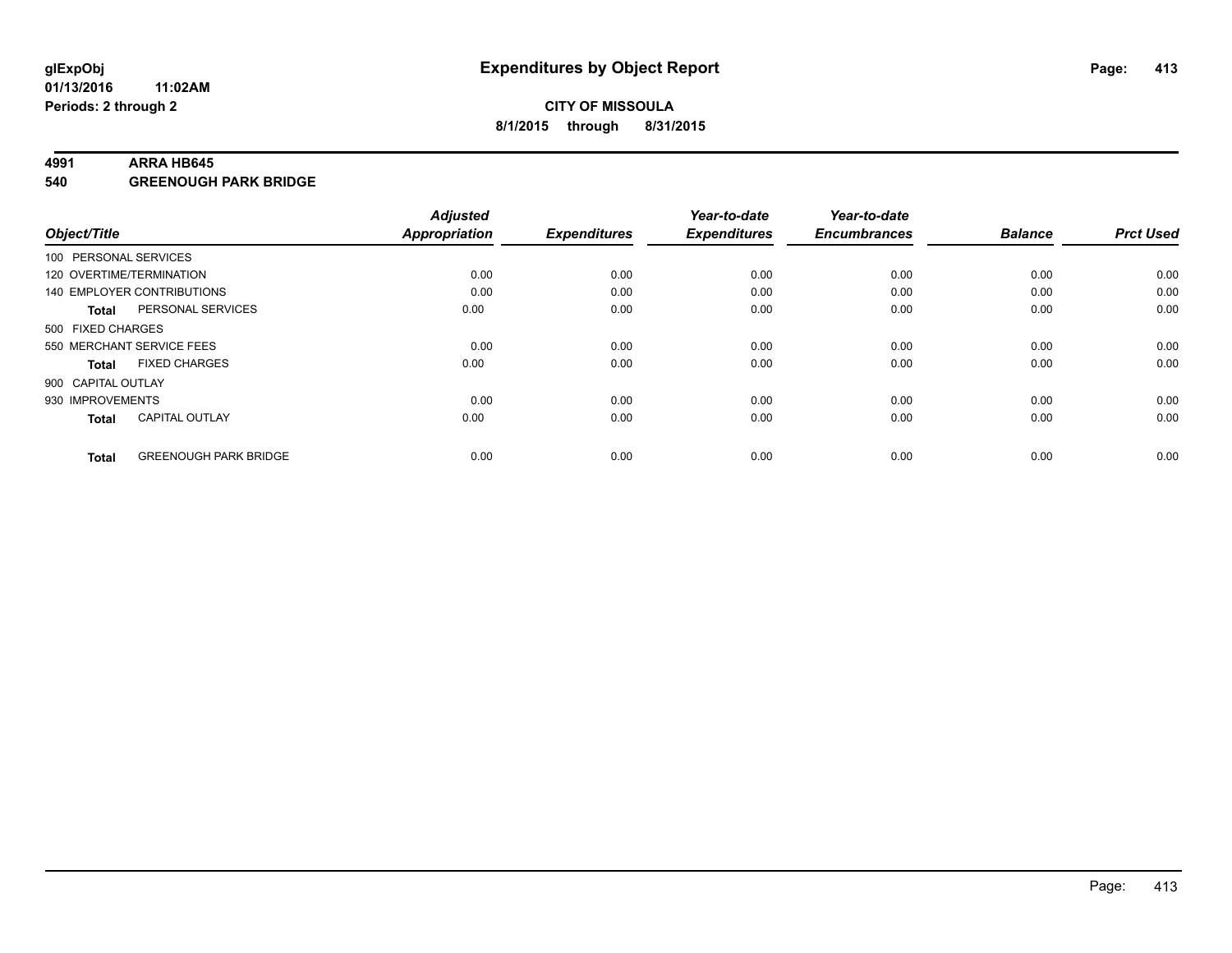# Expenditures by Object Report

glExpObj
01/13/2016 11:02AM
Periods: 2 through 2

**CITY OF MISSOULA**
**8/1/2015 through 8/31/2015**

## 4991 ARRA HB645
## 540 GREENOUGH PARK BRIDGE

| Object/Title | | Adjusted Appropriation | Expenditures | Year-to-date Expenditures | Year-to-date Encumbrances | Balance | Prct Used |
|---|---|---|---|---|---|---|---|
| 100 PERSONAL SERVICES | | | | | | | |
| 120 OVERTIME/TERMINATION | | 0.00 | 0.00 | 0.00 | 0.00 | 0.00 | 0.00 |
| 140 EMPLOYER CONTRIBUTIONS | | 0.00 | 0.00 | 0.00 | 0.00 | 0.00 | 0.00 |
| **Total** | PERSONAL SERVICES | 0.00 | 0.00 | 0.00 | 0.00 | 0.00 | 0.00 |
| 500 FIXED CHARGES | | | | | | | |
| 550 MERCHANT SERVICE FEES | | 0.00 | 0.00 | 0.00 | 0.00 | 0.00 | 0.00 |
| **Total** | FIXED CHARGES | 0.00 | 0.00 | 0.00 | 0.00 | 0.00 | 0.00 |
| 900 CAPITAL OUTLAY | | | | | | | |
| 930 IMPROVEMENTS | | 0.00 | 0.00 | 0.00 | 0.00 | 0.00 | 0.00 |
| **Total** | CAPITAL OUTLAY | 0.00 | 0.00 | 0.00 | 0.00 | 0.00 | 0.00 |
| **Total** | GREENOUGH PARK BRIDGE | 0.00 | 0.00 | 0.00 | 0.00 | 0.00 | 0.00 |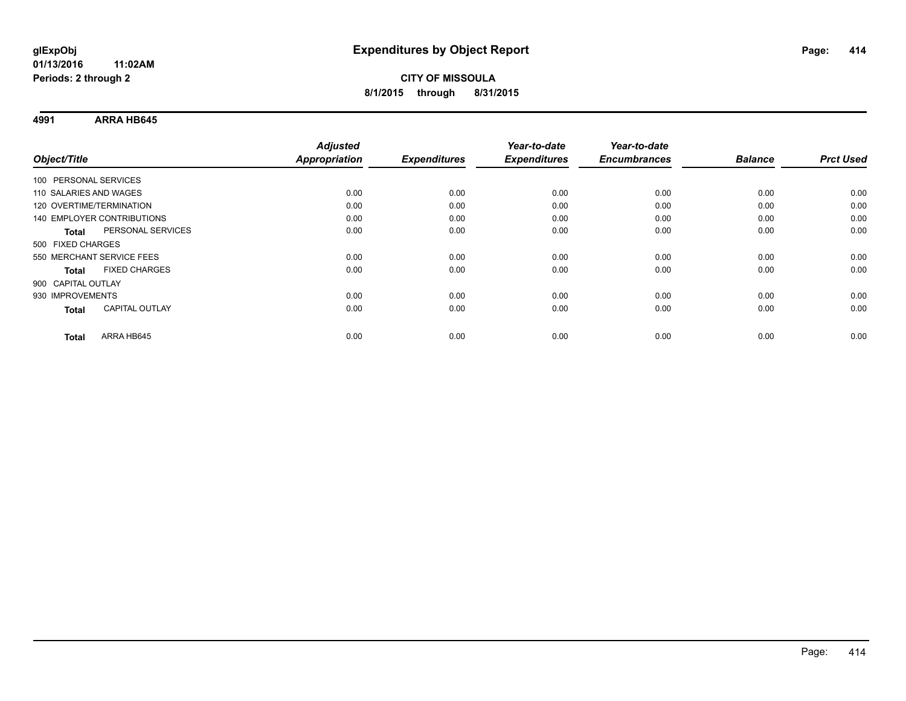**glExpObj**
**01/13/2016 11:02AM**
**Periods: 2 through 2**

# Expenditures by Object Report

**CITY OF MISSOULA**
**8/1/2015 through 8/31/2015**

## 4991 ARRA HB645

| Object/Title | | Adjusted Appropriation | Expenditures | Year-to-date Expenditures | Year-to-date Encumbrances | Balance | Prct Used |
|---|---|---|---|---|---|---|---|
| 100 PERSONAL SERVICES | | | | | | | |
| 110 SALARIES AND WAGES | | 0.00 | 0.00 | 0.00 | 0.00 | 0.00 | 0.00 |
| 120 OVERTIME/TERMINATION | | 0.00 | 0.00 | 0.00 | 0.00 | 0.00 | 0.00 |
| 140 EMPLOYER CONTRIBUTIONS | | 0.00 | 0.00 | 0.00 | 0.00 | 0.00 | 0.00 |
| **Total** | PERSONAL SERVICES | 0.00 | 0.00 | 0.00 | 0.00 | 0.00 | 0.00 |
| 500 FIXED CHARGES | | | | | | | |
| 550 MERCHANT SERVICE FEES | | 0.00 | 0.00 | 0.00 | 0.00 | 0.00 | 0.00 |
| **Total** | FIXED CHARGES | 0.00 | 0.00 | 0.00 | 0.00 | 0.00 | 0.00 |
| 900 CAPITAL OUTLAY | | | | | | | |
| 930 IMPROVEMENTS | | 0.00 | 0.00 | 0.00 | 0.00 | 0.00 | 0.00 |
| **Total** | CAPITAL OUTLAY | 0.00 | 0.00 | 0.00 | 0.00 | 0.00 | 0.00 |
| **Total** | ARRA HB645 | 0.00 | 0.00 | 0.00 | 0.00 | 0.00 | 0.00 |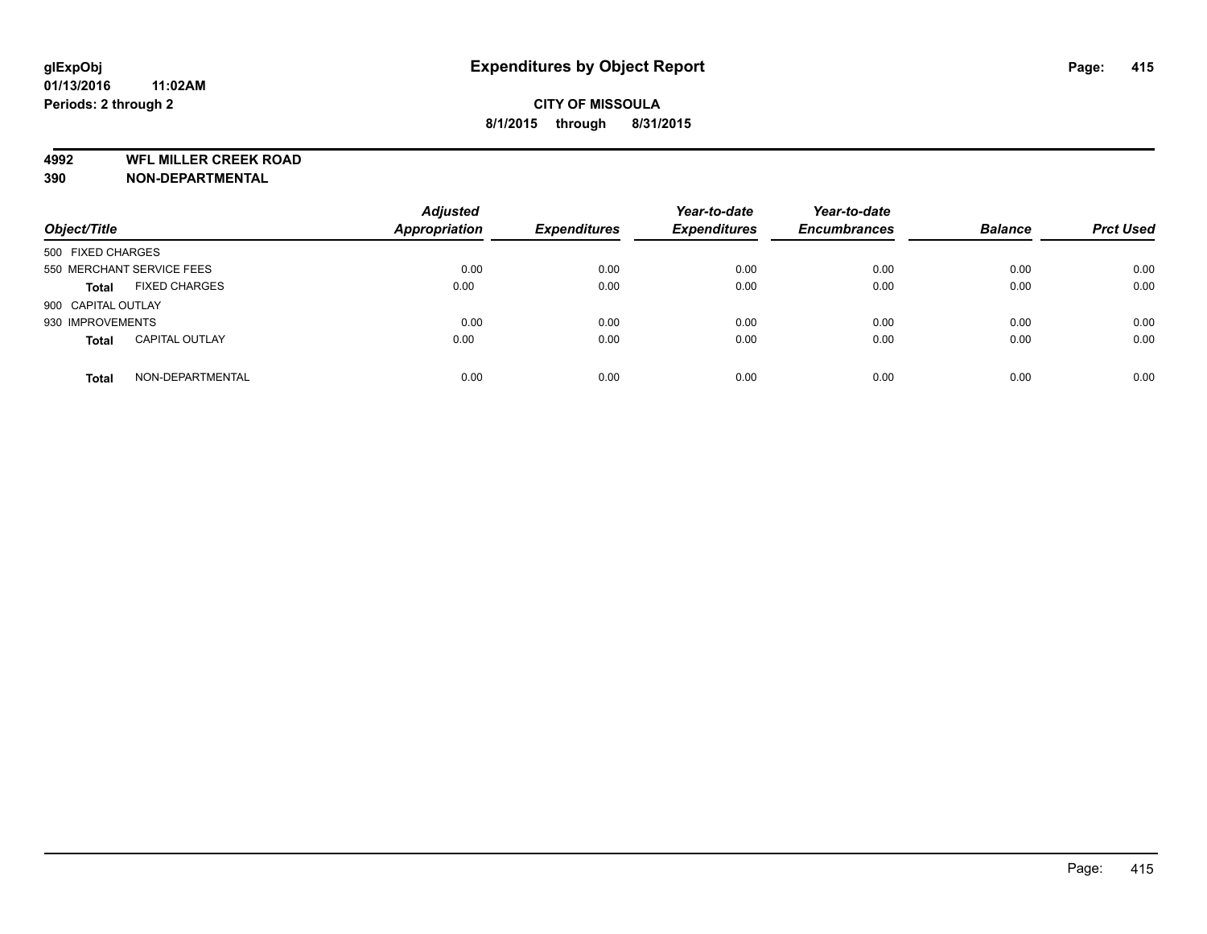**glExpObj**
**01/13/2016 11:02AM**
**Periods: 2 through 2**

# Expenditures by Object Report

**CITY OF MISSOULA**
**8/1/2015 through 8/31/2015**

**4992 WFL MILLER CREEK ROAD**
**390 NON-DEPARTMENTAL**

| Object/Title | | Adjusted Appropriation | Expenditures | Year-to-date Expenditures | Year-to-date Encumbrances | Balance | Prct Used |
|---|---|---|---|---|---|---|---|
| 500 FIXED CHARGES | | | | | | | |
| 550 MERCHANT SERVICE FEES | | 0.00 | 0.00 | 0.00 | 0.00 | 0.00 | 0.00 |
| **Total** | FIXED CHARGES | 0.00 | 0.00 | 0.00 | 0.00 | 0.00 | 0.00 |
| 900 CAPITAL OUTLAY | | | | | | | |
| 930 IMPROVEMENTS | | 0.00 | 0.00 | 0.00 | 0.00 | 0.00 | 0.00 |
| **Total** | CAPITAL OUTLAY | 0.00 | 0.00 | 0.00 | 0.00 | 0.00 | 0.00 |
| **Total** | NON-DEPARTMENTAL | 0.00 | 0.00 | 0.00 | 0.00 | 0.00 | 0.00 |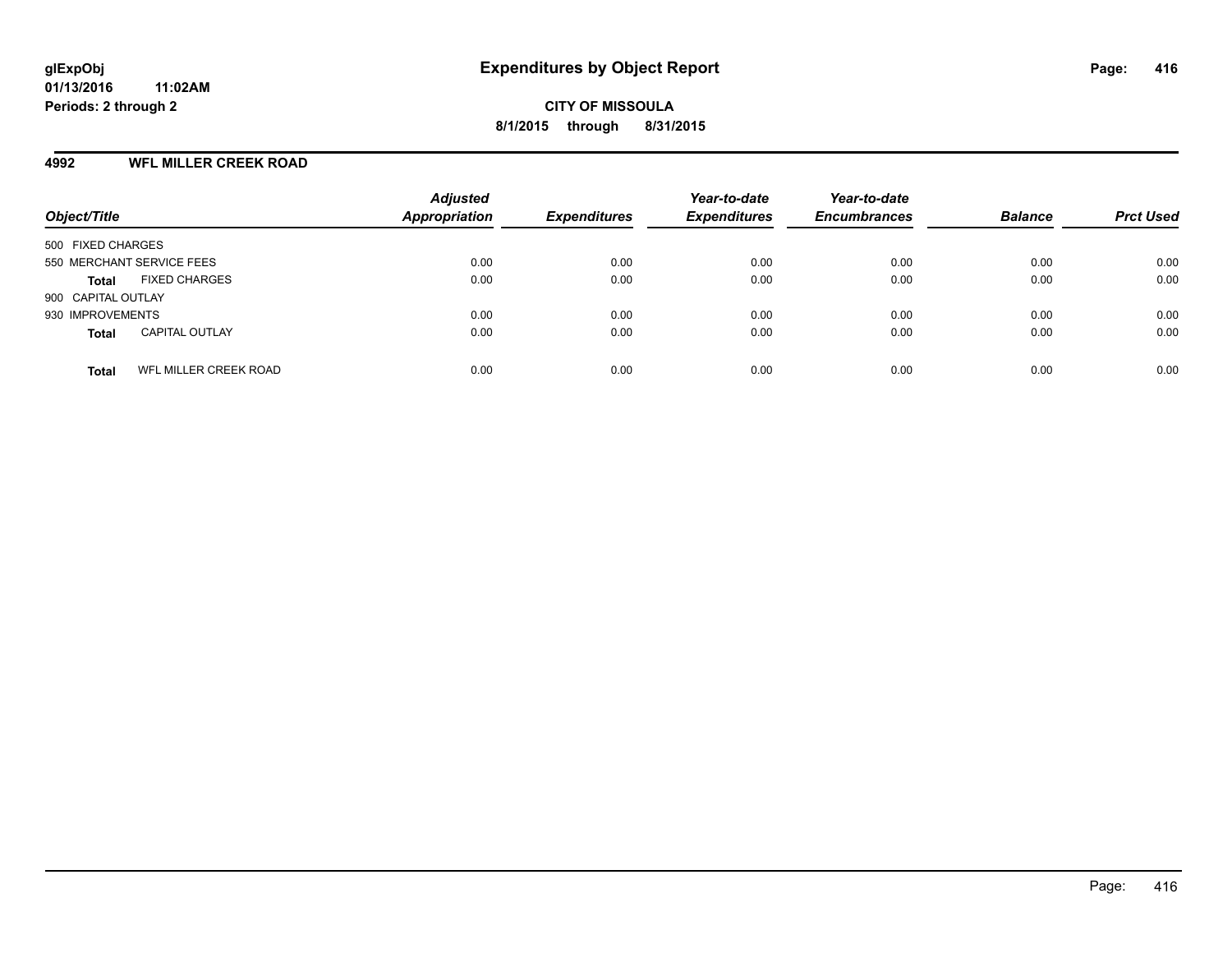**glExpObj**
**01/13/2016 11:02AM**
**Periods: 2 through 2**

# Expenditures by Object Report

**CITY OF MISSOULA**
**8/1/2015 through 8/31/2015**

## 4992 WFL MILLER CREEK ROAD

| Object/Title | Adjusted Appropriation | Expenditures | Year-to-date Expenditures | Year-to-date Encumbrances | Balance | Prct Used |
|---|---|---|---|---|---|---|
| 500 FIXED CHARGES | | | | | | |
| 550 MERCHANT SERVICE FEES | 0.00 | 0.00 | 0.00 | 0.00 | 0.00 | 0.00 |
| **Total** FIXED CHARGES | 0.00 | 0.00 | 0.00 | 0.00 | 0.00 | 0.00 |
| 900 CAPITAL OUTLAY | | | | | | |
| 930 IMPROVEMENTS | 0.00 | 0.00 | 0.00 | 0.00 | 0.00 | 0.00 |
| **Total** CAPITAL OUTLAY | 0.00 | 0.00 | 0.00 | 0.00 | 0.00 | 0.00 |
| **Total** WFL MILLER CREEK ROAD | 0.00 | 0.00 | 0.00 | 0.00 | 0.00 | 0.00 |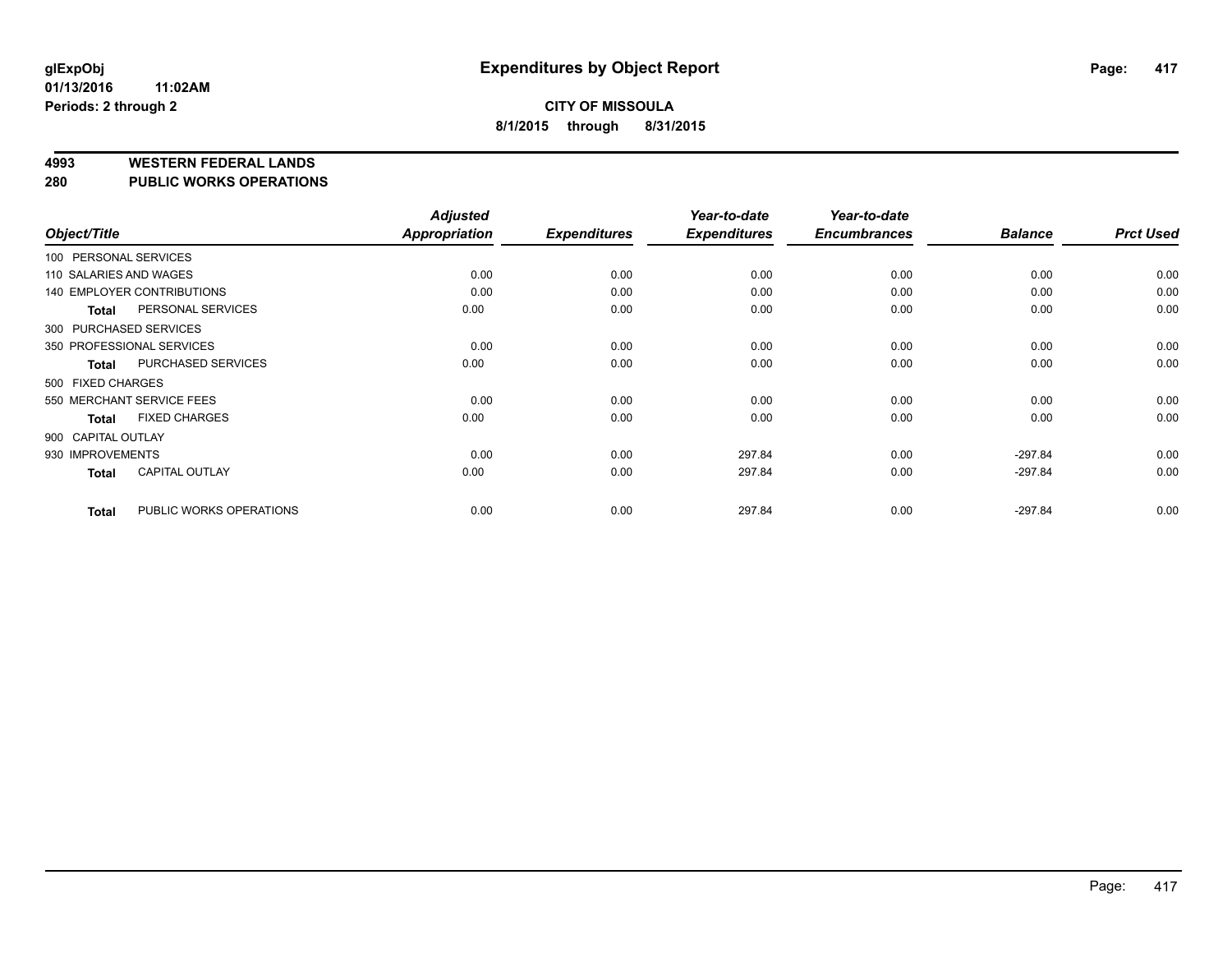**glExpObj**
**01/13/2016 11:02AM**
**Periods: 2 through 2**

# Expenditures by Object Report

**CITY OF MISSOULA**
**8/1/2015 through 8/31/2015**

## 4993 WESTERN FEDERAL LANDS
## 280 PUBLIC WORKS OPERATIONS

| Object/Title | | Adjusted Appropriation | Expenditures | Year-to-date Expenditures | Year-to-date Encumbrances | Balance | Prct Used |
|---|---|---|---|---|---|---|---|
| 100 PERSONAL SERVICES | | | | | | | |
| 110 SALARIES AND WAGES | | 0.00 | 0.00 | 0.00 | 0.00 | 0.00 | 0.00 |
| 140 EMPLOYER CONTRIBUTIONS | | 0.00 | 0.00 | 0.00 | 0.00 | 0.00 | 0.00 |
| **Total** | PERSONAL SERVICES | 0.00 | 0.00 | 0.00 | 0.00 | 0.00 | 0.00 |
| 300 PURCHASED SERVICES | | | | | | | |
| 350 PROFESSIONAL SERVICES | | 0.00 | 0.00 | 0.00 | 0.00 | 0.00 | 0.00 |
| **Total** | PURCHASED SERVICES | 0.00 | 0.00 | 0.00 | 0.00 | 0.00 | 0.00 |
| 500 FIXED CHARGES | | | | | | | |
| 550 MERCHANT SERVICE FEES | | 0.00 | 0.00 | 0.00 | 0.00 | 0.00 | 0.00 |
| **Total** | FIXED CHARGES | 0.00 | 0.00 | 0.00 | 0.00 | 0.00 | 0.00 |
| 900 CAPITAL OUTLAY | | | | | | | |
| 930 IMPROVEMENTS | | 0.00 | 0.00 | 297.84 | 0.00 | -297.84 | 0.00 |
| **Total** | CAPITAL OUTLAY | 0.00 | 0.00 | 297.84 | 0.00 | -297.84 | 0.00 |
| **Total** | PUBLIC WORKS OPERATIONS | 0.00 | 0.00 | 297.84 | 0.00 | -297.84 | 0.00 |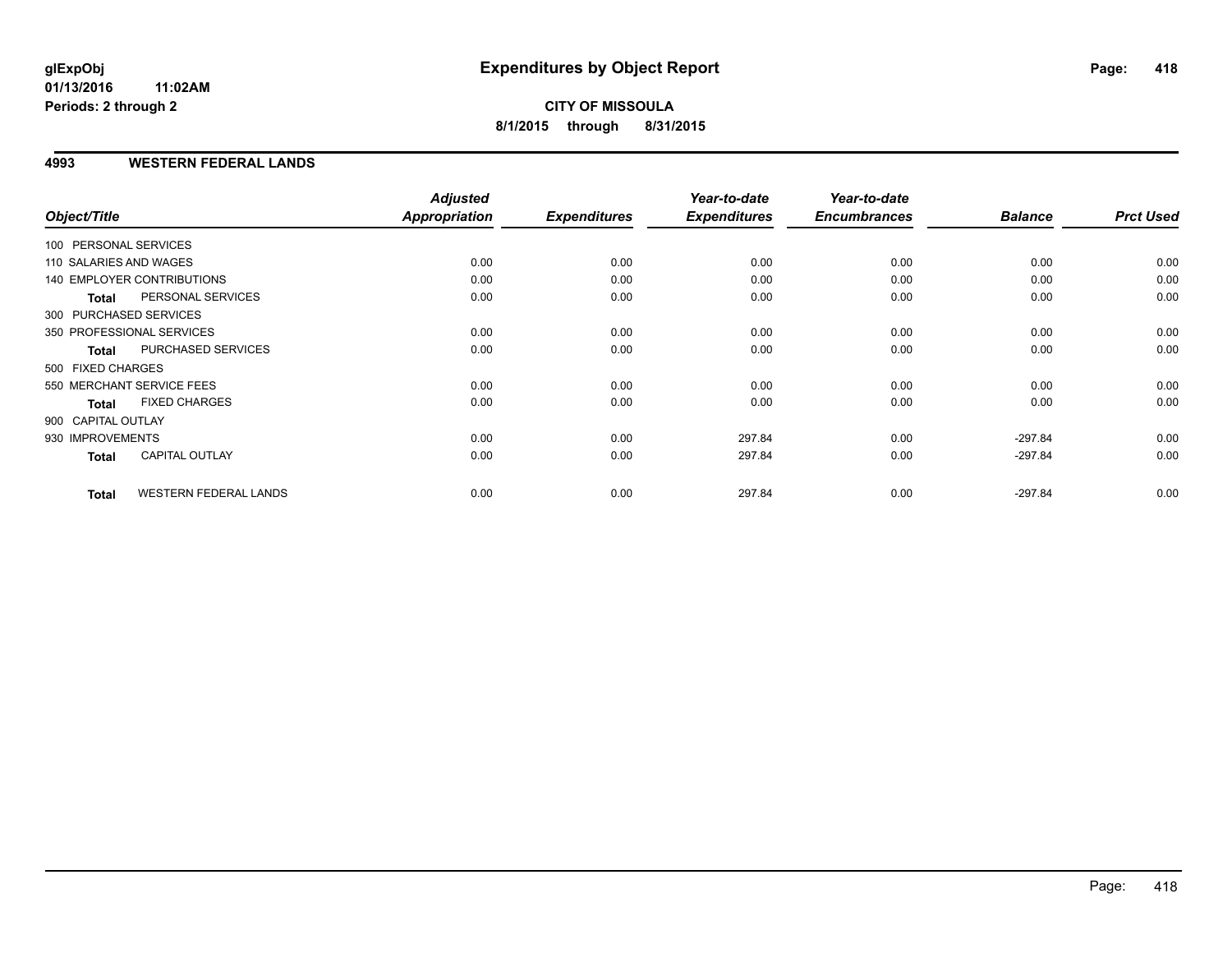# Expenditures by Object Report

glExpObj
01/13/2016 11:02AM
Periods: 2 through 2

**CITY OF MISSOULA**
**8/1/2015 through 8/31/2015**

## 4993 WESTERN FEDERAL LANDS

| Object/Title | | Adjusted Appropriation | Expenditures | Year-to-date Expenditures | Year-to-date Encumbrances | Balance | Prct Used |
|---|---|---|---|---|---|---|---|
| 100 PERSONAL SERVICES | | | | | | | |
| 110 SALARIES AND WAGES | | 0.00 | 0.00 | 0.00 | 0.00 | 0.00 | 0.00 |
| 140 EMPLOYER CONTRIBUTIONS | | 0.00 | 0.00 | 0.00 | 0.00 | 0.00 | 0.00 |
| **Total** | PERSONAL SERVICES | 0.00 | 0.00 | 0.00 | 0.00 | 0.00 | 0.00 |
| 300 PURCHASED SERVICES | | | | | | | |
| 350 PROFESSIONAL SERVICES | | 0.00 | 0.00 | 0.00 | 0.00 | 0.00 | 0.00 |
| **Total** | PURCHASED SERVICES | 0.00 | 0.00 | 0.00 | 0.00 | 0.00 | 0.00 |
| 500 FIXED CHARGES | | | | | | | |
| 550 MERCHANT SERVICE FEES | | 0.00 | 0.00 | 0.00 | 0.00 | 0.00 | 0.00 |
| **Total** | FIXED CHARGES | 0.00 | 0.00 | 0.00 | 0.00 | 0.00 | 0.00 |
| 900 CAPITAL OUTLAY | | | | | | | |
| 930 IMPROVEMENTS | | 0.00 | 0.00 | 297.84 | 0.00 | -297.84 | 0.00 |
| **Total** | CAPITAL OUTLAY | 0.00 | 0.00 | 297.84 | 0.00 | -297.84 | 0.00 |
| **Total** | WESTERN FEDERAL LANDS | 0.00 | 0.00 | 297.84 | 0.00 | -297.84 | 0.00 |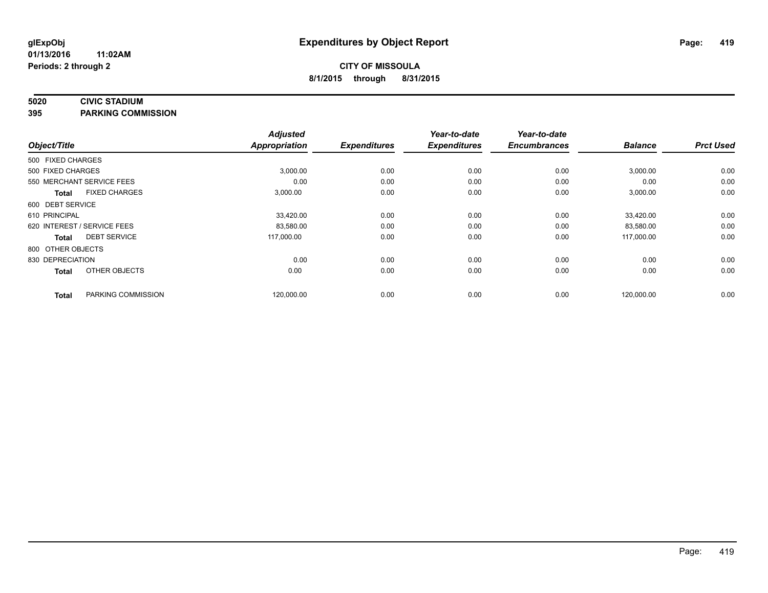# Expenditures by Object Report

glExpObj
01/13/2016 11:02AM
Periods: 2 through 2

**CITY OF MISSOULA**
**8/1/2015 through 8/31/2015**

**5020 CIVIC STADIUM**
**395 PARKING COMMISSION**

| Object/Title | Adjusted Appropriation | Expenditures | Year-to-date Expenditures | Year-to-date Encumbrances | Balance | Prct Used |
|---|---|---|---|---|---|---|
| 500 FIXED CHARGES | | | | | | |
| 500 FIXED CHARGES | 3,000.00 | 0.00 | 0.00 | 0.00 | 3,000.00 | 0.00 |
| 550 MERCHANT SERVICE FEES | 0.00 | 0.00 | 0.00 | 0.00 | 0.00 | 0.00 |
| **Total** FIXED CHARGES | 3,000.00 | 0.00 | 0.00 | 0.00 | 3,000.00 | 0.00 |
| 600 DEBT SERVICE | | | | | | |
| 610 PRINCIPAL | 33,420.00 | 0.00 | 0.00 | 0.00 | 33,420.00 | 0.00 |
| 620 INTEREST / SERVICE FEES | 83,580.00 | 0.00 | 0.00 | 0.00 | 83,580.00 | 0.00 |
| **Total** DEBT SERVICE | 117,000.00 | 0.00 | 0.00 | 0.00 | 117,000.00 | 0.00 |
| 800 OTHER OBJECTS | | | | | | |
| 830 DEPRECIATION | 0.00 | 0.00 | 0.00 | 0.00 | 0.00 | 0.00 |
| **Total** OTHER OBJECTS | 0.00 | 0.00 | 0.00 | 0.00 | 0.00 | 0.00 |
| **Total** PARKING COMMISSION | 120,000.00 | 0.00 | 0.00 | 0.00 | 120,000.00 | 0.00 |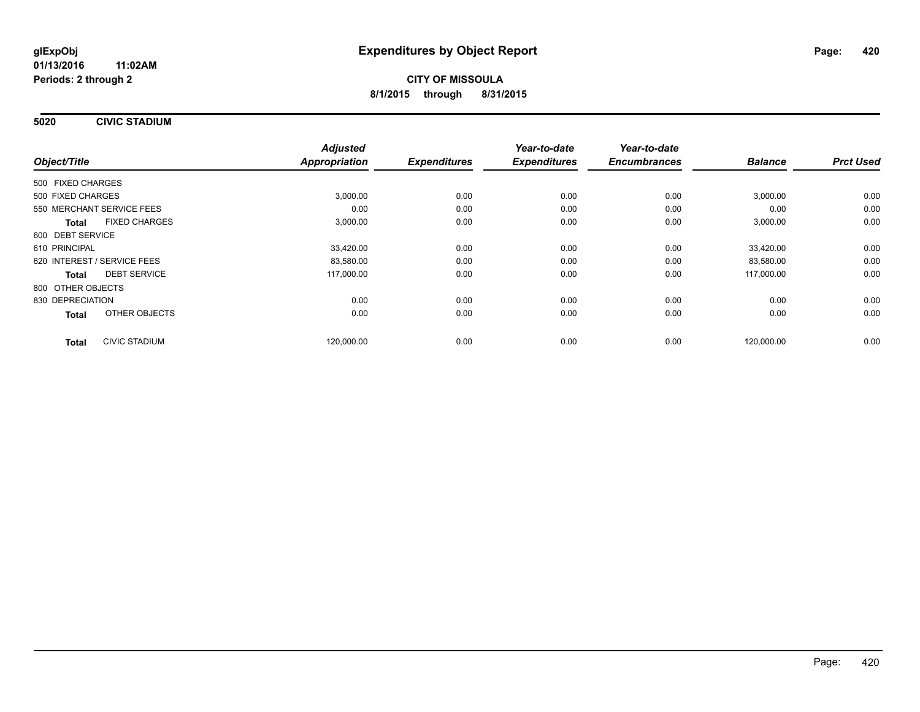**glExpObj**
**01/13/2016 11:02AM**
**Periods: 2 through 2**

# Expenditures by Object Report

**CITY OF MISSOULA**
**8/1/2015 through 8/31/2015**

## 5020 CIVIC STADIUM

| Object/Title | | Adjusted Appropriation | Expenditures | Year-to-date Expenditures | Year-to-date Encumbrances | Balance | Prct Used |
|---|---|---|---|---|---|---|---|
| 500 FIXED CHARGES | | | | | | | |
| 500 FIXED CHARGES | | 3,000.00 | 0.00 | 0.00 | 0.00 | 3,000.00 | 0.00 |
| 550 MERCHANT SERVICE FEES | | 0.00 | 0.00 | 0.00 | 0.00 | 0.00 | 0.00 |
| **Total** | FIXED CHARGES | 3,000.00 | 0.00 | 0.00 | 0.00 | 3,000.00 | 0.00 |
| 600 DEBT SERVICE | | | | | | | |
| 610 PRINCIPAL | | 33,420.00 | 0.00 | 0.00 | 0.00 | 33,420.00 | 0.00 |
| 620 INTEREST / SERVICE FEES | | 83,580.00 | 0.00 | 0.00 | 0.00 | 83,580.00 | 0.00 |
| **Total** | DEBT SERVICE | 117,000.00 | 0.00 | 0.00 | 0.00 | 117,000.00 | 0.00 |
| 800 OTHER OBJECTS | | | | | | | |
| 830 DEPRECIATION | | 0.00 | 0.00 | 0.00 | 0.00 | 0.00 | 0.00 |
| **Total** | OTHER OBJECTS | 0.00 | 0.00 | 0.00 | 0.00 | 0.00 | 0.00 |
| **Total** | CIVIC STADIUM | 120,000.00 | 0.00 | 0.00 | 0.00 | 120,000.00 | 0.00 |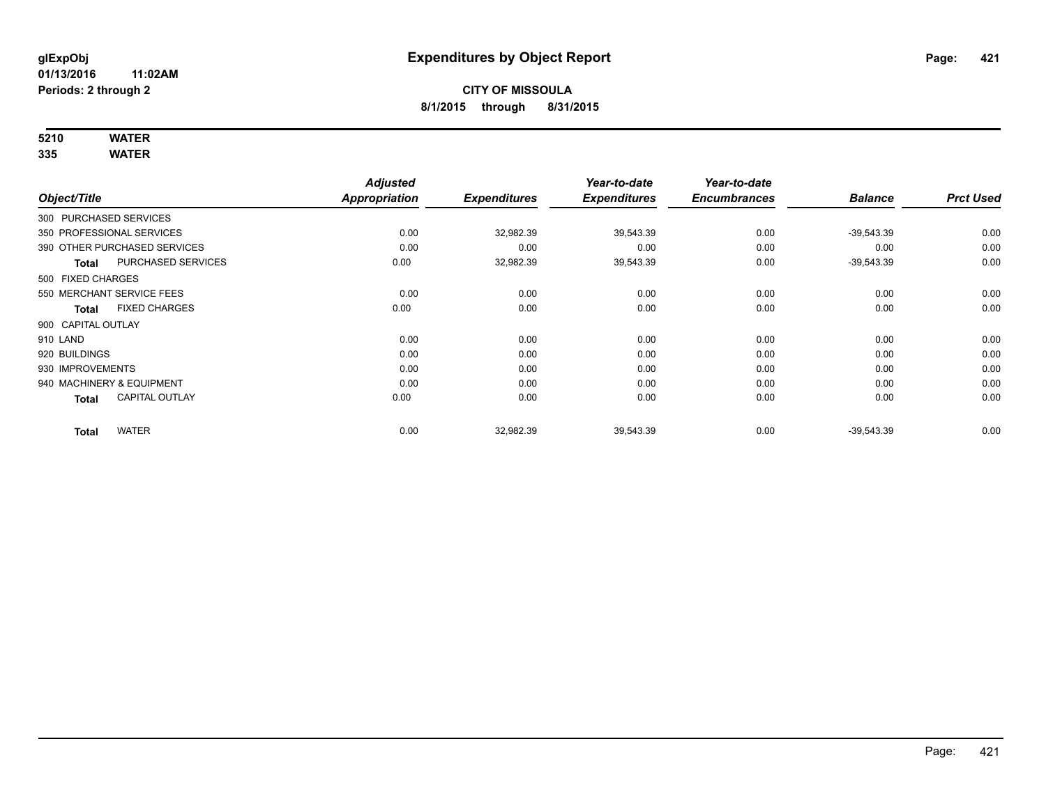# Expenditures by Object Report

glExpObj
01/13/2016 11:02AM
Periods: 2 through 2

**CITY OF MISSOULA**
**8/1/2015 through 8/31/2015**

**5210 WATER**
**335 WATER**

| Object/Title | Adjusted Appropriation | Expenditures | Year-to-date Expenditures | Year-to-date Encumbrances | Balance | Prct Used |
|---|---|---|---|---|---|---|
| 300 PURCHASED SERVICES | | | | | | |
| 350 PROFESSIONAL SERVICES | 0.00 | 32,982.39 | 39,543.39 | 0.00 | -39,543.39 | 0.00 |
| 390 OTHER PURCHASED SERVICES | 0.00 | 0.00 | 0.00 | 0.00 | 0.00 | 0.00 |
| **Total** PURCHASED SERVICES | 0.00 | 32,982.39 | 39,543.39 | 0.00 | -39,543.39 | 0.00 |
| 500 FIXED CHARGES | | | | | | |
| 550 MERCHANT SERVICE FEES | 0.00 | 0.00 | 0.00 | 0.00 | 0.00 | 0.00 |
| **Total** FIXED CHARGES | 0.00 | 0.00 | 0.00 | 0.00 | 0.00 | 0.00 |
| 900 CAPITAL OUTLAY | | | | | | |
| 910 LAND | 0.00 | 0.00 | 0.00 | 0.00 | 0.00 | 0.00 |
| 920 BUILDINGS | 0.00 | 0.00 | 0.00 | 0.00 | 0.00 | 0.00 |
| 930 IMPROVEMENTS | 0.00 | 0.00 | 0.00 | 0.00 | 0.00 | 0.00 |
| 940 MACHINERY & EQUIPMENT | 0.00 | 0.00 | 0.00 | 0.00 | 0.00 | 0.00 |
| **Total** CAPITAL OUTLAY | 0.00 | 0.00 | 0.00 | 0.00 | 0.00 | 0.00 |
| **Total** WATER | 0.00 | 32,982.39 | 39,543.39 | 0.00 | -39,543.39 | 0.00 |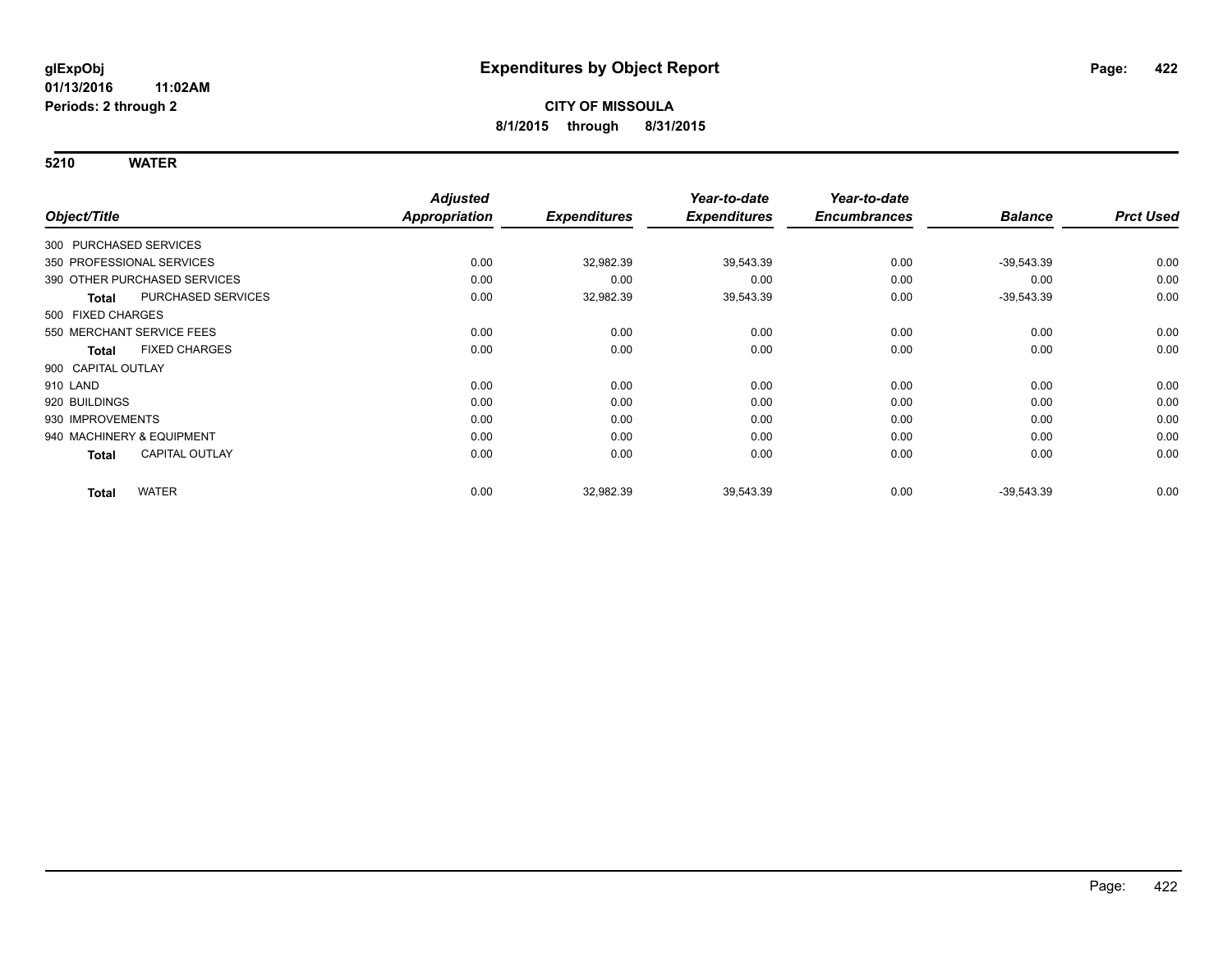**glExpObj**
**01/13/2016 11:02AM**
**Periods: 2 through 2**

# Expenditures by Object Report

**CITY OF MISSOULA**
**8/1/2015 through 8/31/2015**

## 5210 WATER

| Object/Title | | Adjusted Appropriation | Expenditures | Year-to-date Expenditures | Year-to-date Encumbrances | Balance | Prct Used |
|---|---|---|---|---|---|---|---|
| 300 PURCHASED SERVICES | | | | | | | |
| 350 PROFESSIONAL SERVICES | | 0.00 | 32,982.39 | 39,543.39 | 0.00 | -39,543.39 | 0.00 |
| 390 OTHER PURCHASED SERVICES | | 0.00 | 0.00 | 0.00 | 0.00 | 0.00 | 0.00 |
| Total | PURCHASED SERVICES | 0.00 | 32,982.39 | 39,543.39 | 0.00 | -39,543.39 | 0.00 |
| 500 FIXED CHARGES | | | | | | | |
| 550 MERCHANT SERVICE FEES | | 0.00 | 0.00 | 0.00 | 0.00 | 0.00 | 0.00 |
| Total | FIXED CHARGES | 0.00 | 0.00 | 0.00 | 0.00 | 0.00 | 0.00 |
| 900 CAPITAL OUTLAY | | | | | | | |
| 910 LAND | | 0.00 | 0.00 | 0.00 | 0.00 | 0.00 | 0.00 |
| 920 BUILDINGS | | 0.00 | 0.00 | 0.00 | 0.00 | 0.00 | 0.00 |
| 930 IMPROVEMENTS | | 0.00 | 0.00 | 0.00 | 0.00 | 0.00 | 0.00 |
| 940 MACHINERY & EQUIPMENT | | 0.00 | 0.00 | 0.00 | 0.00 | 0.00 | 0.00 |
| Total | CAPITAL OUTLAY | 0.00 | 0.00 | 0.00 | 0.00 | 0.00 | 0.00 |
| Total | WATER | 0.00 | 32,982.39 | 39,543.39 | 0.00 | -39,543.39 | 0.00 |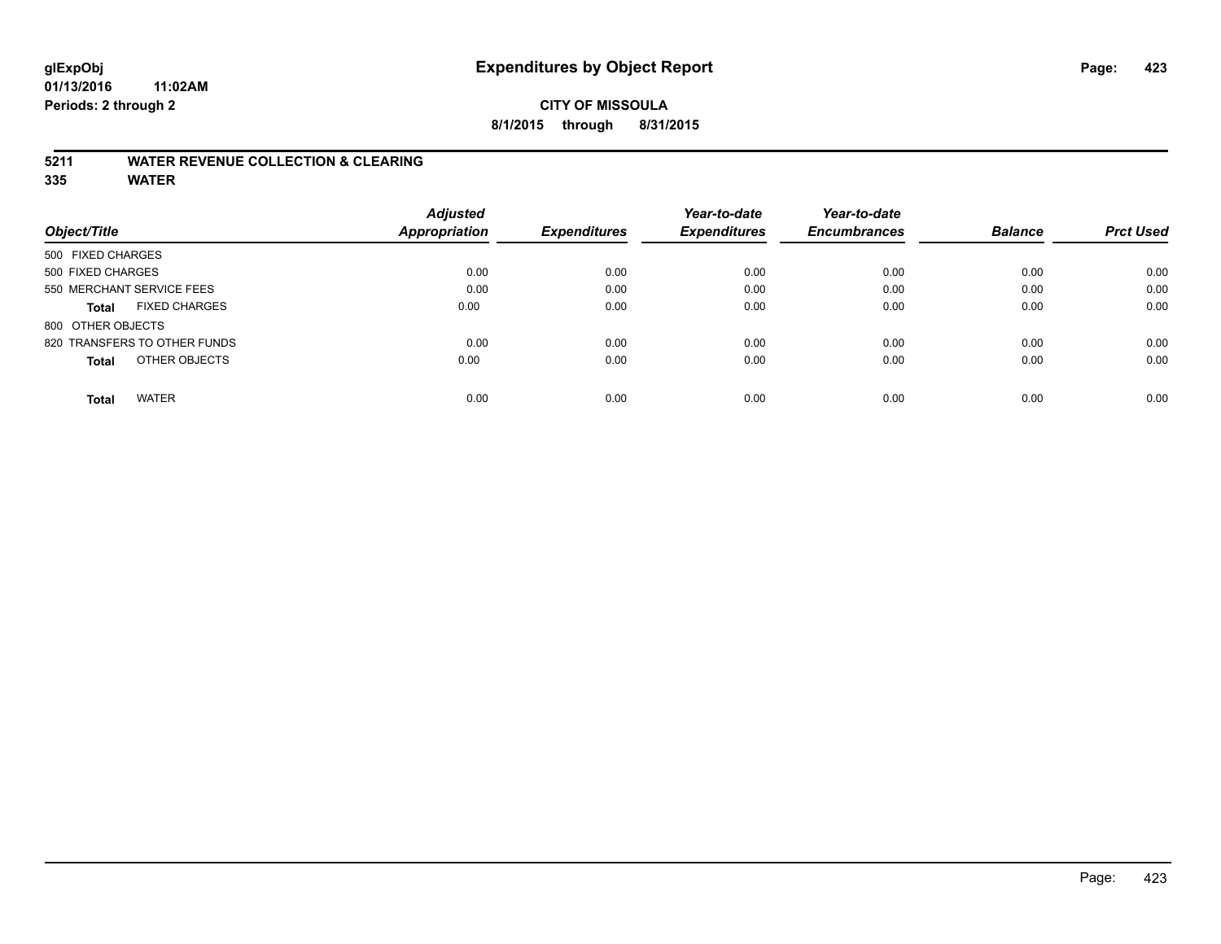# Expenditures by Object Report

glExpObj
01/13/2016 11:02AM
Periods: 2 through 2

**CITY OF MISSOULA**
**8/1/2015 through 8/31/2015**

**5211 WATER REVENUE COLLECTION & CLEARING**
**335 WATER**

| Object/Title | Adjusted Appropriation | Expenditures | Year-to-date Expenditures | Year-to-date Encumbrances | Balance | Prct Used |
|---|---|---|---|---|---|---|
| 500 FIXED CHARGES | | | | | | |
| 500 FIXED CHARGES | 0.00 | 0.00 | 0.00 | 0.00 | 0.00 | 0.00 |
| 550 MERCHANT SERVICE FEES | 0.00 | 0.00 | 0.00 | 0.00 | 0.00 | 0.00 |
| **Total** FIXED CHARGES | 0.00 | 0.00 | 0.00 | 0.00 | 0.00 | 0.00 |
| 800 OTHER OBJECTS | | | | | | |
| 820 TRANSFERS TO OTHER FUNDS | 0.00 | 0.00 | 0.00 | 0.00 | 0.00 | 0.00 |
| **Total** OTHER OBJECTS | 0.00 | 0.00 | 0.00 | 0.00 | 0.00 | 0.00 |
| **Total** WATER | 0.00 | 0.00 | 0.00 | 0.00 | 0.00 | 0.00 |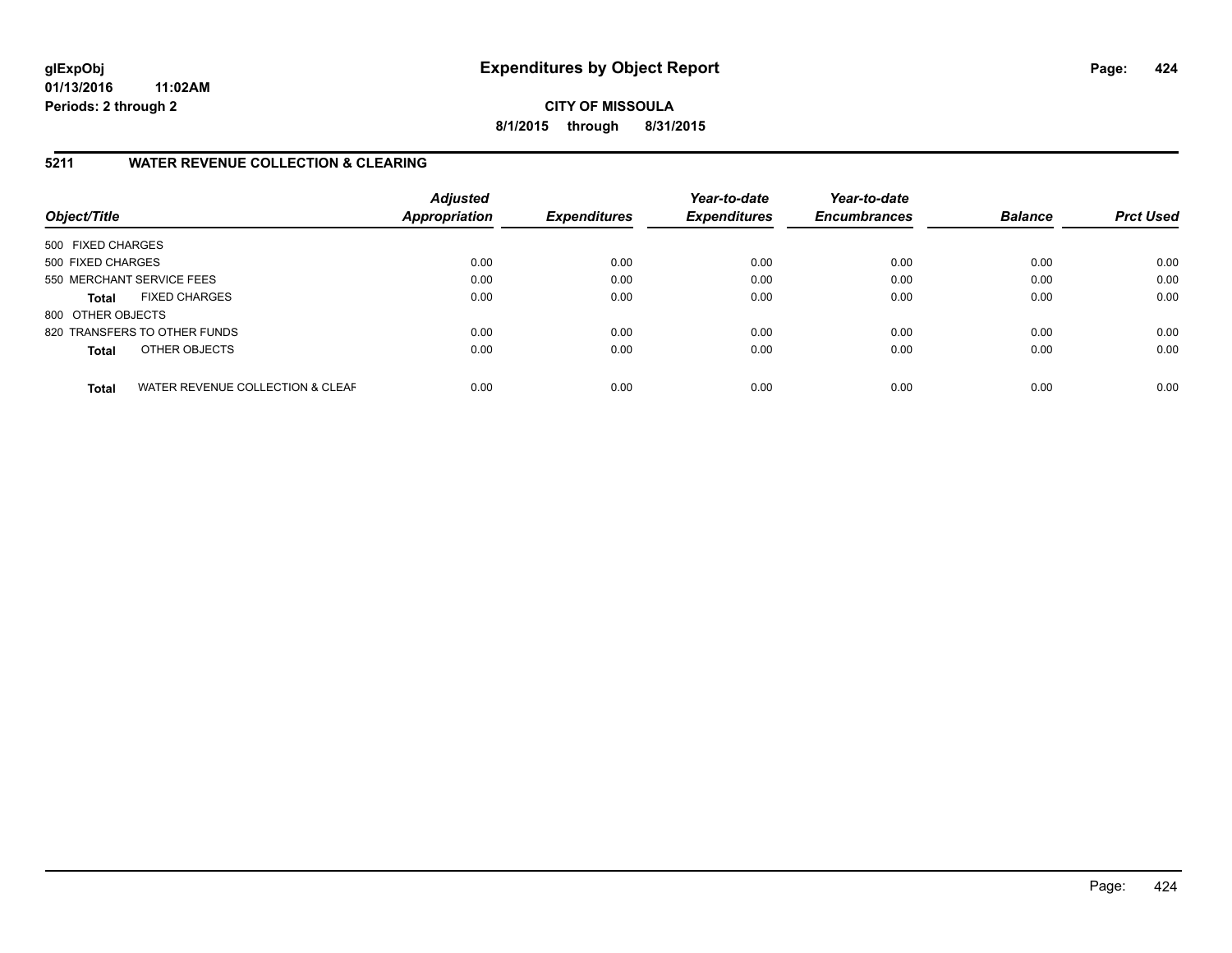# Expenditures by Object Report

glExpObj
01/13/2016 11:02AM
Periods: 2 through 2

**CITY OF MISSOULA**
**8/1/2015 through 8/31/2015**

## 5211 WATER REVENUE COLLECTION & CLEARING

| Object/Title | | Adjusted Appropriation | Expenditures | Year-to-date Expenditures | Year-to-date Encumbrances | Balance | Prct Used |
|---|---|---|---|---|---|---|---|
| 500 FIXED CHARGES | | | | | | | |
| 500 FIXED CHARGES | | 0.00 | 0.00 | 0.00 | 0.00 | 0.00 | 0.00 |
| 550 MERCHANT SERVICE FEES | | 0.00 | 0.00 | 0.00 | 0.00 | 0.00 | 0.00 |
| **Total** | FIXED CHARGES | 0.00 | 0.00 | 0.00 | 0.00 | 0.00 | 0.00 |
| 800 OTHER OBJECTS | | | | | | | |
| 820 TRANSFERS TO OTHER FUNDS | | 0.00 | 0.00 | 0.00 | 0.00 | 0.00 | 0.00 |
| **Total** | OTHER OBJECTS | 0.00 | 0.00 | 0.00 | 0.00 | 0.00 | 0.00 |
| **Total** | WATER REVENUE COLLECTION & CLEAF | 0.00 | 0.00 | 0.00 | 0.00 | 0.00 | 0.00 |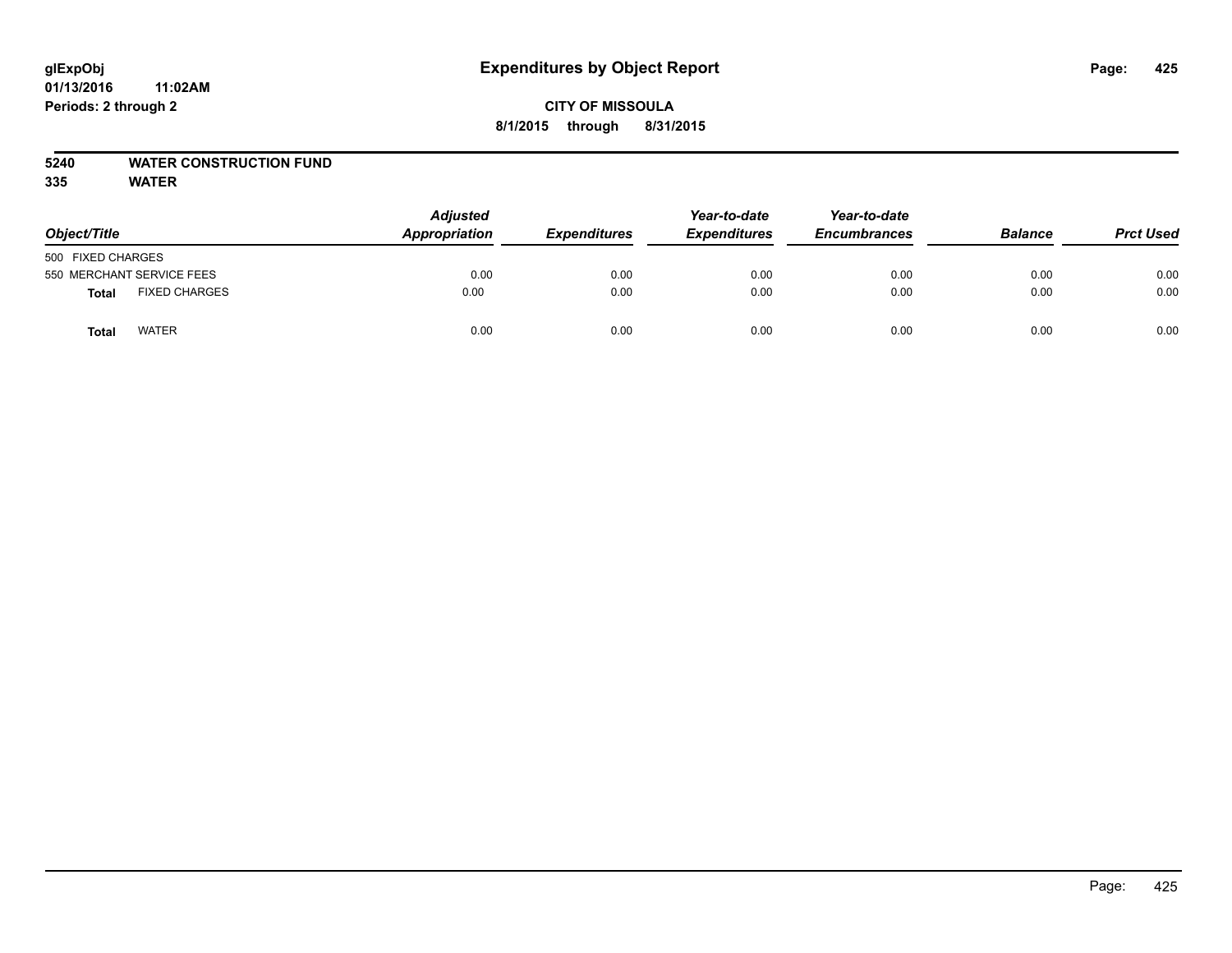**glExpObj** **Expenditures by Object Report**
**01/13/2016 11:02AM**
**Periods: 2 through 2**

**CITY OF MISSOULA**
**8/1/2015 through 8/31/2015**

**5240 WATER CONSTRUCTION FUND**
**335 WATER**

| Object/Title | | Adjusted Appropriation | Expenditures | Year-to-date Expenditures | Year-to-date Encumbrances | Balance | Prct Used |
|---|---|---|---|---|---|---|---|
| 500 FIXED CHARGES | | | | | | | |
| 550 MERCHANT SERVICE FEES | | 0.00 | 0.00 | 0.00 | 0.00 | 0.00 | 0.00 |
| **Total** | FIXED CHARGES | 0.00 | 0.00 | 0.00 | 0.00 | 0.00 | 0.00 |
| **Total** | WATER | 0.00 | 0.00 | 0.00 | 0.00 | 0.00 | 0.00 |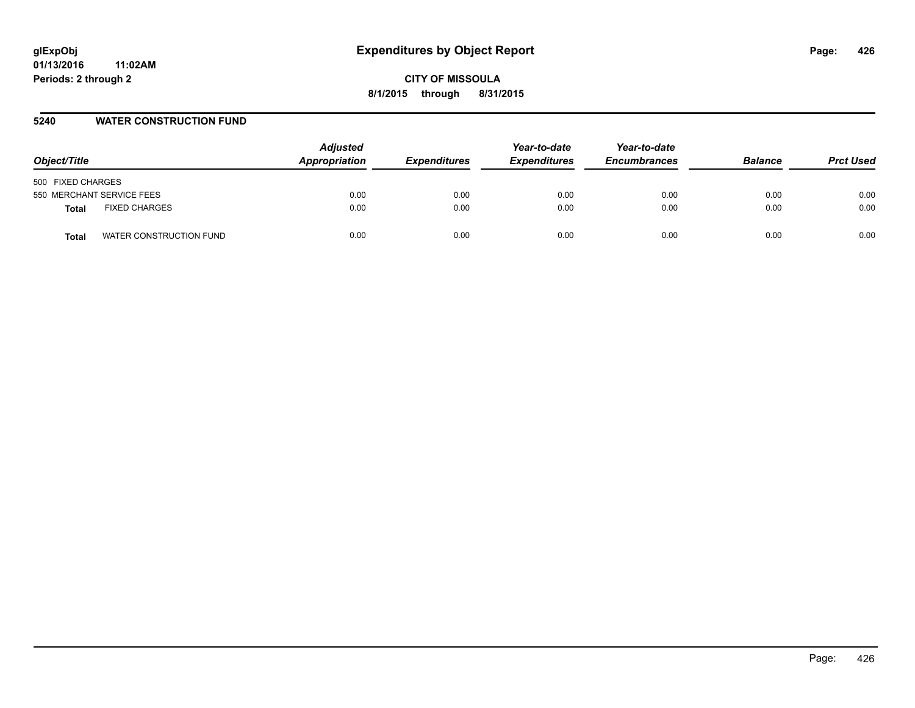# Expenditures by Object Report

glExpObj
01/13/2016 11:02AM
Periods: 2 through 2

**CITY OF MISSOULA**
**8/1/2015 through 8/31/2015**

## 5240 WATER CONSTRUCTION FUND

| Object/Title | Adjusted Appropriation | Expenditures | Year-to-date Expenditures | Year-to-date Encumbrances | Balance | Prct Used |
|---|---|---|---|---|---|---|
| 500 FIXED CHARGES | | | | | | |
| 550 MERCHANT SERVICE FEES | 0.00 | 0.00 | 0.00 | 0.00 | 0.00 | 0.00 |
| **Total** FIXED CHARGES | 0.00 | 0.00 | 0.00 | 0.00 | 0.00 | 0.00 |
| **Total** WATER CONSTRUCTION FUND | 0.00 | 0.00 | 0.00 | 0.00 | 0.00 | 0.00 |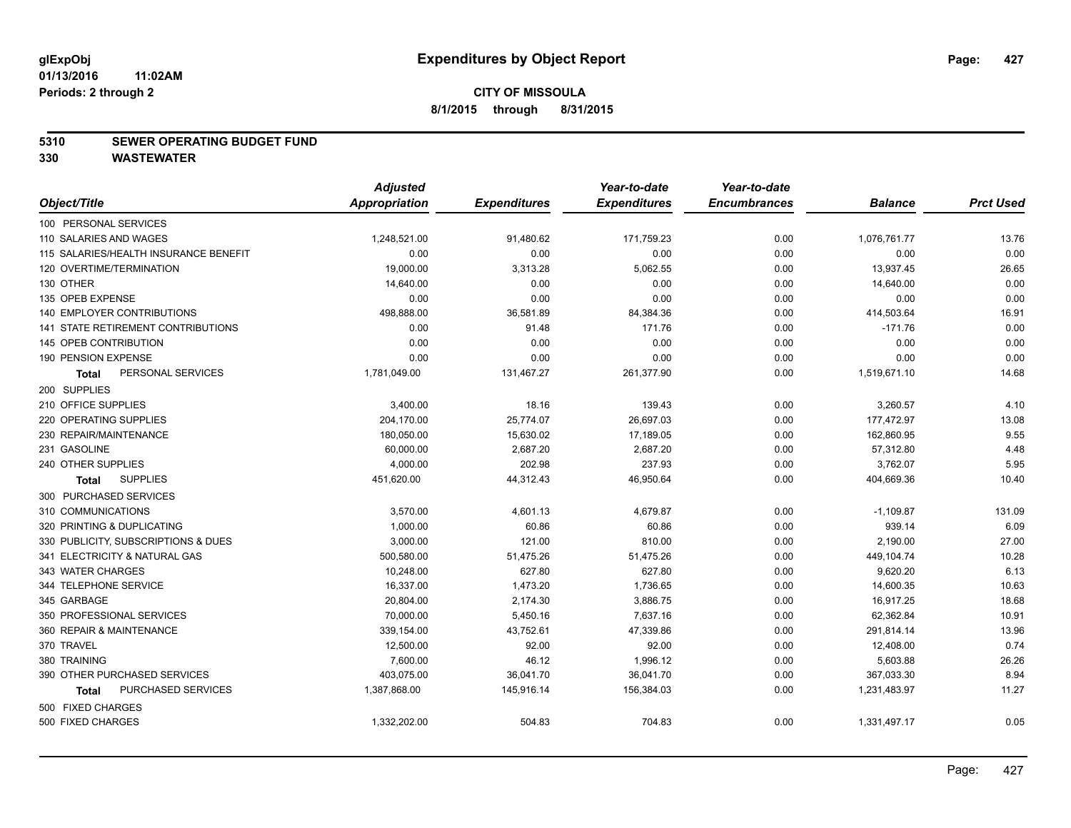**glExpObj** **Expenditures by Object Report**
**01/13/2016 11:02AM**
**Periods: 2 through 2**

**CITY OF MISSOULA**
**8/1/2015 through 8/31/2015**

## 5310 SEWER OPERATING BUDGET FUND
## 330 WASTEWATER

| Object/Title | Adjusted Appropriation | Expenditures | Year-to-date Expenditures | Year-to-date Encumbrances | Balance | Prct Used |
|---|---|---|---|---|---|---|
| 100 PERSONAL SERVICES | | | | | | |
| 110 SALARIES AND WAGES | 1,248,521.00 | 91,480.62 | 171,759.23 | 0.00 | 1,076,761.77 | 13.76 |
| 115 SALARIES/HEALTH INSURANCE BENEFIT | 0.00 | 0.00 | 0.00 | 0.00 | 0.00 | 0.00 |
| 120 OVERTIME/TERMINATION | 19,000.00 | 3,313.28 | 5,062.55 | 0.00 | 13,937.45 | 26.65 |
| 130 OTHER | 14,640.00 | 0.00 | 0.00 | 0.00 | 14,640.00 | 0.00 |
| 135 OPEB EXPENSE | 0.00 | 0.00 | 0.00 | 0.00 | 0.00 | 0.00 |
| 140 EMPLOYER CONTRIBUTIONS | 498,888.00 | 36,581.89 | 84,384.36 | 0.00 | 414,503.64 | 16.91 |
| 141 STATE RETIREMENT CONTRIBUTIONS | 0.00 | 91.48 | 171.76 | 0.00 | -171.76 | 0.00 |
| 145 OPEB CONTRIBUTION | 0.00 | 0.00 | 0.00 | 0.00 | 0.00 | 0.00 |
| 190 PENSION EXPENSE | 0.00 | 0.00 | 0.00 | 0.00 | 0.00 | 0.00 |
| **Total** PERSONAL SERVICES | 1,781,049.00 | 131,467.27 | 261,377.90 | 0.00 | 1,519,671.10 | 14.68 |
| 200 SUPPLIES | | | | | | |
| 210 OFFICE SUPPLIES | 3,400.00 | 18.16 | 139.43 | 0.00 | 3,260.57 | 4.10 |
| 220 OPERATING SUPPLIES | 204,170.00 | 25,774.07 | 26,697.03 | 0.00 | 177,472.97 | 13.08 |
| 230 REPAIR/MAINTENANCE | 180,050.00 | 15,630.02 | 17,189.05 | 0.00 | 162,860.95 | 9.55 |
| 231 GASOLINE | 60,000.00 | 2,687.20 | 2,687.20 | 0.00 | 57,312.80 | 4.48 |
| 240 OTHER SUPPLIES | 4,000.00 | 202.98 | 237.93 | 0.00 | 3,762.07 | 5.95 |
| **Total** SUPPLIES | 451,620.00 | 44,312.43 | 46,950.64 | 0.00 | 404,669.36 | 10.40 |
| 300 PURCHASED SERVICES | | | | | | |
| 310 COMMUNICATIONS | 3,570.00 | 4,601.13 | 4,679.87 | 0.00 | -1,109.87 | 131.09 |
| 320 PRINTING & DUPLICATING | 1,000.00 | 60.86 | 60.86 | 0.00 | 939.14 | 6.09 |
| 330 PUBLICITY, SUBSCRIPTIONS & DUES | 3,000.00 | 121.00 | 810.00 | 0.00 | 2,190.00 | 27.00 |
| 341 ELECTRICITY & NATURAL GAS | 500,580.00 | 51,475.26 | 51,475.26 | 0.00 | 449,104.74 | 10.28 |
| 343 WATER CHARGES | 10,248.00 | 627.80 | 627.80 | 0.00 | 9,620.20 | 6.13 |
| 344 TELEPHONE SERVICE | 16,337.00 | 1,473.20 | 1,736.65 | 0.00 | 14,600.35 | 10.63 |
| 345 GARBAGE | 20,804.00 | 2,174.30 | 3,886.75 | 0.00 | 16,917.25 | 18.68 |
| 350 PROFESSIONAL SERVICES | 70,000.00 | 5,450.16 | 7,637.16 | 0.00 | 62,362.84 | 10.91 |
| 360 REPAIR & MAINTENANCE | 339,154.00 | 43,752.61 | 47,339.86 | 0.00 | 291,814.14 | 13.96 |
| 370 TRAVEL | 12,500.00 | 92.00 | 92.00 | 0.00 | 12,408.00 | 0.74 |
| 380 TRAINING | 7,600.00 | 46.12 | 1,996.12 | 0.00 | 5,603.88 | 26.26 |
| 390 OTHER PURCHASED SERVICES | 403,075.00 | 36,041.70 | 36,041.70 | 0.00 | 367,033.30 | 8.94 |
| **Total** PURCHASED SERVICES | 1,387,868.00 | 145,916.14 | 156,384.03 | 0.00 | 1,231,483.97 | 11.27 |
| 500 FIXED CHARGES | | | | | | |
| 500 FIXED CHARGES | 1,332,202.00 | 504.83 | 704.83 | 0.00 | 1,331,497.17 | 0.05 |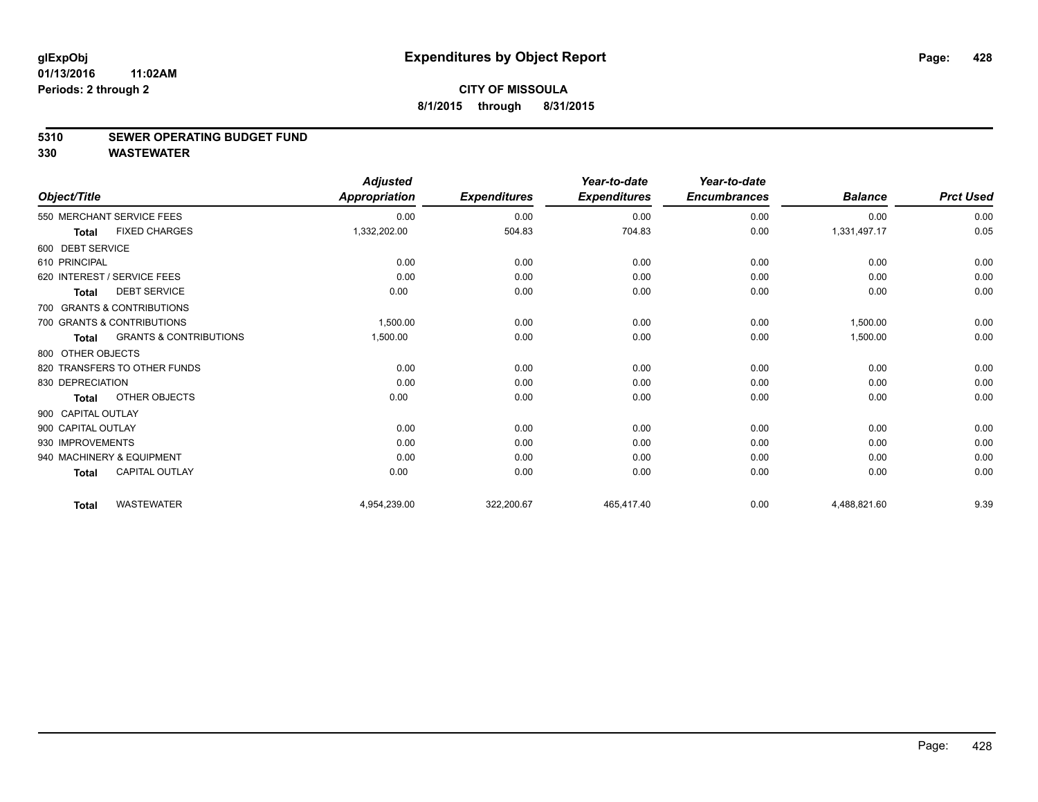# Expenditures by Object Report

glExpObj
01/13/2016 11:02AM
Periods: 2 through 2

**CITY OF MISSOULA**
**8/1/2015 through 8/31/2015**

## 5310 SEWER OPERATING BUDGET FUND
## 330 WASTEWATER

| Object/Title | Adjusted Appropriation | Expenditures | Year-to-date Expenditures | Year-to-date Encumbrances | Balance | Prct Used |
|---|---|---|---|---|---|---|
| 550 MERCHANT SERVICE FEES | 0.00 | 0.00 | 0.00 | 0.00 | 0.00 | 0.00 |
| **Total** FIXED CHARGES | 1,332,202.00 | 504.83 | 704.83 | 0.00 | 1,331,497.17 | 0.05 |
| 600 DEBT SERVICE | | | | | | |
| 610 PRINCIPAL | 0.00 | 0.00 | 0.00 | 0.00 | 0.00 | 0.00 |
| 620 INTEREST / SERVICE FEES | 0.00 | 0.00 | 0.00 | 0.00 | 0.00 | 0.00 |
| **Total** DEBT SERVICE | 0.00 | 0.00 | 0.00 | 0.00 | 0.00 | 0.00 |
| 700 GRANTS & CONTRIBUTIONS | | | | | | |
| 700 GRANTS & CONTRIBUTIONS | 1,500.00 | 0.00 | 0.00 | 0.00 | 1,500.00 | 0.00 |
| **Total** GRANTS & CONTRIBUTIONS | 1,500.00 | 0.00 | 0.00 | 0.00 | 1,500.00 | 0.00 |
| 800 OTHER OBJECTS | | | | | | |
| 820 TRANSFERS TO OTHER FUNDS | 0.00 | 0.00 | 0.00 | 0.00 | 0.00 | 0.00 |
| 830 DEPRECIATION | 0.00 | 0.00 | 0.00 | 0.00 | 0.00 | 0.00 |
| **Total** OTHER OBJECTS | 0.00 | 0.00 | 0.00 | 0.00 | 0.00 | 0.00 |
| 900 CAPITAL OUTLAY | | | | | | |
| 900 CAPITAL OUTLAY | 0.00 | 0.00 | 0.00 | 0.00 | 0.00 | 0.00 |
| 930 IMPROVEMENTS | 0.00 | 0.00 | 0.00 | 0.00 | 0.00 | 0.00 |
| 940 MACHINERY & EQUIPMENT | 0.00 | 0.00 | 0.00 | 0.00 | 0.00 | 0.00 |
| **Total** CAPITAL OUTLAY | 0.00 | 0.00 | 0.00 | 0.00 | 0.00 | 0.00 |
| **Total** WASTEWATER | 4,954,239.00 | 322,200.67 | 465,417.40 | 0.00 | 4,488,821.60 | 9.39 |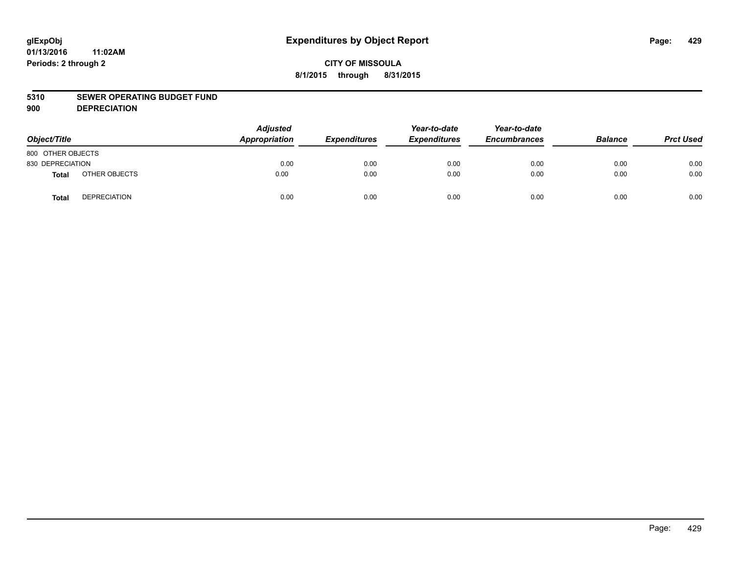# Expenditures by Object Report

**glExpObj**
**01/13/2016 11:02AM**
**Periods: 2 through 2**

**CITY OF MISSOULA**
**8/1/2015 through 8/31/2015**

**5310 SEWER OPERATING BUDGET FUND**
**900 DEPRECIATION**

| Object/Title | | Adjusted Appropriation | Expenditures | Year-to-date Expenditures | Year-to-date Encumbrances | Balance | Prct Used |
|---|---|---|---|---|---|---|---|
| 800 OTHER OBJECTS | | | | | | | |
| 830 DEPRECIATION | | 0.00 | 0.00 | 0.00 | 0.00 | 0.00 | 0.00 |
| **Total** | OTHER OBJECTS | 0.00 | 0.00 | 0.00 | 0.00 | 0.00 | 0.00 |
| **Total** | DEPRECIATION | 0.00 | 0.00 | 0.00 | 0.00 | 0.00 | 0.00 |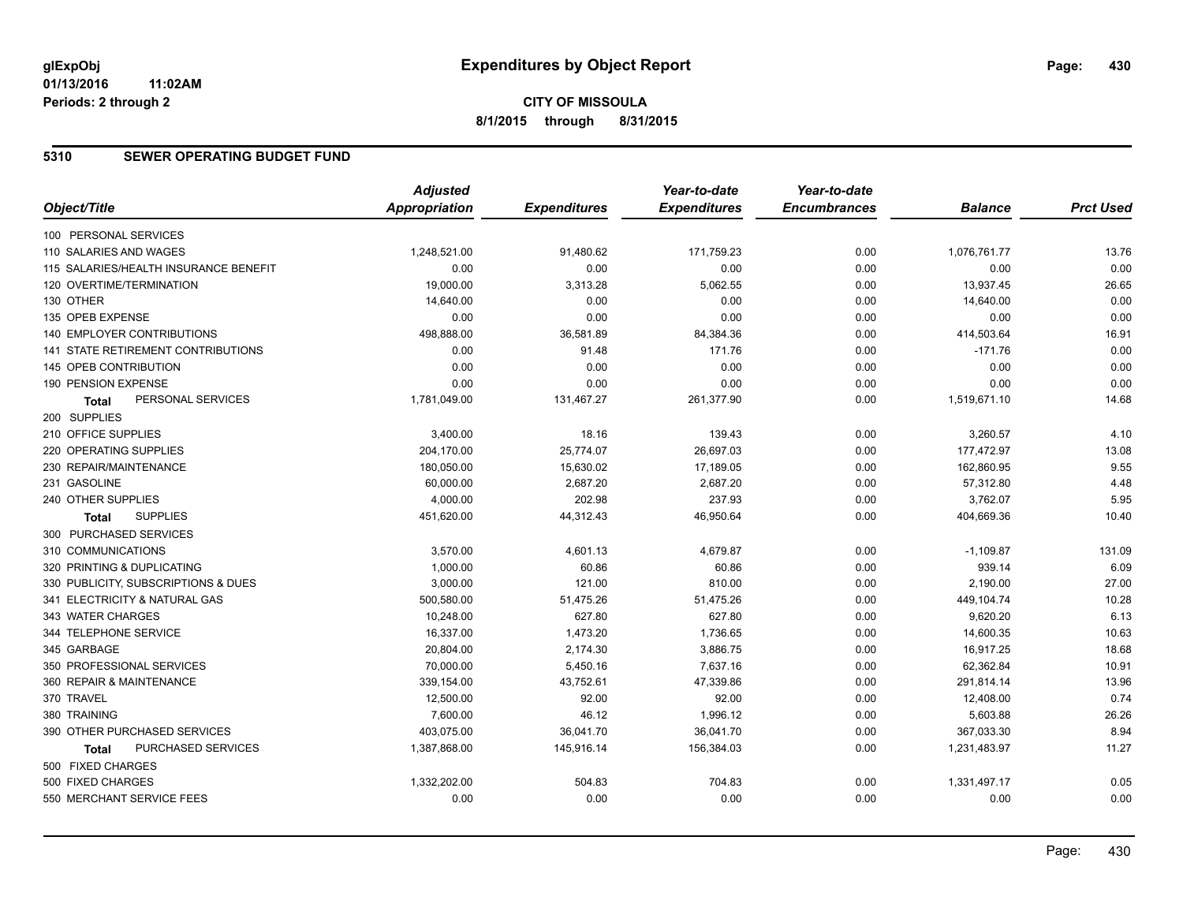**glExpObj** 01/13/2016 11:02AM Periods: 2 through 2

# Expenditures by Object Report

**CITY OF MISSOULA**

**8/1/2015 through 8/31/2015**

## 5310 SEWER OPERATING BUDGET FUND

| Object/Title | Adjusted Appropriation | Expenditures | Year-to-date Expenditures | Year-to-date Encumbrances | Balance | Prct Used |
|---|---|---|---|---|---|---|
| 100 PERSONAL SERVICES | | | | | | |
| 110 SALARIES AND WAGES | 1,248,521.00 | 91,480.62 | 171,759.23 | 0.00 | 1,076,761.77 | 13.76 |
| 115 SALARIES/HEALTH INSURANCE BENEFIT | 0.00 | 0.00 | 0.00 | 0.00 | 0.00 | 0.00 |
| 120 OVERTIME/TERMINATION | 19,000.00 | 3,313.28 | 5,062.55 | 0.00 | 13,937.45 | 26.65 |
| 130 OTHER | 14,640.00 | 0.00 | 0.00 | 0.00 | 14,640.00 | 0.00 |
| 135 OPEB EXPENSE | 0.00 | 0.00 | 0.00 | 0.00 | 0.00 | 0.00 |
| 140 EMPLOYER CONTRIBUTIONS | 498,888.00 | 36,581.89 | 84,384.36 | 0.00 | 414,503.64 | 16.91 |
| 141 STATE RETIREMENT CONTRIBUTIONS | 0.00 | 91.48 | 171.76 | 0.00 | -171.76 | 0.00 |
| 145 OPEB CONTRIBUTION | 0.00 | 0.00 | 0.00 | 0.00 | 0.00 | 0.00 |
| 190 PENSION EXPENSE | 0.00 | 0.00 | 0.00 | 0.00 | 0.00 | 0.00 |
| **Total** PERSONAL SERVICES | 1,781,049.00 | 131,467.27 | 261,377.90 | 0.00 | 1,519,671.10 | 14.68 |
| 200 SUPPLIES | | | | | | |
| 210 OFFICE SUPPLIES | 3,400.00 | 18.16 | 139.43 | 0.00 | 3,260.57 | 4.10 |
| 220 OPERATING SUPPLIES | 204,170.00 | 25,774.07 | 26,697.03 | 0.00 | 177,472.97 | 13.08 |
| 230 REPAIR/MAINTENANCE | 180,050.00 | 15,630.02 | 17,189.05 | 0.00 | 162,860.95 | 9.55 |
| 231 GASOLINE | 60,000.00 | 2,687.20 | 2,687.20 | 0.00 | 57,312.80 | 4.48 |
| 240 OTHER SUPPLIES | 4,000.00 | 202.98 | 237.93 | 0.00 | 3,762.07 | 5.95 |
| **Total** SUPPLIES | 451,620.00 | 44,312.43 | 46,950.64 | 0.00 | 404,669.36 | 10.40 |
| 300 PURCHASED SERVICES | | | | | | |
| 310 COMMUNICATIONS | 3,570.00 | 4,601.13 | 4,679.87 | 0.00 | -1,109.87 | 131.09 |
| 320 PRINTING & DUPLICATING | 1,000.00 | 60.86 | 60.86 | 0.00 | 939.14 | 6.09 |
| 330 PUBLICITY, SUBSCRIPTIONS & DUES | 3,000.00 | 121.00 | 810.00 | 0.00 | 2,190.00 | 27.00 |
| 341 ELECTRICITY & NATURAL GAS | 500,580.00 | 51,475.26 | 51,475.26 | 0.00 | 449,104.74 | 10.28 |
| 343 WATER CHARGES | 10,248.00 | 627.80 | 627.80 | 0.00 | 9,620.20 | 6.13 |
| 344 TELEPHONE SERVICE | 16,337.00 | 1,473.20 | 1,736.65 | 0.00 | 14,600.35 | 10.63 |
| 345 GARBAGE | 20,804.00 | 2,174.30 | 3,886.75 | 0.00 | 16,917.25 | 18.68 |
| 350 PROFESSIONAL SERVICES | 70,000.00 | 5,450.16 | 7,637.16 | 0.00 | 62,362.84 | 10.91 |
| 360 REPAIR & MAINTENANCE | 339,154.00 | 43,752.61 | 47,339.86 | 0.00 | 291,814.14 | 13.96 |
| 370 TRAVEL | 12,500.00 | 92.00 | 92.00 | 0.00 | 12,408.00 | 0.74 |
| 380 TRAINING | 7,600.00 | 46.12 | 1,996.12 | 0.00 | 5,603.88 | 26.26 |
| 390 OTHER PURCHASED SERVICES | 403,075.00 | 36,041.70 | 36,041.70 | 0.00 | 367,033.30 | 8.94 |
| **Total** PURCHASED SERVICES | 1,387,868.00 | 145,916.14 | 156,384.03 | 0.00 | 1,231,483.97 | 11.27 |
| 500 FIXED CHARGES | | | | | | |
| 500 FIXED CHARGES | 1,332,202.00 | 504.83 | 704.83 | 0.00 | 1,331,497.17 | 0.05 |
| 550 MERCHANT SERVICE FEES | 0.00 | 0.00 | 0.00 | 0.00 | 0.00 | 0.00 |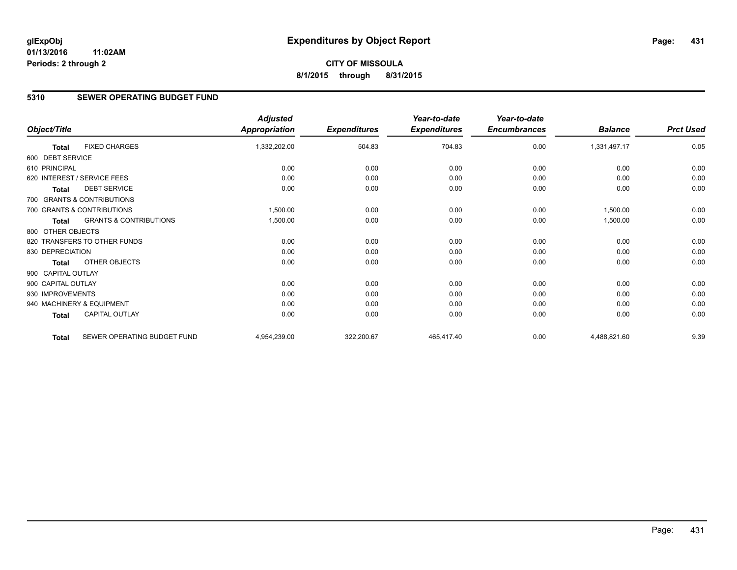# Expenditures by Object Report

**CITY OF MISSOULA**
**8/1/2015 through 8/31/2015**

glExpObj
01/13/2016 11:02AM
Periods: 2 through 2

## 5310 SEWER OPERATING BUDGET FUND

| Object/Title | | Adjusted Appropriation | Expenditures | Year-to-date Expenditures | Year-to-date Encumbrances | Balance | Prct Used |
|---|---|---|---|---|---|---|---|
| **Total** | FIXED CHARGES | 1,332,202.00 | 504.83 | 704.83 | 0.00 | 1,331,497.17 | 0.05 |
| 600 DEBT SERVICE | | | | | | | |
| 610 PRINCIPAL | | 0.00 | 0.00 | 0.00 | 0.00 | 0.00 | 0.00 |
| 620 INTEREST / SERVICE FEES | | 0.00 | 0.00 | 0.00 | 0.00 | 0.00 | 0.00 |
| **Total** | DEBT SERVICE | 0.00 | 0.00 | 0.00 | 0.00 | 0.00 | 0.00 |
| 700 GRANTS & CONTRIBUTIONS | | | | | | | |
| 700 GRANTS & CONTRIBUTIONS | | 1,500.00 | 0.00 | 0.00 | 0.00 | 1,500.00 | 0.00 |
| **Total** | GRANTS & CONTRIBUTIONS | 1,500.00 | 0.00 | 0.00 | 0.00 | 1,500.00 | 0.00 |
| 800 OTHER OBJECTS | | | | | | | |
| 820 TRANSFERS TO OTHER FUNDS | | 0.00 | 0.00 | 0.00 | 0.00 | 0.00 | 0.00 |
| 830 DEPRECIATION | | 0.00 | 0.00 | 0.00 | 0.00 | 0.00 | 0.00 |
| **Total** | OTHER OBJECTS | 0.00 | 0.00 | 0.00 | 0.00 | 0.00 | 0.00 |
| 900 CAPITAL OUTLAY | | | | | | | |
| 900 CAPITAL OUTLAY | | 0.00 | 0.00 | 0.00 | 0.00 | 0.00 | 0.00 |
| 930 IMPROVEMENTS | | 0.00 | 0.00 | 0.00 | 0.00 | 0.00 | 0.00 |
| 940 MACHINERY & EQUIPMENT | | 0.00 | 0.00 | 0.00 | 0.00 | 0.00 | 0.00 |
| **Total** | CAPITAL OUTLAY | 0.00 | 0.00 | 0.00 | 0.00 | 0.00 | 0.00 |
| **Total** | SEWER OPERATING BUDGET FUND | 4,954,239.00 | 322,200.67 | 465,417.40 | 0.00 | 4,488,821.60 | 9.39 |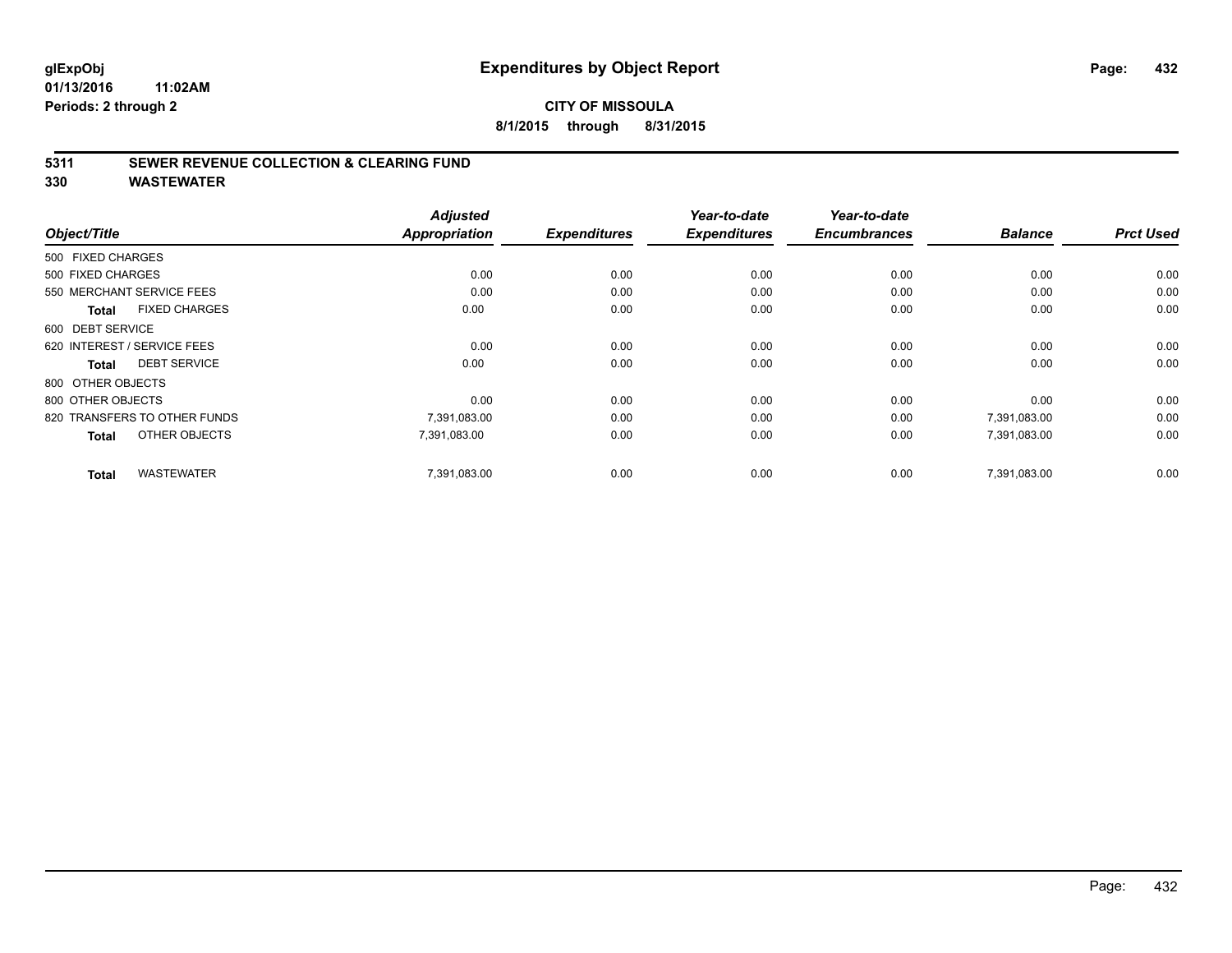**glExpObj**
**01/13/2016 11:02AM**
**Periods: 2 through 2**

# Expenditures by Object Report

**CITY OF MISSOULA**
**8/1/2015 through 8/31/2015**

## 5311 SEWER REVENUE COLLECTION & CLEARING FUND
## 330 WASTEWATER

| Object/Title | Adjusted Appropriation | Expenditures | Year-to-date Expenditures | Year-to-date Encumbrances | Balance | Prct Used |
|---|---|---|---|---|---|---|
| 500 FIXED CHARGES | | | | | | |
| 500 FIXED CHARGES | 0.00 | 0.00 | 0.00 | 0.00 | 0.00 | 0.00 |
| 550 MERCHANT SERVICE FEES | 0.00 | 0.00 | 0.00 | 0.00 | 0.00 | 0.00 |
| **Total** FIXED CHARGES | 0.00 | 0.00 | 0.00 | 0.00 | 0.00 | 0.00 |
| 600 DEBT SERVICE | | | | | | |
| 620 INTEREST / SERVICE FEES | 0.00 | 0.00 | 0.00 | 0.00 | 0.00 | 0.00 |
| **Total** DEBT SERVICE | 0.00 | 0.00 | 0.00 | 0.00 | 0.00 | 0.00 |
| 800 OTHER OBJECTS | | | | | | |
| 800 OTHER OBJECTS | 0.00 | 0.00 | 0.00 | 0.00 | 0.00 | 0.00 |
| 820 TRANSFERS TO OTHER FUNDS | 7,391,083.00 | 0.00 | 0.00 | 0.00 | 7,391,083.00 | 0.00 |
| **Total** OTHER OBJECTS | 7,391,083.00 | 0.00 | 0.00 | 0.00 | 7,391,083.00 | 0.00 |
| **Total** WASTEWATER | 7,391,083.00 | 0.00 | 0.00 | 0.00 | 7,391,083.00 | 0.00 |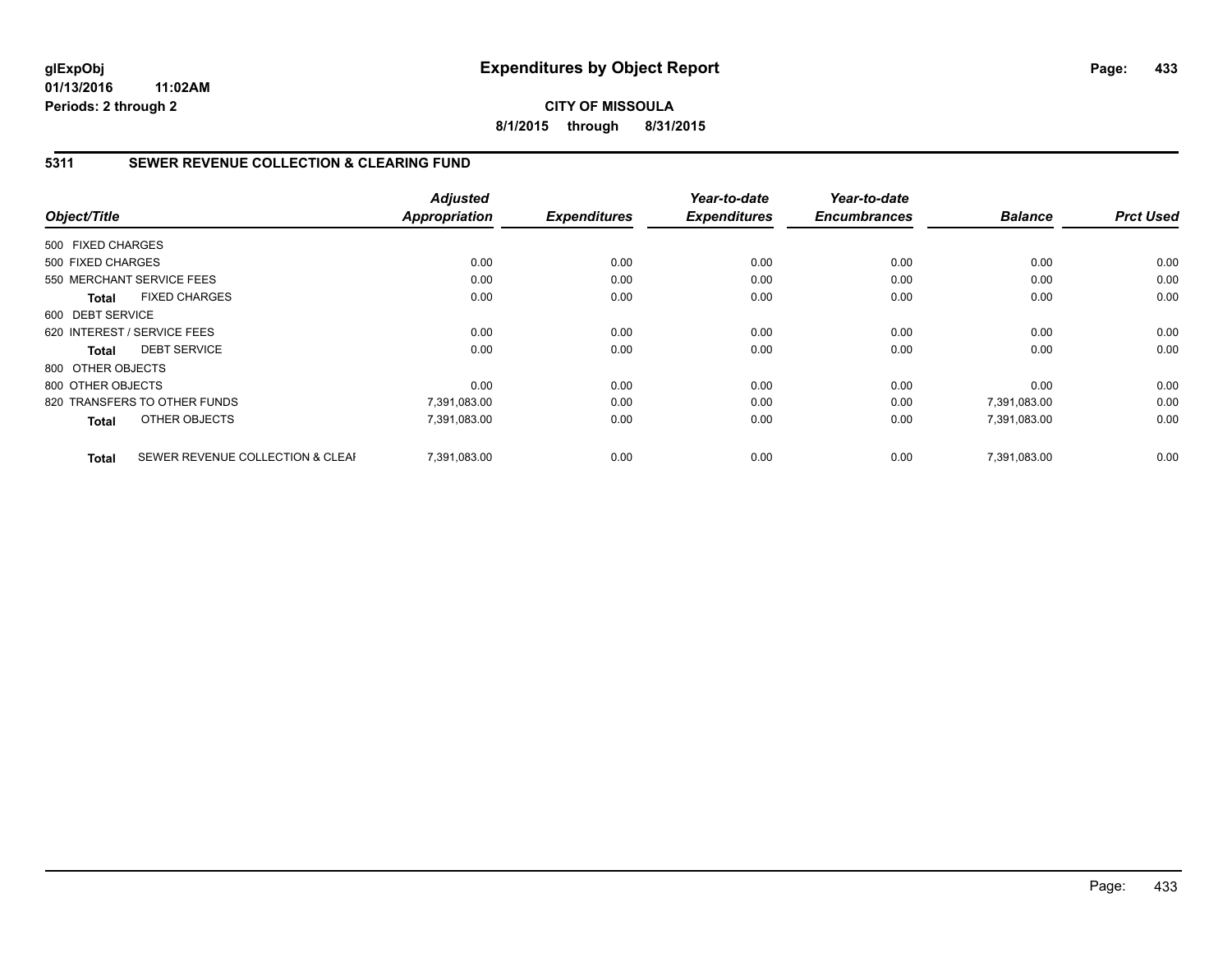# Expenditures by Object Report

glExpObj
01/13/2016 11:02AM
Periods: 2 through 2

**CITY OF MISSOULA**
**8/1/2015 through 8/31/2015**

## 5311 SEWER REVENUE COLLECTION & CLEARING FUND

| Object/Title | | Adjusted Appropriation | Expenditures | Year-to-date Expenditures | Year-to-date Encumbrances | Balance | Prct Used |
|---|---|---|---|---|---|---|---|
| 500 FIXED CHARGES | | | | | | | |
| 500 FIXED CHARGES | | 0.00 | 0.00 | 0.00 | 0.00 | 0.00 | 0.00 |
| 550 MERCHANT SERVICE FEES | | 0.00 | 0.00 | 0.00 | 0.00 | 0.00 | 0.00 |
| **Total** | FIXED CHARGES | 0.00 | 0.00 | 0.00 | 0.00 | 0.00 | 0.00 |
| 600 DEBT SERVICE | | | | | | | |
| 620 INTEREST / SERVICE FEES | | 0.00 | 0.00 | 0.00 | 0.00 | 0.00 | 0.00 |
| **Total** | DEBT SERVICE | 0.00 | 0.00 | 0.00 | 0.00 | 0.00 | 0.00 |
| 800 OTHER OBJECTS | | | | | | | |
| 800 OTHER OBJECTS | | 0.00 | 0.00 | 0.00 | 0.00 | 0.00 | 0.00 |
| 820 TRANSFERS TO OTHER FUNDS | | 7,391,083.00 | 0.00 | 0.00 | 0.00 | 7,391,083.00 | 0.00 |
| **Total** | OTHER OBJECTS | 7,391,083.00 | 0.00 | 0.00 | 0.00 | 7,391,083.00 | 0.00 |
| **Total** | SEWER REVENUE COLLECTION & CLEAI | 7,391,083.00 | 0.00 | 0.00 | 0.00 | 7,391,083.00 | 0.00 |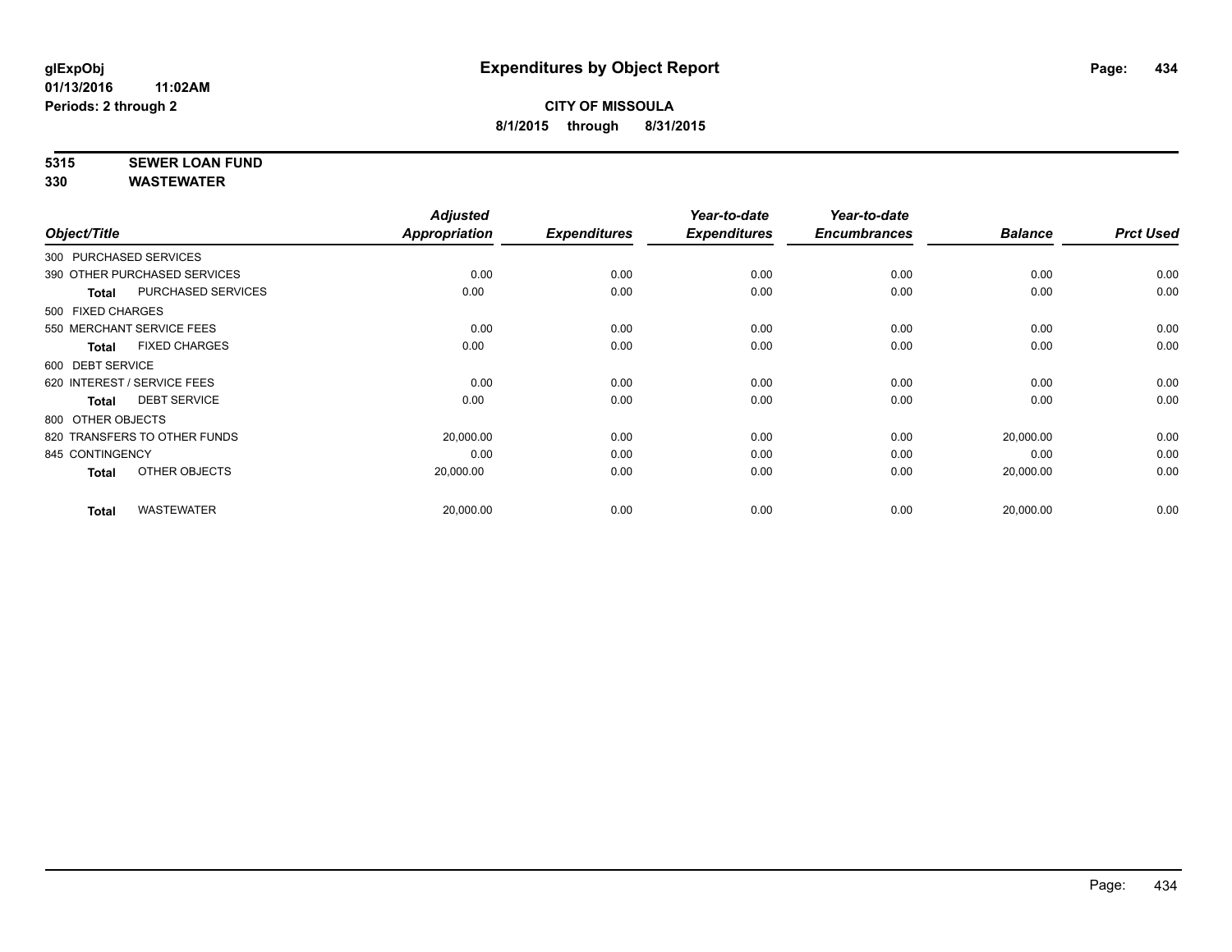# Expenditures by Object Report

glExpObj
01/13/2016 11:02AM
Periods: 2 through 2

**CITY OF MISSOULA**
**8/1/2015 through 8/31/2015**

**5315 SEWER LOAN FUND**
**330 WASTEWATER**

| Object/Title | | Adjusted Appropriation | Expenditures | Year-to-date Expenditures | Year-to-date Encumbrances | Balance | Prct Used |
|---|---|---|---|---|---|---|---|
| 300 PURCHASED SERVICES | | | | | | | |
| 390 OTHER PURCHASED SERVICES | | 0.00 | 0.00 | 0.00 | 0.00 | 0.00 | 0.00 |
| **Total** | PURCHASED SERVICES | 0.00 | 0.00 | 0.00 | 0.00 | 0.00 | 0.00 |
| 500 FIXED CHARGES | | | | | | | |
| 550 MERCHANT SERVICE FEES | | 0.00 | 0.00 | 0.00 | 0.00 | 0.00 | 0.00 |
| **Total** | FIXED CHARGES | 0.00 | 0.00 | 0.00 | 0.00 | 0.00 | 0.00 |
| 600 DEBT SERVICE | | | | | | | |
| 620 INTEREST / SERVICE FEES | | 0.00 | 0.00 | 0.00 | 0.00 | 0.00 | 0.00 |
| **Total** | DEBT SERVICE | 0.00 | 0.00 | 0.00 | 0.00 | 0.00 | 0.00 |
| 800 OTHER OBJECTS | | | | | | | |
| 820 TRANSFERS TO OTHER FUNDS | | 20,000.00 | 0.00 | 0.00 | 0.00 | 20,000.00 | 0.00 |
| 845 CONTINGENCY | | 0.00 | 0.00 | 0.00 | 0.00 | 0.00 | 0.00 |
| **Total** | OTHER OBJECTS | 20,000.00 | 0.00 | 0.00 | 0.00 | 20,000.00 | 0.00 |
| **Total** | WASTEWATER | 20,000.00 | 0.00 | 0.00 | 0.00 | 20,000.00 | 0.00 |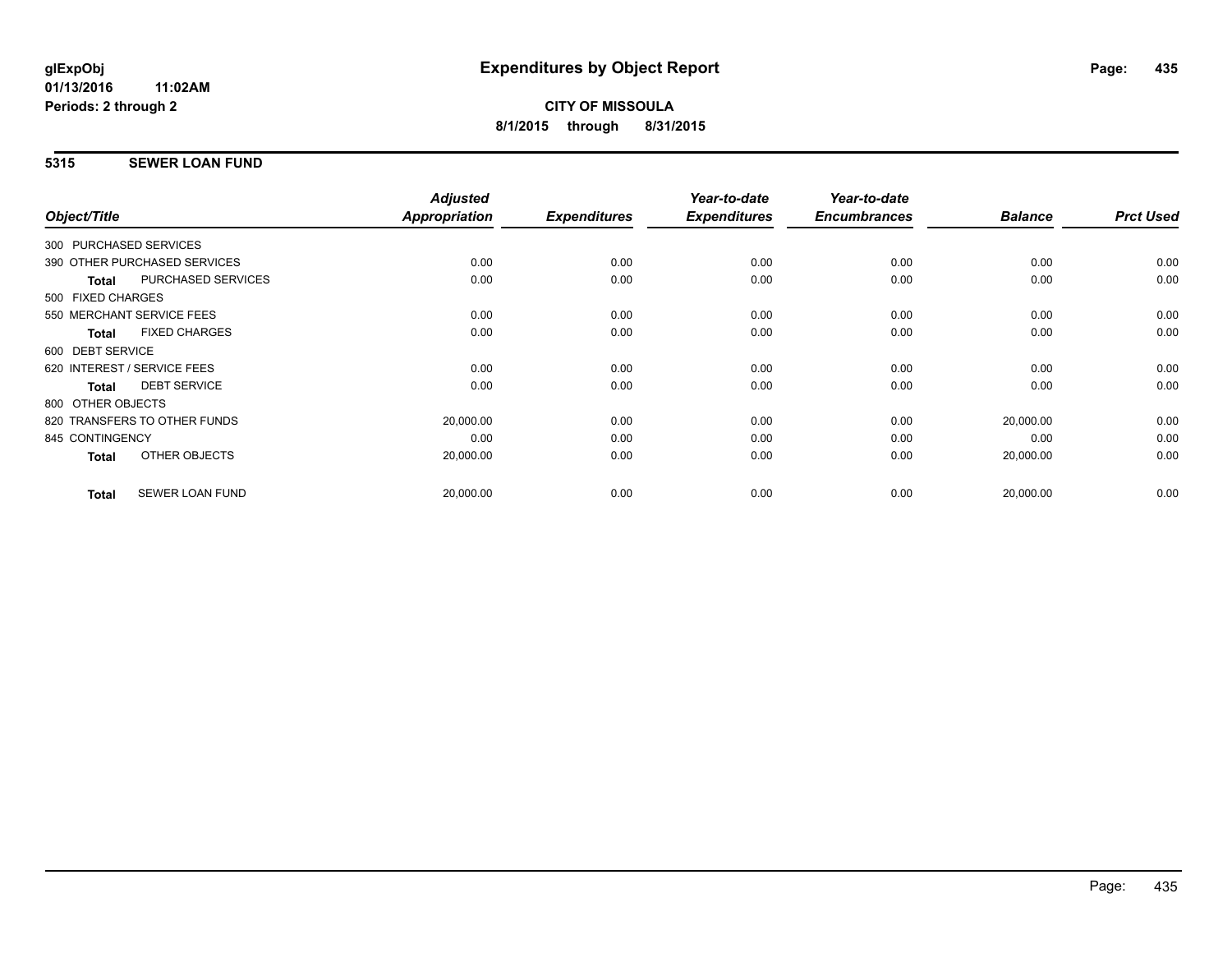# Expenditures by Object Report

glExpObj
01/13/2016 11:02AM
Periods: 2 through 2

**CITY OF MISSOULA**
**8/1/2015 through 8/31/2015**

## 5315 SEWER LOAN FUND

| Object/Title | Adjusted Appropriation | Expenditures | Year-to-date Expenditures | Year-to-date Encumbrances | Balance | Prct Used |
|---|---|---|---|---|---|---|
| 300 PURCHASED SERVICES | | | | | | |
| 390 OTHER PURCHASED SERVICES | 0.00 | 0.00 | 0.00 | 0.00 | 0.00 | 0.00 |
| **Total** PURCHASED SERVICES | 0.00 | 0.00 | 0.00 | 0.00 | 0.00 | 0.00 |
| 500 FIXED CHARGES | | | | | | |
| 550 MERCHANT SERVICE FEES | 0.00 | 0.00 | 0.00 | 0.00 | 0.00 | 0.00 |
| **Total** FIXED CHARGES | 0.00 | 0.00 | 0.00 | 0.00 | 0.00 | 0.00 |
| 600 DEBT SERVICE | | | | | | |
| 620 INTEREST / SERVICE FEES | 0.00 | 0.00 | 0.00 | 0.00 | 0.00 | 0.00 |
| **Total** DEBT SERVICE | 0.00 | 0.00 | 0.00 | 0.00 | 0.00 | 0.00 |
| 800 OTHER OBJECTS | | | | | | |
| 820 TRANSFERS TO OTHER FUNDS | 20,000.00 | 0.00 | 0.00 | 0.00 | 20,000.00 | 0.00 |
| 845 CONTINGENCY | 0.00 | 0.00 | 0.00 | 0.00 | 0.00 | 0.00 |
| **Total** OTHER OBJECTS | 20,000.00 | 0.00 | 0.00 | 0.00 | 20,000.00 | 0.00 |
| **Total** SEWER LOAN FUND | 20,000.00 | 0.00 | 0.00 | 0.00 | 20,000.00 | 0.00 |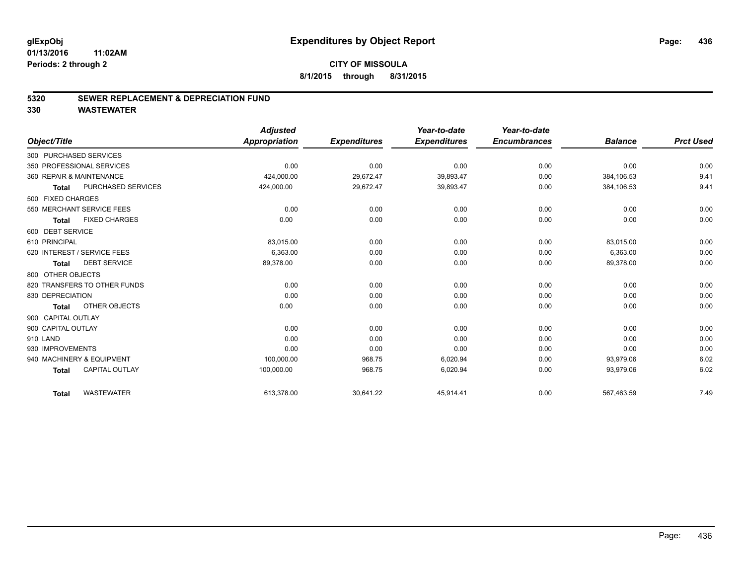# Expenditures by Object Report

glExpObj
01/13/2016 11:02AM
Periods: 2 through 2

**CITY OF MISSOULA**
**8/1/2015 through 8/31/2015**

## 5320 SEWER REPLACEMENT & DEPRECIATION FUND
## 330 WASTEWATER

| Object/Title | | Adjusted Appropriation | Expenditures | Year-to-date Expenditures | Year-to-date Encumbrances | Balance | Prct Used |
|---|---|---|---|---|---|---|---|
| 300 PURCHASED SERVICES | | | | | | | |
| 350 PROFESSIONAL SERVICES | | 0.00 | 0.00 | 0.00 | 0.00 | 0.00 | 0.00 |
| 360 REPAIR & MAINTENANCE | | 424,000.00 | 29,672.47 | 39,893.47 | 0.00 | 384,106.53 | 9.41 |
| **Total** | PURCHASED SERVICES | 424,000.00 | 29,672.47 | 39,893.47 | 0.00 | 384,106.53 | 9.41 |
| 500 FIXED CHARGES | | | | | | | |
| 550 MERCHANT SERVICE FEES | | 0.00 | 0.00 | 0.00 | 0.00 | 0.00 | 0.00 |
| **Total** | FIXED CHARGES | 0.00 | 0.00 | 0.00 | 0.00 | 0.00 | 0.00 |
| 600 DEBT SERVICE | | | | | | | |
| 610 PRINCIPAL | | 83,015.00 | 0.00 | 0.00 | 0.00 | 83,015.00 | 0.00 |
| 620 INTEREST / SERVICE FEES | | 6,363.00 | 0.00 | 0.00 | 0.00 | 6,363.00 | 0.00 |
| **Total** | DEBT SERVICE | 89,378.00 | 0.00 | 0.00 | 0.00 | 89,378.00 | 0.00 |
| 800 OTHER OBJECTS | | | | | | | |
| 820 TRANSFERS TO OTHER FUNDS | | 0.00 | 0.00 | 0.00 | 0.00 | 0.00 | 0.00 |
| 830 DEPRECIATION | | 0.00 | 0.00 | 0.00 | 0.00 | 0.00 | 0.00 |
| **Total** | OTHER OBJECTS | 0.00 | 0.00 | 0.00 | 0.00 | 0.00 | 0.00 |
| 900 CAPITAL OUTLAY | | | | | | | |
| 900 CAPITAL OUTLAY | | 0.00 | 0.00 | 0.00 | 0.00 | 0.00 | 0.00 |
| 910 LAND | | 0.00 | 0.00 | 0.00 | 0.00 | 0.00 | 0.00 |
| 930 IMPROVEMENTS | | 0.00 | 0.00 | 0.00 | 0.00 | 0.00 | 0.00 |
| 940 MACHINERY & EQUIPMENT | | 100,000.00 | 968.75 | 6,020.94 | 0.00 | 93,979.06 | 6.02 |
| **Total** | CAPITAL OUTLAY | 100,000.00 | 968.75 | 6,020.94 | 0.00 | 93,979.06 | 6.02 |
| **Total** | WASTEWATER | 613,378.00 | 30,641.22 | 45,914.41 | 0.00 | 567,463.59 | 7.49 |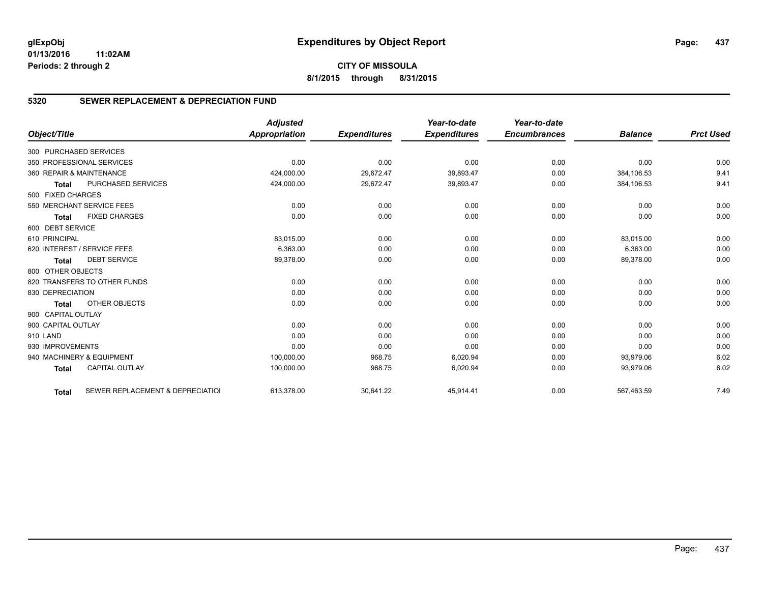# Expenditures by Object Report

glExpObj
01/13/2016 11:02AM
Periods: 2 through 2

**CITY OF MISSOULA**
**8/1/2015 through 8/31/2015**

## 5320 SEWER REPLACEMENT & DEPRECIATION FUND

| Object/Title | | Adjusted Appropriation | Expenditures | Year-to-date Expenditures | Year-to-date Encumbrances | Balance | Prct Used |
|---|---|---|---|---|---|---|---|
| 300 PURCHASED SERVICES | | | | | | | |
| 350 PROFESSIONAL SERVICES | | 0.00 | 0.00 | 0.00 | 0.00 | 0.00 | 0.00 |
| 360 REPAIR & MAINTENANCE | | 424,000.00 | 29,672.47 | 39,893.47 | 0.00 | 384,106.53 | 9.41 |
| **Total** | PURCHASED SERVICES | 424,000.00 | 29,672.47 | 39,893.47 | 0.00 | 384,106.53 | 9.41 |
| 500 FIXED CHARGES | | | | | | | |
| 550 MERCHANT SERVICE FEES | | 0.00 | 0.00 | 0.00 | 0.00 | 0.00 | 0.00 |
| **Total** | FIXED CHARGES | 0.00 | 0.00 | 0.00 | 0.00 | 0.00 | 0.00 |
| 600 DEBT SERVICE | | | | | | | |
| 610 PRINCIPAL | | 83,015.00 | 0.00 | 0.00 | 0.00 | 83,015.00 | 0.00 |
| 620 INTEREST / SERVICE FEES | | 6,363.00 | 0.00 | 0.00 | 0.00 | 6,363.00 | 0.00 |
| **Total** | DEBT SERVICE | 89,378.00 | 0.00 | 0.00 | 0.00 | 89,378.00 | 0.00 |
| 800 OTHER OBJECTS | | | | | | | |
| 820 TRANSFERS TO OTHER FUNDS | | 0.00 | 0.00 | 0.00 | 0.00 | 0.00 | 0.00 |
| 830 DEPRECIATION | | 0.00 | 0.00 | 0.00 | 0.00 | 0.00 | 0.00 |
| **Total** | OTHER OBJECTS | 0.00 | 0.00 | 0.00 | 0.00 | 0.00 | 0.00 |
| 900 CAPITAL OUTLAY | | | | | | | |
| 900 CAPITAL OUTLAY | | 0.00 | 0.00 | 0.00 | 0.00 | 0.00 | 0.00 |
| 910 LAND | | 0.00 | 0.00 | 0.00 | 0.00 | 0.00 | 0.00 |
| 930 IMPROVEMENTS | | 0.00 | 0.00 | 0.00 | 0.00 | 0.00 | 0.00 |
| 940 MACHINERY & EQUIPMENT | | 100,000.00 | 968.75 | 6,020.94 | 0.00 | 93,979.06 | 6.02 |
| **Total** | CAPITAL OUTLAY | 100,000.00 | 968.75 | 6,020.94 | 0.00 | 93,979.06 | 6.02 |
| **Total** | SEWER REPLACEMENT & DEPRECIATIOI | 613,378.00 | 30,641.22 | 45,914.41 | 0.00 | 567,463.59 | 7.49 |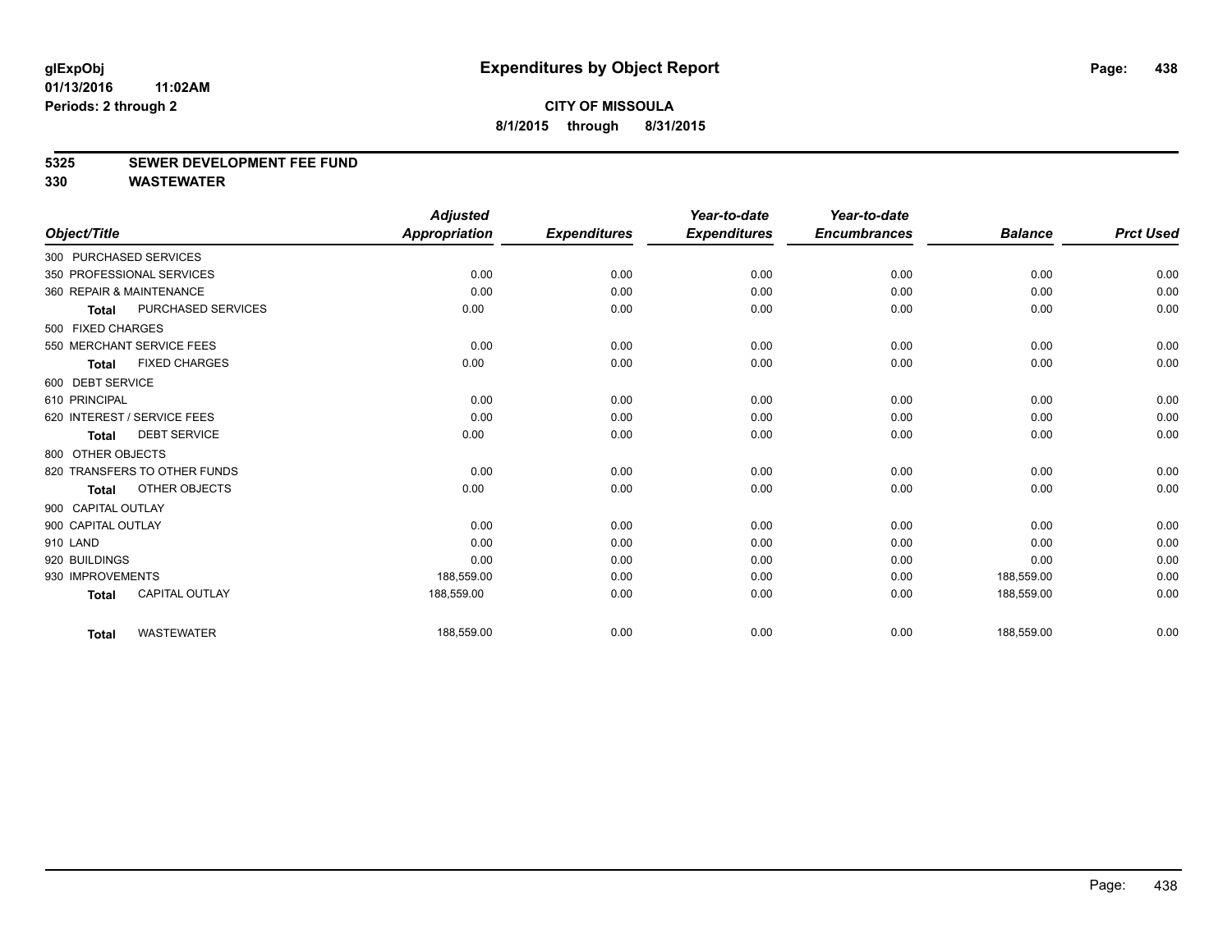**glExpObj**
**01/13/2016 11:02AM**
**Periods: 2 through 2**

# Expenditures by Object Report

**CITY OF MISSOULA**
**8/1/2015 through 8/31/2015**

**5325 SEWER DEVELOPMENT FEE FUND**
**330 WASTEWATER**

| Object/Title | Adjusted Appropriation | Expenditures | Year-to-date Expenditures | Year-to-date Encumbrances | Balance | Prct Used |
|---|---|---|---|---|---|---|
| 300 PURCHASED SERVICES | | | | | | |
| 350 PROFESSIONAL SERVICES | 0.00 | 0.00 | 0.00 | 0.00 | 0.00 | 0.00 |
| 360 REPAIR & MAINTENANCE | 0.00 | 0.00 | 0.00 | 0.00 | 0.00 | 0.00 |
| **Total** PURCHASED SERVICES | 0.00 | 0.00 | 0.00 | 0.00 | 0.00 | 0.00 |
| 500 FIXED CHARGES | | | | | | |
| 550 MERCHANT SERVICE FEES | 0.00 | 0.00 | 0.00 | 0.00 | 0.00 | 0.00 |
| **Total** FIXED CHARGES | 0.00 | 0.00 | 0.00 | 0.00 | 0.00 | 0.00 |
| 600 DEBT SERVICE | | | | | | |
| 610 PRINCIPAL | 0.00 | 0.00 | 0.00 | 0.00 | 0.00 | 0.00 |
| 620 INTEREST / SERVICE FEES | 0.00 | 0.00 | 0.00 | 0.00 | 0.00 | 0.00 |
| **Total** DEBT SERVICE | 0.00 | 0.00 | 0.00 | 0.00 | 0.00 | 0.00 |
| 800 OTHER OBJECTS | | | | | | |
| 820 TRANSFERS TO OTHER FUNDS | 0.00 | 0.00 | 0.00 | 0.00 | 0.00 | 0.00 |
| **Total** OTHER OBJECTS | 0.00 | 0.00 | 0.00 | 0.00 | 0.00 | 0.00 |
| 900 CAPITAL OUTLAY | | | | | | |
| 900 CAPITAL OUTLAY | 0.00 | 0.00 | 0.00 | 0.00 | 0.00 | 0.00 |
| 910 LAND | 0.00 | 0.00 | 0.00 | 0.00 | 0.00 | 0.00 |
| 920 BUILDINGS | 0.00 | 0.00 | 0.00 | 0.00 | 0.00 | 0.00 |
| 930 IMPROVEMENTS | 188,559.00 | 0.00 | 0.00 | 0.00 | 188,559.00 | 0.00 |
| **Total** CAPITAL OUTLAY | 188,559.00 | 0.00 | 0.00 | 0.00 | 188,559.00 | 0.00 |
| **Total** WASTEWATER | 188,559.00 | 0.00 | 0.00 | 0.00 | 188,559.00 | 0.00 |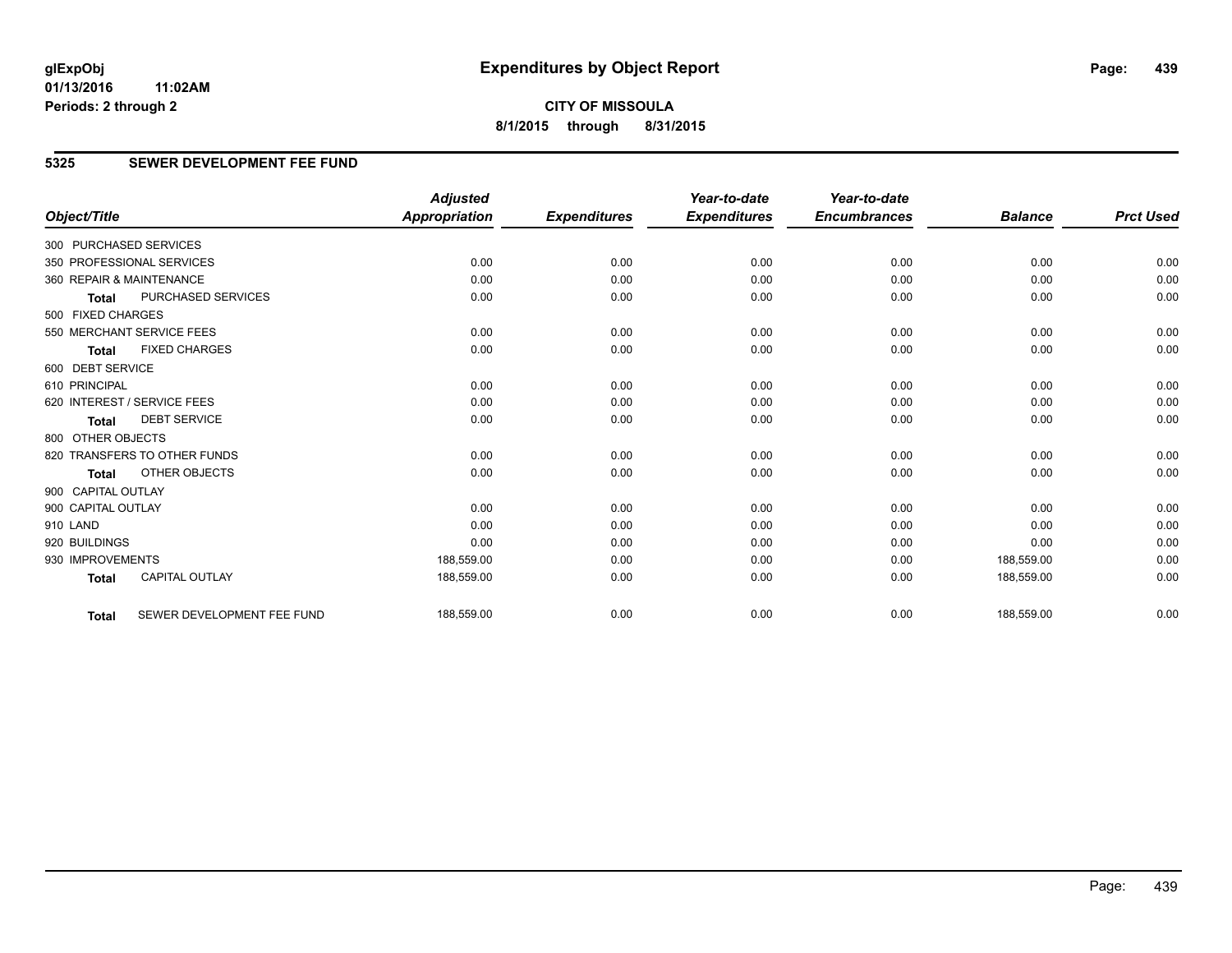**glExpObj**
**01/13/2016 11:02AM**
**Periods: 2 through 2**

# Expenditures by Object Report

**CITY OF MISSOULA**
**8/1/2015 through 8/31/2015**

## 5325 SEWER DEVELOPMENT FEE FUND

| Object/Title | | Adjusted Appropriation | Expenditures | Year-to-date Expenditures | Year-to-date Encumbrances | Balance | Prct Used |
|---|---|---|---|---|---|---|---|
| 300 PURCHASED SERVICES | | | | | | | |
| 350 PROFESSIONAL SERVICES | | 0.00 | 0.00 | 0.00 | 0.00 | 0.00 | 0.00 |
| 360 REPAIR & MAINTENANCE | | 0.00 | 0.00 | 0.00 | 0.00 | 0.00 | 0.00 |
| **Total** | PURCHASED SERVICES | 0.00 | 0.00 | 0.00 | 0.00 | 0.00 | 0.00 |
| 500 FIXED CHARGES | | | | | | | |
| 550 MERCHANT SERVICE FEES | | 0.00 | 0.00 | 0.00 | 0.00 | 0.00 | 0.00 |
| **Total** | FIXED CHARGES | 0.00 | 0.00 | 0.00 | 0.00 | 0.00 | 0.00 |
| 600 DEBT SERVICE | | | | | | | |
| 610 PRINCIPAL | | 0.00 | 0.00 | 0.00 | 0.00 | 0.00 | 0.00 |
| 620 INTEREST / SERVICE FEES | | 0.00 | 0.00 | 0.00 | 0.00 | 0.00 | 0.00 |
| **Total** | DEBT SERVICE | 0.00 | 0.00 | 0.00 | 0.00 | 0.00 | 0.00 |
| 800 OTHER OBJECTS | | | | | | | |
| 820 TRANSFERS TO OTHER FUNDS | | 0.00 | 0.00 | 0.00 | 0.00 | 0.00 | 0.00 |
| **Total** | OTHER OBJECTS | 0.00 | 0.00 | 0.00 | 0.00 | 0.00 | 0.00 |
| 900 CAPITAL OUTLAY | | | | | | | |
| 900 CAPITAL OUTLAY | | 0.00 | 0.00 | 0.00 | 0.00 | 0.00 | 0.00 |
| 910 LAND | | 0.00 | 0.00 | 0.00 | 0.00 | 0.00 | 0.00 |
| 920 BUILDINGS | | 0.00 | 0.00 | 0.00 | 0.00 | 0.00 | 0.00 |
| 930 IMPROVEMENTS | | 188,559.00 | 0.00 | 0.00 | 0.00 | 188,559.00 | 0.00 |
| **Total** | CAPITAL OUTLAY | 188,559.00 | 0.00 | 0.00 | 0.00 | 188,559.00 | 0.00 |
| **Total** | SEWER DEVELOPMENT FEE FUND | 188,559.00 | 0.00 | 0.00 | 0.00 | 188,559.00 | 0.00 |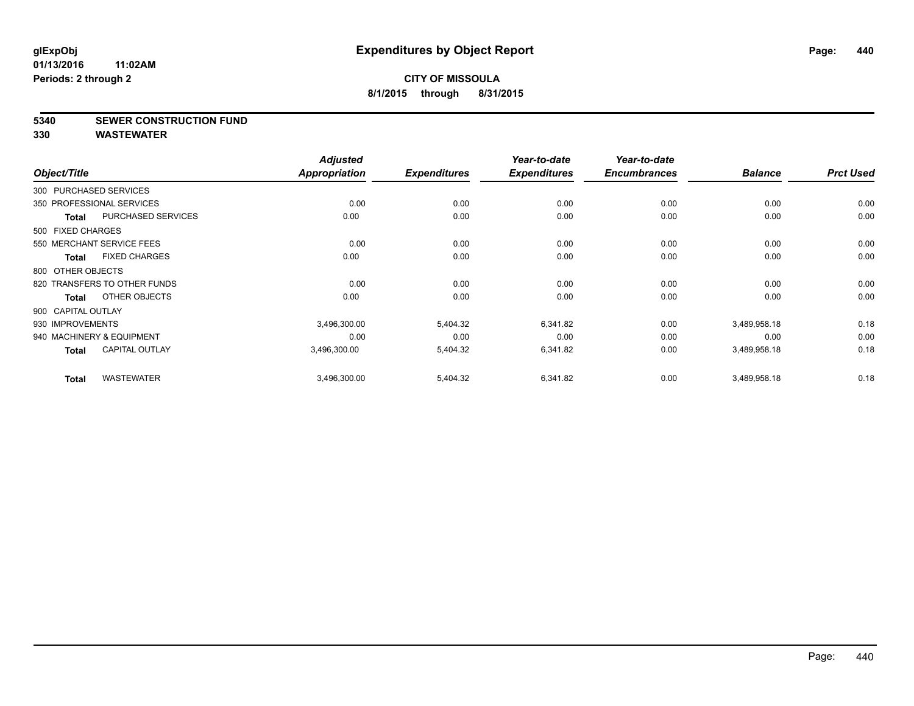# Expenditures by Object Report

**CITY OF MISSOULA**

**8/1/2015 through 8/31/2015**

glExpObj
01/13/2016 11:02AM
Periods: 2 through 2

**5340 SEWER CONSTRUCTION FUND**

**330 WASTEWATER**

| Object/Title | | Adjusted Appropriation | Expenditures | Year-to-date Expenditures | Year-to-date Encumbrances | Balance | Prct Used |
|---|---|---|---|---|---|---|---|
| 300 PURCHASED SERVICES | | | | | | | |
| 350 PROFESSIONAL SERVICES | | 0.00 | 0.00 | 0.00 | 0.00 | 0.00 | 0.00 |
| **Total** | PURCHASED SERVICES | 0.00 | 0.00 | 0.00 | 0.00 | 0.00 | 0.00 |
| 500 FIXED CHARGES | | | | | | | |
| 550 MERCHANT SERVICE FEES | | 0.00 | 0.00 | 0.00 | 0.00 | 0.00 | 0.00 |
| **Total** | FIXED CHARGES | 0.00 | 0.00 | 0.00 | 0.00 | 0.00 | 0.00 |
| 800 OTHER OBJECTS | | | | | | | |
| 820 TRANSFERS TO OTHER FUNDS | | 0.00 | 0.00 | 0.00 | 0.00 | 0.00 | 0.00 |
| **Total** | OTHER OBJECTS | 0.00 | 0.00 | 0.00 | 0.00 | 0.00 | 0.00 |
| 900 CAPITAL OUTLAY | | | | | | | |
| 930 IMPROVEMENTS | | 3,496,300.00 | 5,404.32 | 6,341.82 | 0.00 | 3,489,958.18 | 0.18 |
| 940 MACHINERY & EQUIPMENT | | 0.00 | 0.00 | 0.00 | 0.00 | 0.00 | 0.00 |
| **Total** | CAPITAL OUTLAY | 3,496,300.00 | 5,404.32 | 6,341.82 | 0.00 | 3,489,958.18 | 0.18 |
| **Total** | WASTEWATER | 3,496,300.00 | 5,404.32 | 6,341.82 | 0.00 | 3,489,958.18 | 0.18 |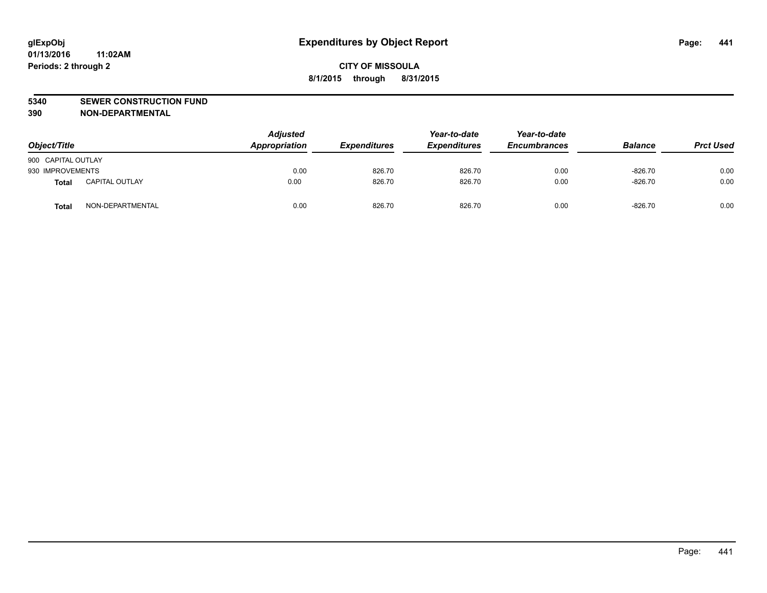**glExpObj** **Expenditures by Object Report**
**01/13/2016 11:02AM**
**Periods: 2 through 2**

**CITY OF MISSOULA**
**8/1/2015 through 8/31/2015**

**5340 SEWER CONSTRUCTION FUND**
**390 NON-DEPARTMENTAL**

| Object/Title | | Adjusted Appropriation | Expenditures | Year-to-date Expenditures | Year-to-date Encumbrances | Balance | Prct Used |
|---|---|---|---|---|---|---|---|
| 900 CAPITAL OUTLAY | | | | | | | |
| 930 IMPROVEMENTS | | 0.00 | 826.70 | 826.70 | 0.00 | -826.70 | 0.00 |
| **Total** | CAPITAL OUTLAY | 0.00 | 826.70 | 826.70 | 0.00 | -826.70 | 0.00 |
| **Total** | NON-DEPARTMENTAL | 0.00 | 826.70 | 826.70 | 0.00 | -826.70 | 0.00 |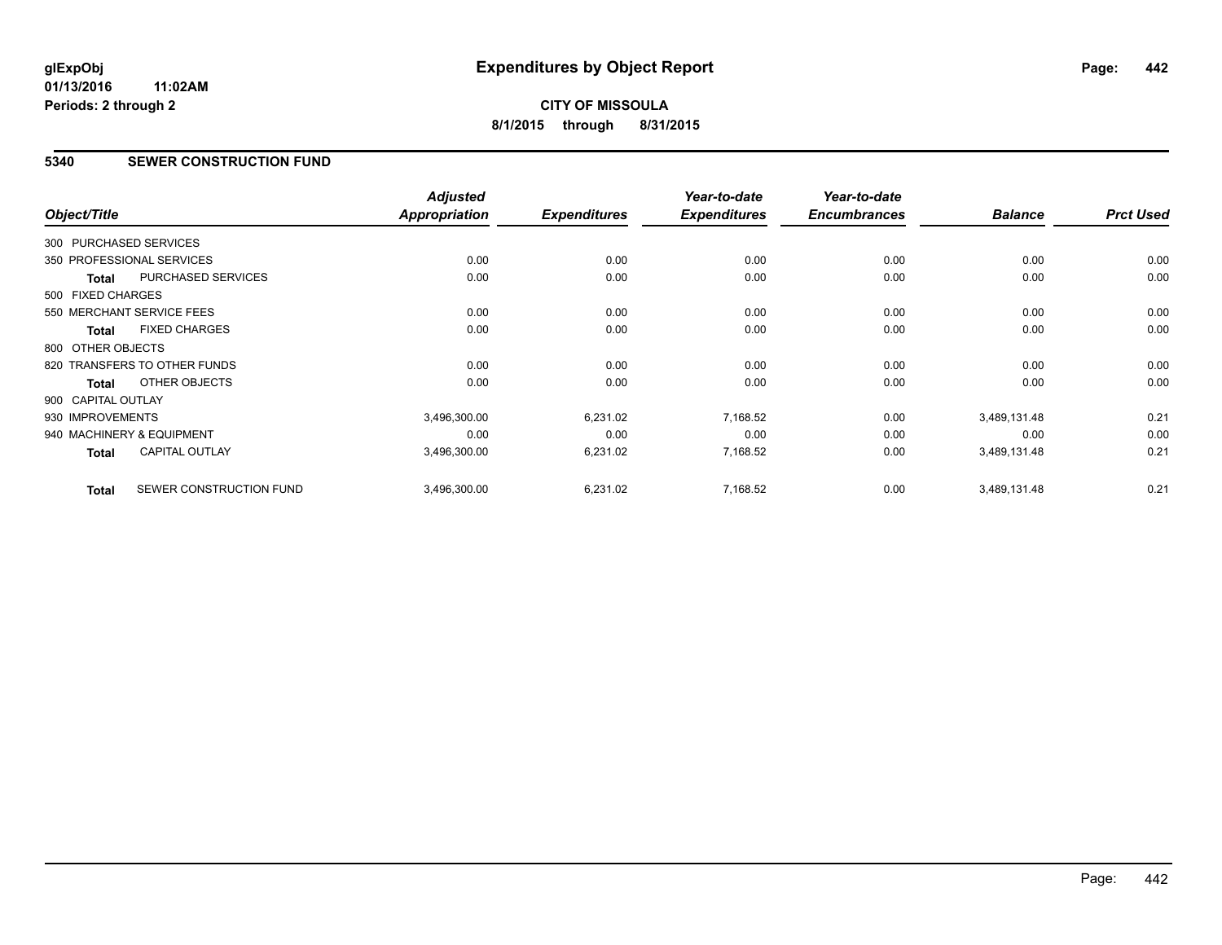**glExpObj**
**01/13/2016 11:02AM**
**Periods: 2 through 2**

# Expenditures by Object Report

**CITY OF MISSOULA**
**8/1/2015 through 8/31/2015**

## 5340 SEWER CONSTRUCTION FUND

| Object/Title | | *Adjusted Appropriation* | *Expenditures* | *Year-to-date Expenditures* | *Year-to-date Encumbrances* | *Balance* | *Prct Used* |
|---|---|---|---|---|---|---|---|
| 300 PURCHASED SERVICES | | | | | | | |
| 350 PROFESSIONAL SERVICES | | 0.00 | 0.00 | 0.00 | 0.00 | 0.00 | 0.00 |
| **Total** | PURCHASED SERVICES | 0.00 | 0.00 | 0.00 | 0.00 | 0.00 | 0.00 |
| 500 FIXED CHARGES | | | | | | | |
| 550 MERCHANT SERVICE FEES | | 0.00 | 0.00 | 0.00 | 0.00 | 0.00 | 0.00 |
| **Total** | FIXED CHARGES | 0.00 | 0.00 | 0.00 | 0.00 | 0.00 | 0.00 |
| 800 OTHER OBJECTS | | | | | | | |
| 820 TRANSFERS TO OTHER FUNDS | | 0.00 | 0.00 | 0.00 | 0.00 | 0.00 | 0.00 |
| **Total** | OTHER OBJECTS | 0.00 | 0.00 | 0.00 | 0.00 | 0.00 | 0.00 |
| 900 CAPITAL OUTLAY | | | | | | | |
| 930 IMPROVEMENTS | | 3,496,300.00 | 6,231.02 | 7,168.52 | 0.00 | 3,489,131.48 | 0.21 |
| 940 MACHINERY & EQUIPMENT | | 0.00 | 0.00 | 0.00 | 0.00 | 0.00 | 0.00 |
| **Total** | CAPITAL OUTLAY | 3,496,300.00 | 6,231.02 | 7,168.52 | 0.00 | 3,489,131.48 | 0.21 |
| **Total** | SEWER CONSTRUCTION FUND | 3,496,300.00 | 6,231.02 | 7,168.52 | 0.00 | 3,489,131.48 | 0.21 |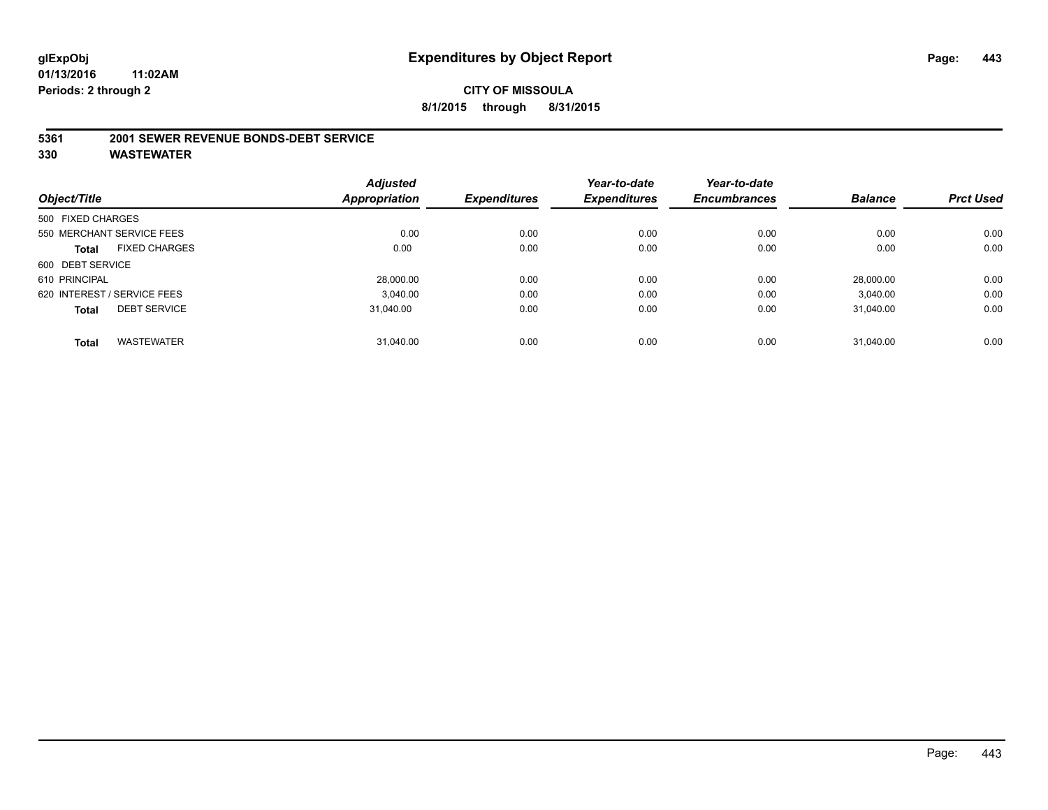**glExpObj**
**01/13/2016 11:02AM**
**Periods: 2 through 2**

# Expenditures by Object Report

**CITY OF MISSOULA**
**8/1/2015 through 8/31/2015**

## 5361 2001 SEWER REVENUE BONDS-DEBT SERVICE
## 330 WASTEWATER

| Object/Title | Adjusted Appropriation | Expenditures | Year-to-date Expenditures | Year-to-date Encumbrances | Balance | Prct Used |
|---|---|---|---|---|---|---|
| 500 FIXED CHARGES | | | | | | |
| 550 MERCHANT SERVICE FEES | 0.00 | 0.00 | 0.00 | 0.00 | 0.00 | 0.00 |
| **Total** FIXED CHARGES | 0.00 | 0.00 | 0.00 | 0.00 | 0.00 | 0.00 |
| 600 DEBT SERVICE | | | | | | |
| 610 PRINCIPAL | 28,000.00 | 0.00 | 0.00 | 0.00 | 28,000.00 | 0.00 |
| 620 INTEREST / SERVICE FEES | 3,040.00 | 0.00 | 0.00 | 0.00 | 3,040.00 | 0.00 |
| **Total** DEBT SERVICE | 31,040.00 | 0.00 | 0.00 | 0.00 | 31,040.00 | 0.00 |
| **Total** WASTEWATER | 31,040.00 | 0.00 | 0.00 | 0.00 | 31,040.00 | 0.00 |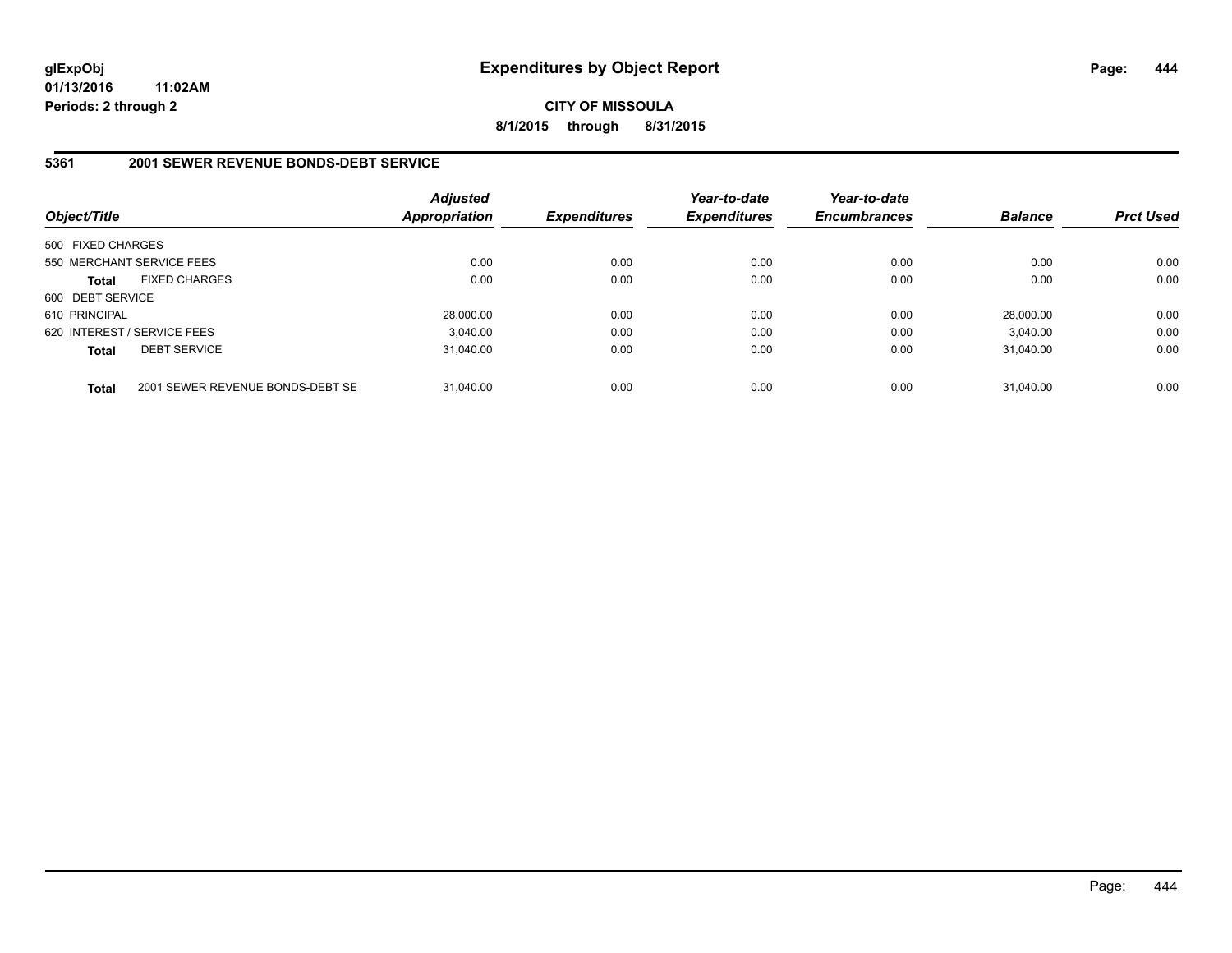# Expenditures by Object Report

glExpObj
01/13/2016 11:02AM
Periods: 2 through 2

**CITY OF MISSOULA**
**8/1/2015 through 8/31/2015**

## 5361 2001 SEWER REVENUE BONDS-DEBT SERVICE

| Object/Title | | Adjusted Appropriation | Expenditures | Year-to-date Expenditures | Year-to-date Encumbrances | Balance | Prct Used |
|---|---|---|---|---|---|---|---|
| 500 FIXED CHARGES | | | | | | | |
| 550 MERCHANT SERVICE FEES | | 0.00 | 0.00 | 0.00 | 0.00 | 0.00 | 0.00 |
| **Total** | FIXED CHARGES | 0.00 | 0.00 | 0.00 | 0.00 | 0.00 | 0.00 |
| 600 DEBT SERVICE | | | | | | | |
| 610 PRINCIPAL | | 28,000.00 | 0.00 | 0.00 | 0.00 | 28,000.00 | 0.00 |
| 620 INTEREST / SERVICE FEES | | 3,040.00 | 0.00 | 0.00 | 0.00 | 3,040.00 | 0.00 |
| **Total** | DEBT SERVICE | 31,040.00 | 0.00 | 0.00 | 0.00 | 31,040.00 | 0.00 |
| **Total** | 2001 SEWER REVENUE BONDS-DEBT SE | 31,040.00 | 0.00 | 0.00 | 0.00 | 31,040.00 | 0.00 |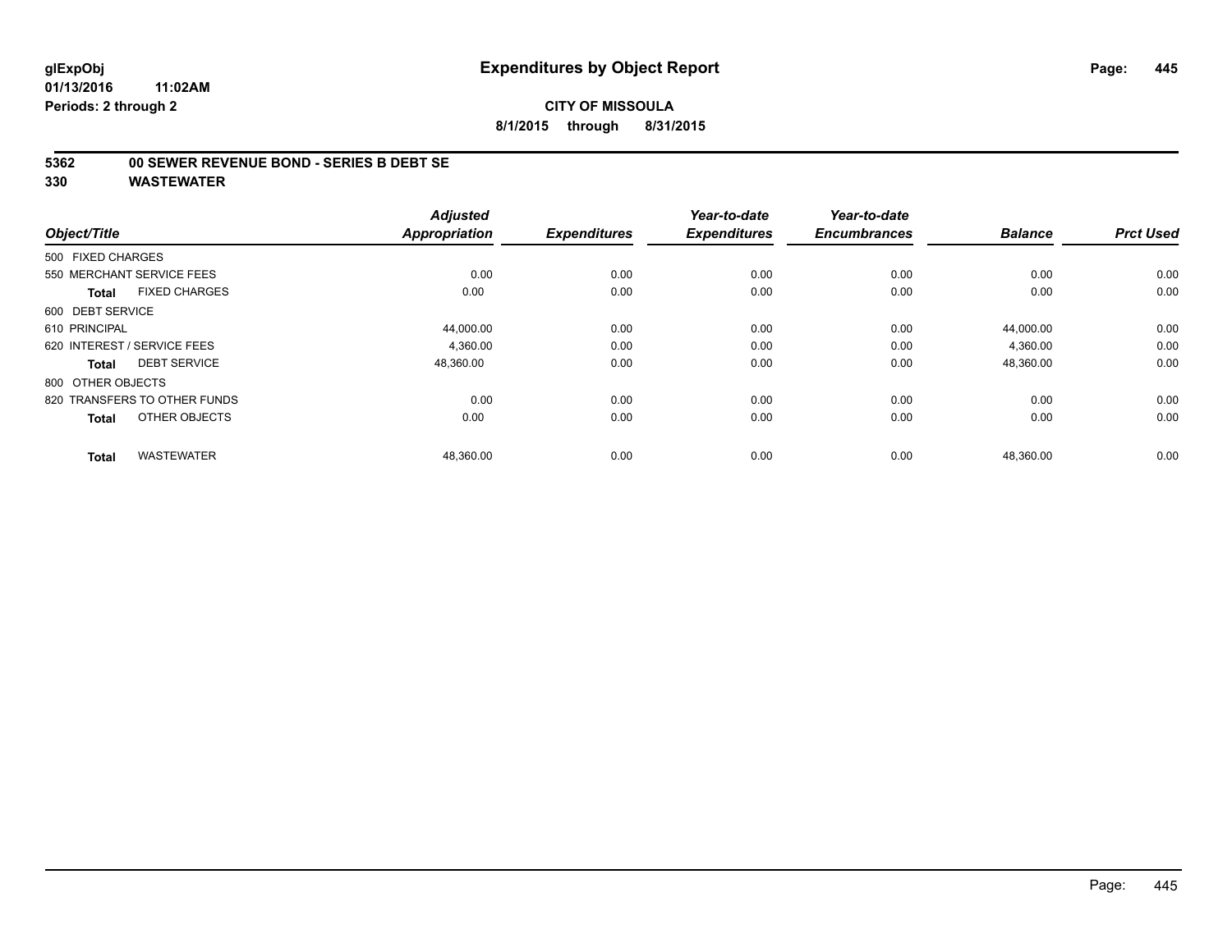# Expenditures by Object Report

glExpObj
01/13/2016 11:02AM
Periods: 2 through 2

**CITY OF MISSOULA**
**8/1/2015 through 8/31/2015**

**5362 00 SEWER REVENUE BOND - SERIES B DEBT SE**
**330 WASTEWATER**

| Object/Title | Adjusted Appropriation | Expenditures | Year-to-date Expenditures | Year-to-date Encumbrances | Balance | Prct Used |
|---|---|---|---|---|---|---|
| 500 FIXED CHARGES | | | | | | |
| 550 MERCHANT SERVICE FEES | 0.00 | 0.00 | 0.00 | 0.00 | 0.00 | 0.00 |
| **Total** FIXED CHARGES | 0.00 | 0.00 | 0.00 | 0.00 | 0.00 | 0.00 |
| 600 DEBT SERVICE | | | | | | |
| 610 PRINCIPAL | 44,000.00 | 0.00 | 0.00 | 0.00 | 44,000.00 | 0.00 |
| 620 INTEREST / SERVICE FEES | 4,360.00 | 0.00 | 0.00 | 0.00 | 4,360.00 | 0.00 |
| **Total** DEBT SERVICE | 48,360.00 | 0.00 | 0.00 | 0.00 | 48,360.00 | 0.00 |
| 800 OTHER OBJECTS | | | | | | |
| 820 TRANSFERS TO OTHER FUNDS | 0.00 | 0.00 | 0.00 | 0.00 | 0.00 | 0.00 |
| **Total** OTHER OBJECTS | 0.00 | 0.00 | 0.00 | 0.00 | 0.00 | 0.00 |
| **Total** WASTEWATER | 48,360.00 | 0.00 | 0.00 | 0.00 | 48,360.00 | 0.00 |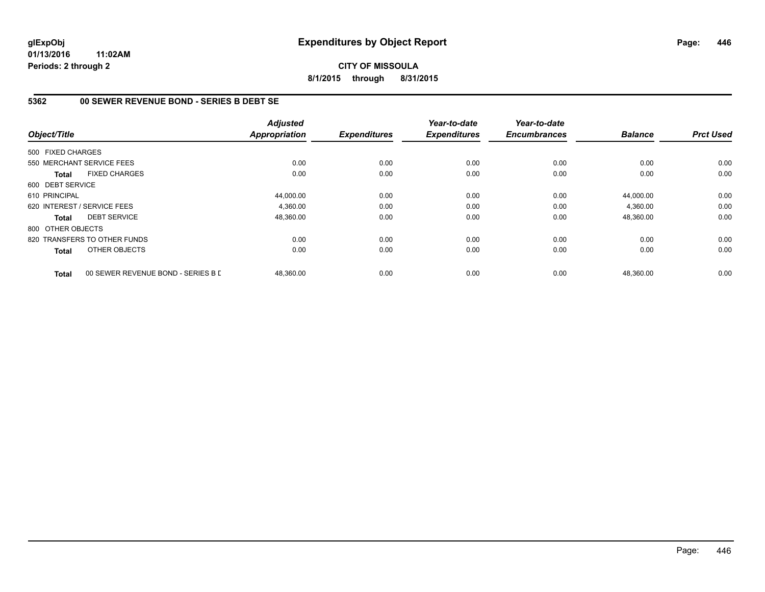# Expenditures by Object Report

glExpObj
01/13/2016 11:02AM
Periods: 2 through 2

**CITY OF MISSOULA**
**8/1/2015 through 8/31/2015**

## 5362 00 SEWER REVENUE BOND - SERIES B DEBT SE

| Object/Title | | Adjusted Appropriation | Expenditures | Year-to-date Expenditures | Year-to-date Encumbrances | Balance | Prct Used |
|---|---|---|---|---|---|---|---|
| 500 FIXED CHARGES | | | | | | | |
| 550 MERCHANT SERVICE FEES | | 0.00 | 0.00 | 0.00 | 0.00 | 0.00 | 0.00 |
| **Total** | FIXED CHARGES | 0.00 | 0.00 | 0.00 | 0.00 | 0.00 | 0.00 |
| 600 DEBT SERVICE | | | | | | | |
| 610 PRINCIPAL | | 44,000.00 | 0.00 | 0.00 | 0.00 | 44,000.00 | 0.00 |
| 620 INTEREST / SERVICE FEES | | 4,360.00 | 0.00 | 0.00 | 0.00 | 4,360.00 | 0.00 |
| **Total** | DEBT SERVICE | 48,360.00 | 0.00 | 0.00 | 0.00 | 48,360.00 | 0.00 |
| 800 OTHER OBJECTS | | | | | | | |
| 820 TRANSFERS TO OTHER FUNDS | | 0.00 | 0.00 | 0.00 | 0.00 | 0.00 | 0.00 |
| **Total** | OTHER OBJECTS | 0.00 | 0.00 | 0.00 | 0.00 | 0.00 | 0.00 |
| **Total** | 00 SEWER REVENUE BOND - SERIES B D | 48,360.00 | 0.00 | 0.00 | 0.00 | 48,360.00 | 0.00 |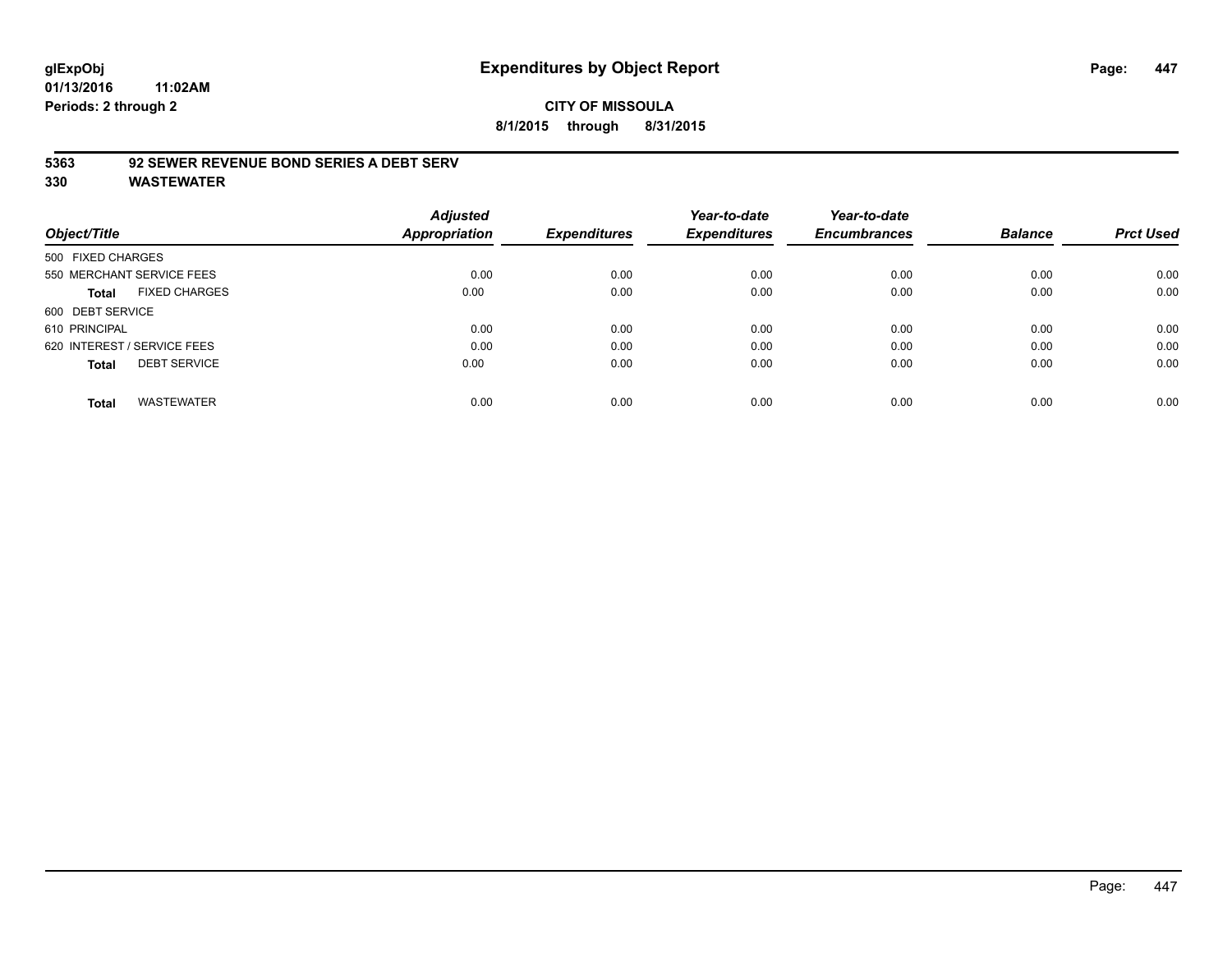**glExpObj** **Expenditures by Object Report**

**01/13/2016 11:02AM**

**Periods: 2 through 2**

**CITY OF MISSOULA**

**8/1/2015 through 8/31/2015**

**5363 92 SEWER REVENUE BOND SERIES A DEBT SERV**

**330 WASTEWATER**

| Object/Title | Adjusted Appropriation | Expenditures | Year-to-date Expenditures | Year-to-date Encumbrances | Balance | Prct Used |
|---|---|---|---|---|---|---|
| 500 FIXED CHARGES | | | | | | |
| 550 MERCHANT SERVICE FEES | 0.00 | 0.00 | 0.00 | 0.00 | 0.00 | 0.00 |
| **Total** FIXED CHARGES | 0.00 | 0.00 | 0.00 | 0.00 | 0.00 | 0.00 |
| 600 DEBT SERVICE | | | | | | |
| 610 PRINCIPAL | 0.00 | 0.00 | 0.00 | 0.00 | 0.00 | 0.00 |
| 620 INTEREST / SERVICE FEES | 0.00 | 0.00 | 0.00 | 0.00 | 0.00 | 0.00 |
| **Total** DEBT SERVICE | 0.00 | 0.00 | 0.00 | 0.00 | 0.00 | 0.00 |
| **Total** WASTEWATER | 0.00 | 0.00 | 0.00 | 0.00 | 0.00 | 0.00 |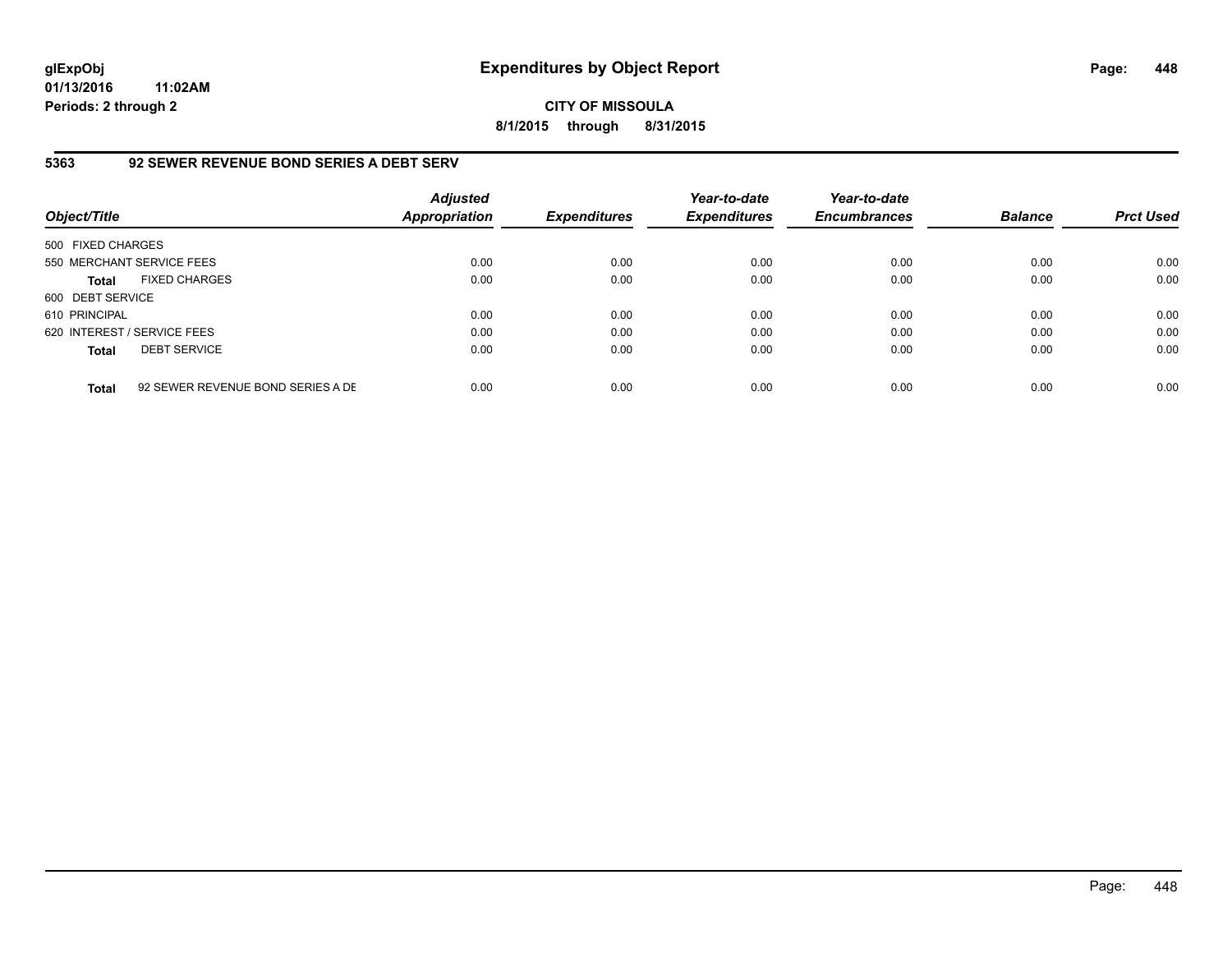glExpObj
01/13/2016 11:02AM
Periods: 2 through 2

# Expenditures by Object Report

**CITY OF MISSOULA**
**8/1/2015 through 8/31/2015**

## 5363 92 SEWER REVENUE BOND SERIES A DEBT SERV

| Object/Title | | Adjusted Appropriation | Expenditures | Year-to-date Expenditures | Year-to-date Encumbrances | Balance | Prct Used |
|---|---|---|---|---|---|---|---|
| 500 FIXED CHARGES | | | | | | | |
| 550 MERCHANT SERVICE FEES | | 0.00 | 0.00 | 0.00 | 0.00 | 0.00 | 0.00 |
| **Total** | FIXED CHARGES | 0.00 | 0.00 | 0.00 | 0.00 | 0.00 | 0.00 |
| 600 DEBT SERVICE | | | | | | | |
| 610 PRINCIPAL | | 0.00 | 0.00 | 0.00 | 0.00 | 0.00 | 0.00 |
| 620 INTEREST / SERVICE FEES | | 0.00 | 0.00 | 0.00 | 0.00 | 0.00 | 0.00 |
| **Total** | DEBT SERVICE | 0.00 | 0.00 | 0.00 | 0.00 | 0.00 | 0.00 |
| **Total** | 92 SEWER REVENUE BOND SERIES A DE | 0.00 | 0.00 | 0.00 | 0.00 | 0.00 | 0.00 |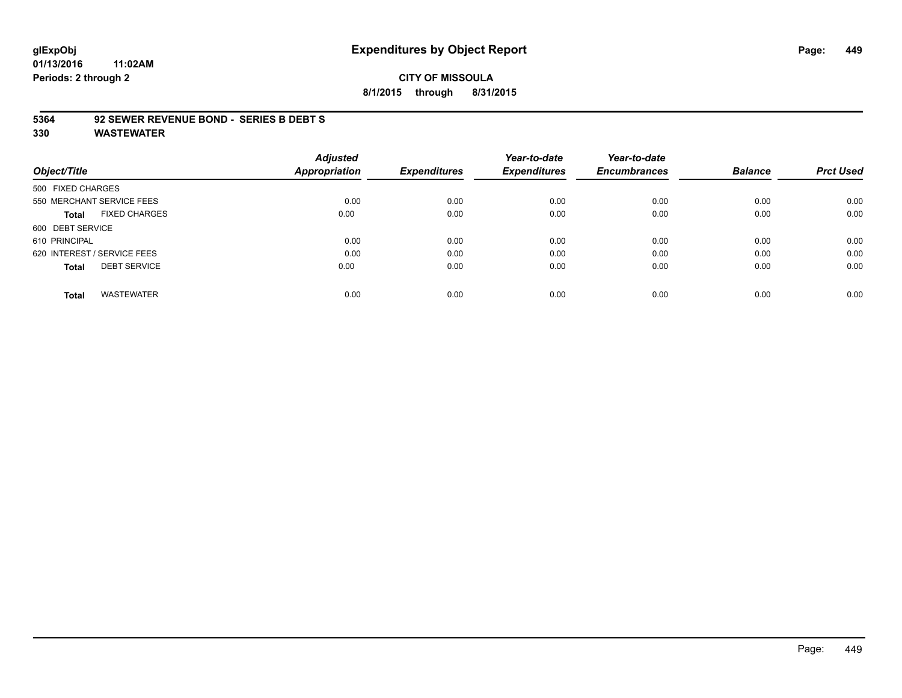**glExpObj**
**01/13/2016 11:02AM**
**Periods: 2 through 2**

# Expenditures by Object Report

**CITY OF MISSOULA**
**8/1/2015 through 8/31/2015**

## 5364 92 SEWER REVENUE BOND - SERIES B DEBT S
## 330 WASTEWATER

| Object/Title | Adjusted Appropriation | Expenditures | Year-to-date Expenditures | Year-to-date Encumbrances | Balance | Prct Used |
|---|---|---|---|---|---|---|
| 500 FIXED CHARGES | | | | | | |
| 550 MERCHANT SERVICE FEES | 0.00 | 0.00 | 0.00 | 0.00 | 0.00 | 0.00 |
| **Total** FIXED CHARGES | 0.00 | 0.00 | 0.00 | 0.00 | 0.00 | 0.00 |
| 600 DEBT SERVICE | | | | | | |
| 610 PRINCIPAL | 0.00 | 0.00 | 0.00 | 0.00 | 0.00 | 0.00 |
| 620 INTEREST / SERVICE FEES | 0.00 | 0.00 | 0.00 | 0.00 | 0.00 | 0.00 |
| **Total** DEBT SERVICE | 0.00 | 0.00 | 0.00 | 0.00 | 0.00 | 0.00 |
| **Total** WASTEWATER | 0.00 | 0.00 | 0.00 | 0.00 | 0.00 | 0.00 |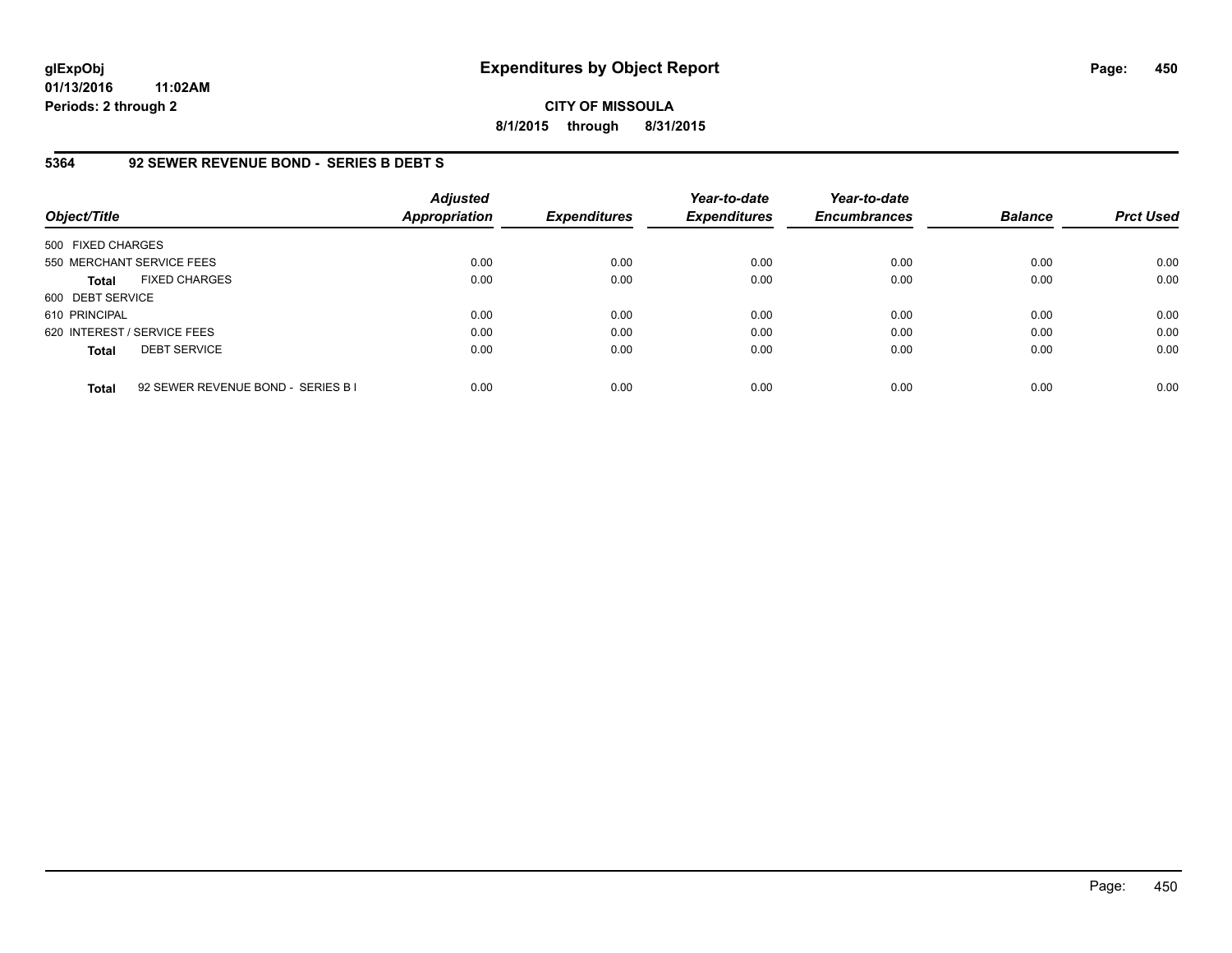# Expenditures by Object Report

**CITY OF MISSOULA**

**8/1/2015 through 8/31/2015**

glExpObj
01/13/2016 11:02AM
Periods: 2 through 2

## 5364 92 SEWER REVENUE BOND - SERIES B DEBT S

| Object/Title | Adjusted Appropriation | Expenditures | Year-to-date Expenditures | Year-to-date Encumbrances | Balance | Prct Used |
|---|---|---|---|---|---|---|
| 500 FIXED CHARGES | | | | | | |
| 550 MERCHANT SERVICE FEES | 0.00 | 0.00 | 0.00 | 0.00 | 0.00 | 0.00 |
| **Total** FIXED CHARGES | 0.00 | 0.00 | 0.00 | 0.00 | 0.00 | 0.00 |
| 600 DEBT SERVICE | | | | | | |
| 610 PRINCIPAL | 0.00 | 0.00 | 0.00 | 0.00 | 0.00 | 0.00 |
| 620 INTEREST / SERVICE FEES | 0.00 | 0.00 | 0.00 | 0.00 | 0.00 | 0.00 |
| **Total** DEBT SERVICE | 0.00 | 0.00 | 0.00 | 0.00 | 0.00 | 0.00 |
| **Total** 92 SEWER REVENUE BOND - SERIES B I | 0.00 | 0.00 | 0.00 | 0.00 | 0.00 | 0.00 |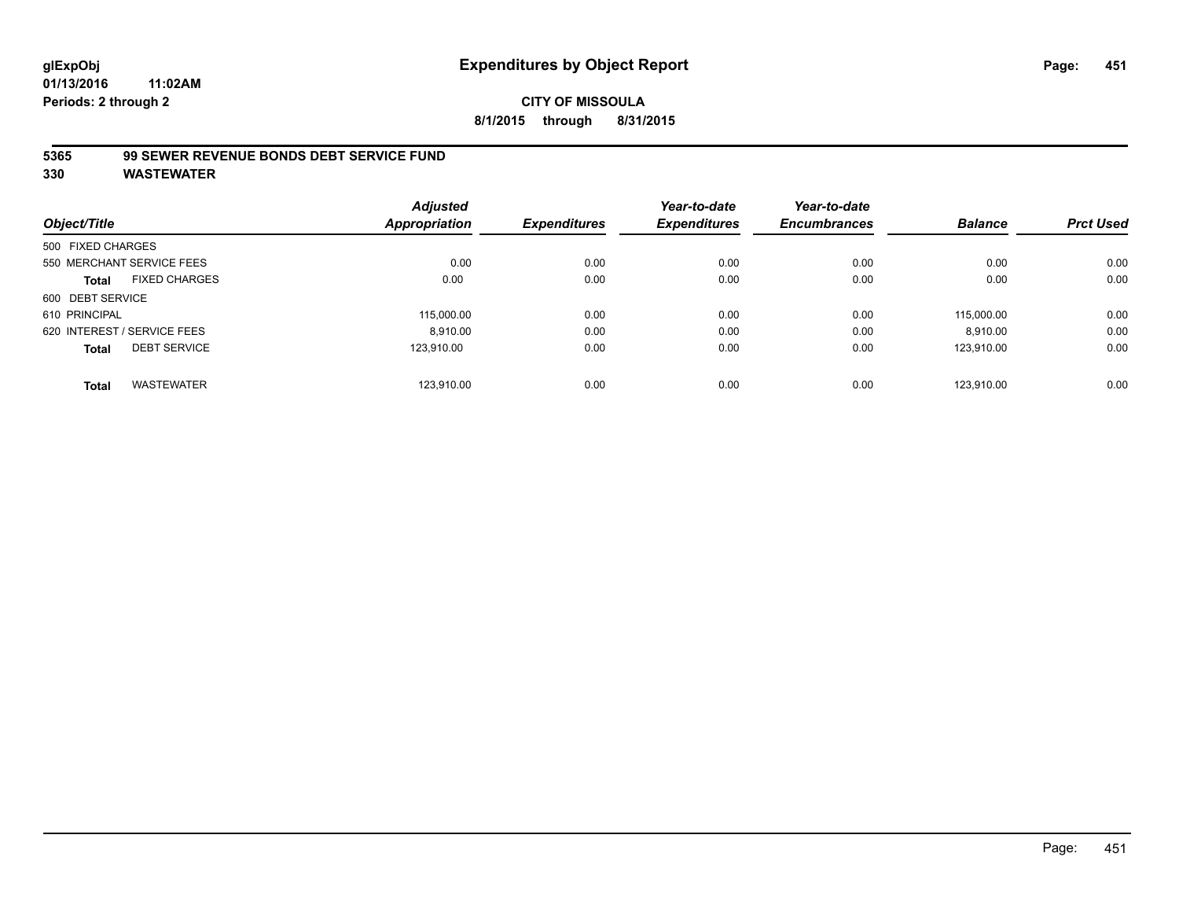glExpObj
01/13/2016 11:02AM
Periods: 2 through 2

# Expenditures by Object Report

**CITY OF MISSOULA**
**8/1/2015 through 8/31/2015**

**5365 99 SEWER REVENUE BONDS DEBT SERVICE FUND**
**330 WASTEWATER**

| Object/Title | | Adjusted Appropriation | Expenditures | Year-to-date Expenditures | Year-to-date Encumbrances | Balance | Prct Used |
|---|---|---|---|---|---|---|---|
| 500 FIXED CHARGES | | | | | | | |
| 550 MERCHANT SERVICE FEES | | 0.00 | 0.00 | 0.00 | 0.00 | 0.00 | 0.00 |
| **Total** | FIXED CHARGES | 0.00 | 0.00 | 0.00 | 0.00 | 0.00 | 0.00 |
| 600 DEBT SERVICE | | | | | | | |
| 610 PRINCIPAL | | 115,000.00 | 0.00 | 0.00 | 0.00 | 115,000.00 | 0.00 |
| 620 INTEREST / SERVICE FEES | | 8,910.00 | 0.00 | 0.00 | 0.00 | 8,910.00 | 0.00 |
| **Total** | DEBT SERVICE | 123,910.00 | 0.00 | 0.00 | 0.00 | 123,910.00 | 0.00 |
| **Total** | WASTEWATER | 123,910.00 | 0.00 | 0.00 | 0.00 | 123,910.00 | 0.00 |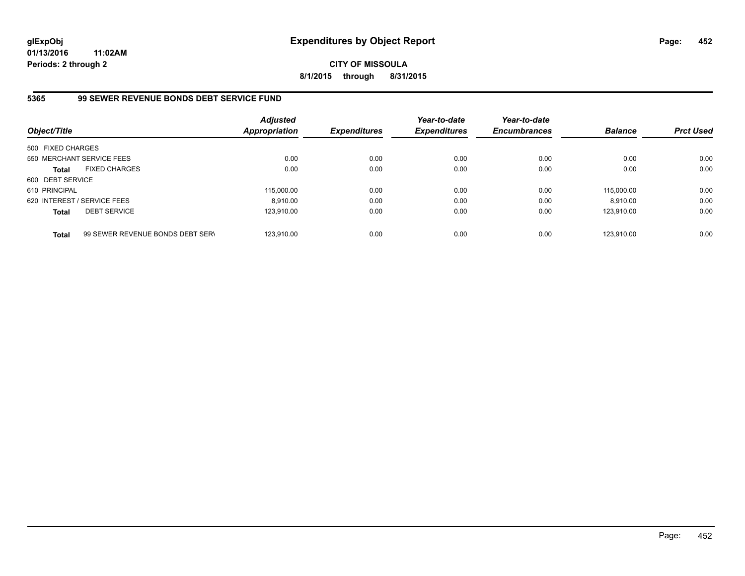**glExpObj**
**01/13/2016 11:02AM**
**Periods: 2 through 2**

# Expenditures by Object Report

**CITY OF MISSOULA**
**8/1/2015 through 8/31/2015**

## 5365 99 SEWER REVENUE BONDS DEBT SERVICE FUND

| Object/Title | | Adjusted Appropriation | Expenditures | Year-to-date Expenditures | Year-to-date Encumbrances | Balance | Prct Used |
|---|---|---|---|---|---|---|---|
| 500 FIXED CHARGES | | | | | | | |
| 550 MERCHANT SERVICE FEES | | 0.00 | 0.00 | 0.00 | 0.00 | 0.00 | 0.00 |
| **Total** | FIXED CHARGES | 0.00 | 0.00 | 0.00 | 0.00 | 0.00 | 0.00 |
| 600 DEBT SERVICE | | | | | | | |
| 610 PRINCIPAL | | 115,000.00 | 0.00 | 0.00 | 0.00 | 115,000.00 | 0.00 |
| 620 INTEREST / SERVICE FEES | | 8,910.00 | 0.00 | 0.00 | 0.00 | 8,910.00 | 0.00 |
| **Total** | DEBT SERVICE | 123,910.00 | 0.00 | 0.00 | 0.00 | 123,910.00 | 0.00 |
| **Total** | 99 SEWER REVENUE BONDS DEBT SERV | 123,910.00 | 0.00 | 0.00 | 0.00 | 123,910.00 | 0.00 |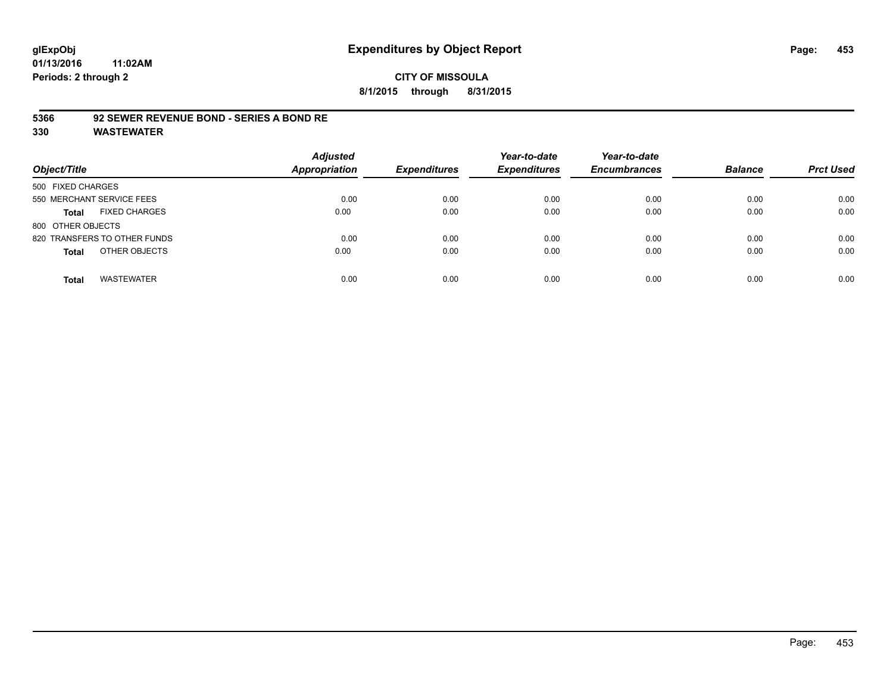**glExpObj**
**01/13/2016 11:02AM**
**Periods: 2 through 2**

# Expenditures by Object Report

**CITY OF MISSOULA**
**8/1/2015 through 8/31/2015**

## 5366 92 SEWER REVENUE BOND - SERIES A BOND RE
## 330 WASTEWATER

| Object/Title | Adjusted Appropriation | Expenditures | Year-to-date Expenditures | Year-to-date Encumbrances | Balance | Prct Used |
|---|---|---|---|---|---|---|
| 500 FIXED CHARGES | | | | | | |
| 550 MERCHANT SERVICE FEES | 0.00 | 0.00 | 0.00 | 0.00 | 0.00 | 0.00 |
| **Total** FIXED CHARGES | 0.00 | 0.00 | 0.00 | 0.00 | 0.00 | 0.00 |
| 800 OTHER OBJECTS | | | | | | |
| 820 TRANSFERS TO OTHER FUNDS | 0.00 | 0.00 | 0.00 | 0.00 | 0.00 | 0.00 |
| **Total** OTHER OBJECTS | 0.00 | 0.00 | 0.00 | 0.00 | 0.00 | 0.00 |
| **Total** WASTEWATER | 0.00 | 0.00 | 0.00 | 0.00 | 0.00 | 0.00 |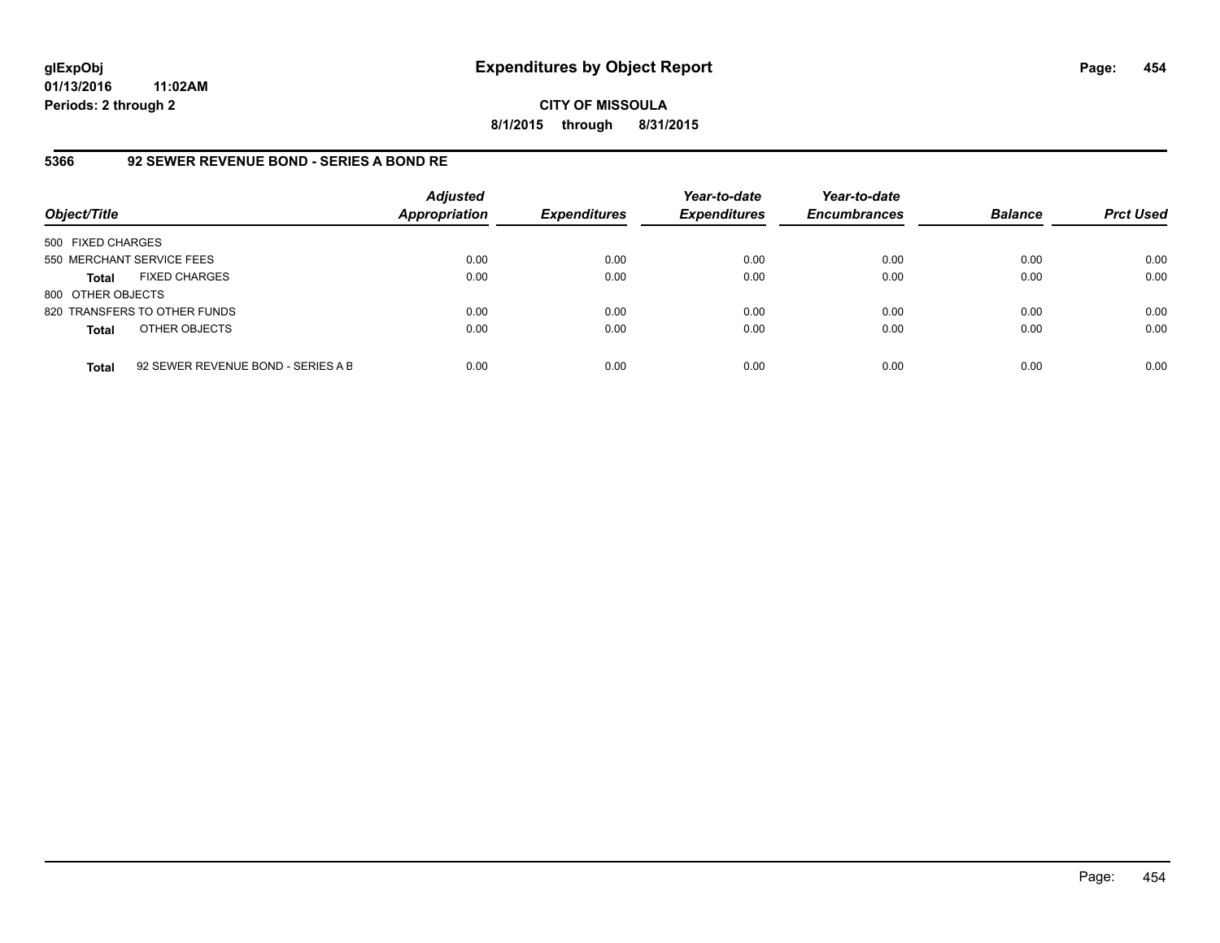glExpObj
01/13/2016 11:02AM
Periods: 2 through 2

# Expenditures by Object Report

**CITY OF MISSOULA**

**8/1/2015 through 8/31/2015**

## 5366 92 SEWER REVENUE BOND - SERIES A BOND RE

| Object/Title | | Adjusted Appropriation | Expenditures | Year-to-date Expenditures | Year-to-date Encumbrances | Balance | Prct Used |
|---|---|---|---|---|---|---|---|
| 500 FIXED CHARGES | | | | | | | |
| 550 MERCHANT SERVICE FEES | | 0.00 | 0.00 | 0.00 | 0.00 | 0.00 | 0.00 |
| **Total** | FIXED CHARGES | 0.00 | 0.00 | 0.00 | 0.00 | 0.00 | 0.00 |
| 800 OTHER OBJECTS | | | | | | | |
| 820 TRANSFERS TO OTHER FUNDS | | 0.00 | 0.00 | 0.00 | 0.00 | 0.00 | 0.00 |
| **Total** | OTHER OBJECTS | 0.00 | 0.00 | 0.00 | 0.00 | 0.00 | 0.00 |
| **Total** | 92 SEWER REVENUE BOND - SERIES A B | 0.00 | 0.00 | 0.00 | 0.00 | 0.00 | 0.00 |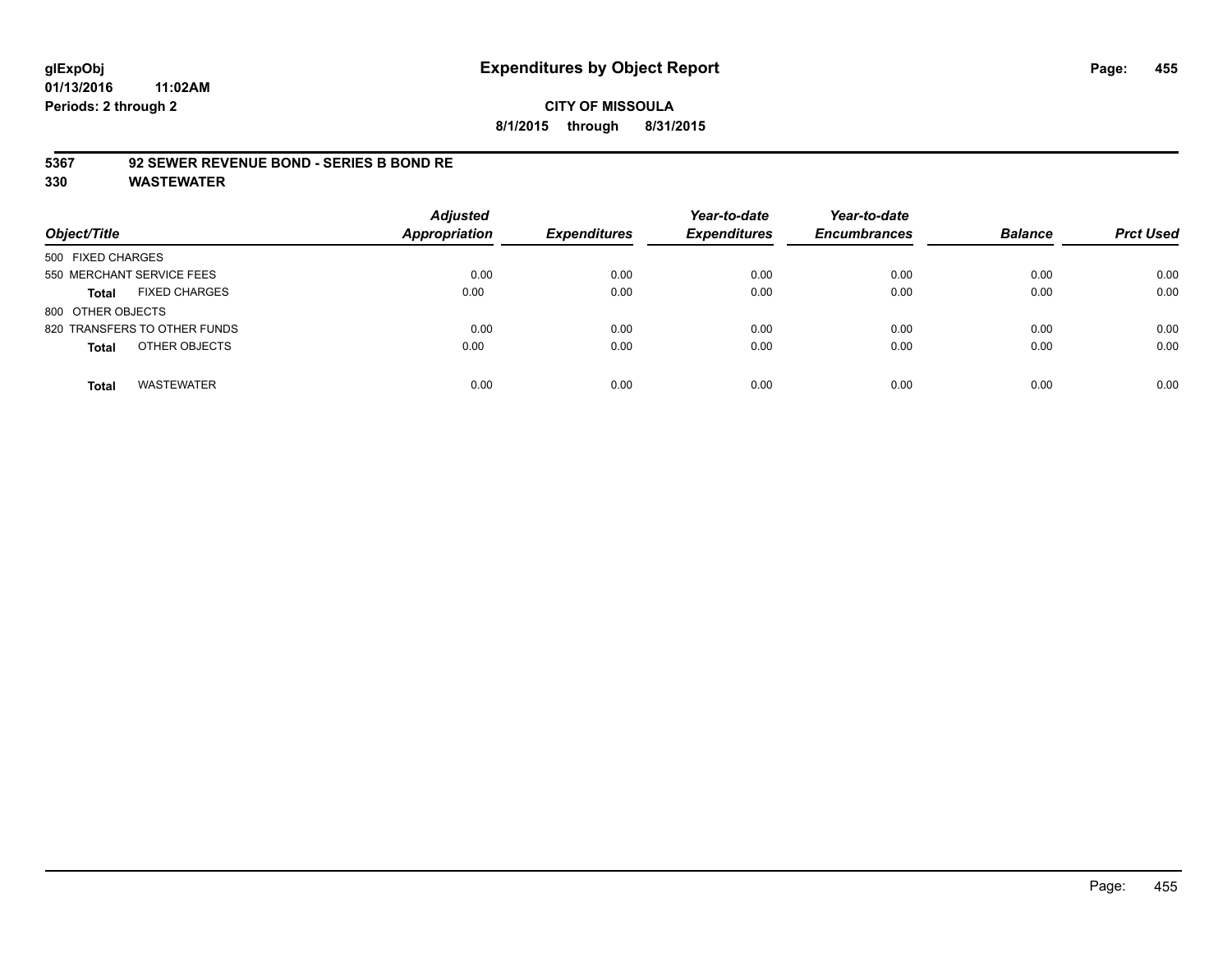glExpObj
01/13/2016 11:02AM
Periods: 2 through 2

# Expenditures by Object Report

**CITY OF MISSOULA**
**8/1/2015 through 8/31/2015**

## 5367 92 SEWER REVENUE BOND - SERIES B BOND RE
## 330 WASTEWATER

| Object/Title | Adjusted Appropriation | Expenditures | Year-to-date Expenditures | Year-to-date Encumbrances | Balance | Prct Used |
|---|---|---|---|---|---|---|
| 500 FIXED CHARGES | | | | | | |
| 550 MERCHANT SERVICE FEES | 0.00 | 0.00 | 0.00 | 0.00 | 0.00 | 0.00 |
| **Total** FIXED CHARGES | 0.00 | 0.00 | 0.00 | 0.00 | 0.00 | 0.00 |
| 800 OTHER OBJECTS | | | | | | |
| 820 TRANSFERS TO OTHER FUNDS | 0.00 | 0.00 | 0.00 | 0.00 | 0.00 | 0.00 |
| **Total** OTHER OBJECTS | 0.00 | 0.00 | 0.00 | 0.00 | 0.00 | 0.00 |
| **Total** WASTEWATER | 0.00 | 0.00 | 0.00 | 0.00 | 0.00 | 0.00 |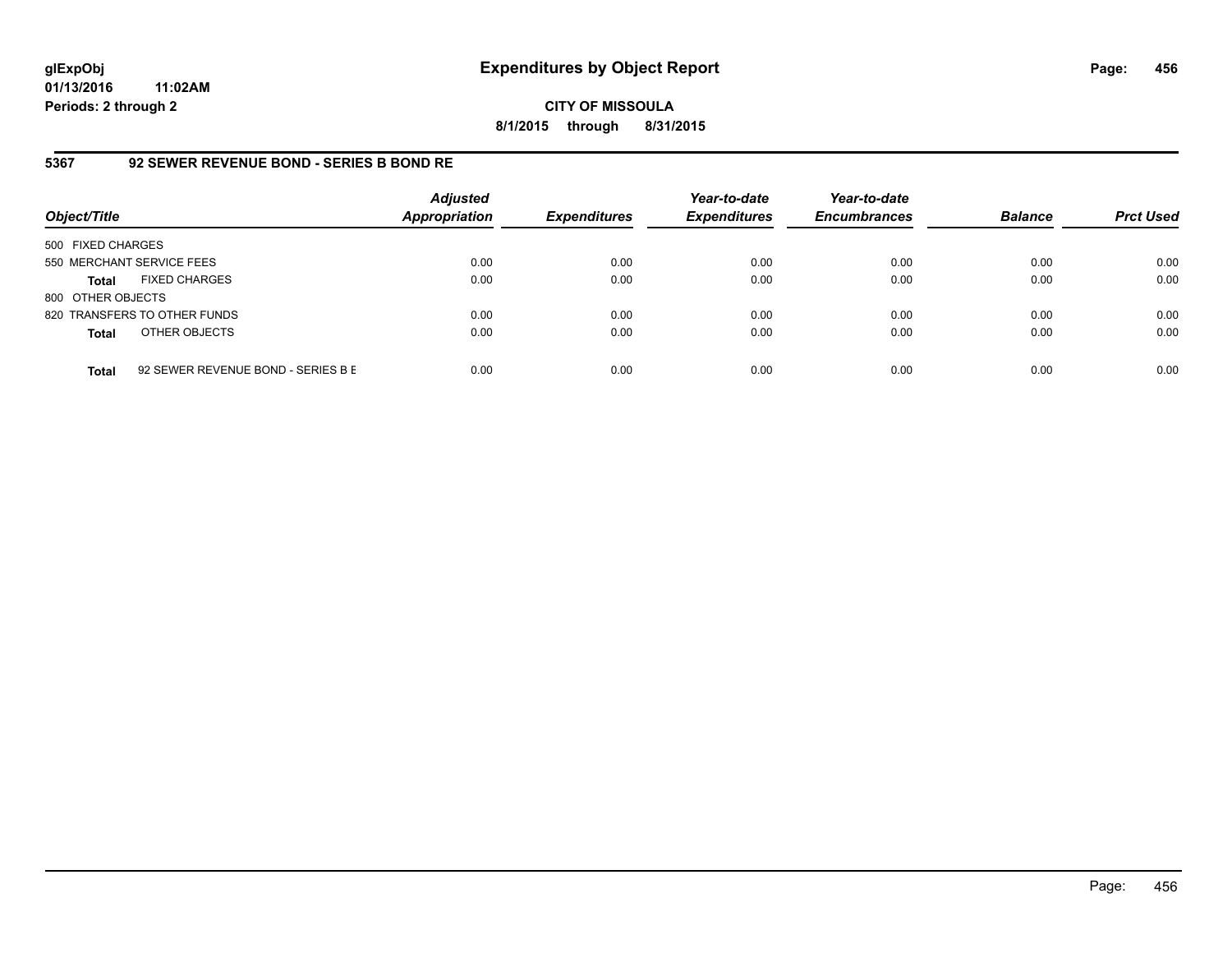# Expenditures by Object Report

glExpObj
01/13/2016 11:02AM
Periods: 2 through 2

**CITY OF MISSOULA**
**8/1/2015 through 8/31/2015**

## 5367 92 SEWER REVENUE BOND - SERIES B BOND RE

| Object/Title | | Adjusted Appropriation | Expenditures | Year-to-date Expenditures | Year-to-date Encumbrances | Balance | Prct Used |
|---|---|---|---|---|---|---|---|
| 500 FIXED CHARGES | | | | | | | |
| 550 MERCHANT SERVICE FEES | | 0.00 | 0.00 | 0.00 | 0.00 | 0.00 | 0.00 |
| **Total** | FIXED CHARGES | 0.00 | 0.00 | 0.00 | 0.00 | 0.00 | 0.00 |
| 800 OTHER OBJECTS | | | | | | | |
| 820 TRANSFERS TO OTHER FUNDS | | 0.00 | 0.00 | 0.00 | 0.00 | 0.00 | 0.00 |
| **Total** | OTHER OBJECTS | 0.00 | 0.00 | 0.00 | 0.00 | 0.00 | 0.00 |
| **Total** | 92 SEWER REVENUE BOND - SERIES B E | 0.00 | 0.00 | 0.00 | 0.00 | 0.00 | 0.00 |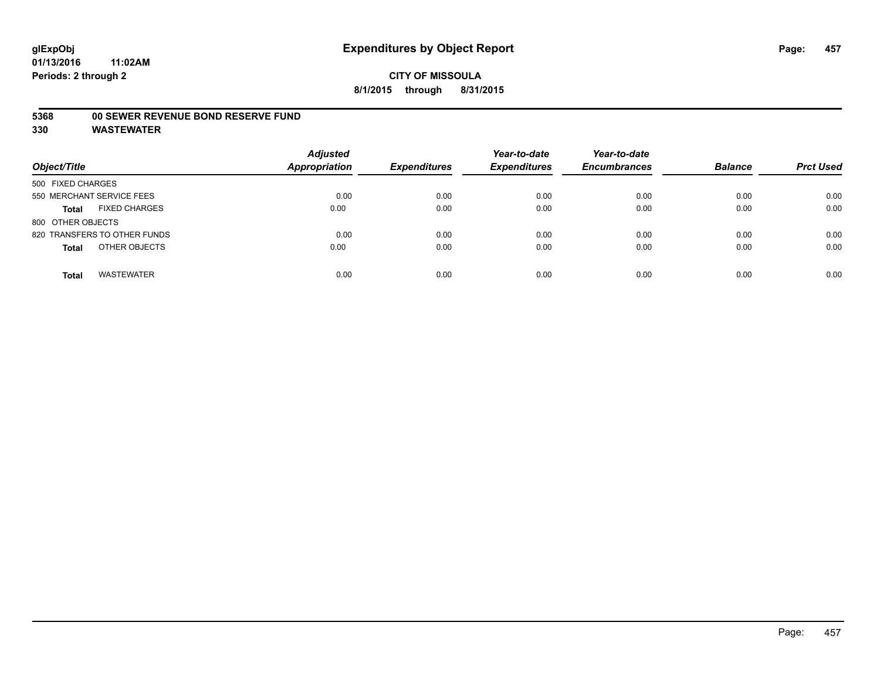**glExpObj**
**01/13/2016 11:02AM**
**Periods: 2 through 2**

# Expenditures by Object Report

**CITY OF MISSOULA**
**8/1/2015 through 8/31/2015**

**5368 00 SEWER REVENUE BOND RESERVE FUND**
**330 WASTEWATER**

| Object/Title | Adjusted Appropriation | Expenditures | Year-to-date Expenditures | Year-to-date Encumbrances | Balance | Prct Used |
|---|---|---|---|---|---|---|
| 500 FIXED CHARGES | | | | | | |
| 550 MERCHANT SERVICE FEES | 0.00 | 0.00 | 0.00 | 0.00 | 0.00 | 0.00 |
| **Total** FIXED CHARGES | 0.00 | 0.00 | 0.00 | 0.00 | 0.00 | 0.00 |
| 800 OTHER OBJECTS | | | | | | |
| 820 TRANSFERS TO OTHER FUNDS | 0.00 | 0.00 | 0.00 | 0.00 | 0.00 | 0.00 |
| **Total** OTHER OBJECTS | 0.00 | 0.00 | 0.00 | 0.00 | 0.00 | 0.00 |
| **Total** WASTEWATER | 0.00 | 0.00 | 0.00 | 0.00 | 0.00 | 0.00 |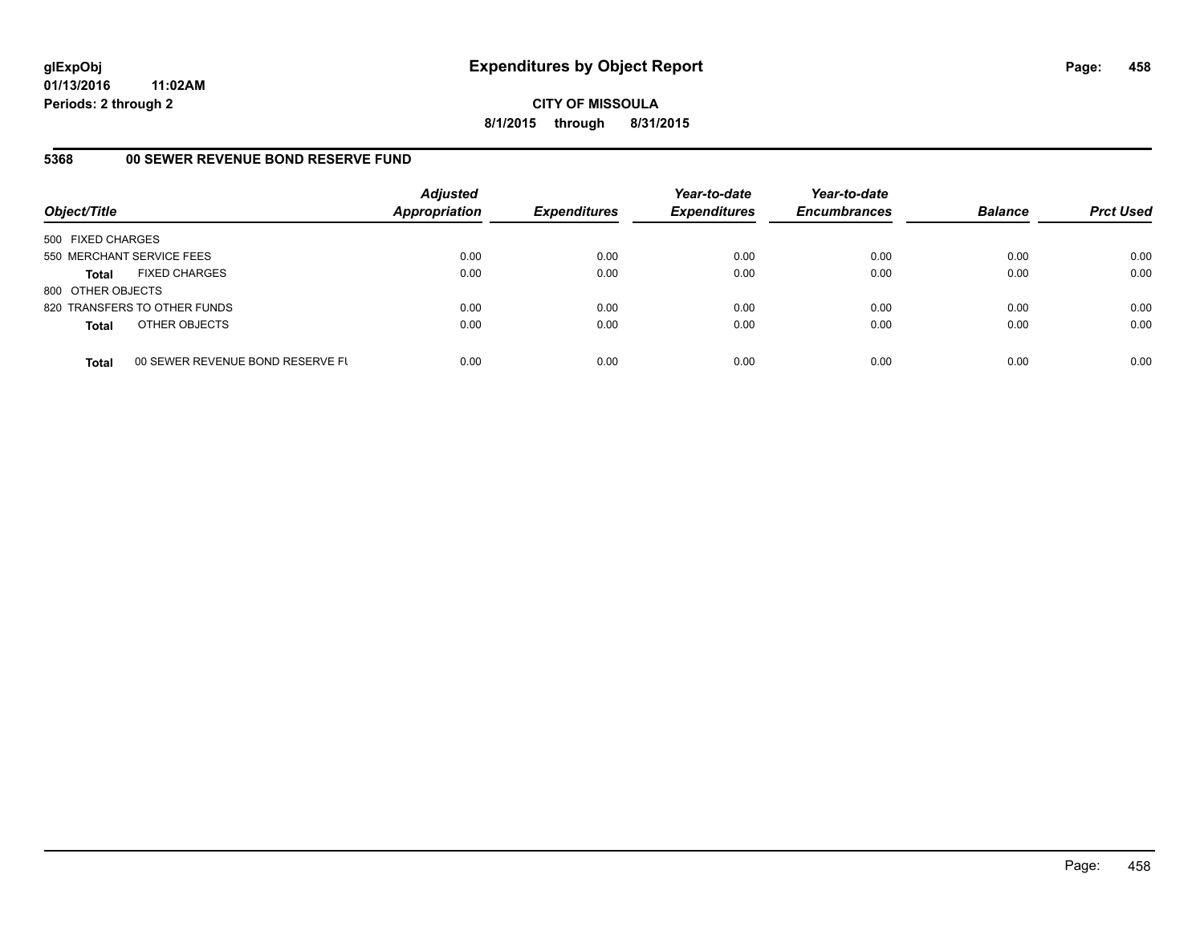**glExpObj**
**01/13/2016 11:02AM**
**Periods: 2 through 2**

# Expenditures by Object Report

**CITY OF MISSOULA**
**8/1/2015 through 8/31/2015**

## 5368 00 SEWER REVENUE BOND RESERVE FUND

| Object/Title | | Adjusted Appropriation | Expenditures | Year-to-date Expenditures | Year-to-date Encumbrances | Balance | Prct Used |
|---|---|---|---|---|---|---|---|
| 500 FIXED CHARGES | | | | | | | |
| 550 MERCHANT SERVICE FEES | | 0.00 | 0.00 | 0.00 | 0.00 | 0.00 | 0.00 |
| **Total** | FIXED CHARGES | 0.00 | 0.00 | 0.00 | 0.00 | 0.00 | 0.00 |
| 800 OTHER OBJECTS | | | | | | | |
| 820 TRANSFERS TO OTHER FUNDS | | 0.00 | 0.00 | 0.00 | 0.00 | 0.00 | 0.00 |
| **Total** | OTHER OBJECTS | 0.00 | 0.00 | 0.00 | 0.00 | 0.00 | 0.00 |
| **Total** | 00 SEWER REVENUE BOND RESERVE FU | 0.00 | 0.00 | 0.00 | 0.00 | 0.00 | 0.00 |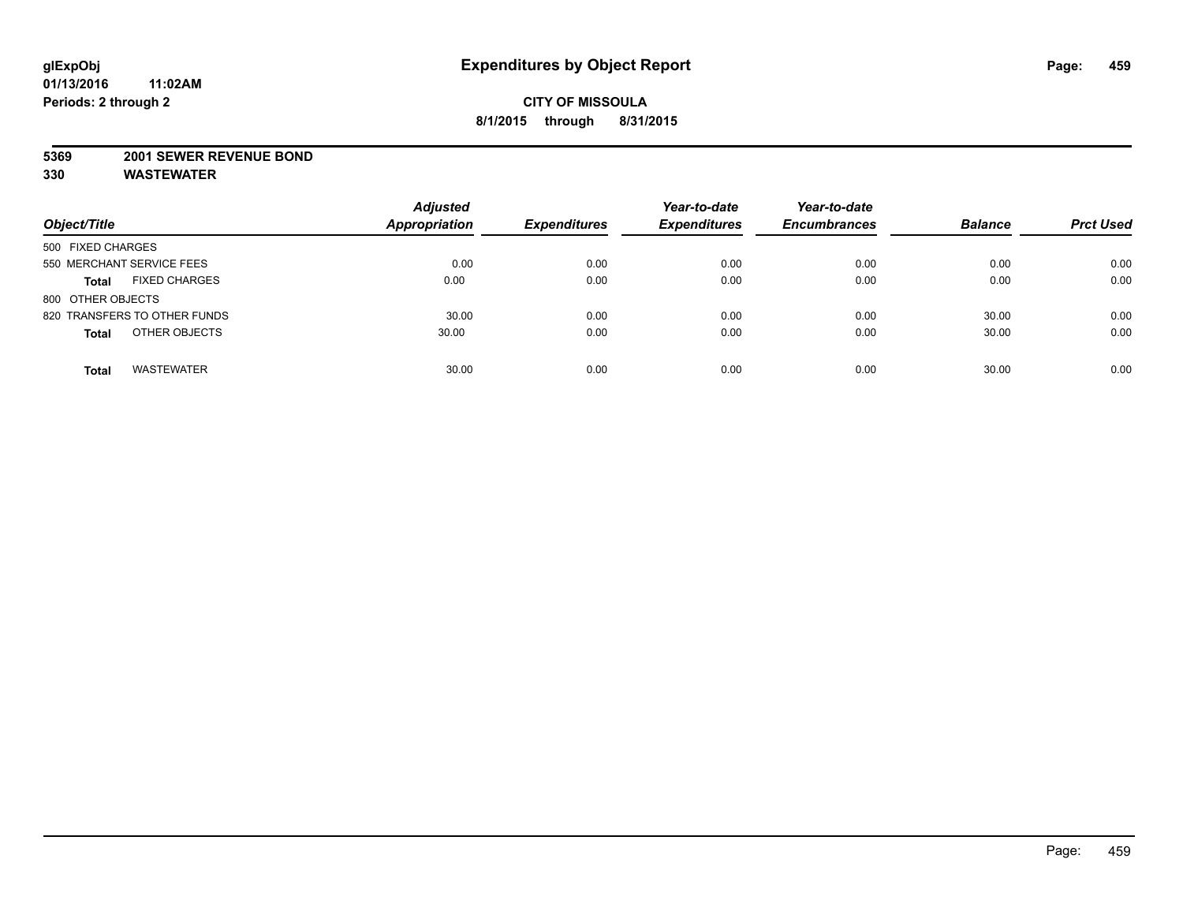**glExpObj** **Expenditures by Object Report**

**01/13/2016 11:02AM**

**Periods: 2 through 2**

**CITY OF MISSOULA**

**8/1/2015 through 8/31/2015**

**5369 2001 SEWER REVENUE BOND**

**330 WASTEWATER**

| Object/Title | Adjusted Appropriation | Expenditures | Year-to-date Expenditures | Year-to-date Encumbrances | Balance | Prct Used |
|---|---|---|---|---|---|---|
| 500 FIXED CHARGES | | | | | | |
| 550 MERCHANT SERVICE FEES | 0.00 | 0.00 | 0.00 | 0.00 | 0.00 | 0.00 |
| **Total** FIXED CHARGES | 0.00 | 0.00 | 0.00 | 0.00 | 0.00 | 0.00 |
| 800 OTHER OBJECTS | | | | | | |
| 820 TRANSFERS TO OTHER FUNDS | 30.00 | 0.00 | 0.00 | 0.00 | 30.00 | 0.00 |
| **Total** OTHER OBJECTS | 30.00 | 0.00 | 0.00 | 0.00 | 30.00 | 0.00 |
| **Total** WASTEWATER | 30.00 | 0.00 | 0.00 | 0.00 | 30.00 | 0.00 |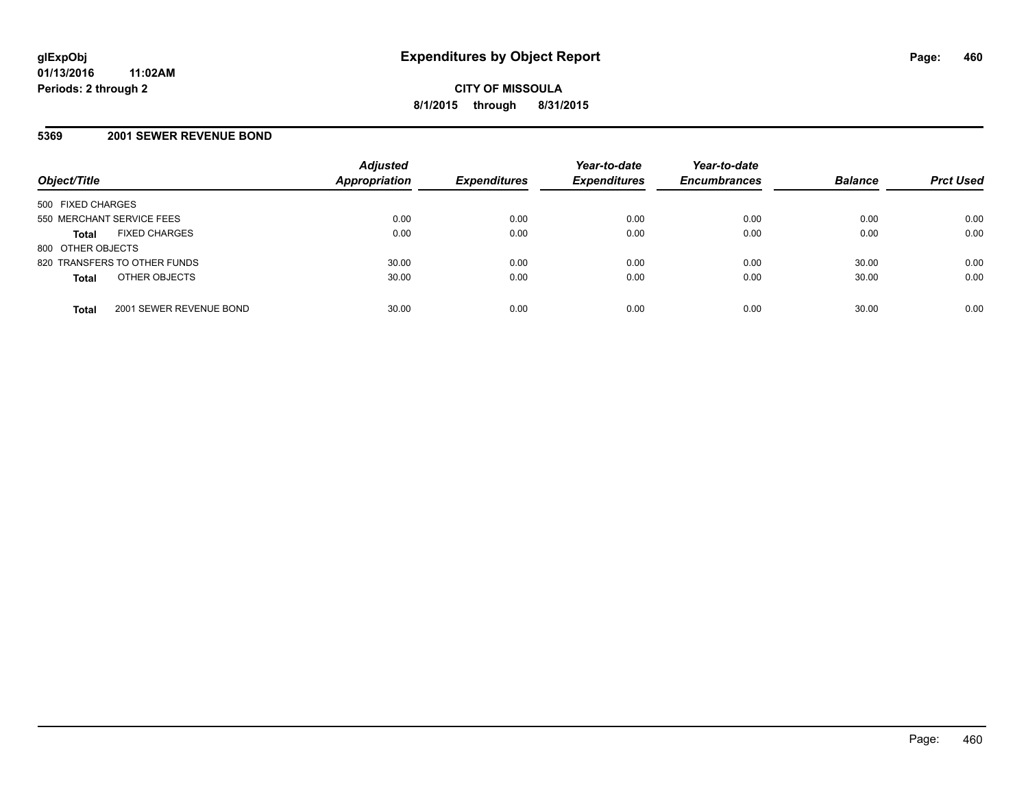**glExpObj** **Expenditures by Object Report**
**01/13/2016 11:02AM**
**Periods: 2 through 2**

**CITY OF MISSOULA**
**8/1/2015 through 8/31/2015**

## 5369 2001 SEWER REVENUE BOND

| Object/Title | | Adjusted Appropriation | Expenditures | Year-to-date Expenditures | Year-to-date Encumbrances | Balance | Prct Used |
|---|---|---|---|---|---|---|---|
| 500 FIXED CHARGES | | | | | | | |
| 550 MERCHANT SERVICE FEES | | 0.00 | 0.00 | 0.00 | 0.00 | 0.00 | 0.00 |
| **Total** | FIXED CHARGES | 0.00 | 0.00 | 0.00 | 0.00 | 0.00 | 0.00 |
| 800 OTHER OBJECTS | | | | | | | |
| 820 TRANSFERS TO OTHER FUNDS | | 30.00 | 0.00 | 0.00 | 0.00 | 30.00 | 0.00 |
| **Total** | OTHER OBJECTS | 30.00 | 0.00 | 0.00 | 0.00 | 30.00 | 0.00 |
| **Total** | 2001 SEWER REVENUE BOND | 30.00 | 0.00 | 0.00 | 0.00 | 30.00 | 0.00 |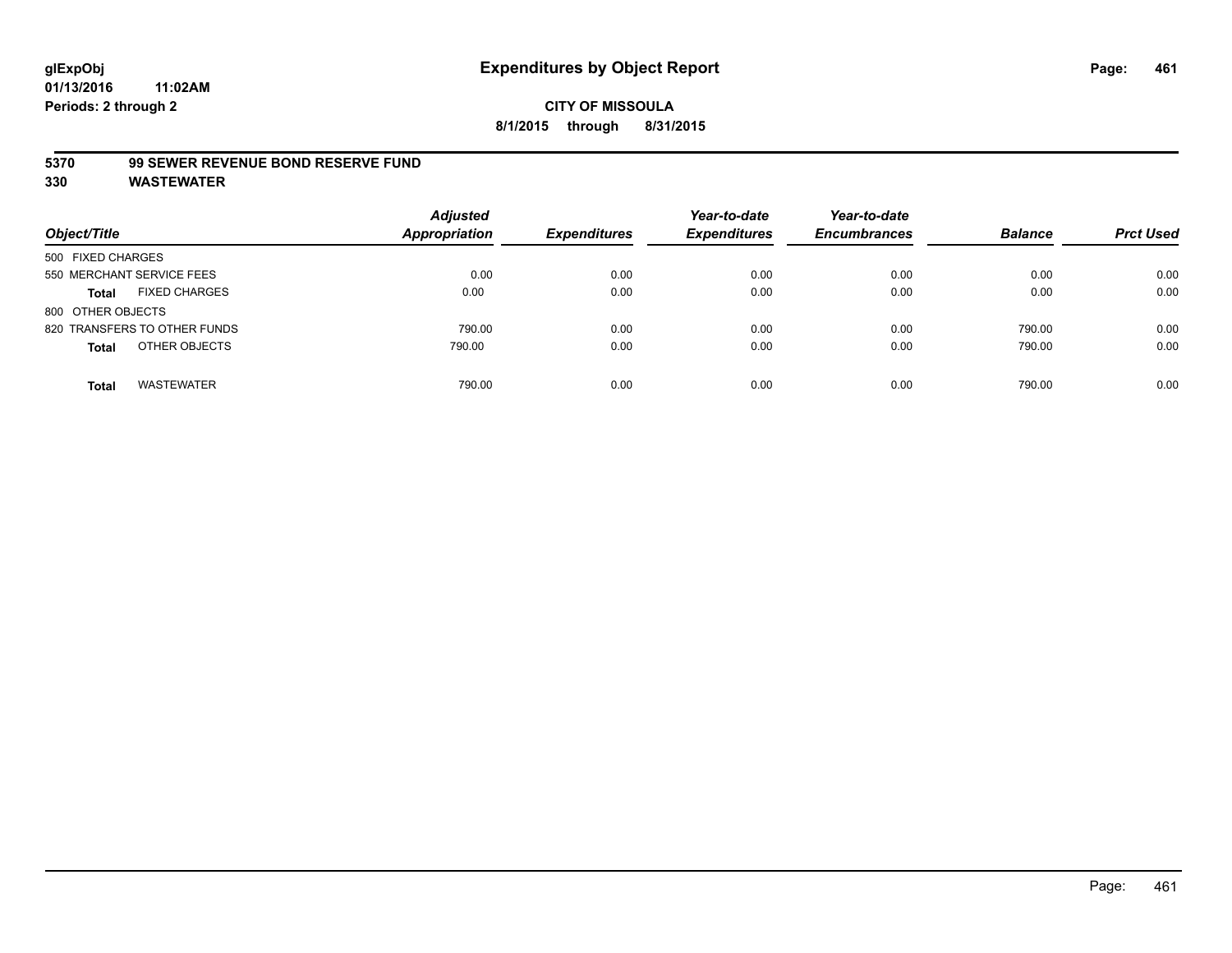# Expenditures by Object Report

**glExpObj**
**01/13/2016 11:02AM**
**Periods: 2 through 2**

**CITY OF MISSOULA**
**8/1/2015 through 8/31/2015**

**5370 99 SEWER REVENUE BOND RESERVE FUND**
**330 WASTEWATER**

| Object/Title | Adjusted Appropriation | Expenditures | Year-to-date Expenditures | Year-to-date Encumbrances | Balance | Prct Used |
|---|---|---|---|---|---|---|
| 500 FIXED CHARGES | | | | | | |
| 550 MERCHANT SERVICE FEES | 0.00 | 0.00 | 0.00 | 0.00 | 0.00 | 0.00 |
| **Total** FIXED CHARGES | 0.00 | 0.00 | 0.00 | 0.00 | 0.00 | 0.00 |
| 800 OTHER OBJECTS | | | | | | |
| 820 TRANSFERS TO OTHER FUNDS | 790.00 | 0.00 | 0.00 | 0.00 | 790.00 | 0.00 |
| **Total** OTHER OBJECTS | 790.00 | 0.00 | 0.00 | 0.00 | 790.00 | 0.00 |
| **Total** WASTEWATER | 790.00 | 0.00 | 0.00 | 0.00 | 790.00 | 0.00 |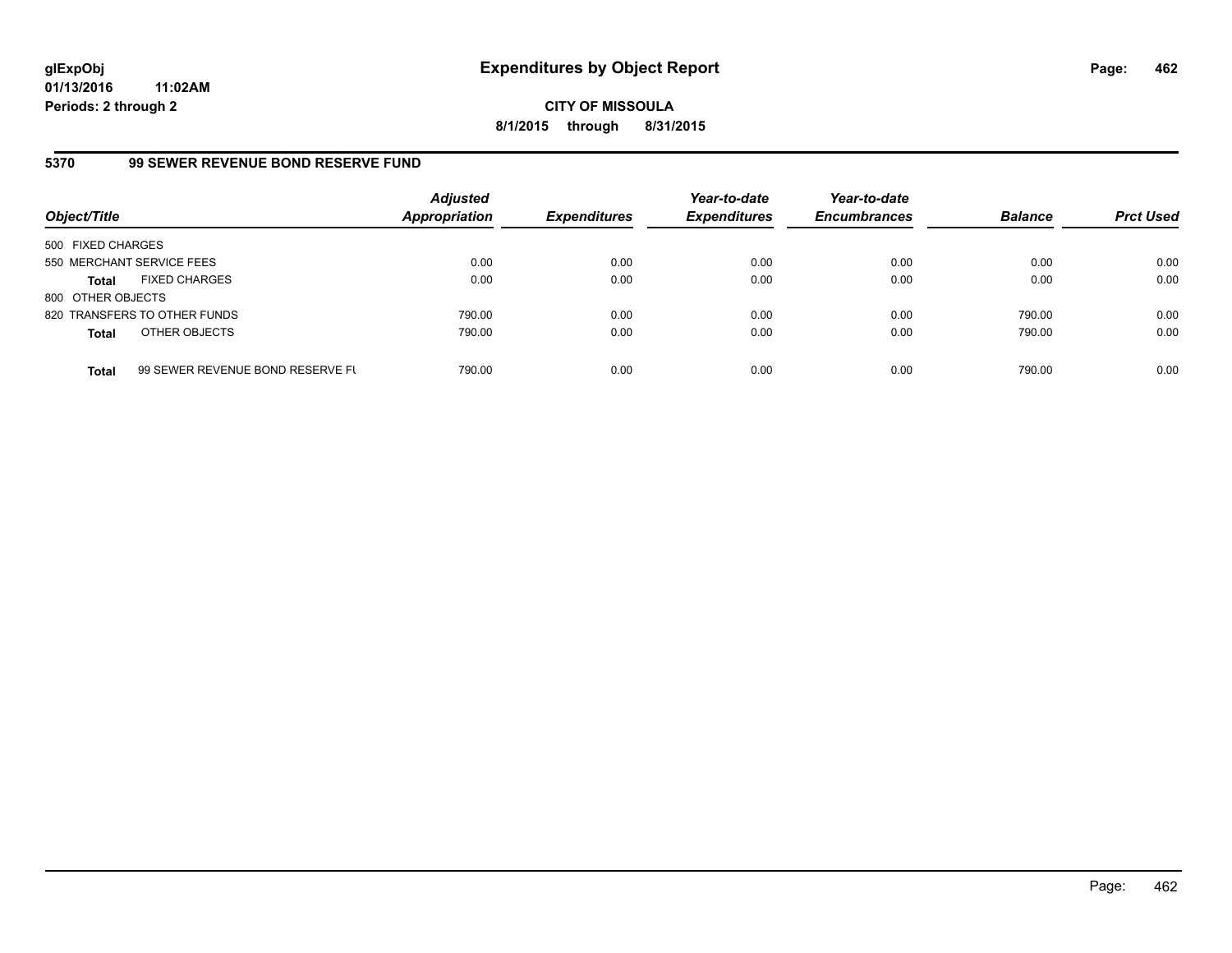glExpObj
01/13/2016 11:02AM
Periods: 2 through 2

# Expenditures by Object Report

**CITY OF MISSOULA**
**8/1/2015 through 8/31/2015**

## 5370 99 SEWER REVENUE BOND RESERVE FUND

| Object/Title | | *Adjusted Appropriation* | *Expenditures* | *Year-to-date Expenditures* | *Year-to-date Encumbrances* | *Balance* | *Prct Used* |
|---|---|---|---|---|---|---|---|
| 500 FIXED CHARGES | | | | | | | |
| 550 MERCHANT SERVICE FEES | | 0.00 | 0.00 | 0.00 | 0.00 | 0.00 | 0.00 |
| **Total** | FIXED CHARGES | 0.00 | 0.00 | 0.00 | 0.00 | 0.00 | 0.00 |
| 800 OTHER OBJECTS | | | | | | | |
| 820 TRANSFERS TO OTHER FUNDS | | 790.00 | 0.00 | 0.00 | 0.00 | 790.00 | 0.00 |
| **Total** | OTHER OBJECTS | 790.00 | 0.00 | 0.00 | 0.00 | 790.00 | 0.00 |
| **Total** | 99 SEWER REVENUE BOND RESERVE FU | 790.00 | 0.00 | 0.00 | 0.00 | 790.00 | 0.00 |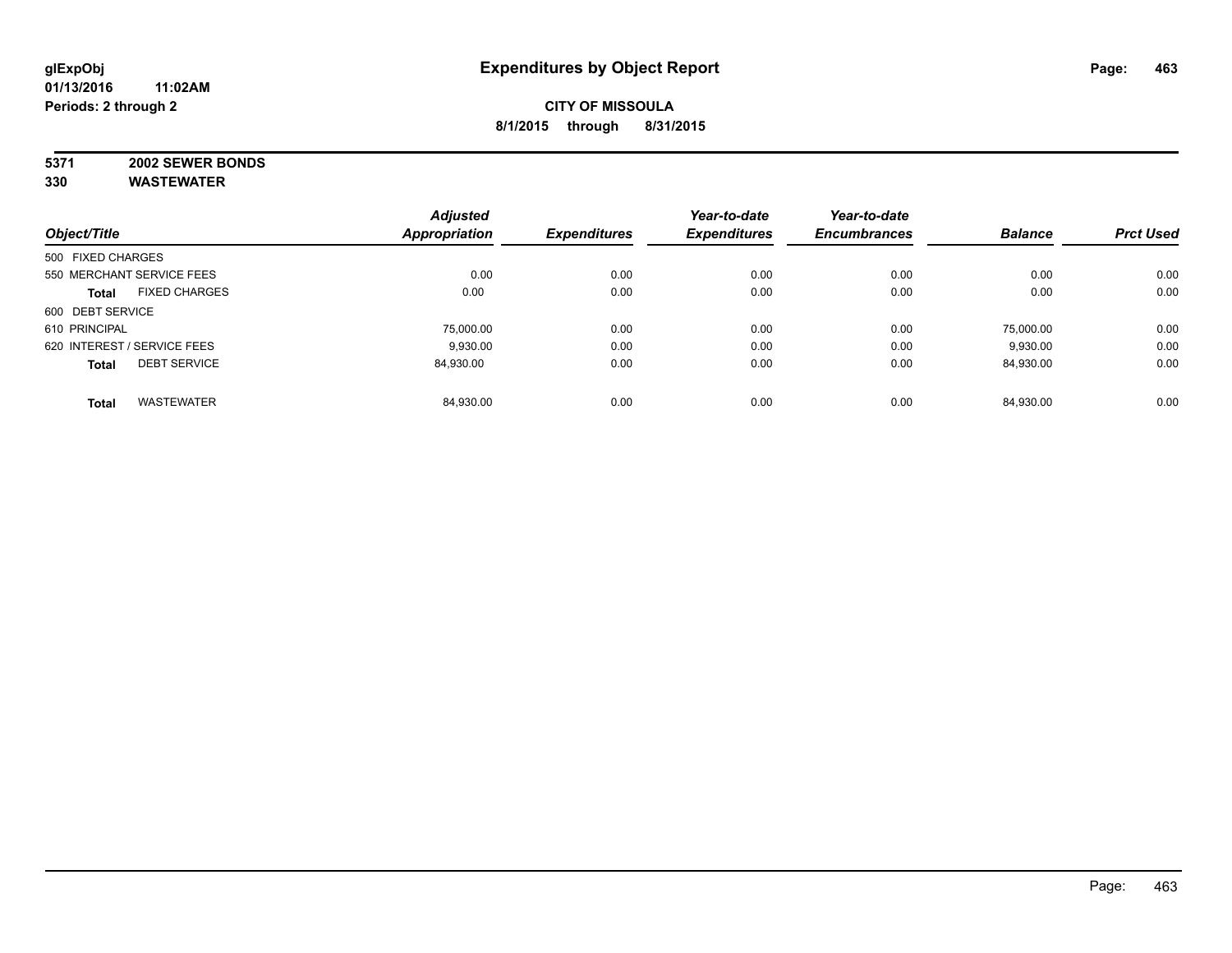# Expenditures by Object Report

glExpObj
01/13/2016 11:02AM
Periods: 2 through 2

**CITY OF MISSOULA**
**8/1/2015 through 8/31/2015**

**5371 2002 SEWER BONDS**
**330 WASTEWATER**

| Object/Title | | Adjusted Appropriation | Expenditures | Year-to-date Expenditures | Year-to-date Encumbrances | Balance | Prct Used |
|---|---|---|---|---|---|---|---|
| 500 FIXED CHARGES | | | | | | | |
| 550 MERCHANT SERVICE FEES | | 0.00 | 0.00 | 0.00 | 0.00 | 0.00 | 0.00 |
| **Total** | FIXED CHARGES | 0.00 | 0.00 | 0.00 | 0.00 | 0.00 | 0.00 |
| 600 DEBT SERVICE | | | | | | | |
| 610 PRINCIPAL | | 75,000.00 | 0.00 | 0.00 | 0.00 | 75,000.00 | 0.00 |
| 620 INTEREST / SERVICE FEES | | 9,930.00 | 0.00 | 0.00 | 0.00 | 9,930.00 | 0.00 |
| **Total** | DEBT SERVICE | 84,930.00 | 0.00 | 0.00 | 0.00 | 84,930.00 | 0.00 |
| **Total** | WASTEWATER | 84,930.00 | 0.00 | 0.00 | 0.00 | 84,930.00 | 0.00 |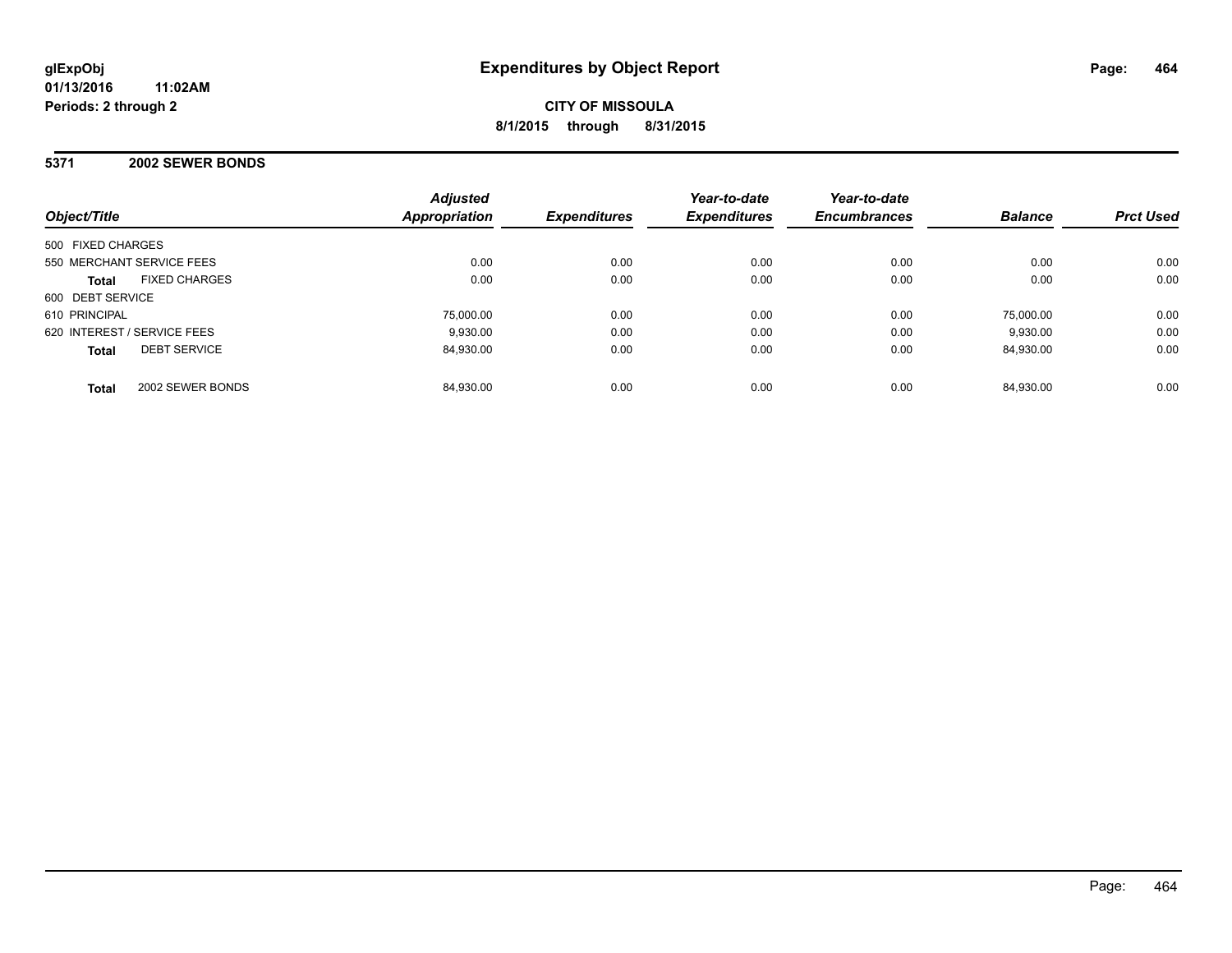glExpObj
01/13/2016 11:02AM
Periods: 2 through 2

# Expenditures by Object Report

**CITY OF MISSOULA**
**8/1/2015 through 8/31/2015**

## 5371 2002 SEWER BONDS

| Object/Title | Adjusted Appropriation | Expenditures | Year-to-date Expenditures | Year-to-date Encumbrances | Balance | Prct Used |
|---|---|---|---|---|---|---|
| 500 FIXED CHARGES | | | | | | |
| 550 MERCHANT SERVICE FEES | 0.00 | 0.00 | 0.00 | 0.00 | 0.00 | 0.00 |
| **Total** FIXED CHARGES | 0.00 | 0.00 | 0.00 | 0.00 | 0.00 | 0.00 |
| 600 DEBT SERVICE | | | | | | |
| 610 PRINCIPAL | 75,000.00 | 0.00 | 0.00 | 0.00 | 75,000.00 | 0.00 |
| 620 INTEREST / SERVICE FEES | 9,930.00 | 0.00 | 0.00 | 0.00 | 9,930.00 | 0.00 |
| **Total** DEBT SERVICE | 84,930.00 | 0.00 | 0.00 | 0.00 | 84,930.00 | 0.00 |
| **Total** 2002 SEWER BONDS | 84,930.00 | 0.00 | 0.00 | 0.00 | 84,930.00 | 0.00 |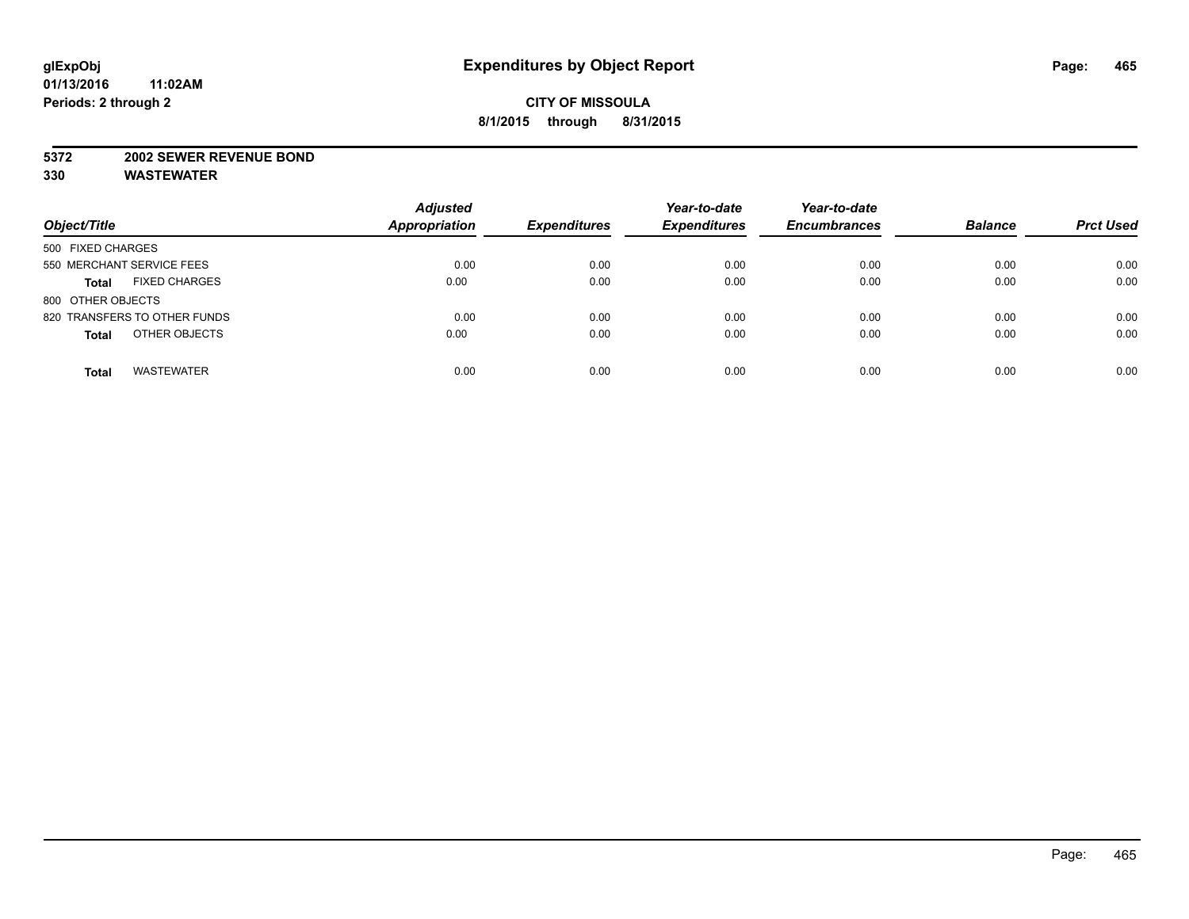**glExpObj** **Expenditures by Object Report**

**01/13/2016 11:02AM**

**Periods: 2 through 2**

**CITY OF MISSOULA**

**8/1/2015 through 8/31/2015**

**5372 2002 SEWER REVENUE BOND**

**330 WASTEWATER**

| Object/Title | Adjusted Appropriation | Expenditures | Year-to-date Expenditures | Year-to-date Encumbrances | Balance | Prct Used |
|---|---|---|---|---|---|---|
| 500 FIXED CHARGES | | | | | | |
| 550 MERCHANT SERVICE FEES | 0.00 | 0.00 | 0.00 | 0.00 | 0.00 | 0.00 |
| **Total** FIXED CHARGES | 0.00 | 0.00 | 0.00 | 0.00 | 0.00 | 0.00 |
| 800 OTHER OBJECTS | | | | | | |
| 820 TRANSFERS TO OTHER FUNDS | 0.00 | 0.00 | 0.00 | 0.00 | 0.00 | 0.00 |
| **Total** OTHER OBJECTS | 0.00 | 0.00 | 0.00 | 0.00 | 0.00 | 0.00 |
| **Total** WASTEWATER | 0.00 | 0.00 | 0.00 | 0.00 | 0.00 | 0.00 |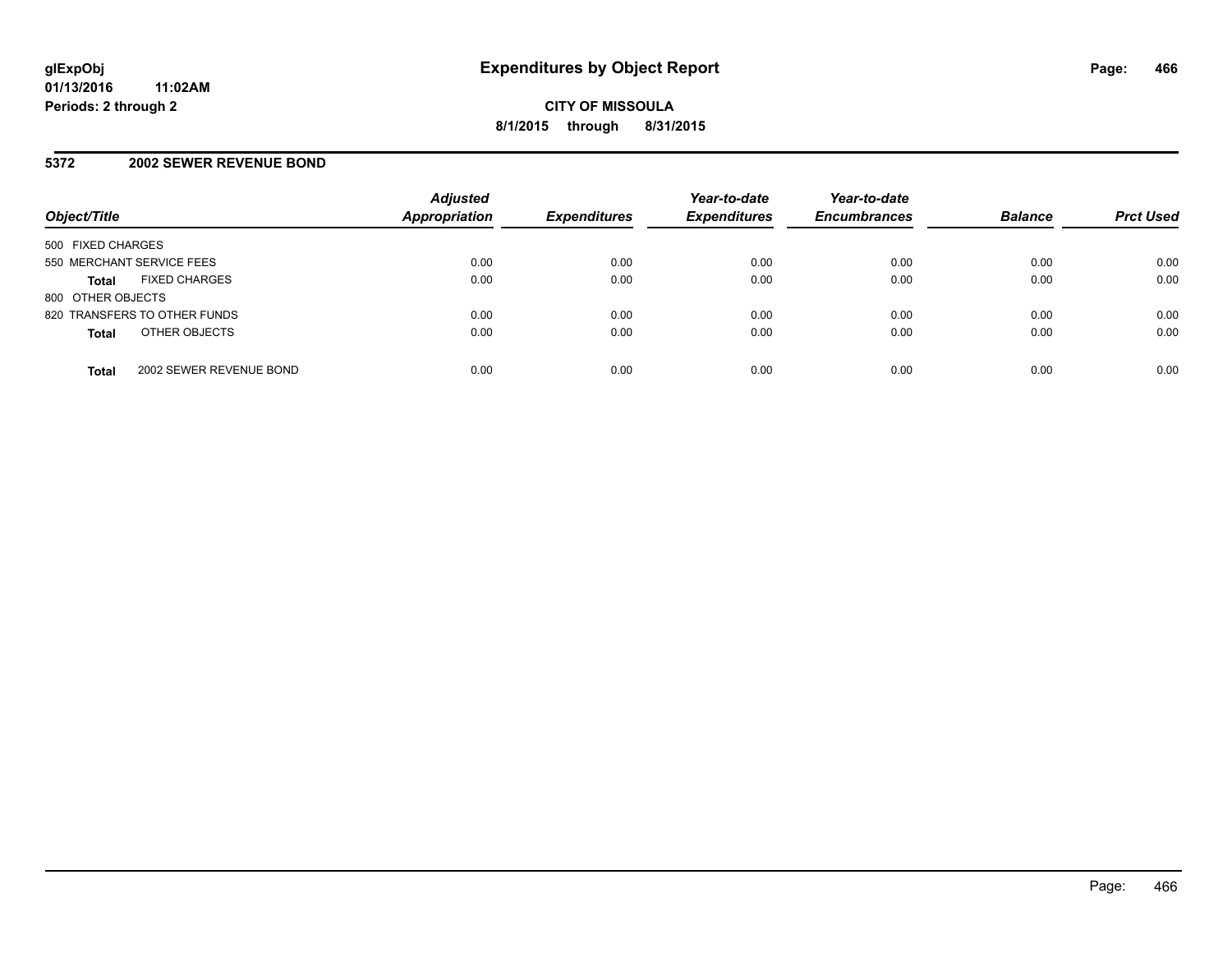glExpObj
01/13/2016 11:02AM
Periods: 2 through 2

# Expenditures by Object Report

CITY OF MISSOULA

8/1/2015 through 8/31/2015

## 5372 2002 SEWER REVENUE BOND

| Object/Title | | Adjusted Appropriation | Expenditures | Year-to-date Expenditures | Year-to-date Encumbrances | Balance | Prct Used |
|---|---|---|---|---|---|---|---|
| 500 FIXED CHARGES | | | | | | | |
| 550 MERCHANT SERVICE FEES | | 0.00 | 0.00 | 0.00 | 0.00 | 0.00 | 0.00 |
| **Total** | FIXED CHARGES | 0.00 | 0.00 | 0.00 | 0.00 | 0.00 | 0.00 |
| 800 OTHER OBJECTS | | | | | | | |
| 820 TRANSFERS TO OTHER FUNDS | | 0.00 | 0.00 | 0.00 | 0.00 | 0.00 | 0.00 |
| **Total** | OTHER OBJECTS | 0.00 | 0.00 | 0.00 | 0.00 | 0.00 | 0.00 |
| **Total** | 2002 SEWER REVENUE BOND | 0.00 | 0.00 | 0.00 | 0.00 | 0.00 | 0.00 |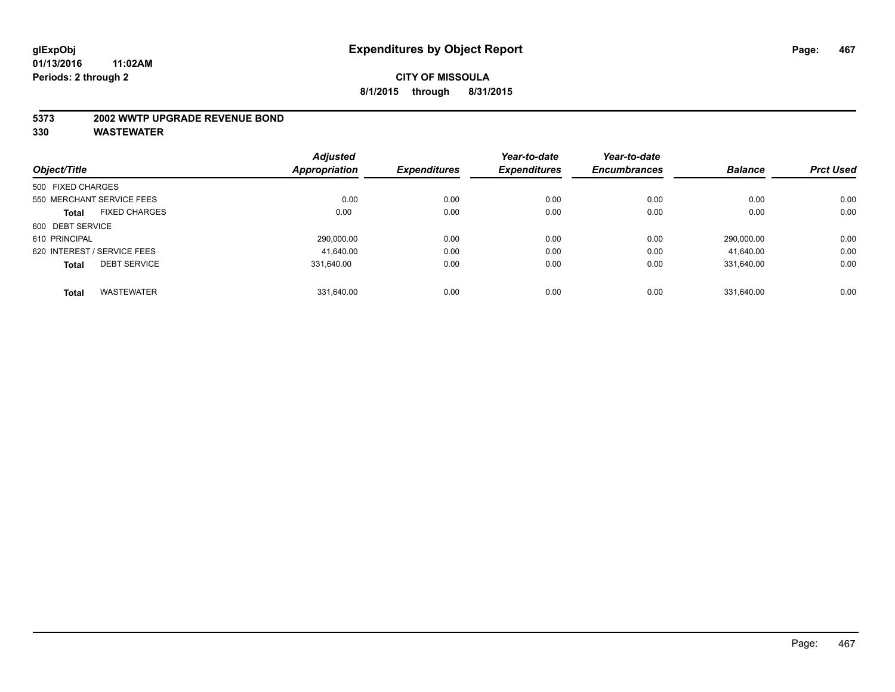**glExpObj**
**01/13/2016 11:02AM**
**Periods: 2 through 2**

# Expenditures by Object Report

**CITY OF MISSOULA**
**8/1/2015 through 8/31/2015**

**5373 2002 WWTP UPGRADE REVENUE BOND**
**330 WASTEWATER**

| Object/Title | Adjusted Appropriation | Expenditures | Year-to-date Expenditures | Year-to-date Encumbrances | Balance | Prct Used |
|---|---|---|---|---|---|---|
| 500 FIXED CHARGES | | | | | | |
| 550 MERCHANT SERVICE FEES | 0.00 | 0.00 | 0.00 | 0.00 | 0.00 | 0.00 |
| **Total** FIXED CHARGES | 0.00 | 0.00 | 0.00 | 0.00 | 0.00 | 0.00 |
| 600 DEBT SERVICE | | | | | | |
| 610 PRINCIPAL | 290,000.00 | 0.00 | 0.00 | 0.00 | 290,000.00 | 0.00 |
| 620 INTEREST / SERVICE FEES | 41,640.00 | 0.00 | 0.00 | 0.00 | 41,640.00 | 0.00 |
| **Total** DEBT SERVICE | 331,640.00 | 0.00 | 0.00 | 0.00 | 331,640.00 | 0.00 |
| **Total** WASTEWATER | 331,640.00 | 0.00 | 0.00 | 0.00 | 331,640.00 | 0.00 |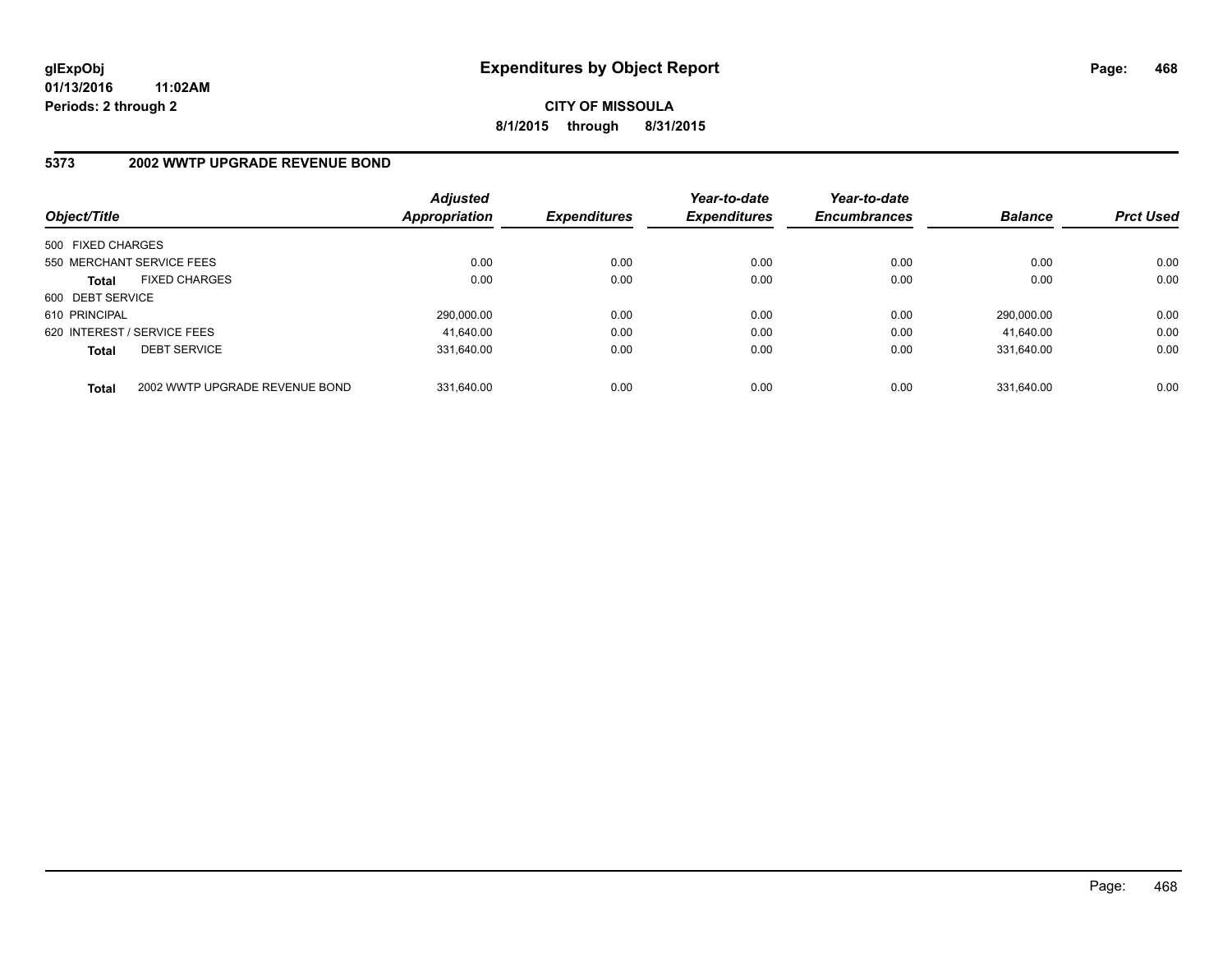# Expenditures by Object Report

glExpObj
01/13/2016 11:02AM
Periods: 2 through 2

**CITY OF MISSOULA**
**8/1/2015 through 8/31/2015**

## 5373 2002 WWTP UPGRADE REVENUE BOND

| Object/Title | | Adjusted Appropriation | Expenditures | Year-to-date Expenditures | Year-to-date Encumbrances | Balance | Prct Used |
|---|---|---|---|---|---|---|---|
| 500 FIXED CHARGES | | | | | | | |
| 550 MERCHANT SERVICE FEES | | 0.00 | 0.00 | 0.00 | 0.00 | 0.00 | 0.00 |
| **Total** | FIXED CHARGES | 0.00 | 0.00 | 0.00 | 0.00 | 0.00 | 0.00 |
| 600 DEBT SERVICE | | | | | | | |
| 610 PRINCIPAL | | 290,000.00 | 0.00 | 0.00 | 0.00 | 290,000.00 | 0.00 |
| 620 INTEREST / SERVICE FEES | | 41,640.00 | 0.00 | 0.00 | 0.00 | 41,640.00 | 0.00 |
| **Total** | DEBT SERVICE | 331,640.00 | 0.00 | 0.00 | 0.00 | 331,640.00 | 0.00 |
| **Total** | 2002 WWTP UPGRADE REVENUE BOND | 331,640.00 | 0.00 | 0.00 | 0.00 | 331,640.00 | 0.00 |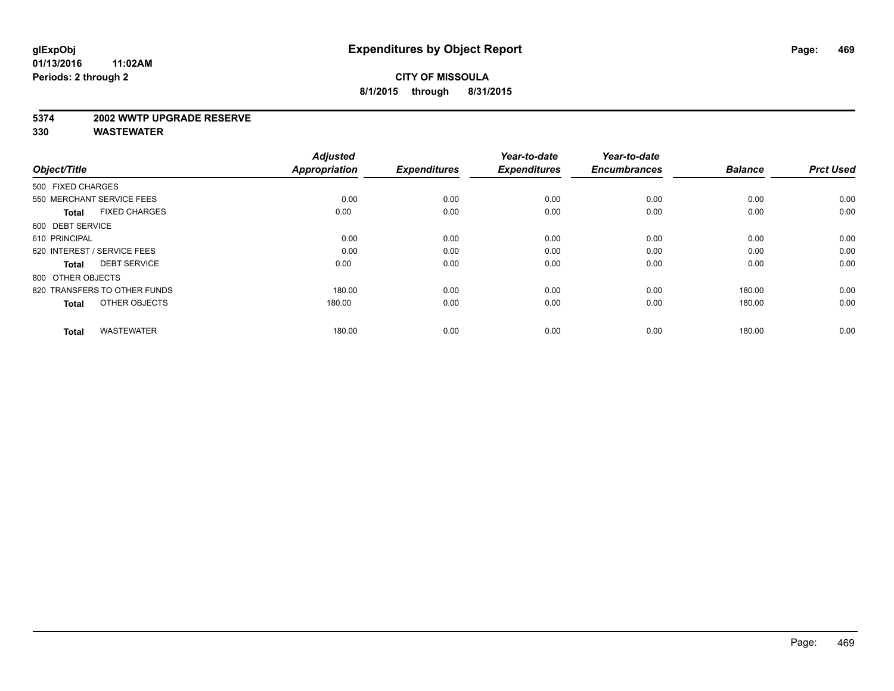**glExpObj**
**01/13/2016 11:02AM**
**Periods: 2 through 2**

# Expenditures by Object Report

**CITY OF MISSOULA**
**8/1/2015 through 8/31/2015**

**5374 2002 WWTP UPGRADE RESERVE**
**330 WASTEWATER**

| Object/Title | Adjusted Appropriation | Expenditures | Year-to-date Expenditures | Year-to-date Encumbrances | Balance | Prct Used |
|---|---|---|---|---|---|---|
| 500 FIXED CHARGES | | | | | | |
| 550 MERCHANT SERVICE FEES | 0.00 | 0.00 | 0.00 | 0.00 | 0.00 | 0.00 |
| **Total** FIXED CHARGES | 0.00 | 0.00 | 0.00 | 0.00 | 0.00 | 0.00 |
| 600 DEBT SERVICE | | | | | | |
| 610 PRINCIPAL | 0.00 | 0.00 | 0.00 | 0.00 | 0.00 | 0.00 |
| 620 INTEREST / SERVICE FEES | 0.00 | 0.00 | 0.00 | 0.00 | 0.00 | 0.00 |
| **Total** DEBT SERVICE | 0.00 | 0.00 | 0.00 | 0.00 | 0.00 | 0.00 |
| 800 OTHER OBJECTS | | | | | | |
| 820 TRANSFERS TO OTHER FUNDS | 180.00 | 0.00 | 0.00 | 0.00 | 180.00 | 0.00 |
| **Total** OTHER OBJECTS | 180.00 | 0.00 | 0.00 | 0.00 | 180.00 | 0.00 |
| **Total** WASTEWATER | 180.00 | 0.00 | 0.00 | 0.00 | 180.00 | 0.00 |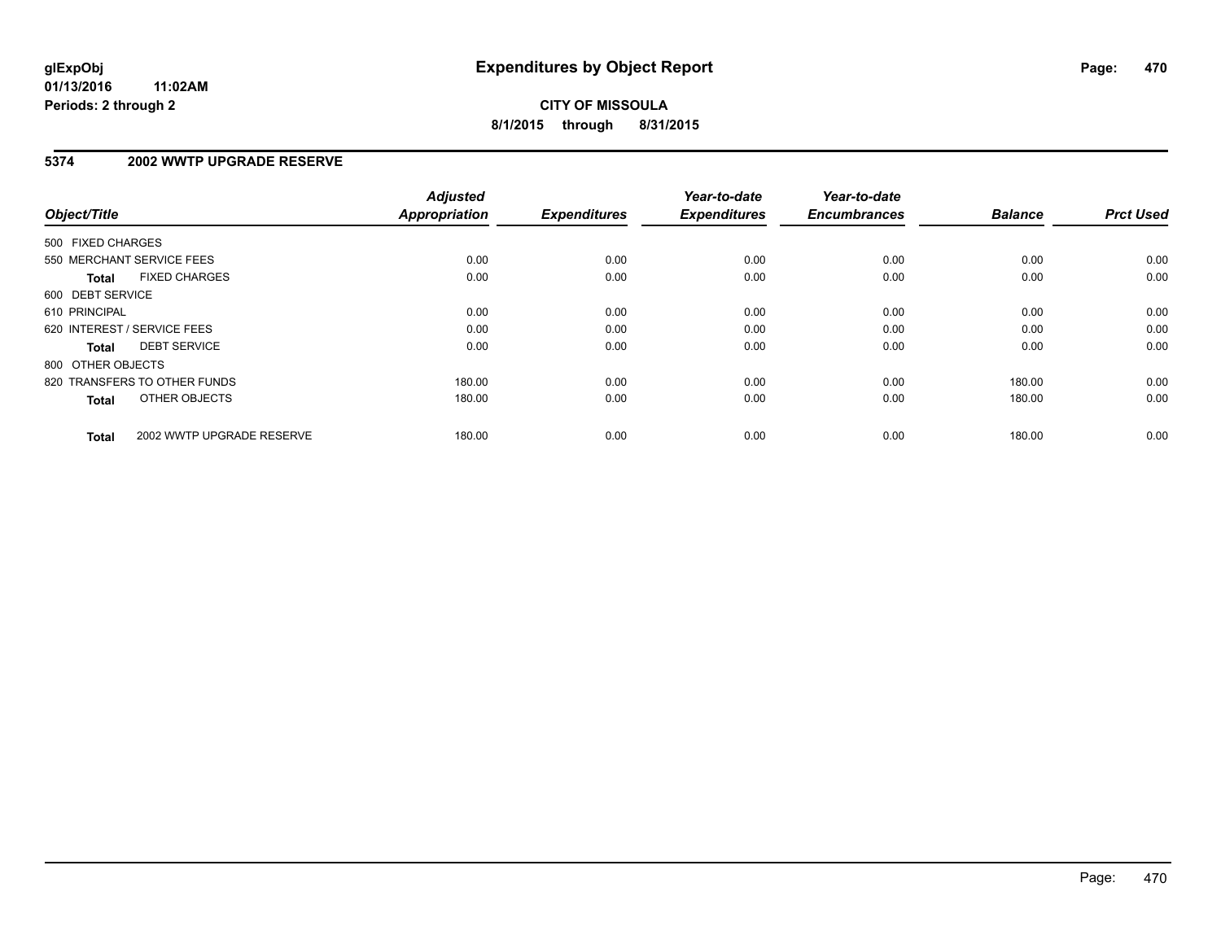# Expenditures by Object Report

glExpObj
01/13/2016 11:02AM
Periods: 2 through 2

**CITY OF MISSOULA**
**8/1/2015 through 8/31/2015**

## 5374 2002 WWTP UPGRADE RESERVE

| Object/Title | Adjusted Appropriation | Expenditures | Year-to-date Expenditures | Year-to-date Encumbrances | Balance | Prct Used |
|---|---|---|---|---|---|---|
| 500 FIXED CHARGES | | | | | | |
| 550 MERCHANT SERVICE FEES | 0.00 | 0.00 | 0.00 | 0.00 | 0.00 | 0.00 |
| **Total** FIXED CHARGES | 0.00 | 0.00 | 0.00 | 0.00 | 0.00 | 0.00 |
| 600 DEBT SERVICE | | | | | | |
| 610 PRINCIPAL | 0.00 | 0.00 | 0.00 | 0.00 | 0.00 | 0.00 |
| 620 INTEREST / SERVICE FEES | 0.00 | 0.00 | 0.00 | 0.00 | 0.00 | 0.00 |
| **Total** DEBT SERVICE | 0.00 | 0.00 | 0.00 | 0.00 | 0.00 | 0.00 |
| 800 OTHER OBJECTS | | | | | | |
| 820 TRANSFERS TO OTHER FUNDS | 180.00 | 0.00 | 0.00 | 0.00 | 180.00 | 0.00 |
| **Total** OTHER OBJECTS | 180.00 | 0.00 | 0.00 | 0.00 | 180.00 | 0.00 |
| **Total** 2002 WWTP UPGRADE RESERVE | 180.00 | 0.00 | 0.00 | 0.00 | 180.00 | 0.00 |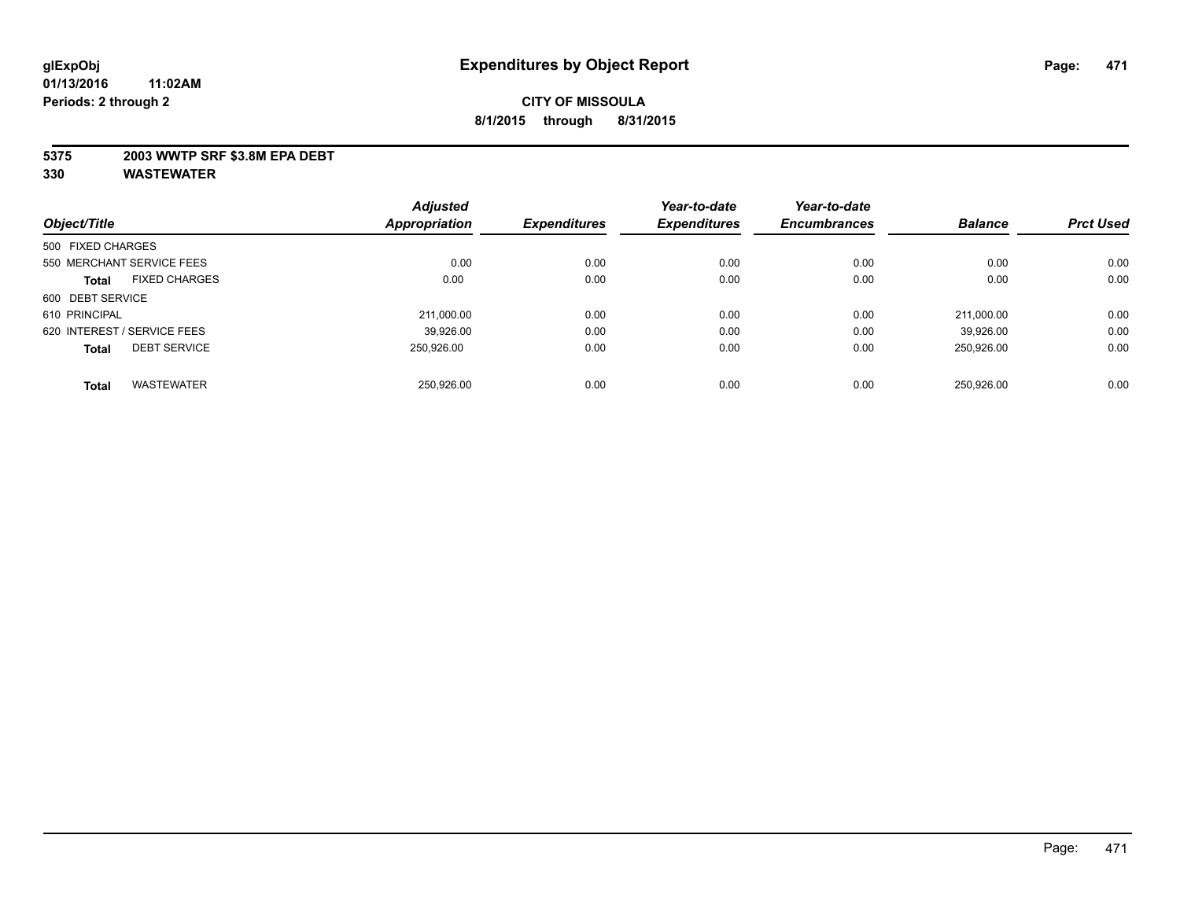**glExpObj**
**01/13/2016 11:02AM**
**Periods: 2 through 2**

# Expenditures by Object Report

**CITY OF MISSOULA**
**8/1/2015 through 8/31/2015**

**5375 2003 WWTP SRF $3.8M EPA DEBT**
**330 WASTEWATER**

| Object/Title | Adjusted Appropriation | Expenditures | Year-to-date Expenditures | Year-to-date Encumbrances | Balance | Prct Used |
|---|---|---|---|---|---|---|
| 500 FIXED CHARGES | | | | | | |
| 550 MERCHANT SERVICE FEES | 0.00 | 0.00 | 0.00 | 0.00 | 0.00 | 0.00 |
| **Total** FIXED CHARGES | 0.00 | 0.00 | 0.00 | 0.00 | 0.00 | 0.00 |
| 600 DEBT SERVICE | | | | | | |
| 610 PRINCIPAL | 211,000.00 | 0.00 | 0.00 | 0.00 | 211,000.00 | 0.00 |
| 620 INTEREST / SERVICE FEES | 39,926.00 | 0.00 | 0.00 | 0.00 | 39,926.00 | 0.00 |
| **Total** DEBT SERVICE | 250,926.00 | 0.00 | 0.00 | 0.00 | 250,926.00 | 0.00 |
| **Total** WASTEWATER | 250,926.00 | 0.00 | 0.00 | 0.00 | 250,926.00 | 0.00 |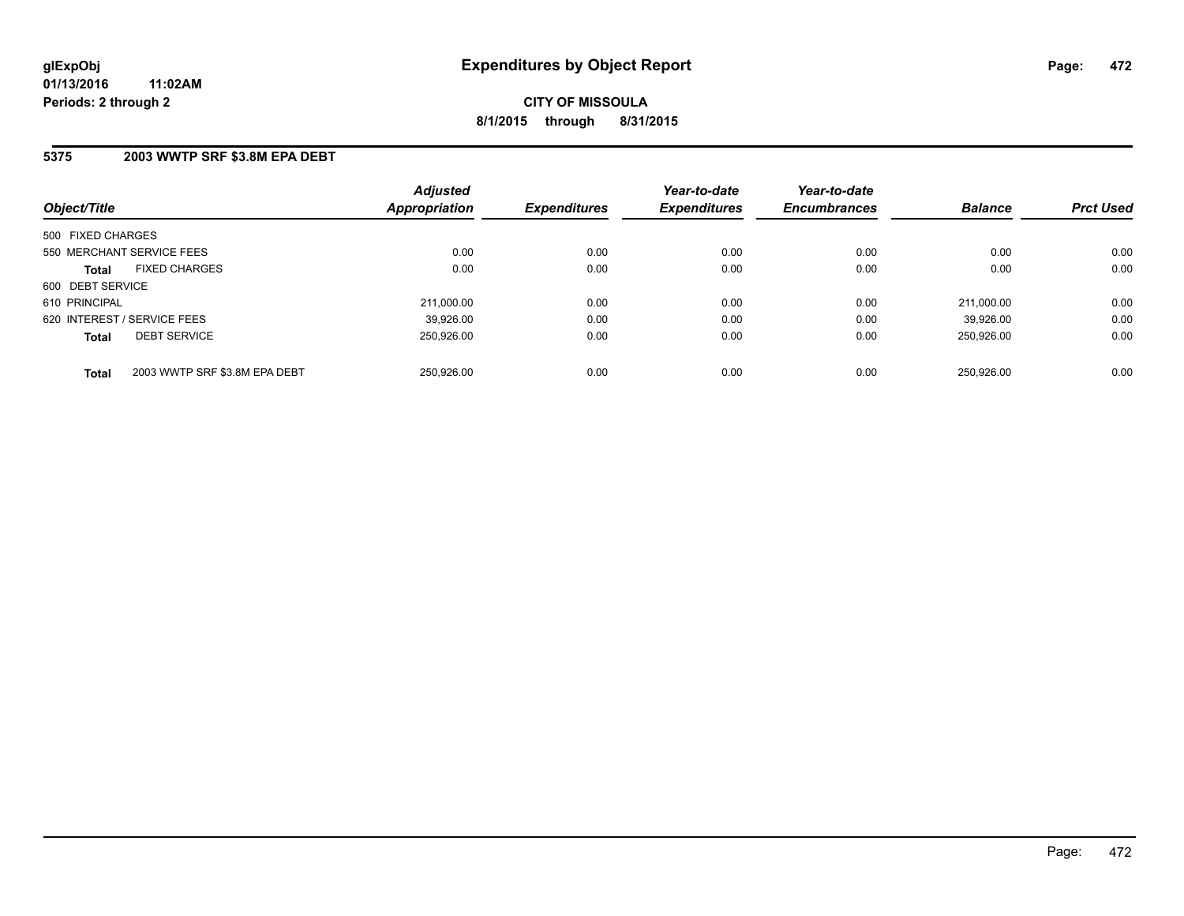**glExpObj**
**01/13/2016 11:02AM**
**Periods: 2 through 2**

# Expenditures by Object Report

**CITY OF MISSOULA**
**8/1/2015 through 8/31/2015**

## 5375 2003 WWTP SRF $3.8M EPA DEBT

| Object/Title | | Adjusted Appropriation | Expenditures | Year-to-date Expenditures | Year-to-date Encumbrances | Balance | Prct Used |
|---|---|---|---|---|---|---|---|
| 500 FIXED CHARGES | | | | | | | |
| 550 MERCHANT SERVICE FEES | | 0.00 | 0.00 | 0.00 | 0.00 | 0.00 | 0.00 |
| **Total** | FIXED CHARGES | 0.00 | 0.00 | 0.00 | 0.00 | 0.00 | 0.00 |
| 600 DEBT SERVICE | | | | | | | |
| 610 PRINCIPAL | | 211,000.00 | 0.00 | 0.00 | 0.00 | 211,000.00 | 0.00 |
| 620 INTEREST / SERVICE FEES | | 39,926.00 | 0.00 | 0.00 | 0.00 | 39,926.00 | 0.00 |
| **Total** | DEBT SERVICE | 250,926.00 | 0.00 | 0.00 | 0.00 | 250,926.00 | 0.00 |
| **Total** | 2003 WWTP SRF $3.8M EPA DEBT | 250,926.00 | 0.00 | 0.00 | 0.00 | 250,926.00 | 0.00 |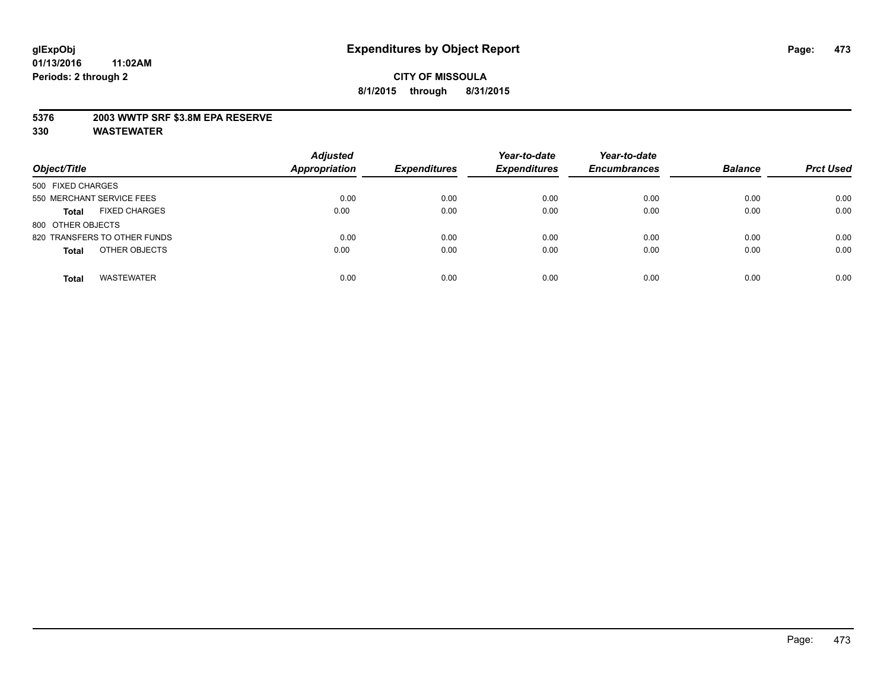glExpObj
01/13/2016 11:02AM
Periods: 2 through 2

# Expenditures by Object Report

**CITY OF MISSOULA**
**8/1/2015 through 8/31/2015**

**5376 2003 WWTP SRF $3.8M EPA RESERVE**
**330 WASTEWATER**

| Object/Title | Adjusted Appropriation | Expenditures | Year-to-date Expenditures | Year-to-date Encumbrances | Balance | Prct Used |
|---|---|---|---|---|---|---|
| 500 FIXED CHARGES | | | | | | |
| 550 MERCHANT SERVICE FEES | 0.00 | 0.00 | 0.00 | 0.00 | 0.00 | 0.00 |
| **Total** FIXED CHARGES | 0.00 | 0.00 | 0.00 | 0.00 | 0.00 | 0.00 |
| 800 OTHER OBJECTS | | | | | | |
| 820 TRANSFERS TO OTHER FUNDS | 0.00 | 0.00 | 0.00 | 0.00 | 0.00 | 0.00 |
| **Total** OTHER OBJECTS | 0.00 | 0.00 | 0.00 | 0.00 | 0.00 | 0.00 |
| **Total** WASTEWATER | 0.00 | 0.00 | 0.00 | 0.00 | 0.00 | 0.00 |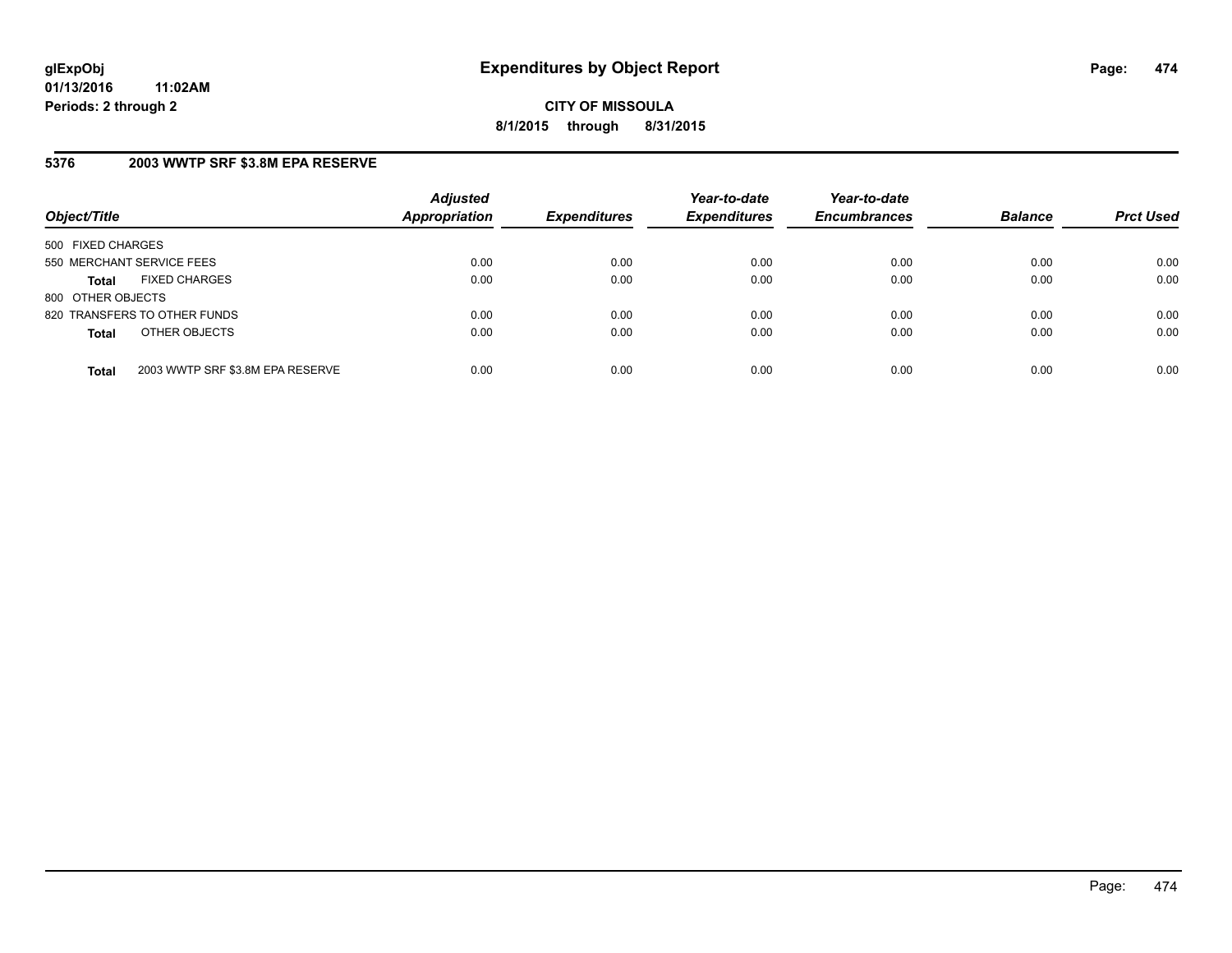**glExpObj**
**01/13/2016 11:02AM**
**Periods: 2 through 2**

# Expenditures by Object Report

**CITY OF MISSOULA**
**8/1/2015 through 8/31/2015**

## 5376 2003 WWTP SRF $3.8M EPA RESERVE

| Object/Title | Adjusted Appropriation | Expenditures | Year-to-date Expenditures | Year-to-date Encumbrances | Balance | Prct Used |
|---|---|---|---|---|---|---|
| 500 FIXED CHARGES | | | | | | |
| 550 MERCHANT SERVICE FEES | 0.00 | 0.00 | 0.00 | 0.00 | 0.00 | 0.00 |
| **Total** FIXED CHARGES | 0.00 | 0.00 | 0.00 | 0.00 | 0.00 | 0.00 |
| 800 OTHER OBJECTS | | | | | | |
| 820 TRANSFERS TO OTHER FUNDS | 0.00 | 0.00 | 0.00 | 0.00 | 0.00 | 0.00 |
| **Total** OTHER OBJECTS | 0.00 | 0.00 | 0.00 | 0.00 | 0.00 | 0.00 |
| **Total** 2003 WWTP SRF $3.8M EPA RESERVE | 0.00 | 0.00 | 0.00 | 0.00 | 0.00 | 0.00 |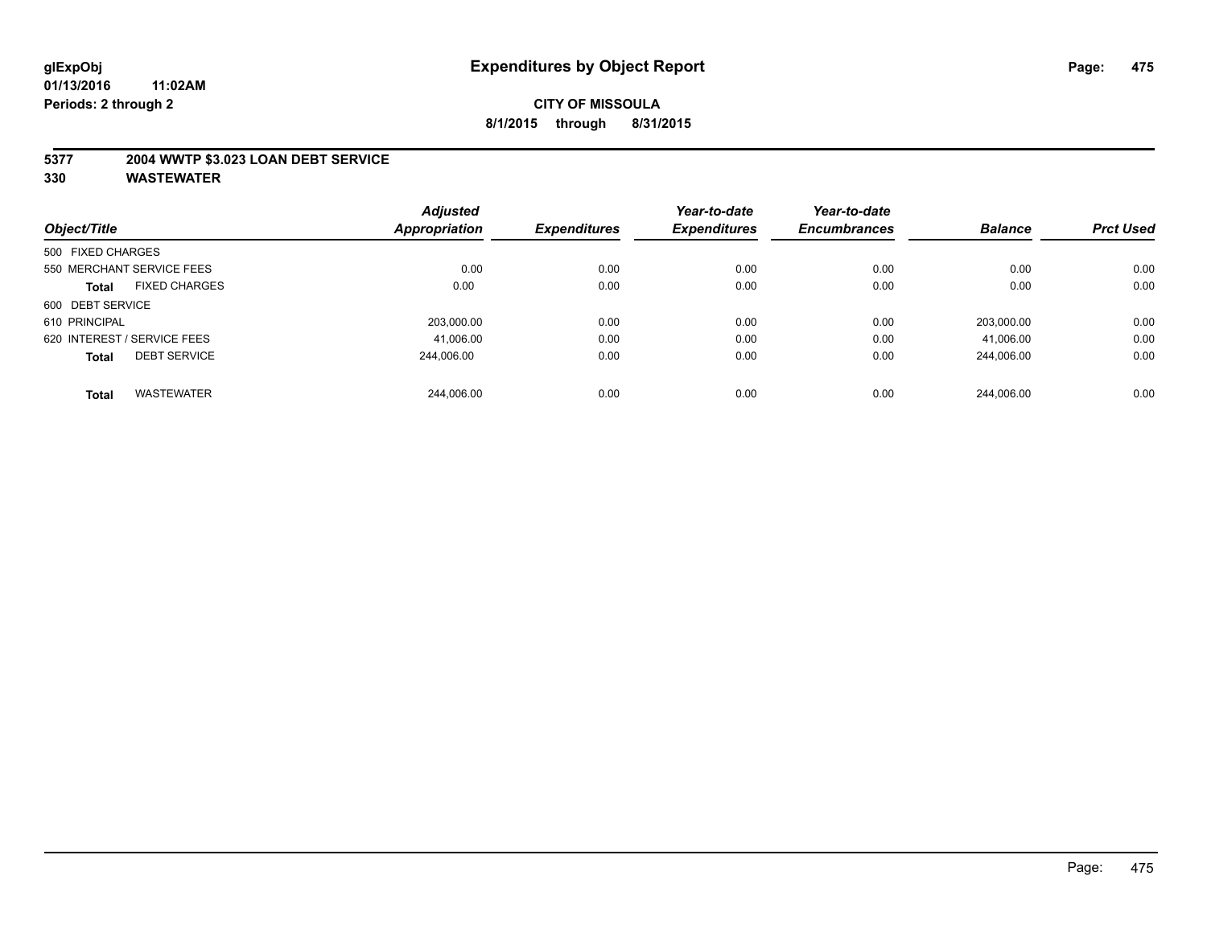**glExpObj**
**01/13/2016 11:02AM**
**Periods: 2 through 2**

# Expenditures by Object Report

**CITY OF MISSOULA**
**8/1/2015 through 8/31/2015**

**5377 2004 WWTP $3.023 LOAN DEBT SERVICE**
**330 WASTEWATER**

| Object/Title | | Adjusted Appropriation | Expenditures | Year-to-date Expenditures | Year-to-date Encumbrances | Balance | Prct Used |
|---|---|---|---|---|---|---|---|
| 500 FIXED CHARGES | | | | | | | |
| 550 MERCHANT SERVICE FEES | | 0.00 | 0.00 | 0.00 | 0.00 | 0.00 | 0.00 |
| **Total** | FIXED CHARGES | 0.00 | 0.00 | 0.00 | 0.00 | 0.00 | 0.00 |
| 600 DEBT SERVICE | | | | | | | |
| 610 PRINCIPAL | | 203,000.00 | 0.00 | 0.00 | 0.00 | 203,000.00 | 0.00 |
| 620 INTEREST / SERVICE FEES | | 41,006.00 | 0.00 | 0.00 | 0.00 | 41,006.00 | 0.00 |
| **Total** | DEBT SERVICE | 244,006.00 | 0.00 | 0.00 | 0.00 | 244,006.00 | 0.00 |
| **Total** | WASTEWATER | 244,006.00 | 0.00 | 0.00 | 0.00 | 244,006.00 | 0.00 |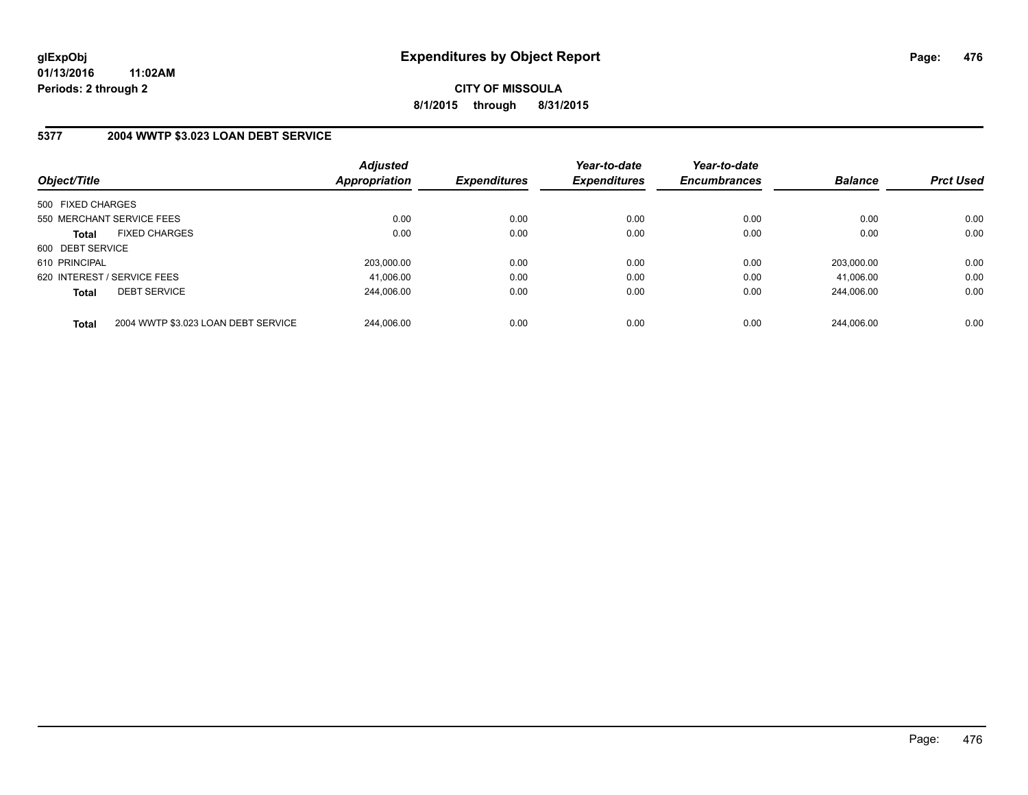glExpObj
01/13/2016 11:02AM
Periods: 2 through 2

# Expenditures by Object Report

**CITY OF MISSOULA**

**8/1/2015 through 8/31/2015**

## 5377 2004 WWTP $3.023 LOAN DEBT SERVICE

| Object/Title | | Adjusted Appropriation | Expenditures | Year-to-date Expenditures | Year-to-date Encumbrances | Balance | Prct Used |
|---|---|---|---|---|---|---|---|
| 500 FIXED CHARGES | | | | | | | |
| 550 MERCHANT SERVICE FEES | | 0.00 | 0.00 | 0.00 | 0.00 | 0.00 | 0.00 |
| **Total** | FIXED CHARGES | 0.00 | 0.00 | 0.00 | 0.00 | 0.00 | 0.00 |
| 600 DEBT SERVICE | | | | | | | |
| 610 PRINCIPAL | | 203,000.00 | 0.00 | 0.00 | 0.00 | 203,000.00 | 0.00 |
| 620 INTEREST / SERVICE FEES | | 41,006.00 | 0.00 | 0.00 | 0.00 | 41,006.00 | 0.00 |
| **Total** | DEBT SERVICE | 244,006.00 | 0.00 | 0.00 | 0.00 | 244,006.00 | 0.00 |
| **Total** | 2004 WWTP $3.023 LOAN DEBT SERVICE | 244,006.00 | 0.00 | 0.00 | 0.00 | 244,006.00 | 0.00 |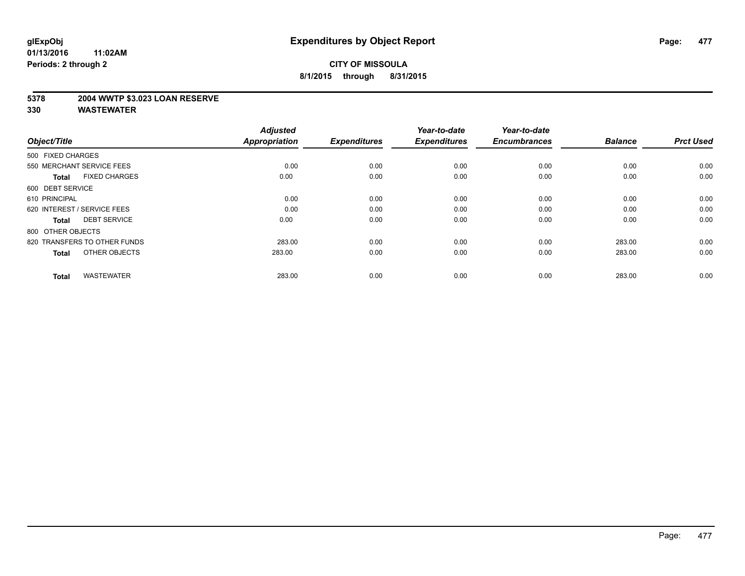# Expenditures by Object Report

glExpObj
01/13/2016 11:02AM
Periods: 2 through 2

**CITY OF MISSOULA**
**8/1/2015 through 8/31/2015**

**5378 2004 WWTP $3.023 LOAN RESERVE**
**330 WASTEWATER**

| Object/Title | Adjusted Appropriation | Expenditures | Year-to-date Expenditures | Year-to-date Encumbrances | Balance | Prct Used |
|---|---|---|---|---|---|---|
| 500 FIXED CHARGES | | | | | | |
| 550 MERCHANT SERVICE FEES | 0.00 | 0.00 | 0.00 | 0.00 | 0.00 | 0.00 |
| **Total** FIXED CHARGES | 0.00 | 0.00 | 0.00 | 0.00 | 0.00 | 0.00 |
| 600 DEBT SERVICE | | | | | | |
| 610 PRINCIPAL | 0.00 | 0.00 | 0.00 | 0.00 | 0.00 | 0.00 |
| 620 INTEREST / SERVICE FEES | 0.00 | 0.00 | 0.00 | 0.00 | 0.00 | 0.00 |
| **Total** DEBT SERVICE | 0.00 | 0.00 | 0.00 | 0.00 | 0.00 | 0.00 |
| 800 OTHER OBJECTS | | | | | | |
| 820 TRANSFERS TO OTHER FUNDS | 283.00 | 0.00 | 0.00 | 0.00 | 283.00 | 0.00 |
| **Total** OTHER OBJECTS | 283.00 | 0.00 | 0.00 | 0.00 | 283.00 | 0.00 |
| **Total** WASTEWATER | 283.00 | 0.00 | 0.00 | 0.00 | 283.00 | 0.00 |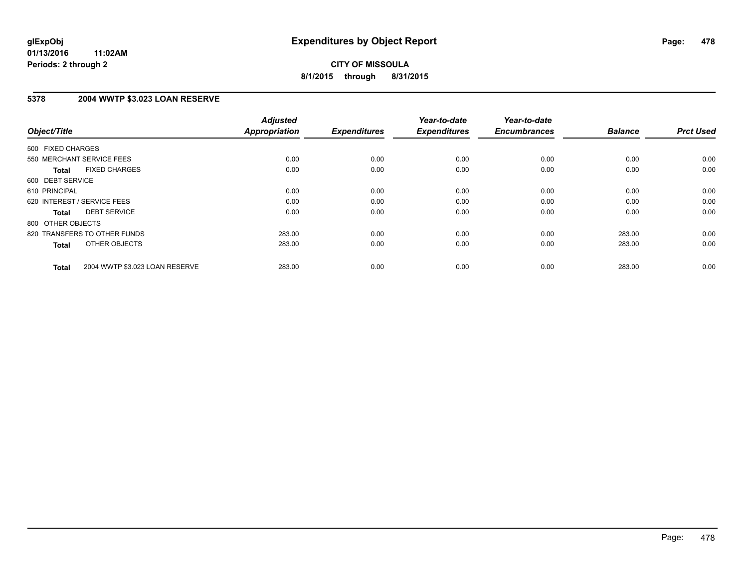**glExpObj**
**01/13/2016 11:02AM**
**Periods: 2 through 2**

# Expenditures by Object Report

**CITY OF MISSOULA**
**8/1/2015 through 8/31/2015**

## 5378 2004 WWTP $3.023 LOAN RESERVE

| Object/Title | Adjusted Appropriation | Expenditures | Year-to-date Expenditures | Year-to-date Encumbrances | Balance | Prct Used |
|---|---|---|---|---|---|---|
| 500 FIXED CHARGES | | | | | | |
| 550 MERCHANT SERVICE FEES | 0.00 | 0.00 | 0.00 | 0.00 | 0.00 | 0.00 |
| **Total** FIXED CHARGES | 0.00 | 0.00 | 0.00 | 0.00 | 0.00 | 0.00 |
| 600 DEBT SERVICE | | | | | | |
| 610 PRINCIPAL | 0.00 | 0.00 | 0.00 | 0.00 | 0.00 | 0.00 |
| 620 INTEREST / SERVICE FEES | 0.00 | 0.00 | 0.00 | 0.00 | 0.00 | 0.00 |
| **Total** DEBT SERVICE | 0.00 | 0.00 | 0.00 | 0.00 | 0.00 | 0.00 |
| 800 OTHER OBJECTS | | | | | | |
| 820 TRANSFERS TO OTHER FUNDS | 283.00 | 0.00 | 0.00 | 0.00 | 283.00 | 0.00 |
| **Total** OTHER OBJECTS | 283.00 | 0.00 | 0.00 | 0.00 | 283.00 | 0.00 |
| **Total** 2004 WWTP $3.023 LOAN RESERVE | 283.00 | 0.00 | 0.00 | 0.00 | 283.00 | 0.00 |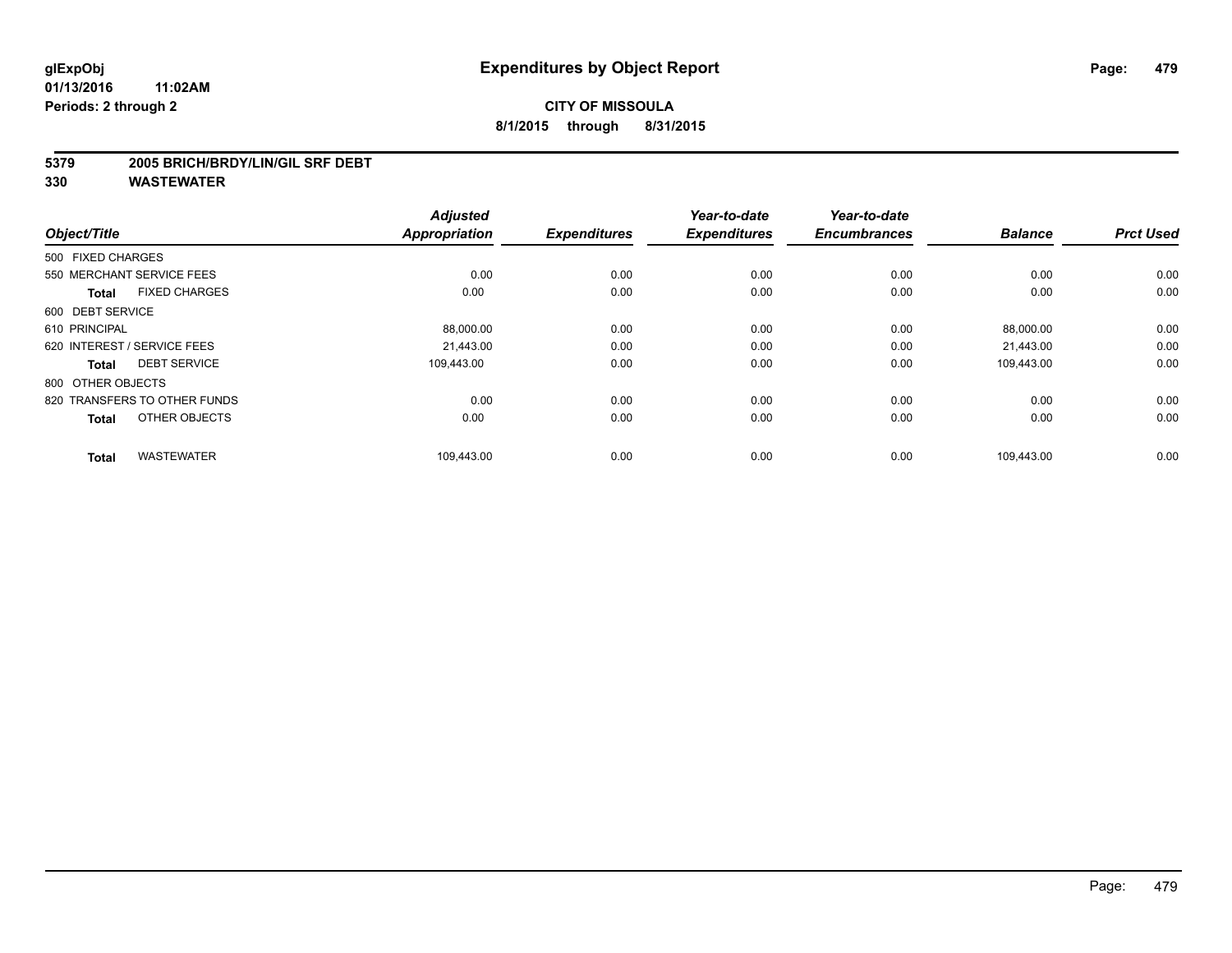# Expenditures by Object Report

glExpObj
01/13/2016 11:02AM
Periods: 2 through 2

**CITY OF MISSOULA**
**8/1/2015 through 8/31/2015**

**5379 2005 BRICH/BRDY/LIN/GIL SRF DEBT**
**330 WASTEWATER**

| Object/Title | Adjusted Appropriation | Expenditures | Year-to-date Expenditures | Year-to-date Encumbrances | Balance | Prct Used |
|---|---|---|---|---|---|---|
| 500 FIXED CHARGES | | | | | | |
| 550 MERCHANT SERVICE FEES | 0.00 | 0.00 | 0.00 | 0.00 | 0.00 | 0.00 |
| **Total** FIXED CHARGES | 0.00 | 0.00 | 0.00 | 0.00 | 0.00 | 0.00 |
| 600 DEBT SERVICE | | | | | | |
| 610 PRINCIPAL | 88,000.00 | 0.00 | 0.00 | 0.00 | 88,000.00 | 0.00 |
| 620 INTEREST / SERVICE FEES | 21,443.00 | 0.00 | 0.00 | 0.00 | 21,443.00 | 0.00 |
| **Total** DEBT SERVICE | 109,443.00 | 0.00 | 0.00 | 0.00 | 109,443.00 | 0.00 |
| 800 OTHER OBJECTS | | | | | | |
| 820 TRANSFERS TO OTHER FUNDS | 0.00 | 0.00 | 0.00 | 0.00 | 0.00 | 0.00 |
| **Total** OTHER OBJECTS | 0.00 | 0.00 | 0.00 | 0.00 | 0.00 | 0.00 |
| **Total** WASTEWATER | 109,443.00 | 0.00 | 0.00 | 0.00 | 109,443.00 | 0.00 |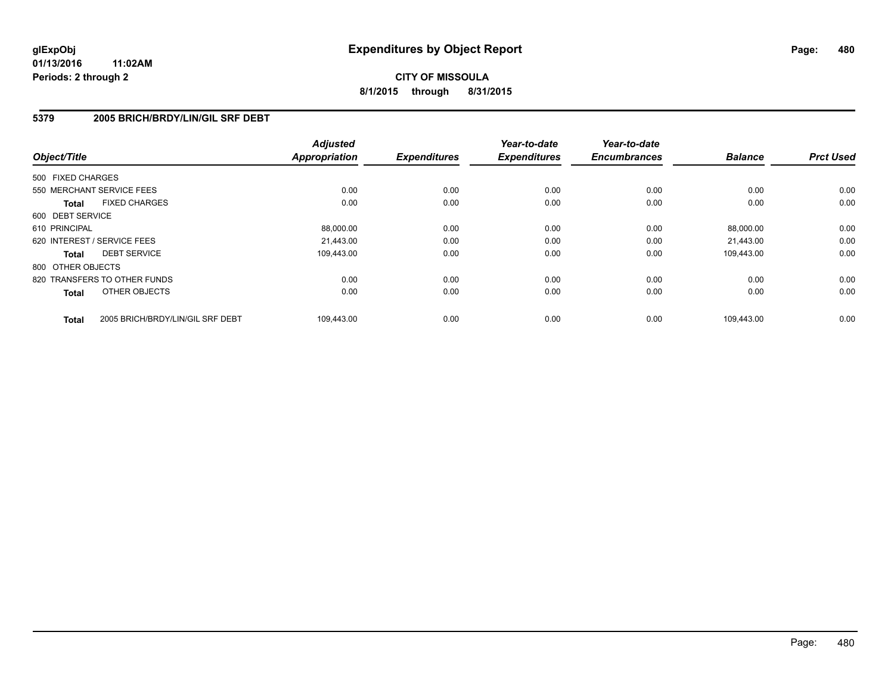# Expenditures by Object Report

glExpObj
01/13/2016 11:02AM
Periods: 2 through 2

**CITY OF MISSOULA**
**8/1/2015 through 8/31/2015**

## 5379 2005 BRICH/BRDY/LIN/GIL SRF DEBT

| Object/Title | | Adjusted Appropriation | Expenditures | Year-to-date Expenditures | Year-to-date Encumbrances | Balance | Prct Used |
|---|---|---|---|---|---|---|---|
| 500 FIXED CHARGES | | | | | | | |
| 550 MERCHANT SERVICE FEES | | 0.00 | 0.00 | 0.00 | 0.00 | 0.00 | 0.00 |
| **Total** | FIXED CHARGES | 0.00 | 0.00 | 0.00 | 0.00 | 0.00 | 0.00 |
| 600 DEBT SERVICE | | | | | | | |
| 610 PRINCIPAL | | 88,000.00 | 0.00 | 0.00 | 0.00 | 88,000.00 | 0.00 |
| 620 INTEREST / SERVICE FEES | | 21,443.00 | 0.00 | 0.00 | 0.00 | 21,443.00 | 0.00 |
| **Total** | DEBT SERVICE | 109,443.00 | 0.00 | 0.00 | 0.00 | 109,443.00 | 0.00 |
| 800 OTHER OBJECTS | | | | | | | |
| 820 TRANSFERS TO OTHER FUNDS | | 0.00 | 0.00 | 0.00 | 0.00 | 0.00 | 0.00 |
| **Total** | OTHER OBJECTS | 0.00 | 0.00 | 0.00 | 0.00 | 0.00 | 0.00 |
| **Total** | 2005 BRICH/BRDY/LIN/GIL SRF DEBT | 109,443.00 | 0.00 | 0.00 | 0.00 | 109,443.00 | 0.00 |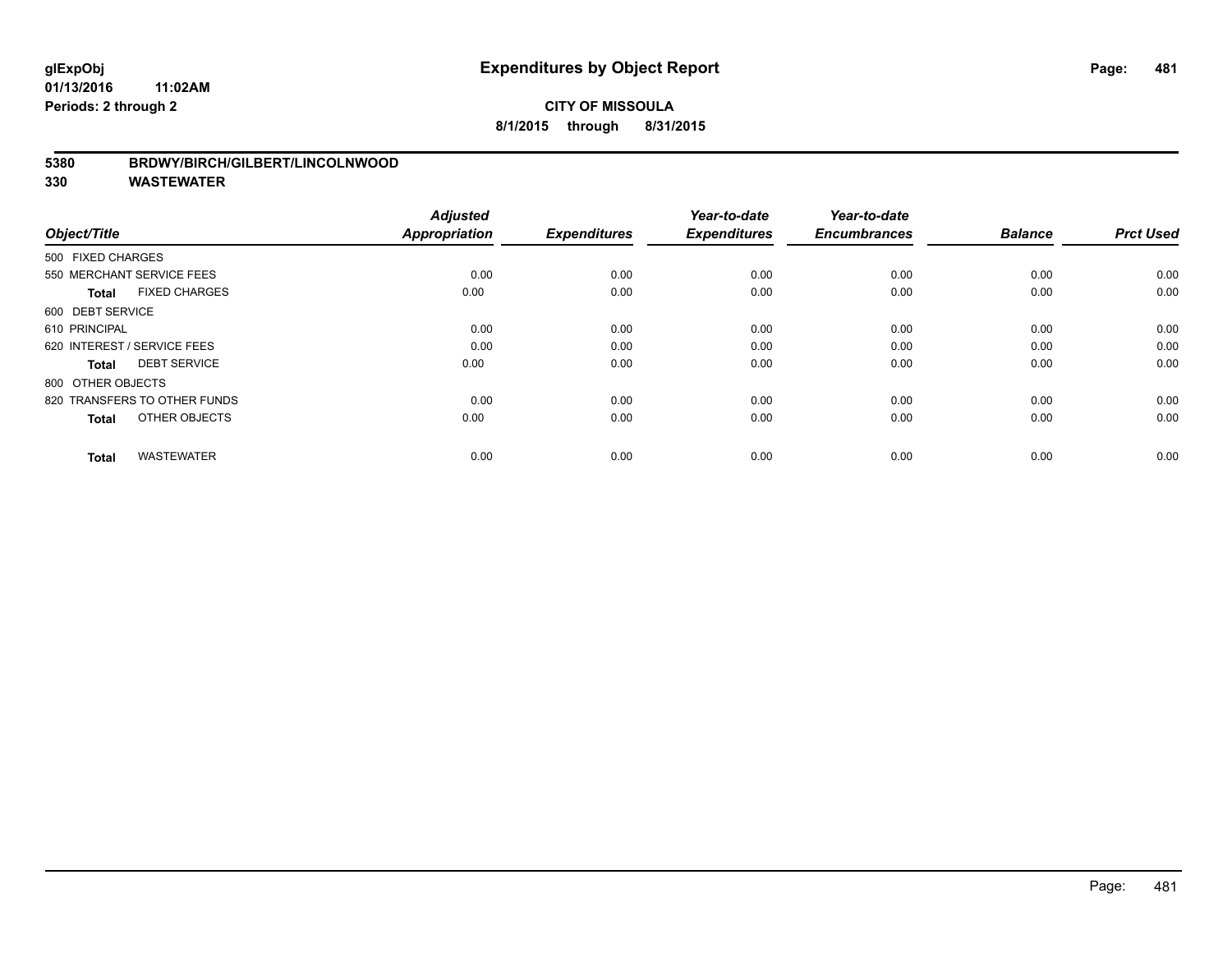**glExpObj** **Expenditures by Object Report**
**01/13/2016 11:02AM**
**Periods: 2 through 2**

**CITY OF MISSOULA**
**8/1/2015 through 8/31/2015**

**5380 BRDWY/BIRCH/GILBERT/LINCOLNWOOD**
**330 WASTEWATER**

| Object/Title | | Adjusted Appropriation | Expenditures | Year-to-date Expenditures | Year-to-date Encumbrances | Balance | Prct Used |
|---|---|---|---|---|---|---|---|
| 500 FIXED CHARGES | | | | | | | |
| 550 MERCHANT SERVICE FEES | | 0.00 | 0.00 | 0.00 | 0.00 | 0.00 | 0.00 |
| **Total** | FIXED CHARGES | 0.00 | 0.00 | 0.00 | 0.00 | 0.00 | 0.00 |
| 600 DEBT SERVICE | | | | | | | |
| 610 PRINCIPAL | | 0.00 | 0.00 | 0.00 | 0.00 | 0.00 | 0.00 |
| 620 INTEREST / SERVICE FEES | | 0.00 | 0.00 | 0.00 | 0.00 | 0.00 | 0.00 |
| **Total** | DEBT SERVICE | 0.00 | 0.00 | 0.00 | 0.00 | 0.00 | 0.00 |
| 800 OTHER OBJECTS | | | | | | | |
| 820 TRANSFERS TO OTHER FUNDS | | 0.00 | 0.00 | 0.00 | 0.00 | 0.00 | 0.00 |
| **Total** | OTHER OBJECTS | 0.00 | 0.00 | 0.00 | 0.00 | 0.00 | 0.00 |
| **Total** | WASTEWATER | 0.00 | 0.00 | 0.00 | 0.00 | 0.00 | 0.00 |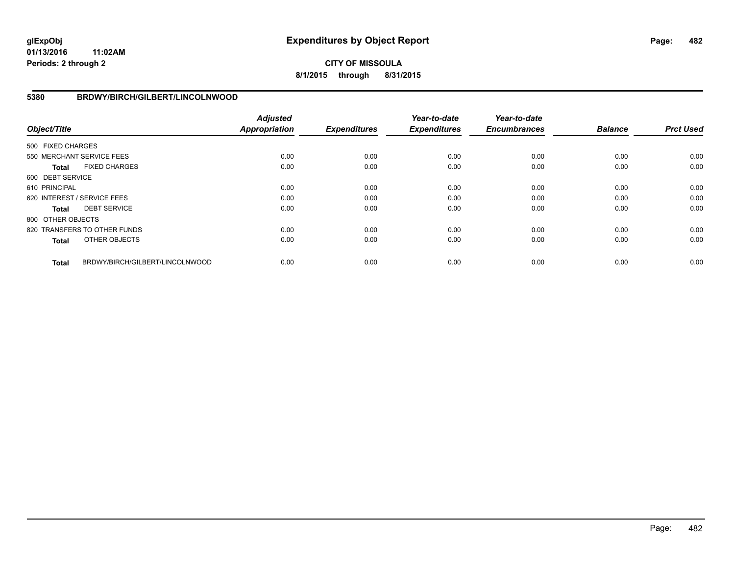# Expenditures by Object Report

**glExpObj**
**01/13/2016 11:02AM**
**Periods: 2 through 2**

**CITY OF MISSOULA**
**8/1/2015 through 8/31/2015**

## 5380 BRDWY/BIRCH/GILBERT/LINCOLNWOOD

| Object/Title | | Adjusted Appropriation | Expenditures | Year-to-date Expenditures | Year-to-date Encumbrances | Balance | Prct Used |
|---|---|---|---|---|---|---|---|
| 500 FIXED CHARGES | | | | | | | |
| 550 MERCHANT SERVICE FEES | | 0.00 | 0.00 | 0.00 | 0.00 | 0.00 | 0.00 |
| **Total** | FIXED CHARGES | 0.00 | 0.00 | 0.00 | 0.00 | 0.00 | 0.00 |
| 600 DEBT SERVICE | | | | | | | |
| 610 PRINCIPAL | | 0.00 | 0.00 | 0.00 | 0.00 | 0.00 | 0.00 |
| 620 INTEREST / SERVICE FEES | | 0.00 | 0.00 | 0.00 | 0.00 | 0.00 | 0.00 |
| **Total** | DEBT SERVICE | 0.00 | 0.00 | 0.00 | 0.00 | 0.00 | 0.00 |
| 800 OTHER OBJECTS | | | | | | | |
| 820 TRANSFERS TO OTHER FUNDS | | 0.00 | 0.00 | 0.00 | 0.00 | 0.00 | 0.00 |
| **Total** | OTHER OBJECTS | 0.00 | 0.00 | 0.00 | 0.00 | 0.00 | 0.00 |
| **Total** | BRDWY/BIRCH/GILBERT/LINCOLNWOOD | 0.00 | 0.00 | 0.00 | 0.00 | 0.00 | 0.00 |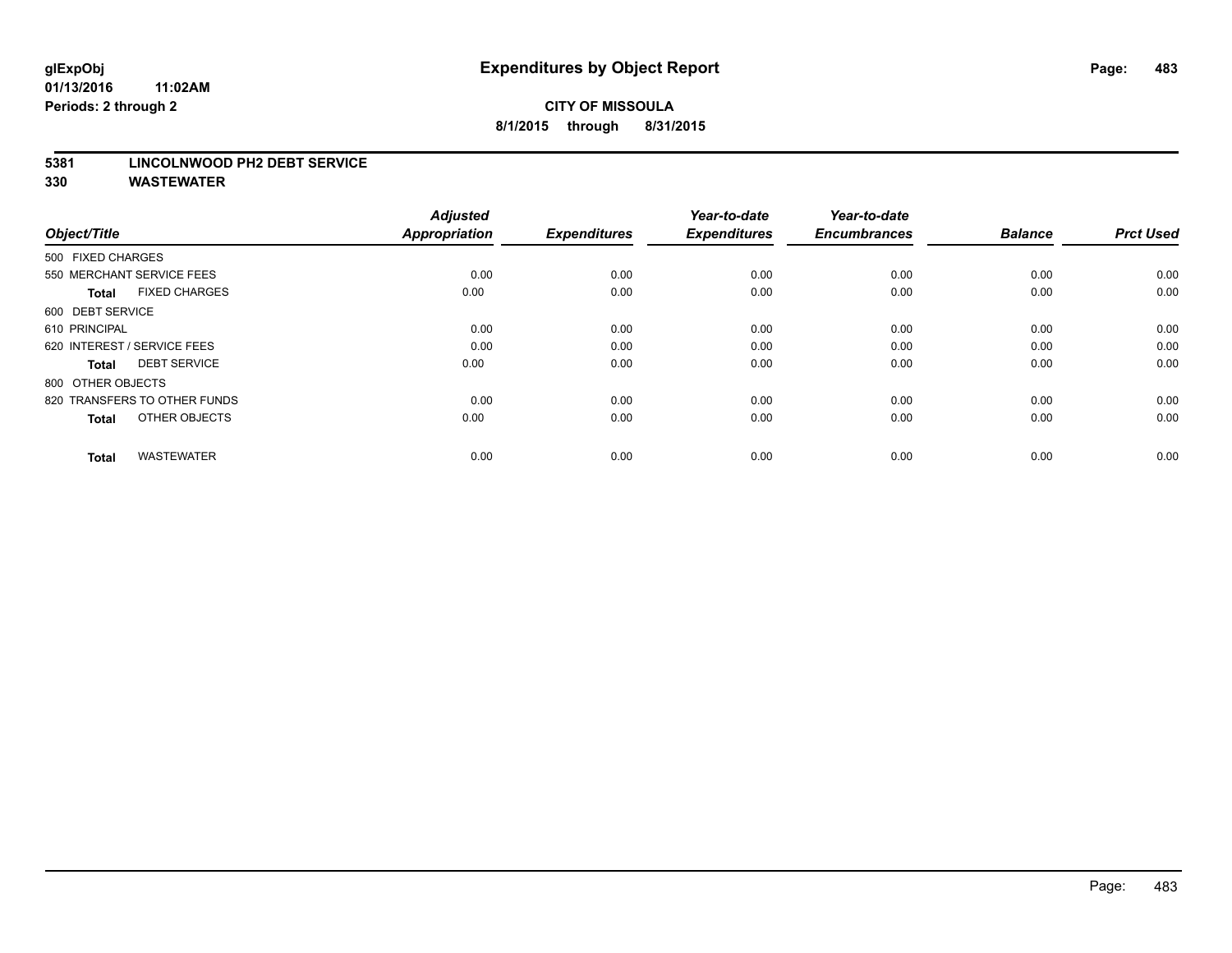**Expenditures by Object Report**

**CITY OF MISSOULA**

**8/1/2015 through 8/31/2015**

**glExpObj**
**01/13/2016 11:02AM**
**Periods: 2 through 2**

**5381 LINCOLNWOOD PH2 DEBT SERVICE**

**330 WASTEWATER**

| Object/Title | Adjusted Appropriation | Expenditures | Year-to-date Expenditures | Year-to-date Encumbrances | Balance | Prct Used |
|---|---|---|---|---|---|---|
| 500 FIXED CHARGES | | | | | | |
| 550 MERCHANT SERVICE FEES | 0.00 | 0.00 | 0.00 | 0.00 | 0.00 | 0.00 |
| **Total** FIXED CHARGES | 0.00 | 0.00 | 0.00 | 0.00 | 0.00 | 0.00 |
| 600 DEBT SERVICE | | | | | | |
| 610 PRINCIPAL | 0.00 | 0.00 | 0.00 | 0.00 | 0.00 | 0.00 |
| 620 INTEREST / SERVICE FEES | 0.00 | 0.00 | 0.00 | 0.00 | 0.00 | 0.00 |
| **Total** DEBT SERVICE | 0.00 | 0.00 | 0.00 | 0.00 | 0.00 | 0.00 |
| 800 OTHER OBJECTS | | | | | | |
| 820 TRANSFERS TO OTHER FUNDS | 0.00 | 0.00 | 0.00 | 0.00 | 0.00 | 0.00 |
| **Total** OTHER OBJECTS | 0.00 | 0.00 | 0.00 | 0.00 | 0.00 | 0.00 |
| **Total** WASTEWATER | 0.00 | 0.00 | 0.00 | 0.00 | 0.00 | 0.00 |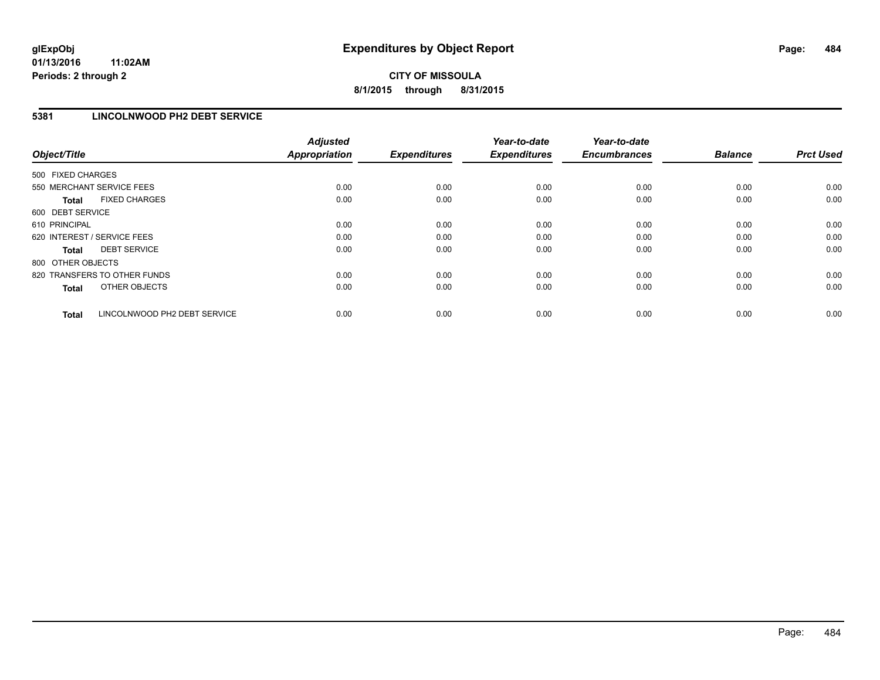# Expenditures by Object Report

glExpObj
01/13/2016 11:02AM
Periods: 2 through 2

**CITY OF MISSOULA**
**8/1/2015 through 8/31/2015**

## 5381 LINCOLNWOOD PH2 DEBT SERVICE

| Object/Title | | Adjusted Appropriation | Expenditures | Year-to-date Expenditures | Year-to-date Encumbrances | Balance | Prct Used |
|---|---|---|---|---|---|---|---|
| 500 FIXED CHARGES | | | | | | | |
| 550 MERCHANT SERVICE FEES | | 0.00 | 0.00 | 0.00 | 0.00 | 0.00 | 0.00 |
| **Total** | FIXED CHARGES | 0.00 | 0.00 | 0.00 | 0.00 | 0.00 | 0.00 |
| 600 DEBT SERVICE | | | | | | | |
| 610 PRINCIPAL | | 0.00 | 0.00 | 0.00 | 0.00 | 0.00 | 0.00 |
| 620 INTEREST / SERVICE FEES | | 0.00 | 0.00 | 0.00 | 0.00 | 0.00 | 0.00 |
| **Total** | DEBT SERVICE | 0.00 | 0.00 | 0.00 | 0.00 | 0.00 | 0.00 |
| 800 OTHER OBJECTS | | | | | | | |
| 820 TRANSFERS TO OTHER FUNDS | | 0.00 | 0.00 | 0.00 | 0.00 | 0.00 | 0.00 |
| **Total** | OTHER OBJECTS | 0.00 | 0.00 | 0.00 | 0.00 | 0.00 | 0.00 |
| **Total** | LINCOLNWOOD PH2 DEBT SERVICE | 0.00 | 0.00 | 0.00 | 0.00 | 0.00 | 0.00 |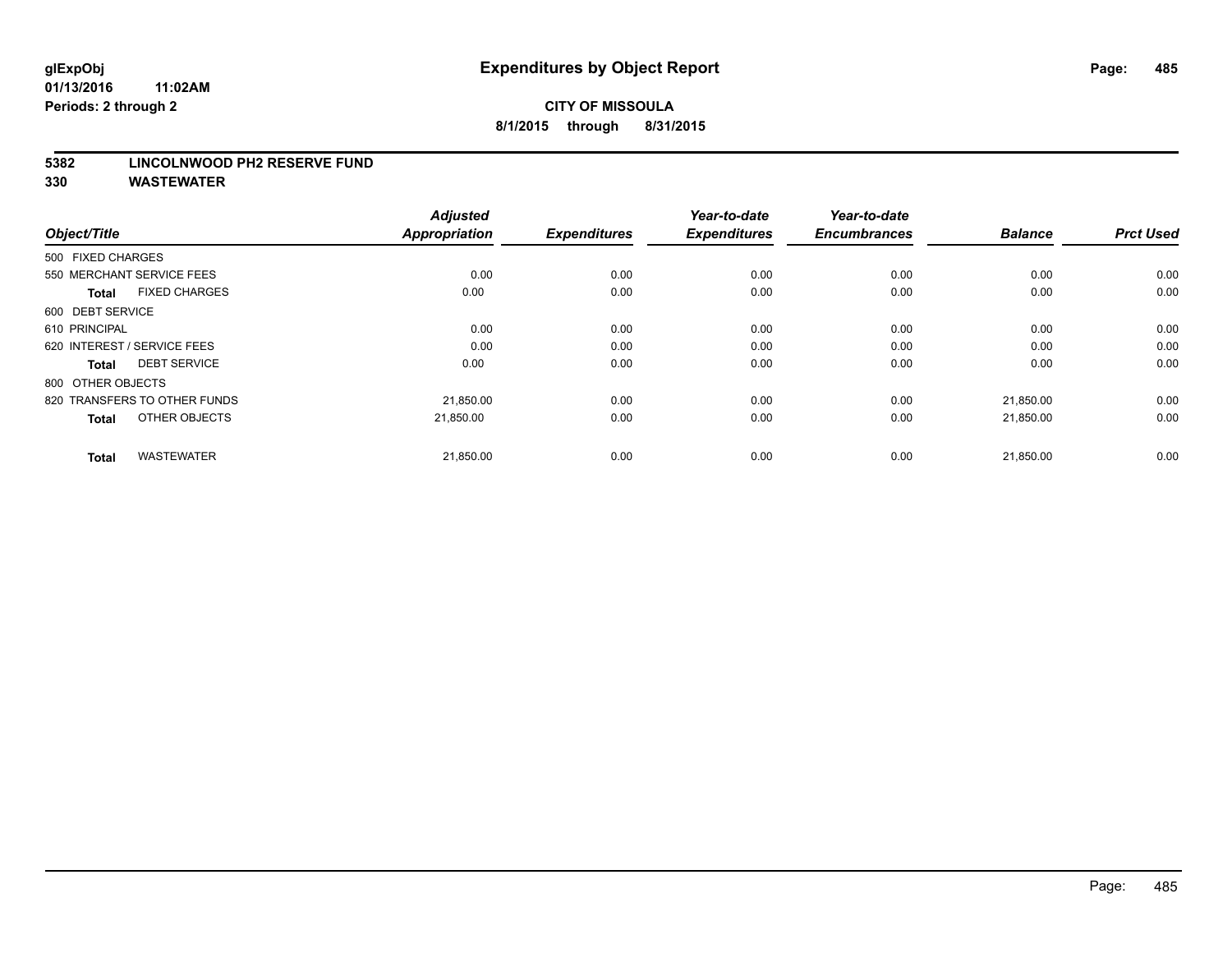**glExpObj**
**01/13/2016 11:02AM**
**Periods: 2 through 2**

# Expenditures by Object Report

**CITY OF MISSOULA**
**8/1/2015 through 8/31/2015**

**5382 LINCOLNWOOD PH2 RESERVE FUND**
**330 WASTEWATER**

| Object/Title | Adjusted Appropriation | Expenditures | Year-to-date Expenditures | Year-to-date Encumbrances | Balance | Prct Used |
|---|---|---|---|---|---|---|
| 500 FIXED CHARGES | | | | | | |
| 550 MERCHANT SERVICE FEES | 0.00 | 0.00 | 0.00 | 0.00 | 0.00 | 0.00 |
| **Total** FIXED CHARGES | 0.00 | 0.00 | 0.00 | 0.00 | 0.00 | 0.00 |
| 600 DEBT SERVICE | | | | | | |
| 610 PRINCIPAL | 0.00 | 0.00 | 0.00 | 0.00 | 0.00 | 0.00 |
| 620 INTEREST / SERVICE FEES | 0.00 | 0.00 | 0.00 | 0.00 | 0.00 | 0.00 |
| **Total** DEBT SERVICE | 0.00 | 0.00 | 0.00 | 0.00 | 0.00 | 0.00 |
| 800 OTHER OBJECTS | | | | | | |
| 820 TRANSFERS TO OTHER FUNDS | 21,850.00 | 0.00 | 0.00 | 0.00 | 21,850.00 | 0.00 |
| **Total** OTHER OBJECTS | 21,850.00 | 0.00 | 0.00 | 0.00 | 21,850.00 | 0.00 |
| **Total** WASTEWATER | 21,850.00 | 0.00 | 0.00 | 0.00 | 21,850.00 | 0.00 |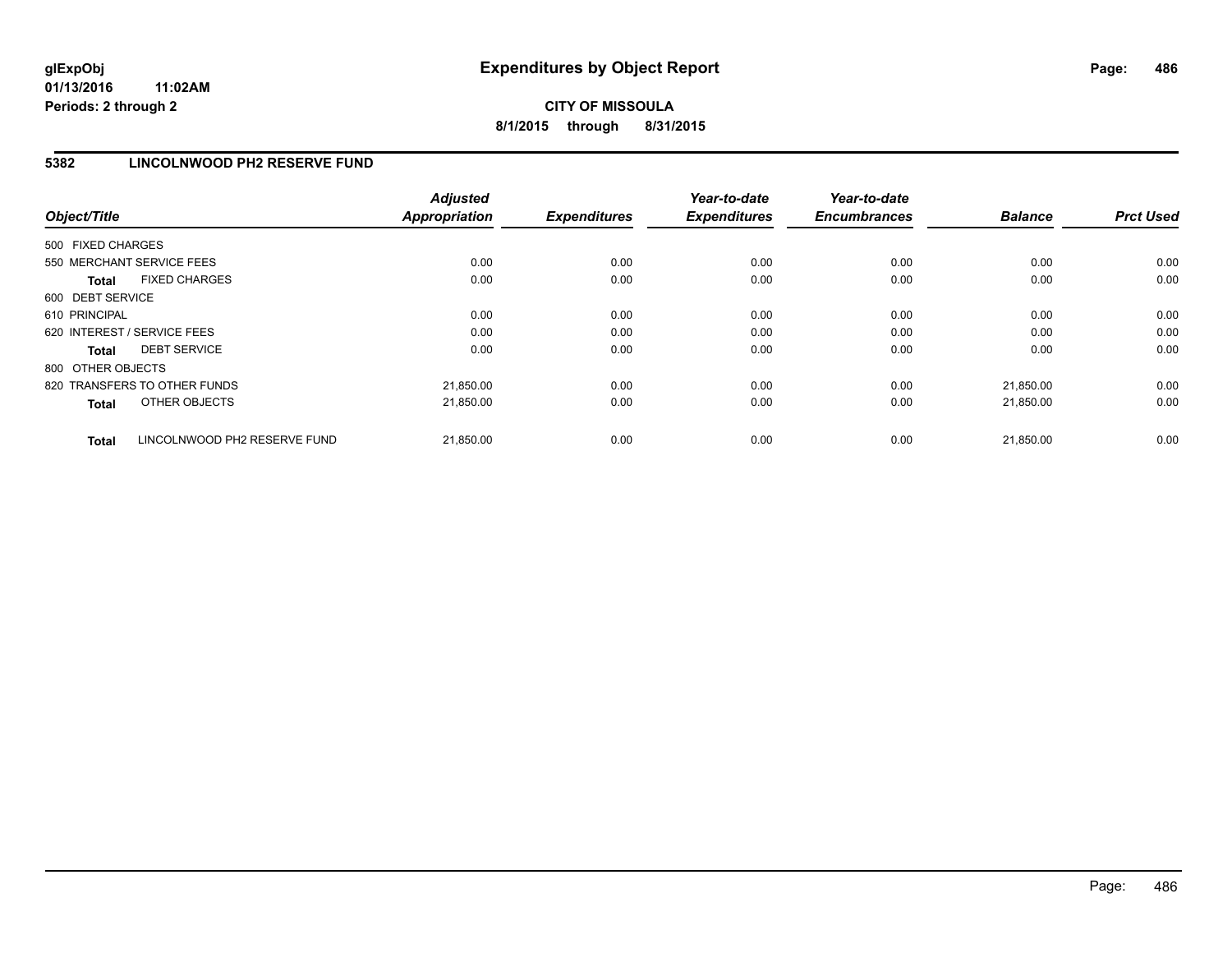**glExpObj**
**01/13/2016 11:02AM**
**Periods: 2 through 2**

# Expenditures by Object Report

**CITY OF MISSOULA**
**8/1/2015 through 8/31/2015**

## 5382 LINCOLNWOOD PH2 RESERVE FUND

| Object/Title | Adjusted Appropriation | Expenditures | Year-to-date Expenditures | Year-to-date Encumbrances | Balance | Prct Used |
|---|---|---|---|---|---|---|
| 500 FIXED CHARGES | | | | | | |
| 550 MERCHANT SERVICE FEES | 0.00 | 0.00 | 0.00 | 0.00 | 0.00 | 0.00 |
| **Total** FIXED CHARGES | 0.00 | 0.00 | 0.00 | 0.00 | 0.00 | 0.00 |
| 600 DEBT SERVICE | | | | | | |
| 610 PRINCIPAL | 0.00 | 0.00 | 0.00 | 0.00 | 0.00 | 0.00 |
| 620 INTEREST / SERVICE FEES | 0.00 | 0.00 | 0.00 | 0.00 | 0.00 | 0.00 |
| **Total** DEBT SERVICE | 0.00 | 0.00 | 0.00 | 0.00 | 0.00 | 0.00 |
| 800 OTHER OBJECTS | | | | | | |
| 820 TRANSFERS TO OTHER FUNDS | 21,850.00 | 0.00 | 0.00 | 0.00 | 21,850.00 | 0.00 |
| **Total** OTHER OBJECTS | 21,850.00 | 0.00 | 0.00 | 0.00 | 21,850.00 | 0.00 |
| **Total** LINCOLNWOOD PH2 RESERVE FUND | 21,850.00 | 0.00 | 0.00 | 0.00 | 21,850.00 | 0.00 |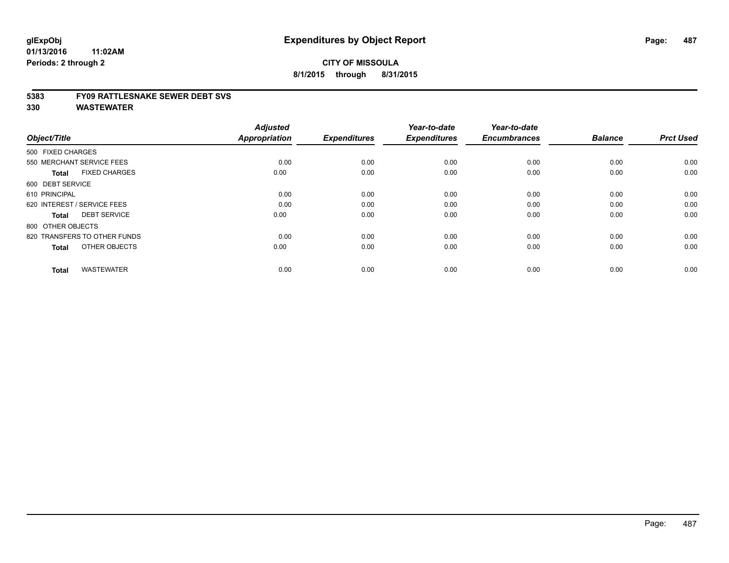# Expenditures by Object Report

glExpObj
01/13/2016 11:02AM
Periods: 2 through 2

**CITY OF MISSOULA**
**8/1/2015 through 8/31/2015**

**5383 FY09 RATTLESNAKE SEWER DEBT SVS**
**330 WASTEWATER**

| Object/Title | Adjusted Appropriation | Expenditures | Year-to-date Expenditures | Year-to-date Encumbrances | Balance | Prct Used |
|---|---|---|---|---|---|---|
| 500 FIXED CHARGES | | | | | | |
| 550 MERCHANT SERVICE FEES | 0.00 | 0.00 | 0.00 | 0.00 | 0.00 | 0.00 |
| **Total** FIXED CHARGES | 0.00 | 0.00 | 0.00 | 0.00 | 0.00 | 0.00 |
| 600 DEBT SERVICE | | | | | | |
| 610 PRINCIPAL | 0.00 | 0.00 | 0.00 | 0.00 | 0.00 | 0.00 |
| 620 INTEREST / SERVICE FEES | 0.00 | 0.00 | 0.00 | 0.00 | 0.00 | 0.00 |
| **Total** DEBT SERVICE | 0.00 | 0.00 | 0.00 | 0.00 | 0.00 | 0.00 |
| 800 OTHER OBJECTS | | | | | | |
| 820 TRANSFERS TO OTHER FUNDS | 0.00 | 0.00 | 0.00 | 0.00 | 0.00 | 0.00 |
| **Total** OTHER OBJECTS | 0.00 | 0.00 | 0.00 | 0.00 | 0.00 | 0.00 |
| **Total** WASTEWATER | 0.00 | 0.00 | 0.00 | 0.00 | 0.00 | 0.00 |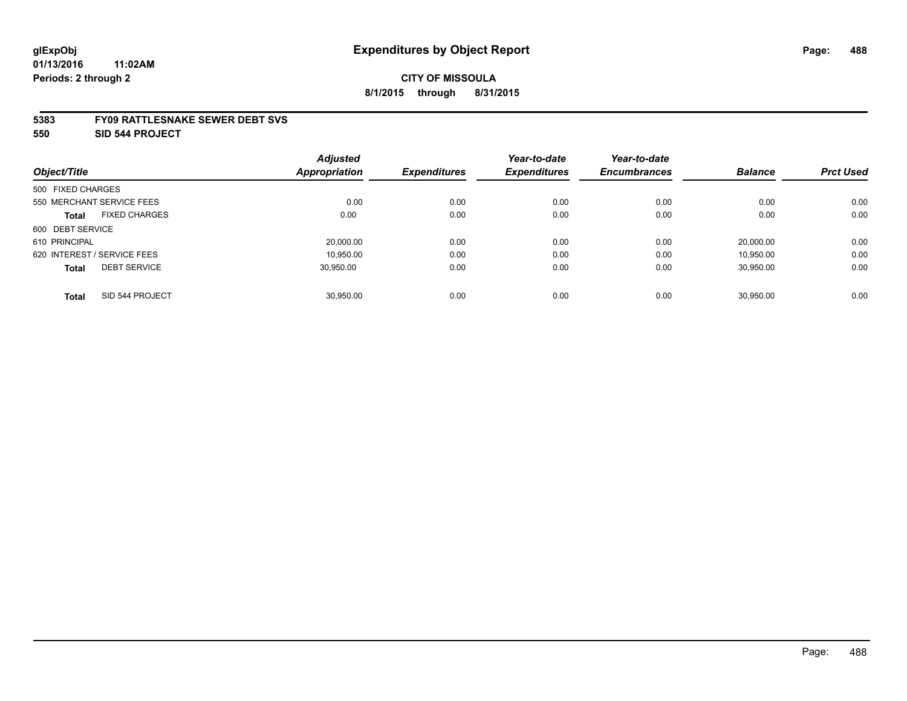# Expenditures by Object Report

glExpObj
01/13/2016 11:02AM
Periods: 2 through 2

**CITY OF MISSOULA**
**8/1/2015 through 8/31/2015**

**5383 FY09 RATTLESNAKE SEWER DEBT SVS**
**550 SID 544 PROJECT**

| Object/Title | | Adjusted Appropriation | Expenditures | Year-to-date Expenditures | Year-to-date Encumbrances | Balance | Prct Used |
|---|---|---|---|---|---|---|---|
| 500 FIXED CHARGES | | | | | | | |
| 550 MERCHANT SERVICE FEES | | 0.00 | 0.00 | 0.00 | 0.00 | 0.00 | 0.00 |
| **Total** | FIXED CHARGES | 0.00 | 0.00 | 0.00 | 0.00 | 0.00 | 0.00 |
| 600 DEBT SERVICE | | | | | | | |
| 610 PRINCIPAL | | 20,000.00 | 0.00 | 0.00 | 0.00 | 20,000.00 | 0.00 |
| 620 INTEREST / SERVICE FEES | | 10,950.00 | 0.00 | 0.00 | 0.00 | 10,950.00 | 0.00 |
| **Total** | DEBT SERVICE | 30,950.00 | 0.00 | 0.00 | 0.00 | 30,950.00 | 0.00 |
| **Total** | SID 544 PROJECT | 30,950.00 | 0.00 | 0.00 | 0.00 | 30,950.00 | 0.00 |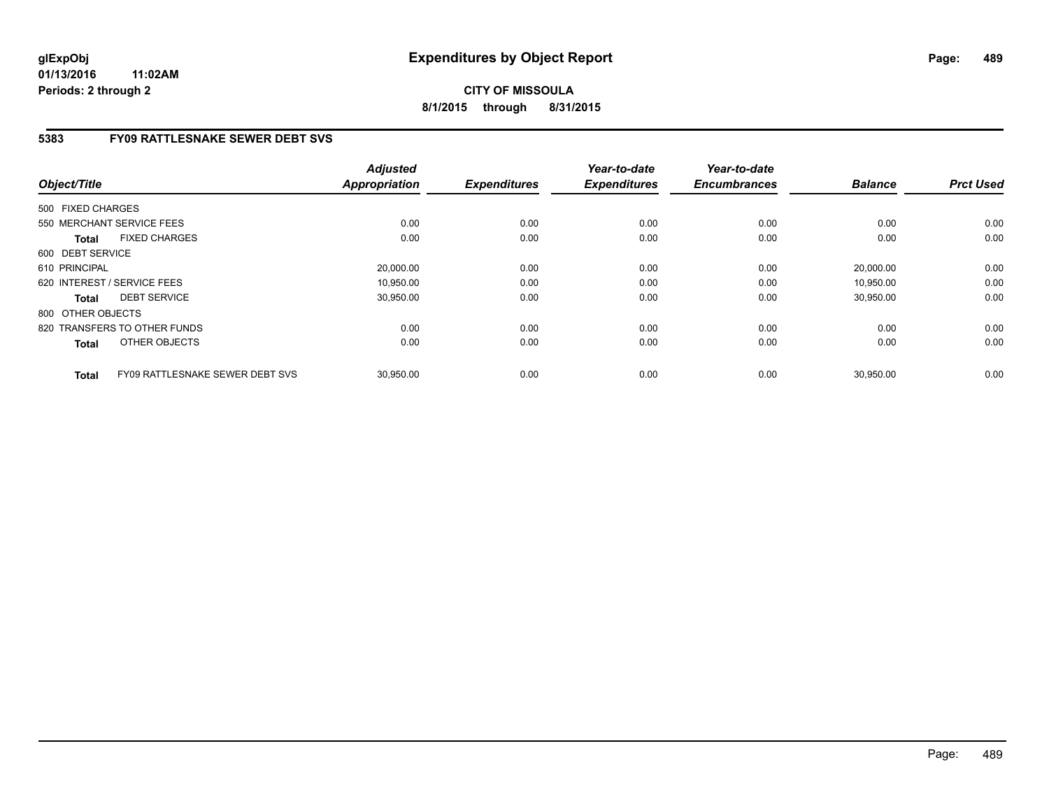# Expenditures by Object Report

glExpObj
01/13/2016 11:02AM
Periods: 2 through 2

**CITY OF MISSOULA**
**8/1/2015 through 8/31/2015**

## 5383 FY09 RATTLESNAKE SEWER DEBT SVS

| Object/Title | | Adjusted Appropriation | Expenditures | Year-to-date Expenditures | Year-to-date Encumbrances | Balance | Prct Used |
|---|---|---|---|---|---|---|---|
| 500 FIXED CHARGES | | | | | | | |
| 550 MERCHANT SERVICE FEES | | 0.00 | 0.00 | 0.00 | 0.00 | 0.00 | 0.00 |
| **Total** | FIXED CHARGES | 0.00 | 0.00 | 0.00 | 0.00 | 0.00 | 0.00 |
| 600 DEBT SERVICE | | | | | | | |
| 610 PRINCIPAL | | 20,000.00 | 0.00 | 0.00 | 0.00 | 20,000.00 | 0.00 |
| 620 INTEREST / SERVICE FEES | | 10,950.00 | 0.00 | 0.00 | 0.00 | 10,950.00 | 0.00 |
| **Total** | DEBT SERVICE | 30,950.00 | 0.00 | 0.00 | 0.00 | 30,950.00 | 0.00 |
| 800 OTHER OBJECTS | | | | | | | |
| 820 TRANSFERS TO OTHER FUNDS | | 0.00 | 0.00 | 0.00 | 0.00 | 0.00 | 0.00 |
| **Total** | OTHER OBJECTS | 0.00 | 0.00 | 0.00 | 0.00 | 0.00 | 0.00 |
| **Total** | FY09 RATTLESNAKE SEWER DEBT SVS | 30,950.00 | 0.00 | 0.00 | 0.00 | 30,950.00 | 0.00 |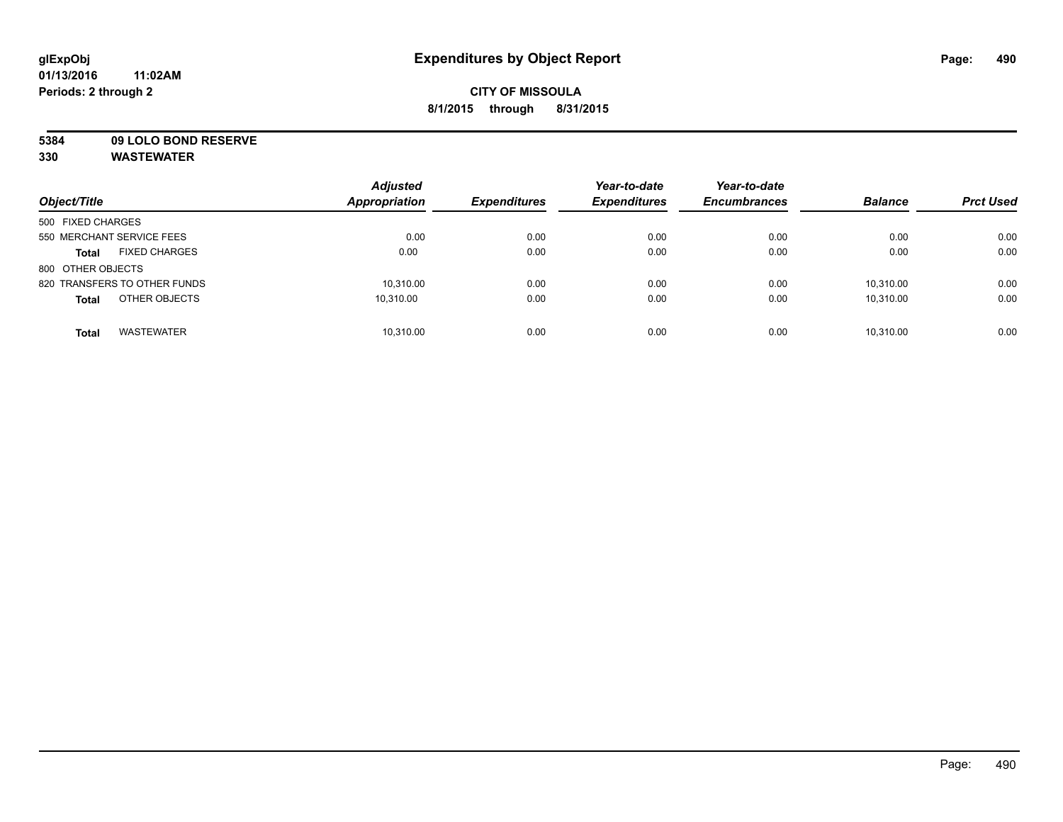**glExpObj** **Expenditures by Object Report**

**01/13/2016 11:02AM**

**Periods: 2 through 2**

**CITY OF MISSOULA**

**8/1/2015 through 8/31/2015**

**5384 09 LOLO BOND RESERVE**

**330 WASTEWATER**

| *Object/Title* | *Adjusted Appropriation* | *Expenditures* | *Year-to-date Expenditures* | *Year-to-date Encumbrances* | *Balance* | *Prct Used* |
|---|---|---|---|---|---|---|
| 500 FIXED CHARGES | | | | | | |
| 550 MERCHANT SERVICE FEES | 0.00 | 0.00 | 0.00 | 0.00 | 0.00 | 0.00 |
| **Total** FIXED CHARGES | 0.00 | 0.00 | 0.00 | 0.00 | 0.00 | 0.00 |
| 800 OTHER OBJECTS | | | | | | |
| 820 TRANSFERS TO OTHER FUNDS | 10,310.00 | 0.00 | 0.00 | 0.00 | 10,310.00 | 0.00 |
| **Total** OTHER OBJECTS | 10,310.00 | 0.00 | 0.00 | 0.00 | 10,310.00 | 0.00 |
| **Total** WASTEWATER | 10,310.00 | 0.00 | 0.00 | 0.00 | 10,310.00 | 0.00 |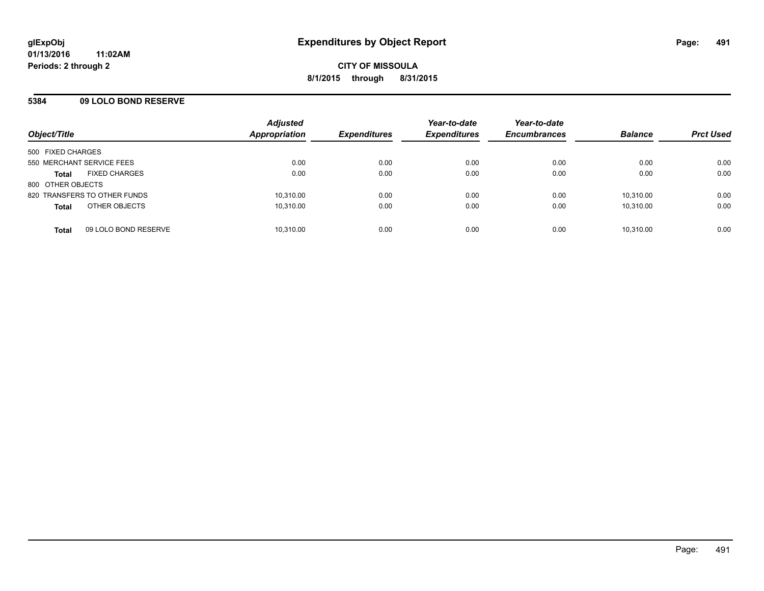**glExpObj** **Expenditures by Object Report**

**01/13/2016 11:02AM**

**Periods: 2 through 2**

**CITY OF MISSOULA**

**8/1/2015 through 8/31/2015**

**5384 09 LOLO BOND RESERVE**

| Object/Title | | Adjusted Appropriation | Expenditures | Year-to-date Expenditures | Year-to-date Encumbrances | Balance | Prct Used |
|---|---|---|---|---|---|---|---|
| 500 FIXED CHARGES | | | | | | | |
| 550 MERCHANT SERVICE FEES | | 0.00 | 0.00 | 0.00 | 0.00 | 0.00 | 0.00 |
| **Total** | FIXED CHARGES | 0.00 | 0.00 | 0.00 | 0.00 | 0.00 | 0.00 |
| 800 OTHER OBJECTS | | | | | | | |
| 820 TRANSFERS TO OTHER FUNDS | | 10,310.00 | 0.00 | 0.00 | 0.00 | 10,310.00 | 0.00 |
| **Total** | OTHER OBJECTS | 10,310.00 | 0.00 | 0.00 | 0.00 | 10,310.00 | 0.00 |
| **Total** | 09 LOLO BOND RESERVE | 10,310.00 | 0.00 | 0.00 | 0.00 | 10,310.00 | 0.00 |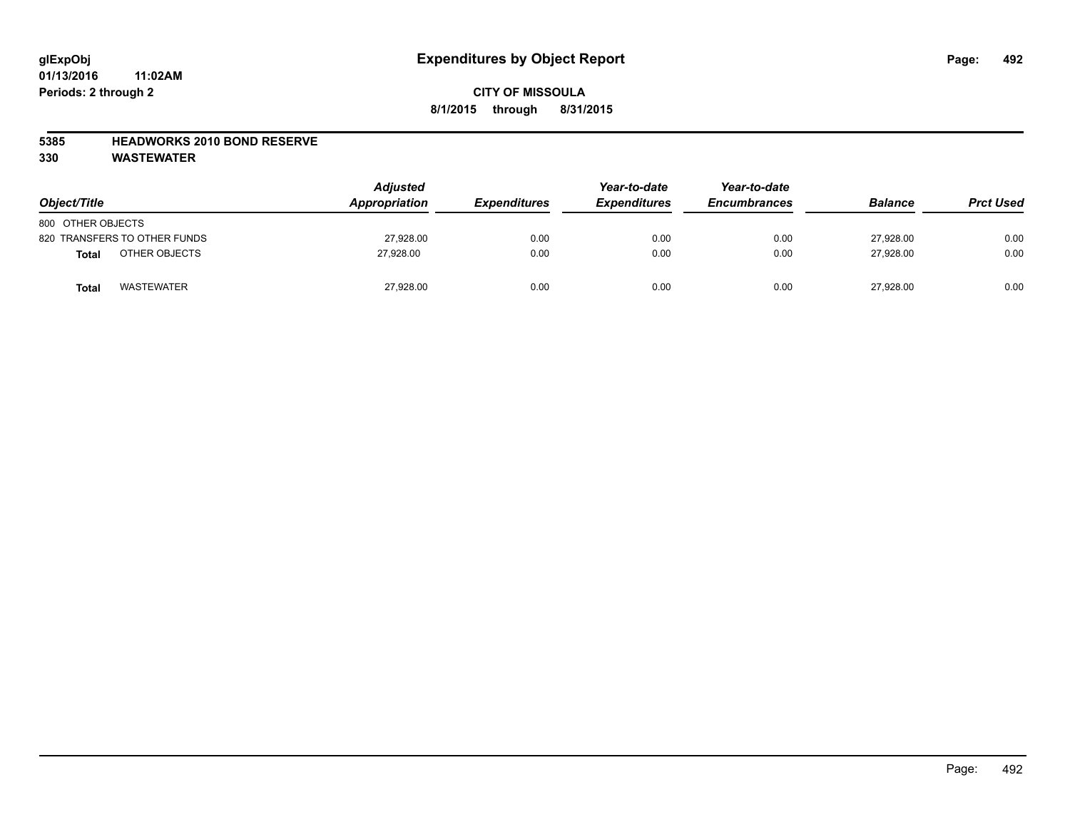# Expenditures by Object Report

glExpObj
01/13/2016 11:02AM
Periods: 2 through 2

**CITY OF MISSOULA**
**8/1/2015 through 8/31/2015**

**5385 HEADWORKS 2010 BOND RESERVE**
**330 WASTEWATER**

| Object/Title | Adjusted Appropriation | Expenditures | Year-to-date Expenditures | Year-to-date Encumbrances | Balance | Prct Used |
|---|---|---|---|---|---|---|
| 800 OTHER OBJECTS | | | | | | |
| 820 TRANSFERS TO OTHER FUNDS | 27,928.00 | 0.00 | 0.00 | 0.00 | 27,928.00 | 0.00 |
| **Total** OTHER OBJECTS | 27,928.00 | 0.00 | 0.00 | 0.00 | 27,928.00 | 0.00 |
| **Total** WASTEWATER | 27,928.00 | 0.00 | 0.00 | 0.00 | 27,928.00 | 0.00 |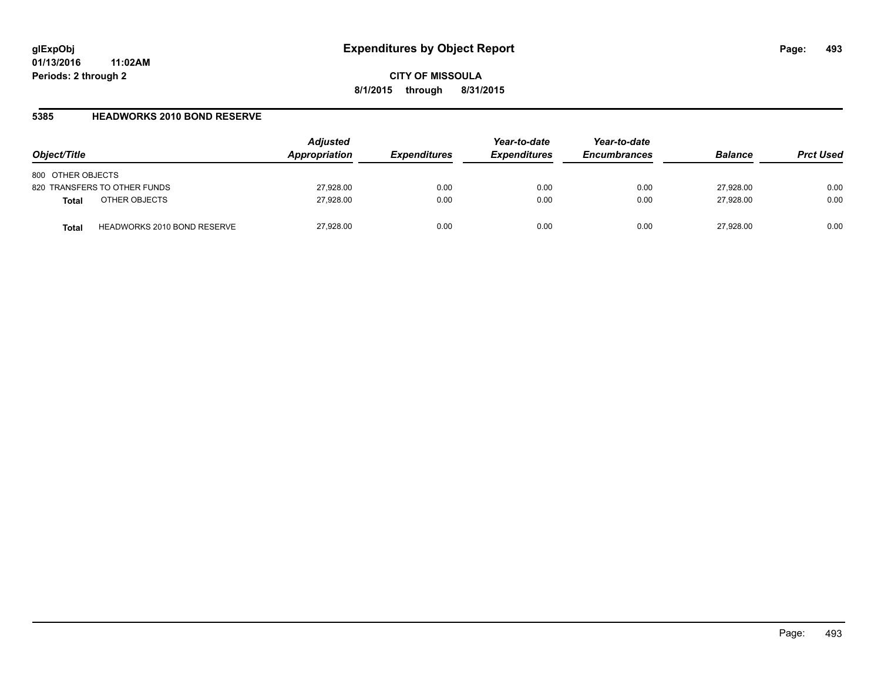# Expenditures by Object Report

glExpObj
01/13/2016 11:02AM
Periods: 2 through 2

**CITY OF MISSOULA**
**8/1/2015 through 8/31/2015**

## 5385 HEADWORKS 2010 BOND RESERVE

| Object/Title | | Adjusted Appropriation | Expenditures | Year-to-date Expenditures | Year-to-date Encumbrances | Balance | Prct Used |
|---|---|---|---|---|---|---|---|
| 800 OTHER OBJECTS | | | | | | | |
| 820 TRANSFERS TO OTHER FUNDS | | 27,928.00 | 0.00 | 0.00 | 0.00 | 27,928.00 | 0.00 |
| **Total** | OTHER OBJECTS | 27,928.00 | 0.00 | 0.00 | 0.00 | 27,928.00 | 0.00 |
| **Total** | HEADWORKS 2010 BOND RESERVE | 27,928.00 | 0.00 | 0.00 | 0.00 | 27,928.00 | 0.00 |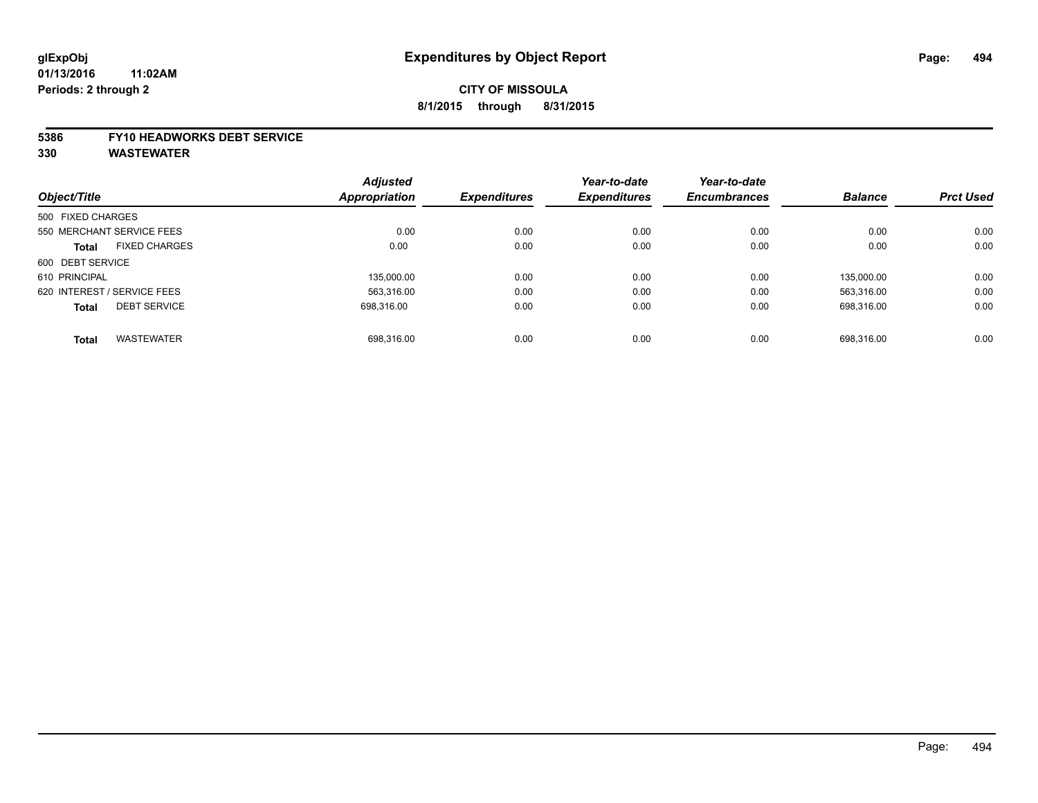glExpObj
01/13/2016 11:02AM
Periods: 2 through 2

# Expenditures by Object Report

**CITY OF MISSOULA**
**8/1/2015 through 8/31/2015**

**5386 FY10 HEADWORKS DEBT SERVICE**
**330 WASTEWATER**

| Object/Title | Adjusted Appropriation | Expenditures | Year-to-date Expenditures | Year-to-date Encumbrances | Balance | Prct Used |
|---|---|---|---|---|---|---|
| 500 FIXED CHARGES | | | | | | |
| 550 MERCHANT SERVICE FEES | 0.00 | 0.00 | 0.00 | 0.00 | 0.00 | 0.00 |
| **Total** FIXED CHARGES | 0.00 | 0.00 | 0.00 | 0.00 | 0.00 | 0.00 |
| 600 DEBT SERVICE | | | | | | |
| 610 PRINCIPAL | 135,000.00 | 0.00 | 0.00 | 0.00 | 135,000.00 | 0.00 |
| 620 INTEREST / SERVICE FEES | 563,316.00 | 0.00 | 0.00 | 0.00 | 563,316.00 | 0.00 |
| **Total** DEBT SERVICE | 698,316.00 | 0.00 | 0.00 | 0.00 | 698,316.00 | 0.00 |
| **Total** WASTEWATER | 698,316.00 | 0.00 | 0.00 | 0.00 | 698,316.00 | 0.00 |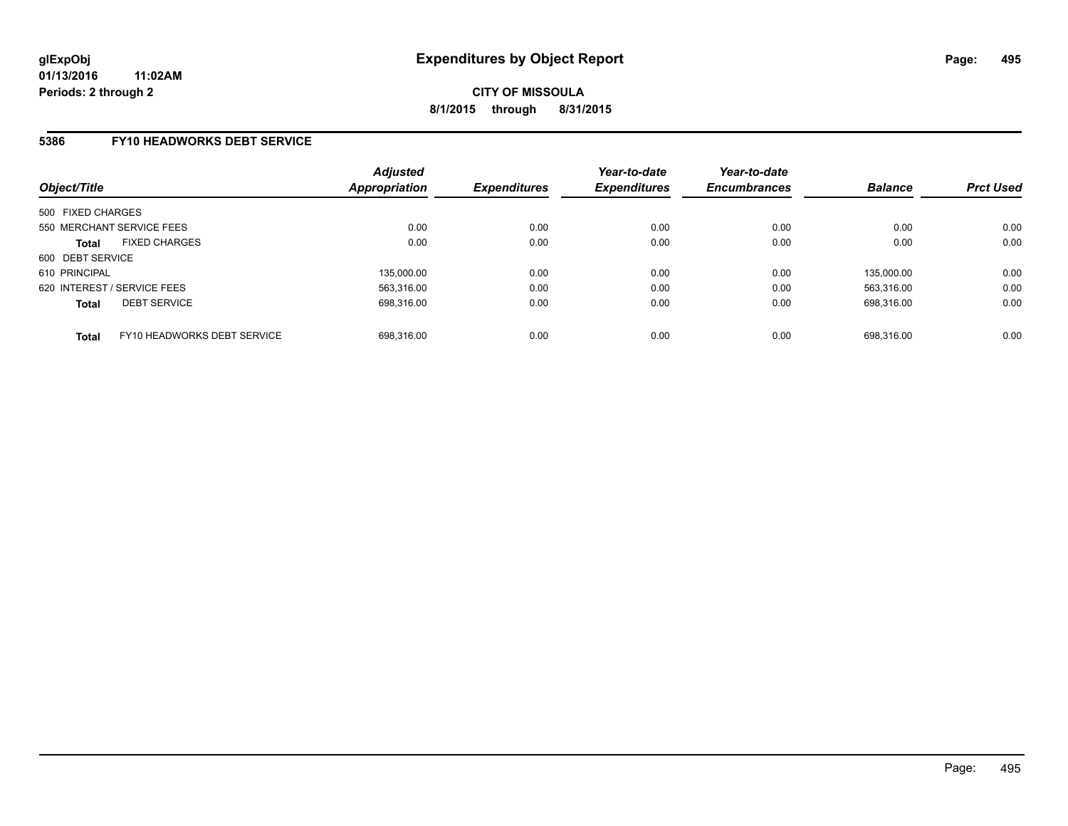# Expenditures by Object Report

glExpObj
01/13/2016 11:02AM
Periods: 2 through 2

**CITY OF MISSOULA**
**8/1/2015 through 8/31/2015**

## 5386 FY10 HEADWORKS DEBT SERVICE

| Object/Title | Adjusted Appropriation | Expenditures | Year-to-date Expenditures | Year-to-date Encumbrances | Balance | Prct Used |
|---|---|---|---|---|---|---|
| 500 FIXED CHARGES | | | | | | |
| 550 MERCHANT SERVICE FEES | 0.00 | 0.00 | 0.00 | 0.00 | 0.00 | 0.00 |
| **Total** FIXED CHARGES | 0.00 | 0.00 | 0.00 | 0.00 | 0.00 | 0.00 |
| 600 DEBT SERVICE | | | | | | |
| 610 PRINCIPAL | 135,000.00 | 0.00 | 0.00 | 0.00 | 135,000.00 | 0.00 |
| 620 INTEREST / SERVICE FEES | 563,316.00 | 0.00 | 0.00 | 0.00 | 563,316.00 | 0.00 |
| **Total** DEBT SERVICE | 698,316.00 | 0.00 | 0.00 | 0.00 | 698,316.00 | 0.00 |
| **Total** FY10 HEADWORKS DEBT SERVICE | 698,316.00 | 0.00 | 0.00 | 0.00 | 698,316.00 | 0.00 |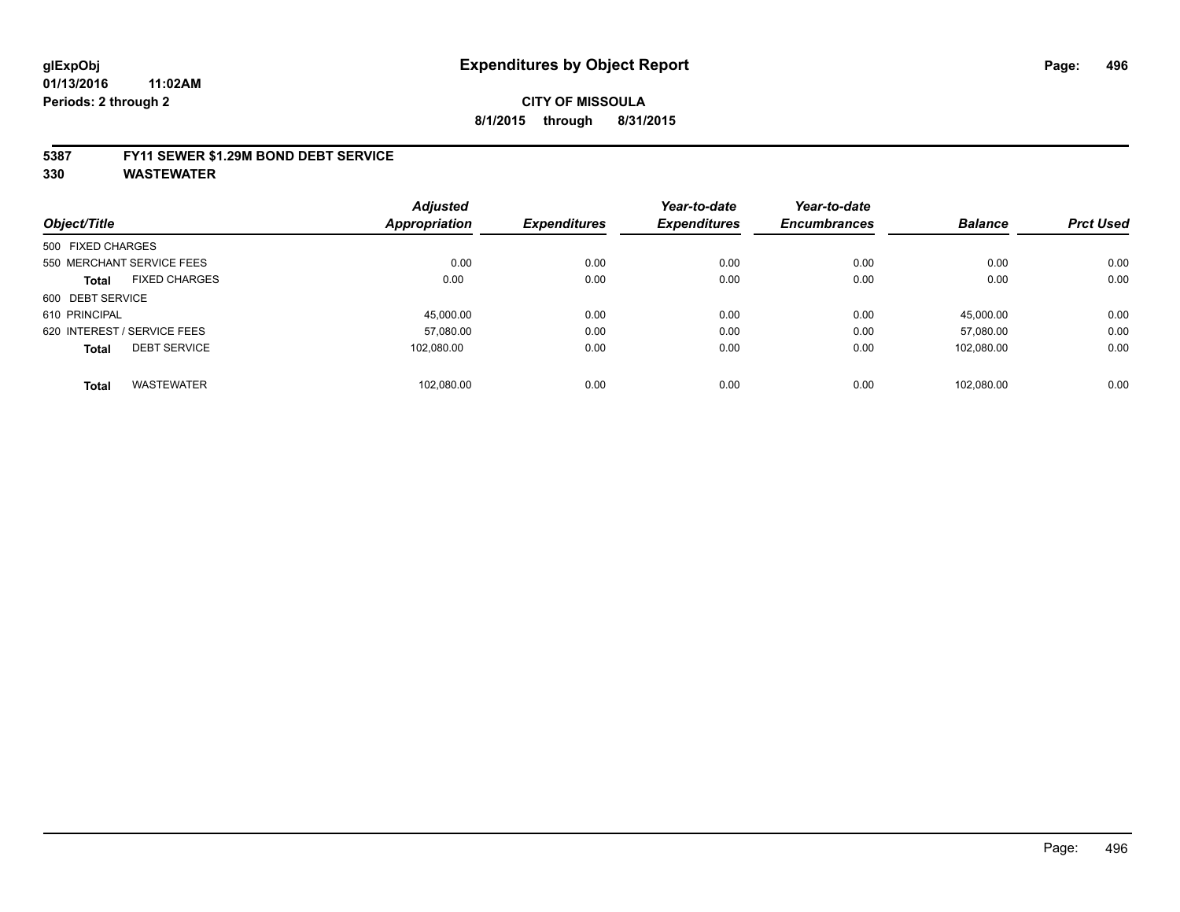glExpObj
01/13/2016 11:02AM
Periods: 2 through 2

# Expenditures by Object Report

**CITY OF MISSOULA**
**8/1/2015 through 8/31/2015**

## 5387 FY11 SEWER $1.29M BOND DEBT SERVICE
## 330 WASTEWATER

| Object/Title | | Adjusted Appropriation | Expenditures | Year-to-date Expenditures | Year-to-date Encumbrances | Balance | Prct Used |
|---|---|---|---|---|---|---|---|
| 500 FIXED CHARGES | | | | | | | |
| 550 MERCHANT SERVICE FEES | | 0.00 | 0.00 | 0.00 | 0.00 | 0.00 | 0.00 |
| **Total** | FIXED CHARGES | 0.00 | 0.00 | 0.00 | 0.00 | 0.00 | 0.00 |
| 600 DEBT SERVICE | | | | | | | |
| 610 PRINCIPAL | | 45,000.00 | 0.00 | 0.00 | 0.00 | 45,000.00 | 0.00 |
| 620 INTEREST / SERVICE FEES | | 57,080.00 | 0.00 | 0.00 | 0.00 | 57,080.00 | 0.00 |
| **Total** | DEBT SERVICE | 102,080.00 | 0.00 | 0.00 | 0.00 | 102,080.00 | 0.00 |
| **Total** | WASTEWATER | 102,080.00 | 0.00 | 0.00 | 0.00 | 102,080.00 | 0.00 |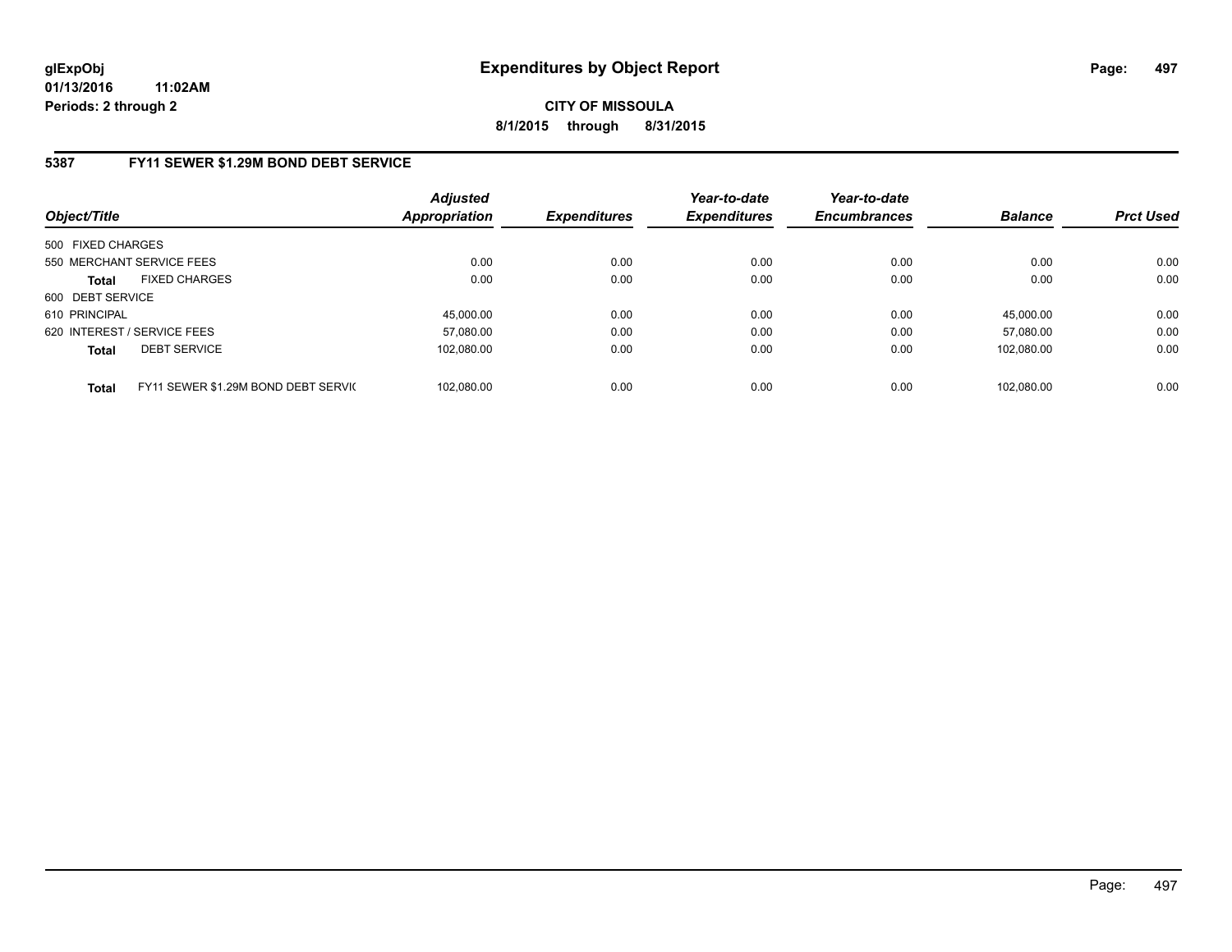# Expenditures by Object Report

glExpObj
01/13/2016 11:02AM
Periods: 2 through 2

**CITY OF MISSOULA**
**8/1/2015 through 8/31/2015**

## 5387 FY11 SEWER $1.29M BOND DEBT SERVICE

| Object/Title | | Adjusted Appropriation | Expenditures | Year-to-date Expenditures | Year-to-date Encumbrances | Balance | Prct Used |
|---|---|---|---|---|---|---|---|
| 500 FIXED CHARGES | | | | | | | |
| 550 MERCHANT SERVICE FEES | | 0.00 | 0.00 | 0.00 | 0.00 | 0.00 | 0.00 |
| **Total** | FIXED CHARGES | 0.00 | 0.00 | 0.00 | 0.00 | 0.00 | 0.00 |
| 600 DEBT SERVICE | | | | | | | |
| 610 PRINCIPAL | | 45,000.00 | 0.00 | 0.00 | 0.00 | 45,000.00 | 0.00 |
| 620 INTEREST / SERVICE FEES | | 57,080.00 | 0.00 | 0.00 | 0.00 | 57,080.00 | 0.00 |
| **Total** | DEBT SERVICE | 102,080.00 | 0.00 | 0.00 | 0.00 | 102,080.00 | 0.00 |
| **Total** | FY11 SEWER $1.29M BOND DEBT SERVIC | 102,080.00 | 0.00 | 0.00 | 0.00 | 102,080.00 | 0.00 |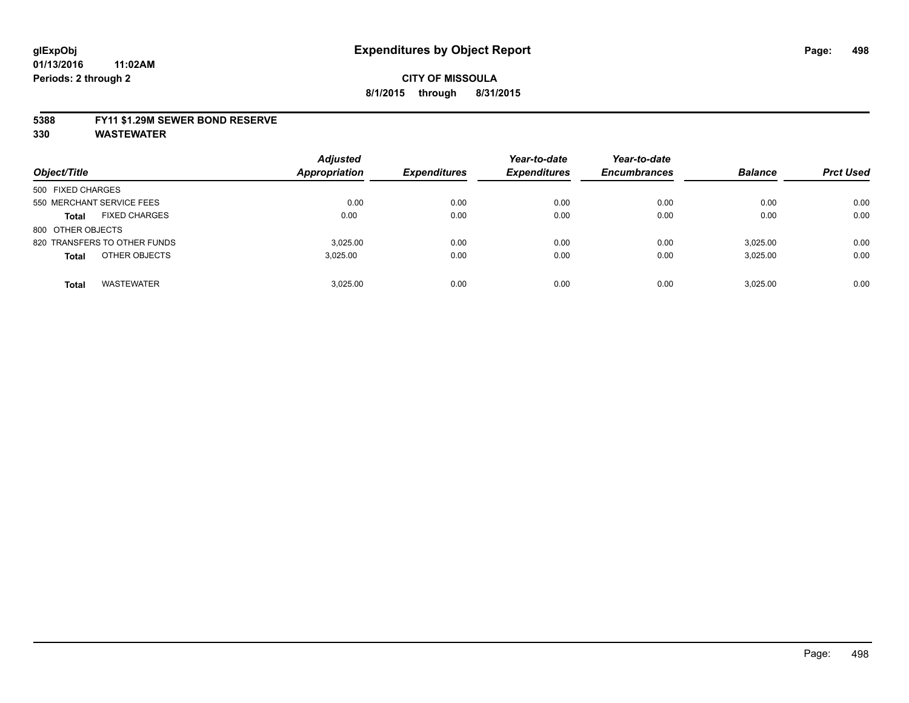**glExpObj** **Expenditures by Object Report**

**01/13/2016 11:02AM**

**Periods: 2 through 2**

**CITY OF MISSOULA**

**8/1/2015 through 8/31/2015**

**5388 FY11 $1.29M SEWER BOND RESERVE**

**330 WASTEWATER**

| Object/Title | Adjusted Appropriation | Expenditures | Year-to-date Expenditures | Year-to-date Encumbrances | Balance | Prct Used |
|---|---|---|---|---|---|---|
| 500 FIXED CHARGES | | | | | | |
| 550 MERCHANT SERVICE FEES | 0.00 | 0.00 | 0.00 | 0.00 | 0.00 | 0.00 |
| **Total** FIXED CHARGES | 0.00 | 0.00 | 0.00 | 0.00 | 0.00 | 0.00 |
| 800 OTHER OBJECTS | | | | | | |
| 820 TRANSFERS TO OTHER FUNDS | 3,025.00 | 0.00 | 0.00 | 0.00 | 3,025.00 | 0.00 |
| **Total** OTHER OBJECTS | 3,025.00 | 0.00 | 0.00 | 0.00 | 3,025.00 | 0.00 |
| **Total** WASTEWATER | 3,025.00 | 0.00 | 0.00 | 0.00 | 3,025.00 | 0.00 |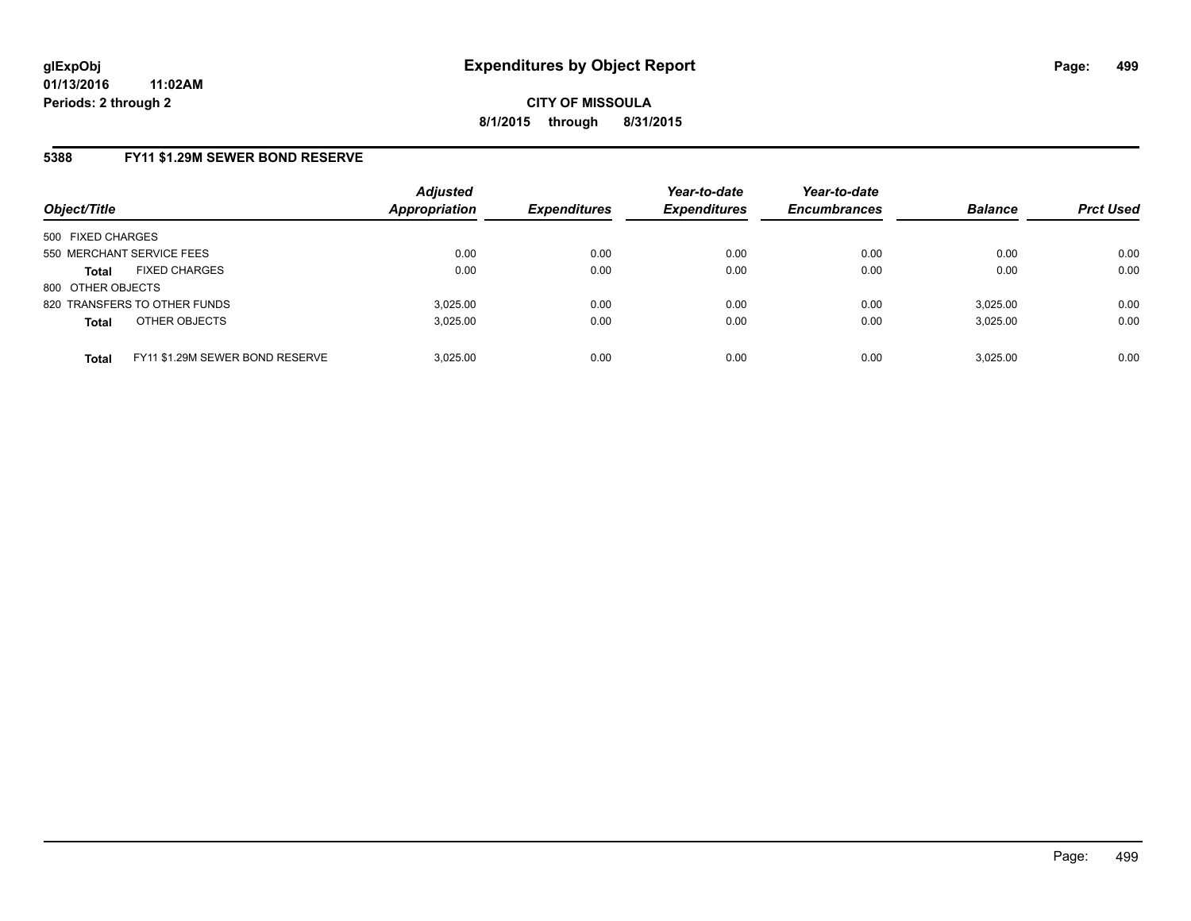# Expenditures by Object Report

**glExpObj**
**01/13/2016 11:02AM**
**Periods: 2 through 2**

**CITY OF MISSOULA**
**8/1/2015 through 8/31/2015**

## 5388 FY11 $1.29M SEWER BOND RESERVE

| Object/Title | Adjusted Appropriation | Expenditures | Year-to-date Expenditures | Year-to-date Encumbrances | Balance | Prct Used |
|---|---|---|---|---|---|---|
| 500 FIXED CHARGES | | | | | | |
| 550 MERCHANT SERVICE FEES | 0.00 | 0.00 | 0.00 | 0.00 | 0.00 | 0.00 |
| **Total** FIXED CHARGES | 0.00 | 0.00 | 0.00 | 0.00 | 0.00 | 0.00 |
| 800 OTHER OBJECTS | | | | | | |
| 820 TRANSFERS TO OTHER FUNDS | 3,025.00 | 0.00 | 0.00 | 0.00 | 3,025.00 | 0.00 |
| **Total** OTHER OBJECTS | 3,025.00 | 0.00 | 0.00 | 0.00 | 3,025.00 | 0.00 |
| **Total** FY11 $1.29M SEWER BOND RESERVE | 3,025.00 | 0.00 | 0.00 | 0.00 | 3,025.00 | 0.00 |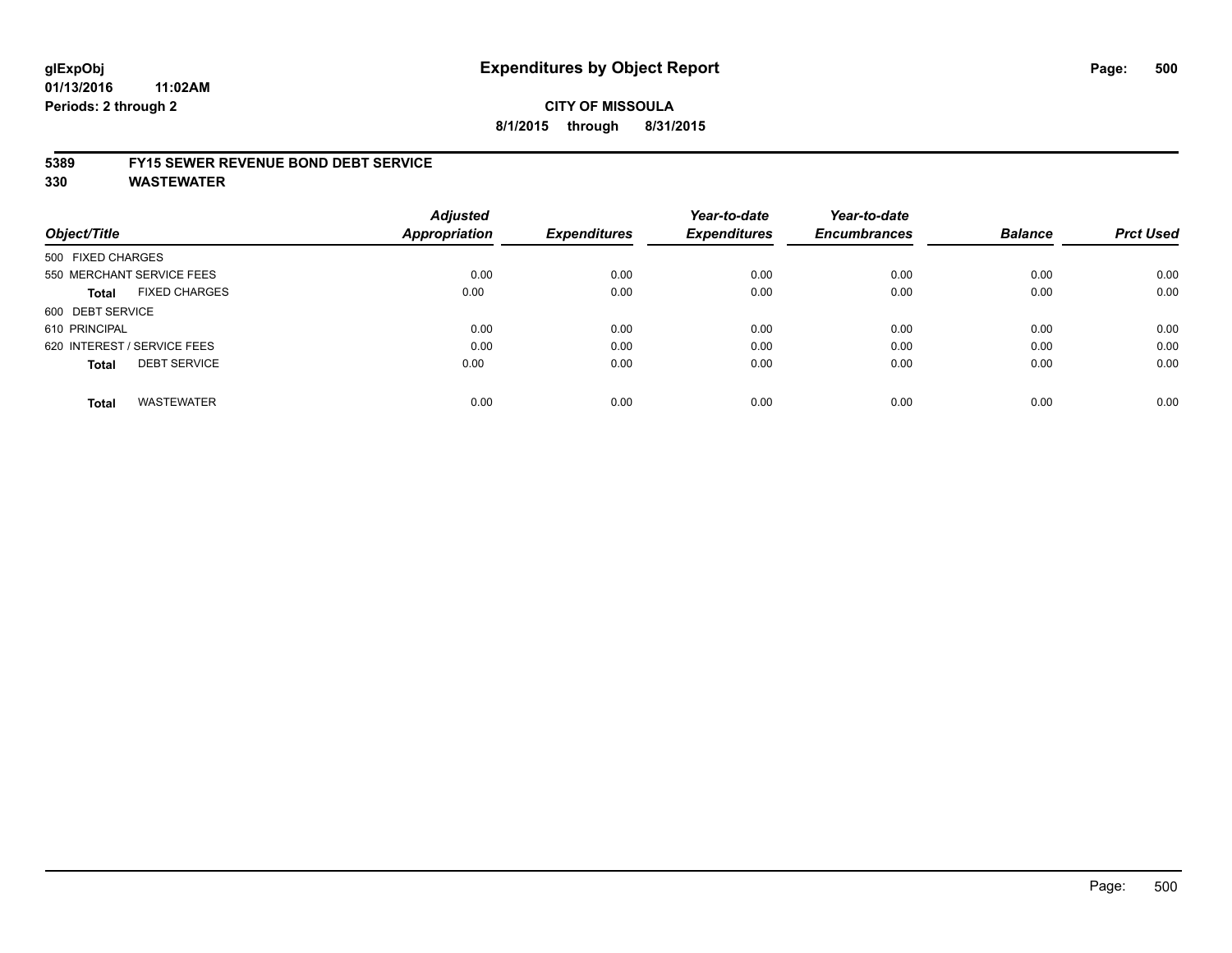# Expenditures by Object Report

glExpObj
01/13/2016 11:02AM
Periods: 2 through 2

**CITY OF MISSOULA**
**8/1/2015 through 8/31/2015**

**5389 FY15 SEWER REVENUE BOND DEBT SERVICE**
**330 WASTEWATER**

| Object/Title | Adjusted Appropriation | Expenditures | Year-to-date Expenditures | Year-to-date Encumbrances | Balance | Prct Used |
|---|---|---|---|---|---|---|
| 500 FIXED CHARGES | | | | | | |
| 550 MERCHANT SERVICE FEES | 0.00 | 0.00 | 0.00 | 0.00 | 0.00 | 0.00 |
| **Total** FIXED CHARGES | 0.00 | 0.00 | 0.00 | 0.00 | 0.00 | 0.00 |
| 600 DEBT SERVICE | | | | | | |
| 610 PRINCIPAL | 0.00 | 0.00 | 0.00 | 0.00 | 0.00 | 0.00 |
| 620 INTEREST / SERVICE FEES | 0.00 | 0.00 | 0.00 | 0.00 | 0.00 | 0.00 |
| **Total** DEBT SERVICE | 0.00 | 0.00 | 0.00 | 0.00 | 0.00 | 0.00 |
| **Total** WASTEWATER | 0.00 | 0.00 | 0.00 | 0.00 | 0.00 | 0.00 |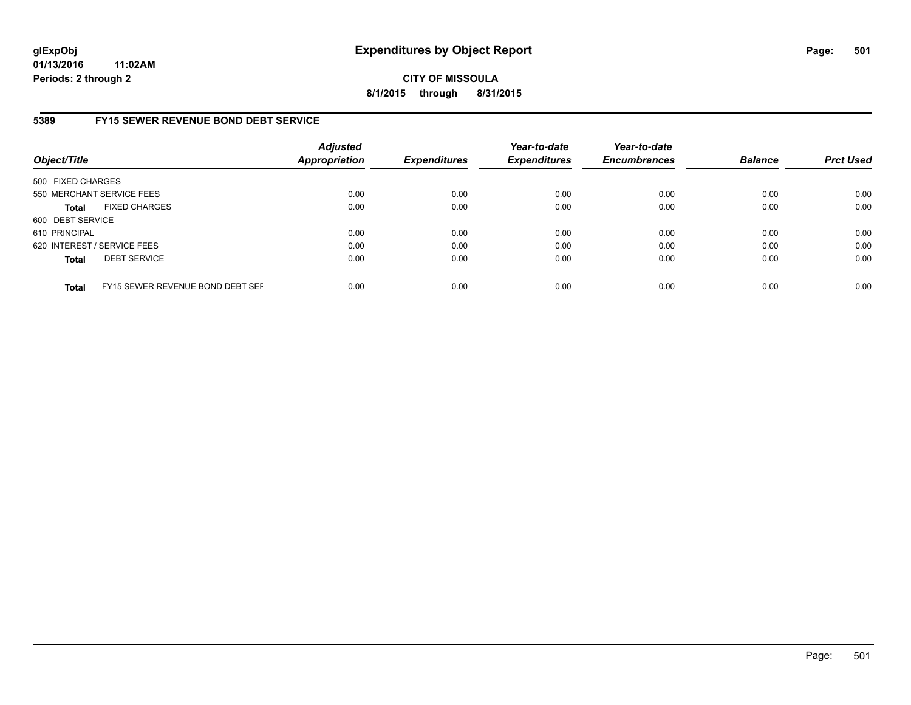**glExpObj**
**01/13/2016 11:02AM**
**Periods: 2 through 2**

# Expenditures by Object Report

**CITY OF MISSOULA**
**8/1/2015 through 8/31/2015**

## 5389 FY15 SEWER REVENUE BOND DEBT SERVICE

| Object/Title | | Adjusted Appropriation | Expenditures | Year-to-date Expenditures | Year-to-date Encumbrances | Balance | Prct Used |
|---|---|---|---|---|---|---|---|
| 500 FIXED CHARGES | | | | | | | |
| 550 MERCHANT SERVICE FEES | | 0.00 | 0.00 | 0.00 | 0.00 | 0.00 | 0.00 |
| **Total** | FIXED CHARGES | 0.00 | 0.00 | 0.00 | 0.00 | 0.00 | 0.00 |
| 600 DEBT SERVICE | | | | | | | |
| 610 PRINCIPAL | | 0.00 | 0.00 | 0.00 | 0.00 | 0.00 | 0.00 |
| 620 INTEREST / SERVICE FEES | | 0.00 | 0.00 | 0.00 | 0.00 | 0.00 | 0.00 |
| **Total** | DEBT SERVICE | 0.00 | 0.00 | 0.00 | 0.00 | 0.00 | 0.00 |
| **Total** | FY15 SEWER REVENUE BOND DEBT SEF | 0.00 | 0.00 | 0.00 | 0.00 | 0.00 | 0.00 |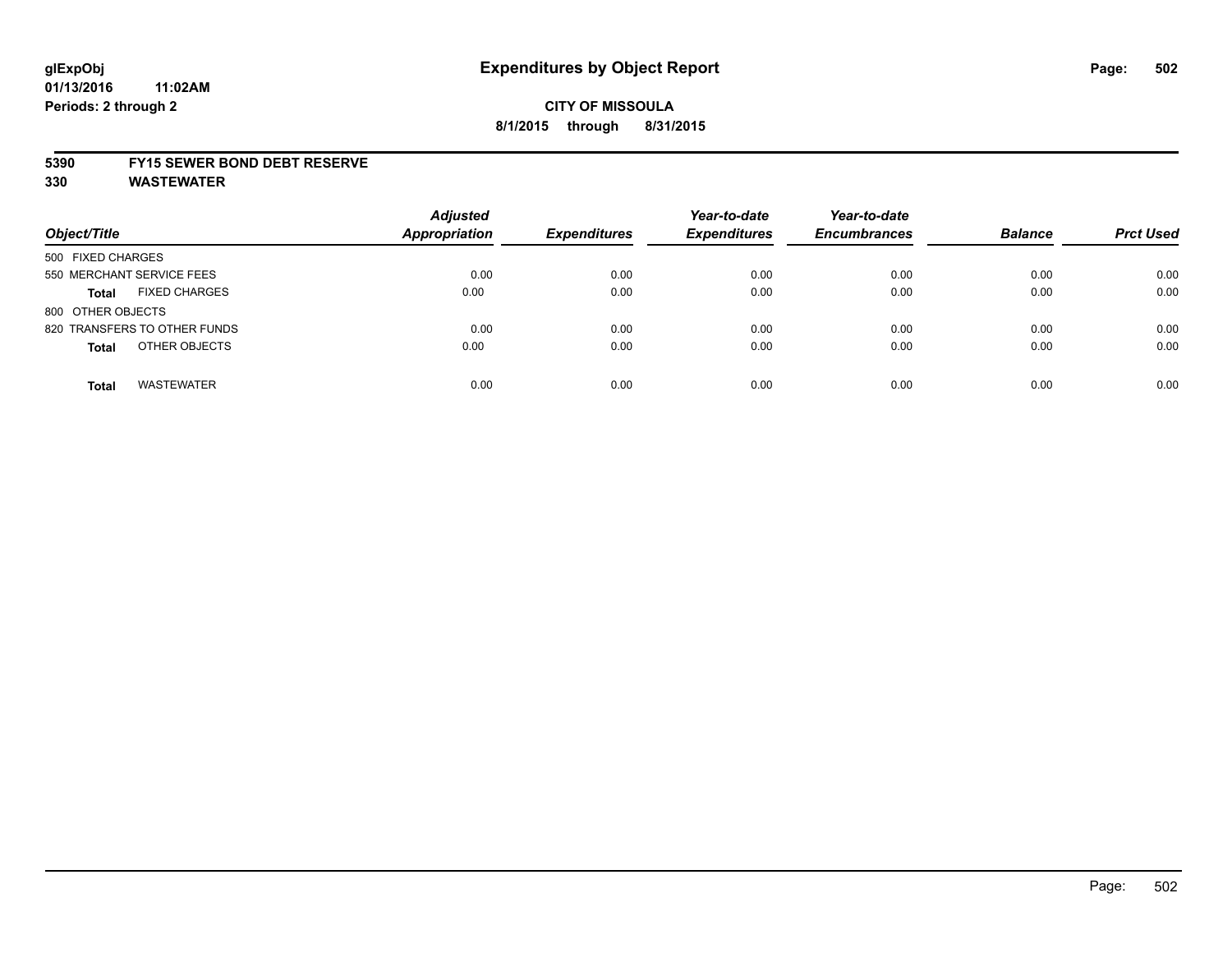# Expenditures by Object Report

glExpObj
01/13/2016 11:02AM
Periods: 2 through 2

**CITY OF MISSOULA**
**8/1/2015 through 8/31/2015**

**5390 FY15 SEWER BOND DEBT RESERVE**
**330 WASTEWATER**

| Object/Title | | Adjusted Appropriation | Expenditures | Year-to-date Expenditures | Year-to-date Encumbrances | Balance | Prct Used |
|---|---|---|---|---|---|---|---|
| 500 FIXED CHARGES | | | | | | | |
| 550 MERCHANT SERVICE FEES | | 0.00 | 0.00 | 0.00 | 0.00 | 0.00 | 0.00 |
| **Total** | FIXED CHARGES | 0.00 | 0.00 | 0.00 | 0.00 | 0.00 | 0.00 |
| 800 OTHER OBJECTS | | | | | | | |
| 820 TRANSFERS TO OTHER FUNDS | | 0.00 | 0.00 | 0.00 | 0.00 | 0.00 | 0.00 |
| **Total** | OTHER OBJECTS | 0.00 | 0.00 | 0.00 | 0.00 | 0.00 | 0.00 |
| **Total** | WASTEWATER | 0.00 | 0.00 | 0.00 | 0.00 | 0.00 | 0.00 |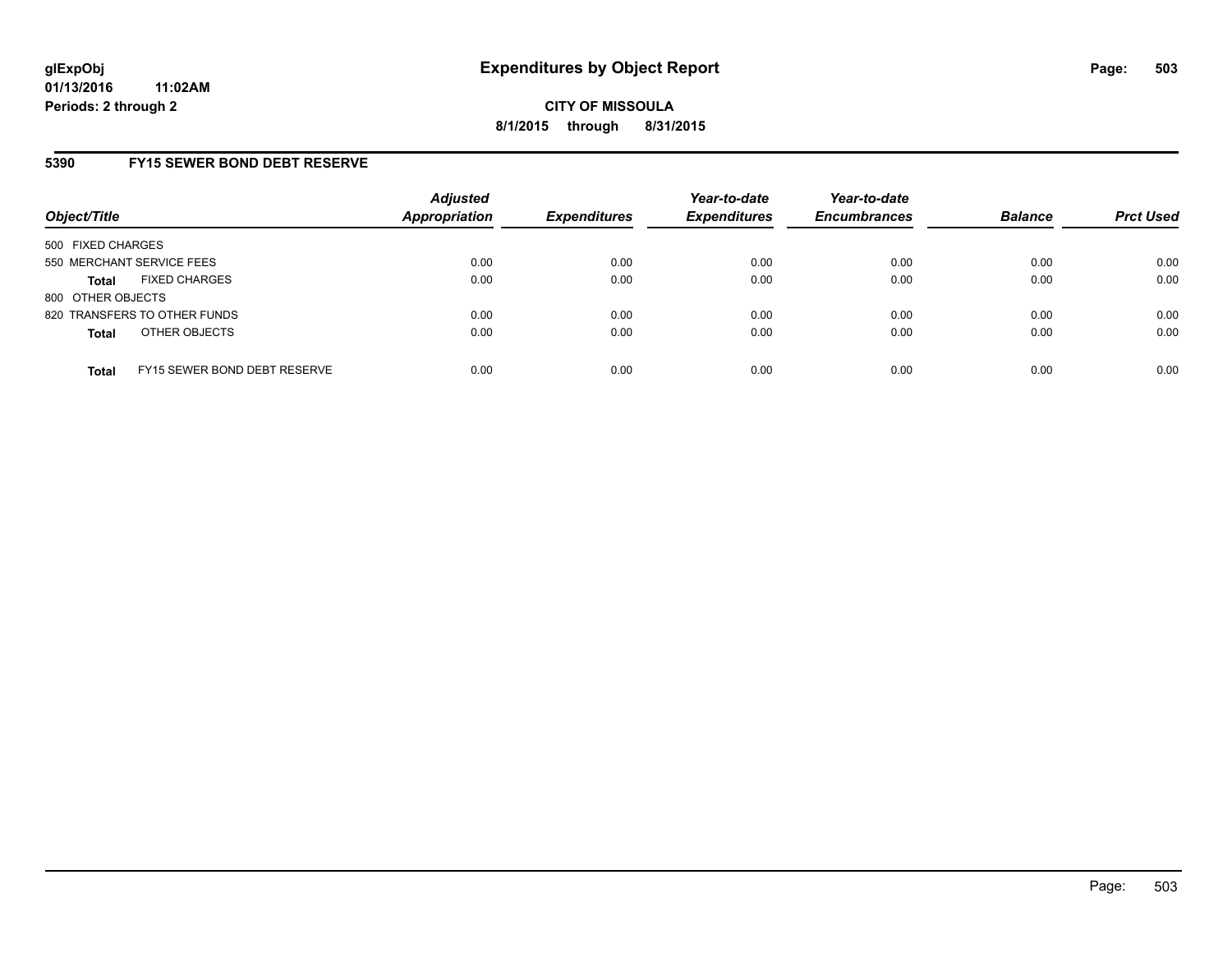# Expenditures by Object Report

glExpObj
01/13/2016 11:02AM
Periods: 2 through 2

**CITY OF MISSOULA**
**8/1/2015 through 8/31/2015**

## 5390 FY15 SEWER BOND DEBT RESERVE

| Object/Title | Adjusted Appropriation | Expenditures | Year-to-date Expenditures | Year-to-date Encumbrances | Balance | Prct Used |
|---|---|---|---|---|---|---|
| 500 FIXED CHARGES | | | | | | |
| 550 MERCHANT SERVICE FEES | 0.00 | 0.00 | 0.00 | 0.00 | 0.00 | 0.00 |
| **Total** FIXED CHARGES | 0.00 | 0.00 | 0.00 | 0.00 | 0.00 | 0.00 |
| 800 OTHER OBJECTS | | | | | | |
| 820 TRANSFERS TO OTHER FUNDS | 0.00 | 0.00 | 0.00 | 0.00 | 0.00 | 0.00 |
| **Total** OTHER OBJECTS | 0.00 | 0.00 | 0.00 | 0.00 | 0.00 | 0.00 |
| **Total** FY15 SEWER BOND DEBT RESERVE | 0.00 | 0.00 | 0.00 | 0.00 | 0.00 | 0.00 |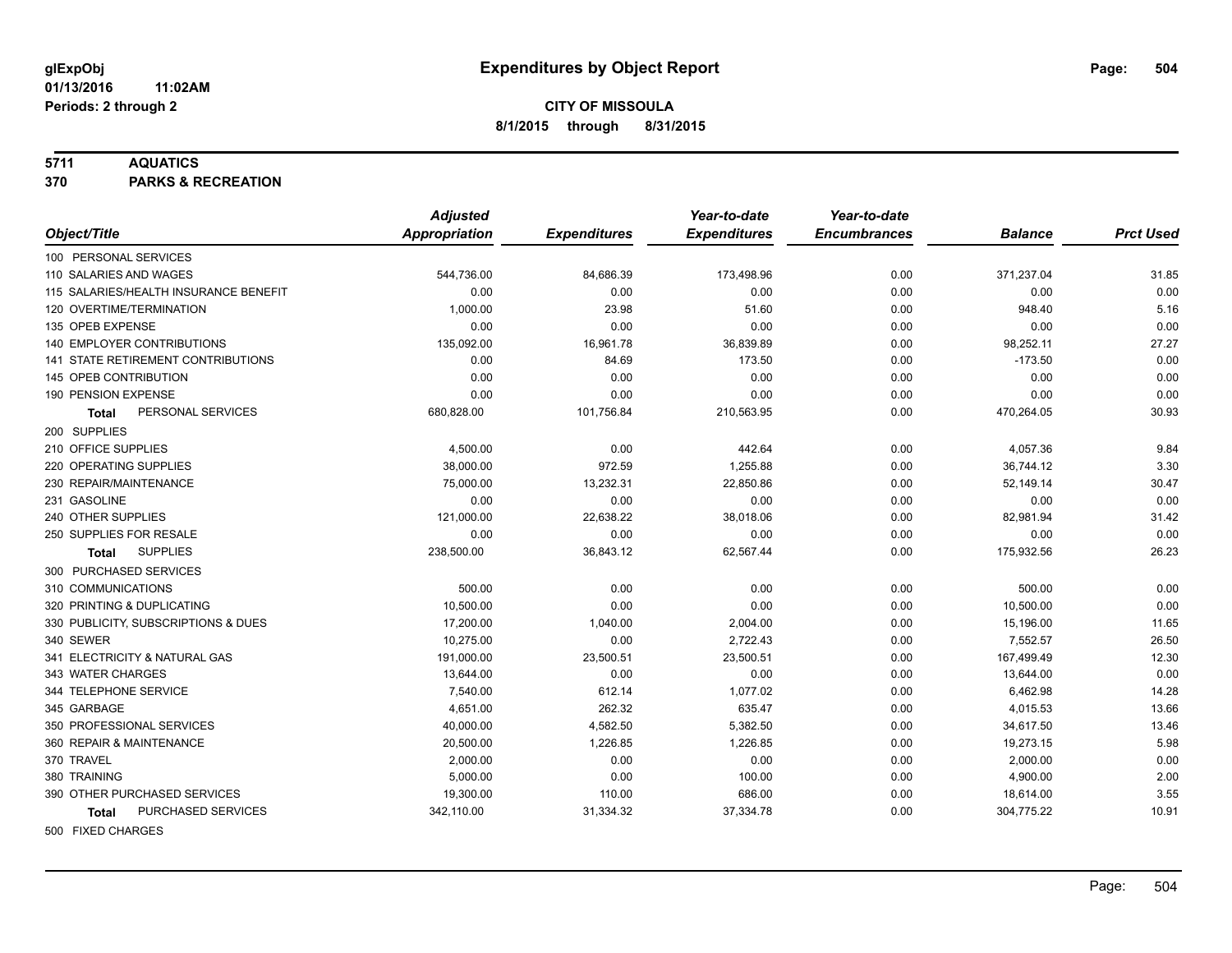**glExpObj** **Expenditures by Object Report**
**01/13/2016 11:02AM**
**Periods: 2 through 2**

**CITY OF MISSOULA**
**8/1/2015 through 8/31/2015**

**5711 AQUATICS**
**370 PARKS & RECREATION**

| Object/Title | Adjusted Appropriation | Expenditures | Year-to-date Expenditures | Year-to-date Encumbrances | Balance | Prct Used |
|---|---|---|---|---|---|---|
| 100 PERSONAL SERVICES | | | | | | |
| 110 SALARIES AND WAGES | 544,736.00 | 84,686.39 | 173,498.96 | 0.00 | 371,237.04 | 31.85 |
| 115 SALARIES/HEALTH INSURANCE BENEFIT | 0.00 | 0.00 | 0.00 | 0.00 | 0.00 | 0.00 |
| 120 OVERTIME/TERMINATION | 1,000.00 | 23.98 | 51.60 | 0.00 | 948.40 | 5.16 |
| 135 OPEB EXPENSE | 0.00 | 0.00 | 0.00 | 0.00 | 0.00 | 0.00 |
| 140 EMPLOYER CONTRIBUTIONS | 135,092.00 | 16,961.78 | 36,839.89 | 0.00 | 98,252.11 | 27.27 |
| 141 STATE RETIREMENT CONTRIBUTIONS | 0.00 | 84.69 | 173.50 | 0.00 | -173.50 | 0.00 |
| 145 OPEB CONTRIBUTION | 0.00 | 0.00 | 0.00 | 0.00 | 0.00 | 0.00 |
| 190 PENSION EXPENSE | 0.00 | 0.00 | 0.00 | 0.00 | 0.00 | 0.00 |
| **Total** PERSONAL SERVICES | 680,828.00 | 101,756.84 | 210,563.95 | 0.00 | 470,264.05 | 30.93 |
| 200 SUPPLIES | | | | | | |
| 210 OFFICE SUPPLIES | 4,500.00 | 0.00 | 442.64 | 0.00 | 4,057.36 | 9.84 |
| 220 OPERATING SUPPLIES | 38,000.00 | 972.59 | 1,255.88 | 0.00 | 36,744.12 | 3.30 |
| 230 REPAIR/MAINTENANCE | 75,000.00 | 13,232.31 | 22,850.86 | 0.00 | 52,149.14 | 30.47 |
| 231 GASOLINE | 0.00 | 0.00 | 0.00 | 0.00 | 0.00 | 0.00 |
| 240 OTHER SUPPLIES | 121,000.00 | 22,638.22 | 38,018.06 | 0.00 | 82,981.94 | 31.42 |
| 250 SUPPLIES FOR RESALE | 0.00 | 0.00 | 0.00 | 0.00 | 0.00 | 0.00 |
| **Total** SUPPLIES | 238,500.00 | 36,843.12 | 62,567.44 | 0.00 | 175,932.56 | 26.23 |
| 300 PURCHASED SERVICES | | | | | | |
| 310 COMMUNICATIONS | 500.00 | 0.00 | 0.00 | 0.00 | 500.00 | 0.00 |
| 320 PRINTING & DUPLICATING | 10,500.00 | 0.00 | 0.00 | 0.00 | 10,500.00 | 0.00 |
| 330 PUBLICITY, SUBSCRIPTIONS & DUES | 17,200.00 | 1,040.00 | 2,004.00 | 0.00 | 15,196.00 | 11.65 |
| 340 SEWER | 10,275.00 | 0.00 | 2,722.43 | 0.00 | 7,552.57 | 26.50 |
| 341 ELECTRICITY & NATURAL GAS | 191,000.00 | 23,500.51 | 23,500.51 | 0.00 | 167,499.49 | 12.30 |
| 343 WATER CHARGES | 13,644.00 | 0.00 | 0.00 | 0.00 | 13,644.00 | 0.00 |
| 344 TELEPHONE SERVICE | 7,540.00 | 612.14 | 1,077.02 | 0.00 | 6,462.98 | 14.28 |
| 345 GARBAGE | 4,651.00 | 262.32 | 635.47 | 0.00 | 4,015.53 | 13.66 |
| 350 PROFESSIONAL SERVICES | 40,000.00 | 4,582.50 | 5,382.50 | 0.00 | 34,617.50 | 13.46 |
| 360 REPAIR & MAINTENANCE | 20,500.00 | 1,226.85 | 1,226.85 | 0.00 | 19,273.15 | 5.98 |
| 370 TRAVEL | 2,000.00 | 0.00 | 0.00 | 0.00 | 2,000.00 | 0.00 |
| 380 TRAINING | 5,000.00 | 0.00 | 100.00 | 0.00 | 4,900.00 | 2.00 |
| 390 OTHER PURCHASED SERVICES | 19,300.00 | 110.00 | 686.00 | 0.00 | 18,614.00 | 3.55 |
| **Total** PURCHASED SERVICES | 342,110.00 | 31,334.32 | 37,334.78 | 0.00 | 304,775.22 | 10.91 |
| 500 FIXED CHARGES | | | | | | |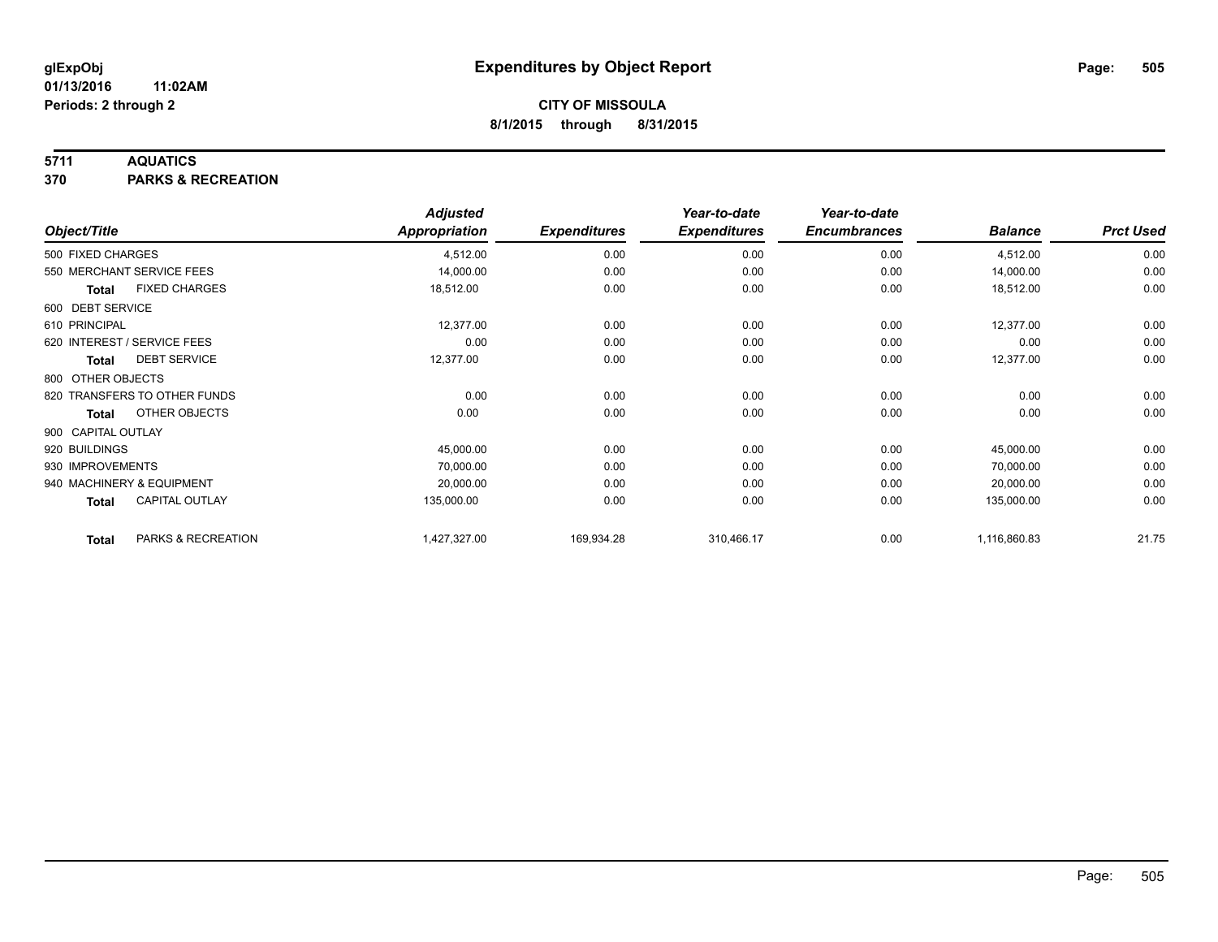# Expenditures by Object Report

glExpObj
01/13/2016 11:02AM
Periods: 2 through 2

**CITY OF MISSOULA**
**8/1/2015 through 8/31/2015**

## 5711 AQUATICS
## 370 PARKS & RECREATION

| Object/Title | Adjusted Appropriation | Expenditures | Year-to-date Expenditures | Year-to-date Encumbrances | Balance | Prct Used |
|---|---|---|---|---|---|---|
| 500 FIXED CHARGES | 4,512.00 | 0.00 | 0.00 | 0.00 | 4,512.00 | 0.00 |
| 550 MERCHANT SERVICE FEES | 14,000.00 | 0.00 | 0.00 | 0.00 | 14,000.00 | 0.00 |
| **Total** FIXED CHARGES | 18,512.00 | 0.00 | 0.00 | 0.00 | 18,512.00 | 0.00 |
| 600 DEBT SERVICE | | | | | | |
| 610 PRINCIPAL | 12,377.00 | 0.00 | 0.00 | 0.00 | 12,377.00 | 0.00 |
| 620 INTEREST / SERVICE FEES | 0.00 | 0.00 | 0.00 | 0.00 | 0.00 | 0.00 |
| **Total** DEBT SERVICE | 12,377.00 | 0.00 | 0.00 | 0.00 | 12,377.00 | 0.00 |
| 800 OTHER OBJECTS | | | | | | |
| 820 TRANSFERS TO OTHER FUNDS | 0.00 | 0.00 | 0.00 | 0.00 | 0.00 | 0.00 |
| **Total** OTHER OBJECTS | 0.00 | 0.00 | 0.00 | 0.00 | 0.00 | 0.00 |
| 900 CAPITAL OUTLAY | | | | | | |
| 920 BUILDINGS | 45,000.00 | 0.00 | 0.00 | 0.00 | 45,000.00 | 0.00 |
| 930 IMPROVEMENTS | 70,000.00 | 0.00 | 0.00 | 0.00 | 70,000.00 | 0.00 |
| 940 MACHINERY & EQUIPMENT | 20,000.00 | 0.00 | 0.00 | 0.00 | 20,000.00 | 0.00 |
| **Total** CAPITAL OUTLAY | 135,000.00 | 0.00 | 0.00 | 0.00 | 135,000.00 | 0.00 |
| **Total** PARKS & RECREATION | 1,427,327.00 | 169,934.28 | 310,466.17 | 0.00 | 1,116,860.83 | 21.75 |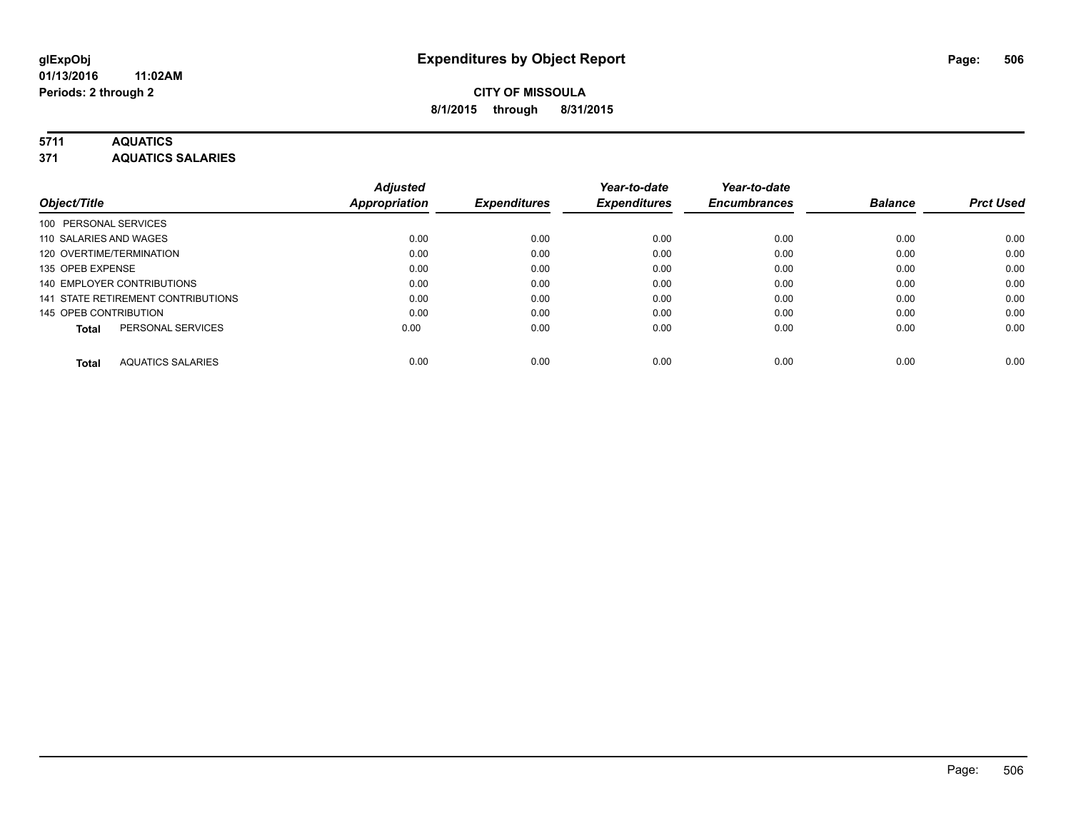**glExpObj**
**01/13/2016 11:02AM**
**Periods: 2 through 2**

# Expenditures by Object Report

**CITY OF MISSOULA**
**8/1/2015 through 8/31/2015**

**5711 AQUATICS**
**371 AQUATICS SALARIES**

| Object/Title | Adjusted Appropriation | Expenditures | Year-to-date Expenditures | Year-to-date Encumbrances | Balance | Prct Used |
|---|---|---|---|---|---|---|
| 100 PERSONAL SERVICES | | | | | | |
| 110 SALARIES AND WAGES | 0.00 | 0.00 | 0.00 | 0.00 | 0.00 | 0.00 |
| 120 OVERTIME/TERMINATION | 0.00 | 0.00 | 0.00 | 0.00 | 0.00 | 0.00 |
| 135 OPEB EXPENSE | 0.00 | 0.00 | 0.00 | 0.00 | 0.00 | 0.00 |
| 140 EMPLOYER CONTRIBUTIONS | 0.00 | 0.00 | 0.00 | 0.00 | 0.00 | 0.00 |
| 141 STATE RETIREMENT CONTRIBUTIONS | 0.00 | 0.00 | 0.00 | 0.00 | 0.00 | 0.00 |
| 145 OPEB CONTRIBUTION | 0.00 | 0.00 | 0.00 | 0.00 | 0.00 | 0.00 |
| **Total** PERSONAL SERVICES | 0.00 | 0.00 | 0.00 | 0.00 | 0.00 | 0.00 |
| **Total** AQUATICS SALARIES | 0.00 | 0.00 | 0.00 | 0.00 | 0.00 | 0.00 |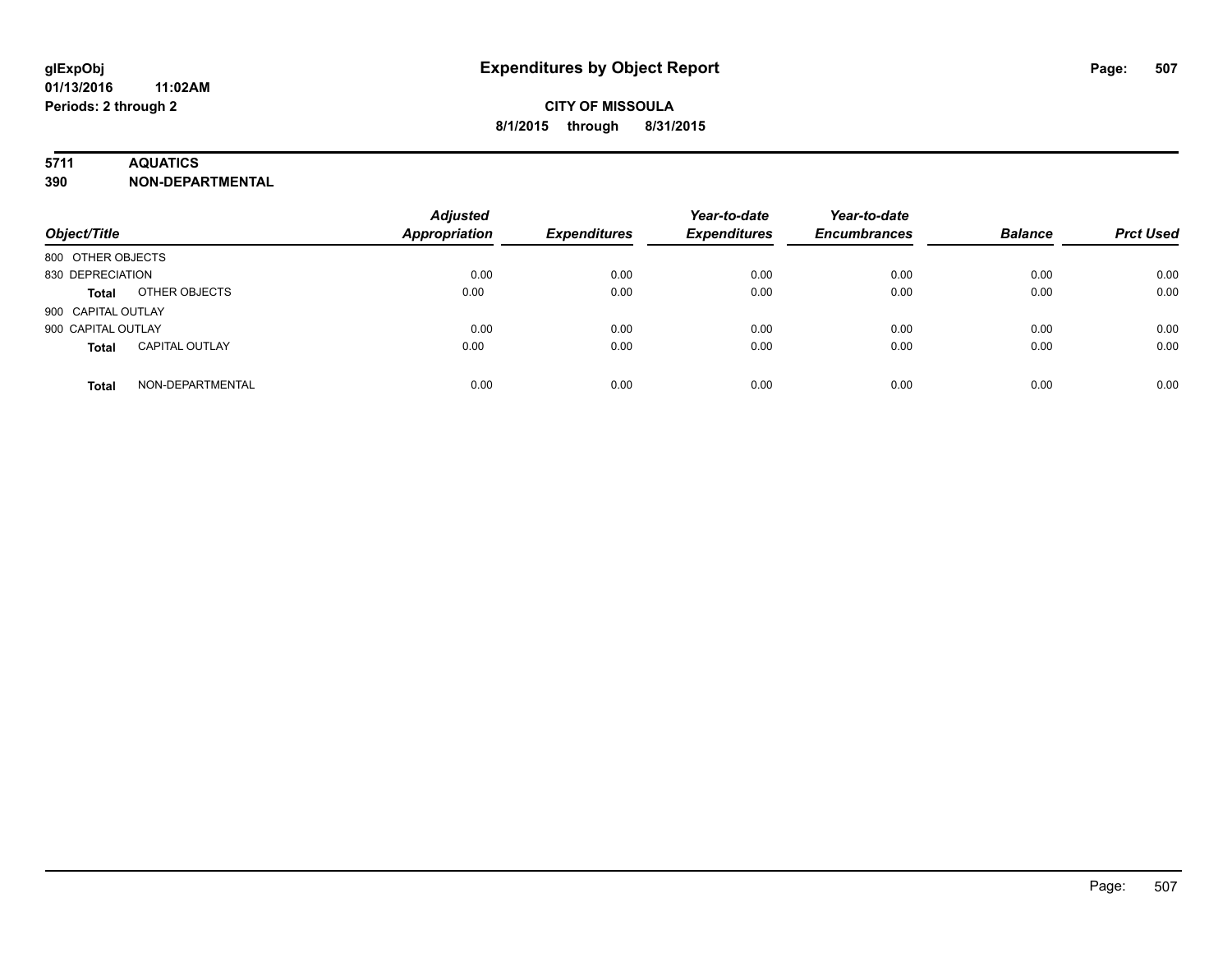**glExpObj** **Expenditures by Object Report**
**01/13/2016 11:02AM**
**Periods: 2 through 2**

**CITY OF MISSOULA**
**8/1/2015 through 8/31/2015**

**5711 AQUATICS**
**390 NON-DEPARTMENTAL**

| Object/Title | | Adjusted Appropriation | Expenditures | Year-to-date Expenditures | Year-to-date Encumbrances | Balance | Prct Used |
|---|---|---|---|---|---|---|---|
| 800 OTHER OBJECTS | | | | | | | |
| 830 DEPRECIATION | | 0.00 | 0.00 | 0.00 | 0.00 | 0.00 | 0.00 |
| **Total** | OTHER OBJECTS | 0.00 | 0.00 | 0.00 | 0.00 | 0.00 | 0.00 |
| 900 CAPITAL OUTLAY | | | | | | | |
| 900 CAPITAL OUTLAY | | 0.00 | 0.00 | 0.00 | 0.00 | 0.00 | 0.00 |
| **Total** | CAPITAL OUTLAY | 0.00 | 0.00 | 0.00 | 0.00 | 0.00 | 0.00 |
| **Total** | NON-DEPARTMENTAL | 0.00 | 0.00 | 0.00 | 0.00 | 0.00 | 0.00 |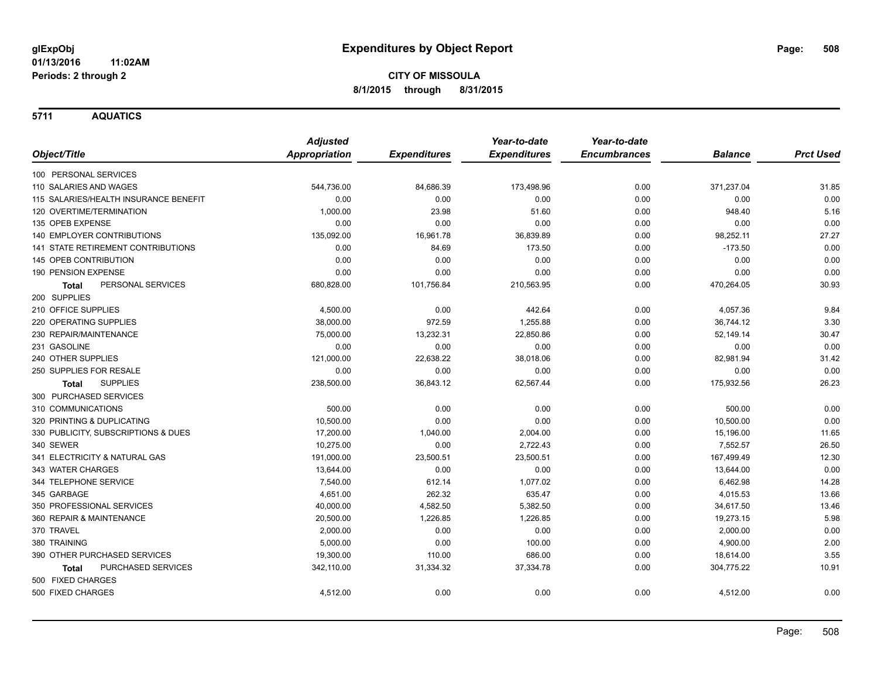**glExpObj**
**01/13/2016 11:02AM**
**Periods: 2 through 2**

# Expenditures by Object Report

**CITY OF MISSOULA**
**8/1/2015 through 8/31/2015**

**5711 AQUATICS**

| Object/Title | Adjusted Appropriation | Expenditures | Year-to-date Expenditures | Year-to-date Encumbrances | Balance | Prct Used |
|---|---|---|---|---|---|---|
| 100 PERSONAL SERVICES | | | | | | |
| 110 SALARIES AND WAGES | 544,736.00 | 84,686.39 | 173,498.96 | 0.00 | 371,237.04 | 31.85 |
| 115 SALARIES/HEALTH INSURANCE BENEFIT | 0.00 | 0.00 | 0.00 | 0.00 | 0.00 | 0.00 |
| 120 OVERTIME/TERMINATION | 1,000.00 | 23.98 | 51.60 | 0.00 | 948.40 | 5.16 |
| 135 OPEB EXPENSE | 0.00 | 0.00 | 0.00 | 0.00 | 0.00 | 0.00 |
| 140 EMPLOYER CONTRIBUTIONS | 135,092.00 | 16,961.78 | 36,839.89 | 0.00 | 98,252.11 | 27.27 |
| 141 STATE RETIREMENT CONTRIBUTIONS | 0.00 | 84.69 | 173.50 | 0.00 | -173.50 | 0.00 |
| 145 OPEB CONTRIBUTION | 0.00 | 0.00 | 0.00 | 0.00 | 0.00 | 0.00 |
| 190 PENSION EXPENSE | 0.00 | 0.00 | 0.00 | 0.00 | 0.00 | 0.00 |
| **Total** PERSONAL SERVICES | 680,828.00 | 101,756.84 | 210,563.95 | 0.00 | 470,264.05 | 30.93 |
| 200 SUPPLIES | | | | | | |
| 210 OFFICE SUPPLIES | 4,500.00 | 0.00 | 442.64 | 0.00 | 4,057.36 | 9.84 |
| 220 OPERATING SUPPLIES | 38,000.00 | 972.59 | 1,255.88 | 0.00 | 36,744.12 | 3.30 |
| 230 REPAIR/MAINTENANCE | 75,000.00 | 13,232.31 | 22,850.86 | 0.00 | 52,149.14 | 30.47 |
| 231 GASOLINE | 0.00 | 0.00 | 0.00 | 0.00 | 0.00 | 0.00 |
| 240 OTHER SUPPLIES | 121,000.00 | 22,638.22 | 38,018.06 | 0.00 | 82,981.94 | 31.42 |
| 250 SUPPLIES FOR RESALE | 0.00 | 0.00 | 0.00 | 0.00 | 0.00 | 0.00 |
| **Total** SUPPLIES | 238,500.00 | 36,843.12 | 62,567.44 | 0.00 | 175,932.56 | 26.23 |
| 300 PURCHASED SERVICES | | | | | | |
| 310 COMMUNICATIONS | 500.00 | 0.00 | 0.00 | 0.00 | 500.00 | 0.00 |
| 320 PRINTING & DUPLICATING | 10,500.00 | 0.00 | 0.00 | 0.00 | 10,500.00 | 0.00 |
| 330 PUBLICITY, SUBSCRIPTIONS & DUES | 17,200.00 | 1,040.00 | 2,004.00 | 0.00 | 15,196.00 | 11.65 |
| 340 SEWER | 10,275.00 | 0.00 | 2,722.43 | 0.00 | 7,552.57 | 26.50 |
| 341 ELECTRICITY & NATURAL GAS | 191,000.00 | 23,500.51 | 23,500.51 | 0.00 | 167,499.49 | 12.30 |
| 343 WATER CHARGES | 13,644.00 | 0.00 | 0.00 | 0.00 | 13,644.00 | 0.00 |
| 344 TELEPHONE SERVICE | 7,540.00 | 612.14 | 1,077.02 | 0.00 | 6,462.98 | 14.28 |
| 345 GARBAGE | 4,651.00 | 262.32 | 635.47 | 0.00 | 4,015.53 | 13.66 |
| 350 PROFESSIONAL SERVICES | 40,000.00 | 4,582.50 | 5,382.50 | 0.00 | 34,617.50 | 13.46 |
| 360 REPAIR & MAINTENANCE | 20,500.00 | 1,226.85 | 1,226.85 | 0.00 | 19,273.15 | 5.98 |
| 370 TRAVEL | 2,000.00 | 0.00 | 0.00 | 0.00 | 2,000.00 | 0.00 |
| 380 TRAINING | 5,000.00 | 0.00 | 100.00 | 0.00 | 4,900.00 | 2.00 |
| 390 OTHER PURCHASED SERVICES | 19,300.00 | 110.00 | 686.00 | 0.00 | 18,614.00 | 3.55 |
| **Total** PURCHASED SERVICES | 342,110.00 | 31,334.32 | 37,334.78 | 0.00 | 304,775.22 | 10.91 |
| 500 FIXED CHARGES | | | | | | |
| 500 FIXED CHARGES | 4,512.00 | 0.00 | 0.00 | 0.00 | 4,512.00 | 0.00 |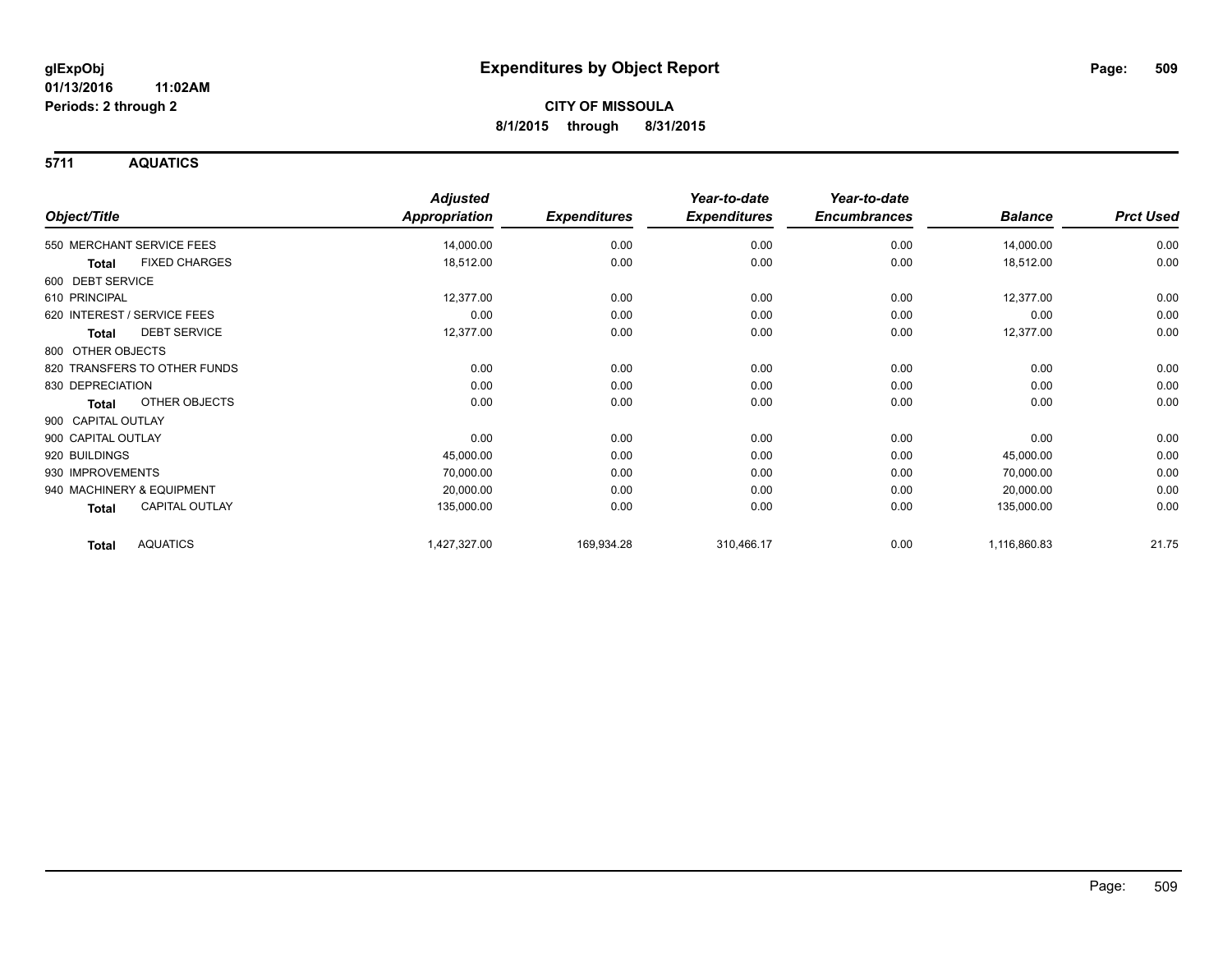**glExpObj** **Expenditures by Object Report**

**01/13/2016 11:02AM**

**Periods: 2 through 2**

**CITY OF MISSOULA**

**8/1/2015 through 8/31/2015**

## 5711 AQUATICS

| Object/Title | Adjusted Appropriation | Expenditures | Year-to-date Expenditures | Year-to-date Encumbrances | Balance | Prct Used |
|---|---|---|---|---|---|---|
| 550 MERCHANT SERVICE FEES | 14,000.00 | 0.00 | 0.00 | 0.00 | 14,000.00 | 0.00 |
| **Total** FIXED CHARGES | 18,512.00 | 0.00 | 0.00 | 0.00 | 18,512.00 | 0.00 |
| 600 DEBT SERVICE | | | | | | |
| 610 PRINCIPAL | 12,377.00 | 0.00 | 0.00 | 0.00 | 12,377.00 | 0.00 |
| 620 INTEREST / SERVICE FEES | 0.00 | 0.00 | 0.00 | 0.00 | 0.00 | 0.00 |
| **Total** DEBT SERVICE | 12,377.00 | 0.00 | 0.00 | 0.00 | 12,377.00 | 0.00 |
| 800 OTHER OBJECTS | | | | | | |
| 820 TRANSFERS TO OTHER FUNDS | 0.00 | 0.00 | 0.00 | 0.00 | 0.00 | 0.00 |
| 830 DEPRECIATION | 0.00 | 0.00 | 0.00 | 0.00 | 0.00 | 0.00 |
| **Total** OTHER OBJECTS | 0.00 | 0.00 | 0.00 | 0.00 | 0.00 | 0.00 |
| 900 CAPITAL OUTLAY | | | | | | |
| 900 CAPITAL OUTLAY | 0.00 | 0.00 | 0.00 | 0.00 | 0.00 | 0.00 |
| 920 BUILDINGS | 45,000.00 | 0.00 | 0.00 | 0.00 | 45,000.00 | 0.00 |
| 930 IMPROVEMENTS | 70,000.00 | 0.00 | 0.00 | 0.00 | 70,000.00 | 0.00 |
| 940 MACHINERY & EQUIPMENT | 20,000.00 | 0.00 | 0.00 | 0.00 | 20,000.00 | 0.00 |
| **Total** CAPITAL OUTLAY | 135,000.00 | 0.00 | 0.00 | 0.00 | 135,000.00 | 0.00 |
| **Total** AQUATICS | 1,427,327.00 | 169,934.28 | 310,466.17 | 0.00 | 1,116,860.83 | 21.75 |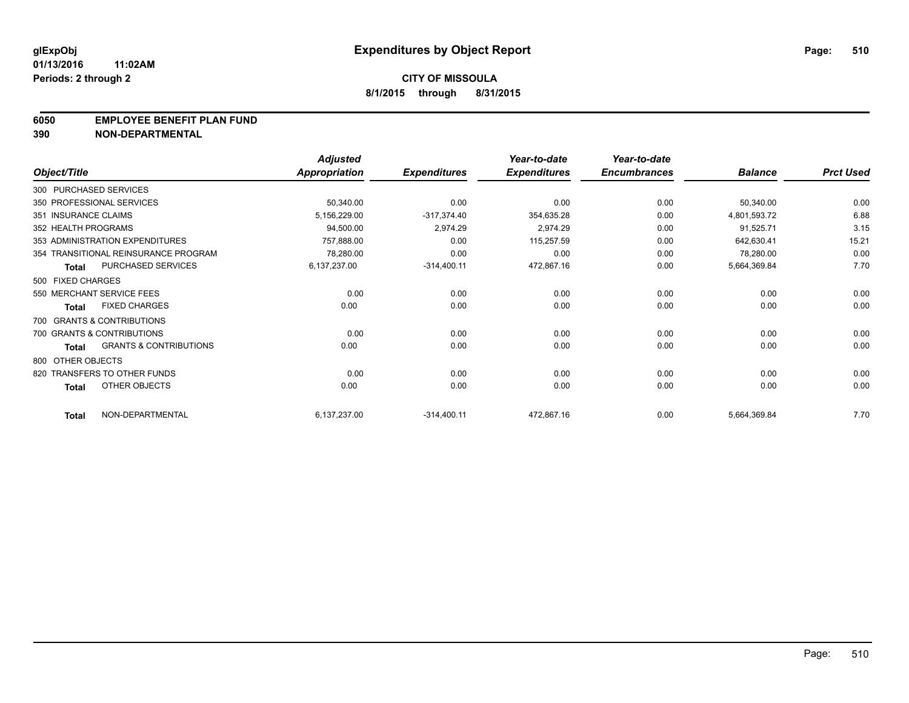**glExpObj** **Expenditures by Object Report**
**01/13/2016 11:02AM**
**Periods: 2 through 2**

**CITY OF MISSOULA**
**8/1/2015 through 8/31/2015**

## 6050 EMPLOYEE BENEFIT PLAN FUND
## 390 NON-DEPARTMENTAL

| Object/Title | | Adjusted Appropriation | Expenditures | Year-to-date Expenditures | Year-to-date Encumbrances | Balance | Prct Used |
|---|---|---|---|---|---|---|---|
| 300 PURCHASED SERVICES | | | | | | | |
| 350 PROFESSIONAL SERVICES | | 50,340.00 | 0.00 | 0.00 | 0.00 | 50,340.00 | 0.00 |
| 351 INSURANCE CLAIMS | | 5,156,229.00 | -317,374.40 | 354,635.28 | 0.00 | 4,801,593.72 | 6.88 |
| 352 HEALTH PROGRAMS | | 94,500.00 | 2,974.29 | 2,974.29 | 0.00 | 91,525.71 | 3.15 |
| 353 ADMINISTRATION EXPENDITURES | | 757,888.00 | 0.00 | 115,257.59 | 0.00 | 642,630.41 | 15.21 |
| 354 TRANSITIONAL REINSURANCE PROGRAM | | 78,280.00 | 0.00 | 0.00 | 0.00 | 78,280.00 | 0.00 |
| **Total** | PURCHASED SERVICES | 6,137,237.00 | -314,400.11 | 472,867.16 | 0.00 | 5,664,369.84 | 7.70 |
| 500 FIXED CHARGES | | | | | | | |
| 550 MERCHANT SERVICE FEES | | 0.00 | 0.00 | 0.00 | 0.00 | 0.00 | 0.00 |
| **Total** | FIXED CHARGES | 0.00 | 0.00 | 0.00 | 0.00 | 0.00 | 0.00 |
| 700 GRANTS & CONTRIBUTIONS | | | | | | | |
| 700 GRANTS & CONTRIBUTIONS | | 0.00 | 0.00 | 0.00 | 0.00 | 0.00 | 0.00 |
| **Total** | GRANTS & CONTRIBUTIONS | 0.00 | 0.00 | 0.00 | 0.00 | 0.00 | 0.00 |
| 800 OTHER OBJECTS | | | | | | | |
| 820 TRANSFERS TO OTHER FUNDS | | 0.00 | 0.00 | 0.00 | 0.00 | 0.00 | 0.00 |
| **Total** | OTHER OBJECTS | 0.00 | 0.00 | 0.00 | 0.00 | 0.00 | 0.00 |
| **Total** | NON-DEPARTMENTAL | 6,137,237.00 | -314,400.11 | 472,867.16 | 0.00 | 5,664,369.84 | 7.70 |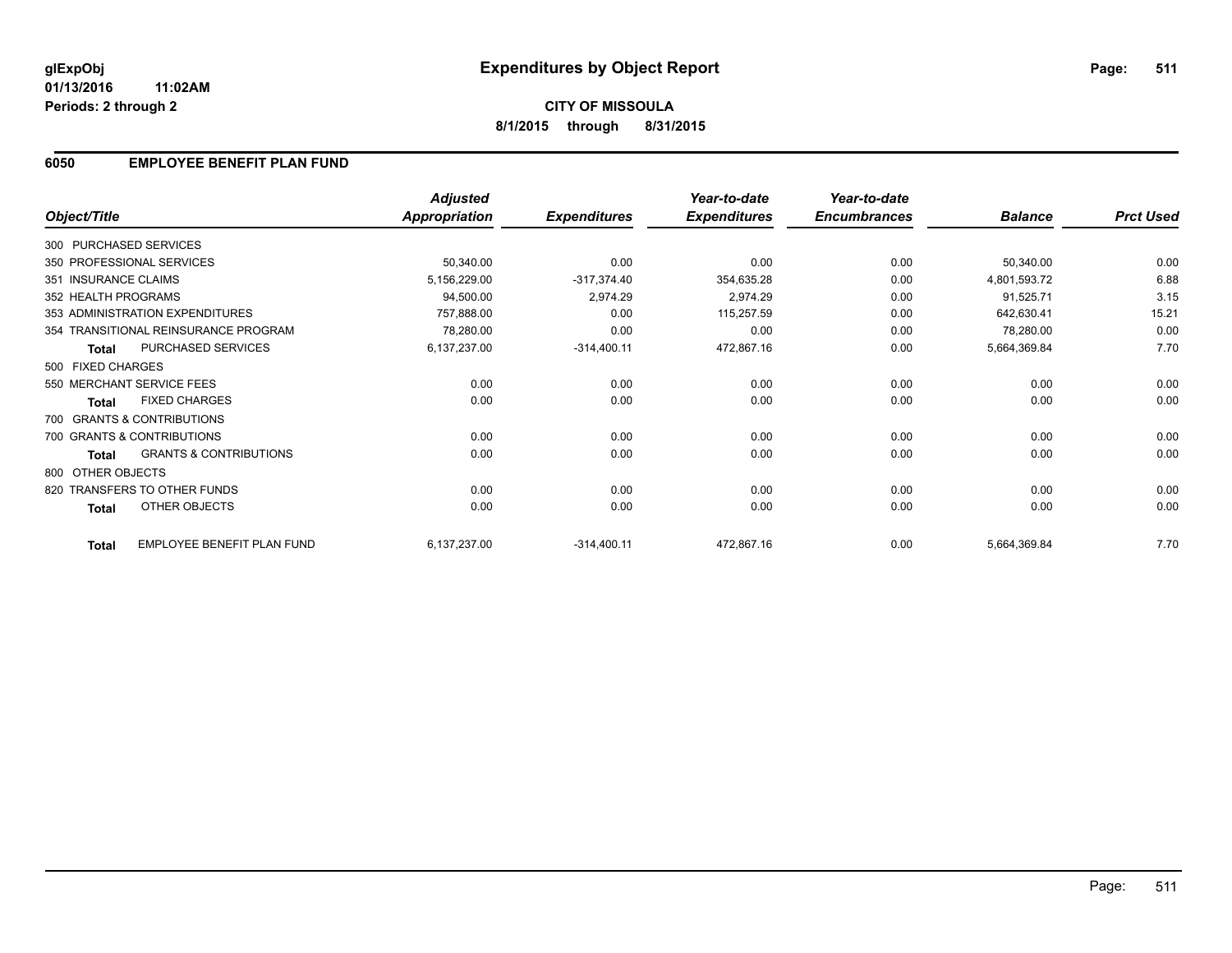**glExpObj**
**01/13/2016 11:02AM**
**Periods: 2 through 2**

# Expenditures by Object Report

**CITY OF MISSOULA**
**8/1/2015 through 8/31/2015**

## 6050 EMPLOYEE BENEFIT PLAN FUND

| Object/Title | | Adjusted Appropriation | Expenditures | Year-to-date Expenditures | Year-to-date Encumbrances | Balance | Prct Used |
|---|---|---|---|---|---|---|---|
| 300 PURCHASED SERVICES | | | | | | | |
| 350 PROFESSIONAL SERVICES | | 50,340.00 | 0.00 | 0.00 | 0.00 | 50,340.00 | 0.00 |
| 351 INSURANCE CLAIMS | | 5,156,229.00 | -317,374.40 | 354,635.28 | 0.00 | 4,801,593.72 | 6.88 |
| 352 HEALTH PROGRAMS | | 94,500.00 | 2,974.29 | 2,974.29 | 0.00 | 91,525.71 | 3.15 |
| 353 ADMINISTRATION EXPENDITURES | | 757,888.00 | 0.00 | 115,257.59 | 0.00 | 642,630.41 | 15.21 |
| 354 TRANSITIONAL REINSURANCE PROGRAM | | 78,280.00 | 0.00 | 0.00 | 0.00 | 78,280.00 | 0.00 |
| **Total** | PURCHASED SERVICES | 6,137,237.00 | -314,400.11 | 472,867.16 | 0.00 | 5,664,369.84 | 7.70 |
| 500 FIXED CHARGES | | | | | | | |
| 550 MERCHANT SERVICE FEES | | 0.00 | 0.00 | 0.00 | 0.00 | 0.00 | 0.00 |
| **Total** | FIXED CHARGES | 0.00 | 0.00 | 0.00 | 0.00 | 0.00 | 0.00 |
| 700 GRANTS & CONTRIBUTIONS | | | | | | | |
| 700 GRANTS & CONTRIBUTIONS | | 0.00 | 0.00 | 0.00 | 0.00 | 0.00 | 0.00 |
| **Total** | GRANTS & CONTRIBUTIONS | 0.00 | 0.00 | 0.00 | 0.00 | 0.00 | 0.00 |
| 800 OTHER OBJECTS | | | | | | | |
| 820 TRANSFERS TO OTHER FUNDS | | 0.00 | 0.00 | 0.00 | 0.00 | 0.00 | 0.00 |
| **Total** | OTHER OBJECTS | 0.00 | 0.00 | 0.00 | 0.00 | 0.00 | 0.00 |
| **Total** | EMPLOYEE BENEFIT PLAN FUND | 6,137,237.00 | -314,400.11 | 472,867.16 | 0.00 | 5,664,369.84 | 7.70 |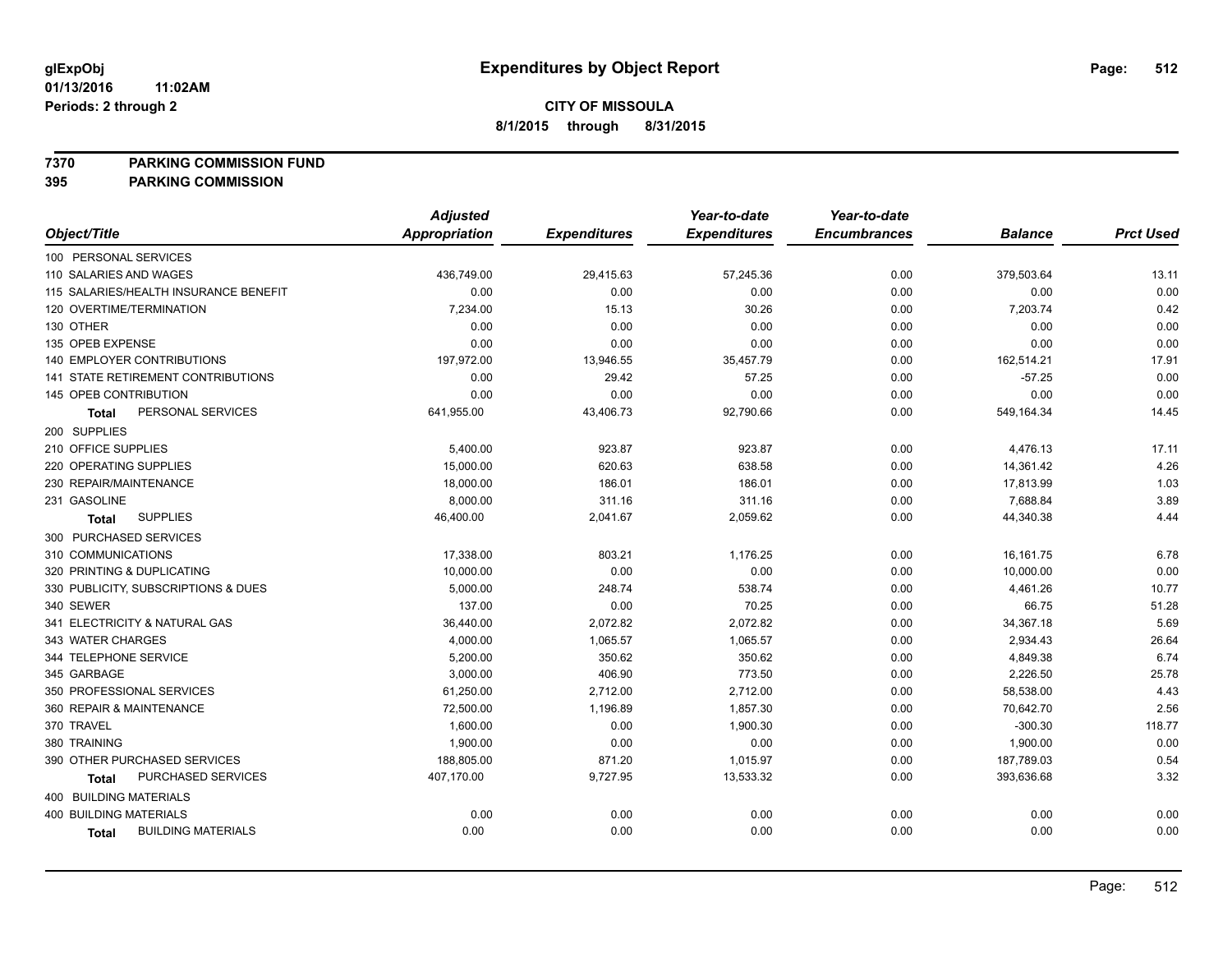glExpObj
01/13/2016 11:02AM
Periods: 2 through 2

# Expenditures by Object Report

**CITY OF MISSOULA**
**8/1/2015 through 8/31/2015**

**7370 PARKING COMMISSION FUND**
**395 PARKING COMMISSION**

| Object/Title | Adjusted Appropriation | Expenditures | Year-to-date Expenditures | Year-to-date Encumbrances | Balance | Prct Used |
|---|---|---|---|---|---|---|
| 100 PERSONAL SERVICES | | | | | | |
| 110 SALARIES AND WAGES | 436,749.00 | 29,415.63 | 57,245.36 | 0.00 | 379,503.64 | 13.11 |
| 115 SALARIES/HEALTH INSURANCE BENEFIT | 0.00 | 0.00 | 0.00 | 0.00 | 0.00 | 0.00 |
| 120 OVERTIME/TERMINATION | 7,234.00 | 15.13 | 30.26 | 0.00 | 7,203.74 | 0.42 |
| 130 OTHER | 0.00 | 0.00 | 0.00 | 0.00 | 0.00 | 0.00 |
| 135 OPEB EXPENSE | 0.00 | 0.00 | 0.00 | 0.00 | 0.00 | 0.00 |
| 140 EMPLOYER CONTRIBUTIONS | 197,972.00 | 13,946.55 | 35,457.79 | 0.00 | 162,514.21 | 17.91 |
| 141 STATE RETIREMENT CONTRIBUTIONS | 0.00 | 29.42 | 57.25 | 0.00 | -57.25 | 0.00 |
| 145 OPEB CONTRIBUTION | 0.00 | 0.00 | 0.00 | 0.00 | 0.00 | 0.00 |
| **Total** PERSONAL SERVICES | 641,955.00 | 43,406.73 | 92,790.66 | 0.00 | 549,164.34 | 14.45 |
| 200 SUPPLIES | | | | | | |
| 210 OFFICE SUPPLIES | 5,400.00 | 923.87 | 923.87 | 0.00 | 4,476.13 | 17.11 |
| 220 OPERATING SUPPLIES | 15,000.00 | 620.63 | 638.58 | 0.00 | 14,361.42 | 4.26 |
| 230 REPAIR/MAINTENANCE | 18,000.00 | 186.01 | 186.01 | 0.00 | 17,813.99 | 1.03 |
| 231 GASOLINE | 8,000.00 | 311.16 | 311.16 | 0.00 | 7,688.84 | 3.89 |
| **Total** SUPPLIES | 46,400.00 | 2,041.67 | 2,059.62 | 0.00 | 44,340.38 | 4.44 |
| 300 PURCHASED SERVICES | | | | | | |
| 310 COMMUNICATIONS | 17,338.00 | 803.21 | 1,176.25 | 0.00 | 16,161.75 | 6.78 |
| 320 PRINTING & DUPLICATING | 10,000.00 | 0.00 | 0.00 | 0.00 | 10,000.00 | 0.00 |
| 330 PUBLICITY, SUBSCRIPTIONS & DUES | 5,000.00 | 248.74 | 538.74 | 0.00 | 4,461.26 | 10.77 |
| 340 SEWER | 137.00 | 0.00 | 70.25 | 0.00 | 66.75 | 51.28 |
| 341 ELECTRICITY & NATURAL GAS | 36,440.00 | 2,072.82 | 2,072.82 | 0.00 | 34,367.18 | 5.69 |
| 343 WATER CHARGES | 4,000.00 | 1,065.57 | 1,065.57 | 0.00 | 2,934.43 | 26.64 |
| 344 TELEPHONE SERVICE | 5,200.00 | 350.62 | 350.62 | 0.00 | 4,849.38 | 6.74 |
| 345 GARBAGE | 3,000.00 | 406.90 | 773.50 | 0.00 | 2,226.50 | 25.78 |
| 350 PROFESSIONAL SERVICES | 61,250.00 | 2,712.00 | 2,712.00 | 0.00 | 58,538.00 | 4.43 |
| 360 REPAIR & MAINTENANCE | 72,500.00 | 1,196.89 | 1,857.30 | 0.00 | 70,642.70 | 2.56 |
| 370 TRAVEL | 1,600.00 | 0.00 | 1,900.30 | 0.00 | -300.30 | 118.77 |
| 380 TRAINING | 1,900.00 | 0.00 | 0.00 | 0.00 | 1,900.00 | 0.00 |
| 390 OTHER PURCHASED SERVICES | 188,805.00 | 871.20 | 1,015.97 | 0.00 | 187,789.03 | 0.54 |
| **Total** PURCHASED SERVICES | 407,170.00 | 9,727.95 | 13,533.32 | 0.00 | 393,636.68 | 3.32 |
| 400 BUILDING MATERIALS | | | | | | |
| 400 BUILDING MATERIALS | 0.00 | 0.00 | 0.00 | 0.00 | 0.00 | 0.00 |
| **Total** BUILDING MATERIALS | 0.00 | 0.00 | 0.00 | 0.00 | 0.00 | 0.00 |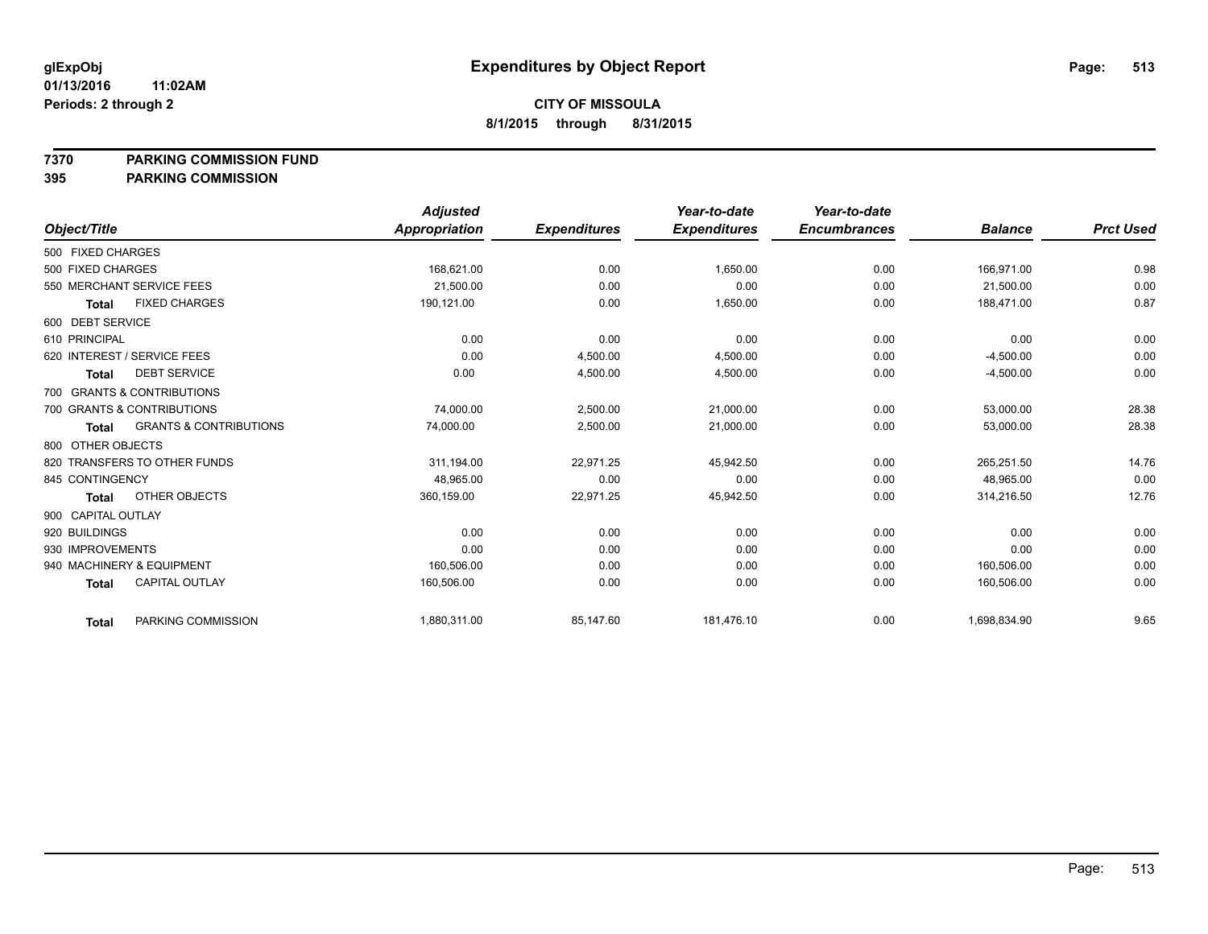# Expenditures by Object Report

glExpObj
01/13/2016 11:02AM
Periods: 2 through 2

**CITY OF MISSOULA**
**8/1/2015 through 8/31/2015**

**7370 PARKING COMMISSION FUND**
**395 PARKING COMMISSION**

| Object/Title | | Adjusted Appropriation | Expenditures | Year-to-date Expenditures | Year-to-date Encumbrances | Balance | Prct Used |
|---|---|---|---|---|---|---|---|
| 500 FIXED CHARGES | | | | | | | |
| 500 FIXED CHARGES | | 168,621.00 | 0.00 | 1,650.00 | 0.00 | 166,971.00 | 0.98 |
| 550 MERCHANT SERVICE FEES | | 21,500.00 | 0.00 | 0.00 | 0.00 | 21,500.00 | 0.00 |
| **Total** | FIXED CHARGES | 190,121.00 | 0.00 | 1,650.00 | 0.00 | 188,471.00 | 0.87 |
| 600 DEBT SERVICE | | | | | | | |
| 610 PRINCIPAL | | 0.00 | 0.00 | 0.00 | 0.00 | 0.00 | 0.00 |
| 620 INTEREST / SERVICE FEES | | 0.00 | 4,500.00 | 4,500.00 | 0.00 | -4,500.00 | 0.00 |
| **Total** | DEBT SERVICE | 0.00 | 4,500.00 | 4,500.00 | 0.00 | -4,500.00 | 0.00 |
| 700 GRANTS & CONTRIBUTIONS | | | | | | | |
| 700 GRANTS & CONTRIBUTIONS | | 74,000.00 | 2,500.00 | 21,000.00 | 0.00 | 53,000.00 | 28.38 |
| **Total** | GRANTS & CONTRIBUTIONS | 74,000.00 | 2,500.00 | 21,000.00 | 0.00 | 53,000.00 | 28.38 |
| 800 OTHER OBJECTS | | | | | | | |
| 820 TRANSFERS TO OTHER FUNDS | | 311,194.00 | 22,971.25 | 45,942.50 | 0.00 | 265,251.50 | 14.76 |
| 845 CONTINGENCY | | 48,965.00 | 0.00 | 0.00 | 0.00 | 48,965.00 | 0.00 |
| **Total** | OTHER OBJECTS | 360,159.00 | 22,971.25 | 45,942.50 | 0.00 | 314,216.50 | 12.76 |
| 900 CAPITAL OUTLAY | | | | | | | |
| 920 BUILDINGS | | 0.00 | 0.00 | 0.00 | 0.00 | 0.00 | 0.00 |
| 930 IMPROVEMENTS | | 0.00 | 0.00 | 0.00 | 0.00 | 0.00 | 0.00 |
| 940 MACHINERY & EQUIPMENT | | 160,506.00 | 0.00 | 0.00 | 0.00 | 160,506.00 | 0.00 |
| **Total** | CAPITAL OUTLAY | 160,506.00 | 0.00 | 0.00 | 0.00 | 160,506.00 | 0.00 |
| **Total** | PARKING COMMISSION | 1,880,311.00 | 85,147.60 | 181,476.10 | 0.00 | 1,698,834.90 | 9.65 |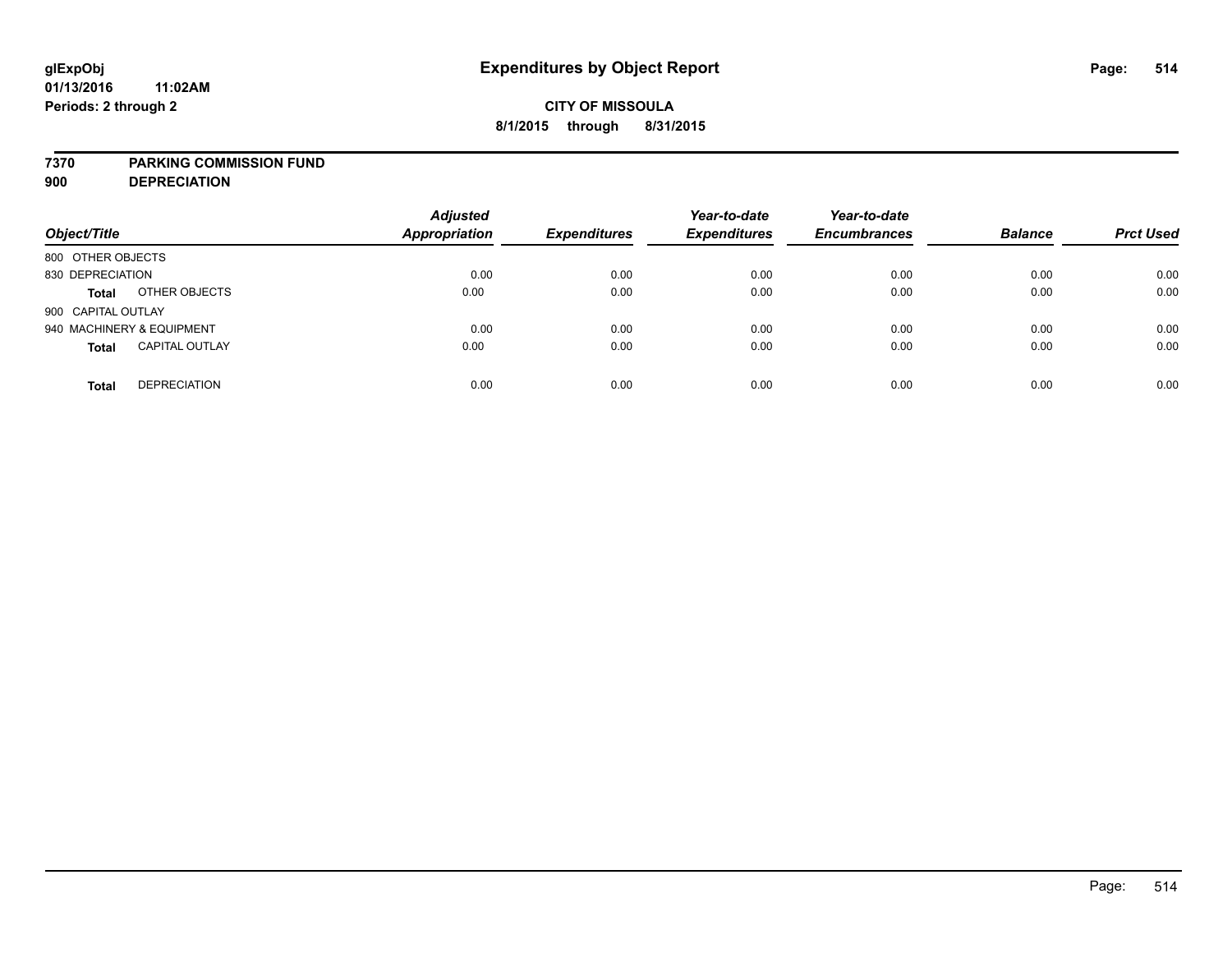# Expenditures by Object Report

glExpObj
01/13/2016 11:02AM
Periods: 2 through 2

**CITY OF MISSOULA**
**8/1/2015 through 8/31/2015**

**7370 PARKING COMMISSION FUND**
**900 DEPRECIATION**

| Object/Title | | Adjusted Appropriation | Expenditures | Year-to-date Expenditures | Year-to-date Encumbrances | Balance | Prct Used |
|---|---|---|---|---|---|---|---|
| 800 OTHER OBJECTS | | | | | | | |
| 830 DEPRECIATION | | 0.00 | 0.00 | 0.00 | 0.00 | 0.00 | 0.00 |
| **Total** | OTHER OBJECTS | 0.00 | 0.00 | 0.00 | 0.00 | 0.00 | 0.00 |
| 900 CAPITAL OUTLAY | | | | | | | |
| 940 MACHINERY & EQUIPMENT | | 0.00 | 0.00 | 0.00 | 0.00 | 0.00 | 0.00 |
| **Total** | CAPITAL OUTLAY | 0.00 | 0.00 | 0.00 | 0.00 | 0.00 | 0.00 |
| **Total** | DEPRECIATION | 0.00 | 0.00 | 0.00 | 0.00 | 0.00 | 0.00 |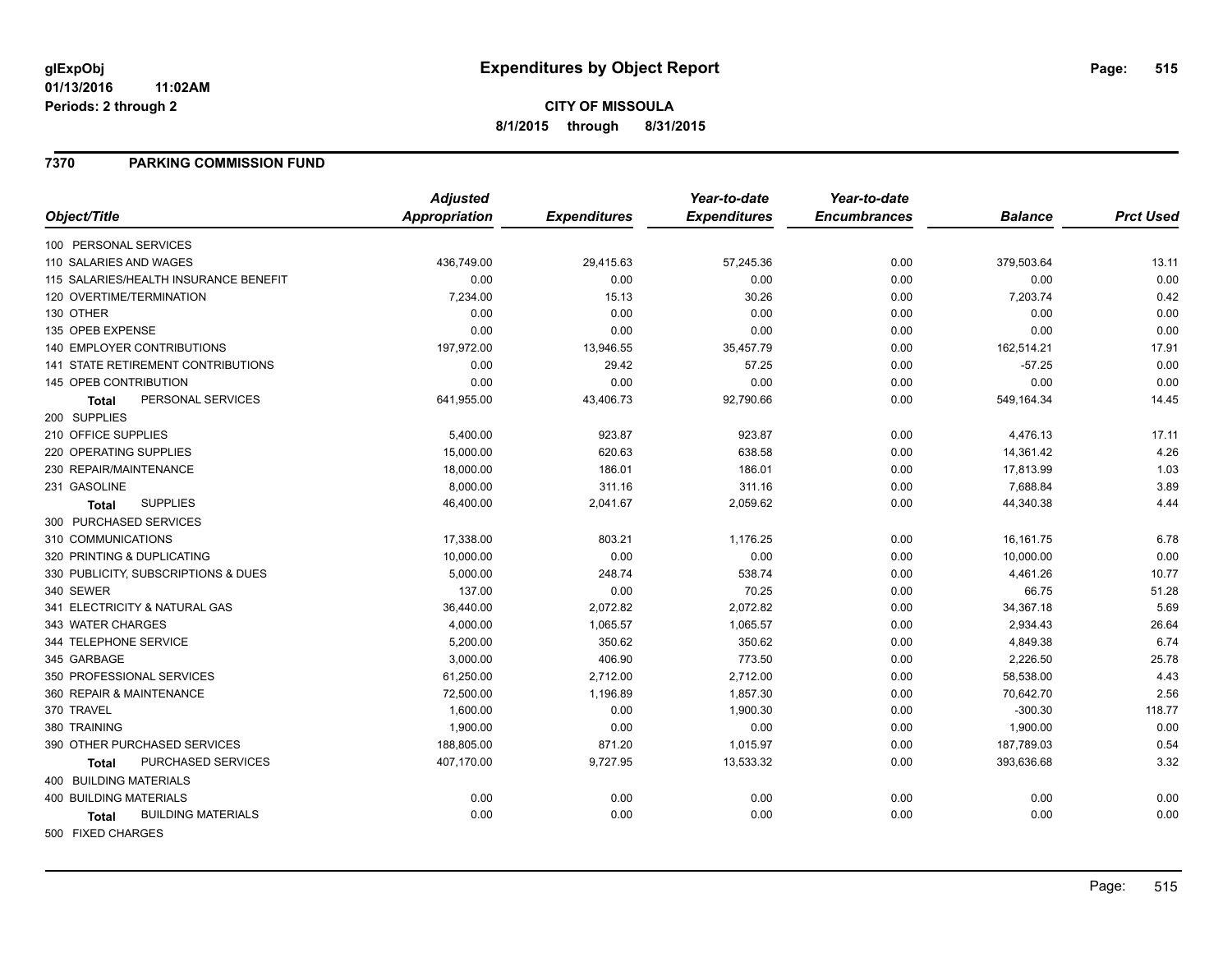# Expenditures by Object Report

glExpObj
01/13/2016 11:02AM
Periods: 2 through 2

**CITY OF MISSOULA**
**8/1/2015 through 8/31/2015**

## 7370 PARKING COMMISSION FUND

| Object/Title | Adjusted Appropriation | Expenditures | Year-to-date Expenditures | Year-to-date Encumbrances | Balance | Prct Used |
|---|---|---|---|---|---|---|
| 100 PERSONAL SERVICES | | | | | | |
| 110 SALARIES AND WAGES | 436,749.00 | 29,415.63 | 57,245.36 | 0.00 | 379,503.64 | 13.11 |
| 115 SALARIES/HEALTH INSURANCE BENEFIT | 0.00 | 0.00 | 0.00 | 0.00 | 0.00 | 0.00 |
| 120 OVERTIME/TERMINATION | 7,234.00 | 15.13 | 30.26 | 0.00 | 7,203.74 | 0.42 |
| 130 OTHER | 0.00 | 0.00 | 0.00 | 0.00 | 0.00 | 0.00 |
| 135 OPEB EXPENSE | 0.00 | 0.00 | 0.00 | 0.00 | 0.00 | 0.00 |
| 140 EMPLOYER CONTRIBUTIONS | 197,972.00 | 13,946.55 | 35,457.79 | 0.00 | 162,514.21 | 17.91 |
| 141 STATE RETIREMENT CONTRIBUTIONS | 0.00 | 29.42 | 57.25 | 0.00 | -57.25 | 0.00 |
| 145 OPEB CONTRIBUTION | 0.00 | 0.00 | 0.00 | 0.00 | 0.00 | 0.00 |
| **Total** PERSONAL SERVICES | 641,955.00 | 43,406.73 | 92,790.66 | 0.00 | 549,164.34 | 14.45 |
| 200 SUPPLIES | | | | | | |
| 210 OFFICE SUPPLIES | 5,400.00 | 923.87 | 923.87 | 0.00 | 4,476.13 | 17.11 |
| 220 OPERATING SUPPLIES | 15,000.00 | 620.63 | 638.58 | 0.00 | 14,361.42 | 4.26 |
| 230 REPAIR/MAINTENANCE | 18,000.00 | 186.01 | 186.01 | 0.00 | 17,813.99 | 1.03 |
| 231 GASOLINE | 8,000.00 | 311.16 | 311.16 | 0.00 | 7,688.84 | 3.89 |
| **Total** SUPPLIES | 46,400.00 | 2,041.67 | 2,059.62 | 0.00 | 44,340.38 | 4.44 |
| 300 PURCHASED SERVICES | | | | | | |
| 310 COMMUNICATIONS | 17,338.00 | 803.21 | 1,176.25 | 0.00 | 16,161.75 | 6.78 |
| 320 PRINTING & DUPLICATING | 10,000.00 | 0.00 | 0.00 | 0.00 | 10,000.00 | 0.00 |
| 330 PUBLICITY, SUBSCRIPTIONS & DUES | 5,000.00 | 248.74 | 538.74 | 0.00 | 4,461.26 | 10.77 |
| 340 SEWER | 137.00 | 0.00 | 70.25 | 0.00 | 66.75 | 51.28 |
| 341 ELECTRICITY & NATURAL GAS | 36,440.00 | 2,072.82 | 2,072.82 | 0.00 | 34,367.18 | 5.69 |
| 343 WATER CHARGES | 4,000.00 | 1,065.57 | 1,065.57 | 0.00 | 2,934.43 | 26.64 |
| 344 TELEPHONE SERVICE | 5,200.00 | 350.62 | 350.62 | 0.00 | 4,849.38 | 6.74 |
| 345 GARBAGE | 3,000.00 | 406.90 | 773.50 | 0.00 | 2,226.50 | 25.78 |
| 350 PROFESSIONAL SERVICES | 61,250.00 | 2,712.00 | 2,712.00 | 0.00 | 58,538.00 | 4.43 |
| 360 REPAIR & MAINTENANCE | 72,500.00 | 1,196.89 | 1,857.30 | 0.00 | 70,642.70 | 2.56 |
| 370 TRAVEL | 1,600.00 | 0.00 | 1,900.30 | 0.00 | -300.30 | 118.77 |
| 380 TRAINING | 1,900.00 | 0.00 | 0.00 | 0.00 | 1,900.00 | 0.00 |
| 390 OTHER PURCHASED SERVICES | 188,805.00 | 871.20 | 1,015.97 | 0.00 | 187,789.03 | 0.54 |
| **Total** PURCHASED SERVICES | 407,170.00 | 9,727.95 | 13,533.32 | 0.00 | 393,636.68 | 3.32 |
| 400 BUILDING MATERIALS | | | | | | |
| 400 BUILDING MATERIALS | 0.00 | 0.00 | 0.00 | 0.00 | 0.00 | 0.00 |
| **Total** BUILDING MATERIALS | 0.00 | 0.00 | 0.00 | 0.00 | 0.00 | 0.00 |
| 500 FIXED CHARGES | | | | | | |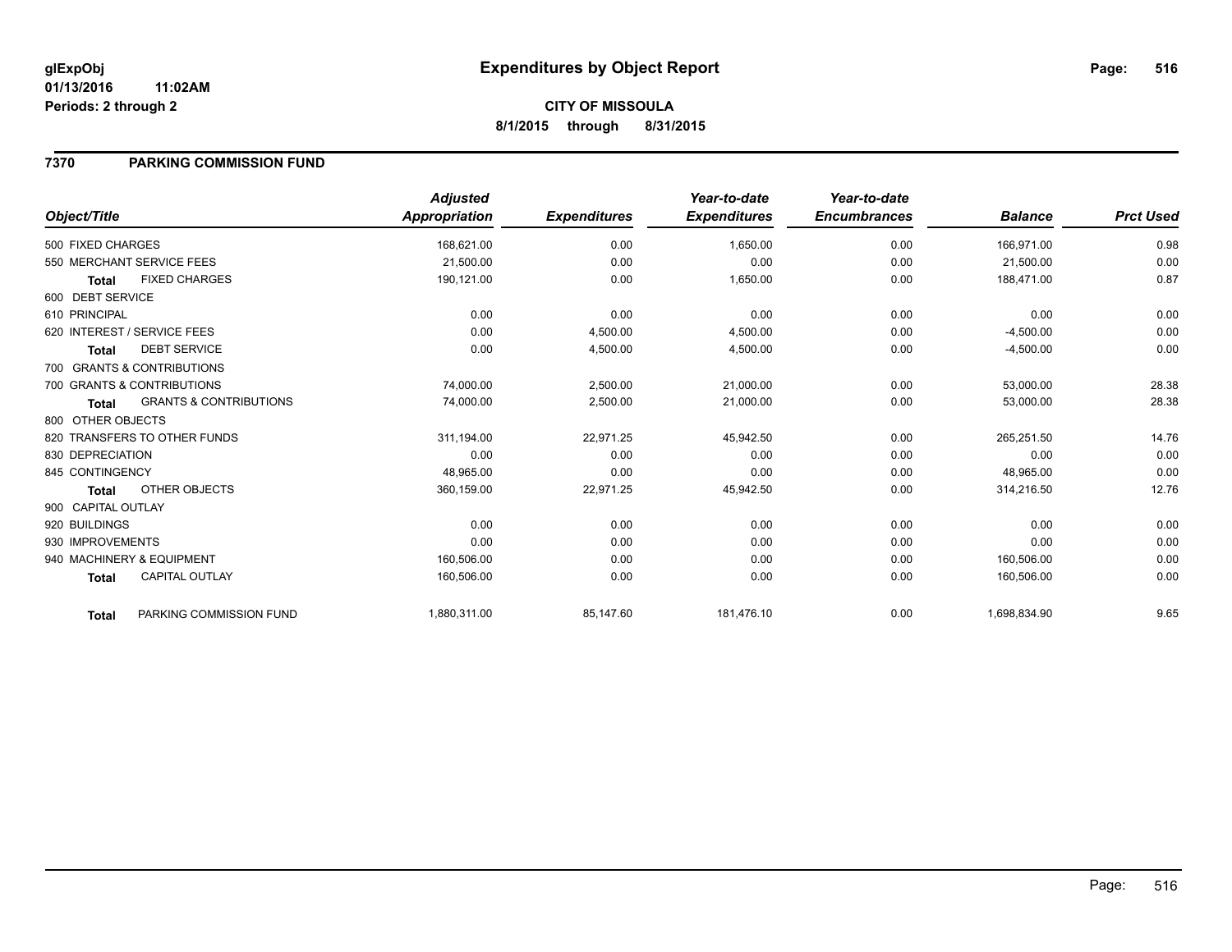**glExpObj**
**01/13/2016 11:02AM**
**Periods: 2 through 2**

# Expenditures by Object Report

**CITY OF MISSOULA**
**8/1/2015 through 8/31/2015**

## 7370 PARKING COMMISSION FUND

| Object/Title | | Adjusted Appropriation | Expenditures | Year-to-date Expenditures | Year-to-date Encumbrances | Balance | Prct Used |
|---|---|---|---|---|---|---|---|
| 500 FIXED CHARGES | | 168,621.00 | 0.00 | 1,650.00 | 0.00 | 166,971.00 | 0.98 |
| 550 MERCHANT SERVICE FEES | | 21,500.00 | 0.00 | 0.00 | 0.00 | 21,500.00 | 0.00 |
| **Total** | FIXED CHARGES | 190,121.00 | 0.00 | 1,650.00 | 0.00 | 188,471.00 | 0.87 |
| 600 DEBT SERVICE | | | | | | | |
| 610 PRINCIPAL | | 0.00 | 0.00 | 0.00 | 0.00 | 0.00 | 0.00 |
| 620 INTEREST / SERVICE FEES | | 0.00 | 4,500.00 | 4,500.00 | 0.00 | -4,500.00 | 0.00 |
| **Total** | DEBT SERVICE | 0.00 | 4,500.00 | 4,500.00 | 0.00 | -4,500.00 | 0.00 |
| 700 GRANTS & CONTRIBUTIONS | | | | | | | |
| 700 GRANTS & CONTRIBUTIONS | | 74,000.00 | 2,500.00 | 21,000.00 | 0.00 | 53,000.00 | 28.38 |
| **Total** | GRANTS & CONTRIBUTIONS | 74,000.00 | 2,500.00 | 21,000.00 | 0.00 | 53,000.00 | 28.38 |
| 800 OTHER OBJECTS | | | | | | | |
| 820 TRANSFERS TO OTHER FUNDS | | 311,194.00 | 22,971.25 | 45,942.50 | 0.00 | 265,251.50 | 14.76 |
| 830 DEPRECIATION | | 0.00 | 0.00 | 0.00 | 0.00 | 0.00 | 0.00 |
| 845 CONTINGENCY | | 48,965.00 | 0.00 | 0.00 | 0.00 | 48,965.00 | 0.00 |
| **Total** | OTHER OBJECTS | 360,159.00 | 22,971.25 | 45,942.50 | 0.00 | 314,216.50 | 12.76 |
| 900 CAPITAL OUTLAY | | | | | | | |
| 920 BUILDINGS | | 0.00 | 0.00 | 0.00 | 0.00 | 0.00 | 0.00 |
| 930 IMPROVEMENTS | | 0.00 | 0.00 | 0.00 | 0.00 | 0.00 | 0.00 |
| 940 MACHINERY & EQUIPMENT | | 160,506.00 | 0.00 | 0.00 | 0.00 | 160,506.00 | 0.00 |
| **Total** | CAPITAL OUTLAY | 160,506.00 | 0.00 | 0.00 | 0.00 | 160,506.00 | 0.00 |
| **Total** | PARKING COMMISSION FUND | 1,880,311.00 | 85,147.60 | 181,476.10 | 0.00 | 1,698,834.90 | 9.65 |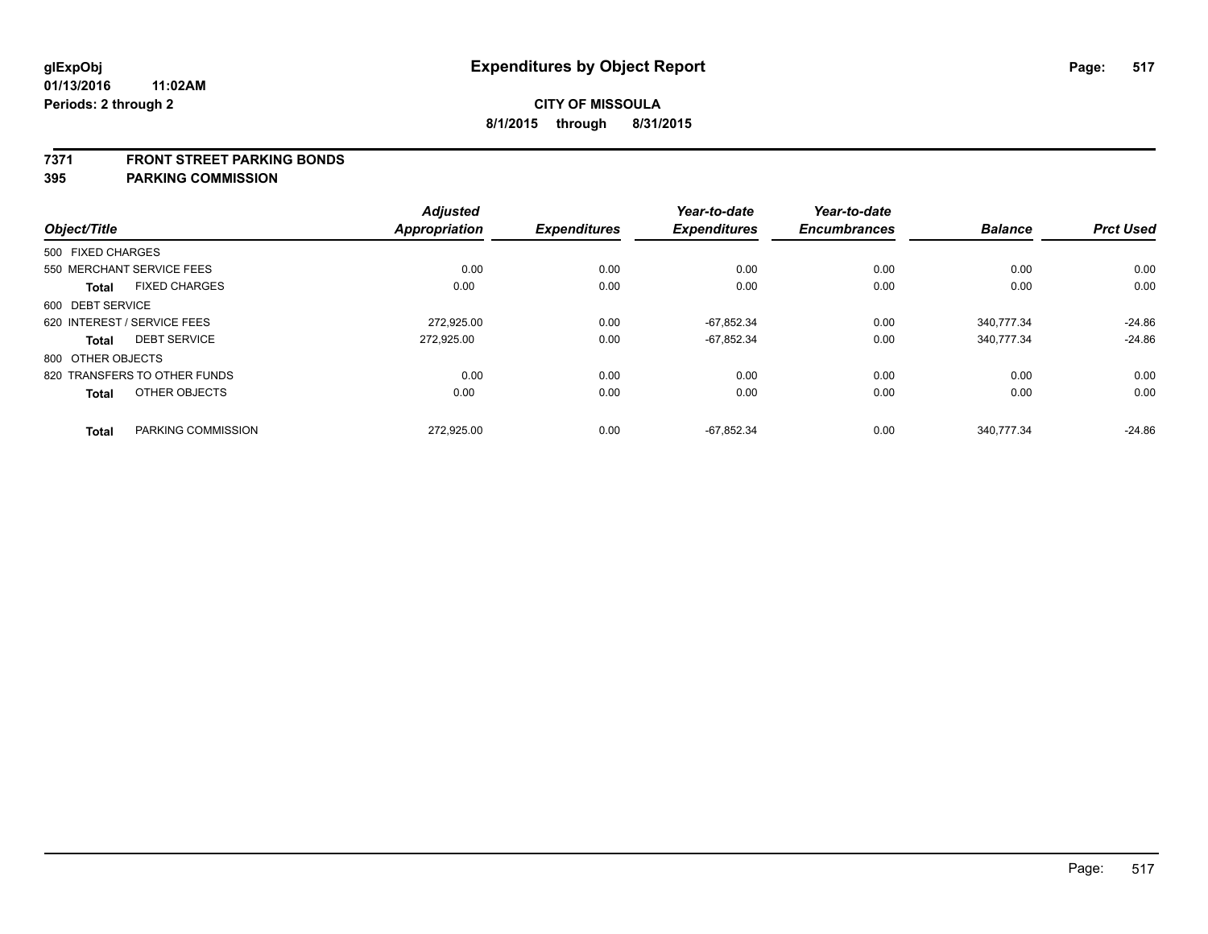glExpObj
01/13/2016 11:02AM
Periods: 2 through 2

# Expenditures by Object Report

**CITY OF MISSOULA**
**8/1/2015 through 8/31/2015**

**7371 FRONT STREET PARKING BONDS**
**395 PARKING COMMISSION**

| Object/Title | Adjusted Appropriation | Expenditures | Year-to-date Expenditures | Year-to-date Encumbrances | Balance | Prct Used |
|---|---|---|---|---|---|---|
| 500 FIXED CHARGES | | | | | | |
| 550 MERCHANT SERVICE FEES | 0.00 | 0.00 | 0.00 | 0.00 | 0.00 | 0.00 |
| **Total** FIXED CHARGES | 0.00 | 0.00 | 0.00 | 0.00 | 0.00 | 0.00 |
| 600 DEBT SERVICE | | | | | | |
| 620 INTEREST / SERVICE FEES | 272,925.00 | 0.00 | -67,852.34 | 0.00 | 340,777.34 | -24.86 |
| **Total** DEBT SERVICE | 272,925.00 | 0.00 | -67,852.34 | 0.00 | 340,777.34 | -24.86 |
| 800 OTHER OBJECTS | | | | | | |
| 820 TRANSFERS TO OTHER FUNDS | 0.00 | 0.00 | 0.00 | 0.00 | 0.00 | 0.00 |
| **Total** OTHER OBJECTS | 0.00 | 0.00 | 0.00 | 0.00 | 0.00 | 0.00 |
| **Total** PARKING COMMISSION | 272,925.00 | 0.00 | -67,852.34 | 0.00 | 340,777.34 | -24.86 |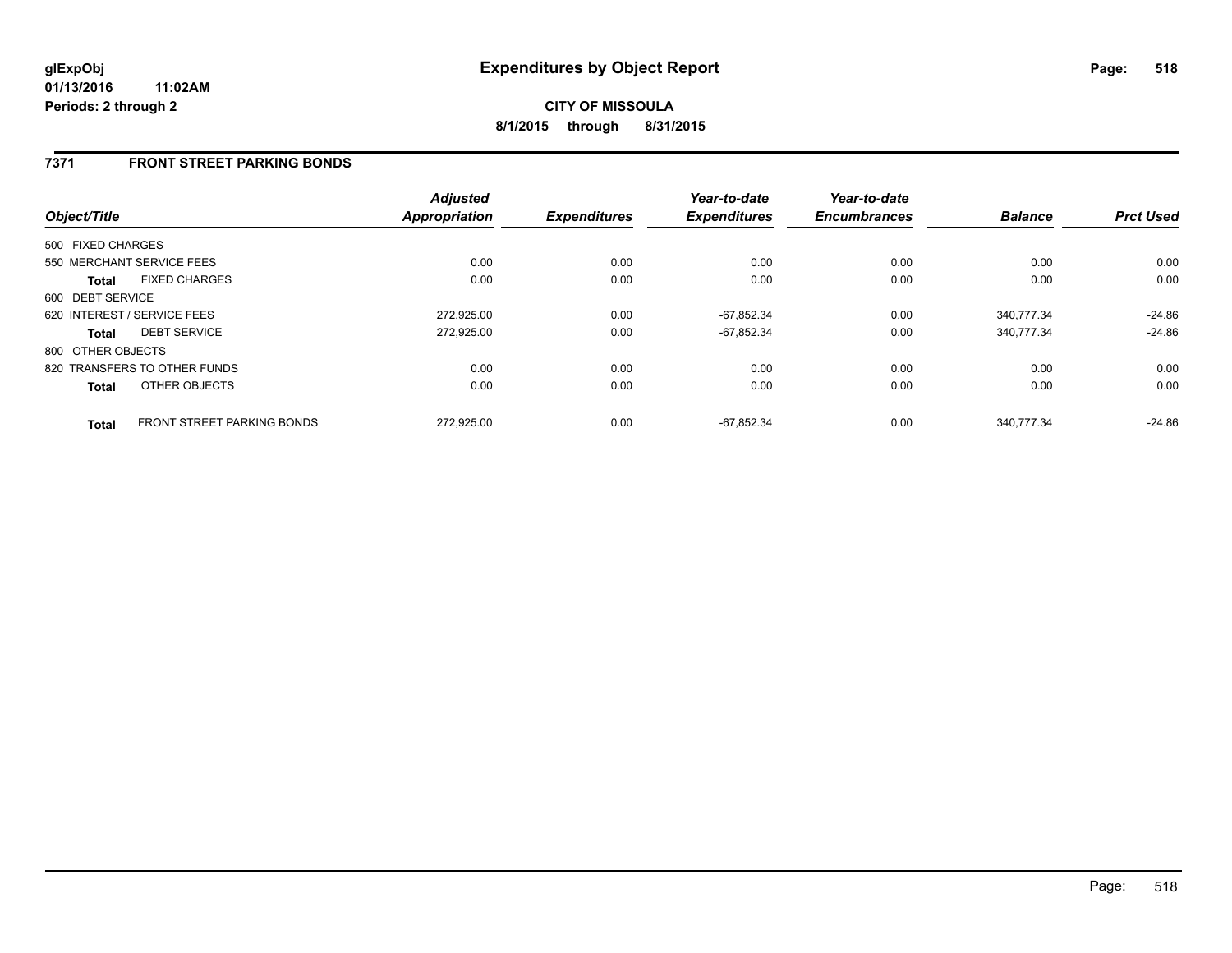# Expenditures by Object Report

glExpObj
01/13/2016 11:02AM
Periods: 2 through 2

**CITY OF MISSOULA**
**8/1/2015 through 8/31/2015**

## 7371 FRONT STREET PARKING BONDS

| Object/Title | | Adjusted Appropriation | Expenditures | Year-to-date Expenditures | Year-to-date Encumbrances | Balance | Prct Used |
|---|---|---|---|---|---|---|---|
| 500 FIXED CHARGES | | | | | | | |
| 550 MERCHANT SERVICE FEES | | 0.00 | 0.00 | 0.00 | 0.00 | 0.00 | 0.00 |
| **Total** | FIXED CHARGES | 0.00 | 0.00 | 0.00 | 0.00 | 0.00 | 0.00 |
| 600 DEBT SERVICE | | | | | | | |
| 620 INTEREST / SERVICE FEES | | 272,925.00 | 0.00 | -67,852.34 | 0.00 | 340,777.34 | -24.86 |
| **Total** | DEBT SERVICE | 272,925.00 | 0.00 | -67,852.34 | 0.00 | 340,777.34 | -24.86 |
| 800 OTHER OBJECTS | | | | | | | |
| 820 TRANSFERS TO OTHER FUNDS | | 0.00 | 0.00 | 0.00 | 0.00 | 0.00 | 0.00 |
| **Total** | OTHER OBJECTS | 0.00 | 0.00 | 0.00 | 0.00 | 0.00 | 0.00 |
| **Total** | FRONT STREET PARKING BONDS | 272,925.00 | 0.00 | -67,852.34 | 0.00 | 340,777.34 | -24.86 |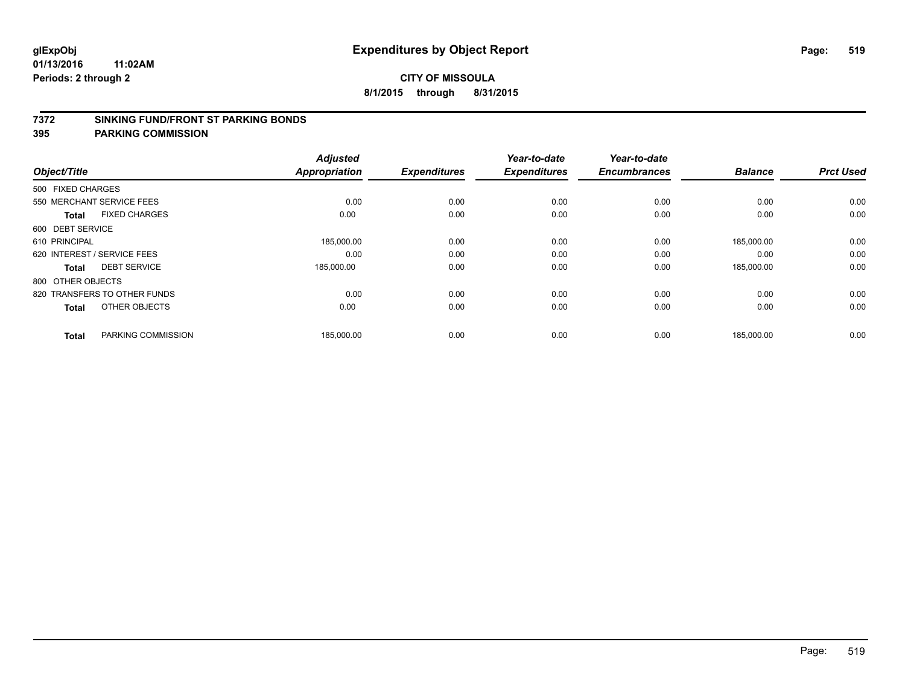**glExpObj** **Expenditures by Object Report**

**01/13/2016 11:02AM**

**Periods: 2 through 2**

**CITY OF MISSOULA**

**8/1/2015 through 8/31/2015**

## 7372 SINKING FUND/FRONT ST PARKING BONDS
## 395 PARKING COMMISSION

| Object/Title | Adjusted Appropriation | Expenditures | Year-to-date Expenditures | Year-to-date Encumbrances | Balance | Prct Used |
|---|---|---|---|---|---|---|
| 500 FIXED CHARGES | | | | | | |
| 550 MERCHANT SERVICE FEES | 0.00 | 0.00 | 0.00 | 0.00 | 0.00 | 0.00 |
| **Total** FIXED CHARGES | 0.00 | 0.00 | 0.00 | 0.00 | 0.00 | 0.00 |
| 600 DEBT SERVICE | | | | | | |
| 610 PRINCIPAL | 185,000.00 | 0.00 | 0.00 | 0.00 | 185,000.00 | 0.00 |
| 620 INTEREST / SERVICE FEES | 0.00 | 0.00 | 0.00 | 0.00 | 0.00 | 0.00 |
| **Total** DEBT SERVICE | 185,000.00 | 0.00 | 0.00 | 0.00 | 185,000.00 | 0.00 |
| 800 OTHER OBJECTS | | | | | | |
| 820 TRANSFERS TO OTHER FUNDS | 0.00 | 0.00 | 0.00 | 0.00 | 0.00 | 0.00 |
| **Total** OTHER OBJECTS | 0.00 | 0.00 | 0.00 | 0.00 | 0.00 | 0.00 |
| **Total** PARKING COMMISSION | 185,000.00 | 0.00 | 0.00 | 0.00 | 185,000.00 | 0.00 |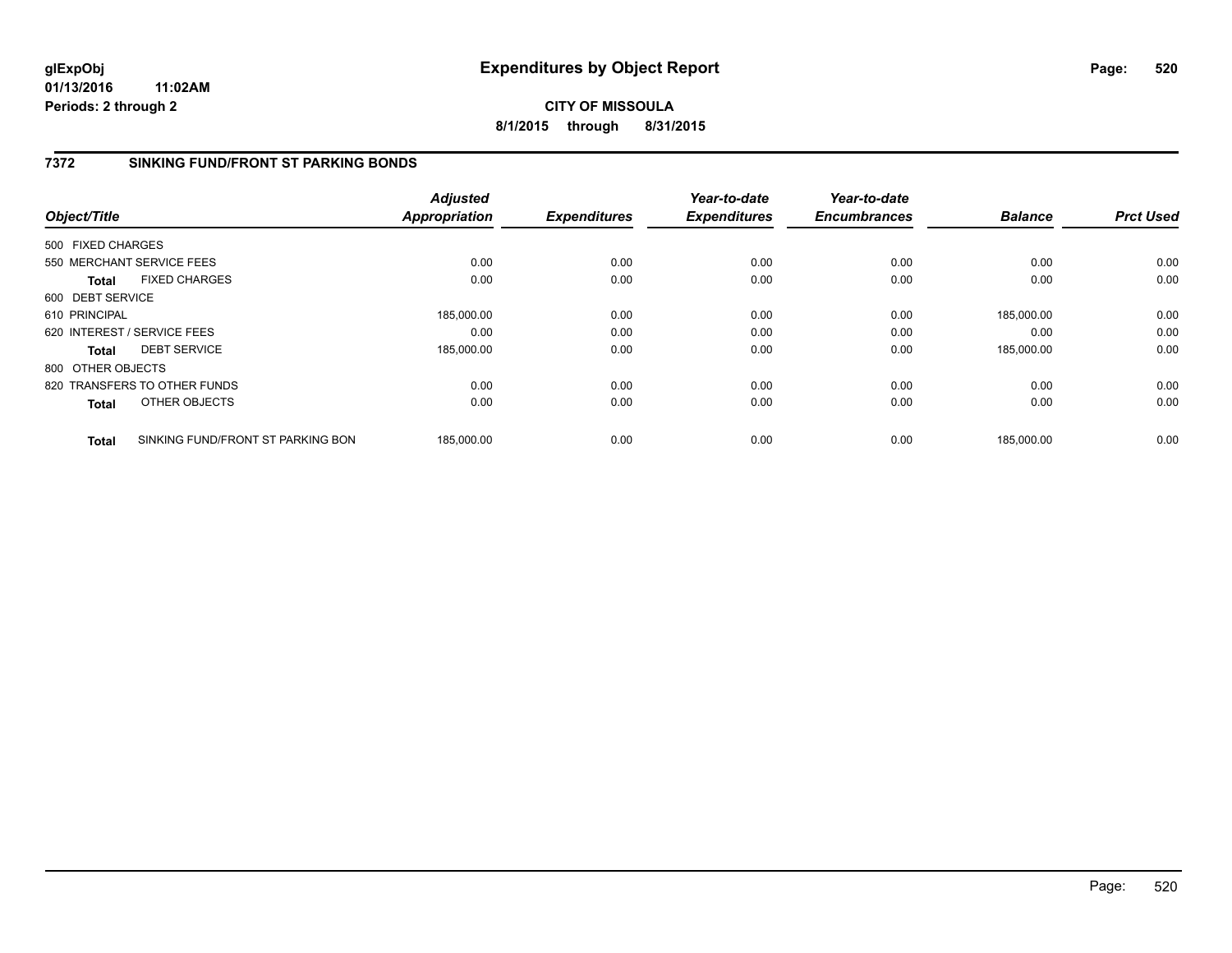**glExpObj**
**01/13/2016 11:02AM**
**Periods: 2 through 2**

# Expenditures by Object Report

**CITY OF MISSOULA**
**8/1/2015 through 8/31/2015**

## 7372 SINKING FUND/FRONT ST PARKING BONDS

| Object/Title | | Adjusted Appropriation | Expenditures | Year-to-date Expenditures | Year-to-date Encumbrances | Balance | Prct Used |
|---|---|---|---|---|---|---|---|
| 500 FIXED CHARGES | | | | | | | |
| 550 MERCHANT SERVICE FEES | | 0.00 | 0.00 | 0.00 | 0.00 | 0.00 | 0.00 |
| **Total** | FIXED CHARGES | 0.00 | 0.00 | 0.00 | 0.00 | 0.00 | 0.00 |
| 600 DEBT SERVICE | | | | | | | |
| 610 PRINCIPAL | | 185,000.00 | 0.00 | 0.00 | 0.00 | 185,000.00 | 0.00 |
| 620 INTEREST / SERVICE FEES | | 0.00 | 0.00 | 0.00 | 0.00 | 0.00 | 0.00 |
| **Total** | DEBT SERVICE | 185,000.00 | 0.00 | 0.00 | 0.00 | 185,000.00 | 0.00 |
| 800 OTHER OBJECTS | | | | | | | |
| 820 TRANSFERS TO OTHER FUNDS | | 0.00 | 0.00 | 0.00 | 0.00 | 0.00 | 0.00 |
| **Total** | OTHER OBJECTS | 0.00 | 0.00 | 0.00 | 0.00 | 0.00 | 0.00 |
| **Total** | SINKING FUND/FRONT ST PARKING BON | 185,000.00 | 0.00 | 0.00 | 0.00 | 185,000.00 | 0.00 |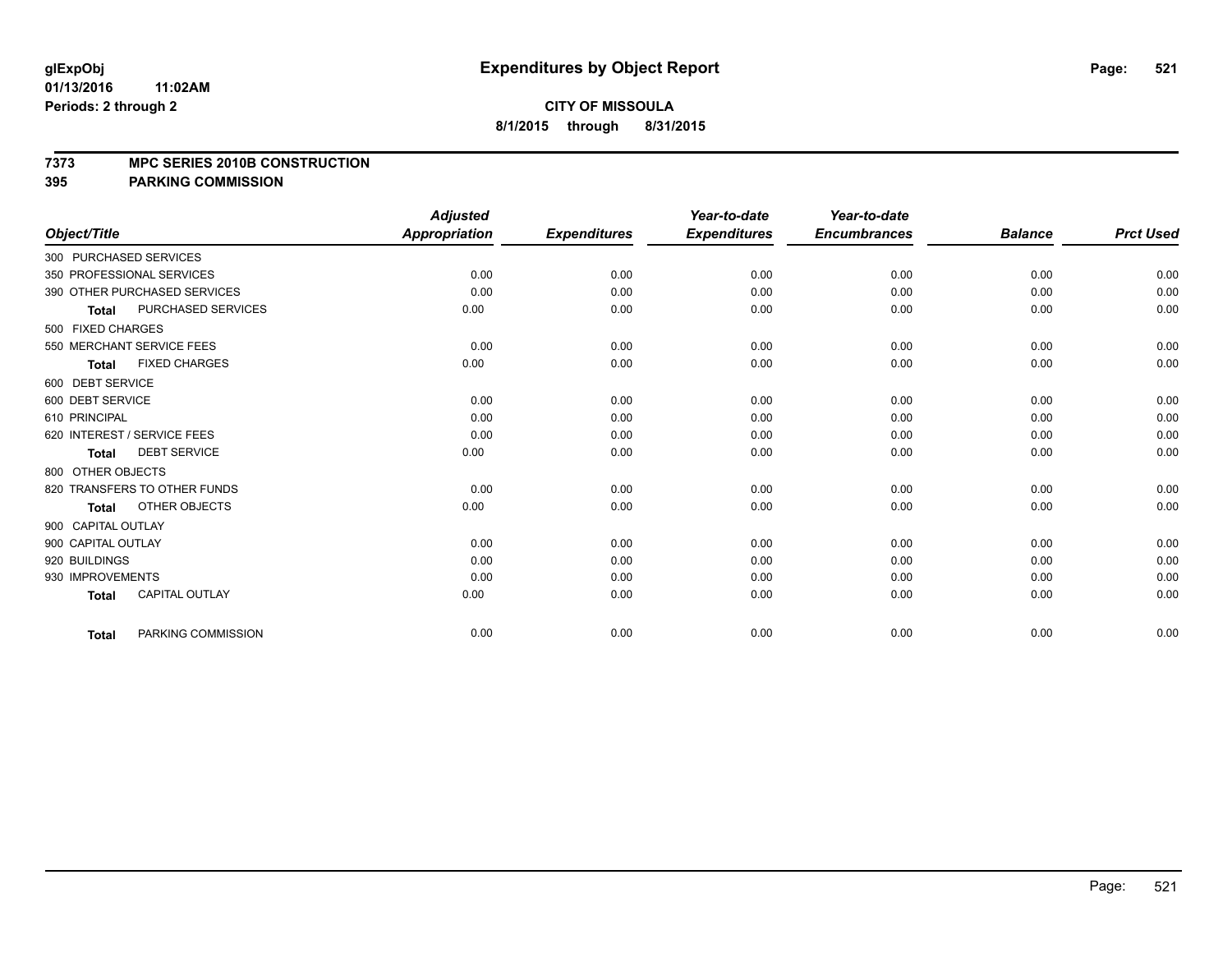**glExpObj**
**01/13/2016 11:02AM**
**Periods: 2 through 2**

# Expenditures by Object Report

**CITY OF MISSOULA**
**8/1/2015 through 8/31/2015**

**7373 MPC SERIES 2010B CONSTRUCTION**
**395 PARKING COMMISSION**

| Object/Title | Adjusted Appropriation | Expenditures | Year-to-date Expenditures | Year-to-date Encumbrances | Balance | Prct Used |
|---|---|---|---|---|---|---|
| 300 PURCHASED SERVICES | | | | | | |
| 350 PROFESSIONAL SERVICES | 0.00 | 0.00 | 0.00 | 0.00 | 0.00 | 0.00 |
| 390 OTHER PURCHASED SERVICES | 0.00 | 0.00 | 0.00 | 0.00 | 0.00 | 0.00 |
| **Total** PURCHASED SERVICES | 0.00 | 0.00 | 0.00 | 0.00 | 0.00 | 0.00 |
| 500 FIXED CHARGES | | | | | | |
| 550 MERCHANT SERVICE FEES | 0.00 | 0.00 | 0.00 | 0.00 | 0.00 | 0.00 |
| **Total** FIXED CHARGES | 0.00 | 0.00 | 0.00 | 0.00 | 0.00 | 0.00 |
| 600 DEBT SERVICE | | | | | | |
| 600 DEBT SERVICE | 0.00 | 0.00 | 0.00 | 0.00 | 0.00 | 0.00 |
| 610 PRINCIPAL | 0.00 | 0.00 | 0.00 | 0.00 | 0.00 | 0.00 |
| 620 INTEREST / SERVICE FEES | 0.00 | 0.00 | 0.00 | 0.00 | 0.00 | 0.00 |
| **Total** DEBT SERVICE | 0.00 | 0.00 | 0.00 | 0.00 | 0.00 | 0.00 |
| 800 OTHER OBJECTS | | | | | | |
| 820 TRANSFERS TO OTHER FUNDS | 0.00 | 0.00 | 0.00 | 0.00 | 0.00 | 0.00 |
| **Total** OTHER OBJECTS | 0.00 | 0.00 | 0.00 | 0.00 | 0.00 | 0.00 |
| 900 CAPITAL OUTLAY | | | | | | |
| 900 CAPITAL OUTLAY | 0.00 | 0.00 | 0.00 | 0.00 | 0.00 | 0.00 |
| 920 BUILDINGS | 0.00 | 0.00 | 0.00 | 0.00 | 0.00 | 0.00 |
| 930 IMPROVEMENTS | 0.00 | 0.00 | 0.00 | 0.00 | 0.00 | 0.00 |
| **Total** CAPITAL OUTLAY | 0.00 | 0.00 | 0.00 | 0.00 | 0.00 | 0.00 |
| **Total** PARKING COMMISSION | 0.00 | 0.00 | 0.00 | 0.00 | 0.00 | 0.00 |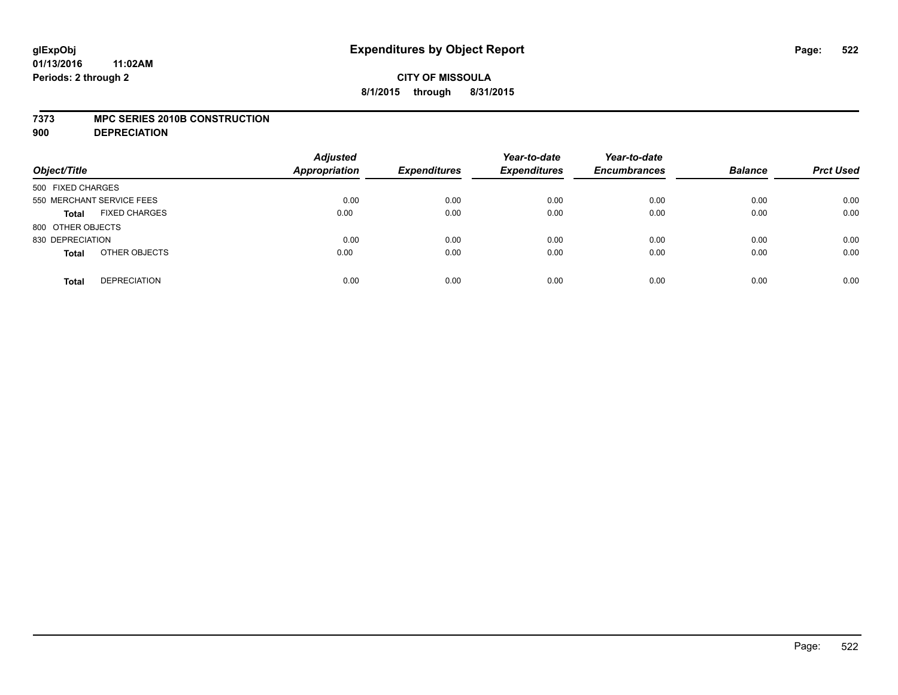# Expenditures by Object Report

glExpObj
01/13/2016 11:02AM
Periods: 2 through 2

**CITY OF MISSOULA**
**8/1/2015 through 8/31/2015**

**7373 MPC SERIES 2010B CONSTRUCTION**
**900 DEPRECIATION**

| Object/Title | | Adjusted Appropriation | Expenditures | Year-to-date Expenditures | Year-to-date Encumbrances | Balance | Prct Used |
|---|---|---|---|---|---|---|---|
| 500 FIXED CHARGES | | | | | | | |
| 550 MERCHANT SERVICE FEES | | 0.00 | 0.00 | 0.00 | 0.00 | 0.00 | 0.00 |
| **Total** | FIXED CHARGES | 0.00 | 0.00 | 0.00 | 0.00 | 0.00 | 0.00 |
| 800 OTHER OBJECTS | | | | | | | |
| 830 DEPRECIATION | | 0.00 | 0.00 | 0.00 | 0.00 | 0.00 | 0.00 |
| **Total** | OTHER OBJECTS | 0.00 | 0.00 | 0.00 | 0.00 | 0.00 | 0.00 |
| **Total** | DEPRECIATION | 0.00 | 0.00 | 0.00 | 0.00 | 0.00 | 0.00 |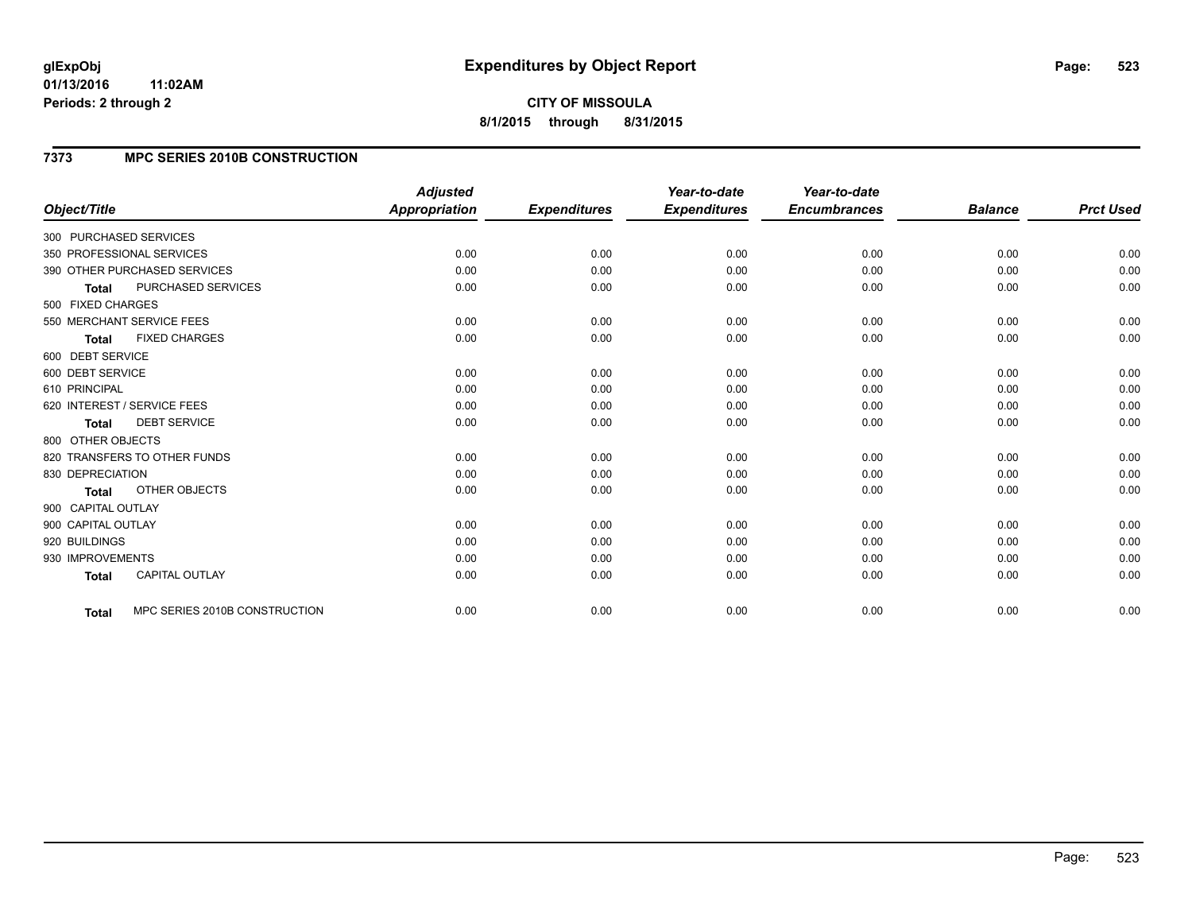**glExpObj**
**01/13/2016 11:02AM**
**Periods: 2 through 2**

# Expenditures by Object Report

**CITY OF MISSOULA**
**8/1/2015 through 8/31/2015**

## 7373 MPC SERIES 2010B CONSTRUCTION

| Object/Title | Adjusted Appropriation | Expenditures | Year-to-date Expenditures | Year-to-date Encumbrances | Balance | Prct Used |
|---|---|---|---|---|---|---|
| 300 PURCHASED SERVICES | | | | | | |
| 350 PROFESSIONAL SERVICES | 0.00 | 0.00 | 0.00 | 0.00 | 0.00 | 0.00 |
| 390 OTHER PURCHASED SERVICES | 0.00 | 0.00 | 0.00 | 0.00 | 0.00 | 0.00 |
| **Total** PURCHASED SERVICES | 0.00 | 0.00 | 0.00 | 0.00 | 0.00 | 0.00 |
| 500 FIXED CHARGES | | | | | | |
| 550 MERCHANT SERVICE FEES | 0.00 | 0.00 | 0.00 | 0.00 | 0.00 | 0.00 |
| **Total** FIXED CHARGES | 0.00 | 0.00 | 0.00 | 0.00 | 0.00 | 0.00 |
| 600 DEBT SERVICE | | | | | | |
| 600 DEBT SERVICE | 0.00 | 0.00 | 0.00 | 0.00 | 0.00 | 0.00 |
| 610 PRINCIPAL | 0.00 | 0.00 | 0.00 | 0.00 | 0.00 | 0.00 |
| 620 INTEREST / SERVICE FEES | 0.00 | 0.00 | 0.00 | 0.00 | 0.00 | 0.00 |
| **Total** DEBT SERVICE | 0.00 | 0.00 | 0.00 | 0.00 | 0.00 | 0.00 |
| 800 OTHER OBJECTS | | | | | | |
| 820 TRANSFERS TO OTHER FUNDS | 0.00 | 0.00 | 0.00 | 0.00 | 0.00 | 0.00 |
| 830 DEPRECIATION | 0.00 | 0.00 | 0.00 | 0.00 | 0.00 | 0.00 |
| **Total** OTHER OBJECTS | 0.00 | 0.00 | 0.00 | 0.00 | 0.00 | 0.00 |
| 900 CAPITAL OUTLAY | | | | | | |
| 900 CAPITAL OUTLAY | 0.00 | 0.00 | 0.00 | 0.00 | 0.00 | 0.00 |
| 920 BUILDINGS | 0.00 | 0.00 | 0.00 | 0.00 | 0.00 | 0.00 |
| 930 IMPROVEMENTS | 0.00 | 0.00 | 0.00 | 0.00 | 0.00 | 0.00 |
| **Total** CAPITAL OUTLAY | 0.00 | 0.00 | 0.00 | 0.00 | 0.00 | 0.00 |
| **Total** MPC SERIES 2010B CONSTRUCTION | 0.00 | 0.00 | 0.00 | 0.00 | 0.00 | 0.00 |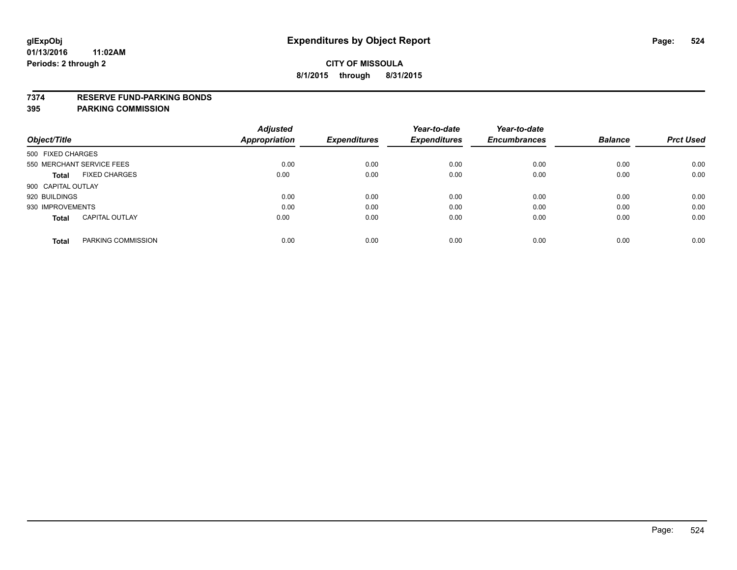**glExpObj**
**01/13/2016 11:02AM**
**Periods: 2 through 2**

# Expenditures by Object Report

**CITY OF MISSOULA**
**8/1/2015 through 8/31/2015**

## 7374 RESERVE FUND-PARKING BONDS
## 395 PARKING COMMISSION

| Object/Title | Adjusted Appropriation | Expenditures | Year-to-date Expenditures | Year-to-date Encumbrances | Balance | Prct Used |
|---|---|---|---|---|---|---|
| 500 FIXED CHARGES | | | | | | |
| 550 MERCHANT SERVICE FEES | 0.00 | 0.00 | 0.00 | 0.00 | 0.00 | 0.00 |
| **Total** FIXED CHARGES | 0.00 | 0.00 | 0.00 | 0.00 | 0.00 | 0.00 |
| 900 CAPITAL OUTLAY | | | | | | |
| 920 BUILDINGS | 0.00 | 0.00 | 0.00 | 0.00 | 0.00 | 0.00 |
| 930 IMPROVEMENTS | 0.00 | 0.00 | 0.00 | 0.00 | 0.00 | 0.00 |
| **Total** CAPITAL OUTLAY | 0.00 | 0.00 | 0.00 | 0.00 | 0.00 | 0.00 |
| **Total** PARKING COMMISSION | 0.00 | 0.00 | 0.00 | 0.00 | 0.00 | 0.00 |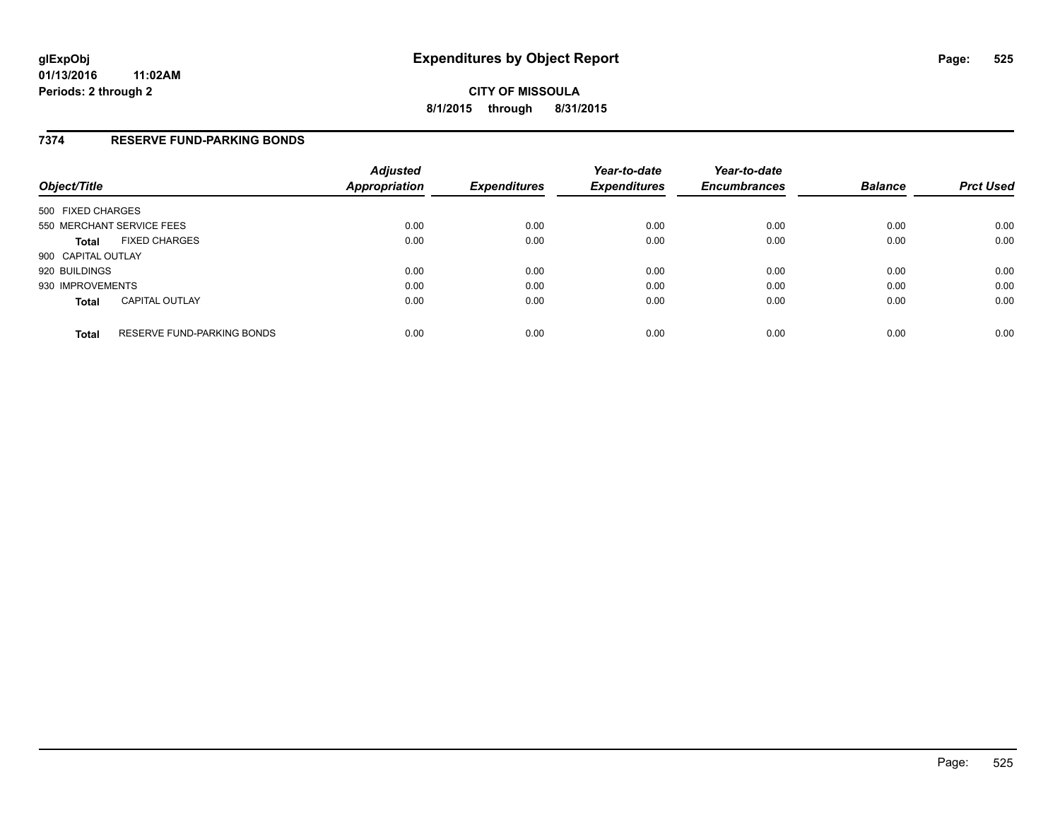**glExpObj**
**01/13/2016 11:02AM**
**Periods: 2 through 2**

# Expenditures by Object Report

**CITY OF MISSOULA**
**8/1/2015 through 8/31/2015**

## 7374 RESERVE FUND-PARKING BONDS

| Object/Title | | Adjusted Appropriation | Expenditures | Year-to-date Expenditures | Year-to-date Encumbrances | Balance | Prct Used |
|---|---|---|---|---|---|---|---|
| 500 FIXED CHARGES | | | | | | | |
| 550 MERCHANT SERVICE FEES | | 0.00 | 0.00 | 0.00 | 0.00 | 0.00 | 0.00 |
| **Total** | FIXED CHARGES | 0.00 | 0.00 | 0.00 | 0.00 | 0.00 | 0.00 |
| 900 CAPITAL OUTLAY | | | | | | | |
| 920 BUILDINGS | | 0.00 | 0.00 | 0.00 | 0.00 | 0.00 | 0.00 |
| 930 IMPROVEMENTS | | 0.00 | 0.00 | 0.00 | 0.00 | 0.00 | 0.00 |
| **Total** | CAPITAL OUTLAY | 0.00 | 0.00 | 0.00 | 0.00 | 0.00 | 0.00 |
| **Total** | RESERVE FUND-PARKING BONDS | 0.00 | 0.00 | 0.00 | 0.00 | 0.00 | 0.00 |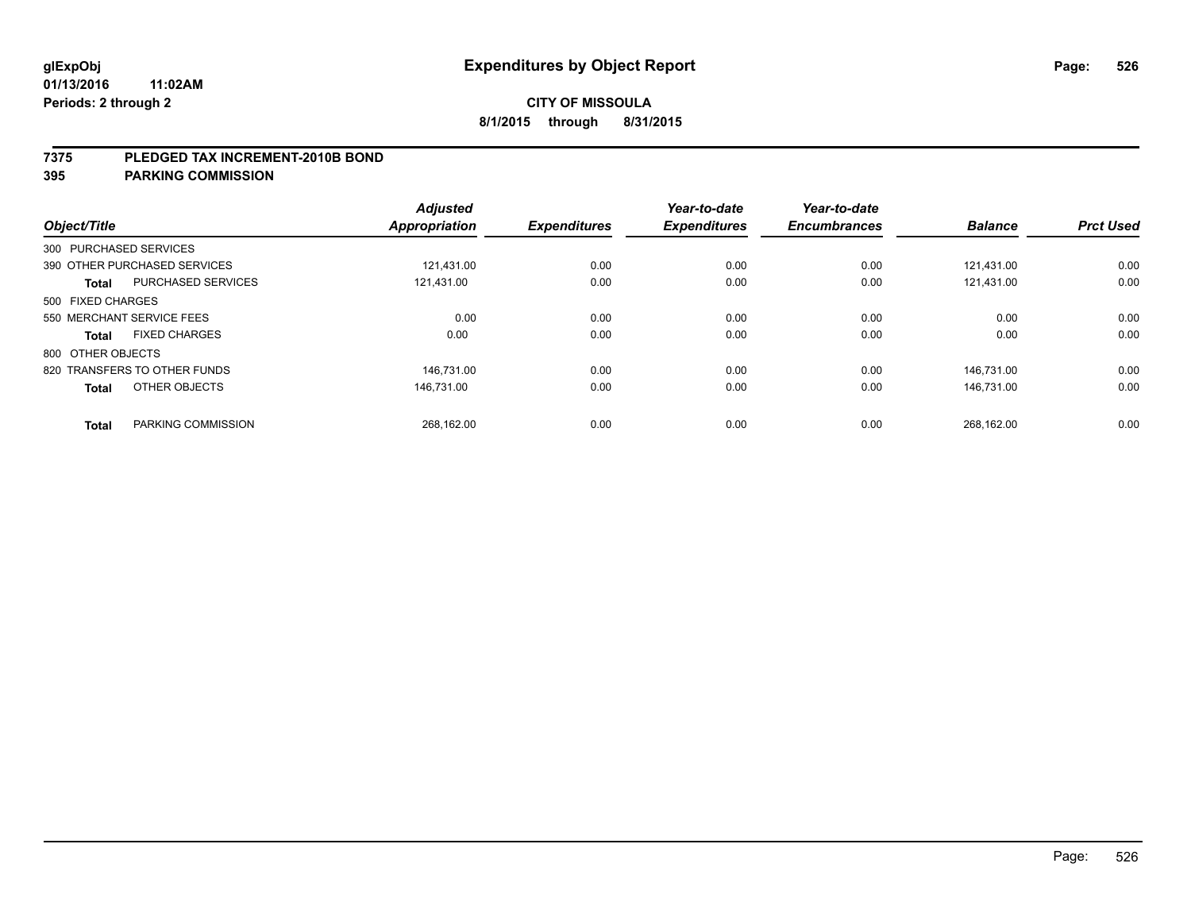glExpObj
01/13/2016 11:02AM
Periods: 2 through 2

# Expenditures by Object Report

**CITY OF MISSOULA**
**8/1/2015 through 8/31/2015**

**7375 PLEDGED TAX INCREMENT-2010B BOND**
**395 PARKING COMMISSION**

| Object/Title | | Adjusted Appropriation | Expenditures | Year-to-date Expenditures | Year-to-date Encumbrances | Balance | Prct Used |
|---|---|---|---|---|---|---|---|
| 300 PURCHASED SERVICES | | | | | | | |
| 390 OTHER PURCHASED SERVICES | | 121,431.00 | 0.00 | 0.00 | 0.00 | 121,431.00 | 0.00 |
| **Total** | PURCHASED SERVICES | 121,431.00 | 0.00 | 0.00 | 0.00 | 121,431.00 | 0.00 |
| 500 FIXED CHARGES | | | | | | | |
| 550 MERCHANT SERVICE FEES | | 0.00 | 0.00 | 0.00 | 0.00 | 0.00 | 0.00 |
| **Total** | FIXED CHARGES | 0.00 | 0.00 | 0.00 | 0.00 | 0.00 | 0.00 |
| 800 OTHER OBJECTS | | | | | | | |
| 820 TRANSFERS TO OTHER FUNDS | | 146,731.00 | 0.00 | 0.00 | 0.00 | 146,731.00 | 0.00 |
| **Total** | OTHER OBJECTS | 146,731.00 | 0.00 | 0.00 | 0.00 | 146,731.00 | 0.00 |
| **Total** | PARKING COMMISSION | 268,162.00 | 0.00 | 0.00 | 0.00 | 268,162.00 | 0.00 |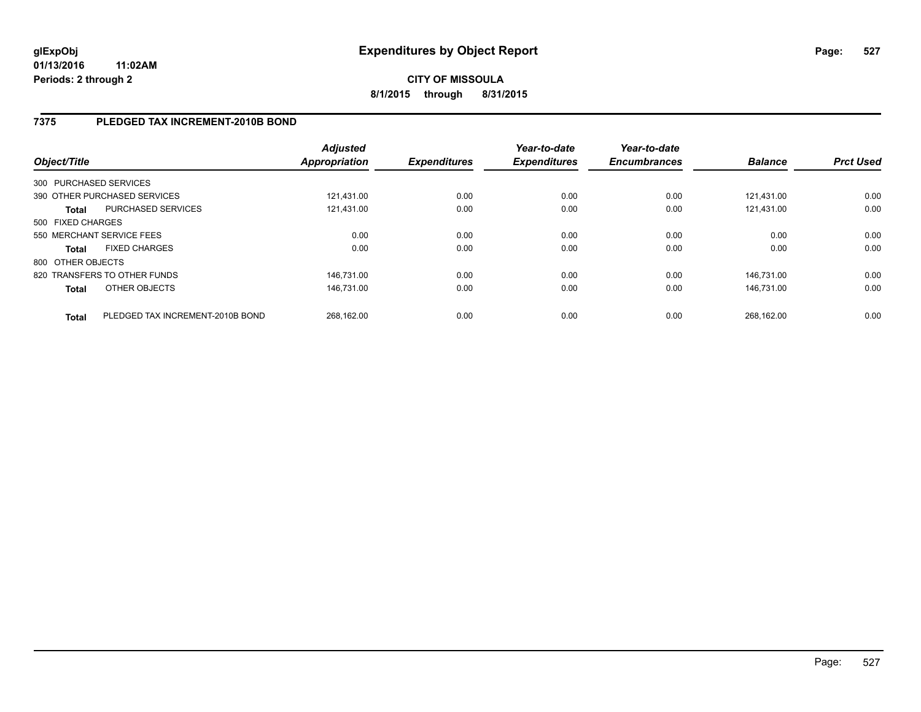# Expenditures by Object Report

**glExpObj**
**01/13/2016 11:02AM**
**Periods: 2 through 2**

**CITY OF MISSOULA**
**8/1/2015 through 8/31/2015**

## 7375 PLEDGED TAX INCREMENT-2010B BOND

| Object/Title | | Adjusted Appropriation | Expenditures | Year-to-date Expenditures | Year-to-date Encumbrances | Balance | Prct Used |
|---|---|---|---|---|---|---|---|
| 300 PURCHASED SERVICES | | | | | | | |
| 390 OTHER PURCHASED SERVICES | | 121,431.00 | 0.00 | 0.00 | 0.00 | 121,431.00 | 0.00 |
| **Total** | PURCHASED SERVICES | 121,431.00 | 0.00 | 0.00 | 0.00 | 121,431.00 | 0.00 |
| 500 FIXED CHARGES | | | | | | | |
| 550 MERCHANT SERVICE FEES | | 0.00 | 0.00 | 0.00 | 0.00 | 0.00 | 0.00 |
| **Total** | FIXED CHARGES | 0.00 | 0.00 | 0.00 | 0.00 | 0.00 | 0.00 |
| 800 OTHER OBJECTS | | | | | | | |
| 820 TRANSFERS TO OTHER FUNDS | | 146,731.00 | 0.00 | 0.00 | 0.00 | 146,731.00 | 0.00 |
| **Total** | OTHER OBJECTS | 146,731.00 | 0.00 | 0.00 | 0.00 | 146,731.00 | 0.00 |
| **Total** | PLEDGED TAX INCREMENT-2010B BOND | 268,162.00 | 0.00 | 0.00 | 0.00 | 268,162.00 | 0.00 |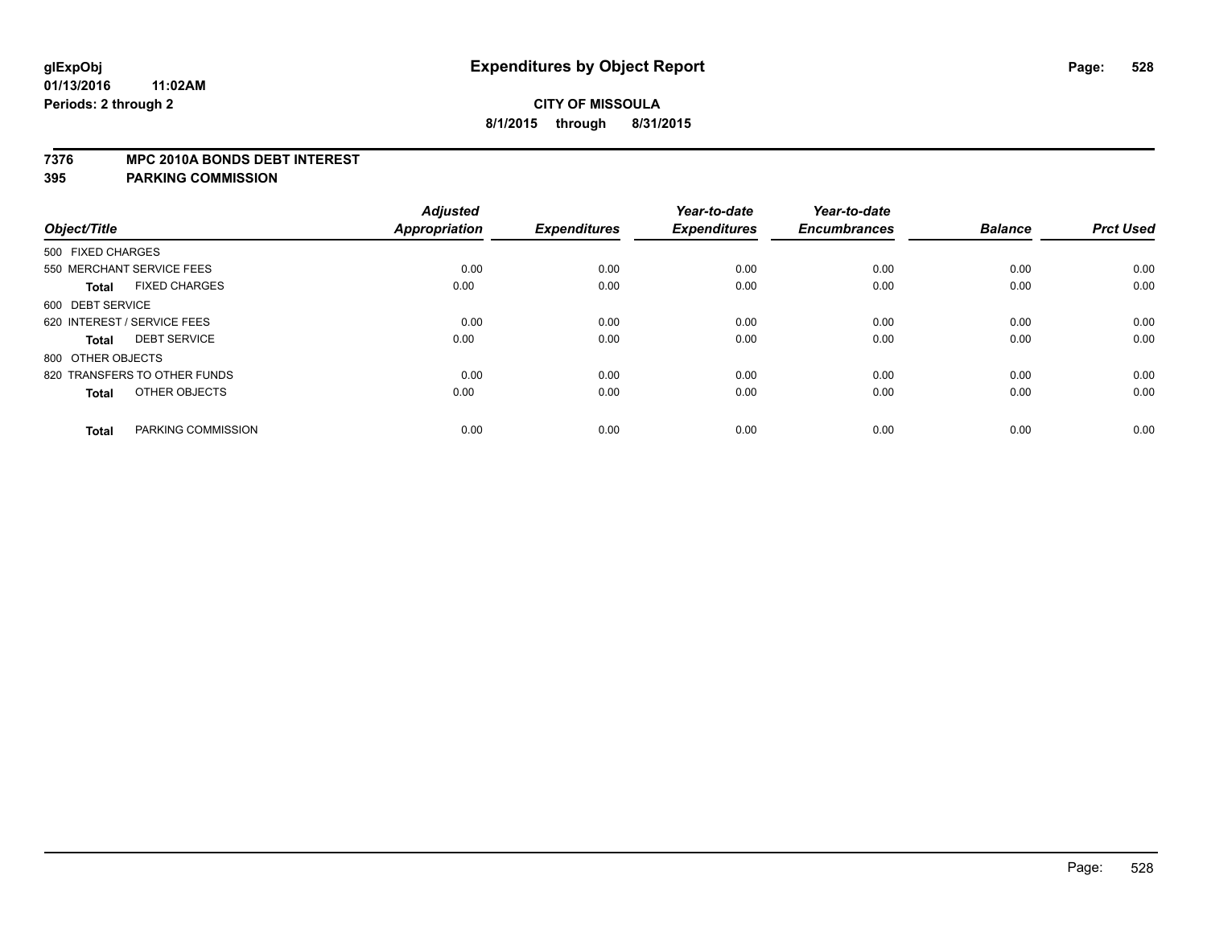**Expenditures by Object Report**

**CITY OF MISSOULA**

**8/1/2015 through 8/31/2015**

glExpObj
01/13/2016 11:02AM
Periods: 2 through 2

**7376 MPC 2010A BONDS DEBT INTEREST**
**395 PARKING COMMISSION**

| Object/Title | | Adjusted Appropriation | Expenditures | Year-to-date Expenditures | Year-to-date Encumbrances | Balance | Prct Used |
|---|---|---|---|---|---|---|---|
| 500 FIXED CHARGES | | | | | | | |
| 550 MERCHANT SERVICE FEES | | 0.00 | 0.00 | 0.00 | 0.00 | 0.00 | 0.00 |
| Total | FIXED CHARGES | 0.00 | 0.00 | 0.00 | 0.00 | 0.00 | 0.00 |
| 600 DEBT SERVICE | | | | | | | |
| 620 INTEREST / SERVICE FEES | | 0.00 | 0.00 | 0.00 | 0.00 | 0.00 | 0.00 |
| Total | DEBT SERVICE | 0.00 | 0.00 | 0.00 | 0.00 | 0.00 | 0.00 |
| 800 OTHER OBJECTS | | | | | | | |
| 820 TRANSFERS TO OTHER FUNDS | | 0.00 | 0.00 | 0.00 | 0.00 | 0.00 | 0.00 |
| Total | OTHER OBJECTS | 0.00 | 0.00 | 0.00 | 0.00 | 0.00 | 0.00 |
| Total | PARKING COMMISSION | 0.00 | 0.00 | 0.00 | 0.00 | 0.00 | 0.00 |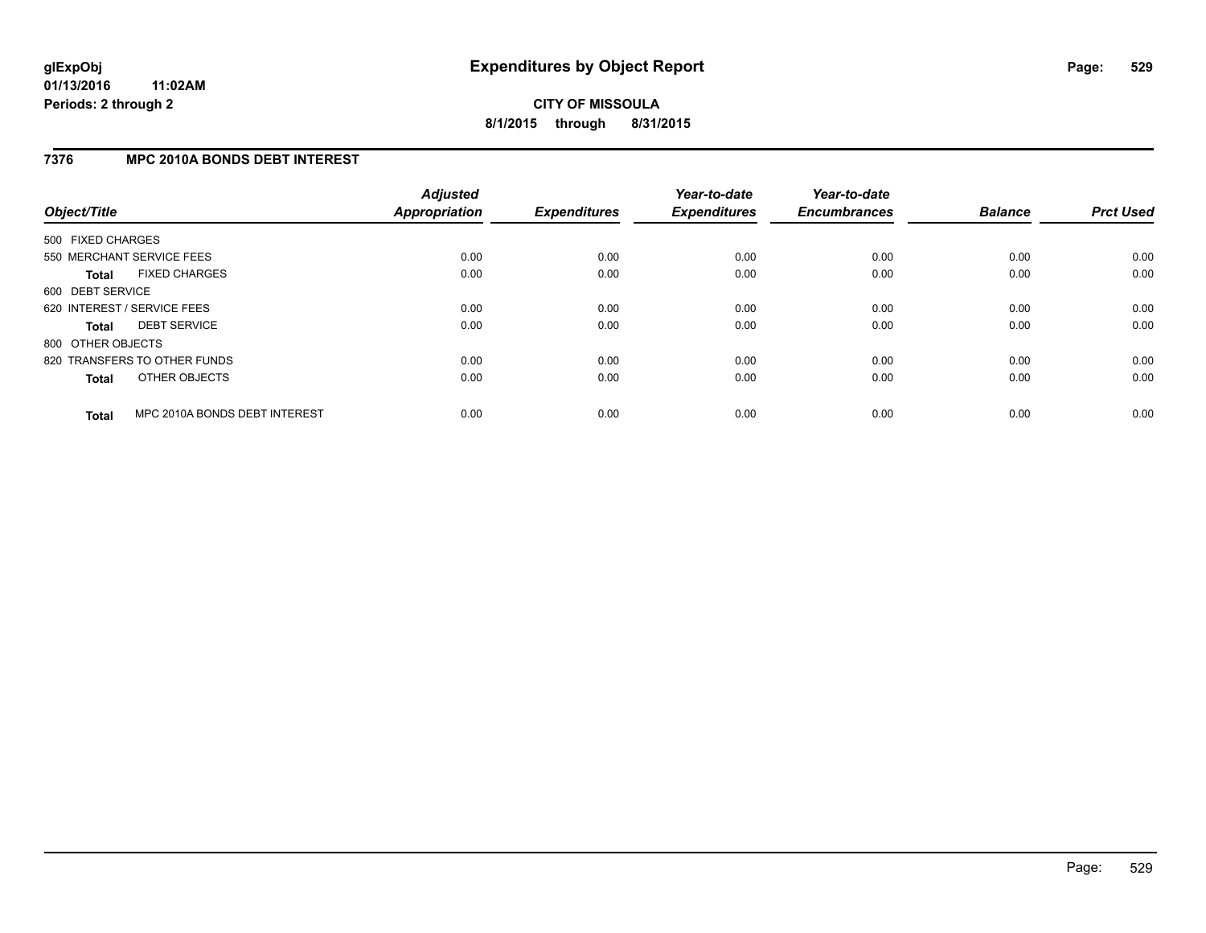**glExpObj**
**01/13/2016 11:02AM**
**Periods: 2 through 2**

# Expenditures by Object Report

**CITY OF MISSOULA**
**8/1/2015 through 8/31/2015**

## 7376 MPC 2010A BONDS DEBT INTEREST

| Object/Title | Adjusted Appropriation | Expenditures | Year-to-date Expenditures | Year-to-date Encumbrances | Balance | Prct Used |
|---|---|---|---|---|---|---|
| 500 FIXED CHARGES | | | | | | |
| 550 MERCHANT SERVICE FEES | 0.00 | 0.00 | 0.00 | 0.00 | 0.00 | 0.00 |
| **Total** FIXED CHARGES | 0.00 | 0.00 | 0.00 | 0.00 | 0.00 | 0.00 |
| 600 DEBT SERVICE | | | | | | |
| 620 INTEREST / SERVICE FEES | 0.00 | 0.00 | 0.00 | 0.00 | 0.00 | 0.00 |
| **Total** DEBT SERVICE | 0.00 | 0.00 | 0.00 | 0.00 | 0.00 | 0.00 |
| 800 OTHER OBJECTS | | | | | | |
| 820 TRANSFERS TO OTHER FUNDS | 0.00 | 0.00 | 0.00 | 0.00 | 0.00 | 0.00 |
| **Total** OTHER OBJECTS | 0.00 | 0.00 | 0.00 | 0.00 | 0.00 | 0.00 |
| **Total** MPC 2010A BONDS DEBT INTEREST | 0.00 | 0.00 | 0.00 | 0.00 | 0.00 | 0.00 |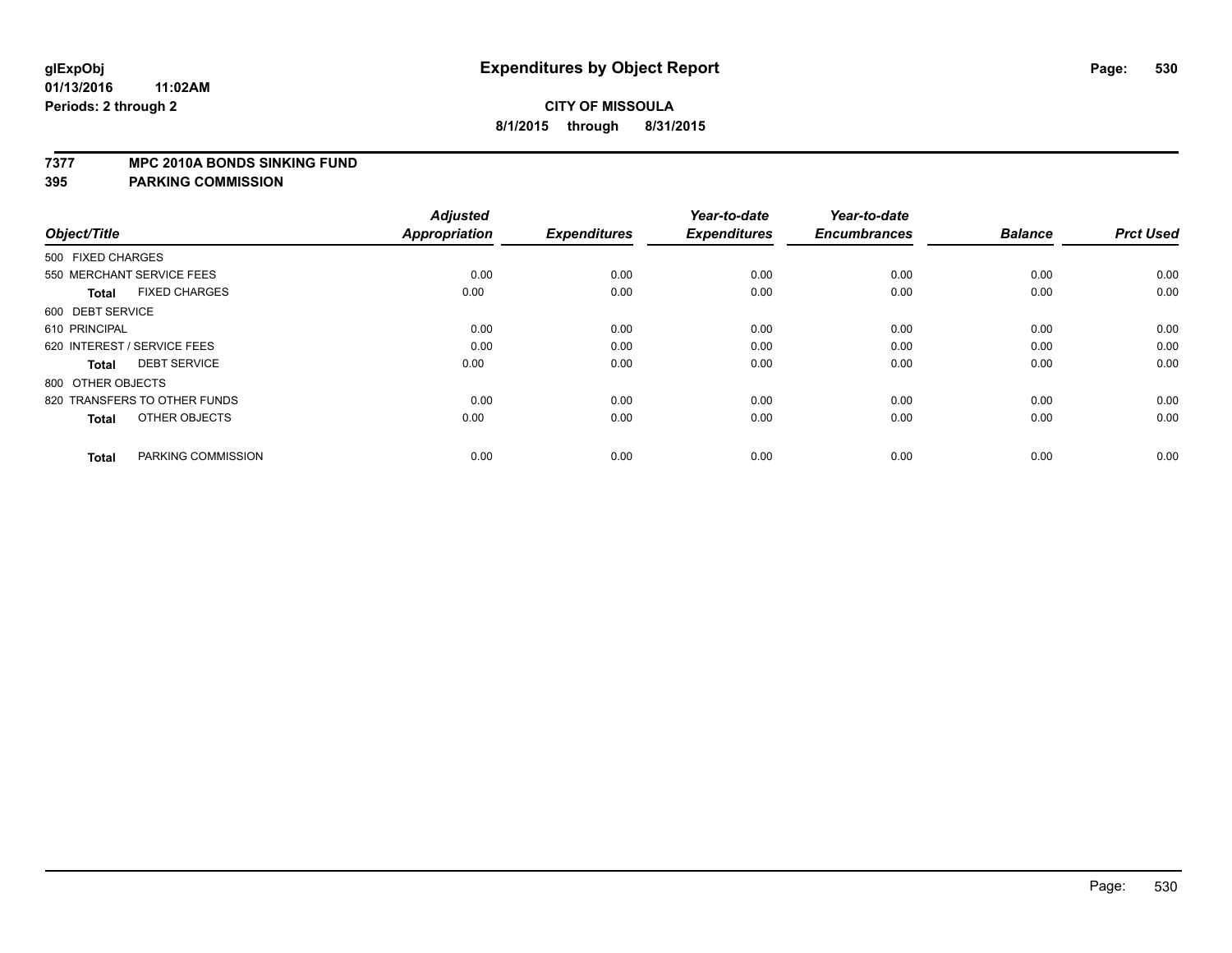# Expenditures by Object Report

glExpObj
01/13/2016 11:02AM
Periods: 2 through 2

**CITY OF MISSOULA**
**8/1/2015 through 8/31/2015**

**7377 MPC 2010A BONDS SINKING FUND**
**395 PARKING COMMISSION**

| Object/Title | Adjusted Appropriation | Expenditures | Year-to-date Expenditures | Year-to-date Encumbrances | Balance | Prct Used |
|---|---|---|---|---|---|---|
| 500 FIXED CHARGES | | | | | | |
| 550 MERCHANT SERVICE FEES | 0.00 | 0.00 | 0.00 | 0.00 | 0.00 | 0.00 |
| **Total** FIXED CHARGES | 0.00 | 0.00 | 0.00 | 0.00 | 0.00 | 0.00 |
| 600 DEBT SERVICE | | | | | | |
| 610 PRINCIPAL | 0.00 | 0.00 | 0.00 | 0.00 | 0.00 | 0.00 |
| 620 INTEREST / SERVICE FEES | 0.00 | 0.00 | 0.00 | 0.00 | 0.00 | 0.00 |
| **Total** DEBT SERVICE | 0.00 | 0.00 | 0.00 | 0.00 | 0.00 | 0.00 |
| 800 OTHER OBJECTS | | | | | | |
| 820 TRANSFERS TO OTHER FUNDS | 0.00 | 0.00 | 0.00 | 0.00 | 0.00 | 0.00 |
| **Total** OTHER OBJECTS | 0.00 | 0.00 | 0.00 | 0.00 | 0.00 | 0.00 |
| **Total** PARKING COMMISSION | 0.00 | 0.00 | 0.00 | 0.00 | 0.00 | 0.00 |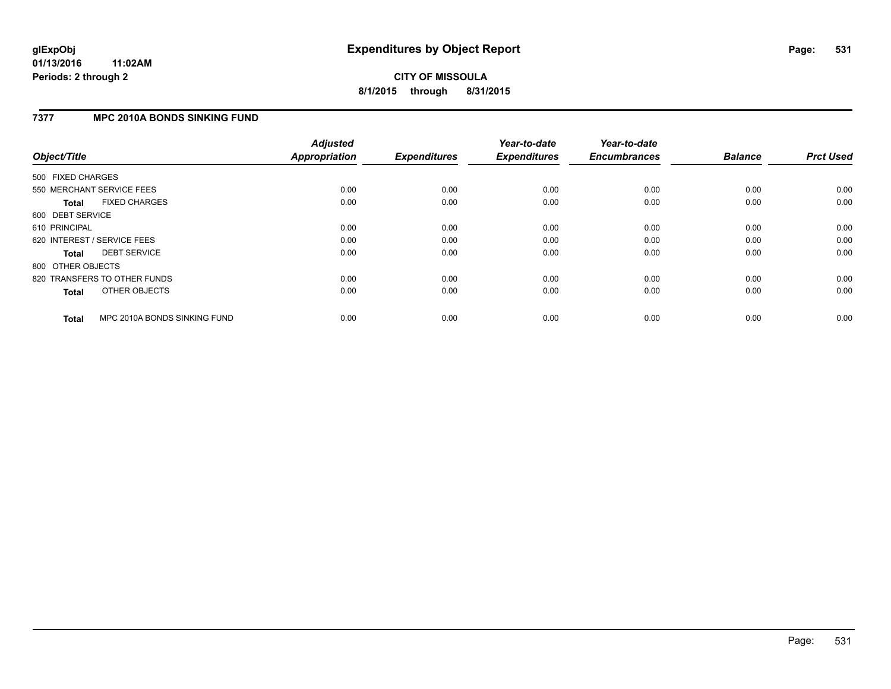# Expenditures by Object Report

glExpObj
01/13/2016 11:02AM
Periods: 2 through 2

**CITY OF MISSOULA**
**8/1/2015 through 8/31/2015**

## 7377 MPC 2010A BONDS SINKING FUND

| Object/Title | Adjusted Appropriation | Expenditures | Year-to-date Expenditures | Year-to-date Encumbrances | Balance | Prct Used |
|---|---|---|---|---|---|---|
| 500 FIXED CHARGES | | | | | | |
| 550 MERCHANT SERVICE FEES | 0.00 | 0.00 | 0.00 | 0.00 | 0.00 | 0.00 |
| **Total** FIXED CHARGES | 0.00 | 0.00 | 0.00 | 0.00 | 0.00 | 0.00 |
| 600 DEBT SERVICE | | | | | | |
| 610 PRINCIPAL | 0.00 | 0.00 | 0.00 | 0.00 | 0.00 | 0.00 |
| 620 INTEREST / SERVICE FEES | 0.00 | 0.00 | 0.00 | 0.00 | 0.00 | 0.00 |
| **Total** DEBT SERVICE | 0.00 | 0.00 | 0.00 | 0.00 | 0.00 | 0.00 |
| 800 OTHER OBJECTS | | | | | | |
| 820 TRANSFERS TO OTHER FUNDS | 0.00 | 0.00 | 0.00 | 0.00 | 0.00 | 0.00 |
| **Total** OTHER OBJECTS | 0.00 | 0.00 | 0.00 | 0.00 | 0.00 | 0.00 |
| **Total** MPC 2010A BONDS SINKING FUND | 0.00 | 0.00 | 0.00 | 0.00 | 0.00 | 0.00 |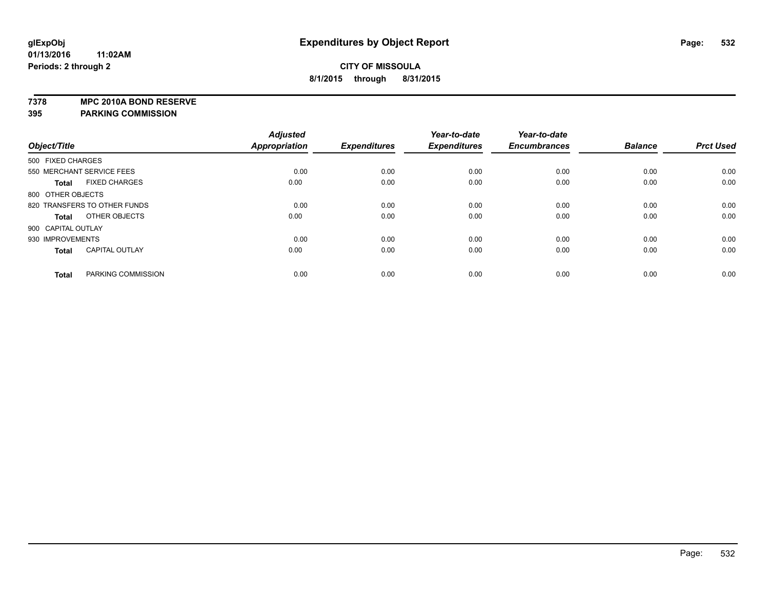# Expenditures by Object Report

glExpObj
01/13/2016 11:02AM
Periods: 2 through 2

**CITY OF MISSOULA**
**8/1/2015 through 8/31/2015**

**7378 MPC 2010A BOND RESERVE**
**395 PARKING COMMISSION**

| Object/Title | Adjusted Appropriation | Expenditures | Year-to-date Expenditures | Year-to-date Encumbrances | Balance | Prct Used |
|---|---|---|---|---|---|---|
| 500 FIXED CHARGES | | | | | | |
| 550 MERCHANT SERVICE FEES | 0.00 | 0.00 | 0.00 | 0.00 | 0.00 | 0.00 |
| **Total** FIXED CHARGES | 0.00 | 0.00 | 0.00 | 0.00 | 0.00 | 0.00 |
| 800 OTHER OBJECTS | | | | | | |
| 820 TRANSFERS TO OTHER FUNDS | 0.00 | 0.00 | 0.00 | 0.00 | 0.00 | 0.00 |
| **Total** OTHER OBJECTS | 0.00 | 0.00 | 0.00 | 0.00 | 0.00 | 0.00 |
| 900 CAPITAL OUTLAY | | | | | | |
| 930 IMPROVEMENTS | 0.00 | 0.00 | 0.00 | 0.00 | 0.00 | 0.00 |
| **Total** CAPITAL OUTLAY | 0.00 | 0.00 | 0.00 | 0.00 | 0.00 | 0.00 |
| **Total** PARKING COMMISSION | 0.00 | 0.00 | 0.00 | 0.00 | 0.00 | 0.00 |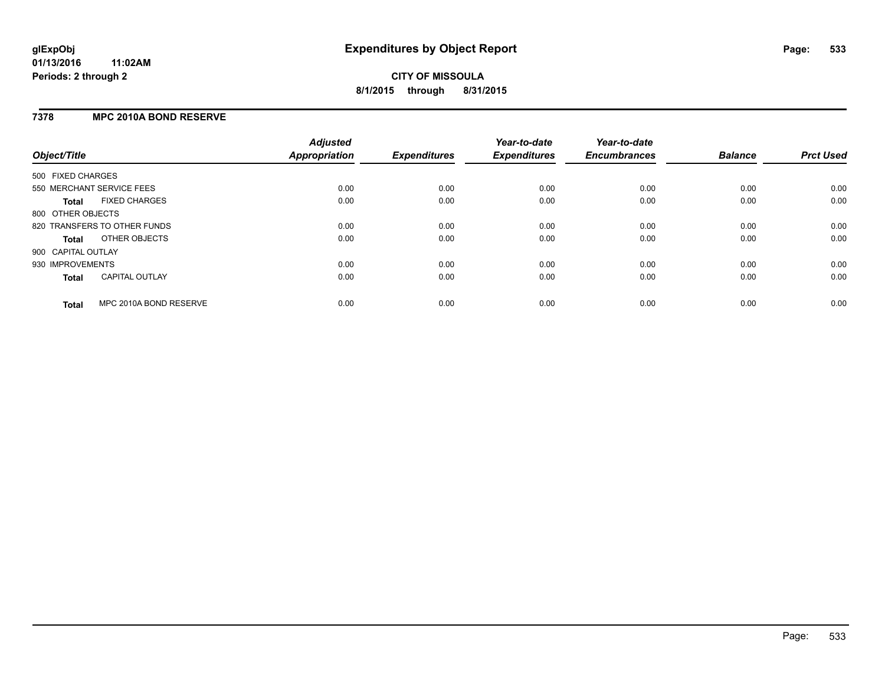**glExpObj**
**01/13/2016 11:02AM**
**Periods: 2 through 2**

# Expenditures by Object Report

**CITY OF MISSOULA**
**8/1/2015 through 8/31/2015**

## 7378 MPC 2010A BOND RESERVE

| Object/Title | Adjusted Appropriation | Expenditures | Year-to-date Expenditures | Year-to-date Encumbrances | Balance | Prct Used |
|---|---|---|---|---|---|---|
| 500 FIXED CHARGES | | | | | | |
| 550 MERCHANT SERVICE FEES | 0.00 | 0.00 | 0.00 | 0.00 | 0.00 | 0.00 |
| **Total** FIXED CHARGES | 0.00 | 0.00 | 0.00 | 0.00 | 0.00 | 0.00 |
| 800 OTHER OBJECTS | | | | | | |
| 820 TRANSFERS TO OTHER FUNDS | 0.00 | 0.00 | 0.00 | 0.00 | 0.00 | 0.00 |
| **Total** OTHER OBJECTS | 0.00 | 0.00 | 0.00 | 0.00 | 0.00 | 0.00 |
| 900 CAPITAL OUTLAY | | | | | | |
| 930 IMPROVEMENTS | 0.00 | 0.00 | 0.00 | 0.00 | 0.00 | 0.00 |
| **Total** CAPITAL OUTLAY | 0.00 | 0.00 | 0.00 | 0.00 | 0.00 | 0.00 |
| **Total** MPC 2010A BOND RESERVE | 0.00 | 0.00 | 0.00 | 0.00 | 0.00 | 0.00 |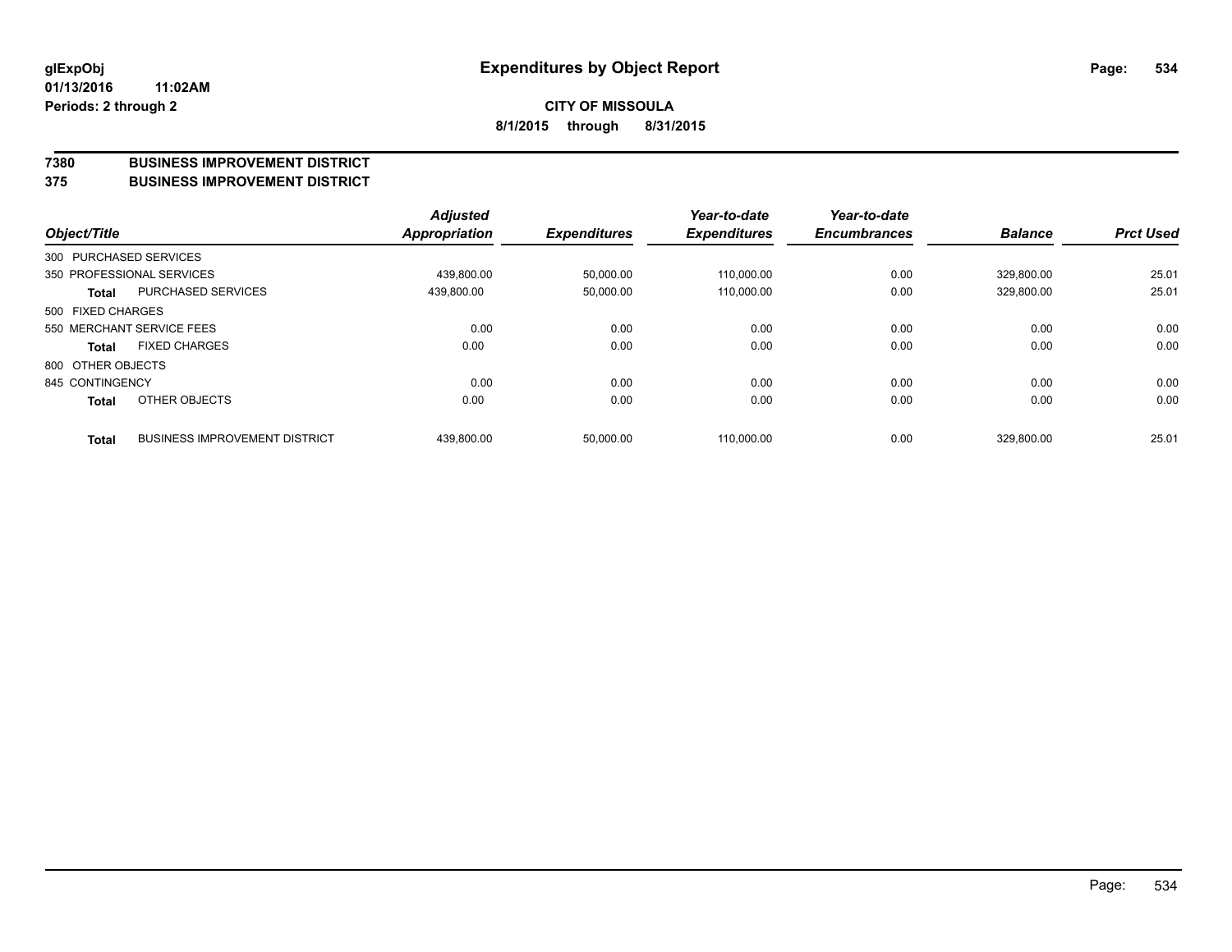# Expenditures by Object Report

glExpObj
01/13/2016 11:02AM
Periods: 2 through 2

**CITY OF MISSOULA**
**8/1/2015 through 8/31/2015**

**7380 BUSINESS IMPROVEMENT DISTRICT**
**375 BUSINESS IMPROVEMENT DISTRICT**

| Object/Title | | Adjusted Appropriation | Expenditures | Year-to-date Expenditures | Year-to-date Encumbrances | Balance | Prct Used |
|---|---|---|---|---|---|---|---|
| 300 PURCHASED SERVICES | | | | | | | |
| 350 PROFESSIONAL SERVICES | | 439,800.00 | 50,000.00 | 110,000.00 | 0.00 | 329,800.00 | 25.01 |
| **Total** | PURCHASED SERVICES | 439,800.00 | 50,000.00 | 110,000.00 | 0.00 | 329,800.00 | 25.01 |
| 500 FIXED CHARGES | | | | | | | |
| 550 MERCHANT SERVICE FEES | | 0.00 | 0.00 | 0.00 | 0.00 | 0.00 | 0.00 |
| **Total** | FIXED CHARGES | 0.00 | 0.00 | 0.00 | 0.00 | 0.00 | 0.00 |
| 800 OTHER OBJECTS | | | | | | | |
| 845 CONTINGENCY | | 0.00 | 0.00 | 0.00 | 0.00 | 0.00 | 0.00 |
| **Total** | OTHER OBJECTS | 0.00 | 0.00 | 0.00 | 0.00 | 0.00 | 0.00 |
| **Total** | BUSINESS IMPROVEMENT DISTRICT | 439,800.00 | 50,000.00 | 110,000.00 | 0.00 | 329,800.00 | 25.01 |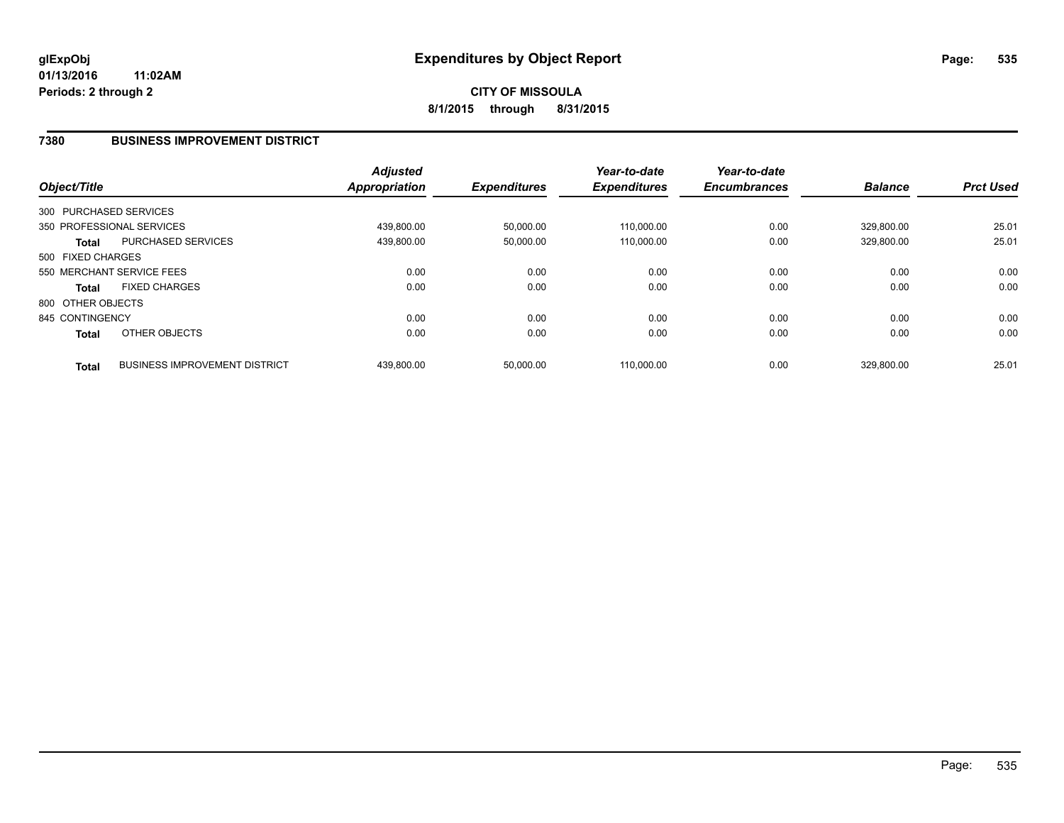**glExpObj**
**01/13/2016 11:02AM**
**Periods: 2 through 2**

# Expenditures by Object Report

**CITY OF MISSOULA**
**8/1/2015 through 8/31/2015**

## 7380 BUSINESS IMPROVEMENT DISTRICT

| Object/Title | | Adjusted Appropriation | Expenditures | Year-to-date Expenditures | Year-to-date Encumbrances | Balance | Prct Used |
|---|---|---|---|---|---|---|---|
| 300 PURCHASED SERVICES | | | | | | | |
| 350 PROFESSIONAL SERVICES | | 439,800.00 | 50,000.00 | 110,000.00 | 0.00 | 329,800.00 | 25.01 |
| **Total** | PURCHASED SERVICES | 439,800.00 | 50,000.00 | 110,000.00 | 0.00 | 329,800.00 | 25.01 |
| 500 FIXED CHARGES | | | | | | | |
| 550 MERCHANT SERVICE FEES | | 0.00 | 0.00 | 0.00 | 0.00 | 0.00 | 0.00 |
| **Total** | FIXED CHARGES | 0.00 | 0.00 | 0.00 | 0.00 | 0.00 | 0.00 |
| 800 OTHER OBJECTS | | | | | | | |
| 845 CONTINGENCY | | 0.00 | 0.00 | 0.00 | 0.00 | 0.00 | 0.00 |
| **Total** | OTHER OBJECTS | 0.00 | 0.00 | 0.00 | 0.00 | 0.00 | 0.00 |
| **Total** | BUSINESS IMPROVEMENT DISTRICT | 439,800.00 | 50,000.00 | 110,000.00 | 0.00 | 329,800.00 | 25.01 |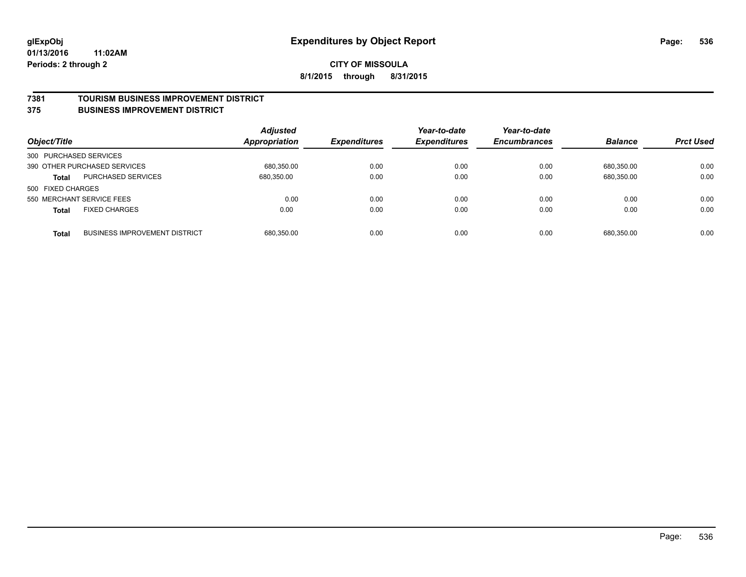# Expenditures by Object Report

glExpObj
01/13/2016 11:02AM
Periods: 2 through 2

**CITY OF MISSOULA**
**8/1/2015 through 8/31/2015**

## 7381 TOURISM BUSINESS IMPROVEMENT DISTRICT
## 375 BUSINESS IMPROVEMENT DISTRICT

| Object/Title | | Adjusted Appropriation | Expenditures | Year-to-date Expenditures | Year-to-date Encumbrances | Balance | Prct Used |
|---|---|---|---|---|---|---|---|
| 300 PURCHASED SERVICES | | | | | | | |
| 390 OTHER PURCHASED SERVICES | | 680,350.00 | 0.00 | 0.00 | 0.00 | 680,350.00 | 0.00 |
| **Total** | PURCHASED SERVICES | 680,350.00 | 0.00 | 0.00 | 0.00 | 680,350.00 | 0.00 |
| 500 FIXED CHARGES | | | | | | | |
| 550 MERCHANT SERVICE FEES | | 0.00 | 0.00 | 0.00 | 0.00 | 0.00 | 0.00 |
| **Total** | FIXED CHARGES | 0.00 | 0.00 | 0.00 | 0.00 | 0.00 | 0.00 |
| **Total** | BUSINESS IMPROVEMENT DISTRICT | 680,350.00 | 0.00 | 0.00 | 0.00 | 680,350.00 | 0.00 |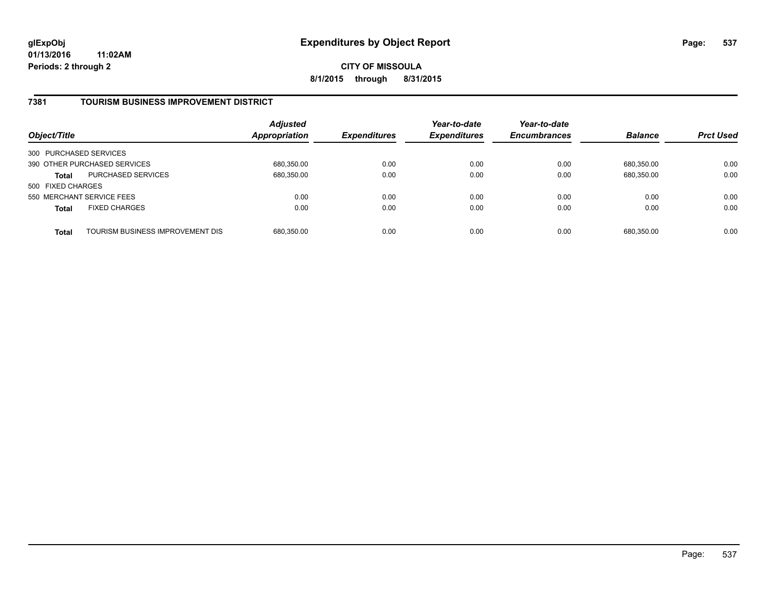**glExpObj**
**01/13/2016 11:02AM**
**Periods: 2 through 2**

# Expenditures by Object Report

**CITY OF MISSOULA**
**8/1/2015 through 8/31/2015**

## 7381 TOURISM BUSINESS IMPROVEMENT DISTRICT

| Object/Title | | *Adjusted Appropriation* | *Expenditures* | *Year-to-date Expenditures* | *Year-to-date Encumbrances* | *Balance* | *Prct Used* |
|---|---|---|---|---|---|---|---|
| 300 PURCHASED SERVICES | | | | | | | |
| 390 OTHER PURCHASED SERVICES | | 680,350.00 | 0.00 | 0.00 | 0.00 | 680,350.00 | 0.00 |
| **Total** | PURCHASED SERVICES | 680,350.00 | 0.00 | 0.00 | 0.00 | 680,350.00 | 0.00 |
| 500 FIXED CHARGES | | | | | | | |
| 550 MERCHANT SERVICE FEES | | 0.00 | 0.00 | 0.00 | 0.00 | 0.00 | 0.00 |
| **Total** | FIXED CHARGES | 0.00 | 0.00 | 0.00 | 0.00 | 0.00 | 0.00 |
| **Total** | TOURISM BUSINESS IMPROVEMENT DIS | 680,350.00 | 0.00 | 0.00 | 0.00 | 680,350.00 | 0.00 |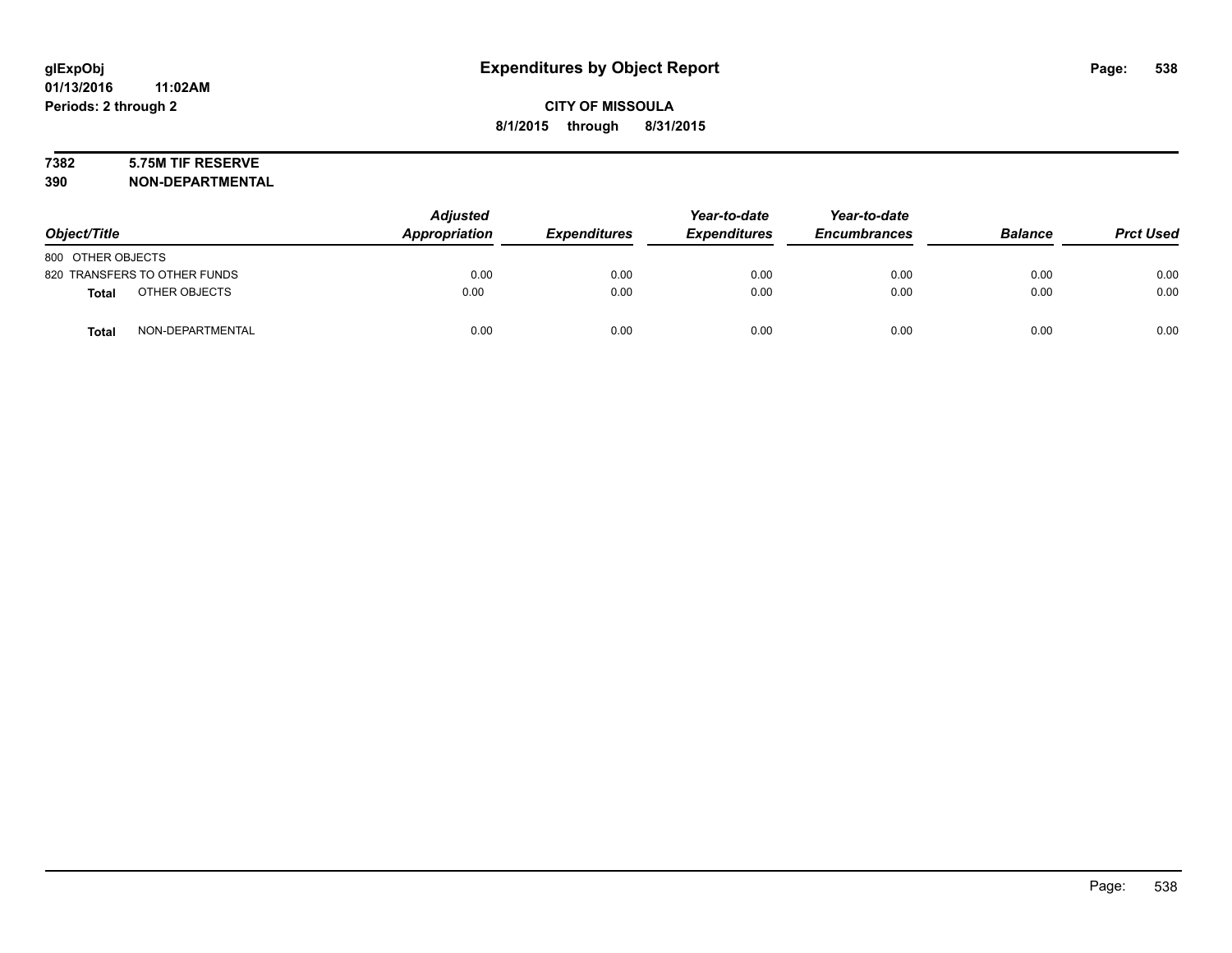**glExpObj** **Expenditures by Object Report**
**01/13/2016 11:02AM**
**Periods: 2 through 2**

**CITY OF MISSOULA**
**8/1/2015 through 8/31/2015**

**7382 5.75M TIF RESERVE**
**390 NON-DEPARTMENTAL**

| Object/Title | | Adjusted Appropriation | Expenditures | Year-to-date Expenditures | Year-to-date Encumbrances | Balance | Prct Used |
|---|---|---|---|---|---|---|---|
| 800 OTHER OBJECTS | | | | | | | |
| 820 TRANSFERS TO OTHER FUNDS | | 0.00 | 0.00 | 0.00 | 0.00 | 0.00 | 0.00 |
| **Total** | OTHER OBJECTS | 0.00 | 0.00 | 0.00 | 0.00 | 0.00 | 0.00 |
| **Total** | NON-DEPARTMENTAL | 0.00 | 0.00 | 0.00 | 0.00 | 0.00 | 0.00 |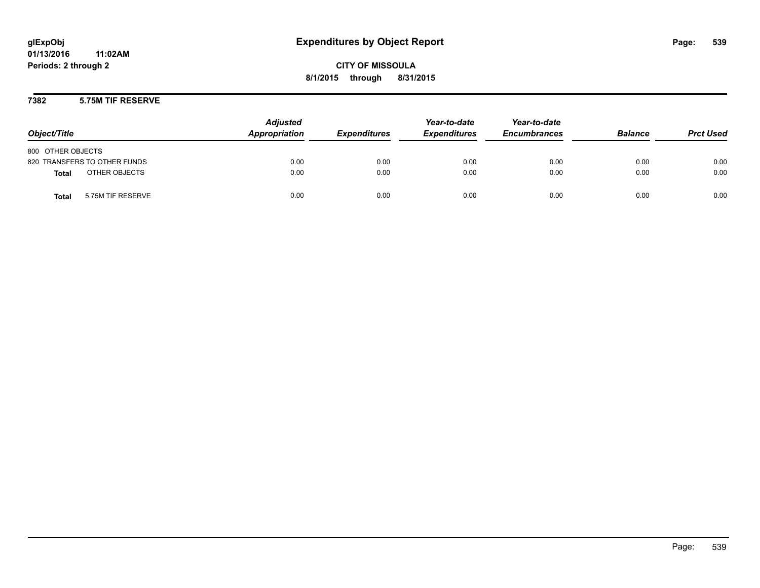# Expenditures by Object Report

glExpObj
01/13/2016 11:02AM
Periods: 2 through 2

**CITY OF MISSOULA**
**8/1/2015 through 8/31/2015**

## 7382 5.75M TIF RESERVE

| Object/Title | Adjusted Appropriation | Expenditures | Year-to-date Expenditures | Year-to-date Encumbrances | Balance | Prct Used |
|---|---|---|---|---|---|---|
| 800 OTHER OBJECTS | | | | | | |
| 820 TRANSFERS TO OTHER FUNDS | 0.00 | 0.00 | 0.00 | 0.00 | 0.00 | 0.00 |
| **Total** OTHER OBJECTS | 0.00 | 0.00 | 0.00 | 0.00 | 0.00 | 0.00 |
| **Total** 5.75M TIF RESERVE | 0.00 | 0.00 | 0.00 | 0.00 | 0.00 | 0.00 |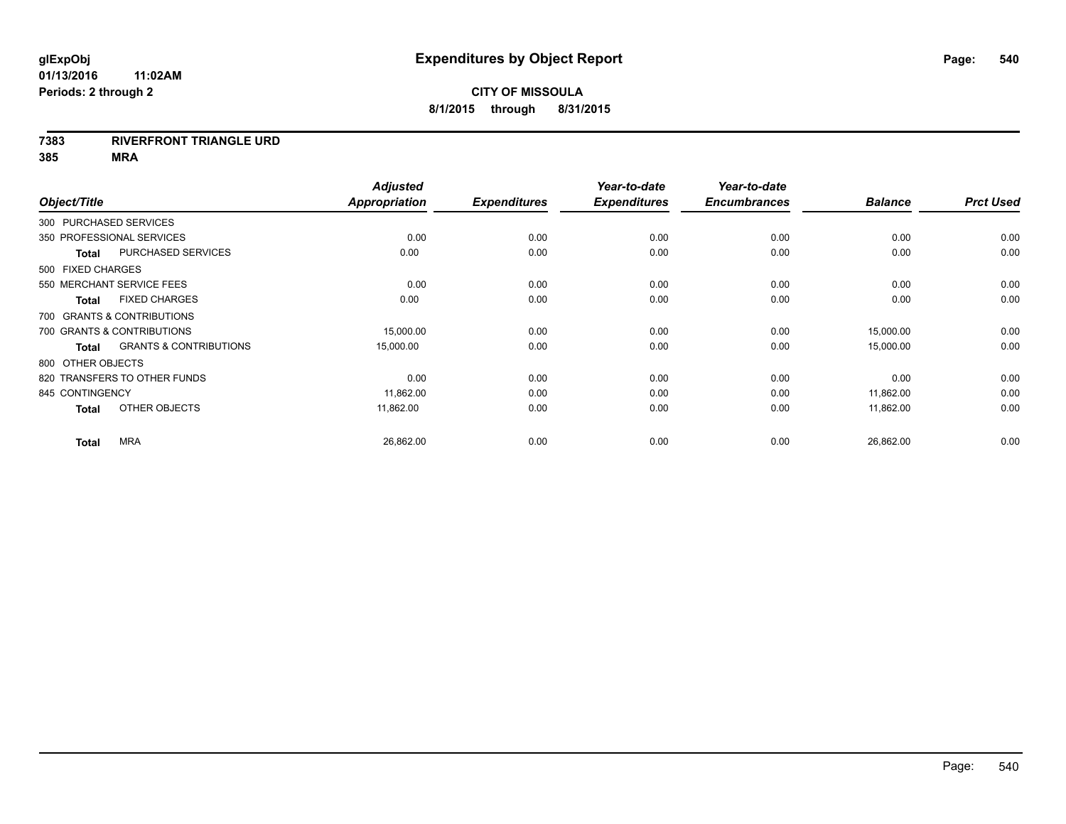**glExpObj** 
**01/13/2016 11:02AM** 
**Periods: 2 through 2**

# Expenditures by Object Report

**CITY OF MISSOULA** 
**8/1/2015 through 8/31/2015**

**7383 RIVERFRONT TRIANGLE URD** 
**385 MRA**

| Object/Title | Adjusted Appropriation | Expenditures | Year-to-date Expenditures | Year-to-date Encumbrances | Balance | Prct Used |
|---|---|---|---|---|---|---|
| 300 PURCHASED SERVICES | | | | | | |
| 350 PROFESSIONAL SERVICES | 0.00 | 0.00 | 0.00 | 0.00 | 0.00 | 0.00 |
| **Total** PURCHASED SERVICES | 0.00 | 0.00 | 0.00 | 0.00 | 0.00 | 0.00 |
| 500 FIXED CHARGES | | | | | | |
| 550 MERCHANT SERVICE FEES | 0.00 | 0.00 | 0.00 | 0.00 | 0.00 | 0.00 |
| **Total** FIXED CHARGES | 0.00 | 0.00 | 0.00 | 0.00 | 0.00 | 0.00 |
| 700 GRANTS & CONTRIBUTIONS | | | | | | |
| 700 GRANTS & CONTRIBUTIONS | 15,000.00 | 0.00 | 0.00 | 0.00 | 15,000.00 | 0.00 |
| **Total** GRANTS & CONTRIBUTIONS | 15,000.00 | 0.00 | 0.00 | 0.00 | 15,000.00 | 0.00 |
| 800 OTHER OBJECTS | | | | | | |
| 820 TRANSFERS TO OTHER FUNDS | 0.00 | 0.00 | 0.00 | 0.00 | 0.00 | 0.00 |
| 845 CONTINGENCY | 11,862.00 | 0.00 | 0.00 | 0.00 | 11,862.00 | 0.00 |
| **Total** OTHER OBJECTS | 11,862.00 | 0.00 | 0.00 | 0.00 | 11,862.00 | 0.00 |
| **Total** MRA | 26,862.00 | 0.00 | 0.00 | 0.00 | 26,862.00 | 0.00 |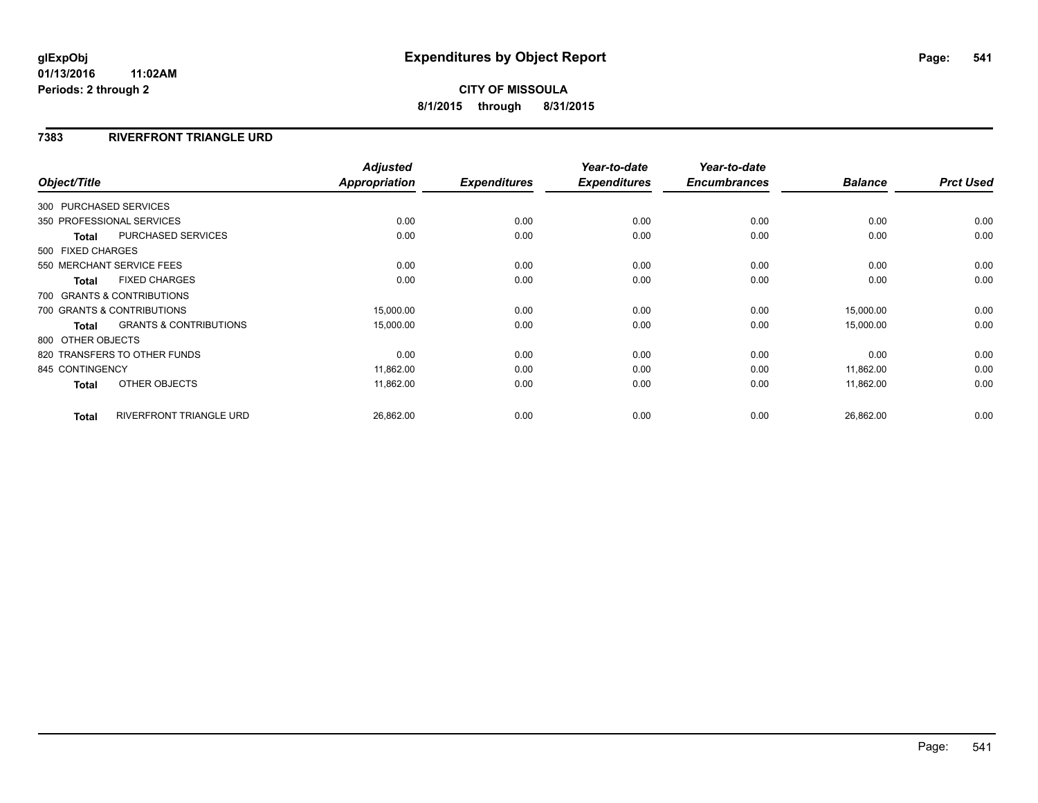**glExpObj** **Expenditures by Object Report**

**01/13/2016 11:02AM**

**Periods: 2 through 2**

**CITY OF MISSOULA**

**8/1/2015 through 8/31/2015**

## 7383 RIVERFRONT TRIANGLE URD

| Object/Title | Adjusted Appropriation | Expenditures | Year-to-date Expenditures | Year-to-date Encumbrances | Balance | Prct Used |
|---|---|---|---|---|---|---|
| 300 PURCHASED SERVICES | | | | | | |
| 350 PROFESSIONAL SERVICES | 0.00 | 0.00 | 0.00 | 0.00 | 0.00 | 0.00 |
| **Total** PURCHASED SERVICES | 0.00 | 0.00 | 0.00 | 0.00 | 0.00 | 0.00 |
| 500 FIXED CHARGES | | | | | | |
| 550 MERCHANT SERVICE FEES | 0.00 | 0.00 | 0.00 | 0.00 | 0.00 | 0.00 |
| **Total** FIXED CHARGES | 0.00 | 0.00 | 0.00 | 0.00 | 0.00 | 0.00 |
| 700 GRANTS & CONTRIBUTIONS | | | | | | |
| 700 GRANTS & CONTRIBUTIONS | 15,000.00 | 0.00 | 0.00 | 0.00 | 15,000.00 | 0.00 |
| **Total** GRANTS & CONTRIBUTIONS | 15,000.00 | 0.00 | 0.00 | 0.00 | 15,000.00 | 0.00 |
| 800 OTHER OBJECTS | | | | | | |
| 820 TRANSFERS TO OTHER FUNDS | 0.00 | 0.00 | 0.00 | 0.00 | 0.00 | 0.00 |
| 845 CONTINGENCY | 11,862.00 | 0.00 | 0.00 | 0.00 | 11,862.00 | 0.00 |
| **Total** OTHER OBJECTS | 11,862.00 | 0.00 | 0.00 | 0.00 | 11,862.00 | 0.00 |
| **Total** RIVERFRONT TRIANGLE URD | 26,862.00 | 0.00 | 0.00 | 0.00 | 26,862.00 | 0.00 |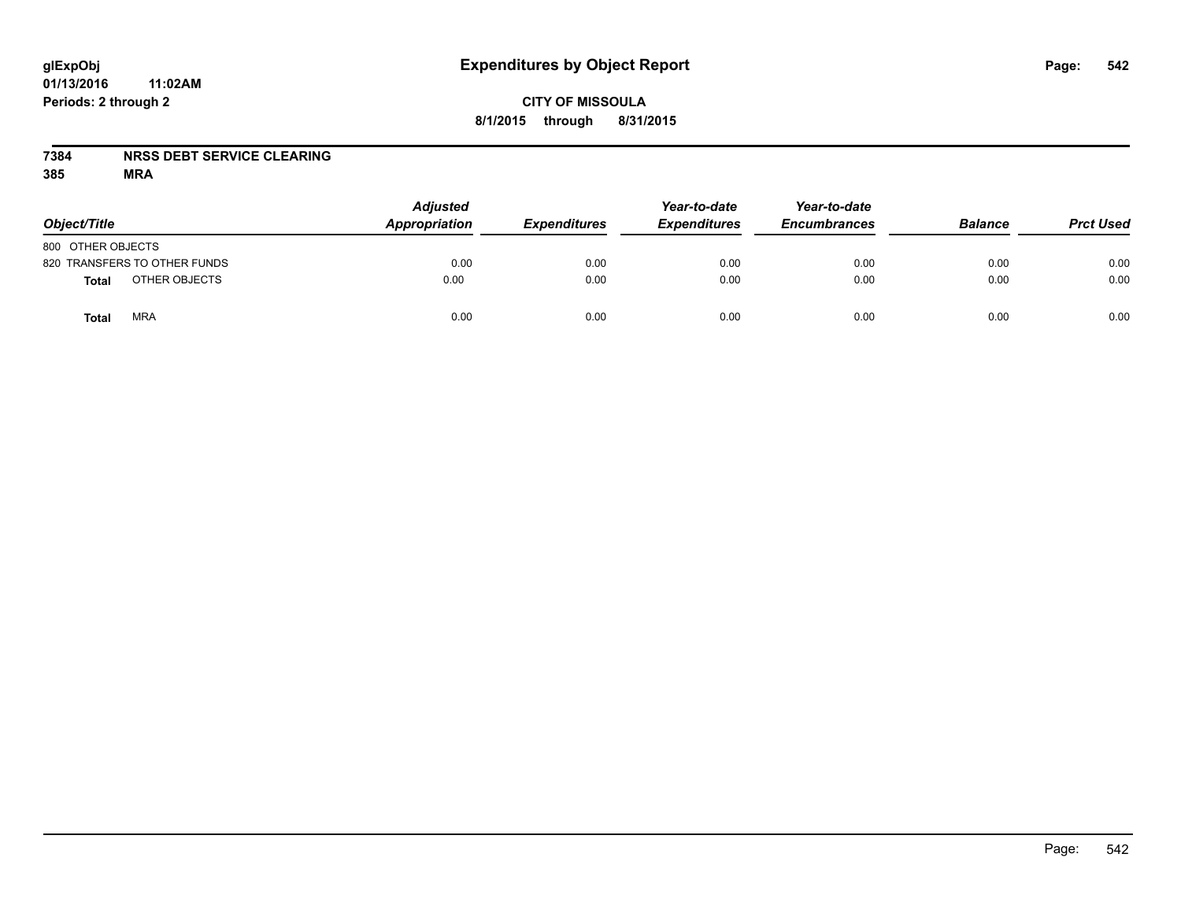glExpObj
01/13/2016 11:02AM
Periods: 2 through 2

# Expenditures by Object Report

**CITY OF MISSOULA**
**8/1/2015 through 8/31/2015**

**7384 NRSS DEBT SERVICE CLEARING**
**385 MRA**

| Object/Title | Adjusted Appropriation | Expenditures | Year-to-date Expenditures | Year-to-date Encumbrances | Balance | Prct Used |
|---|---|---|---|---|---|---|
| 800 OTHER OBJECTS | | | | | | |
| 820 TRANSFERS TO OTHER FUNDS | 0.00 | 0.00 | 0.00 | 0.00 | 0.00 | 0.00 |
| **Total** OTHER OBJECTS | 0.00 | 0.00 | 0.00 | 0.00 | 0.00 | 0.00 |
| **Total** MRA | 0.00 | 0.00 | 0.00 | 0.00 | 0.00 | 0.00 |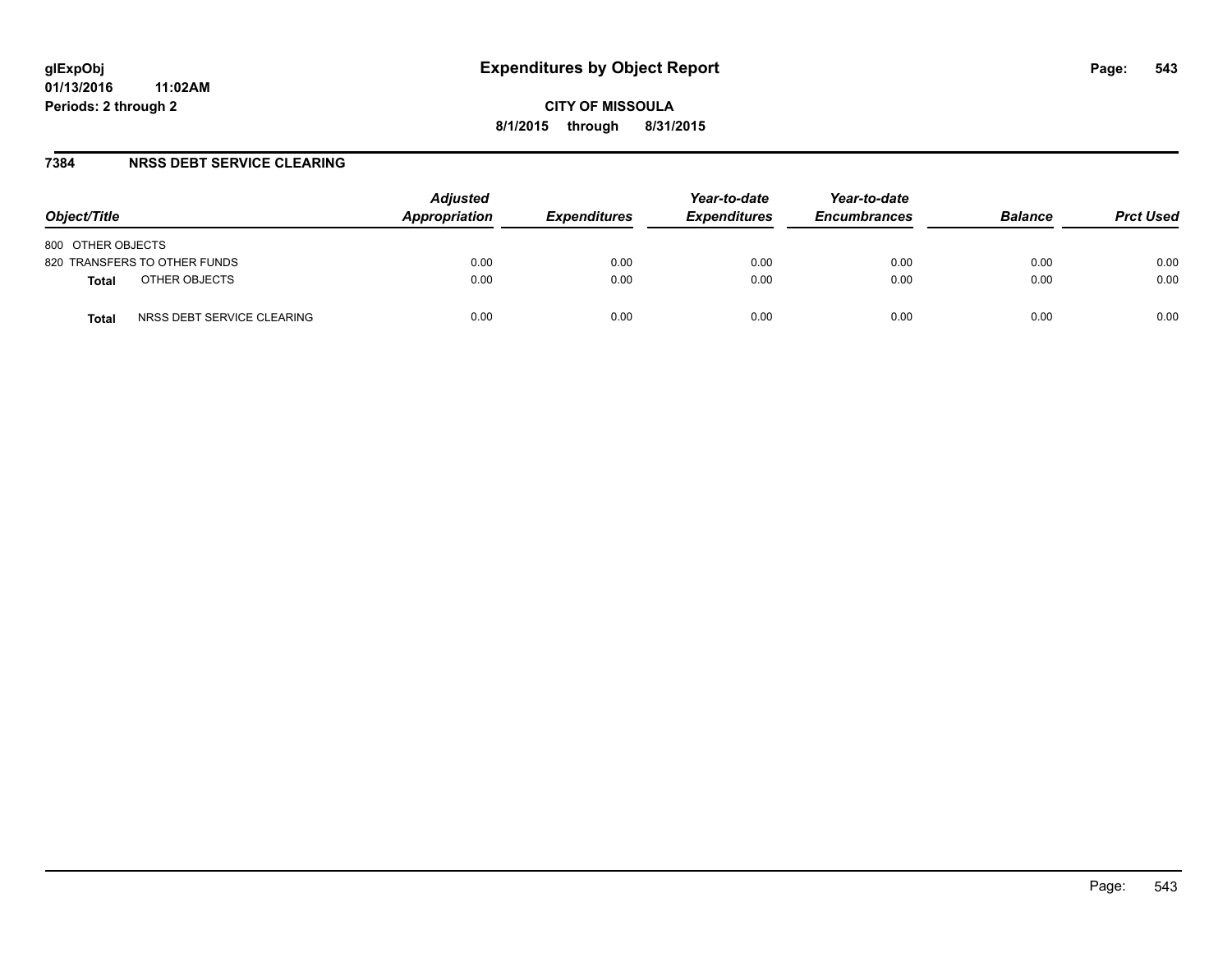# Expenditures by Object Report

glExpObj
01/13/2016 11:02AM
Periods: 2 through 2

**CITY OF MISSOULA**
**8/1/2015 through 8/31/2015**

## 7384 NRSS DEBT SERVICE CLEARING

| Object/Title | Adjusted Appropriation | Expenditures | Year-to-date Expenditures | Year-to-date Encumbrances | Balance | Prct Used |
|---|---|---|---|---|---|---|
| 800 OTHER OBJECTS | | | | | | |
| 820 TRANSFERS TO OTHER FUNDS | 0.00 | 0.00 | 0.00 | 0.00 | 0.00 | 0.00 |
| **Total** OTHER OBJECTS | 0.00 | 0.00 | 0.00 | 0.00 | 0.00 | 0.00 |
| **Total** NRSS DEBT SERVICE CLEARING | 0.00 | 0.00 | 0.00 | 0.00 | 0.00 | 0.00 |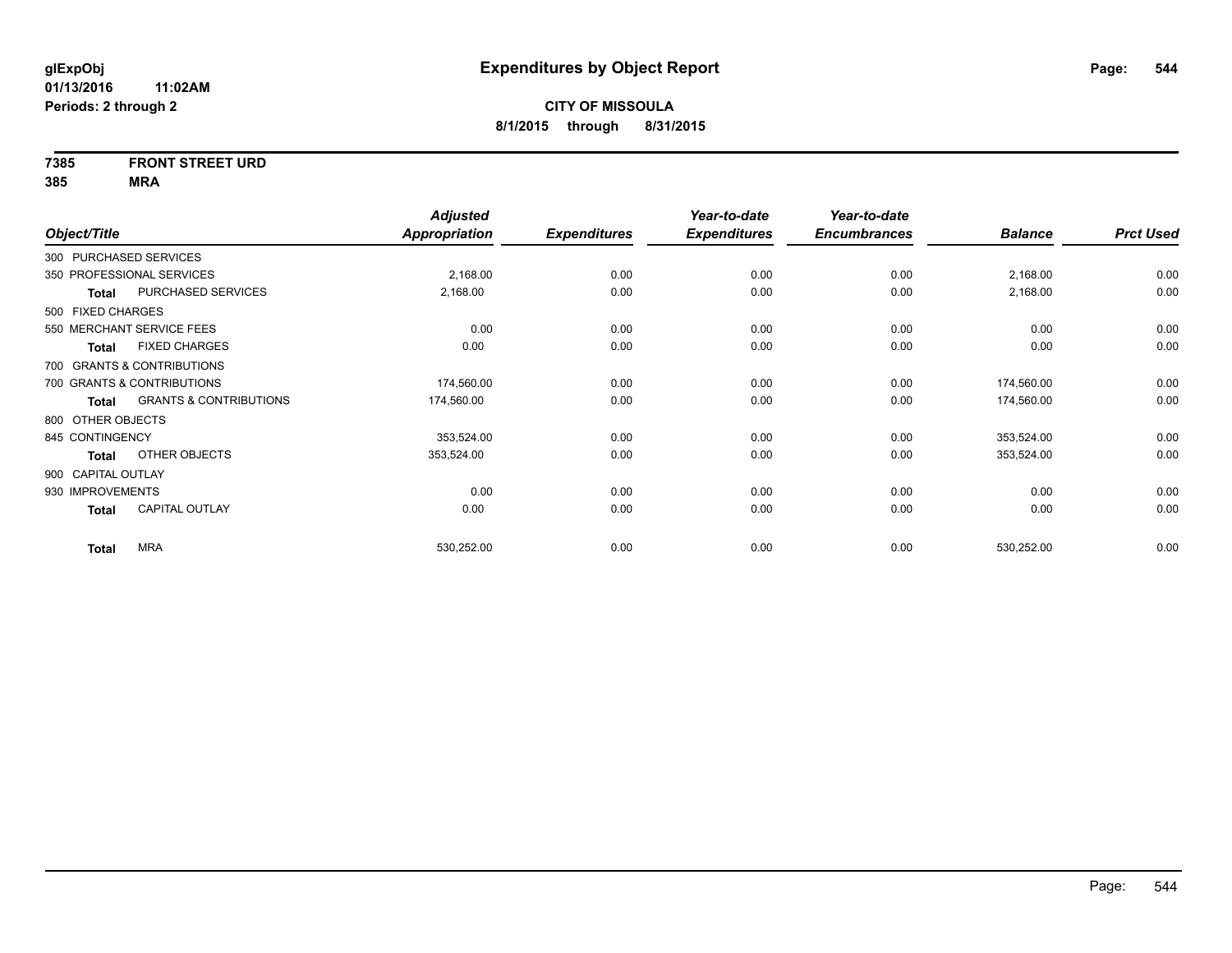**glExpObj**
**01/13/2016 11:02AM**
**Periods: 2 through 2**

# Expenditures by Object Report

**CITY OF MISSOULA**
**8/1/2015 through 8/31/2015**

**7385 FRONT STREET URD**
**385 MRA**

| Object/Title | | Adjusted Appropriation | Expenditures | Year-to-date Expenditures | Year-to-date Encumbrances | Balance | Prct Used |
|---|---|---|---|---|---|---|---|
| 300 PURCHASED SERVICES | | | | | | | |
| 350 PROFESSIONAL SERVICES | | 2,168.00 | 0.00 | 0.00 | 0.00 | 2,168.00 | 0.00 |
| **Total** | PURCHASED SERVICES | 2,168.00 | 0.00 | 0.00 | 0.00 | 2,168.00 | 0.00 |
| 500 FIXED CHARGES | | | | | | | |
| 550 MERCHANT SERVICE FEES | | 0.00 | 0.00 | 0.00 | 0.00 | 0.00 | 0.00 |
| **Total** | FIXED CHARGES | 0.00 | 0.00 | 0.00 | 0.00 | 0.00 | 0.00 |
| 700 GRANTS & CONTRIBUTIONS | | | | | | | |
| 700 GRANTS & CONTRIBUTIONS | | 174,560.00 | 0.00 | 0.00 | 0.00 | 174,560.00 | 0.00 |
| **Total** | GRANTS & CONTRIBUTIONS | 174,560.00 | 0.00 | 0.00 | 0.00 | 174,560.00 | 0.00 |
| 800 OTHER OBJECTS | | | | | | | |
| 845 CONTINGENCY | | 353,524.00 | 0.00 | 0.00 | 0.00 | 353,524.00 | 0.00 |
| **Total** | OTHER OBJECTS | 353,524.00 | 0.00 | 0.00 | 0.00 | 353,524.00 | 0.00 |
| 900 CAPITAL OUTLAY | | | | | | | |
| 930 IMPROVEMENTS | | 0.00 | 0.00 | 0.00 | 0.00 | 0.00 | 0.00 |
| **Total** | CAPITAL OUTLAY | 0.00 | 0.00 | 0.00 | 0.00 | 0.00 | 0.00 |
| **Total** | MRA | 530,252.00 | 0.00 | 0.00 | 0.00 | 530,252.00 | 0.00 |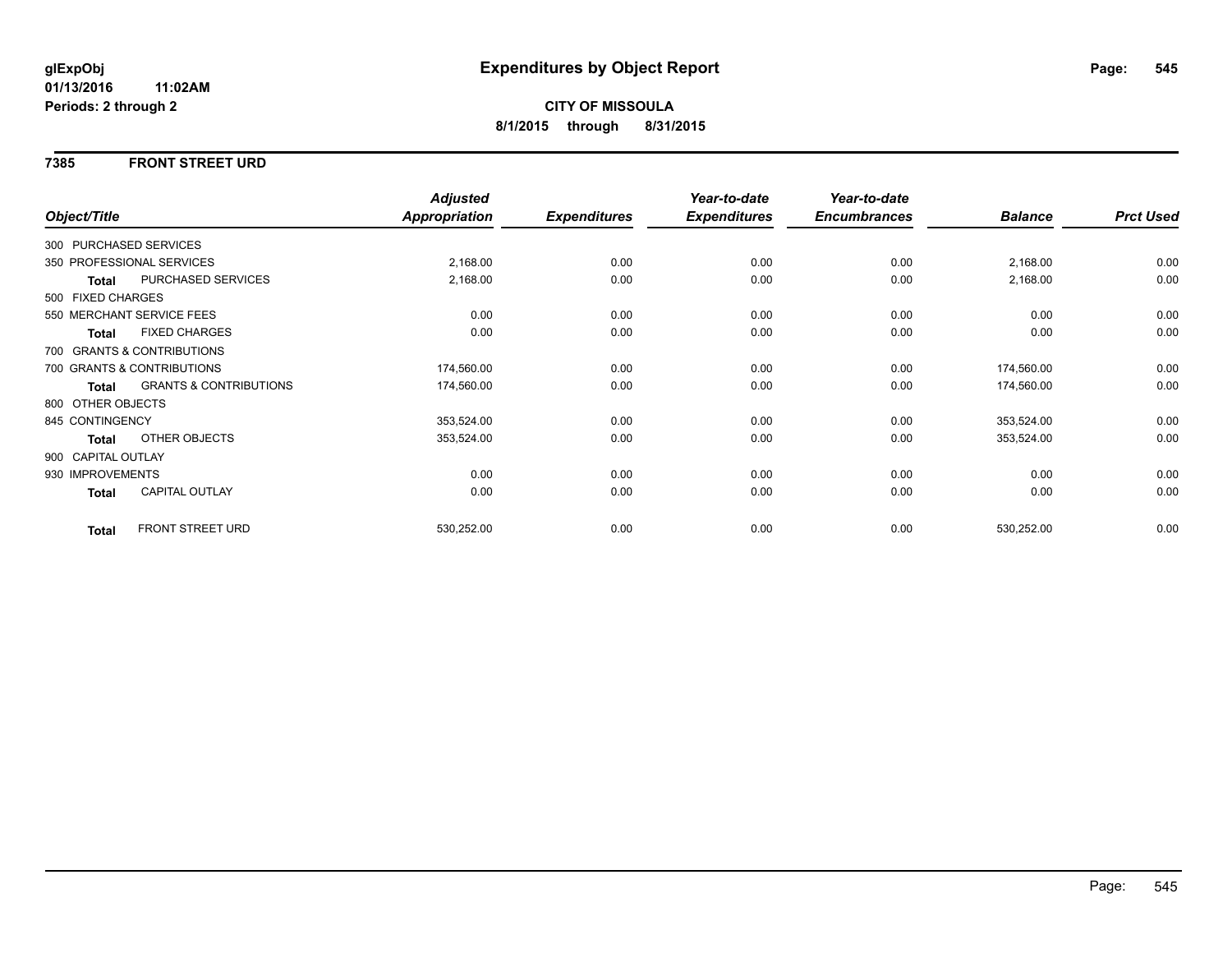**glExpObj**
**01/13/2016 11:02AM**
**Periods: 2 through 2**

# Expenditures by Object Report

**CITY OF MISSOULA**
**8/1/2015 through 8/31/2015**

## 7385 FRONT STREET URD

| Object/Title | | Adjusted Appropriation | Expenditures | Year-to-date Expenditures | Year-to-date Encumbrances | Balance | Prct Used |
|---|---|---|---|---|---|---|---|
| 300 PURCHASED SERVICES | | | | | | | |
| 350 PROFESSIONAL SERVICES | | 2,168.00 | 0.00 | 0.00 | 0.00 | 2,168.00 | 0.00 |
| **Total** | PURCHASED SERVICES | 2,168.00 | 0.00 | 0.00 | 0.00 | 2,168.00 | 0.00 |
| 500 FIXED CHARGES | | | | | | | |
| 550 MERCHANT SERVICE FEES | | 0.00 | 0.00 | 0.00 | 0.00 | 0.00 | 0.00 |
| **Total** | FIXED CHARGES | 0.00 | 0.00 | 0.00 | 0.00 | 0.00 | 0.00 |
| 700 GRANTS & CONTRIBUTIONS | | | | | | | |
| 700 GRANTS & CONTRIBUTIONS | | 174,560.00 | 0.00 | 0.00 | 0.00 | 174,560.00 | 0.00 |
| **Total** | GRANTS & CONTRIBUTIONS | 174,560.00 | 0.00 | 0.00 | 0.00 | 174,560.00 | 0.00 |
| 800 OTHER OBJECTS | | | | | | | |
| 845 CONTINGENCY | | 353,524.00 | 0.00 | 0.00 | 0.00 | 353,524.00 | 0.00 |
| **Total** | OTHER OBJECTS | 353,524.00 | 0.00 | 0.00 | 0.00 | 353,524.00 | 0.00 |
| 900 CAPITAL OUTLAY | | | | | | | |
| 930 IMPROVEMENTS | | 0.00 | 0.00 | 0.00 | 0.00 | 0.00 | 0.00 |
| **Total** | CAPITAL OUTLAY | 0.00 | 0.00 | 0.00 | 0.00 | 0.00 | 0.00 |
| **Total** | FRONT STREET URD | 530,252.00 | 0.00 | 0.00 | 0.00 | 530,252.00 | 0.00 |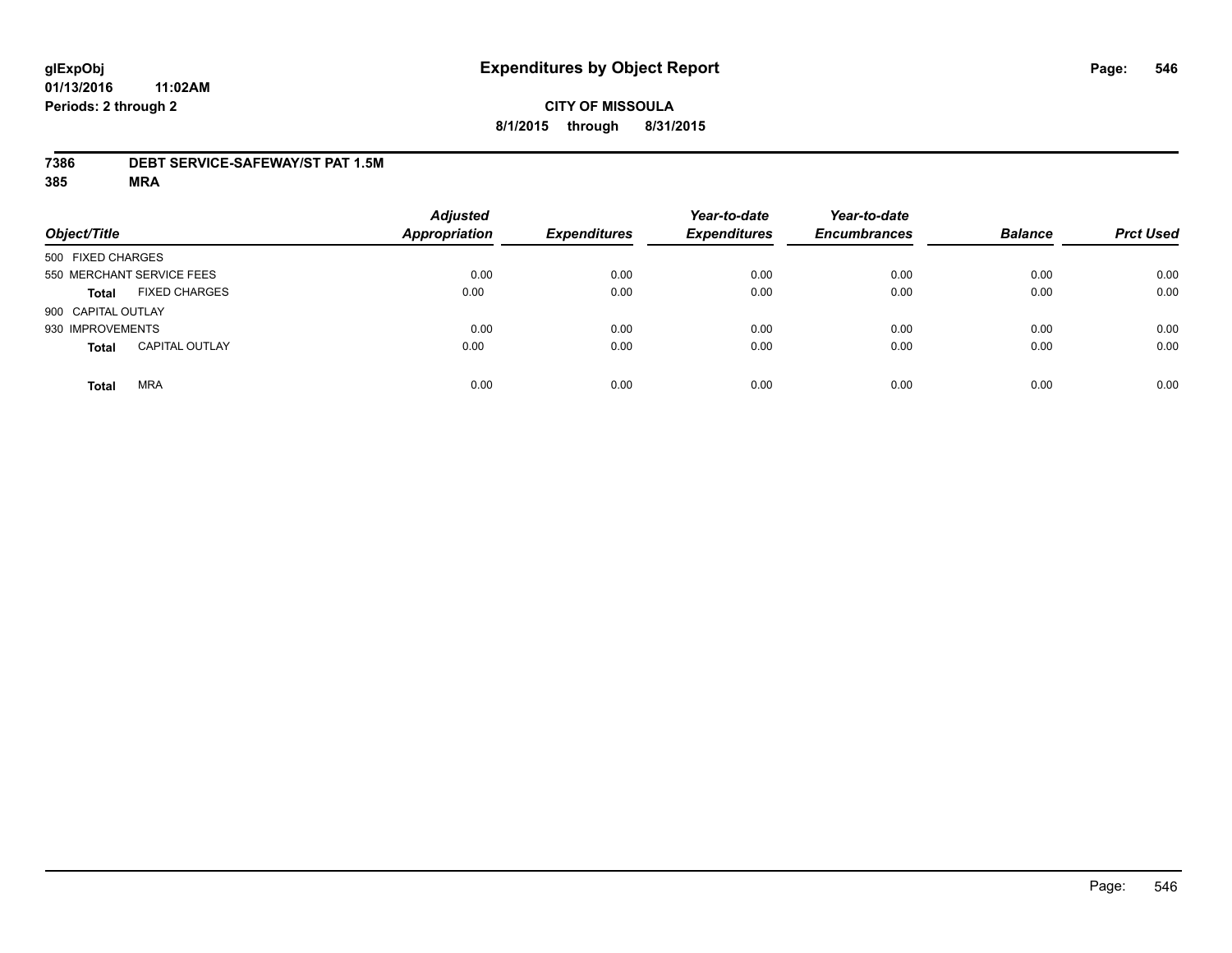glExpObj
01/13/2016 11:02AM
Periods: 2 through 2

# Expenditures by Object Report

**CITY OF MISSOULA**

**8/1/2015 through 8/31/2015**

**7386 DEBT SERVICE-SAFEWAY/ST PAT 1.5M**

**385 MRA**

| Object/Title | | Adjusted Appropriation | Expenditures | Year-to-date Expenditures | Year-to-date Encumbrances | Balance | Prct Used |
|---|---|---|---|---|---|---|---|
| 500 FIXED CHARGES | | | | | | | |
| 550 MERCHANT SERVICE FEES | | 0.00 | 0.00 | 0.00 | 0.00 | 0.00 | 0.00 |
| **Total** | FIXED CHARGES | 0.00 | 0.00 | 0.00 | 0.00 | 0.00 | 0.00 |
| 900 CAPITAL OUTLAY | | | | | | | |
| 930 IMPROVEMENTS | | 0.00 | 0.00 | 0.00 | 0.00 | 0.00 | 0.00 |
| **Total** | CAPITAL OUTLAY | 0.00 | 0.00 | 0.00 | 0.00 | 0.00 | 0.00 |
| **Total** | MRA | 0.00 | 0.00 | 0.00 | 0.00 | 0.00 | 0.00 |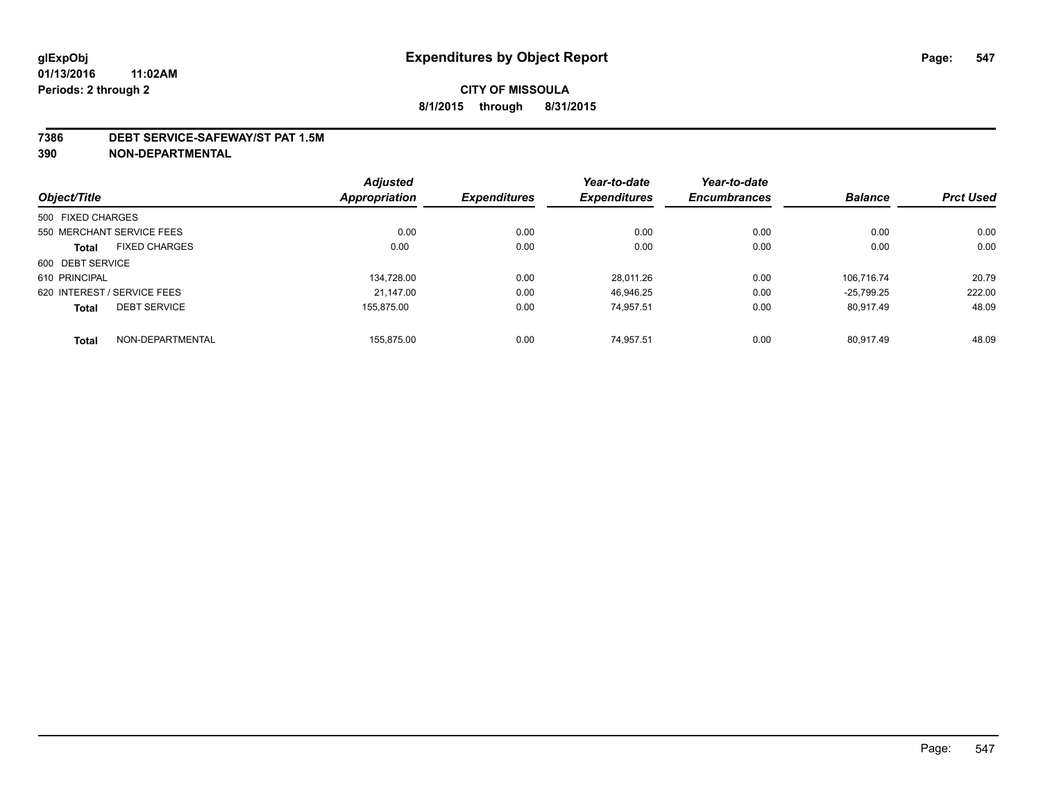# Expenditures by Object Report

glExpObj
01/13/2016 11:02AM
Periods: 2 through 2

**CITY OF MISSOULA**
**8/1/2015 through 8/31/2015**

## 7386 DEBT SERVICE-SAFEWAY/ST PAT 1.5M
## 390 NON-DEPARTMENTAL

| Object/Title | | Adjusted Appropriation | Expenditures | Year-to-date Expenditures | Year-to-date Encumbrances | Balance | Prct Used |
|---|---|---|---|---|---|---|---|
| 500 FIXED CHARGES | | | | | | | |
| 550 MERCHANT SERVICE FEES | | 0.00 | 0.00 | 0.00 | 0.00 | 0.00 | 0.00 |
| **Total** | FIXED CHARGES | 0.00 | 0.00 | 0.00 | 0.00 | 0.00 | 0.00 |
| 600 DEBT SERVICE | | | | | | | |
| 610 PRINCIPAL | | 134,728.00 | 0.00 | 28,011.26 | 0.00 | 106,716.74 | 20.79 |
| 620 INTEREST / SERVICE FEES | | 21,147.00 | 0.00 | 46,946.25 | 0.00 | -25,799.25 | 222.00 |
| **Total** | DEBT SERVICE | 155,875.00 | 0.00 | 74,957.51 | 0.00 | 80,917.49 | 48.09 |
| **Total** | NON-DEPARTMENTAL | 155,875.00 | 0.00 | 74,957.51 | 0.00 | 80,917.49 | 48.09 |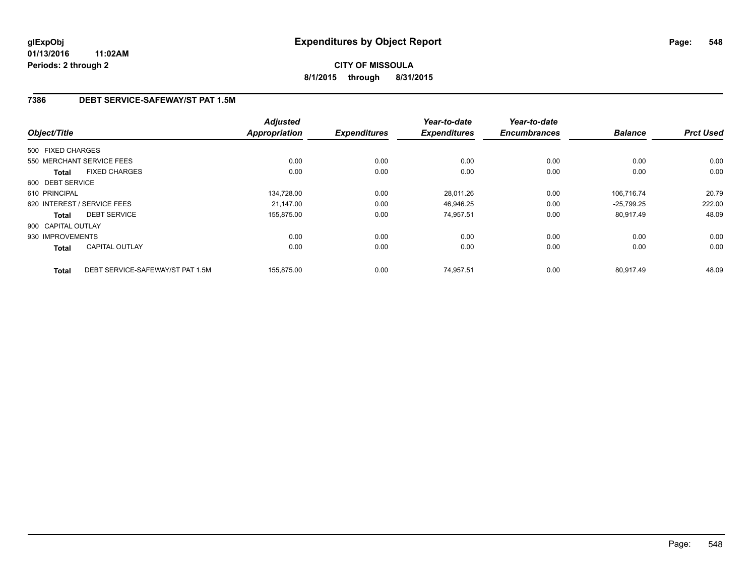# Expenditures by Object Report

glExpObj
01/13/2016 11:02AM
Periods: 2 through 2

**CITY OF MISSOULA**
**8/1/2015 through 8/31/2015**

## 7386 DEBT SERVICE-SAFEWAY/ST PAT 1.5M

| Object/Title | | Adjusted Appropriation | Expenditures | Year-to-date Expenditures | Year-to-date Encumbrances | Balance | Prct Used |
|---|---|---|---|---|---|---|---|
| 500 FIXED CHARGES | | | | | | | |
| 550 MERCHANT SERVICE FEES | | 0.00 | 0.00 | 0.00 | 0.00 | 0.00 | 0.00 |
| **Total** | FIXED CHARGES | 0.00 | 0.00 | 0.00 | 0.00 | 0.00 | 0.00 |
| 600 DEBT SERVICE | | | | | | | |
| 610 PRINCIPAL | | 134,728.00 | 0.00 | 28,011.26 | 0.00 | 106,716.74 | 20.79 |
| 620 INTEREST / SERVICE FEES | | 21,147.00 | 0.00 | 46,946.25 | 0.00 | -25,799.25 | 222.00 |
| **Total** | DEBT SERVICE | 155,875.00 | 0.00 | 74,957.51 | 0.00 | 80,917.49 | 48.09 |
| 900 CAPITAL OUTLAY | | | | | | | |
| 930 IMPROVEMENTS | | 0.00 | 0.00 | 0.00 | 0.00 | 0.00 | 0.00 |
| **Total** | CAPITAL OUTLAY | 0.00 | 0.00 | 0.00 | 0.00 | 0.00 | 0.00 |
| **Total** | DEBT SERVICE-SAFEWAY/ST PAT 1.5M | 155,875.00 | 0.00 | 74,957.51 | 0.00 | 80,917.49 | 48.09 |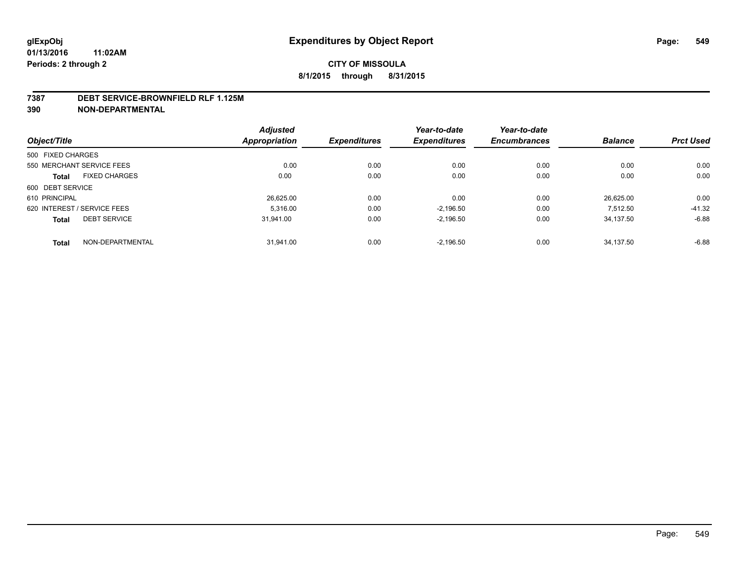glExpObj
01/13/2016 11:02AM
Periods: 2 through 2

# Expenditures by Object Report

**CITY OF MISSOULA**
**8/1/2015 through 8/31/2015**

**7387 DEBT SERVICE-BROWNFIELD RLF 1.125M**
**390 NON-DEPARTMENTAL**

| Object/Title | | Adjusted Appropriation | Expenditures | Year-to-date Expenditures | Year-to-date Encumbrances | Balance | Prct Used |
|---|---|---|---|---|---|---|---|
| 500 FIXED CHARGES | | | | | | | |
| 550 MERCHANT SERVICE FEES | | 0.00 | 0.00 | 0.00 | 0.00 | 0.00 | 0.00 |
| **Total** | FIXED CHARGES | 0.00 | 0.00 | 0.00 | 0.00 | 0.00 | 0.00 |
| 600 DEBT SERVICE | | | | | | | |
| 610 PRINCIPAL | | 26,625.00 | 0.00 | 0.00 | 0.00 | 26,625.00 | 0.00 |
| 620 INTEREST / SERVICE FEES | | 5,316.00 | 0.00 | -2,196.50 | 0.00 | 7,512.50 | -41.32 |
| **Total** | DEBT SERVICE | 31,941.00 | 0.00 | -2,196.50 | 0.00 | 34,137.50 | -6.88 |
| **Total** | NON-DEPARTMENTAL | 31,941.00 | 0.00 | -2,196.50 | 0.00 | 34,137.50 | -6.88 |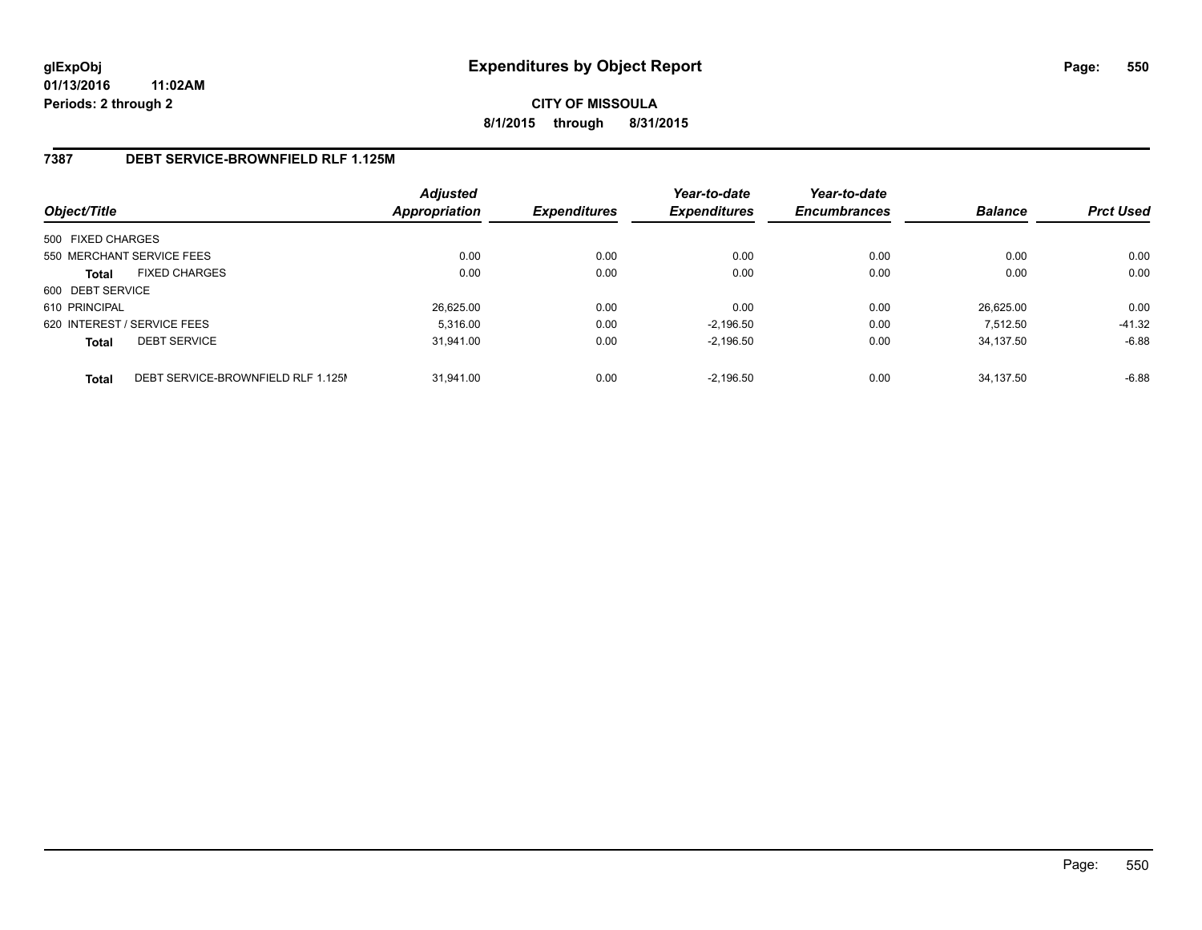glExpObj
01/13/2016 11:02AM
Periods: 2 through 2

# Expenditures by Object Report

**CITY OF MISSOULA**
**8/1/2015 through 8/31/2015**

## 7387 DEBT SERVICE-BROWNFIELD RLF 1.125M

| Object/Title | | Adjusted Appropriation | Expenditures | Year-to-date Expenditures | Year-to-date Encumbrances | Balance | Prct Used |
|---|---|---|---|---|---|---|---|
| 500 FIXED CHARGES | | | | | | | |
| 550 MERCHANT SERVICE FEES | | 0.00 | 0.00 | 0.00 | 0.00 | 0.00 | 0.00 |
| **Total** | FIXED CHARGES | 0.00 | 0.00 | 0.00 | 0.00 | 0.00 | 0.00 |
| 600 DEBT SERVICE | | | | | | | |
| 610 PRINCIPAL | | 26,625.00 | 0.00 | 0.00 | 0.00 | 26,625.00 | 0.00 |
| 620 INTEREST / SERVICE FEES | | 5,316.00 | 0.00 | -2,196.50 | 0.00 | 7,512.50 | -41.32 |
| **Total** | DEBT SERVICE | 31,941.00 | 0.00 | -2,196.50 | 0.00 | 34,137.50 | -6.88 |
| **Total** | DEBT SERVICE-BROWNFIELD RLF 1.125M | 31,941.00 | 0.00 | -2,196.50 | 0.00 | 34,137.50 | -6.88 |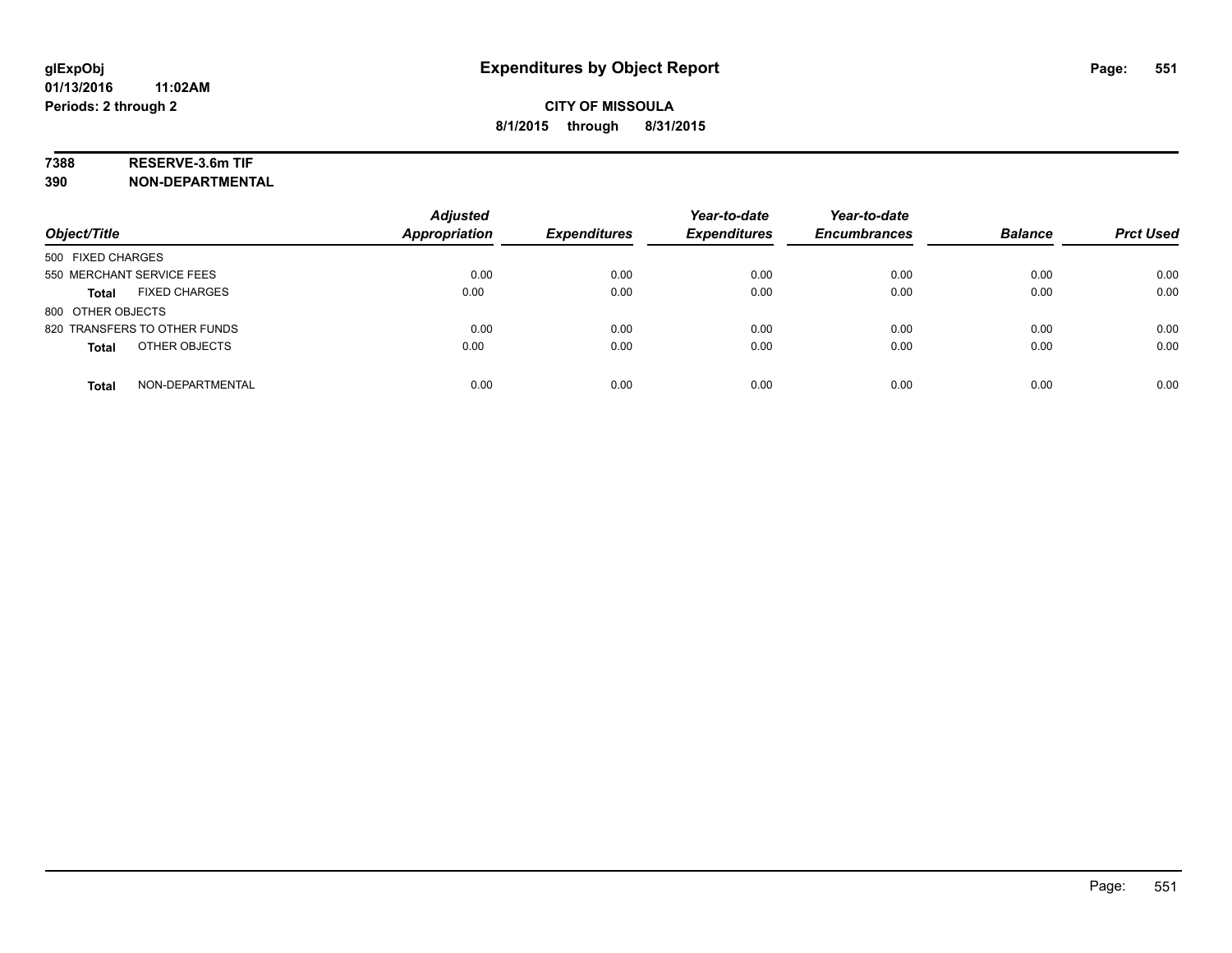# Expenditures by Object Report

glExpObj
01/13/2016 11:02AM
Periods: 2 through 2

**CITY OF MISSOULA**
**8/1/2015 through 8/31/2015**

**7388 RESERVE-3.6m TIF**
**390 NON-DEPARTMENTAL**

| Object/Title | Adjusted Appropriation | Expenditures | Year-to-date Expenditures | Year-to-date Encumbrances | Balance | Prct Used |
|---|---|---|---|---|---|---|
| 500 FIXED CHARGES | | | | | | |
| 550 MERCHANT SERVICE FEES | 0.00 | 0.00 | 0.00 | 0.00 | 0.00 | 0.00 |
| **Total** FIXED CHARGES | 0.00 | 0.00 | 0.00 | 0.00 | 0.00 | 0.00 |
| 800 OTHER OBJECTS | | | | | | |
| 820 TRANSFERS TO OTHER FUNDS | 0.00 | 0.00 | 0.00 | 0.00 | 0.00 | 0.00 |
| **Total** OTHER OBJECTS | 0.00 | 0.00 | 0.00 | 0.00 | 0.00 | 0.00 |
| **Total** NON-DEPARTMENTAL | 0.00 | 0.00 | 0.00 | 0.00 | 0.00 | 0.00 |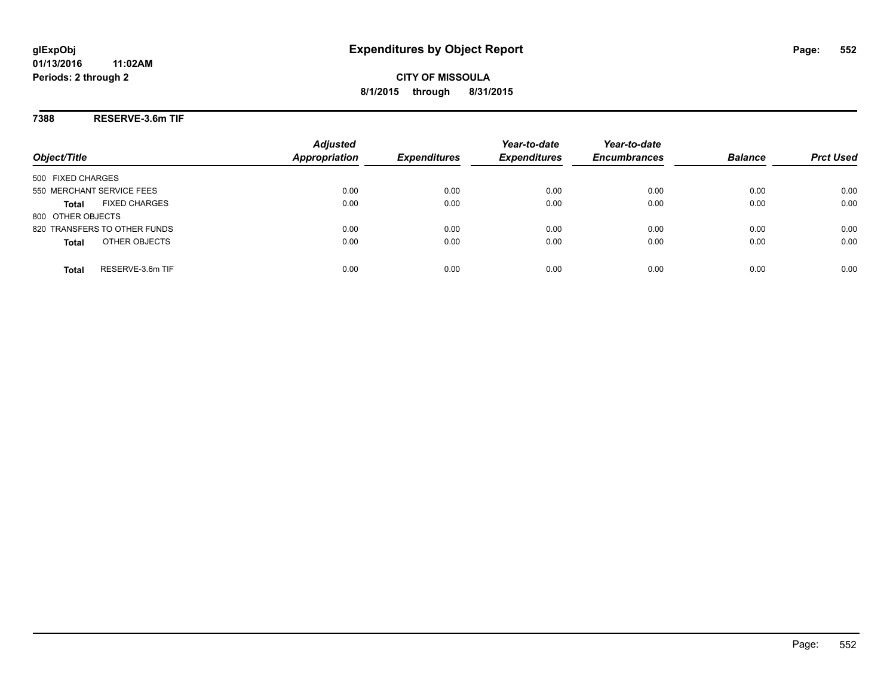glExpObj
01/13/2016 11:02AM
Periods: 2 through 2

# Expenditures by Object Report

**CITY OF MISSOULA**
**8/1/2015 through 8/31/2015**

**7388 RESERVE-3.6m TIF**

| Object/Title | Adjusted Appropriation | Expenditures | Year-to-date Expenditures | Year-to-date Encumbrances | Balance | Prct Used |
|---|---|---|---|---|---|---|
| 500 FIXED CHARGES | | | | | | |
| 550 MERCHANT SERVICE FEES | 0.00 | 0.00 | 0.00 | 0.00 | 0.00 | 0.00 |
| **Total** FIXED CHARGES | 0.00 | 0.00 | 0.00 | 0.00 | 0.00 | 0.00 |
| 800 OTHER OBJECTS | | | | | | |
| 820 TRANSFERS TO OTHER FUNDS | 0.00 | 0.00 | 0.00 | 0.00 | 0.00 | 0.00 |
| **Total** OTHER OBJECTS | 0.00 | 0.00 | 0.00 | 0.00 | 0.00 | 0.00 |
| **Total** RESERVE-3.6m TIF | 0.00 | 0.00 | 0.00 | 0.00 | 0.00 | 0.00 |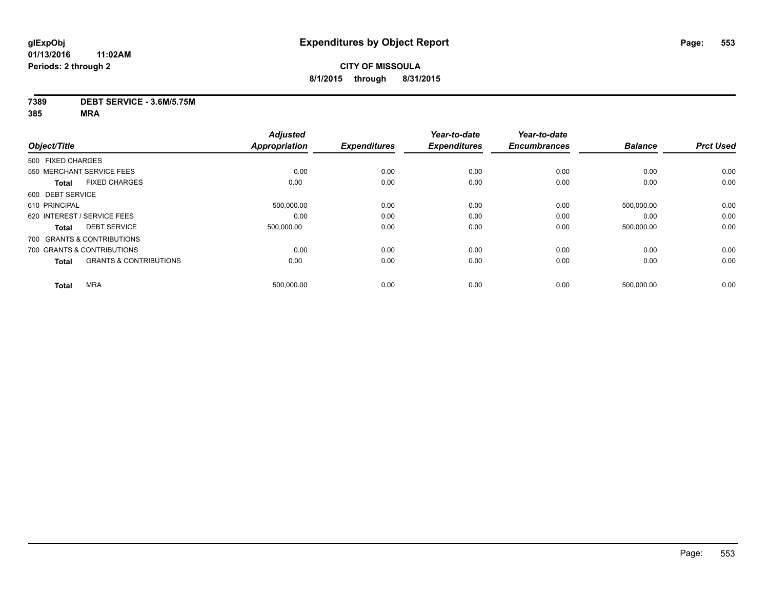# Expenditures by Object Report

glExpObj
01/13/2016 11:02AM
Periods: 2 through 2

**CITY OF MISSOULA**
**8/1/2015 through 8/31/2015**

**7389 DEBT SERVICE - 3.6M/5.75M**
**385 MRA**

| Object/Title | | Adjusted Appropriation | Expenditures | Year-to-date Expenditures | Year-to-date Encumbrances | Balance | Prct Used |
|---|---|---|---|---|---|---|---|
| 500 FIXED CHARGES | | | | | | | |
| 550 MERCHANT SERVICE FEES | | 0.00 | 0.00 | 0.00 | 0.00 | 0.00 | 0.00 |
| Total | FIXED CHARGES | 0.00 | 0.00 | 0.00 | 0.00 | 0.00 | 0.00 |
| 600 DEBT SERVICE | | | | | | | |
| 610 PRINCIPAL | | 500,000.00 | 0.00 | 0.00 | 0.00 | 500,000.00 | 0.00 |
| 620 INTEREST / SERVICE FEES | | 0.00 | 0.00 | 0.00 | 0.00 | 0.00 | 0.00 |
| Total | DEBT SERVICE | 500,000.00 | 0.00 | 0.00 | 0.00 | 500,000.00 | 0.00 |
| 700 GRANTS & CONTRIBUTIONS | | | | | | | |
| 700 GRANTS & CONTRIBUTIONS | | 0.00 | 0.00 | 0.00 | 0.00 | 0.00 | 0.00 |
| Total | GRANTS & CONTRIBUTIONS | 0.00 | 0.00 | 0.00 | 0.00 | 0.00 | 0.00 |
| Total | MRA | 500,000.00 | 0.00 | 0.00 | 0.00 | 500,000.00 | 0.00 |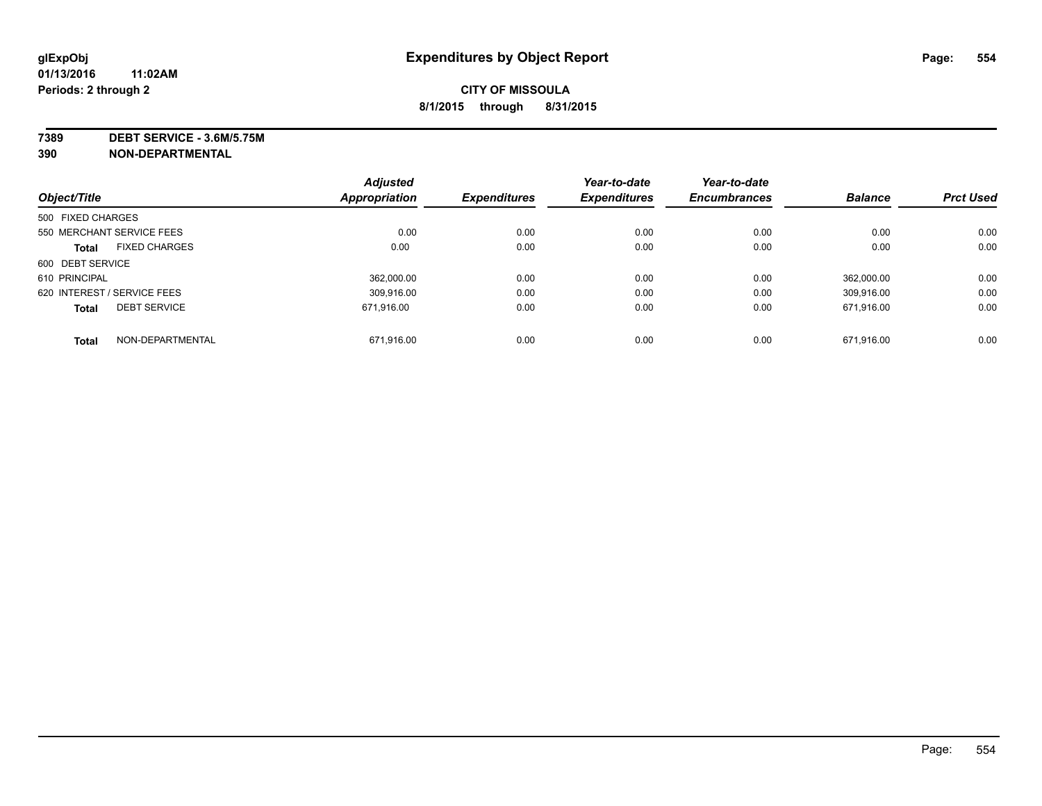**glExpObj**
**01/13/2016 11:02AM**
**Periods: 2 through 2**

# Expenditures by Object Report

**CITY OF MISSOULA**
**8/1/2015 through 8/31/2015**

**7389 DEBT SERVICE - 3.6M/5.75M**
**390 NON-DEPARTMENTAL**

| Object/Title | Adjusted Appropriation | Expenditures | Year-to-date Expenditures | Year-to-date Encumbrances | Balance | Prct Used |
|---|---|---|---|---|---|---|
| 500 FIXED CHARGES | | | | | | |
| 550 MERCHANT SERVICE FEES | 0.00 | 0.00 | 0.00 | 0.00 | 0.00 | 0.00 |
| **Total** FIXED CHARGES | 0.00 | 0.00 | 0.00 | 0.00 | 0.00 | 0.00 |
| 600 DEBT SERVICE | | | | | | |
| 610 PRINCIPAL | 362,000.00 | 0.00 | 0.00 | 0.00 | 362,000.00 | 0.00 |
| 620 INTEREST / SERVICE FEES | 309,916.00 | 0.00 | 0.00 | 0.00 | 309,916.00 | 0.00 |
| **Total** DEBT SERVICE | 671,916.00 | 0.00 | 0.00 | 0.00 | 671,916.00 | 0.00 |
| **Total** NON-DEPARTMENTAL | 671,916.00 | 0.00 | 0.00 | 0.00 | 671,916.00 | 0.00 |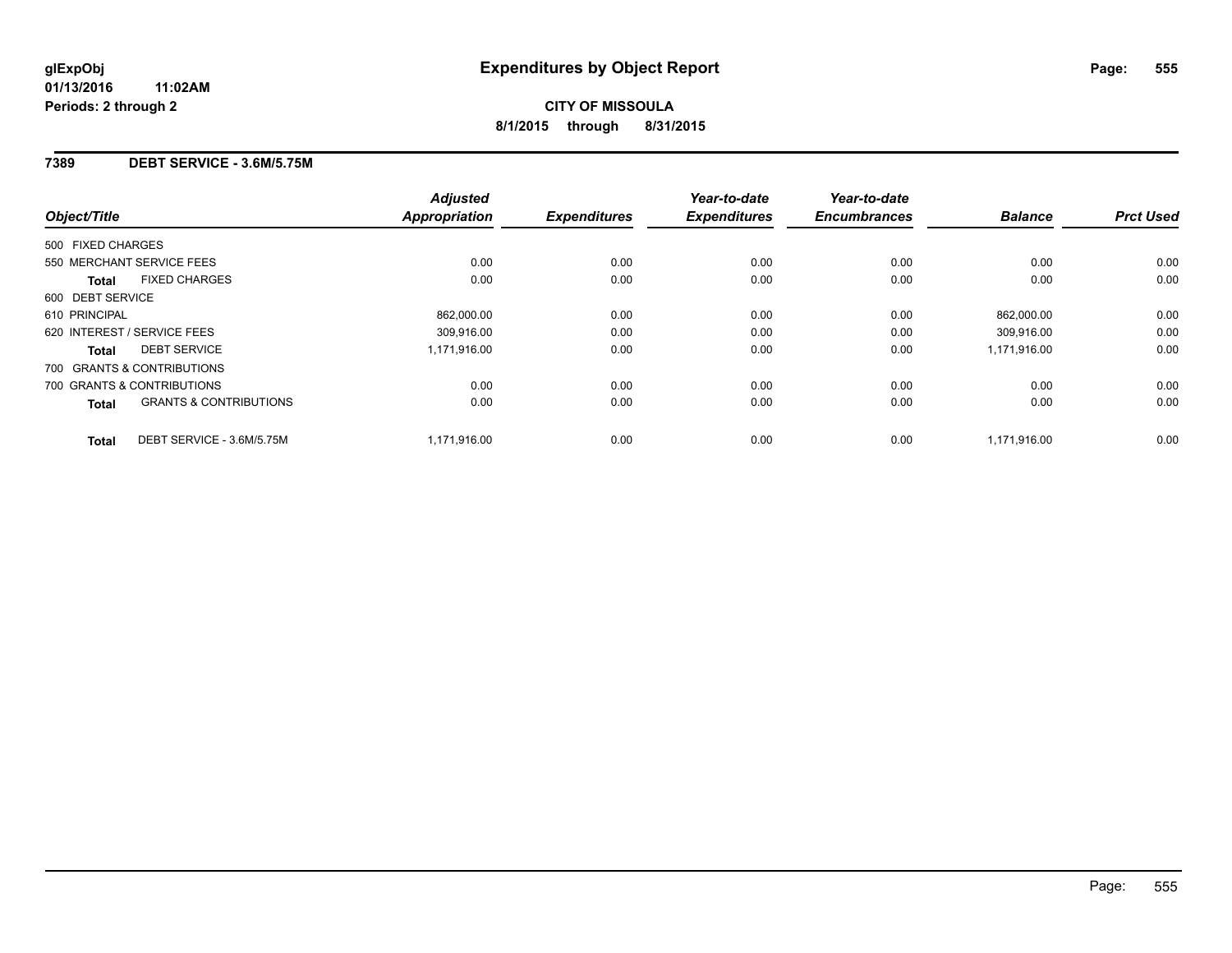**glExpObj**
**01/13/2016 11:02AM**
**Periods: 2 through 2**

# Expenditures by Object Report

**CITY OF MISSOULA**
**8/1/2015 through 8/31/2015**

## 7389 DEBT SERVICE - 3.6M/5.75M

| Object/Title | | Adjusted Appropriation | Expenditures | Year-to-date Expenditures | Year-to-date Encumbrances | Balance | Prct Used |
|---|---|---|---|---|---|---|---|
| 500 FIXED CHARGES | | | | | | | |
| 550 MERCHANT SERVICE FEES | | 0.00 | 0.00 | 0.00 | 0.00 | 0.00 | 0.00 |
| **Total** | FIXED CHARGES | 0.00 | 0.00 | 0.00 | 0.00 | 0.00 | 0.00 |
| 600 DEBT SERVICE | | | | | | | |
| 610 PRINCIPAL | | 862,000.00 | 0.00 | 0.00 | 0.00 | 862,000.00 | 0.00 |
| 620 INTEREST / SERVICE FEES | | 309,916.00 | 0.00 | 0.00 | 0.00 | 309,916.00 | 0.00 |
| **Total** | DEBT SERVICE | 1,171,916.00 | 0.00 | 0.00 | 0.00 | 1,171,916.00 | 0.00 |
| 700 GRANTS & CONTRIBUTIONS | | | | | | | |
| 700 GRANTS & CONTRIBUTIONS | | 0.00 | 0.00 | 0.00 | 0.00 | 0.00 | 0.00 |
| **Total** | GRANTS & CONTRIBUTIONS | 0.00 | 0.00 | 0.00 | 0.00 | 0.00 | 0.00 |
| **Total** | DEBT SERVICE - 3.6M/5.75M | 1,171,916.00 | 0.00 | 0.00 | 0.00 | 1,171,916.00 | 0.00 |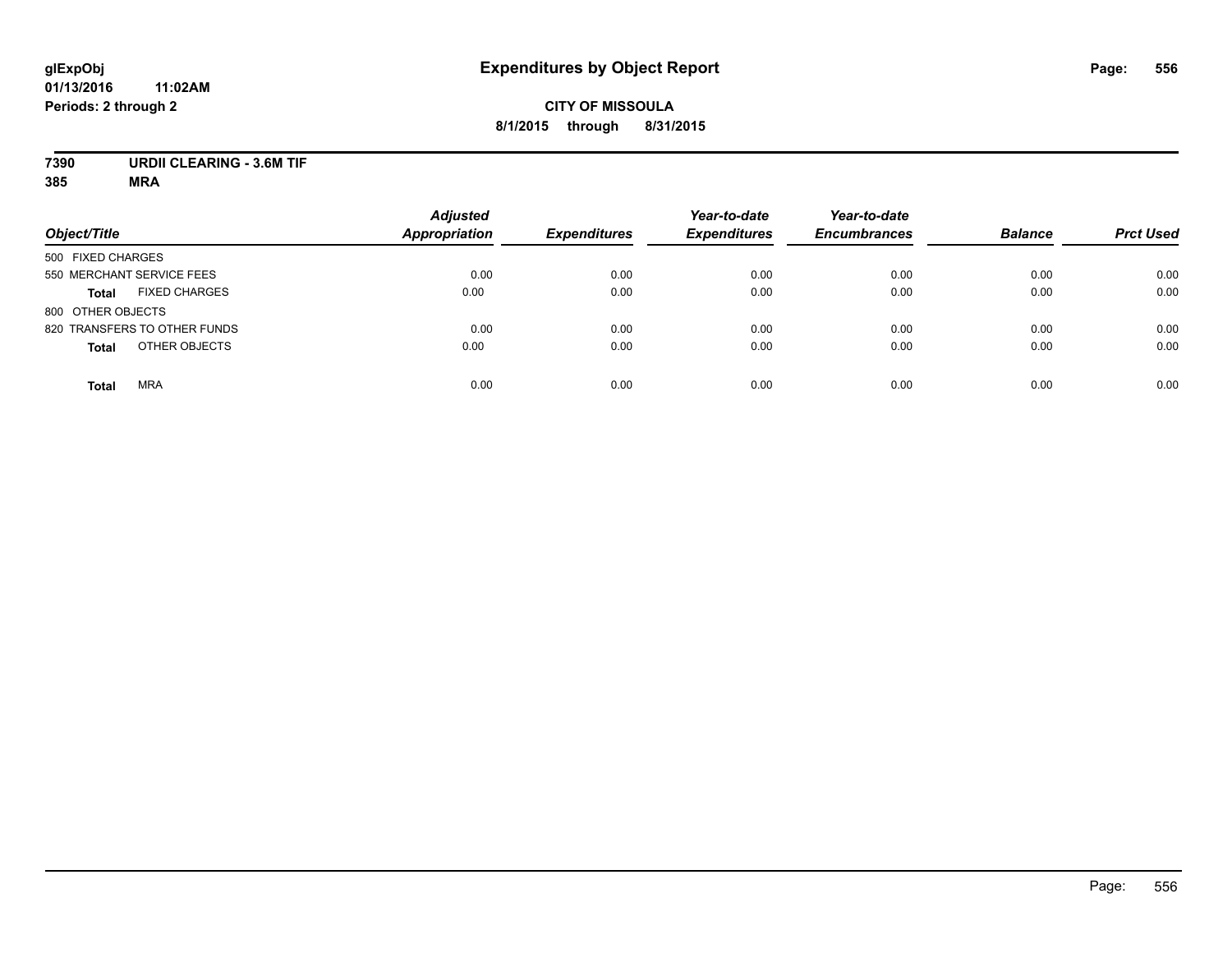# Expenditures by Object Report

glExpObj
01/13/2016 11:02AM
Periods: 2 through 2

**CITY OF MISSOULA**
**8/1/2015 through 8/31/2015**

**7390 URDII CLEARING - 3.6M TIF**
**385 MRA**

| Object/Title | Adjusted Appropriation | Expenditures | Year-to-date Expenditures | Year-to-date Encumbrances | Balance | Prct Used |
|---|---|---|---|---|---|---|
| 500 FIXED CHARGES | | | | | | |
| 550 MERCHANT SERVICE FEES | 0.00 | 0.00 | 0.00 | 0.00 | 0.00 | 0.00 |
| **Total** FIXED CHARGES | 0.00 | 0.00 | 0.00 | 0.00 | 0.00 | 0.00 |
| 800 OTHER OBJECTS | | | | | | |
| 820 TRANSFERS TO OTHER FUNDS | 0.00 | 0.00 | 0.00 | 0.00 | 0.00 | 0.00 |
| **Total** OTHER OBJECTS | 0.00 | 0.00 | 0.00 | 0.00 | 0.00 | 0.00 |
| **Total** MRA | 0.00 | 0.00 | 0.00 | 0.00 | 0.00 | 0.00 |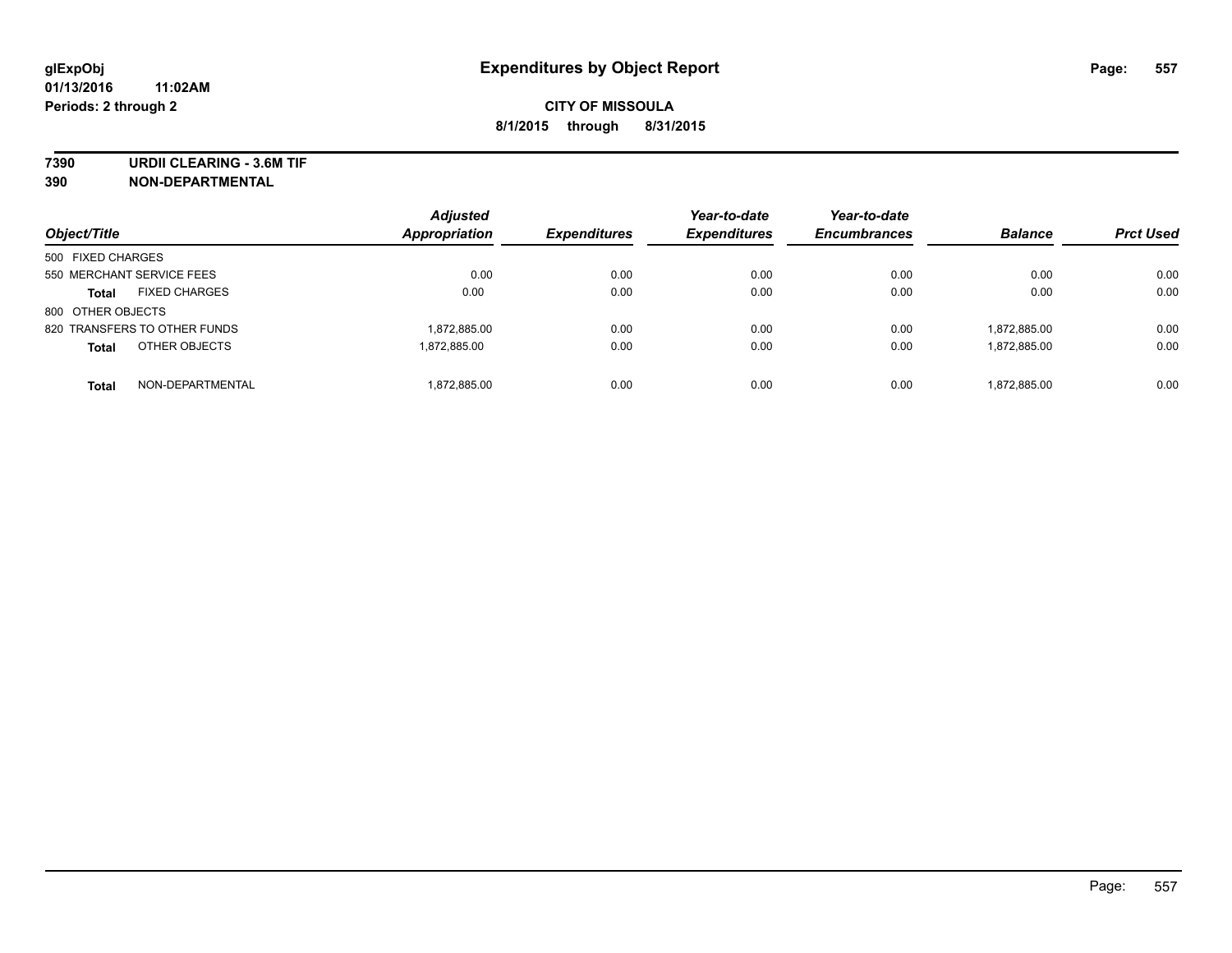# Expenditures by Object Report

glExpObj
01/13/2016 11:02AM
Periods: 2 through 2

**CITY OF MISSOULA**
**8/1/2015 through 8/31/2015**

**7390 URDII CLEARING - 3.6M TIF**
**390 NON-DEPARTMENTAL**

| Object/Title | | Adjusted Appropriation | Expenditures | Year-to-date Expenditures | Year-to-date Encumbrances | Balance | Prct Used |
|---|---|---|---|---|---|---|---|
| 500 FIXED CHARGES | | | | | | | |
| 550 MERCHANT SERVICE FEES | | 0.00 | 0.00 | 0.00 | 0.00 | 0.00 | 0.00 |
| **Total** | FIXED CHARGES | 0.00 | 0.00 | 0.00 | 0.00 | 0.00 | 0.00 |
| 800 OTHER OBJECTS | | | | | | | |
| 820 TRANSFERS TO OTHER FUNDS | | 1,872,885.00 | 0.00 | 0.00 | 0.00 | 1,872,885.00 | 0.00 |
| **Total** | OTHER OBJECTS | 1,872,885.00 | 0.00 | 0.00 | 0.00 | 1,872,885.00 | 0.00 |
| **Total** | NON-DEPARTMENTAL | 1,872,885.00 | 0.00 | 0.00 | 0.00 | 1,872,885.00 | 0.00 |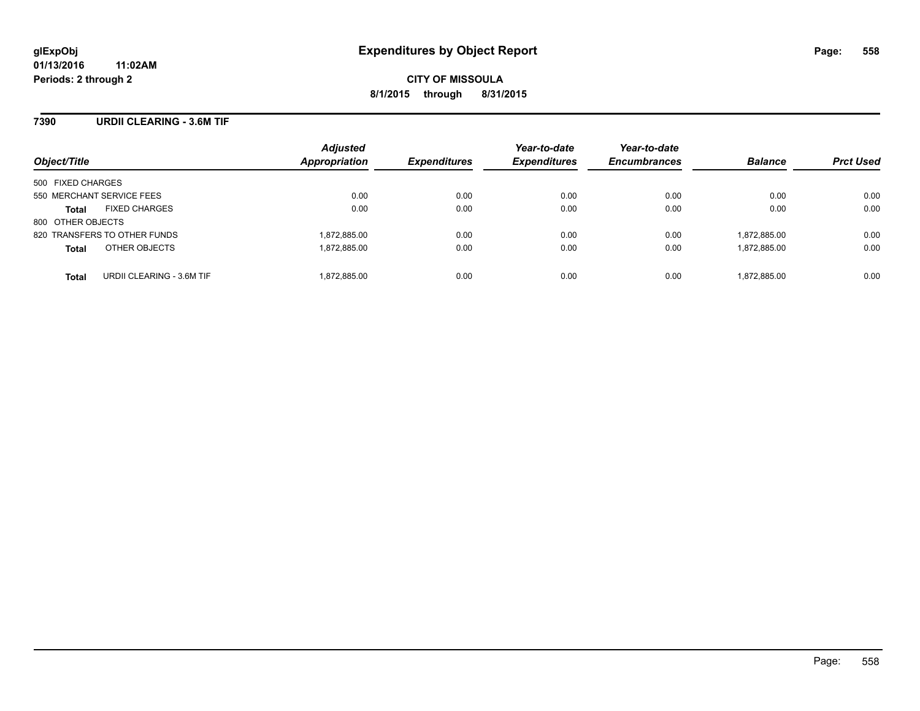**glExpObj**
**01/13/2016 11:02AM**
**Periods: 2 through 2**

# Expenditures by Object Report

**CITY OF MISSOULA**
**8/1/2015 through 8/31/2015**

## 7390 URDII CLEARING - 3.6M TIF

| Object/Title | Adjusted Appropriation | Expenditures | Year-to-date Expenditures | Year-to-date Encumbrances | Balance | Prct Used |
|---|---|---|---|---|---|---|
| 500 FIXED CHARGES | | | | | | |
| 550 MERCHANT SERVICE FEES | 0.00 | 0.00 | 0.00 | 0.00 | 0.00 | 0.00 |
| **Total** FIXED CHARGES | 0.00 | 0.00 | 0.00 | 0.00 | 0.00 | 0.00 |
| 800 OTHER OBJECTS | | | | | | |
| 820 TRANSFERS TO OTHER FUNDS | 1,872,885.00 | 0.00 | 0.00 | 0.00 | 1,872,885.00 | 0.00 |
| **Total** OTHER OBJECTS | 1,872,885.00 | 0.00 | 0.00 | 0.00 | 1,872,885.00 | 0.00 |
| **Total** URDII CLEARING - 3.6M TIF | 1,872,885.00 | 0.00 | 0.00 | 0.00 | 1,872,885.00 | 0.00 |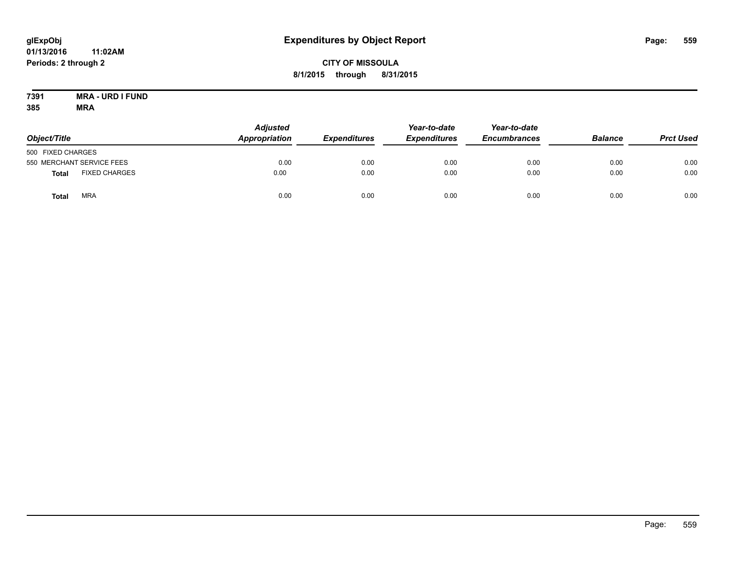# Expenditures by Object Report

glExpObj
01/13/2016 11:02AM
Periods: 2 through 2

**CITY OF MISSOULA**
**8/1/2015 through 8/31/2015**

**7391 MRA - URD I FUND**
**385 MRA**

| Object/Title | | Adjusted Appropriation | Expenditures | Year-to-date Expenditures | Year-to-date Encumbrances | Balance | Prct Used |
|---|---|---|---|---|---|---|---|
| 500 FIXED CHARGES | | | | | | | |
| 550 MERCHANT SERVICE FEES | | 0.00 | 0.00 | 0.00 | 0.00 | 0.00 | 0.00 |
| **Total** | FIXED CHARGES | 0.00 | 0.00 | 0.00 | 0.00 | 0.00 | 0.00 |
| **Total** | MRA | 0.00 | 0.00 | 0.00 | 0.00 | 0.00 | 0.00 |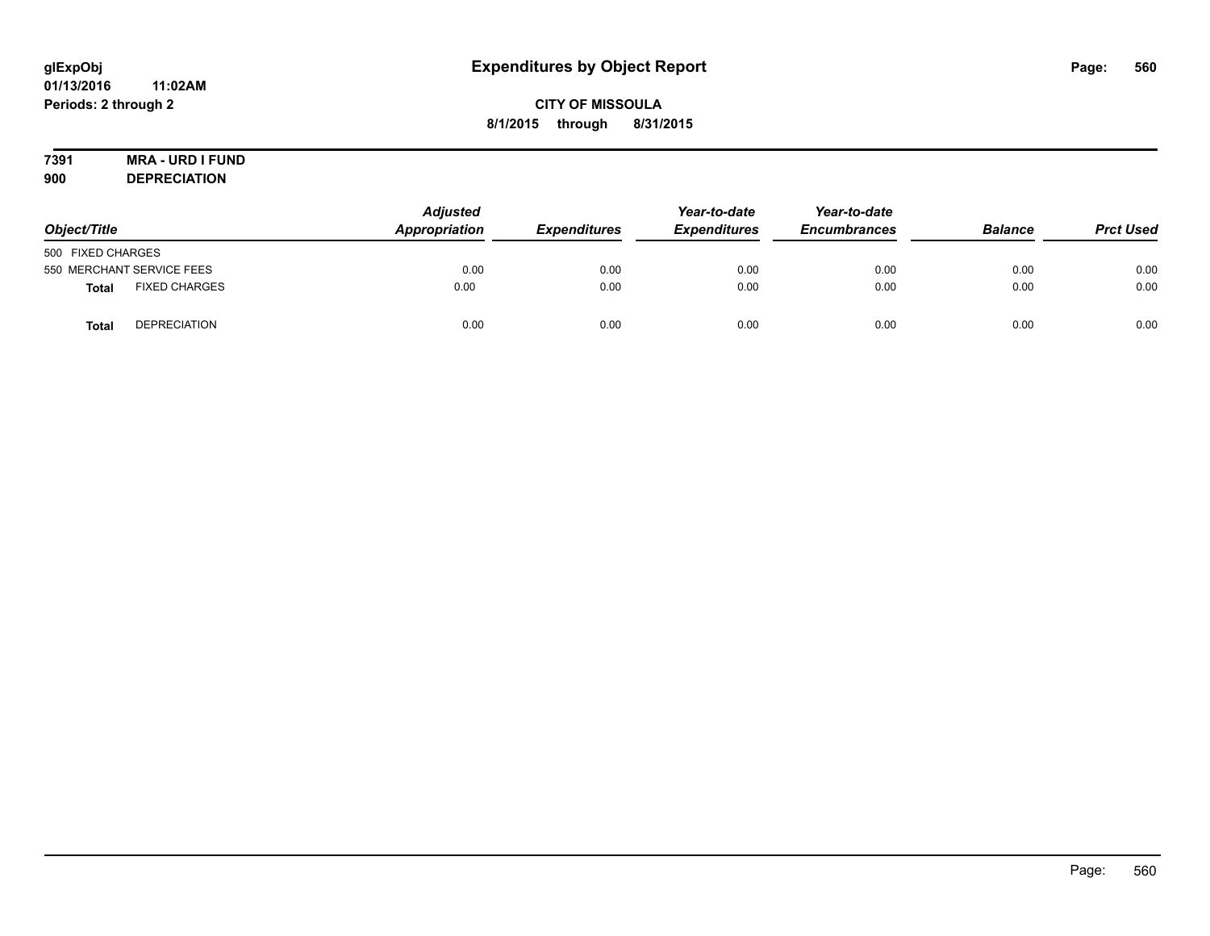# Expenditures by Object Report

**glExpObj**
**01/13/2016 11:02AM**
**Periods: 2 through 2**

**CITY OF MISSOULA**
**8/1/2015 through 8/31/2015**

**7391 MRA - URD I FUND**
**900 DEPRECIATION**

| Object/Title | | Adjusted Appropriation | Expenditures | Year-to-date Expenditures | Year-to-date Encumbrances | Balance | Prct Used |
|---|---|---|---|---|---|---|---|
| 500 FIXED CHARGES | | | | | | | |
| 550 MERCHANT SERVICE FEES | | 0.00 | 0.00 | 0.00 | 0.00 | 0.00 | 0.00 |
| **Total** | FIXED CHARGES | 0.00 | 0.00 | 0.00 | 0.00 | 0.00 | 0.00 |
| **Total** | DEPRECIATION | 0.00 | 0.00 | 0.00 | 0.00 | 0.00 | 0.00 |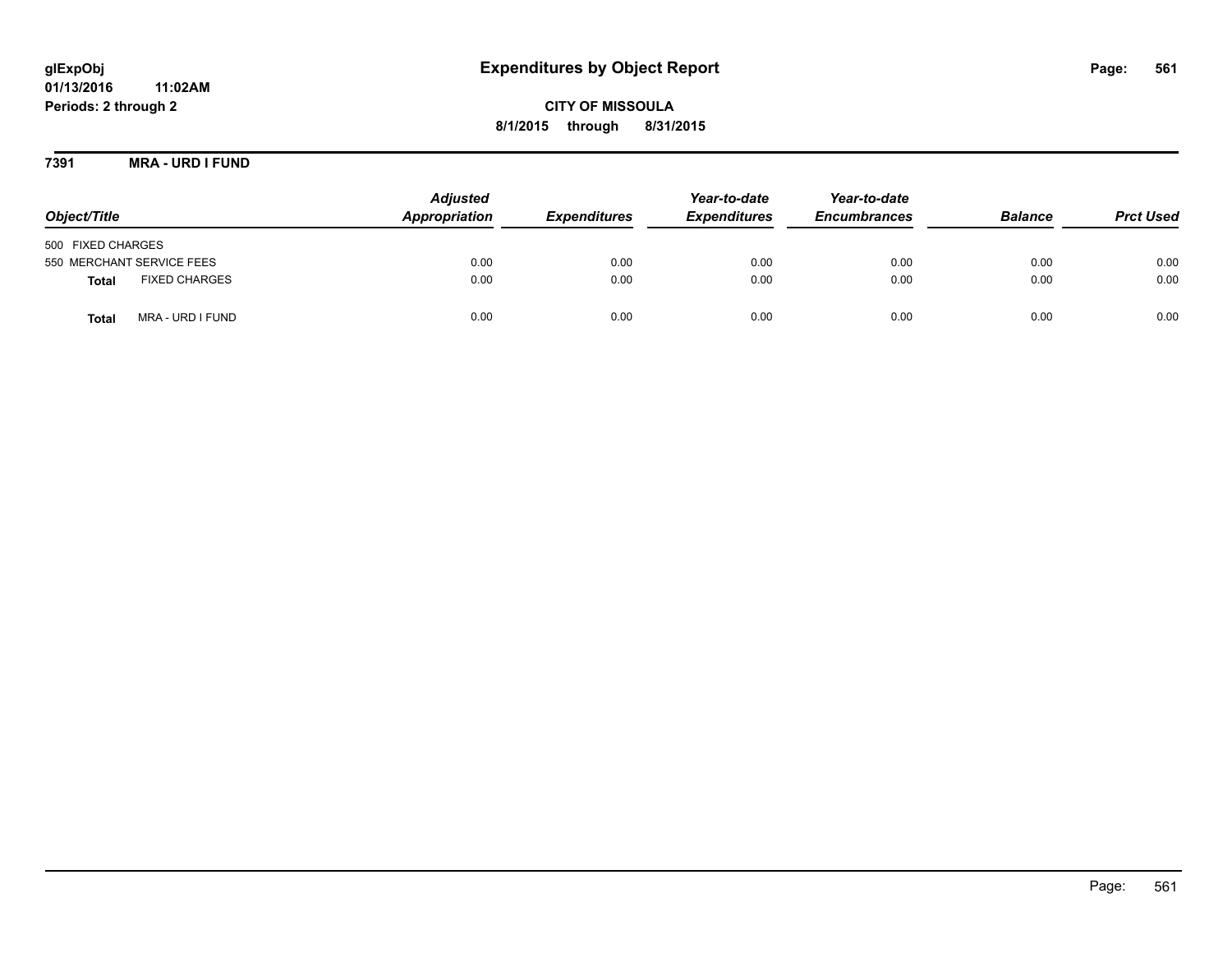glExpObj
01/13/2016 11:02AM
Periods: 2 through 2

# Expenditures by Object Report

**CITY OF MISSOULA**
**8/1/2015 through 8/31/2015**

**7391 MRA - URD I FUND**

| Object/Title | Adjusted Appropriation | Expenditures | Year-to-date Expenditures | Year-to-date Encumbrances | Balance | Prct Used |
|---|---|---|---|---|---|---|
| 500 FIXED CHARGES | | | | | | |
| 550 MERCHANT SERVICE FEES | 0.00 | 0.00 | 0.00 | 0.00 | 0.00 | 0.00 |
| **Total** FIXED CHARGES | 0.00 | 0.00 | 0.00 | 0.00 | 0.00 | 0.00 |
| **Total** MRA - URD I FUND | 0.00 | 0.00 | 0.00 | 0.00 | 0.00 | 0.00 |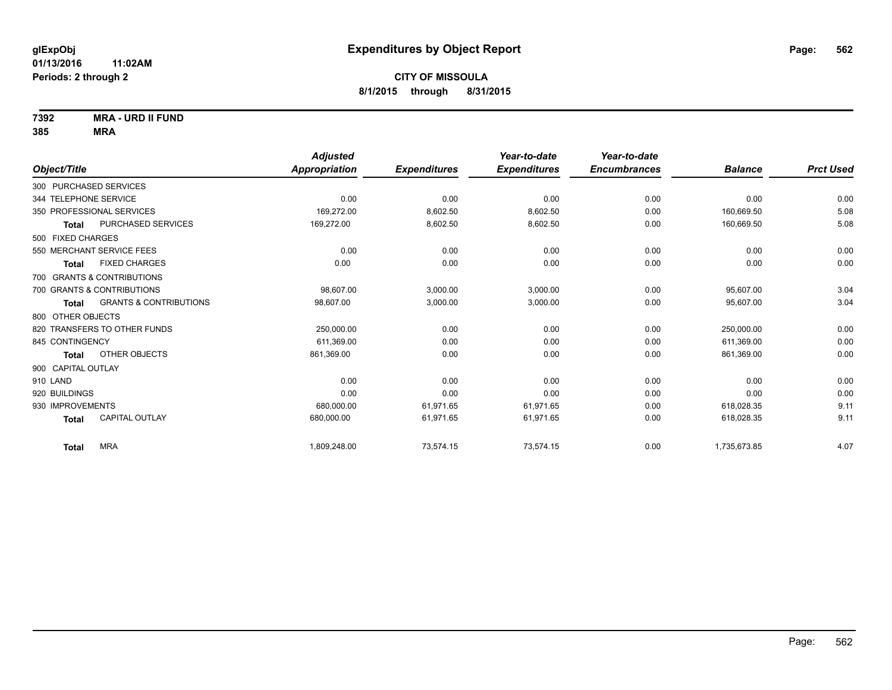# Expenditures by Object Report

glExpObj
01/13/2016 11:02AM
Periods: 2 through 2

**CITY OF MISSOULA**
**8/1/2015 through 8/31/2015**

**7392 MRA - URD II FUND**
**385 MRA**

| Object/Title | | Adjusted Appropriation | Expenditures | Year-to-date Expenditures | Year-to-date Encumbrances | Balance | Prct Used |
|---|---|---|---|---|---|---|---|
| 300 PURCHASED SERVICES | | | | | | | |
| 344 TELEPHONE SERVICE | | 0.00 | 0.00 | 0.00 | 0.00 | 0.00 | 0.00 |
| 350 PROFESSIONAL SERVICES | | 169,272.00 | 8,602.50 | 8,602.50 | 0.00 | 160,669.50 | 5.08 |
| **Total** | PURCHASED SERVICES | 169,272.00 | 8,602.50 | 8,602.50 | 0.00 | 160,669.50 | 5.08 |
| 500 FIXED CHARGES | | | | | | | |
| 550 MERCHANT SERVICE FEES | | 0.00 | 0.00 | 0.00 | 0.00 | 0.00 | 0.00 |
| **Total** | FIXED CHARGES | 0.00 | 0.00 | 0.00 | 0.00 | 0.00 | 0.00 |
| 700 GRANTS & CONTRIBUTIONS | | | | | | | |
| 700 GRANTS & CONTRIBUTIONS | | 98,607.00 | 3,000.00 | 3,000.00 | 0.00 | 95,607.00 | 3.04 |
| **Total** | GRANTS & CONTRIBUTIONS | 98,607.00 | 3,000.00 | 3,000.00 | 0.00 | 95,607.00 | 3.04 |
| 800 OTHER OBJECTS | | | | | | | |
| 820 TRANSFERS TO OTHER FUNDS | | 250,000.00 | 0.00 | 0.00 | 0.00 | 250,000.00 | 0.00 |
| 845 CONTINGENCY | | 611,369.00 | 0.00 | 0.00 | 0.00 | 611,369.00 | 0.00 |
| **Total** | OTHER OBJECTS | 861,369.00 | 0.00 | 0.00 | 0.00 | 861,369.00 | 0.00 |
| 900 CAPITAL OUTLAY | | | | | | | |
| 910 LAND | | 0.00 | 0.00 | 0.00 | 0.00 | 0.00 | 0.00 |
| 920 BUILDINGS | | 0.00 | 0.00 | 0.00 | 0.00 | 0.00 | 0.00 |
| 930 IMPROVEMENTS | | 680,000.00 | 61,971.65 | 61,971.65 | 0.00 | 618,028.35 | 9.11 |
| **Total** | CAPITAL OUTLAY | 680,000.00 | 61,971.65 | 61,971.65 | 0.00 | 618,028.35 | 9.11 |
| **Total** | MRA | 1,809,248.00 | 73,574.15 | 73,574.15 | 0.00 | 1,735,673.85 | 4.07 |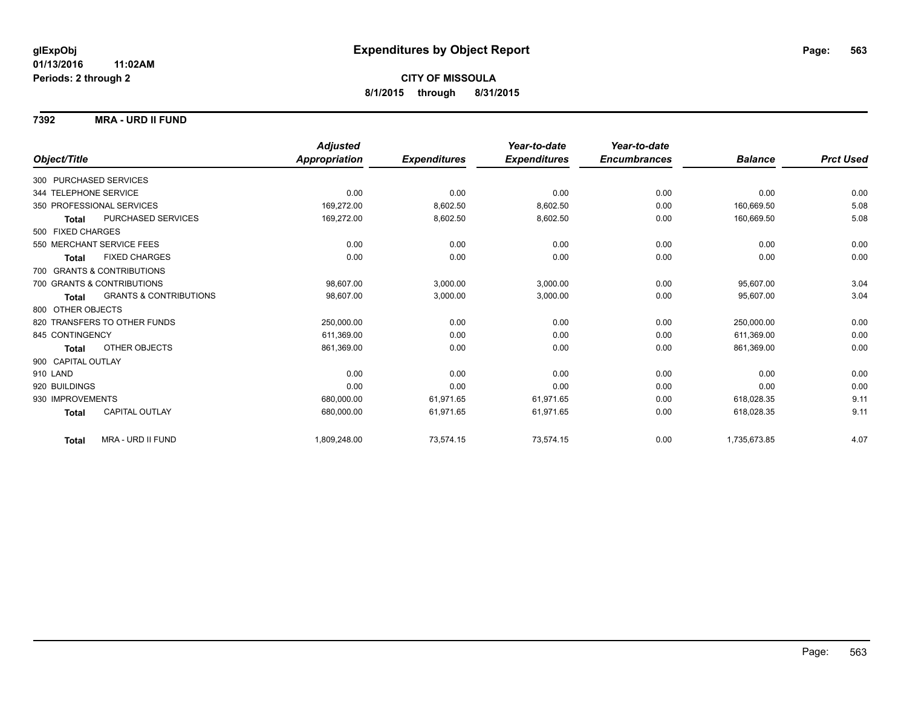# Expenditures by Object Report

glExpObj
01/13/2016 11:02AM
Periods: 2 through 2

**CITY OF MISSOULA**
**8/1/2015 through 8/31/2015**

## 7392 MRA - URD II FUND

| Object/Title | | Adjusted Appropriation | Expenditures | Year-to-date Expenditures | Year-to-date Encumbrances | Balance | Prct Used |
|---|---|---|---|---|---|---|---|
| 300 PURCHASED SERVICES | | | | | | | |
| 344 TELEPHONE SERVICE | | 0.00 | 0.00 | 0.00 | 0.00 | 0.00 | 0.00 |
| 350 PROFESSIONAL SERVICES | | 169,272.00 | 8,602.50 | 8,602.50 | 0.00 | 160,669.50 | 5.08 |
| **Total** | PURCHASED SERVICES | 169,272.00 | 8,602.50 | 8,602.50 | 0.00 | 160,669.50 | 5.08 |
| 500 FIXED CHARGES | | | | | | | |
| 550 MERCHANT SERVICE FEES | | 0.00 | 0.00 | 0.00 | 0.00 | 0.00 | 0.00 |
| **Total** | FIXED CHARGES | 0.00 | 0.00 | 0.00 | 0.00 | 0.00 | 0.00 |
| 700 GRANTS & CONTRIBUTIONS | | | | | | | |
| 700 GRANTS & CONTRIBUTIONS | | 98,607.00 | 3,000.00 | 3,000.00 | 0.00 | 95,607.00 | 3.04 |
| **Total** | GRANTS & CONTRIBUTIONS | 98,607.00 | 3,000.00 | 3,000.00 | 0.00 | 95,607.00 | 3.04 |
| 800 OTHER OBJECTS | | | | | | | |
| 820 TRANSFERS TO OTHER FUNDS | | 250,000.00 | 0.00 | 0.00 | 0.00 | 250,000.00 | 0.00 |
| 845 CONTINGENCY | | 611,369.00 | 0.00 | 0.00 | 0.00 | 611,369.00 | 0.00 |
| **Total** | OTHER OBJECTS | 861,369.00 | 0.00 | 0.00 | 0.00 | 861,369.00 | 0.00 |
| 900 CAPITAL OUTLAY | | | | | | | |
| 910 LAND | | 0.00 | 0.00 | 0.00 | 0.00 | 0.00 | 0.00 |
| 920 BUILDINGS | | 0.00 | 0.00 | 0.00 | 0.00 | 0.00 | 0.00 |
| 930 IMPROVEMENTS | | 680,000.00 | 61,971.65 | 61,971.65 | 0.00 | 618,028.35 | 9.11 |
| **Total** | CAPITAL OUTLAY | 680,000.00 | 61,971.65 | 61,971.65 | 0.00 | 618,028.35 | 9.11 |
| **Total** | MRA - URD II FUND | 1,809,248.00 | 73,574.15 | 73,574.15 | 0.00 | 1,735,673.85 | 4.07 |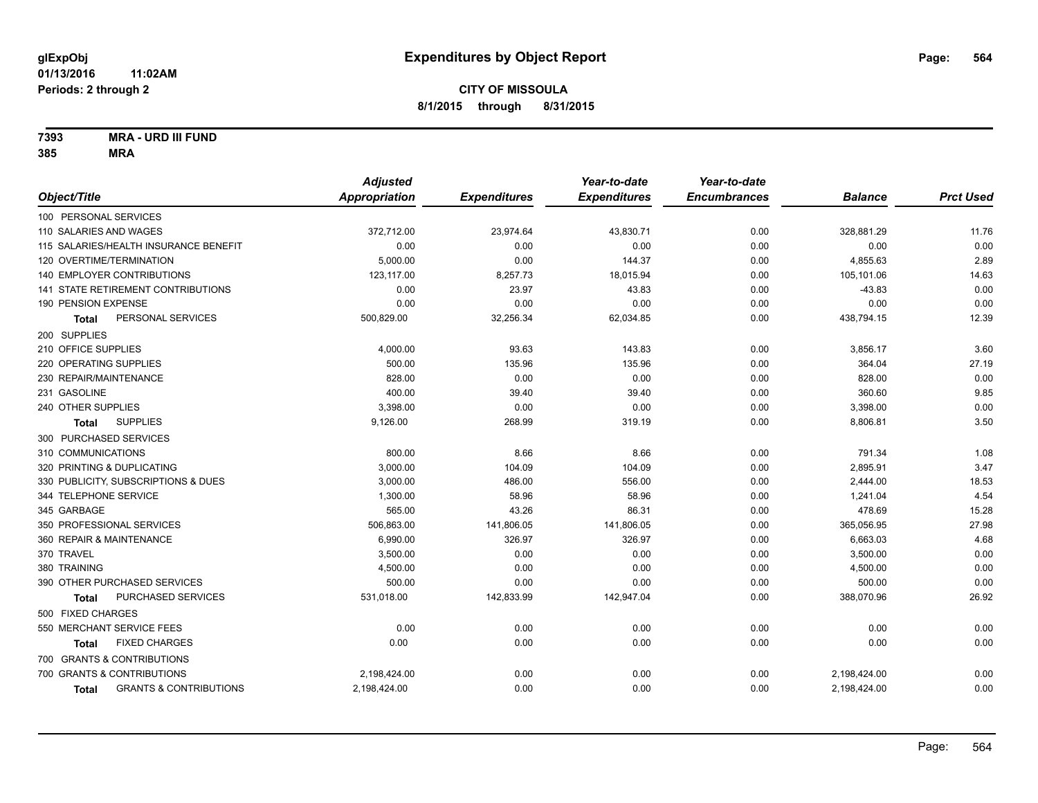# Expenditures by Object Report

glExpObj
01/13/2016 11:02AM
Periods: 2 through 2

**CITY OF MISSOULA**
**8/1/2015 through 8/31/2015**

**7393 MRA - URD III FUND**
**385 MRA**

| Object/Title | Adjusted Appropriation | Expenditures | Year-to-date Expenditures | Year-to-date Encumbrances | Balance | Prct Used |
|---|---|---|---|---|---|---|
| 100 PERSONAL SERVICES | | | | | | |
| 110 SALARIES AND WAGES | 372,712.00 | 23,974.64 | 43,830.71 | 0.00 | 328,881.29 | 11.76 |
| 115 SALARIES/HEALTH INSURANCE BENEFIT | 0.00 | 0.00 | 0.00 | 0.00 | 0.00 | 0.00 |
| 120 OVERTIME/TERMINATION | 5,000.00 | 0.00 | 144.37 | 0.00 | 4,855.63 | 2.89 |
| 140 EMPLOYER CONTRIBUTIONS | 123,117.00 | 8,257.73 | 18,015.94 | 0.00 | 105,101.06 | 14.63 |
| 141 STATE RETIREMENT CONTRIBUTIONS | 0.00 | 23.97 | 43.83 | 0.00 | -43.83 | 0.00 |
| 190 PENSION EXPENSE | 0.00 | 0.00 | 0.00 | 0.00 | 0.00 | 0.00 |
| **Total** PERSONAL SERVICES | 500,829.00 | 32,256.34 | 62,034.85 | 0.00 | 438,794.15 | 12.39 |
| 200 SUPPLIES | | | | | | |
| 210 OFFICE SUPPLIES | 4,000.00 | 93.63 | 143.83 | 0.00 | 3,856.17 | 3.60 |
| 220 OPERATING SUPPLIES | 500.00 | 135.96 | 135.96 | 0.00 | 364.04 | 27.19 |
| 230 REPAIR/MAINTENANCE | 828.00 | 0.00 | 0.00 | 0.00 | 828.00 | 0.00 |
| 231 GASOLINE | 400.00 | 39.40 | 39.40 | 0.00 | 360.60 | 9.85 |
| 240 OTHER SUPPLIES | 3,398.00 | 0.00 | 0.00 | 0.00 | 3,398.00 | 0.00 |
| **Total** SUPPLIES | 9,126.00 | 268.99 | 319.19 | 0.00 | 8,806.81 | 3.50 |
| 300 PURCHASED SERVICES | | | | | | |
| 310 COMMUNICATIONS | 800.00 | 8.66 | 8.66 | 0.00 | 791.34 | 1.08 |
| 320 PRINTING & DUPLICATING | 3,000.00 | 104.09 | 104.09 | 0.00 | 2,895.91 | 3.47 |
| 330 PUBLICITY, SUBSCRIPTIONS & DUES | 3,000.00 | 486.00 | 556.00 | 0.00 | 2,444.00 | 18.53 |
| 344 TELEPHONE SERVICE | 1,300.00 | 58.96 | 58.96 | 0.00 | 1,241.04 | 4.54 |
| 345 GARBAGE | 565.00 | 43.26 | 86.31 | 0.00 | 478.69 | 15.28 |
| 350 PROFESSIONAL SERVICES | 506,863.00 | 141,806.05 | 141,806.05 | 0.00 | 365,056.95 | 27.98 |
| 360 REPAIR & MAINTENANCE | 6,990.00 | 326.97 | 326.97 | 0.00 | 6,663.03 | 4.68 |
| 370 TRAVEL | 3,500.00 | 0.00 | 0.00 | 0.00 | 3,500.00 | 0.00 |
| 380 TRAINING | 4,500.00 | 0.00 | 0.00 | 0.00 | 4,500.00 | 0.00 |
| 390 OTHER PURCHASED SERVICES | 500.00 | 0.00 | 0.00 | 0.00 | 500.00 | 0.00 |
| **Total** PURCHASED SERVICES | 531,018.00 | 142,833.99 | 142,947.04 | 0.00 | 388,070.96 | 26.92 |
| 500 FIXED CHARGES | | | | | | |
| 550 MERCHANT SERVICE FEES | 0.00 | 0.00 | 0.00 | 0.00 | 0.00 | 0.00 |
| **Total** FIXED CHARGES | 0.00 | 0.00 | 0.00 | 0.00 | 0.00 | 0.00 |
| 700 GRANTS & CONTRIBUTIONS | | | | | | |
| 700 GRANTS & CONTRIBUTIONS | 2,198,424.00 | 0.00 | 0.00 | 0.00 | 2,198,424.00 | 0.00 |
| **Total** GRANTS & CONTRIBUTIONS | 2,198,424.00 | 0.00 | 0.00 | 0.00 | 2,198,424.00 | 0.00 |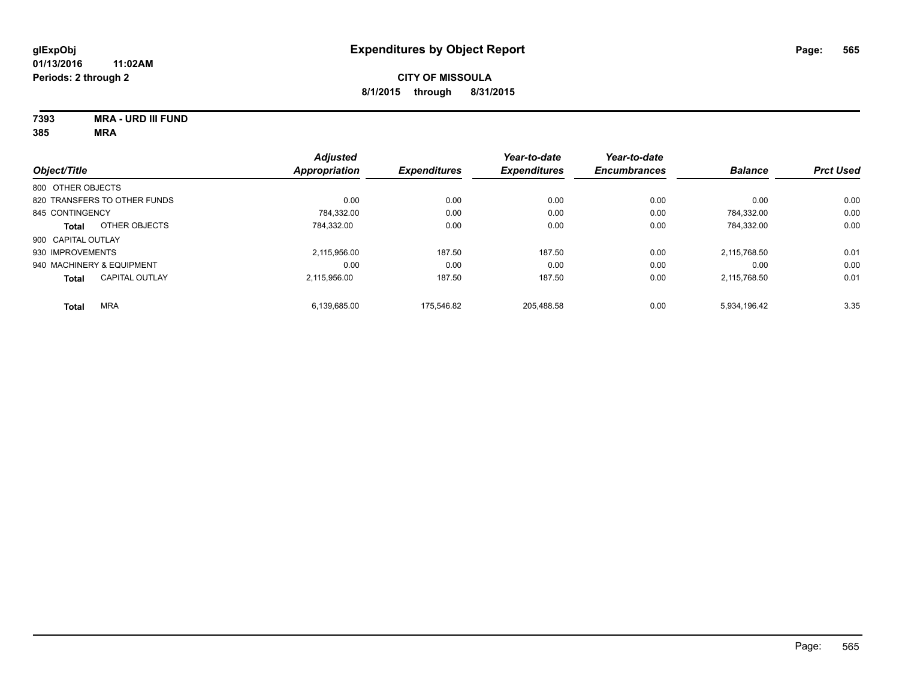**glExpObj** **Expenditures by Object Report**

**01/13/2016 11:02AM**

**Periods: 2 through 2**

**CITY OF MISSOULA**

**8/1/2015 through 8/31/2015**

**7393 MRA - URD III FUND**

**385 MRA**

| Object/Title | Adjusted Appropriation | Expenditures | Year-to-date Expenditures | Year-to-date Encumbrances | Balance | Prct Used |
|---|---|---|---|---|---|---|
| 800 OTHER OBJECTS | | | | | | |
| 820 TRANSFERS TO OTHER FUNDS | 0.00 | 0.00 | 0.00 | 0.00 | 0.00 | 0.00 |
| 845 CONTINGENCY | 784,332.00 | 0.00 | 0.00 | 0.00 | 784,332.00 | 0.00 |
| **Total** OTHER OBJECTS | 784,332.00 | 0.00 | 0.00 | 0.00 | 784,332.00 | 0.00 |
| 900 CAPITAL OUTLAY | | | | | | |
| 930 IMPROVEMENTS | 2,115,956.00 | 187.50 | 187.50 | 0.00 | 2,115,768.50 | 0.01 |
| 940 MACHINERY & EQUIPMENT | 0.00 | 0.00 | 0.00 | 0.00 | 0.00 | 0.00 |
| **Total** CAPITAL OUTLAY | 2,115,956.00 | 187.50 | 187.50 | 0.00 | 2,115,768.50 | 0.01 |
| **Total** MRA | 6,139,685.00 | 175,546.82 | 205,488.58 | 0.00 | 5,934,196.42 | 3.35 |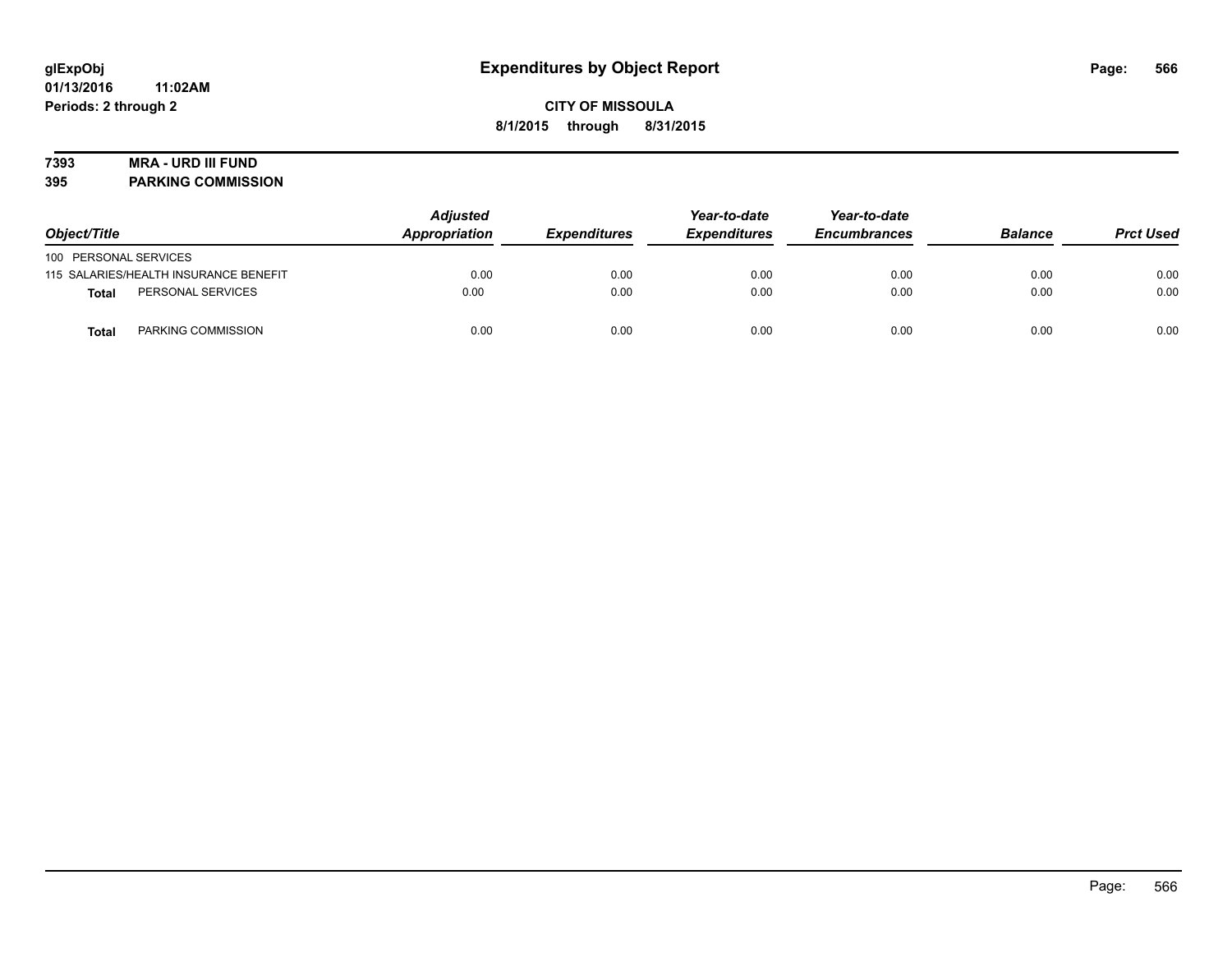**glExpObj**
**01/13/2016 11:02AM**
**Periods: 2 through 2**

# Expenditures by Object Report

**CITY OF MISSOULA**
**8/1/2015 through 8/31/2015**

**7393 MRA - URD III FUND**
**395 PARKING COMMISSION**

| Object/Title | | Adjusted Appropriation | Expenditures | Year-to-date Expenditures | Year-to-date Encumbrances | Balance | Prct Used |
|---|---|---|---|---|---|---|---|
| 100 PERSONAL SERVICES | | | | | | | |
| 115 SALARIES/HEALTH INSURANCE BENEFIT | | 0.00 | 0.00 | 0.00 | 0.00 | 0.00 | 0.00 |
| **Total** | PERSONAL SERVICES | 0.00 | 0.00 | 0.00 | 0.00 | 0.00 | 0.00 |
| **Total** | PARKING COMMISSION | 0.00 | 0.00 | 0.00 | 0.00 | 0.00 | 0.00 |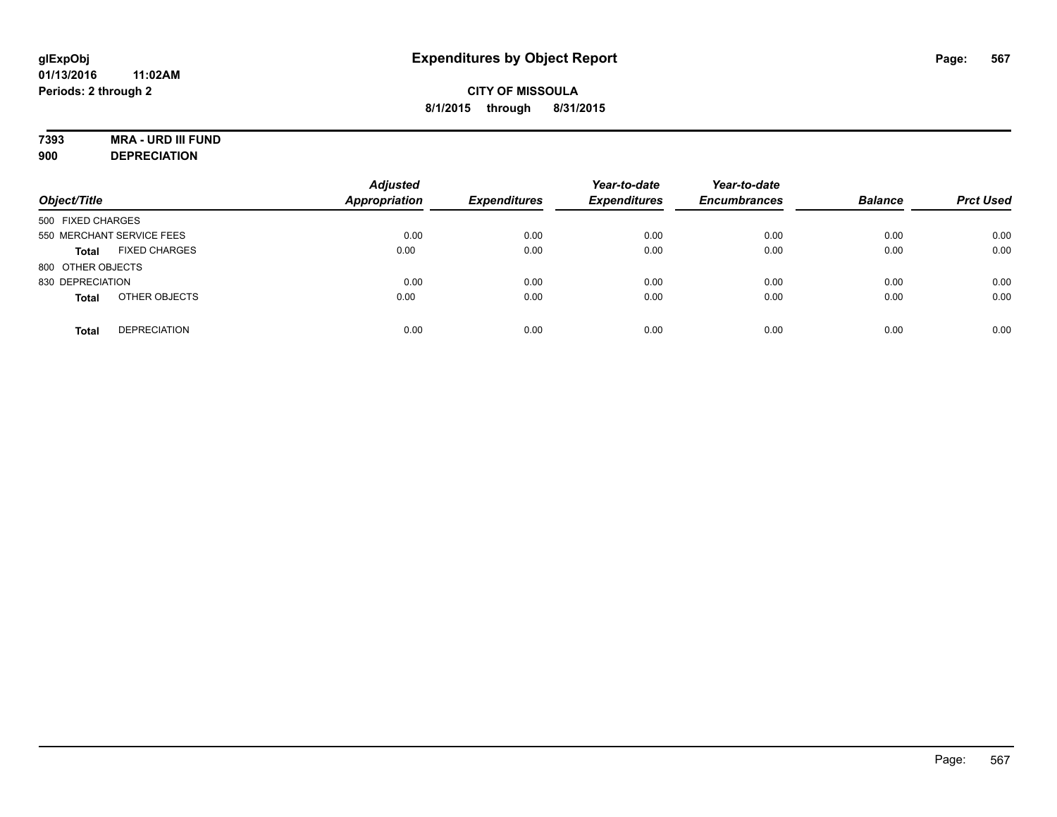# Expenditures by Object Report

**glExpObj**
**01/13/2016 11:02AM**
**Periods: 2 through 2**

**CITY OF MISSOULA**
**8/1/2015 through 8/31/2015**

**7393 MRA - URD III FUND**
**900 DEPRECIATION**

| Object/Title | | Adjusted Appropriation | Expenditures | Year-to-date Expenditures | Year-to-date Encumbrances | Balance | Prct Used |
|---|---|---|---|---|---|---|---|
| 500 FIXED CHARGES | | | | | | | |
| 550 MERCHANT SERVICE FEES | | 0.00 | 0.00 | 0.00 | 0.00 | 0.00 | 0.00 |
| **Total** | FIXED CHARGES | 0.00 | 0.00 | 0.00 | 0.00 | 0.00 | 0.00 |
| 800 OTHER OBJECTS | | | | | | | |
| 830 DEPRECIATION | | 0.00 | 0.00 | 0.00 | 0.00 | 0.00 | 0.00 |
| **Total** | OTHER OBJECTS | 0.00 | 0.00 | 0.00 | 0.00 | 0.00 | 0.00 |
| **Total** | DEPRECIATION | 0.00 | 0.00 | 0.00 | 0.00 | 0.00 | 0.00 |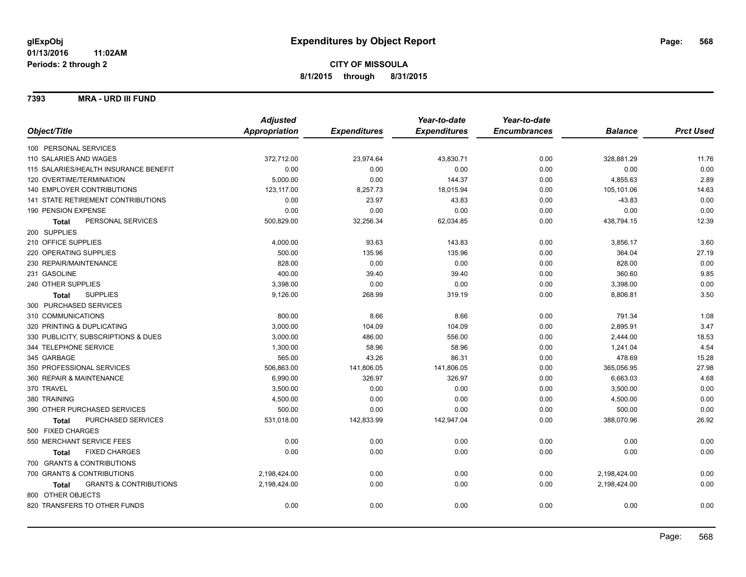**glExpObj**
**01/13/2016 11:02AM**
**Periods: 2 through 2**

# Expenditures by Object Report

**CITY OF MISSOULA**
**8/1/2015 through 8/31/2015**

## 7393 MRA - URD III FUND

| Object/Title | Adjusted Appropriation | Expenditures | Year-to-date Expenditures | Year-to-date Encumbrances | Balance | Prct Used |
|---|---|---|---|---|---|---|
| 100 PERSONAL SERVICES | | | | | | |
| 110 SALARIES AND WAGES | 372,712.00 | 23,974.64 | 43,830.71 | 0.00 | 328,881.29 | 11.76 |
| 115 SALARIES/HEALTH INSURANCE BENEFIT | 0.00 | 0.00 | 0.00 | 0.00 | 0.00 | 0.00 |
| 120 OVERTIME/TERMINATION | 5,000.00 | 0.00 | 144.37 | 0.00 | 4,855.63 | 2.89 |
| 140 EMPLOYER CONTRIBUTIONS | 123,117.00 | 8,257.73 | 18,015.94 | 0.00 | 105,101.06 | 14.63 |
| 141 STATE RETIREMENT CONTRIBUTIONS | 0.00 | 23.97 | 43.83 | 0.00 | -43.83 | 0.00 |
| 190 PENSION EXPENSE | 0.00 | 0.00 | 0.00 | 0.00 | 0.00 | 0.00 |
| **Total** PERSONAL SERVICES | 500,829.00 | 32,256.34 | 62,034.85 | 0.00 | 438,794.15 | 12.39 |
| 200 SUPPLIES | | | | | | |
| 210 OFFICE SUPPLIES | 4,000.00 | 93.63 | 143.83 | 0.00 | 3,856.17 | 3.60 |
| 220 OPERATING SUPPLIES | 500.00 | 135.96 | 135.96 | 0.00 | 364.04 | 27.19 |
| 230 REPAIR/MAINTENANCE | 828.00 | 0.00 | 0.00 | 0.00 | 828.00 | 0.00 |
| 231 GASOLINE | 400.00 | 39.40 | 39.40 | 0.00 | 360.60 | 9.85 |
| 240 OTHER SUPPLIES | 3,398.00 | 0.00 | 0.00 | 0.00 | 3,398.00 | 0.00 |
| **Total** SUPPLIES | 9,126.00 | 268.99 | 319.19 | 0.00 | 8,806.81 | 3.50 |
| 300 PURCHASED SERVICES | | | | | | |
| 310 COMMUNICATIONS | 800.00 | 8.66 | 8.66 | 0.00 | 791.34 | 1.08 |
| 320 PRINTING & DUPLICATING | 3,000.00 | 104.09 | 104.09 | 0.00 | 2,895.91 | 3.47 |
| 330 PUBLICITY, SUBSCRIPTIONS & DUES | 3,000.00 | 486.00 | 556.00 | 0.00 | 2,444.00 | 18.53 |
| 344 TELEPHONE SERVICE | 1,300.00 | 58.96 | 58.96 | 0.00 | 1,241.04 | 4.54 |
| 345 GARBAGE | 565.00 | 43.26 | 86.31 | 0.00 | 478.69 | 15.28 |
| 350 PROFESSIONAL SERVICES | 506,863.00 | 141,806.05 | 141,806.05 | 0.00 | 365,056.95 | 27.98 |
| 360 REPAIR & MAINTENANCE | 6,990.00 | 326.97 | 326.97 | 0.00 | 6,663.03 | 4.68 |
| 370 TRAVEL | 3,500.00 | 0.00 | 0.00 | 0.00 | 3,500.00 | 0.00 |
| 380 TRAINING | 4,500.00 | 0.00 | 0.00 | 0.00 | 4,500.00 | 0.00 |
| 390 OTHER PURCHASED SERVICES | 500.00 | 0.00 | 0.00 | 0.00 | 500.00 | 0.00 |
| **Total** PURCHASED SERVICES | 531,018.00 | 142,833.99 | 142,947.04 | 0.00 | 388,070.96 | 26.92 |
| 500 FIXED CHARGES | | | | | | |
| 550 MERCHANT SERVICE FEES | 0.00 | 0.00 | 0.00 | 0.00 | 0.00 | 0.00 |
| **Total** FIXED CHARGES | 0.00 | 0.00 | 0.00 | 0.00 | 0.00 | 0.00 |
| 700 GRANTS & CONTRIBUTIONS | | | | | | |
| 700 GRANTS & CONTRIBUTIONS | 2,198,424.00 | 0.00 | 0.00 | 0.00 | 2,198,424.00 | 0.00 |
| **Total** GRANTS & CONTRIBUTIONS | 2,198,424.00 | 0.00 | 0.00 | 0.00 | 2,198,424.00 | 0.00 |
| 800 OTHER OBJECTS | | | | | | |
| 820 TRANSFERS TO OTHER FUNDS | 0.00 | 0.00 | 0.00 | 0.00 | 0.00 | 0.00 |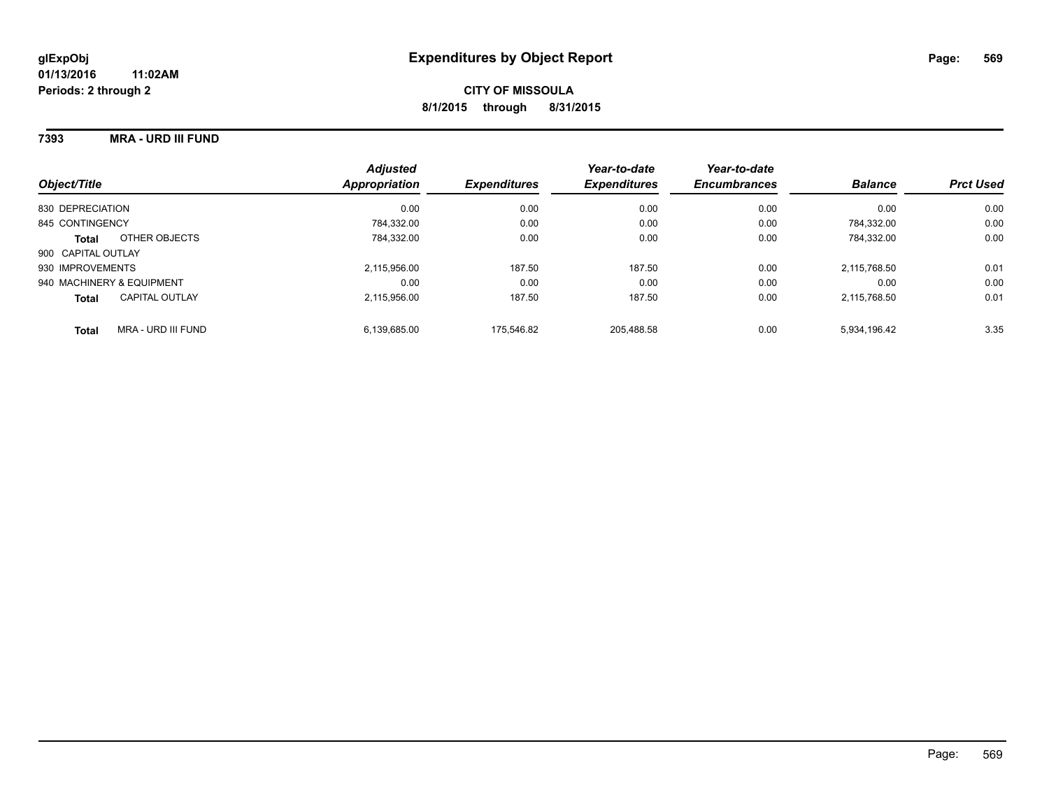# Expenditures by Object Report

glExpObj
01/13/2016 11:02AM
Periods: 2 through 2

**CITY OF MISSOULA**
**8/1/2015 through 8/31/2015**

**7393 MRA - URD III FUND**

| Object/Title | | Adjusted Appropriation | Expenditures | Year-to-date Expenditures | Year-to-date Encumbrances | Balance | Prct Used |
|---|---|---|---|---|---|---|---|
| 830 DEPRECIATION | | 0.00 | 0.00 | 0.00 | 0.00 | 0.00 | 0.00 |
| 845 CONTINGENCY | | 784,332.00 | 0.00 | 0.00 | 0.00 | 784,332.00 | 0.00 |
| **Total** | OTHER OBJECTS | 784,332.00 | 0.00 | 0.00 | 0.00 | 784,332.00 | 0.00 |
| 900 CAPITAL OUTLAY | | | | | | | |
| 930 IMPROVEMENTS | | 2,115,956.00 | 187.50 | 187.50 | 0.00 | 2,115,768.50 | 0.01 |
| 940 MACHINERY & EQUIPMENT | | 0.00 | 0.00 | 0.00 | 0.00 | 0.00 | 0.00 |
| **Total** | CAPITAL OUTLAY | 2,115,956.00 | 187.50 | 187.50 | 0.00 | 2,115,768.50 | 0.01 |
| **Total** | MRA - URD III FUND | 6,139,685.00 | 175,546.82 | 205,488.58 | 0.00 | 5,934,196.42 | 3.35 |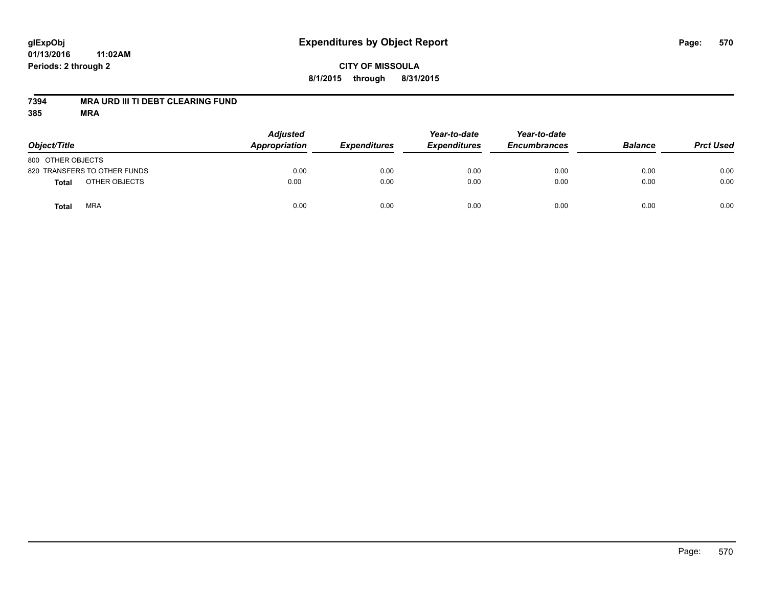# Expenditures by Object Report

glExpObj
01/13/2016 11:02AM
Periods: 2 through 2

**CITY OF MISSOULA**
**8/1/2015 through 8/31/2015**

**7394 MRA URD III TI DEBT CLEARING FUND**
**385 MRA**

| Object/Title | | Adjusted Appropriation | Expenditures | Year-to-date Expenditures | Year-to-date Encumbrances | Balance | Prct Used |
|---|---|---|---|---|---|---|---|
| 800 OTHER OBJECTS | | | | | | | |
| 820 TRANSFERS TO OTHER FUNDS | | 0.00 | 0.00 | 0.00 | 0.00 | 0.00 | 0.00 |
| **Total** | OTHER OBJECTS | 0.00 | 0.00 | 0.00 | 0.00 | 0.00 | 0.00 |
| **Total** | MRA | 0.00 | 0.00 | 0.00 | 0.00 | 0.00 | 0.00 |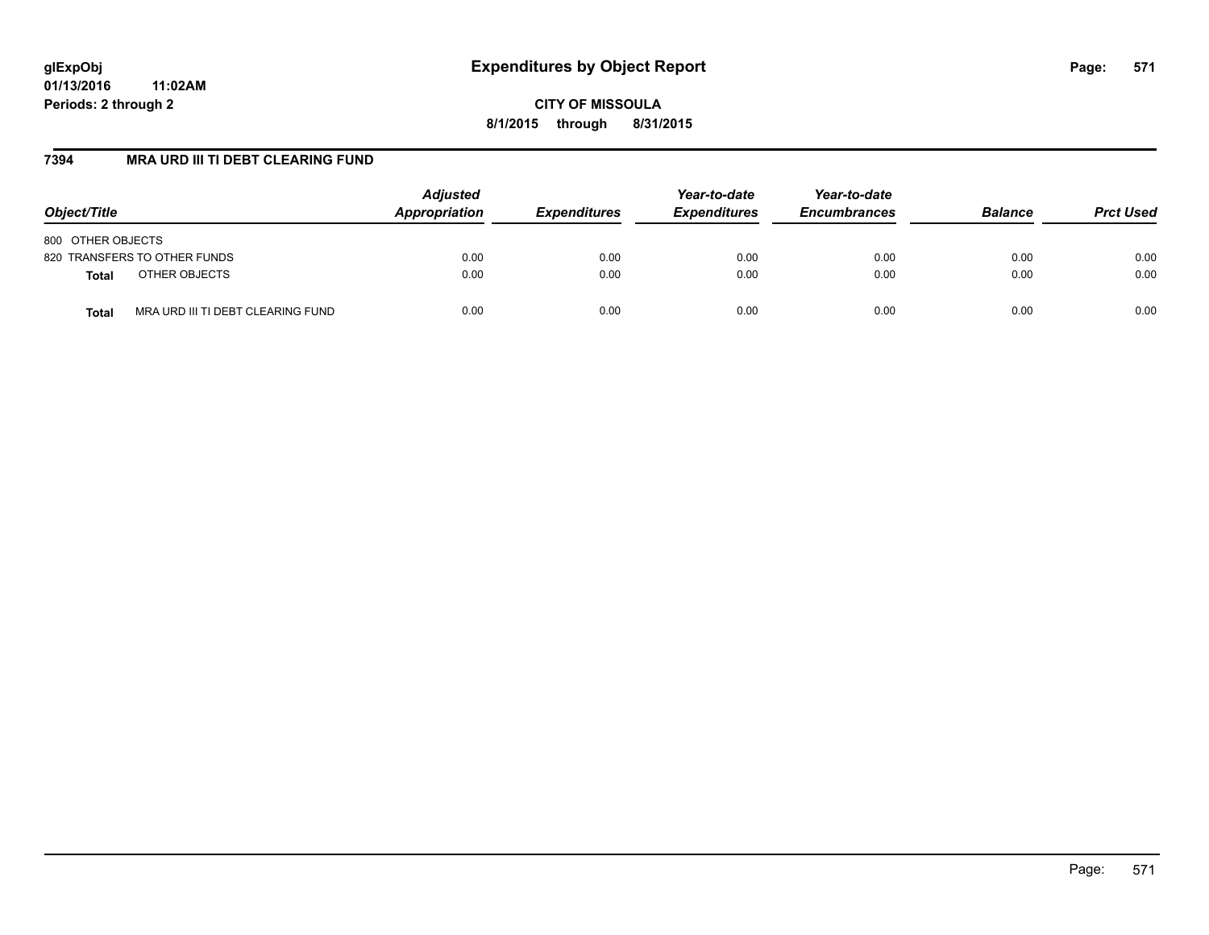# Expenditures by Object Report

glExpObj
01/13/2016 11:02AM
Periods: 2 through 2

**CITY OF MISSOULA**
**8/1/2015 through 8/31/2015**

## 7394 MRA URD III TI DEBT CLEARING FUND

| Object/Title | | Adjusted Appropriation | Expenditures | Year-to-date Expenditures | Year-to-date Encumbrances | Balance | Prct Used |
|---|---|---|---|---|---|---|---|
| 800 OTHER OBJECTS | | | | | | | |
| 820 TRANSFERS TO OTHER FUNDS | | 0.00 | 0.00 | 0.00 | 0.00 | 0.00 | 0.00 |
| **Total** | OTHER OBJECTS | 0.00 | 0.00 | 0.00 | 0.00 | 0.00 | 0.00 |
| **Total** | MRA URD III TI DEBT CLEARING FUND | 0.00 | 0.00 | 0.00 | 0.00 | 0.00 | 0.00 |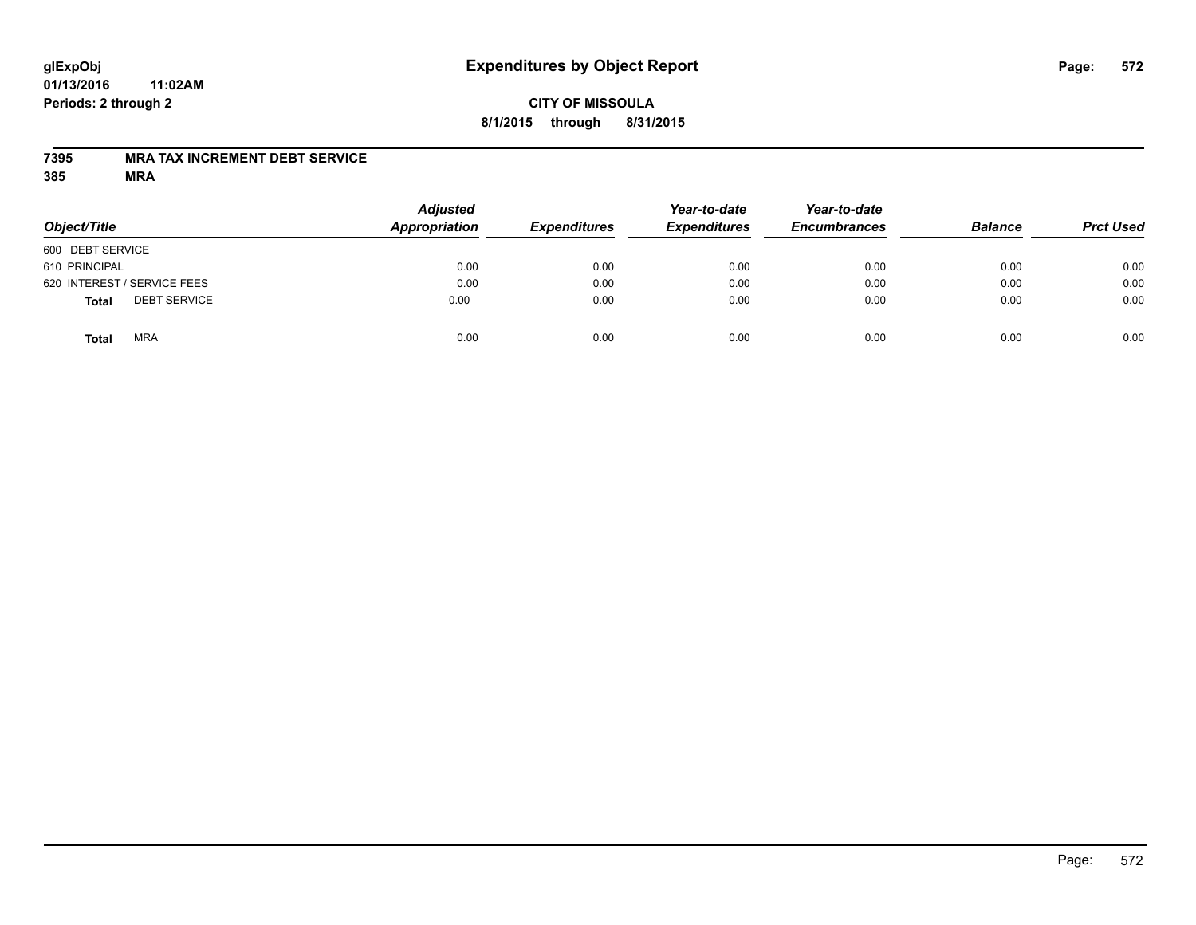# Expenditures by Object Report

glExpObj
01/13/2016 11:02AM
Periods: 2 through 2

**CITY OF MISSOULA**
**8/1/2015 through 8/31/2015**

**7395 MRA TAX INCREMENT DEBT SERVICE**
**385 MRA**

| Object/Title | Adjusted Appropriation | Expenditures | Year-to-date Expenditures | Year-to-date Encumbrances | Balance | Prct Used |
|---|---|---|---|---|---|---|
| 600 DEBT SERVICE | | | | | | |
| 610 PRINCIPAL | 0.00 | 0.00 | 0.00 | 0.00 | 0.00 | 0.00 |
| 620 INTEREST / SERVICE FEES | 0.00 | 0.00 | 0.00 | 0.00 | 0.00 | 0.00 |
| **Total** DEBT SERVICE | 0.00 | 0.00 | 0.00 | 0.00 | 0.00 | 0.00 |
| **Total** MRA | 0.00 | 0.00 | 0.00 | 0.00 | 0.00 | 0.00 |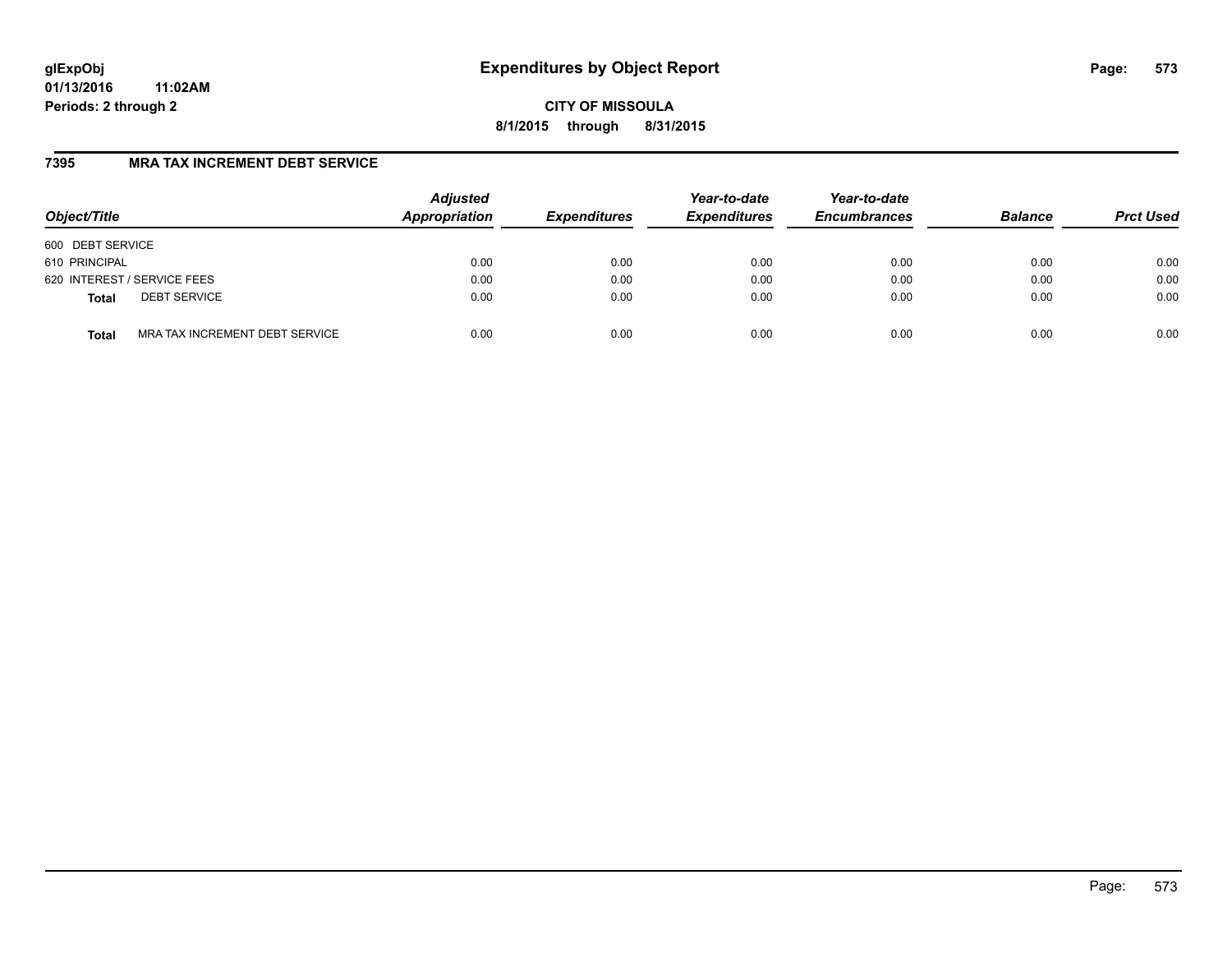glExpObj
01/13/2016 11:02AM
Periods: 2 through 2

# Expenditures by Object Report

**CITY OF MISSOULA**
**8/1/2015 through 8/31/2015**

## 7395 MRA TAX INCREMENT DEBT SERVICE

| Object/Title | Adjusted Appropriation | Expenditures | Year-to-date Expenditures | Year-to-date Encumbrances | Balance | Prct Used |
|---|---|---|---|---|---|---|
| 600 DEBT SERVICE | | | | | | |
| 610 PRINCIPAL | 0.00 | 0.00 | 0.00 | 0.00 | 0.00 | 0.00 |
| 620 INTEREST / SERVICE FEES | 0.00 | 0.00 | 0.00 | 0.00 | 0.00 | 0.00 |
| **Total** DEBT SERVICE | 0.00 | 0.00 | 0.00 | 0.00 | 0.00 | 0.00 |
| **Total** MRA TAX INCREMENT DEBT SERVICE | 0.00 | 0.00 | 0.00 | 0.00 | 0.00 | 0.00 |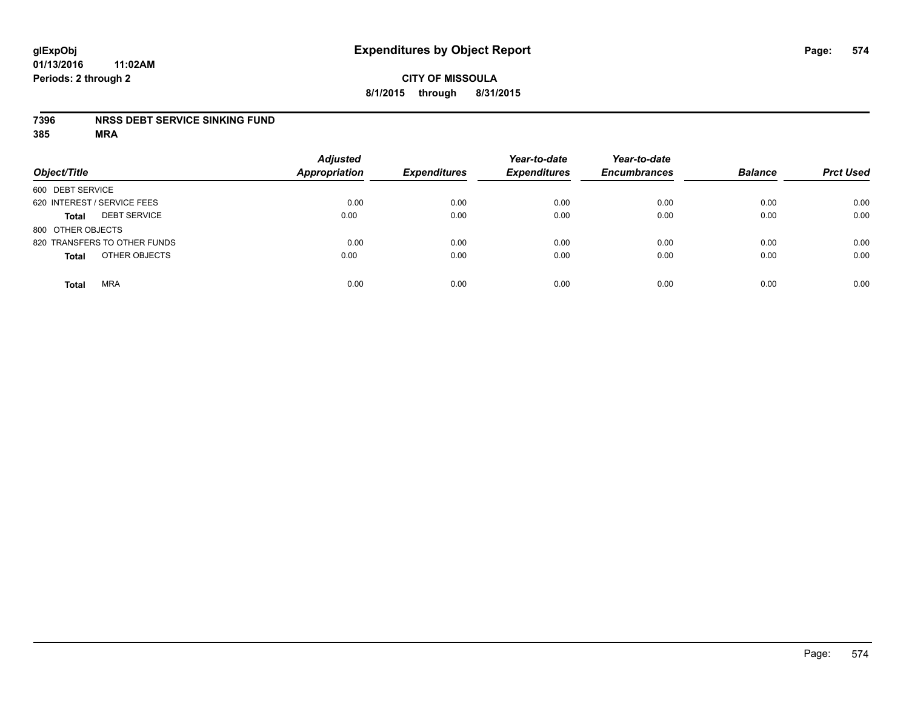**glExpObj**
**01/13/2016 11:02AM**
**Periods: 2 through 2**

# Expenditures by Object Report

**CITY OF MISSOULA**
**8/1/2015 through 8/31/2015**

**7396 NRSS DEBT SERVICE SINKING FUND**
**385 MRA**

| Object/Title | Adjusted Appropriation | Expenditures | Year-to-date Expenditures | Year-to-date Encumbrances | Balance | Prct Used |
|---|---|---|---|---|---|---|
| 600 DEBT SERVICE | | | | | | |
| 620 INTEREST / SERVICE FEES | 0.00 | 0.00 | 0.00 | 0.00 | 0.00 | 0.00 |
| **Total** DEBT SERVICE | 0.00 | 0.00 | 0.00 | 0.00 | 0.00 | 0.00 |
| 800 OTHER OBJECTS | | | | | | |
| 820 TRANSFERS TO OTHER FUNDS | 0.00 | 0.00 | 0.00 | 0.00 | 0.00 | 0.00 |
| **Total** OTHER OBJECTS | 0.00 | 0.00 | 0.00 | 0.00 | 0.00 | 0.00 |
| **Total** MRA | 0.00 | 0.00 | 0.00 | 0.00 | 0.00 | 0.00 |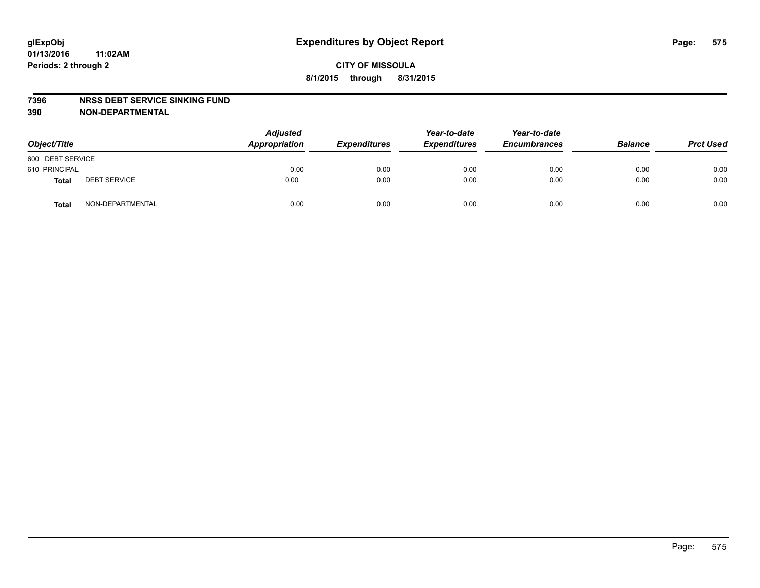glExpObj
01/13/2016 11:02AM
Periods: 2 through 2

# Expenditures by Object Report

**CITY OF MISSOULA**
**8/1/2015 through 8/31/2015**

**7396 NRSS DEBT SERVICE SINKING FUND**
**390 NON-DEPARTMENTAL**

| Object/Title | | Adjusted Appropriation | Expenditures | Year-to-date Expenditures | Year-to-date Encumbrances | Balance | Prct Used |
|---|---|---|---|---|---|---|---|
| 600 DEBT SERVICE | | | | | | | |
| 610 PRINCIPAL | | 0.00 | 0.00 | 0.00 | 0.00 | 0.00 | 0.00 |
| **Total** | DEBT SERVICE | 0.00 | 0.00 | 0.00 | 0.00 | 0.00 | 0.00 |
| **Total** | NON-DEPARTMENTAL | 0.00 | 0.00 | 0.00 | 0.00 | 0.00 | 0.00 |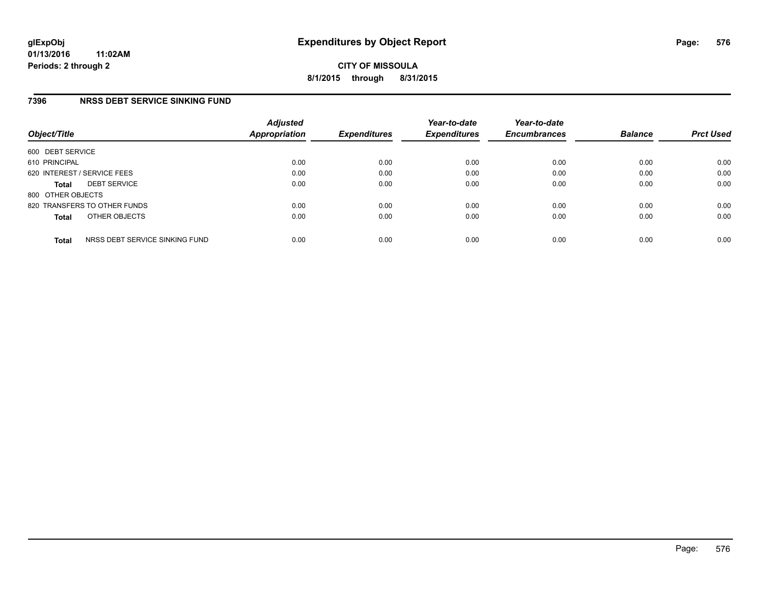# Expenditures by Object Report

glExpObj
01/13/2016 11:02AM
Periods: 2 through 2

**CITY OF MISSOULA**

**8/1/2015 through 8/31/2015**

## 7396 NRSS DEBT SERVICE SINKING FUND

| Object/Title | | Adjusted Appropriation | Expenditures | Year-to-date Expenditures | Year-to-date Encumbrances | Balance | Prct Used |
|---|---|---|---|---|---|---|---|
| 600 DEBT SERVICE | | | | | | | |
| 610 PRINCIPAL | | 0.00 | 0.00 | 0.00 | 0.00 | 0.00 | 0.00 |
| 620 INTEREST / SERVICE FEES | | 0.00 | 0.00 | 0.00 | 0.00 | 0.00 | 0.00 |
| **Total** | DEBT SERVICE | 0.00 | 0.00 | 0.00 | 0.00 | 0.00 | 0.00 |
| 800 OTHER OBJECTS | | | | | | | |
| 820 TRANSFERS TO OTHER FUNDS | | 0.00 | 0.00 | 0.00 | 0.00 | 0.00 | 0.00 |
| **Total** | OTHER OBJECTS | 0.00 | 0.00 | 0.00 | 0.00 | 0.00 | 0.00 |
| **Total** | NRSS DEBT SERVICE SINKING FUND | 0.00 | 0.00 | 0.00 | 0.00 | 0.00 | 0.00 |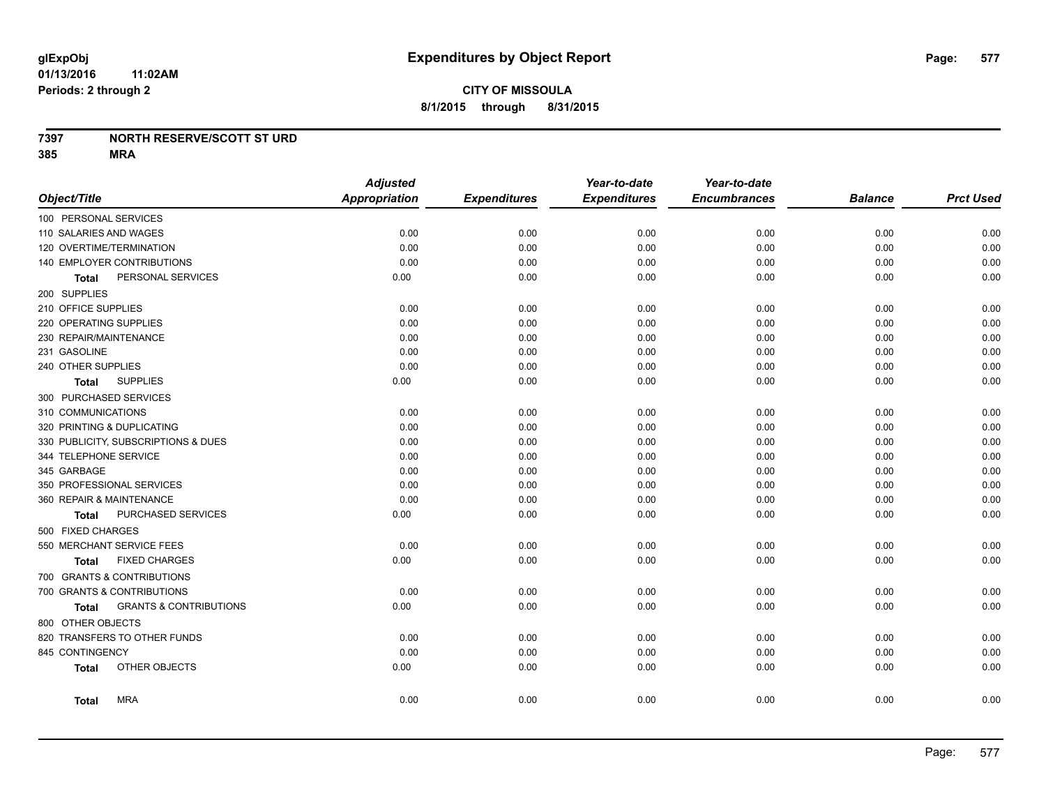**glExpObj**
**01/13/2016 11:02AM**
**Periods: 2 through 2**

# Expenditures by Object Report

**CITY OF MISSOULA**
**8/1/2015 through 8/31/2015**

**7397 NORTH RESERVE/SCOTT ST URD**
**385 MRA**

| Object/Title | Adjusted Appropriation | Expenditures | Year-to-date Expenditures | Year-to-date Encumbrances | Balance | Prct Used |
|---|---|---|---|---|---|---|
| 100 PERSONAL SERVICES | | | | | | |
| 110 SALARIES AND WAGES | 0.00 | 0.00 | 0.00 | 0.00 | 0.00 | 0.00 |
| 120 OVERTIME/TERMINATION | 0.00 | 0.00 | 0.00 | 0.00 | 0.00 | 0.00 |
| 140 EMPLOYER CONTRIBUTIONS | 0.00 | 0.00 | 0.00 | 0.00 | 0.00 | 0.00 |
| **Total** PERSONAL SERVICES | 0.00 | 0.00 | 0.00 | 0.00 | 0.00 | 0.00 |
| 200 SUPPLIES | | | | | | |
| 210 OFFICE SUPPLIES | 0.00 | 0.00 | 0.00 | 0.00 | 0.00 | 0.00 |
| 220 OPERATING SUPPLIES | 0.00 | 0.00 | 0.00 | 0.00 | 0.00 | 0.00 |
| 230 REPAIR/MAINTENANCE | 0.00 | 0.00 | 0.00 | 0.00 | 0.00 | 0.00 |
| 231 GASOLINE | 0.00 | 0.00 | 0.00 | 0.00 | 0.00 | 0.00 |
| 240 OTHER SUPPLIES | 0.00 | 0.00 | 0.00 | 0.00 | 0.00 | 0.00 |
| **Total** SUPPLIES | 0.00 | 0.00 | 0.00 | 0.00 | 0.00 | 0.00 |
| 300 PURCHASED SERVICES | | | | | | |
| 310 COMMUNICATIONS | 0.00 | 0.00 | 0.00 | 0.00 | 0.00 | 0.00 |
| 320 PRINTING & DUPLICATING | 0.00 | 0.00 | 0.00 | 0.00 | 0.00 | 0.00 |
| 330 PUBLICITY, SUBSCRIPTIONS & DUES | 0.00 | 0.00 | 0.00 | 0.00 | 0.00 | 0.00 |
| 344 TELEPHONE SERVICE | 0.00 | 0.00 | 0.00 | 0.00 | 0.00 | 0.00 |
| 345 GARBAGE | 0.00 | 0.00 | 0.00 | 0.00 | 0.00 | 0.00 |
| 350 PROFESSIONAL SERVICES | 0.00 | 0.00 | 0.00 | 0.00 | 0.00 | 0.00 |
| 360 REPAIR & MAINTENANCE | 0.00 | 0.00 | 0.00 | 0.00 | 0.00 | 0.00 |
| **Total** PURCHASED SERVICES | 0.00 | 0.00 | 0.00 | 0.00 | 0.00 | 0.00 |
| 500 FIXED CHARGES | | | | | | |
| 550 MERCHANT SERVICE FEES | 0.00 | 0.00 | 0.00 | 0.00 | 0.00 | 0.00 |
| **Total** FIXED CHARGES | 0.00 | 0.00 | 0.00 | 0.00 | 0.00 | 0.00 |
| 700 GRANTS & CONTRIBUTIONS | | | | | | |
| 700 GRANTS & CONTRIBUTIONS | 0.00 | 0.00 | 0.00 | 0.00 | 0.00 | 0.00 |
| **Total** GRANTS & CONTRIBUTIONS | 0.00 | 0.00 | 0.00 | 0.00 | 0.00 | 0.00 |
| 800 OTHER OBJECTS | | | | | | |
| 820 TRANSFERS TO OTHER FUNDS | 0.00 | 0.00 | 0.00 | 0.00 | 0.00 | 0.00 |
| 845 CONTINGENCY | 0.00 | 0.00 | 0.00 | 0.00 | 0.00 | 0.00 |
| **Total** OTHER OBJECTS | 0.00 | 0.00 | 0.00 | 0.00 | 0.00 | 0.00 |
| **Total** MRA | 0.00 | 0.00 | 0.00 | 0.00 | 0.00 | 0.00 |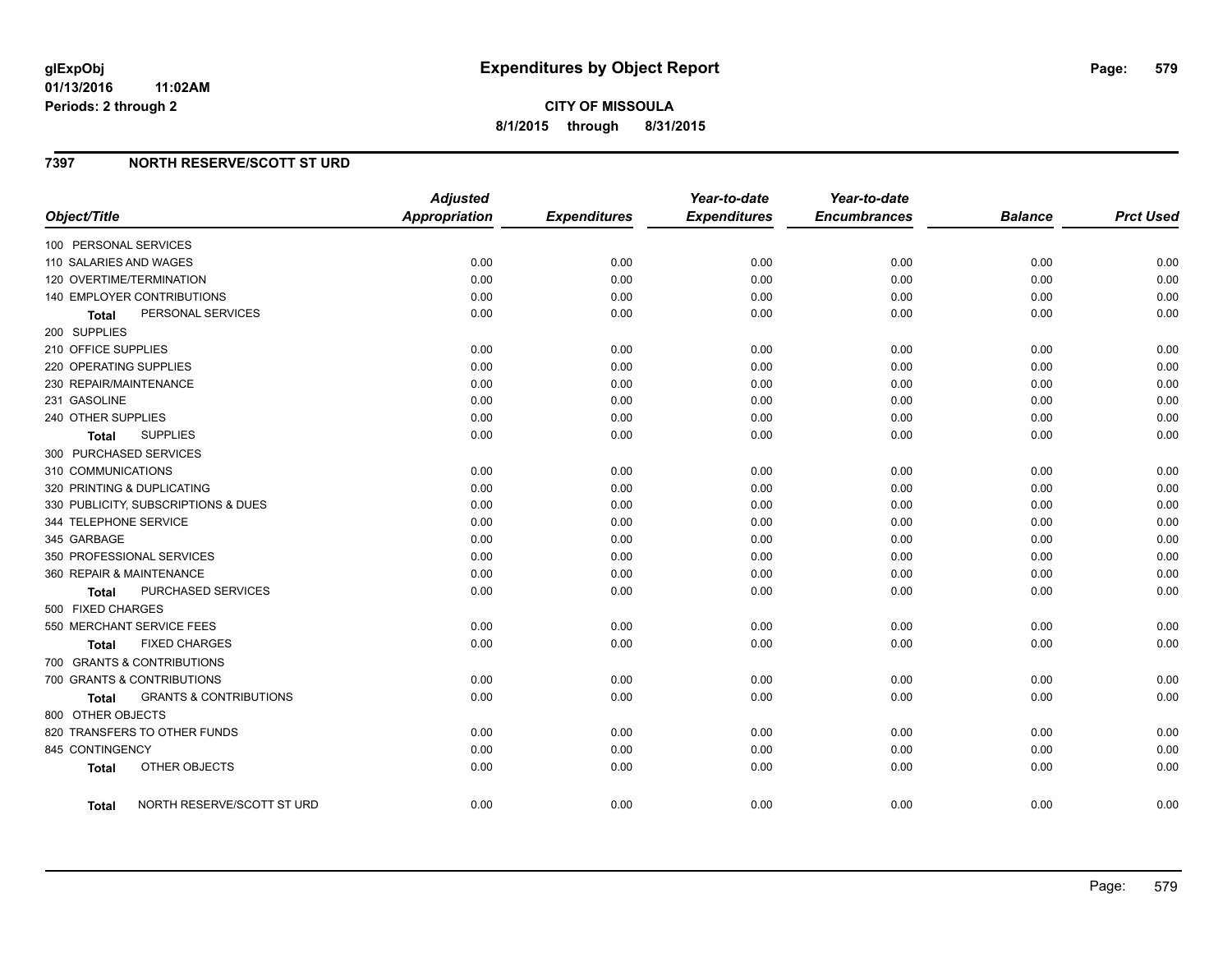glExpObj
01/13/2016 11:02AM
Periods: 2 through 2

# Expenditures by Object Report

**CITY OF MISSOULA**
**8/1/2015 through 8/31/2015**

## 7397 NORTH RESERVE/SCOTT ST URD

| Object/Title | Adjusted Appropriation | Expenditures | Year-to-date Expenditures | Year-to-date Encumbrances | Balance | Prct Used |
|---|---|---|---|---|---|---|
| 100 PERSONAL SERVICES | | | | | | |
| 110 SALARIES AND WAGES | 0.00 | 0.00 | 0.00 | 0.00 | 0.00 | 0.00 |
| 120 OVERTIME/TERMINATION | 0.00 | 0.00 | 0.00 | 0.00 | 0.00 | 0.00 |
| 140 EMPLOYER CONTRIBUTIONS | 0.00 | 0.00 | 0.00 | 0.00 | 0.00 | 0.00 |
| **Total** PERSONAL SERVICES | 0.00 | 0.00 | 0.00 | 0.00 | 0.00 | 0.00 |
| 200 SUPPLIES | | | | | | |
| 210 OFFICE SUPPLIES | 0.00 | 0.00 | 0.00 | 0.00 | 0.00 | 0.00 |
| 220 OPERATING SUPPLIES | 0.00 | 0.00 | 0.00 | 0.00 | 0.00 | 0.00 |
| 230 REPAIR/MAINTENANCE | 0.00 | 0.00 | 0.00 | 0.00 | 0.00 | 0.00 |
| 231 GASOLINE | 0.00 | 0.00 | 0.00 | 0.00 | 0.00 | 0.00 |
| 240 OTHER SUPPLIES | 0.00 | 0.00 | 0.00 | 0.00 | 0.00 | 0.00 |
| **Total** SUPPLIES | 0.00 | 0.00 | 0.00 | 0.00 | 0.00 | 0.00 |
| 300 PURCHASED SERVICES | | | | | | |
| 310 COMMUNICATIONS | 0.00 | 0.00 | 0.00 | 0.00 | 0.00 | 0.00 |
| 320 PRINTING & DUPLICATING | 0.00 | 0.00 | 0.00 | 0.00 | 0.00 | 0.00 |
| 330 PUBLICITY, SUBSCRIPTIONS & DUES | 0.00 | 0.00 | 0.00 | 0.00 | 0.00 | 0.00 |
| 344 TELEPHONE SERVICE | 0.00 | 0.00 | 0.00 | 0.00 | 0.00 | 0.00 |
| 345 GARBAGE | 0.00 | 0.00 | 0.00 | 0.00 | 0.00 | 0.00 |
| 350 PROFESSIONAL SERVICES | 0.00 | 0.00 | 0.00 | 0.00 | 0.00 | 0.00 |
| 360 REPAIR & MAINTENANCE | 0.00 | 0.00 | 0.00 | 0.00 | 0.00 | 0.00 |
| **Total** PURCHASED SERVICES | 0.00 | 0.00 | 0.00 | 0.00 | 0.00 | 0.00 |
| 500 FIXED CHARGES | | | | | | |
| 550 MERCHANT SERVICE FEES | 0.00 | 0.00 | 0.00 | 0.00 | 0.00 | 0.00 |
| **Total** FIXED CHARGES | 0.00 | 0.00 | 0.00 | 0.00 | 0.00 | 0.00 |
| 700 GRANTS & CONTRIBUTIONS | | | | | | |
| 700 GRANTS & CONTRIBUTIONS | 0.00 | 0.00 | 0.00 | 0.00 | 0.00 | 0.00 |
| **Total** GRANTS & CONTRIBUTIONS | 0.00 | 0.00 | 0.00 | 0.00 | 0.00 | 0.00 |
| 800 OTHER OBJECTS | | | | | | |
| 820 TRANSFERS TO OTHER FUNDS | 0.00 | 0.00 | 0.00 | 0.00 | 0.00 | 0.00 |
| 845 CONTINGENCY | 0.00 | 0.00 | 0.00 | 0.00 | 0.00 | 0.00 |
| **Total** OTHER OBJECTS | 0.00 | 0.00 | 0.00 | 0.00 | 0.00 | 0.00 |
| **Total** NORTH RESERVE/SCOTT ST URD | 0.00 | 0.00 | 0.00 | 0.00 | 0.00 | 0.00 |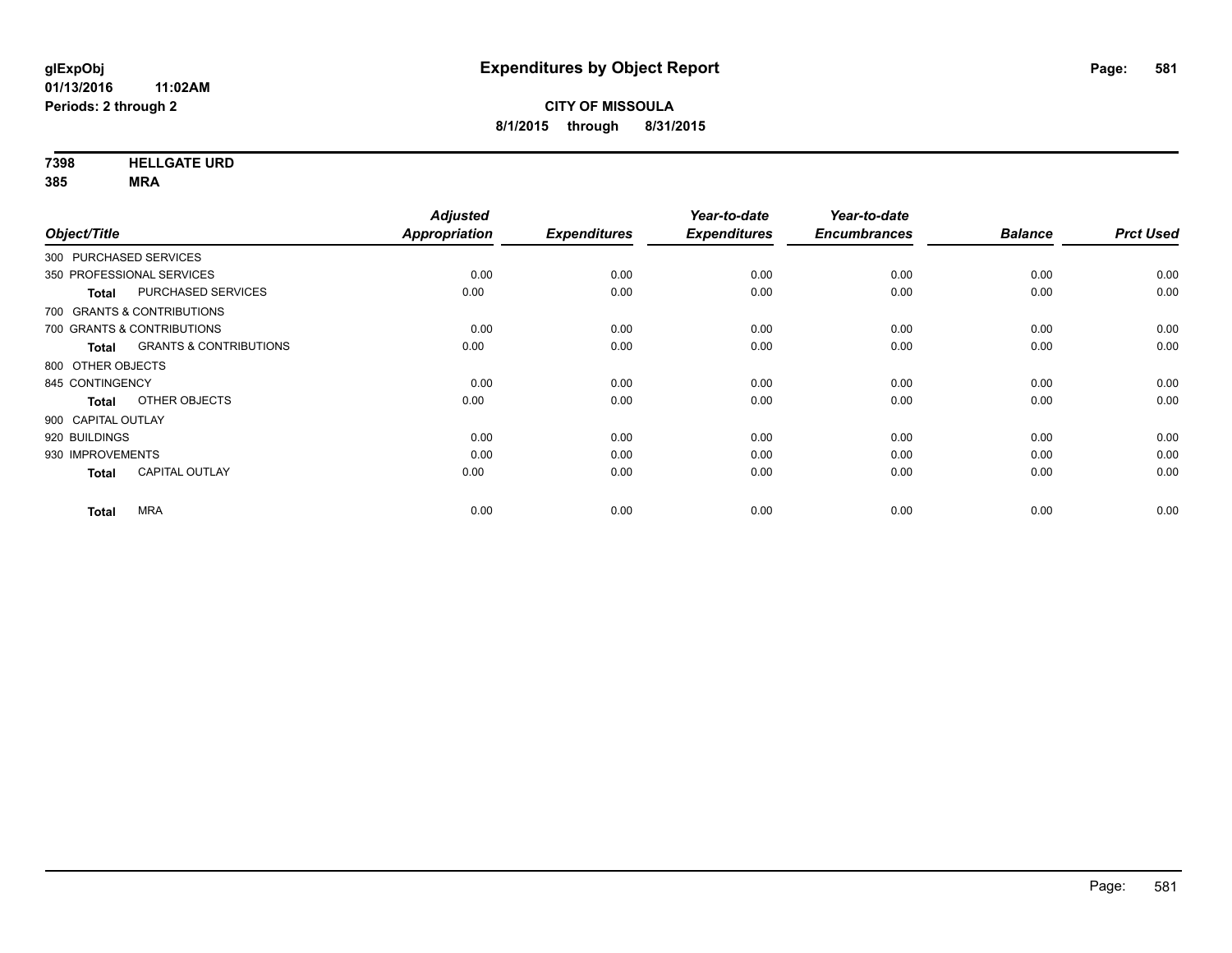**glExpObj**
**01/13/2016 11:02AM**
**Periods: 2 through 2**

# Expenditures by Object Report

**CITY OF MISSOULA**
**8/1/2015 through 8/31/2015**

**7398 HELLGATE URD**
**385 MRA**

| Object/Title | | Adjusted Appropriation | Expenditures | Year-to-date Expenditures | Year-to-date Encumbrances | Balance | Prct Used |
|---|---|---|---|---|---|---|---|
| 300 PURCHASED SERVICES | | | | | | | |
| 350 PROFESSIONAL SERVICES | | 0.00 | 0.00 | 0.00 | 0.00 | 0.00 | 0.00 |
| **Total** | PURCHASED SERVICES | 0.00 | 0.00 | 0.00 | 0.00 | 0.00 | 0.00 |
| 700 GRANTS & CONTRIBUTIONS | | | | | | | |
| 700 GRANTS & CONTRIBUTIONS | | 0.00 | 0.00 | 0.00 | 0.00 | 0.00 | 0.00 |
| **Total** | GRANTS & CONTRIBUTIONS | 0.00 | 0.00 | 0.00 | 0.00 | 0.00 | 0.00 |
| 800 OTHER OBJECTS | | | | | | | |
| 845 CONTINGENCY | | 0.00 | 0.00 | 0.00 | 0.00 | 0.00 | 0.00 |
| **Total** | OTHER OBJECTS | 0.00 | 0.00 | 0.00 | 0.00 | 0.00 | 0.00 |
| 900 CAPITAL OUTLAY | | | | | | | |
| 920 BUILDINGS | | 0.00 | 0.00 | 0.00 | 0.00 | 0.00 | 0.00 |
| 930 IMPROVEMENTS | | 0.00 | 0.00 | 0.00 | 0.00 | 0.00 | 0.00 |
| **Total** | CAPITAL OUTLAY | 0.00 | 0.00 | 0.00 | 0.00 | 0.00 | 0.00 |
| **Total** | MRA | 0.00 | 0.00 | 0.00 | 0.00 | 0.00 | 0.00 |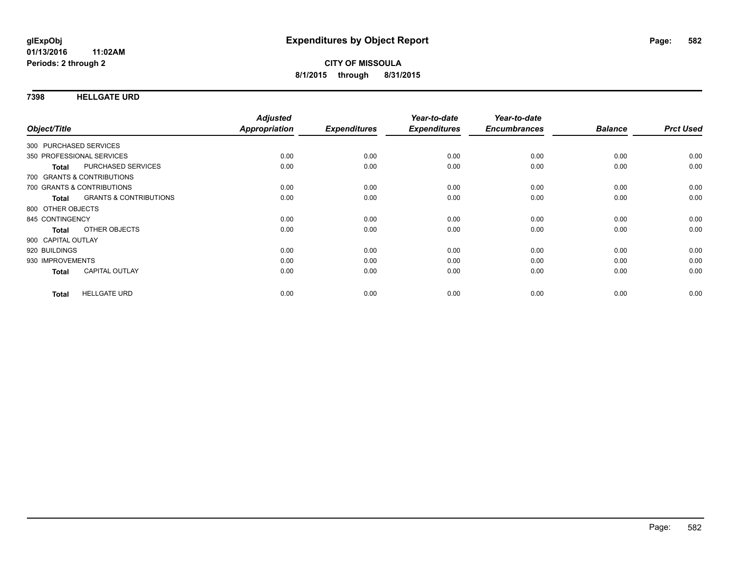**glExpObj** **Expenditures by Object Report**
**01/13/2016 11:02AM**
**Periods: 2 through 2**

**CITY OF MISSOULA**
**8/1/2015 through 8/31/2015**

## 7398 HELLGATE URD

| Object/Title | Adjusted Appropriation | Expenditures | Year-to-date Expenditures | Year-to-date Encumbrances | Balance | Prct Used |
|---|---|---|---|---|---|---|
| 300 PURCHASED SERVICES | | | | | | |
| 350 PROFESSIONAL SERVICES | 0.00 | 0.00 | 0.00 | 0.00 | 0.00 | 0.00 |
| **Total** PURCHASED SERVICES | 0.00 | 0.00 | 0.00 | 0.00 | 0.00 | 0.00 |
| 700 GRANTS & CONTRIBUTIONS | | | | | | |
| 700 GRANTS & CONTRIBUTIONS | 0.00 | 0.00 | 0.00 | 0.00 | 0.00 | 0.00 |
| **Total** GRANTS & CONTRIBUTIONS | 0.00 | 0.00 | 0.00 | 0.00 | 0.00 | 0.00 |
| 800 OTHER OBJECTS | | | | | | |
| 845 CONTINGENCY | 0.00 | 0.00 | 0.00 | 0.00 | 0.00 | 0.00 |
| **Total** OTHER OBJECTS | 0.00 | 0.00 | 0.00 | 0.00 | 0.00 | 0.00 |
| 900 CAPITAL OUTLAY | | | | | | |
| 920 BUILDINGS | 0.00 | 0.00 | 0.00 | 0.00 | 0.00 | 0.00 |
| 930 IMPROVEMENTS | 0.00 | 0.00 | 0.00 | 0.00 | 0.00 | 0.00 |
| **Total** CAPITAL OUTLAY | 0.00 | 0.00 | 0.00 | 0.00 | 0.00 | 0.00 |
| **Total** HELLGATE URD | 0.00 | 0.00 | 0.00 | 0.00 | 0.00 | 0.00 |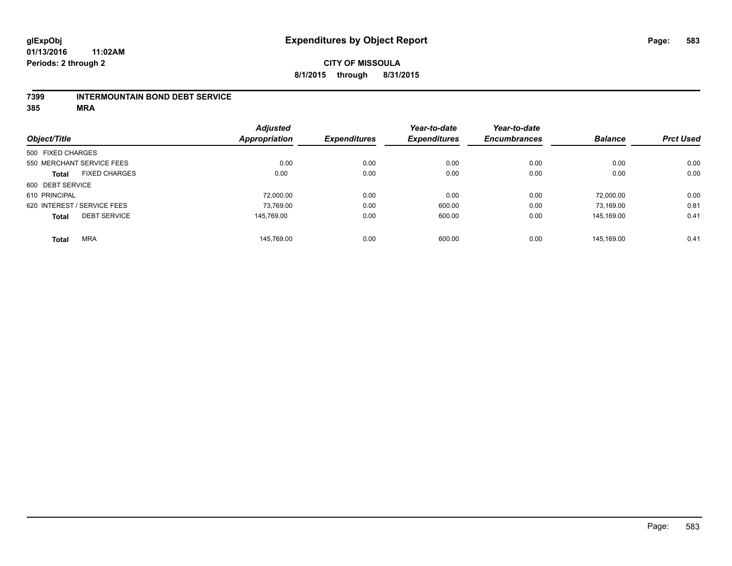# Expenditures by Object Report

glExpObj
01/13/2016 11:02AM
Periods: 2 through 2

**CITY OF MISSOULA**
**8/1/2015 through 8/31/2015**

## 7399 INTERMOUNTAIN BOND DEBT SERVICE
## 385 MRA

| Object/Title | Adjusted Appropriation | Expenditures | Year-to-date Expenditures | Year-to-date Encumbrances | Balance | Prct Used |
|---|---|---|---|---|---|---|
| 500 FIXED CHARGES | | | | | | |
| 550 MERCHANT SERVICE FEES | 0.00 | 0.00 | 0.00 | 0.00 | 0.00 | 0.00 |
| **Total** FIXED CHARGES | 0.00 | 0.00 | 0.00 | 0.00 | 0.00 | 0.00 |
| 600 DEBT SERVICE | | | | | | |
| 610 PRINCIPAL | 72,000.00 | 0.00 | 0.00 | 0.00 | 72,000.00 | 0.00 |
| 620 INTEREST / SERVICE FEES | 73,769.00 | 0.00 | 600.00 | 0.00 | 73,169.00 | 0.81 |
| **Total** DEBT SERVICE | 145,769.00 | 0.00 | 600.00 | 0.00 | 145,169.00 | 0.41 |
| **Total** MRA | 145,769.00 | 0.00 | 600.00 | 0.00 | 145,169.00 | 0.41 |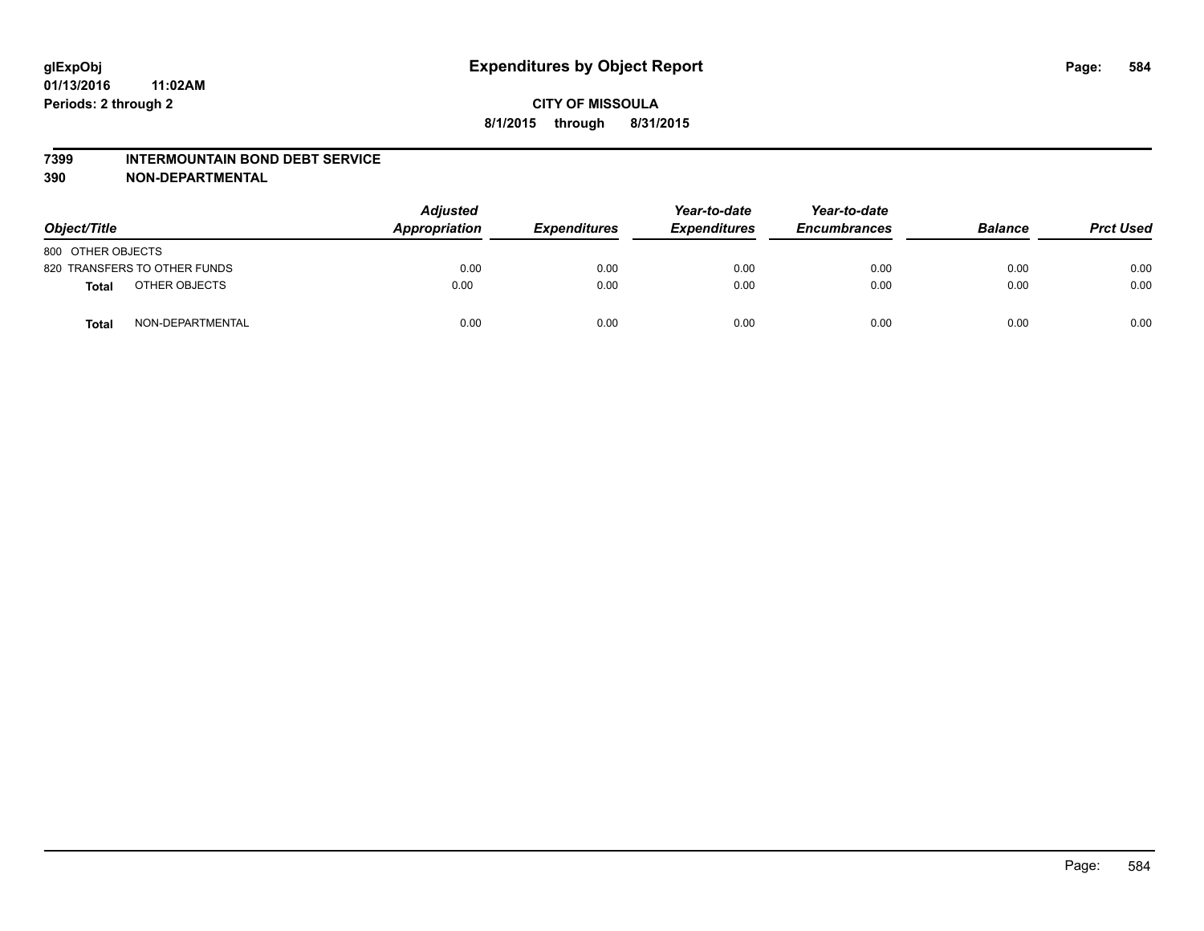# Expenditures by Object Report

glExpObj
01/13/2016 11:02AM
Periods: 2 through 2

**CITY OF MISSOULA**
**8/1/2015 through 8/31/2015**

**7399 INTERMOUNTAIN BOND DEBT SERVICE**
**390 NON-DEPARTMENTAL**

| Object/Title | Adjusted Appropriation | Expenditures | Year-to-date Expenditures | Year-to-date Encumbrances | Balance | Prct Used |
|---|---|---|---|---|---|---|
| 800 OTHER OBJECTS | | | | | | |
| 820 TRANSFERS TO OTHER FUNDS | 0.00 | 0.00 | 0.00 | 0.00 | 0.00 | 0.00 |
| **Total** OTHER OBJECTS | 0.00 | 0.00 | 0.00 | 0.00 | 0.00 | 0.00 |
| **Total** NON-DEPARTMENTAL | 0.00 | 0.00 | 0.00 | 0.00 | 0.00 | 0.00 |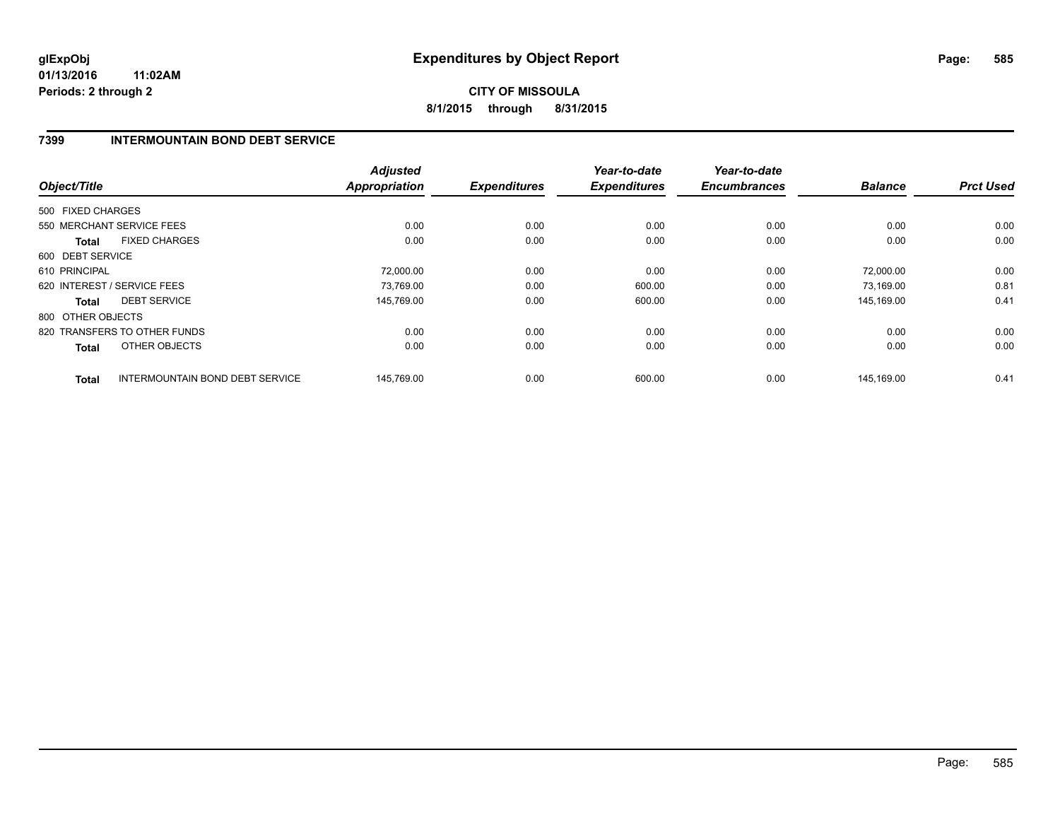**glExpObj**
**01/13/2016 11:02AM**
**Periods: 2 through 2**

# Expenditures by Object Report

**CITY OF MISSOULA**
**8/1/2015 through 8/31/2015**

## 7399 INTERMOUNTAIN BOND DEBT SERVICE

| Object/Title | | Adjusted Appropriation | Expenditures | Year-to-date Expenditures | Year-to-date Encumbrances | Balance | Prct Used |
|---|---|---|---|---|---|---|---|
| 500 FIXED CHARGES | | | | | | | |
| 550 MERCHANT SERVICE FEES | | 0.00 | 0.00 | 0.00 | 0.00 | 0.00 | 0.00 |
| **Total** | FIXED CHARGES | 0.00 | 0.00 | 0.00 | 0.00 | 0.00 | 0.00 |
| 600 DEBT SERVICE | | | | | | | |
| 610 PRINCIPAL | | 72,000.00 | 0.00 | 0.00 | 0.00 | 72,000.00 | 0.00 |
| 620 INTEREST / SERVICE FEES | | 73,769.00 | 0.00 | 600.00 | 0.00 | 73,169.00 | 0.81 |
| **Total** | DEBT SERVICE | 145,769.00 | 0.00 | 600.00 | 0.00 | 145,169.00 | 0.41 |
| 800 OTHER OBJECTS | | | | | | | |
| 820 TRANSFERS TO OTHER FUNDS | | 0.00 | 0.00 | 0.00 | 0.00 | 0.00 | 0.00 |
| **Total** | OTHER OBJECTS | 0.00 | 0.00 | 0.00 | 0.00 | 0.00 | 0.00 |
| **Total** | INTERMOUNTAIN BOND DEBT SERVICE | 145,769.00 | 0.00 | 600.00 | 0.00 | 145,169.00 | 0.41 |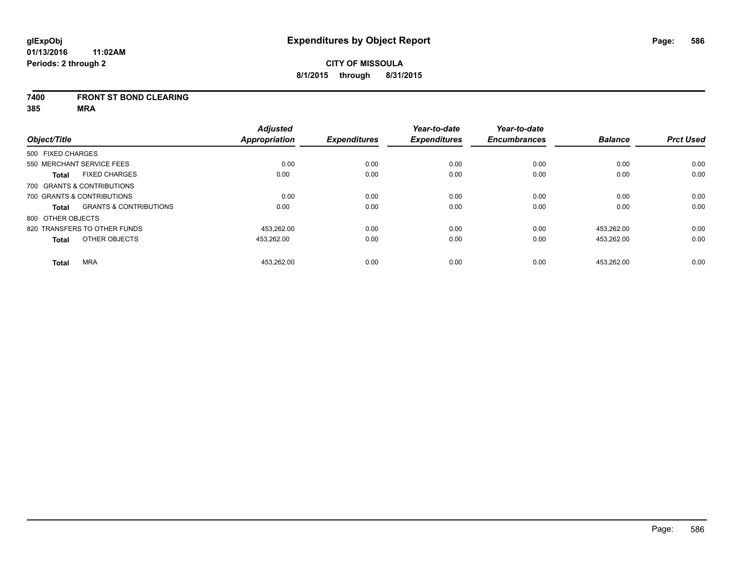glExpObj
01/13/2016 11:02AM
Periods: 2 through 2

# Expenditures by Object Report

**CITY OF MISSOULA**
**8/1/2015 through 8/31/2015**

**7400 FRONT ST BOND CLEARING**
**385 MRA**

| Object/Title | | Adjusted Appropriation | Expenditures | Year-to-date Expenditures | Year-to-date Encumbrances | Balance | Prct Used |
|---|---|---|---|---|---|---|---|
| 500 FIXED CHARGES | | | | | | | |
| 550 MERCHANT SERVICE FEES | | 0.00 | 0.00 | 0.00 | 0.00 | 0.00 | 0.00 |
| **Total** | FIXED CHARGES | 0.00 | 0.00 | 0.00 | 0.00 | 0.00 | 0.00 |
| 700 GRANTS & CONTRIBUTIONS | | | | | | | |
| 700 GRANTS & CONTRIBUTIONS | | 0.00 | 0.00 | 0.00 | 0.00 | 0.00 | 0.00 |
| **Total** | GRANTS & CONTRIBUTIONS | 0.00 | 0.00 | 0.00 | 0.00 | 0.00 | 0.00 |
| 800 OTHER OBJECTS | | | | | | | |
| 820 TRANSFERS TO OTHER FUNDS | | 453,262.00 | 0.00 | 0.00 | 0.00 | 453,262.00 | 0.00 |
| **Total** | OTHER OBJECTS | 453,262.00 | 0.00 | 0.00 | 0.00 | 453,262.00 | 0.00 |
| **Total** | MRA | 453,262.00 | 0.00 | 0.00 | 0.00 | 453,262.00 | 0.00 |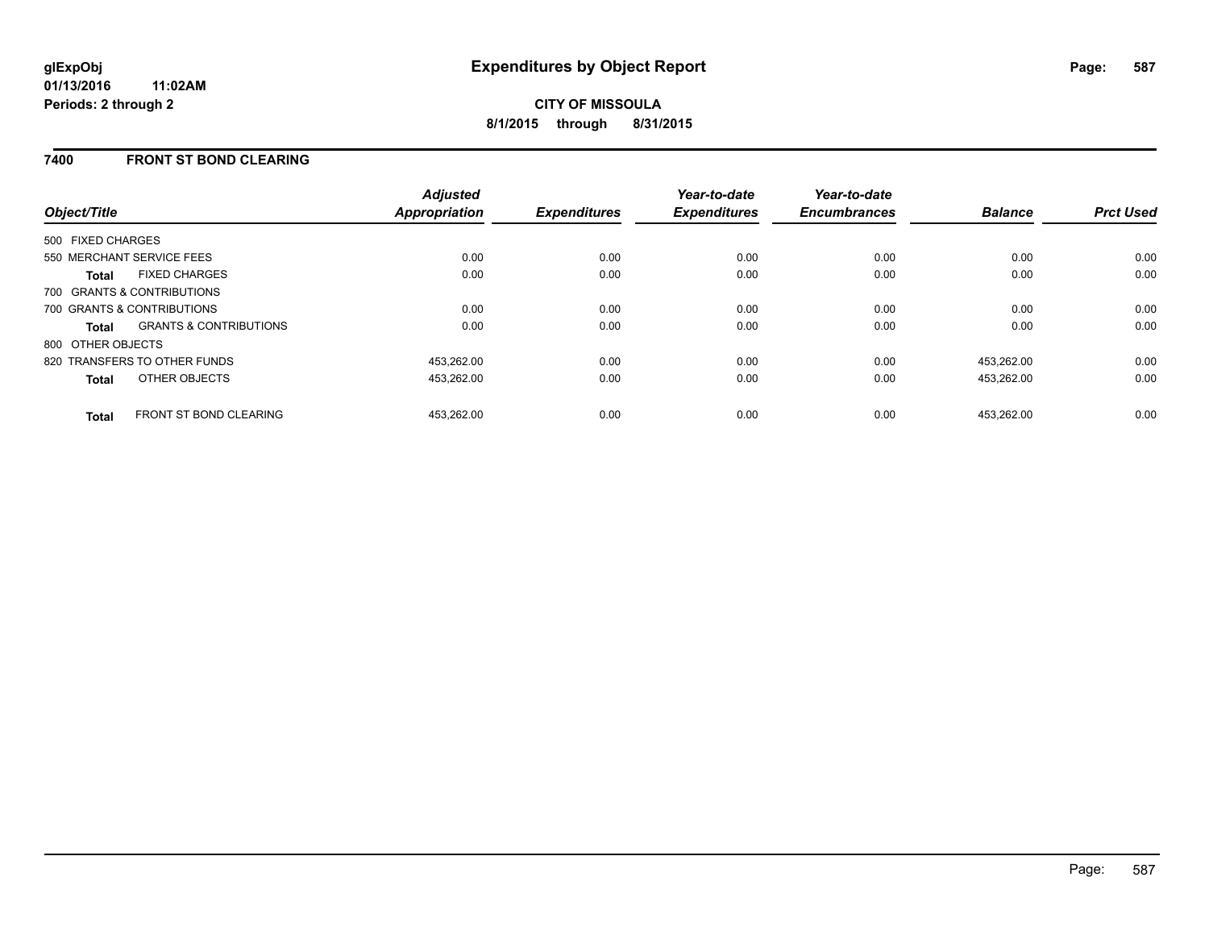**glExpObj**
**01/13/2016 11:02AM**
**Periods: 2 through 2**

# Expenditures by Object Report

**CITY OF MISSOULA**
**8/1/2015 through 8/31/2015**

## 7400 FRONT ST BOND CLEARING

| Object/Title | | Adjusted Appropriation | Expenditures | Year-to-date Expenditures | Year-to-date Encumbrances | Balance | Prct Used |
|---|---|---|---|---|---|---|---|
| 500 FIXED CHARGES | | | | | | | |
| 550 MERCHANT SERVICE FEES | | 0.00 | 0.00 | 0.00 | 0.00 | 0.00 | 0.00 |
| **Total** | FIXED CHARGES | 0.00 | 0.00 | 0.00 | 0.00 | 0.00 | 0.00 |
| 700 GRANTS & CONTRIBUTIONS | | | | | | | |
| 700 GRANTS & CONTRIBUTIONS | | 0.00 | 0.00 | 0.00 | 0.00 | 0.00 | 0.00 |
| **Total** | GRANTS & CONTRIBUTIONS | 0.00 | 0.00 | 0.00 | 0.00 | 0.00 | 0.00 |
| 800 OTHER OBJECTS | | | | | | | |
| 820 TRANSFERS TO OTHER FUNDS | | 453,262.00 | 0.00 | 0.00 | 0.00 | 453,262.00 | 0.00 |
| **Total** | OTHER OBJECTS | 453,262.00 | 0.00 | 0.00 | 0.00 | 453,262.00 | 0.00 |
| **Total** | FRONT ST BOND CLEARING | 453,262.00 | 0.00 | 0.00 | 0.00 | 453,262.00 | 0.00 |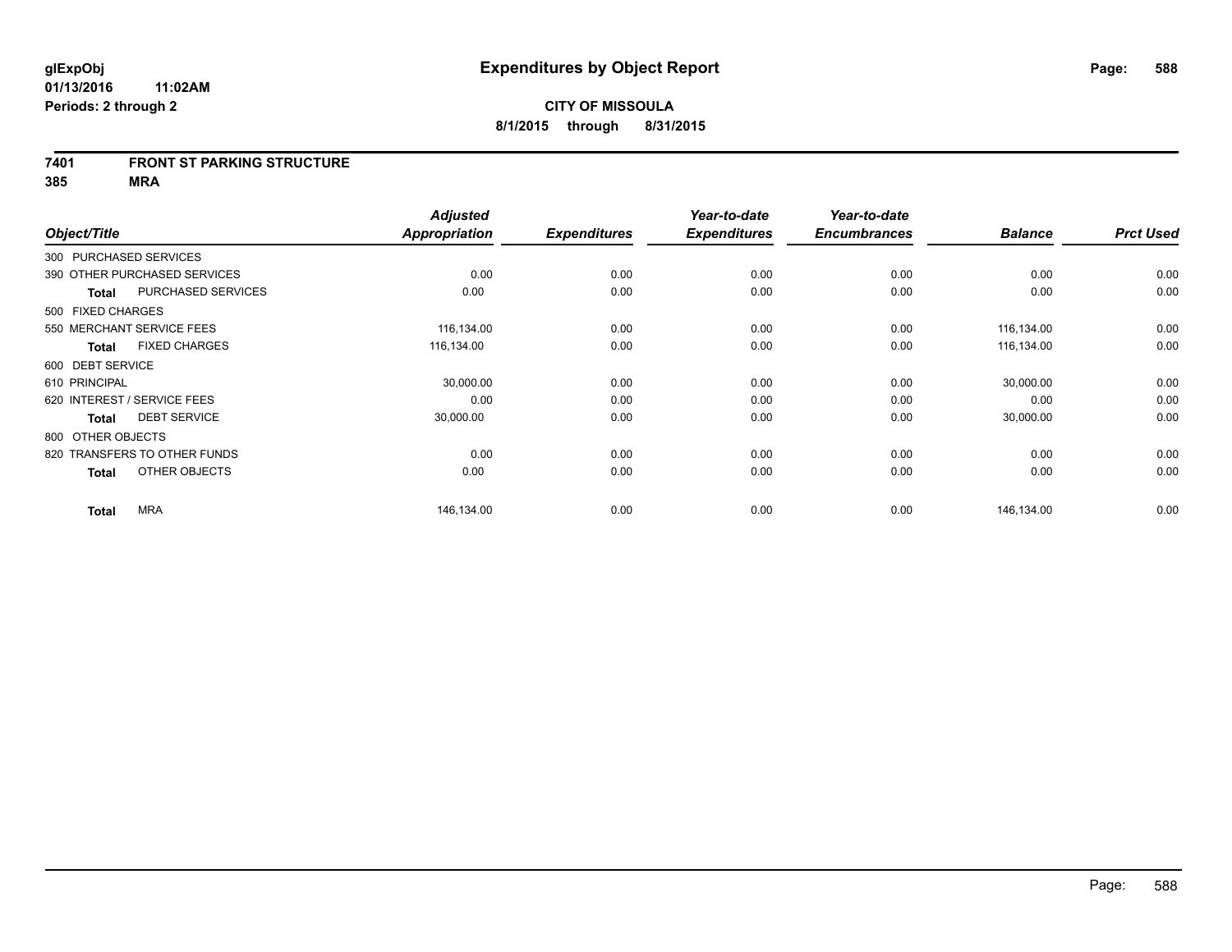**glExpObj**
**01/13/2016 11:02AM**
**Periods: 2 through 2**

# Expenditures by Object Report

**CITY OF MISSOULA**
**8/1/2015 through 8/31/2015**

**7401 FRONT ST PARKING STRUCTURE**
**385 MRA**

| Object/Title | Adjusted Appropriation | Expenditures | Year-to-date Expenditures | Year-to-date Encumbrances | Balance | Prct Used |
|---|---|---|---|---|---|---|
| 300 PURCHASED SERVICES | | | | | | |
| 390 OTHER PURCHASED SERVICES | 0.00 | 0.00 | 0.00 | 0.00 | 0.00 | 0.00 |
| **Total** PURCHASED SERVICES | 0.00 | 0.00 | 0.00 | 0.00 | 0.00 | 0.00 |
| 500 FIXED CHARGES | | | | | | |
| 550 MERCHANT SERVICE FEES | 116,134.00 | 0.00 | 0.00 | 0.00 | 116,134.00 | 0.00 |
| **Total** FIXED CHARGES | 116,134.00 | 0.00 | 0.00 | 0.00 | 116,134.00 | 0.00 |
| 600 DEBT SERVICE | | | | | | |
| 610 PRINCIPAL | 30,000.00 | 0.00 | 0.00 | 0.00 | 30,000.00 | 0.00 |
| 620 INTEREST / SERVICE FEES | 0.00 | 0.00 | 0.00 | 0.00 | 0.00 | 0.00 |
| **Total** DEBT SERVICE | 30,000.00 | 0.00 | 0.00 | 0.00 | 30,000.00 | 0.00 |
| 800 OTHER OBJECTS | | | | | | |
| 820 TRANSFERS TO OTHER FUNDS | 0.00 | 0.00 | 0.00 | 0.00 | 0.00 | 0.00 |
| **Total** OTHER OBJECTS | 0.00 | 0.00 | 0.00 | 0.00 | 0.00 | 0.00 |
| **Total** MRA | 146,134.00 | 0.00 | 0.00 | 0.00 | 146,134.00 | 0.00 |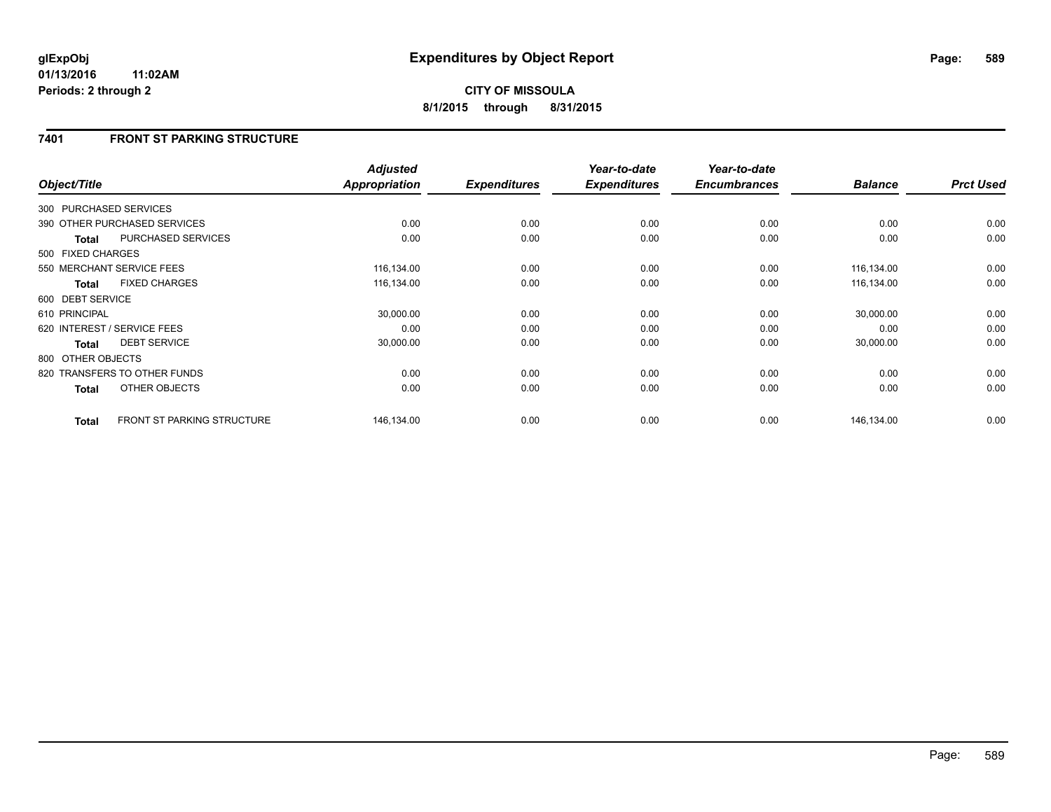glExpObj
01/13/2016 11:02AM
Periods: 2 through 2

# Expenditures by Object Report

**CITY OF MISSOULA**

**8/1/2015 through 8/31/2015**

## 7401 FRONT ST PARKING STRUCTURE

| Object/Title | Adjusted Appropriation | Expenditures | Year-to-date Expenditures | Year-to-date Encumbrances | Balance | Prct Used |
|---|---|---|---|---|---|---|
| 300 PURCHASED SERVICES | | | | | | |
| 390 OTHER PURCHASED SERVICES | 0.00 | 0.00 | 0.00 | 0.00 | 0.00 | 0.00 |
| **Total** PURCHASED SERVICES | 0.00 | 0.00 | 0.00 | 0.00 | 0.00 | 0.00 |
| 500 FIXED CHARGES | | | | | | |
| 550 MERCHANT SERVICE FEES | 116,134.00 | 0.00 | 0.00 | 0.00 | 116,134.00 | 0.00 |
| **Total** FIXED CHARGES | 116,134.00 | 0.00 | 0.00 | 0.00 | 116,134.00 | 0.00 |
| 600 DEBT SERVICE | | | | | | |
| 610 PRINCIPAL | 30,000.00 | 0.00 | 0.00 | 0.00 | 30,000.00 | 0.00 |
| 620 INTEREST / SERVICE FEES | 0.00 | 0.00 | 0.00 | 0.00 | 0.00 | 0.00 |
| **Total** DEBT SERVICE | 30,000.00 | 0.00 | 0.00 | 0.00 | 30,000.00 | 0.00 |
| 800 OTHER OBJECTS | | | | | | |
| 820 TRANSFERS TO OTHER FUNDS | 0.00 | 0.00 | 0.00 | 0.00 | 0.00 | 0.00 |
| **Total** OTHER OBJECTS | 0.00 | 0.00 | 0.00 | 0.00 | 0.00 | 0.00 |
| **Total** FRONT ST PARKING STRUCTURE | 146,134.00 | 0.00 | 0.00 | 0.00 | 146,134.00 | 0.00 |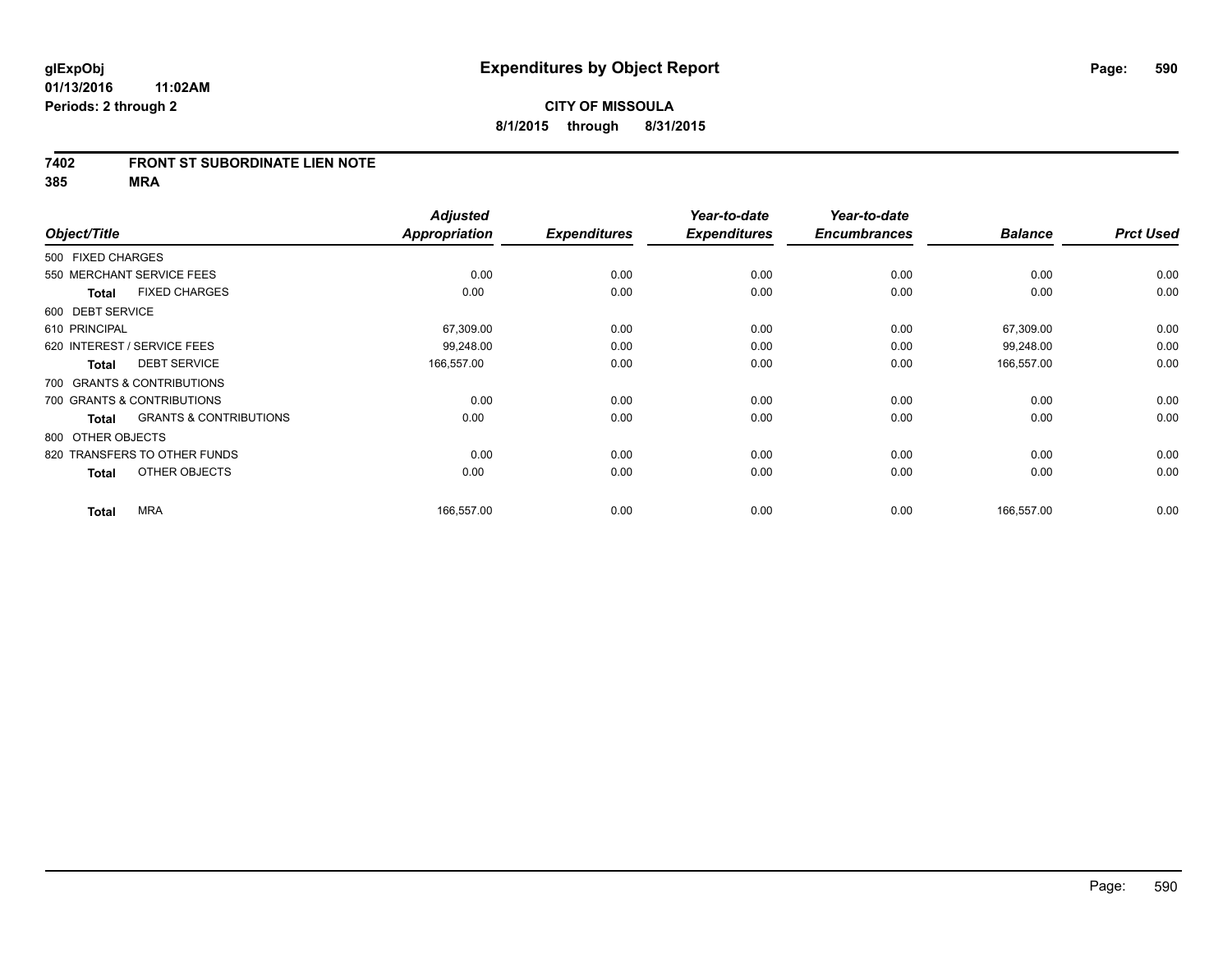**glExpObj** **Expenditures by Object Report**

**01/13/2016 11:02AM**

**Periods: 2 through 2**

**CITY OF MISSOULA**

**8/1/2015 through 8/31/2015**

## 7402 FRONT ST SUBORDINATE LIEN NOTE

### 385 MRA

| Object/Title | Adjusted Appropriation | Expenditures | Year-to-date Expenditures | Year-to-date Encumbrances | Balance | Prct Used |
|---|---|---|---|---|---|---|
| 500 FIXED CHARGES | | | | | | |
| 550 MERCHANT SERVICE FEES | 0.00 | 0.00 | 0.00 | 0.00 | 0.00 | 0.00 |
| **Total** FIXED CHARGES | 0.00 | 0.00 | 0.00 | 0.00 | 0.00 | 0.00 |
| 600 DEBT SERVICE | | | | | | |
| 610 PRINCIPAL | 67,309.00 | 0.00 | 0.00 | 0.00 | 67,309.00 | 0.00 |
| 620 INTEREST / SERVICE FEES | 99,248.00 | 0.00 | 0.00 | 0.00 | 99,248.00 | 0.00 |
| **Total** DEBT SERVICE | 166,557.00 | 0.00 | 0.00 | 0.00 | 166,557.00 | 0.00 |
| 700 GRANTS & CONTRIBUTIONS | | | | | | |
| 700 GRANTS & CONTRIBUTIONS | 0.00 | 0.00 | 0.00 | 0.00 | 0.00 | 0.00 |
| **Total** GRANTS & CONTRIBUTIONS | 0.00 | 0.00 | 0.00 | 0.00 | 0.00 | 0.00 |
| 800 OTHER OBJECTS | | | | | | |
| 820 TRANSFERS TO OTHER FUNDS | 0.00 | 0.00 | 0.00 | 0.00 | 0.00 | 0.00 |
| **Total** OTHER OBJECTS | 0.00 | 0.00 | 0.00 | 0.00 | 0.00 | 0.00 |
| **Total** MRA | 166,557.00 | 0.00 | 0.00 | 0.00 | 166,557.00 | 0.00 |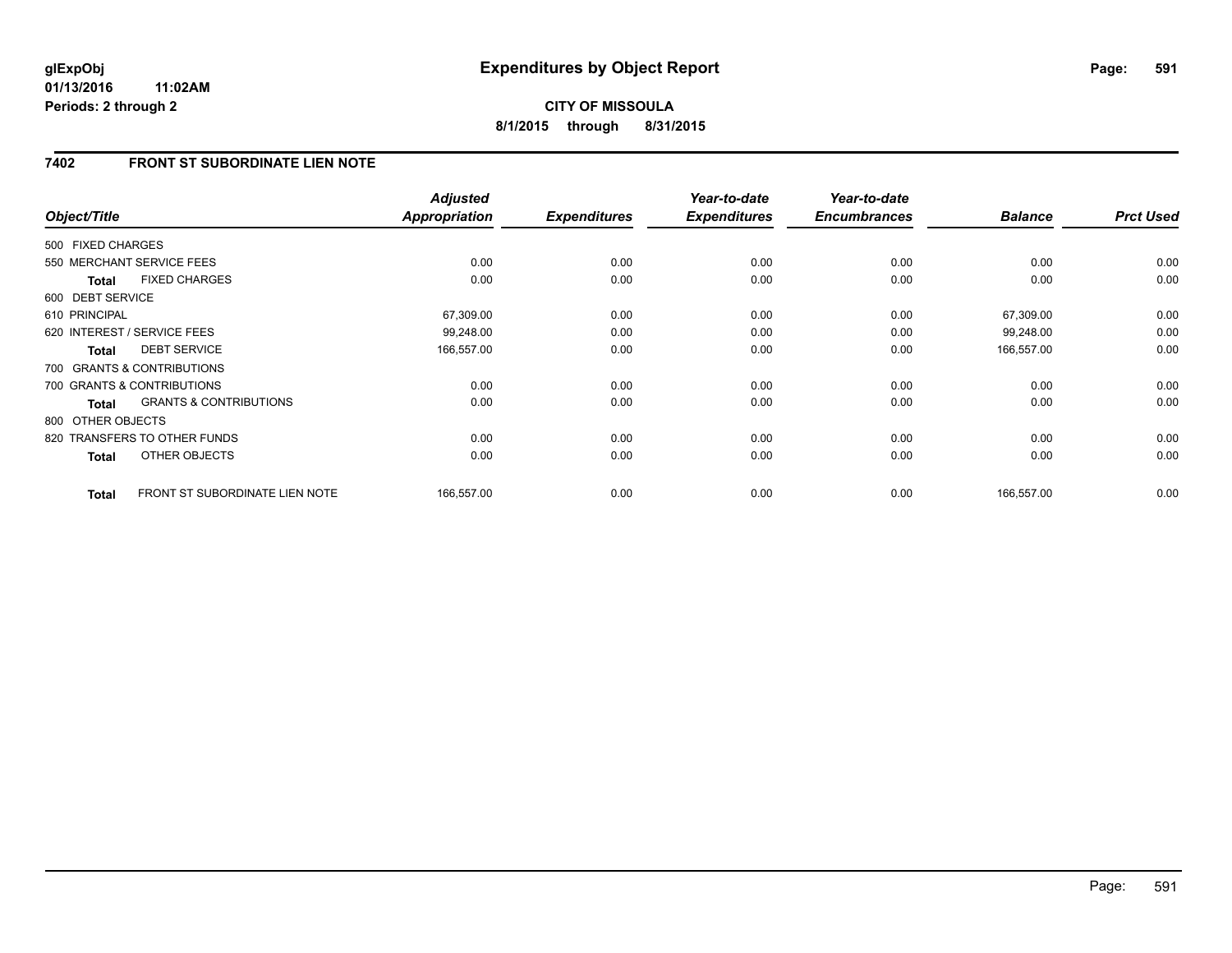# Expenditures by Object Report

glExpObj
01/13/2016 11:02AM
Periods: 2 through 2

**CITY OF MISSOULA**
**8/1/2015 through 8/31/2015**

## 7402 FRONT ST SUBORDINATE LIEN NOTE

| Object/Title | Adjusted Appropriation | Expenditures | Year-to-date Expenditures | Year-to-date Encumbrances | Balance | Prct Used |
|---|---|---|---|---|---|---|
| 500 FIXED CHARGES | | | | | | |
| 550 MERCHANT SERVICE FEES | 0.00 | 0.00 | 0.00 | 0.00 | 0.00 | 0.00 |
| **Total** FIXED CHARGES | 0.00 | 0.00 | 0.00 | 0.00 | 0.00 | 0.00 |
| 600 DEBT SERVICE | | | | | | |
| 610 PRINCIPAL | 67,309.00 | 0.00 | 0.00 | 0.00 | 67,309.00 | 0.00 |
| 620 INTEREST / SERVICE FEES | 99,248.00 | 0.00 | 0.00 | 0.00 | 99,248.00 | 0.00 |
| **Total** DEBT SERVICE | 166,557.00 | 0.00 | 0.00 | 0.00 | 166,557.00 | 0.00 |
| 700 GRANTS & CONTRIBUTIONS | | | | | | |
| 700 GRANTS & CONTRIBUTIONS | 0.00 | 0.00 | 0.00 | 0.00 | 0.00 | 0.00 |
| **Total** GRANTS & CONTRIBUTIONS | 0.00 | 0.00 | 0.00 | 0.00 | 0.00 | 0.00 |
| 800 OTHER OBJECTS | | | | | | |
| 820 TRANSFERS TO OTHER FUNDS | 0.00 | 0.00 | 0.00 | 0.00 | 0.00 | 0.00 |
| **Total** OTHER OBJECTS | 0.00 | 0.00 | 0.00 | 0.00 | 0.00 | 0.00 |
| **Total** FRONT ST SUBORDINATE LIEN NOTE | 166,557.00 | 0.00 | 0.00 | 0.00 | 166,557.00 | 0.00 |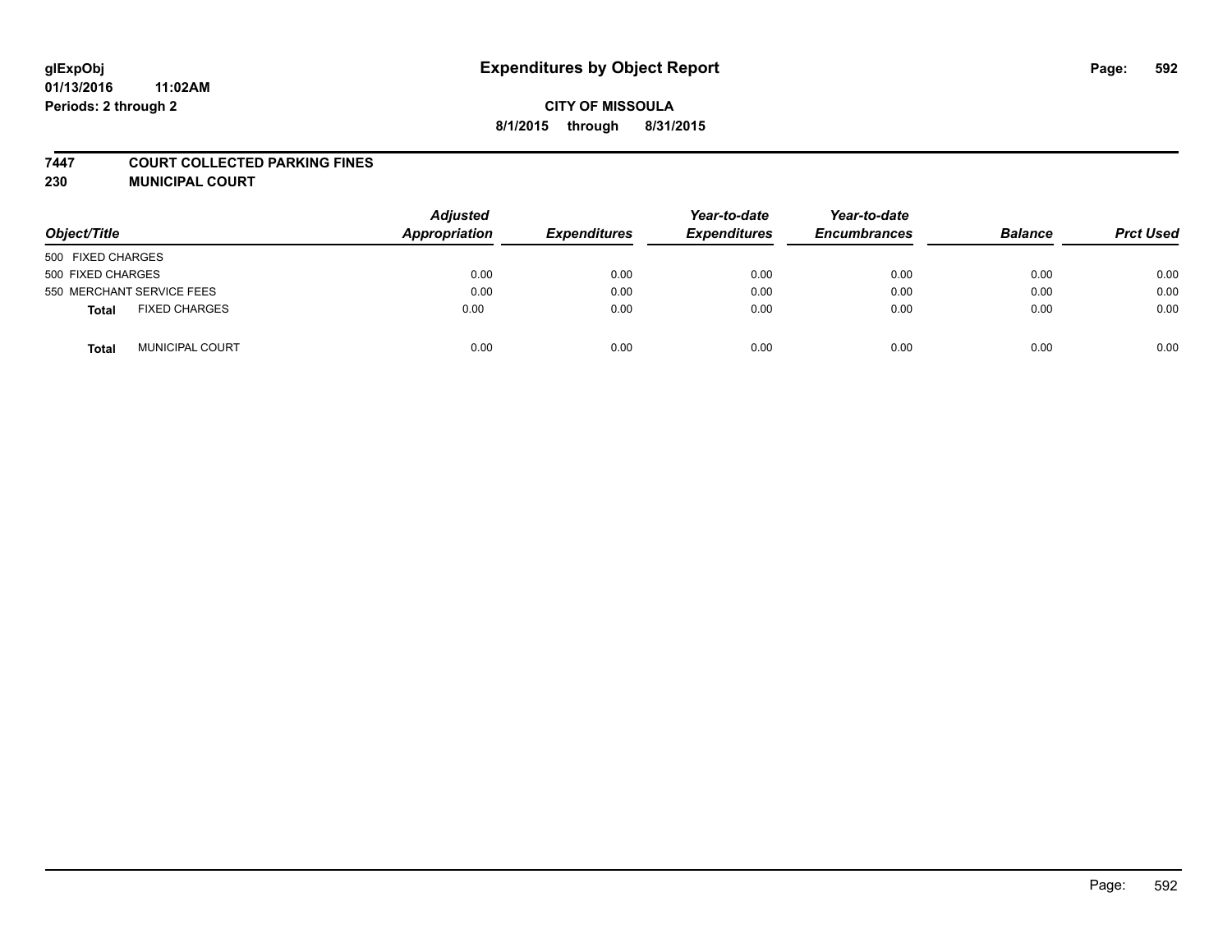# Expenditures by Object Report

**CITY OF MISSOULA**

**8/1/2015 through 8/31/2015**

glExpObj
01/13/2016 11:02AM
Periods: 2 through 2

**7447 COURT COLLECTED PARKING FINES**

**230 MUNICIPAL COURT**

| Object/Title | | Adjusted Appropriation | Expenditures | Year-to-date Expenditures | Year-to-date Encumbrances | Balance | Prct Used |
|---|---|---|---|---|---|---|---|
| 500 FIXED CHARGES | | | | | | | |
| 500 FIXED CHARGES | | 0.00 | 0.00 | 0.00 | 0.00 | 0.00 | 0.00 |
| 550 MERCHANT SERVICE FEES | | 0.00 | 0.00 | 0.00 | 0.00 | 0.00 | 0.00 |
| **Total** | FIXED CHARGES | 0.00 | 0.00 | 0.00 | 0.00 | 0.00 | 0.00 |
| **Total** | MUNICIPAL COURT | 0.00 | 0.00 | 0.00 | 0.00 | 0.00 | 0.00 |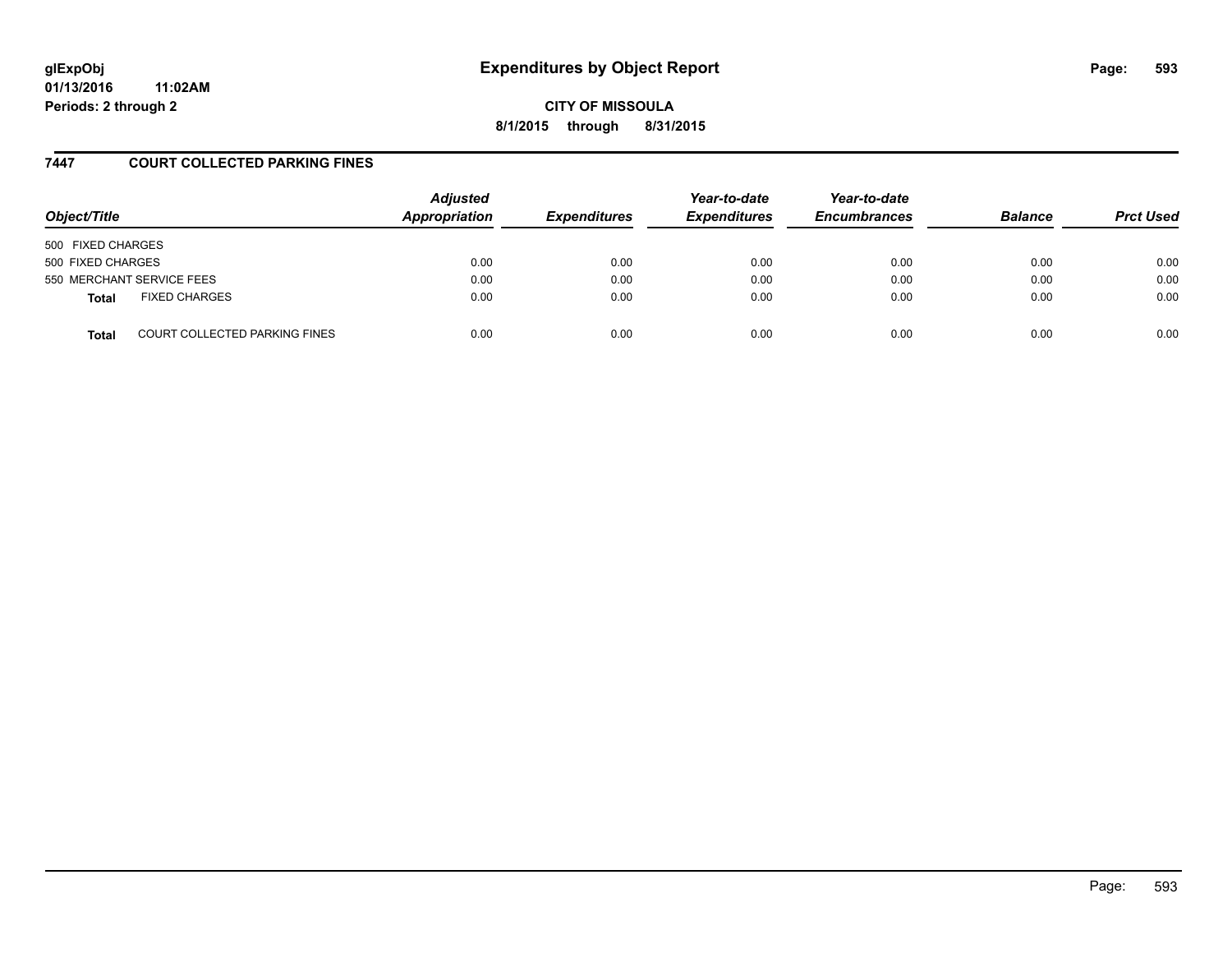# Expenditures by Object Report

glExpObj
01/13/2016 11:02AM
Periods: 2 through 2

**CITY OF MISSOULA**
**8/1/2015 through 8/31/2015**

## 7447 COURT COLLECTED PARKING FINES

| Object/Title | | Adjusted Appropriation | Expenditures | Year-to-date Expenditures | Year-to-date Encumbrances | Balance | Prct Used |
|---|---|---|---|---|---|---|---|
| 500 FIXED CHARGES | | | | | | | |
| 500 FIXED CHARGES | | 0.00 | 0.00 | 0.00 | 0.00 | 0.00 | 0.00 |
| 550 MERCHANT SERVICE FEES | | 0.00 | 0.00 | 0.00 | 0.00 | 0.00 | 0.00 |
| **Total** | FIXED CHARGES | 0.00 | 0.00 | 0.00 | 0.00 | 0.00 | 0.00 |
| **Total** | COURT COLLECTED PARKING FINES | 0.00 | 0.00 | 0.00 | 0.00 | 0.00 | 0.00 |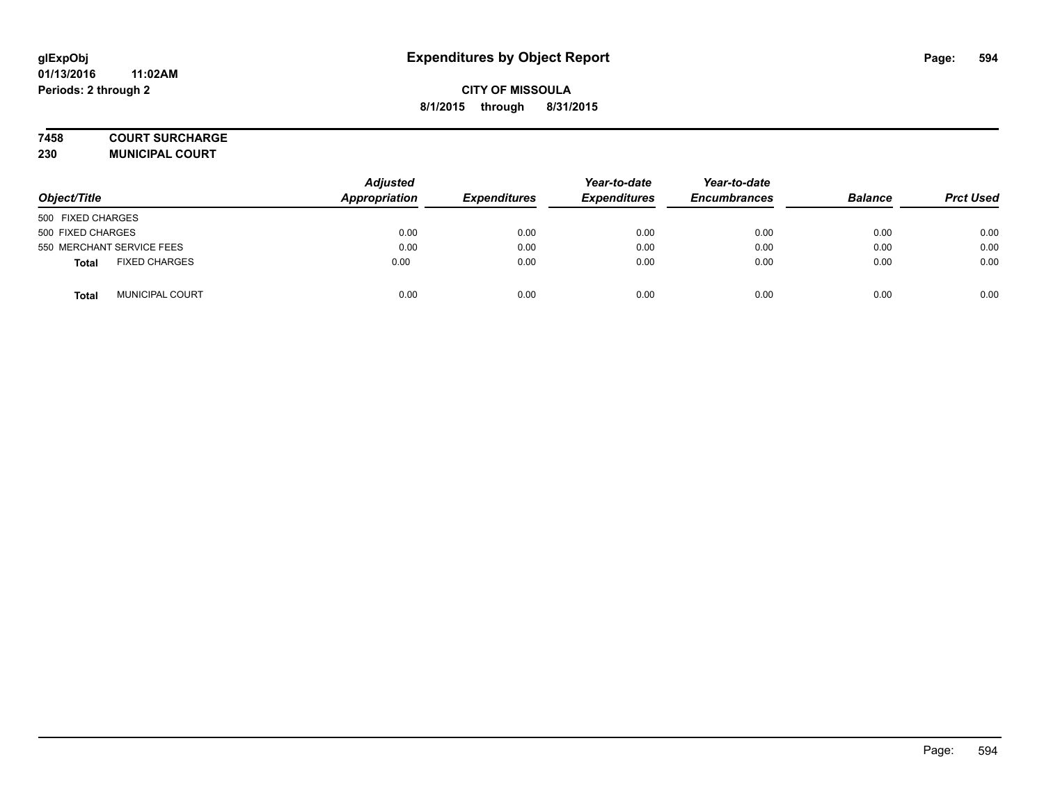glExpObj
01/13/2016 11:02AM
Periods: 2 through 2

# Expenditures by Object Report

**CITY OF MISSOULA**
**8/1/2015 through 8/31/2015**

**7458 COURT SURCHARGE**
**230 MUNICIPAL COURT**

| Object/Title | Adjusted Appropriation | Expenditures | Year-to-date Expenditures | Year-to-date Encumbrances | Balance | Prct Used |
|---|---|---|---|---|---|---|
| 500 FIXED CHARGES | | | | | | |
| 500 FIXED CHARGES | 0.00 | 0.00 | 0.00 | 0.00 | 0.00 | 0.00 |
| 550 MERCHANT SERVICE FEES | 0.00 | 0.00 | 0.00 | 0.00 | 0.00 | 0.00 |
| **Total** FIXED CHARGES | 0.00 | 0.00 | 0.00 | 0.00 | 0.00 | 0.00 |
| **Total** MUNICIPAL COURT | 0.00 | 0.00 | 0.00 | 0.00 | 0.00 | 0.00 |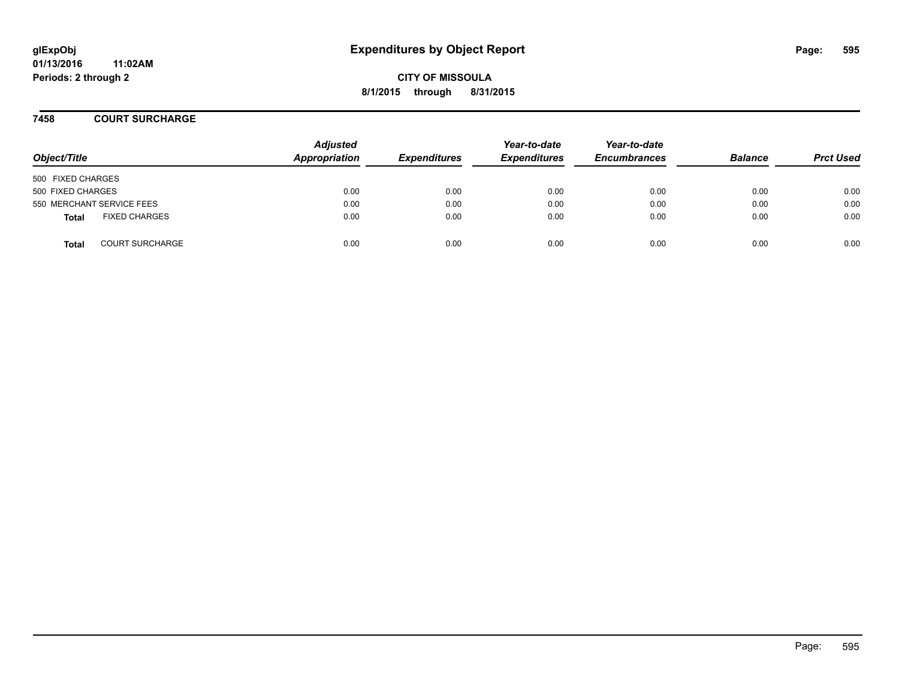**glExpObj** **Expenditures by Object Report**
**01/13/2016 11:02AM**
**Periods: 2 through 2**

**CITY OF MISSOULA**
**8/1/2015 through 8/31/2015**

## 7458 COURT SURCHARGE

| Object/Title | Adjusted Appropriation | Expenditures | Year-to-date Expenditures | Year-to-date Encumbrances | Balance | Prct Used |
|---|---|---|---|---|---|---|
| 500 FIXED CHARGES | | | | | | |
| 500 FIXED CHARGES | 0.00 | 0.00 | 0.00 | 0.00 | 0.00 | 0.00 |
| 550 MERCHANT SERVICE FEES | 0.00 | 0.00 | 0.00 | 0.00 | 0.00 | 0.00 |
| **Total** FIXED CHARGES | 0.00 | 0.00 | 0.00 | 0.00 | 0.00 | 0.00 |
| **Total** COURT SURCHARGE | 0.00 | 0.00 | 0.00 | 0.00 | 0.00 | 0.00 |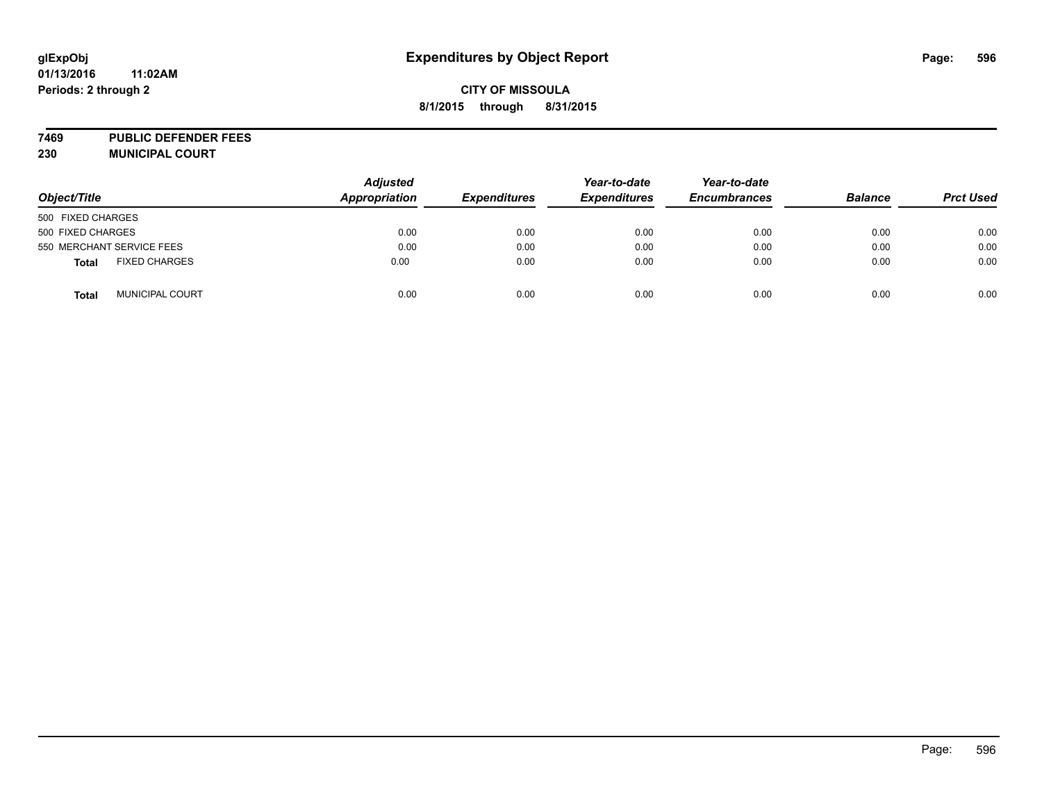# Expenditures by Object Report

**CITY OF MISSOULA**

**8/1/2015 through 8/31/2015**

glExpObj
01/13/2016 11:02AM
Periods: 2 through 2

**7469 PUBLIC DEFENDER FEES**
**230 MUNICIPAL COURT**

| Object/Title | | Adjusted Appropriation | Expenditures | Year-to-date Expenditures | Year-to-date Encumbrances | Balance | Prct Used |
|---|---|---|---|---|---|---|---|
| 500 FIXED CHARGES | | | | | | | |
| 500 FIXED CHARGES | | 0.00 | 0.00 | 0.00 | 0.00 | 0.00 | 0.00 |
| 550 MERCHANT SERVICE FEES | | 0.00 | 0.00 | 0.00 | 0.00 | 0.00 | 0.00 |
| **Total** | FIXED CHARGES | 0.00 | 0.00 | 0.00 | 0.00 | 0.00 | 0.00 |
| **Total** | MUNICIPAL COURT | 0.00 | 0.00 | 0.00 | 0.00 | 0.00 | 0.00 |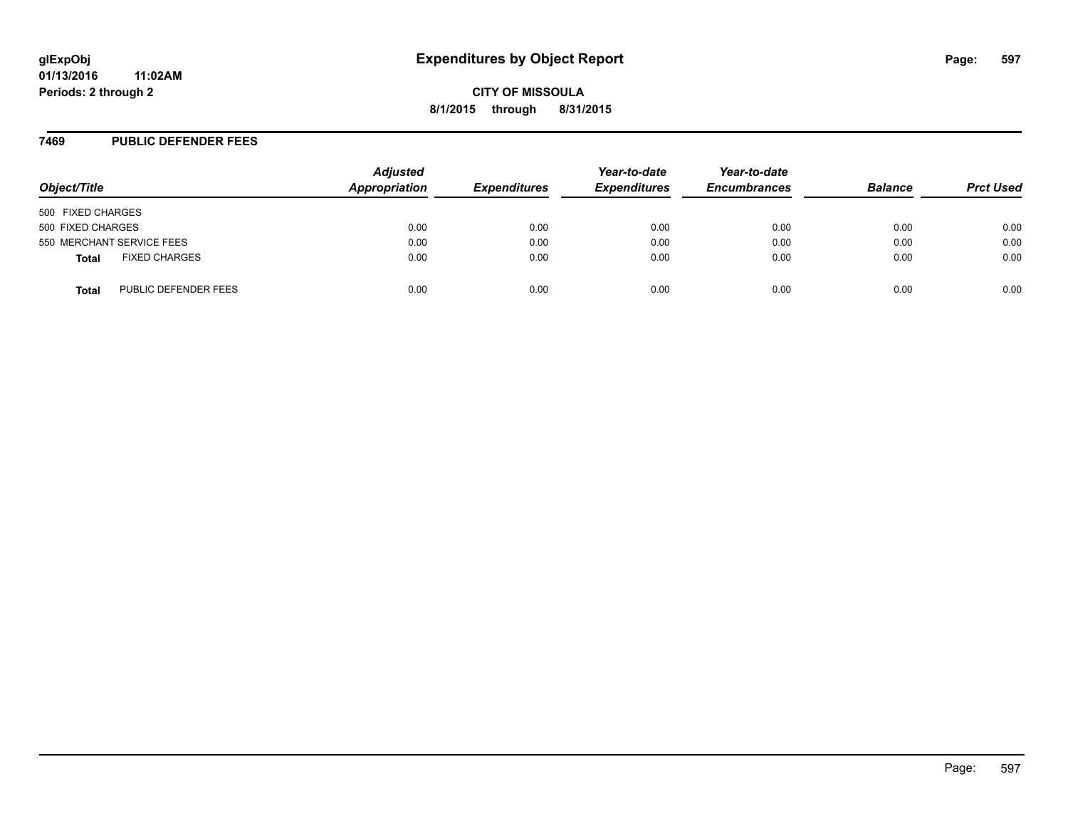**glExpObj**
**01/13/2016 11:02AM**
**Periods: 2 through 2**

# Expenditures by Object Report

**CITY OF MISSOULA**
**8/1/2015 through 8/31/2015**

## 7469 PUBLIC DEFENDER FEES

| Object/Title | Adjusted Appropriation | Expenditures | Year-to-date Expenditures | Year-to-date Encumbrances | Balance | Prct Used |
|---|---|---|---|---|---|---|
| 500 FIXED CHARGES | | | | | | |
| 500 FIXED CHARGES | 0.00 | 0.00 | 0.00 | 0.00 | 0.00 | 0.00 |
| 550 MERCHANT SERVICE FEES | 0.00 | 0.00 | 0.00 | 0.00 | 0.00 | 0.00 |
| **Total** FIXED CHARGES | 0.00 | 0.00 | 0.00 | 0.00 | 0.00 | 0.00 |
| **Total** PUBLIC DEFENDER FEES | 0.00 | 0.00 | 0.00 | 0.00 | 0.00 | 0.00 |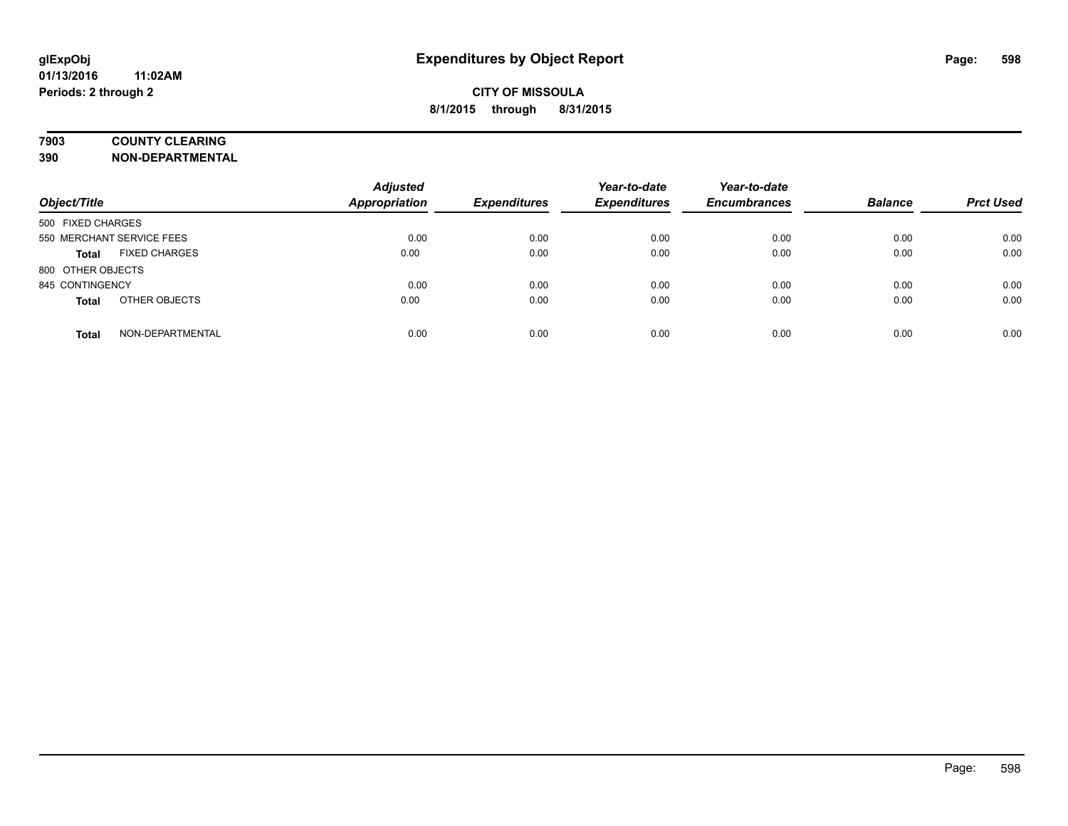# Expenditures by Object Report

glExpObj
01/13/2016 11:02AM
Periods: 2 through 2

**CITY OF MISSOULA**
**8/1/2015 through 8/31/2015**

**7903 COUNTY CLEARING**
**390 NON-DEPARTMENTAL**

| Object/Title | | Adjusted Appropriation | Expenditures | Year-to-date Expenditures | Year-to-date Encumbrances | Balance | Prct Used |
|---|---|---|---|---|---|---|---|
| 500 FIXED CHARGES | | | | | | | |
| 550 MERCHANT SERVICE FEES | | 0.00 | 0.00 | 0.00 | 0.00 | 0.00 | 0.00 |
| **Total** | FIXED CHARGES | 0.00 | 0.00 | 0.00 | 0.00 | 0.00 | 0.00 |
| 800 OTHER OBJECTS | | | | | | | |
| 845 CONTINGENCY | | 0.00 | 0.00 | 0.00 | 0.00 | 0.00 | 0.00 |
| **Total** | OTHER OBJECTS | 0.00 | 0.00 | 0.00 | 0.00 | 0.00 | 0.00 |
| **Total** | NON-DEPARTMENTAL | 0.00 | 0.00 | 0.00 | 0.00 | 0.00 | 0.00 |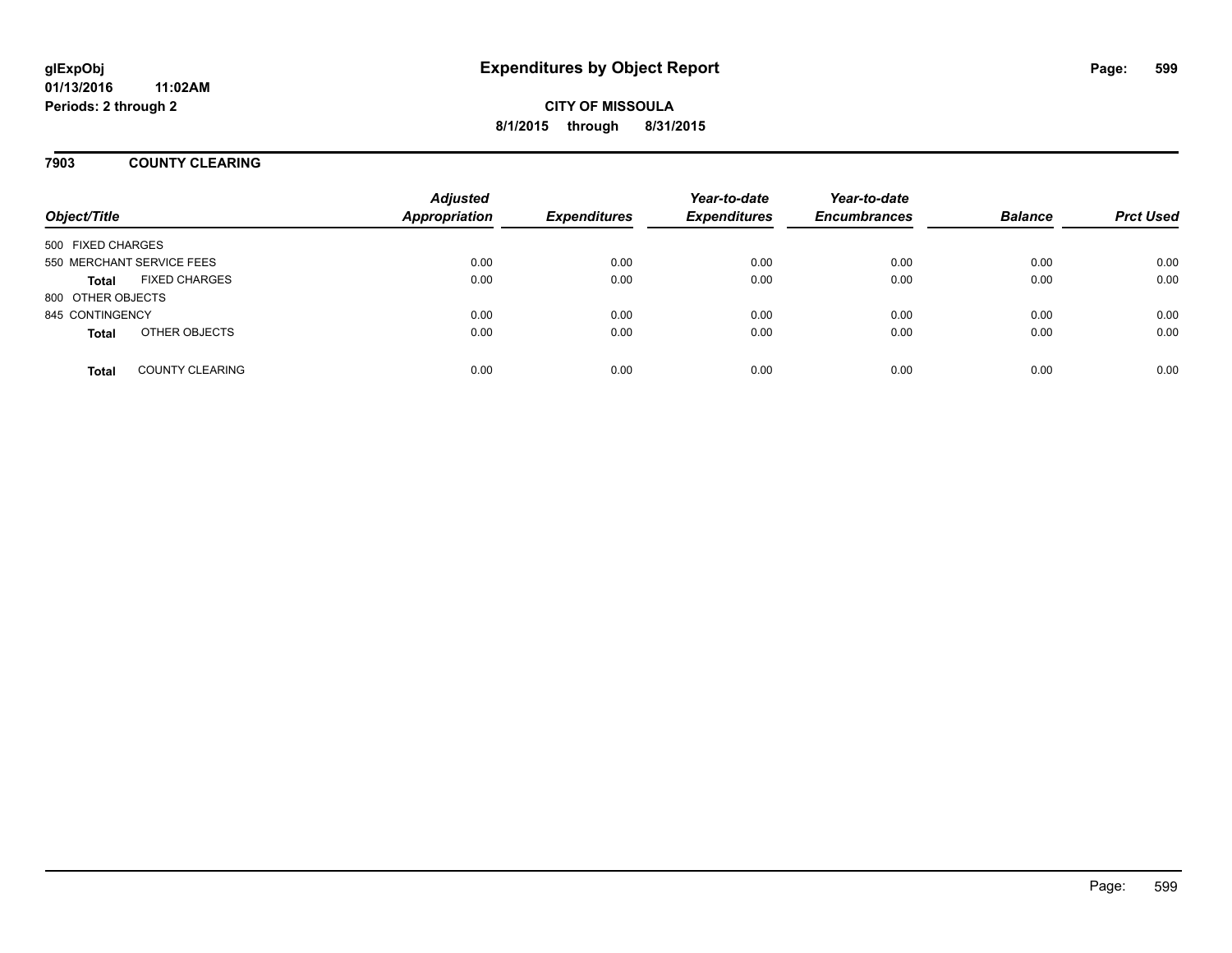glExpObj
01/13/2016 11:02AM
Periods: 2 through 2

# Expenditures by Object Report

**CITY OF MISSOULA**
**8/1/2015 through 8/31/2015**

## 7903 COUNTY CLEARING

| Object/Title | | Adjusted Appropriation | Expenditures | Year-to-date Expenditures | Year-to-date Encumbrances | Balance | Prct Used |
|---|---|---|---|---|---|---|---|
| 500 FIXED CHARGES | | | | | | | |
| 550 MERCHANT SERVICE FEES | | 0.00 | 0.00 | 0.00 | 0.00 | 0.00 | 0.00 |
| **Total** | FIXED CHARGES | 0.00 | 0.00 | 0.00 | 0.00 | 0.00 | 0.00 |
| 800 OTHER OBJECTS | | | | | | | |
| 845 CONTINGENCY | | 0.00 | 0.00 | 0.00 | 0.00 | 0.00 | 0.00 |
| **Total** | OTHER OBJECTS | 0.00 | 0.00 | 0.00 | 0.00 | 0.00 | 0.00 |
| **Total** | COUNTY CLEARING | 0.00 | 0.00 | 0.00 | 0.00 | 0.00 | 0.00 |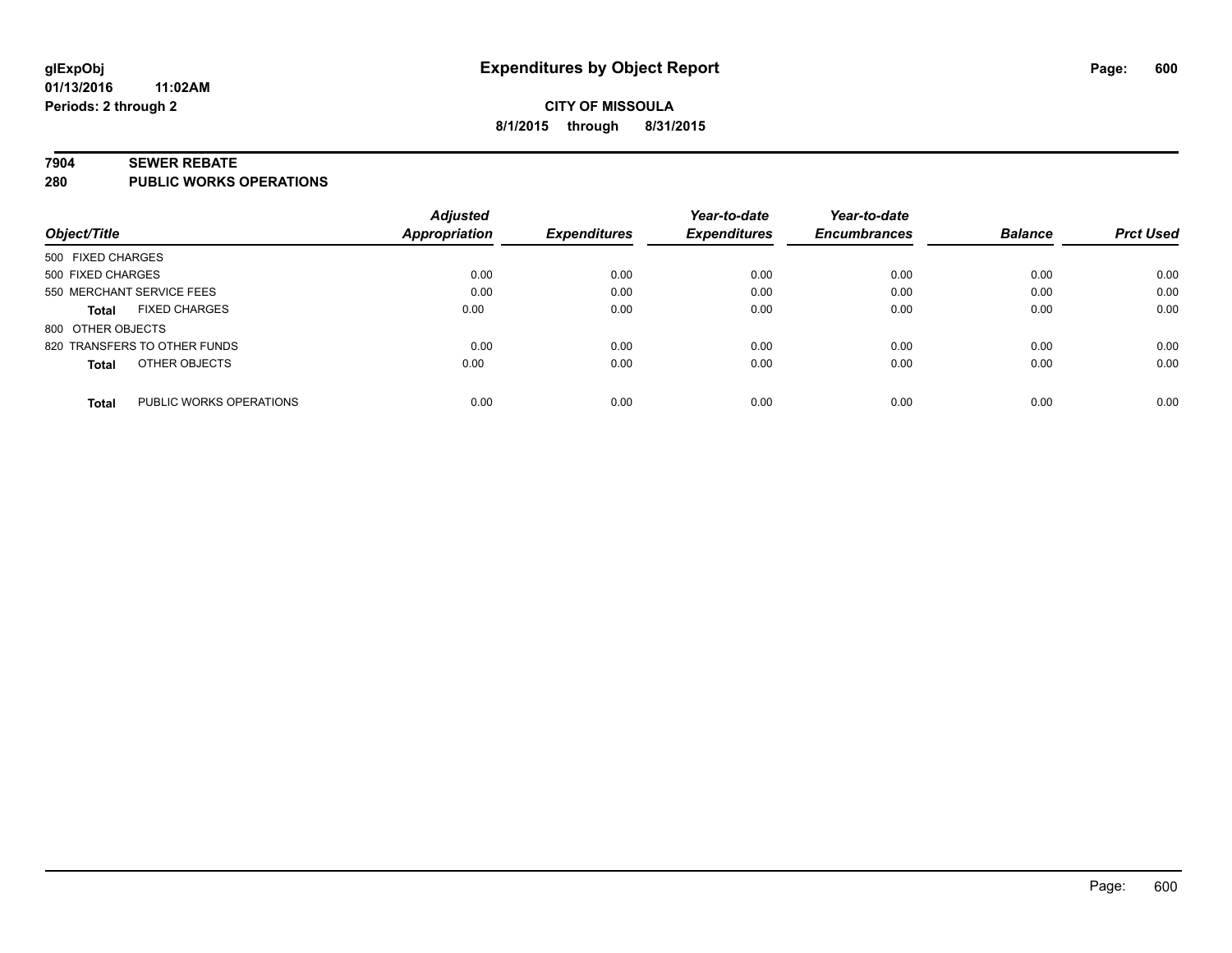**CITY OF MISSOULA**

**8/1/2015 through 8/31/2015**

## 7904 SEWER REBATE
## 280 PUBLIC WORKS OPERATIONS

| Object/Title | Adjusted Appropriation | Expenditures | Year-to-date Expenditures | Year-to-date Encumbrances | Balance | Prct Used |
|---|---|---|---|---|---|---|
| 500 FIXED CHARGES | | | | | | |
| 500 FIXED CHARGES | 0.00 | 0.00 | 0.00 | 0.00 | 0.00 | 0.00 |
| 550 MERCHANT SERVICE FEES | 0.00 | 0.00 | 0.00 | 0.00 | 0.00 | 0.00 |
| **Total** FIXED CHARGES | 0.00 | 0.00 | 0.00 | 0.00 | 0.00 | 0.00 |
| 800 OTHER OBJECTS | | | | | | |
| 820 TRANSFERS TO OTHER FUNDS | 0.00 | 0.00 | 0.00 | 0.00 | 0.00 | 0.00 |
| **Total** OTHER OBJECTS | 0.00 | 0.00 | 0.00 | 0.00 | 0.00 | 0.00 |
| **Total** PUBLIC WORKS OPERATIONS | 0.00 | 0.00 | 0.00 | 0.00 | 0.00 | 0.00 |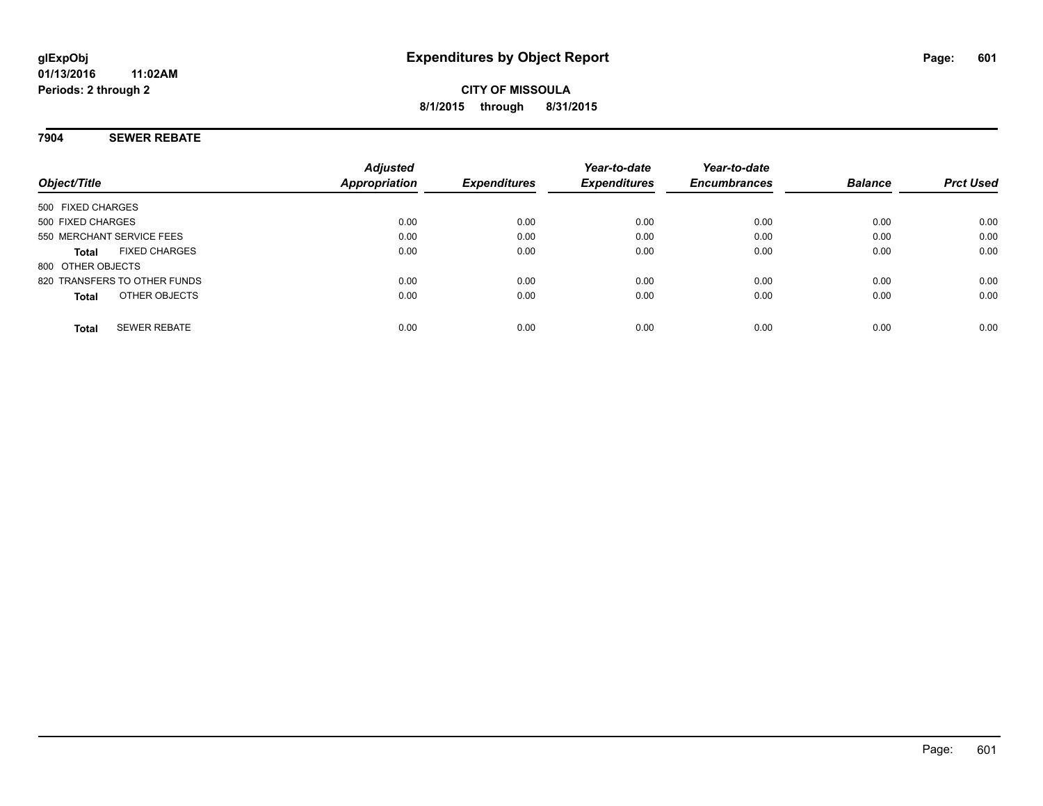# Expenditures by Object Report

glExpObj
01/13/2016 11:02AM
Periods: 2 through 2

**CITY OF MISSOULA**
**8/1/2015 through 8/31/2015**

## 7904 SEWER REBATE

| Object/Title | Adjusted Appropriation | Expenditures | Year-to-date Expenditures | Year-to-date Encumbrances | Balance | Prct Used |
|---|---|---|---|---|---|---|
| 500 FIXED CHARGES | | | | | | |
| 500 FIXED CHARGES | 0.00 | 0.00 | 0.00 | 0.00 | 0.00 | 0.00 |
| 550 MERCHANT SERVICE FEES | 0.00 | 0.00 | 0.00 | 0.00 | 0.00 | 0.00 |
| **Total** FIXED CHARGES | 0.00 | 0.00 | 0.00 | 0.00 | 0.00 | 0.00 |
| 800 OTHER OBJECTS | | | | | | |
| 820 TRANSFERS TO OTHER FUNDS | 0.00 | 0.00 | 0.00 | 0.00 | 0.00 | 0.00 |
| **Total** OTHER OBJECTS | 0.00 | 0.00 | 0.00 | 0.00 | 0.00 | 0.00 |
| **Total** SEWER REBATE | 0.00 | 0.00 | 0.00 | 0.00 | 0.00 | 0.00 |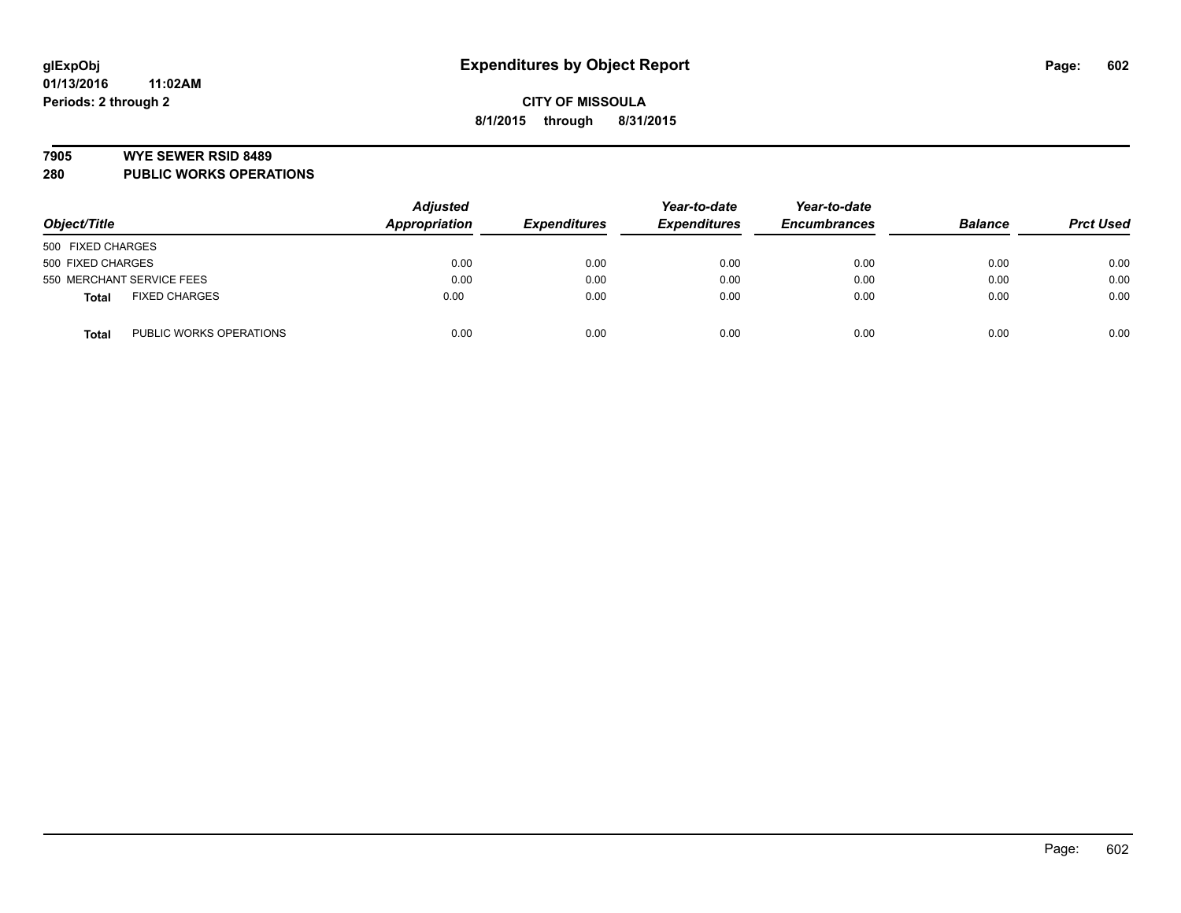**glExpObj** 01/13/2016 11:02AM
**Periods: 2 through 2**

# Expenditures by Object Report

**CITY OF MISSOULA**
**8/1/2015 through 8/31/2015**

## 7905 WYE SEWER RSID 8489
## 280 PUBLIC WORKS OPERATIONS

| Object/Title | | Adjusted Appropriation | Expenditures | Year-to-date Expenditures | Year-to-date Encumbrances | Balance | Prct Used |
|---|---|---|---|---|---|---|---|
| 500 FIXED CHARGES | | | | | | | |
| 500 FIXED CHARGES | | 0.00 | 0.00 | 0.00 | 0.00 | 0.00 | 0.00 |
| 550 MERCHANT SERVICE FEES | | 0.00 | 0.00 | 0.00 | 0.00 | 0.00 | 0.00 |
| **Total** | FIXED CHARGES | 0.00 | 0.00 | 0.00 | 0.00 | 0.00 | 0.00 |
| **Total** | PUBLIC WORKS OPERATIONS | 0.00 | 0.00 | 0.00 | 0.00 | 0.00 | 0.00 |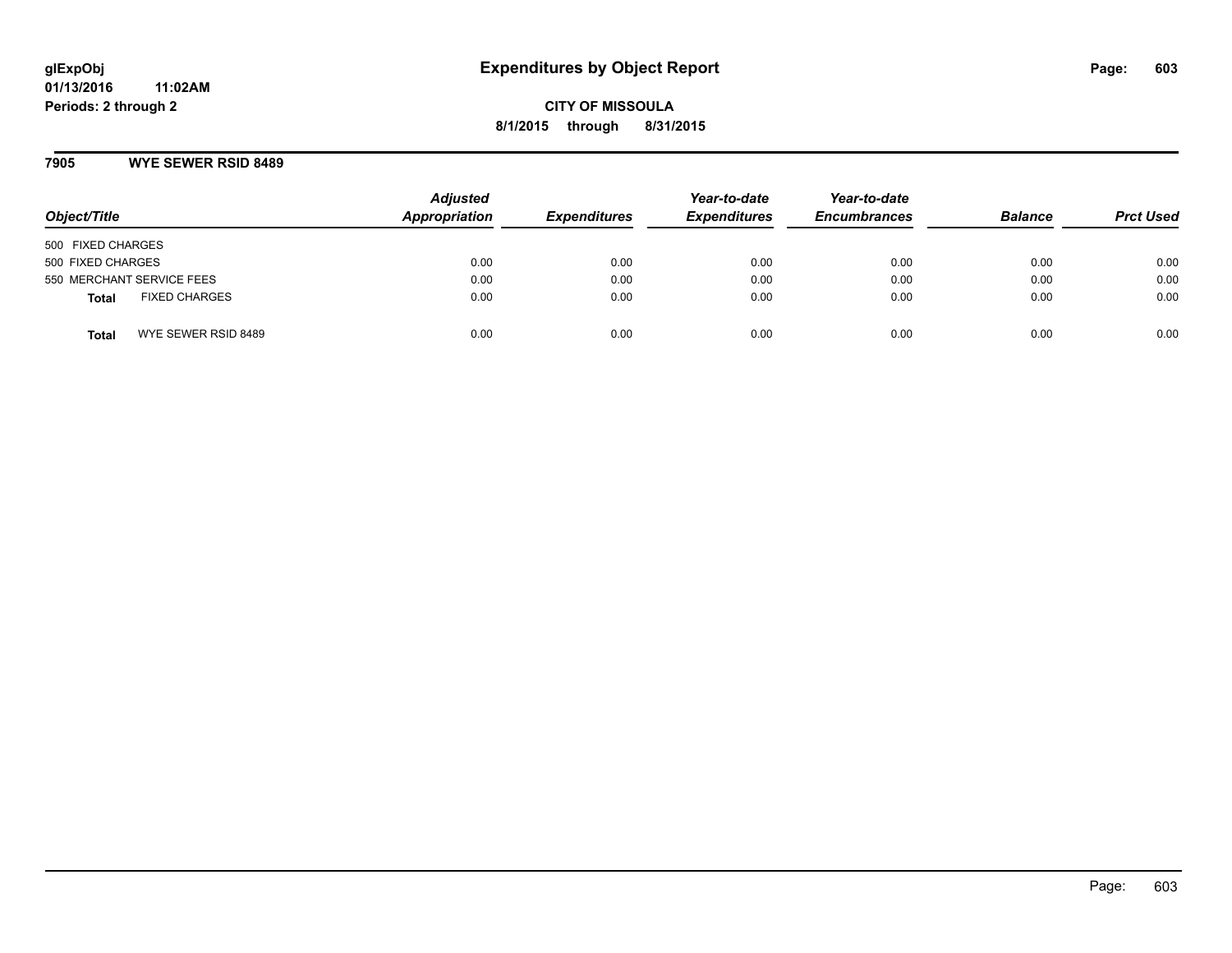# Expenditures by Object Report

**CITY OF MISSOULA**

**8/1/2015 through 8/31/2015**

glExpObj
01/13/2016 11:02AM
Periods: 2 through 2

## 7905 WYE SEWER RSID 8489

| Object/Title | Adjusted Appropriation | Expenditures | Year-to-date Expenditures | Year-to-date Encumbrances | Balance | Prct Used |
|---|---|---|---|---|---|---|
| 500 FIXED CHARGES | | | | | | |
| 500 FIXED CHARGES | 0.00 | 0.00 | 0.00 | 0.00 | 0.00 | 0.00 |
| 550 MERCHANT SERVICE FEES | 0.00 | 0.00 | 0.00 | 0.00 | 0.00 | 0.00 |
| **Total** FIXED CHARGES | 0.00 | 0.00 | 0.00 | 0.00 | 0.00 | 0.00 |
| **Total** WYE SEWER RSID 8489 | 0.00 | 0.00 | 0.00 | 0.00 | 0.00 | 0.00 |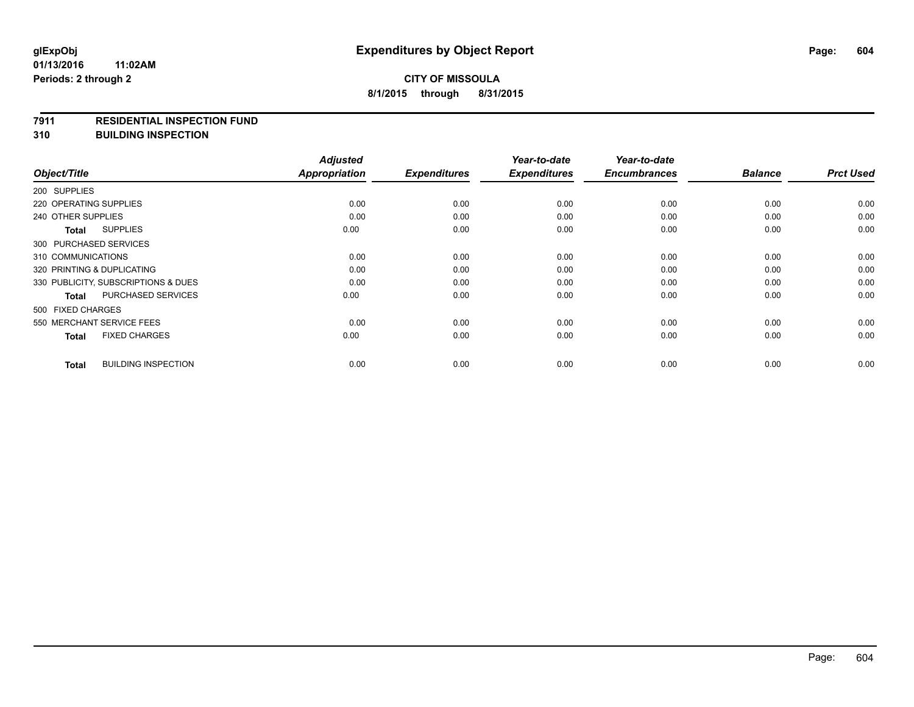**glExpObj** **Expenditures by Object Report**

**01/13/2016 11:02AM**

**Periods: 2 through 2**

**CITY OF MISSOULA**

**8/1/2015 through 8/31/2015**

**7911 RESIDENTIAL INSPECTION FUND**

**310 BUILDING INSPECTION**

| Object/Title | Adjusted Appropriation | Expenditures | Year-to-date Expenditures | Year-to-date Encumbrances | Balance | Prct Used |
|---|---|---|---|---|---|---|
| 200 SUPPLIES | | | | | | |
| 220 OPERATING SUPPLIES | 0.00 | 0.00 | 0.00 | 0.00 | 0.00 | 0.00 |
| 240 OTHER SUPPLIES | 0.00 | 0.00 | 0.00 | 0.00 | 0.00 | 0.00 |
| **Total** SUPPLIES | 0.00 | 0.00 | 0.00 | 0.00 | 0.00 | 0.00 |
| 300 PURCHASED SERVICES | | | | | | |
| 310 COMMUNICATIONS | 0.00 | 0.00 | 0.00 | 0.00 | 0.00 | 0.00 |
| 320 PRINTING & DUPLICATING | 0.00 | 0.00 | 0.00 | 0.00 | 0.00 | 0.00 |
| 330 PUBLICITY, SUBSCRIPTIONS & DUES | 0.00 | 0.00 | 0.00 | 0.00 | 0.00 | 0.00 |
| **Total** PURCHASED SERVICES | 0.00 | 0.00 | 0.00 | 0.00 | 0.00 | 0.00 |
| 500 FIXED CHARGES | | | | | | |
| 550 MERCHANT SERVICE FEES | 0.00 | 0.00 | 0.00 | 0.00 | 0.00 | 0.00 |
| **Total** FIXED CHARGES | 0.00 | 0.00 | 0.00 | 0.00 | 0.00 | 0.00 |
| **Total** BUILDING INSPECTION | 0.00 | 0.00 | 0.00 | 0.00 | 0.00 | 0.00 |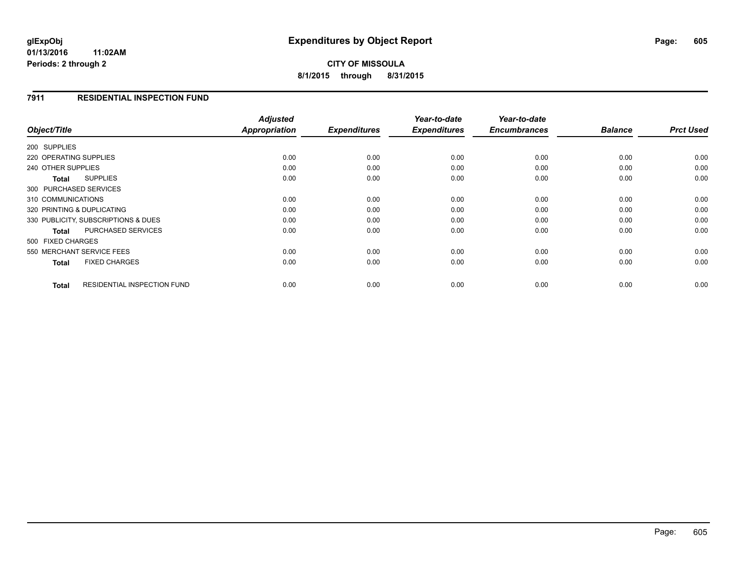# Expenditures by Object Report

glExpObj
01/13/2016 11:02AM
Periods: 2 through 2

**CITY OF MISSOULA**
**8/1/2015 through 8/31/2015**

## 7911 RESIDENTIAL INSPECTION FUND

| Object/Title | Adjusted Appropriation | Expenditures | Year-to-date Expenditures | Year-to-date Encumbrances | Balance | Prct Used |
|---|---|---|---|---|---|---|
| 200 SUPPLIES | | | | | | |
| 220 OPERATING SUPPLIES | 0.00 | 0.00 | 0.00 | 0.00 | 0.00 | 0.00 |
| 240 OTHER SUPPLIES | 0.00 | 0.00 | 0.00 | 0.00 | 0.00 | 0.00 |
| **Total** SUPPLIES | 0.00 | 0.00 | 0.00 | 0.00 | 0.00 | 0.00 |
| 300 PURCHASED SERVICES | | | | | | |
| 310 COMMUNICATIONS | 0.00 | 0.00 | 0.00 | 0.00 | 0.00 | 0.00 |
| 320 PRINTING & DUPLICATING | 0.00 | 0.00 | 0.00 | 0.00 | 0.00 | 0.00 |
| 330 PUBLICITY, SUBSCRIPTIONS & DUES | 0.00 | 0.00 | 0.00 | 0.00 | 0.00 | 0.00 |
| **Total** PURCHASED SERVICES | 0.00 | 0.00 | 0.00 | 0.00 | 0.00 | 0.00 |
| 500 FIXED CHARGES | | | | | | |
| 550 MERCHANT SERVICE FEES | 0.00 | 0.00 | 0.00 | 0.00 | 0.00 | 0.00 |
| **Total** FIXED CHARGES | 0.00 | 0.00 | 0.00 | 0.00 | 0.00 | 0.00 |
| **Total** RESIDENTIAL INSPECTION FUND | 0.00 | 0.00 | 0.00 | 0.00 | 0.00 | 0.00 |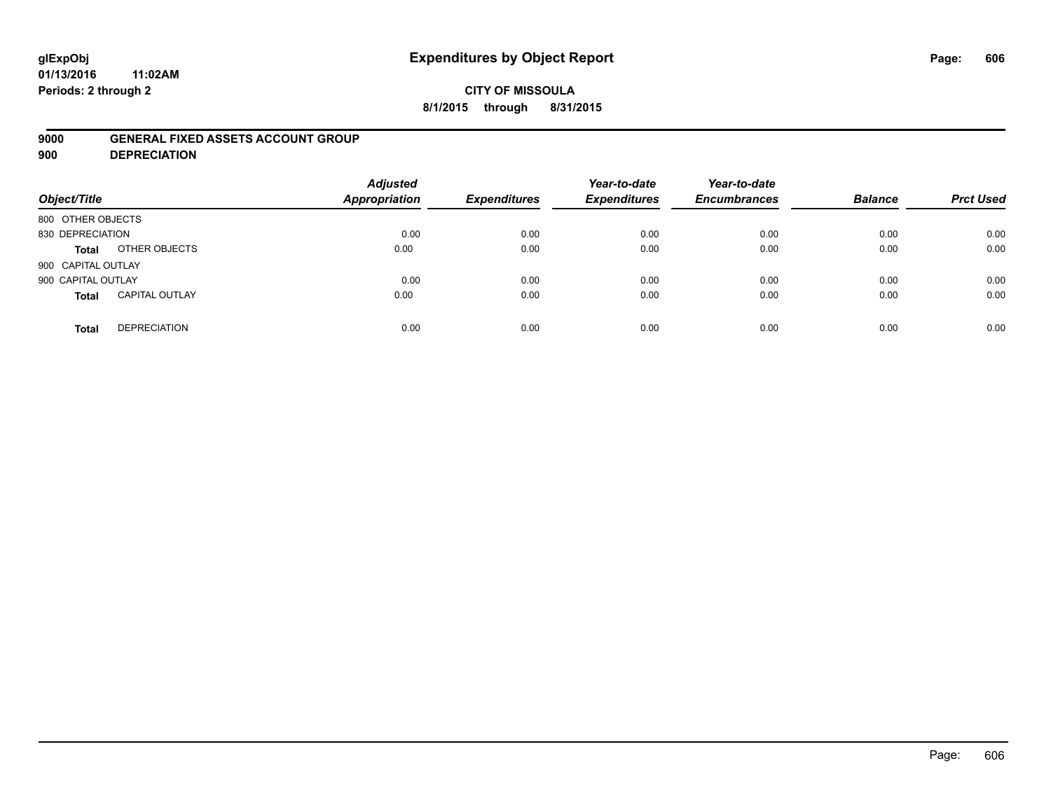# Expenditures by Object Report

glExpObj
01/13/2016 11:02AM
Periods: 2 through 2

**CITY OF MISSOULA**
**8/1/2015 through 8/31/2015**

**9000 GENERAL FIXED ASSETS ACCOUNT GROUP**
**900 DEPRECIATION**

| Object/Title | | Adjusted Appropriation | Expenditures | Year-to-date Expenditures | Year-to-date Encumbrances | Balance | Prct Used |
|---|---|---|---|---|---|---|---|
| 800 OTHER OBJECTS | | | | | | | |
| 830 DEPRECIATION | | 0.00 | 0.00 | 0.00 | 0.00 | 0.00 | 0.00 |
| **Total** | OTHER OBJECTS | 0.00 | 0.00 | 0.00 | 0.00 | 0.00 | 0.00 |
| 900 CAPITAL OUTLAY | | | | | | | |
| 900 CAPITAL OUTLAY | | 0.00 | 0.00 | 0.00 | 0.00 | 0.00 | 0.00 |
| **Total** | CAPITAL OUTLAY | 0.00 | 0.00 | 0.00 | 0.00 | 0.00 | 0.00 |
| **Total** | DEPRECIATION | 0.00 | 0.00 | 0.00 | 0.00 | 0.00 | 0.00 |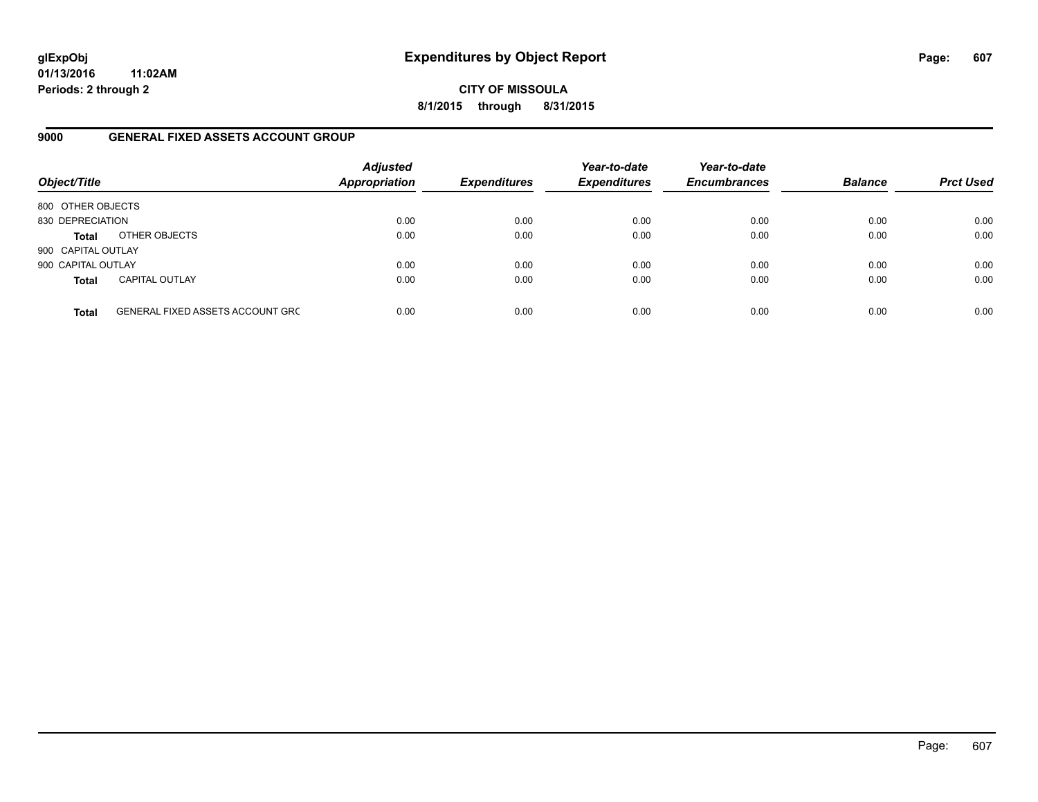# Expenditures by Object Report

glExpObj
01/13/2016 11:02AM
Periods: 2 through 2

**CITY OF MISSOULA**
**8/1/2015 through 8/31/2015**

## 9000 GENERAL FIXED ASSETS ACCOUNT GROUP

| Object/Title | Adjusted Appropriation | Expenditures | Year-to-date Expenditures | Year-to-date Encumbrances | Balance | Prct Used |
|---|---|---|---|---|---|---|
| 800 OTHER OBJECTS | | | | | | |
| 830 DEPRECIATION | 0.00 | 0.00 | 0.00 | 0.00 | 0.00 | 0.00 |
| **Total** OTHER OBJECTS | 0.00 | 0.00 | 0.00 | 0.00 | 0.00 | 0.00 |
| 900 CAPITAL OUTLAY | | | | | | |
| 900 CAPITAL OUTLAY | 0.00 | 0.00 | 0.00 | 0.00 | 0.00 | 0.00 |
| **Total** CAPITAL OUTLAY | 0.00 | 0.00 | 0.00 | 0.00 | 0.00 | 0.00 |
| **Total** GENERAL FIXED ASSETS ACCOUNT GRC | 0.00 | 0.00 | 0.00 | 0.00 | 0.00 | 0.00 |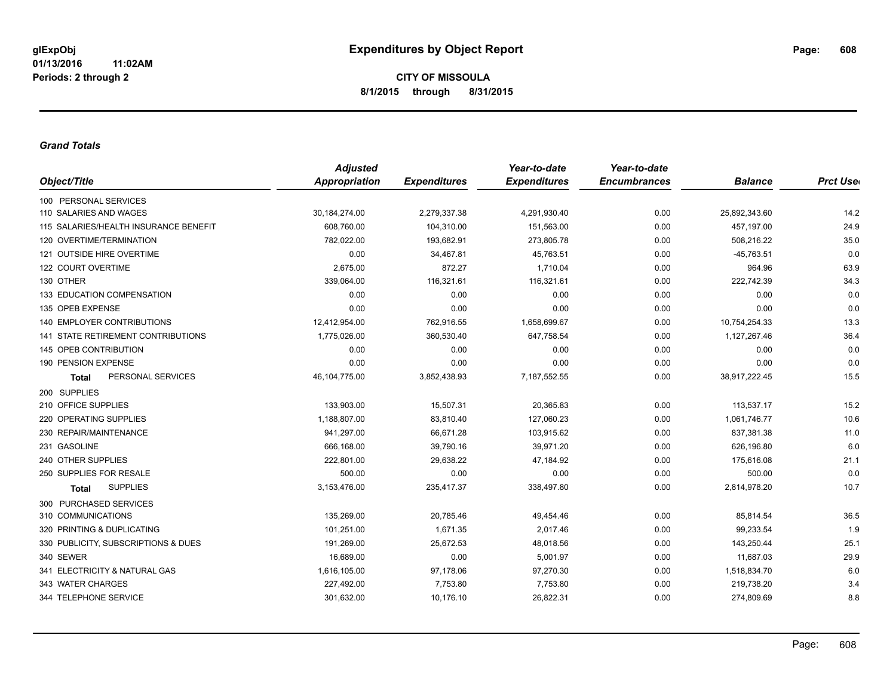# Expenditures by Object Report

glExpObj
01/13/2016 11:02AM
Periods: 2 through 2

**CITY OF MISSOULA**
**8/1/2015 through 8/31/2015**

### *Grand Totals*

| Object/Title | Adjusted Appropriation | Expenditures | Year-to-date Expenditures | Year-to-date Encumbrances | Balance | Prct Used |
|---|---|---|---|---|---|---|
| 100 PERSONAL SERVICES | | | | | | |
| 110 SALARIES AND WAGES | 30,184,274.00 | 2,279,337.38 | 4,291,930.40 | 0.00 | 25,892,343.60 | 14.2 |
| 115 SALARIES/HEALTH INSURANCE BENEFIT | 608,760.00 | 104,310.00 | 151,563.00 | 0.00 | 457,197.00 | 24.9 |
| 120 OVERTIME/TERMINATION | 782,022.00 | 193,682.91 | 273,805.78 | 0.00 | 508,216.22 | 35.0 |
| 121 OUTSIDE HIRE OVERTIME | 0.00 | 34,467.81 | 45,763.51 | 0.00 | -45,763.51 | 0.0 |
| 122 COURT OVERTIME | 2,675.00 | 872.27 | 1,710.04 | 0.00 | 964.96 | 63.9 |
| 130 OTHER | 339,064.00 | 116,321.61 | 116,321.61 | 0.00 | 222,742.39 | 34.3 |
| 133 EDUCATION COMPENSATION | 0.00 | 0.00 | 0.00 | 0.00 | 0.00 | 0.0 |
| 135 OPEB EXPENSE | 0.00 | 0.00 | 0.00 | 0.00 | 0.00 | 0.0 |
| 140 EMPLOYER CONTRIBUTIONS | 12,412,954.00 | 762,916.55 | 1,658,699.67 | 0.00 | 10,754,254.33 | 13.3 |
| 141 STATE RETIREMENT CONTRIBUTIONS | 1,775,026.00 | 360,530.40 | 647,758.54 | 0.00 | 1,127,267.46 | 36.4 |
| 145 OPEB CONTRIBUTION | 0.00 | 0.00 | 0.00 | 0.00 | 0.00 | 0.0 |
| 190 PENSION EXPENSE | 0.00 | 0.00 | 0.00 | 0.00 | 0.00 | 0.0 |
| **Total** PERSONAL SERVICES | 46,104,775.00 | 3,852,438.93 | 7,187,552.55 | 0.00 | 38,917,222.45 | 15.5 |
| 200 SUPPLIES | | | | | | |
| 210 OFFICE SUPPLIES | 133,903.00 | 15,507.31 | 20,365.83 | 0.00 | 113,537.17 | 15.2 |
| 220 OPERATING SUPPLIES | 1,188,807.00 | 83,810.40 | 127,060.23 | 0.00 | 1,061,746.77 | 10.6 |
| 230 REPAIR/MAINTENANCE | 941,297.00 | 66,671.28 | 103,915.62 | 0.00 | 837,381.38 | 11.0 |
| 231 GASOLINE | 666,168.00 | 39,790.16 | 39,971.20 | 0.00 | 626,196.80 | 6.0 |
| 240 OTHER SUPPLIES | 222,801.00 | 29,638.22 | 47,184.92 | 0.00 | 175,616.08 | 21.1 |
| 250 SUPPLIES FOR RESALE | 500.00 | 0.00 | 0.00 | 0.00 | 500.00 | 0.0 |
| **Total** SUPPLIES | 3,153,476.00 | 235,417.37 | 338,497.80 | 0.00 | 2,814,978.20 | 10.7 |
| 300 PURCHASED SERVICES | | | | | | |
| 310 COMMUNICATIONS | 135,269.00 | 20,785.46 | 49,454.46 | 0.00 | 85,814.54 | 36.5 |
| 320 PRINTING & DUPLICATING | 101,251.00 | 1,671.35 | 2,017.46 | 0.00 | 99,233.54 | 1.9 |
| 330 PUBLICITY, SUBSCRIPTIONS & DUES | 191,269.00 | 25,672.53 | 48,018.56 | 0.00 | 143,250.44 | 25.1 |
| 340 SEWER | 16,689.00 | 0.00 | 5,001.97 | 0.00 | 11,687.03 | 29.9 |
| 341 ELECTRICITY & NATURAL GAS | 1,616,105.00 | 97,178.06 | 97,270.30 | 0.00 | 1,518,834.70 | 6.0 |
| 343 WATER CHARGES | 227,492.00 | 7,753.80 | 7,753.80 | 0.00 | 219,738.20 | 3.4 |
| 344 TELEPHONE SERVICE | 301,632.00 | 10,176.10 | 26,822.31 | 0.00 | 274,809.69 | 8.8 |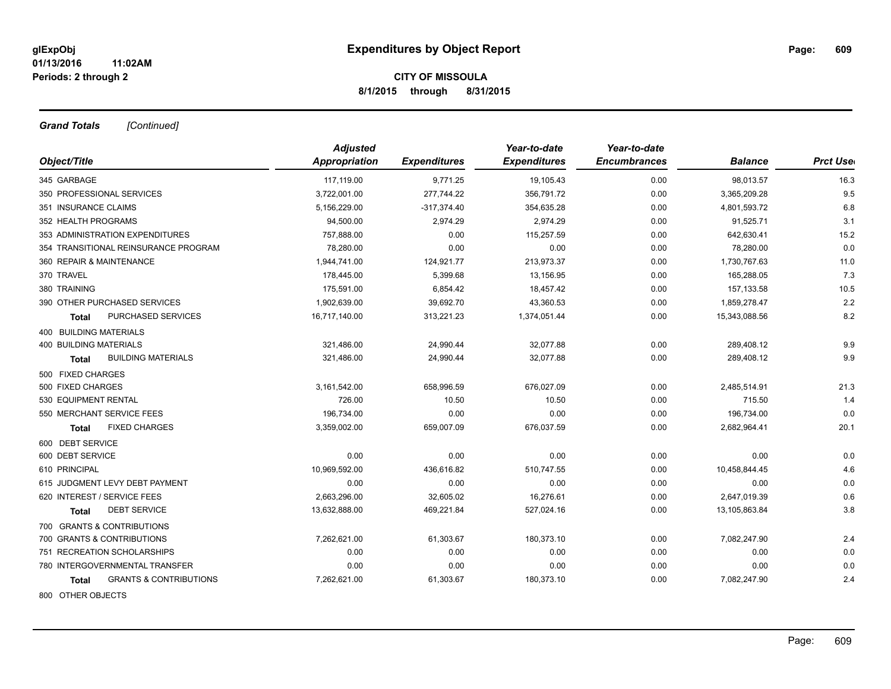**glExpObj**
**01/13/2016 11:02AM**
**Periods: 2 through 2**

# Expenditures by Object Report

**CITY OF MISSOULA**
**8/1/2015 through 8/31/2015**

***Grand Totals*** *[Continued]*

| Object/Title | Adjusted Appropriation | Expenditures | Year-to-date Expenditures | Year-to-date Encumbrances | Balance | Prct Used |
|---|---|---|---|---|---|---|
| 345 GARBAGE | 117,119.00 | 9,771.25 | 19,105.43 | 0.00 | 98,013.57 | 16.3 |
| 350 PROFESSIONAL SERVICES | 3,722,001.00 | 277,744.22 | 356,791.72 | 0.00 | 3,365,209.28 | 9.5 |
| 351 INSURANCE CLAIMS | 5,156,229.00 | -317,374.40 | 354,635.28 | 0.00 | 4,801,593.72 | 6.8 |
| 352 HEALTH PROGRAMS | 94,500.00 | 2,974.29 | 2,974.29 | 0.00 | 91,525.71 | 3.1 |
| 353 ADMINISTRATION EXPENDITURES | 757,888.00 | 0.00 | 115,257.59 | 0.00 | 642,630.41 | 15.2 |
| 354 TRANSITIONAL REINSURANCE PROGRAM | 78,280.00 | 0.00 | 0.00 | 0.00 | 78,280.00 | 0.0 |
| 360 REPAIR & MAINTENANCE | 1,944,741.00 | 124,921.77 | 213,973.37 | 0.00 | 1,730,767.63 | 11.0 |
| 370 TRAVEL | 178,445.00 | 5,399.68 | 13,156.95 | 0.00 | 165,288.05 | 7.3 |
| 380 TRAINING | 175,591.00 | 6,854.42 | 18,457.42 | 0.00 | 157,133.58 | 10.5 |
| 390 OTHER PURCHASED SERVICES | 1,902,639.00 | 39,692.70 | 43,360.53 | 0.00 | 1,859,278.47 | 2.2 |
| **Total** PURCHASED SERVICES | 16,717,140.00 | 313,221.23 | 1,374,051.44 | 0.00 | 15,343,088.56 | 8.2 |
| 400 BUILDING MATERIALS | | | | | | |
| 400 BUILDING MATERIALS | 321,486.00 | 24,990.44 | 32,077.88 | 0.00 | 289,408.12 | 9.9 |
| **Total** BUILDING MATERIALS | 321,486.00 | 24,990.44 | 32,077.88 | 0.00 | 289,408.12 | 9.9 |
| 500 FIXED CHARGES | | | | | | |
| 500 FIXED CHARGES | 3,161,542.00 | 658,996.59 | 676,027.09 | 0.00 | 2,485,514.91 | 21.3 |
| 530 EQUIPMENT RENTAL | 726.00 | 10.50 | 10.50 | 0.00 | 715.50 | 1.4 |
| 550 MERCHANT SERVICE FEES | 196,734.00 | 0.00 | 0.00 | 0.00 | 196,734.00 | 0.0 |
| **Total** FIXED CHARGES | 3,359,002.00 | 659,007.09 | 676,037.59 | 0.00 | 2,682,964.41 | 20.1 |
| 600 DEBT SERVICE | | | | | | |
| 600 DEBT SERVICE | 0.00 | 0.00 | 0.00 | 0.00 | 0.00 | 0.0 |
| 610 PRINCIPAL | 10,969,592.00 | 436,616.82 | 510,747.55 | 0.00 | 10,458,844.45 | 4.6 |
| 615 JUDGMENT LEVY DEBT PAYMENT | 0.00 | 0.00 | 0.00 | 0.00 | 0.00 | 0.0 |
| 620 INTEREST / SERVICE FEES | 2,663,296.00 | 32,605.02 | 16,276.61 | 0.00 | 2,647,019.39 | 0.6 |
| **Total** DEBT SERVICE | 13,632,888.00 | 469,221.84 | 527,024.16 | 0.00 | 13,105,863.84 | 3.8 |
| 700 GRANTS & CONTRIBUTIONS | | | | | | |
| 700 GRANTS & CONTRIBUTIONS | 7,262,621.00 | 61,303.67 | 180,373.10 | 0.00 | 7,082,247.90 | 2.4 |
| 751 RECREATION SCHOLARSHIPS | 0.00 | 0.00 | 0.00 | 0.00 | 0.00 | 0.0 |
| 780 INTERGOVERNMENTAL TRANSFER | 0.00 | 0.00 | 0.00 | 0.00 | 0.00 | 0.0 |
| **Total** GRANTS & CONTRIBUTIONS | 7,262,621.00 | 61,303.67 | 180,373.10 | 0.00 | 7,082,247.90 | 2.4 |
| 800 OTHER OBJECTS | | | | | | |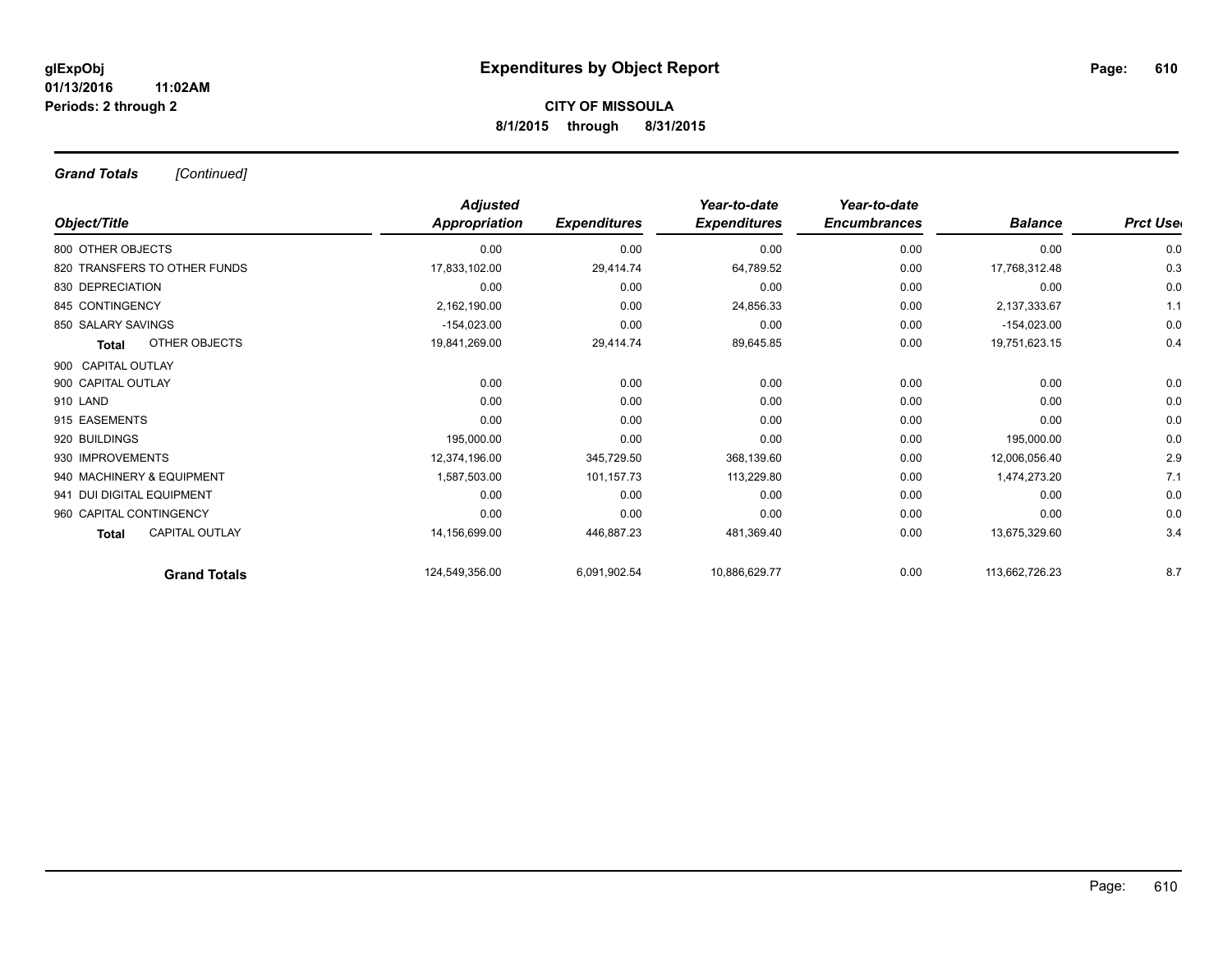**glExpObj**
**01/13/2016 11:02AM**
**Periods: 2 through 2**

# Expenditures by Object Report

**CITY OF MISSOULA**
**8/1/2015 through 8/31/2015**

***Grand Totals*** *[Continued]*

| Object/Title | Adjusted Appropriation | Expenditures | Year-to-date Expenditures | Year-to-date Encumbrances | Balance | Prct Used |
|---|---|---|---|---|---|---|
| 800 OTHER OBJECTS | 0.00 | 0.00 | 0.00 | 0.00 | 0.00 | 0.0 |
| 820 TRANSFERS TO OTHER FUNDS | 17,833,102.00 | 29,414.74 | 64,789.52 | 0.00 | 17,768,312.48 | 0.3 |
| 830 DEPRECIATION | 0.00 | 0.00 | 0.00 | 0.00 | 0.00 | 0.0 |
| 845 CONTINGENCY | 2,162,190.00 | 0.00 | 24,856.33 | 0.00 | 2,137,333.67 | 1.1 |
| 850 SALARY SAVINGS | -154,023.00 | 0.00 | 0.00 | 0.00 | -154,023.00 | 0.0 |
| **Total** OTHER OBJECTS | 19,841,269.00 | 29,414.74 | 89,645.85 | 0.00 | 19,751,623.15 | 0.4 |
| 900 CAPITAL OUTLAY | | | | | | |
| 900 CAPITAL OUTLAY | 0.00 | 0.00 | 0.00 | 0.00 | 0.00 | 0.0 |
| 910 LAND | 0.00 | 0.00 | 0.00 | 0.00 | 0.00 | 0.0 |
| 915 EASEMENTS | 0.00 | 0.00 | 0.00 | 0.00 | 0.00 | 0.0 |
| 920 BUILDINGS | 195,000.00 | 0.00 | 0.00 | 0.00 | 195,000.00 | 0.0 |
| 930 IMPROVEMENTS | 12,374,196.00 | 345,729.50 | 368,139.60 | 0.00 | 12,006,056.40 | 2.9 |
| 940 MACHINERY & EQUIPMENT | 1,587,503.00 | 101,157.73 | 113,229.80 | 0.00 | 1,474,273.20 | 7.1 |
| 941 DUI DIGITAL EQUIPMENT | 0.00 | 0.00 | 0.00 | 0.00 | 0.00 | 0.0 |
| 960 CAPITAL CONTINGENCY | 0.00 | 0.00 | 0.00 | 0.00 | 0.00 | 0.0 |
| **Total** CAPITAL OUTLAY | 14,156,699.00 | 446,887.23 | 481,369.40 | 0.00 | 13,675,329.60 | 3.4 |
| **Grand Totals** | 124,549,356.00 | 6,091,902.54 | 10,886,629.77 | 0.00 | 113,662,726.23 | 8.7 |